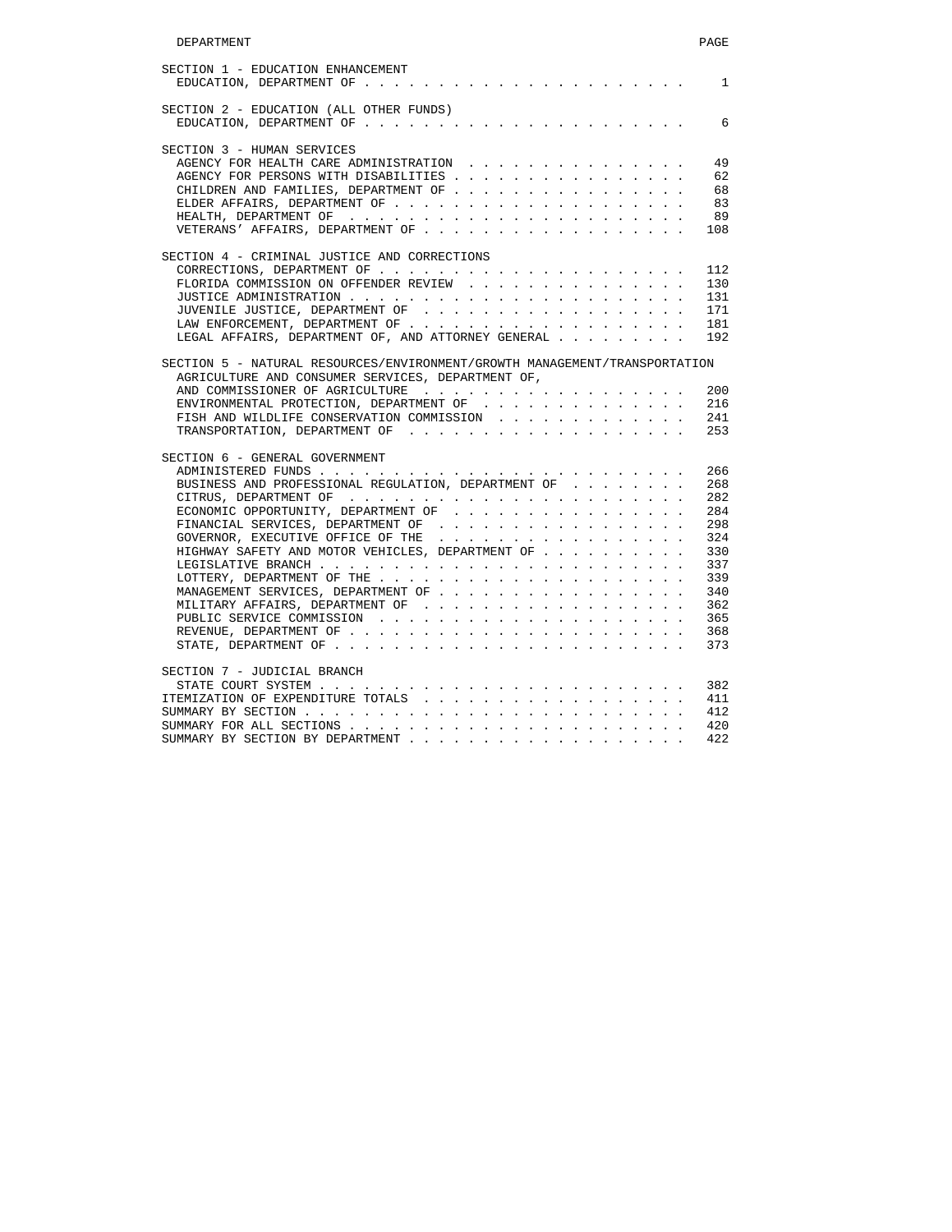| DEPARTMENT | PAGE |
|---|---|
| **SECTION 1 - EDUCATION ENHANCEMENT** | |
| EDUCATION, DEPARTMENT OF | 1 |
| **SECTION 2 - EDUCATION (ALL OTHER FUNDS)** | |
| EDUCATION, DEPARTMENT OF | 6 |
| **SECTION 3 - HUMAN SERVICES** | |
| AGENCY FOR HEALTH CARE ADMINISTRATION | 49 |
| AGENCY FOR PERSONS WITH DISABILITIES | 62 |
| CHILDREN AND FAMILIES, DEPARTMENT OF | 68 |
| ELDER AFFAIRS, DEPARTMENT OF | 83 |
| HEALTH, DEPARTMENT OF | 89 |
| VETERANS' AFFAIRS, DEPARTMENT OF | 108 |
| **SECTION 4 - CRIMINAL JUSTICE AND CORRECTIONS** | |
| CORRECTIONS, DEPARTMENT OF | 112 |
| FLORIDA COMMISSION ON OFFENDER REVIEW | 130 |
| JUSTICE ADMINISTRATION | 131 |
| JUVENILE JUSTICE, DEPARTMENT OF | 171 |
| LAW ENFORCEMENT, DEPARTMENT OF | 181 |
| LEGAL AFFAIRS, DEPARTMENT OF, AND ATTORNEY GENERAL | 192 |
| **SECTION 5 - NATURAL RESOURCES/ENVIRONMENT/GROWTH MANAGEMENT/TRANSPORTATION** | |
| AGRICULTURE AND CONSUMER SERVICES, DEPARTMENT OF, AND COMMISSIONER OF AGRICULTURE | 200 |
| ENVIRONMENTAL PROTECTION, DEPARTMENT OF | 216 |
| FISH AND WILDLIFE CONSERVATION COMMISSION | 241 |
| TRANSPORTATION, DEPARTMENT OF | 253 |
| **SECTION 6 - GENERAL GOVERNMENT** | |
| ADMINISTERED FUNDS | 266 |
| BUSINESS AND PROFESSIONAL REGULATION, DEPARTMENT OF | 268 |
| CITRUS, DEPARTMENT OF | 282 |
| ECONOMIC OPPORTUNITY, DEPARTMENT OF | 284 |
| FINANCIAL SERVICES, DEPARTMENT OF | 298 |
| GOVERNOR, EXECUTIVE OFFICE OF THE | 324 |
| HIGHWAY SAFETY AND MOTOR VEHICLES, DEPARTMENT OF | 330 |
| LEGISLATIVE BRANCH | 337 |
| LOTTERY, DEPARTMENT OF THE | 339 |
| MANAGEMENT SERVICES, DEPARTMENT OF | 340 |
| MILITARY AFFAIRS, DEPARTMENT OF | 362 |
| PUBLIC SERVICE COMMISSION | 365 |
| REVENUE, DEPARTMENT OF | 368 |
| STATE, DEPARTMENT OF | 373 |
| **SECTION 7 - JUDICIAL BRANCH** | |
| STATE COURT SYSTEM | 382 |
| ITEMIZATION OF EXPENDITURE TOTALS | 411 |
| SUMMARY BY SECTION | 412 |
| SUMMARY FOR ALL SECTIONS | 420 |
| SUMMARY BY SECTION BY DEPARTMENT | 422 |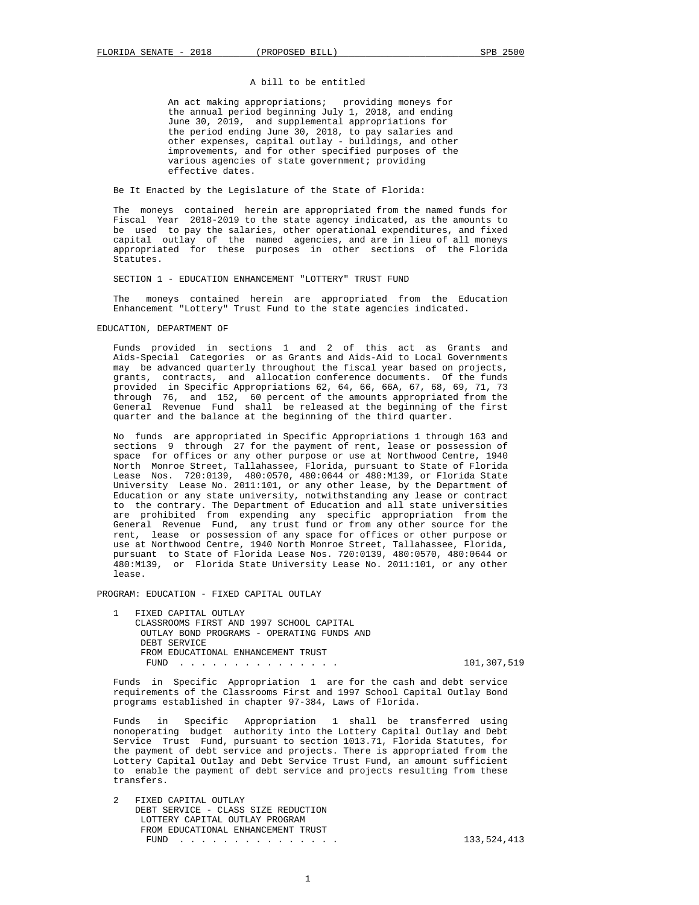A bill to be entitled

An act making appropriations; providing moneys for the annual period beginning July 1, 2018, and ending June 30, 2019, and supplemental appropriations for the period ending June 30, 2018, to pay salaries and other expenses, capital outlay - buildings, and other improvements, and for other specified purposes of the various agencies of state government; providing effective dates.

Be It Enacted by the Legislature of the State of Florida:

The moneys contained herein are appropriated from the named funds for Fiscal Year 2018-2019 to the state agency indicated, as the amounts to be used to pay the salaries, other operational expenditures, and fixed capital outlay of the named agencies, and are in lieu of all moneys appropriated for these purposes in other sections of the Florida Statutes.

## SECTION 1 - EDUCATION ENHANCEMENT "LOTTERY" TRUST FUND

The moneys contained herein are appropriated from the Education Enhancement "Lottery" Trust Fund to the state agencies indicated.

### EDUCATION, DEPARTMENT OF

Funds provided in sections 1 and 2 of this act as Grants and Aids-Special Categories or as Grants and Aids-Aid to Local Governments may be advanced quarterly throughout the fiscal year based on projects, grants, contracts, and allocation conference documents. Of the funds provided in Specific Appropriations 62, 64, 66, 66A, 67, 68, 69, 71, 73 through 76, and 152, 60 percent of the amounts appropriated from the General Revenue Fund shall be released at the beginning of the first quarter and the balance at the beginning of the third quarter.

No funds are appropriated in Specific Appropriations 1 through 163 and sections 9 through 27 for the payment of rent, lease or possession of space for offices or any other purpose or use at Northwood Centre, 1940 North Monroe Street, Tallahassee, Florida, pursuant to State of Florida Lease Nos. 720:0139, 480:0570, 480:0644 or 480:M139, or Florida State University Lease No. 2011:101, or any other lease, by the Department of Education or any state university, notwithstanding any lease or contract to the contrary. The Department of Education and all state universities are prohibited from expending any specific appropriation from the General Revenue Fund, any trust fund or from any other source for the rent, lease or possession of any space for offices or other purpose or use at Northwood Centre, 1940 North Monroe Street, Tallahassee, Florida, pursuant to State of Florida Lease Nos. 720:0139, 480:0570, 480:0644 or 480:M139, or Florida State University Lease No. 2011:101, or any other lease.

### PROGRAM: EDUCATION - FIXED CAPITAL OUTLAY

1 FIXED CAPITAL OUTLAY
CLASSROOMS FIRST AND 1997 SCHOOL CAPITAL OUTLAY BOND PROGRAMS - OPERATING FUNDS AND DEBT SERVICE
FROM EDUCATIONAL ENHANCEMENT TRUST FUND . . . . . . . . . . . . . . . 101,307,519

Funds in Specific Appropriation 1 are for the cash and debt service requirements of the Classrooms First and 1997 School Capital Outlay Bond programs established in chapter 97-384, Laws of Florida.

Funds in Specific Appropriation 1 shall be transferred using nonoperating budget authority into the Lottery Capital Outlay and Debt Service Trust Fund, pursuant to section 1013.71, Florida Statutes, for the payment of debt service and projects. There is appropriated from the Lottery Capital Outlay and Debt Service Trust Fund, an amount sufficient to enable the payment of debt service and projects resulting from these transfers.

2 FIXED CAPITAL OUTLAY
DEBT SERVICE - CLASS SIZE REDUCTION LOTTERY CAPITAL OUTLAY PROGRAM
FROM EDUCATIONAL ENHANCEMENT TRUST FUND . . . . . . . . . . . . . . . 133,524,413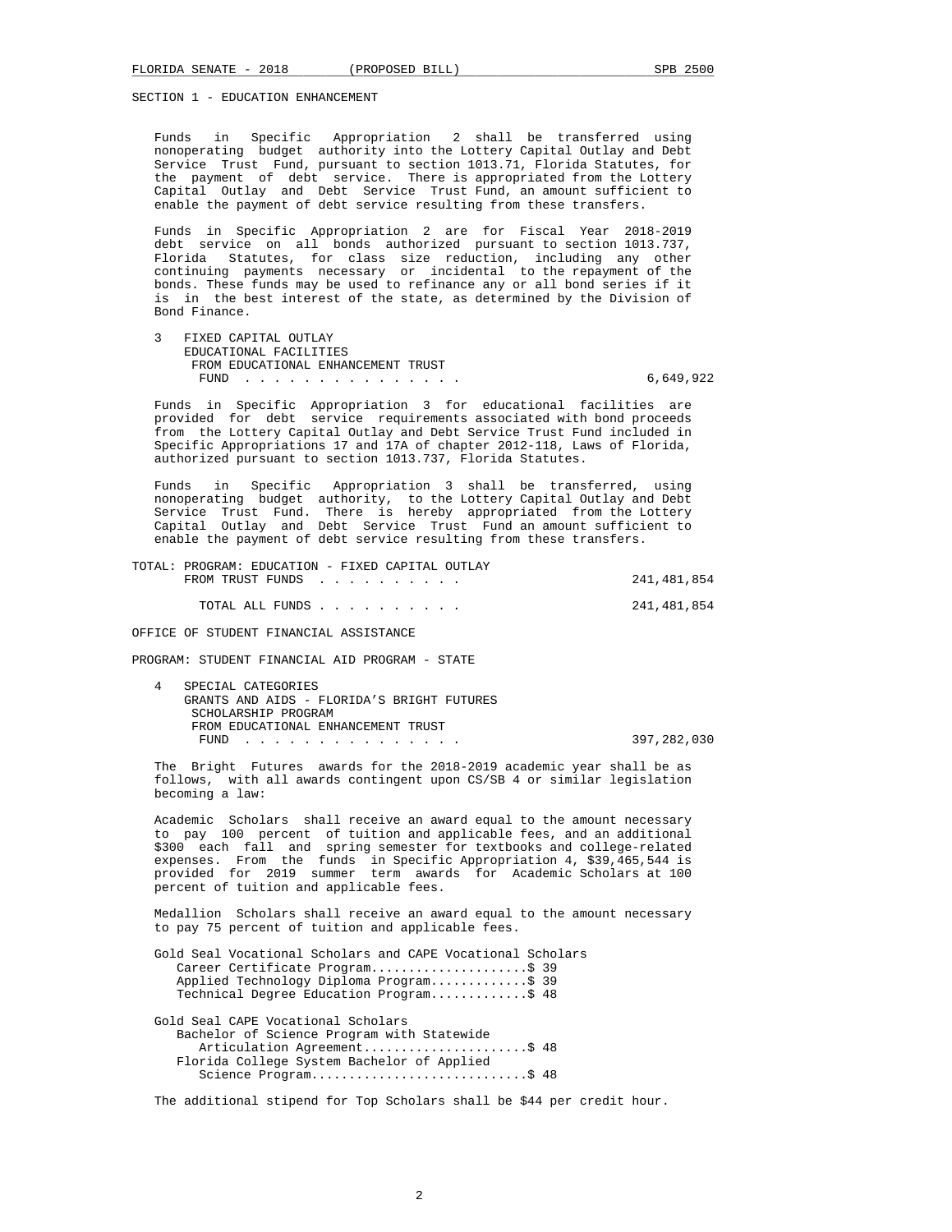SECTION 1 - EDUCATION ENHANCEMENT

Funds in Specific Appropriation 2 shall be transferred using nonoperating budget authority into the Lottery Capital Outlay and Debt Service Trust Fund, pursuant to section 1013.71, Florida Statutes, for the payment of debt service. There is appropriated from the Lottery Capital Outlay and Debt Service Trust Fund, an amount sufficient to enable the payment of debt service resulting from these transfers.

Funds in Specific Appropriation 2 are for Fiscal Year 2018-2019 debt service on all bonds authorized pursuant to section 1013.737, Florida Statutes, for class size reduction, including any other continuing payments necessary or incidental to the repayment of the bonds. These funds may be used to refinance any or all bond series if it is in the best interest of the state, as determined by the Division of Bond Finance.

3 FIXED CAPITAL OUTLAY
EDUCATIONAL FACILITIES
FROM EDUCATIONAL ENHANCEMENT TRUST
FUND . . . . . . . . . . . . . . . 6,649,922

Funds in Specific Appropriation 3 for educational facilities are provided for debt service requirements associated with bond proceeds from the Lottery Capital Outlay and Debt Service Trust Fund included in Specific Appropriations 17 and 17A of chapter 2012-118, Laws of Florida, authorized pursuant to section 1013.737, Florida Statutes.

Funds in Specific Appropriation 3 shall be transferred, using nonoperating budget authority, to the Lottery Capital Outlay and Debt Service Trust Fund. There is hereby appropriated from the Lottery Capital Outlay and Debt Service Trust Fund an amount sufficient to enable the payment of debt service resulting from these transfers.

TOTAL: PROGRAM: EDUCATION - FIXED CAPITAL OUTLAY
FROM TRUST FUNDS . . . . . . . . . . 241,481,854

TOTAL ALL FUNDS . . . . . . . . . . 241,481,854

OFFICE OF STUDENT FINANCIAL ASSISTANCE

PROGRAM: STUDENT FINANCIAL AID PROGRAM - STATE

4 SPECIAL CATEGORIES
GRANTS AND AIDS - FLORIDA'S BRIGHT FUTURES
SCHOLARSHIP PROGRAM
FROM EDUCATIONAL ENHANCEMENT TRUST
FUND . . . . . . . . . . . . . . . 397,282,030

The Bright Futures awards for the 2018-2019 academic year shall be as follows, with all awards contingent upon CS/SB 4 or similar legislation becoming a law:

Academic Scholars shall receive an award equal to the amount necessary to pay 100 percent of tuition and applicable fees, and an additional $300 each fall and spring semester for textbooks and college-related expenses. From the funds in Specific Appropriation 4, $39,465,544 is provided for 2019 summer term awards for Academic Scholars at 100 percent of tuition and applicable fees.

Medallion Scholars shall receive an award equal to the amount necessary to pay 75 percent of tuition and applicable fees.

Gold Seal Vocational Scholars and CAPE Vocational Scholars
- Career Certificate Program.....................$ 39
- Applied Technology Diploma Program.............$ 39
- Technical Degree Education Program.............$ 48

Gold Seal CAPE Vocational Scholars
- Bachelor of Science Program with Statewide Articulation Agreement......................$ 48
- Florida College System Bachelor of Applied Science Program.............................$ 48

The additional stipend for Top Scholars shall be $44 per credit hour.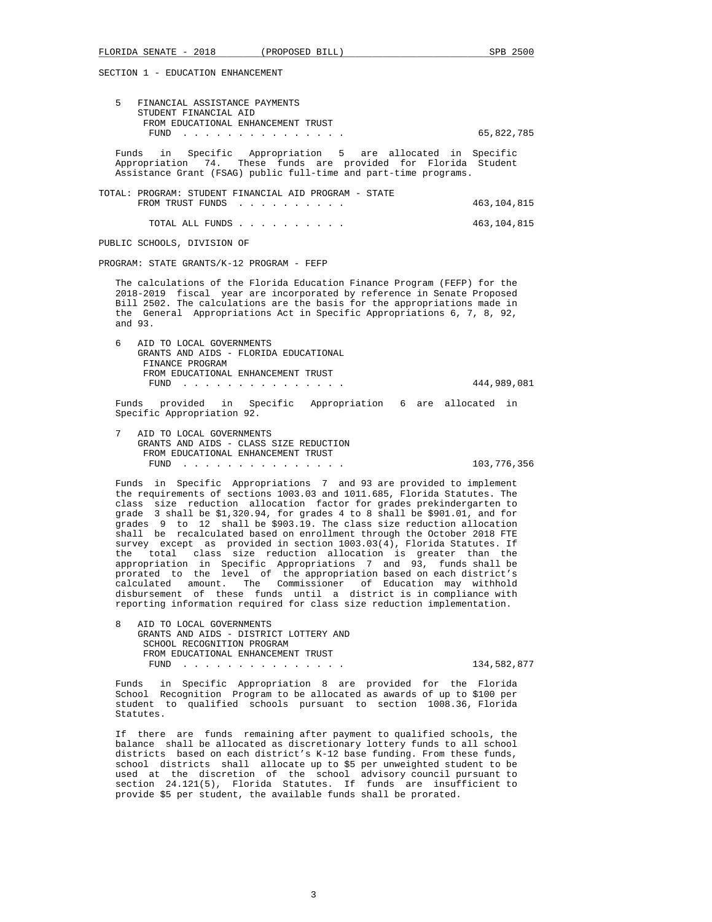SECTION 1 - EDUCATION ENHANCEMENT

5 FINANCIAL ASSISTANCE PAYMENTS
STUDENT FINANCIAL AID
FROM EDUCATIONAL ENHANCEMENT TRUST
FUND . . . . . . . . . . . . . . . . 65,822,785

Funds in Specific Appropriation 5 are allocated in Specific Appropriation 74. These funds are provided for Florida Student Assistance Grant (FSAG) public full-time and part-time programs.

TOTAL: PROGRAM: STUDENT FINANCIAL AID PROGRAM - STATE
FROM TRUST FUNDS . . . . . . . . . . 463,104,815

TOTAL ALL FUNDS . . . . . . . . . . 463,104,815

PUBLIC SCHOOLS, DIVISION OF

PROGRAM: STATE GRANTS/K-12 PROGRAM - FEFP

The calculations of the Florida Education Finance Program (FEFP) for the 2018-2019 fiscal year are incorporated by reference in Senate Proposed Bill 2502. The calculations are the basis for the appropriations made in the General Appropriations Act in Specific Appropriations 6, 7, 8, 92, and 93.

6 AID TO LOCAL GOVERNMENTS
GRANTS AND AIDS - FLORIDA EDUCATIONAL
FINANCE PROGRAM
FROM EDUCATIONAL ENHANCEMENT TRUST
FUND . . . . . . . . . . . . . . . . 444,989,081

Funds provided in Specific Appropriation 6 are allocated in Specific Appropriation 92.

7 AID TO LOCAL GOVERNMENTS
GRANTS AND AIDS - CLASS SIZE REDUCTION
FROM EDUCATIONAL ENHANCEMENT TRUST
FUND . . . . . . . . . . . . . . . . 103,776,356

Funds in Specific Appropriations 7 and 93 are provided to implement the requirements of sections 1003.03 and 1011.685, Florida Statutes. The class size reduction allocation factor for grades prekindergarten to grade 3 shall be $1,320.94, for grades 4 to 8 shall be $901.01, and for grades 9 to 12 shall be $903.19. The class size reduction allocation shall be recalculated based on enrollment through the October 2018 FTE survey except as provided in section 1003.03(4), Florida Statutes. If the total class size reduction allocation is greater than the appropriation in Specific Appropriations 7 and 93, funds shall be prorated to the level of the appropriation based on each district's calculated amount. The Commissioner of Education may withhold disbursement of these funds until a district is in compliance with reporting information required for class size reduction implementation.

8 AID TO LOCAL GOVERNMENTS
GRANTS AND AIDS - DISTRICT LOTTERY AND
SCHOOL RECOGNITION PROGRAM
FROM EDUCATIONAL ENHANCEMENT TRUST
FUND . . . . . . . . . . . . . . . . 134,582,877

Funds in Specific Appropriation 8 are provided for the Florida School Recognition Program to be allocated as awards of up to $100 per student to qualified schools pursuant to section 1008.36, Florida Statutes.

If there are funds remaining after payment to qualified schools, the balance shall be allocated as discretionary lottery funds to all school districts based on each district's K-12 base funding. From these funds, school districts shall allocate up to $5 per unweighted student to be used at the discretion of the school advisory council pursuant to section 24.121(5), Florida Statutes. If funds are insufficient to provide $5 per student, the available funds shall be prorated.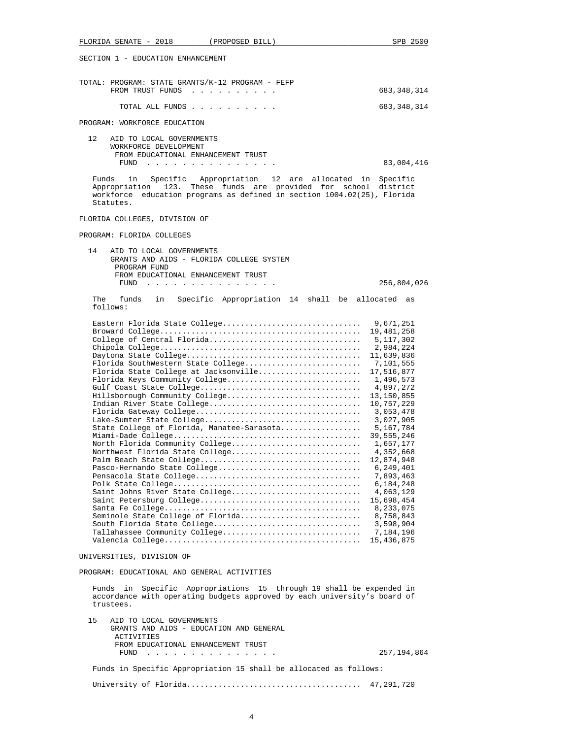SECTION 1 - EDUCATION ENHANCEMENT

TOTAL: PROGRAM: STATE GRANTS/K-12 PROGRAM - FEFP
FROM TRUST FUNDS . . . . . . . . . . 683,348,314

TOTAL ALL FUNDS . . . . . . . . . . 683,348,314

PROGRAM: WORKFORCE EDUCATION

12 AID TO LOCAL GOVERNMENTS
WORKFORCE DEVELOPMENT
FROM EDUCATIONAL ENHANCEMENT TRUST
FUND . . . . . . . . . . . . . . . 83,004,416

Funds in Specific Appropriation 12 are allocated in Specific Appropriation 123. These funds are provided for school district workforce education programs as defined in section 1004.02(25), Florida Statutes.

FLORIDA COLLEGES, DIVISION OF

PROGRAM: FLORIDA COLLEGES

14 AID TO LOCAL GOVERNMENTS
GRANTS AND AIDS - FLORIDA COLLEGE SYSTEM
PROGRAM FUND
FROM EDUCATIONAL ENHANCEMENT TRUST
FUND . . . . . . . . . . . . . . . 256,804,026

The funds in Specific Appropriation 14 shall be allocated as follows:

| College | Amount |
|---|---|
| Eastern Florida State College | 9,671,251 |
| Broward College | 19,481,258 |
| College of Central Florida | 5,117,302 |
| Chipola College | 2,984,224 |
| Daytona State College | 11,639,836 |
| Florida SouthWestern State College | 7,101,555 |
| Florida State College at Jacksonville | 17,516,877 |
| Florida Keys Community College | 1,496,573 |
| Gulf Coast State College | 4,897,272 |
| Hillsborough Community College | 13,150,855 |
| Indian River State College | 10,757,229 |
| Florida Gateway College | 3,053,478 |
| Lake-Sumter State College | 3,027,905 |
| State College of Florida, Manatee-Sarasota | 5,167,784 |
| Miami-Dade College | 39,555,246 |
| North Florida Community College | 1,657,177 |
| Northwest Florida State College | 4,352,668 |
| Palm Beach State College | 12,874,948 |
| Pasco-Hernando State College | 6,249,401 |
| Pensacola State College | 7,893,463 |
| Polk State College | 6,184,248 |
| Saint Johns River State College | 4,063,129 |
| Saint Petersburg College | 15,698,454 |
| Santa Fe College | 8,233,075 |
| Seminole State College of Florida | 8,758,843 |
| South Florida State College | 3,598,904 |
| Tallahassee Community College | 7,184,196 |
| Valencia College | 15,436,875 |

UNIVERSITIES, DIVISION OF

PROGRAM: EDUCATIONAL AND GENERAL ACTIVITIES

Funds in Specific Appropriations 15 through 19 shall be expended in accordance with operating budgets approved by each university's board of trustees.

15 AID TO LOCAL GOVERNMENTS
GRANTS AND AIDS - EDUCATION AND GENERAL
ACTIVITIES
FROM EDUCATIONAL ENHANCEMENT TRUST
FUND . . . . . . . . . . . . . . . 257,194,864

Funds in Specific Appropriation 15 shall be allocated as follows:

| University | Amount |
|---|---|
| University of Florida | 47,291,720 |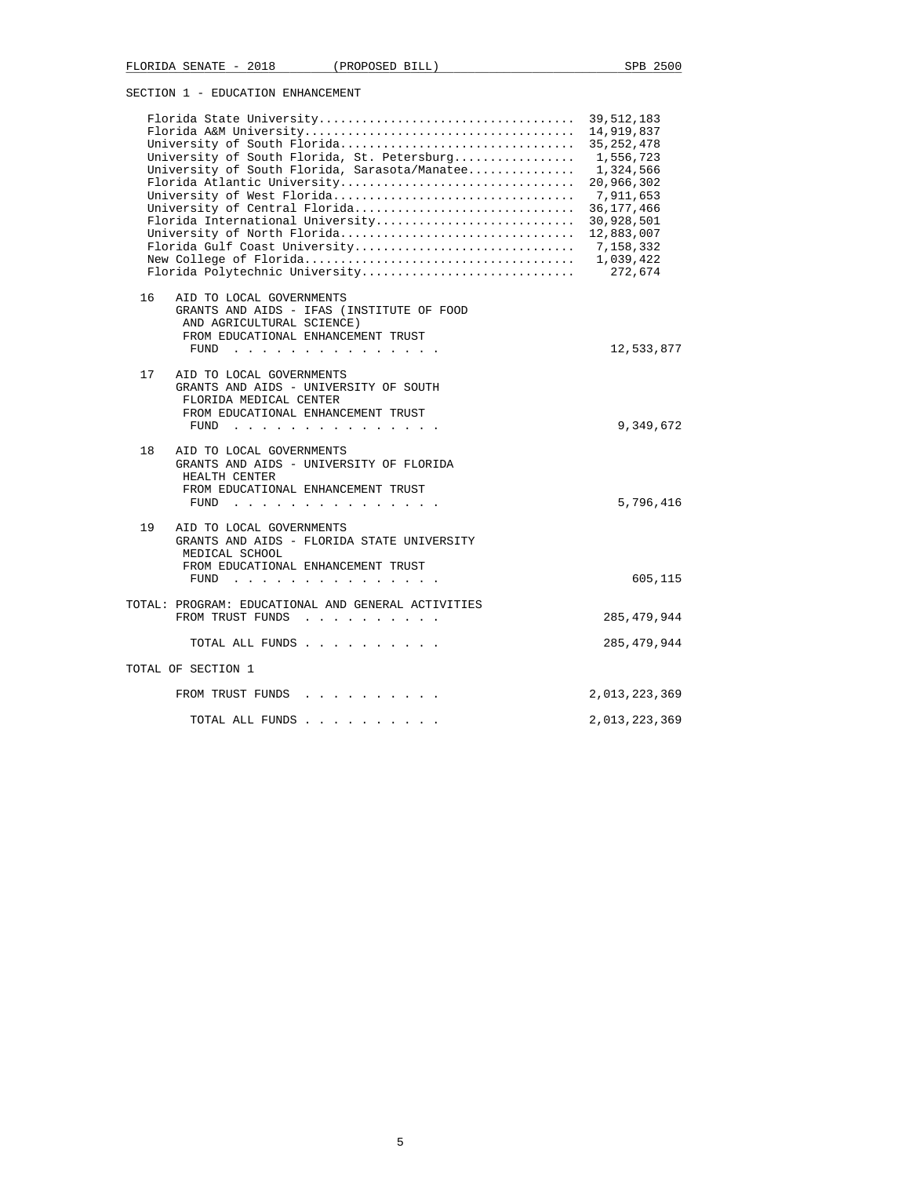SECTION 1 - EDUCATION ENHANCEMENT

| | |
|---|---|
| Florida State University | 39,512,183 |
| Florida A&M University | 14,919,837 |
| University of South Florida | 35,252,478 |
| University of South Florida, St. Petersburg | 1,556,723 |
| University of South Florida, Sarasota/Manatee | 1,324,566 |
| Florida Atlantic University | 20,966,302 |
| University of West Florida | 7,911,653 |
| University of Central Florida | 36,177,466 |
| Florida International University | 30,928,501 |
| University of North Florida | 12,883,007 |
| Florida Gulf Coast University | 7,158,332 |
| New College of Florida | 1,039,422 |
| Florida Polytechnic University | 272,674 |

16 AID TO LOCAL GOVERNMENTS
GRANTS AND AIDS - IFAS (INSTITUTE OF FOOD AND AGRICULTURAL SCIENCE)
FROM EDUCATIONAL ENHANCEMENT TRUST FUND . . . . . . . . . . . . . . . 12,533,877

17 AID TO LOCAL GOVERNMENTS
GRANTS AND AIDS - UNIVERSITY OF SOUTH FLORIDA MEDICAL CENTER
FROM EDUCATIONAL ENHANCEMENT TRUST FUND . . . . . . . . . . . . . . . 9,349,672

18 AID TO LOCAL GOVERNMENTS
GRANTS AND AIDS - UNIVERSITY OF FLORIDA HEALTH CENTER
FROM EDUCATIONAL ENHANCEMENT TRUST FUND . . . . . . . . . . . . . . . 5,796,416

19 AID TO LOCAL GOVERNMENTS
GRANTS AND AIDS - FLORIDA STATE UNIVERSITY MEDICAL SCHOOL
FROM EDUCATIONAL ENHANCEMENT TRUST FUND . . . . . . . . . . . . . . . 605,115

TOTAL: PROGRAM: EDUCATIONAL AND GENERAL ACTIVITIES
FROM TRUST FUNDS . . . . . . . . . . 285,479,944

TOTAL ALL FUNDS . . . . . . . . . . 285,479,944

TOTAL OF SECTION 1

FROM TRUST FUNDS . . . . . . . . . . 2,013,223,369

TOTAL ALL FUNDS . . . . . . . . . . 2,013,223,369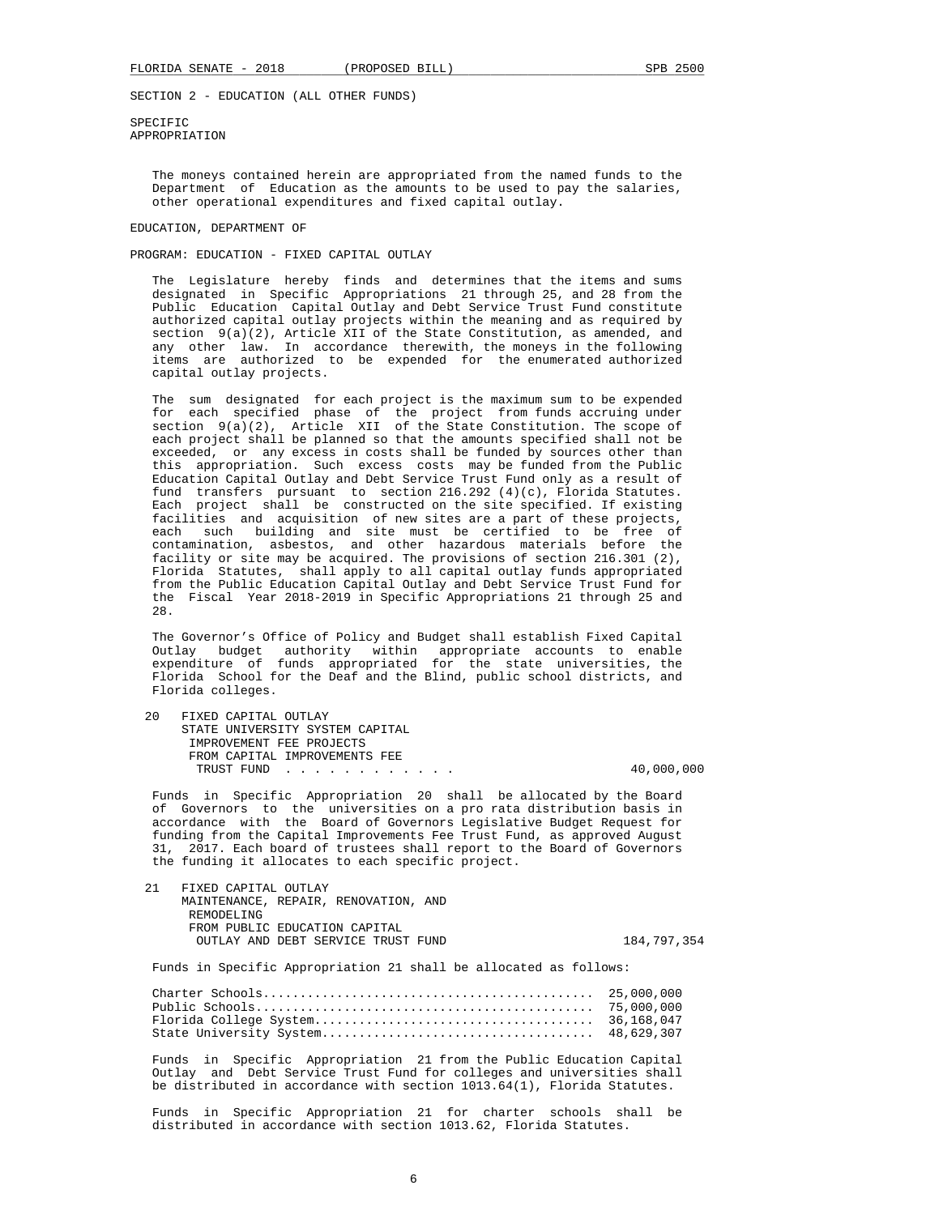SECTION 2 - EDUCATION (ALL OTHER FUNDS)

SPECIFIC
APPROPRIATION

The moneys contained herein are appropriated from the named funds to the Department of Education as the amounts to be used to pay the salaries, other operational expenditures and fixed capital outlay.

EDUCATION, DEPARTMENT OF

PROGRAM: EDUCATION - FIXED CAPITAL OUTLAY

The Legislature hereby finds and determines that the items and sums designated in Specific Appropriations 21 through 25, and 28 from the Public Education Capital Outlay and Debt Service Trust Fund constitute authorized capital outlay projects within the meaning and as required by section 9(a)(2), Article XII of the State Constitution, as amended, and any other law. In accordance therewith, the moneys in the following items are authorized to be expended for the enumerated authorized capital outlay projects.

The sum designated for each project is the maximum sum to be expended for each specified phase of the project from funds accruing under section 9(a)(2), Article XII of the State Constitution. The scope of each project shall be planned so that the amounts specified shall not be exceeded, or any excess in costs shall be funded by sources other than this appropriation. Such excess costs may be funded from the Public Education Capital Outlay and Debt Service Trust Fund only as a result of fund transfers pursuant to section 216.292 (4)(c), Florida Statutes. Each project shall be constructed on the site specified. If existing facilities and acquisition of new sites are a part of these projects, each such building and site must be certified to be free of contamination, asbestos, and other hazardous materials before the facility or site may be acquired. The provisions of section 216.301 (2), Florida Statutes, shall apply to all capital outlay funds appropriated from the Public Education Capital Outlay and Debt Service Trust Fund for the Fiscal Year 2018-2019 in Specific Appropriations 21 through 25 and 28.

The Governor's Office of Policy and Budget shall establish Fixed Capital Outlay budget authority within appropriate accounts to enable expenditure of funds appropriated for the state universities, the Florida School for the Deaf and the Blind, public school districts, and Florida colleges.

20 FIXED CAPITAL OUTLAY
STATE UNIVERSITY SYSTEM CAPITAL
IMPROVEMENT FEE PROJECTS
FROM CAPITAL IMPROVEMENTS FEE
TRUST FUND . . . . . . . . . . . . . 40,000,000

Funds in Specific Appropriation 20 shall be allocated by the Board of Governors to the universities on a pro rata distribution basis in accordance with the Board of Governors Legislative Budget Request for funding from the Capital Improvements Fee Trust Fund, as approved August 31, 2017. Each board of trustees shall report to the Board of Governors the funding it allocates to each specific project.

21 FIXED CAPITAL OUTLAY
MAINTENANCE, REPAIR, RENOVATION, AND
REMODELING
FROM PUBLIC EDUCATION CAPITAL
OUTLAY AND DEBT SERVICE TRUST FUND 184,797,354

Funds in Specific Appropriation 21 shall be allocated as follows:

| | |
|---|---|
| Charter Schools | 25,000,000 |
| Public Schools | 75,000,000 |
| Florida College System | 36,168,047 |
| State University System | 48,629,307 |

Funds in Specific Appropriation 21 from the Public Education Capital Outlay and Debt Service Trust Fund for colleges and universities shall be distributed in accordance with section 1013.64(1), Florida Statutes.

Funds in Specific Appropriation 21 for charter schools shall be distributed in accordance with section 1013.62, Florida Statutes.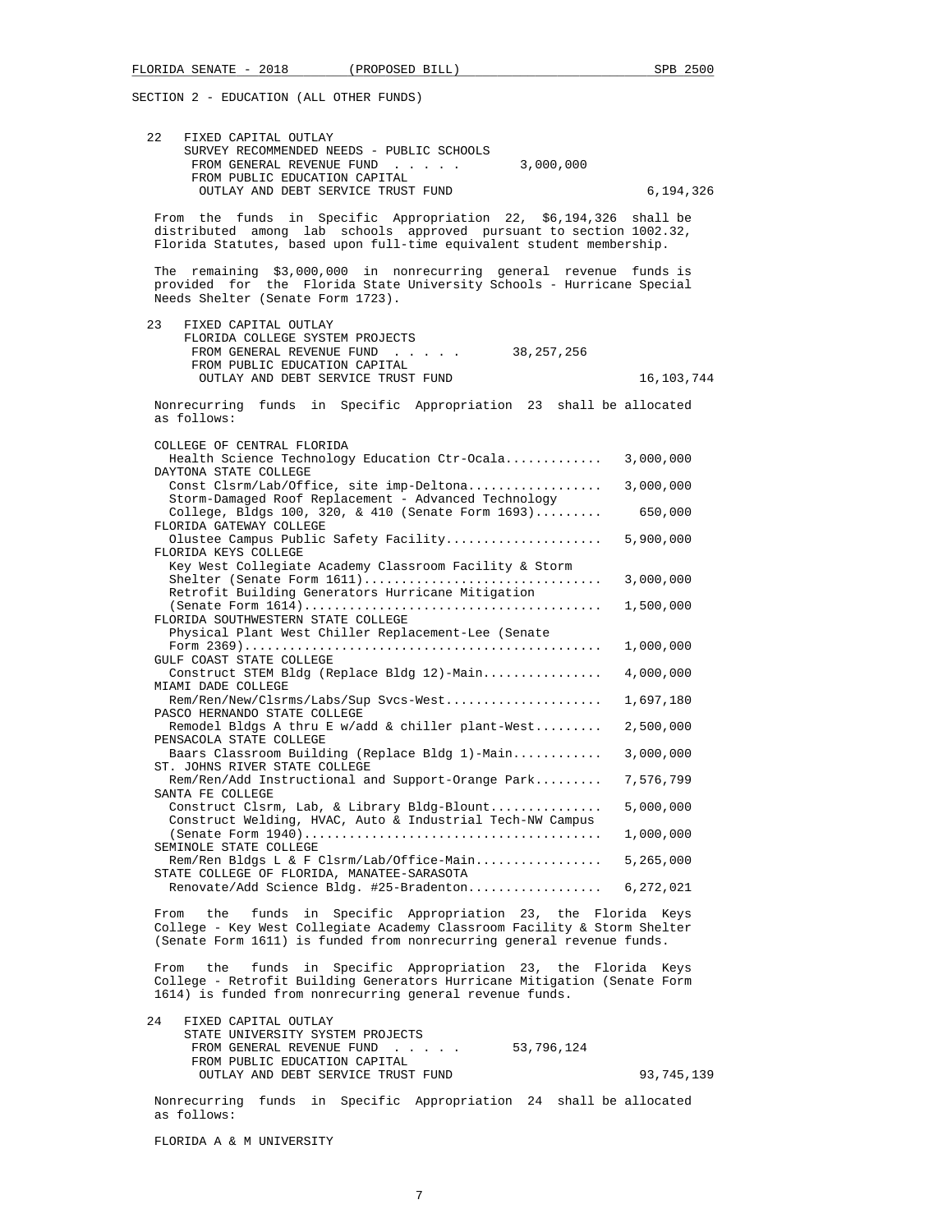SECTION 2 - EDUCATION (ALL OTHER FUNDS)

22 FIXED CAPITAL OUTLAY
SURVEY RECOMMENDED NEEDS - PUBLIC SCHOOLS

| | | |
|---|---|---|
| FROM GENERAL REVENUE FUND . . . . . | 3,000,000 | |
| FROM PUBLIC EDUCATION CAPITAL OUTLAY AND DEBT SERVICE TRUST FUND | | 6,194,326 |

From the funds in Specific Appropriation 22, $6,194,326 shall be distributed among lab schools approved pursuant to section 1002.32, Florida Statutes, based upon full-time equivalent student membership.

The remaining $3,000,000 in nonrecurring general revenue funds is provided for the Florida State University Schools - Hurricane Special Needs Shelter (Senate Form 1723).

23 FIXED CAPITAL OUTLAY
FLORIDA COLLEGE SYSTEM PROJECTS

| | | |
|---|---|---|
| FROM GENERAL REVENUE FUND . . . . . | 38,257,256 | |
| FROM PUBLIC EDUCATION CAPITAL OUTLAY AND DEBT SERVICE TRUST FUND | | 16,103,744 |

Nonrecurring funds in Specific Appropriation 23 shall be allocated as follows:

| | |
|---|---|
| COLLEGE OF CENTRAL FLORIDA | |
| Health Science Technology Education Ctr-Ocala............ | 3,000,000 |
| DAYTONA STATE COLLEGE | |
| Const Clsrm/Lab/Office, site imp-Deltona.................. | 3,000,000 |
| Storm-Damaged Roof Replacement - Advanced Technology College, Bldgs 100, 320, & 410 (Senate Form 1693)......... | 650,000 |
| FLORIDA GATEWAY COLLEGE | |
| Olustee Campus Public Safety Facility..................... | 5,900,000 |
| FLORIDA KEYS COLLEGE | |
| Key West Collegiate Academy Classroom Facility & Storm Shelter (Senate Form 1611)................................ | 3,000,000 |
| Retrofit Building Generators Hurricane Mitigation (Senate Form 1614)........................................ | 1,500,000 |
| FLORIDA SOUTHWESTERN STATE COLLEGE | |
| Physical Plant West Chiller Replacement-Lee (Senate Form 2369)................................................ | 1,000,000 |
| GULF COAST STATE COLLEGE | |
| Construct STEM Bldg (Replace Bldg 12)-Main................ | 4,000,000 |
| MIAMI DADE COLLEGE | |
| Rem/Ren/New/Clsrms/Labs/Sup Svcs-West..................... | 1,697,180 |
| PASCO HERNANDO STATE COLLEGE | |
| Remodel Bldgs A thru E w/add & chiller plant-West......... | 2,500,000 |
| PENSACOLA STATE COLLEGE | |
| Baars Classroom Building (Replace Bldg 1)-Main............ | 3,000,000 |
| ST. JOHNS RIVER STATE COLLEGE | |
| Rem/Ren/Add Instructional and Support-Orange Park......... | 7,576,799 |
| SANTA FE COLLEGE | |
| Construct Clsrm, Lab, & Library Bldg-Blount............... | 5,000,000 |
| Construct Welding, HVAC, Auto & Industrial Tech-NW Campus (Senate Form 1940)........................................ | 1,000,000 |
| SEMINOLE STATE COLLEGE | |
| Rem/Ren Bldgs L & F Clsrm/Lab/Office-Main................. | 5,265,000 |
| STATE COLLEGE OF FLORIDA, MANATEE-SARASOTA | |
| Renovate/Add Science Bldg. #25-Bradenton.................. | 6,272,021 |

From the funds in Specific Appropriation 23, the Florida Keys College - Key West Collegiate Academy Classroom Facility & Storm Shelter (Senate Form 1611) is funded from nonrecurring general revenue funds.

From the funds in Specific Appropriation 23, the Florida Keys College - Retrofit Building Generators Hurricane Mitigation (Senate Form 1614) is funded from nonrecurring general revenue funds.

24 FIXED CAPITAL OUTLAY
STATE UNIVERSITY SYSTEM PROJECTS

| | | |
|---|---|---|
| FROM GENERAL REVENUE FUND . . . . . | 53,796,124 | |
| FROM PUBLIC EDUCATION CAPITAL OUTLAY AND DEBT SERVICE TRUST FUND | | 93,745,139 |

Nonrecurring funds in Specific Appropriation 24 shall be allocated as follows:

FLORIDA A & M UNIVERSITY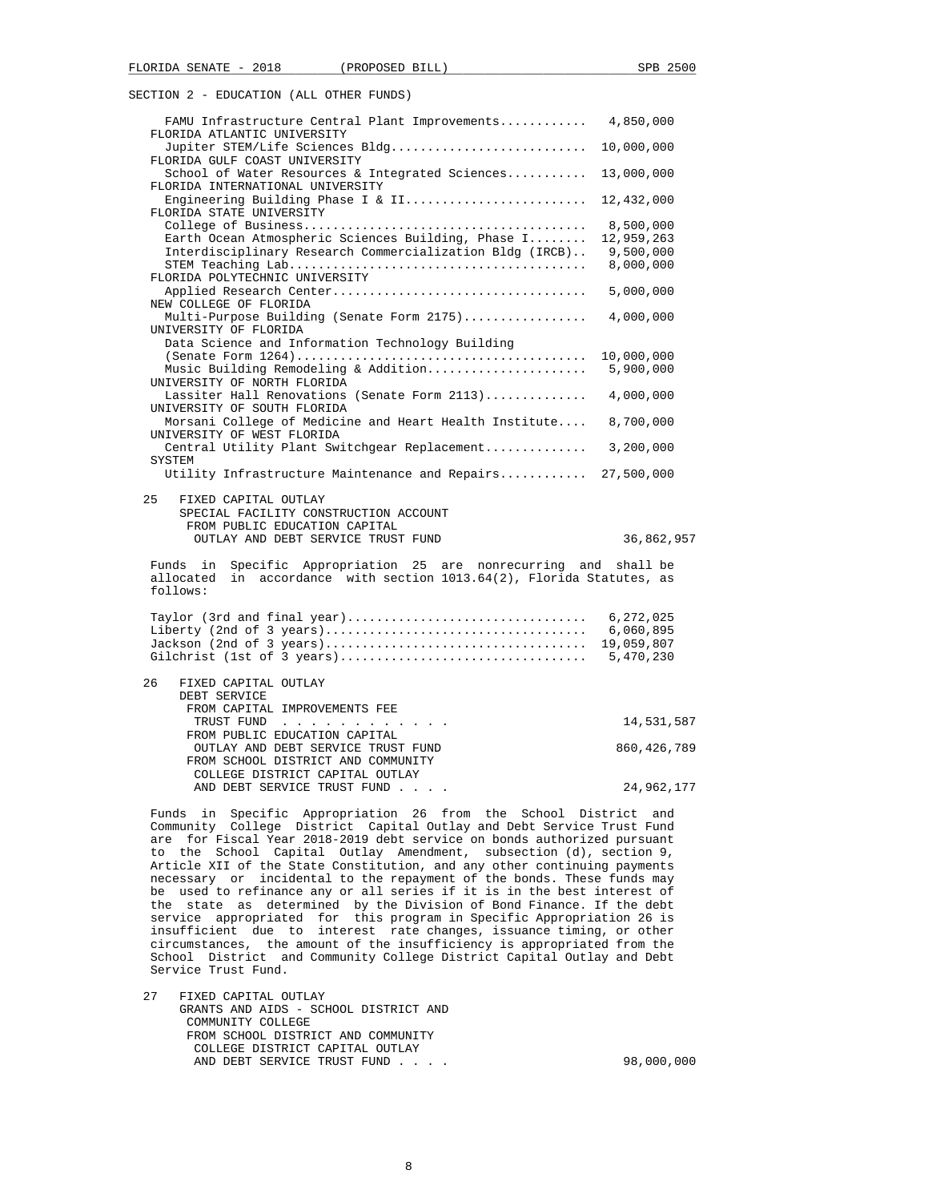SECTION 2 - EDUCATION (ALL OTHER FUNDS)

| | |
|---|---|
| FAMU Infrastructure Central Plant Improvements | 4,850,000 |
| FLORIDA ATLANTIC UNIVERSITY | |
| Jupiter STEM/Life Sciences Bldg | 10,000,000 |
| FLORIDA GULF COAST UNIVERSITY | |
| School of Water Resources & Integrated Sciences | 13,000,000 |
| FLORIDA INTERNATIONAL UNIVERSITY | |
| Engineering Building Phase I & II | 12,432,000 |
| FLORIDA STATE UNIVERSITY | |
| College of Business | 8,500,000 |
| Earth Ocean Atmospheric Sciences Building, Phase I | 12,959,263 |
| Interdisciplinary Research Commercialization Bldg (IRCB) | 9,500,000 |
| STEM Teaching Lab | 8,000,000 |
| FLORIDA POLYTECHNIC UNIVERSITY | |
| Applied Research Center | 5,000,000 |
| NEW COLLEGE OF FLORIDA | |
| Multi-Purpose Building (Senate Form 2175) | 4,000,000 |
| UNIVERSITY OF FLORIDA | |
| Data Science and Information Technology Building (Senate Form 1264) | 10,000,000 |
| Music Building Remodeling & Addition | 5,900,000 |
| UNIVERSITY OF NORTH FLORIDA | |
| Lassiter Hall Renovations (Senate Form 2113) | 4,000,000 |
| UNIVERSITY OF SOUTH FLORIDA | |
| Morsani College of Medicine and Heart Health Institute | 8,700,000 |
| UNIVERSITY OF WEST FLORIDA | |
| Central Utility Plant Switchgear Replacement | 3,200,000 |
| SYSTEM | |
| Utility Infrastructure Maintenance and Repairs | 27,500,000 |

25 FIXED CAPITAL OUTLAY
SPECIAL FACILITY CONSTRUCTION ACCOUNT
FROM PUBLIC EDUCATION CAPITAL OUTLAY AND DEBT SERVICE TRUST FUND . . . 36,862,957

Funds in Specific Appropriation 25 are nonrecurring and shall be allocated in accordance with section 1013.64(2), Florida Statutes, as follows:

| | |
|---|---|
| Taylor (3rd and final year) | 6,272,025 |
| Liberty (2nd of 3 years) | 6,060,895 |
| Jackson (2nd of 3 years) | 19,059,807 |
| Gilchrist (1st of 3 years) | 5,470,230 |

26 FIXED CAPITAL OUTLAY
DEBT SERVICE
FROM CAPITAL IMPROVEMENTS FEE TRUST FUND . . . 14,531,587
FROM PUBLIC EDUCATION CAPITAL OUTLAY AND DEBT SERVICE TRUST FUND . . . 860,426,789
FROM SCHOOL DISTRICT AND COMMUNITY COLLEGE DISTRICT CAPITAL OUTLAY AND DEBT SERVICE TRUST FUND . . . 24,962,177

Funds in Specific Appropriation 26 from the School District and Community College District Capital Outlay and Debt Service Trust Fund are for Fiscal Year 2018-2019 debt service on bonds authorized pursuant to the School Capital Outlay Amendment, subsection (d), section 9, Article XII of the State Constitution, and any other continuing payments necessary or incidental to the repayment of the bonds. These funds may be used to refinance any or all series if it is in the best interest of the state as determined by the Division of Bond Finance. If the debt service appropriated for this program in Specific Appropriation 26 is insufficient due to interest rate changes, issuance timing, or other circumstances, the amount of the insufficiency is appropriated from the School District and Community College District Capital Outlay and Debt Service Trust Fund.

27 FIXED CAPITAL OUTLAY
GRANTS AND AIDS - SCHOOL DISTRICT AND COMMUNITY COLLEGE
FROM SCHOOL DISTRICT AND COMMUNITY COLLEGE DISTRICT CAPITAL OUTLAY AND DEBT SERVICE TRUST FUND . . . 98,000,000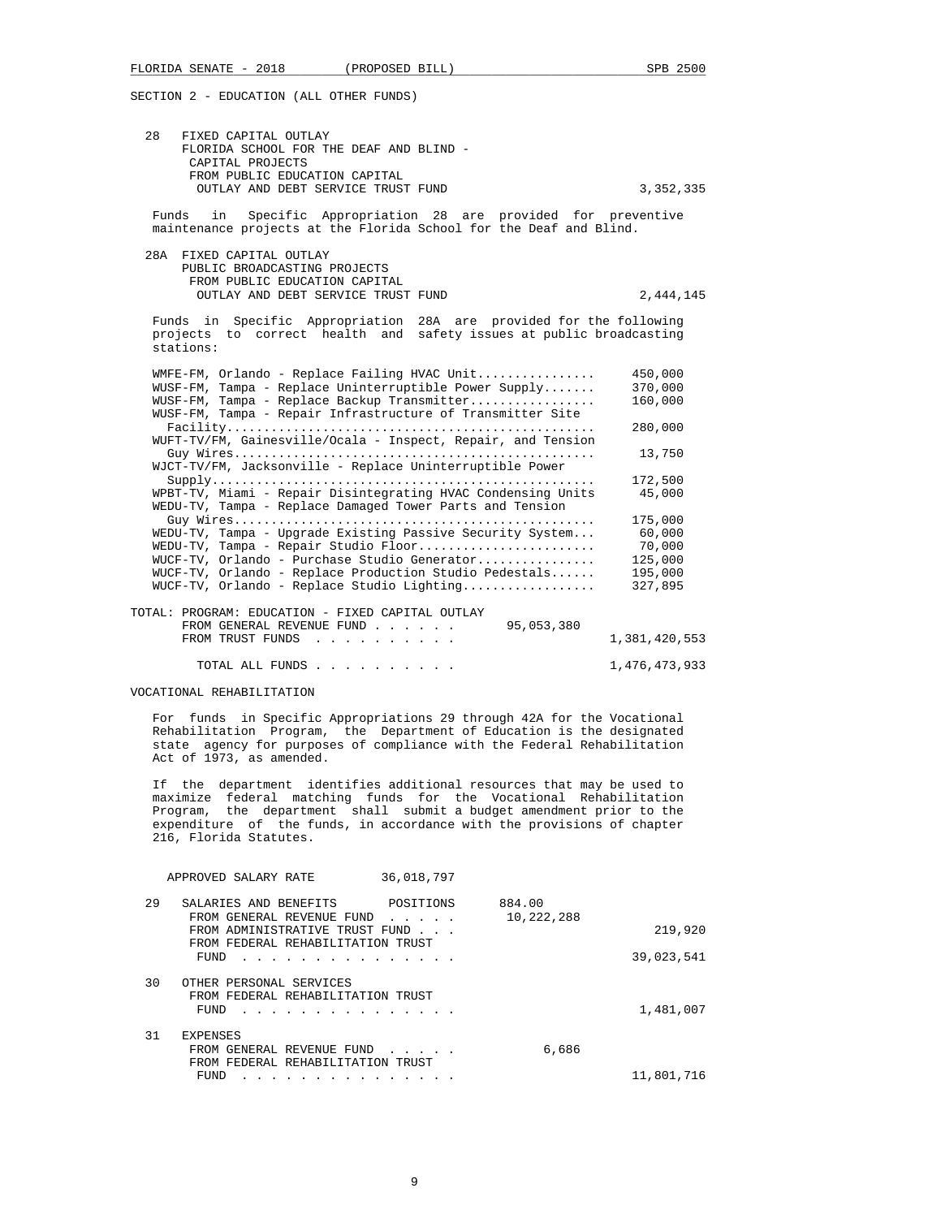SECTION 2 - EDUCATION (ALL OTHER FUNDS)

28 FIXED CAPITAL OUTLAY
FLORIDA SCHOOL FOR THE DEAF AND BLIND - CAPITAL PROJECTS
FROM PUBLIC EDUCATION CAPITAL OUTLAY AND DEBT SERVICE TRUST FUND . . . 3,352,335

Funds in Specific Appropriation 28 are provided for preventive maintenance projects at the Florida School for the Deaf and Blind.

28A FIXED CAPITAL OUTLAY
PUBLIC BROADCASTING PROJECTS
FROM PUBLIC EDUCATION CAPITAL OUTLAY AND DEBT SERVICE TRUST FUND . . . 2,444,145

Funds in Specific Appropriation 28A are provided for the following projects to correct health and safety issues at public broadcasting stations:

| Project | Amount |
|---|---|
| WMFE-FM, Orlando - Replace Failing HVAC Unit | 450,000 |
| WUSF-FM, Tampa - Replace Uninterruptible Power Supply | 370,000 |
| WUSF-FM, Tampa - Replace Backup Transmitter | 160,000 |
| WUSF-FM, Tampa - Repair Infrastructure of Transmitter Site Facility | 280,000 |
| WUFT-TV/FM, Gainesville/Ocala - Inspect, Repair, and Tension Guy Wires | 13,750 |
| WJCT-TV/FM, Jacksonville - Replace Uninterruptible Power Supply | 172,500 |
| WPBT-TV, Miami - Repair Disintegrating HVAC Condensing Units | 45,000 |
| WEDU-TV, Tampa - Replace Damaged Tower Parts and Tension Guy Wires | 175,000 |
| WEDU-TV, Tampa - Upgrade Existing Passive Security System | 60,000 |
| WEDU-TV, Tampa - Repair Studio Floor | 70,000 |
| WUCF-TV, Orlando - Purchase Studio Generator | 125,000 |
| WUCF-TV, Orlando - Replace Production Studio Pedestals | 195,000 |
| WUCF-TV, Orlando - Replace Studio Lighting | 327,895 |

TOTAL: PROGRAM: EDUCATION - FIXED CAPITAL OUTLAY
FROM GENERAL REVENUE FUND . . . . . . 95,053,380
FROM TRUST FUNDS . . . . . . . . . . 1,381,420,553

TOTAL ALL FUNDS . . . . . . . . . . 1,476,473,933

VOCATIONAL REHABILITATION

For funds in Specific Appropriations 29 through 42A for the Vocational Rehabilitation Program, the Department of Education is the designated state agency for purposes of compliance with the Federal Rehabilitation Act of 1973, as amended.

If the department identifies additional resources that may be used to maximize federal matching funds for the Vocational Rehabilitation Program, the department shall submit a budget amendment prior to the expenditure of the funds, in accordance with the provisions of chapter 216, Florida Statutes.

APPROVED SALARY RATE 36,018,797

29 SALARIES AND BENEFITS POSITIONS 884.00
FROM GENERAL REVENUE FUND . . . . . 10,222,288
FROM ADMINISTRATIVE TRUST FUND . . . 219,920
FROM FEDERAL REHABILITATION TRUST FUND . . . . . . . . . . . . . . . 39,023,541

30 OTHER PERSONAL SERVICES
FROM FEDERAL REHABILITATION TRUST FUND . . . . . . . . . . . . . . . 1,481,007

31 EXPENSES
FROM GENERAL REVENUE FUND . . . . . 6,686
FROM FEDERAL REHABILITATION TRUST FUND . . . . . . . . . . . . . . . 11,801,716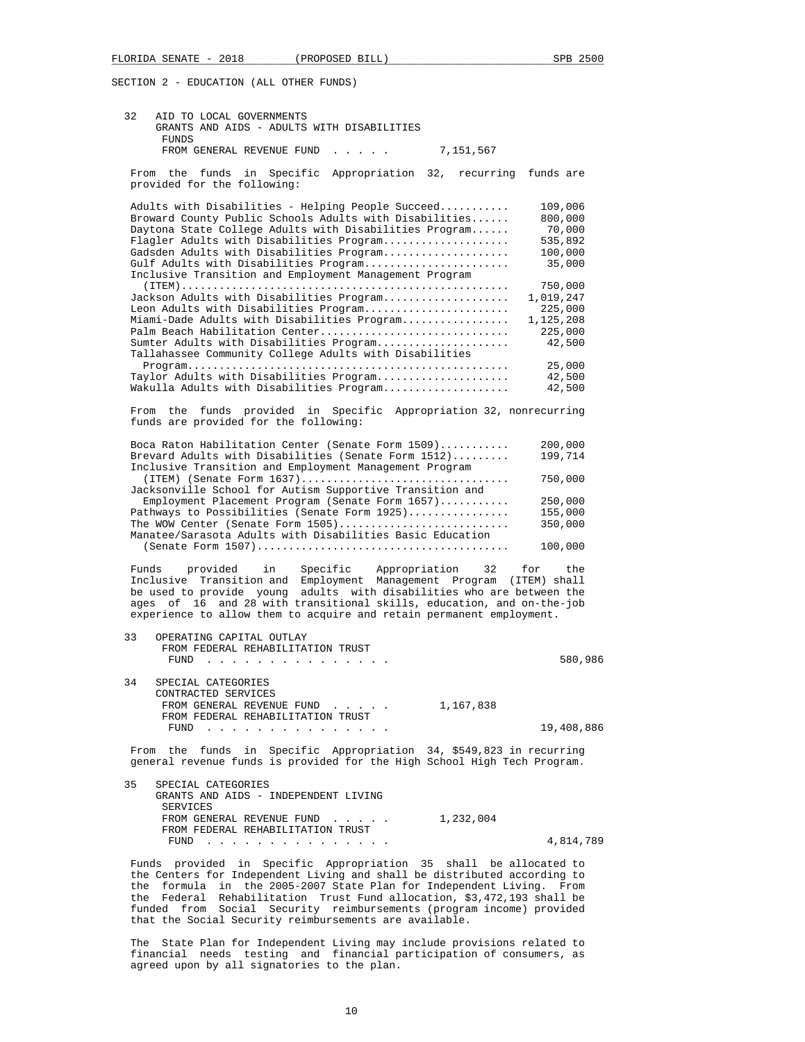SECTION 2 - EDUCATION (ALL OTHER FUNDS)

32 AID TO LOCAL GOVERNMENTS
GRANTS AND AIDS - ADULTS WITH DISABILITIES FUNDS
FROM GENERAL REVENUE FUND . . . . . 7,151,567

From the funds in Specific Appropriation 32, recurring funds are provided for the following:

| | |
|---|---|
| Adults with Disabilities - Helping People Succeed | 109,006 |
| Broward County Public Schools Adults with Disabilities | 800,000 |
| Daytona State College Adults with Disabilities Program | 70,000 |
| Flagler Adults with Disabilities Program | 535,892 |
| Gadsden Adults with Disabilities Program | 100,000 |
| Gulf Adults with Disabilities Program | 35,000 |
| Inclusive Transition and Employment Management Program (ITEM) | 750,000 |
| Jackson Adults with Disabilities Program | 1,019,247 |
| Leon Adults with Disabilities Program | 225,000 |
| Miami-Dade Adults with Disabilities Program | 1,125,208 |
| Palm Beach Habilitation Center | 225,000 |
| Sumter Adults with Disabilities Program | 42,500 |
| Tallahassee Community College Adults with Disabilities Program | 25,000 |
| Taylor Adults with Disabilities Program | 42,500 |
| Wakulla Adults with Disabilities Program | 42,500 |

From the funds provided in Specific Appropriation 32, nonrecurring funds are provided for the following:

| | |
|---|---|
| Boca Raton Habilitation Center (Senate Form 1509) | 200,000 |
| Brevard Adults with Disabilities (Senate Form 1512) | 199,714 |
| Inclusive Transition and Employment Management Program (ITEM) (Senate Form 1637) | 750,000 |
| Jacksonville School for Autism Supportive Transition and Employment Placement Program (Senate Form 1657) | 250,000 |
| Pathways to Possibilities (Senate Form 1925) | 155,000 |
| The WOW Center (Senate Form 1505) | 350,000 |
| Manatee/Sarasota Adults with Disabilities Basic Education (Senate Form 1507) | 100,000 |

Funds provided in Specific Appropriation 32 for the Inclusive Transition and Employment Management Program (ITEM) shall be used to provide young adults with disabilities who are between the ages of 16 and 28 with transitional skills, education, and on-the-job experience to allow them to acquire and retain permanent employment.

33 OPERATING CAPITAL OUTLAY
FROM FEDERAL REHABILITATION TRUST FUND . . . . . . . . . . . . . . . 580,986

34 SPECIAL CATEGORIES
CONTRACTED SERVICES
FROM GENERAL REVENUE FUND . . . . . 1,167,838
FROM FEDERAL REHABILITATION TRUST FUND . . . . . . . . . . . . . . . 19,408,886

From the funds in Specific Appropriation 34, $549,823 in recurring general revenue funds is provided for the High School High Tech Program.

35 SPECIAL CATEGORIES
GRANTS AND AIDS - INDEPENDENT LIVING SERVICES
FROM GENERAL REVENUE FUND . . . . . 1,232,004
FROM FEDERAL REHABILITATION TRUST FUND . . . . . . . . . . . . . . . 4,814,789

Funds provided in Specific Appropriation 35 shall be allocated to the Centers for Independent Living and shall be distributed according to the formula in the 2005-2007 State Plan for Independent Living. From the Federal Rehabilitation Trust Fund allocation, $3,472,193 shall be funded from Social Security reimbursements (program income) provided that the Social Security reimbursements are available.

The State Plan for Independent Living may include provisions related to financial needs testing and financial participation of consumers, as agreed upon by all signatories to the plan.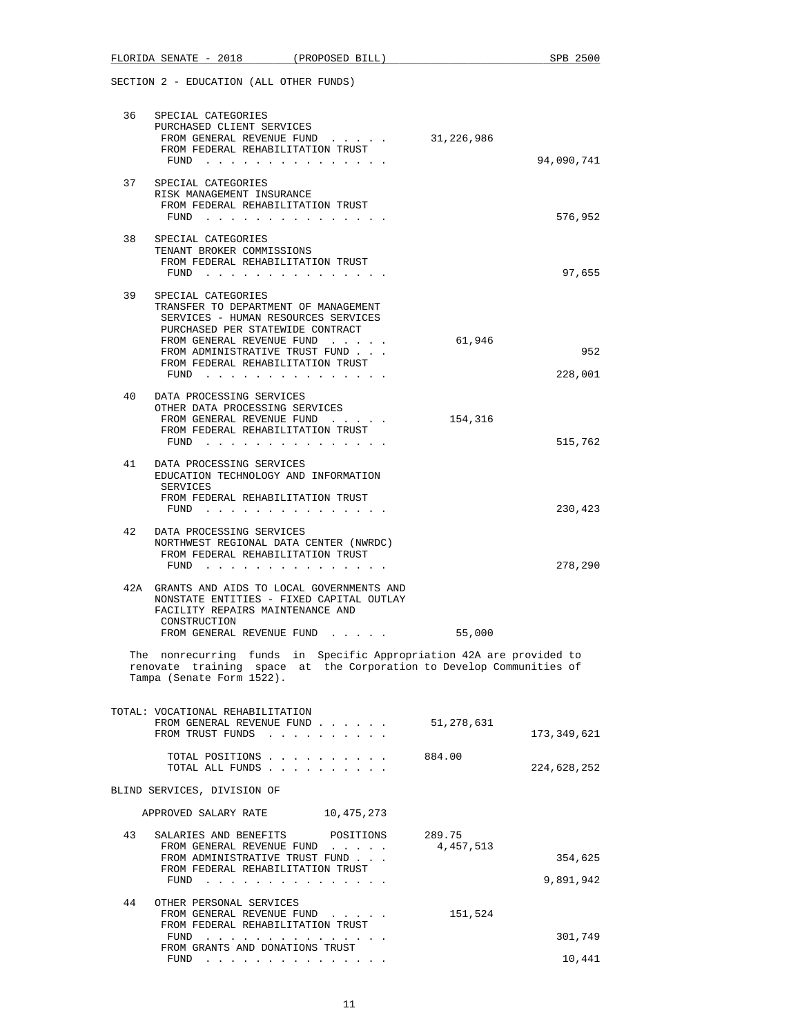SECTION 2 - EDUCATION (ALL OTHER FUNDS)

36 SPECIAL CATEGORIES
PURCHASED CLIENT SERVICES
FROM GENERAL REVENUE FUND . . . . . 31,226,986
FROM FEDERAL REHABILITATION TRUST FUND . . . . . . . . . . . . . . . 94,090,741

37 SPECIAL CATEGORIES
RISK MANAGEMENT INSURANCE
FROM FEDERAL REHABILITATION TRUST FUND . . . . . . . . . . . . . . . 576,952

38 SPECIAL CATEGORIES
TENANT BROKER COMMISSIONS
FROM FEDERAL REHABILITATION TRUST FUND . . . . . . . . . . . . . . . 97,655

39 SPECIAL CATEGORIES
TRANSFER TO DEPARTMENT OF MANAGEMENT SERVICES - HUMAN RESOURCES SERVICES PURCHASED PER STATEWIDE CONTRACT
FROM GENERAL REVENUE FUND . . . . . 61,946
FROM ADMINISTRATIVE TRUST FUND . . . 952
FROM FEDERAL REHABILITATION TRUST FUND . . . . . . . . . . . . . . . 228,001

40 DATA PROCESSING SERVICES
OTHER DATA PROCESSING SERVICES
FROM GENERAL REVENUE FUND . . . . . 154,316
FROM FEDERAL REHABILITATION TRUST FUND . . . . . . . . . . . . . . . 515,762

41 DATA PROCESSING SERVICES
EDUCATION TECHNOLOGY AND INFORMATION SERVICES
FROM FEDERAL REHABILITATION TRUST FUND . . . . . . . . . . . . . . . 230,423

42 DATA PROCESSING SERVICES
NORTHWEST REGIONAL DATA CENTER (NWRDC)
FROM FEDERAL REHABILITATION TRUST FUND . . . . . . . . . . . . . . . 278,290

42A GRANTS AND AIDS TO LOCAL GOVERNMENTS AND NONSTATE ENTITIES - FIXED CAPITAL OUTLAY
FACILITY REPAIRS MAINTENANCE AND CONSTRUCTION
FROM GENERAL REVENUE FUND . . . . . 55,000

The nonrecurring funds in Specific Appropriation 42A are provided to renovate training space at the Corporation to Develop Communities of Tampa (Senate Form 1522).

TOTAL: VOCATIONAL REHABILITATION
FROM GENERAL REVENUE FUND . . . . . . 51,278,631
FROM TRUST FUNDS . . . . . . . . . . 173,349,621

TOTAL POSITIONS . . . . . . . . . . 884.00
TOTAL ALL FUNDS . . . . . . . . . . 224,628,252

BLIND SERVICES, DIVISION OF

APPROVED SALARY RATE 10,475,273

43 SALARIES AND BENEFITS POSITIONS 289.75
FROM GENERAL REVENUE FUND . . . . . 4,457,513
FROM ADMINISTRATIVE TRUST FUND . . . 354,625
FROM FEDERAL REHABILITATION TRUST FUND . . . . . . . . . . . . . . . 9,891,942

44 OTHER PERSONAL SERVICES
FROM GENERAL REVENUE FUND . . . . . 151,524
FROM FEDERAL REHABILITATION TRUST FUND . . . . . . . . . . . . . . . 301,749
FROM GRANTS AND DONATIONS TRUST FUND . . . . . . . . . . . . . . . 10,441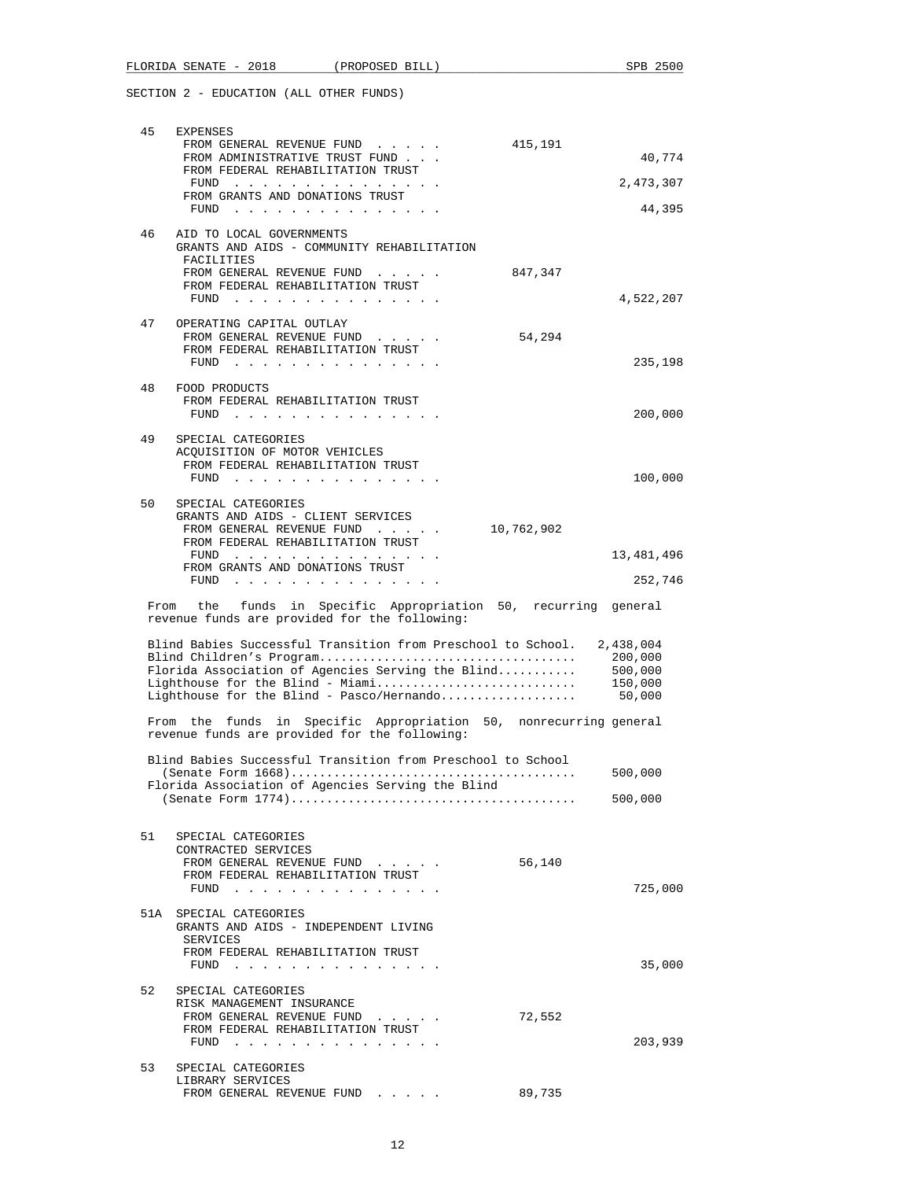SECTION 2 - EDUCATION (ALL OTHER FUNDS)

45 EXPENSES
FROM GENERAL REVENUE FUND . . . . . 415,191
FROM ADMINISTRATIVE TRUST FUND . . . 40,774
FROM FEDERAL REHABILITATION TRUST FUND . . . . . . . . . . . . . . . 2,473,307
FROM GRANTS AND DONATIONS TRUST FUND . . . . . . . . . . . . . . . 44,395

46 AID TO LOCAL GOVERNMENTS
GRANTS AND AIDS - COMMUNITY REHABILITATION FACILITIES
FROM GENERAL REVENUE FUND . . . . . 847,347
FROM FEDERAL REHABILITATION TRUST FUND . . . . . . . . . . . . . . . 4,522,207

47 OPERATING CAPITAL OUTLAY
FROM GENERAL REVENUE FUND . . . . . 54,294
FROM FEDERAL REHABILITATION TRUST FUND . . . . . . . . . . . . . . . 235,198

48 FOOD PRODUCTS
FROM FEDERAL REHABILITATION TRUST FUND . . . . . . . . . . . . . . . 200,000

49 SPECIAL CATEGORIES
ACQUISITION OF MOTOR VEHICLES
FROM FEDERAL REHABILITATION TRUST FUND . . . . . . . . . . . . . . . 100,000

50 SPECIAL CATEGORIES
GRANTS AND AIDS - CLIENT SERVICES
FROM GENERAL REVENUE FUND . . . . . 10,762,902
FROM FEDERAL REHABILITATION TRUST FUND . . . . . . . . . . . . . . . 13,481,496
FROM GRANTS AND DONATIONS TRUST FUND . . . . . . . . . . . . . . . 252,746

From the funds in Specific Appropriation 50, recurring general revenue funds are provided for the following:

| | |
|---|---|
| Blind Babies Successful Transition from Preschool to School. | 2,438,004 |
| Blind Children's Program | 200,000 |
| Florida Association of Agencies Serving the Blind | 500,000 |
| Lighthouse for the Blind - Miami | 150,000 |
| Lighthouse for the Blind - Pasco/Hernando | 50,000 |

From the funds in Specific Appropriation 50, nonrecurring general revenue funds are provided for the following:

| | |
|---|---|
| Blind Babies Successful Transition from Preschool to School (Senate Form 1668) | 500,000 |
| Florida Association of Agencies Serving the Blind (Senate Form 1774) | 500,000 |

51 SPECIAL CATEGORIES
CONTRACTED SERVICES
FROM GENERAL REVENUE FUND . . . . . 56,140
FROM FEDERAL REHABILITATION TRUST FUND . . . . . . . . . . . . . . . 725,000

51A SPECIAL CATEGORIES
GRANTS AND AIDS - INDEPENDENT LIVING SERVICES
FROM FEDERAL REHABILITATION TRUST FUND . . . . . . . . . . . . . . . 35,000

52 SPECIAL CATEGORIES
RISK MANAGEMENT INSURANCE
FROM GENERAL REVENUE FUND . . . . . 72,552
FROM FEDERAL REHABILITATION TRUST FUND . . . . . . . . . . . . . . . 203,939

53 SPECIAL CATEGORIES
LIBRARY SERVICES
FROM GENERAL REVENUE FUND . . . . . 89,735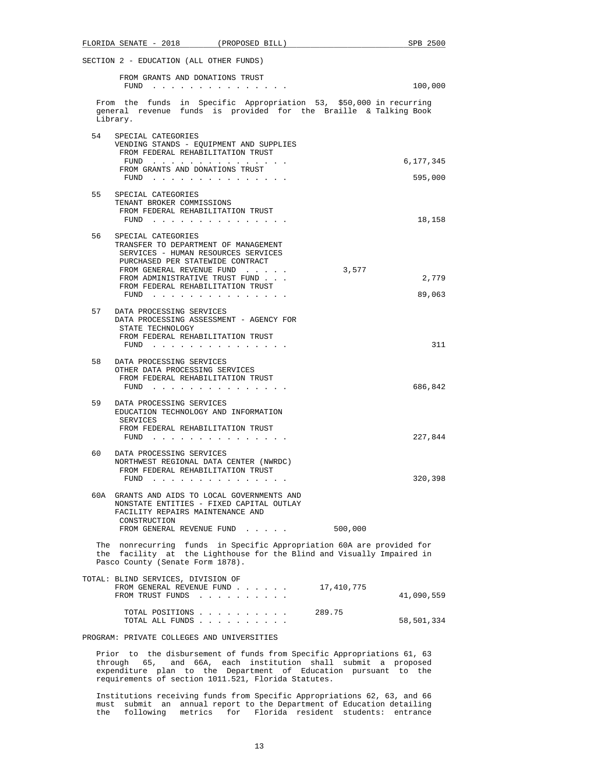SECTION 2 - EDUCATION (ALL OTHER FUNDS)

| | | General Revenue | Trust Funds |
|---|---|---|---|
| | FROM GRANTS AND DONATIONS TRUST FUND . . . . . . . . . . . . . . . | | 100,000 |

From the funds in Specific Appropriation 53, $50,000 in recurring general revenue funds is provided for the Braille & Talking Book Library.

| | | General Revenue | Trust Funds |
|---|---|---|---|
| 54 | SPECIAL CATEGORIES<br>VENDING STANDS - EQUIPMENT AND SUPPLIES<br>FROM FEDERAL REHABILITATION TRUST FUND . . . . . . . . . . . . . . . | | 6,177,345 |
| | FROM GRANTS AND DONATIONS TRUST FUND . . . . . . . . . . . . . . . | | 595,000 |
| 55 | SPECIAL CATEGORIES<br>TENANT BROKER COMMISSIONS<br>FROM FEDERAL REHABILITATION TRUST FUND . . . . . . . . . . . . . . . | | 18,158 |
| 56 | SPECIAL CATEGORIES<br>TRANSFER TO DEPARTMENT OF MANAGEMENT SERVICES - HUMAN RESOURCES SERVICES PURCHASED PER STATEWIDE CONTRACT<br>FROM GENERAL REVENUE FUND . . . . . | 3,577 | |
| | FROM ADMINISTRATIVE TRUST FUND . . . | | 2,779 |
| | FROM FEDERAL REHABILITATION TRUST FUND . . . . . . . . . . . . . . . | | 89,063 |
| 57 | DATA PROCESSING SERVICES<br>DATA PROCESSING ASSESSMENT - AGENCY FOR STATE TECHNOLOGY<br>FROM FEDERAL REHABILITATION TRUST FUND . . . . . . . . . . . . . . . | | 311 |
| 58 | DATA PROCESSING SERVICES<br>OTHER DATA PROCESSING SERVICES<br>FROM FEDERAL REHABILITATION TRUST FUND . . . . . . . . . . . . . . . | | 686,842 |
| 59 | DATA PROCESSING SERVICES<br>EDUCATION TECHNOLOGY AND INFORMATION SERVICES<br>FROM FEDERAL REHABILITATION TRUST FUND . . . . . . . . . . . . . . . | | 227,844 |
| 60 | DATA PROCESSING SERVICES<br>NORTHWEST REGIONAL DATA CENTER (NWRDC)<br>FROM FEDERAL REHABILITATION TRUST FUND . . . . . . . . . . . . . . . | | 320,398 |
| 60A | GRANTS AND AIDS TO LOCAL GOVERNMENTS AND NONSTATE ENTITIES - FIXED CAPITAL OUTLAY<br>FACILITY REPAIRS MAINTENANCE AND CONSTRUCTION<br>FROM GENERAL REVENUE FUND . . . . . | 500,000 | |

The nonrecurring funds in Specific Appropriation 60A are provided for the facility at the Lighthouse for the Blind and Visually Impaired in Pasco County (Senate Form 1878).

| | General Revenue | Trust Funds |
|---|---|---|
| TOTAL: BLIND SERVICES, DIVISION OF | | |
| FROM GENERAL REVENUE FUND . . . . . . | 17,410,775 | |
| FROM TRUST FUNDS . . . . . . . . . . | | 41,090,559 |
| TOTAL POSITIONS . . . . . . . . . . | 289.75 | |
| TOTAL ALL FUNDS . . . . . . . . . . | | 58,501,334 |

PROGRAM: PRIVATE COLLEGES AND UNIVERSITIES

Prior to the disbursement of funds from Specific Appropriations 61, 63 through 65, and 66A, each institution shall submit a proposed expenditure plan to the Department of Education pursuant to the requirements of section 1011.521, Florida Statutes.

Institutions receiving funds from Specific Appropriations 62, 63, and 66 must submit an annual report to the Department of Education detailing the following metrics for Florida resident students: entrance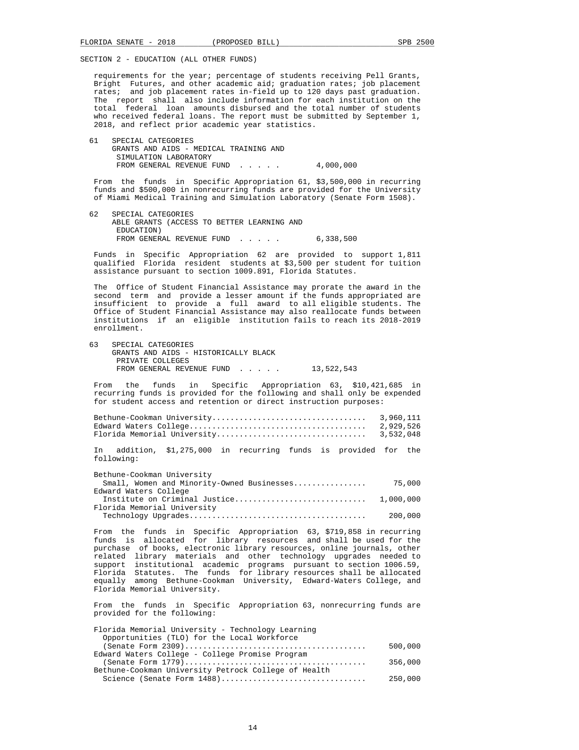SECTION 2 - EDUCATION (ALL OTHER FUNDS)

requirements for the year; percentage of students receiving Pell Grants, Bright Futures, and other academic aid; graduation rates; job placement rates; and job placement rates in-field up to 120 days past graduation. The report shall also include information for each institution on the total federal loan amounts disbursed and the total number of students who received federal loans. The report must be submitted by September 1, 2018, and reflect prior academic year statistics.

61 SPECIAL CATEGORIES
GRANTS AND AIDS - MEDICAL TRAINING AND SIMULATION LABORATORY
FROM GENERAL REVENUE FUND . . . . . 4,000,000

From the funds in Specific Appropriation 61, $3,500,000 in recurring funds and $500,000 in nonrecurring funds are provided for the University of Miami Medical Training and Simulation Laboratory (Senate Form 1508).

62 SPECIAL CATEGORIES
ABLE GRANTS (ACCESS TO BETTER LEARNING AND EDUCATION)
FROM GENERAL REVENUE FUND . . . . . 6,338,500

Funds in Specific Appropriation 62 are provided to support 1,811 qualified Florida resident students at $3,500 per student for tuition assistance pursuant to section 1009.891, Florida Statutes.

The Office of Student Financial Assistance may prorate the award in the second term and provide a lesser amount if the funds appropriated are insufficient to provide a full award to all eligible students. The Office of Student Financial Assistance may also reallocate funds between institutions if an eligible institution fails to reach its 2018-2019 enrollment.

63 SPECIAL CATEGORIES
GRANTS AND AIDS - HISTORICALLY BLACK PRIVATE COLLEGES
FROM GENERAL REVENUE FUND . . . . . 13,522,543

From the funds in Specific Appropriation 63, $10,421,685 in recurring funds is provided for the following and shall only be expended for student access and retention or direct instruction purposes:

| | |
|---|---|
| Bethune-Cookman University | 3,960,111 |
| Edward Waters College | 2,929,526 |
| Florida Memorial University | 3,532,048 |

In addition, $1,275,000 in recurring funds is provided for the following:

| | |
|---|---|
| Bethune-Cookman University Small, Women and Minority-Owned Businesses | 75,000 |
| Edward Waters College Institute on Criminal Justice | 1,000,000 |
| Florida Memorial University Technology Upgrades | 200,000 |

From the funds in Specific Appropriation 63, $719,858 in recurring funds is allocated for library resources and shall be used for the purchase of books, electronic library resources, online journals, other related library materials and other technology upgrades needed to support institutional academic programs pursuant to section 1006.59, Florida Statutes. The funds for library resources shall be allocated equally among Bethune-Cookman University, Edward-Waters College, and Florida Memorial University.

From the funds in Specific Appropriation 63, nonrecurring funds are provided for the following:

| | |
|---|---|
| Florida Memorial University - Technology Learning Opportunities (TLO) for the Local Workforce (Senate Form 2309) | 500,000 |
| Edward Waters College - College Promise Program (Senate Form 1779) | 356,000 |
| Bethune-Cookman University Petrock College of Health Science (Senate Form 1488) | 250,000 |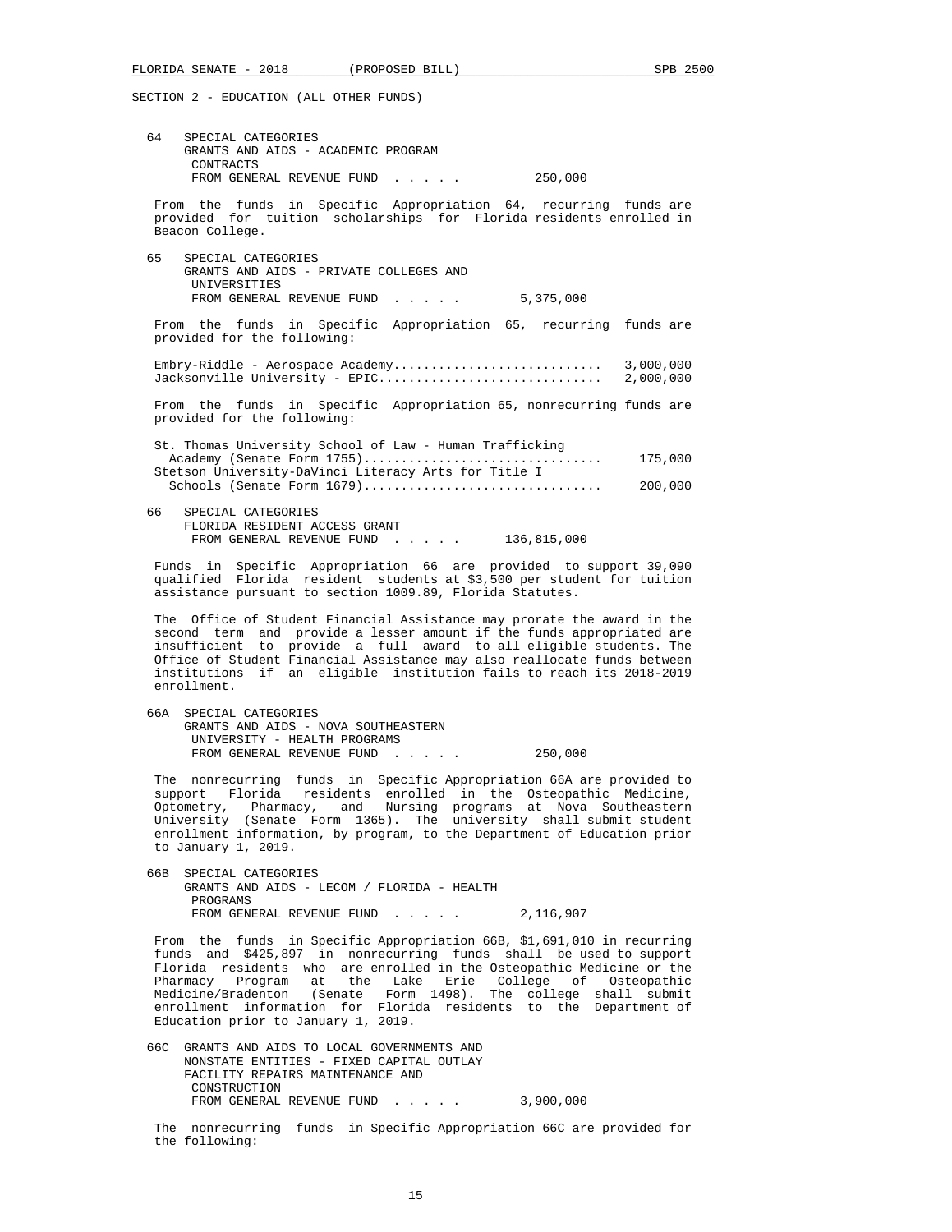SECTION 2 - EDUCATION (ALL OTHER FUNDS)

64 SPECIAL CATEGORIES
GRANTS AND AIDS - ACADEMIC PROGRAM CONTRACTS
FROM GENERAL REVENUE FUND . . . . . 250,000

From the funds in Specific Appropriation 64, recurring funds are provided for tuition scholarships for Florida residents enrolled in Beacon College.

65 SPECIAL CATEGORIES
GRANTS AND AIDS - PRIVATE COLLEGES AND UNIVERSITIES
FROM GENERAL REVENUE FUND . . . . . 5,375,000

From the funds in Specific Appropriation 65, recurring funds are provided for the following:

| | |
|---|---|
| Embry-Riddle - Aerospace Academy | 3,000,000 |
| Jacksonville University - EPIC | 2,000,000 |

From the funds in Specific Appropriation 65, nonrecurring funds are provided for the following:

| | |
|---|---|
| St. Thomas University School of Law - Human Trafficking Academy (Senate Form 1755) | 175,000 |
| Stetson University-DaVinci Literacy Arts for Title I Schools (Senate Form 1679) | 200,000 |

66 SPECIAL CATEGORIES
FLORIDA RESIDENT ACCESS GRANT
FROM GENERAL REVENUE FUND . . . . . 136,815,000

Funds in Specific Appropriation 66 are provided to support 39,090 qualified Florida resident students at $3,500 per student for tuition assistance pursuant to section 1009.89, Florida Statutes.

The Office of Student Financial Assistance may prorate the award in the second term and provide a lesser amount if the funds appropriated are insufficient to provide a full award to all eligible students. The Office of Student Financial Assistance may also reallocate funds between institutions if an eligible institution fails to reach its 2018-2019 enrollment.

66A SPECIAL CATEGORIES
GRANTS AND AIDS - NOVA SOUTHEASTERN UNIVERSITY - HEALTH PROGRAMS
FROM GENERAL REVENUE FUND . . . . . 250,000

The nonrecurring funds in Specific Appropriation 66A are provided to support Florida residents enrolled in the Osteopathic Medicine, Optometry, Pharmacy, and Nursing programs at Nova Southeastern University (Senate Form 1365). The university shall submit student enrollment information, by program, to the Department of Education prior to January 1, 2019.

66B SPECIAL CATEGORIES
GRANTS AND AIDS - LECOM / FLORIDA - HEALTH PROGRAMS
FROM GENERAL REVENUE FUND . . . . . 2,116,907

From the funds in Specific Appropriation 66B, $1,691,010 in recurring funds and $425,897 in nonrecurring funds shall be used to support Florida residents who are enrolled in the Osteopathic Medicine or the Pharmacy Program at the Lake Erie College of Osteopathic Medicine/Bradenton (Senate Form 1498). The college shall submit enrollment information for Florida residents to the Department of Education prior to January 1, 2019.

66C GRANTS AND AIDS TO LOCAL GOVERNMENTS AND NONSTATE ENTITIES - FIXED CAPITAL OUTLAY
FACILITY REPAIRS MAINTENANCE AND CONSTRUCTION
FROM GENERAL REVENUE FUND . . . . . 3,900,000

The nonrecurring funds in Specific Appropriation 66C are provided for the following: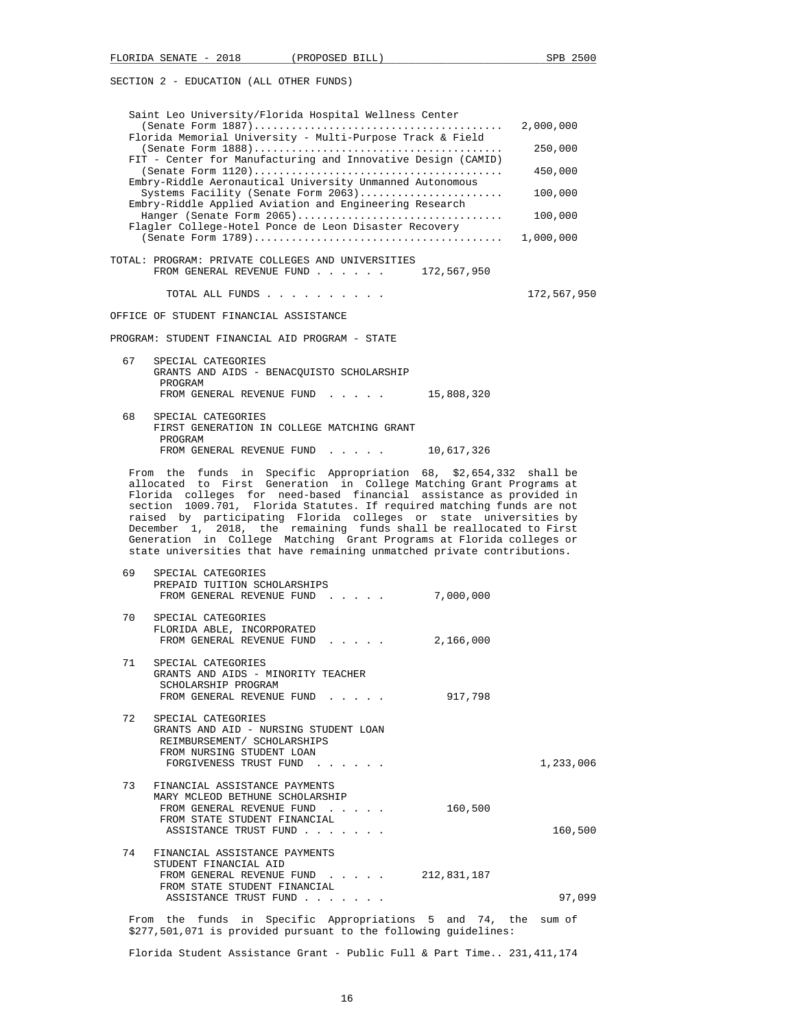SECTION 2 - EDUCATION (ALL OTHER FUNDS)

| Item | Amount |
|---|---|
| Saint Leo University/Florida Hospital Wellness Center (Senate Form 1887) | 2,000,000 |
| Florida Memorial University - Multi-Purpose Track & Field (Senate Form 1888) | 250,000 |
| FIT - Center for Manufacturing and Innovative Design (CAMID) (Senate Form 1120) | 450,000 |
| Embry-Riddle Aeronautical University Unmanned Autonomous Systems Facility (Senate Form 2063) | 100,000 |
| Embry-Riddle Applied Aviation and Engineering Research Hanger (Senate Form 2065) | 100,000 |
| Flagler College-Hotel Ponce de Leon Disaster Recovery (Senate Form 1789) | 1,000,000 |

TOTAL: PROGRAM: PRIVATE COLLEGES AND UNIVERSITIES
FROM GENERAL REVENUE FUND . . . . . . 172,567,950

TOTAL ALL FUNDS . . . . . . . . . . 172,567,950

OFFICE OF STUDENT FINANCIAL ASSISTANCE

PROGRAM: STUDENT FINANCIAL AID PROGRAM - STATE

67 SPECIAL CATEGORIES
GRANTS AND AIDS - BENACQUISTO SCHOLARSHIP PROGRAM
FROM GENERAL REVENUE FUND . . . . . 15,808,320

68 SPECIAL CATEGORIES
FIRST GENERATION IN COLLEGE MATCHING GRANT PROGRAM
FROM GENERAL REVENUE FUND . . . . . 10,617,326

From the funds in Specific Appropriation 68, $2,654,332 shall be allocated to First Generation in College Matching Grant Programs at Florida colleges for need-based financial assistance as provided in section 1009.701, Florida Statutes. If required matching funds are not raised by participating Florida colleges or state universities by December 1, 2018, the remaining funds shall be reallocated to First Generation in College Matching Grant Programs at Florida colleges or state universities that have remaining unmatched private contributions.

69 SPECIAL CATEGORIES
PREPAID TUITION SCHOLARSHIPS
FROM GENERAL REVENUE FUND . . . . . 7,000,000

70 SPECIAL CATEGORIES
FLORIDA ABLE, INCORPORATED
FROM GENERAL REVENUE FUND . . . . . 2,166,000

71 SPECIAL CATEGORIES
GRANTS AND AIDS - MINORITY TEACHER SCHOLARSHIP PROGRAM
FROM GENERAL REVENUE FUND . . . . . 917,798

72 SPECIAL CATEGORIES
GRANTS AND AID - NURSING STUDENT LOAN REIMBURSEMENT/ SCHOLARSHIPS
FROM NURSING STUDENT LOAN FORGIVENESS TRUST FUND . . . . . . 1,233,006

73 FINANCIAL ASSISTANCE PAYMENTS
MARY MCLEOD BETHUNE SCHOLARSHIP
FROM GENERAL REVENUE FUND . . . . . 160,500
FROM STATE STUDENT FINANCIAL ASSISTANCE TRUST FUND . . . . . . . 160,500

74 FINANCIAL ASSISTANCE PAYMENTS
STUDENT FINANCIAL AID
FROM GENERAL REVENUE FUND . . . . . 212,831,187
FROM STATE STUDENT FINANCIAL ASSISTANCE TRUST FUND . . . . . . . 97,099

From the funds in Specific Appropriations 5 and 74, the sum of $277,501,071 is provided pursuant to the following guidelines:

Florida Student Assistance Grant - Public Full & Part Time.. 231,411,174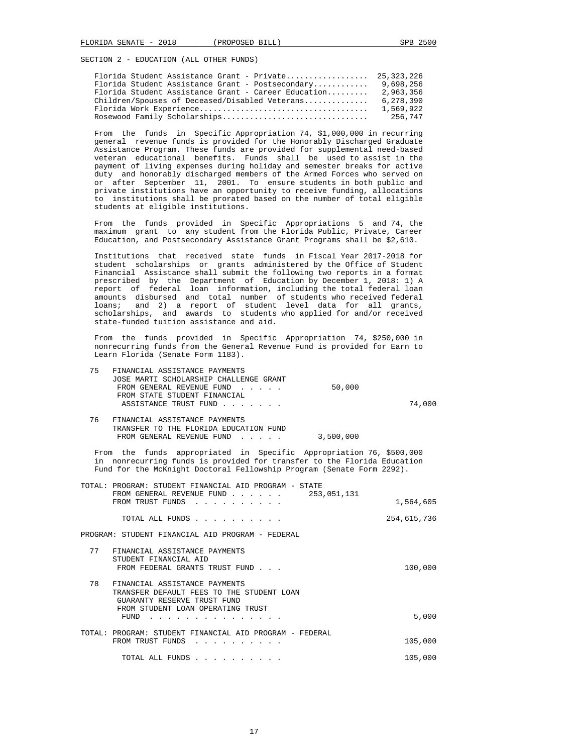SECTION 2 - EDUCATION (ALL OTHER FUNDS)

| | |
|---|---|
| Florida Student Assistance Grant - Private | 25,323,226 |
| Florida Student Assistance Grant - Postsecondary | 9,698,256 |
| Florida Student Assistance Grant - Career Education | 2,963,356 |
| Children/Spouses of Deceased/Disabled Veterans | 6,278,390 |
| Florida Work Experience | 1,569,922 |
| Rosewood Family Scholarships | 256,747 |

From the funds in Specific Appropriation 74, $1,000,000 in recurring general revenue funds is provided for the Honorably Discharged Graduate Assistance Program. These funds are provided for supplemental need-based veteran educational benefits. Funds shall be used to assist in the payment of living expenses during holiday and semester breaks for active duty and honorably discharged members of the Armed Forces who served on or after September 11, 2001. To ensure students in both public and private institutions have an opportunity to receive funding, allocations to institutions shall be prorated based on the number of total eligible students at eligible institutions.

From the funds provided in Specific Appropriations 5 and 74, the maximum grant to any student from the Florida Public, Private, Career Education, and Postsecondary Assistance Grant Programs shall be $2,610.

Institutions that received state funds in Fiscal Year 2017-2018 for student scholarships or grants administered by the Office of Student Financial Assistance shall submit the following two reports in a format prescribed by the Department of Education by December 1, 2018: 1) A report of federal loan information, including the total federal loan amounts disbursed and total number of students who received federal loans; and 2) a report of student level data for all grants, scholarships, and awards to students who applied for and/or received state-funded tuition assistance and aid.

From the funds provided in Specific Appropriation 74, $250,000 in nonrecurring funds from the General Revenue Fund is provided for Earn to Learn Florida (Senate Form 1183).

75 FINANCIAL ASSISTANCE PAYMENTS
JOSE MARTI SCHOLARSHIP CHALLENGE GRANT
FROM GENERAL REVENUE FUND . . . . . 50,000
FROM STATE STUDENT FINANCIAL ASSISTANCE TRUST FUND . . . . . . . 74,000

76 FINANCIAL ASSISTANCE PAYMENTS
TRANSFER TO THE FLORIDA EDUCATION FUND
FROM GENERAL REVENUE FUND . . . . . 3,500,000

From the funds appropriated in Specific Appropriation 76, $500,000 in nonrecurring funds is provided for transfer to the Florida Education Fund for the McKnight Doctoral Fellowship Program (Senate Form 2292).

TOTAL: PROGRAM: STUDENT FINANCIAL AID PROGRAM - STATE
FROM GENERAL REVENUE FUND . . . . . . 253,051,131
FROM TRUST FUNDS . . . . . . . . . . 1,564,605

TOTAL ALL FUNDS . . . . . . . . . . 254,615,736

PROGRAM: STUDENT FINANCIAL AID PROGRAM - FEDERAL

77 FINANCIAL ASSISTANCE PAYMENTS
STUDENT FINANCIAL AID
FROM FEDERAL GRANTS TRUST FUND . . . 100,000

78 FINANCIAL ASSISTANCE PAYMENTS
TRANSFER DEFAULT FEES TO THE STUDENT LOAN GUARANTY RESERVE TRUST FUND
FROM STUDENT LOAN OPERATING TRUST FUND . . . . . . . . . . . . . . . 5,000

TOTAL: PROGRAM: STUDENT FINANCIAL AID PROGRAM - FEDERAL
FROM TRUST FUNDS . . . . . . . . . . 105,000

TOTAL ALL FUNDS . . . . . . . . . . 105,000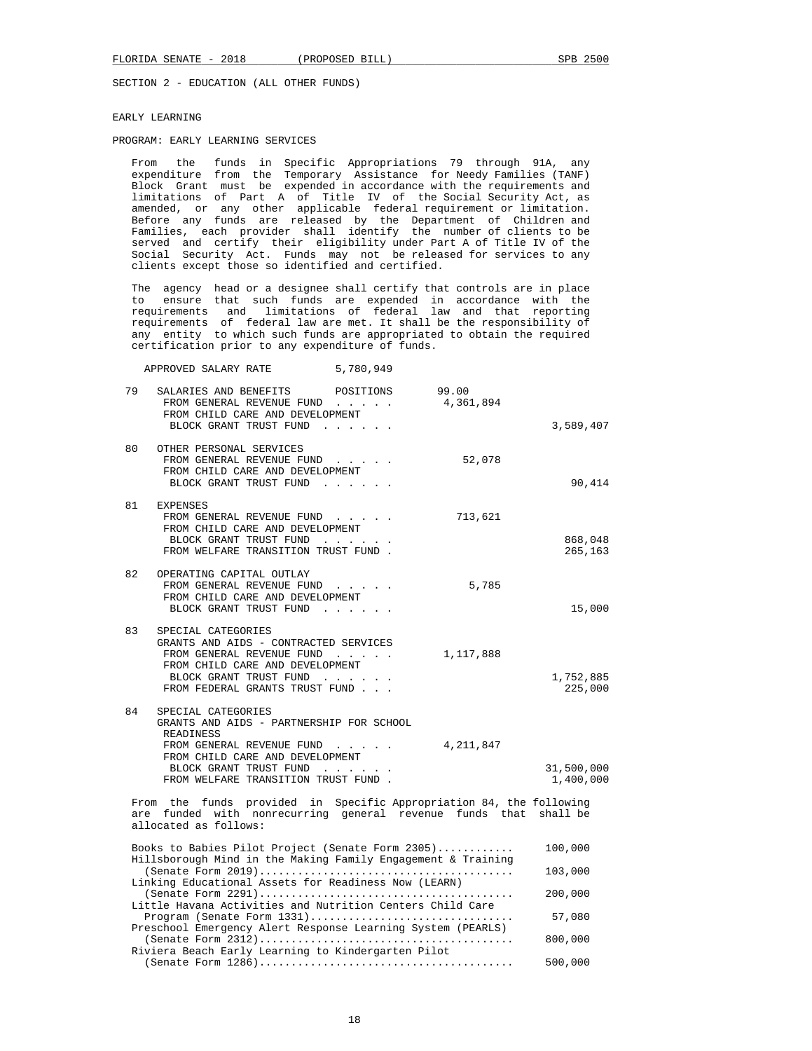SECTION 2 - EDUCATION (ALL OTHER FUNDS)

EARLY LEARNING

PROGRAM: EARLY LEARNING SERVICES

From the funds in Specific Appropriations 79 through 91A, any expenditure from the Temporary Assistance for Needy Families (TANF) Block Grant must be expended in accordance with the requirements and limitations of Part A of Title IV of the Social Security Act, as amended, or any other applicable federal requirement or limitation. Before any funds are released by the Department of Children and Families, each provider shall identify the number of clients to be served and certify their eligibility under Part A of Title IV of the Social Security Act. Funds may not be released for services to any clients except those so identified and certified.

The agency head or a designee shall certify that controls are in place to ensure that such funds are expended in accordance with the requirements and limitations of federal law and that reporting requirements of federal law are met. It shall be the responsibility of any entity to which such funds are appropriated to obtain the required certification prior to any expenditure of funds.

APPROVED SALARY RATE 5,780,949

| | | | |
|---|---|---|---|
| 79 | SALARIES AND BENEFITS POSITIONS | 99.00 | |
| | FROM GENERAL REVENUE FUND | 4,361,894 | |
| | FROM CHILD CARE AND DEVELOPMENT BLOCK GRANT TRUST FUND | | 3,589,407 |
| 80 | OTHER PERSONAL SERVICES | | |
| | FROM GENERAL REVENUE FUND | 52,078 | |
| | FROM CHILD CARE AND DEVELOPMENT BLOCK GRANT TRUST FUND | | 90,414 |
| 81 | EXPENSES | | |
| | FROM GENERAL REVENUE FUND | 713,621 | |
| | FROM CHILD CARE AND DEVELOPMENT BLOCK GRANT TRUST FUND | | 868,048 |
| | FROM WELFARE TRANSITION TRUST FUND | | 265,163 |
| 82 | OPERATING CAPITAL OUTLAY | | |
| | FROM GENERAL REVENUE FUND | 5,785 | |
| | FROM CHILD CARE AND DEVELOPMENT BLOCK GRANT TRUST FUND | | 15,000 |
| 83 | SPECIAL CATEGORIES GRANTS AND AIDS - CONTRACTED SERVICES | | |
| | FROM GENERAL REVENUE FUND | 1,117,888 | |
| | FROM CHILD CARE AND DEVELOPMENT BLOCK GRANT TRUST FUND | | 1,752,885 |
| | FROM FEDERAL GRANTS TRUST FUND | | 225,000 |
| 84 | SPECIAL CATEGORIES GRANTS AND AIDS - PARTNERSHIP FOR SCHOOL READINESS | | |
| | FROM GENERAL REVENUE FUND | 4,211,847 | |
| | FROM CHILD CARE AND DEVELOPMENT BLOCK GRANT TRUST FUND | | 31,500,000 |
| | FROM WELFARE TRANSITION TRUST FUND | | 1,400,000 |

From the funds provided in Specific Appropriation 84, the following are funded with nonrecurring general revenue funds that shall be allocated as follows:

| | |
|---|---|
| Books to Babies Pilot Project (Senate Form 2305) | 100,000 |
| Hillsborough Mind in the Making Family Engagement & Training (Senate Form 2019) | 103,000 |
| Linking Educational Assets for Readiness Now (LEARN) (Senate Form 2291) | 200,000 |
| Little Havana Activities and Nutrition Centers Child Care Program (Senate Form 1331) | 57,080 |
| Preschool Emergency Alert Response Learning System (PEARLS) (Senate Form 2312) | 800,000 |
| Riviera Beach Early Learning to Kindergarten Pilot (Senate Form 1286) | 500,000 |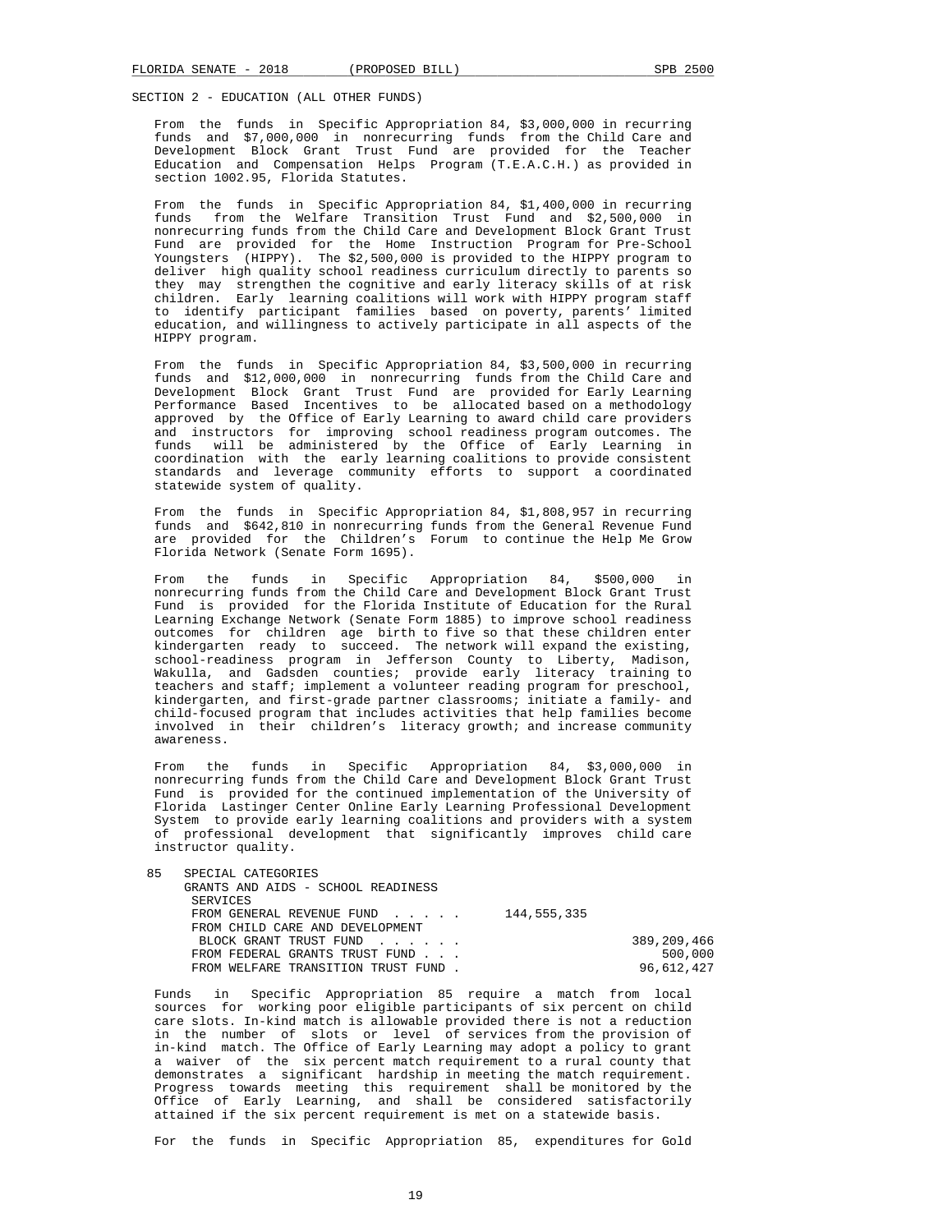SECTION 2 - EDUCATION (ALL OTHER FUNDS)

From the funds in Specific Appropriation 84, $3,000,000 in recurring funds and $7,000,000 in nonrecurring funds from the Child Care and Development Block Grant Trust Fund are provided for the Teacher Education and Compensation Helps Program (T.E.A.C.H.) as provided in section 1002.95, Florida Statutes.

From the funds in Specific Appropriation 84, $1,400,000 in recurring funds from the Welfare Transition Trust Fund and $2,500,000 in nonrecurring funds from the Child Care and Development Block Grant Trust Fund are provided for the Home Instruction Program for Pre-School Youngsters (HIPPY). The $2,500,000 is provided to the HIPPY program to deliver high quality school readiness curriculum directly to parents so they may strengthen the cognitive and early literacy skills of at risk children. Early learning coalitions will work with HIPPY program staff to identify participant families based on poverty, parents' limited education, and willingness to actively participate in all aspects of the HIPPY program.

From the funds in Specific Appropriation 84, $3,500,000 in recurring funds and $12,000,000 in nonrecurring funds from the Child Care and Development Block Grant Trust Fund are provided for Early Learning Performance Based Incentives to be allocated based on a methodology approved by the Office of Early Learning to award child care providers and instructors for improving school readiness program outcomes. The funds will be administered by the Office of Early Learning in coordination with the early learning coalitions to provide consistent standards and leverage community efforts to support a coordinated statewide system of quality.

From the funds in Specific Appropriation 84, $1,808,957 in recurring funds and $642,810 in nonrecurring funds from the General Revenue Fund are provided for the Children's Forum to continue the Help Me Grow Florida Network (Senate Form 1695).

From the funds in Specific Appropriation 84, $500,000 in nonrecurring funds from the Child Care and Development Block Grant Trust Fund is provided for the Florida Institute of Education for the Rural Learning Exchange Network (Senate Form 1885) to improve school readiness outcomes for children age birth to five so that these children enter kindergarten ready to succeed. The network will expand the existing, school-readiness program in Jefferson County to Liberty, Madison, Wakulla, and Gadsden counties; provide early literacy training to teachers and staff; implement a volunteer reading program for preschool, kindergarten, and first-grade partner classrooms; initiate a family- and child-focused program that includes activities that help families become involved in their children's literacy growth; and increase community awareness.

From the funds in Specific Appropriation 84, $3,000,000 in nonrecurring funds from the Child Care and Development Block Grant Trust Fund is provided for the continued implementation of the University of Florida Lastinger Center Online Early Learning Professional Development System to provide early learning coalitions and providers with a system of professional development that significantly improves child care instructor quality.

85 SPECIAL CATEGORIES
GRANTS AND AIDS - SCHOOL READINESS SERVICES

| | | |
|---|---|---|
| FROM GENERAL REVENUE FUND . . . . . | 144,555,335 | |
| FROM CHILD CARE AND DEVELOPMENT BLOCK GRANT TRUST FUND . . . . . . | | 389,209,466 |
| FROM FEDERAL GRANTS TRUST FUND . . . | | 500,000 |
| FROM WELFARE TRANSITION TRUST FUND . | | 96,612,427 |

Funds in Specific Appropriation 85 require a match from local sources for working poor eligible participants of six percent on child care slots. In-kind match is allowable provided there is not a reduction in the number of slots or level of services from the provision of in-kind match. The Office of Early Learning may adopt a policy to grant a waiver of the six percent match requirement to a rural county that demonstrates a significant hardship in meeting the match requirement. Progress towards meeting this requirement shall be monitored by the Office of Early Learning, and shall be considered satisfactorily attained if the six percent requirement is met on a statewide basis.

For the funds in Specific Appropriation 85, expenditures for Gold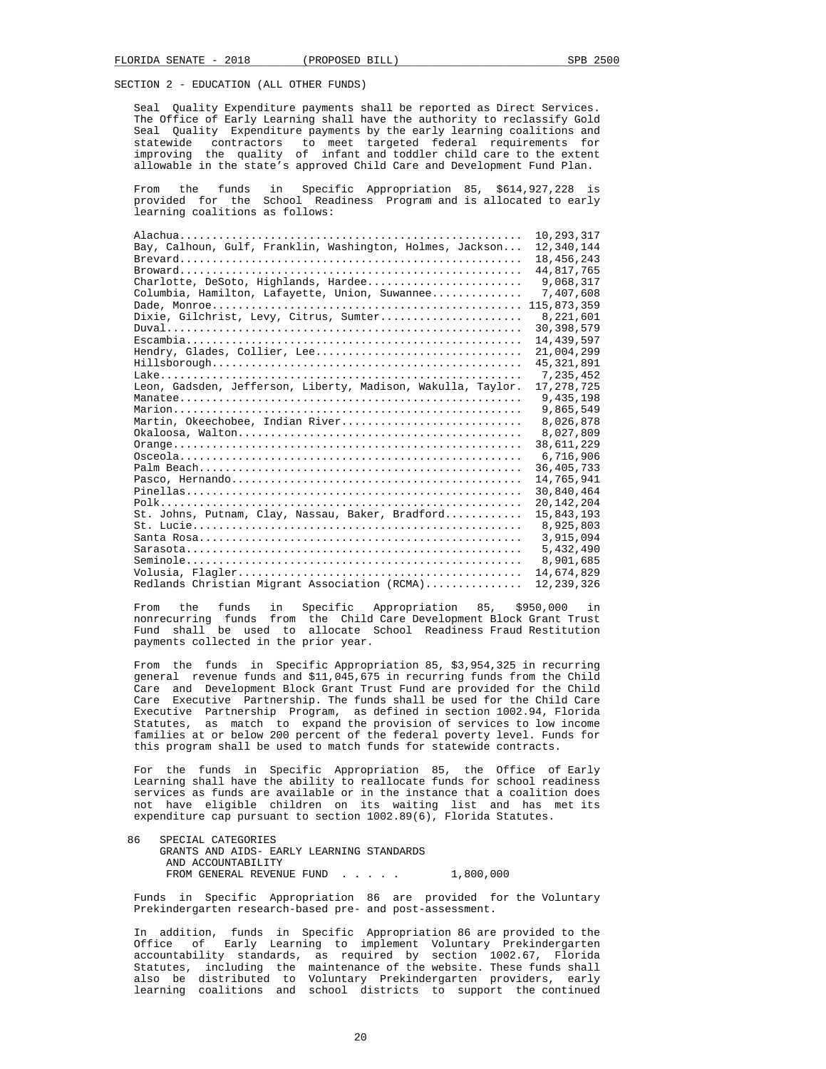SECTION 2 - EDUCATION (ALL OTHER FUNDS)

Seal Quality Expenditure payments shall be reported as Direct Services. The Office of Early Learning shall have the authority to reclassify Gold Seal Quality Expenditure payments by the early learning coalitions and statewide contractors to meet targeted federal requirements for improving the quality of infant and toddler child care to the extent allowable in the state's approved Child Care and Development Fund Plan.

From the funds in Specific Appropriation 85, $614,927,228 is provided for the School Readiness Program and is allocated to early learning coalitions as follows:

| Coalition | Amount |
|---|---|
| Alachua | 10,293,317 |
| Bay, Calhoun, Gulf, Franklin, Washington, Holmes, Jackson | 12,340,144 |
| Brevard | 18,456,243 |
| Broward | 44,817,765 |
| Charlotte, DeSoto, Highlands, Hardee | 9,068,317 |
| Columbia, Hamilton, Lafayette, Union, Suwannee | 7,407,608 |
| Dade, Monroe | 115,873,359 |
| Dixie, Gilchrist, Levy, Citrus, Sumter | 8,221,601 |
| Duval | 30,398,579 |
| Escambia | 14,439,597 |
| Hendry, Glades, Collier, Lee | 21,004,299 |
| Hillsborough | 45,321,891 |
| Lake | 7,235,452 |
| Leon, Gadsden, Jefferson, Liberty, Madison, Wakulla, Taylor | 17,278,725 |
| Manatee | 9,435,198 |
| Marion | 9,865,549 |
| Martin, Okeechobee, Indian River | 8,026,878 |
| Okaloosa, Walton | 8,027,809 |
| Orange | 38,611,229 |
| Osceola | 6,716,906 |
| Palm Beach | 36,405,733 |
| Pasco, Hernando | 14,765,941 |
| Pinellas | 30,840,464 |
| Polk | 20,142,204 |
| St. Johns, Putnam, Clay, Nassau, Baker, Bradford | 15,843,193 |
| St. Lucie | 8,925,803 |
| Santa Rosa | 3,915,094 |
| Sarasota | 5,432,490 |
| Seminole | 8,901,685 |
| Volusia, Flagler | 14,674,829 |
| Redlands Christian Migrant Association (RCMA) | 12,239,326 |

From the funds in Specific Appropriation 85, $950,000 in nonrecurring funds from the Child Care Development Block Grant Trust Fund shall be used to allocate School Readiness Fraud Restitution payments collected in the prior year.

From the funds in Specific Appropriation 85, $3,954,325 in recurring general revenue funds and $11,045,675 in recurring funds from the Child Care and Development Block Grant Trust Fund are provided for the Child Care Executive Partnership. The funds shall be used for the Child Care Executive Partnership Program, as defined in section 1002.94, Florida Statutes, as match to expand the provision of services to low income families at or below 200 percent of the federal poverty level. Funds for this program shall be used to match funds for statewide contracts.

For the funds in Specific Appropriation 85, the Office of Early Learning shall have the ability to reallocate funds for school readiness services as funds are available or in the instance that a coalition does not have eligible children on its waiting list and has met its expenditure cap pursuant to section 1002.89(6), Florida Statutes.

86 SPECIAL CATEGORIES
GRANTS AND AIDS- EARLY LEARNING STANDARDS AND ACCOUNTABILITY
FROM GENERAL REVENUE FUND . . . . . 1,800,000

Funds in Specific Appropriation 86 are provided for the Voluntary Prekindergarten research-based pre- and post-assessment.

In addition, funds in Specific Appropriation 86 are provided to the Office of Early Learning to implement Voluntary Prekindergarten accountability standards, as required by section 1002.67, Florida Statutes, including the maintenance of the website. These funds shall also be distributed to Voluntary Prekindergarten providers, early learning coalitions and school districts to support the continued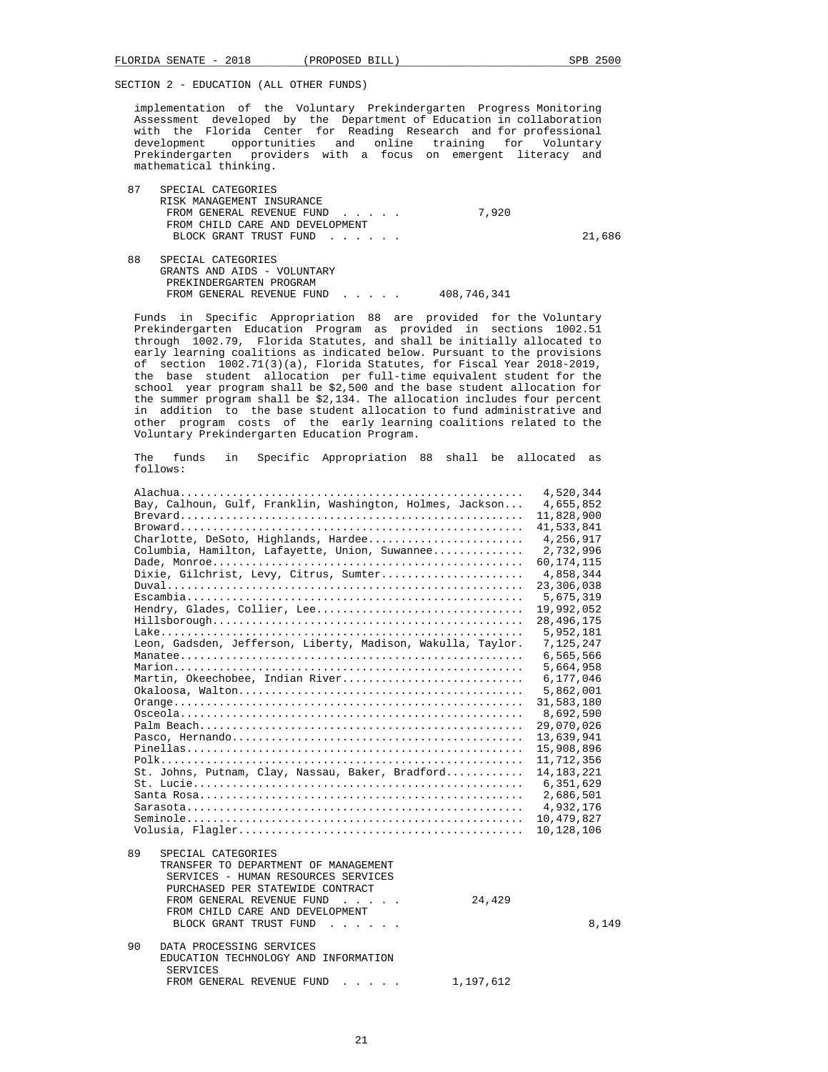SECTION 2 - EDUCATION (ALL OTHER FUNDS)

implementation of the Voluntary Prekindergarten Progress Monitoring Assessment developed by the Department of Education in collaboration with the Florida Center for Reading Research and for professional development opportunities and online training for Voluntary Prekindergarten providers with a focus on emergent literacy and mathematical thinking.

87 SPECIAL CATEGORIES
RISK MANAGEMENT INSURANCE
FROM GENERAL REVENUE FUND . . . . . 7,920
FROM CHILD CARE AND DEVELOPMENT BLOCK GRANT TRUST FUND . . . . . . 21,686

88 SPECIAL CATEGORIES
GRANTS AND AIDS - VOLUNTARY PREKINDERGARTEN PROGRAM
FROM GENERAL REVENUE FUND . . . . . 408,746,341

Funds in Specific Appropriation 88 are provided for the Voluntary Prekindergarten Education Program as provided in sections 1002.51 through 1002.79, Florida Statutes, and shall be initially allocated to early learning coalitions as indicated below. Pursuant to the provisions of section 1002.71(3)(a), Florida Statutes, for Fiscal Year 2018-2019, the base student allocation per full-time equivalent student for the school year program shall be $2,500 and the base student allocation for the summer program shall be $2,134. The allocation includes four percent in addition to the base student allocation to fund administrative and other program costs of the early learning coalitions related to the Voluntary Prekindergarten Education Program.

The funds in Specific Appropriation 88 shall be allocated as follows:

| County | Amount |
|---|---|
| Alachua | 4,520,344 |
| Bay, Calhoun, Gulf, Franklin, Washington, Holmes, Jackson | 4,655,852 |
| Brevard | 11,828,900 |
| Broward | 41,533,841 |
| Charlotte, DeSoto, Highlands, Hardee | 4,256,917 |
| Columbia, Hamilton, Lafayette, Union, Suwannee | 2,732,996 |
| Dade, Monroe | 60,174,115 |
| Dixie, Gilchrist, Levy, Citrus, Sumter | 4,858,344 |
| Duval | 23,306,038 |
| Escambia | 5,675,319 |
| Hendry, Glades, Collier, Lee | 19,992,052 |
| Hillsborough | 28,496,175 |
| Lake | 5,952,181 |
| Leon, Gadsden, Jefferson, Liberty, Madison, Wakulla, Taylor | 7,125,247 |
| Manatee | 6,565,566 |
| Marion | 5,664,958 |
| Martin, Okeechobee, Indian River | 6,177,046 |
| Okaloosa, Walton | 5,862,001 |
| Orange | 31,583,180 |
| Osceola | 8,692,590 |
| Palm Beach | 29,070,026 |
| Pasco, Hernando | 13,639,941 |
| Pinellas | 15,908,896 |
| Polk | 11,712,356 |
| St. Johns, Putnam, Clay, Nassau, Baker, Bradford | 14,183,221 |
| St. Lucie | 6,351,629 |
| Santa Rosa | 2,686,501 |
| Sarasota | 4,932,176 |
| Seminole | 10,479,827 |
| Volusia, Flagler | 10,128,106 |

89 SPECIAL CATEGORIES
TRANSFER TO DEPARTMENT OF MANAGEMENT SERVICES - HUMAN RESOURCES SERVICES PURCHASED PER STATEWIDE CONTRACT
FROM GENERAL REVENUE FUND . . . . . 24,429
FROM CHILD CARE AND DEVELOPMENT BLOCK GRANT TRUST FUND . . . . . . 8,149

90 DATA PROCESSING SERVICES
EDUCATION TECHNOLOGY AND INFORMATION SERVICES
FROM GENERAL REVENUE FUND . . . . . 1,197,612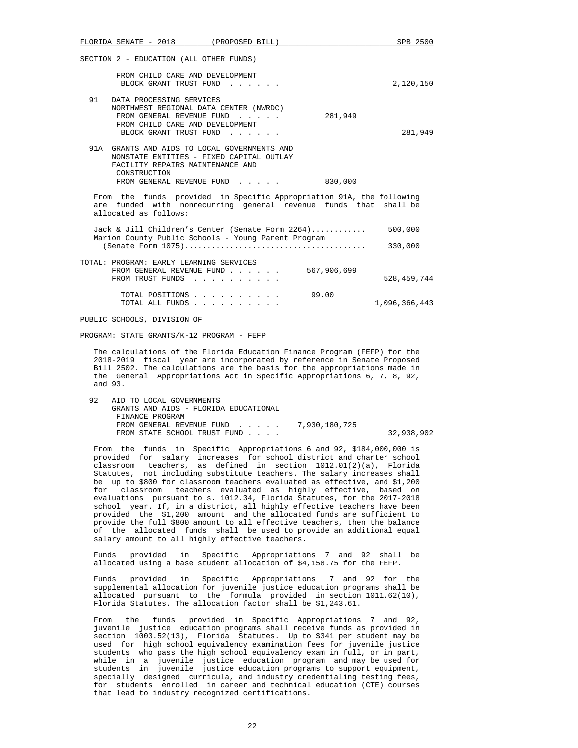SECTION 2 - EDUCATION (ALL OTHER FUNDS)

FROM CHILD CARE AND DEVELOPMENT BLOCK GRANT TRUST FUND . . . . . . 2,120,150

91 DATA PROCESSING SERVICES
NORTHWEST REGIONAL DATA CENTER (NWRDC)
FROM GENERAL REVENUE FUND . . . . . 281,949
FROM CHILD CARE AND DEVELOPMENT BLOCK GRANT TRUST FUND . . . . . . 281,949

91A GRANTS AND AIDS TO LOCAL GOVERNMENTS AND NONSTATE ENTITIES - FIXED CAPITAL OUTLAY FACILITY REPAIRS MAINTENANCE AND CONSTRUCTION
FROM GENERAL REVENUE FUND . . . . . 830,000

From the funds provided in Specific Appropriation 91A, the following are funded with nonrecurring general revenue funds that shall be allocated as follows:

| | |
|---|---|
| Jack & Jill Children's Center (Senate Form 2264)............ | 500,000 |
| Marion County Public Schools - Young Parent Program (Senate Form 1075)........................................ | 330,000 |

TOTAL: PROGRAM: EARLY LEARNING SERVICES
FROM GENERAL REVENUE FUND . . . . . . 567,906,699
FROM TRUST FUNDS . . . . . . . . . . 528,459,744

TOTAL POSITIONS . . . . . . . . . . 99.00
TOTAL ALL FUNDS . . . . . . . . . . 1,096,366,443

PUBLIC SCHOOLS, DIVISION OF

PROGRAM: STATE GRANTS/K-12 PROGRAM - FEFP

The calculations of the Florida Education Finance Program (FEFP) for the 2018-2019 fiscal year are incorporated by reference in Senate Proposed Bill 2502. The calculations are the basis for the appropriations made in the General Appropriations Act in Specific Appropriations 6, 7, 8, 92, and 93.

92 AID TO LOCAL GOVERNMENTS
GRANTS AND AIDS - FLORIDA EDUCATIONAL FINANCE PROGRAM
FROM GENERAL REVENUE FUND . . . . . 7,930,180,725
FROM STATE SCHOOL TRUST FUND . . . . 32,938,902

From the funds in Specific Appropriations 6 and 92, $184,000,000 is provided for salary increases for school district and charter school classroom teachers, as defined in section 1012.01(2)(a), Florida Statutes, not including substitute teachers. The salary increases shall be up to $800 for classroom teachers evaluated as effective, and $1,200 for classroom teachers evaluated as highly effective, based on evaluations pursuant to s. 1012.34, Florida Statutes, for the 2017-2018 school year. If, in a district, all highly effective teachers have been provided the $1,200 amount and the allocated funds are sufficient to provide the full $800 amount to all effective teachers, then the balance of the allocated funds shall be used to provide an additional equal salary amount to all highly effective teachers.

Funds provided in Specific Appropriations 7 and 92 shall be allocated using a base student allocation of $4,158.75 for the FEFP.

Funds provided in Specific Appropriations 7 and 92 for the supplemental allocation for juvenile justice education programs shall be allocated pursuant to the formula provided in section 1011.62(10), Florida Statutes. The allocation factor shall be $1,243.61.

From the funds provided in Specific Appropriations 7 and 92, juvenile justice education programs shall receive funds as provided in section 1003.52(13), Florida Statutes. Up to $341 per student may be used for high school equivalency examination fees for juvenile justice students who pass the high school equivalency exam in full, or in part, while in a juvenile justice education program and may be used for students in juvenile justice education programs to support equipment, specially designed curricula, and industry credentialing testing fees, for students enrolled in career and technical education (CTE) courses that lead to industry recognized certifications.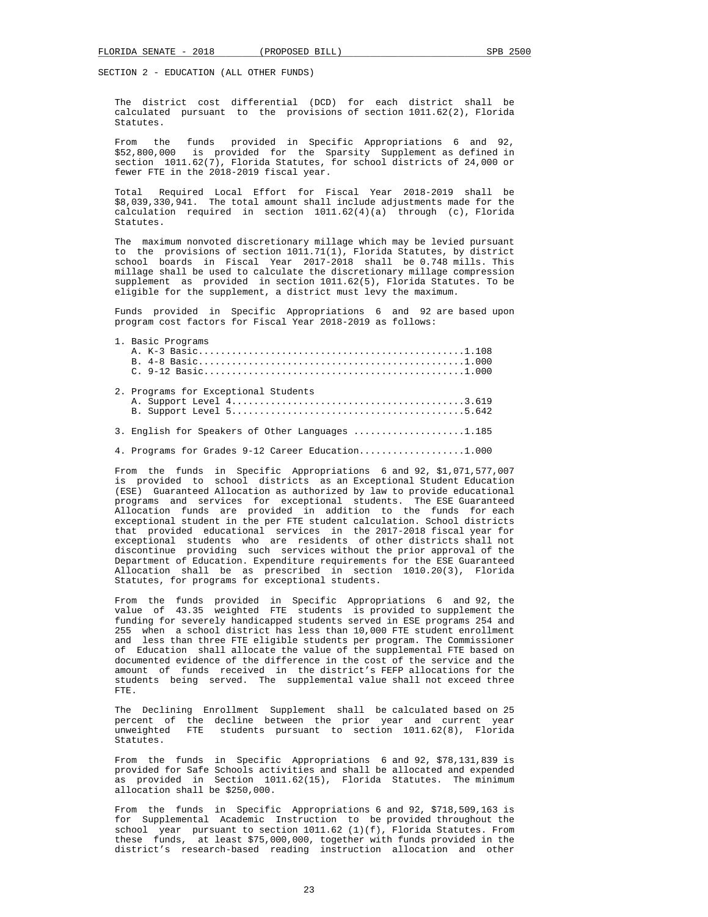SECTION 2 - EDUCATION (ALL OTHER FUNDS)

The district cost differential (DCD) for each district shall be calculated pursuant to the provisions of section 1011.62(2), Florida Statutes.

From the funds provided in Specific Appropriations 6 and 92, $52,800,000 is provided for the Sparsity Supplement as defined in section 1011.62(7), Florida Statutes, for school districts of 24,000 or fewer FTE in the 2018-2019 fiscal year.

Total Required Local Effort for Fiscal Year 2018-2019 shall be $8,039,330,941. The total amount shall include adjustments made for the calculation required in section 1011.62(4)(a) through (c), Florida Statutes.

The maximum nonvoted discretionary millage which may be levied pursuant to the provisions of section 1011.71(1), Florida Statutes, by district school boards in Fiscal Year 2017-2018 shall be 0.748 mills. This millage shall be used to calculate the discretionary millage compression supplement as provided in section 1011.62(5), Florida Statutes. To be eligible for the supplement, a district must levy the maximum.

Funds provided in Specific Appropriations 6 and 92 are based upon program cost factors for Fiscal Year 2018-2019 as follows:

1. Basic Programs
   A. K-3 Basic..............................................1.108
   B. 4-8 Basic..............................................1.000
   C. 9-12 Basic.............................................1.000

2. Programs for Exceptional Students
   A. Support Level 4........................................3.619
   B. Support Level 5........................................5.642

3. English for Speakers of Other Languages ...................1.185

4. Programs for Grades 9-12 Career Education..................1.000

From the funds in Specific Appropriations 6 and 92, $1,071,577,007 is provided to school districts as an Exceptional Student Education (ESE) Guaranteed Allocation as authorized by law to provide educational programs and services for exceptional students. The ESE Guaranteed Allocation funds are provided in addition to the funds for each exceptional student in the per FTE student calculation. School districts that provided educational services in the 2017-2018 fiscal year for exceptional students who are residents of other districts shall not discontinue providing such services without the prior approval of the Department of Education. Expenditure requirements for the ESE Guaranteed Allocation shall be as prescribed in section 1010.20(3), Florida Statutes, for programs for exceptional students.

From the funds provided in Specific Appropriations 6 and 92, the value of 43.35 weighted FTE students is provided to supplement the funding for severely handicapped students served in ESE programs 254 and 255 when a school district has less than 10,000 FTE student enrollment and less than three FTE eligible students per program. The Commissioner of Education shall allocate the value of the supplemental FTE based on documented evidence of the difference in the cost of the service and the amount of funds received in the district's FEFP allocations for the students being served. The supplemental value shall not exceed three FTE.

The Declining Enrollment Supplement shall be calculated based on 25 percent of the decline between the prior year and current year unweighted FTE students pursuant to section 1011.62(8), Florida Statutes.

From the funds in Specific Appropriations 6 and 92, $78,131,839 is provided for Safe Schools activities and shall be allocated and expended as provided in Section 1011.62(15), Florida Statutes. The minimum allocation shall be $250,000.

From the funds in Specific Appropriations 6 and 92, $718,509,163 is for Supplemental Academic Instruction to be provided throughout the school year pursuant to section 1011.62 (1)(f), Florida Statutes. From these funds, at least $75,000,000, together with funds provided in the district's research-based reading instruction allocation and other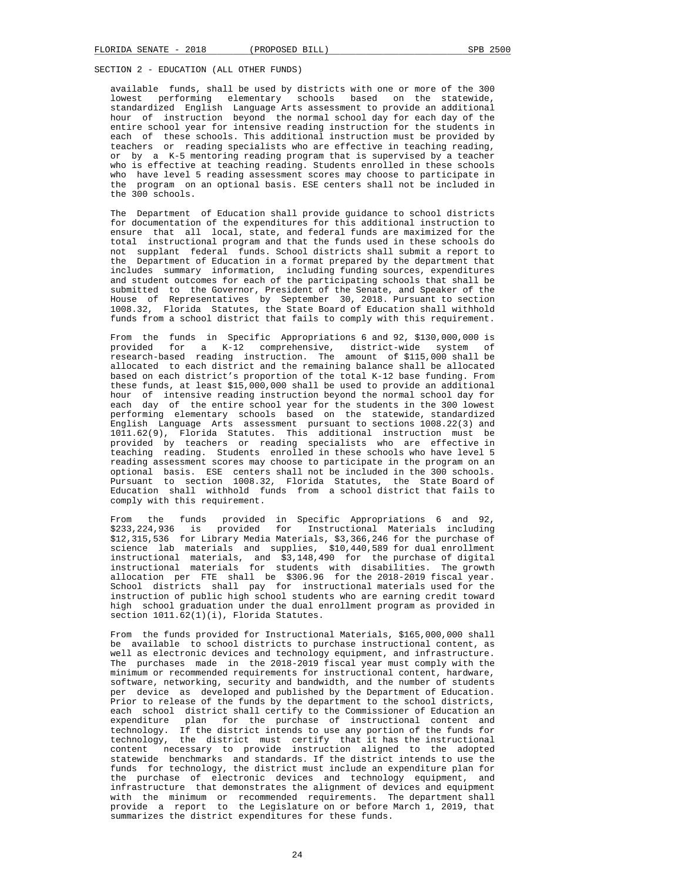SECTION 2 - EDUCATION (ALL OTHER FUNDS)

available funds, shall be used by districts with one or more of the 300 lowest performing elementary schools based on the statewide, standardized English Language Arts assessment to provide an additional hour of instruction beyond the normal school day for each day of the entire school year for intensive reading instruction for the students in each of these schools. This additional instruction must be provided by teachers or reading specialists who are effective in teaching reading, or by a K-5 mentoring reading program that is supervised by a teacher who is effective at teaching reading. Students enrolled in these schools who have level 5 reading assessment scores may choose to participate in the program on an optional basis. ESE centers shall not be included in the 300 schools.

The Department of Education shall provide guidance to school districts for documentation of the expenditures for this additional instruction to ensure that all local, state, and federal funds are maximized for the total instructional program and that the funds used in these schools do not supplant federal funds. School districts shall submit a report to the Department of Education in a format prepared by the department that includes summary information, including funding sources, expenditures and student outcomes for each of the participating schools that shall be submitted to the Governor, President of the Senate, and Speaker of the House of Representatives by September 30, 2018. Pursuant to section 1008.32, Florida Statutes, the State Board of Education shall withhold funds from a school district that fails to comply with this requirement.

From the funds in Specific Appropriations 6 and 92, $130,000,000 is provided for a K-12 comprehensive, district-wide system of research-based reading instruction. The amount of $115,000 shall be allocated to each district and the remaining balance shall be allocated based on each district's proportion of the total K-12 base funding. From these funds, at least $15,000,000 shall be used to provide an additional hour of intensive reading instruction beyond the normal school day for each day of the entire school year for the students in the 300 lowest performing elementary schools based on the statewide, standardized English Language Arts assessment pursuant to sections 1008.22(3) and 1011.62(9), Florida Statutes. This additional instruction must be provided by teachers or reading specialists who are effective in teaching reading. Students enrolled in these schools who have level 5 reading assessment scores may choose to participate in the program on an optional basis. ESE centers shall not be included in the 300 schools. Pursuant to section 1008.32, Florida Statutes, the State Board of Education shall withhold funds from a school district that fails to comply with this requirement.

From the funds provided in Specific Appropriations 6 and 92, $233,224,936 is provided for Instructional Materials including $12,315,536 for Library Media Materials, $3,366,246 for the purchase of science lab materials and supplies, $10,440,589 for dual enrollment instructional materials, and $3,148,490 for the purchase of digital instructional materials for students with disabilities. The growth allocation per FTE shall be $306.96 for the 2018-2019 fiscal year. School districts shall pay for instructional materials used for the instruction of public high school students who are earning credit toward high school graduation under the dual enrollment program as provided in section 1011.62(1)(i), Florida Statutes.

From the funds provided for Instructional Materials, $165,000,000 shall be available to school districts to purchase instructional content, as well as electronic devices and technology equipment, and infrastructure. The purchases made in the 2018-2019 fiscal year must comply with the minimum or recommended requirements for instructional content, hardware, software, networking, security and bandwidth, and the number of students per device as developed and published by the Department of Education. Prior to release of the funds by the department to the school districts, each school district shall certify to the Commissioner of Education an expenditure plan for the purchase of instructional content and technology. If the district intends to use any portion of the funds for technology, the district must certify that it has the instructional content necessary to provide instruction aligned to the adopted statewide benchmarks and standards. If the district intends to use the funds for technology, the district must include an expenditure plan for the purchase of electronic devices and technology equipment, and infrastructure that demonstrates the alignment of devices and equipment with the minimum or recommended requirements. The department shall provide a report to the Legislature on or before March 1, 2019, that summarizes the district expenditures for these funds.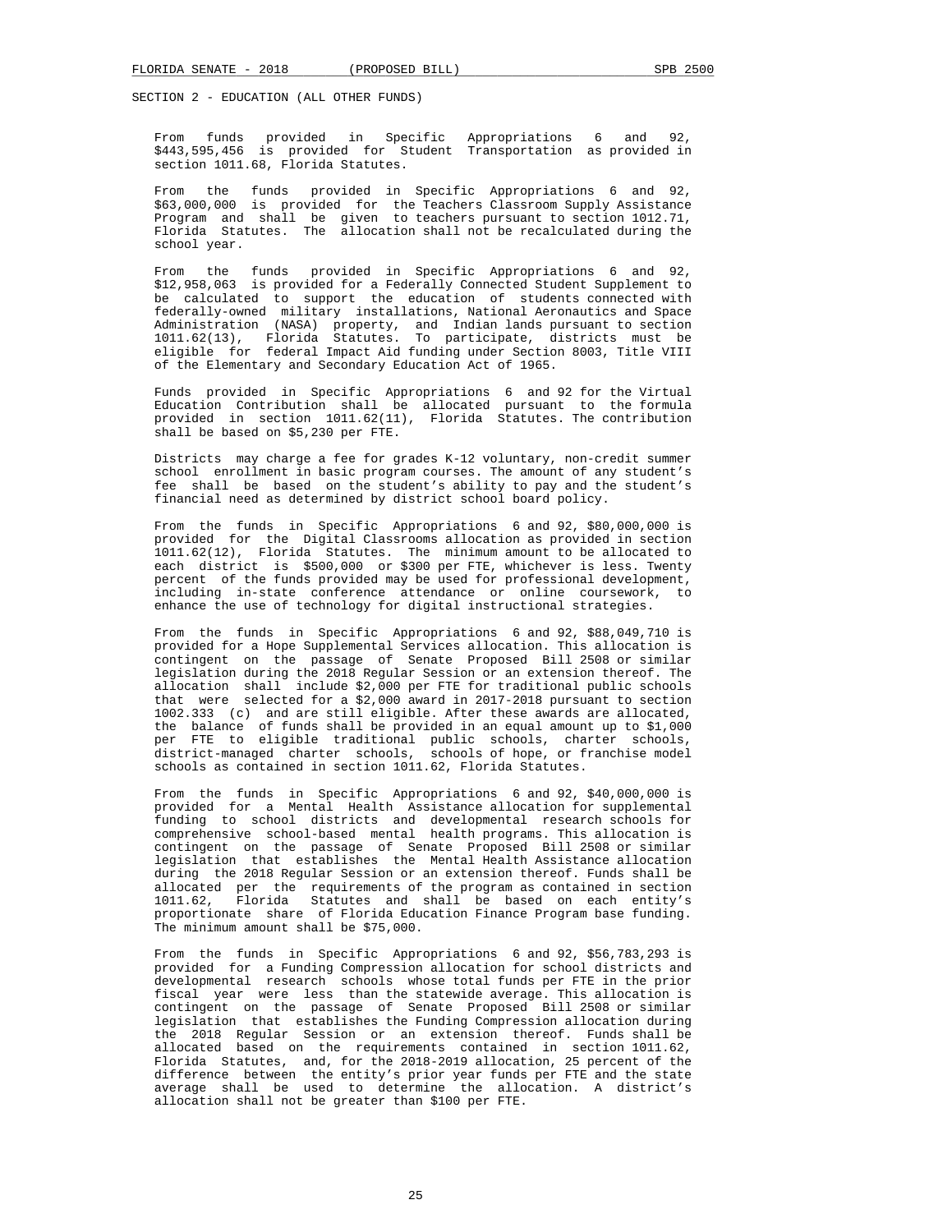SECTION 2 - EDUCATION (ALL OTHER FUNDS)

From funds provided in Specific Appropriations 6 and 92, $443,595,456 is provided for Student Transportation as provided in section 1011.68, Florida Statutes.

From the funds provided in Specific Appropriations 6 and 92, $63,000,000 is provided for the Teachers Classroom Supply Assistance Program and shall be given to teachers pursuant to section 1012.71, Florida Statutes. The allocation shall not be recalculated during the school year.

From the funds provided in Specific Appropriations 6 and 92, $12,958,063 is provided for a Federally Connected Student Supplement to be calculated to support the education of students connected with federally-owned military installations, National Aeronautics and Space Administration (NASA) property, and Indian lands pursuant to section 1011.62(13), Florida Statutes. To participate, districts must be eligible for federal Impact Aid funding under Section 8003, Title VIII of the Elementary and Secondary Education Act of 1965.

Funds provided in Specific Appropriations 6 and 92 for the Virtual Education Contribution shall be allocated pursuant to the formula provided in section 1011.62(11), Florida Statutes. The contribution shall be based on $5,230 per FTE.

Districts may charge a fee for grades K-12 voluntary, non-credit summer school enrollment in basic program courses. The amount of any student's fee shall be based on the student's ability to pay and the student's financial need as determined by district school board policy.

From the funds in Specific Appropriations 6 and 92, $80,000,000 is provided for the Digital Classrooms allocation as provided in section 1011.62(12), Florida Statutes. The minimum amount to be allocated to each district is $500,000 or $300 per FTE, whichever is less. Twenty percent of the funds provided may be used for professional development, including in-state conference attendance or online coursework, to enhance the use of technology for digital instructional strategies.

From the funds in Specific Appropriations 6 and 92, $88,049,710 is provided for a Hope Supplemental Services allocation. This allocation is contingent on the passage of Senate Proposed Bill 2508 or similar legislation during the 2018 Regular Session or an extension thereof. The allocation shall include $2,000 per FTE for traditional public schools that were selected for a $2,000 award in 2017-2018 pursuant to section 1002.333 (c) and are still eligible. After these awards are allocated, the balance of funds shall be provided in an equal amount up to $1,000 per FTE to eligible traditional public schools, charter schools, district-managed charter schools, schools of hope, or franchise model schools as contained in section 1011.62, Florida Statutes.

From the funds in Specific Appropriations 6 and 92, $40,000,000 is provided for a Mental Health Assistance allocation for supplemental funding to school districts and developmental research schools for comprehensive school-based mental health programs. This allocation is contingent on the passage of Senate Proposed Bill 2508 or similar legislation that establishes the Mental Health Assistance allocation during the 2018 Regular Session or an extension thereof. Funds shall be allocated per the requirements of the program as contained in section 1011.62, Florida Statutes and shall be based on each entity's proportionate share of Florida Education Finance Program base funding. The minimum amount shall be $75,000.

From the funds in Specific Appropriations 6 and 92, $56,783,293 is provided for a Funding Compression allocation for school districts and developmental research schools whose total funds per FTE in the prior fiscal year were less than the statewide average. This allocation is contingent on the passage of Senate Proposed Bill 2508 or similar legislation that establishes the Funding Compression allocation during the 2018 Regular Session or an extension thereof. Funds shall be allocated based on the requirements contained in section 1011.62, Florida Statutes, and, for the 2018-2019 allocation, 25 percent of the difference between the entity's prior year funds per FTE and the state average shall be used to determine the allocation. A district's allocation shall not be greater than $100 per FTE.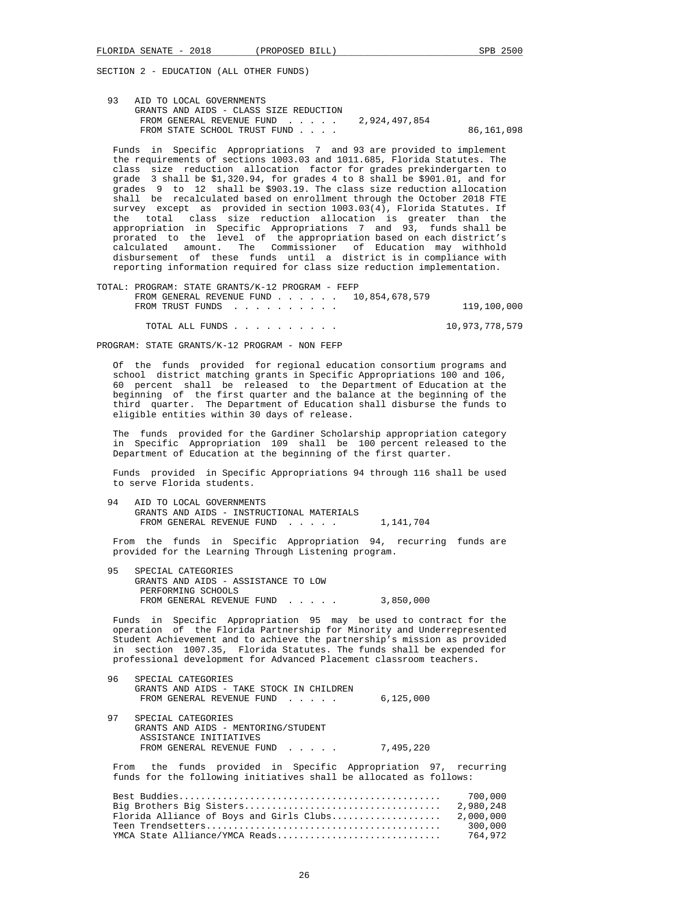SECTION 2 - EDUCATION (ALL OTHER FUNDS)

93 AID TO LOCAL GOVERNMENTS
GRANTS AND AIDS - CLASS SIZE REDUCTION

| | | |
|---|---|---|
| FROM GENERAL REVENUE FUND . . . . . | 2,924,497,854 | |
| FROM STATE SCHOOL TRUST FUND . . . . | | 86,161,098 |

Funds in Specific Appropriations 7 and 93 are provided to implement the requirements of sections 1003.03 and 1011.685, Florida Statutes. The class size reduction allocation factor for grades prekindergarten to grade 3 shall be $1,320.94, for grades 4 to 8 shall be $901.01, and for grades 9 to 12 shall be $903.19. The class size reduction allocation shall be recalculated based on enrollment through the October 2018 FTE survey except as provided in section 1003.03(4), Florida Statutes. If the total class size reduction allocation is greater than the appropriation in Specific Appropriations 7 and 93, funds shall be prorated to the level of the appropriation based on each district's calculated amount. The Commissioner of Education may withhold disbursement of these funds until a district is in compliance with reporting information required for class size reduction implementation.

TOTAL: PROGRAM: STATE GRANTS/K-12 PROGRAM - FEFP

| | | |
|---|---|---|
| FROM GENERAL REVENUE FUND . . . . . . | 10,854,678,579 | |
| FROM TRUST FUNDS . . . . . . . . . . | | 119,100,000 |
| TOTAL ALL FUNDS . . . . . . . . . . | | 10,973,778,579 |

PROGRAM: STATE GRANTS/K-12 PROGRAM - NON FEFP

Of the funds provided for regional education consortium programs and school district matching grants in Specific Appropriations 100 and 106, 60 percent shall be released to the Department of Education at the beginning of the first quarter and the balance at the beginning of the third quarter. The Department of Education shall disburse the funds to eligible entities within 30 days of release.

The funds provided for the Gardiner Scholarship appropriation category in Specific Appropriation 109 shall be 100 percent released to the Department of Education at the beginning of the first quarter.

Funds provided in Specific Appropriations 94 through 116 shall be used to serve Florida students.

94 AID TO LOCAL GOVERNMENTS
GRANTS AND AIDS - INSTRUCTIONAL MATERIALS
FROM GENERAL REVENUE FUND . . . . . 1,141,704

From the funds in Specific Appropriation 94, recurring funds are provided for the Learning Through Listening program.

95 SPECIAL CATEGORIES
GRANTS AND AIDS - ASSISTANCE TO LOW PERFORMING SCHOOLS
FROM GENERAL REVENUE FUND . . . . . 3,850,000

Funds in Specific Appropriation 95 may be used to contract for the operation of the Florida Partnership for Minority and Underrepresented Student Achievement and to achieve the partnership's mission as provided in section 1007.35, Florida Statutes. The funds shall be expended for professional development for Advanced Placement classroom teachers.

96 SPECIAL CATEGORIES
GRANTS AND AIDS - TAKE STOCK IN CHILDREN
FROM GENERAL REVENUE FUND . . . . . 6,125,000

97 SPECIAL CATEGORIES
GRANTS AND AIDS - MENTORING/STUDENT ASSISTANCE INITIATIVES
FROM GENERAL REVENUE FUND . . . . . 7,495,220

From the funds provided in Specific Appropriation 97, recurring funds for the following initiatives shall be allocated as follows:

| | |
|---|---|
| Best Buddies | 700,000 |
| Big Brothers Big Sisters | 2,980,248 |
| Florida Alliance of Boys and Girls Clubs | 2,000,000 |
| Teen Trendsetters | 300,000 |
| YMCA State Alliance/YMCA Reads | 764,972 |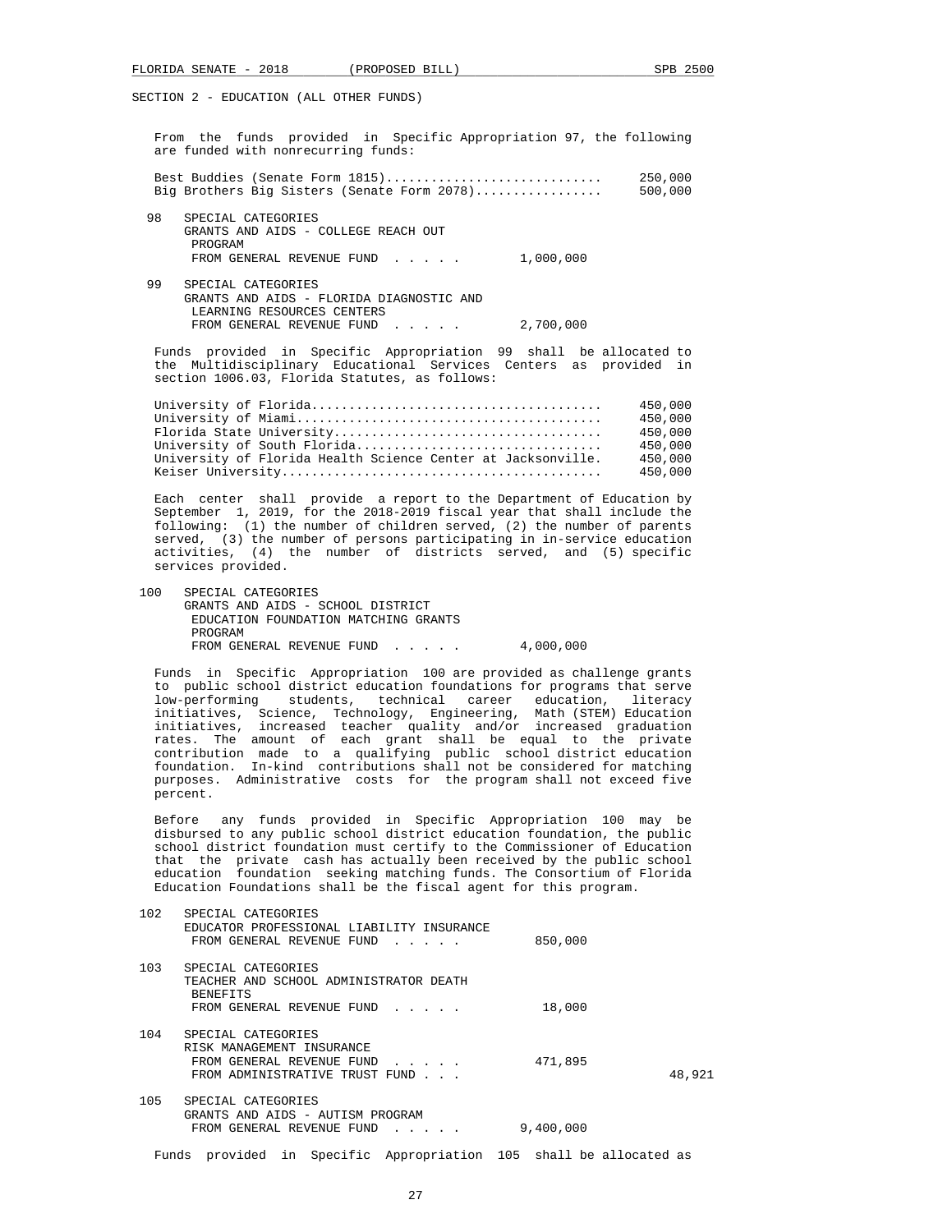SECTION 2 - EDUCATION (ALL OTHER FUNDS)

From the funds provided in Specific Appropriation 97, the following are funded with nonrecurring funds:

| | |
|---|---|
| Best Buddies (Senate Form 1815) | 250,000 |
| Big Brothers Big Sisters (Senate Form 2078) | 500,000 |

98 SPECIAL CATEGORIES
GRANTS AND AIDS - COLLEGE REACH OUT PROGRAM
FROM GENERAL REVENUE FUND . . . . . 1,000,000

99 SPECIAL CATEGORIES
GRANTS AND AIDS - FLORIDA DIAGNOSTIC AND LEARNING RESOURCES CENTERS
FROM GENERAL REVENUE FUND . . . . . 2,700,000

Funds provided in Specific Appropriation 99 shall be allocated to the Multidisciplinary Educational Services Centers as provided in section 1006.03, Florida Statutes, as follows:

| | |
|---|---|
| University of Florida | 450,000 |
| University of Miami | 450,000 |
| Florida State University | 450,000 |
| University of South Florida | 450,000 |
| University of Florida Health Science Center at Jacksonville | 450,000 |
| Keiser University | 450,000 |

Each center shall provide a report to the Department of Education by September 1, 2019, for the 2018-2019 fiscal year that shall include the following: (1) the number of children served, (2) the number of parents served, (3) the number of persons participating in in-service education activities, (4) the number of districts served, and (5) specific services provided.

100 SPECIAL CATEGORIES
GRANTS AND AIDS - SCHOOL DISTRICT EDUCATION FOUNDATION MATCHING GRANTS PROGRAM
FROM GENERAL REVENUE FUND . . . . . 4,000,000

Funds in Specific Appropriation 100 are provided as challenge grants to public school district education foundations for programs that serve low-performing students, technical career education, literacy initiatives, Science, Technology, Engineering, Math (STEM) Education initiatives, increased teacher quality and/or increased graduation rates. The amount of each grant shall be equal to the private contribution made to a qualifying public school district education foundation. In-kind contributions shall not be considered for matching purposes. Administrative costs for the program shall not exceed five percent.

Before any funds provided in Specific Appropriation 100 may be disbursed to any public school district education foundation, the public school district foundation must certify to the Commissioner of Education that the private cash has actually been received by the public school education foundation seeking matching funds. The Consortium of Florida Education Foundations shall be the fiscal agent for this program.

102 SPECIAL CATEGORIES
EDUCATOR PROFESSIONAL LIABILITY INSURANCE
FROM GENERAL REVENUE FUND . . . . . 850,000

103 SPECIAL CATEGORIES
TEACHER AND SCHOOL ADMINISTRATOR DEATH BENEFITS
FROM GENERAL REVENUE FUND . . . . . 18,000

104 SPECIAL CATEGORIES
RISK MANAGEMENT INSURANCE
FROM GENERAL REVENUE FUND . . . . . 471,895
FROM ADMINISTRATIVE TRUST FUND . . . 48,921

105 SPECIAL CATEGORIES
GRANTS AND AIDS - AUTISM PROGRAM
FROM GENERAL REVENUE FUND . . . . . 9,400,000

Funds provided in Specific Appropriation 105 shall be allocated as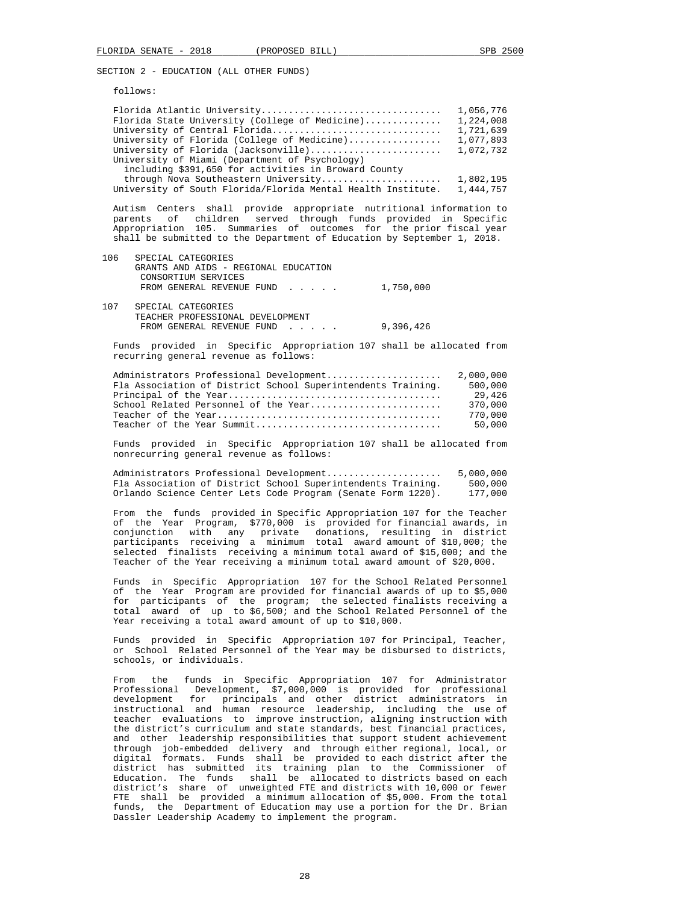SECTION 2 - EDUCATION (ALL OTHER FUNDS)

follows:

| | |
|---|---|
| Florida Atlantic University | 1,056,776 |
| Florida State University (College of Medicine) | 1,224,008 |
| University of Central Florida | 1,721,639 |
| University of Florida (College of Medicine) | 1,077,893 |
| University of Florida (Jacksonville) | 1,072,732 |
| University of Miami (Department of Psychology) including $391,650 for activities in Broward County through Nova Southeastern University | 1,802,195 |
| University of South Florida/Florida Mental Health Institute. | 1,444,757 |

Autism Centers shall provide appropriate nutritional information to parents of children served through funds provided in Specific Appropriation 105. Summaries of outcomes for the prior fiscal year shall be submitted to the Department of Education by September 1, 2018.

106 SPECIAL CATEGORIES
GRANTS AND AIDS - REGIONAL EDUCATION
CONSORTIUM SERVICES
FROM GENERAL REVENUE FUND . . . . . 1,750,000

107 SPECIAL CATEGORIES
TEACHER PROFESSIONAL DEVELOPMENT
FROM GENERAL REVENUE FUND . . . . . 9,396,426

Funds provided in Specific Appropriation 107 shall be allocated from recurring general revenue as follows:

| | |
|---|---|
| Administrators Professional Development | 2,000,000 |
| Fla Association of District School Superintendents Training. | 500,000 |
| Principal of the Year | 29,426 |
| School Related Personnel of the Year | 370,000 |
| Teacher of the Year | 770,000 |
| Teacher of the Year Summit | 50,000 |

Funds provided in Specific Appropriation 107 shall be allocated from nonrecurring general revenue as follows:

| | |
|---|---|
| Administrators Professional Development | 5,000,000 |
| Fla Association of District School Superintendents Training. | 500,000 |
| Orlando Science Center Lets Code Program (Senate Form 1220). | 177,000 |

From the funds provided in Specific Appropriation 107 for the Teacher of the Year Program, $770,000 is provided for financial awards, in conjunction with any private donations, resulting in district participants receiving a minimum total award amount of $10,000; the selected finalists receiving a minimum total award of $15,000; and the Teacher of the Year receiving a minimum total award amount of $20,000.

Funds in Specific Appropriation 107 for the School Related Personnel of the Year Program are provided for financial awards of up to $5,000 for participants of the program; the selected finalists receiving a total award of up to $6,500; and the School Related Personnel of the Year receiving a total award amount of up to $10,000.

Funds provided in Specific Appropriation 107 for Principal, Teacher, or School Related Personnel of the Year may be disbursed to districts, schools, or individuals.

From the funds in Specific Appropriation 107 for Administrator Professional Development, $7,000,000 is provided for professional development for principals and other district administrators in instructional and human resource leadership, including the use of teacher evaluations to improve instruction, aligning instruction with the district's curriculum and state standards, best financial practices, and other leadership responsibilities that support student achievement through job-embedded delivery and through either regional, local, or digital formats. Funds shall be provided to each district after the district has submitted its training plan to the Commissioner of Education. The funds shall be allocated to districts based on each district's share of unweighted FTE and districts with 10,000 or fewer FTE shall be provided a minimum allocation of $5,000. From the total funds, the Department of Education may use a portion for the Dr. Brian Dassler Leadership Academy to implement the program.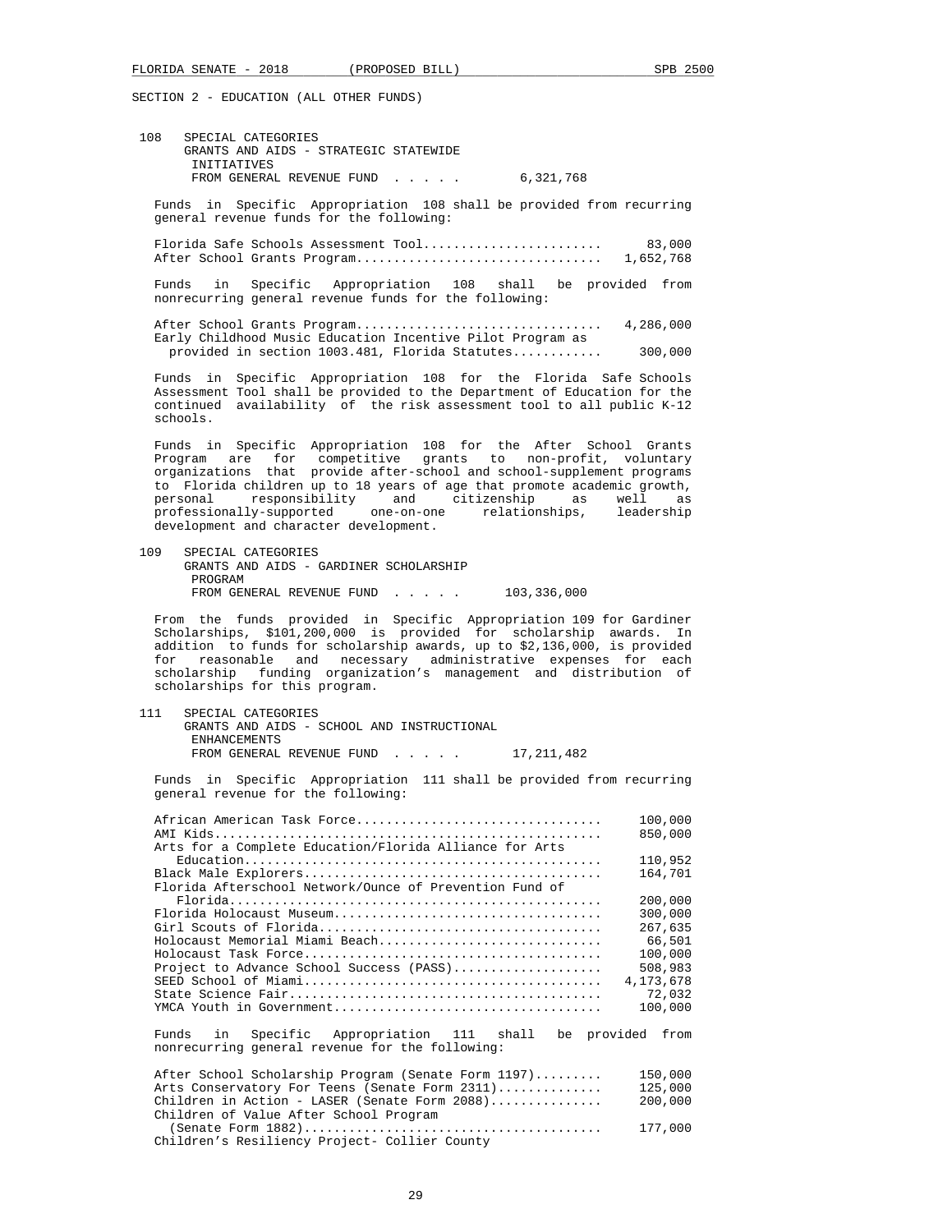SECTION 2 - EDUCATION (ALL OTHER FUNDS)

108 SPECIAL CATEGORIES
GRANTS AND AIDS - STRATEGIC STATEWIDE INITIATIVES
FROM GENERAL REVENUE FUND . . . . . 6,321,768

Funds in Specific Appropriation 108 shall be provided from recurring general revenue funds for the following:

| | |
|---|---|
| Florida Safe Schools Assessment Tool........................ | 83,000 |
| After School Grants Program................................. | 1,652,768 |

Funds in Specific Appropriation 108 shall be provided from nonrecurring general revenue funds for the following:

| | |
|---|---|
| After School Grants Program................................. | 4,286,000 |
| Early Childhood Music Education Incentive Pilot Program as provided in section 1003.481, Florida Statutes............ | 300,000 |

Funds in Specific Appropriation 108 for the Florida Safe Schools Assessment Tool shall be provided to the Department of Education for the continued availability of the risk assessment tool to all public K-12 schools.

Funds in Specific Appropriation 108 for the After School Grants Program are for competitive grants to non-profit, voluntary organizations that provide after-school and school-supplement programs to Florida children up to 18 years of age that promote academic growth, personal responsibility and citizenship as well as professionally-supported one-on-one relationships, leadership development and character development.

109 SPECIAL CATEGORIES
GRANTS AND AIDS - GARDINER SCHOLARSHIP PROGRAM
FROM GENERAL REVENUE FUND . . . . . 103,336,000

From the funds provided in Specific Appropriation 109 for Gardiner Scholarships, $101,200,000 is provided for scholarship awards. In addition to funds for scholarship awards, up to $2,136,000, is provided for reasonable and necessary administrative expenses for each scholarship funding organization's management and distribution of scholarships for this program.

111 SPECIAL CATEGORIES
GRANTS AND AIDS - SCHOOL AND INSTRUCTIONAL ENHANCEMENTS
FROM GENERAL REVENUE FUND . . . . . 17,211,482

Funds in Specific Appropriation 111 shall be provided from recurring general revenue for the following:

| | |
|---|---|
| African American Task Force................................. | 100,000 |
| AMI Kids.................................................... | 850,000 |
| Arts for a Complete Education/Florida Alliance for Arts Education.................................................. | 110,952 |
| Black Male Explorers........................................ | 164,701 |
| Florida Afterschool Network/Ounce of Prevention Fund of Florida..................................................... | 200,000 |
| Florida Holocaust Museum.................................... | 300,000 |
| Girl Scouts of Florida...................................... | 267,635 |
| Holocaust Memorial Miami Beach.............................. | 66,501 |
| Holocaust Task Force........................................ | 100,000 |
| Project to Advance School Success (PASS).................... | 508,983 |
| SEED School of Miami........................................ | 4,173,678 |
| State Science Fair.......................................... | 72,032 |
| YMCA Youth in Government.................................... | 100,000 |

Funds in Specific Appropriation 111 shall be provided from nonrecurring general revenue for the following:

| | |
|---|---|
| After School Scholarship Program (Senate Form 1197)......... | 150,000 |
| Arts Conservatory For Teens (Senate Form 2311).............. | 125,000 |
| Children in Action - LASER (Senate Form 2088)............... | 200,000 |
| Children of Value After School Program (Senate Form 1882)......................................... | 177,000 |
| Children's Resiliency Project- Collier County | |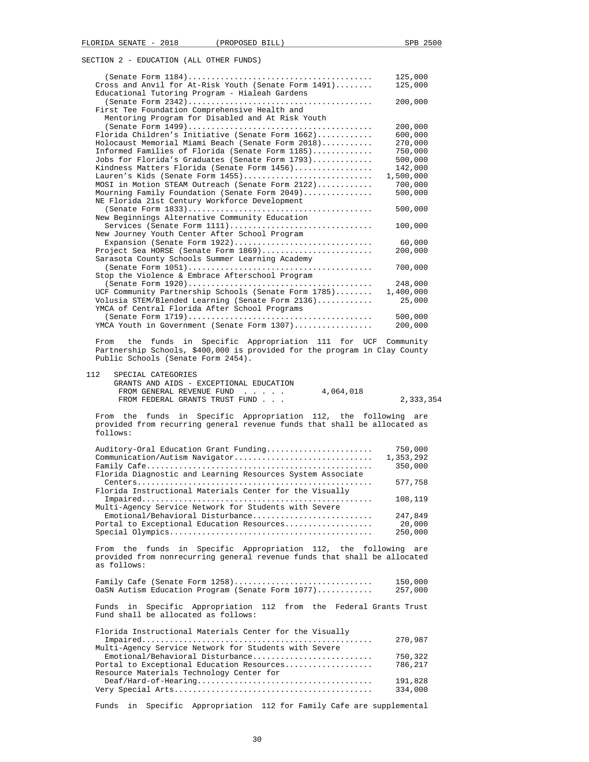SECTION 2 - EDUCATION (ALL OTHER FUNDS)

| | |
|---|---|
| (Senate Form 1184) | 125,000 |
| Cross and Anvil for At-Risk Youth (Senate Form 1491) | 125,000 |
| Educational Tutoring Program - Hialeah Gardens (Senate Form 2342) | 200,000 |
| First Tee Foundation Comprehensive Health and Mentoring Program for Disabled and At Risk Youth (Senate Form 1499) | 200,000 |
| Florida Children's Initiative (Senate Form 1662) | 600,000 |
| Holocaust Memorial Miami Beach (Senate Form 2018) | 270,000 |
| Informed Families of Florida (Senate Form 1185) | 750,000 |
| Jobs for Florida's Graduates (Senate Form 1793) | 500,000 |
| Kindness Matters Florida (Senate Form 1456) | 142,000 |
| Lauren's Kids (Senate Form 1455) | 1,500,000 |
| MOSI in Motion STEAM Outreach (Senate Form 2122) | 700,000 |
| Mourning Family Foundation (Senate Form 2049) | 500,000 |
| NE Florida 21st Century Workforce Development (Senate Form 1833) | 500,000 |
| New Beginnings Alternative Community Education Services (Senate Form 1111) | 100,000 |
| New Journey Youth Center After School Program Expansion (Senate Form 1922) | 60,000 |
| Project Sea HORSE (Senate Form 1869) | 200,000 |
| Sarasota County Schools Summer Learning Academy (Senate Form 1051) | 700,000 |
| Stop the Violence & Embrace Afterschool Program (Senate Form 1920) | 248,000 |
| UCF Community Partnership Schools (Senate Form 1785) | 1,400,000 |
| Volusia STEM/Blended Learning (Senate Form 2136) | 25,000 |
| YMCA of Central Florida After School Programs (Senate Form 1719) | 500,000 |
| YMCA Youth in Government (Senate Form 1307) | 200,000 |

From the funds in Specific Appropriation 111 for UCF Community Partnership Schools, $400,000 is provided for the program in Clay County Public Schools (Senate Form 2454).

112 SPECIAL CATEGORIES
GRANTS AND AIDS - EXCEPTIONAL EDUCATION
FROM GENERAL REVENUE FUND . . . . . 4,064,018
FROM FEDERAL GRANTS TRUST FUND . . . 2,333,354

From the funds in Specific Appropriation 112, the following are provided from recurring general revenue funds that shall be allocated as follows:

| | |
|---|---|
| Auditory-Oral Education Grant Funding | 750,000 |
| Communication/Autism Navigator | 1,353,292 |
| Family Cafe | 350,000 |
| Florida Diagnostic and Learning Resources System Associate Centers | 577,758 |
| Florida Instructional Materials Center for the Visually Impaired | 108,119 |
| Multi-Agency Service Network for Students with Severe Emotional/Behavioral Disturbance | 247,849 |
| Portal to Exceptional Education Resources | 20,000 |
| Special Olympics | 250,000 |

From the funds in Specific Appropriation 112, the following are provided from nonrecurring general revenue funds that shall be allocated as follows:

| | |
|---|---|
| Family Cafe (Senate Form 1258) | 150,000 |
| OaSN Autism Education Program (Senate Form 1077) | 257,000 |

Funds in Specific Appropriation 112 from the Federal Grants Trust Fund shall be allocated as follows:

| | |
|---|---|
| Florida Instructional Materials Center for the Visually Impaired | 270,987 |
| Multi-Agency Service Network for Students with Severe Emotional/Behavioral Disturbance | 750,322 |
| Portal to Exceptional Education Resources | 786,217 |
| Resource Materials Technology Center for Deaf/Hard-of-Hearing | 191,828 |
| Very Special Arts | 334,000 |

Funds in Specific Appropriation 112 for Family Cafe are supplemental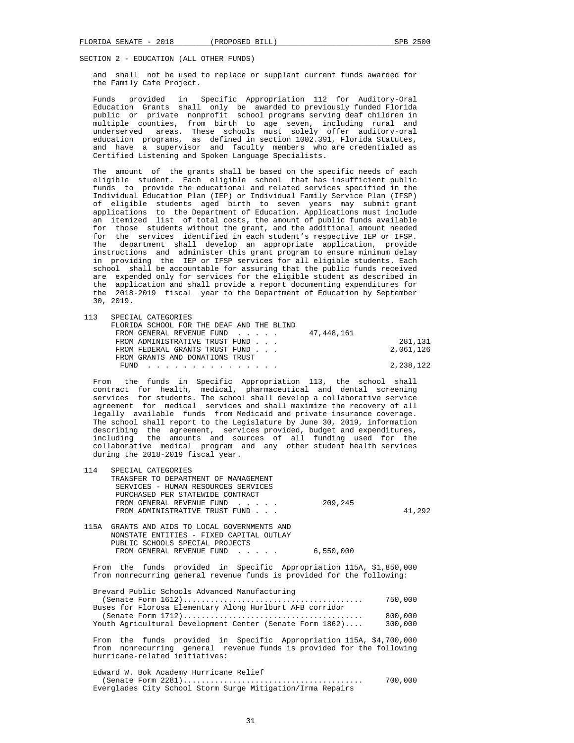SECTION 2 - EDUCATION (ALL OTHER FUNDS)

and shall not be used to replace or supplant current funds awarded for the Family Cafe Project.

Funds provided in Specific Appropriation 112 for Auditory-Oral Education Grants shall only be awarded to previously funded Florida public or private nonprofit school programs serving deaf children in multiple counties, from birth to age seven, including rural and underserved areas. These schools must solely offer auditory-oral education programs, as defined in section 1002.391, Florida Statutes, and have a supervisor and faculty members who are credentialed as Certified Listening and Spoken Language Specialists.

The amount of the grants shall be based on the specific needs of each eligible student. Each eligible school that has insufficient public funds to provide the educational and related services specified in the Individual Education Plan (IEP) or Individual Family Service Plan (IFSP) of eligible students aged birth to seven years may submit grant applications to the Department of Education. Applications must include an itemized list of total costs, the amount of public funds available for those students without the grant, and the additional amount needed for the services identified in each student's respective IEP or IFSP. The department shall develop an appropriate application, provide instructions and administer this grant program to ensure minimum delay in providing the IEP or IFSP services for all eligible students. Each school shall be accountable for assuring that the public funds received are expended only for services for the eligible student as described in the application and shall provide a report documenting expenditures for the 2018-2019 fiscal year to the Department of Education by September 30, 2019.

113 SPECIAL CATEGORIES
FLORIDA SCHOOL FOR THE DEAF AND THE BLIND

| | | |
|---|---|---|
| FROM GENERAL REVENUE FUND . . . . . | 47,448,161 | |
| FROM ADMINISTRATIVE TRUST FUND . . . | | 281,131 |
| FROM FEDERAL GRANTS TRUST FUND . . . | | 2,061,126 |
| FROM GRANTS AND DONATIONS TRUST FUND . . . . . . . . . . . . . . . | | 2,238,122 |

From the funds in Specific Appropriation 113, the school shall contract for health, medical, pharmaceutical and dental screening services for students. The school shall develop a collaborative service agreement for medical services and shall maximize the recovery of all legally available funds from Medicaid and private insurance coverage. The school shall report to the Legislature by June 30, 2019, information describing the agreement, services provided, budget and expenditures, including the amounts and sources of all funding used for the collaborative medical program and any other student health services during the 2018-2019 fiscal year.

114 SPECIAL CATEGORIES
TRANSFER TO DEPARTMENT OF MANAGEMENT SERVICES - HUMAN RESOURCES SERVICES PURCHASED PER STATEWIDE CONTRACT

| | | |
|---|---|---|
| FROM GENERAL REVENUE FUND . . . . . | 209,245 | |
| FROM ADMINISTRATIVE TRUST FUND . . . | | 41,292 |

115A GRANTS AND AIDS TO LOCAL GOVERNMENTS AND NONSTATE ENTITIES - FIXED CAPITAL OUTLAY
PUBLIC SCHOOLS SPECIAL PROJECTS

| | |
|---|---|
| FROM GENERAL REVENUE FUND . . . . . | 6,550,000 |

From the funds provided in Specific Appropriation 115A, $1,850,000 from nonrecurring general revenue funds is provided for the following:

| | |
|---|---|
| Brevard Public Schools Advanced Manufacturing (Senate Form 1612)........................................ | 750,000 |
| Buses for Florosa Elementary Along Hurlburt AFB corridor (Senate Form 1712)........................................ | 800,000 |
| Youth Agricultural Development Center (Senate Form 1862).... | 300,000 |

From the funds provided in Specific Appropriation 115A, $4,700,000 from nonrecurring general revenue funds is provided for the following hurricane-related initiatives:

| | |
|---|---|
| Edward W. Bok Academy Hurricane Relief (Senate Form 2281)........................................ | 700,000 |
| Everglades City School Storm Surge Mitigation/Irma Repairs | |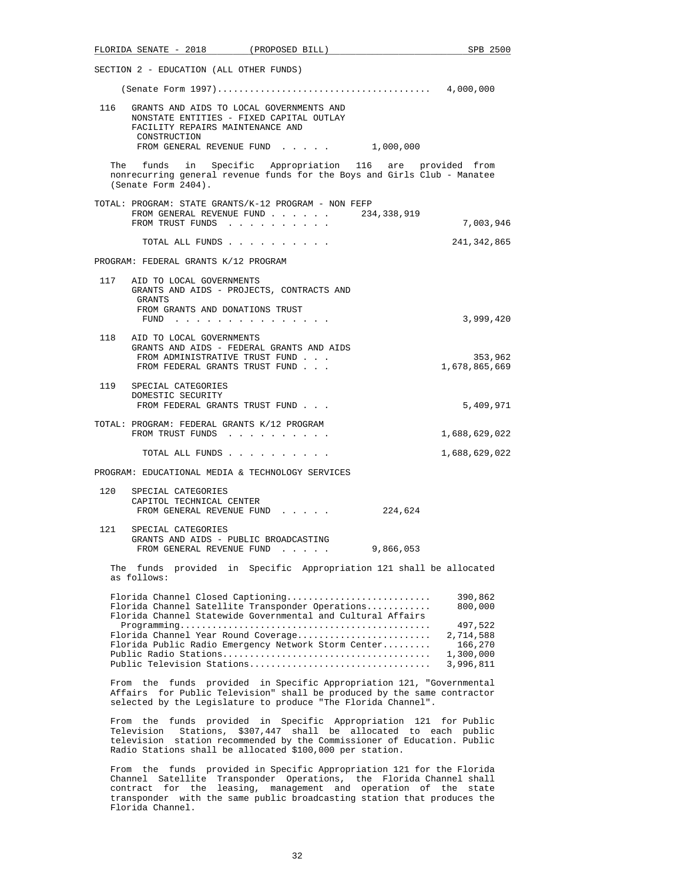SECTION 2 - EDUCATION (ALL OTHER FUNDS)

(Senate Form 1997)........................................ 4,000,000

116 GRANTS AND AIDS TO LOCAL GOVERNMENTS AND NONSTATE ENTITIES - FIXED CAPITAL OUTLAY FACILITY REPAIRS MAINTENANCE AND CONSTRUCTION
FROM GENERAL REVENUE FUND . . . . . 1,000,000

The funds in Specific Appropriation 116 are provided from nonrecurring general revenue funds for the Boys and Girls Club - Manatee (Senate Form 2404).

TOTAL: PROGRAM: STATE GRANTS/K-12 PROGRAM - NON FEFP
FROM GENERAL REVENUE FUND . . . . . . 234,338,919
FROM TRUST FUNDS . . . . . . . . . . 7,003,946

TOTAL ALL FUNDS . . . . . . . . . . 241,342,865

PROGRAM: FEDERAL GRANTS K/12 PROGRAM

117 AID TO LOCAL GOVERNMENTS
GRANTS AND AIDS - PROJECTS, CONTRACTS AND GRANTS
FROM GRANTS AND DONATIONS TRUST FUND . . . . . . . . . . . . . . . 3,999,420

118 AID TO LOCAL GOVERNMENTS
GRANTS AND AIDS - FEDERAL GRANTS AND AIDS
FROM ADMINISTRATIVE TRUST FUND . . . 353,962
FROM FEDERAL GRANTS TRUST FUND . . . 1,678,865,669

119 SPECIAL CATEGORIES
DOMESTIC SECURITY
FROM FEDERAL GRANTS TRUST FUND . . . 5,409,971

TOTAL: PROGRAM: FEDERAL GRANTS K/12 PROGRAM
FROM TRUST FUNDS . . . . . . . . . . 1,688,629,022

TOTAL ALL FUNDS . . . . . . . . . . 1,688,629,022

PROGRAM: EDUCATIONAL MEDIA & TECHNOLOGY SERVICES

120 SPECIAL CATEGORIES
CAPITOL TECHNICAL CENTER
FROM GENERAL REVENUE FUND . . . . . 224,624

121 SPECIAL CATEGORIES
GRANTS AND AIDS - PUBLIC BROADCASTING
FROM GENERAL REVENUE FUND . . . . . 9,866,053

The funds provided in Specific Appropriation 121 shall be allocated as follows:

| | |
|---|---|
| Florida Channel Closed Captioning........................... | 390,862 |
| Florida Channel Satellite Transponder Operations............ | 800,000 |
| Florida Channel Statewide Governmental and Cultural Affairs Programming............................................... | 497,522 |
| Florida Channel Year Round Coverage......................... | 2,714,588 |
| Florida Public Radio Emergency Network Storm Center......... | 166,270 |
| Public Radio Stations....................................... | 1,300,000 |
| Public Television Stations.................................. | 3,996,811 |

From the funds provided in Specific Appropriation 121, "Governmental Affairs for Public Television" shall be produced by the same contractor selected by the Legislature to produce "The Florida Channel".

From the funds provided in Specific Appropriation 121 for Public Television Stations, $307,447 shall be allocated to each public television station recommended by the Commissioner of Education. Public Radio Stations shall be allocated $100,000 per station.

From the funds provided in Specific Appropriation 121 for the Florida Channel Satellite Transponder Operations, the Florida Channel shall contract for the leasing, management and operation of the state transponder with the same public broadcasting station that produces the Florida Channel.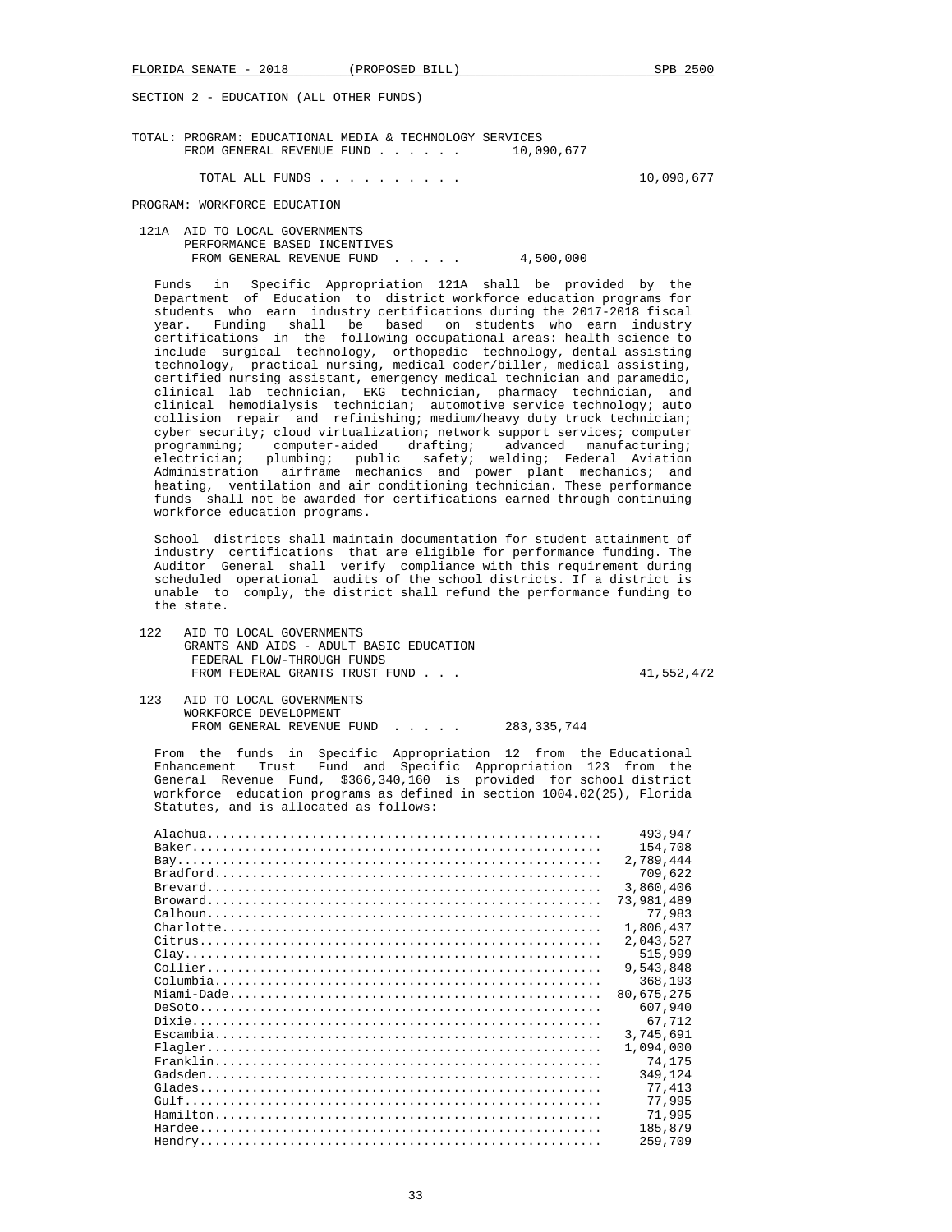SECTION 2 - EDUCATION (ALL OTHER FUNDS)

TOTAL: PROGRAM: EDUCATIONAL MEDIA & TECHNOLOGY SERVICES
FROM GENERAL REVENUE FUND . . . . . . 10,090,677

TOTAL ALL FUNDS . . . . . . . . . . 10,090,677

PROGRAM: WORKFORCE EDUCATION

121A AID TO LOCAL GOVERNMENTS
PERFORMANCE BASED INCENTIVES
FROM GENERAL REVENUE FUND . . . . . 4,500,000

Funds in Specific Appropriation 121A shall be provided by the Department of Education to district workforce education programs for students who earn industry certifications during the 2017-2018 fiscal year. Funding shall be based on students who earn industry certifications in the following occupational areas: health science to include surgical technology, orthopedic technology, dental assisting technology, practical nursing, medical coder/biller, medical assisting, certified nursing assistant, emergency medical technician and paramedic, clinical lab technician, EKG technician, pharmacy technician, and clinical hemodialysis technician; automotive service technology; auto collision repair and refinishing; medium/heavy duty truck technician; cyber security; cloud virtualization; network support services; computer programming; computer-aided drafting; advanced manufacturing; electrician; plumbing; public safety; welding; Federal Aviation Administration airframe mechanics and power plant mechanics; and heating, ventilation and air conditioning technician. These performance funds shall not be awarded for certifications earned through continuing workforce education programs.

School districts shall maintain documentation for student attainment of industry certifications that are eligible for performance funding. The Auditor General shall verify compliance with this requirement during scheduled operational audits of the school districts. If a district is unable to comply, the district shall refund the performance funding to the state.

122 AID TO LOCAL GOVERNMENTS
GRANTS AND AIDS - ADULT BASIC EDUCATION
FEDERAL FLOW-THROUGH FUNDS
FROM FEDERAL GRANTS TRUST FUND . . . 41,552,472

123 AID TO LOCAL GOVERNMENTS
WORKFORCE DEVELOPMENT
FROM GENERAL REVENUE FUND . . . . . 283,335,744

From the funds in Specific Appropriation 12 from the Educational Enhancement Trust Fund and Specific Appropriation 123 from the General Revenue Fund, $366,340,160 is provided for school district workforce education programs as defined in section 1004.02(25), Florida Statutes, and is allocated as follows:

| District | Amount |
|---|---|
| Alachua | 493,947 |
| Baker | 154,708 |
| Bay | 2,789,444 |
| Bradford | 709,622 |
| Brevard | 3,860,406 |
| Broward | 73,981,489 |
| Calhoun | 77,983 |
| Charlotte | 1,806,437 |
| Citrus | 2,043,527 |
| Clay | 515,999 |
| Collier | 9,543,848 |
| Columbia | 368,193 |
| Miami-Dade | 80,675,275 |
| DeSoto | 607,940 |
| Dixie | 67,712 |
| Escambia | 3,745,691 |
| Flagler | 1,094,000 |
| Franklin | 74,175 |
| Gadsden | 349,124 |
| Glades | 77,413 |
| Gulf | 77,995 |
| Hamilton | 71,995 |
| Hardee | 185,879 |
| Hendry | 259,709 |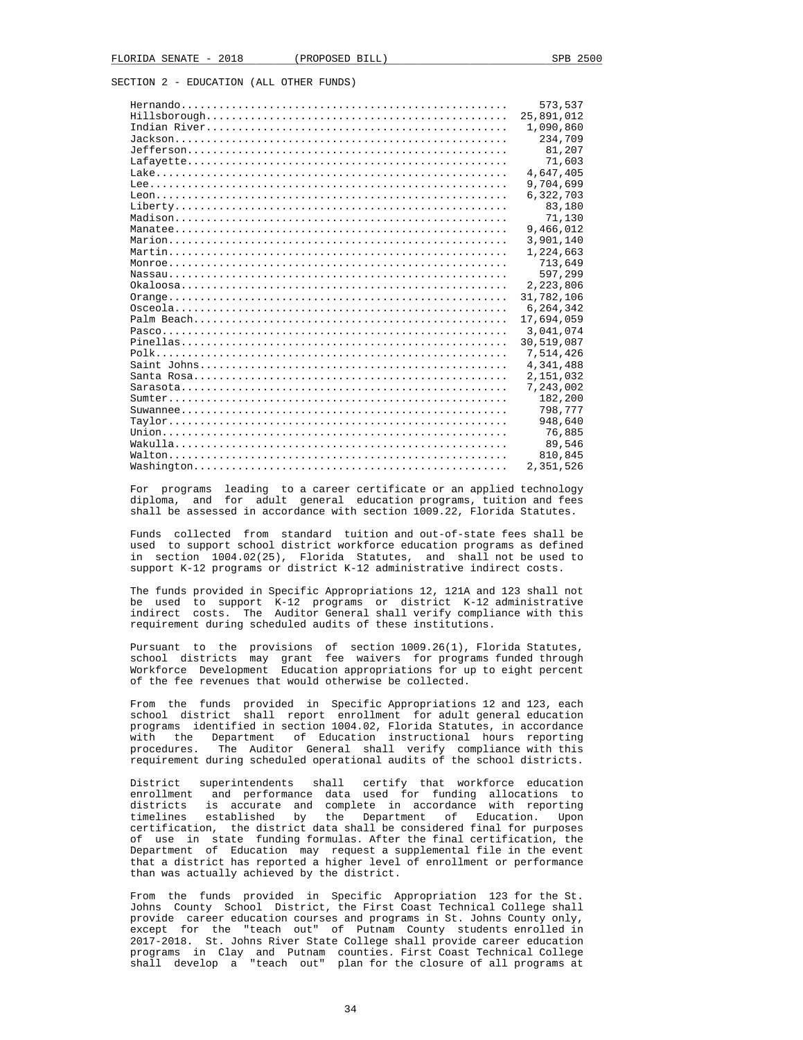SECTION 2 - EDUCATION (ALL OTHER FUNDS)

| | |
|---|---:|
| Hernando | 573,537 |
| Hillsborough | 25,891,012 |
| Indian River | 1,090,860 |
| Jackson | 234,709 |
| Jefferson | 81,207 |
| Lafayette | 71,603 |
| Lake | 4,647,405 |
| Lee | 9,704,699 |
| Leon | 6,322,703 |
| Liberty | 83,180 |
| Madison | 71,130 |
| Manatee | 9,466,012 |
| Marion | 3,901,140 |
| Martin | 1,224,663 |
| Monroe | 713,649 |
| Nassau | 597,299 |
| Okaloosa | 2,223,806 |
| Orange | 31,782,106 |
| Osceola | 6,264,342 |
| Palm Beach | 17,694,059 |
| Pasco | 3,041,074 |
| Pinellas | 30,519,087 |
| Polk | 7,514,426 |
| Saint Johns | 4,341,488 |
| Santa Rosa | 2,151,032 |
| Sarasota | 7,243,002 |
| Sumter | 182,200 |
| Suwannee | 798,777 |
| Taylor | 948,640 |
| Union | 76,885 |
| Wakulla | 89,546 |
| Walton | 810,845 |
| Washington | 2,351,526 |

For programs leading to a career certificate or an applied technology diploma, and for adult general education programs, tuition and fees shall be assessed in accordance with section 1009.22, Florida Statutes.

Funds collected from standard tuition and out-of-state fees shall be used to support school district workforce education programs as defined in section 1004.02(25), Florida Statutes, and shall not be used to support K-12 programs or district K-12 administrative indirect costs.

The funds provided in Specific Appropriations 12, 121A and 123 shall not be used to support K-12 programs or district K-12 administrative indirect costs. The Auditor General shall verify compliance with this requirement during scheduled audits of these institutions.

Pursuant to the provisions of section 1009.26(1), Florida Statutes, school districts may grant fee waivers for programs funded through Workforce Development Education appropriations for up to eight percent of the fee revenues that would otherwise be collected.

From the funds provided in Specific Appropriations 12 and 123, each school district shall report enrollment for adult general education programs identified in section 1004.02, Florida Statutes, in accordance with the Department of Education instructional hours reporting procedures. The Auditor General shall verify compliance with this requirement during scheduled operational audits of the school districts.

District superintendents shall certify that workforce education enrollment and performance data used for funding allocations to districts is accurate and complete in accordance with reporting timelines established by the Department of Education. Upon certification, the district data shall be considered final for purposes of use in state funding formulas. After the final certification, the Department of Education may request a supplemental file in the event that a district has reported a higher level of enrollment or performance than was actually achieved by the district.

From the funds provided in Specific Appropriation 123 for the St. Johns County School District, the First Coast Technical College shall provide career education courses and programs in St. Johns County only, except for the "teach out" of Putnam County students enrolled in 2017-2018. St. Johns River State College shall provide career education programs in Clay and Putnam counties. First Coast Technical College shall develop a "teach out" plan for the closure of all programs at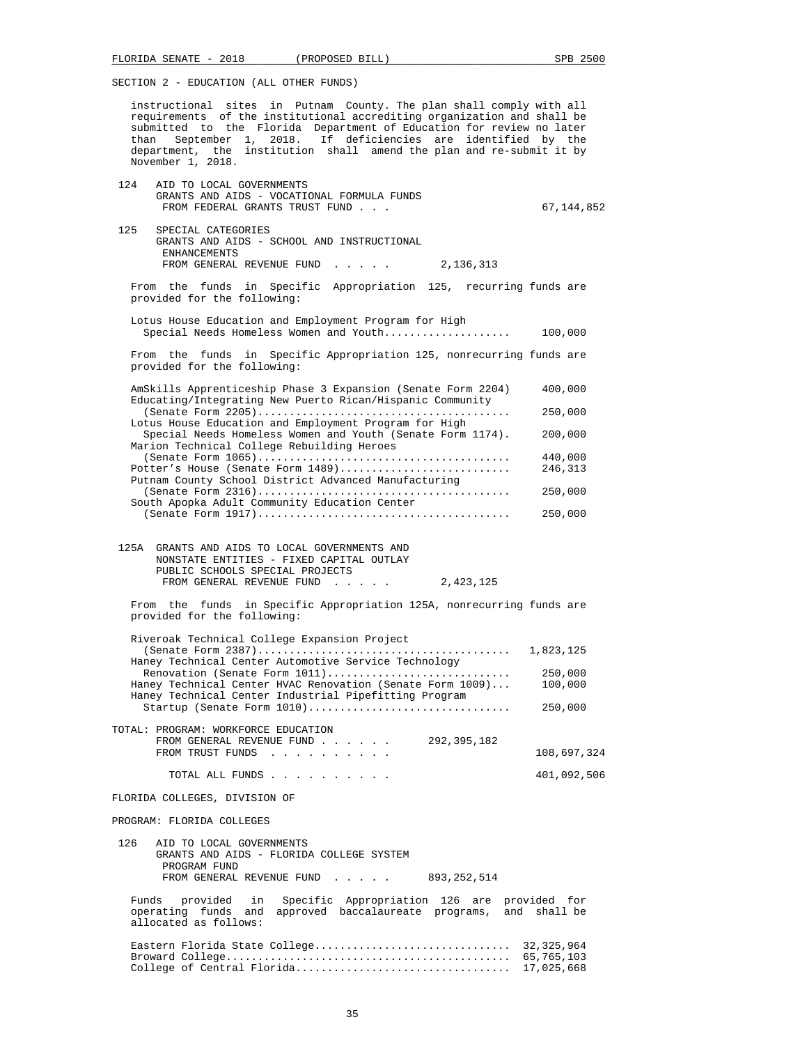SECTION 2 - EDUCATION (ALL OTHER FUNDS)

instructional sites in Putnam County. The plan shall comply with all requirements of the institutional accrediting organization and shall be submitted to the Florida Department of Education for review no later than September 1, 2018. If deficiencies are identified by the department, the institution shall amend the plan and re-submit it by November 1, 2018.

124 AID TO LOCAL GOVERNMENTS
GRANTS AND AIDS - VOCATIONAL FORMULA FUNDS
FROM FEDERAL GRANTS TRUST FUND . . . 67,144,852

125 SPECIAL CATEGORIES
GRANTS AND AIDS - SCHOOL AND INSTRUCTIONAL ENHANCEMENTS
FROM GENERAL REVENUE FUND . . . . . 2,136,313

From the funds in Specific Appropriation 125, recurring funds are provided for the following:

| | |
|---|---|
| Lotus House Education and Employment Program for High Special Needs Homeless Women and Youth | 100,000 |

From the funds in Specific Appropriation 125, nonrecurring funds are provided for the following:

| | |
|---|---|
| AmSkills Apprenticeship Phase 3 Expansion (Senate Form 2204) | 400,000 |
| Educating/Integrating New Puerto Rican/Hispanic Community (Senate Form 2205) | 250,000 |
| Lotus House Education and Employment Program for High Special Needs Homeless Women and Youth (Senate Form 1174). | 200,000 |
| Marion Technical College Rebuilding Heroes (Senate Form 1065) | 440,000 |
| Potter's House (Senate Form 1489) | 246,313 |
| Putnam County School District Advanced Manufacturing (Senate Form 2316) | 250,000 |
| South Apopka Adult Community Education Center (Senate Form 1917) | 250,000 |

125A GRANTS AND AIDS TO LOCAL GOVERNMENTS AND NONSTATE ENTITIES - FIXED CAPITAL OUTLAY
PUBLIC SCHOOLS SPECIAL PROJECTS
FROM GENERAL REVENUE FUND . . . . . 2,423,125

From the funds in Specific Appropriation 125A, nonrecurring funds are provided for the following:

| | |
|---|---|
| Riveroak Technical College Expansion Project (Senate Form 2387) | 1,823,125 |
| Haney Technical Center Automotive Service Technology Renovation (Senate Form 1011) | 250,000 |
| Haney Technical Center HVAC Renovation (Senate Form 1009) | 100,000 |
| Haney Technical Center Industrial Pipefitting Program Startup (Senate Form 1010) | 250,000 |

TOTAL: PROGRAM: WORKFORCE EDUCATION
FROM GENERAL REVENUE FUND . . . . . . 292,395,182
FROM TRUST FUNDS . . . . . . . . . . 108,697,324

TOTAL ALL FUNDS . . . . . . . . . . 401,092,506

FLORIDA COLLEGES, DIVISION OF

PROGRAM: FLORIDA COLLEGES

126 AID TO LOCAL GOVERNMENTS
GRANTS AND AIDS - FLORIDA COLLEGE SYSTEM PROGRAM FUND
FROM GENERAL REVENUE FUND . . . . . 893,252,514

Funds provided in Specific Appropriation 126 are provided for operating funds and approved baccalaureate programs, and shall be allocated as follows:

| | |
|---|---|
| Eastern Florida State College | 32,325,964 |
| Broward College | 65,765,103 |
| College of Central Florida | 17,025,668 |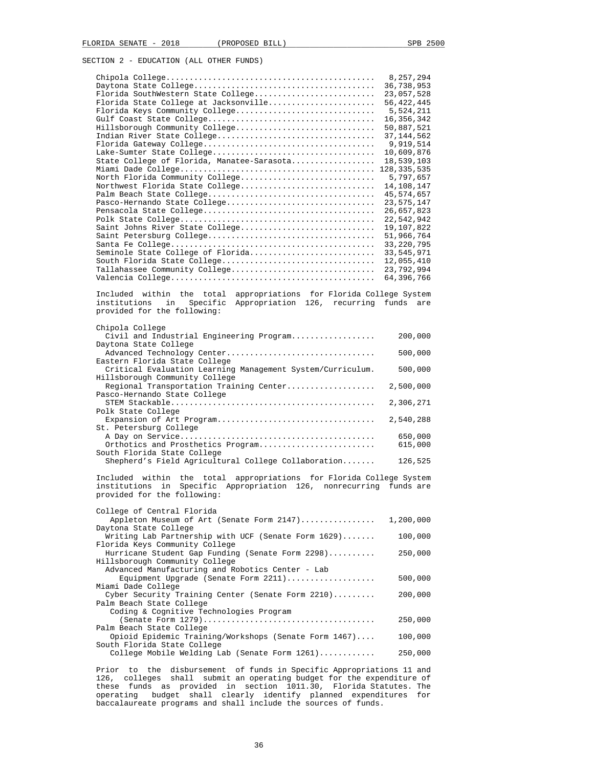SECTION 2 - EDUCATION (ALL OTHER FUNDS)

| College | Amount |
|---|---|
| Chipola College | 8,257,294 |
| Daytona State College | 36,738,953 |
| Florida SouthWestern State College | 23,057,528 |
| Florida State College at Jacksonville | 56,422,445 |
| Florida Keys Community College | 5,524,211 |
| Gulf Coast State College | 16,356,342 |
| Hillsborough Community College | 50,887,521 |
| Indian River State College | 37,144,562 |
| Florida Gateway College | 9,919,514 |
| Lake-Sumter State College | 10,609,876 |
| State College of Florida, Manatee-Sarasota | 18,539,103 |
| Miami Dade College | 128,335,535 |
| North Florida Community College | 5,797,657 |
| Northwest Florida State College | 14,108,147 |
| Palm Beach State College | 45,574,657 |
| Pasco-Hernando State College | 23,575,147 |
| Pensacola State College | 26,657,823 |
| Polk State College | 22,542,942 |
| Saint Johns River State College | 19,107,822 |
| Saint Petersburg College | 51,966,764 |
| Santa Fe College | 33,220,795 |
| Seminole State College of Florida | 33,545,971 |
| South Florida State College | 12,055,410 |
| Tallahassee Community College | 23,792,994 |
| Valencia College | 64,396,766 |

Included within the total appropriations for Florida College System institutions in Specific Appropriation 126, recurring funds are provided for the following:

| Institution / Program | Amount |
|---|---|
| **Chipola College** | |
| Civil and Industrial Engineering Program | 200,000 |
| **Daytona State College** | |
| Advanced Technology Center | 500,000 |
| **Eastern Florida State College** | |
| Critical Evaluation Learning Management System/Curriculum. | 500,000 |
| **Hillsborough Community College** | |
| Regional Transportation Training Center | 2,500,000 |
| **Pasco-Hernando State College** | |
| STEM Stackable | 2,306,271 |
| **Polk State College** | |
| Expansion of Art Program | 2,540,288 |
| **St. Petersburg College** | |
| A Day on Service | 650,000 |
| Orthotics and Prosthetics Program | 615,000 |
| **South Florida State College** | |
| Shepherd's Field Agricultural College Collaboration | 126,525 |

Included within the total appropriations for Florida College System institutions in Specific Appropriation 126, nonrecurring funds are provided for the following:

| Institution / Program | Amount |
|---|---|
| **College of Central Florida** | |
| Appleton Museum of Art (Senate Form 2147) | 1,200,000 |
| **Daytona State College** | |
| Writing Lab Partnership with UCF (Senate Form 1629) | 100,000 |
| **Florida Keys Community College** | |
| Hurricane Student Gap Funding (Senate Form 2298) | 250,000 |
| **Hillsborough Community College** | |
| Advanced Manufacturing and Robotics Center - Lab Equipment Upgrade (Senate Form 2211) | 500,000 |
| **Miami Dade College** | |
| Cyber Security Training Center (Senate Form 2210) | 200,000 |
| **Palm Beach State College** | |
| Coding & Cognitive Technologies Program (Senate Form 1279) | 250,000 |
| **Palm Beach State College** | |
| Opioid Epidemic Training/Workshops (Senate Form 1467) | 100,000 |
| **South Florida State College** | |
| College Mobile Welding Lab (Senate Form 1261) | 250,000 |

Prior to the disbursement of funds in Specific Appropriations 11 and 126, colleges shall submit an operating budget for the expenditure of these funds as provided in section 1011.30, Florida Statutes. The operating budget shall clearly identify planned expenditures for baccalaureate programs and shall include the sources of funds.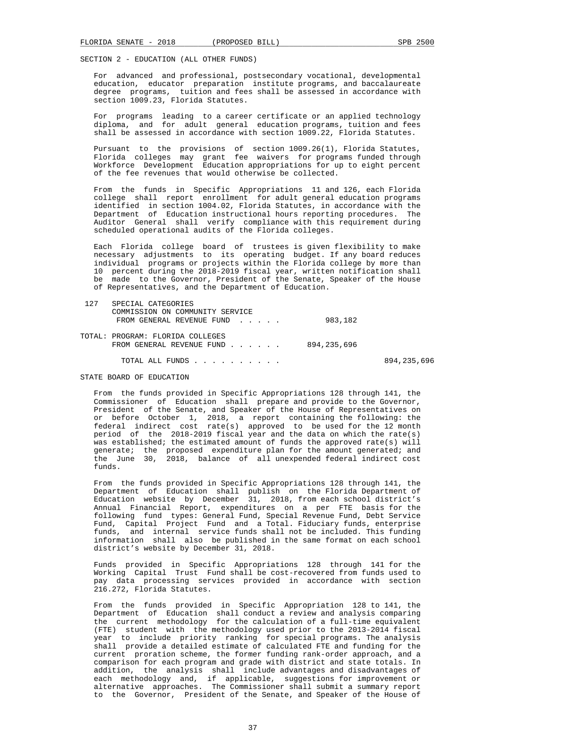SECTION 2 - EDUCATION (ALL OTHER FUNDS)

For advanced and professional, postsecondary vocational, developmental education, educator preparation institute programs, and baccalaureate degree programs, tuition and fees shall be assessed in accordance with section 1009.23, Florida Statutes.

For programs leading to a career certificate or an applied technology diploma, and for adult general education programs, tuition and fees shall be assessed in accordance with section 1009.22, Florida Statutes.

Pursuant to the provisions of section 1009.26(1), Florida Statutes, Florida colleges may grant fee waivers for programs funded through Workforce Development Education appropriations for up to eight percent of the fee revenues that would otherwise be collected.

From the funds in Specific Appropriations 11 and 126, each Florida college shall report enrollment for adult general education programs identified in section 1004.02, Florida Statutes, in accordance with the Department of Education instructional hours reporting procedures. The Auditor General shall verify compliance with this requirement during scheduled operational audits of the Florida colleges.

Each Florida college board of trustees is given flexibility to make necessary adjustments to its operating budget. If any board reduces individual programs or projects within the Florida college by more than 10 percent during the 2018-2019 fiscal year, written notification shall be made to the Governor, President of the Senate, Speaker of the House of Representatives, and the Department of Education.

```
 127   SPECIAL CATEGORIES
       COMMISSION ON COMMUNITY SERVICE
        FROM GENERAL REVENUE FUND  . . . . .          983,182

TOTAL: PROGRAM: FLORIDA COLLEGES
       FROM GENERAL REVENUE FUND . . . . . .      894,235,696

         TOTAL ALL FUNDS . . . . . . . . . .                      894,235,696
```

STATE BOARD OF EDUCATION

From the funds provided in Specific Appropriations 128 through 141, the Commissioner of Education shall prepare and provide to the Governor, President of the Senate, and Speaker of the House of Representatives on or before October 1, 2018, a report containing the following: the federal indirect cost rate(s) approved to be used for the 12 month period of the 2018-2019 fiscal year and the data on which the rate(s) was established; the estimated amount of funds the approved rate(s) will generate; the proposed expenditure plan for the amount generated; and the June 30, 2018, balance of all unexpended federal indirect cost funds.

From the funds provided in Specific Appropriations 128 through 141, the Department of Education shall publish on the Florida Department of Education website by December 31, 2018, from each school district's Annual Financial Report, expenditures on a per FTE basis for the following fund types: General Fund, Special Revenue Fund, Debt Service Fund, Capital Project Fund and a Total. Fiduciary funds, enterprise funds, and internal service funds shall not be included. This funding information shall also be published in the same format on each school district's website by December 31, 2018.

Funds provided in Specific Appropriations 128 through 141 for the Working Capital Trust Fund shall be cost-recovered from funds used to pay data processing services provided in accordance with section 216.272, Florida Statutes.

From the funds provided in Specific Appropriation 128 to 141, the Department of Education shall conduct a review and analysis comparing the current methodology for the calculation of a full-time equivalent (FTE) student with the methodology used prior to the 2013-2014 fiscal year to include priority ranking for special programs. The analysis shall provide a detailed estimate of calculated FTE and funding for the current proration scheme, the former funding rank-order approach, and a comparison for each program and grade with district and state totals. In addition, the analysis shall include advantages and disadvantages of each methodology and, if applicable, suggestions for improvement or alternative approaches. The Commissioner shall submit a summary report to the Governor, President of the Senate, and Speaker of the House of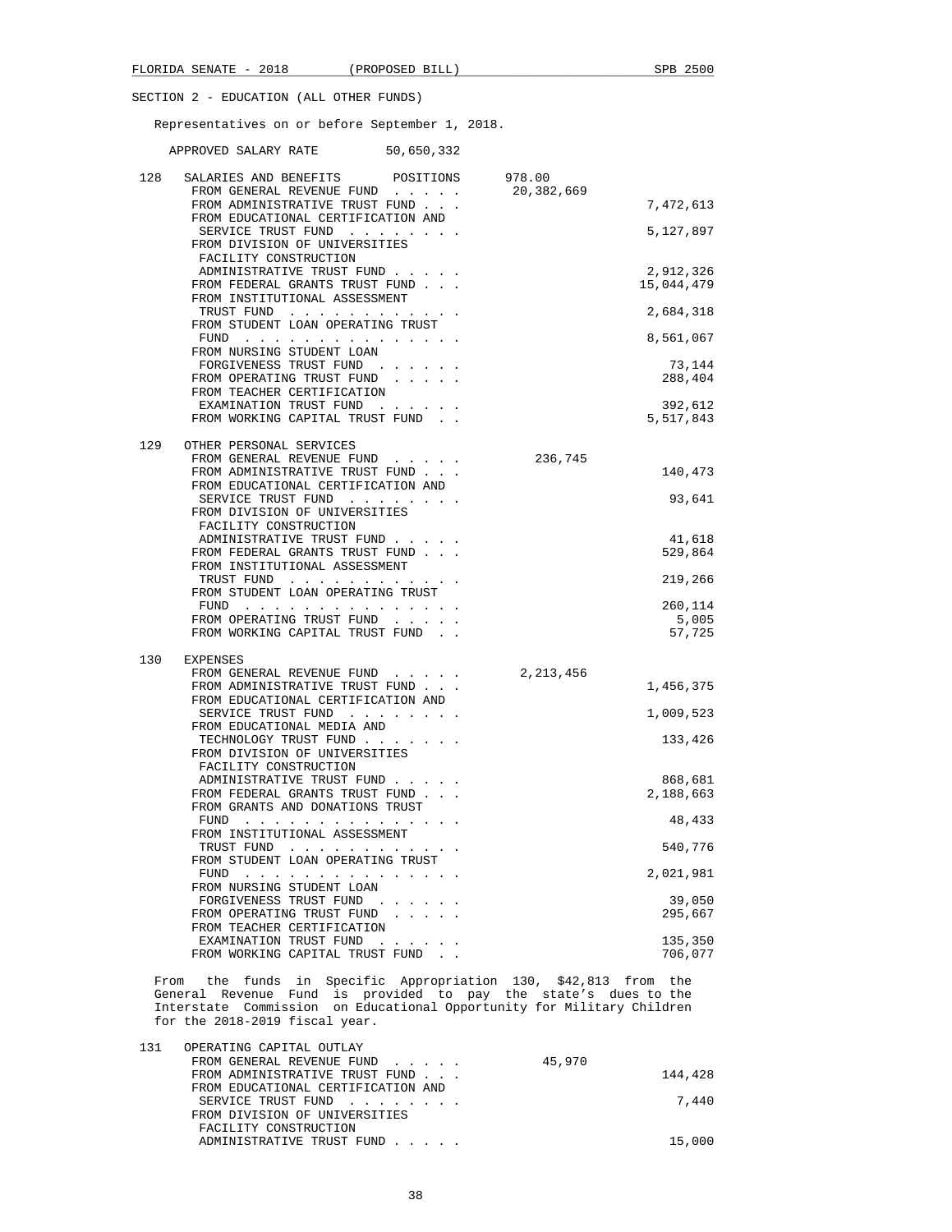SECTION 2 - EDUCATION (ALL OTHER FUNDS)

Representatives on or before September 1, 2018.

APPROVED SALARY RATE 50,650,332

| | | | |
|---|---|---|---|
| 128 | SALARIES AND BENEFITS POSITIONS | 978.00 | |
| | FROM GENERAL REVENUE FUND | 20,382,669 | |
| | FROM ADMINISTRATIVE TRUST FUND | | 7,472,613 |
| | FROM EDUCATIONAL CERTIFICATION AND SERVICE TRUST FUND | | 5,127,897 |
| | FROM DIVISION OF UNIVERSITIES FACILITY CONSTRUCTION ADMINISTRATIVE TRUST FUND | | 2,912,326 |
| | FROM FEDERAL GRANTS TRUST FUND | | 15,044,479 |
| | FROM INSTITUTIONAL ASSESSMENT TRUST FUND | | 2,684,318 |
| | FROM STUDENT LOAN OPERATING TRUST FUND | | 8,561,067 |
| | FROM NURSING STUDENT LOAN FORGIVENESS TRUST FUND | | 73,144 |
| | FROM OPERATING TRUST FUND | | 288,404 |
| | FROM TEACHER CERTIFICATION EXAMINATION TRUST FUND | | 392,612 |
| | FROM WORKING CAPITAL TRUST FUND | | 5,517,843 |
| 129 | OTHER PERSONAL SERVICES | | |
| | FROM GENERAL REVENUE FUND | 236,745 | |
| | FROM ADMINISTRATIVE TRUST FUND | | 140,473 |
| | FROM EDUCATIONAL CERTIFICATION AND SERVICE TRUST FUND | | 93,641 |
| | FROM DIVISION OF UNIVERSITIES FACILITY CONSTRUCTION ADMINISTRATIVE TRUST FUND | | 41,618 |
| | FROM FEDERAL GRANTS TRUST FUND | | 529,864 |
| | FROM INSTITUTIONAL ASSESSMENT TRUST FUND | | 219,266 |
| | FROM STUDENT LOAN OPERATING TRUST FUND | | 260,114 |
| | FROM OPERATING TRUST FUND | | 5,005 |
| | FROM WORKING CAPITAL TRUST FUND | | 57,725 |
| 130 | EXPENSES | | |
| | FROM GENERAL REVENUE FUND | 2,213,456 | |
| | FROM ADMINISTRATIVE TRUST FUND | | 1,456,375 |
| | FROM EDUCATIONAL CERTIFICATION AND SERVICE TRUST FUND | | 1,009,523 |
| | FROM EDUCATIONAL MEDIA AND TECHNOLOGY TRUST FUND | | 133,426 |
| | FROM DIVISION OF UNIVERSITIES FACILITY CONSTRUCTION ADMINISTRATIVE TRUST FUND | | 868,681 |
| | FROM FEDERAL GRANTS TRUST FUND | | 2,188,663 |
| | FROM GRANTS AND DONATIONS TRUST FUND | | 48,433 |
| | FROM INSTITUTIONAL ASSESSMENT TRUST FUND | | 540,776 |
| | FROM STUDENT LOAN OPERATING TRUST FUND | | 2,021,981 |
| | FROM NURSING STUDENT LOAN FORGIVENESS TRUST FUND | | 39,050 |
| | FROM OPERATING TRUST FUND | | 295,667 |
| | FROM TEACHER CERTIFICATION EXAMINATION TRUST FUND | | 135,350 |
| | FROM WORKING CAPITAL TRUST FUND | | 706,077 |

From the funds in Specific Appropriation 130, $42,813 from the General Revenue Fund is provided to pay the state's dues to the Interstate Commission on Educational Opportunity for Military Children for the 2018-2019 fiscal year.

| | | | |
|---|---|---|---|
| 131 | OPERATING CAPITAL OUTLAY | | |
| | FROM GENERAL REVENUE FUND | 45,970 | |
| | FROM ADMINISTRATIVE TRUST FUND | | 144,428 |
| | FROM EDUCATIONAL CERTIFICATION AND SERVICE TRUST FUND | | 7,440 |
| | FROM DIVISION OF UNIVERSITIES FACILITY CONSTRUCTION ADMINISTRATIVE TRUST FUND | | 15,000 |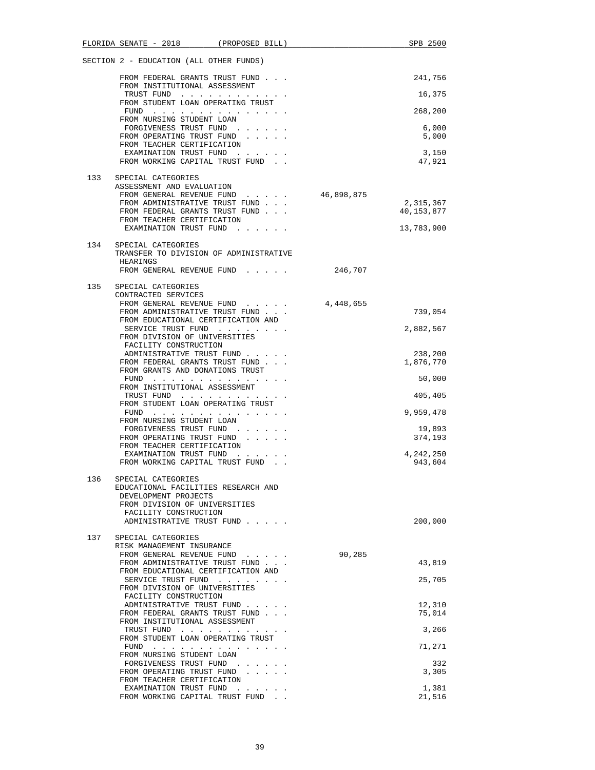SECTION 2 - EDUCATION (ALL OTHER FUNDS)

| | | General Revenue | Other Funds |
|---|---|---|---|
| | FROM FEDERAL GRANTS TRUST FUND . . . | | 241,756 |
| | FROM INSTITUTIONAL ASSESSMENT TRUST FUND . . . . . . . . . . . . | | 16,375 |
| | FROM STUDENT LOAN OPERATING TRUST FUND . . . . . . . . . . . . . . . | | 268,200 |
| | FROM NURSING STUDENT LOAN FORGIVENESS TRUST FUND . . . . . . | | 6,000 |
| | FROM OPERATING TRUST FUND . . . . . | | 5,000 |
| | FROM TEACHER CERTIFICATION EXAMINATION TRUST FUND . . . . . . | | 3,150 |
| | FROM WORKING CAPITAL TRUST FUND . . | | 47,921 |
| 133 | SPECIAL CATEGORIES<br>ASSESSMENT AND EVALUATION | | |
| | FROM GENERAL REVENUE FUND . . . . . | 46,898,875 | |
| | FROM ADMINISTRATIVE TRUST FUND . . . | | 2,315,367 |
| | FROM FEDERAL GRANTS TRUST FUND . . . | | 40,153,877 |
| | FROM TEACHER CERTIFICATION EXAMINATION TRUST FUND . . . . . . | | 13,783,900 |
| 134 | SPECIAL CATEGORIES<br>TRANSFER TO DIVISION OF ADMINISTRATIVE HEARINGS | | |
| | FROM GENERAL REVENUE FUND . . . . . | 246,707 | |
| 135 | SPECIAL CATEGORIES<br>CONTRACTED SERVICES | | |
| | FROM GENERAL REVENUE FUND . . . . . | 4,448,655 | |
| | FROM ADMINISTRATIVE TRUST FUND . . . | | 739,054 |
| | FROM EDUCATIONAL CERTIFICATION AND SERVICE TRUST FUND . . . . . . . . | | 2,882,567 |
| | FROM DIVISION OF UNIVERSITIES FACILITY CONSTRUCTION ADMINISTRATIVE TRUST FUND . . . . . | | 238,200 |
| | FROM FEDERAL GRANTS TRUST FUND . . . | | 1,876,770 |
| | FROM GRANTS AND DONATIONS TRUST FUND . . . . . . . . . . . . . . . | | 50,000 |
| | FROM INSTITUTIONAL ASSESSMENT TRUST FUND . . . . . . . . . . . . | | 405,405 |
| | FROM STUDENT LOAN OPERATING TRUST FUND . . . . . . . . . . . . . . . | | 9,959,478 |
| | FROM NURSING STUDENT LOAN FORGIVENESS TRUST FUND . . . . . . | | 19,893 |
| | FROM OPERATING TRUST FUND . . . . . | | 374,193 |
| | FROM TEACHER CERTIFICATION EXAMINATION TRUST FUND . . . . . . | | 4,242,250 |
| | FROM WORKING CAPITAL TRUST FUND . . | | 943,604 |
| 136 | SPECIAL CATEGORIES<br>EDUCATIONAL FACILITIES RESEARCH AND DEVELOPMENT PROJECTS | | |
| | FROM DIVISION OF UNIVERSITIES FACILITY CONSTRUCTION ADMINISTRATIVE TRUST FUND . . . . . | | 200,000 |
| 137 | SPECIAL CATEGORIES<br>RISK MANAGEMENT INSURANCE | | |
| | FROM GENERAL REVENUE FUND . . . . . | 90,285 | |
| | FROM ADMINISTRATIVE TRUST FUND . . . | | 43,819 |
| | FROM EDUCATIONAL CERTIFICATION AND SERVICE TRUST FUND . . . . . . . . | | 25,705 |
| | FROM DIVISION OF UNIVERSITIES FACILITY CONSTRUCTION ADMINISTRATIVE TRUST FUND . . . . . | | 12,310 |
| | FROM FEDERAL GRANTS TRUST FUND . . . | | 75,014 |
| | FROM INSTITUTIONAL ASSESSMENT TRUST FUND . . . . . . . . . . . . | | 3,266 |
| | FROM STUDENT LOAN OPERATING TRUST FUND . . . . . . . . . . . . . . . | | 71,271 |
| | FROM NURSING STUDENT LOAN FORGIVENESS TRUST FUND . . . . . . | | 332 |
| | FROM OPERATING TRUST FUND . . . . . | | 3,305 |
| | FROM TEACHER CERTIFICATION EXAMINATION TRUST FUND . . . . . . | | 1,381 |
| | FROM WORKING CAPITAL TRUST FUND . . | | 21,516 |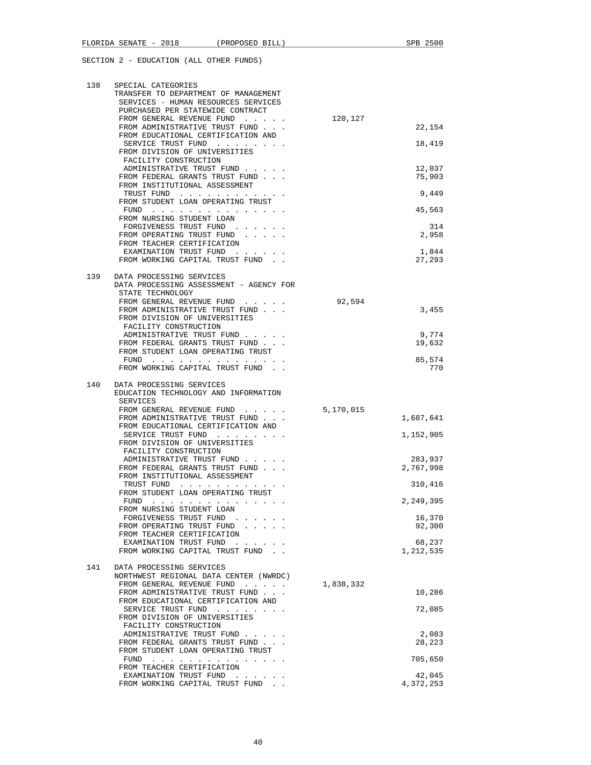SECTION 2 - EDUCATION (ALL OTHER FUNDS)

| | | | |
|---|---|---|---|
| 138 | SPECIAL CATEGORIES<br>TRANSFER TO DEPARTMENT OF MANAGEMENT SERVICES - HUMAN RESOURCES SERVICES PURCHASED PER STATEWIDE CONTRACT | | |
| | FROM GENERAL REVENUE FUND . . . . . | 120,127 | |
| | FROM ADMINISTRATIVE TRUST FUND . . . | | 22,154 |
| | FROM EDUCATIONAL CERTIFICATION AND SERVICE TRUST FUND . . . . . . . . | | 18,419 |
| | FROM DIVISION OF UNIVERSITIES FACILITY CONSTRUCTION ADMINISTRATIVE TRUST FUND . . . . . | | 12,037 |
| | FROM FEDERAL GRANTS TRUST FUND . . . | | 75,903 |
| | FROM INSTITUTIONAL ASSESSMENT TRUST FUND . . . . . . . . . . . . | | 9,449 |
| | FROM STUDENT LOAN OPERATING TRUST FUND . . . . . . . . . . . . . . . | | 45,563 |
| | FROM NURSING STUDENT LOAN FORGIVENESS TRUST FUND . . . . . . | | 314 |
| | FROM OPERATING TRUST FUND . . . . . | | 2,958 |
| | FROM TEACHER CERTIFICATION EXAMINATION TRUST FUND . . . . . . | | 1,844 |
| | FROM WORKING CAPITAL TRUST FUND . . | | 27,293 |
| 139 | DATA PROCESSING SERVICES<br>DATA PROCESSING ASSESSMENT - AGENCY FOR STATE TECHNOLOGY | | |
| | FROM GENERAL REVENUE FUND . . . . . | 92,594 | |
| | FROM ADMINISTRATIVE TRUST FUND . . . | | 3,455 |
| | FROM DIVISION OF UNIVERSITIES FACILITY CONSTRUCTION ADMINISTRATIVE TRUST FUND . . . . . | | 9,774 |
| | FROM FEDERAL GRANTS TRUST FUND . . . | | 19,632 |
| | FROM STUDENT LOAN OPERATING TRUST FUND . . . . . . . . . . . . . . . | | 85,574 |
| | FROM WORKING CAPITAL TRUST FUND . . | | 770 |
| 140 | DATA PROCESSING SERVICES<br>EDUCATION TECHNOLOGY AND INFORMATION SERVICES | | |
| | FROM GENERAL REVENUE FUND . . . . . | 5,170,015 | |
| | FROM ADMINISTRATIVE TRUST FUND . . . | | 1,687,641 |
| | FROM EDUCATIONAL CERTIFICATION AND SERVICE TRUST FUND . . . . . . . . | | 1,152,905 |
| | FROM DIVISION OF UNIVERSITIES FACILITY CONSTRUCTION ADMINISTRATIVE TRUST FUND . . . . . | | 283,937 |
| | FROM FEDERAL GRANTS TRUST FUND . . . | | 2,767,998 |
| | FROM INSTITUTIONAL ASSESSMENT TRUST FUND . . . . . . . . . . . . | | 310,416 |
| | FROM STUDENT LOAN OPERATING TRUST FUND . . . . . . . . . . . . . . . | | 2,249,395 |
| | FROM NURSING STUDENT LOAN FORGIVENESS TRUST FUND . . . . . . | | 16,370 |
| | FROM OPERATING TRUST FUND . . . . . | | 92,300 |
| | FROM TEACHER CERTIFICATION EXAMINATION TRUST FUND . . . . . . | | 68,237 |
| | FROM WORKING CAPITAL TRUST FUND . . | | 1,212,535 |
| 141 | DATA PROCESSING SERVICES<br>NORTHWEST REGIONAL DATA CENTER (NWRDC) | | |
| | FROM GENERAL REVENUE FUND . . . . . | 1,838,332 | |
| | FROM ADMINISTRATIVE TRUST FUND . . . | | 10,286 |
| | FROM EDUCATIONAL CERTIFICATION AND SERVICE TRUST FUND . . . . . . . . | | 72,085 |
| | FROM DIVISION OF UNIVERSITIES FACILITY CONSTRUCTION ADMINISTRATIVE TRUST FUND . . . . . | | 2,083 |
| | FROM FEDERAL GRANTS TRUST FUND . . . | | 28,223 |
| | FROM STUDENT LOAN OPERATING TRUST FUND . . . . . . . . . . . . . . . | | 705,650 |
| | FROM TEACHER CERTIFICATION EXAMINATION TRUST FUND . . . . . . | | 42,045 |
| | FROM WORKING CAPITAL TRUST FUND . . | | 4,372,253 |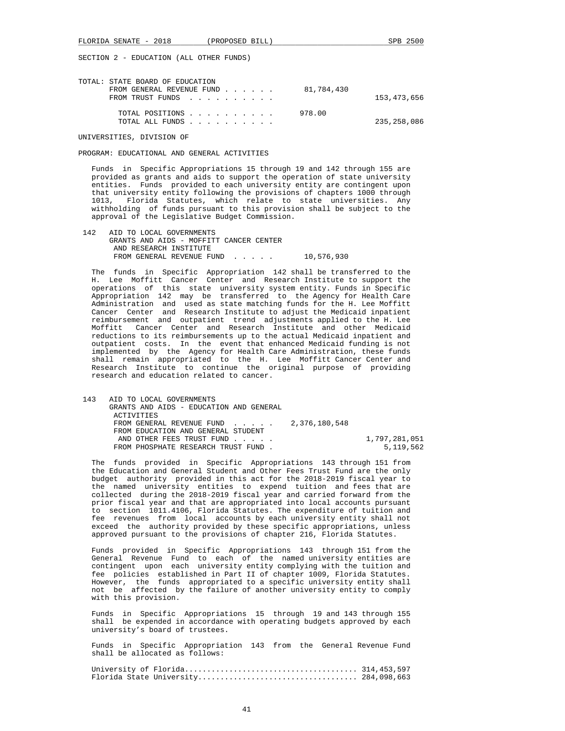SECTION 2 - EDUCATION (ALL OTHER FUNDS)

| TOTAL: STATE BOARD OF EDUCATION | | |
|---|---|---|
| FROM GENERAL REVENUE FUND | 81,784,430 | |
| FROM TRUST FUNDS | | 153,473,656 |
| TOTAL POSITIONS | 978.00 | |
| TOTAL ALL FUNDS | | 235,258,086 |

UNIVERSITIES, DIVISION OF

PROGRAM: EDUCATIONAL AND GENERAL ACTIVITIES

Funds in Specific Appropriations 15 through 19 and 142 through 155 are provided as grants and aids to support the operation of state university entities. Funds provided to each university entity are contingent upon that university entity following the provisions of chapters 1000 through 1013, Florida Statutes, which relate to state universities. Any withholding of funds pursuant to this provision shall be subject to the approval of the Legislative Budget Commission.

| | | | |
|---|---|---|---|
| 142 | AID TO LOCAL GOVERNMENTS<br>GRANTS AND AIDS - MOFFITT CANCER CENTER AND RESEARCH INSTITUTE<br>FROM GENERAL REVENUE FUND | 10,576,930 | |

The funds in Specific Appropriation 142 shall be transferred to the H. Lee Moffitt Cancer Center and Research Institute to support the operations of this state university system entity. Funds in Specific Appropriation 142 may be transferred to the Agency for Health Care Administration and used as state matching funds for the H. Lee Moffitt Cancer Center and Research Institute to adjust the Medicaid inpatient reimbursement and outpatient trend adjustments applied to the H. Lee Moffitt Cancer Center and Research Institute and other Medicaid reductions to its reimbursements up to the actual Medicaid inpatient and outpatient costs. In the event that enhanced Medicaid funding is not implemented by the Agency for Health Care Administration, these funds shall remain appropriated to the H. Lee Moffitt Cancer Center and Research Institute to continue the original purpose of providing research and education related to cancer.

| | | | |
|---|---|---|---|
| 143 | AID TO LOCAL GOVERNMENTS<br>GRANTS AND AIDS - EDUCATION AND GENERAL ACTIVITIES | | |
| | FROM GENERAL REVENUE FUND | 2,376,180,548 | |
| | FROM EDUCATION AND GENERAL STUDENT AND OTHER FEES TRUST FUND | | 1,797,281,051 |
| | FROM PHOSPHATE RESEARCH TRUST FUND | | 5,119,562 |

The funds provided in Specific Appropriations 143 through 151 from the Education and General Student and Other Fees Trust Fund are the only budget authority provided in this act for the 2018-2019 fiscal year to the named university entities to expend tuition and fees that are collected during the 2018-2019 fiscal year and carried forward from the prior fiscal year and that are appropriated into local accounts pursuant to section 1011.4106, Florida Statutes. The expenditure of tuition and fee revenues from local accounts by each university entity shall not exceed the authority provided by these specific appropriations, unless approved pursuant to the provisions of chapter 216, Florida Statutes.

Funds provided in Specific Appropriations 143 through 151 from the General Revenue Fund to each of the named university entities are contingent upon each university entity complying with the tuition and fee policies established in Part II of chapter 1009, Florida Statutes. However, the funds appropriated to a specific university entity shall not be affected by the failure of another university entity to comply with this provision.

Funds in Specific Appropriations 15 through 19 and 143 through 155 shall be expended in accordance with operating budgets approved by each university's board of trustees.

Funds in Specific Appropriation 143 from the General Revenue Fund shall be allocated as follows:

University of Florida...................................... 314,453,597
Florida State University.................................... 284,098,663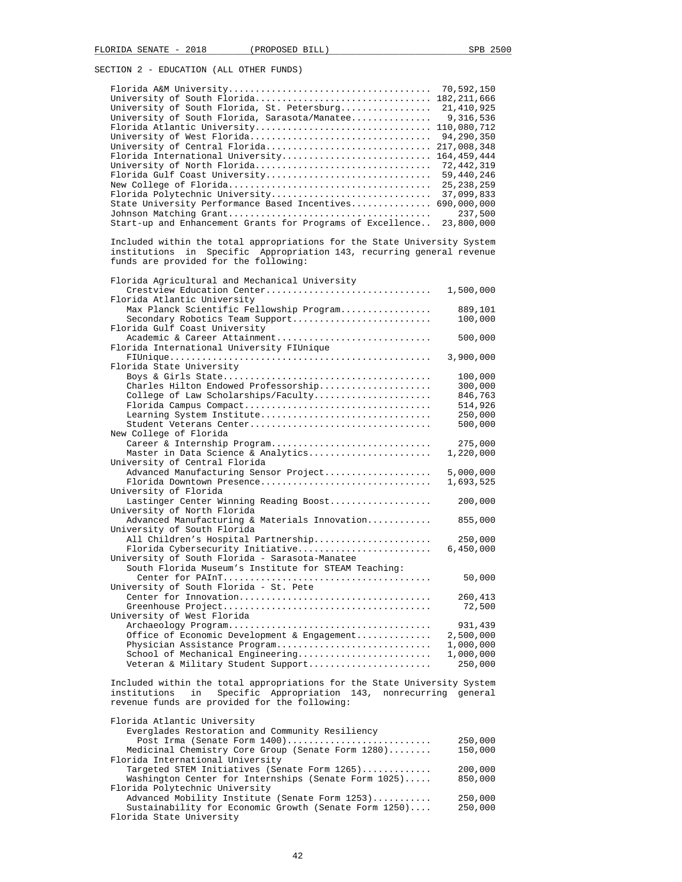SECTION 2 - EDUCATION (ALL OTHER FUNDS)

| | |
|---|---|
| Florida A&M University | 70,592,150 |
| University of South Florida | 182,211,666 |
| University of South Florida, St. Petersburg | 21,410,925 |
| University of South Florida, Sarasota/Manatee | 9,316,536 |
| Florida Atlantic University | 110,080,712 |
| University of West Florida | 94,290,350 |
| University of Central Florida | 217,008,348 |
| Florida International University | 164,459,444 |
| University of North Florida | 72,442,319 |
| Florida Gulf Coast University | 59,440,246 |
| New College of Florida | 25,238,259 |
| Florida Polytechnic University | 37,099,833 |
| State University Performance Based Incentives | 690,000,000 |
| Johnson Matching Grant | 237,500 |
| Start-up and Enhancement Grants for Programs of Excellence | 23,800,000 |

Included within the total appropriations for the State University System institutions in Specific Appropriation 143, recurring general revenue funds are provided for the following:

| | |
|---|---|
| **Florida Agricultural and Mechanical University** | |
| Crestview Education Center | 1,500,000 |
| **Florida Atlantic University** | |
| Max Planck Scientific Fellowship Program | 889,101 |
| Secondary Robotics Team Support | 100,000 |
| **Florida Gulf Coast University** | |
| Academic & Career Attainment | 500,000 |
| **Florida International University FIUnique** | |
| FIUnique | 3,900,000 |
| **Florida State University** | |
| Boys & Girls State | 100,000 |
| Charles Hilton Endowed Professorship | 300,000 |
| College of Law Scholarships/Faculty | 846,763 |
| Florida Campus Compact | 514,926 |
| Learning System Institute | 250,000 |
| Student Veterans Center | 500,000 |
| **New College of Florida** | |
| Career & Internship Program | 275,000 |
| Master in Data Science & Analytics | 1,220,000 |
| **University of Central Florida** | |
| Advanced Manufacturing Sensor Project | 5,000,000 |
| Florida Downtown Presence | 1,693,525 |
| **University of Florida** | |
| Lastinger Center Winning Reading Boost | 200,000 |
| **University of North Florida** | |
| Advanced Manufacturing & Materials Innovation | 855,000 |
| **University of South Florida** | |
| All Children's Hospital Partnership | 250,000 |
| Florida Cybersecurity Initiative | 6,450,000 |
| **University of South Florida - Sarasota-Manatee** | |
| South Florida Museum's Institute for STEAM Teaching: Center for PAInT | 50,000 |
| **University of South Florida - St. Pete** | |
| Center for Innovation | 260,413 |
| Greenhouse Project | 72,500 |
| **University of West Florida** | |
| Archaeology Program | 931,439 |
| Office of Economic Development & Engagement | 2,500,000 |
| Physician Assistance Program | 1,000,000 |
| School of Mechanical Engineering | 1,000,000 |
| Veteran & Military Student Support | 250,000 |

Included within the total appropriations for the State University System institutions in Specific Appropriation 143, nonrecurring general revenue funds are provided for the following:

| | |
|---|---|
| **Florida Atlantic University** | |
| Everglades Restoration and Community Resiliency Post Irma (Senate Form 1400) | 250,000 |
| Medicinal Chemistry Core Group (Senate Form 1280) | 150,000 |
| **Florida International University** | |
| Targeted STEM Initiatives (Senate Form 1265) | 200,000 |
| Washington Center for Internships (Senate Form 1025) | 850,000 |
| **Florida Polytechnic University** | |
| Advanced Mobility Institute (Senate Form 1253) | 250,000 |
| Sustainability for Economic Growth (Senate Form 1250) | 250,000 |
| **Florida State University** | |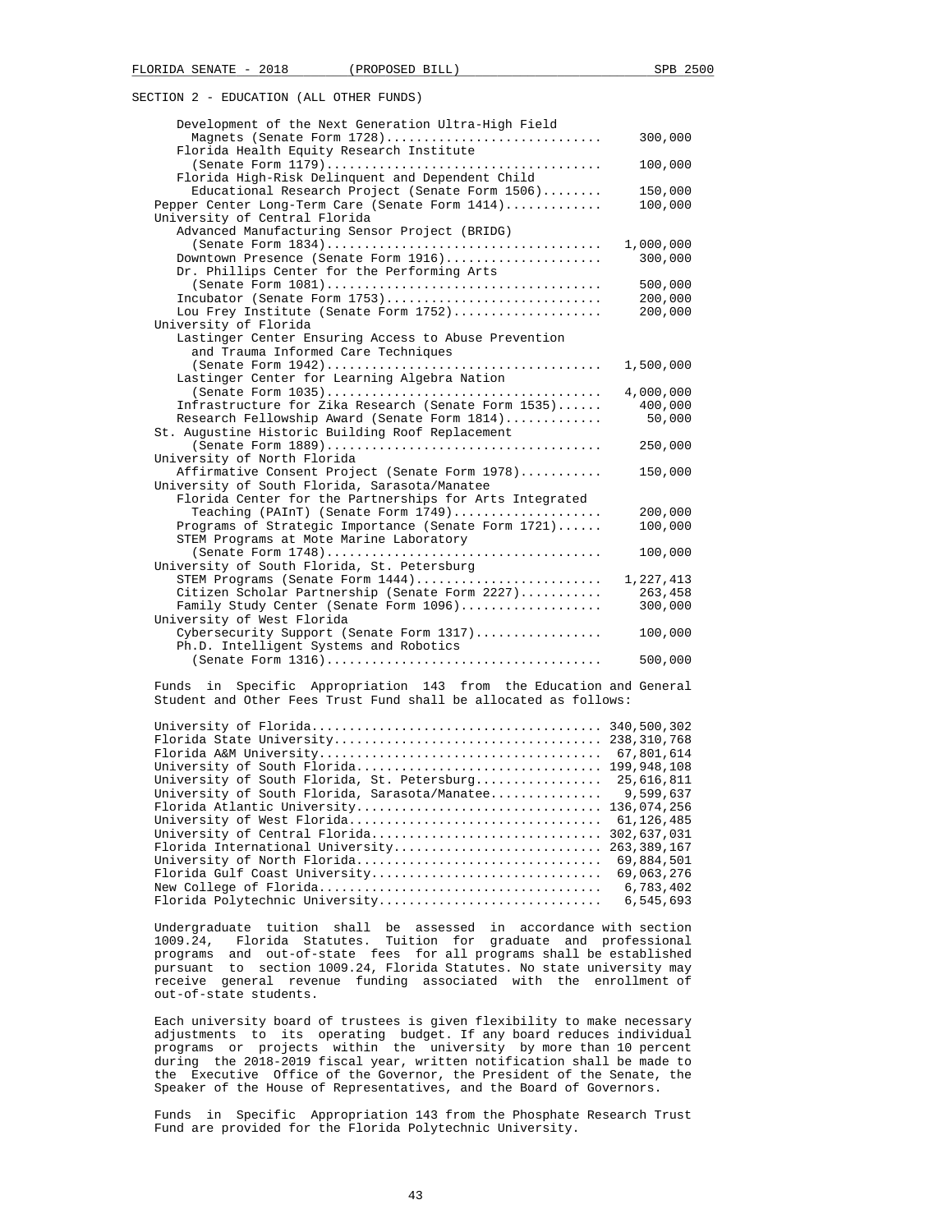SECTION 2 - EDUCATION (ALL OTHER FUNDS)

| | |
|---|---|
| Development of the Next Generation Ultra-High Field Magnets (Senate Form 1728) | 300,000 |
| Florida Health Equity Research Institute (Senate Form 1179) | 100,000 |
| Florida High-Risk Delinquent and Dependent Child Educational Research Project (Senate Form 1506) | 150,000 |
| Pepper Center Long-Term Care (Senate Form 1414) | 100,000 |
| University of Central Florida | |
| Advanced Manufacturing Sensor Project (BRIDG) (Senate Form 1834) | 1,000,000 |
| Downtown Presence (Senate Form 1916) | 300,000 |
| Dr. Phillips Center for the Performing Arts (Senate Form 1081) | 500,000 |
| Incubator (Senate Form 1753) | 200,000 |
| Lou Frey Institute (Senate Form 1752) | 200,000 |
| University of Florida | |
| Lastinger Center Ensuring Access to Abuse Prevention and Trauma Informed Care Techniques (Senate Form 1942) | 1,500,000 |
| Lastinger Center for Learning Algebra Nation (Senate Form 1035) | 4,000,000 |
| Infrastructure for Zika Research (Senate Form 1535) | 400,000 |
| Research Fellowship Award (Senate Form 1814) | 50,000 |
| St. Augustine Historic Building Roof Replacement (Senate Form 1889) | 250,000 |
| University of North Florida | |
| Affirmative Consent Project (Senate Form 1978) | 150,000 |
| University of South Florida, Sarasota/Manatee | |
| Florida Center for the Partnerships for Arts Integrated Teaching (PAInT) (Senate Form 1749) | 200,000 |
| Programs of Strategic Importance (Senate Form 1721) | 100,000 |
| STEM Programs at Mote Marine Laboratory (Senate Form 1748) | 100,000 |
| University of South Florida, St. Petersburg | |
| STEM Programs (Senate Form 1444) | 1,227,413 |
| Citizen Scholar Partnership (Senate Form 2227) | 263,458 |
| Family Study Center (Senate Form 1096) | 300,000 |
| University of West Florida | |
| Cybersecurity Support (Senate Form 1317) | 100,000 |
| Ph.D. Intelligent Systems and Robotics (Senate Form 1316) | 500,000 |

Funds in Specific Appropriation 143 from the Education and General Student and Other Fees Trust Fund shall be allocated as follows:

| | |
|---|---|
| University of Florida | 340,500,302 |
| Florida State University | 238,310,768 |
| Florida A&M University | 67,801,614 |
| University of South Florida | 199,948,108 |
| University of South Florida, St. Petersburg | 25,616,811 |
| University of South Florida, Sarasota/Manatee | 9,599,637 |
| Florida Atlantic University | 136,074,256 |
| University of West Florida | 61,126,485 |
| University of Central Florida | 302,637,031 |
| Florida International University | 263,389,167 |
| University of North Florida | 69,884,501 |
| Florida Gulf Coast University | 69,063,276 |
| New College of Florida | 6,783,402 |
| Florida Polytechnic University | 6,545,693 |

Undergraduate tuition shall be assessed in accordance with section 1009.24, Florida Statutes. Tuition for graduate and professional programs and out-of-state fees for all programs shall be established pursuant to section 1009.24, Florida Statutes. No state university may receive general revenue funding associated with the enrollment of out-of-state students.

Each university board of trustees is given flexibility to make necessary adjustments to its operating budget. If any board reduces individual programs or projects within the university by more than 10 percent during the 2018-2019 fiscal year, written notification shall be made to the Executive Office of the Governor, the President of the Senate, the Speaker of the House of Representatives, and the Board of Governors.

Funds in Specific Appropriation 143 from the Phosphate Research Trust Fund are provided for the Florida Polytechnic University.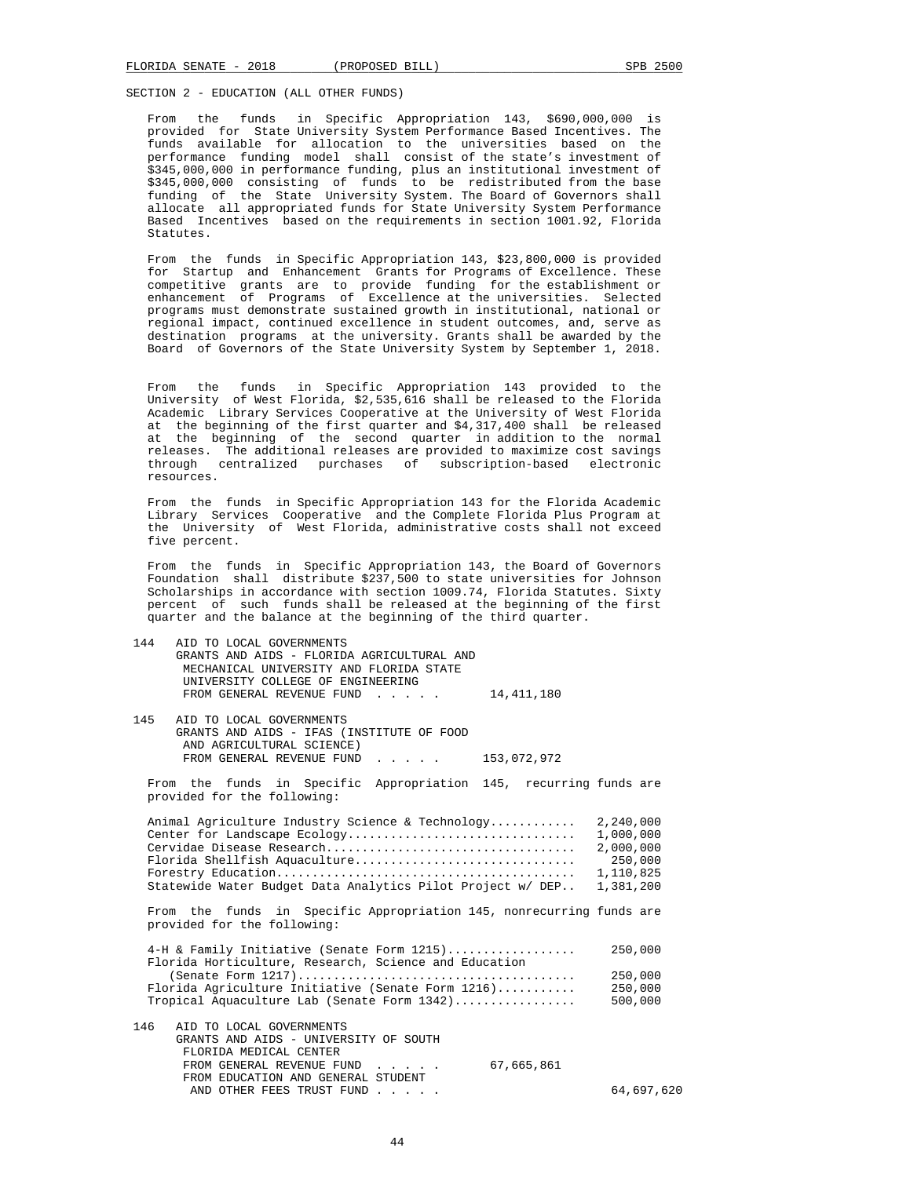SECTION 2 - EDUCATION (ALL OTHER FUNDS)

From the funds in Specific Appropriation 143, $690,000,000 is provided for State University System Performance Based Incentives. The funds available for allocation to the universities based on the performance funding model shall consist of the state's investment of $345,000,000 in performance funding, plus an institutional investment of $345,000,000 consisting of funds to be redistributed from the base funding of the State University System. The Board of Governors shall allocate all appropriated funds for State University System Performance Based Incentives based on the requirements in section 1001.92, Florida Statutes.

From the funds in Specific Appropriation 143, $23,800,000 is provided for Startup and Enhancement Grants for Programs of Excellence. These competitive grants are to provide funding for the establishment or enhancement of Programs of Excellence at the universities. Selected programs must demonstrate sustained growth in institutional, national or regional impact, continued excellence in student outcomes, and, serve as destination programs at the university. Grants shall be awarded by the Board of Governors of the State University System by September 1, 2018.

From the funds in Specific Appropriation 143 provided to the University of West Florida, $2,535,616 shall be released to the Florida Academic Library Services Cooperative at the University of West Florida at the beginning of the first quarter and $4,317,400 shall be released at the beginning of the second quarter in addition to the normal releases. The additional releases are provided to maximize cost savings through centralized purchases of subscription-based electronic resources.

From the funds in Specific Appropriation 143 for the Florida Academic Library Services Cooperative and the Complete Florida Plus Program at the University of West Florida, administrative costs shall not exceed five percent.

From the funds in Specific Appropriation 143, the Board of Governors Foundation shall distribute $237,500 to state universities for Johnson Scholarships in accordance with section 1009.74, Florida Statutes. Sixty percent of such funds shall be released at the beginning of the first quarter and the balance at the beginning of the third quarter.

144 AID TO LOCAL GOVERNMENTS
GRANTS AND AIDS - FLORIDA AGRICULTURAL AND MECHANICAL UNIVERSITY AND FLORIDA STATE UNIVERSITY COLLEGE OF ENGINEERING
FROM GENERAL REVENUE FUND . . . . . 14,411,180

145 AID TO LOCAL GOVERNMENTS
GRANTS AND AIDS - IFAS (INSTITUTE OF FOOD AND AGRICULTURAL SCIENCE)
FROM GENERAL REVENUE FUND . . . . . 153,072,972

From the funds in Specific Appropriation 145, recurring funds are provided for the following:

| | |
|---|---|
| Animal Agriculture Industry Science & Technology | 2,240,000 |
| Center for Landscape Ecology | 1,000,000 |
| Cervidae Disease Research | 2,000,000 |
| Florida Shellfish Aquaculture | 250,000 |
| Forestry Education | 1,110,825 |
| Statewide Water Budget Data Analytics Pilot Project w/ DEP | 1,381,200 |

From the funds in Specific Appropriation 145, nonrecurring funds are provided for the following:

| | |
|---|---|
| 4-H & Family Initiative (Senate Form 1215) | 250,000 |
| Florida Horticulture, Research, Science and Education (Senate Form 1217) | 250,000 |
| Florida Agriculture Initiative (Senate Form 1216) | 250,000 |
| Tropical Aquaculture Lab (Senate Form 1342) | 500,000 |

146 AID TO LOCAL GOVERNMENTS
GRANTS AND AIDS - UNIVERSITY OF SOUTH FLORIDA MEDICAL CENTER
FROM GENERAL REVENUE FUND . . . . . 67,665,861
FROM EDUCATION AND GENERAL STUDENT AND OTHER FEES TRUST FUND . . . . . 64,697,620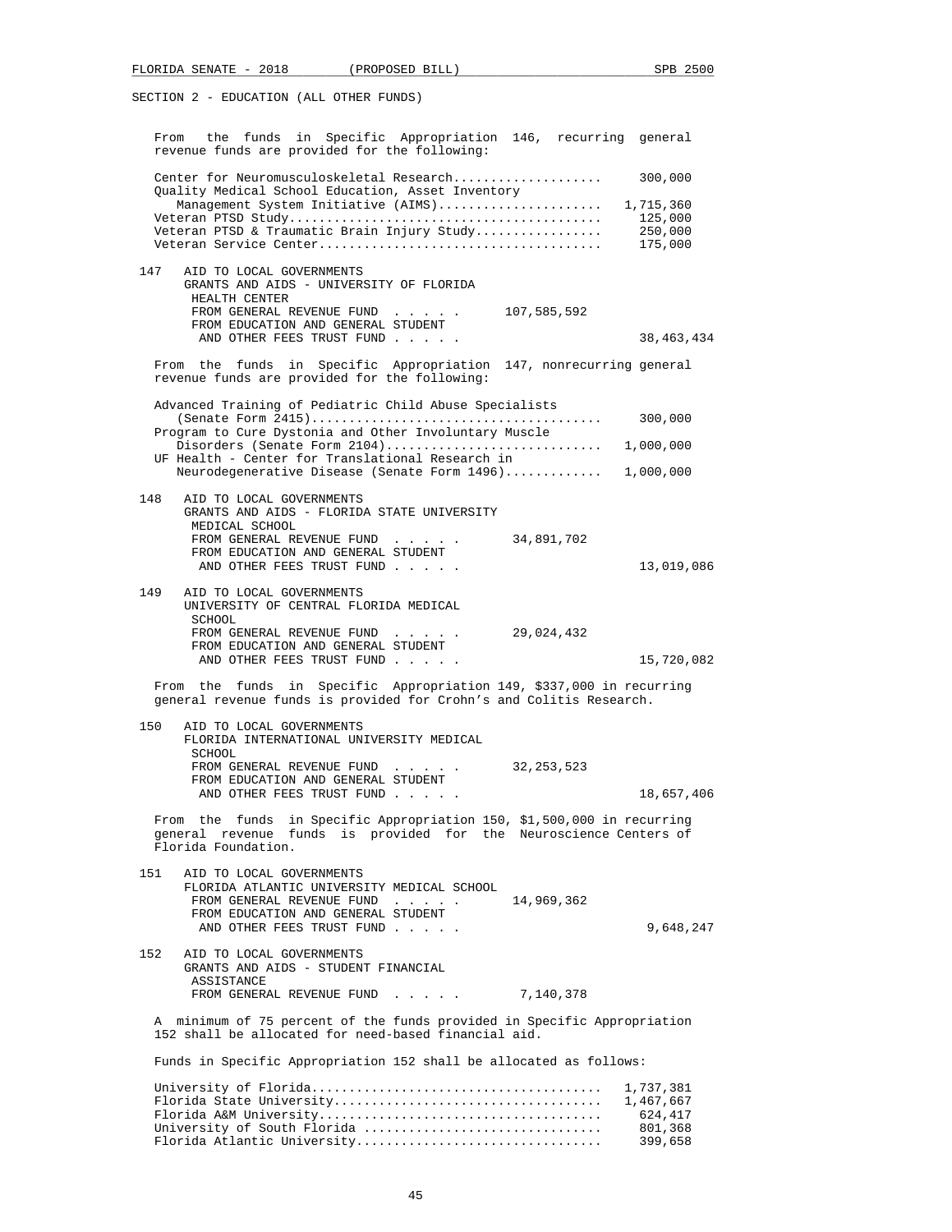SECTION 2 - EDUCATION (ALL OTHER FUNDS)

From the funds in Specific Appropriation 146, recurring general revenue funds are provided for the following:

| | |
|---|---|
| Center for Neuromusculoskeletal Research | 300,000 |
| Quality Medical School Education, Asset Inventory Management System Initiative (AIMS) | 1,715,360 |
| Veteran PTSD Study | 125,000 |
| Veteran PTSD & Traumatic Brain Injury Study | 250,000 |
| Veteran Service Center | 175,000 |

147 AID TO LOCAL GOVERNMENTS
GRANTS AND AIDS - UNIVERSITY OF FLORIDA HEALTH CENTER
FROM GENERAL REVENUE FUND . . . . . 107,585,592
FROM EDUCATION AND GENERAL STUDENT AND OTHER FEES TRUST FUND . . . . . 38,463,434

From the funds in Specific Appropriation 147, nonrecurring general revenue funds are provided for the following:

| | |
|---|---|
| Advanced Training of Pediatric Child Abuse Specialists (Senate Form 2415) | 300,000 |
| Program to Cure Dystonia and Other Involuntary Muscle Disorders (Senate Form 2104) | 1,000,000 |
| UF Health - Center for Translational Research in Neurodegenerative Disease (Senate Form 1496) | 1,000,000 |

148 AID TO LOCAL GOVERNMENTS
GRANTS AND AIDS - FLORIDA STATE UNIVERSITY MEDICAL SCHOOL
FROM GENERAL REVENUE FUND . . . . . 34,891,702
FROM EDUCATION AND GENERAL STUDENT AND OTHER FEES TRUST FUND . . . . . 13,019,086

149 AID TO LOCAL GOVERNMENTS
UNIVERSITY OF CENTRAL FLORIDA MEDICAL SCHOOL
FROM GENERAL REVENUE FUND . . . . . 29,024,432
FROM EDUCATION AND GENERAL STUDENT AND OTHER FEES TRUST FUND . . . . . 15,720,082

From the funds in Specific Appropriation 149, $337,000 in recurring general revenue funds is provided for Crohn's and Colitis Research.

150 AID TO LOCAL GOVERNMENTS
FLORIDA INTERNATIONAL UNIVERSITY MEDICAL SCHOOL
FROM GENERAL REVENUE FUND . . . . . 32,253,523
FROM EDUCATION AND GENERAL STUDENT AND OTHER FEES TRUST FUND . . . . . 18,657,406

From the funds in Specific Appropriation 150, $1,500,000 in recurring general revenue funds is provided for the Neuroscience Centers of Florida Foundation.

151 AID TO LOCAL GOVERNMENTS
FLORIDA ATLANTIC UNIVERSITY MEDICAL SCHOOL
FROM GENERAL REVENUE FUND . . . . . 14,969,362
FROM EDUCATION AND GENERAL STUDENT AND OTHER FEES TRUST FUND . . . . . 9,648,247

152 AID TO LOCAL GOVERNMENTS
GRANTS AND AIDS - STUDENT FINANCIAL ASSISTANCE
FROM GENERAL REVENUE FUND . . . . . 7,140,378

A minimum of 75 percent of the funds provided in Specific Appropriation 152 shall be allocated for need-based financial aid.

Funds in Specific Appropriation 152 shall be allocated as follows:

| | |
|---|---|
| University of Florida | 1,737,381 |
| Florida State University | 1,467,667 |
| Florida A&M University | 624,417 |
| University of South Florida | 801,368 |
| Florida Atlantic University | 399,658 |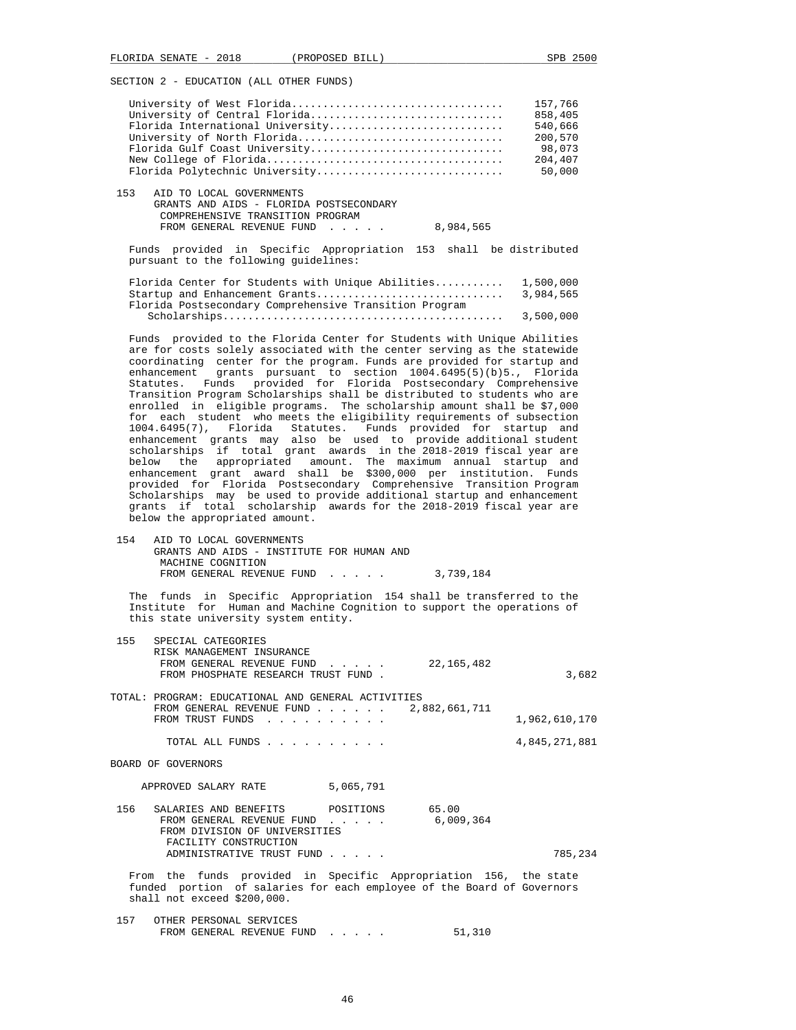SECTION 2 - EDUCATION (ALL OTHER FUNDS)

| | |
|---|---|
| University of West Florida | 157,766 |
| University of Central Florida | 858,405 |
| Florida International University | 540,666 |
| University of North Florida | 200,570 |
| Florida Gulf Coast University | 98,073 |
| New College of Florida | 204,407 |
| Florida Polytechnic University | 50,000 |

153 AID TO LOCAL GOVERNMENTS
GRANTS AND AIDS - FLORIDA POSTSECONDARY COMPREHENSIVE TRANSITION PROGRAM
FROM GENERAL REVENUE FUND . . . . . 8,984,565

Funds provided in Specific Appropriation 153 shall be distributed pursuant to the following guidelines:

| | |
|---|---|
| Florida Center for Students with Unique Abilities | 1,500,000 |
| Startup and Enhancement Grants | 3,984,565 |
| Florida Postsecondary Comprehensive Transition Program Scholarships | 3,500,000 |

Funds provided to the Florida Center for Students with Unique Abilities are for costs solely associated with the center serving as the statewide coordinating center for the program. Funds are provided for startup and enhancement grants pursuant to section 1004.6495(5)(b)5., Florida Statutes. Funds provided for Florida Postsecondary Comprehensive Transition Program Scholarships shall be distributed to students who are enrolled in eligible programs. The scholarship amount shall be $7,000 for each student who meets the eligibility requirements of subsection 1004.6495(7), Florida Statutes. Funds provided for startup and enhancement grants may also be used to provide additional student scholarships if total grant awards in the 2018-2019 fiscal year are below the appropriated amount. The maximum annual startup and enhancement grant award shall be $300,000 per institution. Funds provided for Florida Postsecondary Comprehensive Transition Program Scholarships may be used to provide additional startup and enhancement grants if total scholarship awards for the 2018-2019 fiscal year are below the appropriated amount.

154 AID TO LOCAL GOVERNMENTS
GRANTS AND AIDS - INSTITUTE FOR HUMAN AND MACHINE COGNITION
FROM GENERAL REVENUE FUND . . . . . 3,739,184

The funds in Specific Appropriation 154 shall be transferred to the Institute for Human and Machine Cognition to support the operations of this state university system entity.

155 SPECIAL CATEGORIES
RISK MANAGEMENT INSURANCE
FROM GENERAL REVENUE FUND . . . . . 22,165,482
FROM PHOSPHATE RESEARCH TRUST FUND . 3,682

TOTAL: PROGRAM: EDUCATIONAL AND GENERAL ACTIVITIES
FROM GENERAL REVENUE FUND . . . . . . 2,882,661,711
FROM TRUST FUNDS . . . . . . . . . . 1,962,610,170

TOTAL ALL FUNDS . . . . . . . . . . 4,845,271,881

BOARD OF GOVERNORS

APPROVED SALARY RATE 5,065,791

156 SALARIES AND BENEFITS POSITIONS 65.00
FROM GENERAL REVENUE FUND . . . . . 6,009,364
FROM DIVISION OF UNIVERSITIES FACILITY CONSTRUCTION ADMINISTRATIVE TRUST FUND . . . . . 785,234

From the funds provided in Specific Appropriation 156, the state funded portion of salaries for each employee of the Board of Governors shall not exceed $200,000.

157 OTHER PERSONAL SERVICES
FROM GENERAL REVENUE FUND . . . . . 51,310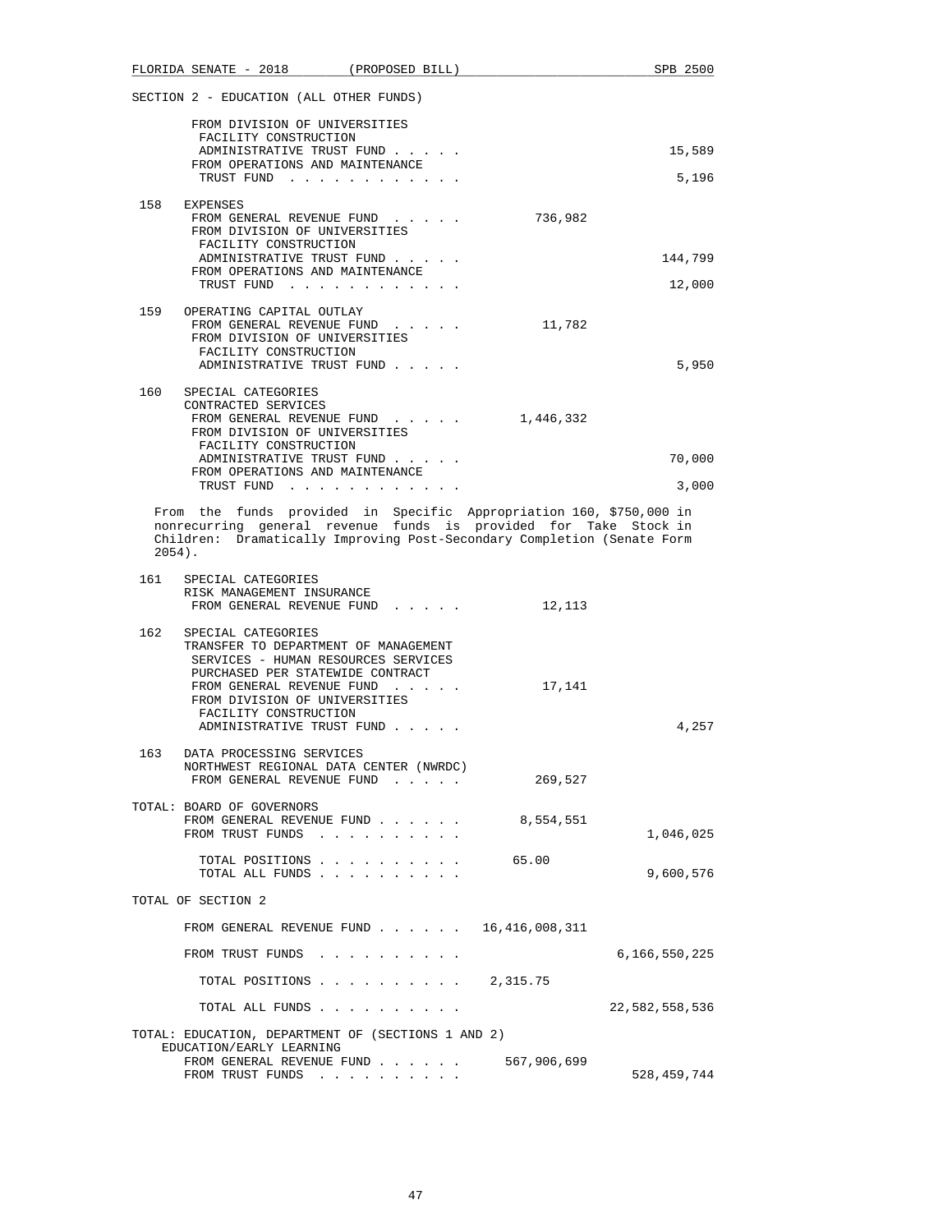SECTION 2 - EDUCATION (ALL OTHER FUNDS)

| | | General Revenue | Trust Funds |
|---|---|---|---|
| | FROM DIVISION OF UNIVERSITIES FACILITY CONSTRUCTION ADMINISTRATIVE TRUST FUND . . . . . | | 15,589 |
| | FROM OPERATIONS AND MAINTENANCE TRUST FUND . . . . . . . . . . . . | | 5,196 |
| 158 | EXPENSES | | |
| | FROM GENERAL REVENUE FUND . . . . . | 736,982 | |
| | FROM DIVISION OF UNIVERSITIES FACILITY CONSTRUCTION ADMINISTRATIVE TRUST FUND . . . . . | | 144,799 |
| | FROM OPERATIONS AND MAINTENANCE TRUST FUND . . . . . . . . . . . . | | 12,000 |
| 159 | OPERATING CAPITAL OUTLAY | | |
| | FROM GENERAL REVENUE FUND . . . . . | 11,782 | |
| | FROM DIVISION OF UNIVERSITIES FACILITY CONSTRUCTION ADMINISTRATIVE TRUST FUND . . . . . | | 5,950 |
| 160 | SPECIAL CATEGORIES CONTRACTED SERVICES | | |
| | FROM GENERAL REVENUE FUND . . . . . | 1,446,332 | |
| | FROM DIVISION OF UNIVERSITIES FACILITY CONSTRUCTION ADMINISTRATIVE TRUST FUND . . . . . | | 70,000 |
| | FROM OPERATIONS AND MAINTENANCE TRUST FUND . . . . . . . . . . . . | | 3,000 |

From the funds provided in Specific Appropriation 160, $750,000 in nonrecurring general revenue funds is provided for Take Stock in Children: Dramatically Improving Post-Secondary Completion (Senate Form 2054).

| | | General Revenue | Trust Funds |
|---|---|---|---|
| 161 | SPECIAL CATEGORIES RISK MANAGEMENT INSURANCE | | |
| | FROM GENERAL REVENUE FUND . . . . . | 12,113 | |
| 162 | SPECIAL CATEGORIES TRANSFER TO DEPARTMENT OF MANAGEMENT SERVICES - HUMAN RESOURCES SERVICES PURCHASED PER STATEWIDE CONTRACT | | |
| | FROM GENERAL REVENUE FUND . . . . . | 17,141 | |
| | FROM DIVISION OF UNIVERSITIES FACILITY CONSTRUCTION ADMINISTRATIVE TRUST FUND . . . . . | | 4,257 |
| 163 | DATA PROCESSING SERVICES NORTHWEST REGIONAL DATA CENTER (NWRDC) | | |
| | FROM GENERAL REVENUE FUND . . . . . | 269,527 | |

TOTAL: BOARD OF GOVERNORS

| | | |
|---|---|---|
| FROM GENERAL REVENUE FUND . . . . . . | 8,554,551 | |
| FROM TRUST FUNDS . . . . . . . . . . | | 1,046,025 |
| TOTAL POSITIONS . . . . . . . . . . | 65.00 | |
| TOTAL ALL FUNDS . . . . . . . . . . | | 9,600,576 |

TOTAL OF SECTION 2

| | | |
|---|---|---|
| FROM GENERAL REVENUE FUND . . . . . . | 16,416,008,311 | |
| FROM TRUST FUNDS . . . . . . . . . . | | 6,166,550,225 |
| TOTAL POSITIONS . . . . . . . . . . | 2,315.75 | |
| TOTAL ALL FUNDS . . . . . . . . . . | | 22,582,558,536 |

TOTAL: EDUCATION, DEPARTMENT OF (SECTIONS 1 AND 2)
EDUCATION/EARLY LEARNING

| | | |
|---|---|---|
| FROM GENERAL REVENUE FUND . . . . . . | 567,906,699 | |
| FROM TRUST FUNDS . . . . . . . . . . | | 528,459,744 |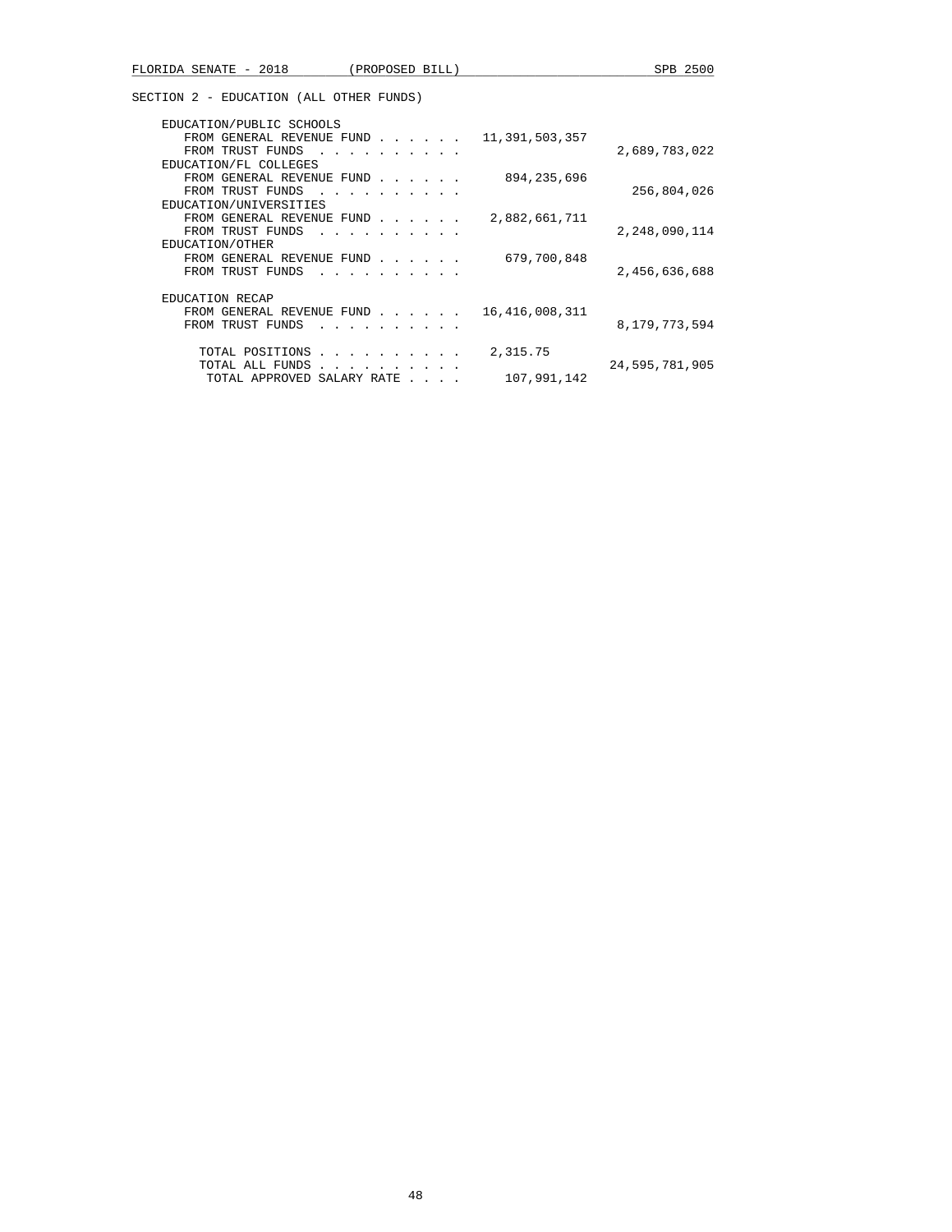SECTION 2 - EDUCATION (ALL OTHER FUNDS)

| | | |
|---|---|---|
| EDUCATION/PUBLIC SCHOOLS | | |
| FROM GENERAL REVENUE FUND . . . . . . | 11,391,503,357 | |
| FROM TRUST FUNDS . . . . . . . . . . | | 2,689,783,022 |
| EDUCATION/FL COLLEGES | | |
| FROM GENERAL REVENUE FUND . . . . . . | 894,235,696 | |
| FROM TRUST FUNDS . . . . . . . . . . | | 256,804,026 |
| EDUCATION/UNIVERSITIES | | |
| FROM GENERAL REVENUE FUND . . . . . . | 2,882,661,711 | |
| FROM TRUST FUNDS . . . . . . . . . . | | 2,248,090,114 |
| EDUCATION/OTHER | | |
| FROM GENERAL REVENUE FUND . . . . . . | 679,700,848 | |
| FROM TRUST FUNDS . . . . . . . . . . | | 2,456,636,688 |
| EDUCATION RECAP | | |
| FROM GENERAL REVENUE FUND . . . . . . | 16,416,008,311 | |
| FROM TRUST FUNDS . . . . . . . . . . | | 8,179,773,594 |
| TOTAL POSITIONS . . . . . . . . . . | 2,315.75 | |
| TOTAL ALL FUNDS . . . . . . . . . . | | 24,595,781,905 |
| TOTAL APPROVED SALARY RATE . . . . | 107,991,142 | |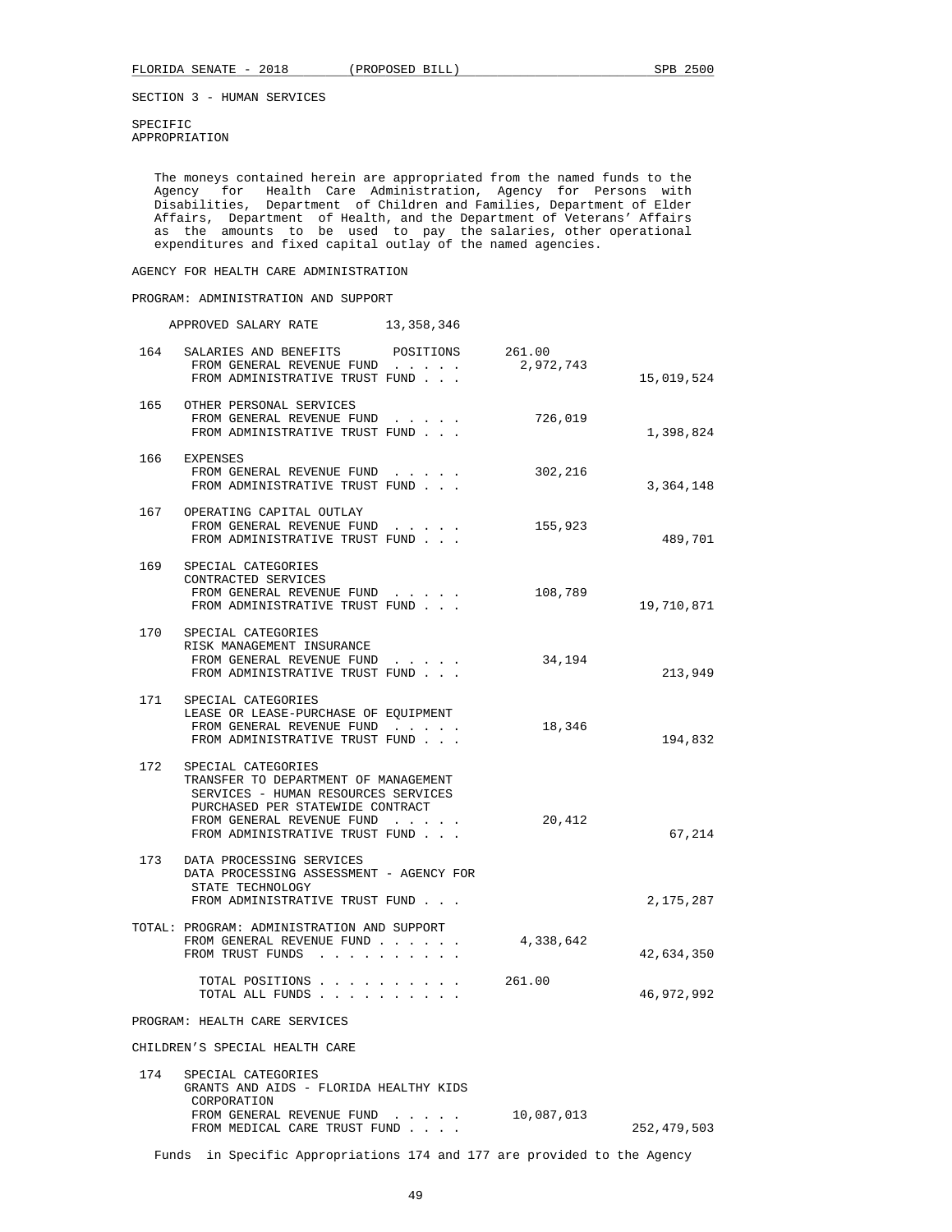SECTION 3 - HUMAN SERVICES

SPECIFIC
APPROPRIATION

The moneys contained herein are appropriated from the named funds to the Agency for Health Care Administration, Agency for Persons with Disabilities, Department of Children and Families, Department of Elder Affairs, Department of Health, and the Department of Veterans' Affairs as the amounts to be used to pay the salaries, other operational expenditures and fixed capital outlay of the named agencies.

## AGENCY FOR HEALTH CARE ADMINISTRATION

### PROGRAM: ADMINISTRATION AND SUPPORT

APPROVED SALARY RATE 13,358,346

| | | | |
|---|---|---|---|
| 164 | SALARIES AND BENEFITS POSITIONS | 261.00 | |
| | FROM GENERAL REVENUE FUND . . . . . | 2,972,743 | |
| | FROM ADMINISTRATIVE TRUST FUND . . . | | 15,019,524 |
| 165 | OTHER PERSONAL SERVICES | | |
| | FROM GENERAL REVENUE FUND . . . . . | 726,019 | |
| | FROM ADMINISTRATIVE TRUST FUND . . . | | 1,398,824 |
| 166 | EXPENSES | | |
| | FROM GENERAL REVENUE FUND . . . . . | 302,216 | |
| | FROM ADMINISTRATIVE TRUST FUND . . . | | 3,364,148 |
| 167 | OPERATING CAPITAL OUTLAY | | |
| | FROM GENERAL REVENUE FUND . . . . . | 155,923 | |
| | FROM ADMINISTRATIVE TRUST FUND . . . | | 489,701 |
| 169 | SPECIAL CATEGORIES CONTRACTED SERVICES | | |
| | FROM GENERAL REVENUE FUND . . . . . | 108,789 | |
| | FROM ADMINISTRATIVE TRUST FUND . . . | | 19,710,871 |
| 170 | SPECIAL CATEGORIES RISK MANAGEMENT INSURANCE | | |
| | FROM GENERAL REVENUE FUND . . . . . | 34,194 | |
| | FROM ADMINISTRATIVE TRUST FUND . . . | | 213,949 |
| 171 | SPECIAL CATEGORIES LEASE OR LEASE-PURCHASE OF EQUIPMENT | | |
| | FROM GENERAL REVENUE FUND . . . . . | 18,346 | |
| | FROM ADMINISTRATIVE TRUST FUND . . . | | 194,832 |
| 172 | SPECIAL CATEGORIES TRANSFER TO DEPARTMENT OF MANAGEMENT SERVICES - HUMAN RESOURCES SERVICES PURCHASED PER STATEWIDE CONTRACT | | |
| | FROM GENERAL REVENUE FUND . . . . . | 20,412 | |
| | FROM ADMINISTRATIVE TRUST FUND . . . | | 67,214 |
| 173 | DATA PROCESSING SERVICES DATA PROCESSING ASSESSMENT - AGENCY FOR STATE TECHNOLOGY | | |
| | FROM ADMINISTRATIVE TRUST FUND . . . | | 2,175,287 |

| | | |
|---|---|---|
| TOTAL: PROGRAM: ADMINISTRATION AND SUPPORT | | |
| FROM GENERAL REVENUE FUND . . . . . . | 4,338,642 | |
| FROM TRUST FUNDS . . . . . . . . . . | | 42,634,350 |
| TOTAL POSITIONS . . . . . . . . . . | 261.00 | |
| TOTAL ALL FUNDS . . . . . . . . . . | | 46,972,992 |

### PROGRAM: HEALTH CARE SERVICES

CHILDREN'S SPECIAL HEALTH CARE

| | | | |
|---|---|---|---|
| 174 | SPECIAL CATEGORIES GRANTS AND AIDS - FLORIDA HEALTHY KIDS CORPORATION | | |
| | FROM GENERAL REVENUE FUND . . . . . | 10,087,013 | |
| | FROM MEDICAL CARE TRUST FUND . . . . | | 252,479,503 |

Funds in Specific Appropriations 174 and 177 are provided to the Agency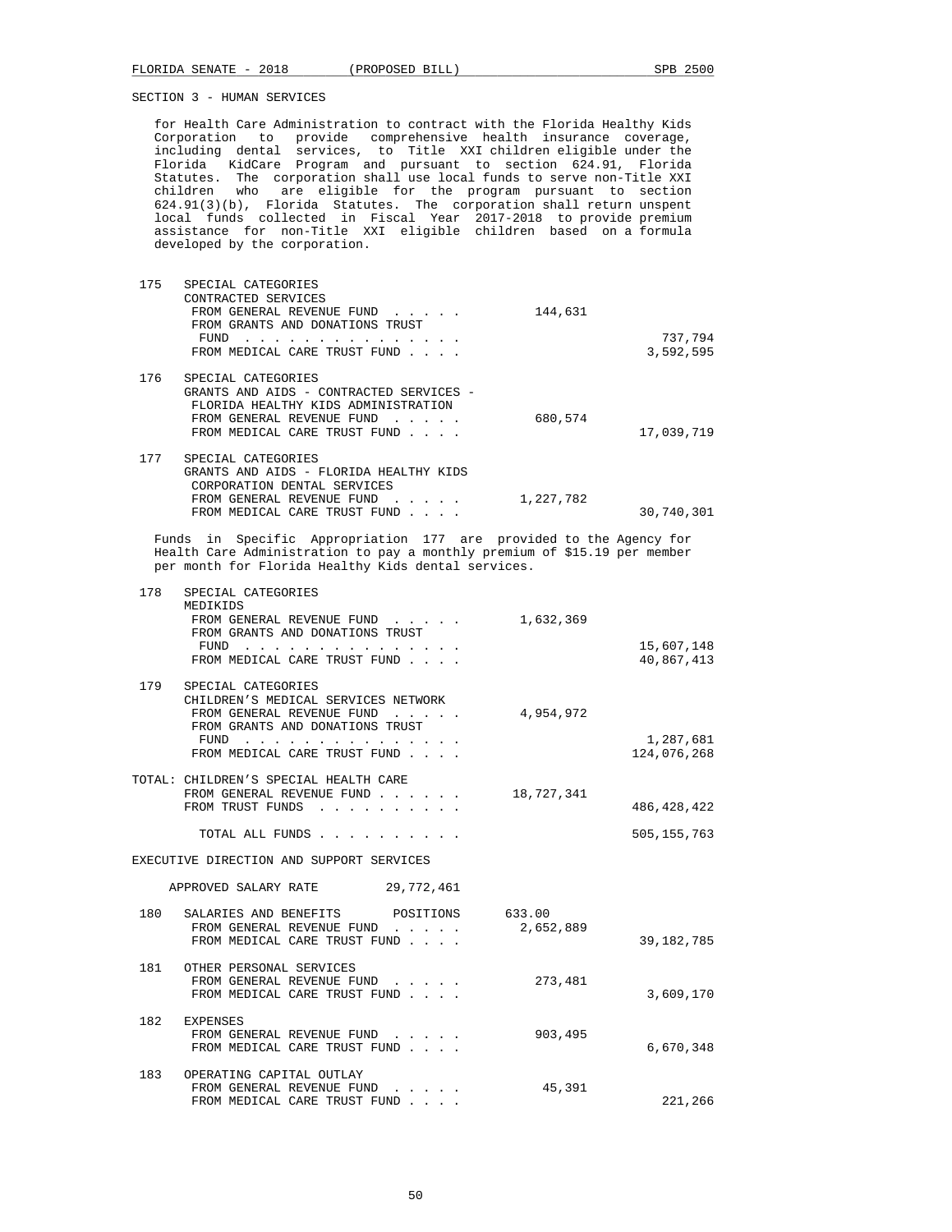SECTION 3 - HUMAN SERVICES

for Health Care Administration to contract with the Florida Healthy Kids Corporation to provide comprehensive health insurance coverage, including dental services, to Title XXI children eligible under the Florida KidCare Program and pursuant to section 624.91, Florida Statutes. The corporation shall use local funds to serve non-Title XXI children who are eligible for the program pursuant to section 624.91(3)(b), Florida Statutes. The corporation shall return unspent local funds collected in Fiscal Year 2017-2018 to provide premium assistance for non-Title XXI eligible children based on a formula developed by the corporation.

| | | | |
|---|---|---|---|
| 175 | SPECIAL CATEGORIES<br>CONTRACTED SERVICES | | |
| | FROM GENERAL REVENUE FUND . . . . . | 144,631 | |
| | FROM GRANTS AND DONATIONS TRUST FUND . . . . . . . . . . . . . . . | | 737,794 |
| | FROM MEDICAL CARE TRUST FUND . . . . | | 3,592,595 |
| 176 | SPECIAL CATEGORIES<br>GRANTS AND AIDS - CONTRACTED SERVICES - FLORIDA HEALTHY KIDS ADMINISTRATION | | |
| | FROM GENERAL REVENUE FUND . . . . . | 680,574 | |
| | FROM MEDICAL CARE TRUST FUND . . . . | | 17,039,719 |
| 177 | SPECIAL CATEGORIES<br>GRANTS AND AIDS - FLORIDA HEALTHY KIDS CORPORATION DENTAL SERVICES | | |
| | FROM GENERAL REVENUE FUND . . . . . | 1,227,782 | |
| | FROM MEDICAL CARE TRUST FUND . . . . | | 30,740,301 |

Funds in Specific Appropriation 177 are provided to the Agency for Health Care Administration to pay a monthly premium of $15.19 per member per month for Florida Healthy Kids dental services.

| | | | |
|---|---|---|---|
| 178 | SPECIAL CATEGORIES<br>MEDIKIDS | | |
| | FROM GENERAL REVENUE FUND . . . . . | 1,632,369 | |
| | FROM GRANTS AND DONATIONS TRUST FUND . . . . . . . . . . . . . . . | | 15,607,148 |
| | FROM MEDICAL CARE TRUST FUND . . . . | | 40,867,413 |
| 179 | SPECIAL CATEGORIES<br>CHILDREN'S MEDICAL SERVICES NETWORK | | |
| | FROM GENERAL REVENUE FUND . . . . . | 4,954,972 | |
| | FROM GRANTS AND DONATIONS TRUST FUND . . . . . . . . . . . . . . . | | 1,287,681 |
| | FROM MEDICAL CARE TRUST FUND . . . . | | 124,076,268 |
| TOTAL: | CHILDREN'S SPECIAL HEALTH CARE | | |
| | FROM GENERAL REVENUE FUND . . . . . . | 18,727,341 | |
| | FROM TRUST FUNDS . . . . . . . . . . | | 486,428,422 |
| | TOTAL ALL FUNDS . . . . . . . . . . | | 505,155,763 |

EXECUTIVE DIRECTION AND SUPPORT SERVICES

APPROVED SALARY RATE 29,772,461

| | | | |
|---|---|---|---|
| 180 | SALARIES AND BENEFITS POSITIONS | 633.00 | |
| | FROM GENERAL REVENUE FUND . . . . . | 2,652,889 | |
| | FROM MEDICAL CARE TRUST FUND . . . . | | 39,182,785 |
| 181 | OTHER PERSONAL SERVICES | | |
| | FROM GENERAL REVENUE FUND . . . . . | 273,481 | |
| | FROM MEDICAL CARE TRUST FUND . . . . | | 3,609,170 |
| 182 | EXPENSES | | |
| | FROM GENERAL REVENUE FUND . . . . . | 903,495 | |
| | FROM MEDICAL CARE TRUST FUND . . . . | | 6,670,348 |
| 183 | OPERATING CAPITAL OUTLAY | | |
| | FROM GENERAL REVENUE FUND . . . . . | 45,391 | |
| | FROM MEDICAL CARE TRUST FUND . . . . | | 221,266 |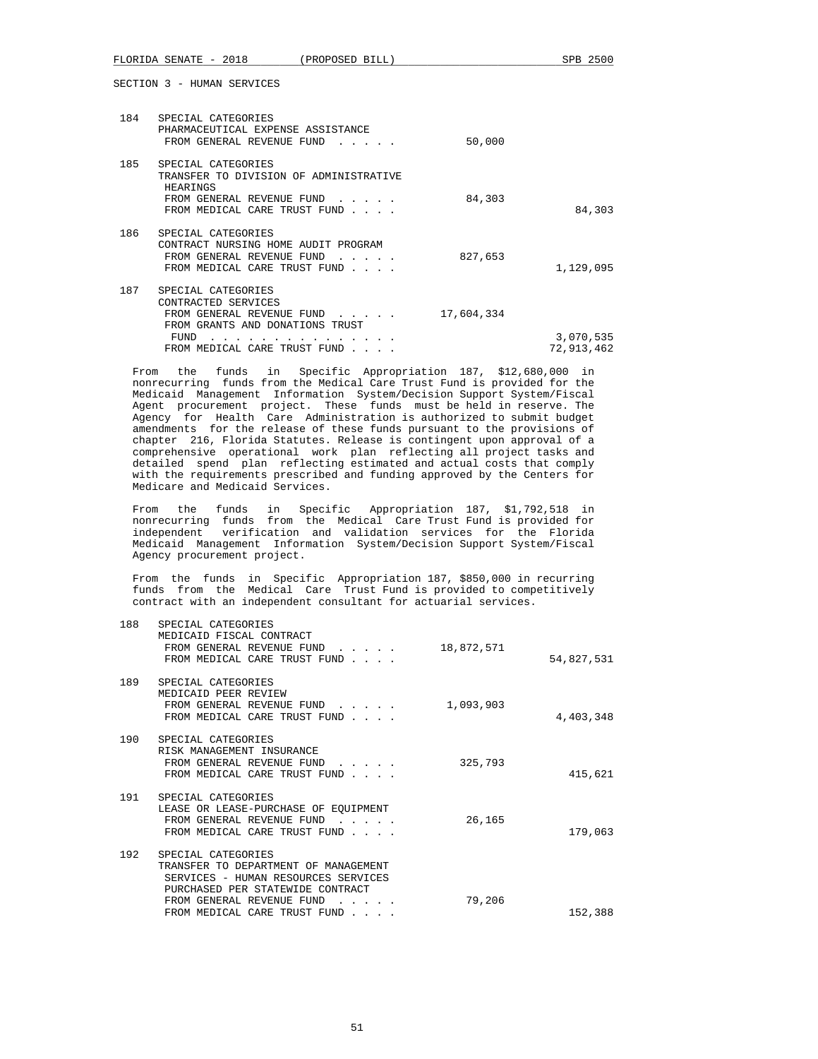SECTION 3 - HUMAN SERVICES

184 SPECIAL CATEGORIES
PHARMACEUTICAL EXPENSE ASSISTANCE
FROM GENERAL REVENUE FUND . . . . . 50,000

185 SPECIAL CATEGORIES
TRANSFER TO DIVISION OF ADMINISTRATIVE HEARINGS
FROM GENERAL REVENUE FUND . . . . . 84,303
FROM MEDICAL CARE TRUST FUND . . . . 84,303

186 SPECIAL CATEGORIES
CONTRACT NURSING HOME AUDIT PROGRAM
FROM GENERAL REVENUE FUND . . . . . 827,653
FROM MEDICAL CARE TRUST FUND . . . . 1,129,095

187 SPECIAL CATEGORIES
CONTRACTED SERVICES
FROM GENERAL REVENUE FUND . . . . . 17,604,334
FROM GRANTS AND DONATIONS TRUST FUND . . . . . . . . . . . . . . 3,070,535
FROM MEDICAL CARE TRUST FUND . . . . 72,913,462

From the funds in Specific Appropriation 187, $12,680,000 in nonrecurring funds from the Medical Care Trust Fund is provided for the Medicaid Management Information System/Decision Support System/Fiscal Agent procurement project. These funds must be held in reserve. The Agency for Health Care Administration is authorized to submit budget amendments for the release of these funds pursuant to the provisions of chapter 216, Florida Statutes. Release is contingent upon approval of a comprehensive operational work plan reflecting all project tasks and detailed spend plan reflecting estimated and actual costs that comply with the requirements prescribed and funding approved by the Centers for Medicare and Medicaid Services.

From the funds in Specific Appropriation 187, $1,792,518 in nonrecurring funds from the Medical Care Trust Fund is provided for independent verification and validation services for the Florida Medicaid Management Information System/Decision Support System/Fiscal Agency procurement project.

From the funds in Specific Appropriation 187, $850,000 in recurring funds from the Medical Care Trust Fund is provided to competitively contract with an independent consultant for actuarial services.

188 SPECIAL CATEGORIES
MEDICAID FISCAL CONTRACT
FROM GENERAL REVENUE FUND . . . . . 18,872,571
FROM MEDICAL CARE TRUST FUND . . . . 54,827,531

189 SPECIAL CATEGORIES
MEDICAID PEER REVIEW
FROM GENERAL REVENUE FUND . . . . . 1,093,903
FROM MEDICAL CARE TRUST FUND . . . . 4,403,348

190 SPECIAL CATEGORIES
RISK MANAGEMENT INSURANCE
FROM GENERAL REVENUE FUND . . . . . 325,793
FROM MEDICAL CARE TRUST FUND . . . . 415,621

191 SPECIAL CATEGORIES
LEASE OR LEASE-PURCHASE OF EQUIPMENT
FROM GENERAL REVENUE FUND . . . . . 26,165
FROM MEDICAL CARE TRUST FUND . . . . 179,063

192 SPECIAL CATEGORIES
TRANSFER TO DEPARTMENT OF MANAGEMENT SERVICES - HUMAN RESOURCES SERVICES PURCHASED PER STATEWIDE CONTRACT
FROM GENERAL REVENUE FUND . . . . . 79,206
FROM MEDICAL CARE TRUST FUND . . . . 152,388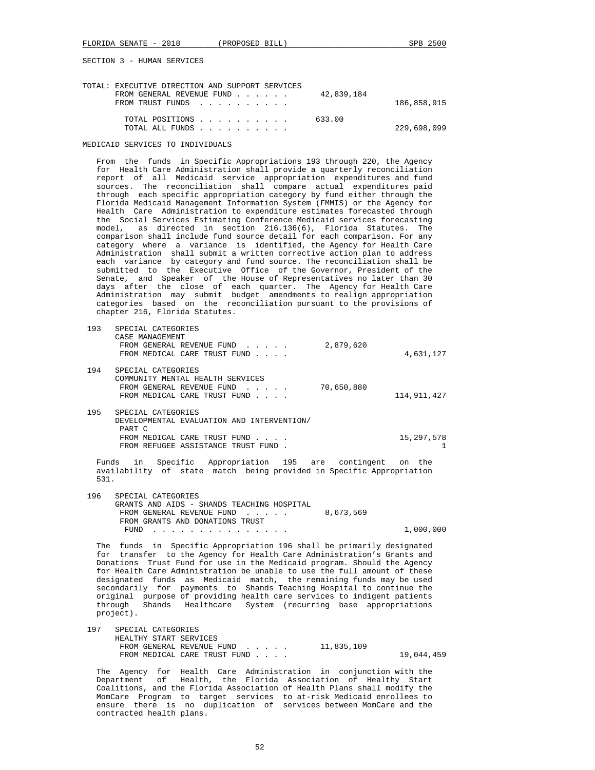SECTION 3 - HUMAN SERVICES

TOTAL: EXECUTIVE DIRECTION AND SUPPORT SERVICES

| | | |
|---|---|---|
| FROM GENERAL REVENUE FUND . . . . . . | 42,839,184 | |
| FROM TRUST FUNDS . . . . . . . . . . | | 186,858,915 |
| TOTAL POSITIONS . . . . . . . . . . | 633.00 | |
| TOTAL ALL FUNDS . . . . . . . . . . | | 229,698,099 |

MEDICAID SERVICES TO INDIVIDUALS

From the funds in Specific Appropriations 193 through 220, the Agency for Health Care Administration shall provide a quarterly reconciliation report of all Medicaid service appropriation expenditures and fund sources. The reconciliation shall compare actual expenditures paid through each specific appropriation category by fund either through the Florida Medicaid Management Information System (FMMIS) or the Agency for Health Care Administration to expenditure estimates forecasted through the Social Services Estimating Conference Medicaid services forecasting model, as directed in section 216.136(6), Florida Statutes. The comparison shall include fund source detail for each comparison. For any category where a variance is identified, the Agency for Health Care Administration shall submit a written corrective action plan to address each variance by category and fund source. The reconciliation shall be submitted to the Executive Office of the Governor, President of the Senate, and Speaker of the House of Representatives no later than 30 days after the close of each quarter. The Agency for Health Care Administration may submit budget amendments to realign appropriation categories based on the reconciliation pursuant to the provisions of chapter 216, Florida Statutes.

193 SPECIAL CATEGORIES
CASE MANAGEMENT

| | | |
|---|---|---|
| FROM GENERAL REVENUE FUND . . . . . | 2,879,620 | |
| FROM MEDICAL CARE TRUST FUND . . . . | | 4,631,127 |

194 SPECIAL CATEGORIES
COMMUNITY MENTAL HEALTH SERVICES

| | | |
|---|---|---|
| FROM GENERAL REVENUE FUND . . . . . | 70,650,880 | |
| FROM MEDICAL CARE TRUST FUND . . . . | | 114,911,427 |

195 SPECIAL CATEGORIES
DEVELOPMENTAL EVALUATION AND INTERVENTION/ PART C

| | | |
|---|---|---|
| FROM MEDICAL CARE TRUST FUND . . . . | | 15,297,578 |
| FROM REFUGEE ASSISTANCE TRUST FUND . | | 1 |

Funds in Specific Appropriation 195 are contingent on the availability of state match being provided in Specific Appropriation 531.

196 SPECIAL CATEGORIES
GRANTS AND AIDS - SHANDS TEACHING HOSPITAL

| | | |
|---|---|---|
| FROM GENERAL REVENUE FUND . . . . . | 8,673,569 | |
| FROM GRANTS AND DONATIONS TRUST FUND . . . . . . . . . . . . . . . | | 1,000,000 |

The funds in Specific Appropriation 196 shall be primarily designated for transfer to the Agency for Health Care Administration's Grants and Donations Trust Fund for use in the Medicaid program. Should the Agency for Health Care Administration be unable to use the full amount of these designated funds as Medicaid match, the remaining funds may be used secondarily for payments to Shands Teaching Hospital to continue the original purpose of providing health care services to indigent patients through Shands Healthcare System (recurring base appropriations project).

197 SPECIAL CATEGORIES
HEALTHY START SERVICES

| | | |
|---|---|---|
| FROM GENERAL REVENUE FUND . . . . . | 11,835,109 | |
| FROM MEDICAL CARE TRUST FUND . . . . | | 19,044,459 |

The Agency for Health Care Administration in conjunction with the Department of Health, the Florida Association of Healthy Start Coalitions, and the Florida Association of Health Plans shall modify the MomCare Program to target services to at-risk Medicaid enrollees to ensure there is no duplication of services between MomCare and the contracted health plans.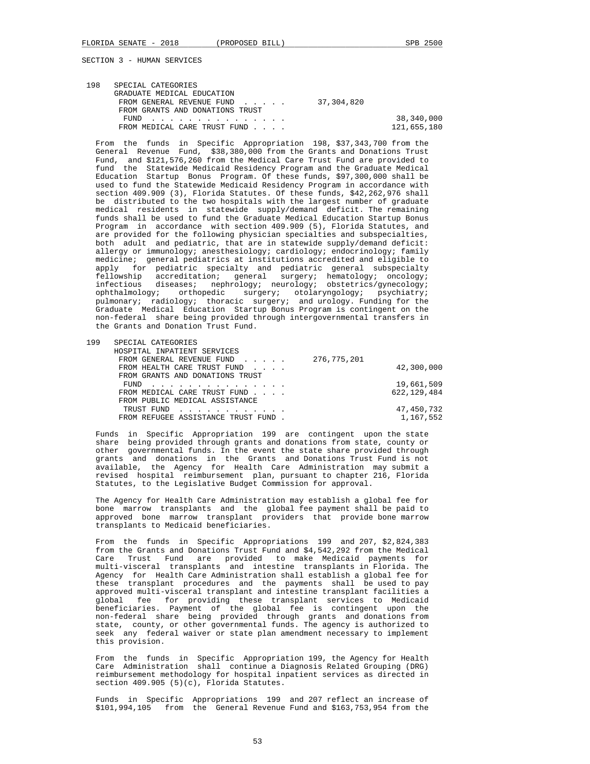SECTION 3 - HUMAN SERVICES

198 SPECIAL CATEGORIES
GRADUATE MEDICAL EDUCATION

| | | |
|---|---|---|
| FROM GENERAL REVENUE FUND . . . . . | 37,304,820 | |
| FROM GRANTS AND DONATIONS TRUST FUND . . . . . . . . . . . . . . . | | 38,340,000 |
| FROM MEDICAL CARE TRUST FUND . . . . | | 121,655,180 |

From the funds in Specific Appropriation 198, $37,343,700 from the General Revenue Fund, $38,380,000 from the Grants and Donations Trust Fund, and $121,576,260 from the Medical Care Trust Fund are provided to fund the Statewide Medicaid Residency Program and the Graduate Medical Education Startup Bonus Program. Of these funds, $97,300,000 shall be used to fund the Statewide Medicaid Residency Program in accordance with section 409.909 (3), Florida Statutes. Of these funds, $42,262,976 shall be distributed to the two hospitals with the largest number of graduate medical residents in statewide supply/demand deficit. The remaining funds shall be used to fund the Graduate Medical Education Startup Bonus Program in accordance with section 409.909 (5), Florida Statutes, and are provided for the following physician specialties and subspecialties, both adult and pediatric, that are in statewide supply/demand deficit: allergy or immunology; anesthesiology; cardiology; endocrinology; family medicine; general pediatrics at institutions accredited and eligible to apply for pediatric specialty and pediatric general subspecialty fellowship accreditation; general surgery; hematology; oncology; infectious diseases; nephrology; neurology; obstetrics/gynecology; ophthalmology; orthopedic surgery; otolaryngology; psychiatry; pulmonary; radiology; thoracic surgery; and urology. Funding for the Graduate Medical Education Startup Bonus Program is contingent on the non-federal share being provided through intergovernmental transfers in the Grants and Donation Trust Fund.

199 SPECIAL CATEGORIES
HOSPITAL INPATIENT SERVICES

| | | |
|---|---|---|
| FROM GENERAL REVENUE FUND . . . . . | 276,775,201 | |
| FROM HEALTH CARE TRUST FUND . . . . | | 42,300,000 |
| FROM GRANTS AND DONATIONS TRUST FUND . . . . . . . . . . . . . . . | | 19,661,509 |
| FROM MEDICAL CARE TRUST FUND . . . . | | 622,129,484 |
| FROM PUBLIC MEDICAL ASSISTANCE TRUST FUND . . . . . . . . . . . . | | 47,450,732 |
| FROM REFUGEE ASSISTANCE TRUST FUND . | | 1,167,552 |

Funds in Specific Appropriation 199 are contingent upon the state share being provided through grants and donations from state, county or other governmental funds. In the event the state share provided through grants and donations in the Grants and Donations Trust Fund is not available, the Agency for Health Care Administration may submit a revised hospital reimbursement plan, pursuant to chapter 216, Florida Statutes, to the Legislative Budget Commission for approval.

The Agency for Health Care Administration may establish a global fee for bone marrow transplants and the global fee payment shall be paid to approved bone marrow transplant providers that provide bone marrow transplants to Medicaid beneficiaries.

From the funds in Specific Appropriations 199 and 207, $2,824,383 from the Grants and Donations Trust Fund and $4,542,292 from the Medical Care Trust Fund are provided to make Medicaid payments for multi-visceral transplants and intestine transplants in Florida. The Agency for Health Care Administration shall establish a global fee for these transplant procedures and the payments shall be used to pay approved multi-visceral transplant and intestine transplant facilities a global fee for providing these transplant services to Medicaid beneficiaries. Payment of the global fee is contingent upon the non-federal share being provided through grants and donations from state, county, or other governmental funds. The agency is authorized to seek any federal waiver or state plan amendment necessary to implement this provision.

From the funds in Specific Appropriation 199, the Agency for Health Care Administration shall continue a Diagnosis Related Grouping (DRG) reimbursement methodology for hospital inpatient services as directed in section 409.905 (5)(c), Florida Statutes.

Funds in Specific Appropriations 199 and 207 reflect an increase of $101,994,105 from the General Revenue Fund and $163,753,954 from the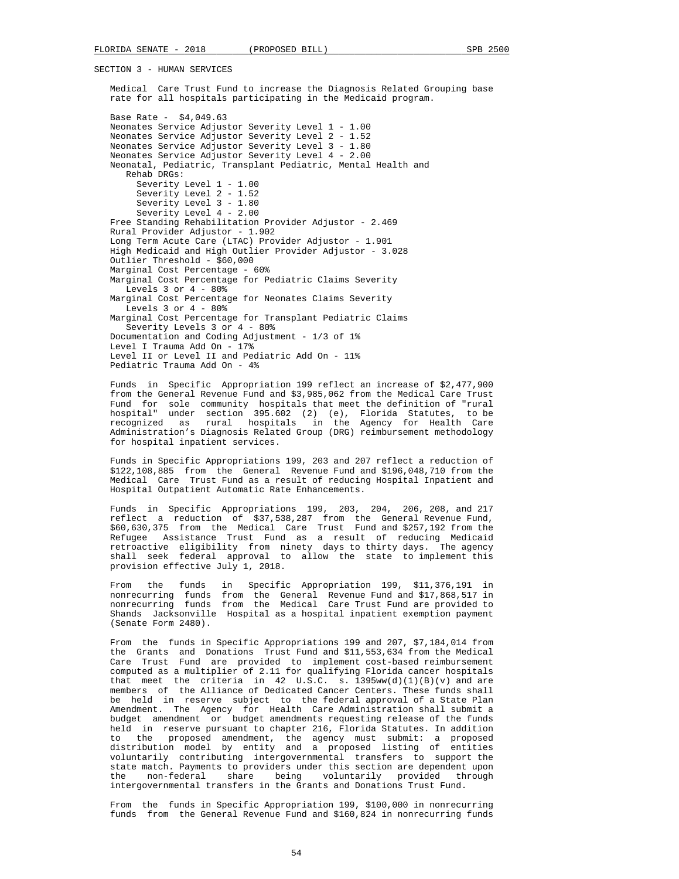SECTION 3 - HUMAN SERVICES

Medical Care Trust Fund to increase the Diagnosis Related Grouping base rate for all hospitals participating in the Medicaid program.

Base Rate - $4,049.63
Neonates Service Adjustor Severity Level 1 - 1.00
Neonates Service Adjustor Severity Level 2 - 1.52
Neonates Service Adjustor Severity Level 3 - 1.80
Neonates Service Adjustor Severity Level 4 - 2.00
Neonatal, Pediatric, Transplant Pediatric, Mental Health and Rehab DRGs:
- Severity Level 1 - 1.00
- Severity Level 2 - 1.52
- Severity Level 3 - 1.80
- Severity Level 4 - 2.00

Free Standing Rehabilitation Provider Adjustor - 2.469
Rural Provider Adjustor - 1.902
Long Term Acute Care (LTAC) Provider Adjustor - 1.901
High Medicaid and High Outlier Provider Adjustor - 3.028
Outlier Threshold - $60,000
Marginal Cost Percentage - 60%
Marginal Cost Percentage for Pediatric Claims Severity Levels 3 or 4 - 80%
Marginal Cost Percentage for Neonates Claims Severity Levels 3 or 4 - 80%
Marginal Cost Percentage for Transplant Pediatric Claims Severity Levels 3 or 4 - 80%
Documentation and Coding Adjustment - 1/3 of 1%
Level I Trauma Add On - 17%
Level II or Level II and Pediatric Add On - 11%
Pediatric Trauma Add On - 4%

Funds in Specific Appropriation 199 reflect an increase of $2,477,900 from the General Revenue Fund and $3,985,062 from the Medical Care Trust Fund for sole community hospitals that meet the definition of "rural hospital" under section 395.602 (2) (e), Florida Statutes, to be recognized as rural hospitals in the Agency for Health Care Administration's Diagnosis Related Group (DRG) reimbursement methodology for hospital inpatient services.

Funds in Specific Appropriations 199, 203 and 207 reflect a reduction of $122,108,885 from the General Revenue Fund and $196,048,710 from the Medical Care Trust Fund as a result of reducing Hospital Inpatient and Hospital Outpatient Automatic Rate Enhancements.

Funds in Specific Appropriations 199, 203, 204, 206, 208, and 217 reflect a reduction of $37,538,287 from the General Revenue Fund, $60,630,375 from the Medical Care Trust Fund and $257,192 from the Refugee Assistance Trust Fund as a result of reducing Medicaid retroactive eligibility from ninety days to thirty days. The agency shall seek federal approval to allow the state to implement this provision effective July 1, 2018.

From the funds in Specific Appropriation 199, $11,376,191 in nonrecurring funds from the General Revenue Fund and $17,868,517 in nonrecurring funds from the Medical Care Trust Fund are provided to Shands Jacksonville Hospital as a hospital inpatient exemption payment (Senate Form 2480).

From the funds in Specific Appropriations 199 and 207, $7,184,014 from the Grants and Donations Trust Fund and $11,553,634 from the Medical Care Trust Fund are provided to implement cost-based reimbursement computed as a multiplier of 2.11 for qualifying Florida cancer hospitals that meet the criteria in 42 U.S.C. s. 1395ww(d)(1)(B)(v) and are members of the Alliance of Dedicated Cancer Centers. These funds shall be held in reserve subject to the federal approval of a State Plan Amendment. The Agency for Health Care Administration shall submit a budget amendment or budget amendments requesting release of the funds held in reserve pursuant to chapter 216, Florida Statutes. In addition to the proposed amendment, the agency must submit: a proposed distribution model by entity and a proposed listing of entities voluntarily contributing intergovernmental transfers to support the state match. Payments to providers under this section are dependent upon the non-federal share being voluntarily provided through intergovernmental transfers in the Grants and Donations Trust Fund.

From the funds in Specific Appropriation 199, $100,000 in nonrecurring funds from the General Revenue Fund and $160,824 in nonrecurring funds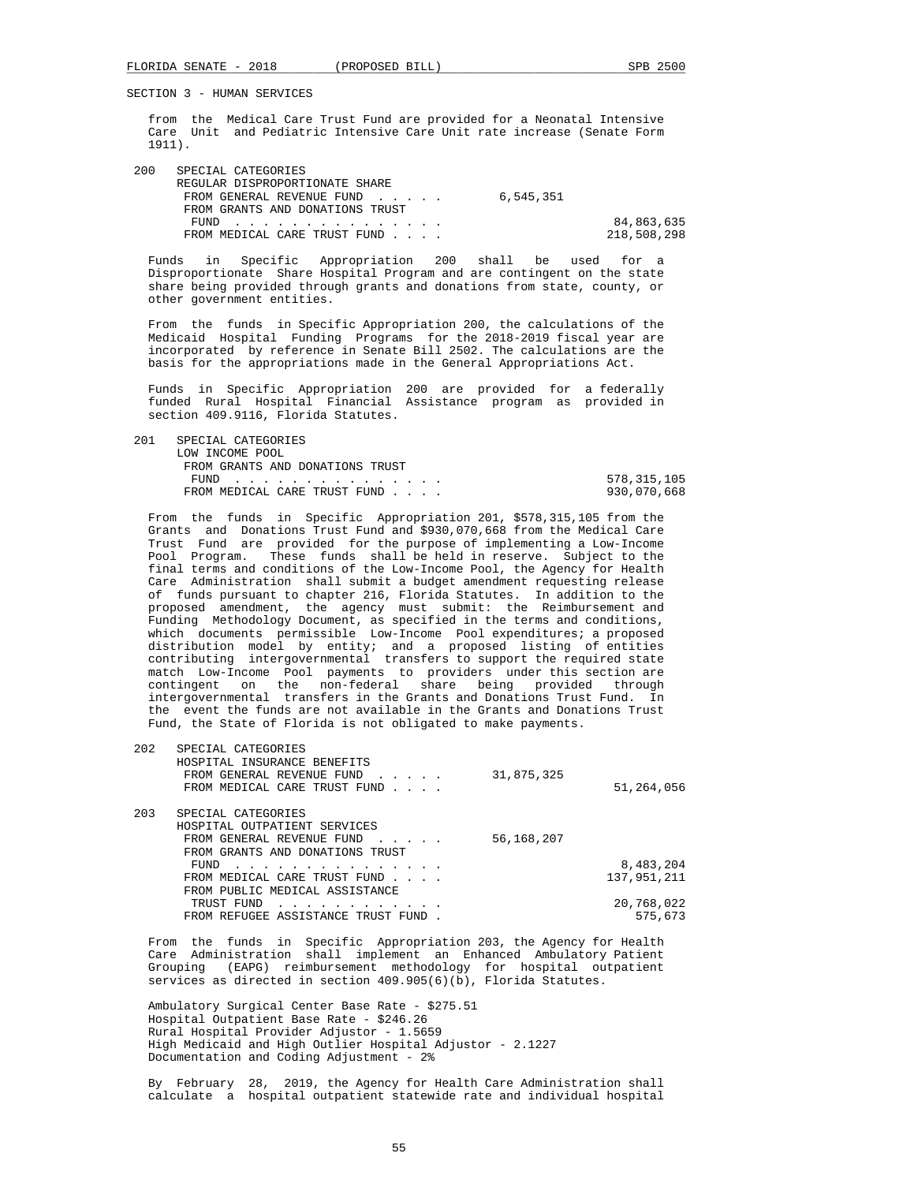SECTION 3 - HUMAN SERVICES

from the Medical Care Trust Fund are provided for a Neonatal Intensive Care Unit and Pediatric Intensive Care Unit rate increase (Senate Form 1911).

200 SPECIAL CATEGORIES
REGULAR DISPROPORTIONATE SHARE

| | | |
|---|---|---|
| FROM GENERAL REVENUE FUND . . . . . | 6,545,351 | |
| FROM GRANTS AND DONATIONS TRUST FUND . . . . . . . . . . . . . . | | 84,863,635 |
| FROM MEDICAL CARE TRUST FUND . . . . | | 218,508,298 |

Funds in Specific Appropriation 200 shall be used for a Disproportionate Share Hospital Program and are contingent on the state share being provided through grants and donations from state, county, or other government entities.

From the funds in Specific Appropriation 200, the calculations of the Medicaid Hospital Funding Programs for the 2018-2019 fiscal year are incorporated by reference in Senate Bill 2502. The calculations are the basis for the appropriations made in the General Appropriations Act.

Funds in Specific Appropriation 200 are provided for a federally funded Rural Hospital Financial Assistance program as provided in section 409.9116, Florida Statutes.

201 SPECIAL CATEGORIES
LOW INCOME POOL

| | | |
|---|---|---|
| FROM GRANTS AND DONATIONS TRUST FUND . . . . . . . . . . . . . . | | 578,315,105 |
| FROM MEDICAL CARE TRUST FUND . . . . | | 930,070,668 |

From the funds in Specific Appropriation 201, $578,315,105 from the Grants and Donations Trust Fund and $930,070,668 from the Medical Care Trust Fund are provided for the purpose of implementing a Low-Income Pool Program. These funds shall be held in reserve. Subject to the final terms and conditions of the Low-Income Pool, the Agency for Health Care Administration shall submit a budget amendment requesting release of funds pursuant to chapter 216, Florida Statutes. In addition to the proposed amendment, the agency must submit: the Reimbursement and Funding Methodology Document, as specified in the terms and conditions, which documents permissible Low-Income Pool expenditures; a proposed distribution model by entity; and a proposed listing of entities contributing intergovernmental transfers to support the required state match Low-Income Pool payments to providers under this section are contingent on the non-federal share being provided through intergovernmental transfers in the Grants and Donations Trust Fund. In the event the funds are not available in the Grants and Donations Trust Fund, the State of Florida is not obligated to make payments.

202 SPECIAL CATEGORIES
HOSPITAL INSURANCE BENEFITS

| | | |
|---|---|---|
| FROM GENERAL REVENUE FUND . . . . . | 31,875,325 | |
| FROM MEDICAL CARE TRUST FUND . . . . | | 51,264,056 |

203 SPECIAL CATEGORIES
HOSPITAL OUTPATIENT SERVICES

| | | |
|---|---|---|
| FROM GENERAL REVENUE FUND . . . . . | 56,168,207 | |
| FROM GRANTS AND DONATIONS TRUST FUND . . . . . . . . . . . . . . | | 8,483,204 |
| FROM MEDICAL CARE TRUST FUND . . . . | | 137,951,211 |
| FROM PUBLIC MEDICAL ASSISTANCE TRUST FUND . . . . . . . . . . . . | | 20,768,022 |
| FROM REFUGEE ASSISTANCE TRUST FUND . | | 575,673 |

From the funds in Specific Appropriation 203, the Agency for Health Care Administration shall implement an Enhanced Ambulatory Patient Grouping (EAPG) reimbursement methodology for hospital outpatient services as directed in section 409.905(6)(b), Florida Statutes.

Ambulatory Surgical Center Base Rate - $275.51
Hospital Outpatient Base Rate - $246.26
Rural Hospital Provider Adjustor - 1.5659
High Medicaid and High Outlier Hospital Adjustor - 2.1227
Documentation and Coding Adjustment - 2%

By February 28, 2019, the Agency for Health Care Administration shall calculate a hospital outpatient statewide rate and individual hospital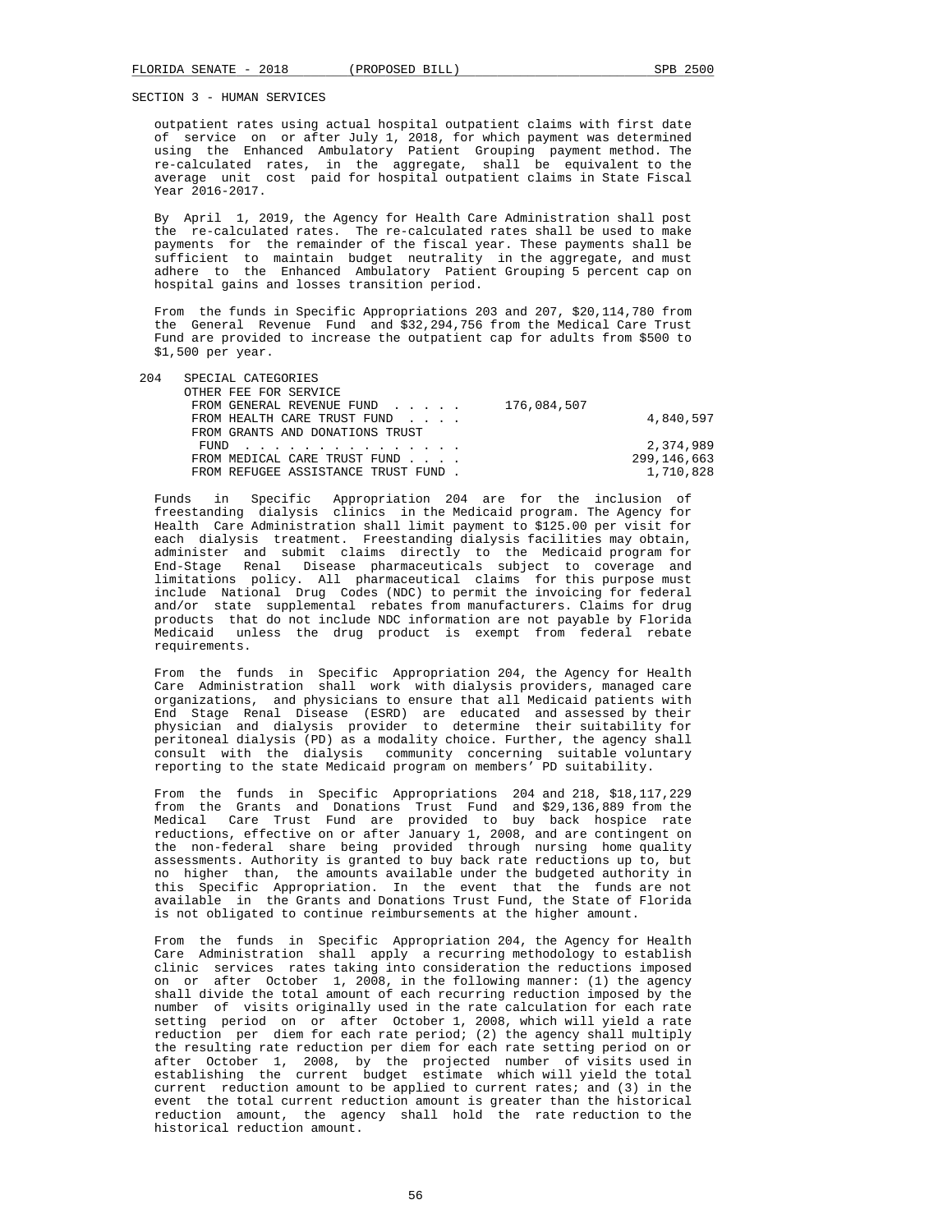SECTION 3 - HUMAN SERVICES

outpatient rates using actual hospital outpatient claims with first date of service on or after July 1, 2018, for which payment was determined using the Enhanced Ambulatory Patient Grouping payment method. The re-calculated rates, in the aggregate, shall be equivalent to the average unit cost paid for hospital outpatient claims in State Fiscal Year 2016-2017.

By April 1, 2019, the Agency for Health Care Administration shall post the re-calculated rates. The re-calculated rates shall be used to make payments for the remainder of the fiscal year. These payments shall be sufficient to maintain budget neutrality in the aggregate, and must adhere to the Enhanced Ambulatory Patient Grouping 5 percent cap on hospital gains and losses transition period.

From the funds in Specific Appropriations 203 and 207, $20,114,780 from the General Revenue Fund and $32,294,756 from the Medical Care Trust Fund are provided to increase the outpatient cap for adults from $500 to $1,500 per year.

204 SPECIAL CATEGORIES
OTHER FEE FOR SERVICE

| | | |
|---|---|---|
| FROM GENERAL REVENUE FUND . . . . . | 176,084,507 | |
| FROM HEALTH CARE TRUST FUND . . . . | | 4,840,597 |
| FROM GRANTS AND DONATIONS TRUST FUND . . . . . . . . . . . . . . . | | 2,374,989 |
| FROM MEDICAL CARE TRUST FUND . . . . | | 299,146,663 |
| FROM REFUGEE ASSISTANCE TRUST FUND . | | 1,710,828 |

Funds in Specific Appropriation 204 are for the inclusion of freestanding dialysis clinics in the Medicaid program. The Agency for Health Care Administration shall limit payment to $125.00 per visit for each dialysis treatment. Freestanding dialysis facilities may obtain, administer and submit claims directly to the Medicaid program for End-Stage Renal Disease pharmaceuticals subject to coverage and limitations policy. All pharmaceutical claims for this purpose must include National Drug Codes (NDC) to permit the invoicing for federal and/or state supplemental rebates from manufacturers. Claims for drug products that do not include NDC information are not payable by Florida Medicaid unless the drug product is exempt from federal rebate requirements.

From the funds in Specific Appropriation 204, the Agency for Health Care Administration shall work with dialysis providers, managed care organizations, and physicians to ensure that all Medicaid patients with End Stage Renal Disease (ESRD) are educated and assessed by their physician and dialysis provider to determine their suitability for peritoneal dialysis (PD) as a modality choice. Further, the agency shall consult with the dialysis community concerning suitable voluntary reporting to the state Medicaid program on members' PD suitability.

From the funds in Specific Appropriations 204 and 218, $18,117,229 from the Grants and Donations Trust Fund and $29,136,889 from the Medical Care Trust Fund are provided to buy back hospice rate reductions, effective on or after January 1, 2008, and are contingent on the non-federal share being provided through nursing home quality assessments. Authority is granted to buy back rate reductions up to, but no higher than, the amounts available under the budgeted authority in this Specific Appropriation. In the event that the funds are not available in the Grants and Donations Trust Fund, the State of Florida is not obligated to continue reimbursements at the higher amount.

From the funds in Specific Appropriation 204, the Agency for Health Care Administration shall apply a recurring methodology to establish clinic services rates taking into consideration the reductions imposed on or after October 1, 2008, in the following manner: (1) the agency shall divide the total amount of each recurring reduction imposed by the number of visits originally used in the rate calculation for each rate setting period on or after October 1, 2008, which will yield a rate reduction per diem for each rate period; (2) the agency shall multiply the resulting rate reduction per diem for each rate setting period on or after October 1, 2008, by the projected number of visits used in establishing the current budget estimate which will yield the total current reduction amount to be applied to current rates; and (3) in the event the total current reduction amount is greater than the historical reduction amount, the agency shall hold the rate reduction to the historical reduction amount.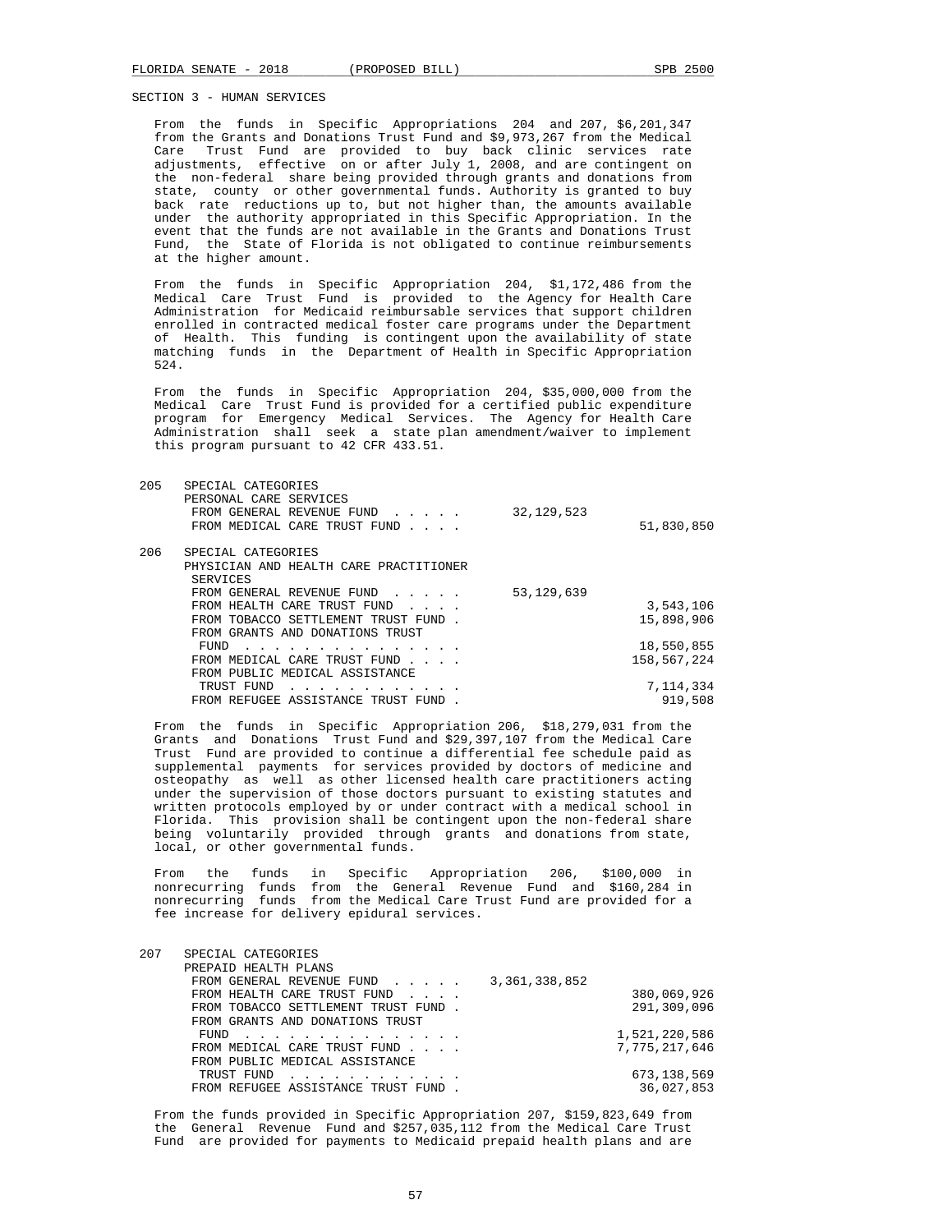SECTION 3 - HUMAN SERVICES

From the funds in Specific Appropriations 204 and 207, $6,201,347 from the Grants and Donations Trust Fund and $9,973,267 from the Medical Care Trust Fund are provided to buy back clinic services rate adjustments, effective on or after July 1, 2008, and are contingent on the non-federal share being provided through grants and donations from state, county or other governmental funds. Authority is granted to buy back rate reductions up to, but not higher than, the amounts available under the authority appropriated in this Specific Appropriation. In the event that the funds are not available in the Grants and Donations Trust Fund, the State of Florida is not obligated to continue reimbursements at the higher amount.

From the funds in Specific Appropriation 204, $1,172,486 from the Medical Care Trust Fund is provided to the Agency for Health Care Administration for Medicaid reimbursable services that support children enrolled in contracted medical foster care programs under the Department of Health. This funding is contingent upon the availability of state matching funds in the Department of Health in Specific Appropriation 524.

From the funds in Specific Appropriation 204, $35,000,000 from the Medical Care Trust Fund is provided for a certified public expenditure program for Emergency Medical Services. The Agency for Health Care Administration shall seek a state plan amendment/waiver to implement this program pursuant to 42 CFR 433.51.

| | | | |
|---|---|---|---|
| 205 | SPECIAL CATEGORIES<br>PERSONAL CARE SERVICES | | |
| | FROM GENERAL REVENUE FUND . . . . . | 32,129,523 | |
| | FROM MEDICAL CARE TRUST FUND . . . . | | 51,830,850 |

| | | | |
|---|---|---|---|
| 206 | SPECIAL CATEGORIES<br>PHYSICIAN AND HEALTH CARE PRACTITIONER SERVICES | | |
| | FROM GENERAL REVENUE FUND . . . . . | 53,129,639 | |
| | FROM HEALTH CARE TRUST FUND . . . . | | 3,543,106 |
| | FROM TOBACCO SETTLEMENT TRUST FUND . | | 15,898,906 |
| | FROM GRANTS AND DONATIONS TRUST FUND . . . . . . . . . . . . . . | | 18,550,855 |
| | FROM MEDICAL CARE TRUST FUND . . . . | | 158,567,224 |
| | FROM PUBLIC MEDICAL ASSISTANCE TRUST FUND . . . . . . . . . . . . | | 7,114,334 |
| | FROM REFUGEE ASSISTANCE TRUST FUND . | | 919,508 |

From the funds in Specific Appropriation 206, $18,279,031 from the Grants and Donations Trust Fund and $29,397,107 from the Medical Care Trust Fund are provided to continue a differential fee schedule paid as supplemental payments for services provided by doctors of medicine and osteopathy as well as other licensed health care practitioners acting under the supervision of those doctors pursuant to existing statutes and written protocols employed by or under contract with a medical school in Florida. This provision shall be contingent upon the non-federal share being voluntarily provided through grants and donations from state, local, or other governmental funds.

From the funds in Specific Appropriation 206, $100,000 in nonrecurring funds from the General Revenue Fund and $160,284 in nonrecurring funds from the Medical Care Trust Fund are provided for a fee increase for delivery epidural services.

| | | | |
|---|---|---|---|
| 207 | SPECIAL CATEGORIES<br>PREPAID HEALTH PLANS | | |
| | FROM GENERAL REVENUE FUND . . . . . | 3,361,338,852 | |
| | FROM HEALTH CARE TRUST FUND . . . . | | 380,069,926 |
| | FROM TOBACCO SETTLEMENT TRUST FUND . | | 291,309,096 |
| | FROM GRANTS AND DONATIONS TRUST FUND . . . . . . . . . . . . . . | | 1,521,220,586 |
| | FROM MEDICAL CARE TRUST FUND . . . . | | 7,775,217,646 |
| | FROM PUBLIC MEDICAL ASSISTANCE TRUST FUND . . . . . . . . . . . . | | 673,138,569 |
| | FROM REFUGEE ASSISTANCE TRUST FUND . | | 36,027,853 |

From the funds provided in Specific Appropriation 207, $159,823,649 from the General Revenue Fund and $257,035,112 from the Medical Care Trust Fund are provided for payments to Medicaid prepaid health plans and are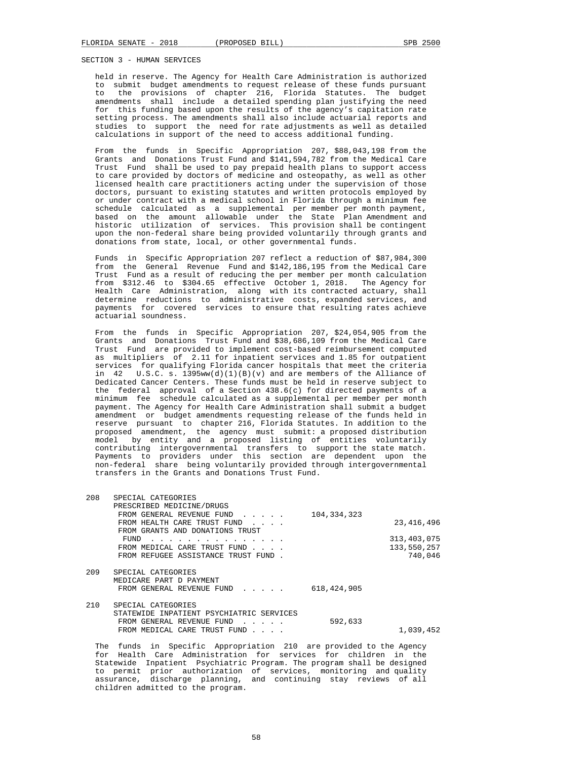SECTION 3 - HUMAN SERVICES

held in reserve. The Agency for Health Care Administration is authorized to submit budget amendments to request release of these funds pursuant to the provisions of chapter 216, Florida Statutes. The budget amendments shall include a detailed spending plan justifying the need for this funding based upon the results of the agency's capitation rate setting process. The amendments shall also include actuarial reports and studies to support the need for rate adjustments as well as detailed calculations in support of the need to access additional funding.

From the funds in Specific Appropriation 207, $88,043,198 from the Grants and Donations Trust Fund and $141,594,782 from the Medical Care Trust Fund shall be used to pay prepaid health plans to support access to care provided by doctors of medicine and osteopathy, as well as other licensed health care practitioners acting under the supervision of those doctors, pursuant to existing statutes and written protocols employed by or under contract with a medical school in Florida through a minimum fee schedule calculated as a supplemental per member per month payment, based on the amount allowable under the State Plan Amendment and historic utilization of services. This provision shall be contingent upon the non-federal share being provided voluntarily through grants and donations from state, local, or other governmental funds.

Funds in Specific Appropriation 207 reflect a reduction of $87,984,300 from the General Revenue Fund and $142,186,195 from the Medical Care Trust Fund as a result of reducing the per member per month calculation from $312.46 to $304.65 effective October 1, 2018. The Agency for Health Care Administration, along with its contracted actuary, shall determine reductions to administrative costs, expanded services, and payments for covered services to ensure that resulting rates achieve actuarial soundness.

From the funds in Specific Appropriation 207, $24,054,905 from the Grants and Donations Trust Fund and $38,686,109 from the Medical Care Trust Fund are provided to implement cost-based reimbursement computed as multipliers of 2.11 for inpatient services and 1.85 for outpatient services for qualifying Florida cancer hospitals that meet the criteria in 42 U.S.C. s. 1395ww(d)(1)(B)(v) and are members of the Alliance of Dedicated Cancer Centers. These funds must be held in reserve subject to the federal approval of a Section 438.6(c) for directed payments of a minimum fee schedule calculated as a supplemental per member per month payment. The Agency for Health Care Administration shall submit a budget amendment or budget amendments requesting release of the funds held in reserve pursuant to chapter 216, Florida Statutes. In addition to the proposed amendment, the agency must submit: a proposed distribution model by entity and a proposed listing of entities voluntarily contributing intergovernmental transfers to support the state match. Payments to providers under this section are dependent upon the non-federal share being voluntarily provided through intergovernmental transfers in the Grants and Donations Trust Fund.

| | | | |
|---|---|---|---|
| 208 | SPECIAL CATEGORIES<br>PRESCRIBED MEDICINE/DRUGS | | |
| | FROM GENERAL REVENUE FUND . . . . . | 104,334,323 | |
| | FROM HEALTH CARE TRUST FUND . . . . | | 23,416,496 |
| | FROM GRANTS AND DONATIONS TRUST FUND . . . . . . . . . . . . . . | | 313,403,075 |
| | FROM MEDICAL CARE TRUST FUND . . . . | | 133,550,257 |
| | FROM REFUGEE ASSISTANCE TRUST FUND . | | 740,046 |
| 209 | SPECIAL CATEGORIES<br>MEDICARE PART D PAYMENT | | |
| | FROM GENERAL REVENUE FUND . . . . . | 618,424,905 | |
| 210 | SPECIAL CATEGORIES<br>STATEWIDE INPATIENT PSYCHIATRIC SERVICES | | |
| | FROM GENERAL REVENUE FUND . . . . . | 592,633 | |
| | FROM MEDICAL CARE TRUST FUND . . . . | | 1,039,452 |

The funds in Specific Appropriation 210 are provided to the Agency for Health Care Administration for services for children in the Statewide Inpatient Psychiatric Program. The program shall be designed to permit prior authorization of services, monitoring and quality assurance, discharge planning, and continuing stay reviews of all children admitted to the program.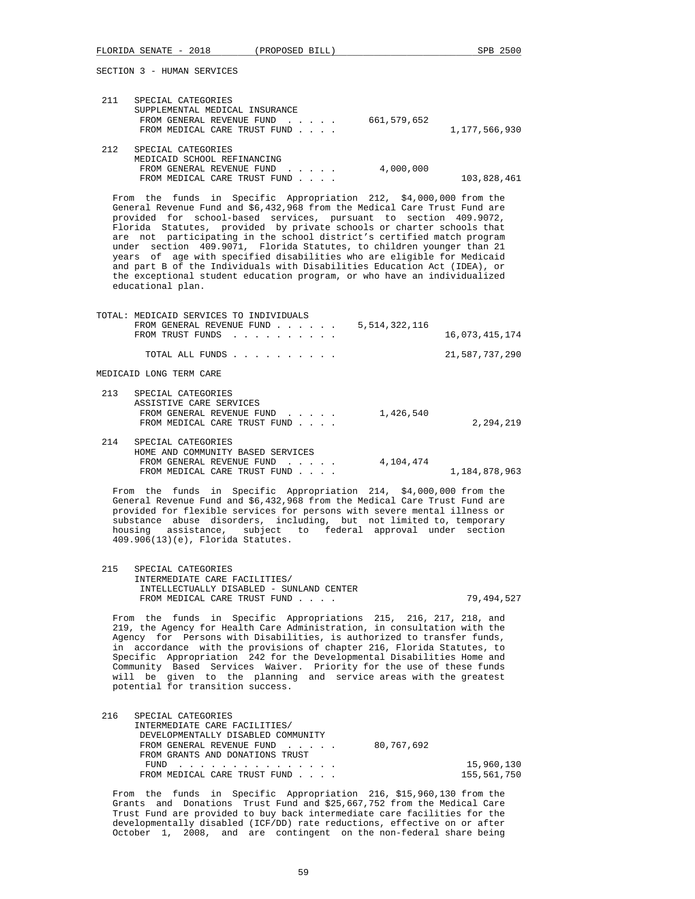SECTION 3 - HUMAN SERVICES

211 SPECIAL CATEGORIES
SUPPLEMENTAL MEDICAL INSURANCE

| | | |
|---|---|---|
| FROM GENERAL REVENUE FUND . . . . . | 661,579,652 | |
| FROM MEDICAL CARE TRUST FUND . . . . | | 1,177,566,930 |

212 SPECIAL CATEGORIES
MEDICAID SCHOOL REFINANCING

| | | |
|---|---|---|
| FROM GENERAL REVENUE FUND . . . . . | 4,000,000 | |
| FROM MEDICAL CARE TRUST FUND . . . . | | 103,828,461 |

From the funds in Specific Appropriation 212, $4,000,000 from the General Revenue Fund and $6,432,968 from the Medical Care Trust Fund are provided for school-based services, pursuant to section 409.9072, Florida Statutes, provided by private schools or charter schools that are not participating in the school district's certified match program under section 409.9071, Florida Statutes, to children younger than 21 years of age with specified disabilities who are eligible for Medicaid and part B of the Individuals with Disabilities Education Act (IDEA), or the exceptional student education program, or who have an individualized educational plan.

TOTAL: MEDICAID SERVICES TO INDIVIDUALS

| | | |
|---|---|---|
| FROM GENERAL REVENUE FUND . . . . . . | 5,514,322,116 | |
| FROM TRUST FUNDS . . . . . . . . . . | | 16,073,415,174 |
| TOTAL ALL FUNDS . . . . . . . . . . | | 21,587,737,290 |

MEDICAID LONG TERM CARE

213 SPECIAL CATEGORIES
ASSISTIVE CARE SERVICES

| | | |
|---|---|---|
| FROM GENERAL REVENUE FUND . . . . . | 1,426,540 | |
| FROM MEDICAL CARE TRUST FUND . . . . | | 2,294,219 |

214 SPECIAL CATEGORIES
HOME AND COMMUNITY BASED SERVICES

| | | |
|---|---|---|
| FROM GENERAL REVENUE FUND . . . . . | 4,104,474 | |
| FROM MEDICAL CARE TRUST FUND . . . . | | 1,184,878,963 |

From the funds in Specific Appropriation 214, $4,000,000 from the General Revenue Fund and $6,432,968 from the Medical Care Trust Fund are provided for flexible services for persons with severe mental illness or substance abuse disorders, including, but not limited to, temporary housing assistance, subject to federal approval under section 409.906(13)(e), Florida Statutes.

215 SPECIAL CATEGORIES
INTERMEDIATE CARE FACILITIES/
INTELLECTUALLY DISABLED - SUNLAND CENTER

| | | |
|---|---|---|
| FROM MEDICAL CARE TRUST FUND . . . . | | 79,494,527 |

From the funds in Specific Appropriations 215, 216, 217, 218, and 219, the Agency for Health Care Administration, in consultation with the Agency for Persons with Disabilities, is authorized to transfer funds, in accordance with the provisions of chapter 216, Florida Statutes, to Specific Appropriation 242 for the Developmental Disabilities Home and Community Based Services Waiver. Priority for the use of these funds will be given to the planning and service areas with the greatest potential for transition success.

216 SPECIAL CATEGORIES
INTERMEDIATE CARE FACILITIES/
DEVELOPMENTALLY DISABLED COMMUNITY

| | | |
|---|---|---|
| FROM GENERAL REVENUE FUND . . . . . | 80,767,692 | |
| FROM GRANTS AND DONATIONS TRUST FUND . . . . . . . . . . . . . . . | | 15,960,130 |
| FROM MEDICAL CARE TRUST FUND . . . . | | 155,561,750 |

From the funds in Specific Appropriation 216, $15,960,130 from the Grants and Donations Trust Fund and $25,667,752 from the Medical Care Trust Fund are provided to buy back intermediate care facilities for the developmentally disabled (ICF/DD) rate reductions, effective on or after October 1, 2008, and are contingent on the non-federal share being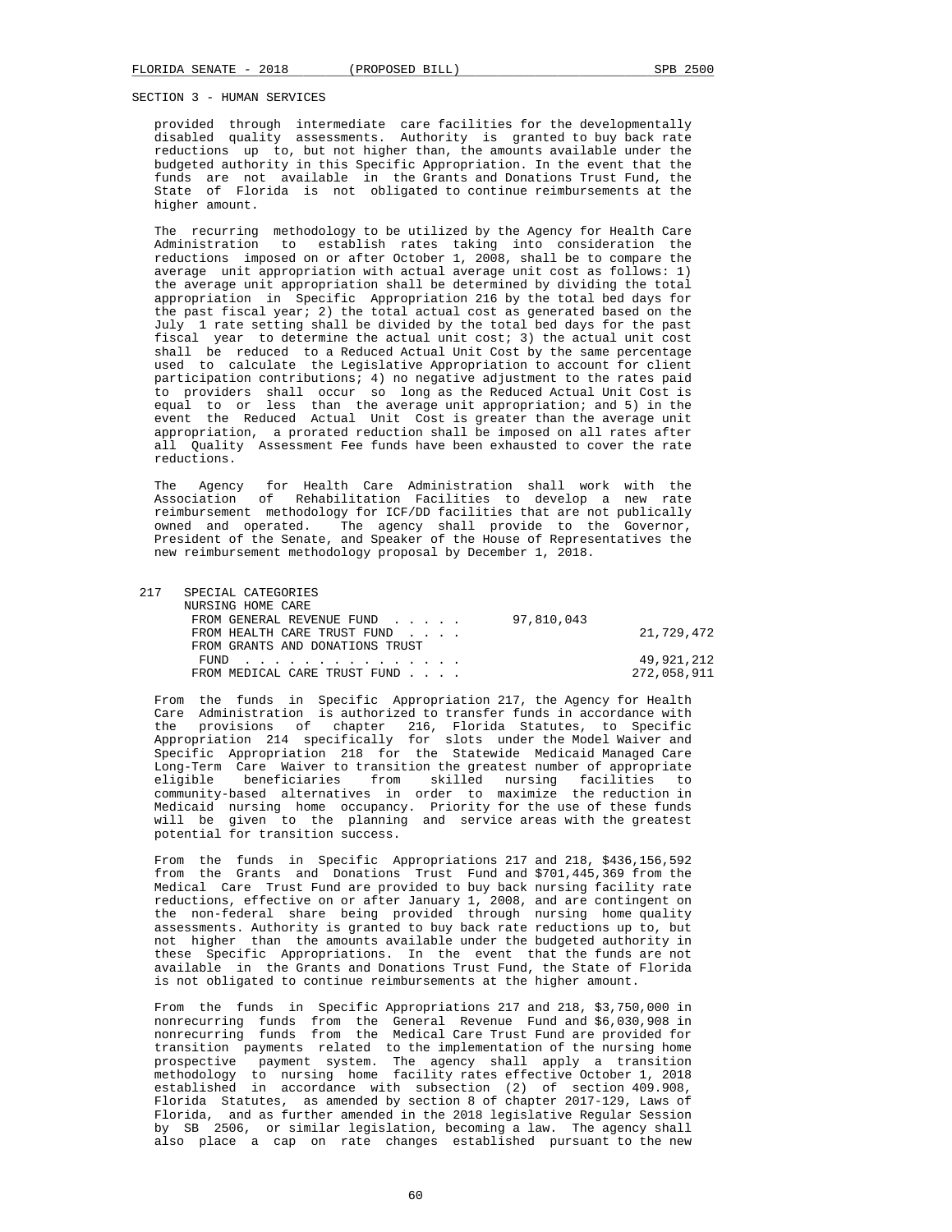SECTION 3 - HUMAN SERVICES

provided through intermediate care facilities for the developmentally disabled quality assessments. Authority is granted to buy back rate reductions up to, but not higher than, the amounts available under the budgeted authority in this Specific Appropriation. In the event that the funds are not available in the Grants and Donations Trust Fund, the State of Florida is not obligated to continue reimbursements at the higher amount.

The recurring methodology to be utilized by the Agency for Health Care Administration to establish rates taking into consideration the reductions imposed on or after October 1, 2008, shall be to compare the average unit appropriation with actual average unit cost as follows: 1) the average unit appropriation shall be determined by dividing the total appropriation in Specific Appropriation 216 by the total bed days for the past fiscal year; 2) the total actual cost as generated based on the July 1 rate setting shall be divided by the total bed days for the past fiscal year to determine the actual unit cost; 3) the actual unit cost shall be reduced to a Reduced Actual Unit Cost by the same percentage used to calculate the Legislative Appropriation to account for client participation contributions; 4) no negative adjustment to the rates paid to providers shall occur so long as the Reduced Actual Unit Cost is equal to or less than the average unit appropriation; and 5) in the event the Reduced Actual Unit Cost is greater than the average unit appropriation, a prorated reduction shall be imposed on all rates after all Quality Assessment Fee funds have been exhausted to cover the rate reductions.

The Agency for Health Care Administration shall work with the Association of Rehabilitation Facilities to develop a new rate reimbursement methodology for ICF/DD facilities that are not publically owned and operated. The agency shall provide to the Governor, President of the Senate, and Speaker of the House of Representatives the new reimbursement methodology proposal by December 1, 2018.

217 SPECIAL CATEGORIES
NURSING HOME CARE

| | | |
|---|---|---|
| FROM GENERAL REVENUE FUND . . . . . | 97,810,043 | |
| FROM HEALTH CARE TRUST FUND . . . . | | 21,729,472 |
| FROM GRANTS AND DONATIONS TRUST FUND . . . . . . . . . . . . . . . | | 49,921,212 |
| FROM MEDICAL CARE TRUST FUND . . . . | | 272,058,911 |

From the funds in Specific Appropriation 217, the Agency for Health Care Administration is authorized to transfer funds in accordance with the provisions of chapter 216, Florida Statutes, to Specific Appropriation 214 specifically for slots under the Model Waiver and Specific Appropriation 218 for the Statewide Medicaid Managed Care Long-Term Care Waiver to transition the greatest number of appropriate eligible beneficiaries from skilled nursing facilities to community-based alternatives in order to maximize the reduction in Medicaid nursing home occupancy. Priority for the use of these funds will be given to the planning and service areas with the greatest potential for transition success.

From the funds in Specific Appropriations 217 and 218, $436,156,592 from the Grants and Donations Trust Fund and $701,445,369 from the Medical Care Trust Fund are provided to buy back nursing facility rate reductions, effective on or after January 1, 2008, and are contingent on the non-federal share being provided through nursing home quality assessments. Authority is granted to buy back rate reductions up to, but not higher than the amounts available under the budgeted authority in these Specific Appropriations. In the event that the funds are not available in the Grants and Donations Trust Fund, the State of Florida is not obligated to continue reimbursements at the higher amount.

From the funds in Specific Appropriations 217 and 218, $3,750,000 in nonrecurring funds from the General Revenue Fund and $6,030,908 in nonrecurring funds from the Medical Care Trust Fund are provided for transition payments related to the implementation of the nursing home prospective payment system. The agency shall apply a transition methodology to nursing home facility rates effective October 1, 2018 established in accordance with subsection (2) of section 409.908, Florida Statutes, as amended by section 8 of chapter 2017-129, Laws of Florida, and as further amended in the 2018 legislative Regular Session by SB 2506, or similar legislation, becoming a law. The agency shall also place a cap on rate changes established pursuant to the new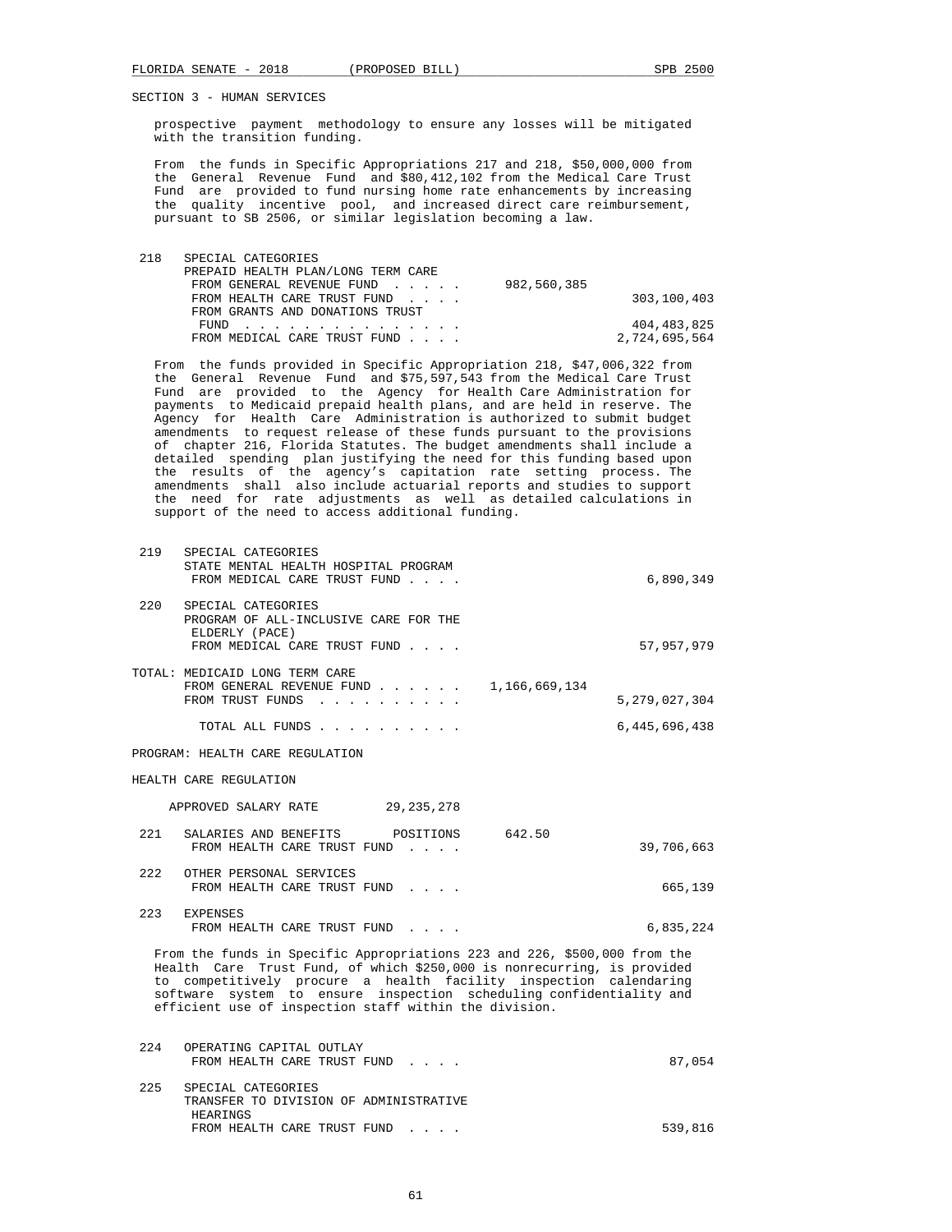SECTION 3 - HUMAN SERVICES

prospective payment methodology to ensure any losses will be mitigated with the transition funding.

From the funds in Specific Appropriations 217 and 218, $50,000,000 from the General Revenue Fund and $80,412,102 from the Medical Care Trust Fund are provided to fund nursing home rate enhancements by increasing the quality incentive pool, and increased direct care reimbursement, pursuant to SB 2506, or similar legislation becoming a law.

218 SPECIAL CATEGORIES
PREPAID HEALTH PLAN/LONG TERM CARE

| | | |
|---|---|---|
| FROM GENERAL REVENUE FUND . . . . . | 982,560,385 | |
| FROM HEALTH CARE TRUST FUND . . . . | | 303,100,403 |
| FROM GRANTS AND DONATIONS TRUST FUND . . . . . . . . . . . . . . . | | 404,483,825 |
| FROM MEDICAL CARE TRUST FUND . . . . | | 2,724,695,564 |

From the funds provided in Specific Appropriation 218, $47,006,322 from the General Revenue Fund and $75,597,543 from the Medical Care Trust Fund are provided to the Agency for Health Care Administration for payments to Medicaid prepaid health plans, and are held in reserve. The Agency for Health Care Administration is authorized to submit budget amendments to request release of these funds pursuant to the provisions of chapter 216, Florida Statutes. The budget amendments shall include a detailed spending plan justifying the need for this funding based upon the results of the agency's capitation rate setting process. The amendments shall also include actuarial reports and studies to support the need for rate adjustments as well as detailed calculations in support of the need to access additional funding.

219 SPECIAL CATEGORIES
STATE MENTAL HEALTH HOSPITAL PROGRAM
FROM MEDICAL CARE TRUST FUND . . . . 6,890,349

220 SPECIAL CATEGORIES
PROGRAM OF ALL-INCLUSIVE CARE FOR THE ELDERLY (PACE)
FROM MEDICAL CARE TRUST FUND . . . . 57,957,979

TOTAL: MEDICAID LONG TERM CARE

| | | |
|---|---|---|
| FROM GENERAL REVENUE FUND . . . . . . | 1,166,669,134 | |
| FROM TRUST FUNDS . . . . . . . . . . | | 5,279,027,304 |
| TOTAL ALL FUNDS . . . . . . . . . . | | 6,445,696,438 |

PROGRAM: HEALTH CARE REGULATION

HEALTH CARE REGULATION

APPROVED SALARY RATE 29,235,278

221 SALARIES AND BENEFITS POSITIONS 642.50
FROM HEALTH CARE TRUST FUND . . . . 39,706,663

222 OTHER PERSONAL SERVICES
FROM HEALTH CARE TRUST FUND . . . . 665,139

223 EXPENSES
FROM HEALTH CARE TRUST FUND . . . . 6,835,224

From the funds in Specific Appropriations 223 and 226, $500,000 from the Health Care Trust Fund, of which $250,000 is nonrecurring, is provided to competitively procure a health facility inspection calendaring software system to ensure inspection scheduling confidentiality and efficient use of inspection staff within the division.

224 OPERATING CAPITAL OUTLAY
FROM HEALTH CARE TRUST FUND . . . . 87,054

225 SPECIAL CATEGORIES
TRANSFER TO DIVISION OF ADMINISTRATIVE HEARINGS
FROM HEALTH CARE TRUST FUND . . . . 539,816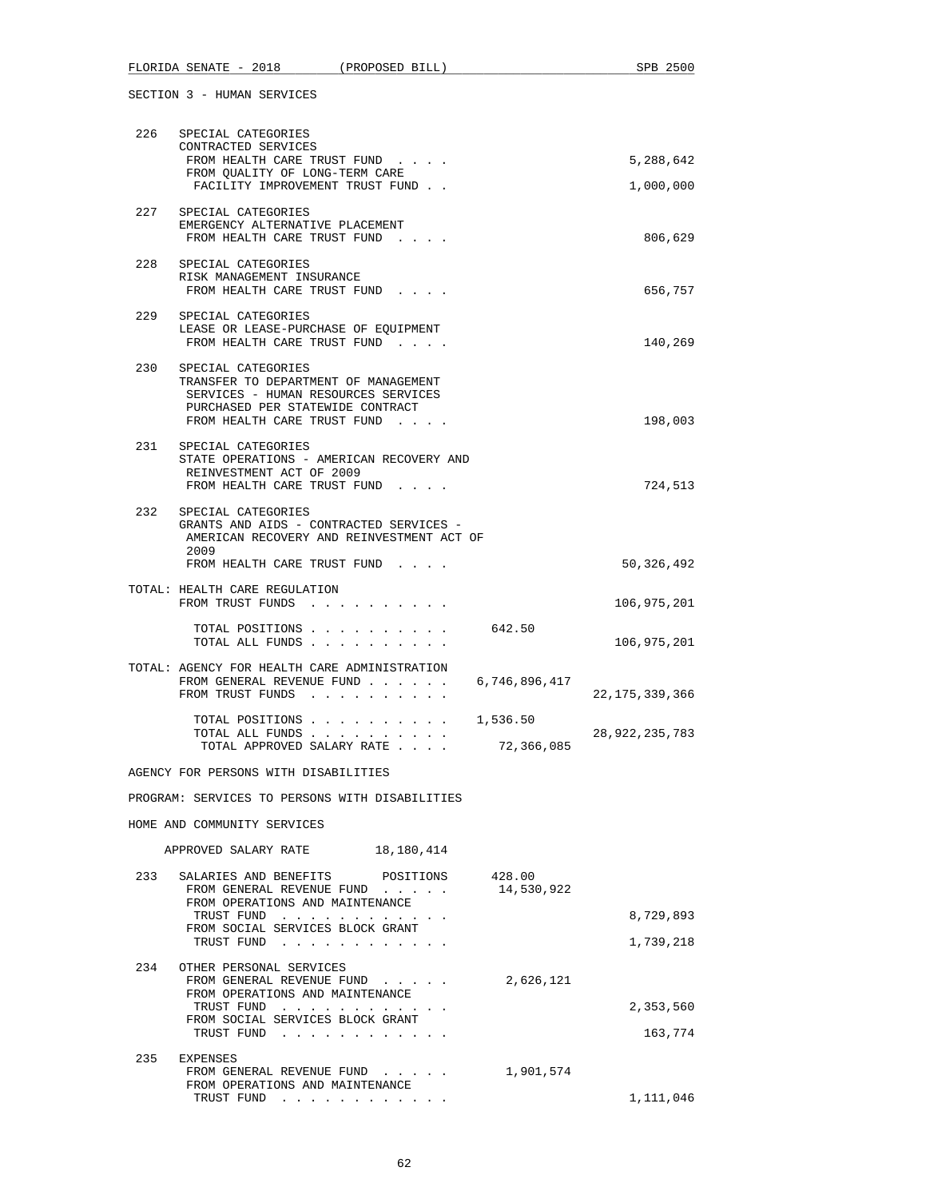SECTION 3 - HUMAN SERVICES

226 SPECIAL CATEGORIES
CONTRACTED SERVICES
FROM HEALTH CARE TRUST FUND . . . . 5,288,642
FROM QUALITY OF LONG-TERM CARE FACILITY IMPROVEMENT TRUST FUND . . 1,000,000

227 SPECIAL CATEGORIES
EMERGENCY ALTERNATIVE PLACEMENT
FROM HEALTH CARE TRUST FUND . . . . 806,629

228 SPECIAL CATEGORIES
RISK MANAGEMENT INSURANCE
FROM HEALTH CARE TRUST FUND . . . . 656,757

229 SPECIAL CATEGORIES
LEASE OR LEASE-PURCHASE OF EQUIPMENT
FROM HEALTH CARE TRUST FUND . . . . 140,269

230 SPECIAL CATEGORIES
TRANSFER TO DEPARTMENT OF MANAGEMENT SERVICES - HUMAN RESOURCES SERVICES PURCHASED PER STATEWIDE CONTRACT
FROM HEALTH CARE TRUST FUND . . . . 198,003

231 SPECIAL CATEGORIES
STATE OPERATIONS - AMERICAN RECOVERY AND REINVESTMENT ACT OF 2009
FROM HEALTH CARE TRUST FUND . . . . 724,513

232 SPECIAL CATEGORIES
GRANTS AND AIDS - CONTRACTED SERVICES - AMERICAN RECOVERY AND REINVESTMENT ACT OF 2009
FROM HEALTH CARE TRUST FUND . . . . 50,326,492

TOTAL: HEALTH CARE REGULATION
FROM TRUST FUNDS . . . . . . . . . . 106,975,201

TOTAL POSITIONS . . . . . . . . . . 642.50
TOTAL ALL FUNDS . . . . . . . . . . 106,975,201

TOTAL: AGENCY FOR HEALTH CARE ADMINISTRATION
FROM GENERAL REVENUE FUND . . . . . . 6,746,896,417
FROM TRUST FUNDS . . . . . . . . . . 22,175,339,366

TOTAL POSITIONS . . . . . . . . . . 1,536.50
TOTAL ALL FUNDS . . . . . . . . . . 28,922,235,783
TOTAL APPROVED SALARY RATE . . . . 72,366,085

AGENCY FOR PERSONS WITH DISABILITIES

PROGRAM: SERVICES TO PERSONS WITH DISABILITIES

HOME AND COMMUNITY SERVICES

APPROVED SALARY RATE 18,180,414

233 SALARIES AND BENEFITS POSITIONS 428.00
FROM GENERAL REVENUE FUND . . . . . 14,530,922
FROM OPERATIONS AND MAINTENANCE TRUST FUND . . . . . . . . . . . . 8,729,893
FROM SOCIAL SERVICES BLOCK GRANT TRUST FUND . . . . . . . . . . . . 1,739,218

234 OTHER PERSONAL SERVICES
FROM GENERAL REVENUE FUND . . . . . 2,626,121
FROM OPERATIONS AND MAINTENANCE TRUST FUND . . . . . . . . . . . . 2,353,560
FROM SOCIAL SERVICES BLOCK GRANT TRUST FUND . . . . . . . . . . . . 163,774

235 EXPENSES
FROM GENERAL REVENUE FUND . . . . . 1,901,574
FROM OPERATIONS AND MAINTENANCE TRUST FUND . . . . . . . . . . . . 1,111,046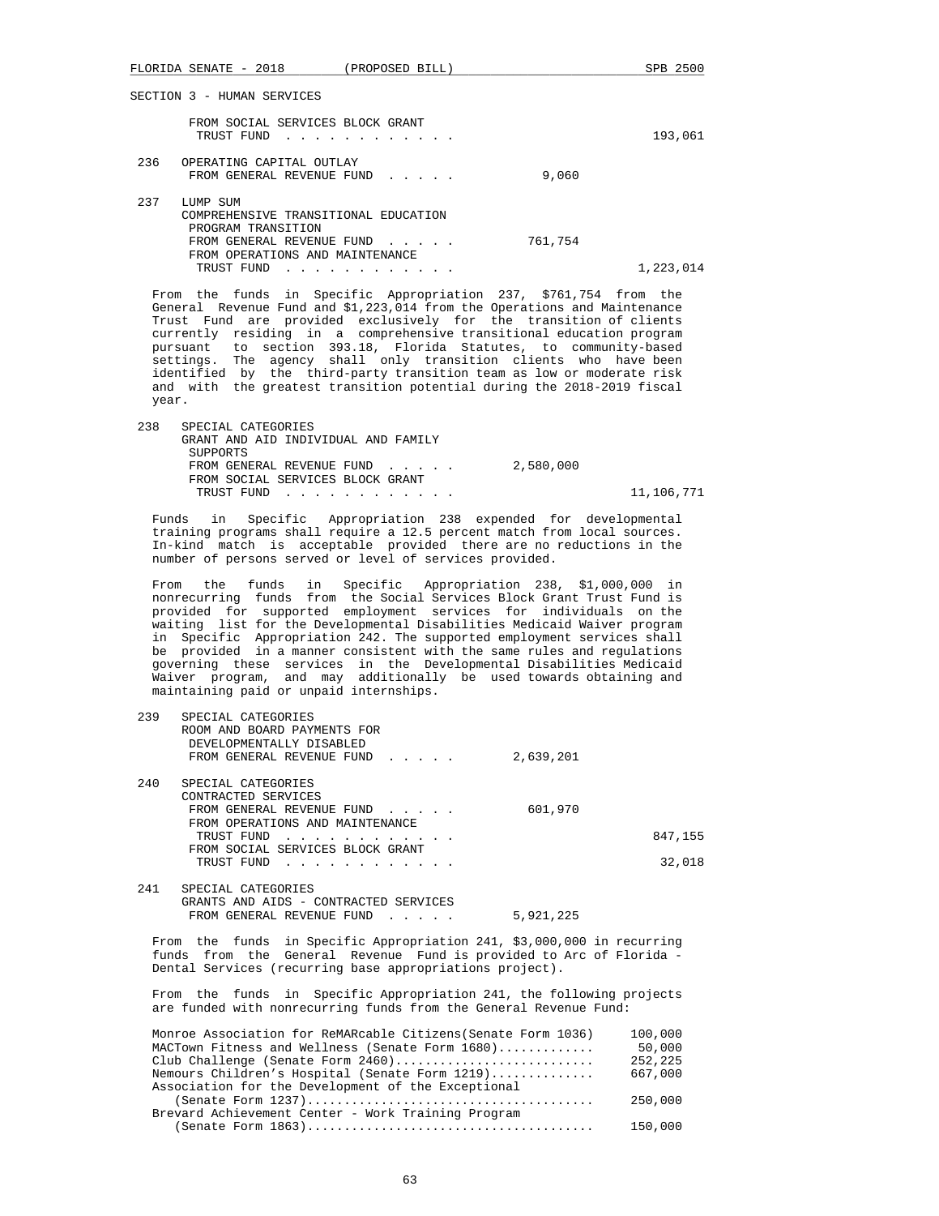SECTION 3 - HUMAN SERVICES

FROM SOCIAL SERVICES BLOCK GRANT TRUST FUND . . . . . . . . . . . . 193,061

236 OPERATING CAPITAL OUTLAY
FROM GENERAL REVENUE FUND . . . . . 9,060

237 LUMP SUM
COMPREHENSIVE TRANSITIONAL EDUCATION PROGRAM TRANSITION
FROM GENERAL REVENUE FUND . . . . . 761,754
FROM OPERATIONS AND MAINTENANCE TRUST FUND . . . . . . . . . . . . 1,223,014

From the funds in Specific Appropriation 237, $761,754 from the General Revenue Fund and $1,223,014 from the Operations and Maintenance Trust Fund are provided exclusively for the transition of clients currently residing in a comprehensive transitional education program pursuant to section 393.18, Florida Statutes, to community-based settings. The agency shall only transition clients who have been identified by the third-party transition team as low or moderate risk and with the greatest transition potential during the 2018-2019 fiscal year.

238 SPECIAL CATEGORIES
GRANT AND AID INDIVIDUAL AND FAMILY SUPPORTS
FROM GENERAL REVENUE FUND . . . . . 2,580,000
FROM SOCIAL SERVICES BLOCK GRANT TRUST FUND . . . . . . . . . . . . 11,106,771

Funds in Specific Appropriation 238 expended for developmental training programs shall require a 12.5 percent match from local sources. In-kind match is acceptable provided there are no reductions in the number of persons served or level of services provided.

From the funds in Specific Appropriation 238, $1,000,000 in nonrecurring funds from the Social Services Block Grant Trust Fund is provided for supported employment services for individuals on the waiting list for the Developmental Disabilities Medicaid Waiver program in Specific Appropriation 242. The supported employment services shall be provided in a manner consistent with the same rules and regulations governing these services in the Developmental Disabilities Medicaid Waiver program, and may additionally be used towards obtaining and maintaining paid or unpaid internships.

239 SPECIAL CATEGORIES
ROOM AND BOARD PAYMENTS FOR DEVELOPMENTALLY DISABLED
FROM GENERAL REVENUE FUND . . . . . 2,639,201

240 SPECIAL CATEGORIES
CONTRACTED SERVICES
FROM GENERAL REVENUE FUND . . . . . 601,970
FROM OPERATIONS AND MAINTENANCE TRUST FUND . . . . . . . . . . . . 847,155
FROM SOCIAL SERVICES BLOCK GRANT TRUST FUND . . . . . . . . . . . . 32,018

241 SPECIAL CATEGORIES
GRANTS AND AIDS - CONTRACTED SERVICES
FROM GENERAL REVENUE FUND . . . . . 5,921,225

From the funds in Specific Appropriation 241, $3,000,000 in recurring funds from the General Revenue Fund is provided to Arc of Florida - Dental Services (recurring base appropriations project).

From the funds in Specific Appropriation 241, the following projects are funded with nonrecurring funds from the General Revenue Fund:

| Project | Amount |
|---|---|
| Monroe Association for ReMARcable Citizens(Senate Form 1036) | 100,000 |
| MACTown Fitness and Wellness (Senate Form 1680)............. | 50,000 |
| Club Challenge (Senate Form 2460)........................... | 252,225 |
| Nemours Children's Hospital (Senate Form 1219).............. | 667,000 |
| Association for the Development of the Exceptional (Senate Form 1237)...................................... | 250,000 |
| Brevard Achievement Center - Work Training Program (Senate Form 1863)...................................... | 150,000 |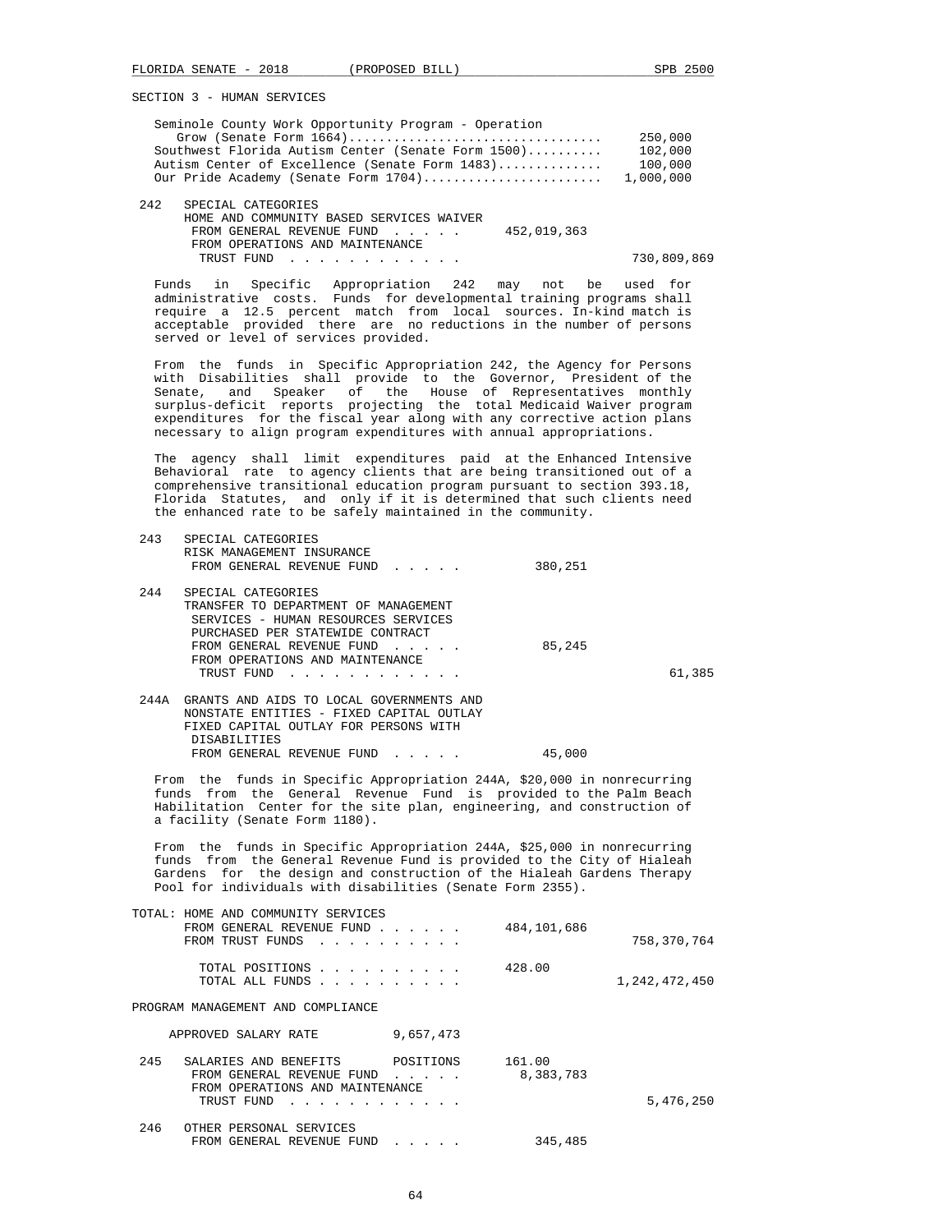SECTION 3 - HUMAN SERVICES

Seminole County Work Opportunity Program - Operation Grow (Senate Form 1664).................................. 250,000
Southwest Florida Autism Center (Senate Form 1500).......... 102,000
Autism Center of Excellence (Senate Form 1483).............. 100,000
Our Pride Academy (Senate Form 1704)........................ 1,000,000

242 SPECIAL CATEGORIES
HOME AND COMMUNITY BASED SERVICES WAIVER
FROM GENERAL REVENUE FUND . . . . . 452,019,363
FROM OPERATIONS AND MAINTENANCE TRUST FUND . . . . . . . . . . . . 730,809,869

Funds in Specific Appropriation 242 may not be used for administrative costs. Funds for developmental training programs shall require a 12.5 percent match from local sources. In-kind match is acceptable provided there are no reductions in the number of persons served or level of services provided.

From the funds in Specific Appropriation 242, the Agency for Persons with Disabilities shall provide to the Governor, President of the Senate, and Speaker of the House of Representatives monthly surplus-deficit reports projecting the total Medicaid Waiver program expenditures for the fiscal year along with any corrective action plans necessary to align program expenditures with annual appropriations.

The agency shall limit expenditures paid at the Enhanced Intensive Behavioral rate to agency clients that are being transitioned out of a comprehensive transitional education program pursuant to section 393.18, Florida Statutes, and only if it is determined that such clients need the enhanced rate to be safely maintained in the community.

243 SPECIAL CATEGORIES
RISK MANAGEMENT INSURANCE
FROM GENERAL REVENUE FUND . . . . . 380,251

244 SPECIAL CATEGORIES
TRANSFER TO DEPARTMENT OF MANAGEMENT SERVICES - HUMAN RESOURCES SERVICES PURCHASED PER STATEWIDE CONTRACT
FROM GENERAL REVENUE FUND . . . . . 85,245
FROM OPERATIONS AND MAINTENANCE TRUST FUND . . . . . . . . . . . . 61,385

244A GRANTS AND AIDS TO LOCAL GOVERNMENTS AND NONSTATE ENTITIES - FIXED CAPITAL OUTLAY
FIXED CAPITAL OUTLAY FOR PERSONS WITH DISABILITIES
FROM GENERAL REVENUE FUND . . . . . 45,000

From the funds in Specific Appropriation 244A, $20,000 in nonrecurring funds from the General Revenue Fund is provided to the Palm Beach Habilitation Center for the site plan, engineering, and construction of a facility (Senate Form 1180).

From the funds in Specific Appropriation 244A, $25,000 in nonrecurring funds from the General Revenue Fund is provided to the City of Hialeah Gardens for the design and construction of the Hialeah Gardens Therapy Pool for individuals with disabilities (Senate Form 2355).

TOTAL: HOME AND COMMUNITY SERVICES
FROM GENERAL REVENUE FUND . . . . . . 484,101,686
FROM TRUST FUNDS . . . . . . . . . . 758,370,764

TOTAL POSITIONS . . . . . . . . . . 428.00
TOTAL ALL FUNDS . . . . . . . . . . 1,242,472,450

PROGRAM MANAGEMENT AND COMPLIANCE

APPROVED SALARY RATE 9,657,473

245 SALARIES AND BENEFITS POSITIONS 161.00
FROM GENERAL REVENUE FUND . . . . . 8,383,783
FROM OPERATIONS AND MAINTENANCE TRUST FUND . . . . . . . . . . . . 5,476,250

246 OTHER PERSONAL SERVICES
FROM GENERAL REVENUE FUND . . . . . 345,485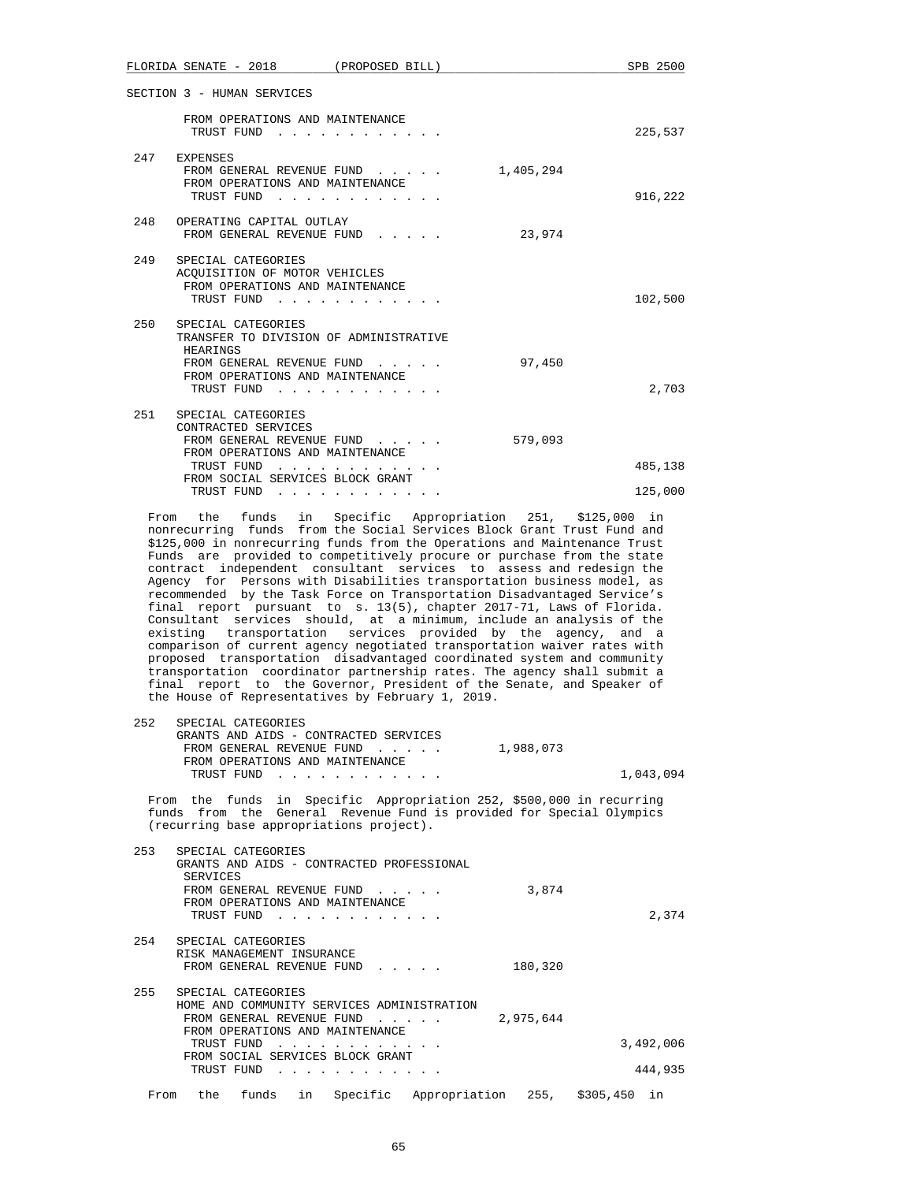SECTION 3 - HUMAN SERVICES

FROM OPERATIONS AND MAINTENANCE TRUST FUND . . . . . . . . . . . . 225,537

247 EXPENSES
FROM GENERAL REVENUE FUND . . . . . 1,405,294
FROM OPERATIONS AND MAINTENANCE TRUST FUND . . . . . . . . . . . . 916,222

248 OPERATING CAPITAL OUTLAY
FROM GENERAL REVENUE FUND . . . . . 23,974

249 SPECIAL CATEGORIES
ACQUISITION OF MOTOR VEHICLES
FROM OPERATIONS AND MAINTENANCE TRUST FUND . . . . . . . . . . . . 102,500

250 SPECIAL CATEGORIES
TRANSFER TO DIVISION OF ADMINISTRATIVE HEARINGS
FROM GENERAL REVENUE FUND . . . . . 97,450
FROM OPERATIONS AND MAINTENANCE TRUST FUND . . . . . . . . . . . . 2,703

251 SPECIAL CATEGORIES
CONTRACTED SERVICES
FROM GENERAL REVENUE FUND . . . . . 579,093
FROM OPERATIONS AND MAINTENANCE TRUST FUND . . . . . . . . . . . . 485,138
FROM SOCIAL SERVICES BLOCK GRANT TRUST FUND . . . . . . . . . . . . 125,000

From the funds in Specific Appropriation 251, $125,000 in nonrecurring funds from the Social Services Block Grant Trust Fund and $125,000 in nonrecurring funds from the Operations and Maintenance Trust Funds are provided to competitively procure or purchase from the state contract independent consultant services to assess and redesign the Agency for Persons with Disabilities transportation business model, as recommended by the Task Force on Transportation Disadvantaged Service's final report pursuant to s. 13(5), chapter 2017-71, Laws of Florida. Consultant services should, at a minimum, include an analysis of the existing transportation services provided by the agency, and a comparison of current agency negotiated transportation waiver rates with proposed transportation disadvantaged coordinated system and community transportation coordinator partnership rates. The agency shall submit a final report to the Governor, President of the Senate, and Speaker of the House of Representatives by February 1, 2019.

252 SPECIAL CATEGORIES
GRANTS AND AIDS - CONTRACTED SERVICES
FROM GENERAL REVENUE FUND . . . . . 1,988,073
FROM OPERATIONS AND MAINTENANCE TRUST FUND . . . . . . . . . . . . 1,043,094

From the funds in Specific Appropriation 252, $500,000 in recurring funds from the General Revenue Fund is provided for Special Olympics (recurring base appropriations project).

253 SPECIAL CATEGORIES
GRANTS AND AIDS - CONTRACTED PROFESSIONAL SERVICES
FROM GENERAL REVENUE FUND . . . . . 3,874
FROM OPERATIONS AND MAINTENANCE TRUST FUND . . . . . . . . . . . . 2,374

254 SPECIAL CATEGORIES
RISK MANAGEMENT INSURANCE
FROM GENERAL REVENUE FUND . . . . . 180,320

255 SPECIAL CATEGORIES
HOME AND COMMUNITY SERVICES ADMINISTRATION
FROM GENERAL REVENUE FUND . . . . . 2,975,644
FROM OPERATIONS AND MAINTENANCE TRUST FUND . . . . . . . . . . . . 3,492,006
FROM SOCIAL SERVICES BLOCK GRANT TRUST FUND . . . . . . . . . . . . 444,935

From the funds in Specific Appropriation 255, $305,450 in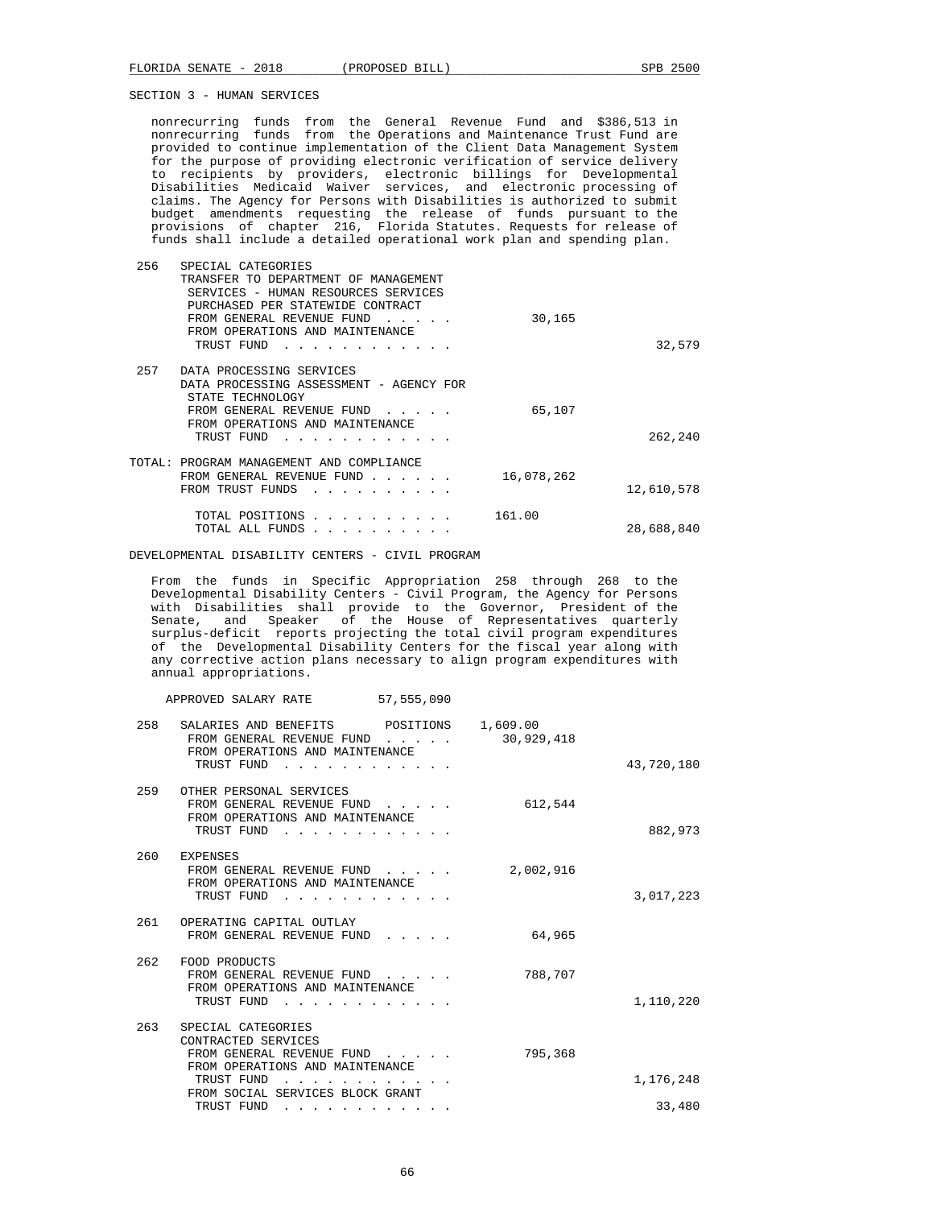SECTION 3 - HUMAN SERVICES

nonrecurring funds from the General Revenue Fund and $386,513 in nonrecurring funds from the Operations and Maintenance Trust Fund are provided to continue implementation of the Client Data Management System for the purpose of providing electronic verification of service delivery to recipients by providers, electronic billings for Developmental Disabilities Medicaid Waiver services, and electronic processing of claims. The Agency for Persons with Disabilities is authorized to submit budget amendments requesting the release of funds pursuant to the provisions of chapter 216, Florida Statutes. Requests for release of funds shall include a detailed operational work plan and spending plan.

| | | | |
|---|---|---|---|
| 256 | SPECIAL CATEGORIES<br>TRANSFER TO DEPARTMENT OF MANAGEMENT SERVICES - HUMAN RESOURCES SERVICES PURCHASED PER STATEWIDE CONTRACT<br>FROM GENERAL REVENUE FUND . . . . . | 30,165 | |
| | FROM OPERATIONS AND MAINTENANCE TRUST FUND . . . . . . . . . . . . | | 32,579 |
| 257 | DATA PROCESSING SERVICES<br>DATA PROCESSING ASSESSMENT - AGENCY FOR STATE TECHNOLOGY<br>FROM GENERAL REVENUE FUND . . . . . | 65,107 | |
| | FROM OPERATIONS AND MAINTENANCE TRUST FUND . . . . . . . . . . . . | | 262,240 |
| TOTAL: | PROGRAM MANAGEMENT AND COMPLIANCE<br>FROM GENERAL REVENUE FUND . . . . . . | 16,078,262 | |
| | FROM TRUST FUNDS . . . . . . . . . . | | 12,610,578 |
| | TOTAL POSITIONS . . . . . . . . . . | 161.00 | |
| | TOTAL ALL FUNDS . . . . . . . . . . | | 28,688,840 |

DEVELOPMENTAL DISABILITY CENTERS - CIVIL PROGRAM

From the funds in Specific Appropriation 258 through 268 to the Developmental Disability Centers - Civil Program, the Agency for Persons with Disabilities shall provide to the Governor, President of the Senate, and Speaker of the House of Representatives quarterly surplus-deficit reports projecting the total civil program expenditures of the Developmental Disability Centers for the fiscal year along with any corrective action plans necessary to align program expenditures with annual appropriations.

APPROVED SALARY RATE 57,555,090

| | | | |
|---|---|---|---|
| 258 | SALARIES AND BENEFITS POSITIONS | 1,609.00 | |
| | FROM GENERAL REVENUE FUND . . . . . | 30,929,418 | |
| | FROM OPERATIONS AND MAINTENANCE TRUST FUND . . . . . . . . . . . . | | 43,720,180 |
| 259 | OTHER PERSONAL SERVICES<br>FROM GENERAL REVENUE FUND . . . . . | 612,544 | |
| | FROM OPERATIONS AND MAINTENANCE TRUST FUND . . . . . . . . . . . . | | 882,973 |
| 260 | EXPENSES<br>FROM GENERAL REVENUE FUND . . . . . | 2,002,916 | |
| | FROM OPERATIONS AND MAINTENANCE TRUST FUND . . . . . . . . . . . . | | 3,017,223 |
| 261 | OPERATING CAPITAL OUTLAY<br>FROM GENERAL REVENUE FUND . . . . . | 64,965 | |
| 262 | FOOD PRODUCTS<br>FROM GENERAL REVENUE FUND . . . . . | 788,707 | |
| | FROM OPERATIONS AND MAINTENANCE TRUST FUND . . . . . . . . . . . . | | 1,110,220 |
| 263 | SPECIAL CATEGORIES<br>CONTRACTED SERVICES<br>FROM GENERAL REVENUE FUND . . . . . | 795,368 | |
| | FROM OPERATIONS AND MAINTENANCE TRUST FUND . . . . . . . . . . . . | | 1,176,248 |
| | FROM SOCIAL SERVICES BLOCK GRANT TRUST FUND . . . . . . . . . . . . | | 33,480 |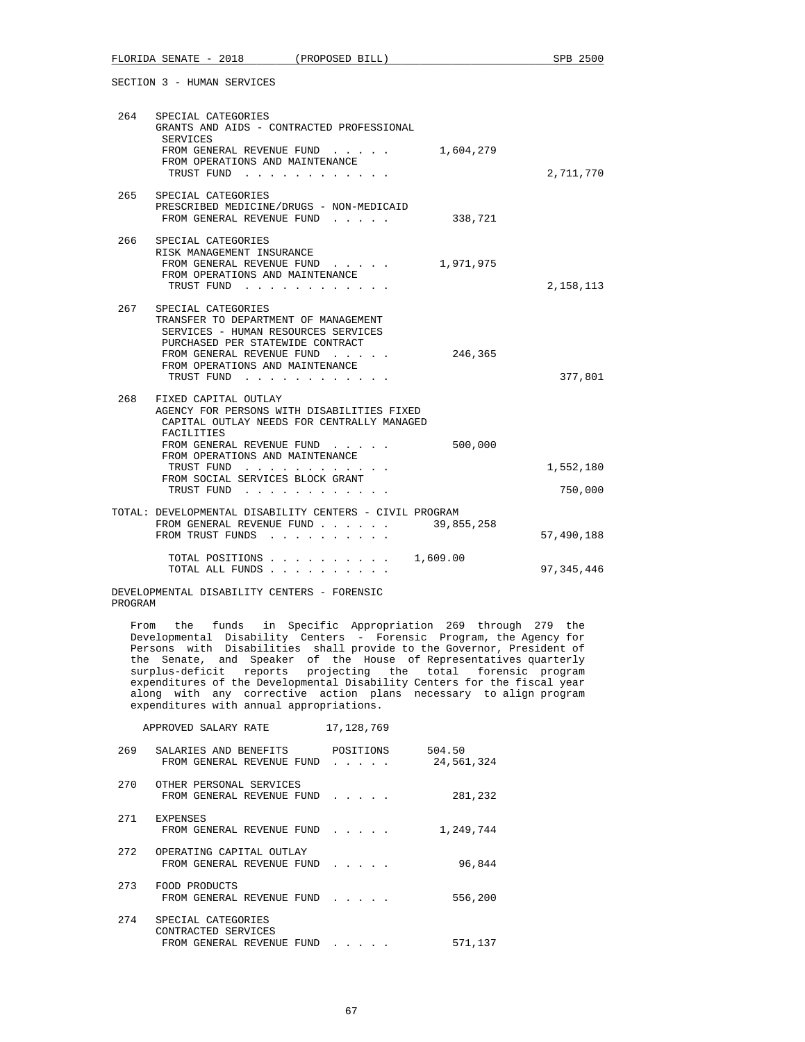SECTION 3 - HUMAN SERVICES

264 SPECIAL CATEGORIES
GRANTS AND AIDS - CONTRACTED PROFESSIONAL SERVICES
FROM GENERAL REVENUE FUND . . . . . 1,604,279
FROM OPERATIONS AND MAINTENANCE TRUST FUND . . . . . . . . . . . . 2,711,770

265 SPECIAL CATEGORIES
PRESCRIBED MEDICINE/DRUGS - NON-MEDICAID
FROM GENERAL REVENUE FUND . . . . . 338,721

266 SPECIAL CATEGORIES
RISK MANAGEMENT INSURANCE
FROM GENERAL REVENUE FUND . . . . . 1,971,975
FROM OPERATIONS AND MAINTENANCE TRUST FUND . . . . . . . . . . . . 2,158,113

267 SPECIAL CATEGORIES
TRANSFER TO DEPARTMENT OF MANAGEMENT SERVICES - HUMAN RESOURCES SERVICES PURCHASED PER STATEWIDE CONTRACT
FROM GENERAL REVENUE FUND . . . . . 246,365
FROM OPERATIONS AND MAINTENANCE TRUST FUND . . . . . . . . . . . . 377,801

268 FIXED CAPITAL OUTLAY
AGENCY FOR PERSONS WITH DISABILITIES FIXED CAPITAL OUTLAY NEEDS FOR CENTRALLY MANAGED FACILITIES
FROM GENERAL REVENUE FUND . . . . . 500,000
FROM OPERATIONS AND MAINTENANCE TRUST FUND . . . . . . . . . . . . 1,552,180
FROM SOCIAL SERVICES BLOCK GRANT TRUST FUND . . . . . . . . . . . . 750,000

TOTAL: DEVELOPMENTAL DISABILITY CENTERS - CIVIL PROGRAM
FROM GENERAL REVENUE FUND . . . . . . 39,855,258
FROM TRUST FUNDS . . . . . . . . . . 57,490,188

TOTAL POSITIONS . . . . . . . . . . 1,609.00
TOTAL ALL FUNDS . . . . . . . . . . 97,345,446

DEVELOPMENTAL DISABILITY CENTERS - FORENSIC PROGRAM

From the funds in Specific Appropriation 269 through 279 the Developmental Disability Centers - Forensic Program, the Agency for Persons with Disabilities shall provide to the Governor, President of the Senate, and Speaker of the House of Representatives quarterly surplus-deficit reports projecting the total forensic program expenditures of the Developmental Disability Centers for the fiscal year along with any corrective action plans necessary to align program expenditures with annual appropriations.

APPROVED SALARY RATE 17,128,769

269 SALARIES AND BENEFITS POSITIONS 504.50
FROM GENERAL REVENUE FUND . . . . . 24,561,324

270 OTHER PERSONAL SERVICES
FROM GENERAL REVENUE FUND . . . . . 281,232

271 EXPENSES
FROM GENERAL REVENUE FUND . . . . . 1,249,744

272 OPERATING CAPITAL OUTLAY
FROM GENERAL REVENUE FUND . . . . . 96,844

273 FOOD PRODUCTS
FROM GENERAL REVENUE FUND . . . . . 556,200

274 SPECIAL CATEGORIES
CONTRACTED SERVICES
FROM GENERAL REVENUE FUND . . . . . 571,137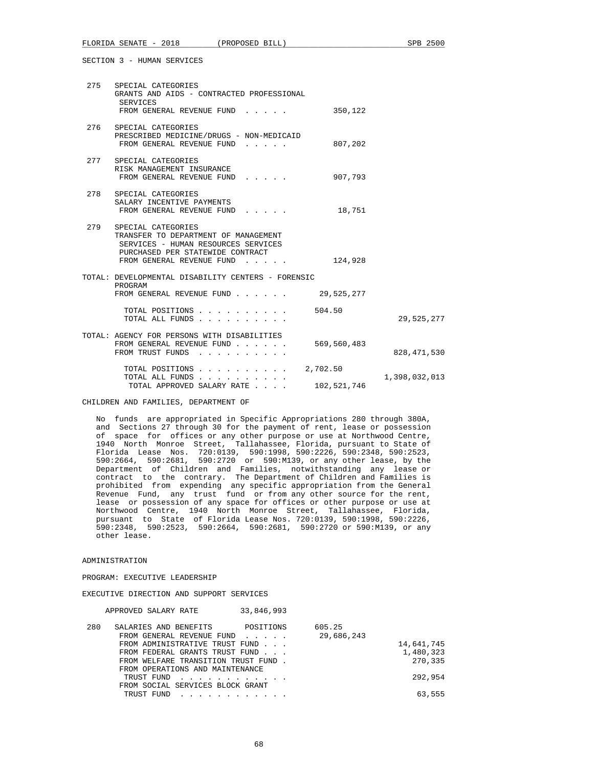SECTION 3 - HUMAN SERVICES

```
 275   SPECIAL CATEGORIES
       GRANTS AND AIDS - CONTRACTED PROFESSIONAL
        SERVICES
        FROM GENERAL REVENUE FUND  . . . . .         350,122

 276   SPECIAL CATEGORIES
       PRESCRIBED MEDICINE/DRUGS - NON-MEDICAID
        FROM GENERAL REVENUE FUND  . . . . .         807,202

 277   SPECIAL CATEGORIES
       RISK MANAGEMENT INSURANCE
        FROM GENERAL REVENUE FUND  . . . . .         907,793

 278   SPECIAL CATEGORIES
       SALARY INCENTIVE PAYMENTS
        FROM GENERAL REVENUE FUND  . . . . .          18,751

 279   SPECIAL CATEGORIES
       TRANSFER TO DEPARTMENT OF MANAGEMENT
        SERVICES - HUMAN RESOURCES SERVICES
        PURCHASED PER STATEWIDE CONTRACT
        FROM GENERAL REVENUE FUND  . . . . .         124,928

TOTAL: DEVELOPMENTAL DISABILITY CENTERS - FORENSIC
        PROGRAM
        FROM GENERAL REVENUE FUND . . . . . .     29,525,277

          TOTAL POSITIONS . . . . . . . . . .    504.50
          TOTAL ALL FUNDS . . . . . . . . . .                       29,525,277

TOTAL: AGENCY FOR PERSONS WITH DISABILITIES
        FROM GENERAL REVENUE FUND . . . . . .    569,560,483
        FROM TRUST FUNDS  . . . . . . . . . .                      828,471,530

          TOTAL POSITIONS . . . . . . . . . .  2,702.50
          TOTAL ALL FUNDS . . . . . . . . . .                    1,398,032,013
           TOTAL APPROVED SALARY RATE . . . .    102,521,746
```

CHILDREN AND FAMILIES, DEPARTMENT OF

No funds are appropriated in Specific Appropriations 280 through 380A, and Sections 27 through 30 for the payment of rent, lease or possession of space for offices or any other purpose or use at Northwood Centre, 1940 North Monroe Street, Tallahassee, Florida, pursuant to State of Florida Lease Nos. 720:0139, 590:1998, 590:2226, 590:2348, 590:2523, 590:2664, 590:2681, 590:2720 or 590:M139, or any other lease, by the Department of Children and Families, notwithstanding any lease or contract to the contrary. The Department of Children and Families is prohibited from expending any specific appropriation from the General Revenue Fund, any trust fund or from any other source for the rent, lease or possession of any space for offices or other purpose or use at Northwood Centre, 1940 North Monroe Street, Tallahassee, Florida, pursuant to State of Florida Lease Nos. 720:0139, 590:1998, 590:2226, 590:2348, 590:2523, 590:2664, 590:2681, 590:2720 or 590:M139, or any other lease.

ADMINISTRATION

PROGRAM: EXECUTIVE LEADERSHIP

EXECUTIVE DIRECTION AND SUPPORT SERVICES

```
      APPROVED SALARY RATE         33,846,993

 280   SALARIES AND BENEFITS       POSITIONS      605.25
        FROM GENERAL REVENUE FUND  . . . . .    29,686,243
        FROM ADMINISTRATIVE TRUST FUND . . .                        14,641,745
        FROM FEDERAL GRANTS TRUST FUND . . .                         1,480,323
        FROM WELFARE TRANSITION TRUST FUND .                           270,335
        FROM OPERATIONS AND MAINTENANCE
         TRUST FUND  . . . . . . . . . . . .                           292,954
        FROM SOCIAL SERVICES BLOCK GRANT
         TRUST FUND  . . . . . . . . . . . .                            63,555
```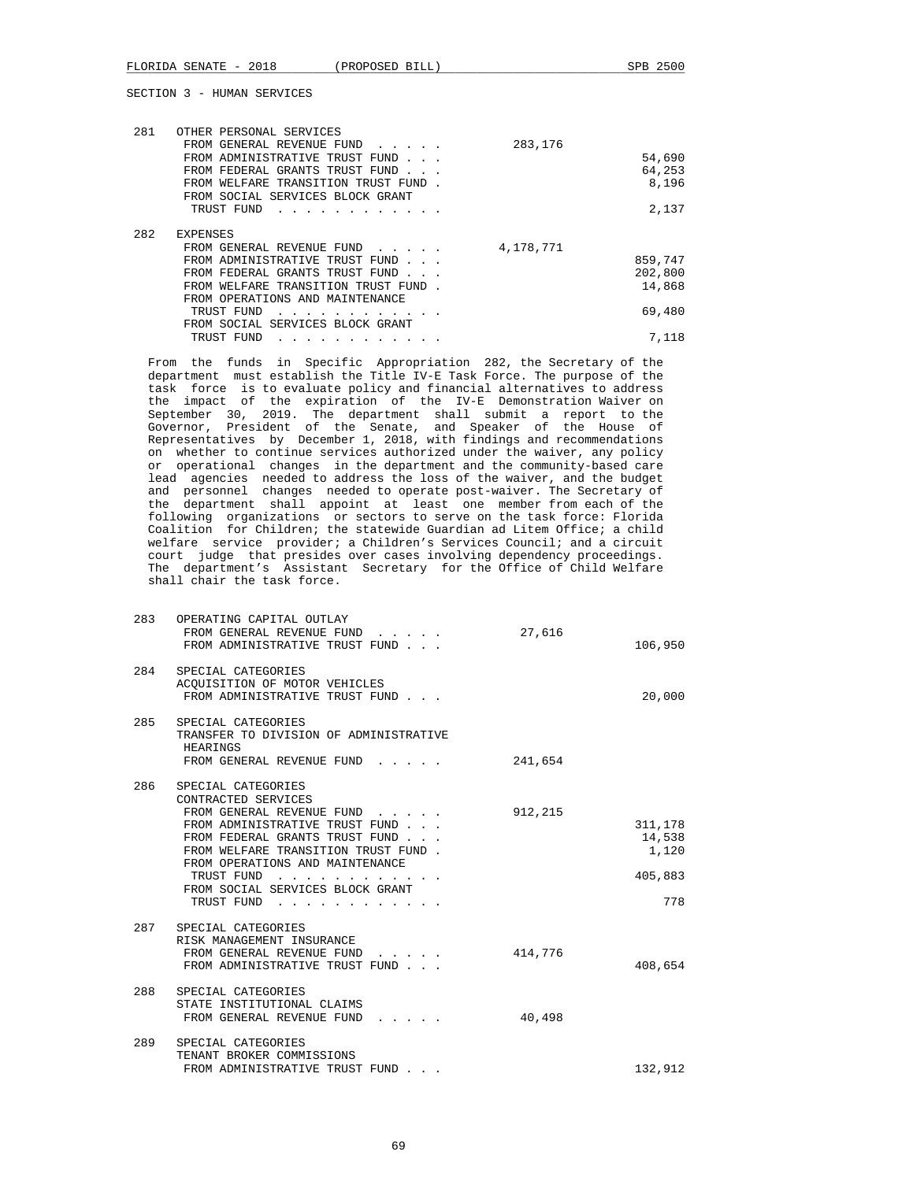SECTION 3 - HUMAN SERVICES

| | | General Revenue | Trust Funds |
|---|---|---|---|
| 281 | OTHER PERSONAL SERVICES | | |
| | FROM GENERAL REVENUE FUND . . . . . | 283,176 | |
| | FROM ADMINISTRATIVE TRUST FUND . . . | | 54,690 |
| | FROM FEDERAL GRANTS TRUST FUND . . . | | 64,253 |
| | FROM WELFARE TRANSITION TRUST FUND . | | 8,196 |
| | FROM SOCIAL SERVICES BLOCK GRANT TRUST FUND . . . . . . . . . . . . | | 2,137 |
| 282 | EXPENSES | | |
| | FROM GENERAL REVENUE FUND . . . . . | 4,178,771 | |
| | FROM ADMINISTRATIVE TRUST FUND . . . | | 859,747 |
| | FROM FEDERAL GRANTS TRUST FUND . . . | | 202,800 |
| | FROM WELFARE TRANSITION TRUST FUND . | | 14,868 |
| | FROM OPERATIONS AND MAINTENANCE TRUST FUND . . . . . . . . . . . . | | 69,480 |
| | FROM SOCIAL SERVICES BLOCK GRANT TRUST FUND . . . . . . . . . . . . | | 7,118 |

From the funds in Specific Appropriation 282, the Secretary of the department must establish the Title IV-E Task Force. The purpose of the task force is to evaluate policy and financial alternatives to address the impact of the expiration of the IV-E Demonstration Waiver on September 30, 2019. The department shall submit a report to the Governor, President of the Senate, and Speaker of the House of Representatives by December 1, 2018, with findings and recommendations on whether to continue services authorized under the waiver, any policy or operational changes in the department and the community-based care lead agencies needed to address the loss of the waiver, and the budget and personnel changes needed to operate post-waiver. The Secretary of the department shall appoint at least one member from each of the following organizations or sectors to serve on the task force: Florida Coalition for Children; the statewide Guardian ad Litem Office; a child welfare service provider; a Children's Services Council; and a circuit court judge that presides over cases involving dependency proceedings. The department's Assistant Secretary for the Office of Child Welfare shall chair the task force.

| | | General Revenue | Trust Funds |
|---|---|---|---|
| 283 | OPERATING CAPITAL OUTLAY | | |
| | FROM GENERAL REVENUE FUND . . . . . | 27,616 | |
| | FROM ADMINISTRATIVE TRUST FUND . . . | | 106,950 |
| 284 | SPECIAL CATEGORIES<br>ACQUISITION OF MOTOR VEHICLES | | |
| | FROM ADMINISTRATIVE TRUST FUND . . . | | 20,000 |
| 285 | SPECIAL CATEGORIES<br>TRANSFER TO DIVISION OF ADMINISTRATIVE HEARINGS | | |
| | FROM GENERAL REVENUE FUND . . . . . | 241,654 | |
| 286 | SPECIAL CATEGORIES<br>CONTRACTED SERVICES | | |
| | FROM GENERAL REVENUE FUND . . . . . | 912,215 | |
| | FROM ADMINISTRATIVE TRUST FUND . . . | | 311,178 |
| | FROM FEDERAL GRANTS TRUST FUND . . . | | 14,538 |
| | FROM WELFARE TRANSITION TRUST FUND . | | 1,120 |
| | FROM OPERATIONS AND MAINTENANCE TRUST FUND . . . . . . . . . . . . | | 405,883 |
| | FROM SOCIAL SERVICES BLOCK GRANT TRUST FUND . . . . . . . . . . . . | | 778 |
| 287 | SPECIAL CATEGORIES<br>RISK MANAGEMENT INSURANCE | | |
| | FROM GENERAL REVENUE FUND . . . . . | 414,776 | |
| | FROM ADMINISTRATIVE TRUST FUND . . . | | 408,654 |
| 288 | SPECIAL CATEGORIES<br>STATE INSTITUTIONAL CLAIMS | | |
| | FROM GENERAL REVENUE FUND . . . . . | 40,498 | |
| 289 | SPECIAL CATEGORIES<br>TENANT BROKER COMMISSIONS | | |
| | FROM ADMINISTRATIVE TRUST FUND . . . | | 132,912 |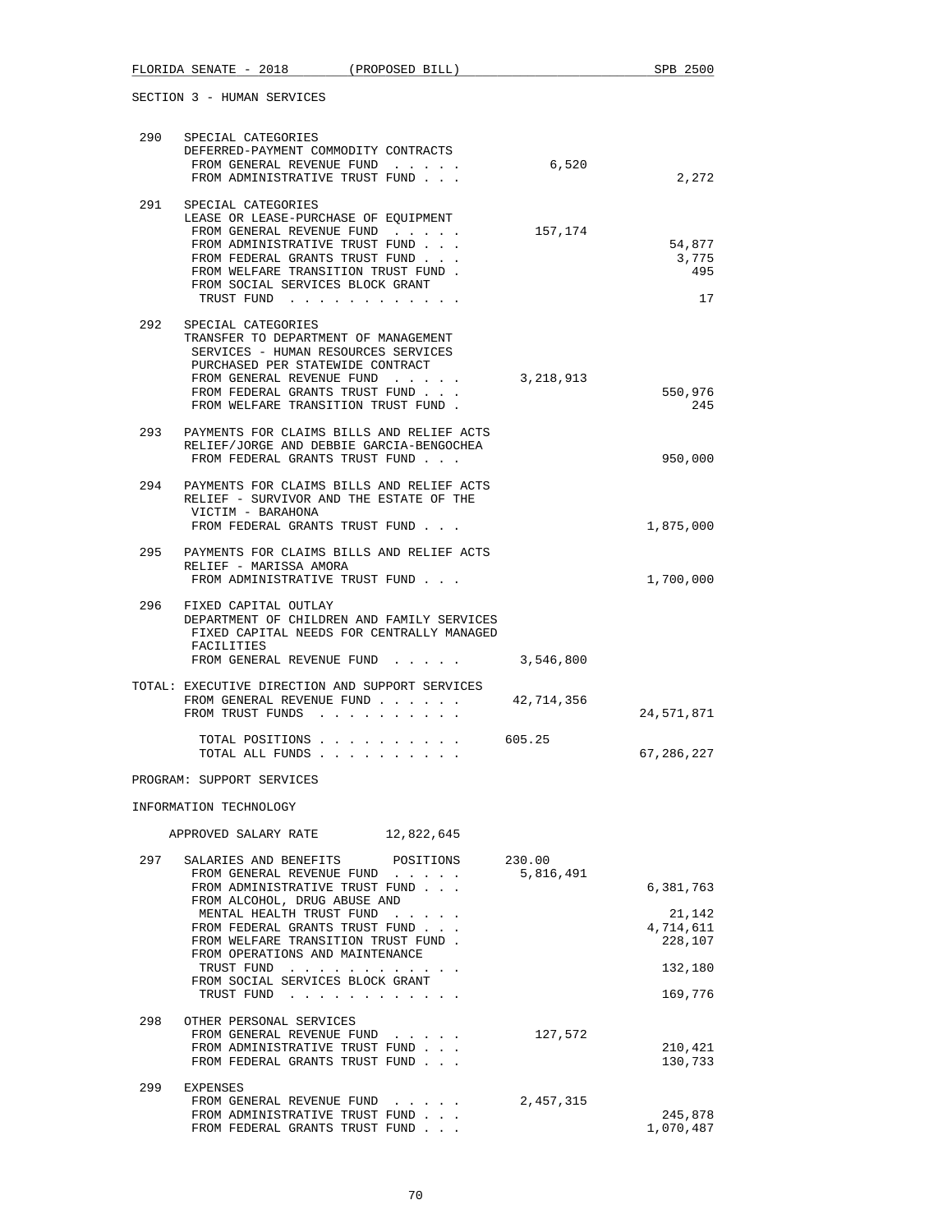SECTION 3 - HUMAN SERVICES

```
 290   SPECIAL CATEGORIES
       DEFERRED-PAYMENT COMMODITY CONTRACTS
        FROM GENERAL REVENUE FUND  . . . . .          6,520
        FROM ADMINISTRATIVE TRUST FUND . . .                              2,272

 291   SPECIAL CATEGORIES
       LEASE OR LEASE-PURCHASE OF EQUIPMENT
        FROM GENERAL REVENUE FUND  . . . . .        157,174
        FROM ADMINISTRATIVE TRUST FUND . . .                             54,877
        FROM FEDERAL GRANTS TRUST FUND . . .                              3,775
        FROM WELFARE TRANSITION TRUST FUND .                                495
        FROM SOCIAL SERVICES BLOCK GRANT
         TRUST FUND  . . . . . . . . . . . .                                 17

 292   SPECIAL CATEGORIES
       TRANSFER TO DEPARTMENT OF MANAGEMENT
        SERVICES - HUMAN RESOURCES SERVICES
        PURCHASED PER STATEWIDE CONTRACT
        FROM GENERAL REVENUE FUND  . . . . .      3,218,913
        FROM FEDERAL GRANTS TRUST FUND . . .                            550,976
        FROM WELFARE TRANSITION TRUST FUND .                                245

 293   PAYMENTS FOR CLAIMS BILLS AND RELIEF ACTS
       RELIEF/JORGE AND DEBBIE GARCIA-BENGOCHEA
        FROM FEDERAL GRANTS TRUST FUND . . .                            950,000

 294   PAYMENTS FOR CLAIMS BILLS AND RELIEF ACTS
       RELIEF - SURVIVOR AND THE ESTATE OF THE
        VICTIM - BARAHONA
        FROM FEDERAL GRANTS TRUST FUND . . .                          1,875,000

 295   PAYMENTS FOR CLAIMS BILLS AND RELIEF ACTS
       RELIEF - MARISSA AMORA
        FROM ADMINISTRATIVE TRUST FUND . . .                          1,700,000

 296   FIXED CAPITAL OUTLAY
       DEPARTMENT OF CHILDREN AND FAMILY SERVICES
        FIXED CAPITAL NEEDS FOR CENTRALLY MANAGED
        FACILITIES
        FROM GENERAL REVENUE FUND  . . . . .      3,546,800

TOTAL: EXECUTIVE DIRECTION AND SUPPORT SERVICES
        FROM GENERAL REVENUE FUND . . . . . .    42,714,356
        FROM TRUST FUNDS  . . . . . . . . . .                        24,571,871

          TOTAL POSITIONS . . . . . . . . . .    605.25
          TOTAL ALL FUNDS . . . . . . . . . .                        67,286,227

PROGRAM: SUPPORT SERVICES

INFORMATION TECHNOLOGY

      APPROVED SALARY RATE         12,822,645

 297   SALARIES AND BENEFITS       POSITIONS     230.00
        FROM GENERAL REVENUE FUND  . . . . .      5,816,491
        FROM ADMINISTRATIVE TRUST FUND . . .                          6,381,763
        FROM ALCOHOL, DRUG ABUSE AND
         MENTAL HEALTH TRUST FUND  . . . . .                             21,142
        FROM FEDERAL GRANTS TRUST FUND . . .                          4,714,611
        FROM WELFARE TRANSITION TRUST FUND .                            228,107
        FROM OPERATIONS AND MAINTENANCE
         TRUST FUND  . . . . . . . . . . . .                            132,180
        FROM SOCIAL SERVICES BLOCK GRANT
         TRUST FUND  . . . . . . . . . . . .                            169,776

 298   OTHER PERSONAL SERVICES
        FROM GENERAL REVENUE FUND  . . . . .        127,572
        FROM ADMINISTRATIVE TRUST FUND . . .                            210,421
        FROM FEDERAL GRANTS TRUST FUND . . .                            130,733

 299   EXPENSES
        FROM GENERAL REVENUE FUND  . . . . .      2,457,315
        FROM ADMINISTRATIVE TRUST FUND . . .                            245,878
        FROM FEDERAL GRANTS TRUST FUND . . .                          1,070,487
```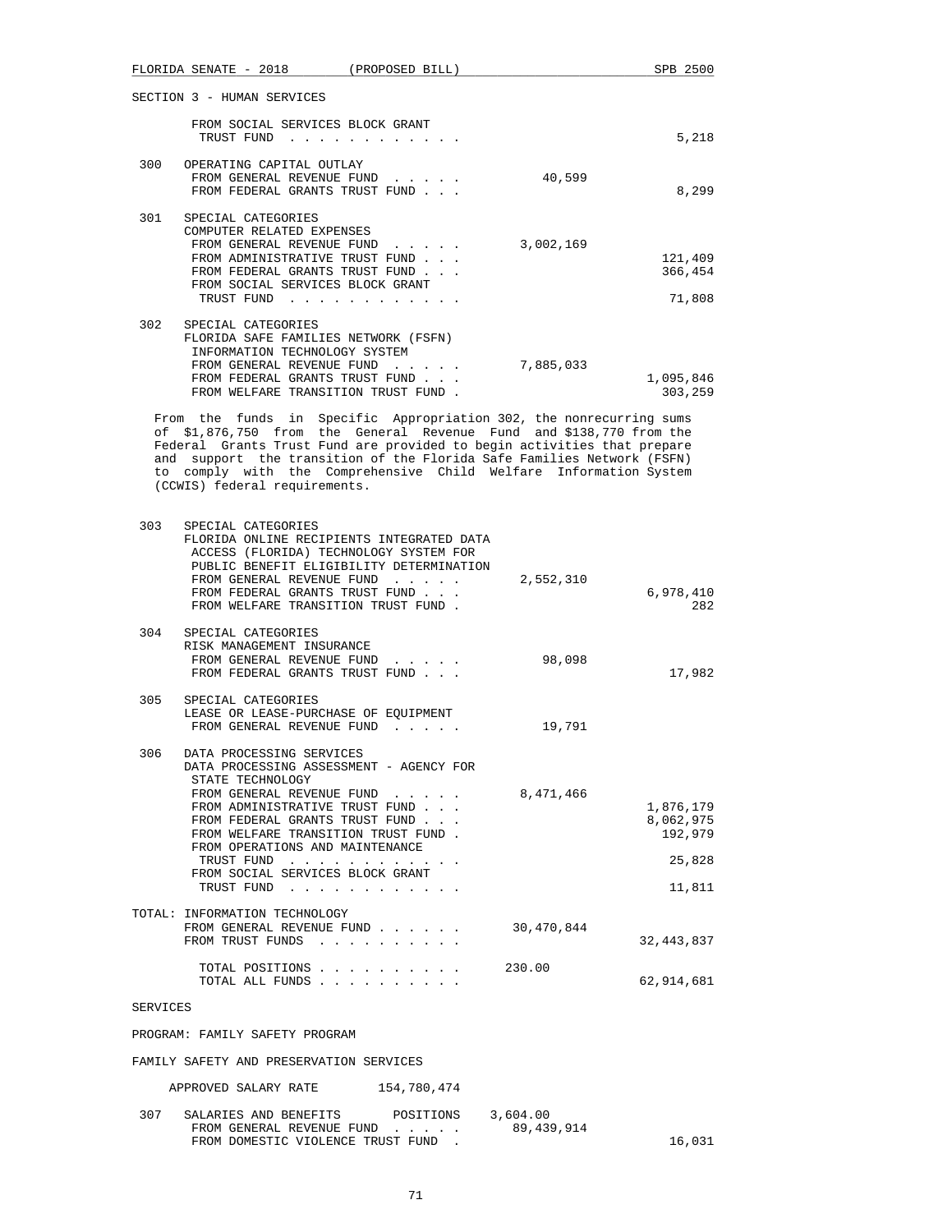SECTION 3 - HUMAN SERVICES

| | | General Revenue | Trust Funds |
|---|---|---|---|
| | FROM SOCIAL SERVICES BLOCK GRANT TRUST FUND . . . . . . . . . . . . | | 5,218 |
| 300 | OPERATING CAPITAL OUTLAY | | |
| | FROM GENERAL REVENUE FUND . . . . . | 40,599 | |
| | FROM FEDERAL GRANTS TRUST FUND . . . | | 8,299 |
| 301 | SPECIAL CATEGORIES COMPUTER RELATED EXPENSES | | |
| | FROM GENERAL REVENUE FUND . . . . . | 3,002,169 | |
| | FROM ADMINISTRATIVE TRUST FUND . . . | | 121,409 |
| | FROM FEDERAL GRANTS TRUST FUND . . . | | 366,454 |
| | FROM SOCIAL SERVICES BLOCK GRANT TRUST FUND . . . . . . . . . . . . | | 71,808 |
| 302 | SPECIAL CATEGORIES FLORIDA SAFE FAMILIES NETWORK (FSFN) INFORMATION TECHNOLOGY SYSTEM | | |
| | FROM GENERAL REVENUE FUND . . . . . | 7,885,033 | |
| | FROM FEDERAL GRANTS TRUST FUND . . . | | 1,095,846 |
| | FROM WELFARE TRANSITION TRUST FUND . | | 303,259 |

From the funds in Specific Appropriation 302, the nonrecurring sums of $1,876,750 from the General Revenue Fund and $138,770 from the Federal Grants Trust Fund are provided to begin activities that prepare and support the transition of the Florida Safe Families Network (FSFN) to comply with the Comprehensive Child Welfare Information System (CCWIS) federal requirements.

| | | General Revenue | Trust Funds |
|---|---|---|---|
| 303 | SPECIAL CATEGORIES FLORIDA ONLINE RECIPIENTS INTEGRATED DATA ACCESS (FLORIDA) TECHNOLOGY SYSTEM FOR PUBLIC BENEFIT ELIGIBILITY DETERMINATION | | |
| | FROM GENERAL REVENUE FUND . . . . . | 2,552,310 | |
| | FROM FEDERAL GRANTS TRUST FUND . . . | | 6,978,410 |
| | FROM WELFARE TRANSITION TRUST FUND . | | 282 |
| 304 | SPECIAL CATEGORIES RISK MANAGEMENT INSURANCE | | |
| | FROM GENERAL REVENUE FUND . . . . . | 98,098 | |
| | FROM FEDERAL GRANTS TRUST FUND . . . | | 17,982 |
| 305 | SPECIAL CATEGORIES LEASE OR LEASE-PURCHASE OF EQUIPMENT | | |
| | FROM GENERAL REVENUE FUND . . . . . | 19,791 | |
| 306 | DATA PROCESSING SERVICES DATA PROCESSING ASSESSMENT - AGENCY FOR STATE TECHNOLOGY | | |
| | FROM GENERAL REVENUE FUND . . . . . | 8,471,466 | |
| | FROM ADMINISTRATIVE TRUST FUND . . . | | 1,876,179 |
| | FROM FEDERAL GRANTS TRUST FUND . . . | | 8,062,975 |
| | FROM WELFARE TRANSITION TRUST FUND . | | 192,979 |
| | FROM OPERATIONS AND MAINTENANCE TRUST FUND . . . . . . . . . . . . | | 25,828 |
| | FROM SOCIAL SERVICES BLOCK GRANT TRUST FUND . . . . . . . . . . . . | | 11,811 |

TOTAL: INFORMATION TECHNOLOGY

| | | |
|---|---|---|
| FROM GENERAL REVENUE FUND . . . . . . | 30,470,844 | |
| FROM TRUST FUNDS . . . . . . . . . . | | 32,443,837 |
| TOTAL POSITIONS . . . . . . . . . . | 230.00 | |
| TOTAL ALL FUNDS . . . . . . . . . . | | 62,914,681 |

SERVICES

PROGRAM: FAMILY SAFETY PROGRAM

FAMILY SAFETY AND PRESERVATION SERVICES

APPROVED SALARY RATE 154,780,474

| | | General Revenue | Trust Funds |
|---|---|---|---|
| 307 | SALARIES AND BENEFITS POSITIONS | 3,604.00 | |
| | FROM GENERAL REVENUE FUND . . . . . | 89,439,914 | |
| | FROM DOMESTIC VIOLENCE TRUST FUND . | | 16,031 |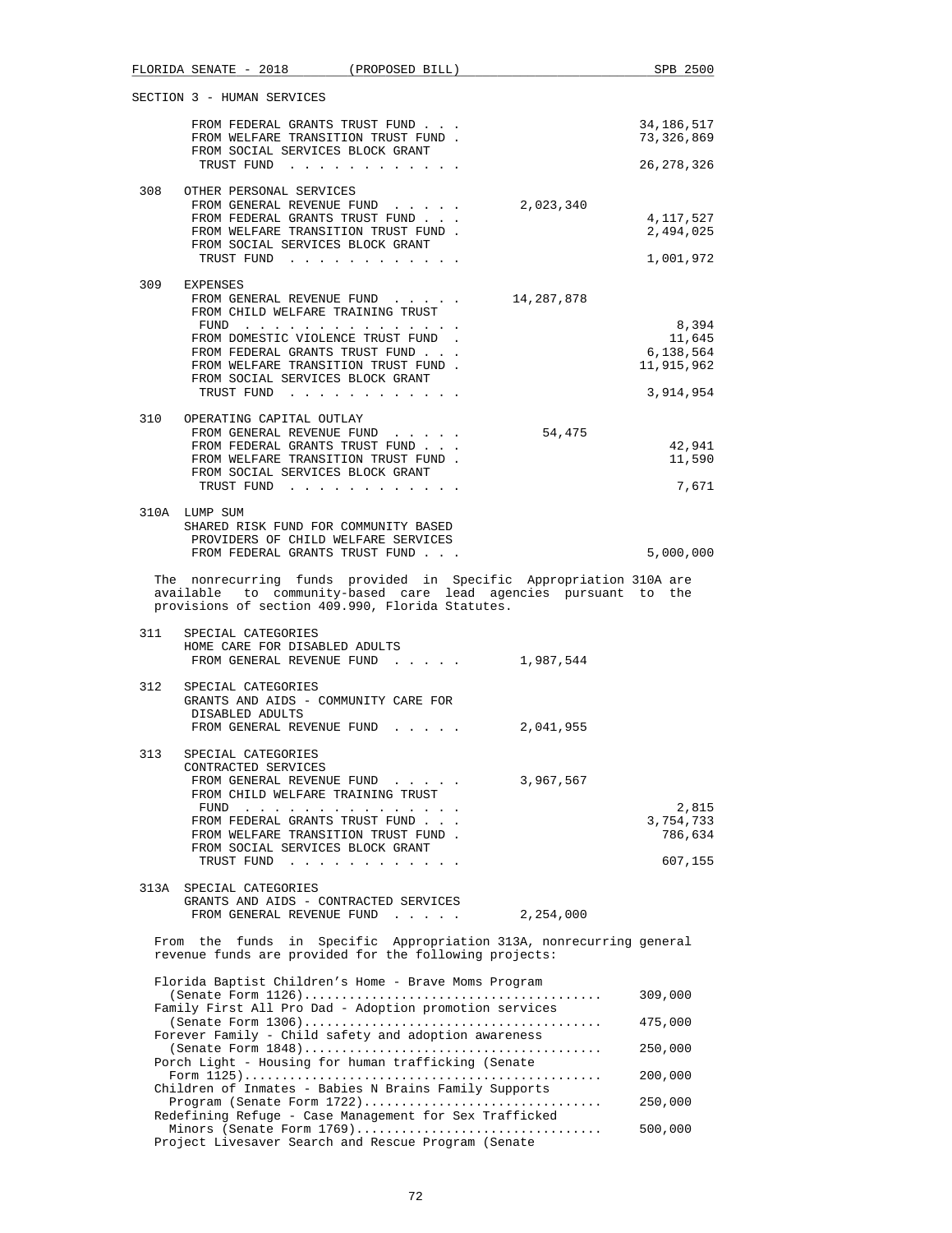SECTION 3 - HUMAN SERVICES

| | | | |
|---|---|---|---|
| | FROM FEDERAL GRANTS TRUST FUND . . . | | 34,186,517 |
| | FROM WELFARE TRANSITION TRUST FUND . | | 73,326,869 |
| | FROM SOCIAL SERVICES BLOCK GRANT TRUST FUND . . . . . . . . . . . . | | 26,278,326 |
| 308 | OTHER PERSONAL SERVICES | | |
| | FROM GENERAL REVENUE FUND . . . . . | 2,023,340 | |
| | FROM FEDERAL GRANTS TRUST FUND . . . | | 4,117,527 |
| | FROM WELFARE TRANSITION TRUST FUND . | | 2,494,025 |
| | FROM SOCIAL SERVICES BLOCK GRANT TRUST FUND . . . . . . . . . . . . | | 1,001,972 |
| 309 | EXPENSES | | |
| | FROM GENERAL REVENUE FUND . . . . . | 14,287,878 | |
| | FROM CHILD WELFARE TRAINING TRUST FUND . . . . . . . . . . . . . . . | | 8,394 |
| | FROM DOMESTIC VIOLENCE TRUST FUND . | | 11,645 |
| | FROM FEDERAL GRANTS TRUST FUND . . . | | 6,138,564 |
| | FROM WELFARE TRANSITION TRUST FUND . | | 11,915,962 |
| | FROM SOCIAL SERVICES BLOCK GRANT TRUST FUND . . . . . . . . . . . . | | 3,914,954 |
| 310 | OPERATING CAPITAL OUTLAY | | |
| | FROM GENERAL REVENUE FUND . . . . . | 54,475 | |
| | FROM FEDERAL GRANTS TRUST FUND . . . | | 42,941 |
| | FROM WELFARE TRANSITION TRUST FUND . | | 11,590 |
| | FROM SOCIAL SERVICES BLOCK GRANT TRUST FUND . . . . . . . . . . . . | | 7,671 |
| 310A | LUMP SUM | | |
| | SHARED RISK FUND FOR COMMUNITY BASED PROVIDERS OF CHILD WELFARE SERVICES | | |
| | FROM FEDERAL GRANTS TRUST FUND . . . | | 5,000,000 |

The nonrecurring funds provided in Specific Appropriation 310A are available to community-based care lead agencies pursuant to the provisions of section 409.990, Florida Statutes.

| | | | |
|---|---|---|---|
| 311 | SPECIAL CATEGORIES | | |
| | HOME CARE FOR DISABLED ADULTS | | |
| | FROM GENERAL REVENUE FUND . . . . . | 1,987,544 | |
| 312 | SPECIAL CATEGORIES | | |
| | GRANTS AND AIDS - COMMUNITY CARE FOR DISABLED ADULTS | | |
| | FROM GENERAL REVENUE FUND . . . . . | 2,041,955 | |
| 313 | SPECIAL CATEGORIES | | |
| | CONTRACTED SERVICES | | |
| | FROM GENERAL REVENUE FUND . . . . . | 3,967,567 | |
| | FROM CHILD WELFARE TRAINING TRUST FUND . . . . . . . . . . . . . . . | | 2,815 |
| | FROM FEDERAL GRANTS TRUST FUND . . . | | 3,754,733 |
| | FROM WELFARE TRANSITION TRUST FUND . | | 786,634 |
| | FROM SOCIAL SERVICES BLOCK GRANT TRUST FUND . . . . . . . . . . . . | | 607,155 |
| 313A | SPECIAL CATEGORIES | | |
| | GRANTS AND AIDS - CONTRACTED SERVICES | | |
| | FROM GENERAL REVENUE FUND . . . . . | 2,254,000 | |

From the funds in Specific Appropriation 313A, nonrecurring general revenue funds are provided for the following projects:

| | |
|---|---|
| Florida Baptist Children's Home - Brave Moms Program (Senate Form 1126) | 309,000 |
| Family First All Pro Dad - Adoption promotion services (Senate Form 1306) | 475,000 |
| Forever Family - Child safety and adoption awareness (Senate Form 1848) | 250,000 |
| Porch Light - Housing for human trafficking (Senate Form 1125) | 200,000 |
| Children of Inmates - Babies N Brains Family Supports Program (Senate Form 1722) | 250,000 |
| Redefining Refuge - Case Management for Sex Trafficked Minors (Senate Form 1769) | 500,000 |
| Project Livesaver Search and Rescue Program (Senate | |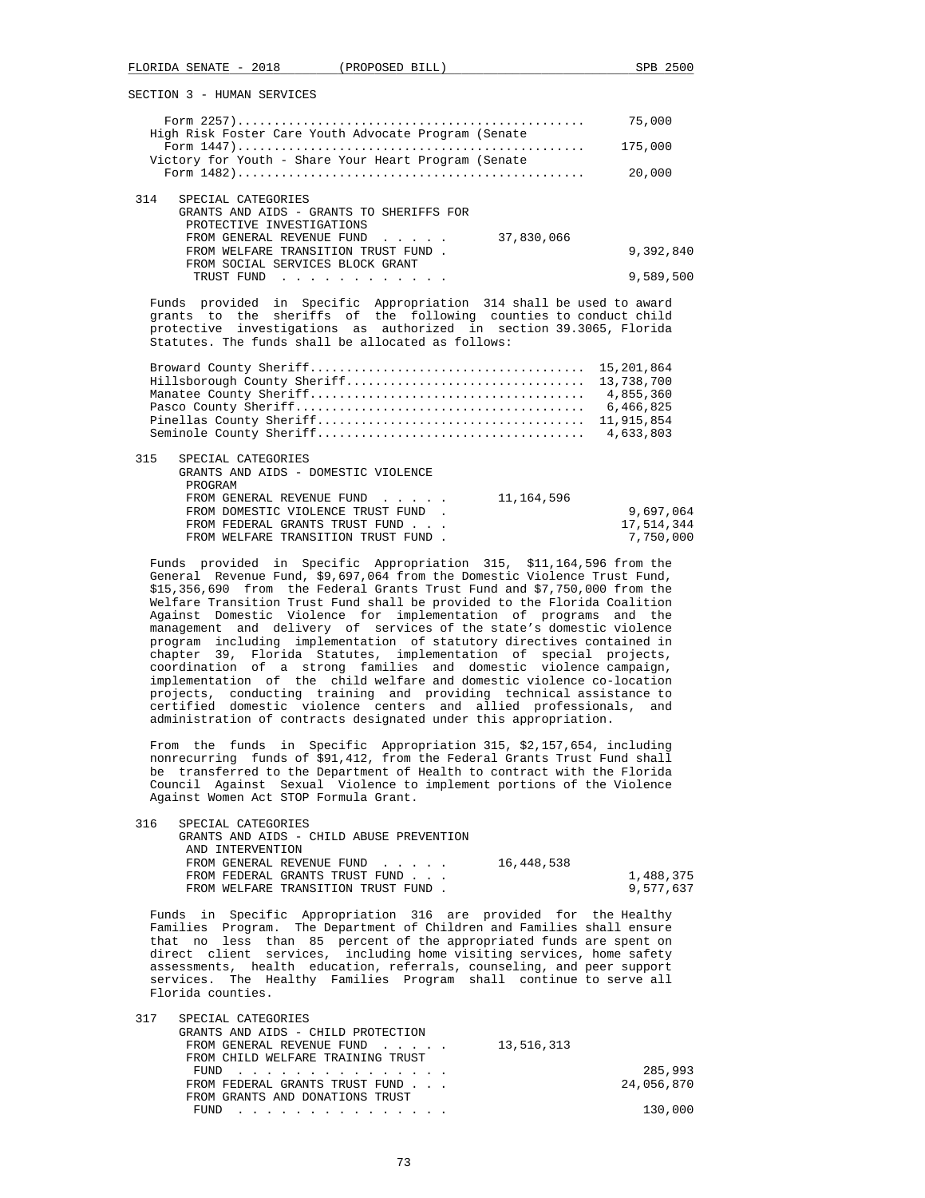SECTION 3 - HUMAN SERVICES

Form 2257)................................................ 75,000
High Risk Foster Care Youth Advocate Program (Senate Form 1447)................................................ 175,000
Victory for Youth - Share Your Heart Program (Senate Form 1482)................................................ 20,000

314 SPECIAL CATEGORIES
GRANTS AND AIDS - GRANTS TO SHERIFFS FOR PROTECTIVE INVESTIGATIONS

| | | |
|---|---|---|
| FROM GENERAL REVENUE FUND . . . . . | 37,830,066 | |
| FROM WELFARE TRANSITION TRUST FUND . | | 9,392,840 |
| FROM SOCIAL SERVICES BLOCK GRANT TRUST FUND . . . . . . . . . . . . | | 9,589,500 |

Funds provided in Specific Appropriation 314 shall be used to award grants to the sheriffs of the following counties to conduct child protective investigations as authorized in section 39.3065, Florida Statutes. The funds shall be allocated as follows:

| | |
|---|---|
| Broward County Sheriff..................................... | 15,201,864 |
| Hillsborough County Sheriff................................ | 13,738,700 |
| Manatee County Sheriff..................................... | 4,855,360 |
| Pasco County Sheriff....................................... | 6,466,825 |
| Pinellas County Sheriff.................................... | 11,915,854 |
| Seminole County Sheriff.................................... | 4,633,803 |

315 SPECIAL CATEGORIES
GRANTS AND AIDS - DOMESTIC VIOLENCE PROGRAM

| | | |
|---|---|---|
| FROM GENERAL REVENUE FUND . . . . . | 11,164,596 | |
| FROM DOMESTIC VIOLENCE TRUST FUND . | | 9,697,064 |
| FROM FEDERAL GRANTS TRUST FUND . . . | | 17,514,344 |
| FROM WELFARE TRANSITION TRUST FUND . | | 7,750,000 |

Funds provided in Specific Appropriation 315, $11,164,596 from the General Revenue Fund, $9,697,064 from the Domestic Violence Trust Fund, $15,356,690 from the Federal Grants Trust Fund and $7,750,000 from the Welfare Transition Trust Fund shall be provided to the Florida Coalition Against Domestic Violence for implementation of programs and the management and delivery of services of the state's domestic violence program including implementation of statutory directives contained in chapter 39, Florida Statutes, implementation of special projects, coordination of a strong families and domestic violence campaign, implementation of the child welfare and domestic violence co-location projects, conducting training and providing technical assistance to certified domestic violence centers and allied professionals, and administration of contracts designated under this appropriation.

From the funds in Specific Appropriation 315, $2,157,654, including nonrecurring funds of $91,412, from the Federal Grants Trust Fund shall be transferred to the Department of Health to contract with the Florida Council Against Sexual Violence to implement portions of the Violence Against Women Act STOP Formula Grant.

316 SPECIAL CATEGORIES
GRANTS AND AIDS - CHILD ABUSE PREVENTION AND INTERVENTION

| | | |
|---|---|---|
| FROM GENERAL REVENUE FUND . . . . . | 16,448,538 | |
| FROM FEDERAL GRANTS TRUST FUND . . . | | 1,488,375 |
| FROM WELFARE TRANSITION TRUST FUND . | | 9,577,637 |

Funds in Specific Appropriation 316 are provided for the Healthy Families Program. The Department of Children and Families shall ensure that no less than 85 percent of the appropriated funds are spent on direct client services, including home visiting services, home safety assessments, health education, referrals, counseling, and peer support services. The Healthy Families Program shall continue to serve all Florida counties.

317 SPECIAL CATEGORIES
GRANTS AND AIDS - CHILD PROTECTION

| | | |
|---|---|---|
| FROM GENERAL REVENUE FUND . . . . . | 13,516,313 | |
| FROM CHILD WELFARE TRAINING TRUST FUND . . . . . . . . . . . . . . . | | 285,993 |
| FROM FEDERAL GRANTS TRUST FUND . . . | | 24,056,870 |
| FROM GRANTS AND DONATIONS TRUST FUND . . . . . . . . . . . . . . . | | 130,000 |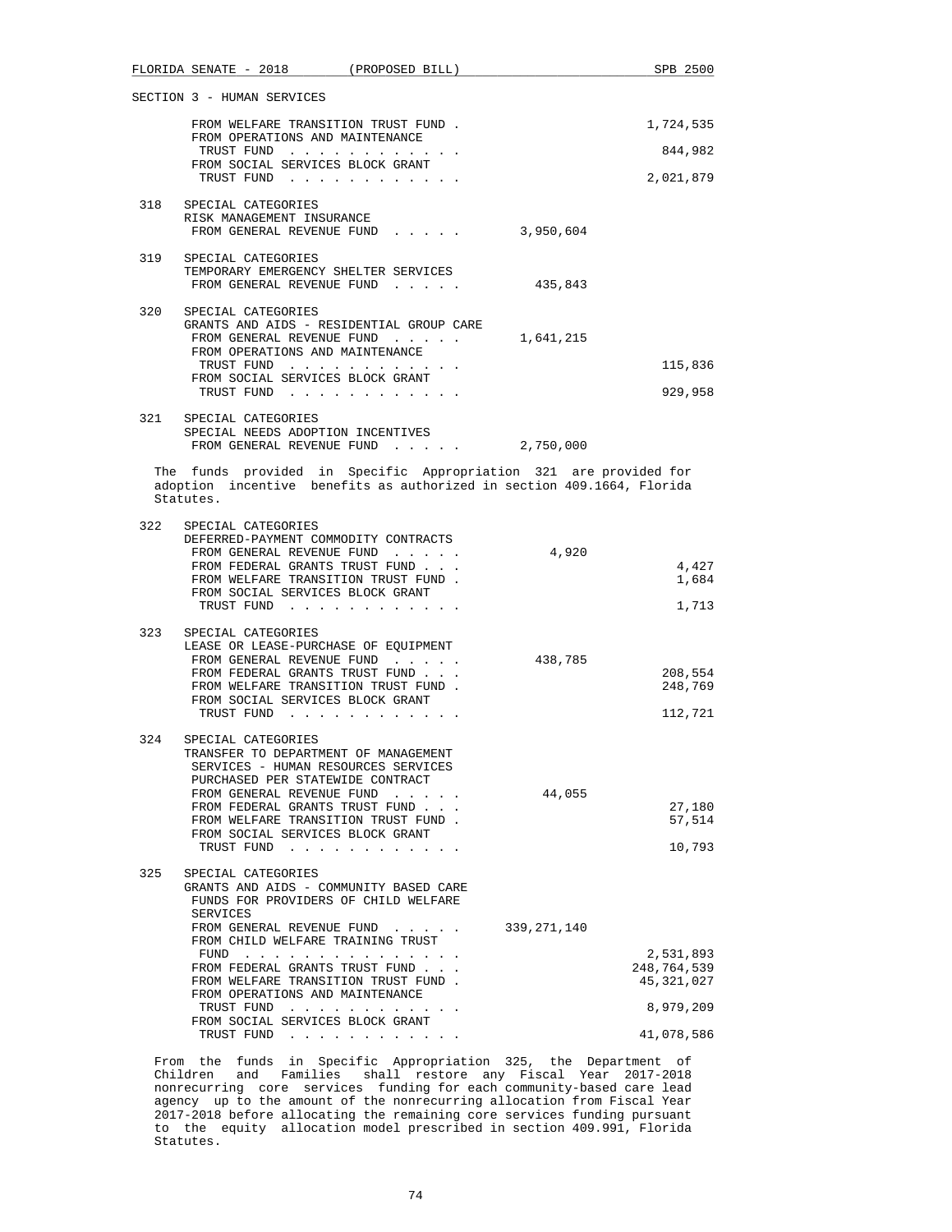SECTION 3 - HUMAN SERVICES

| | | | |
|---|---|---|---|
| | FROM WELFARE TRANSITION TRUST FUND . | | 1,724,535 |
| | FROM OPERATIONS AND MAINTENANCE TRUST FUND . . . . . . . . . . . . | | 844,982 |
| | FROM SOCIAL SERVICES BLOCK GRANT TRUST FUND . . . . . . . . . . . . | | 2,021,879 |
| 318 | SPECIAL CATEGORIES<br>RISK MANAGEMENT INSURANCE | | |
| | FROM GENERAL REVENUE FUND . . . . . | 3,950,604 | |
| 319 | SPECIAL CATEGORIES<br>TEMPORARY EMERGENCY SHELTER SERVICES | | |
| | FROM GENERAL REVENUE FUND . . . . . | 435,843 | |
| 320 | SPECIAL CATEGORIES<br>GRANTS AND AIDS - RESIDENTIAL GROUP CARE | | |
| | FROM GENERAL REVENUE FUND . . . . . | 1,641,215 | |
| | FROM OPERATIONS AND MAINTENANCE TRUST FUND . . . . . . . . . . . . | | 115,836 |
| | FROM SOCIAL SERVICES BLOCK GRANT TRUST FUND . . . . . . . . . . . . | | 929,958 |
| 321 | SPECIAL CATEGORIES<br>SPECIAL NEEDS ADOPTION INCENTIVES | | |
| | FROM GENERAL REVENUE FUND . . . . . | 2,750,000 | |

The funds provided in Specific Appropriation 321 are provided for adoption incentive benefits as authorized in section 409.1664, Florida Statutes.

| | | | |
|---|---|---|---|
| 322 | SPECIAL CATEGORIES<br>DEFERRED-PAYMENT COMMODITY CONTRACTS | | |
| | FROM GENERAL REVENUE FUND . . . . . | 4,920 | |
| | FROM FEDERAL GRANTS TRUST FUND . . . | | 4,427 |
| | FROM WELFARE TRANSITION TRUST FUND . | | 1,684 |
| | FROM SOCIAL SERVICES BLOCK GRANT TRUST FUND . . . . . . . . . . . . | | 1,713 |
| 323 | SPECIAL CATEGORIES<br>LEASE OR LEASE-PURCHASE OF EQUIPMENT | | |
| | FROM GENERAL REVENUE FUND . . . . . | 438,785 | |
| | FROM FEDERAL GRANTS TRUST FUND . . . | | 208,554 |
| | FROM WELFARE TRANSITION TRUST FUND . | | 248,769 |
| | FROM SOCIAL SERVICES BLOCK GRANT TRUST FUND . . . . . . . . . . . . | | 112,721 |
| 324 | SPECIAL CATEGORIES<br>TRANSFER TO DEPARTMENT OF MANAGEMENT SERVICES - HUMAN RESOURCES SERVICES PURCHASED PER STATEWIDE CONTRACT | | |
| | FROM GENERAL REVENUE FUND . . . . . | 44,055 | |
| | FROM FEDERAL GRANTS TRUST FUND . . . | | 27,180 |
| | FROM WELFARE TRANSITION TRUST FUND . | | 57,514 |
| | FROM SOCIAL SERVICES BLOCK GRANT TRUST FUND . . . . . . . . . . . . | | 10,793 |
| 325 | SPECIAL CATEGORIES<br>GRANTS AND AIDS - COMMUNITY BASED CARE FUNDS FOR PROVIDERS OF CHILD WELFARE SERVICES | | |
| | FROM GENERAL REVENUE FUND . . . . . | 339,271,140 | |
| | FROM CHILD WELFARE TRAINING TRUST FUND . . . . . . . . . . . . . . . | | 2,531,893 |
| | FROM FEDERAL GRANTS TRUST FUND . . . | | 248,764,539 |
| | FROM WELFARE TRANSITION TRUST FUND . | | 45,321,027 |
| | FROM OPERATIONS AND MAINTENANCE TRUST FUND . . . . . . . . . . . . | | 8,979,209 |
| | FROM SOCIAL SERVICES BLOCK GRANT TRUST FUND . . . . . . . . . . . . | | 41,078,586 |

From the funds in Specific Appropriation 325, the Department of Children and Families shall restore any Fiscal Year 2017-2018 nonrecurring core services funding for each community-based care lead agency up to the amount of the nonrecurring allocation from Fiscal Year 2017-2018 before allocating the remaining core services funding pursuant to the equity allocation model prescribed in section 409.991, Florida Statutes.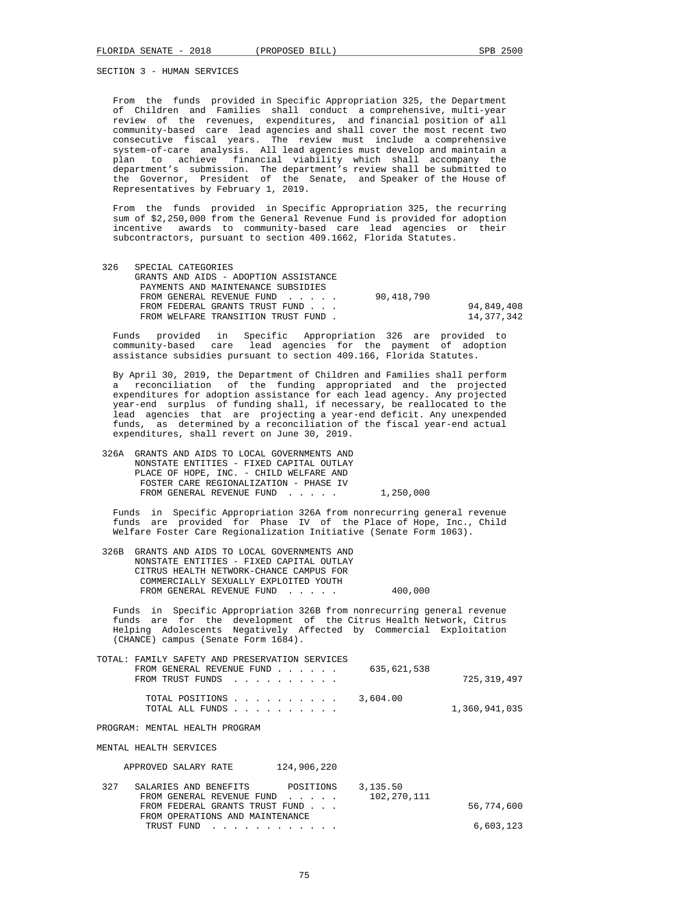SECTION 3 - HUMAN SERVICES

From the funds provided in Specific Appropriation 325, the Department of Children and Families shall conduct a comprehensive, multi-year review of the revenues, expenditures, and financial position of all community-based care lead agencies and shall cover the most recent two consecutive fiscal years. The review must include a comprehensive system-of-care analysis. All lead agencies must develop and maintain a plan to achieve financial viability which shall accompany the department's submission. The department's review shall be submitted to the Governor, President of the Senate, and Speaker of the House of Representatives by February 1, 2019.

From the funds provided in Specific Appropriation 325, the recurring sum of $2,250,000 from the General Revenue Fund is provided for adoption incentive awards to community-based care lead agencies or their subcontractors, pursuant to section 409.1662, Florida Statutes.

326 SPECIAL CATEGORIES
GRANTS AND AIDS - ADOPTION ASSISTANCE PAYMENTS AND MAINTENANCE SUBSIDIES

| | | |
|---|---|---|
| FROM GENERAL REVENUE FUND . . . . . | 90,418,790 | |
| FROM FEDERAL GRANTS TRUST FUND . . . | | 94,849,408 |
| FROM WELFARE TRANSITION TRUST FUND . | | 14,377,342 |

Funds provided in Specific Appropriation 326 are provided to community-based care lead agencies for the payment of adoption assistance subsidies pursuant to section 409.166, Florida Statutes.

By April 30, 2019, the Department of Children and Families shall perform a reconciliation of the funding appropriated and the projected expenditures for adoption assistance for each lead agency. Any projected year-end surplus of funding shall, if necessary, be reallocated to the lead agencies that are projecting a year-end deficit. Any unexpended funds, as determined by a reconciliation of the fiscal year-end actual expenditures, shall revert on June 30, 2019.

326A GRANTS AND AIDS TO LOCAL GOVERNMENTS AND NONSTATE ENTITIES - FIXED CAPITAL OUTLAY
PLACE OF HOPE, INC. - CHILD WELFARE AND FOSTER CARE REGIONALIZATION - PHASE IV

| | | |
|---|---|---|
| FROM GENERAL REVENUE FUND . . . . . | 1,250,000 | |

Funds in Specific Appropriation 326A from nonrecurring general revenue funds are provided for Phase IV of the Place of Hope, Inc., Child Welfare Foster Care Regionalization Initiative (Senate Form 1063).

326B GRANTS AND AIDS TO LOCAL GOVERNMENTS AND NONSTATE ENTITIES - FIXED CAPITAL OUTLAY
CITRUS HEALTH NETWORK-CHANCE CAMPUS FOR COMMERCIALLY SEXUALLY EXPLOITED YOUTH

| | | |
|---|---|---|
| FROM GENERAL REVENUE FUND . . . . . | 400,000 | |

Funds in Specific Appropriation 326B from nonrecurring general revenue funds are for the development of the Citrus Health Network, Citrus Helping Adolescents Negatively Affected by Commercial Exploitation (CHANCE) campus (Senate Form 1684).

TOTAL: FAMILY SAFETY AND PRESERVATION SERVICES

| | | |
|---|---|---|
| FROM GENERAL REVENUE FUND . . . . . . | 635,621,538 | |
| FROM TRUST FUNDS . . . . . . . . . . | | 725,319,497 |
| TOTAL POSITIONS . . . . . . . . . . | 3,604.00 | |
| TOTAL ALL FUNDS . . . . . . . . . . | | 1,360,941,035 |

PROGRAM: MENTAL HEALTH PROGRAM

MENTAL HEALTH SERVICES

APPROVED SALARY RATE 124,906,220

327 SALARIES AND BENEFITS POSITIONS 3,135.50

| | | |
|---|---|---|
| FROM GENERAL REVENUE FUND . . . . . | 102,270,111 | |
| FROM FEDERAL GRANTS TRUST FUND . . . | | 56,774,600 |
| FROM OPERATIONS AND MAINTENANCE TRUST FUND . . . . . . . . . . . . | | 6,603,123 |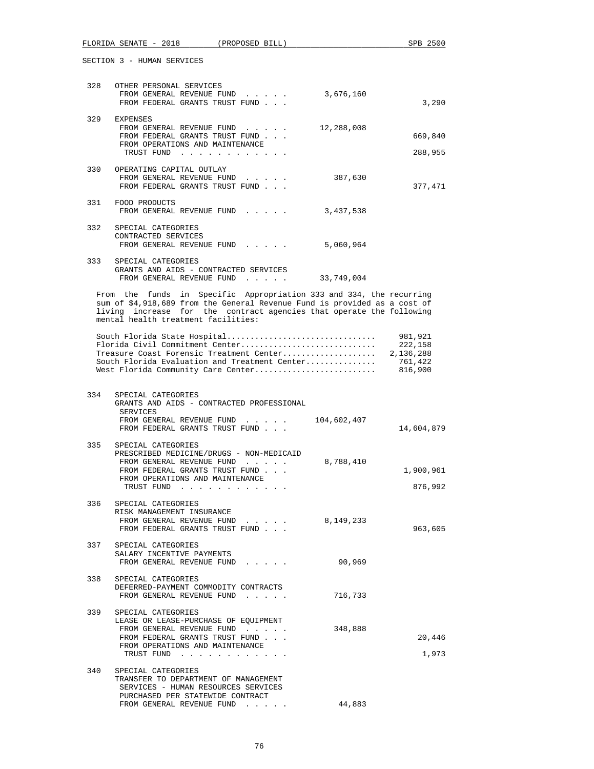SECTION 3 - HUMAN SERVICES

328 OTHER PERSONAL SERVICES
FROM GENERAL REVENUE FUND . . . . . 3,676,160
FROM FEDERAL GRANTS TRUST FUND . . . 3,290

329 EXPENSES
FROM GENERAL REVENUE FUND . . . . . 12,288,008
FROM FEDERAL GRANTS TRUST FUND . . . 669,840
FROM OPERATIONS AND MAINTENANCE
TRUST FUND . . . . . . . . . . . . 288,955

330 OPERATING CAPITAL OUTLAY
FROM GENERAL REVENUE FUND . . . . . 387,630
FROM FEDERAL GRANTS TRUST FUND . . . 377,471

331 FOOD PRODUCTS
FROM GENERAL REVENUE FUND . . . . . 3,437,538

332 SPECIAL CATEGORIES
CONTRACTED SERVICES
FROM GENERAL REVENUE FUND . . . . . 5,060,964

333 SPECIAL CATEGORIES
GRANTS AND AIDS - CONTRACTED SERVICES
FROM GENERAL REVENUE FUND . . . . . 33,749,004

From the funds in Specific Appropriation 333 and 334, the recurring sum of $4,918,689 from the General Revenue Fund is provided as a cost of living increase for the contract agencies that operate the following mental health treatment facilities:

| Facility | Amount |
|---|---|
| South Florida State Hospital | 981,921 |
| Florida Civil Commitment Center | 222,158 |
| Treasure Coast Forensic Treatment Center | 2,136,288 |
| South Florida Evaluation and Treatment Center | 761,422 |
| West Florida Community Care Center | 816,900 |

334 SPECIAL CATEGORIES
GRANTS AND AIDS - CONTRACTED PROFESSIONAL SERVICES
FROM GENERAL REVENUE FUND . . . . . 104,602,407
FROM FEDERAL GRANTS TRUST FUND . . . 14,604,879

335 SPECIAL CATEGORIES
PRESCRIBED MEDICINE/DRUGS - NON-MEDICAID
FROM GENERAL REVENUE FUND . . . . . 8,788,410
FROM FEDERAL GRANTS TRUST FUND . . . 1,900,961
FROM OPERATIONS AND MAINTENANCE
TRUST FUND . . . . . . . . . . . . 876,992

336 SPECIAL CATEGORIES
RISK MANAGEMENT INSURANCE
FROM GENERAL REVENUE FUND . . . . . 8,149,233
FROM FEDERAL GRANTS TRUST FUND . . . 963,605

337 SPECIAL CATEGORIES
SALARY INCENTIVE PAYMENTS
FROM GENERAL REVENUE FUND . . . . . 90,969

338 SPECIAL CATEGORIES
DEFERRED-PAYMENT COMMODITY CONTRACTS
FROM GENERAL REVENUE FUND . . . . . 716,733

339 SPECIAL CATEGORIES
LEASE OR LEASE-PURCHASE OF EQUIPMENT
FROM GENERAL REVENUE FUND . . . . . 348,888
FROM FEDERAL GRANTS TRUST FUND . . . 20,446
FROM OPERATIONS AND MAINTENANCE
TRUST FUND . . . . . . . . . . . . 1,973

340 SPECIAL CATEGORIES
TRANSFER TO DEPARTMENT OF MANAGEMENT SERVICES - HUMAN RESOURCES SERVICES PURCHASED PER STATEWIDE CONTRACT
FROM GENERAL REVENUE FUND . . . . . 44,883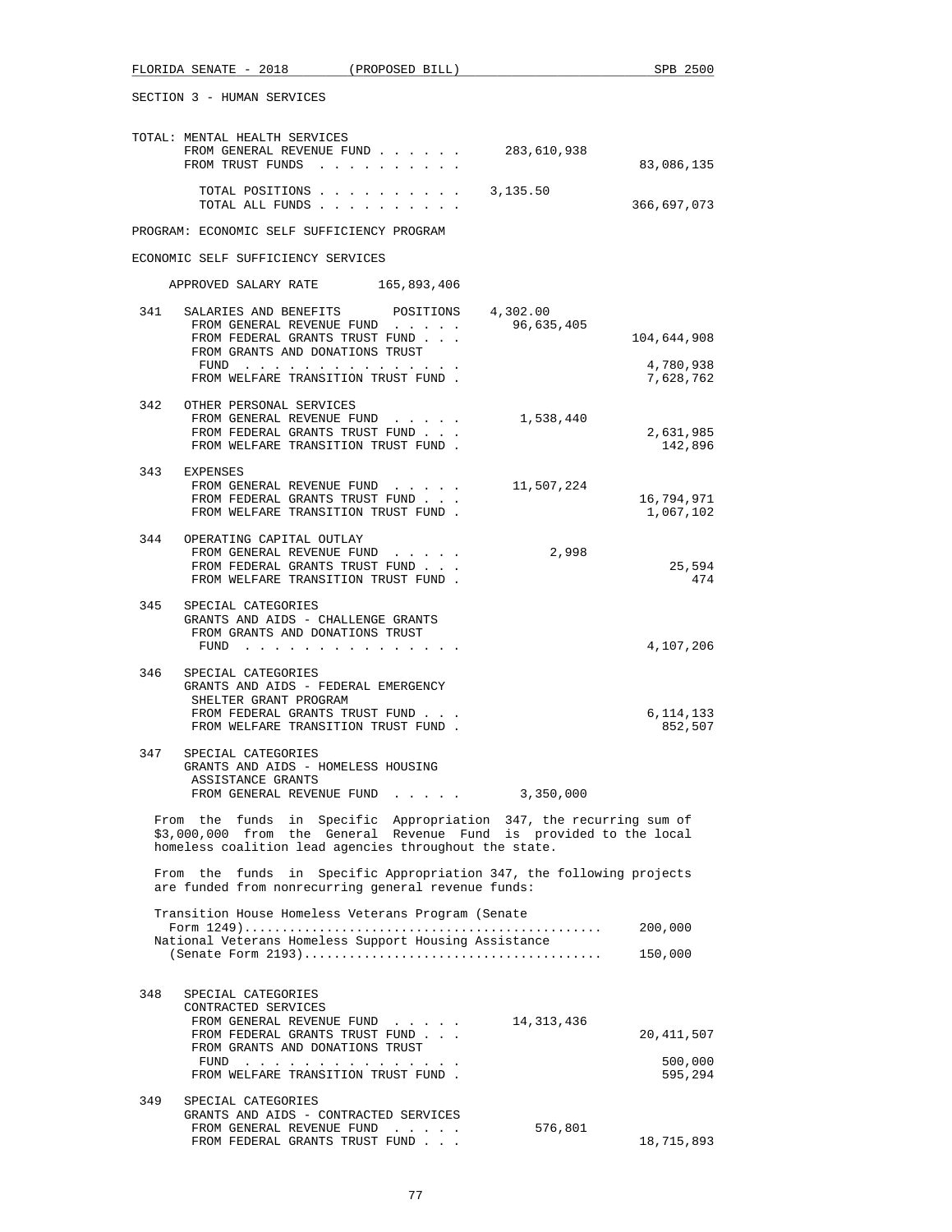SECTION 3 - HUMAN SERVICES

TOTAL: MENTAL HEALTH SERVICES

| | | |
|---|---|---|
| FROM GENERAL REVENUE FUND . . . . . . | 283,610,938 | |
| FROM TRUST FUNDS . . . . . . . . . . | | 83,086,135 |
| TOTAL POSITIONS . . . . . . . . . . | 3,135.50 | |
| TOTAL ALL FUNDS . . . . . . . . . . | | 366,697,073 |

PROGRAM: ECONOMIC SELF SUFFICIENCY PROGRAM

ECONOMIC SELF SUFFICIENCY SERVICES

APPROVED SALARY RATE 165,893,406

| | | | |
|---|---|---|---|
| 341 | SALARIES AND BENEFITS POSITIONS | 4,302.00 | |
| | FROM GENERAL REVENUE FUND . . . . . | 96,635,405 | |
| | FROM FEDERAL GRANTS TRUST FUND . . . | | 104,644,908 |
| | FROM GRANTS AND DONATIONS TRUST FUND . . . . . . . . . . . . . . . | | 4,780,938 |
| | FROM WELFARE TRANSITION TRUST FUND . | | 7,628,762 |
| 342 | OTHER PERSONAL SERVICES | | |
| | FROM GENERAL REVENUE FUND . . . . . | 1,538,440 | |
| | FROM FEDERAL GRANTS TRUST FUND . . . | | 2,631,985 |
| | FROM WELFARE TRANSITION TRUST FUND . | | 142,896 |
| 343 | EXPENSES | | |
| | FROM GENERAL REVENUE FUND . . . . . | 11,507,224 | |
| | FROM FEDERAL GRANTS TRUST FUND . . . | | 16,794,971 |
| | FROM WELFARE TRANSITION TRUST FUND . | | 1,067,102 |
| 344 | OPERATING CAPITAL OUTLAY | | |
| | FROM GENERAL REVENUE FUND . . . . . | 2,998 | |
| | FROM FEDERAL GRANTS TRUST FUND . . . | | 25,594 |
| | FROM WELFARE TRANSITION TRUST FUND . | | 474 |
| 345 | SPECIAL CATEGORIES GRANTS AND AIDS - CHALLENGE GRANTS | | |
| | FROM GRANTS AND DONATIONS TRUST FUND . . . . . . . . . . . . . . . | | 4,107,206 |
| 346 | SPECIAL CATEGORIES GRANTS AND AIDS - FEDERAL EMERGENCY SHELTER GRANT PROGRAM | | |
| | FROM FEDERAL GRANTS TRUST FUND . . . | | 6,114,133 |
| | FROM WELFARE TRANSITION TRUST FUND . | | 852,507 |
| 347 | SPECIAL CATEGORIES GRANTS AND AIDS - HOMELESS HOUSING ASSISTANCE GRANTS | | |
| | FROM GENERAL REVENUE FUND . . . . . | 3,350,000 | |

From the funds in Specific Appropriation 347, the recurring sum of $3,000,000 from the General Revenue Fund is provided to the local homeless coalition lead agencies throughout the state.

From the funds in Specific Appropriation 347, the following projects are funded from nonrecurring general revenue funds:

| | |
|---|---|
| Transition House Homeless Veterans Program (Senate Form 1249)............................................... | 200,000 |
| National Veterans Homeless Support Housing Assistance (Senate Form 2193)....................................... | 150,000 |

| | | | |
|---|---|---|---|
| 348 | SPECIAL CATEGORIES CONTRACTED SERVICES | | |
| | FROM GENERAL REVENUE FUND . . . . . | 14,313,436 | |
| | FROM FEDERAL GRANTS TRUST FUND . . . | | 20,411,507 |
| | FROM GRANTS AND DONATIONS TRUST FUND . . . . . . . . . . . . . . . | | 500,000 |
| | FROM WELFARE TRANSITION TRUST FUND . | | 595,294 |
| 349 | SPECIAL CATEGORIES GRANTS AND AIDS - CONTRACTED SERVICES | | |
| | FROM GENERAL REVENUE FUND . . . . . | 576,801 | |
| | FROM FEDERAL GRANTS TRUST FUND . . . | | 18,715,893 |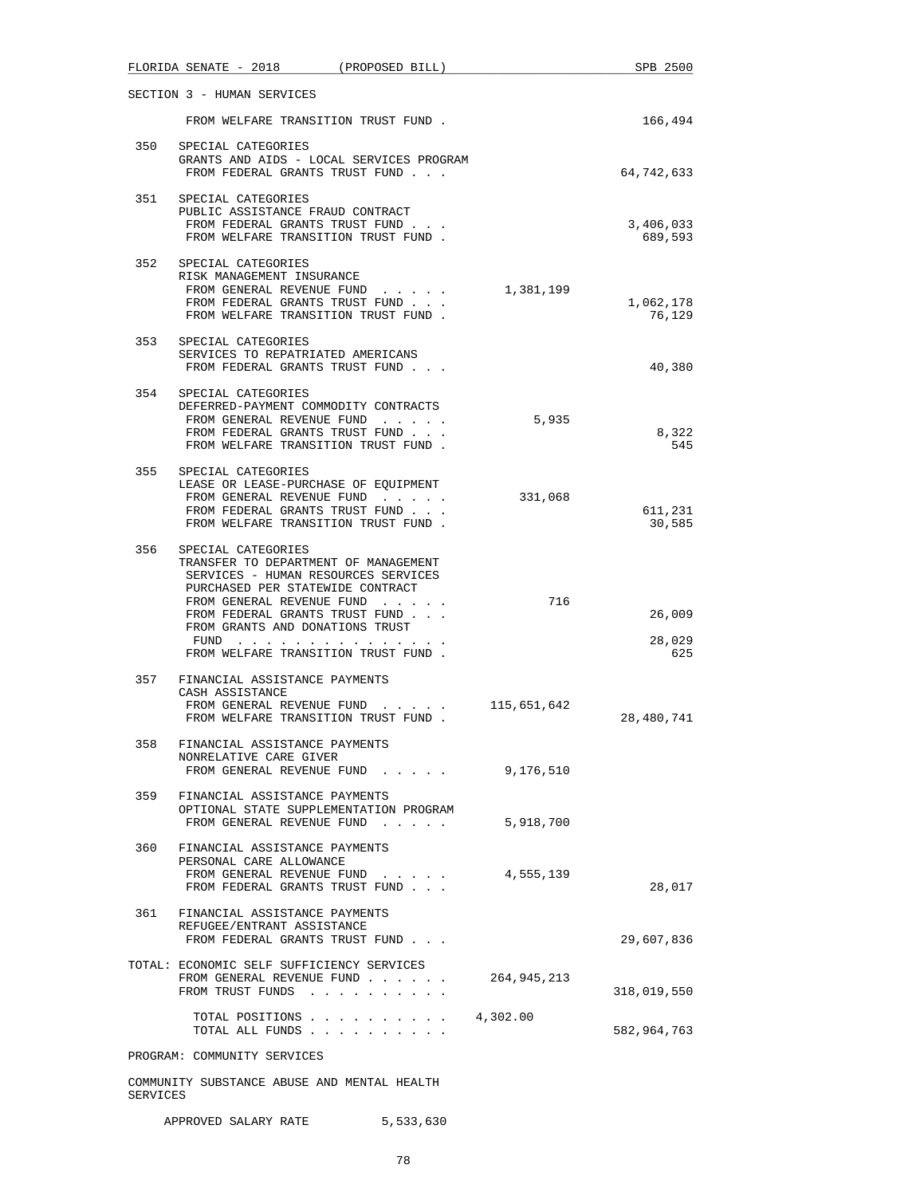SECTION 3 - HUMAN SERVICES

| | | General Revenue | Trust Funds |
|---|---|---|---|
| | FROM WELFARE TRANSITION TRUST FUND . | | 166,494 |
| 350 | SPECIAL CATEGORIES<br>GRANTS AND AIDS - LOCAL SERVICES PROGRAM<br>FROM FEDERAL GRANTS TRUST FUND . . . | | 64,742,633 |
| 351 | SPECIAL CATEGORIES<br>PUBLIC ASSISTANCE FRAUD CONTRACT<br>FROM FEDERAL GRANTS TRUST FUND . . . | | 3,406,033 |
| | FROM WELFARE TRANSITION TRUST FUND . | | 689,593 |
| 352 | SPECIAL CATEGORIES<br>RISK MANAGEMENT INSURANCE<br>FROM GENERAL REVENUE FUND . . . . . | 1,381,199 | |
| | FROM FEDERAL GRANTS TRUST FUND . . . | | 1,062,178 |
| | FROM WELFARE TRANSITION TRUST FUND . | | 76,129 |
| 353 | SPECIAL CATEGORIES<br>SERVICES TO REPATRIATED AMERICANS<br>FROM FEDERAL GRANTS TRUST FUND . . . | | 40,380 |
| 354 | SPECIAL CATEGORIES<br>DEFERRED-PAYMENT COMMODITY CONTRACTS<br>FROM GENERAL REVENUE FUND . . . . . | 5,935 | |
| | FROM FEDERAL GRANTS TRUST FUND . . . | | 8,322 |
| | FROM WELFARE TRANSITION TRUST FUND . | | 545 |
| 355 | SPECIAL CATEGORIES<br>LEASE OR LEASE-PURCHASE OF EQUIPMENT<br>FROM GENERAL REVENUE FUND . . . . . | 331,068 | |
| | FROM FEDERAL GRANTS TRUST FUND . . . | | 611,231 |
| | FROM WELFARE TRANSITION TRUST FUND . | | 30,585 |
| 356 | SPECIAL CATEGORIES<br>TRANSFER TO DEPARTMENT OF MANAGEMENT SERVICES - HUMAN RESOURCES SERVICES PURCHASED PER STATEWIDE CONTRACT<br>FROM GENERAL REVENUE FUND . . . . . | 716 | |
| | FROM FEDERAL GRANTS TRUST FUND . . . | | 26,009 |
| | FROM GRANTS AND DONATIONS TRUST FUND . . . . . . . . . . . . . . . | | 28,029 |
| | FROM WELFARE TRANSITION TRUST FUND . | | 625 |
| 357 | FINANCIAL ASSISTANCE PAYMENTS<br>CASH ASSISTANCE<br>FROM GENERAL REVENUE FUND . . . . . | 115,651,642 | |
| | FROM WELFARE TRANSITION TRUST FUND . | | 28,480,741 |
| 358 | FINANCIAL ASSISTANCE PAYMENTS<br>NONRELATIVE CARE GIVER<br>FROM GENERAL REVENUE FUND . . . . . | 9,176,510 | |
| 359 | FINANCIAL ASSISTANCE PAYMENTS<br>OPTIONAL STATE SUPPLEMENTATION PROGRAM<br>FROM GENERAL REVENUE FUND . . . . . | 5,918,700 | |
| 360 | FINANCIAL ASSISTANCE PAYMENTS<br>PERSONAL CARE ALLOWANCE<br>FROM GENERAL REVENUE FUND . . . . . | 4,555,139 | |
| | FROM FEDERAL GRANTS TRUST FUND . . . | | 28,017 |
| 361 | FINANCIAL ASSISTANCE PAYMENTS<br>REFUGEE/ENTRANT ASSISTANCE<br>FROM FEDERAL GRANTS TRUST FUND . . . | | 29,607,836 |
| TOTAL: | ECONOMIC SELF SUFFICIENCY SERVICES<br>FROM GENERAL REVENUE FUND . . . . . . | 264,945,213 | |
| | FROM TRUST FUNDS . . . . . . . . . . | | 318,019,550 |
| | TOTAL POSITIONS . . . . . . . . . . | 4,302.00 | |
| | TOTAL ALL FUNDS . . . . . . . . . . | | 582,964,763 |

PROGRAM: COMMUNITY SERVICES

COMMUNITY SUBSTANCE ABUSE AND MENTAL HEALTH SERVICES

APPROVED SALARY RATE 5,533,630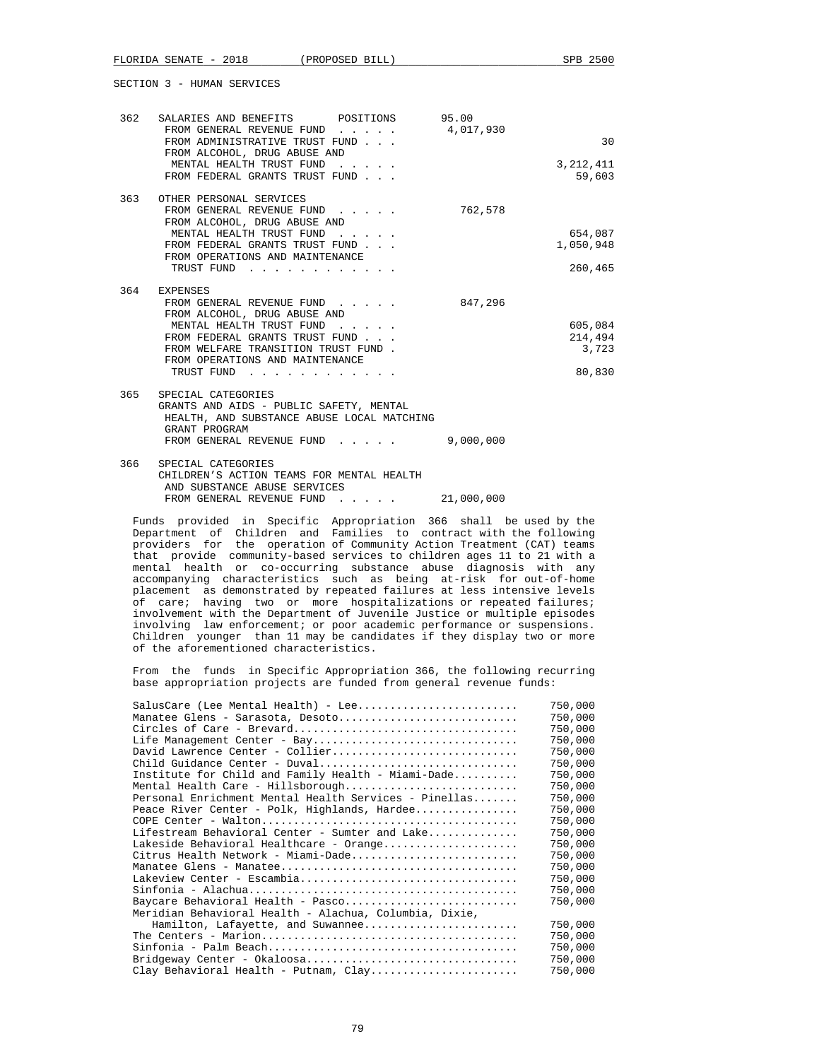SECTION 3 - HUMAN SERVICES

| | | | |
|---|---|---|---|
| 362 | SALARIES AND BENEFITS POSITIONS | 95.00 | |
| | FROM GENERAL REVENUE FUND . . . . . | 4,017,930 | |
| | FROM ADMINISTRATIVE TRUST FUND . . . | | 30 |
| | FROM ALCOHOL, DRUG ABUSE AND MENTAL HEALTH TRUST FUND . . . . . | | 3,212,411 |
| | FROM FEDERAL GRANTS TRUST FUND . . . | | 59,603 |
| 363 | OTHER PERSONAL SERVICES | | |
| | FROM GENERAL REVENUE FUND . . . . . | 762,578 | |
| | FROM ALCOHOL, DRUG ABUSE AND MENTAL HEALTH TRUST FUND . . . . . | | 654,087 |
| | FROM FEDERAL GRANTS TRUST FUND . . . | | 1,050,948 |
| | FROM OPERATIONS AND MAINTENANCE TRUST FUND . . . . . . . . . . . . | | 260,465 |
| 364 | EXPENSES | | |
| | FROM GENERAL REVENUE FUND . . . . . | 847,296 | |
| | FROM ALCOHOL, DRUG ABUSE AND MENTAL HEALTH TRUST FUND . . . . . | | 605,084 |
| | FROM FEDERAL GRANTS TRUST FUND . . . | | 214,494 |
| | FROM WELFARE TRANSITION TRUST FUND . | | 3,723 |
| | FROM OPERATIONS AND MAINTENANCE TRUST FUND . . . . . . . . . . . . | | 80,830 |
| 365 | SPECIAL CATEGORIES GRANTS AND AIDS - PUBLIC SAFETY, MENTAL HEALTH, AND SUBSTANCE ABUSE LOCAL MATCHING GRANT PROGRAM | | |
| | FROM GENERAL REVENUE FUND . . . . . | 9,000,000 | |
| 366 | SPECIAL CATEGORIES CHILDREN'S ACTION TEAMS FOR MENTAL HEALTH AND SUBSTANCE ABUSE SERVICES | | |
| | FROM GENERAL REVENUE FUND . . . . . | 21,000,000 | |

Funds provided in Specific Appropriation 366 shall be used by the Department of Children and Families to contract with the following providers for the operation of Community Action Treatment (CAT) teams that provide community-based services to children ages 11 to 21 with a mental health or co-occurring substance abuse diagnosis with any accompanying characteristics such as being at-risk for out-of-home placement as demonstrated by repeated failures at less intensive levels of care; having two or more hospitalizations or repeated failures; involvement with the Department of Juvenile Justice or multiple episodes involving law enforcement; or poor academic performance or suspensions. Children younger than 11 may be candidates if they display two or more of the aforementioned characteristics.

From the funds in Specific Appropriation 366, the following recurring base appropriation projects are funded from general revenue funds:

| | |
|---|---|
| SalusCare (Lee Mental Health) - Lee | 750,000 |
| Manatee Glens - Sarasota, Desoto | 750,000 |
| Circles of Care - Brevard | 750,000 |
| Life Management Center - Bay | 750,000 |
| David Lawrence Center - Collier | 750,000 |
| Child Guidance Center - Duval | 750,000 |
| Institute for Child and Family Health - Miami-Dade | 750,000 |
| Mental Health Care - Hillsborough | 750,000 |
| Personal Enrichment Mental Health Services - Pinellas | 750,000 |
| Peace River Center - Polk, Highlands, Hardee | 750,000 |
| COPE Center - Walton | 750,000 |
| Lifestream Behavioral Center - Sumter and Lake | 750,000 |
| Lakeside Behavioral Healthcare - Orange | 750,000 |
| Citrus Health Network - Miami-Dade | 750,000 |
| Manatee Glens - Manatee | 750,000 |
| Lakeview Center - Escambia | 750,000 |
| Sinfonia - Alachua | 750,000 |
| Baycare Behavioral Health - Pasco | 750,000 |
| Meridian Behavioral Health - Alachua, Columbia, Dixie, Hamilton, Lafayette, and Suwannee | 750,000 |
| The Centers - Marion | 750,000 |
| Sinfonia - Palm Beach | 750,000 |
| Bridgeway Center - Okaloosa | 750,000 |
| Clay Behavioral Health - Putnam, Clay | 750,000 |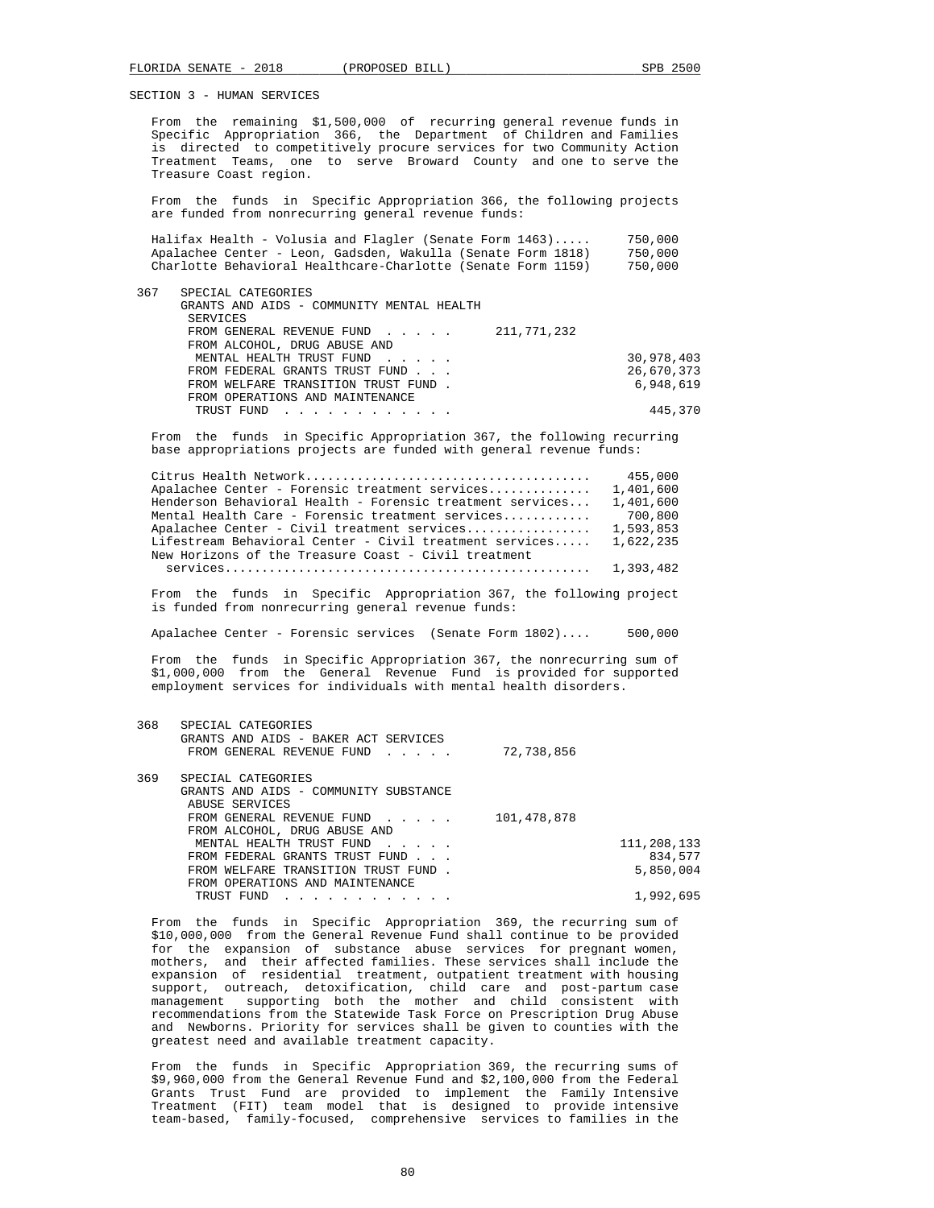SECTION 3 - HUMAN SERVICES

From the remaining $1,500,000 of recurring general revenue funds in Specific Appropriation 366, the Department of Children and Families is directed to competitively procure services for two Community Action Treatment Teams, one to serve Broward County and one to serve the Treasure Coast region.

From the funds in Specific Appropriation 366, the following projects are funded from nonrecurring general revenue funds:

| | |
|---|---|
| Halifax Health - Volusia and Flagler (Senate Form 1463)..... | 750,000 |
| Apalachee Center - Leon, Gadsden, Wakulla (Senate Form 1818) | 750,000 |
| Charlotte Behavioral Healthcare-Charlotte (Senate Form 1159) | 750,000 |

367 SPECIAL CATEGORIES
GRANTS AND AIDS - COMMUNITY MENTAL HEALTH SERVICES

| | | |
|---|---|---|
| FROM GENERAL REVENUE FUND . . . . . | 211,771,232 | |
| FROM ALCOHOL, DRUG ABUSE AND MENTAL HEALTH TRUST FUND . . . . . | | 30,978,403 |
| FROM FEDERAL GRANTS TRUST FUND . . . | | 26,670,373 |
| FROM WELFARE TRANSITION TRUST FUND . | | 6,948,619 |
| FROM OPERATIONS AND MAINTENANCE TRUST FUND . . . . . . . . . . . . | | 445,370 |

From the funds in Specific Appropriation 367, the following recurring base appropriations projects are funded with general revenue funds:

| | |
|---|---|
| Citrus Health Network...................................... | 455,000 |
| Apalachee Center - Forensic treatment services............. | 1,401,600 |
| Henderson Behavioral Health - Forensic treatment services... | 1,401,600 |
| Mental Health Care - Forensic treatment services............ | 700,800 |
| Apalachee Center - Civil treatment services................ | 1,593,853 |
| Lifestream Behavioral Center - Civil treatment services..... | 1,622,235 |
| New Horizons of the Treasure Coast - Civil treatment services................................................ | 1,393,482 |

From the funds in Specific Appropriation 367, the following project is funded from nonrecurring general revenue funds:

| | |
|---|---|
| Apalachee Center - Forensic services (Senate Form 1802).... | 500,000 |

From the funds in Specific Appropriation 367, the nonrecurring sum of $1,000,000 from the General Revenue Fund is provided for supported employment services for individuals with mental health disorders.

368 SPECIAL CATEGORIES
GRANTS AND AIDS - BAKER ACT SERVICES

| | | |
|---|---|---|
| FROM GENERAL REVENUE FUND . . . . . | 72,738,856 | |

369 SPECIAL CATEGORIES
GRANTS AND AIDS - COMMUNITY SUBSTANCE ABUSE SERVICES

| | | |
|---|---|---|
| FROM GENERAL REVENUE FUND . . . . . | 101,478,878 | |
| FROM ALCOHOL, DRUG ABUSE AND MENTAL HEALTH TRUST FUND . . . . . | | 111,208,133 |
| FROM FEDERAL GRANTS TRUST FUND . . . | | 834,577 |
| FROM WELFARE TRANSITION TRUST FUND . | | 5,850,004 |
| FROM OPERATIONS AND MAINTENANCE TRUST FUND . . . . . . . . . . . . | | 1,992,695 |

From the funds in Specific Appropriation 369, the recurring sum of $10,000,000 from the General Revenue Fund shall continue to be provided for the expansion of substance abuse services for pregnant women, mothers, and their affected families. These services shall include the expansion of residential treatment, outpatient treatment with housing support, outreach, detoxification, child care and post-partum case management supporting both the mother and child consistent with recommendations from the Statewide Task Force on Prescription Drug Abuse and Newborns. Priority for services shall be given to counties with the greatest need and available treatment capacity.

From the funds in Specific Appropriation 369, the recurring sums of $9,960,000 from the General Revenue Fund and $2,100,000 from the Federal Grants Trust Fund are provided to implement the Family Intensive Treatment (FIT) team model that is designed to provide intensive team-based, family-focused, comprehensive services to families in the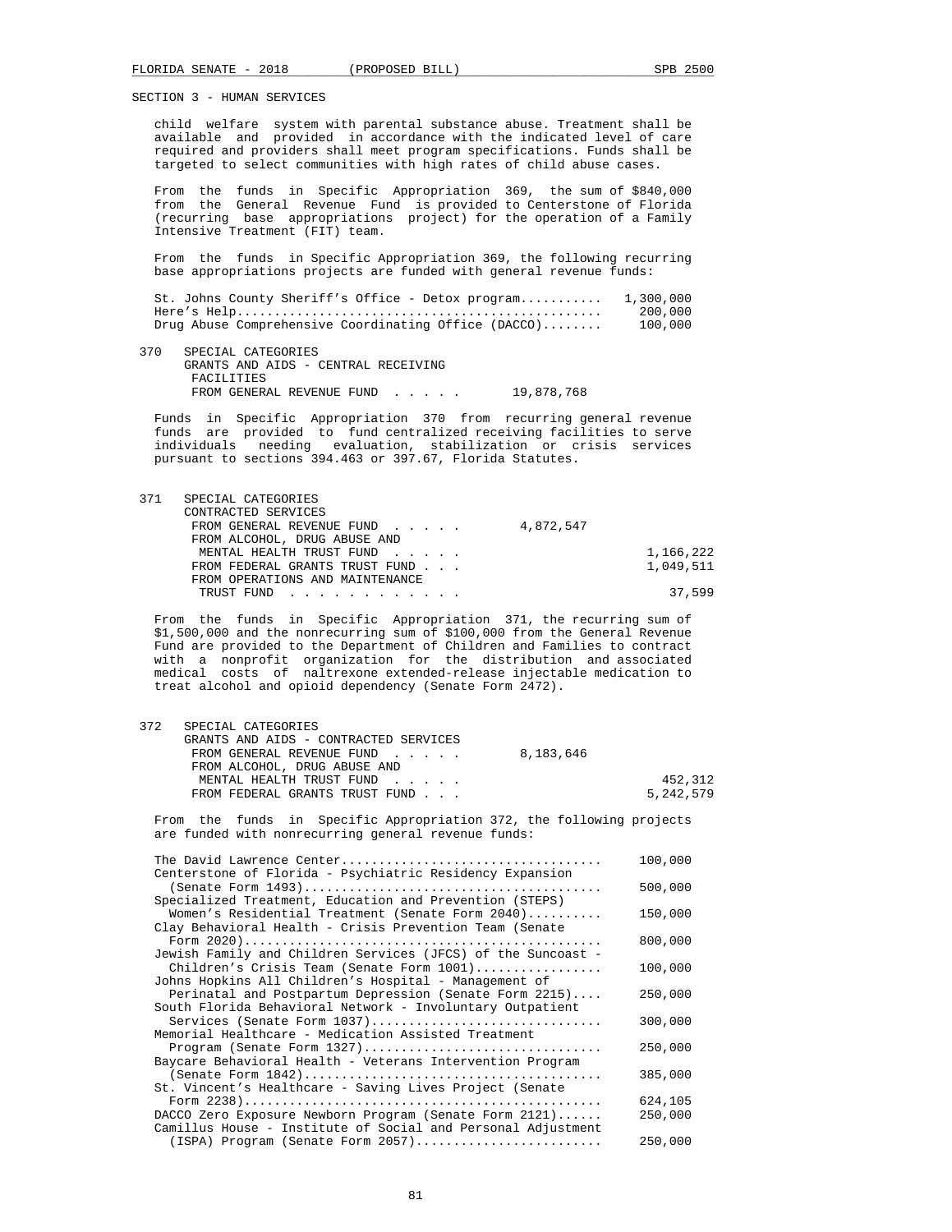SECTION 3 - HUMAN SERVICES

child welfare system with parental substance abuse. Treatment shall be available and provided in accordance with the indicated level of care required and providers shall meet program specifications. Funds shall be targeted to select communities with high rates of child abuse cases.

From the funds in Specific Appropriation 369, the sum of $840,000 from the General Revenue Fund is provided to Centerstone of Florida (recurring base appropriations project) for the operation of a Family Intensive Treatment (FIT) team.

From the funds in Specific Appropriation 369, the following recurring base appropriations projects are funded with general revenue funds:

| | |
|---|---|
| St. Johns County Sheriff's Office - Detox program | 1,300,000 |
| Here's Help | 200,000 |
| Drug Abuse Comprehensive Coordinating Office (DACCO) | 100,000 |

370 SPECIAL CATEGORIES
GRANTS AND AIDS - CENTRAL RECEIVING FACILITIES

| | | |
|---|---|---|
| FROM GENERAL REVENUE FUND | 19,878,768 | |

Funds in Specific Appropriation 370 from recurring general revenue funds are provided to fund centralized receiving facilities to serve individuals needing evaluation, stabilization or crisis services pursuant to sections 394.463 or 397.67, Florida Statutes.

371 SPECIAL CATEGORIES
CONTRACTED SERVICES

| | | |
|---|---|---|
| FROM GENERAL REVENUE FUND | 4,872,547 | |
| FROM ALCOHOL, DRUG ABUSE AND MENTAL HEALTH TRUST FUND | | 1,166,222 |
| FROM FEDERAL GRANTS TRUST FUND | | 1,049,511 |
| FROM OPERATIONS AND MAINTENANCE TRUST FUND | | 37,599 |

From the funds in Specific Appropriation 371, the recurring sum of $1,500,000 and the nonrecurring sum of $100,000 from the General Revenue Fund are provided to the Department of Children and Families to contract with a nonprofit organization for the distribution and associated medical costs of naltrexone extended-release injectable medication to treat alcohol and opioid dependency (Senate Form 2472).

372 SPECIAL CATEGORIES
GRANTS AND AIDS - CONTRACTED SERVICES

| | | |
|---|---|---|
| FROM GENERAL REVENUE FUND | 8,183,646 | |
| FROM ALCOHOL, DRUG ABUSE AND MENTAL HEALTH TRUST FUND | | 452,312 |
| FROM FEDERAL GRANTS TRUST FUND | | 5,242,579 |

From the funds in Specific Appropriation 372, the following projects are funded with nonrecurring general revenue funds:

| | |
|---|---|
| The David Lawrence Center | 100,000 |
| Centerstone of Florida - Psychiatric Residency Expansion (Senate Form 1493) | 500,000 |
| Specialized Treatment, Education and Prevention (STEPS) Women's Residential Treatment (Senate Form 2040) | 150,000 |
| Clay Behavioral Health - Crisis Prevention Team (Senate Form 2020) | 800,000 |
| Jewish Family and Children Services (JFCS) of the Suncoast - Children's Crisis Team (Senate Form 1001) | 100,000 |
| Johns Hopkins All Children's Hospital - Management of Perinatal and Postpartum Depression (Senate Form 2215) | 250,000 |
| South Florida Behavioral Network - Involuntary Outpatient Services (Senate Form 1037) | 300,000 |
| Memorial Healthcare - Medication Assisted Treatment Program (Senate Form 1327) | 250,000 |
| Baycare Behavioral Health - Veterans Intervention Program (Senate Form 1842) | 385,000 |
| St. Vincent's Healthcare - Saving Lives Project (Senate Form 2238) | 624,105 |
| DACCO Zero Exposure Newborn Program (Senate Form 2121) | 250,000 |
| Camillus House - Institute of Social and Personal Adjustment (ISPA) Program (Senate Form 2057) | 250,000 |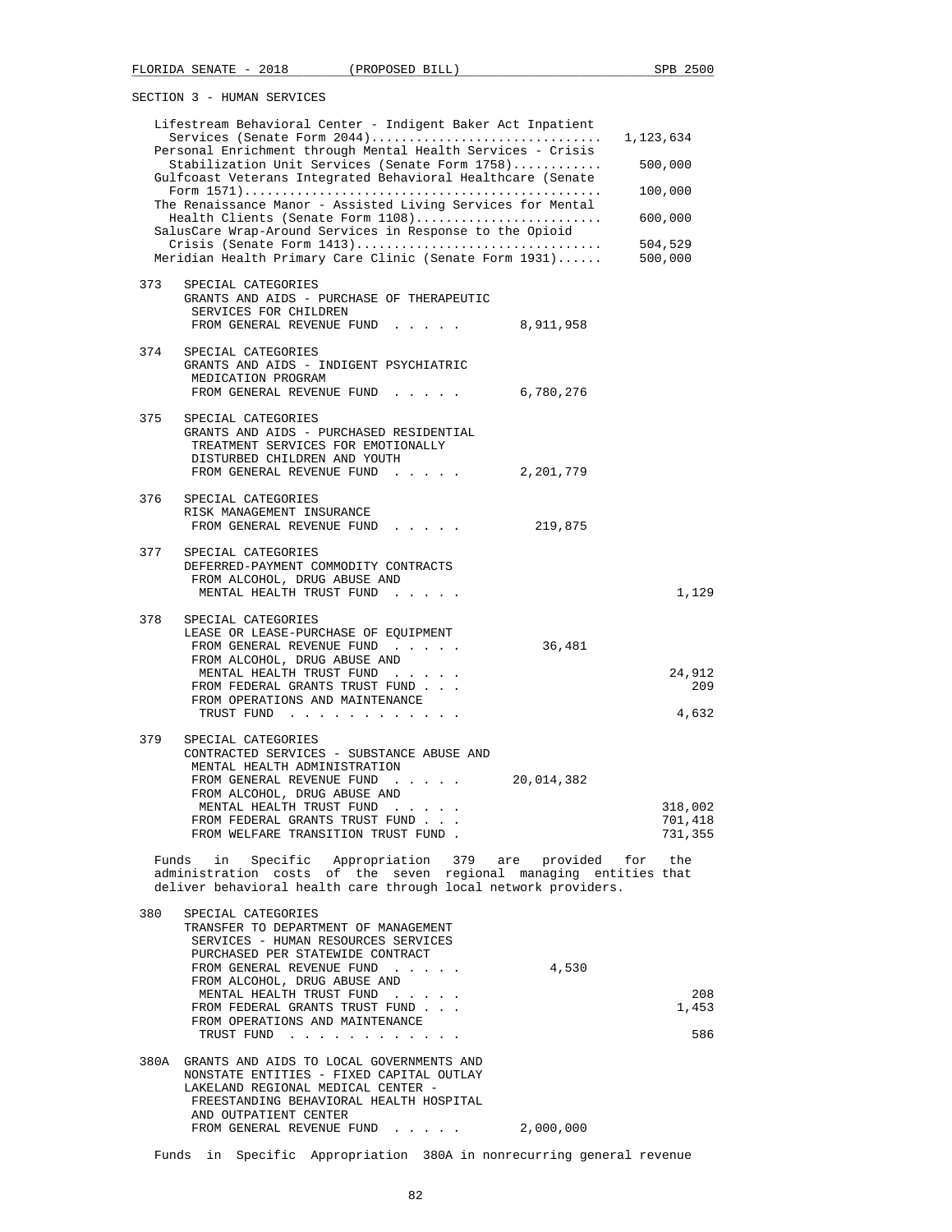SECTION 3 - HUMAN SERVICES

| Project | Amount |
|---|---|
| Lifestream Behavioral Center - Indigent Baker Act Inpatient Services (Senate Form 2044) | 1,123,634 |
| Personal Enrichment through Mental Health Services - Crisis Stabilization Unit Services (Senate Form 1758) | 500,000 |
| Gulfcoast Veterans Integrated Behavioral Healthcare (Senate Form 1571) | 100,000 |
| The Renaissance Manor - Assisted Living Services for Mental Health Clients (Senate Form 1108) | 600,000 |
| SalusCare Wrap-Around Services in Response to the Opioid Crisis (Senate Form 1413) | 504,529 |
| Meridian Health Primary Care Clinic (Senate Form 1931) | 500,000 |

373 SPECIAL CATEGORIES
GRANTS AND AIDS - PURCHASE OF THERAPEUTIC SERVICES FOR CHILDREN
FROM GENERAL REVENUE FUND . . . . . 8,911,958

374 SPECIAL CATEGORIES
GRANTS AND AIDS - INDIGENT PSYCHIATRIC MEDICATION PROGRAM
FROM GENERAL REVENUE FUND . . . . . 6,780,276

375 SPECIAL CATEGORIES
GRANTS AND AIDS - PURCHASED RESIDENTIAL TREATMENT SERVICES FOR EMOTIONALLY DISTURBED CHILDREN AND YOUTH
FROM GENERAL REVENUE FUND . . . . . 2,201,779

376 SPECIAL CATEGORIES
RISK MANAGEMENT INSURANCE
FROM GENERAL REVENUE FUND . . . . . 219,875

377 SPECIAL CATEGORIES
DEFERRED-PAYMENT COMMODITY CONTRACTS
FROM ALCOHOL, DRUG ABUSE AND MENTAL HEALTH TRUST FUND . . . . . 1,129

378 SPECIAL CATEGORIES
LEASE OR LEASE-PURCHASE OF EQUIPMENT
FROM GENERAL REVENUE FUND . . . . . 36,481
FROM ALCOHOL, DRUG ABUSE AND MENTAL HEALTH TRUST FUND . . . . . 24,912
FROM FEDERAL GRANTS TRUST FUND . . . 209
FROM OPERATIONS AND MAINTENANCE TRUST FUND . . . . . . . . . . . . 4,632

379 SPECIAL CATEGORIES
CONTRACTED SERVICES - SUBSTANCE ABUSE AND MENTAL HEALTH ADMINISTRATION
FROM GENERAL REVENUE FUND . . . . . 20,014,382
FROM ALCOHOL, DRUG ABUSE AND MENTAL HEALTH TRUST FUND . . . . . 318,002
FROM FEDERAL GRANTS TRUST FUND . . . 701,418
FROM WELFARE TRANSITION TRUST FUND . 731,355

Funds in Specific Appropriation 379 are provided for the administration costs of the seven regional managing entities that deliver behavioral health care through local network providers.

380 SPECIAL CATEGORIES
TRANSFER TO DEPARTMENT OF MANAGEMENT SERVICES - HUMAN RESOURCES SERVICES PURCHASED PER STATEWIDE CONTRACT
FROM GENERAL REVENUE FUND . . . . . 4,530
FROM ALCOHOL, DRUG ABUSE AND MENTAL HEALTH TRUST FUND . . . . . 208
FROM FEDERAL GRANTS TRUST FUND . . . 1,453
FROM OPERATIONS AND MAINTENANCE TRUST FUND . . . . . . . . . . . . 586

380A GRANTS AND AIDS TO LOCAL GOVERNMENTS AND NONSTATE ENTITIES - FIXED CAPITAL OUTLAY
LAKELAND REGIONAL MEDICAL CENTER - FREESTANDING BEHAVIORAL HEALTH HOSPITAL AND OUTPATIENT CENTER
FROM GENERAL REVENUE FUND . . . . . 2,000,000

Funds in Specific Appropriation 380A in nonrecurring general revenue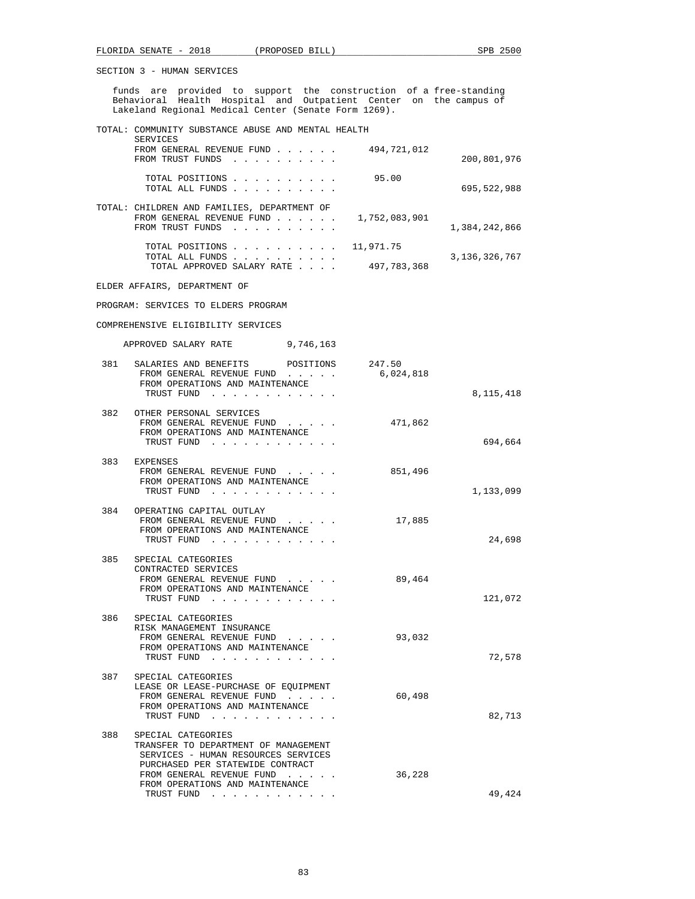SECTION 3 - HUMAN SERVICES

funds are provided to support the construction of a free-standing Behavioral Health Hospital and Outpatient Center on the campus of Lakeland Regional Medical Center (Senate Form 1269).

| | | |
|---|---|---|
| TOTAL: COMMUNITY SUBSTANCE ABUSE AND MENTAL HEALTH SERVICES | | |
| FROM GENERAL REVENUE FUND . . . . . . | 494,721,012 | |
| FROM TRUST FUNDS . . . . . . . . . . | | 200,801,976 |
| TOTAL POSITIONS . . . . . . . . . . | 95.00 | |
| TOTAL ALL FUNDS . . . . . . . . . . | | 695,522,988 |
| TOTAL: CHILDREN AND FAMILIES, DEPARTMENT OF | | |
| FROM GENERAL REVENUE FUND . . . . . . | 1,752,083,901 | |
| FROM TRUST FUNDS . . . . . . . . . . | | 1,384,242,866 |
| TOTAL POSITIONS . . . . . . . . . . | 11,971.75 | |
| TOTAL ALL FUNDS . . . . . . . . . . | | 3,136,326,767 |
| TOTAL APPROVED SALARY RATE . . . . | 497,783,368 | |

ELDER AFFAIRS, DEPARTMENT OF

PROGRAM: SERVICES TO ELDERS PROGRAM

COMPREHENSIVE ELIGIBILITY SERVICES

APPROVED SALARY RATE 9,746,163

| | | | |
|---|---|---|---|
| 381 | SALARIES AND BENEFITS POSITIONS | 247.50 | |
| | FROM GENERAL REVENUE FUND . . . . . | 6,024,818 | |
| | FROM OPERATIONS AND MAINTENANCE TRUST FUND . . . . . . . . . . . . | | 8,115,418 |
| 382 | OTHER PERSONAL SERVICES | | |
| | FROM GENERAL REVENUE FUND . . . . . | 471,862 | |
| | FROM OPERATIONS AND MAINTENANCE TRUST FUND . . . . . . . . . . . . | | 694,664 |
| 383 | EXPENSES | | |
| | FROM GENERAL REVENUE FUND . . . . . | 851,496 | |
| | FROM OPERATIONS AND MAINTENANCE TRUST FUND . . . . . . . . . . . . | | 1,133,099 |
| 384 | OPERATING CAPITAL OUTLAY | | |
| | FROM GENERAL REVENUE FUND . . . . . | 17,885 | |
| | FROM OPERATIONS AND MAINTENANCE TRUST FUND . . . . . . . . . . . . | | 24,698 |
| 385 | SPECIAL CATEGORIES CONTRACTED SERVICES | | |
| | FROM GENERAL REVENUE FUND . . . . . | 89,464 | |
| | FROM OPERATIONS AND MAINTENANCE TRUST FUND . . . . . . . . . . . . | | 121,072 |
| 386 | SPECIAL CATEGORIES RISK MANAGEMENT INSURANCE | | |
| | FROM GENERAL REVENUE FUND . . . . . | 93,032 | |
| | FROM OPERATIONS AND MAINTENANCE TRUST FUND . . . . . . . . . . . . | | 72,578 |
| 387 | SPECIAL CATEGORIES LEASE OR LEASE-PURCHASE OF EQUIPMENT | | |
| | FROM GENERAL REVENUE FUND . . . . . | 60,498 | |
| | FROM OPERATIONS AND MAINTENANCE TRUST FUND . . . . . . . . . . . . | | 82,713 |
| 388 | SPECIAL CATEGORIES TRANSFER TO DEPARTMENT OF MANAGEMENT SERVICES - HUMAN RESOURCES SERVICES PURCHASED PER STATEWIDE CONTRACT | | |
| | FROM GENERAL REVENUE FUND . . . . . | 36,228 | |
| | FROM OPERATIONS AND MAINTENANCE TRUST FUND . . . . . . . . . . . . | | 49,424 |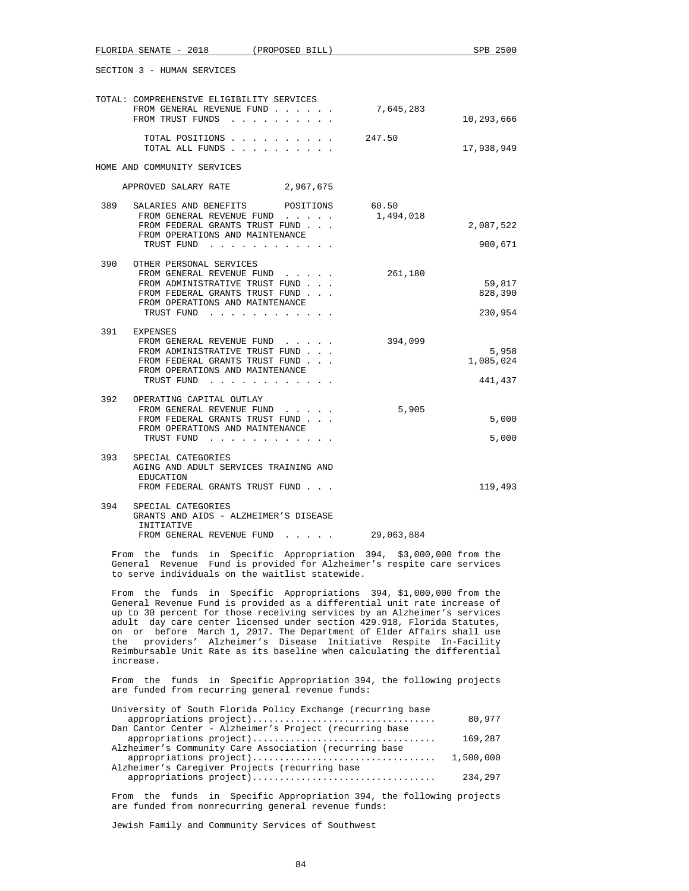SECTION 3 - HUMAN SERVICES

TOTAL: COMPREHENSIVE ELIGIBILITY SERVICES

| | | |
|---|---|---|
| FROM GENERAL REVENUE FUND . . . . . . | 7,645,283 | |
| FROM TRUST FUNDS . . . . . . . . . . | | 10,293,666 |
| TOTAL POSITIONS . . . . . . . . . . | 247.50 | |
| TOTAL ALL FUNDS . . . . . . . . . . | | 17,938,949 |

HOME AND COMMUNITY SERVICES

APPROVED SALARY RATE 2,967,675

| | | | |
|---|---|---|---|
| 389 | SALARIES AND BENEFITS POSITIONS | 60.50 | |
| | FROM GENERAL REVENUE FUND . . . . . | 1,494,018 | |
| | FROM FEDERAL GRANTS TRUST FUND . . . | | 2,087,522 |
| | FROM OPERATIONS AND MAINTENANCE TRUST FUND . . . . . . . . . . . . | | 900,671 |
| 390 | OTHER PERSONAL SERVICES | | |
| | FROM GENERAL REVENUE FUND . . . . . | 261,180 | |
| | FROM ADMINISTRATIVE TRUST FUND . . . | | 59,817 |
| | FROM FEDERAL GRANTS TRUST FUND . . . | | 828,390 |
| | FROM OPERATIONS AND MAINTENANCE TRUST FUND . . . . . . . . . . . . | | 230,954 |
| 391 | EXPENSES | | |
| | FROM GENERAL REVENUE FUND . . . . . | 394,099 | |
| | FROM ADMINISTRATIVE TRUST FUND . . . | | 5,958 |
| | FROM FEDERAL GRANTS TRUST FUND . . . | | 1,085,024 |
| | FROM OPERATIONS AND MAINTENANCE TRUST FUND . . . . . . . . . . . . | | 441,437 |
| 392 | OPERATING CAPITAL OUTLAY | | |
| | FROM GENERAL REVENUE FUND . . . . . | 5,905 | |
| | FROM FEDERAL GRANTS TRUST FUND . . . | | 5,000 |
| | FROM OPERATIONS AND MAINTENANCE TRUST FUND . . . . . . . . . . . . | | 5,000 |
| 393 | SPECIAL CATEGORIES AGING AND ADULT SERVICES TRAINING AND EDUCATION | | |
| | FROM FEDERAL GRANTS TRUST FUND . . . | | 119,493 |
| 394 | SPECIAL CATEGORIES GRANTS AND AIDS - ALZHEIMER'S DISEASE INITIATIVE | | |
| | FROM GENERAL REVENUE FUND . . . . . | 29,063,884 | |

From the funds in Specific Appropriation 394, $3,000,000 from the General Revenue Fund is provided for Alzheimer's respite care services to serve individuals on the waitlist statewide.

From the funds in Specific Appropriations 394, $1,000,000 from the General Revenue Fund is provided as a differential unit rate increase of up to 30 percent for those receiving services by an Alzheimer's services adult day care center licensed under section 429.918, Florida Statutes, on or before March 1, 2017. The Department of Elder Affairs shall use the providers' Alzheimer's Disease Initiative Respite In-Facility Reimbursable Unit Rate as its baseline when calculating the differential increase.

From the funds in Specific Appropriation 394, the following projects are funded from recurring general revenue funds:

| | |
|---|---|
| University of South Florida Policy Exchange (recurring base appropriations project).................................. | 80,977 |
| Dan Cantor Center - Alzheimer's Project (recurring base appropriations project).................................. | 169,287 |
| Alzheimer's Community Care Association (recurring base appropriations project).................................. | 1,500,000 |
| Alzheimer's Caregiver Projects (recurring base appropriations project).................................. | 234,297 |

From the funds in Specific Appropriation 394, the following projects are funded from nonrecurring general revenue funds:

Jewish Family and Community Services of Southwest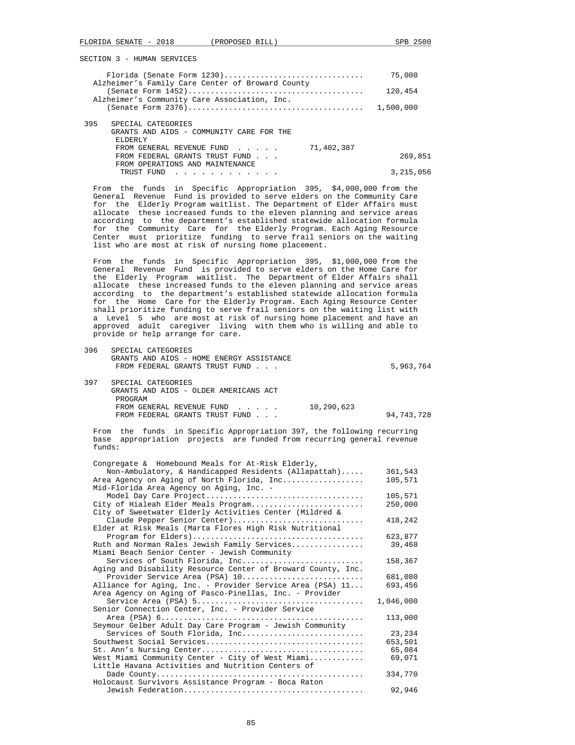SECTION 3 - HUMAN SERVICES

| | |
|---|---|
| Florida (Senate Form 1230) | 75,000 |
| Alzheimer's Family Care Center of Broward County (Senate Form 1452) | 120,454 |
| Alzheimer's Community Care Association, Inc. (Senate Form 2376) | 1,500,000 |

395 SPECIAL CATEGORIES
GRANTS AND AIDS - COMMUNITY CARE FOR THE ELDERLY

| | | |
|---|---|---|
| FROM GENERAL REVENUE FUND . . . . . | 71,402,387 | |
| FROM FEDERAL GRANTS TRUST FUND . . . | | 269,851 |
| FROM OPERATIONS AND MAINTENANCE TRUST FUND . . . . . . . . . . . . | | 3,215,056 |

From the funds in Specific Appropriation 395, $4,000,000 from the General Revenue Fund is provided to serve elders on the Community Care for the Elderly Program waitlist. The Department of Elder Affairs must allocate these increased funds to the eleven planning and service areas according to the department's established statewide allocation formula for the Community Care for the Elderly Program. Each Aging Resource Center must prioritize funding to serve frail seniors on the waiting list who are most at risk of nursing home placement.

From the funds in Specific Appropriation 395, $1,000,000 from the General Revenue Fund is provided to serve elders on the Home Care for the Elderly Program waitlist. The Department of Elder Affairs shall allocate these increased funds to the eleven planning and service areas according to the department's established statewide allocation formula for the Home Care for the Elderly Program. Each Aging Resource Center shall prioritize funding to serve frail seniors on the waiting list with a Level 5 who are most at risk of nursing home placement and have an approved adult caregiver living with them who is willing and able to provide or help arrange for care.

396 SPECIAL CATEGORIES
GRANTS AND AIDS - HOME ENERGY ASSISTANCE

| | | |
|---|---|---|
| FROM FEDERAL GRANTS TRUST FUND . . . | | 5,963,764 |

397 SPECIAL CATEGORIES
GRANTS AND AIDS - OLDER AMERICANS ACT PROGRAM

| | | |
|---|---|---|
| FROM GENERAL REVENUE FUND . . . . . | 10,290,623 | |
| FROM FEDERAL GRANTS TRUST FUND . . . | | 94,743,728 |

From the funds in Specific Appropriation 397, the following recurring base appropriation projects are funded from recurring general revenue funds:

| | |
|---|---|
| Congregate & Homebound Meals for At-Risk Elderly, Non-Ambulatory, & Handicapped Residents (Allapattah) | 361,543 |
| Area Agency on Aging of North Florida, Inc. | 105,571 |
| Mid-Florida Area Agency on Aging, Inc. - Model Day Care Project | 105,571 |
| City of Hialeah Elder Meals Program | 250,000 |
| City of Sweetwater Elderly Activities Center (Mildred & Claude Pepper Senior Center) | 418,242 |
| Elder at Risk Meals (Marta Flores High Risk Nutritional Program for Elders) | 623,877 |
| Ruth and Norman Rales Jewish Family Services | 39,468 |
| Miami Beach Senior Center - Jewish Community Services of South Florida, Inc. | 158,367 |
| Aging and Disability Resource Center of Broward County, Inc. Provider Service Area (PSA) 10 | 681,080 |
| Alliance for Aging, Inc. - Provider Service Area (PSA) 11 | 693,456 |
| Area Agency on Aging of Pasco-Pinellas, Inc. - Provider Service Area (PSA) 5 | 1,046,000 |
| Senior Connection Center, Inc. - Provider Service Area (PSA) 6 | 113,000 |
| Seymour Gelber Adult Day Care Program - Jewish Community Services of South Florida, Inc. | 23,234 |
| Southwest Social Services | 653,501 |
| St. Ann's Nursing Center | 65,084 |
| West Miami Community Center - City of West Miami | 69,071 |
| Little Havana Activities and Nutrition Centers of Dade County | 334,770 |
| Holocaust Survivors Assistance Program - Boca Raton Jewish Federation | 92,946 |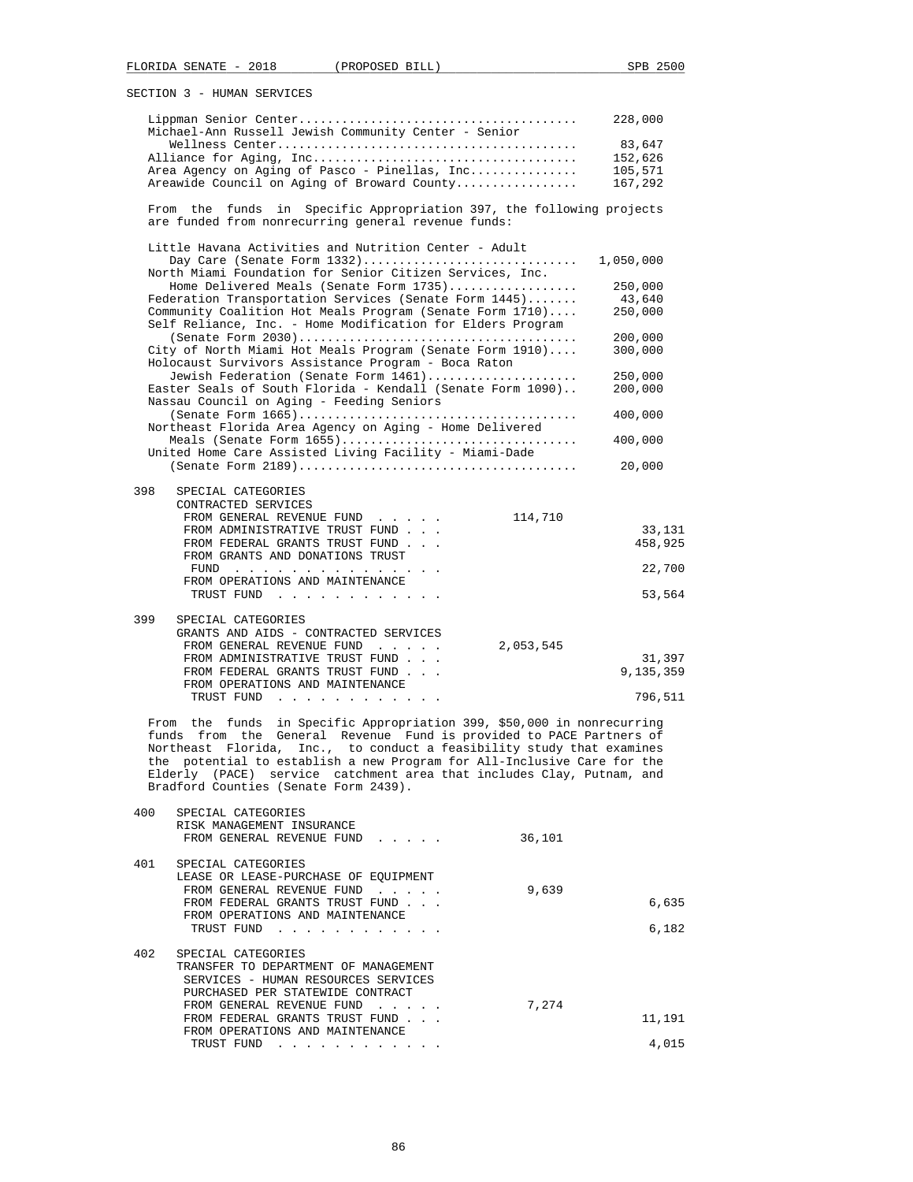SECTION 3 - HUMAN SERVICES

| | |
|---|---|
| Lippman Senior Center | 228,000 |
| Michael-Ann Russell Jewish Community Center - Senior Wellness Center | 83,647 |
| Alliance for Aging, Inc | 152,626 |
| Area Agency on Aging of Pasco - Pinellas, Inc | 105,571 |
| Areawide Council on Aging of Broward County | 167,292 |

From the funds in Specific Appropriation 397, the following projects are funded from nonrecurring general revenue funds:

| | |
|---|---|
| Little Havana Activities and Nutrition Center - Adult Day Care (Senate Form 1332) | 1,050,000 |
| North Miami Foundation for Senior Citizen Services, Inc. Home Delivered Meals (Senate Form 1735) | 250,000 |
| Federation Transportation Services (Senate Form 1445) | 43,640 |
| Community Coalition Hot Meals Program (Senate Form 1710) | 250,000 |
| Self Reliance, Inc. - Home Modification for Elders Program (Senate Form 2030) | 200,000 |
| City of North Miami Hot Meals Program (Senate Form 1910) | 300,000 |
| Holocaust Survivors Assistance Program - Boca Raton Jewish Federation (Senate Form 1461) | 250,000 |
| Easter Seals of South Florida - Kendall (Senate Form 1090) | 200,000 |
| Nassau Council on Aging - Feeding Seniors (Senate Form 1665) | 400,000 |
| Northeast Florida Area Agency on Aging - Home Delivered Meals (Senate Form 1655) | 400,000 |
| United Home Care Assisted Living Facility - Miami-Dade (Senate Form 2189) | 20,000 |

398 SPECIAL CATEGORIES
CONTRACTED SERVICES

| | | |
|---|---|---|
| FROM GENERAL REVENUE FUND | 114,710 | |
| FROM ADMINISTRATIVE TRUST FUND | | 33,131 |
| FROM FEDERAL GRANTS TRUST FUND | | 458,925 |
| FROM GRANTS AND DONATIONS TRUST FUND | | 22,700 |
| FROM OPERATIONS AND MAINTENANCE TRUST FUND | | 53,564 |

399 SPECIAL CATEGORIES
GRANTS AND AIDS - CONTRACTED SERVICES

| | | |
|---|---|---|
| FROM GENERAL REVENUE FUND | 2,053,545 | |
| FROM ADMINISTRATIVE TRUST FUND | | 31,397 |
| FROM FEDERAL GRANTS TRUST FUND | | 9,135,359 |
| FROM OPERATIONS AND MAINTENANCE TRUST FUND | | 796,511 |

From the funds in Specific Appropriation 399, $50,000 in nonrecurring funds from the General Revenue Fund is provided to PACE Partners of Northeast Florida, Inc., to conduct a feasibility study that examines the potential to establish a new Program for All-Inclusive Care for the Elderly (PACE) service catchment area that includes Clay, Putnam, and Bradford Counties (Senate Form 2439).

400 SPECIAL CATEGORIES
RISK MANAGEMENT INSURANCE

| | | |
|---|---|---|
| FROM GENERAL REVENUE FUND | 36,101 | |

401 SPECIAL CATEGORIES
LEASE OR LEASE-PURCHASE OF EQUIPMENT

| | | |
|---|---|---|
| FROM GENERAL REVENUE FUND | 9,639 | |
| FROM FEDERAL GRANTS TRUST FUND | | 6,635 |
| FROM OPERATIONS AND MAINTENANCE TRUST FUND | | 6,182 |

402 SPECIAL CATEGORIES
TRANSFER TO DEPARTMENT OF MANAGEMENT SERVICES - HUMAN RESOURCES SERVICES PURCHASED PER STATEWIDE CONTRACT

| | | |
|---|---|---|
| FROM GENERAL REVENUE FUND | 7,274 | |
| FROM FEDERAL GRANTS TRUST FUND | | 11,191 |
| FROM OPERATIONS AND MAINTENANCE TRUST FUND | | 4,015 |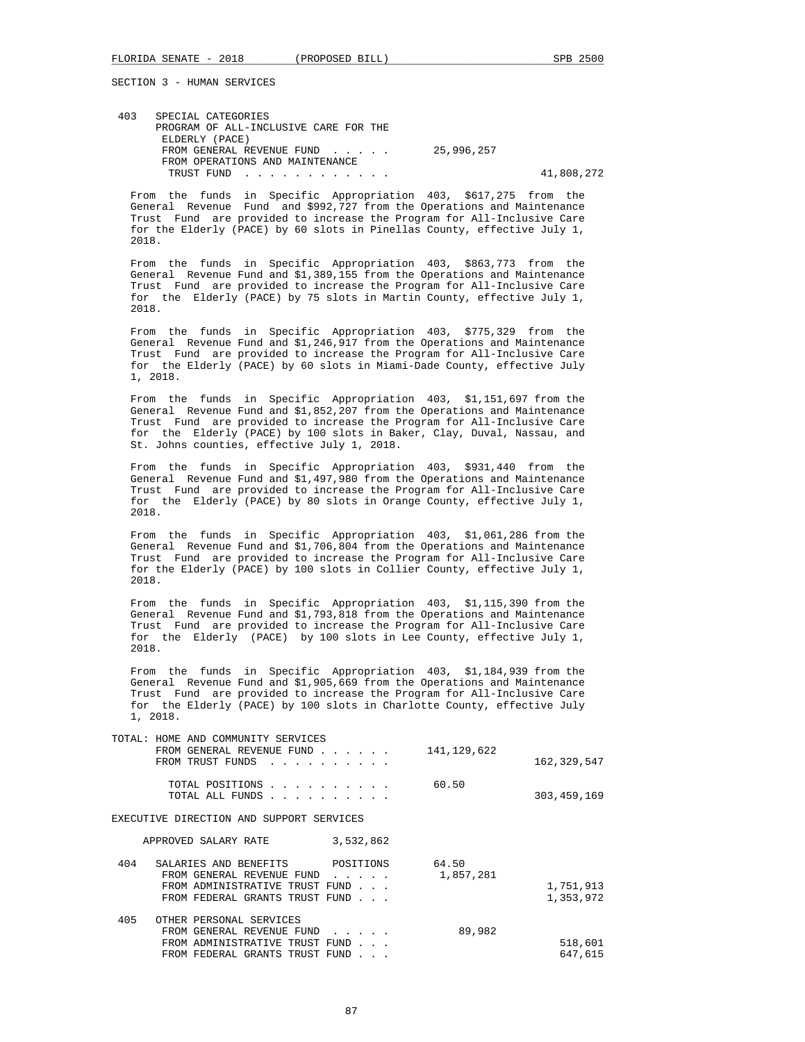SECTION 3 - HUMAN SERVICES

403 SPECIAL CATEGORIES
PROGRAM OF ALL-INCLUSIVE CARE FOR THE ELDERLY (PACE)

| | | |
|---|---|---|
| FROM GENERAL REVENUE FUND . . . . . | 25,996,257 | |
| FROM OPERATIONS AND MAINTENANCE TRUST FUND . . . . . . . . . . . . | | 41,808,272 |

From the funds in Specific Appropriation 403, $617,275 from the General Revenue Fund and $992,727 from the Operations and Maintenance Trust Fund are provided to increase the Program for All-Inclusive Care for the Elderly (PACE) by 60 slots in Pinellas County, effective July 1, 2018.

From the funds in Specific Appropriation 403, $863,773 from the General Revenue Fund and $1,389,155 from the Operations and Maintenance Trust Fund are provided to increase the Program for All-Inclusive Care for the Elderly (PACE) by 75 slots in Martin County, effective July 1, 2018.

From the funds in Specific Appropriation 403, $775,329 from the General Revenue Fund and $1,246,917 from the Operations and Maintenance Trust Fund are provided to increase the Program for All-Inclusive Care for the Elderly (PACE) by 60 slots in Miami-Dade County, effective July 1, 2018.

From the funds in Specific Appropriation 403, $1,151,697 from the General Revenue Fund and $1,852,207 from the Operations and Maintenance Trust Fund are provided to increase the Program for All-Inclusive Care for the Elderly (PACE) by 100 slots in Baker, Clay, Duval, Nassau, and St. Johns counties, effective July 1, 2018.

From the funds in Specific Appropriation 403, $931,440 from the General Revenue Fund and $1,497,980 from the Operations and Maintenance Trust Fund are provided to increase the Program for All-Inclusive Care for the Elderly (PACE) by 80 slots in Orange County, effective July 1, 2018.

From the funds in Specific Appropriation 403, $1,061,286 from the General Revenue Fund and $1,706,804 from the Operations and Maintenance Trust Fund are provided to increase the Program for All-Inclusive Care for the Elderly (PACE) by 100 slots in Collier County, effective July 1, 2018.

From the funds in Specific Appropriation 403, $1,115,390 from the General Revenue Fund and $1,793,818 from the Operations and Maintenance Trust Fund are provided to increase the Program for All-Inclusive Care for the Elderly (PACE) by 100 slots in Lee County, effective July 1, 2018.

From the funds in Specific Appropriation 403, $1,184,939 from the General Revenue Fund and $1,905,669 from the Operations and Maintenance Trust Fund are provided to increase the Program for All-Inclusive Care for the Elderly (PACE) by 100 slots in Charlotte County, effective July 1, 2018.

TOTAL: HOME AND COMMUNITY SERVICES

| | | |
|---|---|---|
| FROM GENERAL REVENUE FUND . . . . . . | 141,129,622 | |
| FROM TRUST FUNDS . . . . . . . . . . | | 162,329,547 |
| TOTAL POSITIONS . . . . . . . . . . | 60.50 | |
| TOTAL ALL FUNDS . . . . . . . . . . | | 303,459,169 |

EXECUTIVE DIRECTION AND SUPPORT SERVICES

APPROVED SALARY RATE 3,532,862

| | | | |
|---|---|---|---|
| 404 | SALARIES AND BENEFITS POSITIONS | 64.50 | |
| | FROM GENERAL REVENUE FUND . . . . . | 1,857,281 | |
| | FROM ADMINISTRATIVE TRUST FUND . . . | | 1,751,913 |
| | FROM FEDERAL GRANTS TRUST FUND . . . | | 1,353,972 |
| 405 | OTHER PERSONAL SERVICES | | |
| | FROM GENERAL REVENUE FUND . . . . . | 89,982 | |
| | FROM ADMINISTRATIVE TRUST FUND . . . | | 518,601 |
| | FROM FEDERAL GRANTS TRUST FUND . . . | | 647,615 |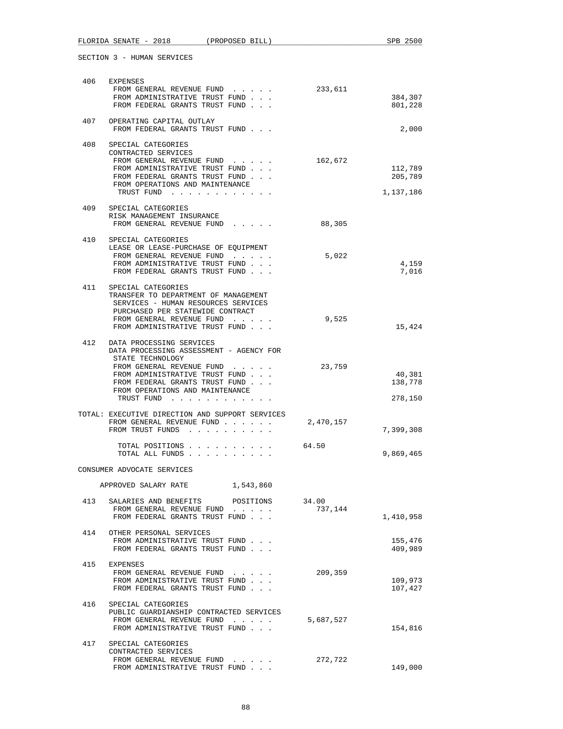SECTION 3 - HUMAN SERVICES

| | | General Revenue | Trust Funds |
|---|---|---|---|
| 406 | EXPENSES | | |
| | FROM GENERAL REVENUE FUND . . . . . | 233,611 | |
| | FROM ADMINISTRATIVE TRUST FUND . . . | | 384,307 |
| | FROM FEDERAL GRANTS TRUST FUND . . . | | 801,228 |
| 407 | OPERATING CAPITAL OUTLAY | | |
| | FROM FEDERAL GRANTS TRUST FUND . . . | | 2,000 |
| 408 | SPECIAL CATEGORIES<br>CONTRACTED SERVICES | | |
| | FROM GENERAL REVENUE FUND . . . . . | 162,672 | |
| | FROM ADMINISTRATIVE TRUST FUND . . . | | 112,789 |
| | FROM FEDERAL GRANTS TRUST FUND . . . | | 205,789 |
| | FROM OPERATIONS AND MAINTENANCE TRUST FUND . . . . . . . . . . . . | | 1,137,186 |
| 409 | SPECIAL CATEGORIES<br>RISK MANAGEMENT INSURANCE | | |
| | FROM GENERAL REVENUE FUND . . . . . | 88,305 | |
| 410 | SPECIAL CATEGORIES<br>LEASE OR LEASE-PURCHASE OF EQUIPMENT | | |
| | FROM GENERAL REVENUE FUND . . . . . | 5,022 | |
| | FROM ADMINISTRATIVE TRUST FUND . . . | | 4,159 |
| | FROM FEDERAL GRANTS TRUST FUND . . . | | 7,016 |
| 411 | SPECIAL CATEGORIES<br>TRANSFER TO DEPARTMENT OF MANAGEMENT SERVICES - HUMAN RESOURCES SERVICES PURCHASED PER STATEWIDE CONTRACT | | |
| | FROM GENERAL REVENUE FUND . . . . . | 9,525 | |
| | FROM ADMINISTRATIVE TRUST FUND . . . | | 15,424 |
| 412 | DATA PROCESSING SERVICES<br>DATA PROCESSING ASSESSMENT - AGENCY FOR STATE TECHNOLOGY | | |
| | FROM GENERAL REVENUE FUND . . . . . | 23,759 | |
| | FROM ADMINISTRATIVE TRUST FUND . . . | | 40,381 |
| | FROM FEDERAL GRANTS TRUST FUND . . . | | 138,778 |
| | FROM OPERATIONS AND MAINTENANCE TRUST FUND . . . . . . . . . . . . | | 278,150 |
| TOTAL: | EXECUTIVE DIRECTION AND SUPPORT SERVICES | | |
| | FROM GENERAL REVENUE FUND . . . . . . | 2,470,157 | |
| | FROM TRUST FUNDS . . . . . . . . . . | | 7,399,308 |
| | TOTAL POSITIONS . . . . . . . . . . | 64.50 | |
| | TOTAL ALL FUNDS . . . . . . . . . . | | 9,869,465 |

CONSUMER ADVOCATE SERVICES

APPROVED SALARY RATE 1,543,860

| | | General Revenue | Trust Funds |
|---|---|---|---|
| 413 | SALARIES AND BENEFITS POSITIONS | 34.00 | |
| | FROM GENERAL REVENUE FUND . . . . . | 737,144 | |
| | FROM FEDERAL GRANTS TRUST FUND . . . | | 1,410,958 |
| 414 | OTHER PERSONAL SERVICES | | |
| | FROM ADMINISTRATIVE TRUST FUND . . . | | 155,476 |
| | FROM FEDERAL GRANTS TRUST FUND . . . | | 409,989 |
| 415 | EXPENSES | | |
| | FROM GENERAL REVENUE FUND . . . . . | 209,359 | |
| | FROM ADMINISTRATIVE TRUST FUND . . . | | 109,973 |
| | FROM FEDERAL GRANTS TRUST FUND . . . | | 107,427 |
| 416 | SPECIAL CATEGORIES<br>PUBLIC GUARDIANSHIP CONTRACTED SERVICES | | |
| | FROM GENERAL REVENUE FUND . . . . . | 5,687,527 | |
| | FROM ADMINISTRATIVE TRUST FUND . . . | | 154,816 |
| 417 | SPECIAL CATEGORIES<br>CONTRACTED SERVICES | | |
| | FROM GENERAL REVENUE FUND . . . . . | 272,722 | |
| | FROM ADMINISTRATIVE TRUST FUND . . . | | 149,000 |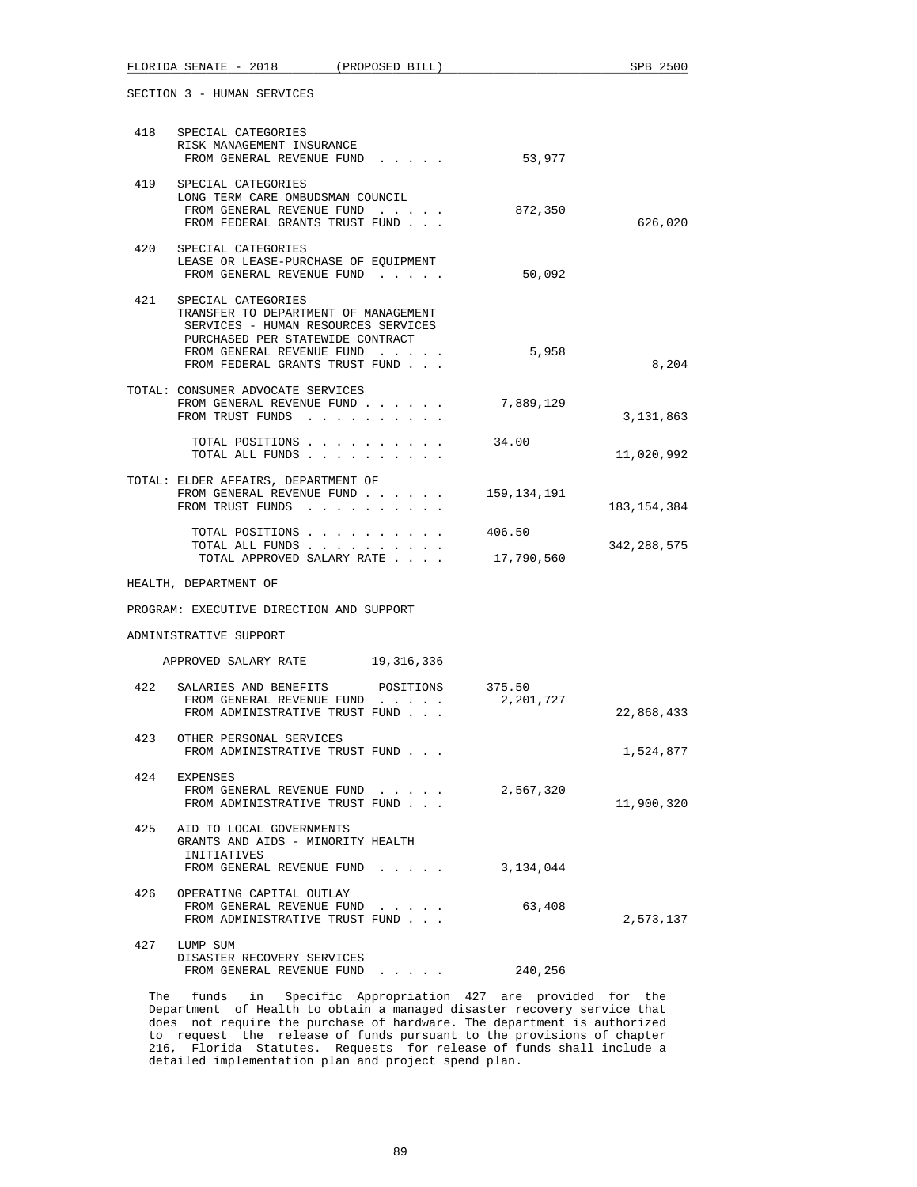SECTION 3 - HUMAN SERVICES

| | | | |
|---|---|---|---|
| 418 | SPECIAL CATEGORIES<br>RISK MANAGEMENT INSURANCE<br>FROM GENERAL REVENUE FUND . . . . . | 53,977 | |
| 419 | SPECIAL CATEGORIES<br>LONG TERM CARE OMBUDSMAN COUNCIL<br>FROM GENERAL REVENUE FUND . . . . .<br>FROM FEDERAL GRANTS TRUST FUND . . . | 872,350 | 626,020 |
| 420 | SPECIAL CATEGORIES<br>LEASE OR LEASE-PURCHASE OF EQUIPMENT<br>FROM GENERAL REVENUE FUND . . . . . | 50,092 | |
| 421 | SPECIAL CATEGORIES<br>TRANSFER TO DEPARTMENT OF MANAGEMENT SERVICES - HUMAN RESOURCES SERVICES PURCHASED PER STATEWIDE CONTRACT<br>FROM GENERAL REVENUE FUND . . . . .<br>FROM FEDERAL GRANTS TRUST FUND . . . | 5,958 | 8,204 |

| | | |
|---|---|---|
| TOTAL: CONSUMER ADVOCATE SERVICES<br>FROM GENERAL REVENUE FUND . . . . . .<br>FROM TRUST FUNDS . . . . . . . . . . | 7,889,129 | 3,131,863 |
| TOTAL POSITIONS . . . . . . . . . .<br>TOTAL ALL FUNDS . . . . . . . . . . | 34.00 | 11,020,992 |
| TOTAL: ELDER AFFAIRS, DEPARTMENT OF<br>FROM GENERAL REVENUE FUND . . . . . .<br>FROM TRUST FUNDS . . . . . . . . . . | 159,134,191 | 183,154,384 |
| TOTAL POSITIONS . . . . . . . . . .<br>TOTAL ALL FUNDS . . . . . . . . . .<br>TOTAL APPROVED SALARY RATE . . . . | 406.50<br><br>17,790,560 | <br>342,288,575 |

HEALTH, DEPARTMENT OF

PROGRAM: EXECUTIVE DIRECTION AND SUPPORT

ADMINISTRATIVE SUPPORT

APPROVED SALARY RATE 19,316,336

| | | | |
|---|---|---|---|
| 422 | SALARIES AND BENEFITS POSITIONS<br>FROM GENERAL REVENUE FUND . . . . .<br>FROM ADMINISTRATIVE TRUST FUND . . . | 375.50<br>2,201,727 | <br><br>22,868,433 |
| 423 | OTHER PERSONAL SERVICES<br>FROM ADMINISTRATIVE TRUST FUND . . . | | 1,524,877 |
| 424 | EXPENSES<br>FROM GENERAL REVENUE FUND . . . . .<br>FROM ADMINISTRATIVE TRUST FUND . . . | 2,567,320 | 11,900,320 |
| 425 | AID TO LOCAL GOVERNMENTS<br>GRANTS AND AIDS - MINORITY HEALTH INITIATIVES<br>FROM GENERAL REVENUE FUND . . . . . | 3,134,044 | |
| 426 | OPERATING CAPITAL OUTLAY<br>FROM GENERAL REVENUE FUND . . . . .<br>FROM ADMINISTRATIVE TRUST FUND . . . | 63,408 | 2,573,137 |
| 427 | LUMP SUM<br>DISASTER RECOVERY SERVICES<br>FROM GENERAL REVENUE FUND . . . . . | 240,256 | |

The funds in Specific Appropriation 427 are provided for the Department of Health to obtain a managed disaster recovery service that does not require the purchase of hardware. The department is authorized to request the release of funds pursuant to the provisions of chapter 216, Florida Statutes. Requests for release of funds shall include a detailed implementation plan and project spend plan.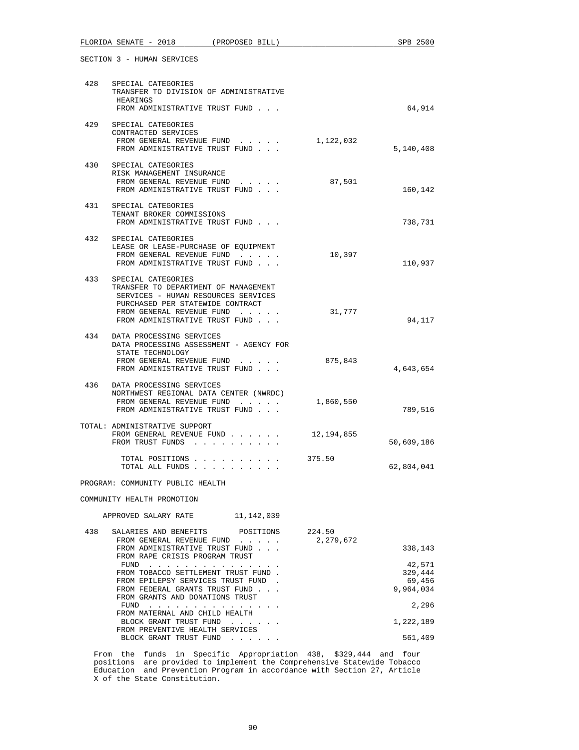SECTION 3 - HUMAN SERVICES

| | | | |
|---|---|---|---|
| 428 | SPECIAL CATEGORIES<br>TRANSFER TO DIVISION OF ADMINISTRATIVE HEARINGS<br>FROM ADMINISTRATIVE TRUST FUND . . . | | 64,914 |
| 429 | SPECIAL CATEGORIES<br>CONTRACTED SERVICES<br>FROM GENERAL REVENUE FUND . . . . .<br>FROM ADMINISTRATIVE TRUST FUND . . . | 1,122,032 | 5,140,408 |
| 430 | SPECIAL CATEGORIES<br>RISK MANAGEMENT INSURANCE<br>FROM GENERAL REVENUE FUND . . . . .<br>FROM ADMINISTRATIVE TRUST FUND . . . | 87,501 | 160,142 |
| 431 | SPECIAL CATEGORIES<br>TENANT BROKER COMMISSIONS<br>FROM ADMINISTRATIVE TRUST FUND . . . | | 738,731 |
| 432 | SPECIAL CATEGORIES<br>LEASE OR LEASE-PURCHASE OF EQUIPMENT<br>FROM GENERAL REVENUE FUND . . . . .<br>FROM ADMINISTRATIVE TRUST FUND . . . | 10,397 | 110,937 |
| 433 | SPECIAL CATEGORIES<br>TRANSFER TO DEPARTMENT OF MANAGEMENT SERVICES - HUMAN RESOURCES SERVICES PURCHASED PER STATEWIDE CONTRACT<br>FROM GENERAL REVENUE FUND . . . . .<br>FROM ADMINISTRATIVE TRUST FUND . . . | 31,777 | 94,117 |
| 434 | DATA PROCESSING SERVICES<br>DATA PROCESSING ASSESSMENT - AGENCY FOR STATE TECHNOLOGY<br>FROM GENERAL REVENUE FUND . . . . .<br>FROM ADMINISTRATIVE TRUST FUND . . . | 875,843 | 4,643,654 |
| 436 | DATA PROCESSING SERVICES<br>NORTHWEST REGIONAL DATA CENTER (NWRDC)<br>FROM GENERAL REVENUE FUND . . . . .<br>FROM ADMINISTRATIVE TRUST FUND . . . | 1,860,550 | 789,516 |

| | | |
|---|---|---|
| TOTAL: ADMINISTRATIVE SUPPORT<br>FROM GENERAL REVENUE FUND . . . . . .<br>FROM TRUST FUNDS . . . . . . . . . . | 12,194,855 | 50,609,186 |
| TOTAL POSITIONS . . . . . . . . . .<br>TOTAL ALL FUNDS . . . . . . . . . . | 375.50 | 62,804,041 |

PROGRAM: COMMUNITY PUBLIC HEALTH

COMMUNITY HEALTH PROMOTION

APPROVED SALARY RATE 11,142,039

| | | | |
|---|---|---|---|
| 438 | SALARIES AND BENEFITS POSITIONS | 224.50 | |
| | FROM GENERAL REVENUE FUND . . . . . | 2,279,672 | |
| | FROM ADMINISTRATIVE TRUST FUND . . . | | 338,143 |
| | FROM RAPE CRISIS PROGRAM TRUST FUND . . . . . . . . . . . . . . . | | 42,571 |
| | FROM TOBACCO SETTLEMENT TRUST FUND . | | 329,444 |
| | FROM EPILEPSY SERVICES TRUST FUND . | | 69,456 |
| | FROM FEDERAL GRANTS TRUST FUND . . . | | 9,964,034 |
| | FROM GRANTS AND DONATIONS TRUST FUND . . . . . . . . . . . . . . . | | 2,296 |
| | FROM MATERNAL AND CHILD HEALTH BLOCK GRANT TRUST FUND . . . . . . | | 1,222,189 |
| | FROM PREVENTIVE HEALTH SERVICES BLOCK GRANT TRUST FUND . . . . . . | | 561,409 |

From the funds in Specific Appropriation 438, $329,444 and four positions are provided to implement the Comprehensive Statewide Tobacco Education and Prevention Program in accordance with Section 27, Article X of the State Constitution.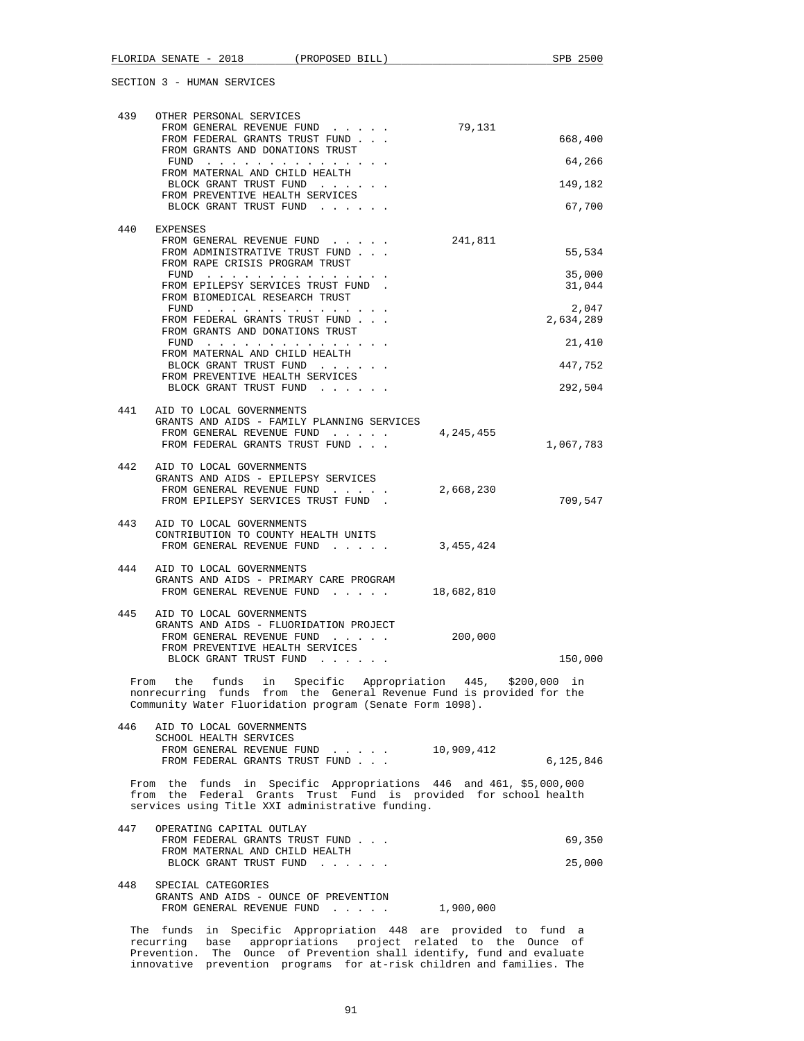SECTION 3 - HUMAN SERVICES

439 OTHER PERSONAL SERVICES

| | | |
|---|---|---|
| FROM GENERAL REVENUE FUND . . . . . | 79,131 | |
| FROM FEDERAL GRANTS TRUST FUND . . . | | 668,400 |
| FROM GRANTS AND DONATIONS TRUST FUND . . . . . . . . . . . . . . | | 64,266 |
| FROM MATERNAL AND CHILD HEALTH BLOCK GRANT TRUST FUND . . . . . . | | 149,182 |
| FROM PREVENTIVE HEALTH SERVICES BLOCK GRANT TRUST FUND . . . . . . | | 67,700 |

440 EXPENSES

| | | |
|---|---|---|
| FROM GENERAL REVENUE FUND . . . . . | 241,811 | |
| FROM ADMINISTRATIVE TRUST FUND . . . | | 55,534 |
| FROM RAPE CRISIS PROGRAM TRUST FUND . . . . . . . . . . . . . . | | 35,000 |
| FROM EPILEPSY SERVICES TRUST FUND . | | 31,044 |
| FROM BIOMEDICAL RESEARCH TRUST FUND . . . . . . . . . . . . . . | | 2,047 |
| FROM FEDERAL GRANTS TRUST FUND . . . | | 2,634,289 |
| FROM GRANTS AND DONATIONS TRUST FUND . . . . . . . . . . . . . . | | 21,410 |
| FROM MATERNAL AND CHILD HEALTH BLOCK GRANT TRUST FUND . . . . . . | | 447,752 |
| FROM PREVENTIVE HEALTH SERVICES BLOCK GRANT TRUST FUND . . . . . . | | 292,504 |

441 AID TO LOCAL GOVERNMENTS
GRANTS AND AIDS - FAMILY PLANNING SERVICES

| | | |
|---|---|---|
| FROM GENERAL REVENUE FUND . . . . . | 4,245,455 | |
| FROM FEDERAL GRANTS TRUST FUND . . . | | 1,067,783 |

442 AID TO LOCAL GOVERNMENTS
GRANTS AND AIDS - EPILEPSY SERVICES

| | | |
|---|---|---|
| FROM GENERAL REVENUE FUND . . . . . | 2,668,230 | |
| FROM EPILEPSY SERVICES TRUST FUND . | | 709,547 |

443 AID TO LOCAL GOVERNMENTS
CONTRIBUTION TO COUNTY HEALTH UNITS

| | | |
|---|---|---|
| FROM GENERAL REVENUE FUND . . . . . | 3,455,424 | |

444 AID TO LOCAL GOVERNMENTS
GRANTS AND AIDS - PRIMARY CARE PROGRAM

| | | |
|---|---|---|
| FROM GENERAL REVENUE FUND . . . . . | 18,682,810 | |

445 AID TO LOCAL GOVERNMENTS
GRANTS AND AIDS - FLUORIDATION PROJECT

| | | |
|---|---|---|
| FROM GENERAL REVENUE FUND . . . . . | 200,000 | |
| FROM PREVENTIVE HEALTH SERVICES BLOCK GRANT TRUST FUND . . . . . . | | 150,000 |

From the funds in Specific Appropriation 445, $200,000 in nonrecurring funds from the General Revenue Fund is provided for the Community Water Fluoridation program (Senate Form 1098).

446 AID TO LOCAL GOVERNMENTS
SCHOOL HEALTH SERVICES

| | | |
|---|---|---|
| FROM GENERAL REVENUE FUND . . . . . | 10,909,412 | |
| FROM FEDERAL GRANTS TRUST FUND . . . | | 6,125,846 |

From the funds in Specific Appropriations 446 and 461, $5,000,000 from the Federal Grants Trust Fund is provided for school health services using Title XXI administrative funding.

447 OPERATING CAPITAL OUTLAY

| | | |
|---|---|---|
| FROM FEDERAL GRANTS TRUST FUND . . . | | 69,350 |
| FROM MATERNAL AND CHILD HEALTH BLOCK GRANT TRUST FUND . . . . . . | | 25,000 |

448 SPECIAL CATEGORIES
GRANTS AND AIDS - OUNCE OF PREVENTION

| | | |
|---|---|---|
| FROM GENERAL REVENUE FUND . . . . . | 1,900,000 | |

The funds in Specific Appropriation 448 are provided to fund a recurring base appropriations project related to the Ounce of Prevention. The Ounce of Prevention shall identify, fund and evaluate innovative prevention programs for at-risk children and families. The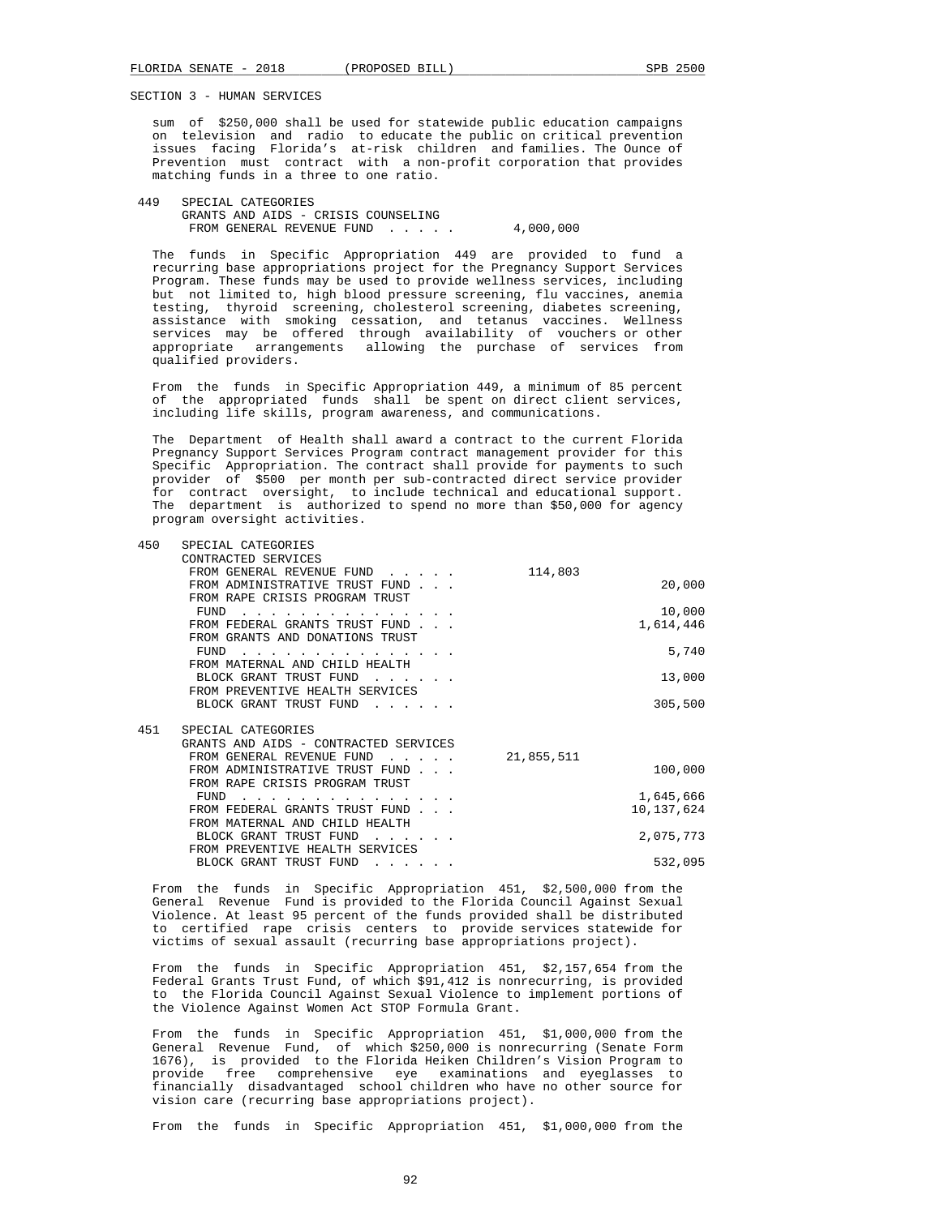SECTION 3 - HUMAN SERVICES

sum of $250,000 shall be used for statewide public education campaigns on television and radio to educate the public on critical prevention issues facing Florida's at-risk children and families. The Ounce of Prevention must contract with a non-profit corporation that provides matching funds in a three to one ratio.

| | | | |
|---|---|---|---|
| 449 | SPECIAL CATEGORIES<br>GRANTS AND AIDS - CRISIS COUNSELING<br>FROM GENERAL REVENUE FUND . . . . . | 4,000,000 | |

The funds in Specific Appropriation 449 are provided to fund a recurring base appropriations project for the Pregnancy Support Services Program. These funds may be used to provide wellness services, including but not limited to, high blood pressure screening, flu vaccines, anemia testing, thyroid screening, cholesterol screening, diabetes screening, assistance with smoking cessation, and tetanus vaccines. Wellness services may be offered through availability of vouchers or other appropriate arrangements allowing the purchase of services from qualified providers.

From the funds in Specific Appropriation 449, a minimum of 85 percent of the appropriated funds shall be spent on direct client services, including life skills, program awareness, and communications.

The Department of Health shall award a contract to the current Florida Pregnancy Support Services Program contract management provider for this Specific Appropriation. The contract shall provide for payments to such provider of $500 per month per sub-contracted direct service provider for contract oversight, to include technical and educational support. The department is authorized to spend no more than $50,000 for agency program oversight activities.

| | | | |
|---|---|---|---|
| 450 | SPECIAL CATEGORIES<br>CONTRACTED SERVICES | | |
| | FROM GENERAL REVENUE FUND . . . . . | 114,803 | |
| | FROM ADMINISTRATIVE TRUST FUND . . . | | 20,000 |
| | FROM RAPE CRISIS PROGRAM TRUST FUND . . . . . . . . . . . . . . . | | 10,000 |
| | FROM FEDERAL GRANTS TRUST FUND . . . | | 1,614,446 |
| | FROM GRANTS AND DONATIONS TRUST FUND . . . . . . . . . . . . . . . | | 5,740 |
| | FROM MATERNAL AND CHILD HEALTH BLOCK GRANT TRUST FUND . . . . . . | | 13,000 |
| | FROM PREVENTIVE HEALTH SERVICES BLOCK GRANT TRUST FUND . . . . . . | | 305,500 |
| 451 | SPECIAL CATEGORIES<br>GRANTS AND AIDS - CONTRACTED SERVICES | | |
| | FROM GENERAL REVENUE FUND . . . . . | 21,855,511 | |
| | FROM ADMINISTRATIVE TRUST FUND . . . | | 100,000 |
| | FROM RAPE CRISIS PROGRAM TRUST FUND . . . . . . . . . . . . . . . | | 1,645,666 |
| | FROM FEDERAL GRANTS TRUST FUND . . . | | 10,137,624 |
| | FROM MATERNAL AND CHILD HEALTH BLOCK GRANT TRUST FUND . . . . . . | | 2,075,773 |
| | FROM PREVENTIVE HEALTH SERVICES BLOCK GRANT TRUST FUND . . . . . . | | 532,095 |

From the funds in Specific Appropriation 451, $2,500,000 from the General Revenue Fund is provided to the Florida Council Against Sexual Violence. At least 95 percent of the funds provided shall be distributed to certified rape crisis centers to provide services statewide for victims of sexual assault (recurring base appropriations project).

From the funds in Specific Appropriation 451, $2,157,654 from the Federal Grants Trust Fund, of which $91,412 is nonrecurring, is provided to the Florida Council Against Sexual Violence to implement portions of the Violence Against Women Act STOP Formula Grant.

From the funds in Specific Appropriation 451, $1,000,000 from the General Revenue Fund, of which $250,000 is nonrecurring (Senate Form 1676), is provided to the Florida Heiken Children's Vision Program to provide free comprehensive eye examinations and eyeglasses to financially disadvantaged school children who have no other source for vision care (recurring base appropriations project).

From the funds in Specific Appropriation 451, $1,000,000 from the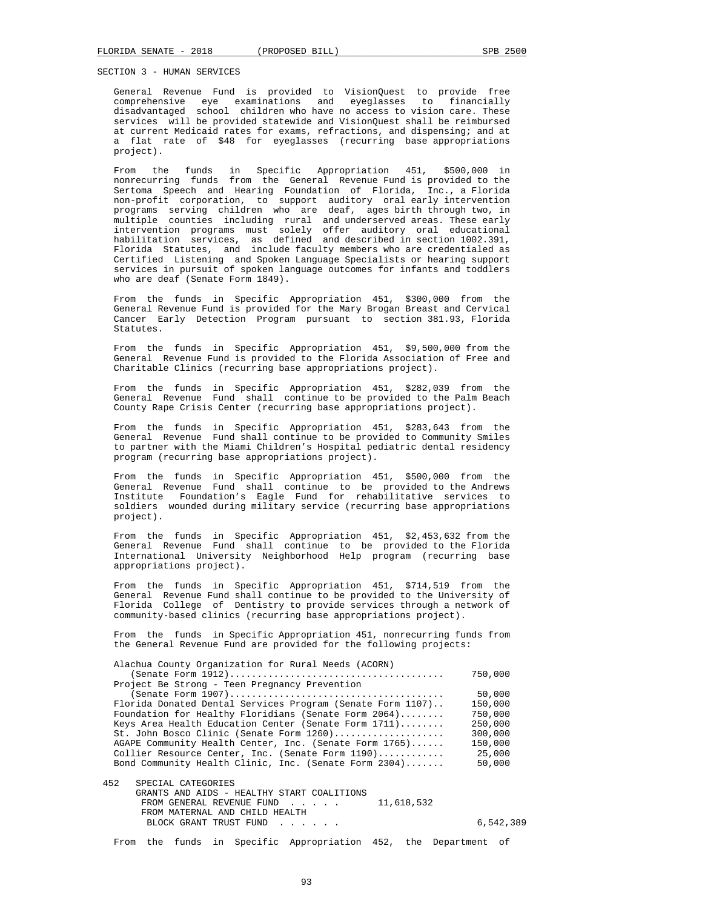SECTION 3 - HUMAN SERVICES

General Revenue Fund is provided to VisionQuest to provide free comprehensive eye examinations and eyeglasses to financially disadvantaged school children who have no access to vision care. These services will be provided statewide and VisionQuest shall be reimbursed at current Medicaid rates for exams, refractions, and dispensing; and at a flat rate of $48 for eyeglasses (recurring base appropriations project).

From the funds in Specific Appropriation 451, $500,000 in nonrecurring funds from the General Revenue Fund is provided to the Sertoma Speech and Hearing Foundation of Florida, Inc., a Florida non-profit corporation, to support auditory oral early intervention programs serving children who are deaf, ages birth through two, in multiple counties including rural and underserved areas. These early intervention programs must solely offer auditory oral educational habilitation services, as defined and described in section 1002.391, Florida Statutes, and include faculty members who are credentialed as Certified Listening and Spoken Language Specialists or hearing support services in pursuit of spoken language outcomes for infants and toddlers who are deaf (Senate Form 1849).

From the funds in Specific Appropriation 451, $300,000 from the General Revenue Fund is provided for the Mary Brogan Breast and Cervical Cancer Early Detection Program pursuant to section 381.93, Florida Statutes.

From the funds in Specific Appropriation 451, $9,500,000 from the General Revenue Fund is provided to the Florida Association of Free and Charitable Clinics (recurring base appropriations project).

From the funds in Specific Appropriation 451, $282,039 from the General Revenue Fund shall continue to be provided to the Palm Beach County Rape Crisis Center (recurring base appropriations project).

From the funds in Specific Appropriation 451, $283,643 from the General Revenue Fund shall continue to be provided to Community Smiles to partner with the Miami Children's Hospital pediatric dental residency program (recurring base appropriations project).

From the funds in Specific Appropriation 451, $500,000 from the General Revenue Fund shall continue to be provided to the Andrews Institute Foundation's Eagle Fund for rehabilitative services to soldiers wounded during military service (recurring base appropriations project).

From the funds in Specific Appropriation 451, $2,453,632 from the General Revenue Fund shall continue to be provided to the Florida International University Neighborhood Help program (recurring base appropriations project).

From the funds in Specific Appropriation 451, $714,519 from the General Revenue Fund shall continue to be provided to the University of Florida College of Dentistry to provide services through a network of community-based clinics (recurring base appropriations project).

From the funds in Specific Appropriation 451, nonrecurring funds from the General Revenue Fund are provided for the following projects:

| Project | Amount |
|---|---|
| Alachua County Organization for Rural Needs (ACORN) (Senate Form 1912) | 750,000 |
| Project Be Strong - Teen Pregnancy Prevention (Senate Form 1907) | 50,000 |
| Florida Donated Dental Services Program (Senate Form 1107) | 150,000 |
| Foundation for Healthy Floridians (Senate Form 2064) | 750,000 |
| Keys Area Health Education Center (Senate Form 1711) | 250,000 |
| St. John Bosco Clinic (Senate Form 1260) | 300,000 |
| AGAPE Community Health Center, Inc. (Senate Form 1765) | 150,000 |
| Collier Resource Center, Inc. (Senate Form 1190) | 25,000 |
| Bond Community Health Clinic, Inc. (Senate Form 2304) | 50,000 |

452 SPECIAL CATEGORIES
GRANTS AND AIDS - HEALTHY START COALITIONS
FROM GENERAL REVENUE FUND . . . . . 11,618,532
FROM MATERNAL AND CHILD HEALTH BLOCK GRANT TRUST FUND . . . . . . 6,542,389

From the funds in Specific Appropriation 452, the Department of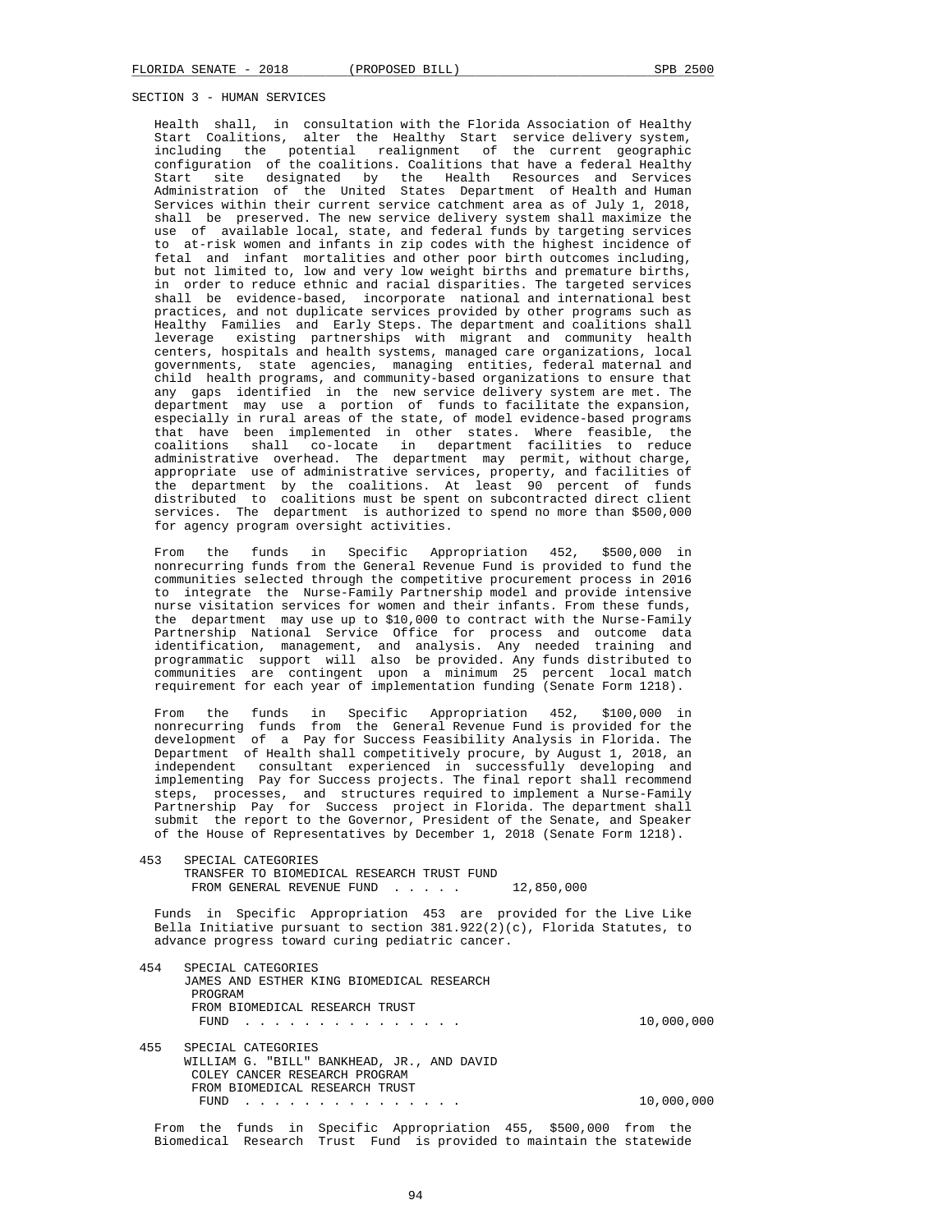SECTION 3 - HUMAN SERVICES

Health shall, in consultation with the Florida Association of Healthy Start Coalitions, alter the Healthy Start service delivery system, including the potential realignment of the current geographic configuration of the coalitions. Coalitions that have a federal Healthy Start site designated by the Health Resources and Services Administration of the United States Department of Health and Human Services within their current service catchment area as of July 1, 2018, shall be preserved. The new service delivery system shall maximize the use of available local, state, and federal funds by targeting services to at-risk women and infants in zip codes with the highest incidence of fetal and infant mortalities and other poor birth outcomes including, but not limited to, low and very low weight births and premature births, in order to reduce ethnic and racial disparities. The targeted services shall be evidence-based, incorporate national and international best practices, and not duplicate services provided by other programs such as Healthy Families and Early Steps. The department and coalitions shall leverage existing partnerships with migrant and community health centers, hospitals and health systems, managed care organizations, local governments, state agencies, managing entities, federal maternal and child health programs, and community-based organizations to ensure that any gaps identified in the new service delivery system are met. The department may use a portion of funds to facilitate the expansion, especially in rural areas of the state, of model evidence-based programs that have been implemented in other states. Where feasible, the coalitions shall co-locate in department facilities to reduce administrative overhead. The department may permit, without charge, appropriate use of administrative services, property, and facilities of the department by the coalitions. At least 90 percent of funds distributed to coalitions must be spent on subcontracted direct client services. The department is authorized to spend no more than $500,000 for agency program oversight activities.

From the funds in Specific Appropriation 452, $500,000 in nonrecurring funds from the General Revenue Fund is provided to fund the communities selected through the competitive procurement process in 2016 to integrate the Nurse-Family Partnership model and provide intensive nurse visitation services for women and their infants. From these funds, the department may use up to $10,000 to contract with the Nurse-Family Partnership National Service Office for process and outcome data identification, management, and analysis. Any needed training and programmatic support will also be provided. Any funds distributed to communities are contingent upon a minimum 25 percent local match requirement for each year of implementation funding (Senate Form 1218).

From the funds in Specific Appropriation 452, $100,000 in nonrecurring funds from the General Revenue Fund is provided for the development of a Pay for Success Feasibility Analysis in Florida. The Department of Health shall competitively procure, by August 1, 2018, an independent consultant experienced in successfully developing and implementing Pay for Success projects. The final report shall recommend steps, processes, and structures required to implement a Nurse-Family Partnership Pay for Success project in Florida. The department shall submit the report to the Governor, President of the Senate, and Speaker of the House of Representatives by December 1, 2018 (Senate Form 1218).

453 SPECIAL CATEGORIES
TRANSFER TO BIOMEDICAL RESEARCH TRUST FUND
FROM GENERAL REVENUE FUND . . . . . 12,850,000

Funds in Specific Appropriation 453 are provided for the Live Like Bella Initiative pursuant to section 381.922(2)(c), Florida Statutes, to advance progress toward curing pediatric cancer.

454 SPECIAL CATEGORIES
JAMES AND ESTHER KING BIOMEDICAL RESEARCH PROGRAM
FROM BIOMEDICAL RESEARCH TRUST FUND . . . . . . . . . . . . . . . 10,000,000

455 SPECIAL CATEGORIES
WILLIAM G. "BILL" BANKHEAD, JR., AND DAVID COLEY CANCER RESEARCH PROGRAM
FROM BIOMEDICAL RESEARCH TRUST FUND . . . . . . . . . . . . . . . 10,000,000

From the funds in Specific Appropriation 455, $500,000 from the Biomedical Research Trust Fund is provided to maintain the statewide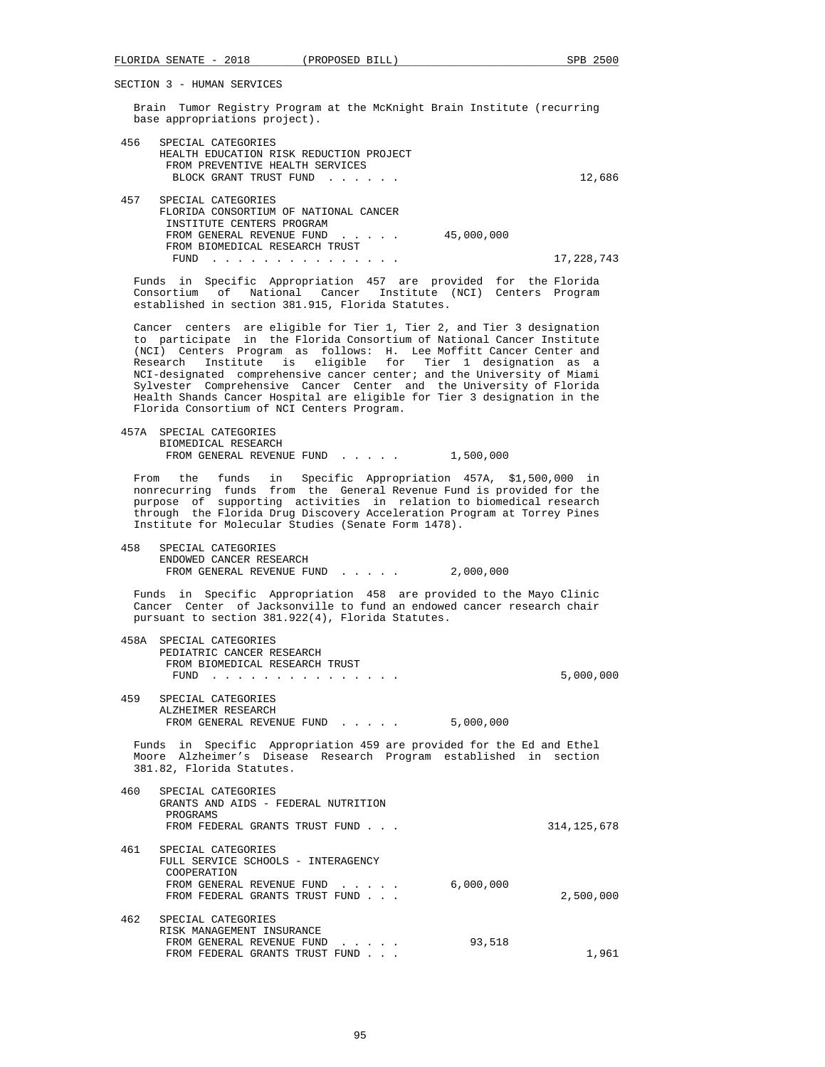SECTION 3 - HUMAN SERVICES

Brain Tumor Registry Program at the McKnight Brain Institute (recurring base appropriations project).

456 SPECIAL CATEGORIES
HEALTH EDUCATION RISK REDUCTION PROJECT
FROM PREVENTIVE HEALTH SERVICES
BLOCK GRANT TRUST FUND . . . . . . 12,686

457 SPECIAL CATEGORIES
FLORIDA CONSORTIUM OF NATIONAL CANCER
INSTITUTE CENTERS PROGRAM
FROM GENERAL REVENUE FUND . . . . . 45,000,000
FROM BIOMEDICAL RESEARCH TRUST
FUND . . . . . . . . . . . . . . . 17,228,743

Funds in Specific Appropriation 457 are provided for the Florida Consortium of National Cancer Institute (NCI) Centers Program established in section 381.915, Florida Statutes.

Cancer centers are eligible for Tier 1, Tier 2, and Tier 3 designation to participate in the Florida Consortium of National Cancer Institute (NCI) Centers Program as follows: H. Lee Moffitt Cancer Center and Research Institute is eligible for Tier 1 designation as a NCI-designated comprehensive cancer center; and the University of Miami Sylvester Comprehensive Cancer Center and the University of Florida Health Shands Cancer Hospital are eligible for Tier 3 designation in the Florida Consortium of NCI Centers Program.

457A SPECIAL CATEGORIES
BIOMEDICAL RESEARCH
FROM GENERAL REVENUE FUND . . . . . 1,500,000

From the funds in Specific Appropriation 457A, $1,500,000 in nonrecurring funds from the General Revenue Fund is provided for the purpose of supporting activities in relation to biomedical research through the Florida Drug Discovery Acceleration Program at Torrey Pines Institute for Molecular Studies (Senate Form 1478).

458 SPECIAL CATEGORIES
ENDOWED CANCER RESEARCH
FROM GENERAL REVENUE FUND . . . . . 2,000,000

Funds in Specific Appropriation 458 are provided to the Mayo Clinic Cancer Center of Jacksonville to fund an endowed cancer research chair pursuant to section 381.922(4), Florida Statutes.

458A SPECIAL CATEGORIES
PEDIATRIC CANCER RESEARCH
FROM BIOMEDICAL RESEARCH TRUST
FUND . . . . . . . . . . . . . . . 5,000,000

459 SPECIAL CATEGORIES
ALZHEIMER RESEARCH
FROM GENERAL REVENUE FUND . . . . . 5,000,000

Funds in Specific Appropriation 459 are provided for the Ed and Ethel Moore Alzheimer's Disease Research Program established in section 381.82, Florida Statutes.

460 SPECIAL CATEGORIES
GRANTS AND AIDS - FEDERAL NUTRITION
PROGRAMS
FROM FEDERAL GRANTS TRUST FUND . . . 314,125,678

461 SPECIAL CATEGORIES
FULL SERVICE SCHOOLS - INTERAGENCY
COOPERATION
FROM GENERAL REVENUE FUND . . . . . 6,000,000
FROM FEDERAL GRANTS TRUST FUND . . . 2,500,000

462 SPECIAL CATEGORIES
RISK MANAGEMENT INSURANCE
FROM GENERAL REVENUE FUND . . . . . 93,518
FROM FEDERAL GRANTS TRUST FUND . . . 1,961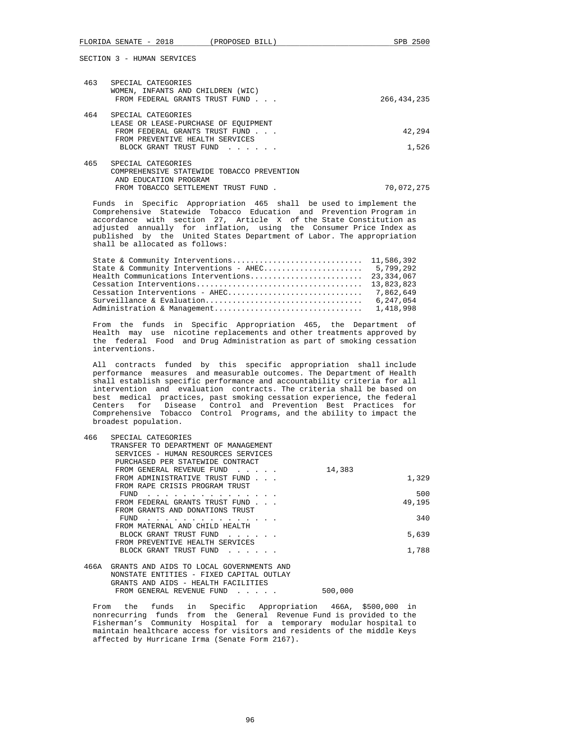SECTION 3 - HUMAN SERVICES

463 SPECIAL CATEGORIES
WOMEN, INFANTS AND CHILDREN (WIC)
FROM FEDERAL GRANTS TRUST FUND . . . 266,434,235

464 SPECIAL CATEGORIES
LEASE OR LEASE-PURCHASE OF EQUIPMENT
FROM FEDERAL GRANTS TRUST FUND . . . 42,294
FROM PREVENTIVE HEALTH SERVICES
BLOCK GRANT TRUST FUND . . . . . . 1,526

465 SPECIAL CATEGORIES
COMPREHENSIVE STATEWIDE TOBACCO PREVENTION
AND EDUCATION PROGRAM
FROM TOBACCO SETTLEMENT TRUST FUND . 70,072,275

Funds in Specific Appropriation 465 shall be used to implement the Comprehensive Statewide Tobacco Education and Prevention Program in accordance with section 27, Article X of the State Constitution as adjusted annually for inflation, using the Consumer Price Index as published by the United States Department of Labor. The appropriation shall be allocated as follows:

| | |
|---|---|
| State & Community Interventions | 11,586,392 |
| State & Community Interventions - AHEC | 5,799,292 |
| Health Communications Interventions | 23,334,067 |
| Cessation Interventions | 13,823,823 |
| Cessation Interventions - AHEC | 7,862,649 |
| Surveillance & Evaluation | 6,247,054 |
| Administration & Management | 1,418,998 |

From the funds in Specific Appropriation 465, the Department of Health may use nicotine replacements and other treatments approved by the federal Food and Drug Administration as part of smoking cessation interventions.

All contracts funded by this specific appropriation shall include performance measures and measurable outcomes. The Department of Health shall establish specific performance and accountability criteria for all intervention and evaluation contracts. The criteria shall be based on best medical practices, past smoking cessation experience, the federal Centers for Disease Control and Prevention Best Practices for Comprehensive Tobacco Control Programs, and the ability to impact the broadest population.

466 SPECIAL CATEGORIES
TRANSFER TO DEPARTMENT OF MANAGEMENT
SERVICES - HUMAN RESOURCES SERVICES
PURCHASED PER STATEWIDE CONTRACT
FROM GENERAL REVENUE FUND . . . . . 14,383
FROM ADMINISTRATIVE TRUST FUND . . . 1,329
FROM RAPE CRISIS PROGRAM TRUST
FUND . . . . . . . . . . . . . . . 500
FROM FEDERAL GRANTS TRUST FUND . . . 49,195
FROM GRANTS AND DONATIONS TRUST
FUND . . . . . . . . . . . . . . . 340
FROM MATERNAL AND CHILD HEALTH
BLOCK GRANT TRUST FUND . . . . . . 5,639
FROM PREVENTIVE HEALTH SERVICES
BLOCK GRANT TRUST FUND . . . . . . 1,788

466A GRANTS AND AIDS TO LOCAL GOVERNMENTS AND
NONSTATE ENTITIES - FIXED CAPITAL OUTLAY
GRANTS AND AIDS - HEALTH FACILITIES
FROM GENERAL REVENUE FUND . . . . . 500,000

From the funds in Specific Appropriation 466A, $500,000 in nonrecurring funds from the General Revenue Fund is provided to the Fisherman's Community Hospital for a temporary modular hospital to maintain healthcare access for visitors and residents of the middle Keys affected by Hurricane Irma (Senate Form 2167).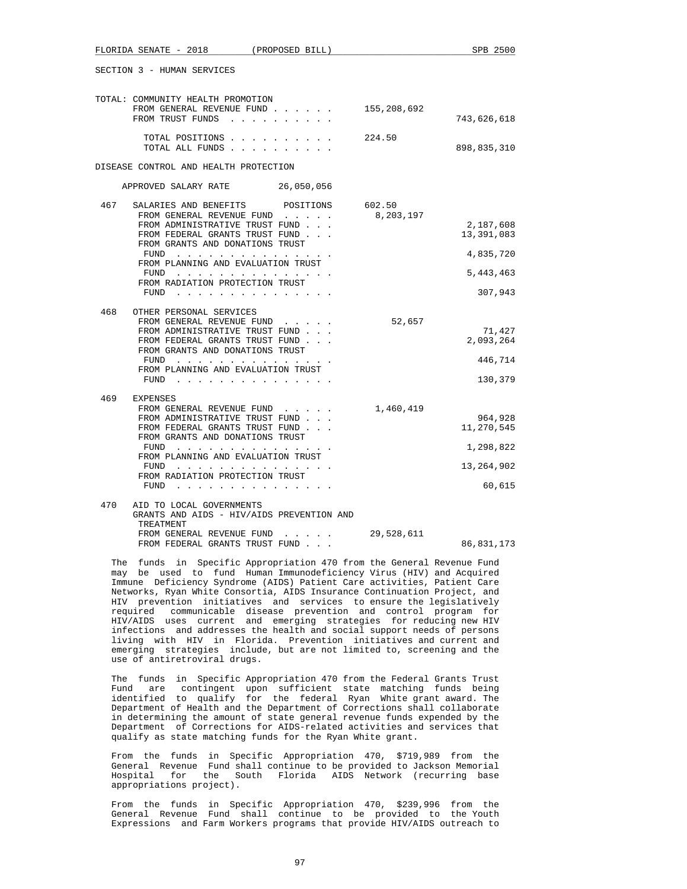SECTION 3 - HUMAN SERVICES

TOTAL: COMMUNITY HEALTH PROMOTION

| | | |
|---|---|---|
| FROM GENERAL REVENUE FUND . . . . . . | 155,208,692 | |
| FROM TRUST FUNDS . . . . . . . . . . | | 743,626,618 |
| TOTAL POSITIONS . . . . . . . . . . | 224.50 | |
| TOTAL ALL FUNDS . . . . . . . . . . | | 898,835,310 |

DISEASE CONTROL AND HEALTH PROTECTION

APPROVED SALARY RATE 26,050,056

| | | | |
|---|---|---|---|
| 467 | SALARIES AND BENEFITS POSITIONS | 602.50 | |
| | FROM GENERAL REVENUE FUND . . . . . | 8,203,197 | |
| | FROM ADMINISTRATIVE TRUST FUND . . . | | 2,187,608 |
| | FROM FEDERAL GRANTS TRUST FUND . . . | | 13,391,083 |
| | FROM GRANTS AND DONATIONS TRUST FUND . . . . . . . . . . . . . . . | | 4,835,720 |
| | FROM PLANNING AND EVALUATION TRUST FUND . . . . . . . . . . . . . . . | | 5,443,463 |
| | FROM RADIATION PROTECTION TRUST FUND . . . . . . . . . . . . . . . | | 307,943 |
| 468 | OTHER PERSONAL SERVICES | | |
| | FROM GENERAL REVENUE FUND . . . . . | 52,657 | |
| | FROM ADMINISTRATIVE TRUST FUND . . . | | 71,427 |
| | FROM FEDERAL GRANTS TRUST FUND . . . | | 2,093,264 |
| | FROM GRANTS AND DONATIONS TRUST FUND . . . . . . . . . . . . . . . | | 446,714 |
| | FROM PLANNING AND EVALUATION TRUST FUND . . . . . . . . . . . . . . . | | 130,379 |
| 469 | EXPENSES | | |
| | FROM GENERAL REVENUE FUND . . . . . | 1,460,419 | |
| | FROM ADMINISTRATIVE TRUST FUND . . . | | 964,928 |
| | FROM FEDERAL GRANTS TRUST FUND . . . | | 11,270,545 |
| | FROM GRANTS AND DONATIONS TRUST FUND . . . . . . . . . . . . . . . | | 1,298,822 |
| | FROM PLANNING AND EVALUATION TRUST FUND . . . . . . . . . . . . . . . | | 13,264,902 |
| | FROM RADIATION PROTECTION TRUST FUND . . . . . . . . . . . . . . . | | 60,615 |
| 470 | AID TO LOCAL GOVERNMENTS GRANTS AND AIDS - HIV/AIDS PREVENTION AND TREATMENT | | |
| | FROM GENERAL REVENUE FUND . . . . . | 29,528,611 | |
| | FROM FEDERAL GRANTS TRUST FUND . . . | | 86,831,173 |

The funds in Specific Appropriation 470 from the General Revenue Fund may be used to fund Human Immunodeficiency Virus (HIV) and Acquired Immune Deficiency Syndrome (AIDS) Patient Care activities, Patient Care Networks, Ryan White Consortia, AIDS Insurance Continuation Project, and HIV prevention initiatives and services to ensure the legislatively required communicable disease prevention and control program for HIV/AIDS uses current and emerging strategies for reducing new HIV infections and addresses the health and social support needs of persons living with HIV in Florida. Prevention initiatives and current and emerging strategies include, but are not limited to, screening and the use of antiretroviral drugs.

The funds in Specific Appropriation 470 from the Federal Grants Trust Fund are contingent upon sufficient state matching funds being identified to qualify for the federal Ryan White grant award. The Department of Health and the Department of Corrections shall collaborate in determining the amount of state general revenue funds expended by the Department of Corrections for AIDS-related activities and services that qualify as state matching funds for the Ryan White grant.

From the funds in Specific Appropriation 470, $719,989 from the General Revenue Fund shall continue to be provided to Jackson Memorial Hospital for the South Florida AIDS Network (recurring base appropriations project).

From the funds in Specific Appropriation 470, $239,996 from the General Revenue Fund shall continue to be provided to the Youth Expressions and Farm Workers programs that provide HIV/AIDS outreach to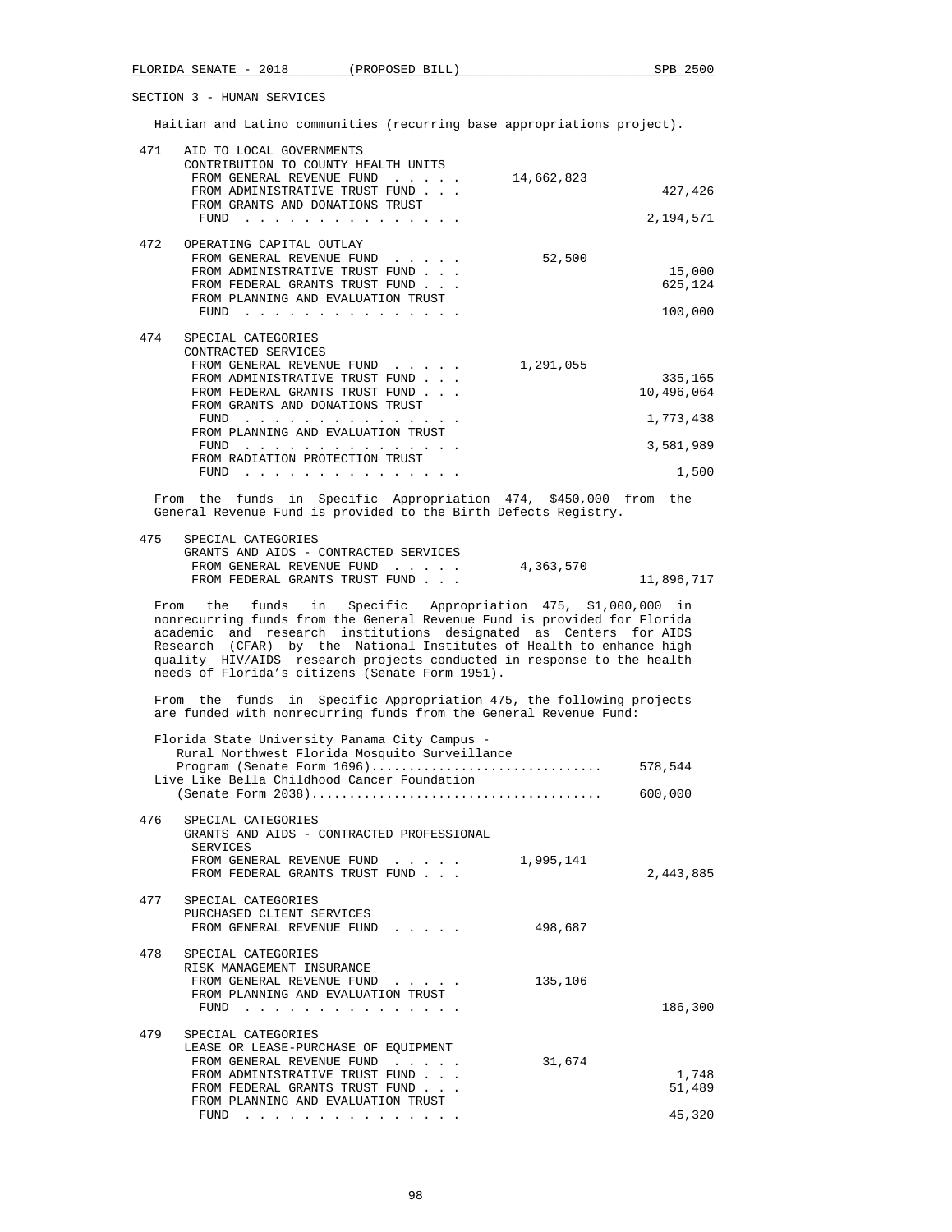SECTION 3 - HUMAN SERVICES

Haitian and Latino communities (recurring base appropriations project).

471 AID TO LOCAL GOVERNMENTS
CONTRIBUTION TO COUNTY HEALTH UNITS

| | | |
|---|---|---|
| FROM GENERAL REVENUE FUND . . . . . | 14,662,823 | |
| FROM ADMINISTRATIVE TRUST FUND . . . | | 427,426 |
| FROM GRANTS AND DONATIONS TRUST FUND . . . . . . . . . . . . . . . | | 2,194,571 |

472 OPERATING CAPITAL OUTLAY

| | | |
|---|---|---|
| FROM GENERAL REVENUE FUND . . . . . | 52,500 | |
| FROM ADMINISTRATIVE TRUST FUND . . . | | 15,000 |
| FROM FEDERAL GRANTS TRUST FUND . . . | | 625,124 |
| FROM PLANNING AND EVALUATION TRUST FUND . . . . . . . . . . . . . . . | | 100,000 |

474 SPECIAL CATEGORIES
CONTRACTED SERVICES

| | | |
|---|---|---|
| FROM GENERAL REVENUE FUND . . . . . | 1,291,055 | |
| FROM ADMINISTRATIVE TRUST FUND . . . | | 335,165 |
| FROM FEDERAL GRANTS TRUST FUND . . . | | 10,496,064 |
| FROM GRANTS AND DONATIONS TRUST FUND . . . . . . . . . . . . . . . | | 1,773,438 |
| FROM PLANNING AND EVALUATION TRUST FUND . . . . . . . . . . . . . . . | | 3,581,989 |
| FROM RADIATION PROTECTION TRUST FUND . . . . . . . . . . . . . . . | | 1,500 |

From the funds in Specific Appropriation 474, $450,000 from the General Revenue Fund is provided to the Birth Defects Registry.

475 SPECIAL CATEGORIES
GRANTS AND AIDS - CONTRACTED SERVICES

| | | |
|---|---|---|
| FROM GENERAL REVENUE FUND . . . . . | 4,363,570 | |
| FROM FEDERAL GRANTS TRUST FUND . . . | | 11,896,717 |

From the funds in Specific Appropriation 475, $1,000,000 in nonrecurring funds from the General Revenue Fund is provided for Florida academic and research institutions designated as Centers for AIDS Research (CFAR) by the National Institutes of Health to enhance high quality HIV/AIDS research projects conducted in response to the health needs of Florida's citizens (Senate Form 1951).

From the funds in Specific Appropriation 475, the following projects are funded with nonrecurring funds from the General Revenue Fund:

| | |
|---|---|
| Florida State University Panama City Campus - Rural Northwest Florida Mosquito Surveillance Program (Senate Form 1696).............................. | 578,544 |
| Live Like Bella Childhood Cancer Foundation (Senate Form 2038)...................................... | 600,000 |

476 SPECIAL CATEGORIES
GRANTS AND AIDS - CONTRACTED PROFESSIONAL SERVICES

| | | |
|---|---|---|
| FROM GENERAL REVENUE FUND . . . . . | 1,995,141 | |
| FROM FEDERAL GRANTS TRUST FUND . . . | | 2,443,885 |

477 SPECIAL CATEGORIES
PURCHASED CLIENT SERVICES

| | | |
|---|---|---|
| FROM GENERAL REVENUE FUND . . . . . | 498,687 | |

478 SPECIAL CATEGORIES
RISK MANAGEMENT INSURANCE

| | | |
|---|---|---|
| FROM GENERAL REVENUE FUND . . . . . | 135,106 | |
| FROM PLANNING AND EVALUATION TRUST FUND . . . . . . . . . . . . . . . | | 186,300 |

479 SPECIAL CATEGORIES
LEASE OR LEASE-PURCHASE OF EQUIPMENT

| | | |
|---|---|---|
| FROM GENERAL REVENUE FUND . . . . . | 31,674 | |
| FROM ADMINISTRATIVE TRUST FUND . . . | | 1,748 |
| FROM FEDERAL GRANTS TRUST FUND . . . | | 51,489 |
| FROM PLANNING AND EVALUATION TRUST FUND . . . . . . . . . . . . . . . | | 45,320 |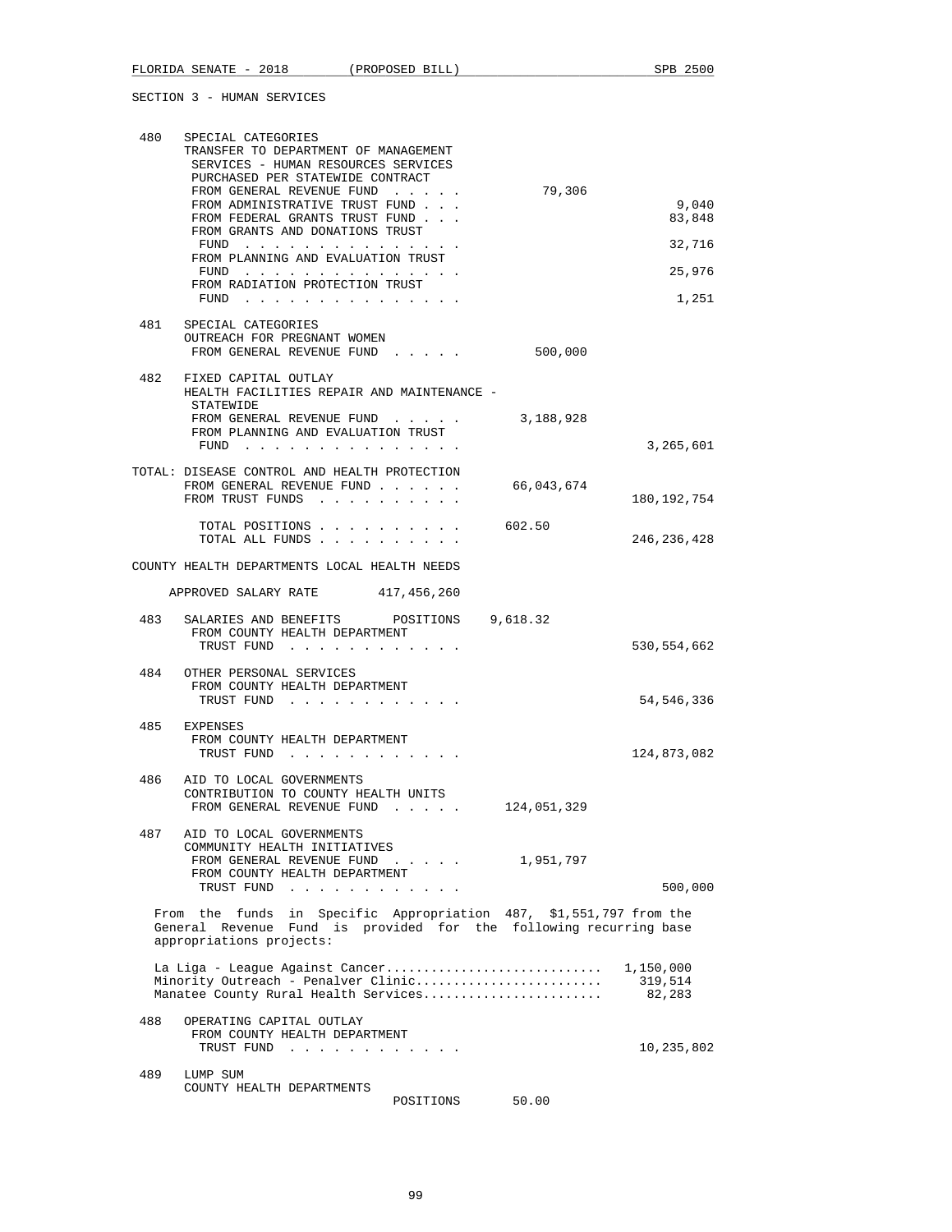SECTION 3 - HUMAN SERVICES

```
 480  SPECIAL CATEGORIES
      TRANSFER TO DEPARTMENT OF MANAGEMENT
       SERVICES - HUMAN RESOURCES SERVICES
       PURCHASED PER STATEWIDE CONTRACT
       FROM GENERAL REVENUE FUND  . . . . .          79,306
       FROM ADMINISTRATIVE TRUST FUND . . .                              9,040
       FROM FEDERAL GRANTS TRUST FUND . . .                             83,848
       FROM GRANTS AND DONATIONS TRUST
        FUND  . . . . . . . . . . . . . . .                             32,716
       FROM PLANNING AND EVALUATION TRUST
        FUND  . . . . . . . . . . . . . . .                             25,976
       FROM RADIATION PROTECTION TRUST
        FUND  . . . . . . . . . . . . . . .                              1,251

 481  SPECIAL CATEGORIES
      OUTREACH FOR PREGNANT WOMEN
       FROM GENERAL REVENUE FUND  . . . . .         500,000

 482  FIXED CAPITAL OUTLAY
      HEALTH FACILITIES REPAIR AND MAINTENANCE -
       STATEWIDE
       FROM GENERAL REVENUE FUND  . . . . .       3,188,928
       FROM PLANNING AND EVALUATION TRUST
        FUND  . . . . . . . . . . . . . . .                          3,265,601

TOTAL: DISEASE CONTROL AND HEALTH PROTECTION
       FROM GENERAL REVENUE FUND . . . . . .     66,043,674
       FROM TRUST FUNDS  . . . . . . . . . .                       180,192,754

        TOTAL POSITIONS . . . . . . . . . .          602.50
        TOTAL ALL FUNDS . . . . . . . . . .                        246,236,428

COUNTY HEALTH DEPARTMENTS LOCAL HEALTH NEEDS

    APPROVED SALARY RATE        417,456,260

 483  SALARIES AND BENEFITS        POSITIONS    9,618.32
       FROM COUNTY HEALTH DEPARTMENT
        TRUST FUND  . . . . . . . . . . . .                        530,554,662

 484  OTHER PERSONAL SERVICES
       FROM COUNTY HEALTH DEPARTMENT
        TRUST FUND  . . . . . . . . . . . .                         54,546,336

 485  EXPENSES
       FROM COUNTY HEALTH DEPARTMENT
        TRUST FUND  . . . . . . . . . . . .                        124,873,082

 486  AID TO LOCAL GOVERNMENTS
      CONTRIBUTION TO COUNTY HEALTH UNITS
       FROM GENERAL REVENUE FUND  . . . . .     124,051,329

 487  AID TO LOCAL GOVERNMENTS
      COMMUNITY HEALTH INITIATIVES
       FROM GENERAL REVENUE FUND  . . . . .       1,951,797
       FROM COUNTY HEALTH DEPARTMENT
        TRUST FUND  . . . . . . . . . . . .                            500,000
```

From the funds in Specific Appropriation 487, $1,551,797 from the General Revenue Fund is provided for the following recurring base appropriations projects:

```
La Liga - League Against Cancer.............................  1,150,000
Minority Outreach - Penalver Clinic.........................    319,514
Manatee County Rural Health Services........................     82,283
```

```
 488  OPERATING CAPITAL OUTLAY
       FROM COUNTY HEALTH DEPARTMENT
        TRUST FUND  . . . . . . . . . . . .                         10,235,802

 489  LUMP SUM
      COUNTY HEALTH DEPARTMENTS
                                   POSITIONS       50.00
```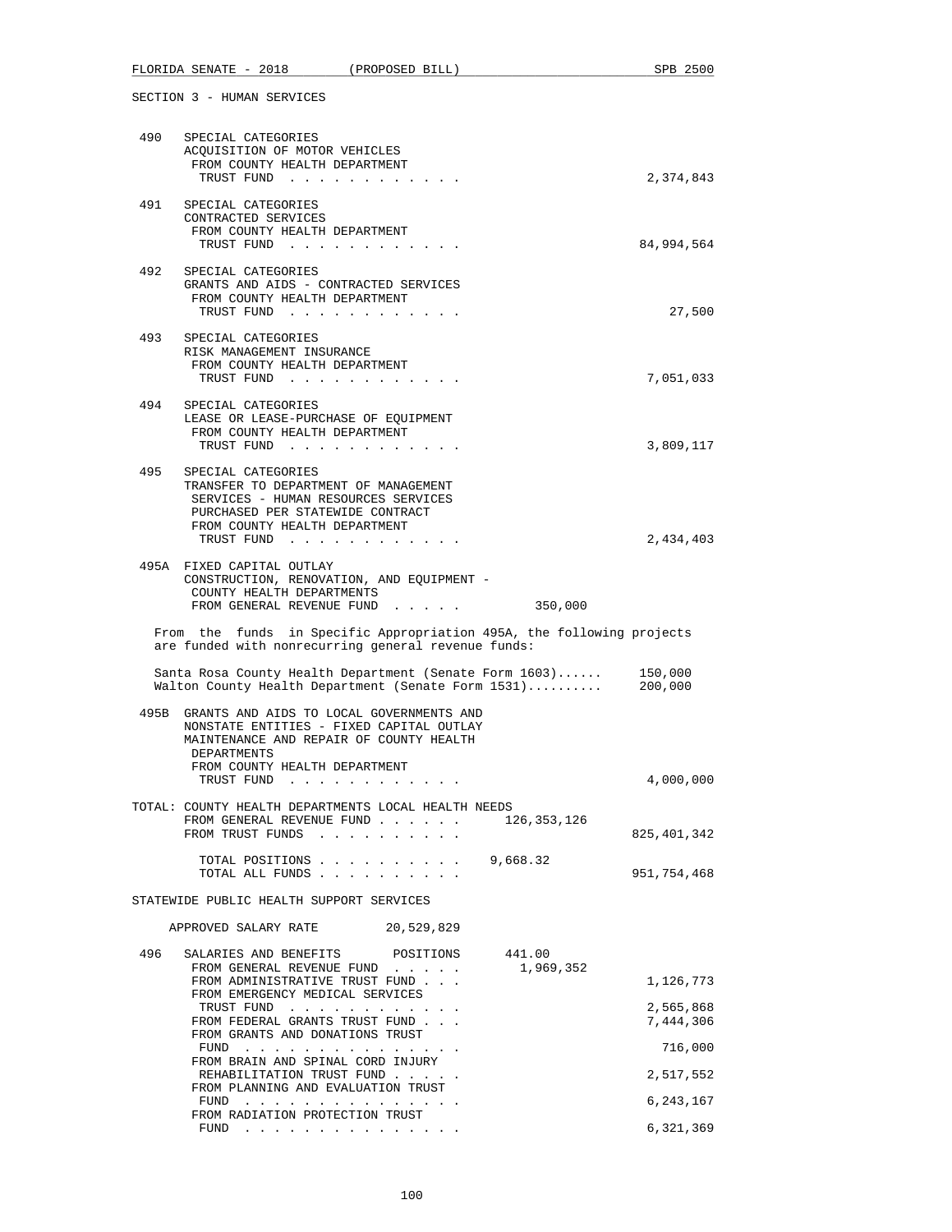SECTION 3 - HUMAN SERVICES

490 SPECIAL CATEGORIES
ACQUISITION OF MOTOR VEHICLES
FROM COUNTY HEALTH DEPARTMENT
TRUST FUND . . . . . . . . . . . . 2,374,843

491 SPECIAL CATEGORIES
CONTRACTED SERVICES
FROM COUNTY HEALTH DEPARTMENT
TRUST FUND . . . . . . . . . . . . 84,994,564

492 SPECIAL CATEGORIES
GRANTS AND AIDS - CONTRACTED SERVICES
FROM COUNTY HEALTH DEPARTMENT
TRUST FUND . . . . . . . . . . . . 27,500

493 SPECIAL CATEGORIES
RISK MANAGEMENT INSURANCE
FROM COUNTY HEALTH DEPARTMENT
TRUST FUND . . . . . . . . . . . . 7,051,033

494 SPECIAL CATEGORIES
LEASE OR LEASE-PURCHASE OF EQUIPMENT
FROM COUNTY HEALTH DEPARTMENT
TRUST FUND . . . . . . . . . . . . 3,809,117

495 SPECIAL CATEGORIES
TRANSFER TO DEPARTMENT OF MANAGEMENT
SERVICES - HUMAN RESOURCES SERVICES
PURCHASED PER STATEWIDE CONTRACT
FROM COUNTY HEALTH DEPARTMENT
TRUST FUND . . . . . . . . . . . . 2,434,403

495A FIXED CAPITAL OUTLAY
CONSTRUCTION, RENOVATION, AND EQUIPMENT -
COUNTY HEALTH DEPARTMENTS
FROM GENERAL REVENUE FUND . . . . . 350,000

From the funds in Specific Appropriation 495A, the following projects are funded with nonrecurring general revenue funds:

| | |
|---|---|
| Santa Rosa County Health Department (Senate Form 1603)...... | 150,000 |
| Walton County Health Department (Senate Form 1531).......... | 200,000 |

495B GRANTS AND AIDS TO LOCAL GOVERNMENTS AND
NONSTATE ENTITIES - FIXED CAPITAL OUTLAY
MAINTENANCE AND REPAIR OF COUNTY HEALTH
DEPARTMENTS
FROM COUNTY HEALTH DEPARTMENT
TRUST FUND . . . . . . . . . . . . 4,000,000

TOTAL: COUNTY HEALTH DEPARTMENTS LOCAL HEALTH NEEDS
FROM GENERAL REVENUE FUND . . . . . . 126,353,126
FROM TRUST FUNDS . . . . . . . . . . 825,401,342

TOTAL POSITIONS . . . . . . . . . . 9,668.32
TOTAL ALL FUNDS . . . . . . . . . . 951,754,468

STATEWIDE PUBLIC HEALTH SUPPORT SERVICES

APPROVED SALARY RATE 20,529,829

496 SALARIES AND BENEFITS POSITIONS 441.00
FROM GENERAL REVENUE FUND . . . . . 1,969,352
FROM ADMINISTRATIVE TRUST FUND . . . 1,126,773
FROM EMERGENCY MEDICAL SERVICES
TRUST FUND . . . . . . . . . . . . 2,565,868
FROM FEDERAL GRANTS TRUST FUND . . . 7,444,306
FROM GRANTS AND DONATIONS TRUST
FUND . . . . . . . . . . . . . . . 716,000
FROM BRAIN AND SPINAL CORD INJURY
REHABILITATION TRUST FUND . . . . . 2,517,552
FROM PLANNING AND EVALUATION TRUST
FUND . . . . . . . . . . . . . . . 6,243,167
FROM RADIATION PROTECTION TRUST
FUND . . . . . . . . . . . . . . . 6,321,369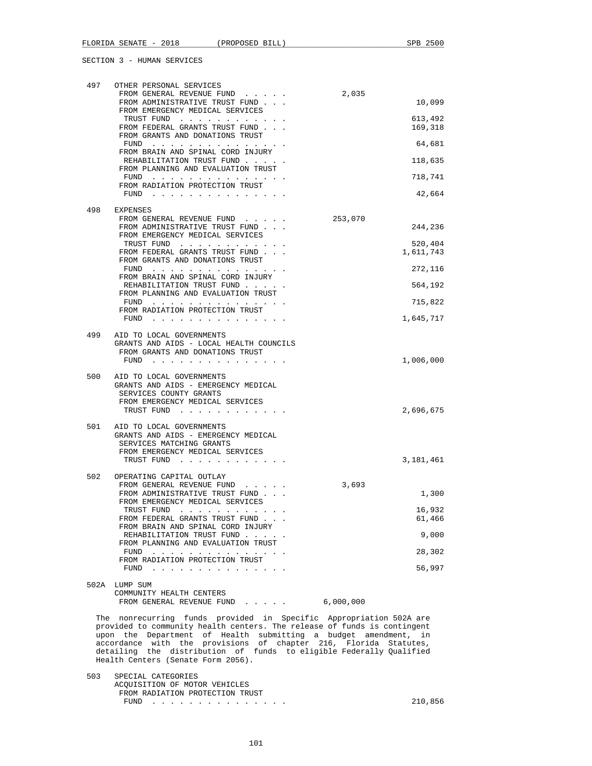SECTION 3 - HUMAN SERVICES

| | | | |
|---|---|---|---|
| 497 | OTHER PERSONAL SERVICES | | |
| | FROM GENERAL REVENUE FUND . . . . . | 2,035 | |
| | FROM ADMINISTRATIVE TRUST FUND . . . | | 10,099 |
| | FROM EMERGENCY MEDICAL SERVICES TRUST FUND . . . . . . . . . . . . | | 613,492 |
| | FROM FEDERAL GRANTS TRUST FUND . . . | | 169,318 |
| | FROM GRANTS AND DONATIONS TRUST FUND . . . . . . . . . . . . . . . | | 64,681 |
| | FROM BRAIN AND SPINAL CORD INJURY REHABILITATION TRUST FUND . . . . . | | 118,635 |
| | FROM PLANNING AND EVALUATION TRUST FUND . . . . . . . . . . . . . . . | | 718,741 |
| | FROM RADIATION PROTECTION TRUST FUND . . . . . . . . . . . . . . . | | 42,664 |
| 498 | EXPENSES | | |
| | FROM GENERAL REVENUE FUND . . . . . | 253,070 | |
| | FROM ADMINISTRATIVE TRUST FUND . . . | | 244,236 |
| | FROM EMERGENCY MEDICAL SERVICES TRUST FUND . . . . . . . . . . . . | | 520,404 |
| | FROM FEDERAL GRANTS TRUST FUND . . . | | 1,611,743 |
| | FROM GRANTS AND DONATIONS TRUST FUND . . . . . . . . . . . . . . . | | 272,116 |
| | FROM BRAIN AND SPINAL CORD INJURY REHABILITATION TRUST FUND . . . . . | | 564,192 |
| | FROM PLANNING AND EVALUATION TRUST FUND . . . . . . . . . . . . . . . | | 715,822 |
| | FROM RADIATION PROTECTION TRUST FUND . . . . . . . . . . . . . . . | | 1,645,717 |
| 499 | AID TO LOCAL GOVERNMENTS GRANTS AND AIDS - LOCAL HEALTH COUNCILS | | |
| | FROM GRANTS AND DONATIONS TRUST FUND . . . . . . . . . . . . . . . | | 1,006,000 |
| 500 | AID TO LOCAL GOVERNMENTS GRANTS AND AIDS - EMERGENCY MEDICAL SERVICES COUNTY GRANTS | | |
| | FROM EMERGENCY MEDICAL SERVICES TRUST FUND . . . . . . . . . . . . | | 2,696,675 |
| 501 | AID TO LOCAL GOVERNMENTS GRANTS AND AIDS - EMERGENCY MEDICAL SERVICES MATCHING GRANTS | | |
| | FROM EMERGENCY MEDICAL SERVICES TRUST FUND . . . . . . . . . . . . | | 3,181,461 |
| 502 | OPERATING CAPITAL OUTLAY | | |
| | FROM GENERAL REVENUE FUND . . . . . | 3,693 | |
| | FROM ADMINISTRATIVE TRUST FUND . . . | | 1,300 |
| | FROM EMERGENCY MEDICAL SERVICES TRUST FUND . . . . . . . . . . . . | | 16,932 |
| | FROM FEDERAL GRANTS TRUST FUND . . . | | 61,466 |
| | FROM BRAIN AND SPINAL CORD INJURY REHABILITATION TRUST FUND . . . . . | | 9,000 |
| | FROM PLANNING AND EVALUATION TRUST FUND . . . . . . . . . . . . . . . | | 28,302 |
| | FROM RADIATION PROTECTION TRUST FUND . . . . . . . . . . . . . . . | | 56,997 |
| 502A | LUMP SUM COMMUNITY HEALTH CENTERS | | |
| | FROM GENERAL REVENUE FUND . . . . . | 6,000,000 | |

The nonrecurring funds provided in Specific Appropriation 502A are provided to community health centers. The release of funds is contingent upon the Department of Health submitting a budget amendment, in accordance with the provisions of chapter 216, Florida Statutes, detailing the distribution of funds to eligible Federally Qualified Health Centers (Senate Form 2056).

| | | | |
|---|---|---|---|
| 503 | SPECIAL CATEGORIES ACQUISITION OF MOTOR VEHICLES | | |
| | FROM RADIATION PROTECTION TRUST FUND . . . . . . . . . . . . . . . | | 210,856 |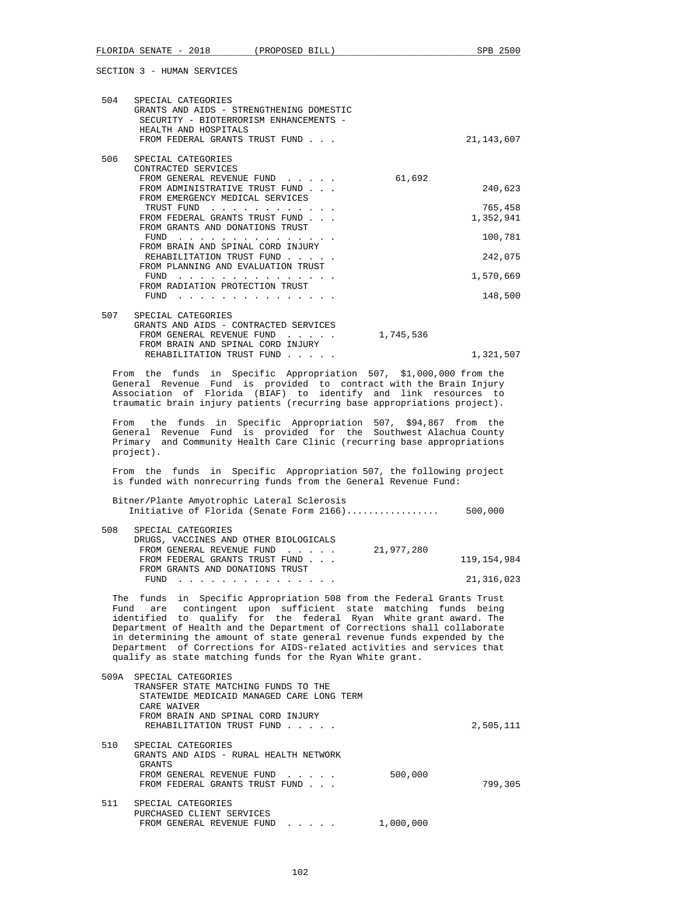SECTION 3 - HUMAN SERVICES

504 SPECIAL CATEGORIES
GRANTS AND AIDS - STRENGTHENING DOMESTIC SECURITY - BIOTERRORISM ENHANCEMENTS - HEALTH AND HOSPITALS

| | | |
|---|---|---|
| FROM FEDERAL GRANTS TRUST FUND . . . | | 21,143,607 |

506 SPECIAL CATEGORIES
CONTRACTED SERVICES

| | | |
|---|---|---|
| FROM GENERAL REVENUE FUND . . . . . | 61,692 | |
| FROM ADMINISTRATIVE TRUST FUND . . . | | 240,623 |
| FROM EMERGENCY MEDICAL SERVICES TRUST FUND . . . . . . . . . . . . | | 765,458 |
| FROM FEDERAL GRANTS TRUST FUND . . . | | 1,352,941 |
| FROM GRANTS AND DONATIONS TRUST FUND . . . . . . . . . . . . . . . | | 100,781 |
| FROM BRAIN AND SPINAL CORD INJURY REHABILITATION TRUST FUND . . . . . | | 242,075 |
| FROM PLANNING AND EVALUATION TRUST FUND . . . . . . . . . . . . . . . | | 1,570,669 |
| FROM RADIATION PROTECTION TRUST FUND . . . . . . . . . . . . . . . | | 148,500 |

507 SPECIAL CATEGORIES
GRANTS AND AIDS - CONTRACTED SERVICES

| | | |
|---|---|---|
| FROM GENERAL REVENUE FUND . . . . . | 1,745,536 | |
| FROM BRAIN AND SPINAL CORD INJURY REHABILITATION TRUST FUND . . . . . | | 1,321,507 |

From the funds in Specific Appropriation 507, $1,000,000 from the General Revenue Fund is provided to contract with the Brain Injury Association of Florida (BIAF) to identify and link resources to traumatic brain injury patients (recurring base appropriations project).

From the funds in Specific Appropriation 507, $94,867 from the General Revenue Fund is provided for the Southwest Alachua County Primary and Community Health Care Clinic (recurring base appropriations project).

From the funds in Specific Appropriation 507, the following project is funded with nonrecurring funds from the General Revenue Fund:

| | |
|---|---|
| Bitner/Plante Amyotrophic Lateral Sclerosis Initiative of Florida (Senate Form 2166)................. | 500,000 |

508 SPECIAL CATEGORIES
DRUGS, VACCINES AND OTHER BIOLOGICALS

| | | |
|---|---|---|
| FROM GENERAL REVENUE FUND . . . . . | 21,977,280 | |
| FROM FEDERAL GRANTS TRUST FUND . . . | | 119,154,984 |
| FROM GRANTS AND DONATIONS TRUST FUND . . . . . . . . . . . . . . . | | 21,316,023 |

The funds in Specific Appropriation 508 from the Federal Grants Trust Fund are contingent upon sufficient state matching funds being identified to qualify for the federal Ryan White grant award. The Department of Health and the Department of Corrections shall collaborate in determining the amount of state general revenue funds expended by the Department of Corrections for AIDS-related activities and services that qualify as state matching funds for the Ryan White grant.

509A SPECIAL CATEGORIES
TRANSFER STATE MATCHING FUNDS TO THE STATEWIDE MEDICAID MANAGED CARE LONG TERM CARE WAIVER

| | | |
|---|---|---|
| FROM BRAIN AND SPINAL CORD INJURY REHABILITATION TRUST FUND . . . . . | | 2,505,111 |

510 SPECIAL CATEGORIES
GRANTS AND AIDS - RURAL HEALTH NETWORK GRANTS

| | | |
|---|---|---|
| FROM GENERAL REVENUE FUND . . . . . | 500,000 | |
| FROM FEDERAL GRANTS TRUST FUND . . . | | 799,305 |

511 SPECIAL CATEGORIES
PURCHASED CLIENT SERVICES

| | | |
|---|---|---|
| FROM GENERAL REVENUE FUND . . . . . | 1,000,000 | |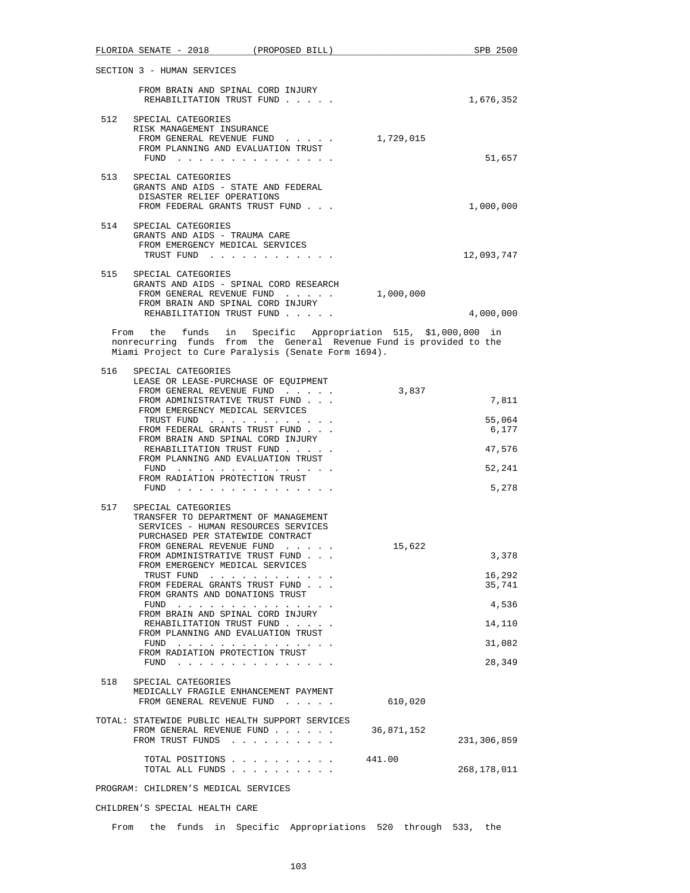SECTION 3 - HUMAN SERVICES

| | | | |
|---|---|---|---|
| | FROM BRAIN AND SPINAL CORD INJURY REHABILITATION TRUST FUND . . . . . | | 1,676,352 |
| 512 | SPECIAL CATEGORIES<br>RISK MANAGEMENT INSURANCE | | |
| | FROM GENERAL REVENUE FUND . . . . . | 1,729,015 | |
| | FROM PLANNING AND EVALUATION TRUST FUND . . . . . . . . . . . . . . . | | 51,657 |
| 513 | SPECIAL CATEGORIES<br>GRANTS AND AIDS - STATE AND FEDERAL DISASTER RELIEF OPERATIONS | | |
| | FROM FEDERAL GRANTS TRUST FUND . . . | | 1,000,000 |
| 514 | SPECIAL CATEGORIES<br>GRANTS AND AIDS - TRAUMA CARE | | |
| | FROM EMERGENCY MEDICAL SERVICES TRUST FUND . . . . . . . . . . . . | | 12,093,747 |
| 515 | SPECIAL CATEGORIES<br>GRANTS AND AIDS - SPINAL CORD RESEARCH | | |
| | FROM GENERAL REVENUE FUND . . . . . | 1,000,000 | |
| | FROM BRAIN AND SPINAL CORD INJURY REHABILITATION TRUST FUND . . . . . | | 4,000,000 |

From the funds in Specific Appropriation 515, $1,000,000 in nonrecurring funds from the General Revenue Fund is provided to the Miami Project to Cure Paralysis (Senate Form 1694).

| | | | |
|---|---|---|---|
| 516 | SPECIAL CATEGORIES<br>LEASE OR LEASE-PURCHASE OF EQUIPMENT | | |
| | FROM GENERAL REVENUE FUND . . . . . | 3,837 | |
| | FROM ADMINISTRATIVE TRUST FUND . . . | | 7,811 |
| | FROM EMERGENCY MEDICAL SERVICES TRUST FUND . . . . . . . . . . . . | | 55,064 |
| | FROM FEDERAL GRANTS TRUST FUND . . . | | 6,177 |
| | FROM BRAIN AND SPINAL CORD INJURY REHABILITATION TRUST FUND . . . . . | | 47,576 |
| | FROM PLANNING AND EVALUATION TRUST FUND . . . . . . . . . . . . . . . | | 52,241 |
| | FROM RADIATION PROTECTION TRUST FUND . . . . . . . . . . . . . . . | | 5,278 |
| 517 | SPECIAL CATEGORIES<br>TRANSFER TO DEPARTMENT OF MANAGEMENT SERVICES - HUMAN RESOURCES SERVICES PURCHASED PER STATEWIDE CONTRACT | | |
| | FROM GENERAL REVENUE FUND . . . . . | 15,622 | |
| | FROM ADMINISTRATIVE TRUST FUND . . . | | 3,378 |
| | FROM EMERGENCY MEDICAL SERVICES TRUST FUND . . . . . . . . . . . . | | 16,292 |
| | FROM FEDERAL GRANTS TRUST FUND . . . | | 35,741 |
| | FROM GRANTS AND DONATIONS TRUST FUND . . . . . . . . . . . . . . . | | 4,536 |
| | FROM BRAIN AND SPINAL CORD INJURY REHABILITATION TRUST FUND . . . . . | | 14,110 |
| | FROM PLANNING AND EVALUATION TRUST FUND . . . . . . . . . . . . . . . | | 31,082 |
| | FROM RADIATION PROTECTION TRUST FUND . . . . . . . . . . . . . . . | | 28,349 |
| 518 | SPECIAL CATEGORIES<br>MEDICALLY FRAGILE ENHANCEMENT PAYMENT | | |
| | FROM GENERAL REVENUE FUND . . . . . | 610,020 | |

| | | |
|---|---|---|
| TOTAL: STATEWIDE PUBLIC HEALTH SUPPORT SERVICES | | |
| FROM GENERAL REVENUE FUND . . . . . . | 36,871,152 | |
| FROM TRUST FUNDS . . . . . . . . . . | | 231,306,859 |
| TOTAL POSITIONS . . . . . . . . . . | 441.00 | |
| TOTAL ALL FUNDS . . . . . . . . . . | | 268,178,011 |

PROGRAM: CHILDREN'S MEDICAL SERVICES

CHILDREN'S SPECIAL HEALTH CARE

From the funds in Specific Appropriations 520 through 533, the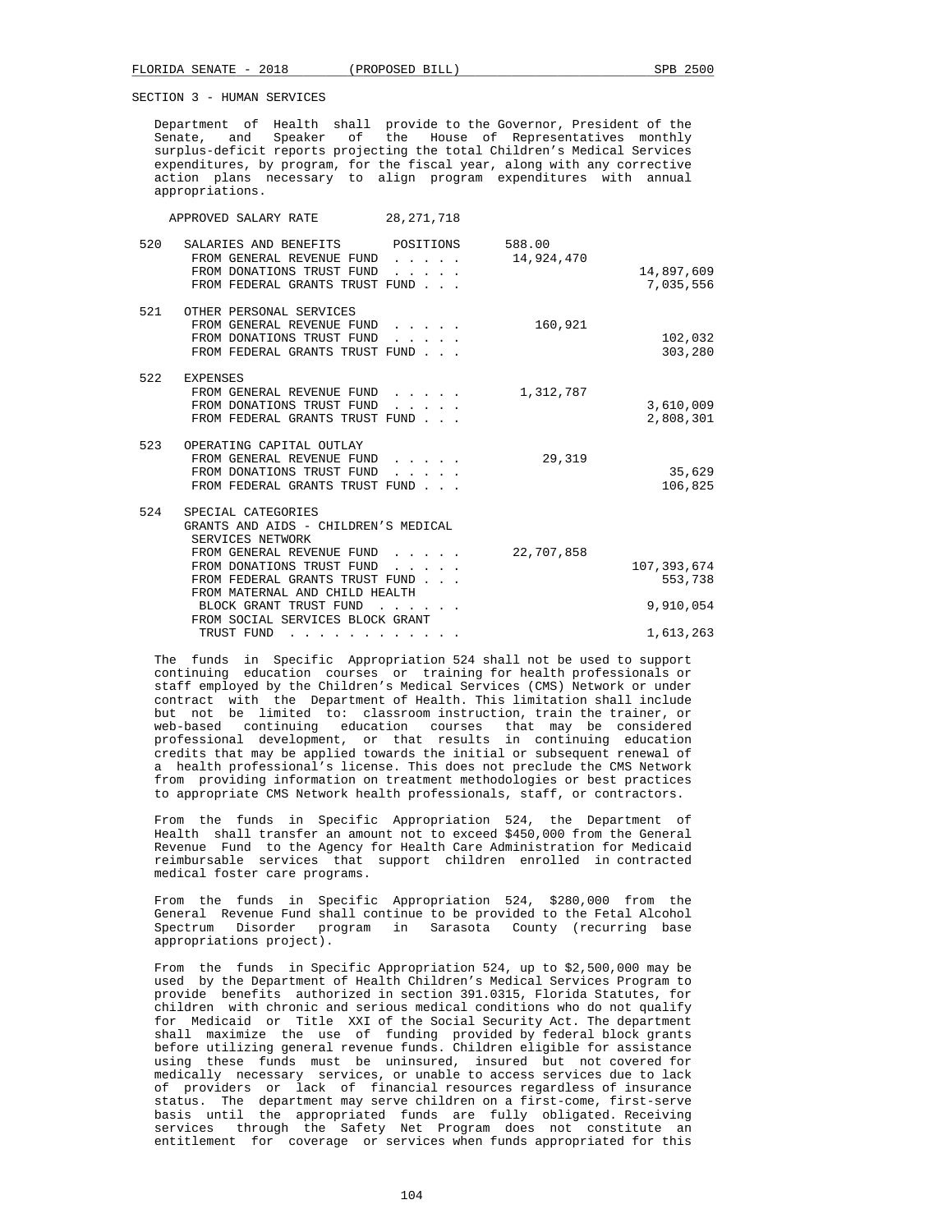SECTION 3 - HUMAN SERVICES

Department of Health shall provide to the Governor, President of the Senate, and Speaker of the House of Representatives monthly surplus-deficit reports projecting the total Children's Medical Services expenditures, by program, for the fiscal year, along with any corrective action plans necessary to align program expenditures with annual appropriations.

APPROVED SALARY RATE 28,271,718

| | | | |
|---|---|---|---|
| 520 | SALARIES AND BENEFITS POSITIONS | 588.00 | |
| | FROM GENERAL REVENUE FUND . . . . . | 14,924,470 | |
| | FROM DONATIONS TRUST FUND . . . . . | | 14,897,609 |
| | FROM FEDERAL GRANTS TRUST FUND . . . | | 7,035,556 |
| 521 | OTHER PERSONAL SERVICES | | |
| | FROM GENERAL REVENUE FUND . . . . . | 160,921 | |
| | FROM DONATIONS TRUST FUND . . . . . | | 102,032 |
| | FROM FEDERAL GRANTS TRUST FUND . . . | | 303,280 |
| 522 | EXPENSES | | |
| | FROM GENERAL REVENUE FUND . . . . . | 1,312,787 | |
| | FROM DONATIONS TRUST FUND . . . . . | | 3,610,009 |
| | FROM FEDERAL GRANTS TRUST FUND . . . | | 2,808,301 |
| 523 | OPERATING CAPITAL OUTLAY | | |
| | FROM GENERAL REVENUE FUND . . . . . | 29,319 | |
| | FROM DONATIONS TRUST FUND . . . . . | | 35,629 |
| | FROM FEDERAL GRANTS TRUST FUND . . . | | 106,825 |
| 524 | SPECIAL CATEGORIES GRANTS AND AIDS - CHILDREN'S MEDICAL SERVICES NETWORK | | |
| | FROM GENERAL REVENUE FUND . . . . . | 22,707,858 | |
| | FROM DONATIONS TRUST FUND . . . . . | | 107,393,674 |
| | FROM FEDERAL GRANTS TRUST FUND . . . | | 553,738 |
| | FROM MATERNAL AND CHILD HEALTH BLOCK GRANT TRUST FUND . . . . . . | | 9,910,054 |
| | FROM SOCIAL SERVICES BLOCK GRANT TRUST FUND . . . . . . . . . . . | | 1,613,263 |

The funds in Specific Appropriation 524 shall not be used to support continuing education courses or training for health professionals or staff employed by the Children's Medical Services (CMS) Network or under contract with the Department of Health. This limitation shall include but not be limited to: classroom instruction, train the trainer, or web-based continuing education courses that may be considered professional development, or that results in continuing education credits that may be applied towards the initial or subsequent renewal of a health professional's license. This does not preclude the CMS Network from providing information on treatment methodologies or best practices to appropriate CMS Network health professionals, staff, or contractors.

From the funds in Specific Appropriation 524, the Department of Health shall transfer an amount not to exceed $450,000 from the General Revenue Fund to the Agency for Health Care Administration for Medicaid reimbursable services that support children enrolled in contracted medical foster care programs.

From the funds in Specific Appropriation 524, $280,000 from the General Revenue Fund shall continue to be provided to the Fetal Alcohol Spectrum Disorder program in Sarasota County (recurring base appropriations project).

From the funds in Specific Appropriation 524, up to $2,500,000 may be used by the Department of Health Children's Medical Services Program to provide benefits authorized in section 391.0315, Florida Statutes, for children with chronic and serious medical conditions who do not qualify for Medicaid or Title XXI of the Social Security Act. The department shall maximize the use of funding provided by federal block grants before utilizing general revenue funds. Children eligible for assistance using these funds must be uninsured, insured but not covered for medically necessary services, or unable to access services due to lack of providers or lack of financial resources regardless of insurance status. The department may serve children on a first-come, first-serve basis until the appropriated funds are fully obligated. Receiving services through the Safety Net Program does not constitute an entitlement for coverage or services when funds appropriated for this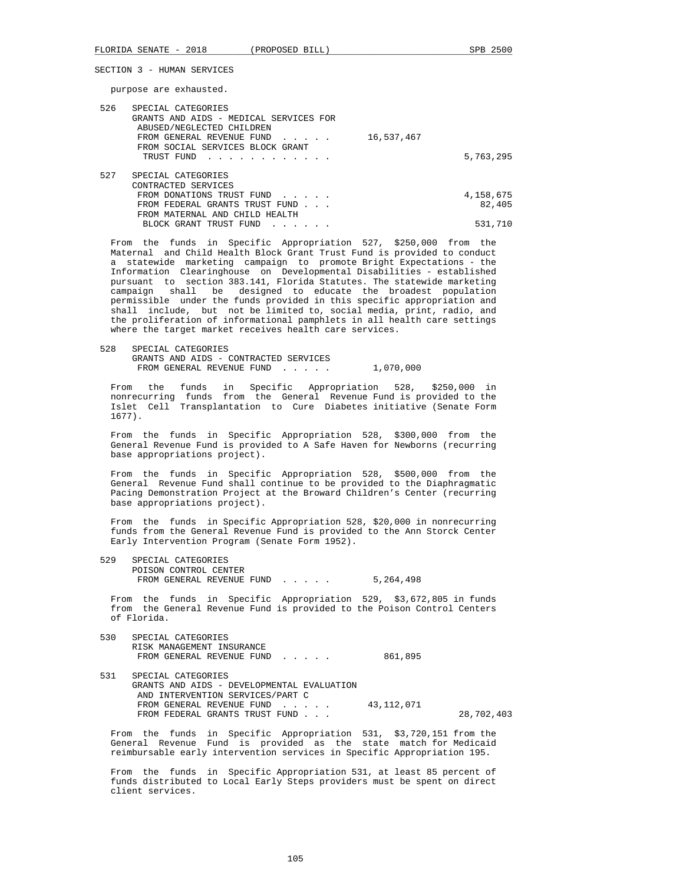SECTION 3 - HUMAN SERVICES

purpose are exhausted.

526 SPECIAL CATEGORIES
GRANTS AND AIDS - MEDICAL SERVICES FOR ABUSED/NEGLECTED CHILDREN

| | | |
|---|---|---|
| FROM GENERAL REVENUE FUND . . . . . | 16,537,467 | |
| FROM SOCIAL SERVICES BLOCK GRANT TRUST FUND . . . . . . . . . . . | | 5,763,295 |

527 SPECIAL CATEGORIES
CONTRACTED SERVICES

| | | |
|---|---|---|
| FROM DONATIONS TRUST FUND . . . . . | | 4,158,675 |
| FROM FEDERAL GRANTS TRUST FUND . . . | | 82,405 |
| FROM MATERNAL AND CHILD HEALTH BLOCK GRANT TRUST FUND . . . . . . | | 531,710 |

From the funds in Specific Appropriation 527, $250,000 from the Maternal and Child Health Block Grant Trust Fund is provided to conduct a statewide marketing campaign to promote Bright Expectations - the Information Clearinghouse on Developmental Disabilities - established pursuant to section 383.141, Florida Statutes. The statewide marketing campaign shall be designed to educate the broadest population permissible under the funds provided in this specific appropriation and shall include, but not be limited to, social media, print, radio, and the proliferation of informational pamphlets in all health care settings where the target market receives health care services.

528 SPECIAL CATEGORIES
GRANTS AND AIDS - CONTRACTED SERVICES

| | | |
|---|---|---|
| FROM GENERAL REVENUE FUND . . . . . | 1,070,000 | |

From the funds in Specific Appropriation 528, $250,000 in nonrecurring funds from the General Revenue Fund is provided to the Islet Cell Transplantation to Cure Diabetes initiative (Senate Form 1677).

From the funds in Specific Appropriation 528, $300,000 from the General Revenue Fund is provided to A Safe Haven for Newborns (recurring base appropriations project).

From the funds in Specific Appropriation 528, $500,000 from the General Revenue Fund shall continue to be provided to the Diaphragmatic Pacing Demonstration Project at the Broward Children's Center (recurring base appropriations project).

From the funds in Specific Appropriation 528, $20,000 in nonrecurring funds from the General Revenue Fund is provided to the Ann Storck Center Early Intervention Program (Senate Form 1952).

529 SPECIAL CATEGORIES
POISON CONTROL CENTER

| | | |
|---|---|---|
| FROM GENERAL REVENUE FUND . . . . . | 5,264,498 | |

From the funds in Specific Appropriation 529, $3,672,805 in funds from the General Revenue Fund is provided to the Poison Control Centers of Florida.

530 SPECIAL CATEGORIES
RISK MANAGEMENT INSURANCE

| | | |
|---|---|---|
| FROM GENERAL REVENUE FUND . . . . . | 861,895 | |

531 SPECIAL CATEGORIES
GRANTS AND AIDS - DEVELOPMENTAL EVALUATION AND INTERVENTION SERVICES/PART C

| | | |
|---|---|---|
| FROM GENERAL REVENUE FUND . . . . . | 43,112,071 | |
| FROM FEDERAL GRANTS TRUST FUND . . . | | 28,702,403 |

From the funds in Specific Appropriation 531, $3,720,151 from the General Revenue Fund is provided as the state match for Medicaid reimbursable early intervention services in Specific Appropriation 195.

From the funds in Specific Appropriation 531, at least 85 percent of funds distributed to Local Early Steps providers must be spent on direct client services.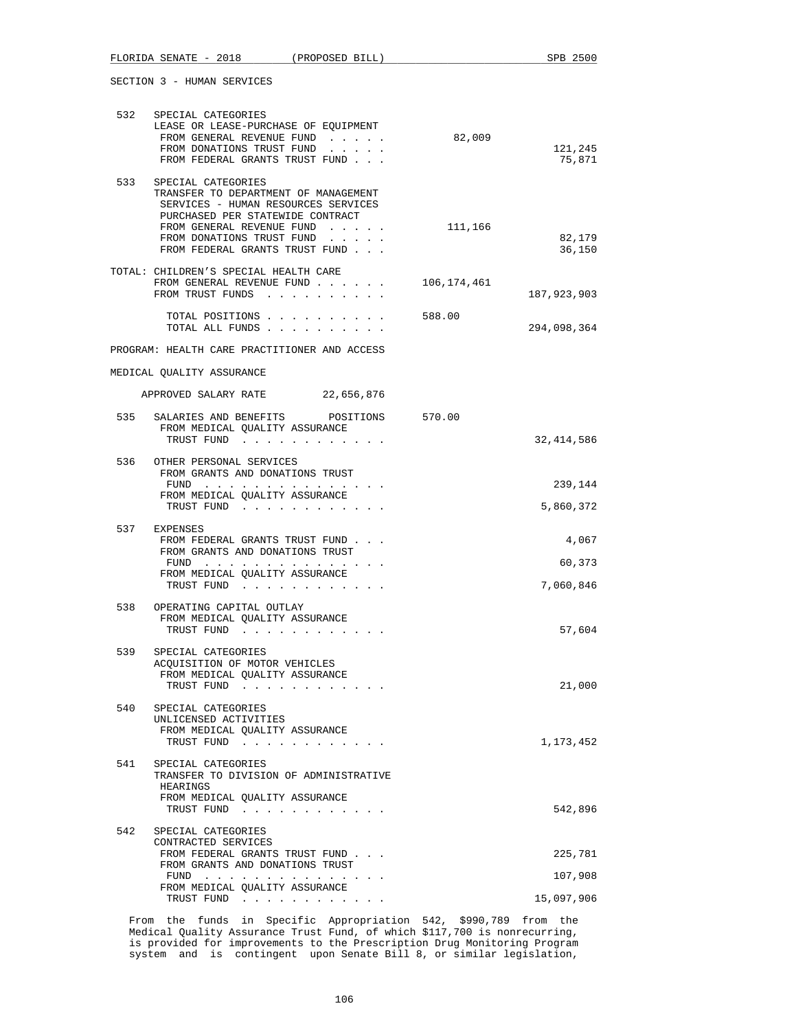SECTION 3 - HUMAN SERVICES

| | | | |
|---|---|---|---|
| 532 | SPECIAL CATEGORIES<br>LEASE OR LEASE-PURCHASE OF EQUIPMENT | | |
| | FROM GENERAL REVENUE FUND . . . . . | 82,009 | |
| | FROM DONATIONS TRUST FUND . . . . . | | 121,245 |
| | FROM FEDERAL GRANTS TRUST FUND . . . | | 75,871 |
| 533 | SPECIAL CATEGORIES<br>TRANSFER TO DEPARTMENT OF MANAGEMENT SERVICES - HUMAN RESOURCES SERVICES PURCHASED PER STATEWIDE CONTRACT | | |
| | FROM GENERAL REVENUE FUND . . . . . | 111,166 | |
| | FROM DONATIONS TRUST FUND . . . . . | | 82,179 |
| | FROM FEDERAL GRANTS TRUST FUND . . . | | 36,150 |

TOTAL: CHILDREN'S SPECIAL HEALTH CARE

| | | |
|---|---|---|
| FROM GENERAL REVENUE FUND . . . . . . | 106,174,461 | |
| FROM TRUST FUNDS . . . . . . . . . . | | 187,923,903 |
| TOTAL POSITIONS . . . . . . . . . . | 588.00 | |
| TOTAL ALL FUNDS . . . . . . . . . . | | 294,098,364 |

PROGRAM: HEALTH CARE PRACTITIONER AND ACCESS

MEDICAL QUALITY ASSURANCE

APPROVED SALARY RATE 22,656,876

| | | | |
|---|---|---|---|
| 535 | SALARIES AND BENEFITS POSITIONS | 570.00 | |
| | FROM MEDICAL QUALITY ASSURANCE TRUST FUND . . . . . . . . . . . . | | 32,414,586 |
| 536 | OTHER PERSONAL SERVICES | | |
| | FROM GRANTS AND DONATIONS TRUST FUND . . . . . . . . . . . . . . . | | 239,144 |
| | FROM MEDICAL QUALITY ASSURANCE TRUST FUND . . . . . . . . . . . . | | 5,860,372 |
| 537 | EXPENSES | | |
| | FROM FEDERAL GRANTS TRUST FUND . . . | | 4,067 |
| | FROM GRANTS AND DONATIONS TRUST FUND . . . . . . . . . . . . . . . | | 60,373 |
| | FROM MEDICAL QUALITY ASSURANCE TRUST FUND . . . . . . . . . . . . | | 7,060,846 |
| 538 | OPERATING CAPITAL OUTLAY | | |
| | FROM MEDICAL QUALITY ASSURANCE TRUST FUND . . . . . . . . . . . . | | 57,604 |
| 539 | SPECIAL CATEGORIES<br>ACQUISITION OF MOTOR VEHICLES | | |
| | FROM MEDICAL QUALITY ASSURANCE TRUST FUND . . . . . . . . . . . . | | 21,000 |
| 540 | SPECIAL CATEGORIES<br>UNLICENSED ACTIVITIES | | |
| | FROM MEDICAL QUALITY ASSURANCE TRUST FUND . . . . . . . . . . . . | | 1,173,452 |
| 541 | SPECIAL CATEGORIES<br>TRANSFER TO DIVISION OF ADMINISTRATIVE HEARINGS | | |
| | FROM MEDICAL QUALITY ASSURANCE TRUST FUND . . . . . . . . . . . . | | 542,896 |
| 542 | SPECIAL CATEGORIES<br>CONTRACTED SERVICES | | |
| | FROM FEDERAL GRANTS TRUST FUND . . . | | 225,781 |
| | FROM GRANTS AND DONATIONS TRUST FUND . . . . . . . . . . . . . . . | | 107,908 |
| | FROM MEDICAL QUALITY ASSURANCE TRUST FUND . . . . . . . . . . . . | | 15,097,906 |

From the funds in Specific Appropriation 542, $990,789 from the Medical Quality Assurance Trust Fund, of which $117,700 is nonrecurring, is provided for improvements to the Prescription Drug Monitoring Program system and is contingent upon Senate Bill 8, or similar legislation,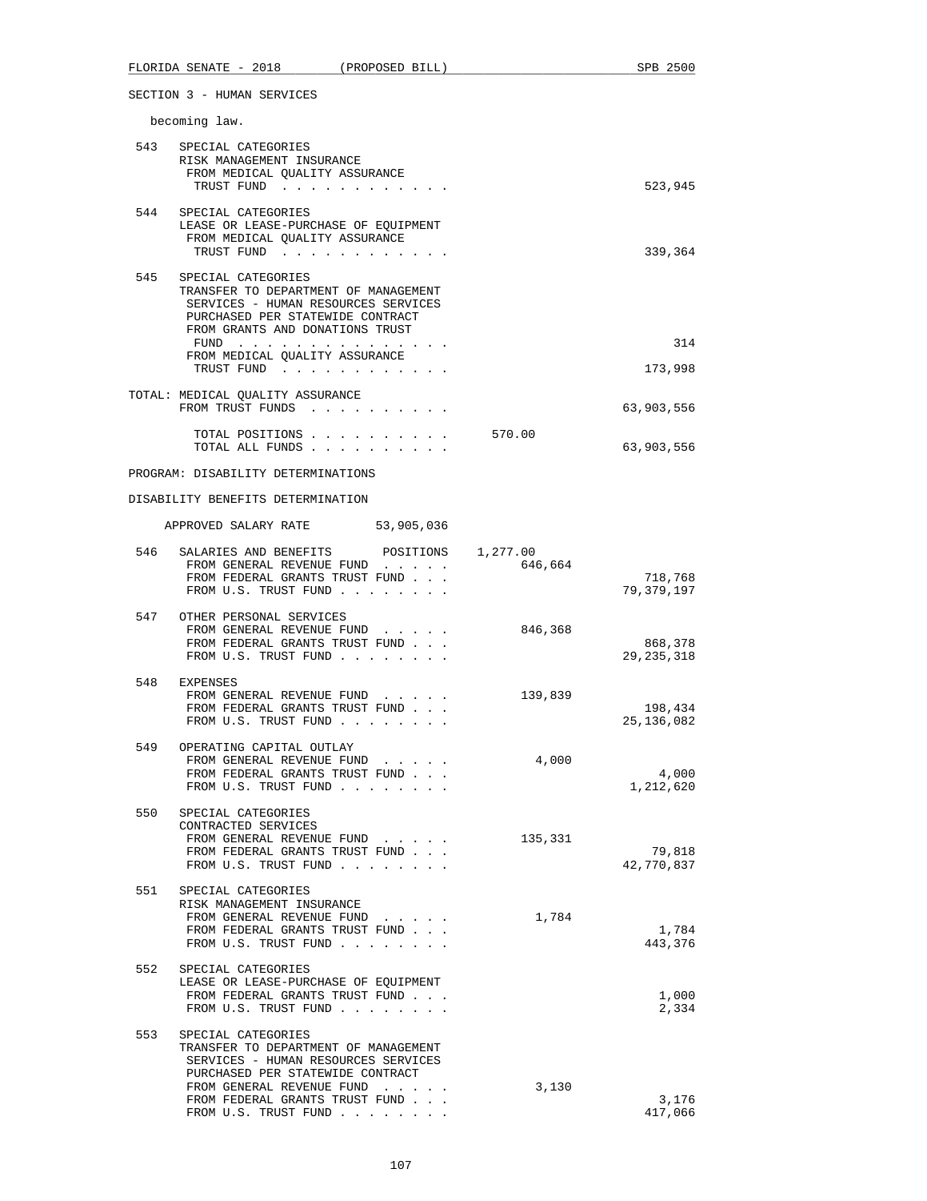SECTION 3 - HUMAN SERVICES

becoming law.

| | | | |
|---|---|---|---|
| 543 | SPECIAL CATEGORIES<br>RISK MANAGEMENT INSURANCE<br>FROM MEDICAL QUALITY ASSURANCE TRUST FUND . . . . . . . . . . . | | 523,945 |
| 544 | SPECIAL CATEGORIES<br>LEASE OR LEASE-PURCHASE OF EQUIPMENT<br>FROM MEDICAL QUALITY ASSURANCE TRUST FUND . . . . . . . . . . . | | 339,364 |
| 545 | SPECIAL CATEGORIES<br>TRANSFER TO DEPARTMENT OF MANAGEMENT SERVICES - HUMAN RESOURCES SERVICES PURCHASED PER STATEWIDE CONTRACT<br>FROM GRANTS AND DONATIONS TRUST FUND . . . . . . . . . . . . . . . | | 314 |
| | FROM MEDICAL QUALITY ASSURANCE TRUST FUND . . . . . . . . . . . | | 173,998 |

TOTAL: MEDICAL QUALITY ASSURANCE

| | | |
|---|---|---|
| FROM TRUST FUNDS . . . . . . . . . . | | 63,903,556 |
| TOTAL POSITIONS . . . . . . . . . . | 570.00 | |
| TOTAL ALL FUNDS . . . . . . . . . . | | 63,903,556 |

PROGRAM: DISABILITY DETERMINATIONS

DISABILITY BENEFITS DETERMINATION

APPROVED SALARY RATE 53,905,036

| | | | |
|---|---|---|---|
| 546 | SALARIES AND BENEFITS POSITIONS | 1,277.00 | |
| | FROM GENERAL REVENUE FUND . . . . . | 646,664 | |
| | FROM FEDERAL GRANTS TRUST FUND . . . | | 718,768 |
| | FROM U.S. TRUST FUND . . . . . . . . | | 79,379,197 |
| 547 | OTHER PERSONAL SERVICES | | |
| | FROM GENERAL REVENUE FUND . . . . . | 846,368 | |
| | FROM FEDERAL GRANTS TRUST FUND . . . | | 868,378 |
| | FROM U.S. TRUST FUND . . . . . . . . | | 29,235,318 |
| 548 | EXPENSES | | |
| | FROM GENERAL REVENUE FUND . . . . . | 139,839 | |
| | FROM FEDERAL GRANTS TRUST FUND . . . | | 198,434 |
| | FROM U.S. TRUST FUND . . . . . . . . | | 25,136,082 |
| 549 | OPERATING CAPITAL OUTLAY | | |
| | FROM GENERAL REVENUE FUND . . . . . | 4,000 | |
| | FROM FEDERAL GRANTS TRUST FUND . . . | | 4,000 |
| | FROM U.S. TRUST FUND . . . . . . . . | | 1,212,620 |
| 550 | SPECIAL CATEGORIES<br>CONTRACTED SERVICES | | |
| | FROM GENERAL REVENUE FUND . . . . . | 135,331 | |
| | FROM FEDERAL GRANTS TRUST FUND . . . | | 79,818 |
| | FROM U.S. TRUST FUND . . . . . . . . | | 42,770,837 |
| 551 | SPECIAL CATEGORIES<br>RISK MANAGEMENT INSURANCE | | |
| | FROM GENERAL REVENUE FUND . . . . . | 1,784 | |
| | FROM FEDERAL GRANTS TRUST FUND . . . | | 1,784 |
| | FROM U.S. TRUST FUND . . . . . . . . | | 443,376 |
| 552 | SPECIAL CATEGORIES<br>LEASE OR LEASE-PURCHASE OF EQUIPMENT | | |
| | FROM FEDERAL GRANTS TRUST FUND . . . | | 1,000 |
| | FROM U.S. TRUST FUND . . . . . . . . | | 2,334 |
| 553 | SPECIAL CATEGORIES<br>TRANSFER TO DEPARTMENT OF MANAGEMENT SERVICES - HUMAN RESOURCES SERVICES PURCHASED PER STATEWIDE CONTRACT | | |
| | FROM GENERAL REVENUE FUND . . . . . | 3,130 | |
| | FROM FEDERAL GRANTS TRUST FUND . . . | | 3,176 |
| | FROM U.S. TRUST FUND . . . . . . . . | | 417,066 |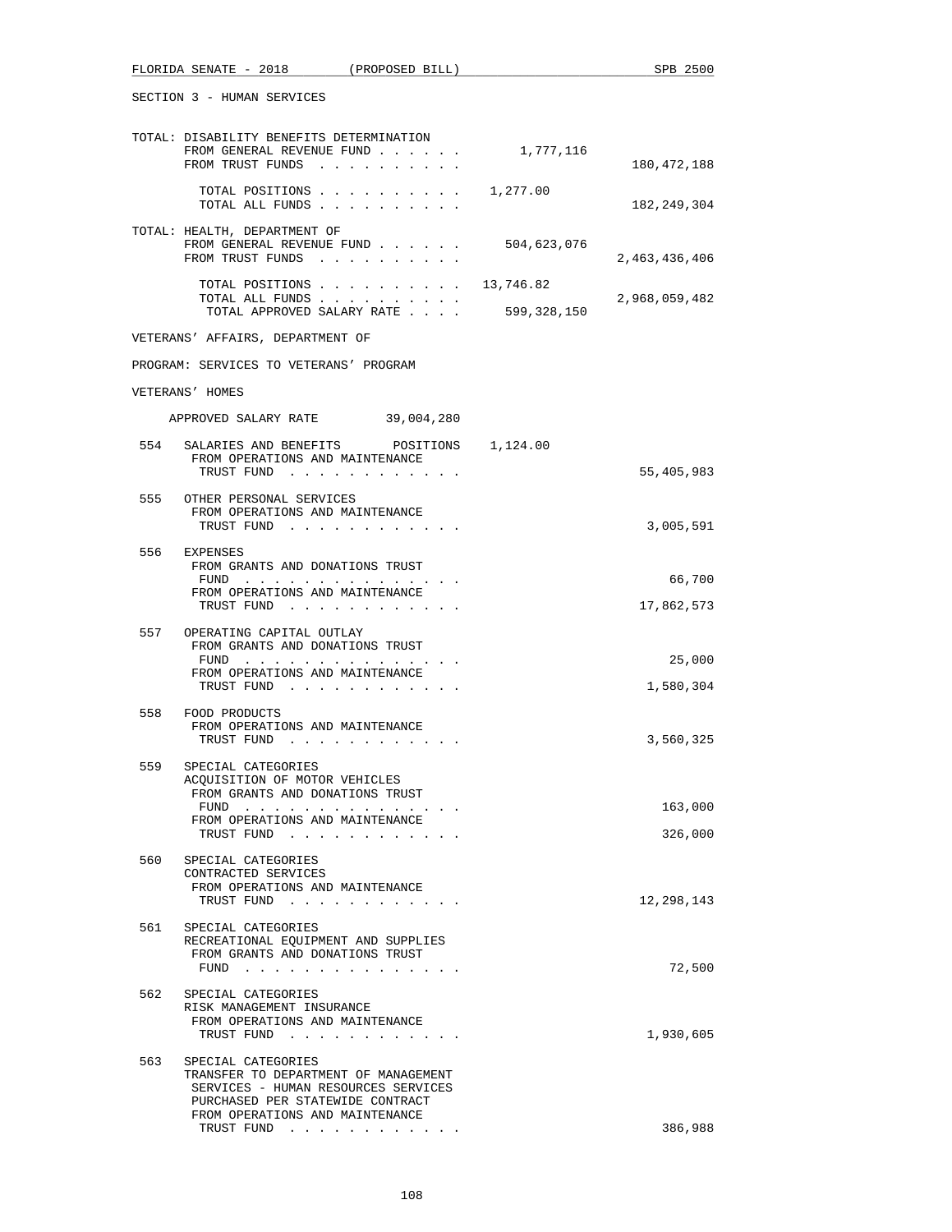SECTION 3 - HUMAN SERVICES

TOTAL: DISABILITY BENEFITS DETERMINATION

| | | |
|---|---|---|
| FROM GENERAL REVENUE FUND . . . . . . | 1,777,116 | |
| FROM TRUST FUNDS . . . . . . . . . . | | 180,472,188 |
| TOTAL POSITIONS . . . . . . . . . . | 1,277.00 | |
| TOTAL ALL FUNDS . . . . . . . . . . | | 182,249,304 |

TOTAL: HEALTH, DEPARTMENT OF

| | | |
|---|---|---|
| FROM GENERAL REVENUE FUND . . . . . . | 504,623,076 | |
| FROM TRUST FUNDS . . . . . . . . . . | | 2,463,436,406 |
| TOTAL POSITIONS . . . . . . . . . . | 13,746.82 | |
| TOTAL ALL FUNDS . . . . . . . . . . | | 2,968,059,482 |
| TOTAL APPROVED SALARY RATE . . . . | 599,328,150 | |

VETERANS' AFFAIRS, DEPARTMENT OF

PROGRAM: SERVICES TO VETERANS' PROGRAM

VETERANS' HOMES

APPROVED SALARY RATE 39,004,280

554 SALARIES AND BENEFITS POSITIONS 1,124.00
FROM OPERATIONS AND MAINTENANCE TRUST FUND . . . . . . . . . . . . 55,405,983

555 OTHER PERSONAL SERVICES
FROM OPERATIONS AND MAINTENANCE TRUST FUND . . . . . . . . . . . . 3,005,591

556 EXPENSES
FROM GRANTS AND DONATIONS TRUST FUND . . . . . . . . . . . . . . . 66,700
FROM OPERATIONS AND MAINTENANCE TRUST FUND . . . . . . . . . . . . 17,862,573

557 OPERATING CAPITAL OUTLAY
FROM GRANTS AND DONATIONS TRUST FUND . . . . . . . . . . . . . . . 25,000
FROM OPERATIONS AND MAINTENANCE TRUST FUND . . . . . . . . . . . . 1,580,304

558 FOOD PRODUCTS
FROM OPERATIONS AND MAINTENANCE TRUST FUND . . . . . . . . . . . . 3,560,325

559 SPECIAL CATEGORIES
ACQUISITION OF MOTOR VEHICLES
FROM GRANTS AND DONATIONS TRUST FUND . . . . . . . . . . . . . . . 163,000
FROM OPERATIONS AND MAINTENANCE TRUST FUND . . . . . . . . . . . . 326,000

560 SPECIAL CATEGORIES
CONTRACTED SERVICES
FROM OPERATIONS AND MAINTENANCE TRUST FUND . . . . . . . . . . . . 12,298,143

561 SPECIAL CATEGORIES
RECREATIONAL EQUIPMENT AND SUPPLIES
FROM GRANTS AND DONATIONS TRUST FUND . . . . . . . . . . . . . . . 72,500

562 SPECIAL CATEGORIES
RISK MANAGEMENT INSURANCE
FROM OPERATIONS AND MAINTENANCE TRUST FUND . . . . . . . . . . . . 1,930,605

563 SPECIAL CATEGORIES
TRANSFER TO DEPARTMENT OF MANAGEMENT SERVICES - HUMAN RESOURCES SERVICES PURCHASED PER STATEWIDE CONTRACT
FROM OPERATIONS AND MAINTENANCE TRUST FUND . . . . . . . . . . . . 386,988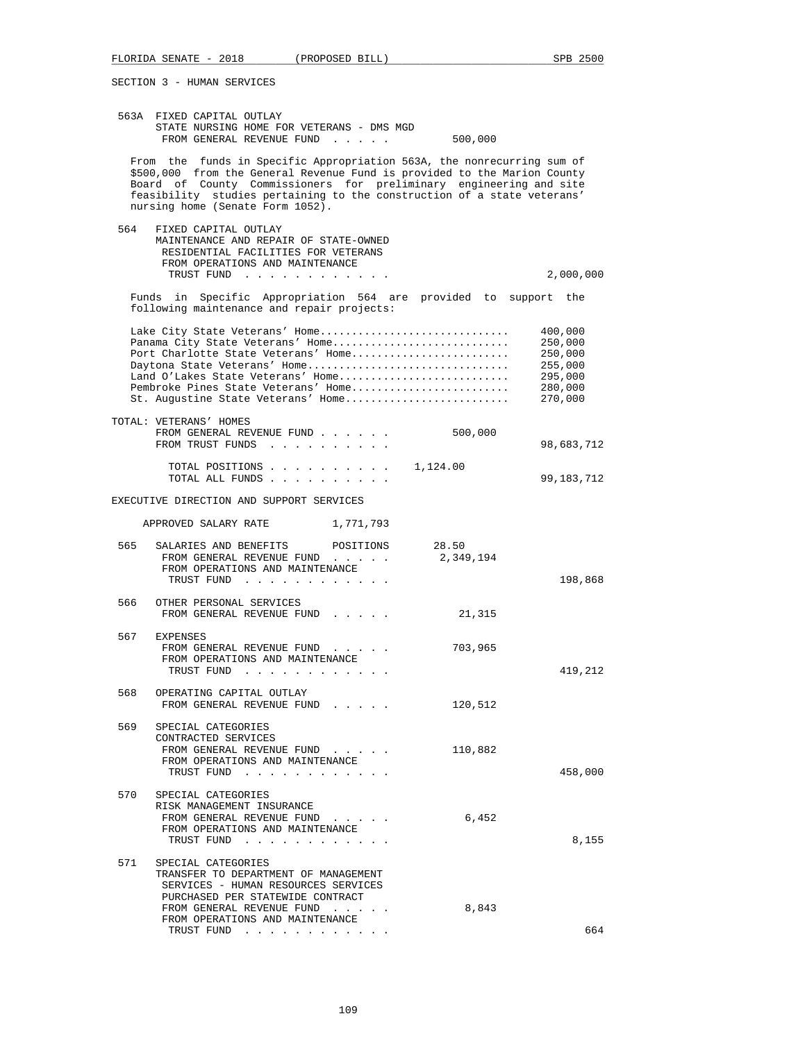SECTION 3 - HUMAN SERVICES

563A FIXED CAPITAL OUTLAY
STATE NURSING HOME FOR VETERANS - DMS MGD
FROM GENERAL REVENUE FUND . . . . . 500,000

From the funds in Specific Appropriation 563A, the nonrecurring sum of $500,000 from the General Revenue Fund is provided to the Marion County Board of County Commissioners for preliminary engineering and site feasibility studies pertaining to the construction of a state veterans' nursing home (Senate Form 1052).

564 FIXED CAPITAL OUTLAY
MAINTENANCE AND REPAIR OF STATE-OWNED RESIDENTIAL FACILITIES FOR VETERANS
FROM OPERATIONS AND MAINTENANCE TRUST FUND . . . . . . . . . . . . 2,000,000

Funds in Specific Appropriation 564 are provided to support the following maintenance and repair projects:

| Project | Amount |
|---|---|
| Lake City State Veterans' Home | 400,000 |
| Panama City State Veterans' Home | 250,000 |
| Port Charlotte State Veterans' Home | 250,000 |
| Daytona State Veterans' Home | 255,000 |
| Land O'Lakes State Veterans' Home | 295,000 |
| Pembroke Pines State Veterans' Home | 280,000 |
| St. Augustine State Veterans' Home | 270,000 |

TOTAL: VETERANS' HOMES
FROM GENERAL REVENUE FUND . . . . . . 500,000
FROM TRUST FUNDS . . . . . . . . . . 98,683,712

TOTAL POSITIONS . . . . . . . . . . 1,124.00
TOTAL ALL FUNDS . . . . . . . . . . 99,183,712

EXECUTIVE DIRECTION AND SUPPORT SERVICES

APPROVED SALARY RATE 1,771,793

565 SALARIES AND BENEFITS POSITIONS 28.50
FROM GENERAL REVENUE FUND . . . . . 2,349,194
FROM OPERATIONS AND MAINTENANCE TRUST FUND . . . . . . . . . . . . 198,868

566 OTHER PERSONAL SERVICES
FROM GENERAL REVENUE FUND . . . . . 21,315

567 EXPENSES
FROM GENERAL REVENUE FUND . . . . . 703,965
FROM OPERATIONS AND MAINTENANCE TRUST FUND . . . . . . . . . . . . 419,212

568 OPERATING CAPITAL OUTLAY
FROM GENERAL REVENUE FUND . . . . . 120,512

569 SPECIAL CATEGORIES
CONTRACTED SERVICES
FROM GENERAL REVENUE FUND . . . . . 110,882
FROM OPERATIONS AND MAINTENANCE TRUST FUND . . . . . . . . . . . . 458,000

570 SPECIAL CATEGORIES
RISK MANAGEMENT INSURANCE
FROM GENERAL REVENUE FUND . . . . . 6,452
FROM OPERATIONS AND MAINTENANCE TRUST FUND . . . . . . . . . . . . 8,155

571 SPECIAL CATEGORIES
TRANSFER TO DEPARTMENT OF MANAGEMENT SERVICES - HUMAN RESOURCES SERVICES PURCHASED PER STATEWIDE CONTRACT
FROM GENERAL REVENUE FUND . . . . . 8,843
FROM OPERATIONS AND MAINTENANCE TRUST FUND . . . . . . . . . . . . 664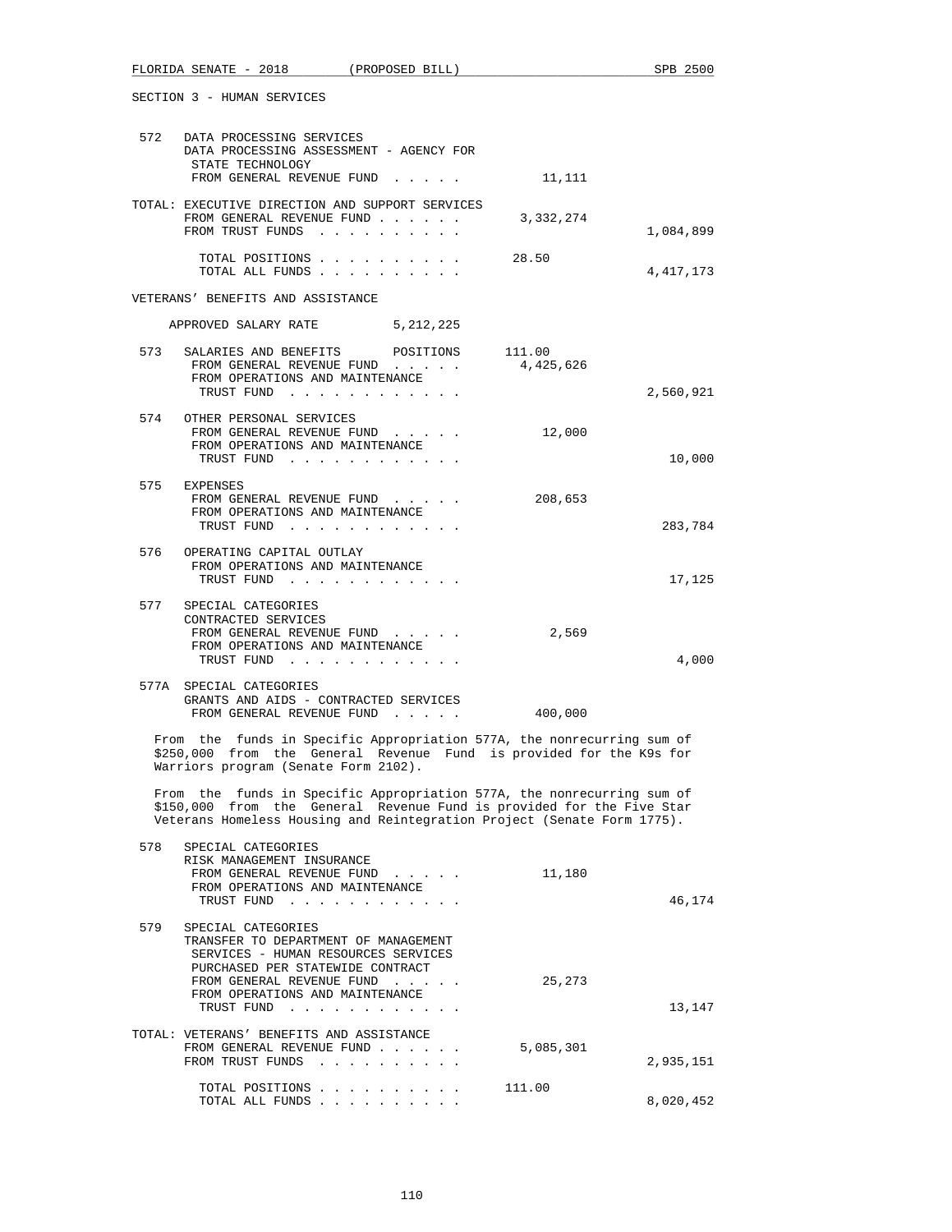SECTION 3 - HUMAN SERVICES

| | | | |
|---|---|---|---|
| 572 | DATA PROCESSING SERVICES<br>DATA PROCESSING ASSESSMENT - AGENCY FOR STATE TECHNOLOGY<br>FROM GENERAL REVENUE FUND . . . . . | 11,111 | |
| TOTAL: | EXECUTIVE DIRECTION AND SUPPORT SERVICES<br>FROM GENERAL REVENUE FUND . . . . . .<br>FROM TRUST FUNDS . . . . . . . . . . | 3,332,274 | <br><br>1,084,899 |
| | TOTAL POSITIONS . . . . . . . . . .<br>TOTAL ALL FUNDS . . . . . . . . . . | 28.50 | <br>4,417,173 |

VETERANS' BENEFITS AND ASSISTANCE

APPROVED SALARY RATE 5,212,225

| | | | |
|---|---|---|---|
| 573 | SALARIES AND BENEFITS POSITIONS<br>FROM GENERAL REVENUE FUND . . . . .<br>FROM OPERATIONS AND MAINTENANCE TRUST FUND . . . . . . . . . . . . | 111.00<br>4,425,626 | <br><br>2,560,921 |
| 574 | OTHER PERSONAL SERVICES<br>FROM GENERAL REVENUE FUND . . . . .<br>FROM OPERATIONS AND MAINTENANCE TRUST FUND . . . . . . . . . . . . | 12,000 | <br><br>10,000 |
| 575 | EXPENSES<br>FROM GENERAL REVENUE FUND . . . . .<br>FROM OPERATIONS AND MAINTENANCE TRUST FUND . . . . . . . . . . . . | 208,653 | <br><br>283,784 |
| 576 | OPERATING CAPITAL OUTLAY<br>FROM OPERATIONS AND MAINTENANCE TRUST FUND . . . . . . . . . . . . | | 17,125 |
| 577 | SPECIAL CATEGORIES<br>CONTRACTED SERVICES<br>FROM GENERAL REVENUE FUND . . . . .<br>FROM OPERATIONS AND MAINTENANCE TRUST FUND . . . . . . . . . . . . | 2,569 | <br><br>4,000 |
| 577A | SPECIAL CATEGORIES<br>GRANTS AND AIDS - CONTRACTED SERVICES<br>FROM GENERAL REVENUE FUND . . . . . | 400,000 | |

From the funds in Specific Appropriation 577A, the nonrecurring sum of $250,000 from the General Revenue Fund is provided for the K9s for Warriors program (Senate Form 2102).

From the funds in Specific Appropriation 577A, the nonrecurring sum of $150,000 from the General Revenue Fund is provided for the Five Star Veterans Homeless Housing and Reintegration Project (Senate Form 1775).

| | | | |
|---|---|---|---|
| 578 | SPECIAL CATEGORIES<br>RISK MANAGEMENT INSURANCE<br>FROM GENERAL REVENUE FUND . . . . .<br>FROM OPERATIONS AND MAINTENANCE TRUST FUND . . . . . . . . . . . . | 11,180 | <br><br>46,174 |
| 579 | SPECIAL CATEGORIES<br>TRANSFER TO DEPARTMENT OF MANAGEMENT SERVICES - HUMAN RESOURCES SERVICES PURCHASED PER STATEWIDE CONTRACT<br>FROM GENERAL REVENUE FUND . . . . .<br>FROM OPERATIONS AND MAINTENANCE TRUST FUND . . . . . . . . . . . . | 25,273 | <br><br>13,147 |
| TOTAL: | VETERANS' BENEFITS AND ASSISTANCE<br>FROM GENERAL REVENUE FUND . . . . . .<br>FROM TRUST FUNDS . . . . . . . . . . | 5,085,301 | <br><br>2,935,151 |
| | TOTAL POSITIONS . . . . . . . . . .<br>TOTAL ALL FUNDS . . . . . . . . . . | 111.00 | <br>8,020,452 |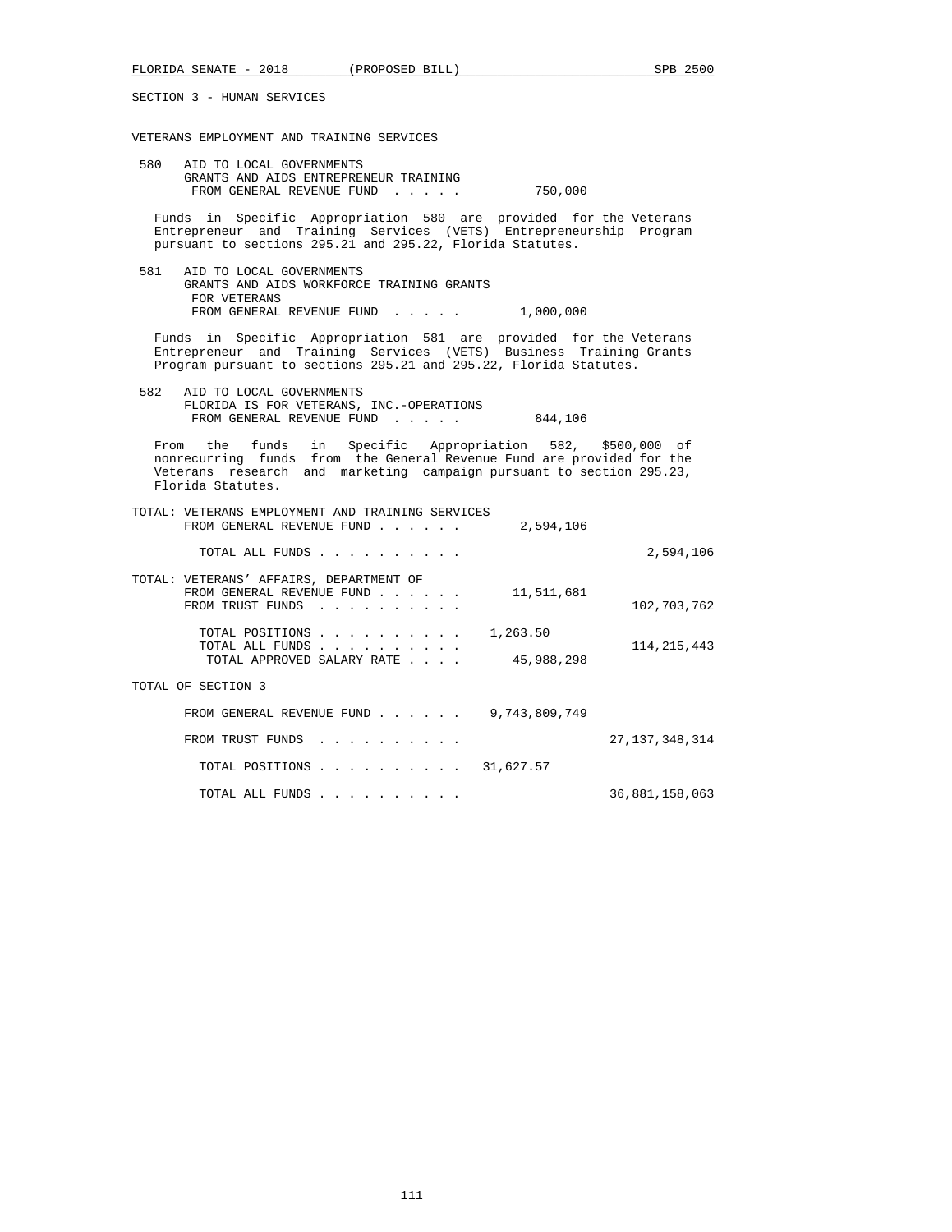SECTION 3 - HUMAN SERVICES

VETERANS EMPLOYMENT AND TRAINING SERVICES

580 AID TO LOCAL GOVERNMENTS
GRANTS AND AIDS ENTREPRENEUR TRAINING
FROM GENERAL REVENUE FUND . . . . . 750,000

Funds in Specific Appropriation 580 are provided for the Veterans Entrepreneur and Training Services (VETS) Entrepreneurship Program pursuant to sections 295.21 and 295.22, Florida Statutes.

581 AID TO LOCAL GOVERNMENTS
GRANTS AND AIDS WORKFORCE TRAINING GRANTS
FOR VETERANS
FROM GENERAL REVENUE FUND . . . . . 1,000,000

Funds in Specific Appropriation 581 are provided for the Veterans Entrepreneur and Training Services (VETS) Business Training Grants Program pursuant to sections 295.21 and 295.22, Florida Statutes.

582 AID TO LOCAL GOVERNMENTS
FLORIDA IS FOR VETERANS, INC.-OPERATIONS
FROM GENERAL REVENUE FUND . . . . . 844,106

From the funds in Specific Appropriation 582, $500,000 of nonrecurring funds from the General Revenue Fund are provided for the Veterans research and marketing campaign pursuant to section 295.23, Florida Statutes.

TOTAL: VETERANS EMPLOYMENT AND TRAINING SERVICES
FROM GENERAL REVENUE FUND . . . . . . 2,594,106

TOTAL ALL FUNDS . . . . . . . . . . 2,594,106

TOTAL: VETERANS' AFFAIRS, DEPARTMENT OF
FROM GENERAL REVENUE FUND . . . . . . 11,511,681
FROM TRUST FUNDS . . . . . . . . . . 102,703,762

TOTAL POSITIONS . . . . . . . . . . 1,263.50
TOTAL ALL FUNDS . . . . . . . . . . 114,215,443
TOTAL APPROVED SALARY RATE . . . . 45,988,298

TOTAL OF SECTION 3

FROM GENERAL REVENUE FUND . . . . . . 9,743,809,749

FROM TRUST FUNDS . . . . . . . . . . 27,137,348,314

TOTAL POSITIONS . . . . . . . . . . 31,627.57

TOTAL ALL FUNDS . . . . . . . . . . 36,881,158,063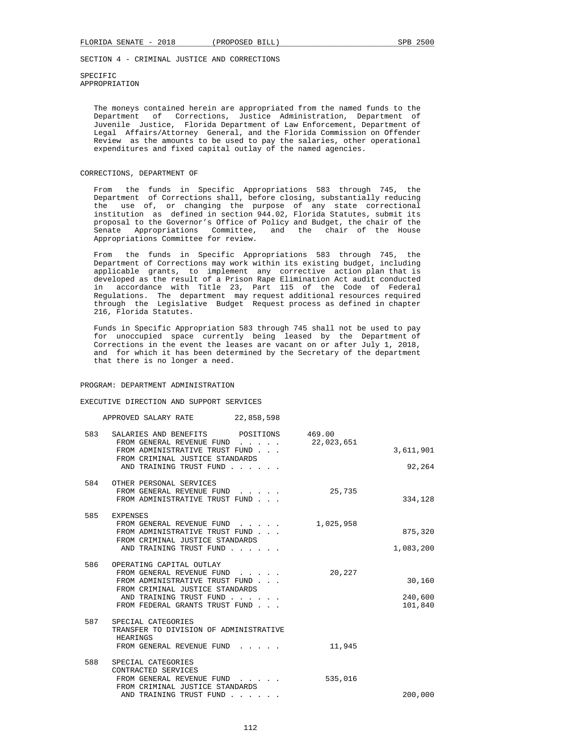SECTION 4 - CRIMINAL JUSTICE AND CORRECTIONS

SPECIFIC
APPROPRIATION

The moneys contained herein are appropriated from the named funds to the Department of Corrections, Justice Administration, Department of Juvenile Justice, Florida Department of Law Enforcement, Department of Legal Affairs/Attorney General, and the Florida Commission on Offender Review as the amounts to be used to pay the salaries, other operational expenditures and fixed capital outlay of the named agencies.

## CORRECTIONS, DEPARTMENT OF

From the funds in Specific Appropriations 583 through 745, the Department of Corrections shall, before closing, substantially reducing the use of, or changing the purpose of any state correctional institution as defined in section 944.02, Florida Statutes, submit its proposal to the Governor's Office of Policy and Budget, the chair of the Senate Appropriations Committee, and the chair of the House Appropriations Committee for review.

From the funds in Specific Appropriations 583 through 745, the Department of Corrections may work within its existing budget, including applicable grants, to implement any corrective action plan that is developed as the result of a Prison Rape Elimination Act audit conducted in accordance with Title 23, Part 115 of the Code of Federal Regulations. The department may request additional resources required through the Legislative Budget Request process as defined in chapter 216, Florida Statutes.

Funds in Specific Appropriation 583 through 745 shall not be used to pay for unoccupied space currently being leased by the Department of Corrections in the event the leases are vacant on or after July 1, 2018, and for which it has been determined by the Secretary of the department that there is no longer a need.

### PROGRAM: DEPARTMENT ADMINISTRATION

#### EXECUTIVE DIRECTION AND SUPPORT SERVICES

APPROVED SALARY RATE 22,858,598

| | | | |
|---|---|---|---|
| 583 | SALARIES AND BENEFITS POSITIONS | 469.00 | |
| | FROM GENERAL REVENUE FUND . . . . . | 22,023,651 | |
| | FROM ADMINISTRATIVE TRUST FUND . . . | | 3,611,901 |
| | FROM CRIMINAL JUSTICE STANDARDS AND TRAINING TRUST FUND . . . . . . | | 92,264 |
| 584 | OTHER PERSONAL SERVICES | | |
| | FROM GENERAL REVENUE FUND . . . . . | 25,735 | |
| | FROM ADMINISTRATIVE TRUST FUND . . . | | 334,128 |
| 585 | EXPENSES | | |
| | FROM GENERAL REVENUE FUND . . . . . | 1,025,958 | |
| | FROM ADMINISTRATIVE TRUST FUND . . . | | 875,320 |
| | FROM CRIMINAL JUSTICE STANDARDS AND TRAINING TRUST FUND . . . . . . | | 1,083,200 |
| 586 | OPERATING CAPITAL OUTLAY | | |
| | FROM GENERAL REVENUE FUND . . . . . | 20,227 | |
| | FROM ADMINISTRATIVE TRUST FUND . . . | | 30,160 |
| | FROM CRIMINAL JUSTICE STANDARDS AND TRAINING TRUST FUND . . . . . . | | 240,600 |
| | FROM FEDERAL GRANTS TRUST FUND . . . | | 101,840 |
| 587 | SPECIAL CATEGORIES TRANSFER TO DIVISION OF ADMINISTRATIVE HEARINGS | | |
| | FROM GENERAL REVENUE FUND . . . . . | 11,945 | |
| 588 | SPECIAL CATEGORIES CONTRACTED SERVICES | | |
| | FROM GENERAL REVENUE FUND . . . . . | 535,016 | |
| | FROM CRIMINAL JUSTICE STANDARDS AND TRAINING TRUST FUND . . . . . . | | 200,000 |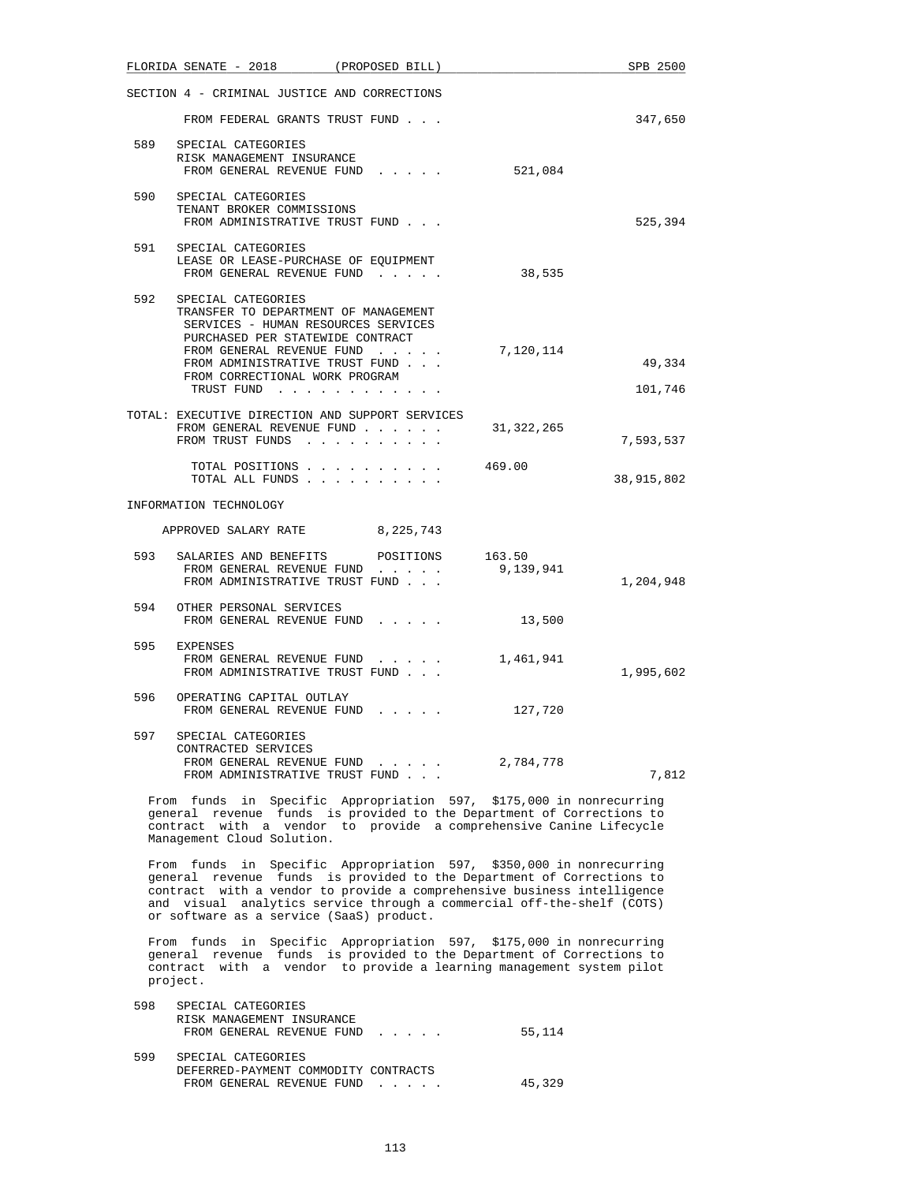SECTION 4 - CRIMINAL JUSTICE AND CORRECTIONS

| | | General Revenue | Trust Funds |
|---|---|---|---|
| | FROM FEDERAL GRANTS TRUST FUND . . . | | 347,650 |
| 589 | SPECIAL CATEGORIES<br>RISK MANAGEMENT INSURANCE<br>FROM GENERAL REVENUE FUND . . . . . | 521,084 | |
| 590 | SPECIAL CATEGORIES<br>TENANT BROKER COMMISSIONS<br>FROM ADMINISTRATIVE TRUST FUND . . . | | 525,394 |
| 591 | SPECIAL CATEGORIES<br>LEASE OR LEASE-PURCHASE OF EQUIPMENT<br>FROM GENERAL REVENUE FUND . . . . . | 38,535 | |
| 592 | SPECIAL CATEGORIES<br>TRANSFER TO DEPARTMENT OF MANAGEMENT SERVICES - HUMAN RESOURCES SERVICES PURCHASED PER STATEWIDE CONTRACT<br>FROM GENERAL REVENUE FUND . . . . . | 7,120,114 | |
| | FROM ADMINISTRATIVE TRUST FUND . . . | | 49,334 |
| | FROM CORRECTIONAL WORK PROGRAM TRUST FUND . . . . . . . . . . . | | 101,746 |

TOTAL: EXECUTIVE DIRECTION AND SUPPORT SERVICES

| | | |
|---|---|---|
| FROM GENERAL REVENUE FUND . . . . . . | 31,322,265 | |
| FROM TRUST FUNDS . . . . . . . . . . | | 7,593,537 |
| TOTAL POSITIONS . . . . . . . . . . | 469.00 | |
| TOTAL ALL FUNDS . . . . . . . . . . | | 38,915,802 |

INFORMATION TECHNOLOGY

APPROVED SALARY RATE 8,225,743

| | | General Revenue | Trust Funds |
|---|---|---|---|
| 593 | SALARIES AND BENEFITS POSITIONS | 163.50 | |
| | FROM GENERAL REVENUE FUND . . . . . | 9,139,941 | |
| | FROM ADMINISTRATIVE TRUST FUND . . . | | 1,204,948 |
| 594 | OTHER PERSONAL SERVICES<br>FROM GENERAL REVENUE FUND . . . . . | 13,500 | |
| 595 | EXPENSES<br>FROM GENERAL REVENUE FUND . . . . . | 1,461,941 | |
| | FROM ADMINISTRATIVE TRUST FUND . . . | | 1,995,602 |
| 596 | OPERATING CAPITAL OUTLAY<br>FROM GENERAL REVENUE FUND . . . . . | 127,720 | |
| 597 | SPECIAL CATEGORIES<br>CONTRACTED SERVICES<br>FROM GENERAL REVENUE FUND . . . . . | 2,784,778 | |
| | FROM ADMINISTRATIVE TRUST FUND . . . | | 7,812 |

From funds in Specific Appropriation 597, $175,000 in nonrecurring general revenue funds is provided to the Department of Corrections to contract with a vendor to provide a comprehensive Canine Lifecycle Management Cloud Solution.

From funds in Specific Appropriation 597, $350,000 in nonrecurring general revenue funds is provided to the Department of Corrections to contract with a vendor to provide a comprehensive business intelligence and visual analytics service through a commercial off-the-shelf (COTS) or software as a service (SaaS) product.

From funds in Specific Appropriation 597, $175,000 in nonrecurring general revenue funds is provided to the Department of Corrections to contract with a vendor to provide a learning management system pilot project.

| | | General Revenue | Trust Funds |
|---|---|---|---|
| 598 | SPECIAL CATEGORIES<br>RISK MANAGEMENT INSURANCE<br>FROM GENERAL REVENUE FUND . . . . . | 55,114 | |
| 599 | SPECIAL CATEGORIES<br>DEFERRED-PAYMENT COMMODITY CONTRACTS<br>FROM GENERAL REVENUE FUND . . . . . | 45,329 | |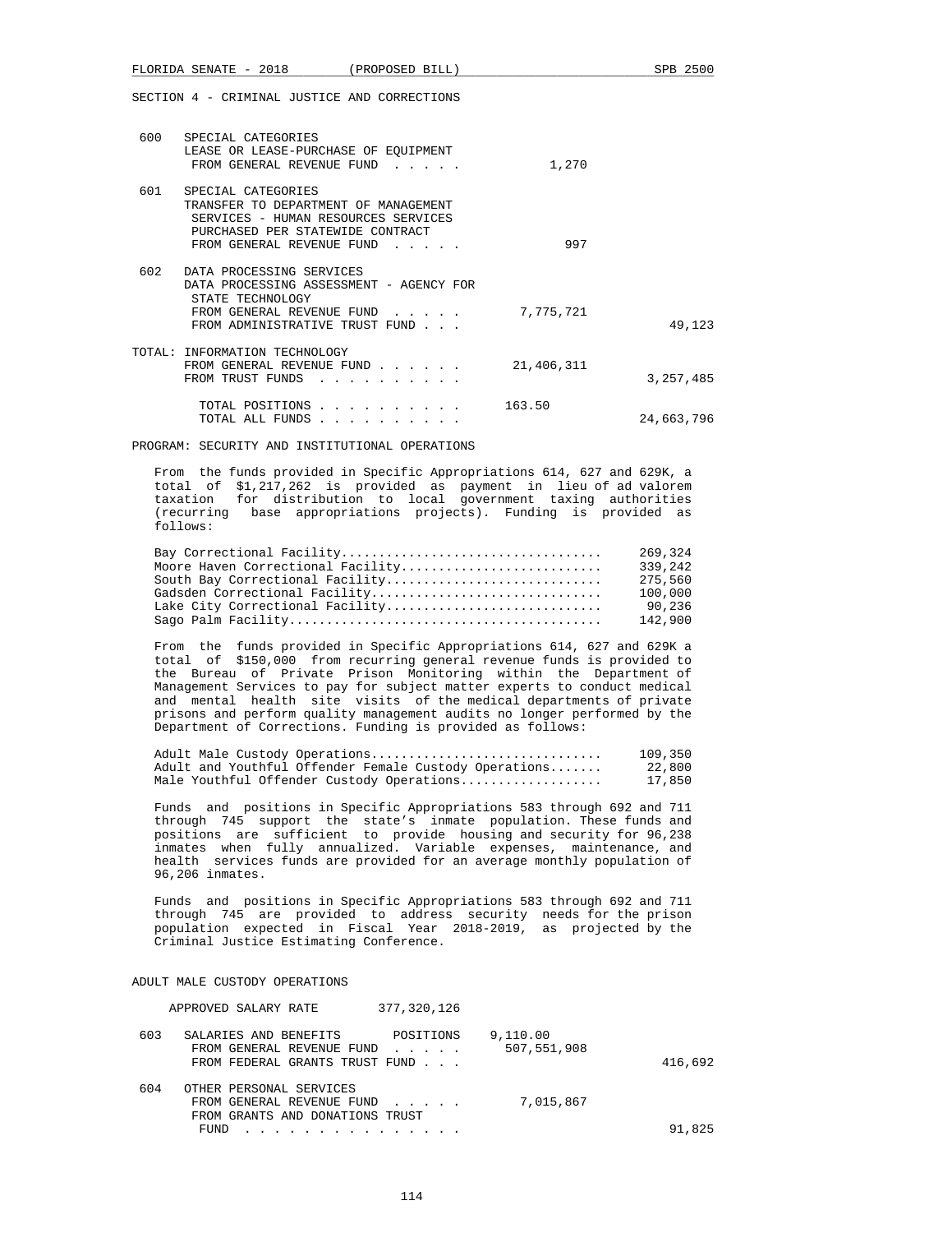SECTION 4 - CRIMINAL JUSTICE AND CORRECTIONS

| | | | |
|---|---|---|---|
| 600 | SPECIAL CATEGORIES<br>LEASE OR LEASE-PURCHASE OF EQUIPMENT<br>FROM GENERAL REVENUE FUND . . . . . | 1,270 | |
| 601 | SPECIAL CATEGORIES<br>TRANSFER TO DEPARTMENT OF MANAGEMENT SERVICES - HUMAN RESOURCES SERVICES PURCHASED PER STATEWIDE CONTRACT<br>FROM GENERAL REVENUE FUND . . . . . | 997 | |
| 602 | DATA PROCESSING SERVICES<br>DATA PROCESSING ASSESSMENT - AGENCY FOR STATE TECHNOLOGY<br>FROM GENERAL REVENUE FUND . . . . . | 7,775,721 | |
| | FROM ADMINISTRATIVE TRUST FUND . . . | | 49,123 |

| | | |
|---|---|---|
| TOTAL: INFORMATION TECHNOLOGY | | |
| FROM GENERAL REVENUE FUND . . . . . . | 21,406,311 | |
| FROM TRUST FUNDS . . . . . . . . . . | | 3,257,485 |
| TOTAL POSITIONS . . . . . . . . . . | 163.50 | |
| TOTAL ALL FUNDS . . . . . . . . . . | | 24,663,796 |

PROGRAM: SECURITY AND INSTITUTIONAL OPERATIONS

From the funds provided in Specific Appropriations 614, 627 and 629K, a total of $1,217,262 is provided as payment in lieu of ad valorem taxation for distribution to local government taxing authorities (recurring base appropriations projects). Funding is provided as follows:

| | |
|---|---|
| Bay Correctional Facility | 269,324 |
| Moore Haven Correctional Facility | 339,242 |
| South Bay Correctional Facility | 275,560 |
| Gadsden Correctional Facility | 100,000 |
| Lake City Correctional Facility | 90,236 |
| Sago Palm Facility | 142,900 |

From the funds provided in Specific Appropriations 614, 627 and 629K a total of $150,000 from recurring general revenue funds is provided to the Bureau of Private Prison Monitoring within the Department of Management Services to pay for subject matter experts to conduct medical and mental health site visits of the medical departments of private prisons and perform quality management audits no longer performed by the Department of Corrections. Funding is provided as follows:

| | |
|---|---|
| Adult Male Custody Operations | 109,350 |
| Adult and Youthful Offender Female Custody Operations | 22,800 |
| Male Youthful Offender Custody Operations | 17,850 |

Funds and positions in Specific Appropriations 583 through 692 and 711 through 745 support the state's inmate population. These funds and positions are sufficient to provide housing and security for 96,238 inmates when fully annualized. Variable expenses, maintenance, and health services funds are provided for an average monthly population of 96,206 inmates.

Funds and positions in Specific Appropriations 583 through 692 and 711 through 745 are provided to address security needs for the prison population expected in Fiscal Year 2018-2019, as projected by the Criminal Justice Estimating Conference.

ADULT MALE CUSTODY OPERATIONS

APPROVED SALARY RATE 377,320,126

| | | | |
|---|---|---|---|
| 603 | SALARIES AND BENEFITS POSITIONS | 9,110.00 | |
| | FROM GENERAL REVENUE FUND . . . . . | 507,551,908 | |
| | FROM FEDERAL GRANTS TRUST FUND . . . | | 416,692 |
| 604 | OTHER PERSONAL SERVICES<br>FROM GENERAL REVENUE FUND . . . . . | 7,015,867 | |
| | FROM GRANTS AND DONATIONS TRUST FUND . . . . . . . . . . . . . . . | | 91,825 |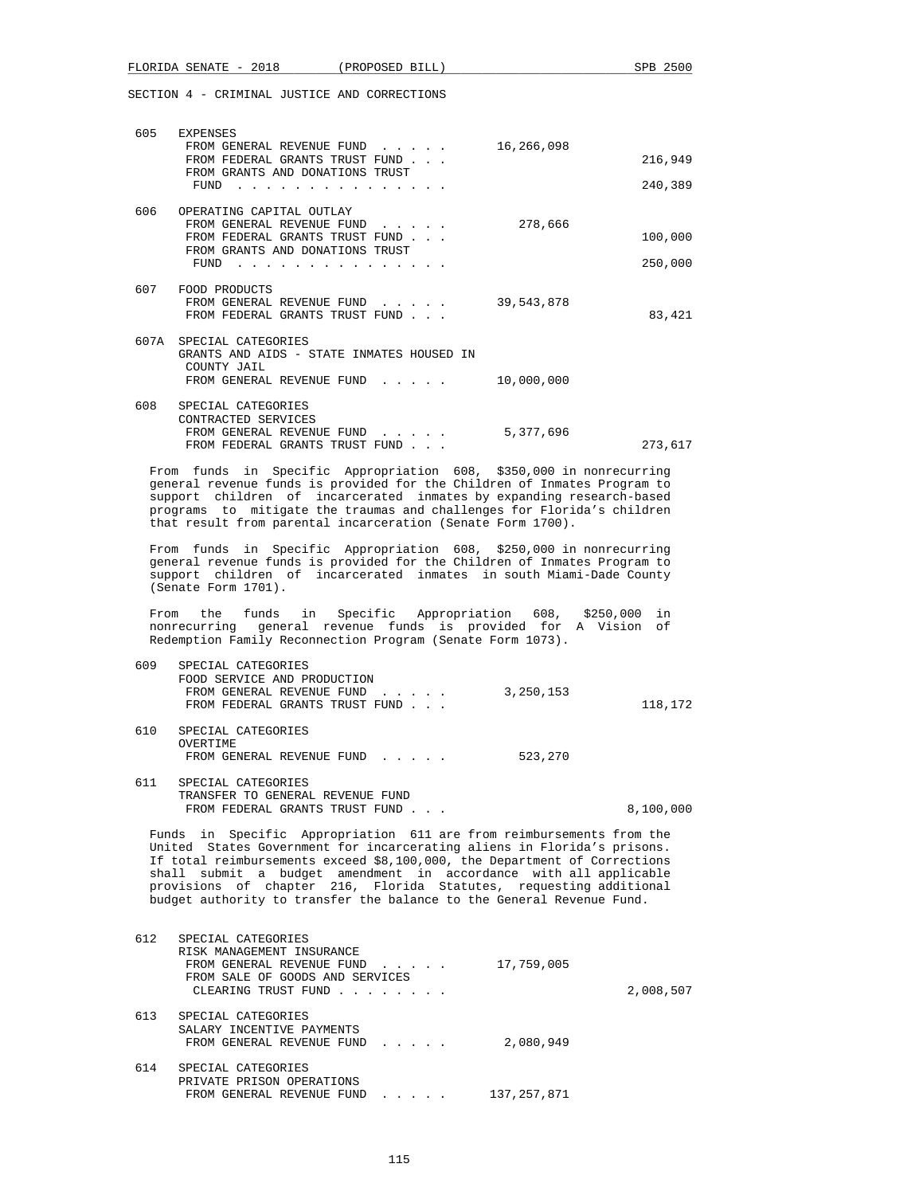SECTION 4 - CRIMINAL JUSTICE AND CORRECTIONS

| | | | |
|---|---|---|---|
| 605 | EXPENSES | | |
| | FROM GENERAL REVENUE FUND . . . . . | 16,266,098 | |
| | FROM FEDERAL GRANTS TRUST FUND . . . | | 216,949 |
| | FROM GRANTS AND DONATIONS TRUST FUND . . . . . . . . . . . . . . . | | 240,389 |
| 606 | OPERATING CAPITAL OUTLAY | | |
| | FROM GENERAL REVENUE FUND . . . . . | 278,666 | |
| | FROM FEDERAL GRANTS TRUST FUND . . . | | 100,000 |
| | FROM GRANTS AND DONATIONS TRUST FUND . . . . . . . . . . . . . . . | | 250,000 |
| 607 | FOOD PRODUCTS | | |
| | FROM GENERAL REVENUE FUND . . . . . | 39,543,878 | |
| | FROM FEDERAL GRANTS TRUST FUND . . . | | 83,421 |
| 607A | SPECIAL CATEGORIES | | |
| | GRANTS AND AIDS - STATE INMATES HOUSED IN COUNTY JAIL | | |
| | FROM GENERAL REVENUE FUND . . . . . | 10,000,000 | |
| 608 | SPECIAL CATEGORIES | | |
| | CONTRACTED SERVICES | | |
| | FROM GENERAL REVENUE FUND . . . . . | 5,377,696 | |
| | FROM FEDERAL GRANTS TRUST FUND . . . | | 273,617 |

From funds in Specific Appropriation 608, $350,000 in nonrecurring general revenue funds is provided for the Children of Inmates Program to support children of incarcerated inmates by expanding research-based programs to mitigate the traumas and challenges for Florida's children that result from parental incarceration (Senate Form 1700).

From funds in Specific Appropriation 608, $250,000 in nonrecurring general revenue funds is provided for the Children of Inmates Program to support children of incarcerated inmates in south Miami-Dade County (Senate Form 1701).

From the funds in Specific Appropriation 608, $250,000 in nonrecurring general revenue funds is provided for A Vision of Redemption Family Reconnection Program (Senate Form 1073).

| | | | |
|---|---|---|---|
| 609 | SPECIAL CATEGORIES | | |
| | FOOD SERVICE AND PRODUCTION | | |
| | FROM GENERAL REVENUE FUND . . . . . | 3,250,153 | |
| | FROM FEDERAL GRANTS TRUST FUND . . . | | 118,172 |
| 610 | SPECIAL CATEGORIES | | |
| | OVERTIME | | |
| | FROM GENERAL REVENUE FUND . . . . . | 523,270 | |
| 611 | SPECIAL CATEGORIES | | |
| | TRANSFER TO GENERAL REVENUE FUND | | |
| | FROM FEDERAL GRANTS TRUST FUND . . . | | 8,100,000 |

Funds in Specific Appropriation 611 are from reimbursements from the United States Government for incarcerating aliens in Florida's prisons. If total reimbursements exceed $8,100,000, the Department of Corrections shall submit a budget amendment in accordance with all applicable provisions of chapter 216, Florida Statutes, requesting additional budget authority to transfer the balance to the General Revenue Fund.

| | | | |
|---|---|---|---|
| 612 | SPECIAL CATEGORIES | | |
| | RISK MANAGEMENT INSURANCE | | |
| | FROM GENERAL REVENUE FUND . . . . . | 17,759,005 | |
| | FROM SALE OF GOODS AND SERVICES CLEARING TRUST FUND . . . . . . . . | | 2,008,507 |
| 613 | SPECIAL CATEGORIES | | |
| | SALARY INCENTIVE PAYMENTS | | |
| | FROM GENERAL REVENUE FUND . . . . . | 2,080,949 | |
| 614 | SPECIAL CATEGORIES | | |
| | PRIVATE PRISON OPERATIONS | | |
| | FROM GENERAL REVENUE FUND . . . . . | 137,257,871 | |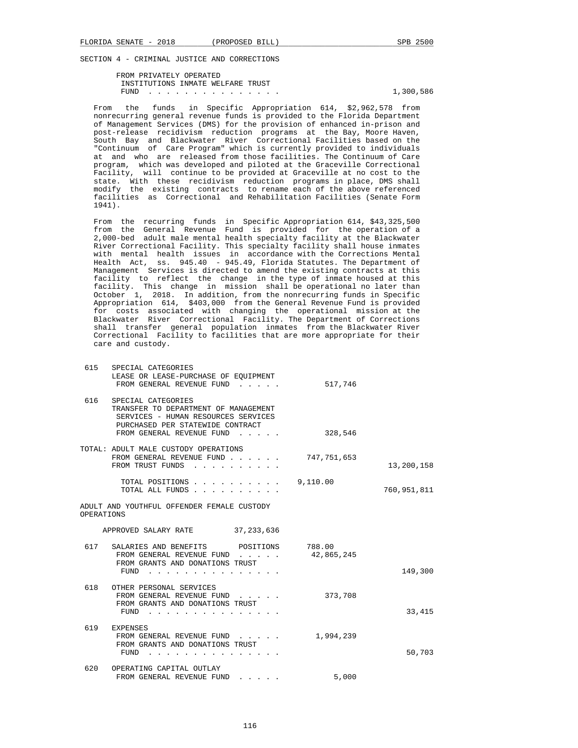SECTION 4 - CRIMINAL JUSTICE AND CORRECTIONS

| | | | |
|---|---|---|---|
| | FROM PRIVATELY OPERATED INSTITUTIONS INMATE WELFARE TRUST FUND . . . . . . . . . . . . . . . | | 1,300,586 |

From the funds in Specific Appropriation 614, $2,962,578 from nonrecurring general revenue funds is provided to the Florida Department of Management Services (DMS) for the provision of enhanced in-prison and post-release recidivism reduction programs at the Bay, Moore Haven, South Bay and Blackwater River Correctional Facilities based on the "Continuum of Care Program" which is currently provided to individuals at and who are released from those facilities. The Continuum of Care program, which was developed and piloted at the Graceville Correctional Facility, will continue to be provided at Graceville at no cost to the state. With these recidivism reduction programs in place, DMS shall modify the existing contracts to rename each of the above referenced facilities as Correctional and Rehabilitation Facilities (Senate Form 1941).

From the recurring funds in Specific Appropriation 614, $43,325,500 from the General Revenue Fund is provided for the operation of a 2,000-bed adult male mental health specialty facility at the Blackwater River Correctional Facility. This specialty facility shall house inmates with mental health issues in accordance with the Corrections Mental Health Act, ss. 945.40 - 945.49, Florida Statutes. The Department of Management Services is directed to amend the existing contracts at this facility to reflect the change in the type of inmate housed at this facility. This change in mission shall be operational no later than October 1, 2018. In addition, from the nonrecurring funds in Specific Appropriation 614, $403,000 from the General Revenue Fund is provided for costs associated with changing the operational mission at the Blackwater River Correctional Facility. The Department of Corrections shall transfer general population inmates from the Blackwater River Correctional Facility to facilities that are more appropriate for their care and custody.

| | | | |
|---|---|---|---|
| 615 | SPECIAL CATEGORIES<br>LEASE OR LEASE-PURCHASE OF EQUIPMENT<br>FROM GENERAL REVENUE FUND . . . . . | 517,746 | |
| 616 | SPECIAL CATEGORIES<br>TRANSFER TO DEPARTMENT OF MANAGEMENT SERVICES - HUMAN RESOURCES SERVICES PURCHASED PER STATEWIDE CONTRACT<br>FROM GENERAL REVENUE FUND . . . . . | 328,546 | |
| TOTAL: | ADULT MALE CUSTODY OPERATIONS<br>FROM GENERAL REVENUE FUND . . . . . . | 747,751,653 | |
| | FROM TRUST FUNDS . . . . . . . . . . | | 13,200,158 |
| | TOTAL POSITIONS . . . . . . . . . . | 9,110.00 | |
| | TOTAL ALL FUNDS . . . . . . . . . . | | 760,951,811 |

ADULT AND YOUTHFUL OFFENDER FEMALE CUSTODY OPERATIONS

APPROVED SALARY RATE 37,233,636

| | | | |
|---|---|---|---|
| 617 | SALARIES AND BENEFITS POSITIONS | 788.00 | |
| | FROM GENERAL REVENUE FUND . . . . . | 42,865,245 | |
| | FROM GRANTS AND DONATIONS TRUST FUND . . . . . . . . . . . . . . . | | 149,300 |
| 618 | OTHER PERSONAL SERVICES<br>FROM GENERAL REVENUE FUND . . . . . | 373,708 | |
| | FROM GRANTS AND DONATIONS TRUST FUND . . . . . . . . . . . . . . . | | 33,415 |
| 619 | EXPENSES<br>FROM GENERAL REVENUE FUND . . . . . | 1,994,239 | |
| | FROM GRANTS AND DONATIONS TRUST FUND . . . . . . . . . . . . . . . | | 50,703 |
| 620 | OPERATING CAPITAL OUTLAY<br>FROM GENERAL REVENUE FUND . . . . . | 5,000 | |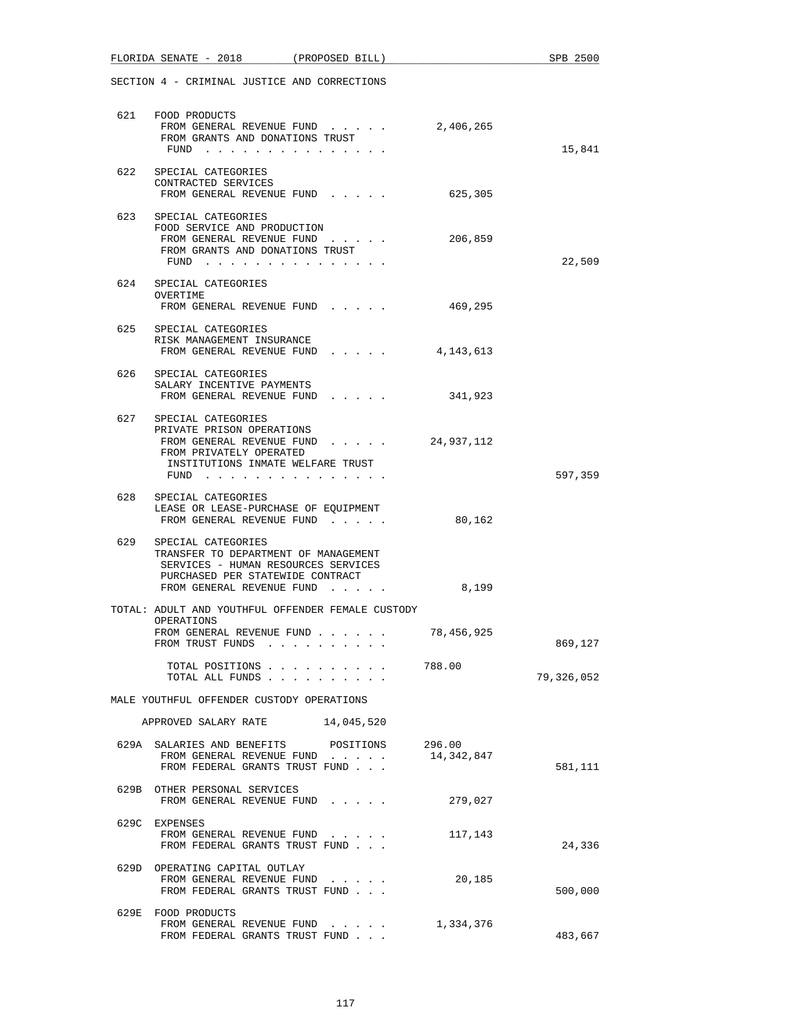SECTION 4 - CRIMINAL JUSTICE AND CORRECTIONS

| | | | |
|---|---|---|---|
| 621 | FOOD PRODUCTS<br>FROM GENERAL REVENUE FUND . . . . .<br>FROM GRANTS AND DONATIONS TRUST FUND . . . . . . . . . . . . . . . | 2,406,265 | 15,841 |
| 622 | SPECIAL CATEGORIES<br>CONTRACTED SERVICES<br>FROM GENERAL REVENUE FUND . . . . . | 625,305 | |
| 623 | SPECIAL CATEGORIES<br>FOOD SERVICE AND PRODUCTION<br>FROM GENERAL REVENUE FUND . . . . .<br>FROM GRANTS AND DONATIONS TRUST FUND . . . . . . . . . . . . . . . | 206,859 | 22,509 |
| 624 | SPECIAL CATEGORIES<br>OVERTIME<br>FROM GENERAL REVENUE FUND . . . . . | 469,295 | |
| 625 | SPECIAL CATEGORIES<br>RISK MANAGEMENT INSURANCE<br>FROM GENERAL REVENUE FUND . . . . . | 4,143,613 | |
| 626 | SPECIAL CATEGORIES<br>SALARY INCENTIVE PAYMENTS<br>FROM GENERAL REVENUE FUND . . . . . | 341,923 | |
| 627 | SPECIAL CATEGORIES<br>PRIVATE PRISON OPERATIONS<br>FROM GENERAL REVENUE FUND . . . . .<br>FROM PRIVATELY OPERATED INSTITUTIONS INMATE WELFARE TRUST FUND . . . . . . . . . . . . . . . | 24,937,112 | 597,359 |
| 628 | SPECIAL CATEGORIES<br>LEASE OR LEASE-PURCHASE OF EQUIPMENT<br>FROM GENERAL REVENUE FUND . . . . . | 80,162 | |
| 629 | SPECIAL CATEGORIES<br>TRANSFER TO DEPARTMENT OF MANAGEMENT SERVICES - HUMAN RESOURCES SERVICES PURCHASED PER STATEWIDE CONTRACT<br>FROM GENERAL REVENUE FUND . . . . . | 8,199 | |

TOTAL: ADULT AND YOUTHFUL OFFENDER FEMALE CUSTODY OPERATIONS

| | | |
|---|---|---|
| FROM GENERAL REVENUE FUND . . . . . . | 78,456,925 | |
| FROM TRUST FUNDS . . . . . . . . . . | | 869,127 |
| TOTAL POSITIONS . . . . . . . . . . | 788.00 | |
| TOTAL ALL FUNDS . . . . . . . . . . | | 79,326,052 |

MALE YOUTHFUL OFFENDER CUSTODY OPERATIONS

APPROVED SALARY RATE 14,045,520

| | | | |
|---|---|---|---|
| 629A | SALARIES AND BENEFITS POSITIONS<br>FROM GENERAL REVENUE FUND . . . . .<br>FROM FEDERAL GRANTS TRUST FUND . . . | 296.00<br>14,342,847 | 581,111 |
| 629B | OTHER PERSONAL SERVICES<br>FROM GENERAL REVENUE FUND . . . . . | 279,027 | |
| 629C | EXPENSES<br>FROM GENERAL REVENUE FUND . . . . .<br>FROM FEDERAL GRANTS TRUST FUND . . . | 117,143 | 24,336 |
| 629D | OPERATING CAPITAL OUTLAY<br>FROM GENERAL REVENUE FUND . . . . .<br>FROM FEDERAL GRANTS TRUST FUND . . . | 20,185 | 500,000 |
| 629E | FOOD PRODUCTS<br>FROM GENERAL REVENUE FUND . . . . .<br>FROM FEDERAL GRANTS TRUST FUND . . . | 1,334,376 | 483,667 |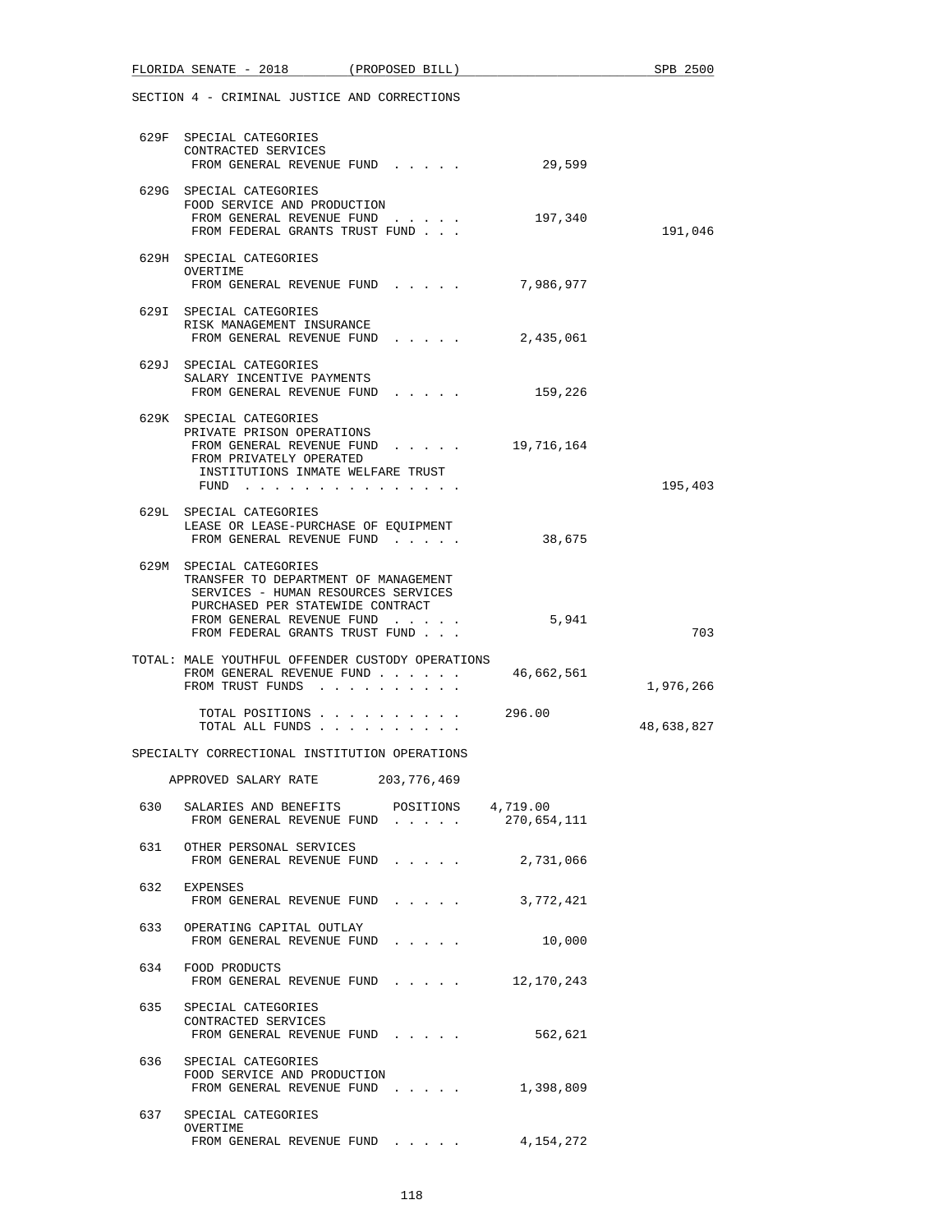SECTION 4 - CRIMINAL JUSTICE AND CORRECTIONS

| | | | |
|---|---|---|---|
| 629F | SPECIAL CATEGORIES<br>CONTRACTED SERVICES<br>FROM GENERAL REVENUE FUND . . . . . | 29,599 | |
| 629G | SPECIAL CATEGORIES<br>FOOD SERVICE AND PRODUCTION<br>FROM GENERAL REVENUE FUND . . . . . | 197,340 | |
| | FROM FEDERAL GRANTS TRUST FUND . . . | | 191,046 |
| 629H | SPECIAL CATEGORIES<br>OVERTIME<br>FROM GENERAL REVENUE FUND . . . . . | 7,986,977 | |
| 629I | SPECIAL CATEGORIES<br>RISK MANAGEMENT INSURANCE<br>FROM GENERAL REVENUE FUND . . . . . | 2,435,061 | |
| 629J | SPECIAL CATEGORIES<br>SALARY INCENTIVE PAYMENTS<br>FROM GENERAL REVENUE FUND . . . . . | 159,226 | |
| 629K | SPECIAL CATEGORIES<br>PRIVATE PRISON OPERATIONS<br>FROM GENERAL REVENUE FUND . . . . . | 19,716,164 | |
| | FROM PRIVATELY OPERATED INSTITUTIONS INMATE WELFARE TRUST FUND . . . . . . . . . . . . . . . | | 195,403 |
| 629L | SPECIAL CATEGORIES<br>LEASE OR LEASE-PURCHASE OF EQUIPMENT<br>FROM GENERAL REVENUE FUND . . . . . | 38,675 | |
| 629M | SPECIAL CATEGORIES<br>TRANSFER TO DEPARTMENT OF MANAGEMENT SERVICES - HUMAN RESOURCES SERVICES PURCHASED PER STATEWIDE CONTRACT<br>FROM GENERAL REVENUE FUND . . . . . | 5,941 | |
| | FROM FEDERAL GRANTS TRUST FUND . . . | | 703 |

TOTAL: MALE YOUTHFUL OFFENDER CUSTODY OPERATIONS

| | | |
|---|---|---|
| FROM GENERAL REVENUE FUND . . . . . . | 46,662,561 | |
| FROM TRUST FUNDS . . . . . . . . . . | | 1,976,266 |
| TOTAL POSITIONS . . . . . . . . . . | 296.00 | |
| TOTAL ALL FUNDS . . . . . . . . . . | | 48,638,827 |

SPECIALTY CORRECTIONAL INSTITUTION OPERATIONS

APPROVED SALARY RATE 203,776,469

| | | | |
|---|---|---|---|
| 630 | SALARIES AND BENEFITS POSITIONS 4,719.00<br>FROM GENERAL REVENUE FUND . . . . . | 270,654,111 | |
| 631 | OTHER PERSONAL SERVICES<br>FROM GENERAL REVENUE FUND . . . . . | 2,731,066 | |
| 632 | EXPENSES<br>FROM GENERAL REVENUE FUND . . . . . | 3,772,421 | |
| 633 | OPERATING CAPITAL OUTLAY<br>FROM GENERAL REVENUE FUND . . . . . | 10,000 | |
| 634 | FOOD PRODUCTS<br>FROM GENERAL REVENUE FUND . . . . . | 12,170,243 | |
| 635 | SPECIAL CATEGORIES<br>CONTRACTED SERVICES<br>FROM GENERAL REVENUE FUND . . . . . | 562,621 | |
| 636 | SPECIAL CATEGORIES<br>FOOD SERVICE AND PRODUCTION<br>FROM GENERAL REVENUE FUND . . . . . | 1,398,809 | |
| 637 | SPECIAL CATEGORIES<br>OVERTIME<br>FROM GENERAL REVENUE FUND . . . . . | 4,154,272 | |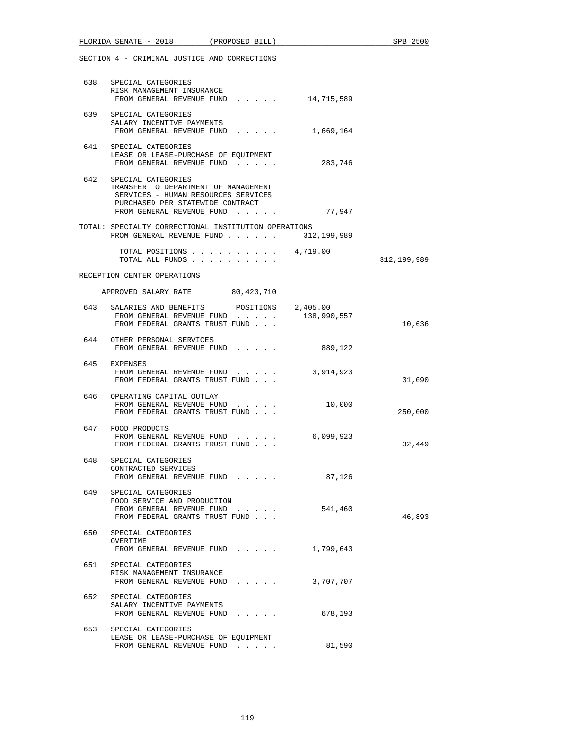SECTION 4 - CRIMINAL JUSTICE AND CORRECTIONS

638 SPECIAL CATEGORIES
RISK MANAGEMENT INSURANCE
FROM GENERAL REVENUE FUND . . . . . 14,715,589

639 SPECIAL CATEGORIES
SALARY INCENTIVE PAYMENTS
FROM GENERAL REVENUE FUND . . . . . 1,669,164

641 SPECIAL CATEGORIES
LEASE OR LEASE-PURCHASE OF EQUIPMENT
FROM GENERAL REVENUE FUND . . . . . 283,746

642 SPECIAL CATEGORIES
TRANSFER TO DEPARTMENT OF MANAGEMENT SERVICES - HUMAN RESOURCES SERVICES PURCHASED PER STATEWIDE CONTRACT
FROM GENERAL REVENUE FUND . . . . . 77,947

TOTAL: SPECIALTY CORRECTIONAL INSTITUTION OPERATIONS
FROM GENERAL REVENUE FUND . . . . . . 312,199,989

TOTAL POSITIONS . . . . . . . . . . 4,719.00
TOTAL ALL FUNDS . . . . . . . . . . 312,199,989

RECEPTION CENTER OPERATIONS

APPROVED SALARY RATE 80,423,710

643 SALARIES AND BENEFITS POSITIONS 2,405.00
FROM GENERAL REVENUE FUND . . . . . 138,990,557
FROM FEDERAL GRANTS TRUST FUND . . . 10,636

644 OTHER PERSONAL SERVICES
FROM GENERAL REVENUE FUND . . . . . 889,122

645 EXPENSES
FROM GENERAL REVENUE FUND . . . . . 3,914,923
FROM FEDERAL GRANTS TRUST FUND . . . 31,090

646 OPERATING CAPITAL OUTLAY
FROM GENERAL REVENUE FUND . . . . . 10,000
FROM FEDERAL GRANTS TRUST FUND . . . 250,000

647 FOOD PRODUCTS
FROM GENERAL REVENUE FUND . . . . . 6,099,923
FROM FEDERAL GRANTS TRUST FUND . . . 32,449

648 SPECIAL CATEGORIES
CONTRACTED SERVICES
FROM GENERAL REVENUE FUND . . . . . 87,126

649 SPECIAL CATEGORIES
FOOD SERVICE AND PRODUCTION
FROM GENERAL REVENUE FUND . . . . . 541,460
FROM FEDERAL GRANTS TRUST FUND . . . 46,893

650 SPECIAL CATEGORIES
OVERTIME
FROM GENERAL REVENUE FUND . . . . . 1,799,643

651 SPECIAL CATEGORIES
RISK MANAGEMENT INSURANCE
FROM GENERAL REVENUE FUND . . . . . 3,707,707

652 SPECIAL CATEGORIES
SALARY INCENTIVE PAYMENTS
FROM GENERAL REVENUE FUND . . . . . 678,193

653 SPECIAL CATEGORIES
LEASE OR LEASE-PURCHASE OF EQUIPMENT
FROM GENERAL REVENUE FUND . . . . . 81,590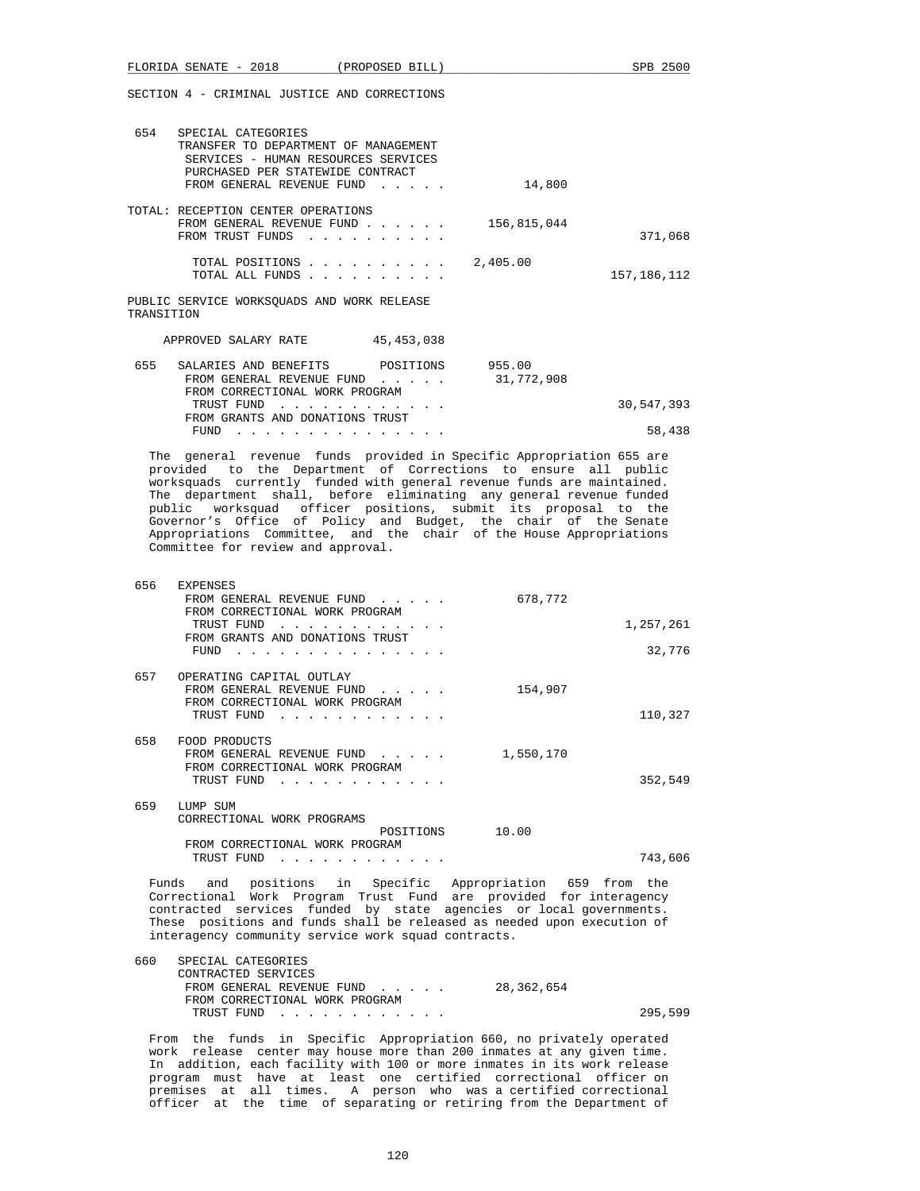SECTION 4 - CRIMINAL JUSTICE AND CORRECTIONS

654 SPECIAL CATEGORIES
TRANSFER TO DEPARTMENT OF MANAGEMENT SERVICES - HUMAN RESOURCES SERVICES PURCHASED PER STATEWIDE CONTRACT

| | | |
|---|---|---|
| FROM GENERAL REVENUE FUND . . . . . | 14,800 | |

TOTAL: RECEPTION CENTER OPERATIONS

| | | |
|---|---|---|
| FROM GENERAL REVENUE FUND . . . . . . | 156,815,044 | |
| FROM TRUST FUNDS . . . . . . . . . . | | 371,068 |
| TOTAL POSITIONS . . . . . . . . . . | 2,405.00 | |
| TOTAL ALL FUNDS . . . . . . . . . . | | 157,186,112 |

PUBLIC SERVICE WORKSQUADS AND WORK RELEASE TRANSITION

APPROVED SALARY RATE 45,453,038

655 SALARIES AND BENEFITS POSITIONS 955.00

| | | |
|---|---|---|
| FROM GENERAL REVENUE FUND . . . . . | 31,772,908 | |
| FROM CORRECTIONAL WORK PROGRAM TRUST FUND . . . . . . . . . . . . | | 30,547,393 |
| FROM GRANTS AND DONATIONS TRUST FUND . . . . . . . . . . . . . . . | | 58,438 |

The general revenue funds provided in Specific Appropriation 655 are provided to the Department of Corrections to ensure all public worksquads currently funded with general revenue funds are maintained. The department shall, before eliminating any general revenue funded public worksquad officer positions, submit its proposal to the Governor's Office of Policy and Budget, the chair of the Senate Appropriations Committee, and the chair of the House Appropriations Committee for review and approval.

656 EXPENSES

| | | |
|---|---|---|
| FROM GENERAL REVENUE FUND . . . . . | 678,772 | |
| FROM CORRECTIONAL WORK PROGRAM TRUST FUND . . . . . . . . . . . . | | 1,257,261 |
| FROM GRANTS AND DONATIONS TRUST FUND . . . . . . . . . . . . . . . | | 32,776 |

657 OPERATING CAPITAL OUTLAY

| | | |
|---|---|---|
| FROM GENERAL REVENUE FUND . . . . . | 154,907 | |
| FROM CORRECTIONAL WORK PROGRAM TRUST FUND . . . . . . . . . . . . | | 110,327 |

658 FOOD PRODUCTS

| | | |
|---|---|---|
| FROM GENERAL REVENUE FUND . . . . . | 1,550,170 | |
| FROM CORRECTIONAL WORK PROGRAM TRUST FUND . . . . . . . . . . . . | | 352,549 |

659 LUMP SUM
CORRECTIONAL WORK PROGRAMS POSITIONS 10.00

| | | |
|---|---|---|
| FROM CORRECTIONAL WORK PROGRAM TRUST FUND . . . . . . . . . . . . | | 743,606 |

Funds and positions in Specific Appropriation 659 from the Correctional Work Program Trust Fund are provided for interagency contracted services funded by state agencies or local governments. These positions and funds shall be released as needed upon execution of interagency community service work squad contracts.

660 SPECIAL CATEGORIES
CONTRACTED SERVICES

| | | |
|---|---|---|
| FROM GENERAL REVENUE FUND . . . . . | 28,362,654 | |
| FROM CORRECTIONAL WORK PROGRAM TRUST FUND . . . . . . . . . . . . | | 295,599 |

From the funds in Specific Appropriation 660, no privately operated work release center may house more than 200 inmates at any given time. In addition, each facility with 100 or more inmates in its work release program must have at least one certified correctional officer on premises at all times. A person who was a certified correctional officer at the time of separating or retiring from the Department of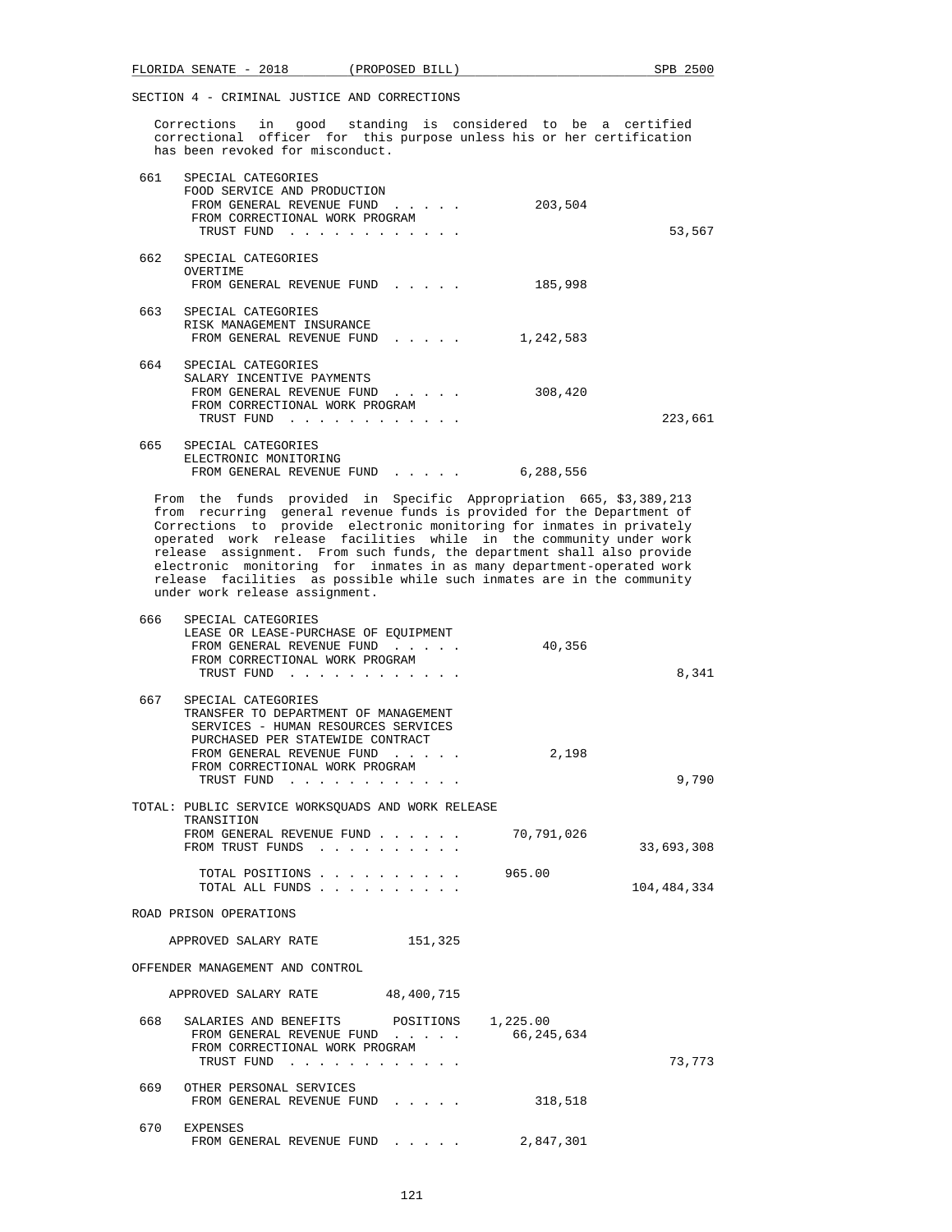SECTION 4 - CRIMINAL JUSTICE AND CORRECTIONS

Corrections in good standing is considered to be a certified correctional officer for this purpose unless his or her certification has been revoked for misconduct.

| | | | |
|---|---|---|---|
| 661 | SPECIAL CATEGORIES<br>FOOD SERVICE AND PRODUCTION<br>FROM GENERAL REVENUE FUND . . . . .<br>FROM CORRECTIONAL WORK PROGRAM TRUST FUND . . . . . . . . . . . . | 203,504 | 53,567 |
| 662 | SPECIAL CATEGORIES<br>OVERTIME<br>FROM GENERAL REVENUE FUND . . . . . | 185,998 | |
| 663 | SPECIAL CATEGORIES<br>RISK MANAGEMENT INSURANCE<br>FROM GENERAL REVENUE FUND . . . . . | 1,242,583 | |
| 664 | SPECIAL CATEGORIES<br>SALARY INCENTIVE PAYMENTS<br>FROM GENERAL REVENUE FUND . . . . .<br>FROM CORRECTIONAL WORK PROGRAM TRUST FUND . . . . . . . . . . . . | 308,420 | 223,661 |
| 665 | SPECIAL CATEGORIES<br>ELECTRONIC MONITORING<br>FROM GENERAL REVENUE FUND . . . . . | 6,288,556 | |

From the funds provided in Specific Appropriation 665, $3,389,213 from recurring general revenue funds is provided for the Department of Corrections to provide electronic monitoring for inmates in privately operated work release facilities while in the community under work release assignment. From such funds, the department shall also provide electronic monitoring for inmates in as many department-operated work release facilities as possible while such inmates are in the community under work release assignment.

| | | | |
|---|---|---|---|
| 666 | SPECIAL CATEGORIES<br>LEASE OR LEASE-PURCHASE OF EQUIPMENT<br>FROM GENERAL REVENUE FUND . . . . .<br>FROM CORRECTIONAL WORK PROGRAM TRUST FUND . . . . . . . . . . . . | 40,356 | 8,341 |
| 667 | SPECIAL CATEGORIES<br>TRANSFER TO DEPARTMENT OF MANAGEMENT SERVICES - HUMAN RESOURCES SERVICES PURCHASED PER STATEWIDE CONTRACT<br>FROM GENERAL REVENUE FUND . . . . .<br>FROM CORRECTIONAL WORK PROGRAM TRUST FUND . . . . . . . . . . . . | 2,198 | 9,790 |

TOTAL: PUBLIC SERVICE WORKSQUADS AND WORK RELEASE TRANSITION

| | | |
|---|---|---|
| FROM GENERAL REVENUE FUND . . . . . . . | 70,791,026 | |
| FROM TRUST FUNDS . . . . . . . . . . | | 33,693,308 |
| TOTAL POSITIONS . . . . . . . . . . | 965.00 | |
| TOTAL ALL FUNDS . . . . . . . . . . | | 104,484,334 |

ROAD PRISON OPERATIONS

APPROVED SALARY RATE 151,325

OFFENDER MANAGEMENT AND CONTROL

APPROVED SALARY RATE 48,400,715

| | | | |
|---|---|---|---|
| 668 | SALARIES AND BENEFITS POSITIONS 1,225.00<br>FROM GENERAL REVENUE FUND . . . . .<br>FROM CORRECTIONAL WORK PROGRAM TRUST FUND . . . . . . . . . . . . | 66,245,634 | 73,773 |
| 669 | OTHER PERSONAL SERVICES<br>FROM GENERAL REVENUE FUND . . . . . | 318,518 | |
| 670 | EXPENSES<br>FROM GENERAL REVENUE FUND . . . . . | 2,847,301 | |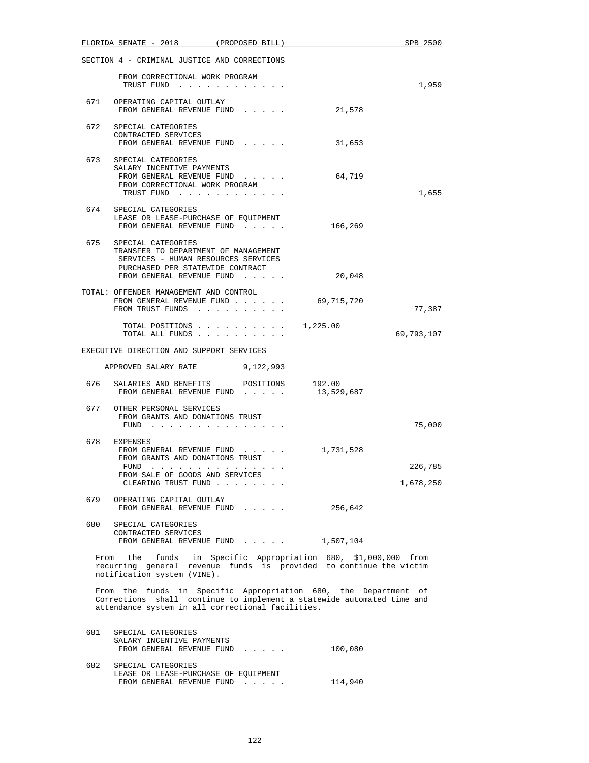SECTION 4 - CRIMINAL JUSTICE AND CORRECTIONS

| | | | |
|---|---|---|---|
| | FROM CORRECTIONAL WORK PROGRAM TRUST FUND | | 1,959 |
| 671 | OPERATING CAPITAL OUTLAY FROM GENERAL REVENUE FUND | 21,578 | |
| 672 | SPECIAL CATEGORIES CONTRACTED SERVICES FROM GENERAL REVENUE FUND | 31,653 | |
| 673 | SPECIAL CATEGORIES SALARY INCENTIVE PAYMENTS FROM GENERAL REVENUE FUND | 64,719 | |
| | FROM CORRECTIONAL WORK PROGRAM TRUST FUND | | 1,655 |
| 674 | SPECIAL CATEGORIES LEASE OR LEASE-PURCHASE OF EQUIPMENT FROM GENERAL REVENUE FUND | 166,269 | |
| 675 | SPECIAL CATEGORIES TRANSFER TO DEPARTMENT OF MANAGEMENT SERVICES - HUMAN RESOURCES SERVICES PURCHASED PER STATEWIDE CONTRACT FROM GENERAL REVENUE FUND | 20,048 | |

TOTAL: OFFENDER MANAGEMENT AND CONTROL

| | | |
|---|---|---|
| FROM GENERAL REVENUE FUND | 69,715,720 | |
| FROM TRUST FUNDS | | 77,387 |
| TOTAL POSITIONS | 1,225.00 | |
| TOTAL ALL FUNDS | | 69,793,107 |

EXECUTIVE DIRECTION AND SUPPORT SERVICES

APPROVED SALARY RATE 9,122,993

| | | | |
|---|---|---|---|
| 676 | SALARIES AND BENEFITS POSITIONS | 192.00 | |
| | FROM GENERAL REVENUE FUND | 13,529,687 | |
| 677 | OTHER PERSONAL SERVICES FROM GRANTS AND DONATIONS TRUST FUND | | 75,000 |
| 678 | EXPENSES FROM GENERAL REVENUE FUND | 1,731,528 | |
| | FROM GRANTS AND DONATIONS TRUST FUND | | 226,785 |
| | FROM SALE OF GOODS AND SERVICES CLEARING TRUST FUND | | 1,678,250 |
| 679 | OPERATING CAPITAL OUTLAY FROM GENERAL REVENUE FUND | 256,642 | |
| 680 | SPECIAL CATEGORIES CONTRACTED SERVICES FROM GENERAL REVENUE FUND | 1,507,104 | |

From the funds in Specific Appropriation 680, $1,000,000 from recurring general revenue funds is provided to continue the victim notification system (VINE).

From the funds in Specific Appropriation 680, the Department of Corrections shall continue to implement a statewide automated time and attendance system in all correctional facilities.

| | | | |
|---|---|---|---|
| 681 | SPECIAL CATEGORIES SALARY INCENTIVE PAYMENTS FROM GENERAL REVENUE FUND | 100,080 | |
| 682 | SPECIAL CATEGORIES LEASE OR LEASE-PURCHASE OF EQUIPMENT FROM GENERAL REVENUE FUND | 114,940 | |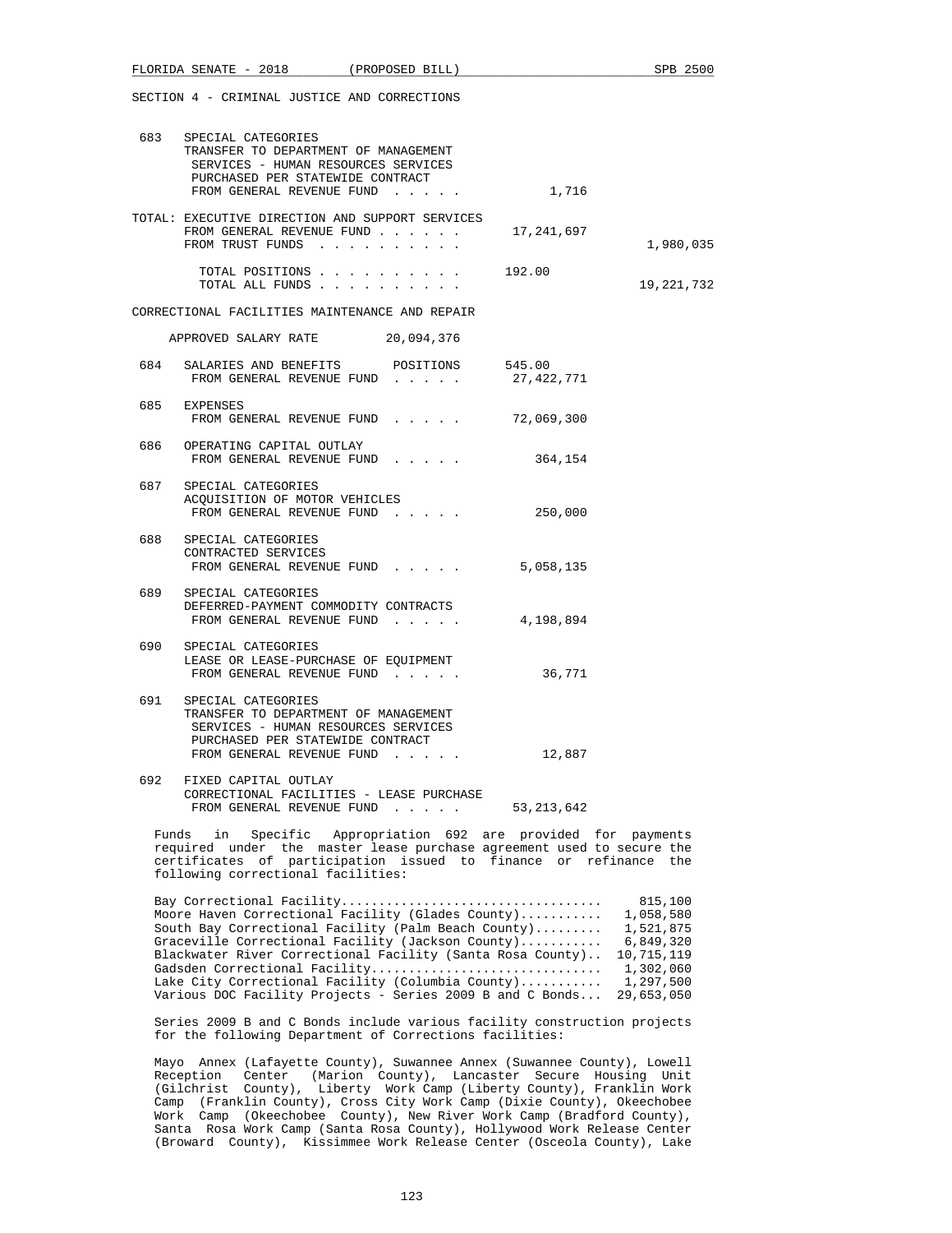SECTION 4 - CRIMINAL JUSTICE AND CORRECTIONS

683 SPECIAL CATEGORIES
TRANSFER TO DEPARTMENT OF MANAGEMENT SERVICES - HUMAN RESOURCES SERVICES PURCHASED PER STATEWIDE CONTRACT
FROM GENERAL REVENUE FUND . . . . . 1,716

TOTAL: EXECUTIVE DIRECTION AND SUPPORT SERVICES
FROM GENERAL REVENUE FUND . . . . . . 17,241,697
FROM TRUST FUNDS . . . . . . . . . . 1,980,035

TOTAL POSITIONS . . . . . . . . . . 192.00
TOTAL ALL FUNDS . . . . . . . . . . 19,221,732

CORRECTIONAL FACILITIES MAINTENANCE AND REPAIR

APPROVED SALARY RATE 20,094,376

684 SALARIES AND BENEFITS POSITIONS 545.00
FROM GENERAL REVENUE FUND . . . . . 27,422,771

685 EXPENSES
FROM GENERAL REVENUE FUND . . . . . 72,069,300

686 OPERATING CAPITAL OUTLAY
FROM GENERAL REVENUE FUND . . . . . 364,154

687 SPECIAL CATEGORIES
ACQUISITION OF MOTOR VEHICLES
FROM GENERAL REVENUE FUND . . . . . 250,000

688 SPECIAL CATEGORIES
CONTRACTED SERVICES
FROM GENERAL REVENUE FUND . . . . . 5,058,135

689 SPECIAL CATEGORIES
DEFERRED-PAYMENT COMMODITY CONTRACTS
FROM GENERAL REVENUE FUND . . . . . 4,198,894

690 SPECIAL CATEGORIES
LEASE OR LEASE-PURCHASE OF EQUIPMENT
FROM GENERAL REVENUE FUND . . . . . 36,771

691 SPECIAL CATEGORIES
TRANSFER TO DEPARTMENT OF MANAGEMENT SERVICES - HUMAN RESOURCES SERVICES PURCHASED PER STATEWIDE CONTRACT
FROM GENERAL REVENUE FUND . . . . . 12,887

692 FIXED CAPITAL OUTLAY
CORRECTIONAL FACILITIES - LEASE PURCHASE
FROM GENERAL REVENUE FUND . . . . . 53,213,642

Funds in Specific Appropriation 692 are provided for payments required under the master lease purchase agreement used to secure the certificates of participation issued to finance or refinance the following correctional facilities:

| Facility | Amount |
|---|---|
| Bay Correctional Facility | 815,100 |
| Moore Haven Correctional Facility (Glades County) | 1,058,580 |
| South Bay Correctional Facility (Palm Beach County) | 1,521,875 |
| Graceville Correctional Facility (Jackson County) | 6,849,320 |
| Blackwater River Correctional Facility (Santa Rosa County) | 10,715,119 |
| Gadsden Correctional Facility | 1,302,060 |
| Lake City Correctional Facility (Columbia County) | 1,297,500 |
| Various DOC Facility Projects - Series 2009 B and C Bonds | 29,653,050 |

Series 2009 B and C Bonds include various facility construction projects for the following Department of Corrections facilities:

Mayo Annex (Lafayette County), Suwannee Annex (Suwannee County), Lowell Reception Center (Marion County), Lancaster Secure Housing Unit (Gilchrist County), Liberty Work Camp (Liberty County), Franklin Work Camp (Franklin County), Cross City Work Camp (Dixie County), Okeechobee Work Camp (Okeechobee County), New River Work Camp (Bradford County), Santa Rosa Work Camp (Santa Rosa County), Hollywood Work Release Center (Broward County), Kissimmee Work Release Center (Osceola County), Lake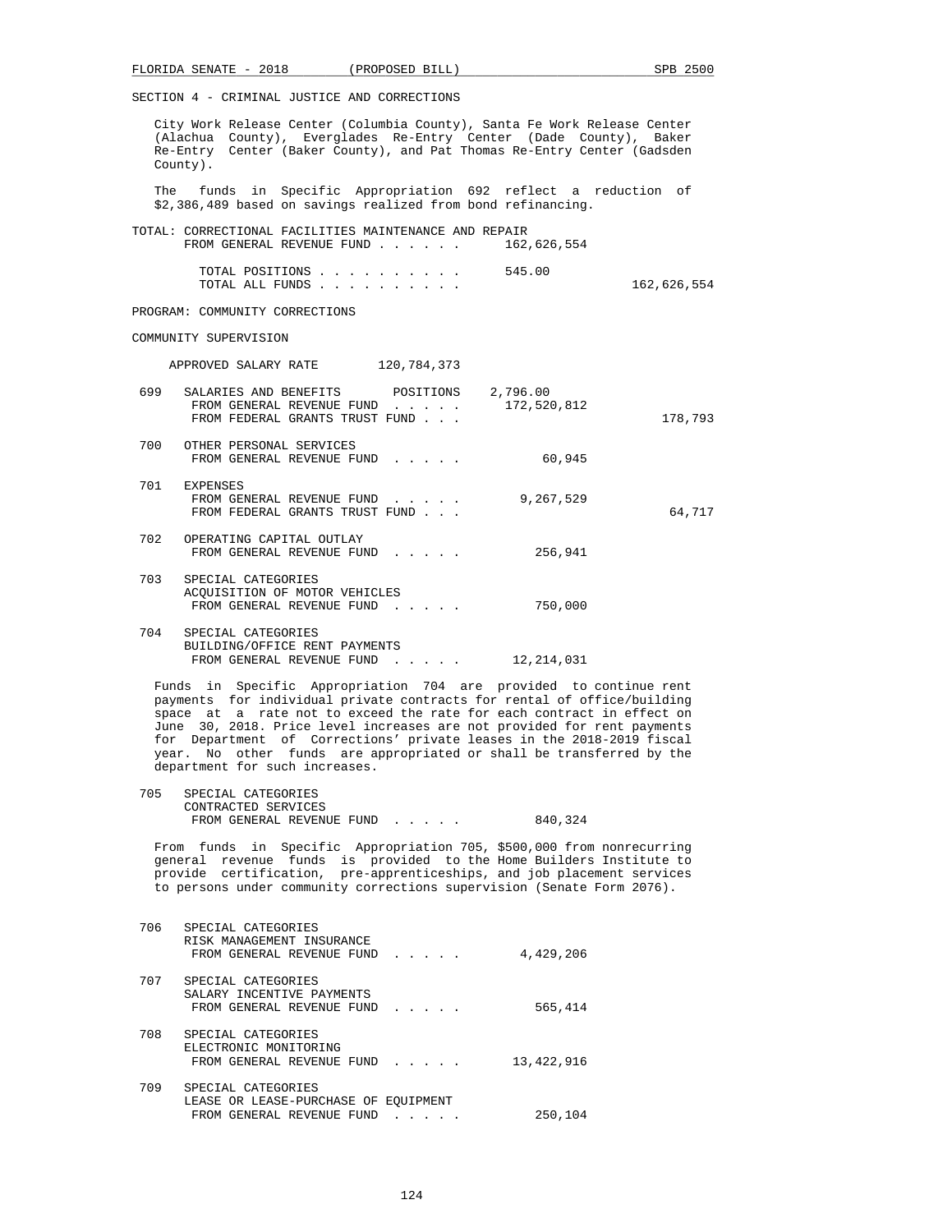SECTION 4 - CRIMINAL JUSTICE AND CORRECTIONS

City Work Release Center (Columbia County), Santa Fe Work Release Center (Alachua County), Everglades Re-Entry Center (Dade County), Baker Re-Entry Center (Baker County), and Pat Thomas Re-Entry Center (Gadsden County).

The funds in Specific Appropriation 692 reflect a reduction of $2,386,489 based on savings realized from bond refinancing.

TOTAL: CORRECTIONAL FACILITIES MAINTENANCE AND REPAIR
FROM GENERAL REVENUE FUND . . . . . . 162,626,554

TOTAL POSITIONS . . . . . . . . . . 545.00
TOTAL ALL FUNDS . . . . . . . . . . 162,626,554

PROGRAM: COMMUNITY CORRECTIONS

COMMUNITY SUPERVISION

APPROVED SALARY RATE 120,784,373

| | | | |
|---|---|---|---|
| 699 | SALARIES AND BENEFITS POSITIONS | 2,796.00 | |
| | FROM GENERAL REVENUE FUND . . . . . | 172,520,812 | |
| | FROM FEDERAL GRANTS TRUST FUND . . . | | 178,793 |
| 700 | OTHER PERSONAL SERVICES | | |
| | FROM GENERAL REVENUE FUND . . . . . | 60,945 | |
| 701 | EXPENSES | | |
| | FROM GENERAL REVENUE FUND . . . . . | 9,267,529 | |
| | FROM FEDERAL GRANTS TRUST FUND . . . | | 64,717 |
| 702 | OPERATING CAPITAL OUTLAY | | |
| | FROM GENERAL REVENUE FUND . . . . . | 256,941 | |
| 703 | SPECIAL CATEGORIES<br>ACQUISITION OF MOTOR VEHICLES | | |
| | FROM GENERAL REVENUE FUND . . . . . | 750,000 | |
| 704 | SPECIAL CATEGORIES<br>BUILDING/OFFICE RENT PAYMENTS | | |
| | FROM GENERAL REVENUE FUND . . . . . | 12,214,031 | |

Funds in Specific Appropriation 704 are provided to continue rent payments for individual private contracts for rental of office/building space at a rate not to exceed the rate for each contract in effect on June 30, 2018. Price level increases are not provided for rent payments for Department of Corrections' private leases in the 2018-2019 fiscal year. No other funds are appropriated or shall be transferred by the department for such increases.

| | | | |
|---|---|---|---|
| 705 | SPECIAL CATEGORIES<br>CONTRACTED SERVICES | | |
| | FROM GENERAL REVENUE FUND . . . . . | 840,324 | |

From funds in Specific Appropriation 705, $500,000 from nonrecurring general revenue funds is provided to the Home Builders Institute to provide certification, pre-apprenticeships, and job placement services to persons under community corrections supervision (Senate Form 2076).

| | | | |
|---|---|---|---|
| 706 | SPECIAL CATEGORIES<br>RISK MANAGEMENT INSURANCE | | |
| | FROM GENERAL REVENUE FUND . . . . . | 4,429,206 | |
| 707 | SPECIAL CATEGORIES<br>SALARY INCENTIVE PAYMENTS | | |
| | FROM GENERAL REVENUE FUND . . . . . | 565,414 | |
| 708 | SPECIAL CATEGORIES<br>ELECTRONIC MONITORING | | |
| | FROM GENERAL REVENUE FUND . . . . . | 13,422,916 | |
| 709 | SPECIAL CATEGORIES<br>LEASE OR LEASE-PURCHASE OF EQUIPMENT | | |
| | FROM GENERAL REVENUE FUND . . . . . | 250,104 | |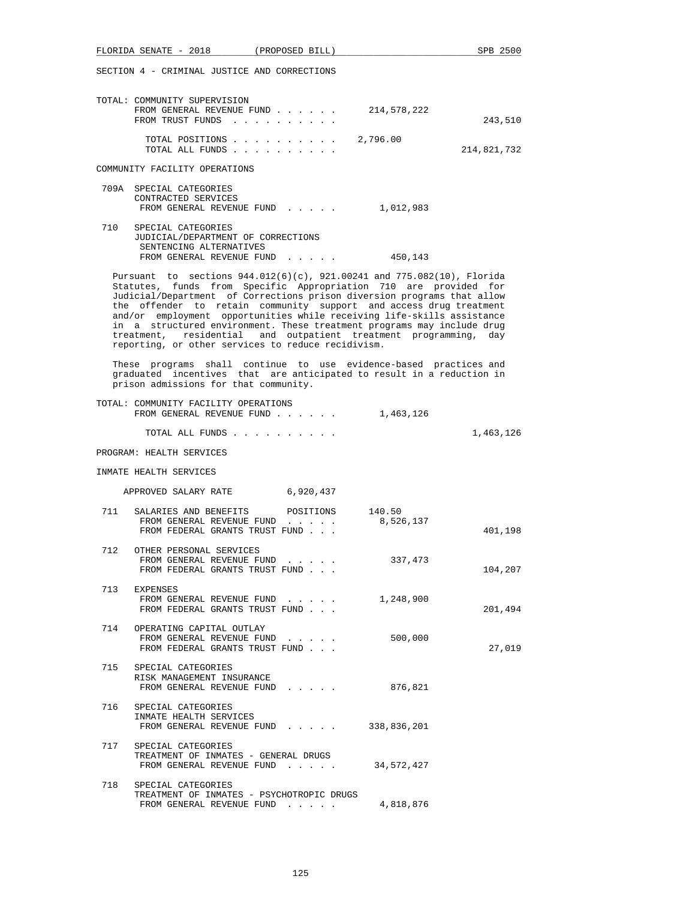SECTION 4 - CRIMINAL JUSTICE AND CORRECTIONS

TOTAL: COMMUNITY SUPERVISION

| | | |
|---|---|---|
| FROM GENERAL REVENUE FUND . . . . . . | 214,578,222 | |
| FROM TRUST FUNDS . . . . . . . . . . | | 243,510 |
| TOTAL POSITIONS . . . . . . . . . . | 2,796.00 | |
| TOTAL ALL FUNDS . . . . . . . . . . | | 214,821,732 |

COMMUNITY FACILITY OPERATIONS

709A SPECIAL CATEGORIES
CONTRACTED SERVICES
FROM GENERAL REVENUE FUND . . . . . 1,012,983

710 SPECIAL CATEGORIES
JUDICIAL/DEPARTMENT OF CORRECTIONS
SENTENCING ALTERNATIVES
FROM GENERAL REVENUE FUND . . . . . 450,143

Pursuant to sections 944.012(6)(c), 921.00241 and 775.082(10), Florida Statutes, funds from Specific Appropriation 710 are provided for Judicial/Department of Corrections prison diversion programs that allow the offender to retain community support and access drug treatment and/or employment opportunities while receiving life-skills assistance in a structured environment. These treatment programs may include drug treatment, residential and outpatient treatment programming, day reporting, or other services to reduce recidivism.

These programs shall continue to use evidence-based practices and graduated incentives that are anticipated to result in a reduction in prison admissions for that community.

TOTAL: COMMUNITY FACILITY OPERATIONS

| | | |
|---|---|---|
| FROM GENERAL REVENUE FUND . . . . . . | 1,463,126 | |
| TOTAL ALL FUNDS . . . . . . . . . . | | 1,463,126 |

PROGRAM: HEALTH SERVICES

INMATE HEALTH SERVICES

APPROVED SALARY RATE 6,920,437

| | | | |
|---|---|---|---|
| 711 | SALARIES AND BENEFITS POSITIONS | 140.50 | |
| | FROM GENERAL REVENUE FUND . . . . . | 8,526,137 | |
| | FROM FEDERAL GRANTS TRUST FUND . . . | | 401,198 |
| 712 | OTHER PERSONAL SERVICES | | |
| | FROM GENERAL REVENUE FUND . . . . . | 337,473 | |
| | FROM FEDERAL GRANTS TRUST FUND . . . | | 104,207 |
| 713 | EXPENSES | | |
| | FROM GENERAL REVENUE FUND . . . . . | 1,248,900 | |
| | FROM FEDERAL GRANTS TRUST FUND . . . | | 201,494 |
| 714 | OPERATING CAPITAL OUTLAY | | |
| | FROM GENERAL REVENUE FUND . . . . . | 500,000 | |
| | FROM FEDERAL GRANTS TRUST FUND . . . | | 27,019 |
| 715 | SPECIAL CATEGORIES<br>RISK MANAGEMENT INSURANCE | | |
| | FROM GENERAL REVENUE FUND . . . . . | 876,821 | |
| 716 | SPECIAL CATEGORIES<br>INMATE HEALTH SERVICES | | |
| | FROM GENERAL REVENUE FUND . . . . . | 338,836,201 | |
| 717 | SPECIAL CATEGORIES<br>TREATMENT OF INMATES - GENERAL DRUGS | | |
| | FROM GENERAL REVENUE FUND . . . . . | 34,572,427 | |
| 718 | SPECIAL CATEGORIES<br>TREATMENT OF INMATES - PSYCHOTROPIC DRUGS | | |
| | FROM GENERAL REVENUE FUND . . . . . | 4,818,876 | |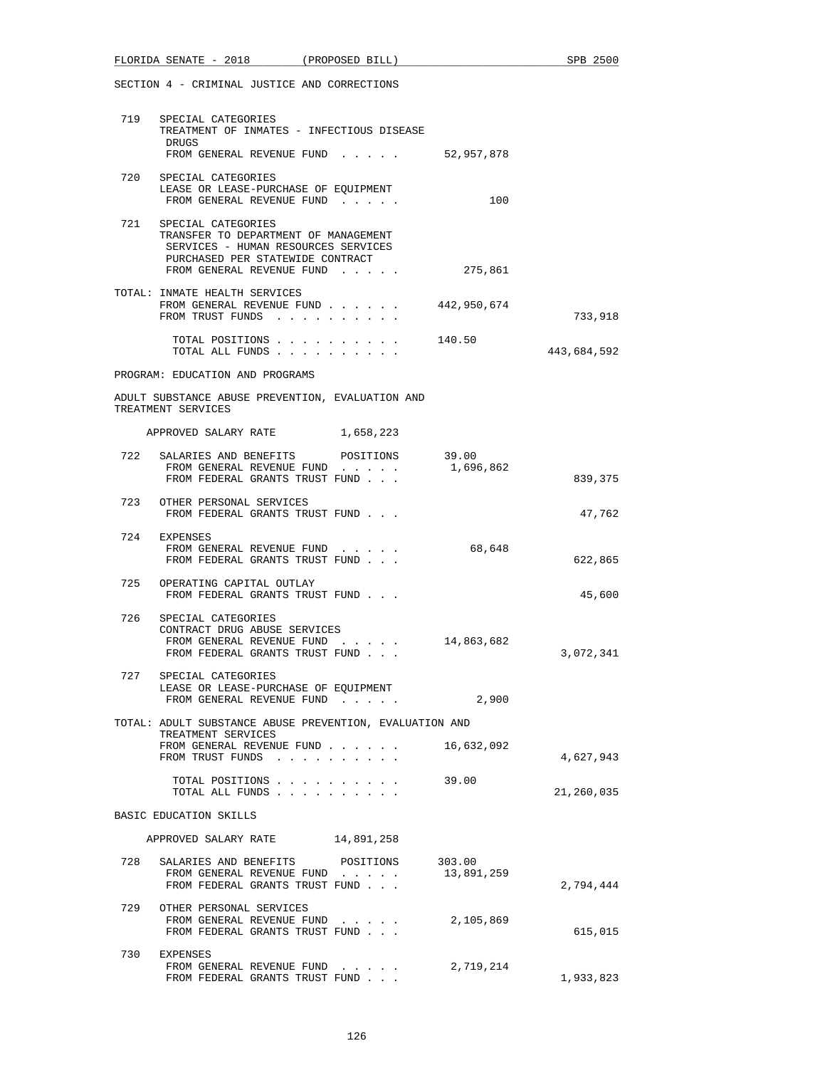SECTION 4 - CRIMINAL JUSTICE AND CORRECTIONS

719 SPECIAL CATEGORIES
TREATMENT OF INMATES - INFECTIOUS DISEASE DRUGS
FROM GENERAL REVENUE FUND . . . . . 52,957,878

720 SPECIAL CATEGORIES
LEASE OR LEASE-PURCHASE OF EQUIPMENT
FROM GENERAL REVENUE FUND . . . . . 100

721 SPECIAL CATEGORIES
TRANSFER TO DEPARTMENT OF MANAGEMENT SERVICES - HUMAN RESOURCES SERVICES PURCHASED PER STATEWIDE CONTRACT
FROM GENERAL REVENUE FUND . . . . . 275,861

TOTAL: INMATE HEALTH SERVICES
FROM GENERAL REVENUE FUND . . . . . . 442,950,674
FROM TRUST FUNDS . . . . . . . . . . 733,918

TOTAL POSITIONS . . . . . . . . . . 140.50
TOTAL ALL FUNDS . . . . . . . . . . 443,684,592

PROGRAM: EDUCATION AND PROGRAMS

ADULT SUBSTANCE ABUSE PREVENTION, EVALUATION AND TREATMENT SERVICES

APPROVED SALARY RATE 1,658,223

722 SALARIES AND BENEFITS POSITIONS 39.00
FROM GENERAL REVENUE FUND . . . . . 1,696,862
FROM FEDERAL GRANTS TRUST FUND . . . 839,375

723 OTHER PERSONAL SERVICES
FROM FEDERAL GRANTS TRUST FUND . . . 47,762

724 EXPENSES
FROM GENERAL REVENUE FUND . . . . . 68,648
FROM FEDERAL GRANTS TRUST FUND . . . 622,865

725 OPERATING CAPITAL OUTLAY
FROM FEDERAL GRANTS TRUST FUND . . . 45,600

726 SPECIAL CATEGORIES
CONTRACT DRUG ABUSE SERVICES
FROM GENERAL REVENUE FUND . . . . . 14,863,682
FROM FEDERAL GRANTS TRUST FUND . . . 3,072,341

727 SPECIAL CATEGORIES
LEASE OR LEASE-PURCHASE OF EQUIPMENT
FROM GENERAL REVENUE FUND . . . . . 2,900

TOTAL: ADULT SUBSTANCE ABUSE PREVENTION, EVALUATION AND TREATMENT SERVICES
FROM GENERAL REVENUE FUND . . . . . . 16,632,092
FROM TRUST FUNDS . . . . . . . . . . 4,627,943

TOTAL POSITIONS . . . . . . . . . . 39.00
TOTAL ALL FUNDS . . . . . . . . . . 21,260,035

BASIC EDUCATION SKILLS

APPROVED SALARY RATE 14,891,258

728 SALARIES AND BENEFITS POSITIONS 303.00
FROM GENERAL REVENUE FUND . . . . . 13,891,259
FROM FEDERAL GRANTS TRUST FUND . . . 2,794,444

729 OTHER PERSONAL SERVICES
FROM GENERAL REVENUE FUND . . . . . 2,105,869
FROM FEDERAL GRANTS TRUST FUND . . . 615,015

730 EXPENSES
FROM GENERAL REVENUE FUND . . . . . 2,719,214
FROM FEDERAL GRANTS TRUST FUND . . . 1,933,823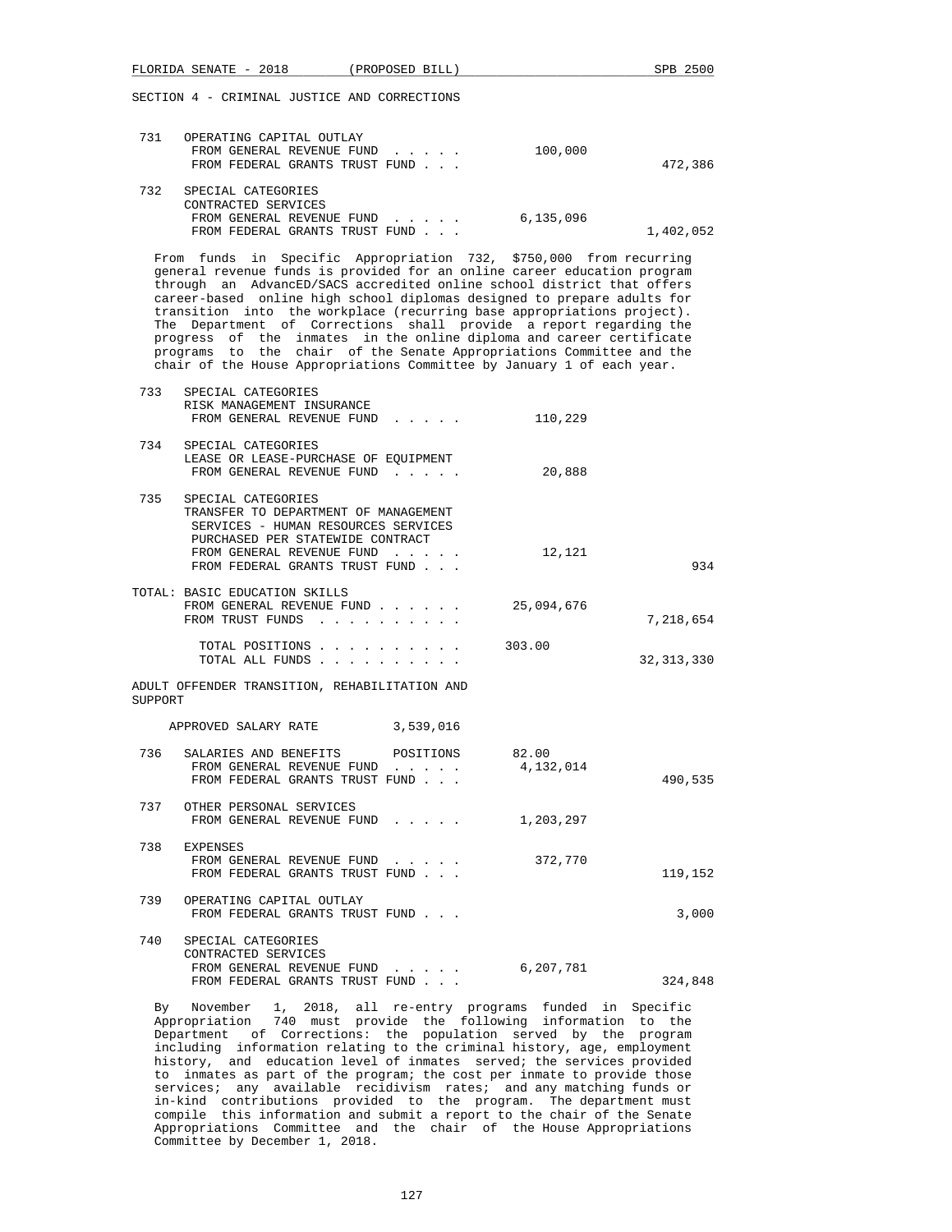SECTION 4 - CRIMINAL JUSTICE AND CORRECTIONS

731 OPERATING CAPITAL OUTLAY
FROM GENERAL REVENUE FUND . . . . . 100,000
FROM FEDERAL GRANTS TRUST FUND . . . 472,386

732 SPECIAL CATEGORIES
CONTRACTED SERVICES
FROM GENERAL REVENUE FUND . . . . . 6,135,096
FROM FEDERAL GRANTS TRUST FUND . . . 1,402,052

From funds in Specific Appropriation 732, $750,000 from recurring general revenue funds is provided for an online career education program through an AdvancED/SACS accredited online school district that offers career-based online high school diplomas designed to prepare adults for transition into the workplace (recurring base appropriations project). The Department of Corrections shall provide a report regarding the progress of the inmates in the online diploma and career certificate programs to the chair of the Senate Appropriations Committee and the chair of the House Appropriations Committee by January 1 of each year.

733 SPECIAL CATEGORIES
RISK MANAGEMENT INSURANCE
FROM GENERAL REVENUE FUND . . . . . 110,229

734 SPECIAL CATEGORIES
LEASE OR LEASE-PURCHASE OF EQUIPMENT
FROM GENERAL REVENUE FUND . . . . . 20,888

735 SPECIAL CATEGORIES
TRANSFER TO DEPARTMENT OF MANAGEMENT SERVICES - HUMAN RESOURCES SERVICES PURCHASED PER STATEWIDE CONTRACT
FROM GENERAL REVENUE FUND . . . . . 12,121
FROM FEDERAL GRANTS TRUST FUND . . . 934

TOTAL: BASIC EDUCATION SKILLS
FROM GENERAL REVENUE FUND . . . . . . 25,094,676
FROM TRUST FUNDS . . . . . . . . . . 7,218,654

TOTAL POSITIONS . . . . . . . . . . 303.00
TOTAL ALL FUNDS . . . . . . . . . . 32,313,330

ADULT OFFENDER TRANSITION, REHABILITATION AND SUPPORT

APPROVED SALARY RATE 3,539,016

736 SALARIES AND BENEFITS POSITIONS 82.00
FROM GENERAL REVENUE FUND . . . . . 4,132,014
FROM FEDERAL GRANTS TRUST FUND . . . 490,535

737 OTHER PERSONAL SERVICES
FROM GENERAL REVENUE FUND . . . . . 1,203,297

738 EXPENSES
FROM GENERAL REVENUE FUND . . . . . 372,770
FROM FEDERAL GRANTS TRUST FUND . . . 119,152

739 OPERATING CAPITAL OUTLAY
FROM FEDERAL GRANTS TRUST FUND . . . 3,000

740 SPECIAL CATEGORIES
CONTRACTED SERVICES
FROM GENERAL REVENUE FUND . . . . . 6,207,781
FROM FEDERAL GRANTS TRUST FUND . . . 324,848

By November 1, 2018, all re-entry programs funded in Specific Appropriation 740 must provide the following information to the Department of Corrections: the population served by the program including information relating to the criminal history, age, employment history, and education level of inmates served; the services provided to inmates as part of the program; the cost per inmate to provide those services; any available recidivism rates; and any matching funds or in-kind contributions provided to the program. The department must compile this information and submit a report to the chair of the Senate Appropriations Committee and the chair of the House Appropriations Committee by December 1, 2018.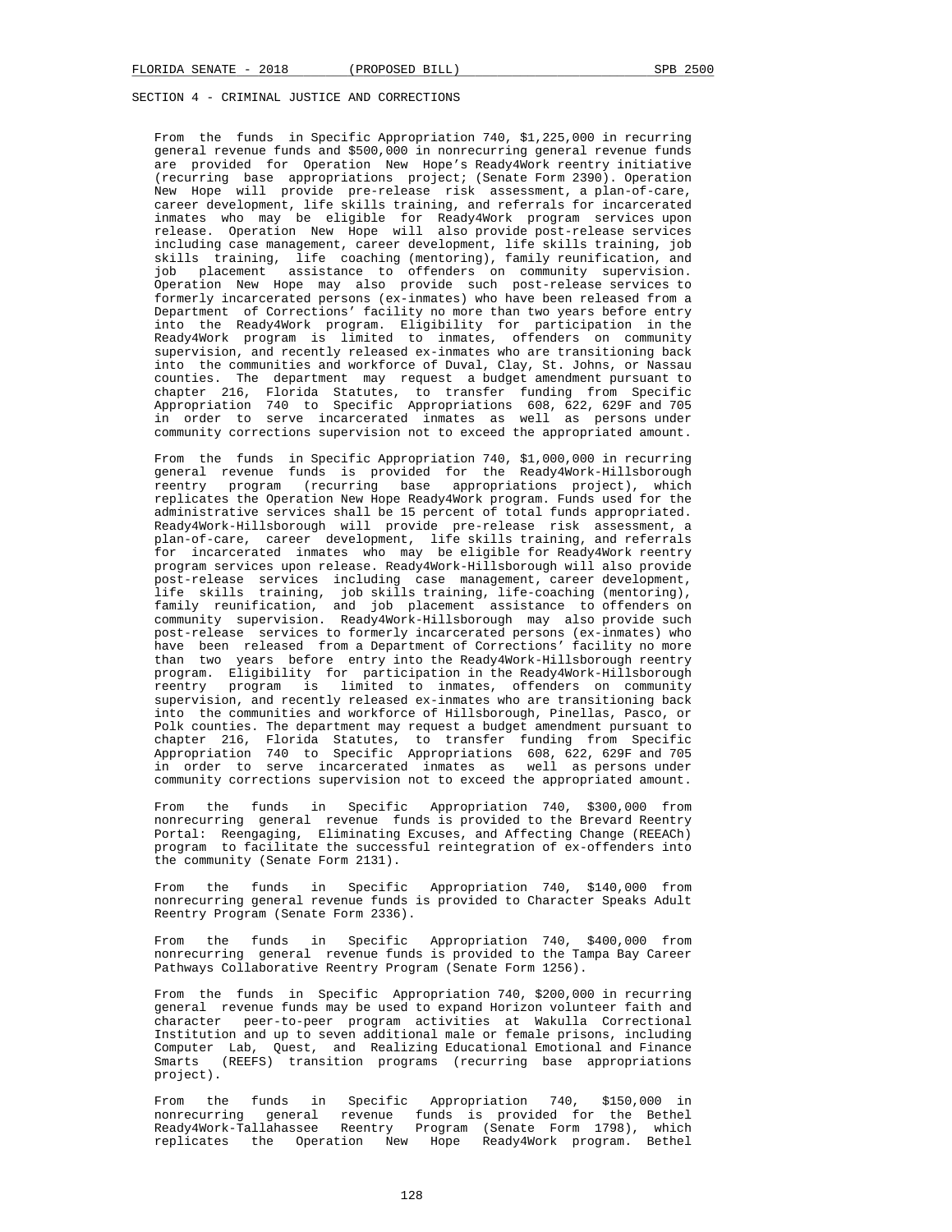SECTION 4 - CRIMINAL JUSTICE AND CORRECTIONS

From the funds in Specific Appropriation 740, $1,225,000 in recurring general revenue funds and $500,000 in nonrecurring general revenue funds are provided for Operation New Hope's Ready4Work reentry initiative (recurring base appropriations project; (Senate Form 2390). Operation New Hope will provide pre-release risk assessment, a plan-of-care, career development, life skills training, and referrals for incarcerated inmates who may be eligible for Ready4Work program services upon release. Operation New Hope will also provide post-release services including case management, career development, life skills training, job skills training, life coaching (mentoring), family reunification, and job placement assistance to offenders on community supervision. Operation New Hope may also provide such post-release services to formerly incarcerated persons (ex-inmates) who have been released from a Department of Corrections' facility no more than two years before entry into the Ready4Work program. Eligibility for participation in the Ready4Work program is limited to inmates, offenders on community supervision, and recently released ex-inmates who are transitioning back into the communities and workforce of Duval, Clay, St. Johns, or Nassau counties. The department may request a budget amendment pursuant to chapter 216, Florida Statutes, to transfer funding from Specific Appropriation 740 to Specific Appropriations 608, 622, 629F and 705 in order to serve incarcerated inmates as well as persons under community corrections supervision not to exceed the appropriated amount.

From the funds in Specific Appropriation 740, $1,000,000 in recurring general revenue funds is provided for the Ready4Work-Hillsborough reentry program (recurring base appropriations project), which replicates the Operation New Hope Ready4Work program. Funds used for the administrative services shall be 15 percent of total funds appropriated. Ready4Work-Hillsborough will provide pre-release risk assessment, a plan-of-care, career development, life skills training, and referrals for incarcerated inmates who may be eligible for Ready4Work reentry program services upon release. Ready4Work-Hillsborough will also provide post-release services including case management, career development, life skills training, job skills training, life-coaching (mentoring), family reunification, and job placement assistance to offenders on community supervision. Ready4Work-Hillsborough may also provide such post-release services to formerly incarcerated persons (ex-inmates) who have been released from a Department of Corrections' facility no more than two years before entry into the Ready4Work-Hillsborough reentry program. Eligibility for participation in the Ready4Work-Hillsborough reentry program is limited to inmates, offenders on community supervision, and recently released ex-inmates who are transitioning back into the communities and workforce of Hillsborough, Pinellas, Pasco, or Polk counties. The department may request a budget amendment pursuant to chapter 216, Florida Statutes, to transfer funding from Specific Appropriation 740 to Specific Appropriations 608, 622, 629F and 705 in order to serve incarcerated inmates as well as persons under community corrections supervision not to exceed the appropriated amount.

From the funds in Specific Appropriation 740, $300,000 from nonrecurring general revenue funds is provided to the Brevard Reentry Portal: Reengaging, Eliminating Excuses, and Affecting Change (REEACh) program to facilitate the successful reintegration of ex-offenders into the community (Senate Form 2131).

From the funds in Specific Appropriation 740, $140,000 from nonrecurring general revenue funds is provided to Character Speaks Adult Reentry Program (Senate Form 2336).

From the funds in Specific Appropriation 740, $400,000 from nonrecurring general revenue funds is provided to the Tampa Bay Career Pathways Collaborative Reentry Program (Senate Form 1256).

From the funds in Specific Appropriation 740, $200,000 in recurring general revenue funds may be used to expand Horizon volunteer faith and character peer-to-peer program activities at Wakulla Correctional Institution and up to seven additional male or female prisons, including Computer Lab, Quest, and Realizing Educational Emotional and Finance Smarts (REEFS) transition programs (recurring base appropriations project).

From the funds in Specific Appropriation 740, $150,000 in nonrecurring general revenue funds is provided for the Bethel Ready4Work-Tallahassee Reentry Program (Senate Form 1798), which replicates the Operation New Hope Ready4Work program. Bethel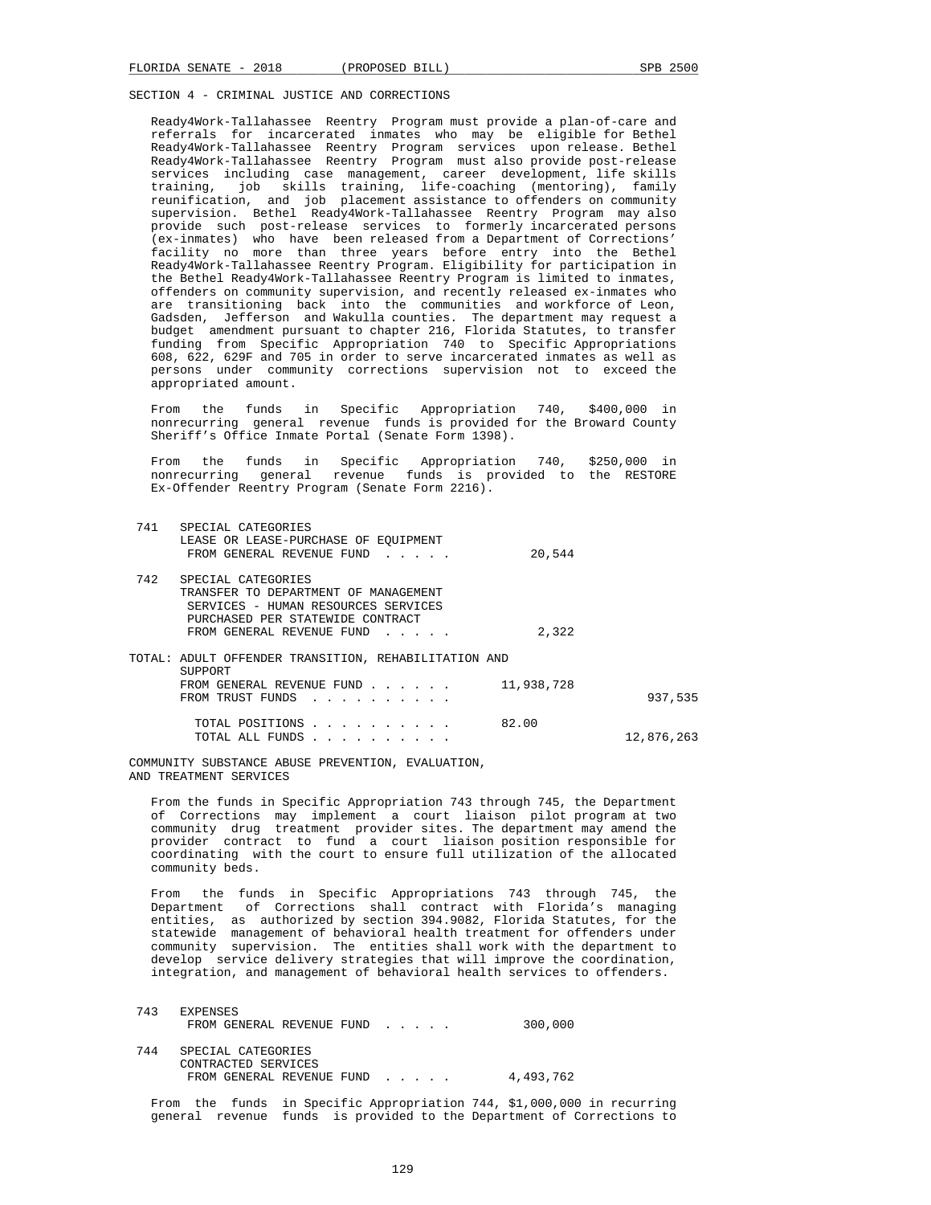SECTION 4 - CRIMINAL JUSTICE AND CORRECTIONS

Ready4Work-Tallahassee Reentry Program must provide a plan-of-care and referrals for incarcerated inmates who may be eligible for Bethel Ready4Work-Tallahassee Reentry Program services upon release. Bethel Ready4Work-Tallahassee Reentry Program must also provide post-release services including case management, career development, life skills training, job skills training, life-coaching (mentoring), family reunification, and job placement assistance to offenders on community supervision. Bethel Ready4Work-Tallahassee Reentry Program may also provide such post-release services to formerly incarcerated persons (ex-inmates) who have been released from a Department of Corrections' facility no more than three years before entry into the Bethel Ready4Work-Tallahassee Reentry Program. Eligibility for participation in the Bethel Ready4Work-Tallahassee Reentry Program is limited to inmates, offenders on community supervision, and recently released ex-inmates who are transitioning back into the communities and workforce of Leon, Gadsden, Jefferson and Wakulla counties. The department may request a budget amendment pursuant to chapter 216, Florida Statutes, to transfer funding from Specific Appropriation 740 to Specific Appropriations 608, 622, 629F and 705 in order to serve incarcerated inmates as well as persons under community corrections supervision not to exceed the appropriated amount.

From the funds in Specific Appropriation 740, $400,000 in nonrecurring general revenue funds is provided for the Broward County Sheriff's Office Inmate Portal (Senate Form 1398).

From the funds in Specific Appropriation 740, $250,000 in nonrecurring general revenue funds is provided to the RESTORE Ex-Offender Reentry Program (Senate Form 2216).

741 SPECIAL CATEGORIES
LEASE OR LEASE-PURCHASE OF EQUIPMENT
FROM GENERAL REVENUE FUND . . . . . 20,544

742 SPECIAL CATEGORIES
TRANSFER TO DEPARTMENT OF MANAGEMENT SERVICES - HUMAN RESOURCES SERVICES PURCHASED PER STATEWIDE CONTRACT
FROM GENERAL REVENUE FUND . . . . . 2,322

TOTAL: ADULT OFFENDER TRANSITION, REHABILITATION AND SUPPORT

| | | |
|---|---|---|
| FROM GENERAL REVENUE FUND . . . . . . | 11,938,728 | |
| FROM TRUST FUNDS . . . . . . . . . . | | 937,535 |
| TOTAL POSITIONS . . . . . . . . . . | 82.00 | |
| TOTAL ALL FUNDS . . . . . . . . . . | | 12,876,263 |

COMMUNITY SUBSTANCE ABUSE PREVENTION, EVALUATION, AND TREATMENT SERVICES

From the funds in Specific Appropriation 743 through 745, the Department of Corrections may implement a court liaison pilot program at two community drug treatment provider sites. The department may amend the provider contract to fund a court liaison position responsible for coordinating with the court to ensure full utilization of the allocated community beds.

From the funds in Specific Appropriations 743 through 745, the Department of Corrections shall contract with Florida's managing entities, as authorized by section 394.9082, Florida Statutes, for the statewide management of behavioral health treatment for offenders under community supervision. The entities shall work with the department to develop service delivery strategies that will improve the coordination, integration, and management of behavioral health services to offenders.

743 EXPENSES
FROM GENERAL REVENUE FUND . . . . . 300,000

744 SPECIAL CATEGORIES
CONTRACTED SERVICES
FROM GENERAL REVENUE FUND . . . . . 4,493,762

From the funds in Specific Appropriation 744, $1,000,000 in recurring general revenue funds is provided to the Department of Corrections to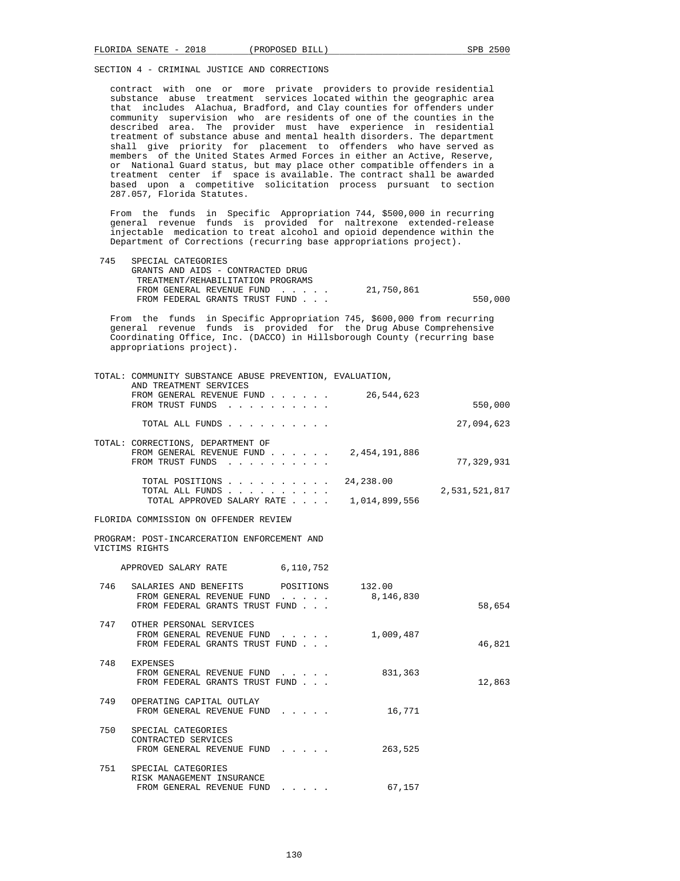SECTION 4 - CRIMINAL JUSTICE AND CORRECTIONS

contract with one or more private providers to provide residential substance abuse treatment services located within the geographic area that includes Alachua, Bradford, and Clay counties for offenders under community supervision who are residents of one of the counties in the described area. The provider must have experience in residential treatment of substance abuse and mental health disorders. The department shall give priority for placement to offenders who have served as members of the United States Armed Forces in either an Active, Reserve, or National Guard status, but may place other compatible offenders in a treatment center if space is available. The contract shall be awarded based upon a competitive solicitation process pursuant to section 287.057, Florida Statutes.

From the funds in Specific Appropriation 744, $500,000 in recurring general revenue funds is provided for naltrexone extended-release injectable medication to treat alcohol and opioid dependence within the Department of Corrections (recurring base appropriations project).

| | | | |
|---|---|---|---|
| 745 | SPECIAL CATEGORIES<br>GRANTS AND AIDS - CONTRACTED DRUG TREATMENT/REHABILITATION PROGRAMS<br>FROM GENERAL REVENUE FUND . . . . . | 21,750,861 | |
| | FROM FEDERAL GRANTS TRUST FUND . . . | | 550,000 |

From the funds in Specific Appropriation 745, $600,000 from recurring general revenue funds is provided for the Drug Abuse Comprehensive Coordinating Office, Inc. (DACCO) in Hillsborough County (recurring base appropriations project).

| | | |
|---|---|---|
| TOTAL: COMMUNITY SUBSTANCE ABUSE PREVENTION, EVALUATION, AND TREATMENT SERVICES | | |
| FROM GENERAL REVENUE FUND . . . . . . | 26,544,623 | |
| FROM TRUST FUNDS . . . . . . . . . . | | 550,000 |
| TOTAL ALL FUNDS . . . . . . . . . . | | 27,094,623 |

| | | |
|---|---|---|
| TOTAL: CORRECTIONS, DEPARTMENT OF | | |
| FROM GENERAL REVENUE FUND . . . . . . | 2,454,191,886 | |
| FROM TRUST FUNDS . . . . . . . . . . | | 77,329,931 |
| TOTAL POSITIONS . . . . . . . . . . | 24,238.00 | |
| TOTAL ALL FUNDS . . . . . . . . . . | | 2,531,521,817 |
| TOTAL APPROVED SALARY RATE . . . . | 1,014,899,556 | |

FLORIDA COMMISSION ON OFFENDER REVIEW

PROGRAM: POST-INCARCERATION ENFORCEMENT AND VICTIMS RIGHTS

APPROVED SALARY RATE 6,110,752

| | | | |
|---|---|---|---|
| 746 | SALARIES AND BENEFITS POSITIONS | 132.00 | |
| | FROM GENERAL REVENUE FUND . . . . . | 8,146,830 | |
| | FROM FEDERAL GRANTS TRUST FUND . . . | | 58,654 |
| 747 | OTHER PERSONAL SERVICES | | |
| | FROM GENERAL REVENUE FUND . . . . . | 1,009,487 | |
| | FROM FEDERAL GRANTS TRUST FUND . . . | | 46,821 |
| 748 | EXPENSES | | |
| | FROM GENERAL REVENUE FUND . . . . . | 831,363 | |
| | FROM FEDERAL GRANTS TRUST FUND . . . | | 12,863 |
| 749 | OPERATING CAPITAL OUTLAY | | |
| | FROM GENERAL REVENUE FUND . . . . . | 16,771 | |
| 750 | SPECIAL CATEGORIES<br>CONTRACTED SERVICES | | |
| | FROM GENERAL REVENUE FUND . . . . . | 263,525 | |
| 751 | SPECIAL CATEGORIES<br>RISK MANAGEMENT INSURANCE | | |
| | FROM GENERAL REVENUE FUND . . . . . | 67,157 | |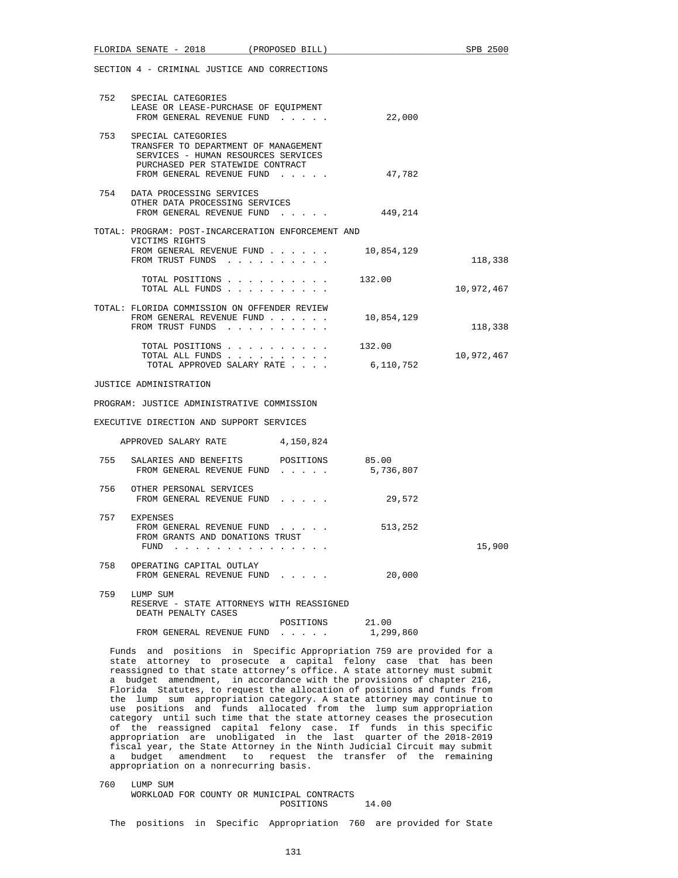SECTION 4 - CRIMINAL JUSTICE AND CORRECTIONS

| | | | |
|---|---|---|---|
| 752 | SPECIAL CATEGORIES<br>LEASE OR LEASE-PURCHASE OF EQUIPMENT<br>FROM GENERAL REVENUE FUND . . . . . | 22,000 | |
| 753 | SPECIAL CATEGORIES<br>TRANSFER TO DEPARTMENT OF MANAGEMENT SERVICES - HUMAN RESOURCES SERVICES PURCHASED PER STATEWIDE CONTRACT<br>FROM GENERAL REVENUE FUND . . . . . | 47,782 | |
| 754 | DATA PROCESSING SERVICES<br>OTHER DATA PROCESSING SERVICES<br>FROM GENERAL REVENUE FUND . . . . . | 449,214 | |

TOTAL: PROGRAM: POST-INCARCERATION ENFORCEMENT AND VICTIMS RIGHTS

| | | |
|---|---|---|
| FROM GENERAL REVENUE FUND . . . . . . | 10,854,129 | |
| FROM TRUST FUNDS . . . . . . . . . . | | 118,338 |
| TOTAL POSITIONS . . . . . . . . . . | 132.00 | |
| TOTAL ALL FUNDS . . . . . . . . . . | | 10,972,467 |

TOTAL: FLORIDA COMMISSION ON OFFENDER REVIEW

| | | |
|---|---|---|
| FROM GENERAL REVENUE FUND . . . . . . | 10,854,129 | |
| FROM TRUST FUNDS . . . . . . . . . . | | 118,338 |
| TOTAL POSITIONS . . . . . . . . . . | 132.00 | |
| TOTAL ALL FUNDS . . . . . . . . . . | | 10,972,467 |
| TOTAL APPROVED SALARY RATE . . . . | 6,110,752 | |

JUSTICE ADMINISTRATION

PROGRAM: JUSTICE ADMINISTRATIVE COMMISSION

EXECUTIVE DIRECTION AND SUPPORT SERVICES

APPROVED SALARY RATE 4,150,824

| | | | |
|---|---|---|---|
| 755 | SALARIES AND BENEFITS POSITIONS<br>FROM GENERAL REVENUE FUND . . . . . | 85.00<br>5,736,807 | |
| 756 | OTHER PERSONAL SERVICES<br>FROM GENERAL REVENUE FUND . . . . . | 29,572 | |
| 757 | EXPENSES<br>FROM GENERAL REVENUE FUND . . . . .<br>FROM GRANTS AND DONATIONS TRUST FUND . . . . . . . . . . . . . . . | 513,252 | <br>15,900 |
| 758 | OPERATING CAPITAL OUTLAY<br>FROM GENERAL REVENUE FUND . . . . . | 20,000 | |
| 759 | LUMP SUM<br>RESERVE - STATE ATTORNEYS WITH REASSIGNED DEATH PENALTY CASES<br>POSITIONS<br>FROM GENERAL REVENUE FUND . . . . . | <br><br>21.00<br>1,299,860 | |

Funds and positions in Specific Appropriation 759 are provided for a state attorney to prosecute a capital felony case that has been reassigned to that state attorney's office. A state attorney must submit a budget amendment, in accordance with the provisions of chapter 216, Florida Statutes, to request the allocation of positions and funds from the lump sum appropriation category. A state attorney may continue to use positions and funds allocated from the lump sum appropriation category until such time that the state attorney ceases the prosecution of the reassigned capital felony case. If funds in this specific appropriation are unobligated in the last quarter of the 2018-2019 fiscal year, the State Attorney in the Ninth Judicial Circuit may submit a budget amendment to request the transfer of the remaining appropriation on a nonrecurring basis.

| | | | |
|---|---|---|---|
| 760 | LUMP SUM<br>WORKLOAD FOR COUNTY OR MUNICIPAL CONTRACTS<br>POSITIONS | <br><br>14.00 | |

The positions in Specific Appropriation 760 are provided for State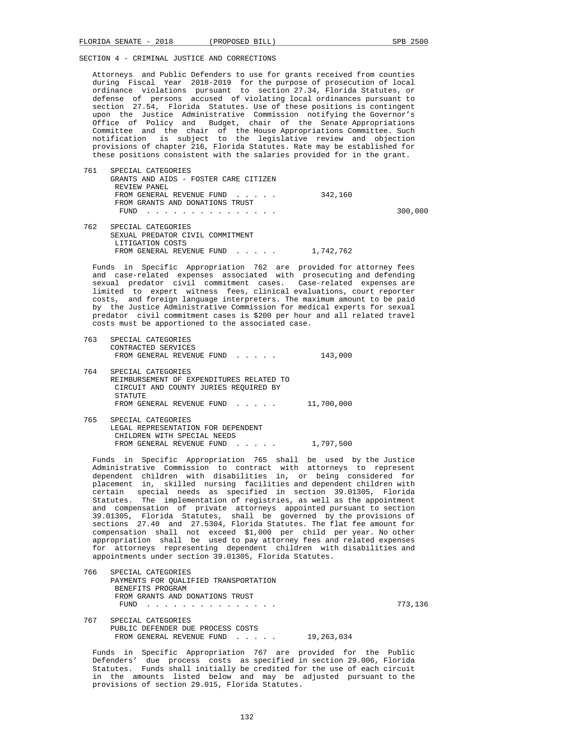SECTION 4 - CRIMINAL JUSTICE AND CORRECTIONS

Attorneys and Public Defenders to use for grants received from counties during Fiscal Year 2018-2019 for the purpose of prosecution of local ordinance violations pursuant to section 27.34, Florida Statutes, or defense of persons accused of violating local ordinances pursuant to section 27.54, Florida Statutes. Use of these positions is contingent upon the Justice Administrative Commission notifying the Governor's Office of Policy and Budget, chair of the Senate Appropriations Committee and the chair of the House Appropriations Committee. Such notification is subject to the legislative review and objection provisions of chapter 216, Florida Statutes. Rate may be established for these positions consistent with the salaries provided for in the grant.

761 SPECIAL CATEGORIES
GRANTS AND AIDS - FOSTER CARE CITIZEN REVIEW PANEL
FROM GENERAL REVENUE FUND . . . . . 342,160
FROM GRANTS AND DONATIONS TRUST FUND . . . . . . . . . . . . . . . 300,000

762 SPECIAL CATEGORIES
SEXUAL PREDATOR CIVIL COMMITMENT LITIGATION COSTS
FROM GENERAL REVENUE FUND . . . . . 1,742,762

Funds in Specific Appropriation 762 are provided for attorney fees and case-related expenses associated with prosecuting and defending sexual predator civil commitment cases. Case-related expenses are limited to expert witness fees, clinical evaluations, court reporter costs, and foreign language interpreters. The maximum amount to be paid by the Justice Administrative Commission for medical experts for sexual predator civil commitment cases is $200 per hour and all related travel costs must be apportioned to the associated case.

763 SPECIAL CATEGORIES
CONTRACTED SERVICES
FROM GENERAL REVENUE FUND . . . . . 143,000

764 SPECIAL CATEGORIES
REIMBURSEMENT OF EXPENDITURES RELATED TO CIRCUIT AND COUNTY JURIES REQUIRED BY STATUTE
FROM GENERAL REVENUE FUND . . . . . 11,700,000

765 SPECIAL CATEGORIES
LEGAL REPRESENTATION FOR DEPENDENT CHILDREN WITH SPECIAL NEEDS
FROM GENERAL REVENUE FUND . . . . . 1,797,500

Funds in Specific Appropriation 765 shall be used by the Justice Administrative Commission to contract with attorneys to represent dependent children with disabilities in, or being considered for placement in, skilled nursing facilities and dependent children with certain special needs as specified in section 39.01305, Florida Statutes. The implementation of registries, as well as the appointment and compensation of private attorneys appointed pursuant to section 39.01305, Florida Statutes, shall be governed by the provisions of sections 27.40 and 27.5304, Florida Statutes. The flat fee amount for compensation shall not exceed $1,000 per child per year. No other appropriation shall be used to pay attorney fees and related expenses for attorneys representing dependent children with disabilities and appointments under section 39.01305, Florida Statutes.

766 SPECIAL CATEGORIES
PAYMENTS FOR QUALIFIED TRANSPORTATION BENEFITS PROGRAM
FROM GRANTS AND DONATIONS TRUST FUND . . . . . . . . . . . . . . . 773,136

767 SPECIAL CATEGORIES
PUBLIC DEFENDER DUE PROCESS COSTS
FROM GENERAL REVENUE FUND . . . . . 19,263,034

Funds in Specific Appropriation 767 are provided for the Public Defenders' due process costs as specified in section 29.006, Florida Statutes. Funds shall initially be credited for the use of each circuit in the amounts listed below and may be adjusted pursuant to the provisions of section 29.015, Florida Statutes.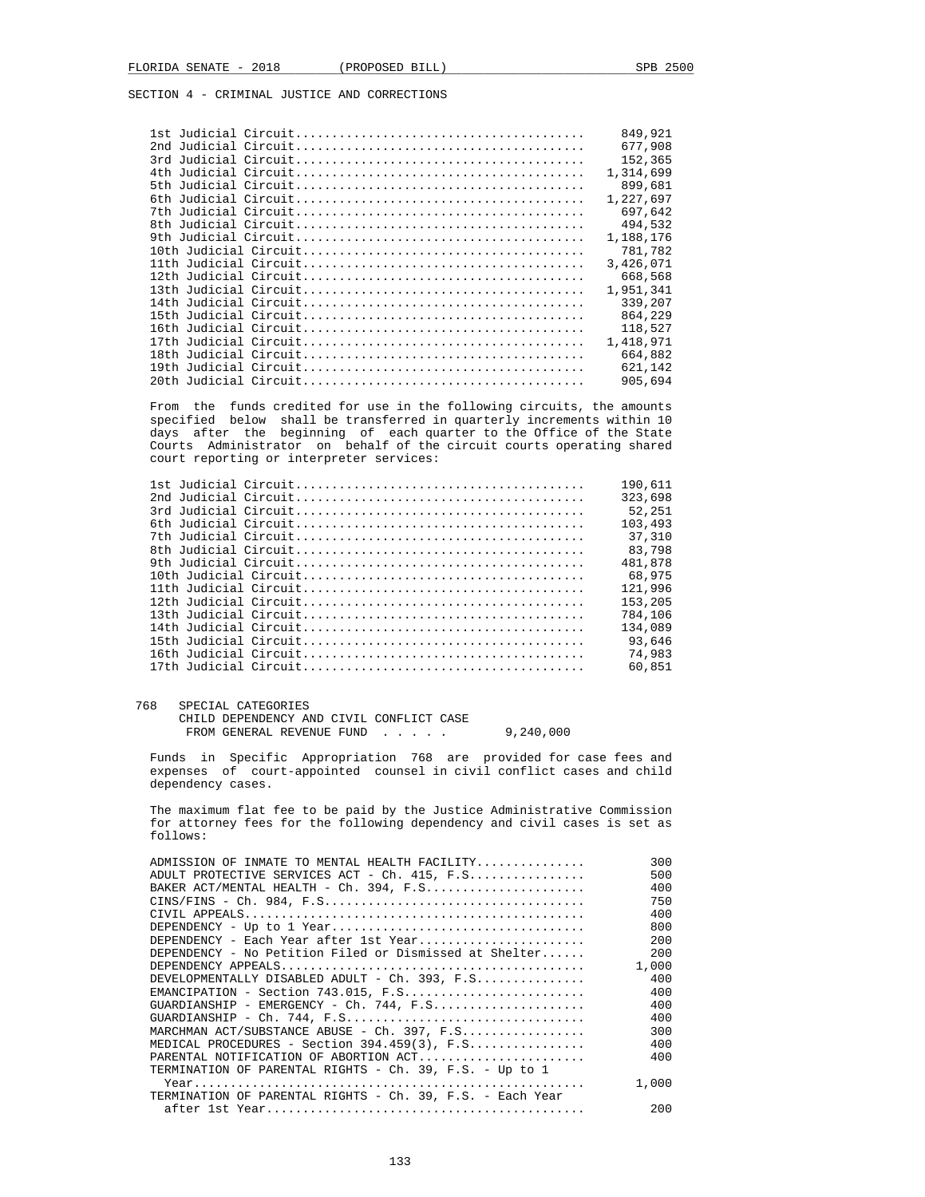SECTION 4 - CRIMINAL JUSTICE AND CORRECTIONS

| Circuit | Amount |
|---|---|
| 1st Judicial Circuit | 849,921 |
| 2nd Judicial Circuit | 677,908 |
| 3rd Judicial Circuit | 152,365 |
| 4th Judicial Circuit | 1,314,699 |
| 5th Judicial Circuit | 899,681 |
| 6th Judicial Circuit | 1,227,697 |
| 7th Judicial Circuit | 697,642 |
| 8th Judicial Circuit | 494,532 |
| 9th Judicial Circuit | 1,188,176 |
| 10th Judicial Circuit | 781,782 |
| 11th Judicial Circuit | 3,426,071 |
| 12th Judicial Circuit | 668,568 |
| 13th Judicial Circuit | 1,951,341 |
| 14th Judicial Circuit | 339,207 |
| 15th Judicial Circuit | 864,229 |
| 16th Judicial Circuit | 118,527 |
| 17th Judicial Circuit | 1,418,971 |
| 18th Judicial Circuit | 664,882 |
| 19th Judicial Circuit | 621,142 |
| 20th Judicial Circuit | 905,694 |

From the funds credited for use in the following circuits, the amounts specified below shall be transferred in quarterly increments within 10 days after the beginning of each quarter to the Office of the State Courts Administrator on behalf of the circuit courts operating shared court reporting or interpreter services:

| Circuit | Amount |
|---|---|
| 1st Judicial Circuit | 190,611 |
| 2nd Judicial Circuit | 323,698 |
| 3rd Judicial Circuit | 52,251 |
| 6th Judicial Circuit | 103,493 |
| 7th Judicial Circuit | 37,310 |
| 8th Judicial Circuit | 83,798 |
| 9th Judicial Circuit | 481,878 |
| 10th Judicial Circuit | 68,975 |
| 11th Judicial Circuit | 121,996 |
| 12th Judicial Circuit | 153,205 |
| 13th Judicial Circuit | 784,106 |
| 14th Judicial Circuit | 134,089 |
| 15th Judicial Circuit | 93,646 |
| 16th Judicial Circuit | 74,983 |
| 17th Judicial Circuit | 60,851 |

768 SPECIAL CATEGORIES
CHILD DEPENDENCY AND CIVIL CONFLICT CASE
FROM GENERAL REVENUE FUND . . . . . 9,240,000

Funds in Specific Appropriation 768 are provided for case fees and expenses of court-appointed counsel in civil conflict cases and child dependency cases.

The maximum flat fee to be paid by the Justice Administrative Commission for attorney fees for the following dependency and civil cases is set as follows:

| Case Type | Fee |
|---|---|
| ADMISSION OF INMATE TO MENTAL HEALTH FACILITY | 300 |
| ADULT PROTECTIVE SERVICES ACT - Ch. 415, F.S. | 500 |
| BAKER ACT/MENTAL HEALTH - Ch. 394, F.S. | 400 |
| CINS/FINS - Ch. 984, F.S. | 750 |
| CIVIL APPEALS | 400 |
| DEPENDENCY - Up to 1 Year | 800 |
| DEPENDENCY - Each Year after 1st Year | 200 |
| DEPENDENCY - No Petition Filed or Dismissed at Shelter | 200 |
| DEPENDENCY APPEALS | 1,000 |
| DEVELOPMENTALLY DISABLED ADULT - Ch. 393, F.S. | 400 |
| EMANCIPATION - Section 743.015, F.S. | 400 |
| GUARDIANSHIP - EMERGENCY - Ch. 744, F.S. | 400 |
| GUARDIANSHIP - Ch. 744, F.S. | 400 |
| MARCHMAN ACT/SUBSTANCE ABUSE - Ch. 397, F.S. | 300 |
| MEDICAL PROCEDURES - Section 394.459(3), F.S. | 400 |
| PARENTAL NOTIFICATION OF ABORTION ACT | 400 |
| TERMINATION OF PARENTAL RIGHTS - Ch. 39, F.S. - Up to 1 Year | 1,000 |
| TERMINATION OF PARENTAL RIGHTS - Ch. 39, F.S. - Each Year after 1st Year | 200 |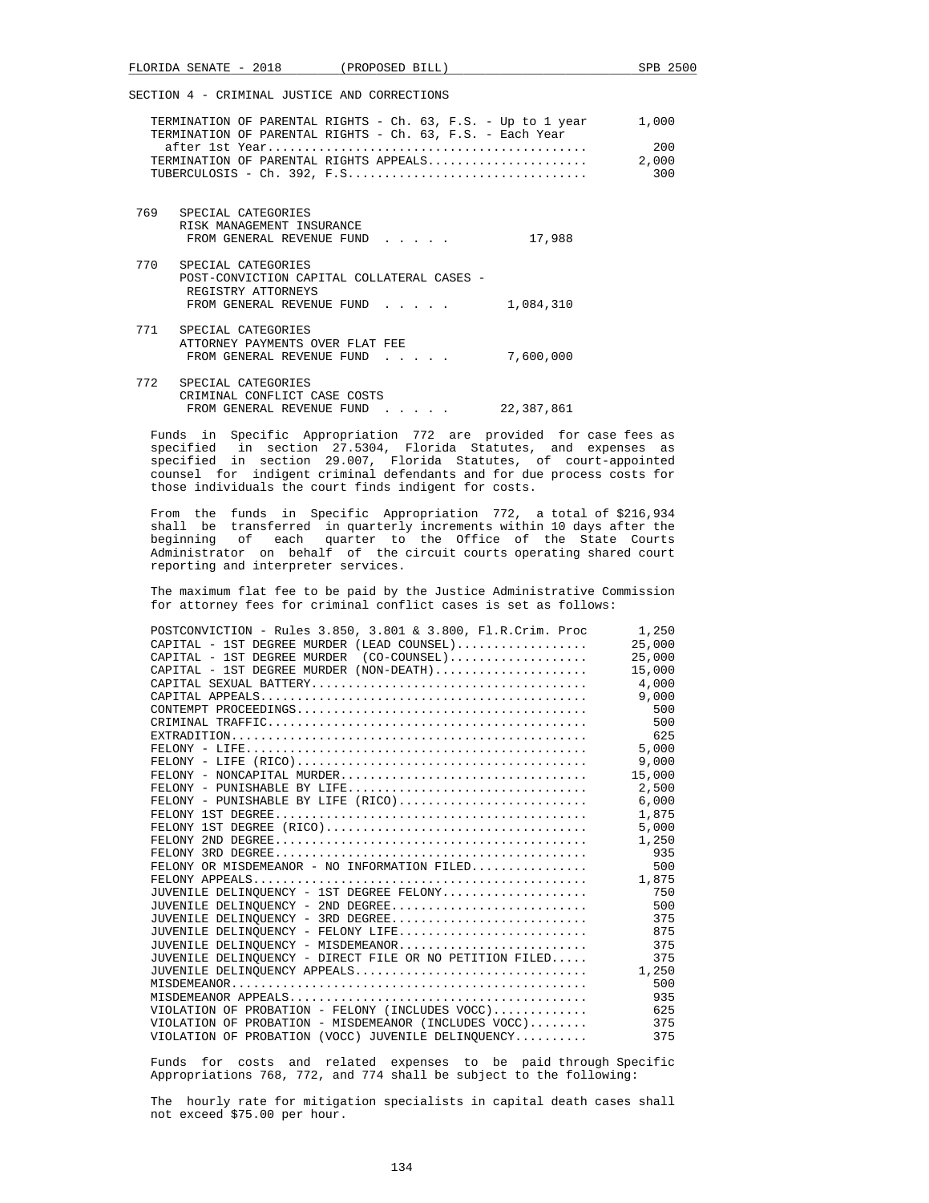SECTION 4 - CRIMINAL JUSTICE AND CORRECTIONS

| | |
|---|---|
| TERMINATION OF PARENTAL RIGHTS - Ch. 63, F.S. - Up to 1 year | 1,000 |
| TERMINATION OF PARENTAL RIGHTS - Ch. 63, F.S. - Each Year after 1st Year | 200 |
| TERMINATION OF PARENTAL RIGHTS APPEALS | 2,000 |
| TUBERCULOSIS - Ch. 392, F.S. | 300 |

769 SPECIAL CATEGORIES
RISK MANAGEMENT INSURANCE
FROM GENERAL REVENUE FUND . . . . . 17,988

770 SPECIAL CATEGORIES
POST-CONVICTION CAPITAL COLLATERAL CASES - REGISTRY ATTORNEYS
FROM GENERAL REVENUE FUND . . . . . 1,084,310

771 SPECIAL CATEGORIES
ATTORNEY PAYMENTS OVER FLAT FEE
FROM GENERAL REVENUE FUND . . . . . 7,600,000

772 SPECIAL CATEGORIES
CRIMINAL CONFLICT CASE COSTS
FROM GENERAL REVENUE FUND . . . . . 22,387,861

Funds in Specific Appropriation 772 are provided for case fees as specified in section 27.5304, Florida Statutes, and expenses as specified in section 29.007, Florida Statutes, of court-appointed counsel for indigent criminal defendants and for due process costs for those individuals the court finds indigent for costs.

From the funds in Specific Appropriation 772, a total of $216,934 shall be transferred in quarterly increments within 10 days after the beginning of each quarter to the Office of the State Courts Administrator on behalf of the circuit courts operating shared court reporting and interpreter services.

The maximum flat fee to be paid by the Justice Administrative Commission for attorney fees for criminal conflict cases is set as follows:

| | |
|---|---|
| POSTCONVICTION - Rules 3.850, 3.801 & 3.800, Fl.R.Crim. Proc | 1,250 |
| CAPITAL - 1ST DEGREE MURDER (LEAD COUNSEL) | 25,000 |
| CAPITAL - 1ST DEGREE MURDER (CO-COUNSEL) | 25,000 |
| CAPITAL - 1ST DEGREE MURDER (NON-DEATH) | 15,000 |
| CAPITAL SEXUAL BATTERY | 4,000 |
| CAPITAL APPEALS | 9,000 |
| CONTEMPT PROCEEDINGS | 500 |
| CRIMINAL TRAFFIC | 500 |
| EXTRADITION | 625 |
| FELONY - LIFE | 5,000 |
| FELONY - LIFE (RICO) | 9,000 |
| FELONY - NONCAPITAL MURDER | 15,000 |
| FELONY - PUNISHABLE BY LIFE | 2,500 |
| FELONY - PUNISHABLE BY LIFE (RICO) | 6,000 |
| FELONY 1ST DEGREE | 1,875 |
| FELONY 1ST DEGREE (RICO) | 5,000 |
| FELONY 2ND DEGREE | 1,250 |
| FELONY 3RD DEGREE | 935 |
| FELONY OR MISDEMEANOR - NO INFORMATION FILED | 500 |
| FELONY APPEALS | 1,875 |
| JUVENILE DELINQUENCY - 1ST DEGREE FELONY | 750 |
| JUVENILE DELINQUENCY - 2ND DEGREE | 500 |
| JUVENILE DELINQUENCY - 3RD DEGREE | 375 |
| JUVENILE DELINQUENCY - FELONY LIFE | 875 |
| JUVENILE DELINQUENCY - MISDEMEANOR | 375 |
| JUVENILE DELINQUENCY - DIRECT FILE OR NO PETITION FILED | 375 |
| JUVENILE DELINQUENCY APPEALS | 1,250 |
| MISDEMEANOR | 500 |
| MISDEMEANOR APPEALS | 935 |
| VIOLATION OF PROBATION - FELONY (INCLUDES VOCC) | 625 |
| VIOLATION OF PROBATION - MISDEMEANOR (INCLUDES VOCC) | 375 |
| VIOLATION OF PROBATION (VOCC) JUVENILE DELINQUENCY | 375 |

Funds for costs and related expenses to be paid through Specific Appropriations 768, 772, and 774 shall be subject to the following:

The hourly rate for mitigation specialists in capital death cases shall not exceed $75.00 per hour.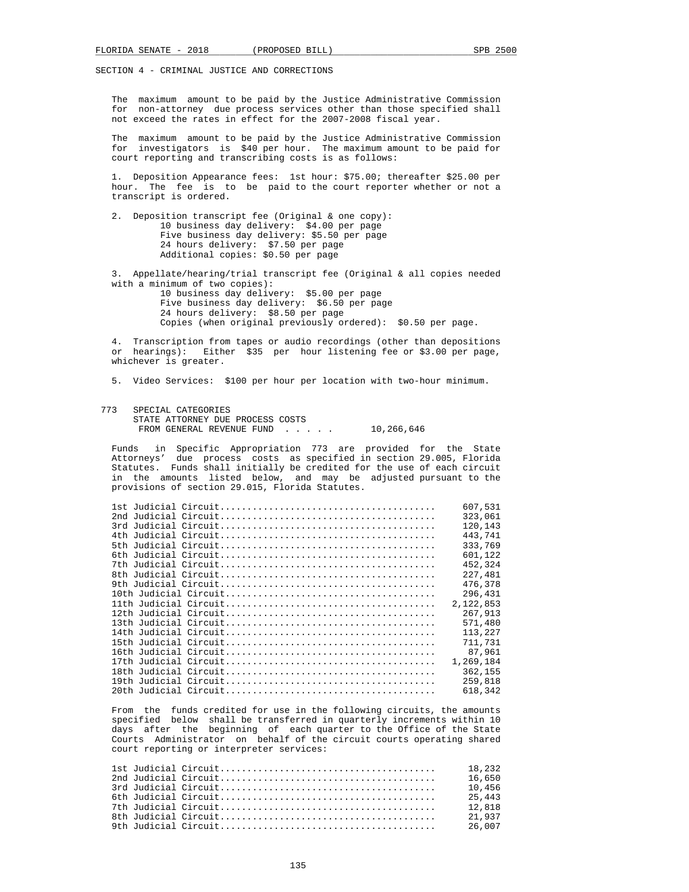SECTION 4 - CRIMINAL JUSTICE AND CORRECTIONS

The maximum amount to be paid by the Justice Administrative Commission for non-attorney due process services other than those specified shall not exceed the rates in effect for the 2007-2008 fiscal year.

The maximum amount to be paid by the Justice Administrative Commission for investigators is $40 per hour. The maximum amount to be paid for court reporting and transcribing costs is as follows:

1. Deposition Appearance fees: 1st hour: $75.00; thereafter $25.00 per hour. The fee is to be paid to the court reporter whether or not a transcript is ordered.

2. Deposition transcript fee (Original & one copy):
   - 10 business day delivery: $4.00 per page
   - Five business day delivery: $5.50 per page
   - 24 hours delivery: $7.50 per page
   - Additional copies: $0.50 per page

3. Appellate/hearing/trial transcript fee (Original & all copies needed with a minimum of two copies):
   - 10 business day delivery: $5.00 per page
   - Five business day delivery: $6.50 per page
   - 24 hours delivery: $8.50 per page
   - Copies (when original previously ordered): $0.50 per page.

4. Transcription from tapes or audio recordings (other than depositions or hearings): Either $35 per hour listening fee or $3.00 per page, whichever is greater.

5. Video Services: $100 per hour per location with two-hour minimum.

773 SPECIAL CATEGORIES
STATE ATTORNEY DUE PROCESS COSTS
FROM GENERAL REVENUE FUND . . . . . 10,266,646

Funds in Specific Appropriation 773 are provided for the State Attorneys' due process costs as specified in section 29.005, Florida Statutes. Funds shall initially be credited for the use of each circuit in the amounts listed below, and may be adjusted pursuant to the provisions of section 29.015, Florida Statutes.

| Circuit | Amount |
|---|---|
| 1st Judicial Circuit | 607,531 |
| 2nd Judicial Circuit | 323,061 |
| 3rd Judicial Circuit | 120,143 |
| 4th Judicial Circuit | 443,741 |
| 5th Judicial Circuit | 333,769 |
| 6th Judicial Circuit | 601,122 |
| 7th Judicial Circuit | 452,324 |
| 8th Judicial Circuit | 227,481 |
| 9th Judicial Circuit | 476,378 |
| 10th Judicial Circuit | 296,431 |
| 11th Judicial Circuit | 2,122,853 |
| 12th Judicial Circuit | 267,913 |
| 13th Judicial Circuit | 571,480 |
| 14th Judicial Circuit | 113,227 |
| 15th Judicial Circuit | 711,731 |
| 16th Judicial Circuit | 87,961 |
| 17th Judicial Circuit | 1,269,184 |
| 18th Judicial Circuit | 362,155 |
| 19th Judicial Circuit | 259,818 |
| 20th Judicial Circuit | 618,342 |

From the funds credited for use in the following circuits, the amounts specified below shall be transferred in quarterly increments within 10 days after the beginning of each quarter to the Office of the State Courts Administrator on behalf of the circuit courts operating shared court reporting or interpreter services:

| Circuit | Amount |
|---|---|
| 1st Judicial Circuit | 18,232 |
| 2nd Judicial Circuit | 16,650 |
| 3rd Judicial Circuit | 10,456 |
| 6th Judicial Circuit | 25,443 |
| 7th Judicial Circuit | 12,818 |
| 8th Judicial Circuit | 21,937 |
| 9th Judicial Circuit | 26,007 |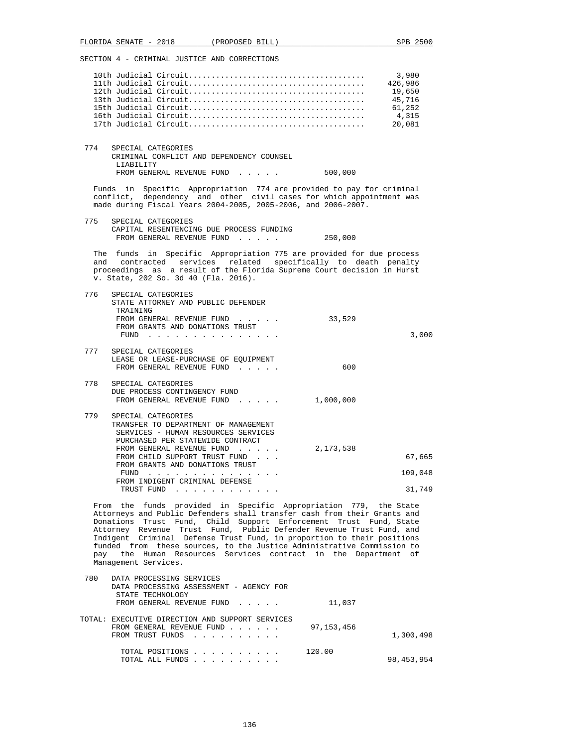SECTION 4 - CRIMINAL JUSTICE AND CORRECTIONS

| | |
|---|---|
| 10th Judicial Circuit | 3,980 |
| 11th Judicial Circuit | 426,986 |
| 12th Judicial Circuit | 19,650 |
| 13th Judicial Circuit | 45,716 |
| 15th Judicial Circuit | 61,252 |
| 16th Judicial Circuit | 4,315 |
| 17th Judicial Circuit | 20,081 |

774 SPECIAL CATEGORIES
CRIMINAL CONFLICT AND DEPENDENCY COUNSEL LIABILITY
FROM GENERAL REVENUE FUND . . . . . 500,000

Funds in Specific Appropriation 774 are provided to pay for criminal conflict, dependency and other civil cases for which appointment was made during Fiscal Years 2004-2005, 2005-2006, and 2006-2007.

775 SPECIAL CATEGORIES
CAPITAL RESENTENCING DUE PROCESS FUNDING
FROM GENERAL REVENUE FUND . . . . . 250,000

The funds in Specific Appropriation 775 are provided for due process and contracted services related specifically to death penalty proceedings as a result of the Florida Supreme Court decision in Hurst v. State, 202 So. 3d 40 (Fla. 2016).

776 SPECIAL CATEGORIES
STATE ATTORNEY AND PUBLIC DEFENDER TRAINING
FROM GENERAL REVENUE FUND . . . . . 33,529
FROM GRANTS AND DONATIONS TRUST FUND . . . . . . . . . . . . . . . 3,000

777 SPECIAL CATEGORIES
LEASE OR LEASE-PURCHASE OF EQUIPMENT
FROM GENERAL REVENUE FUND . . . . . 600

778 SPECIAL CATEGORIES
DUE PROCESS CONTINGENCY FUND
FROM GENERAL REVENUE FUND . . . . . 1,000,000

779 SPECIAL CATEGORIES
TRANSFER TO DEPARTMENT OF MANAGEMENT SERVICES - HUMAN RESOURCES SERVICES PURCHASED PER STATEWIDE CONTRACT
FROM GENERAL REVENUE FUND . . . . . 2,173,538
FROM CHILD SUPPORT TRUST FUND . . . 67,665
FROM GRANTS AND DONATIONS TRUST FUND . . . . . . . . . . . . . . . 109,048
FROM INDIGENT CRIMINAL DEFENSE TRUST FUND . . . . . . . . . . . . 31,749

From the funds provided in Specific Appropriation 779, the State Attorneys and Public Defenders shall transfer cash from their Grants and Donations Trust Fund, Child Support Enforcement Trust Fund, State Attorney Revenue Trust Fund, Public Defender Revenue Trust Fund, and Indigent Criminal Defense Trust Fund, in proportion to their positions funded from these sources, to the Justice Administrative Commission to pay the Human Resources Services contract in the Department of Management Services.

780 DATA PROCESSING SERVICES
DATA PROCESSING ASSESSMENT - AGENCY FOR STATE TECHNOLOGY
FROM GENERAL REVENUE FUND . . . . . 11,037

TOTAL: EXECUTIVE DIRECTION AND SUPPORT SERVICES
FROM GENERAL REVENUE FUND . . . . . . 97,153,456
FROM TRUST FUNDS . . . . . . . . . . 1,300,498

TOTAL POSITIONS . . . . . . . . . . 120.00
TOTAL ALL FUNDS . . . . . . . . . . 98,453,954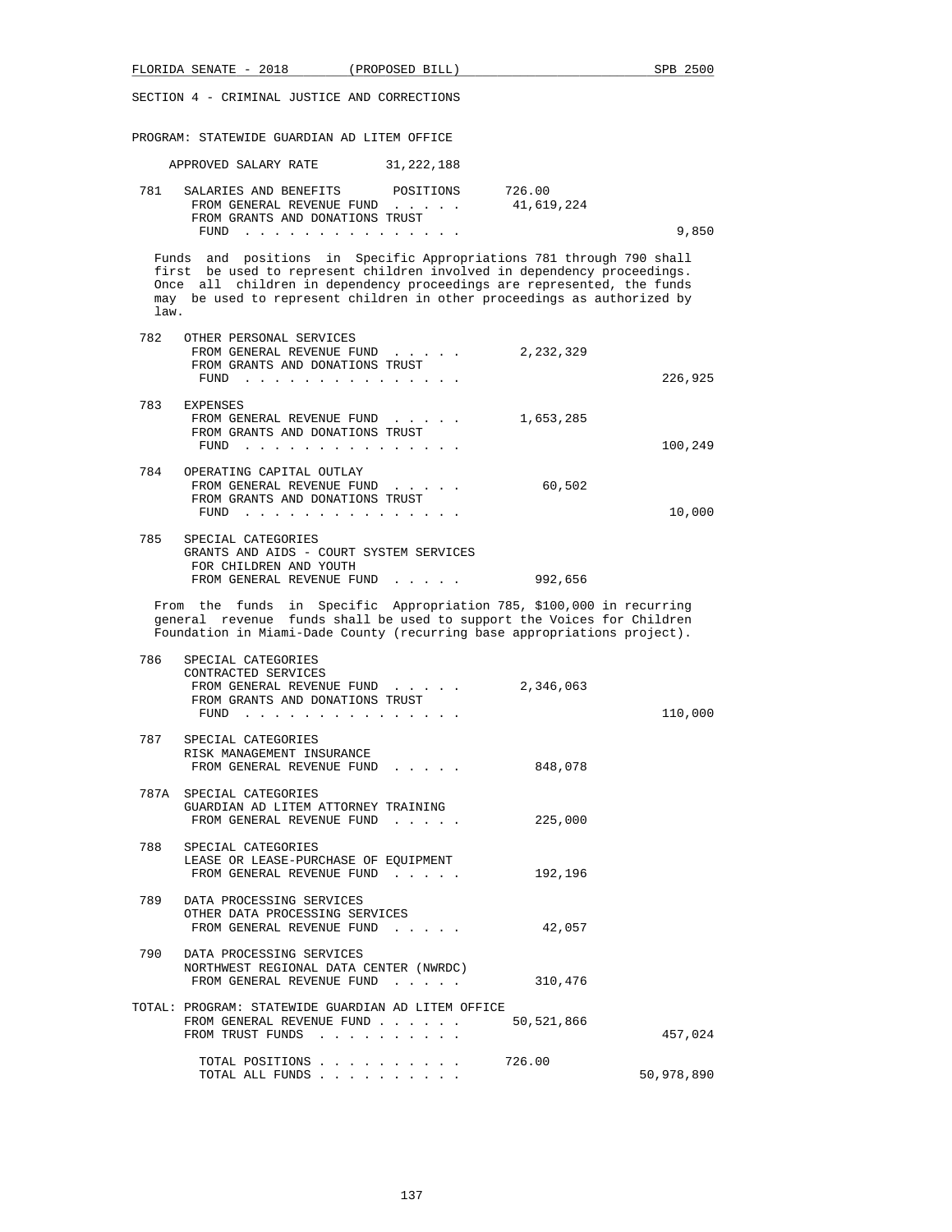SECTION 4 - CRIMINAL JUSTICE AND CORRECTIONS

PROGRAM: STATEWIDE GUARDIAN AD LITEM OFFICE

APPROVED SALARY RATE 31,222,188

781 SALARIES AND BENEFITS POSITIONS 726.00
FROM GENERAL REVENUE FUND . . . . . 41,619,224
FROM GRANTS AND DONATIONS TRUST FUND . . . . . . . . . . . . . . . 9,850

Funds and positions in Specific Appropriations 781 through 790 shall first be used to represent children involved in dependency proceedings. Once all children in dependency proceedings are represented, the funds may be used to represent children in other proceedings as authorized by law.

782 OTHER PERSONAL SERVICES
FROM GENERAL REVENUE FUND . . . . . 2,232,329
FROM GRANTS AND DONATIONS TRUST FUND . . . . . . . . . . . . . . . 226,925

783 EXPENSES
FROM GENERAL REVENUE FUND . . . . . 1,653,285
FROM GRANTS AND DONATIONS TRUST FUND . . . . . . . . . . . . . . . 100,249

784 OPERATING CAPITAL OUTLAY
FROM GENERAL REVENUE FUND . . . . . 60,502
FROM GRANTS AND DONATIONS TRUST FUND . . . . . . . . . . . . . . . 10,000

785 SPECIAL CATEGORIES
GRANTS AND AIDS - COURT SYSTEM SERVICES FOR CHILDREN AND YOUTH
FROM GENERAL REVENUE FUND . . . . . 992,656

From the funds in Specific Appropriation 785, $100,000 in recurring general revenue funds shall be used to support the Voices for Children Foundation in Miami-Dade County (recurring base appropriations project).

786 SPECIAL CATEGORIES
CONTRACTED SERVICES
FROM GENERAL REVENUE FUND . . . . . 2,346,063
FROM GRANTS AND DONATIONS TRUST FUND . . . . . . . . . . . . . . . 110,000

787 SPECIAL CATEGORIES
RISK MANAGEMENT INSURANCE
FROM GENERAL REVENUE FUND . . . . . 848,078

787A SPECIAL CATEGORIES
GUARDIAN AD LITEM ATTORNEY TRAINING
FROM GENERAL REVENUE FUND . . . . . 225,000

788 SPECIAL CATEGORIES
LEASE OR LEASE-PURCHASE OF EQUIPMENT
FROM GENERAL REVENUE FUND . . . . . 192,196

789 DATA PROCESSING SERVICES
OTHER DATA PROCESSING SERVICES
FROM GENERAL REVENUE FUND . . . . . 42,057

790 DATA PROCESSING SERVICES
NORTHWEST REGIONAL DATA CENTER (NWRDC)
FROM GENERAL REVENUE FUND . . . . . 310,476

TOTAL: PROGRAM: STATEWIDE GUARDIAN AD LITEM OFFICE
FROM GENERAL REVENUE FUND . . . . . . 50,521,866
FROM TRUST FUNDS . . . . . . . . . . 457,024

TOTAL POSITIONS . . . . . . . . . . 726.00
TOTAL ALL FUNDS . . . . . . . . . . 50,978,890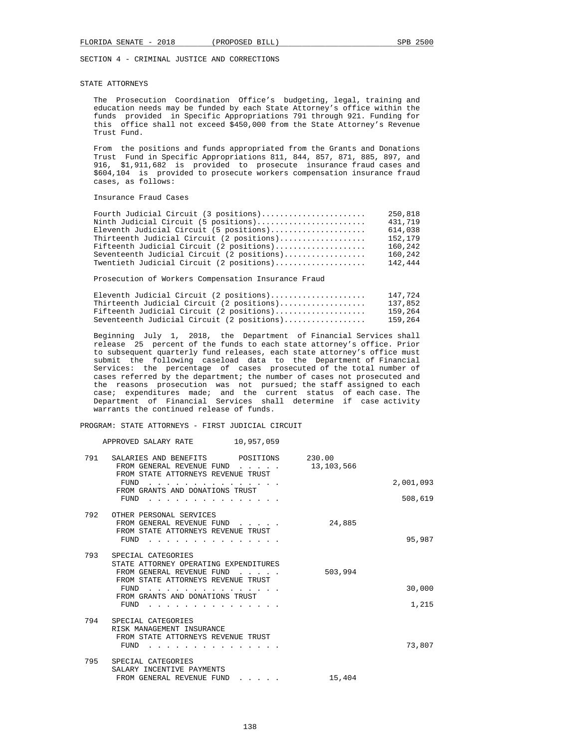SECTION 4 - CRIMINAL JUSTICE AND CORRECTIONS

STATE ATTORNEYS

The Prosecution Coordination Office's budgeting, legal, training and education needs may be funded by each State Attorney's office within the funds provided in Specific Appropriations 791 through 921. Funding for this office shall not exceed $450,000 from the State Attorney's Revenue Trust Fund.

From the positions and funds appropriated from the Grants and Donations Trust Fund in Specific Appropriations 811, 844, 857, 871, 885, 897, and 916, $1,911,682 is provided to prosecute insurance fraud cases and $604,104 is provided to prosecute workers compensation insurance fraud cases, as follows:

Insurance Fraud Cases

| | |
|---|---:|
| Fourth Judicial Circuit (3 positions) | 250,818 |
| Ninth Judicial Circuit (5 positions) | 431,719 |
| Eleventh Judicial Circuit (5 positions) | 614,038 |
| Thirteenth Judicial Circuit (2 positions) | 152,179 |
| Fifteenth Judicial Circuit (2 positions) | 160,242 |
| Seventeenth Judicial Circuit (2 positions) | 160,242 |
| Twentieth Judicial Circuit (2 positions) | 142,444 |

Prosecution of Workers Compensation Insurance Fraud

| | |
|---|---:|
| Eleventh Judicial Circuit (2 positions) | 147,724 |
| Thirteenth Judicial Circuit (2 positions) | 137,852 |
| Fifteenth Judicial Circuit (2 positions) | 159,264 |
| Seventeenth Judicial Circuit (2 positions) | 159,264 |

Beginning July 1, 2018, the Department of Financial Services shall release 25 percent of the funds to each state attorney's office. Prior to subsequent quarterly fund releases, each state attorney's office must submit the following caseload data to the Department of Financial Services: the percentage of cases prosecuted of the total number of cases referred by the department; the number of cases not prosecuted and the reasons prosecution was not pursued; the staff assigned to each case; expenditures made; and the current status of each case. The Department of Financial Services shall determine if case activity warrants the continued release of funds.

PROGRAM: STATE ATTORNEYS - FIRST JUDICIAL CIRCUIT

APPROVED SALARY RATE 10,957,059

| | | | |
|---|---|---:|---:|
| 791 | SALARIES AND BENEFITS POSITIONS | 230.00 | |
| | FROM GENERAL REVENUE FUND | 13,103,566 | |
| | FROM STATE ATTORNEYS REVENUE TRUST FUND | | 2,001,093 |
| | FROM GRANTS AND DONATIONS TRUST FUND | | 508,619 |
| 792 | OTHER PERSONAL SERVICES | | |
| | FROM GENERAL REVENUE FUND | 24,885 | |
| | FROM STATE ATTORNEYS REVENUE TRUST FUND | | 95,987 |
| 793 | SPECIAL CATEGORIES STATE ATTORNEY OPERATING EXPENDITURES | | |
| | FROM GENERAL REVENUE FUND | 503,994 | |
| | FROM STATE ATTORNEYS REVENUE TRUST FUND | | 30,000 |
| | FROM GRANTS AND DONATIONS TRUST FUND | | 1,215 |
| 794 | SPECIAL CATEGORIES RISK MANAGEMENT INSURANCE | | |
| | FROM STATE ATTORNEYS REVENUE TRUST FUND | | 73,807 |
| 795 | SPECIAL CATEGORIES SALARY INCENTIVE PAYMENTS | | |
| | FROM GENERAL REVENUE FUND | 15,404 | |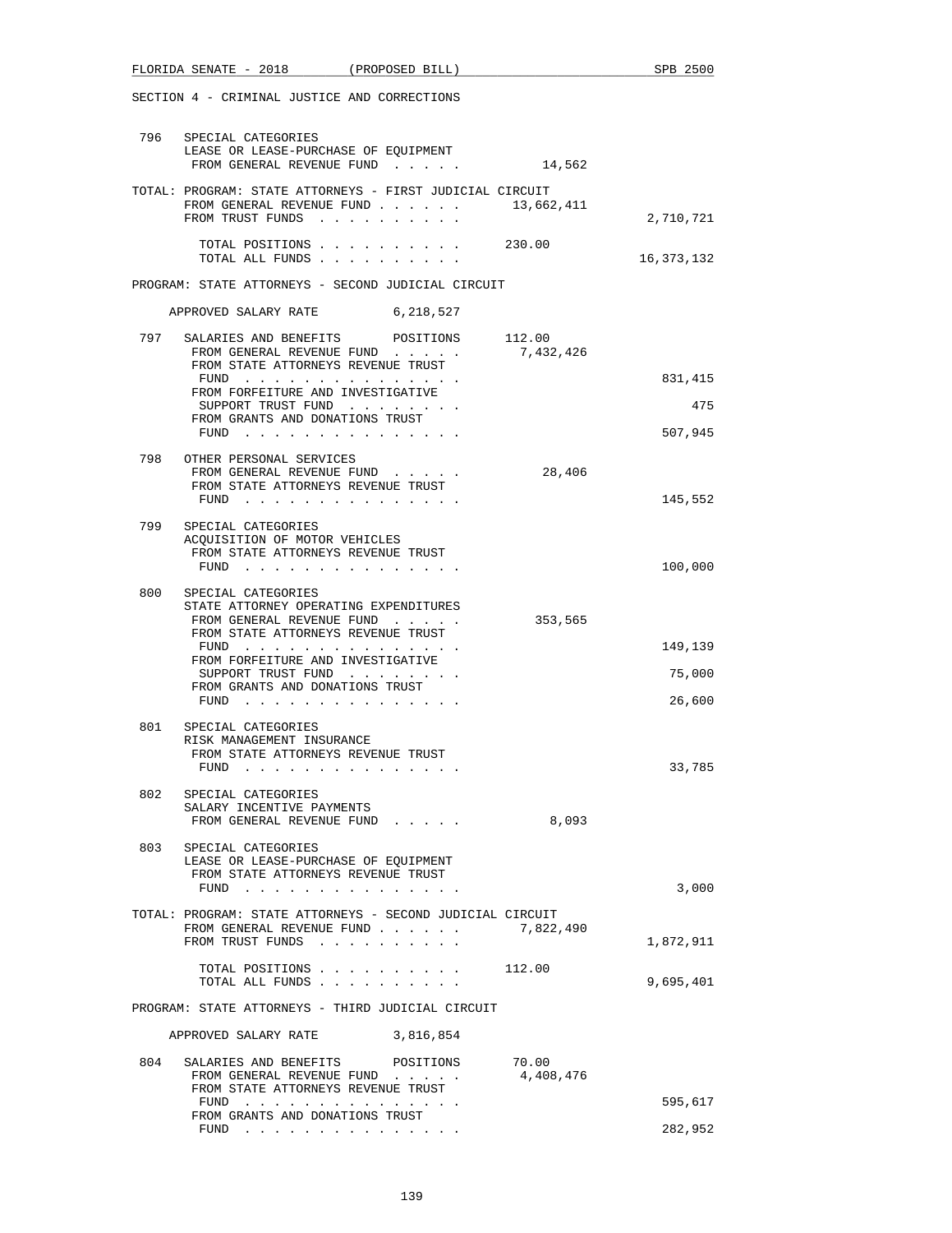SECTION 4 - CRIMINAL JUSTICE AND CORRECTIONS

| | | | |
|---|---|---|---|
| 796 | SPECIAL CATEGORIES<br>LEASE OR LEASE-PURCHASE OF EQUIPMENT<br>FROM GENERAL REVENUE FUND . . . . . | 14,562 | |
| | TOTAL: PROGRAM: STATE ATTORNEYS - FIRST JUDICIAL CIRCUIT<br>FROM GENERAL REVENUE FUND . . . . . . | 13,662,411 | |
| | FROM TRUST FUNDS . . . . . . . . . . | | 2,710,721 |
| | TOTAL POSITIONS . . . . . . . . . . | 230.00 | |
| | TOTAL ALL FUNDS . . . . . . . . . . | | 16,373,132 |

PROGRAM: STATE ATTORNEYS - SECOND JUDICIAL CIRCUIT

APPROVED SALARY RATE 6,218,527

| | | | |
|---|---|---|---|
| 797 | SALARIES AND BENEFITS POSITIONS | 112.00 | |
| | FROM GENERAL REVENUE FUND . . . . . | 7,432,426 | |
| | FROM STATE ATTORNEYS REVENUE TRUST FUND . . . . . . . . . . . . . . . | | 831,415 |
| | FROM FORFEITURE AND INVESTIGATIVE SUPPORT TRUST FUND . . . . . . . . | | 475 |
| | FROM GRANTS AND DONATIONS TRUST FUND . . . . . . . . . . . . . . . | | 507,945 |
| 798 | OTHER PERSONAL SERVICES<br>FROM GENERAL REVENUE FUND . . . . . | 28,406 | |
| | FROM STATE ATTORNEYS REVENUE TRUST FUND . . . . . . . . . . . . . . . | | 145,552 |
| 799 | SPECIAL CATEGORIES<br>ACQUISITION OF MOTOR VEHICLES<br>FROM STATE ATTORNEYS REVENUE TRUST FUND . . . . . . . . . . . . . . . | | 100,000 |
| 800 | SPECIAL CATEGORIES<br>STATE ATTORNEY OPERATING EXPENDITURES<br>FROM GENERAL REVENUE FUND . . . . . | 353,565 | |
| | FROM STATE ATTORNEYS REVENUE TRUST FUND . . . . . . . . . . . . . . . | | 149,139 |
| | FROM FORFEITURE AND INVESTIGATIVE SUPPORT TRUST FUND . . . . . . . . | | 75,000 |
| | FROM GRANTS AND DONATIONS TRUST FUND . . . . . . . . . . . . . . . | | 26,600 |
| 801 | SPECIAL CATEGORIES<br>RISK MANAGEMENT INSURANCE<br>FROM STATE ATTORNEYS REVENUE TRUST FUND . . . . . . . . . . . . . . . | | 33,785 |
| 802 | SPECIAL CATEGORIES<br>SALARY INCENTIVE PAYMENTS<br>FROM GENERAL REVENUE FUND . . . . . | 8,093 | |
| 803 | SPECIAL CATEGORIES<br>LEASE OR LEASE-PURCHASE OF EQUIPMENT<br>FROM STATE ATTORNEYS REVENUE TRUST FUND . . . . . . . . . . . . . . . | | 3,000 |
| | TOTAL: PROGRAM: STATE ATTORNEYS - SECOND JUDICIAL CIRCUIT<br>FROM GENERAL REVENUE FUND . . . . . . | 7,822,490 | |
| | FROM TRUST FUNDS . . . . . . . . . . | | 1,872,911 |
| | TOTAL POSITIONS . . . . . . . . . . | 112.00 | |
| | TOTAL ALL FUNDS . . . . . . . . . . | | 9,695,401 |

PROGRAM: STATE ATTORNEYS - THIRD JUDICIAL CIRCUIT

APPROVED SALARY RATE 3,816,854

| | | | |
|---|---|---|---|
| 804 | SALARIES AND BENEFITS POSITIONS | 70.00 | |
| | FROM GENERAL REVENUE FUND . . . . . | 4,408,476 | |
| | FROM STATE ATTORNEYS REVENUE TRUST FUND . . . . . . . . . . . . . . . | | 595,617 |
| | FROM GRANTS AND DONATIONS TRUST FUND . . . . . . . . . . . . . . . | | 282,952 |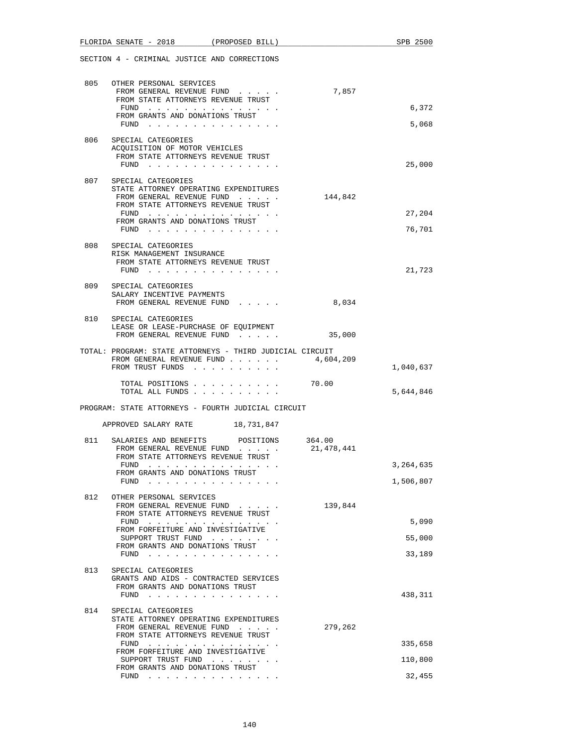SECTION 4 - CRIMINAL JUSTICE AND CORRECTIONS

```
 805   OTHER PERSONAL SERVICES
        FROM GENERAL REVENUE FUND  . . . . .          7,857
        FROM STATE ATTORNEYS REVENUE TRUST
         FUND  . . . . . . . . . . . . . . .                            6,372
        FROM GRANTS AND DONATIONS TRUST
         FUND  . . . . . . . . . . . . . . .                            5,068

 806   SPECIAL CATEGORIES
       ACQUISITION OF MOTOR VEHICLES
        FROM STATE ATTORNEYS REVENUE TRUST
         FUND  . . . . . . . . . . . . . . .                           25,000

 807   SPECIAL CATEGORIES
       STATE ATTORNEY OPERATING EXPENDITURES
        FROM GENERAL REVENUE FUND  . . . . .        144,842
        FROM STATE ATTORNEYS REVENUE TRUST
         FUND  . . . . . . . . . . . . . . .                           27,204
        FROM GRANTS AND DONATIONS TRUST
         FUND  . . . . . . . . . . . . . . .                           76,701

 808   SPECIAL CATEGORIES
       RISK MANAGEMENT INSURANCE
        FROM STATE ATTORNEYS REVENUE TRUST
         FUND  . . . . . . . . . . . . . . .                           21,723

 809   SPECIAL CATEGORIES
       SALARY INCENTIVE PAYMENTS
        FROM GENERAL REVENUE FUND  . . . . .          8,034

 810   SPECIAL CATEGORIES
       LEASE OR LEASE-PURCHASE OF EQUIPMENT
        FROM GENERAL REVENUE FUND  . . . . .         35,000

TOTAL: PROGRAM: STATE ATTORNEYS - THIRD JUDICIAL CIRCUIT
        FROM GENERAL REVENUE FUND . . . . . .     4,604,209
        FROM TRUST FUNDS  . . . . . . . . . .                       1,040,637

         TOTAL POSITIONS . . . . . . . . . .      70.00
         TOTAL ALL FUNDS . . . . . . . . . .                        5,644,846

PROGRAM: STATE ATTORNEYS - FOURTH JUDICIAL CIRCUIT

     APPROVED SALARY RATE         18,731,847

 811   SALARIES AND BENEFITS       POSITIONS     364.00
        FROM GENERAL REVENUE FUND  . . . . .     21,478,441
        FROM STATE ATTORNEYS REVENUE TRUST
         FUND  . . . . . . . . . . . . . . .                        3,264,635
        FROM GRANTS AND DONATIONS TRUST
         FUND  . . . . . . . . . . . . . . .                        1,506,807

 812   OTHER PERSONAL SERVICES
        FROM GENERAL REVENUE FUND  . . . . .        139,844
        FROM STATE ATTORNEYS REVENUE TRUST
         FUND  . . . . . . . . . . . . . . .                            5,090
        FROM FORFEITURE AND INVESTIGATIVE
         SUPPORT TRUST FUND  . . . . . . . .                           55,000
        FROM GRANTS AND DONATIONS TRUST
         FUND  . . . . . . . . . . . . . . .                           33,189

 813   SPECIAL CATEGORIES
       GRANTS AND AIDS - CONTRACTED SERVICES
        FROM GRANTS AND DONATIONS TRUST
         FUND  . . . . . . . . . . . . . . .                          438,311

 814   SPECIAL CATEGORIES
       STATE ATTORNEY OPERATING EXPENDITURES
        FROM GENERAL REVENUE FUND  . . . . .        279,262
        FROM STATE ATTORNEYS REVENUE TRUST
         FUND  . . . . . . . . . . . . . . .                          335,658
        FROM FORFEITURE AND INVESTIGATIVE
         SUPPORT TRUST FUND  . . . . . . . .                          110,800
        FROM GRANTS AND DONATIONS TRUST
         FUND  . . . . . . . . . . . . . . .                           32,455
```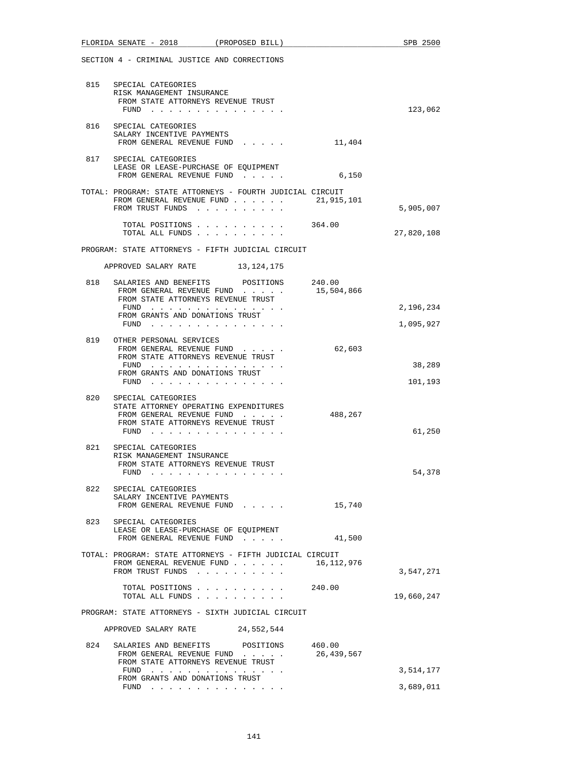SECTION 4 - CRIMINAL JUSTICE AND CORRECTIONS

```
 815   SPECIAL CATEGORIES
       RISK MANAGEMENT INSURANCE
        FROM STATE ATTORNEYS REVENUE TRUST
         FUND . . . . . . . . . . . . . . .                                123,062

 816   SPECIAL CATEGORIES
       SALARY INCENTIVE PAYMENTS
        FROM GENERAL REVENUE FUND  . . . . .           11,404

 817   SPECIAL CATEGORIES
       LEASE OR LEASE-PURCHASE OF EQUIPMENT
        FROM GENERAL REVENUE FUND  . . . . .            6,150

TOTAL: PROGRAM: STATE ATTORNEYS - FOURTH JUDICIAL CIRCUIT
        FROM GENERAL REVENUE FUND . . . . . .      21,915,101
        FROM TRUST FUNDS  . . . . . . . . . .                            5,905,007

         TOTAL POSITIONS . . . . . . . . . .       364.00
         TOTAL ALL FUNDS . . . . . . . . . .                            27,820,108

PROGRAM: STATE ATTORNEYS - FIFTH JUDICIAL CIRCUIT

    APPROVED SALARY RATE        13,124,175

 818   SALARIES AND BENEFITS      POSITIONS      240.00
        FROM GENERAL REVENUE FUND  . . . . .       15,504,866
        FROM STATE ATTORNEYS REVENUE TRUST
         FUND . . . . . . . . . . . . . . .                              2,196,234
        FROM GRANTS AND DONATIONS TRUST
         FUND . . . . . . . . . . . . . . .                              1,095,927

 819   OTHER PERSONAL SERVICES
        FROM GENERAL REVENUE FUND  . . . . .           62,603
        FROM STATE ATTORNEYS REVENUE TRUST
         FUND . . . . . . . . . . . . . . .                                 38,289
        FROM GRANTS AND DONATIONS TRUST
         FUND . . . . . . . . . . . . . . .                                101,193

 820   SPECIAL CATEGORIES
       STATE ATTORNEY OPERATING EXPENDITURES
        FROM GENERAL REVENUE FUND  . . . . .          488,267
        FROM STATE ATTORNEYS REVENUE TRUST
         FUND . . . . . . . . . . . . . . .                                 61,250

 821   SPECIAL CATEGORIES
       RISK MANAGEMENT INSURANCE
        FROM STATE ATTORNEYS REVENUE TRUST
         FUND . . . . . . . . . . . . . . .                                 54,378

 822   SPECIAL CATEGORIES
       SALARY INCENTIVE PAYMENTS
        FROM GENERAL REVENUE FUND  . . . . .           15,740

 823   SPECIAL CATEGORIES
       LEASE OR LEASE-PURCHASE OF EQUIPMENT
        FROM GENERAL REVENUE FUND  . . . . .           41,500

TOTAL: PROGRAM: STATE ATTORNEYS - FIFTH JUDICIAL CIRCUIT
        FROM GENERAL REVENUE FUND . . . . . .      16,112,976
        FROM TRUST FUNDS  . . . . . . . . . .                            3,547,271

         TOTAL POSITIONS . . . . . . . . . .       240.00
         TOTAL ALL FUNDS . . . . . . . . . .                            19,660,247

PROGRAM: STATE ATTORNEYS - SIXTH JUDICIAL CIRCUIT

    APPROVED SALARY RATE        24,552,544

 824   SALARIES AND BENEFITS      POSITIONS      460.00
        FROM GENERAL REVENUE FUND  . . . . .       26,439,567
        FROM STATE ATTORNEYS REVENUE TRUST
         FUND . . . . . . . . . . . . . . .                              3,514,177
        FROM GRANTS AND DONATIONS TRUST
         FUND . . . . . . . . . . . . . . .                              3,689,011
```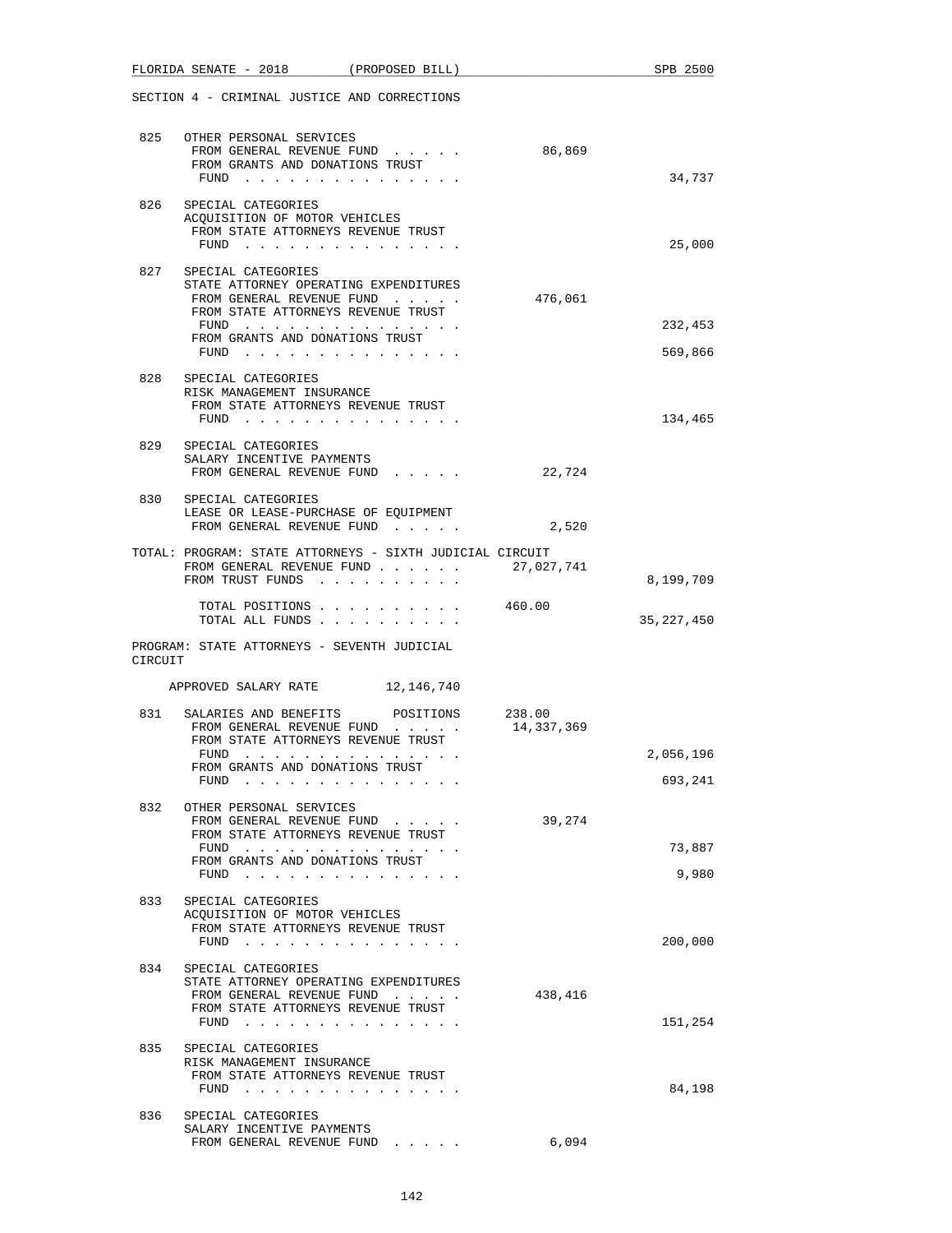SECTION 4 - CRIMINAL JUSTICE AND CORRECTIONS

```
 825   OTHER PERSONAL SERVICES
        FROM GENERAL REVENUE FUND . . . . .          86,869
        FROM GRANTS AND DONATIONS TRUST
         FUND . . . . . . . . . . . . . . .                         34,737

 826   SPECIAL CATEGORIES
       ACQUISITION OF MOTOR VEHICLES
        FROM STATE ATTORNEYS REVENUE TRUST
         FUND . . . . . . . . . . . . . . .                         25,000

 827   SPECIAL CATEGORIES
       STATE ATTORNEY OPERATING EXPENDITURES
        FROM GENERAL REVENUE FUND . . . . .         476,061
        FROM STATE ATTORNEYS REVENUE TRUST
         FUND . . . . . . . . . . . . . . .                        232,453
        FROM GRANTS AND DONATIONS TRUST
         FUND . . . . . . . . . . . . . . .                        569,866

 828   SPECIAL CATEGORIES
       RISK MANAGEMENT INSURANCE
        FROM STATE ATTORNEYS REVENUE TRUST
         FUND . . . . . . . . . . . . . . .                        134,465

 829   SPECIAL CATEGORIES
       SALARY INCENTIVE PAYMENTS
        FROM GENERAL REVENUE FUND . . . . .          22,724

 830   SPECIAL CATEGORIES
       LEASE OR LEASE-PURCHASE OF EQUIPMENT
        FROM GENERAL REVENUE FUND . . . . .           2,520

TOTAL: PROGRAM: STATE ATTORNEYS - SIXTH JUDICIAL CIRCUIT
        FROM GENERAL REVENUE FUND . . . . . .    27,027,741
        FROM TRUST FUNDS . . . . . . . . . .                     8,199,709

          TOTAL POSITIONS . . . . . . . . . .    460.00
          TOTAL ALL FUNDS . . . . . . . . . .                   35,227,450

PROGRAM: STATE ATTORNEYS - SEVENTH JUDICIAL
CIRCUIT

     APPROVED SALARY RATE        12,146,740

 831   SALARIES AND BENEFITS      POSITIONS      238.00
        FROM GENERAL REVENUE FUND . . . . .      14,337,369
        FROM STATE ATTORNEYS REVENUE TRUST
         FUND . . . . . . . . . . . . . . .                      2,056,196
        FROM GRANTS AND DONATIONS TRUST
         FUND . . . . . . . . . . . . . . .                        693,241

 832   OTHER PERSONAL SERVICES
        FROM GENERAL REVENUE FUND . . . . .          39,274
        FROM STATE ATTORNEYS REVENUE TRUST
         FUND . . . . . . . . . . . . . . .                         73,887
        FROM GRANTS AND DONATIONS TRUST
         FUND . . . . . . . . . . . . . . .                          9,980

 833   SPECIAL CATEGORIES
       ACQUISITION OF MOTOR VEHICLES
        FROM STATE ATTORNEYS REVENUE TRUST
         FUND . . . . . . . . . . . . . . .                        200,000

 834   SPECIAL CATEGORIES
       STATE ATTORNEY OPERATING EXPENDITURES
        FROM GENERAL REVENUE FUND . . . . .         438,416
        FROM STATE ATTORNEYS REVENUE TRUST
         FUND . . . . . . . . . . . . . . .                        151,254

 835   SPECIAL CATEGORIES
       RISK MANAGEMENT INSURANCE
        FROM STATE ATTORNEYS REVENUE TRUST
         FUND . . . . . . . . . . . . . . .                         84,198

 836   SPECIAL CATEGORIES
       SALARY INCENTIVE PAYMENTS
        FROM GENERAL REVENUE FUND . . . . .           6,094
```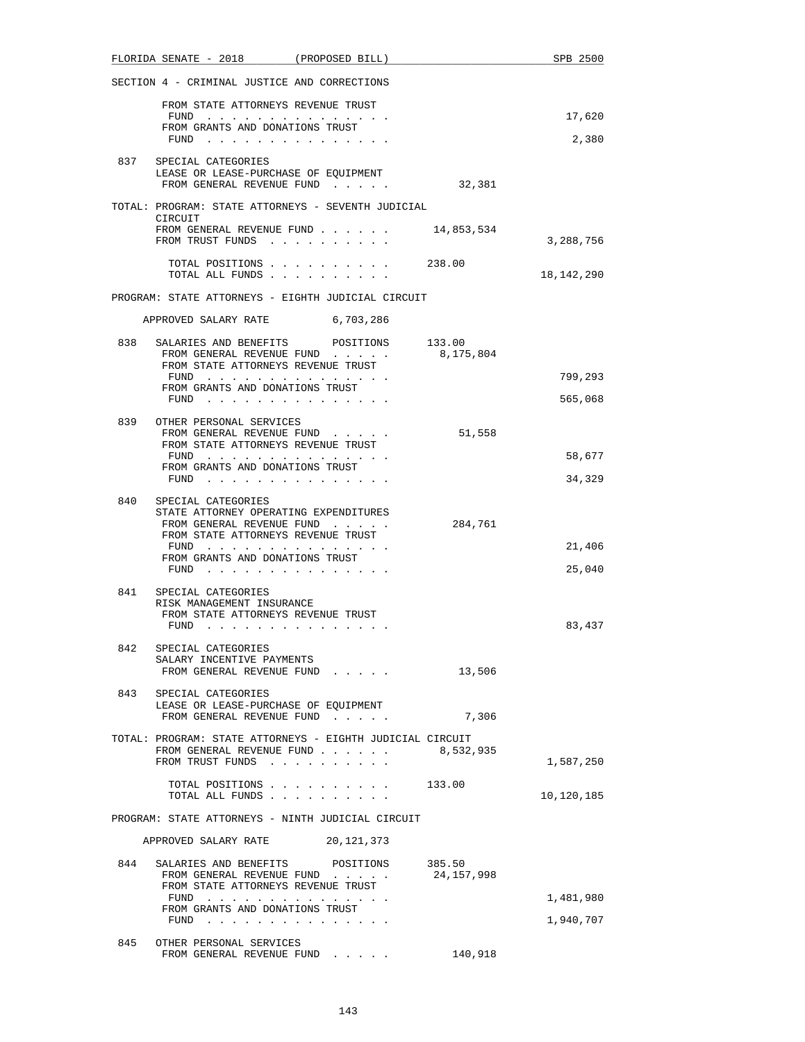SECTION 4 - CRIMINAL JUSTICE AND CORRECTIONS

| | | | |
|---|---|---|---|
| | FROM STATE ATTORNEYS REVENUE TRUST FUND . . . . . . . . . . . . . . . | | 17,620 |
| | FROM GRANTS AND DONATIONS TRUST FUND . . . . . . . . . . . . . . . | | 2,380 |
| 837 | SPECIAL CATEGORIES<br>LEASE OR LEASE-PURCHASE OF EQUIPMENT<br>FROM GENERAL REVENUE FUND . . . . . | 32,381 | |

TOTAL: PROGRAM: STATE ATTORNEYS - SEVENTH JUDICIAL CIRCUIT

| | | |
|---|---|---|
| FROM GENERAL REVENUE FUND . . . . . . | 14,853,534 | |
| FROM TRUST FUNDS . . . . . . . . . . | | 3,288,756 |
| TOTAL POSITIONS . . . . . . . . . . | 238.00 | |
| TOTAL ALL FUNDS . . . . . . . . . . | | 18,142,290 |

PROGRAM: STATE ATTORNEYS - EIGHTH JUDICIAL CIRCUIT

APPROVED SALARY RATE 6,703,286

| | | | |
|---|---|---|---|
| 838 | SALARIES AND BENEFITS POSITIONS | 133.00 | |
| | FROM GENERAL REVENUE FUND . . . . . | 8,175,804 | |
| | FROM STATE ATTORNEYS REVENUE TRUST FUND . . . . . . . . . . . . . . . | | 799,293 |
| | FROM GRANTS AND DONATIONS TRUST FUND . . . . . . . . . . . . . . . | | 565,068 |
| 839 | OTHER PERSONAL SERVICES<br>FROM GENERAL REVENUE FUND . . . . . | 51,558 | |
| | FROM STATE ATTORNEYS REVENUE TRUST FUND . . . . . . . . . . . . . . . | | 58,677 |
| | FROM GRANTS AND DONATIONS TRUST FUND . . . . . . . . . . . . . . . | | 34,329 |
| 840 | SPECIAL CATEGORIES<br>STATE ATTORNEY OPERATING EXPENDITURES<br>FROM GENERAL REVENUE FUND . . . . . | 284,761 | |
| | FROM STATE ATTORNEYS REVENUE TRUST FUND . . . . . . . . . . . . . . . | | 21,406 |
| | FROM GRANTS AND DONATIONS TRUST FUND . . . . . . . . . . . . . . . | | 25,040 |
| 841 | SPECIAL CATEGORIES<br>RISK MANAGEMENT INSURANCE<br>FROM STATE ATTORNEYS REVENUE TRUST FUND . . . . . . . . . . . . . . . | | 83,437 |
| 842 | SPECIAL CATEGORIES<br>SALARY INCENTIVE PAYMENTS<br>FROM GENERAL REVENUE FUND . . . . . | 13,506 | |
| 843 | SPECIAL CATEGORIES<br>LEASE OR LEASE-PURCHASE OF EQUIPMENT<br>FROM GENERAL REVENUE FUND . . . . . | 7,306 | |

TOTAL: PROGRAM: STATE ATTORNEYS - EIGHTH JUDICIAL CIRCUIT

| | | |
|---|---|---|
| FROM GENERAL REVENUE FUND . . . . . . | 8,532,935 | |
| FROM TRUST FUNDS . . . . . . . . . . | | 1,587,250 |
| TOTAL POSITIONS . . . . . . . . . . | 133.00 | |
| TOTAL ALL FUNDS . . . . . . . . . . | | 10,120,185 |

PROGRAM: STATE ATTORNEYS - NINTH JUDICIAL CIRCUIT

APPROVED SALARY RATE 20,121,373

| | | | |
|---|---|---|---|
| 844 | SALARIES AND BENEFITS POSITIONS | 385.50 | |
| | FROM GENERAL REVENUE FUND . . . . . | 24,157,998 | |
| | FROM STATE ATTORNEYS REVENUE TRUST FUND . . . . . . . . . . . . . . . | | 1,481,980 |
| | FROM GRANTS AND DONATIONS TRUST FUND . . . . . . . . . . . . . . . | | 1,940,707 |
| 845 | OTHER PERSONAL SERVICES<br>FROM GENERAL REVENUE FUND . . . . . | 140,918 | |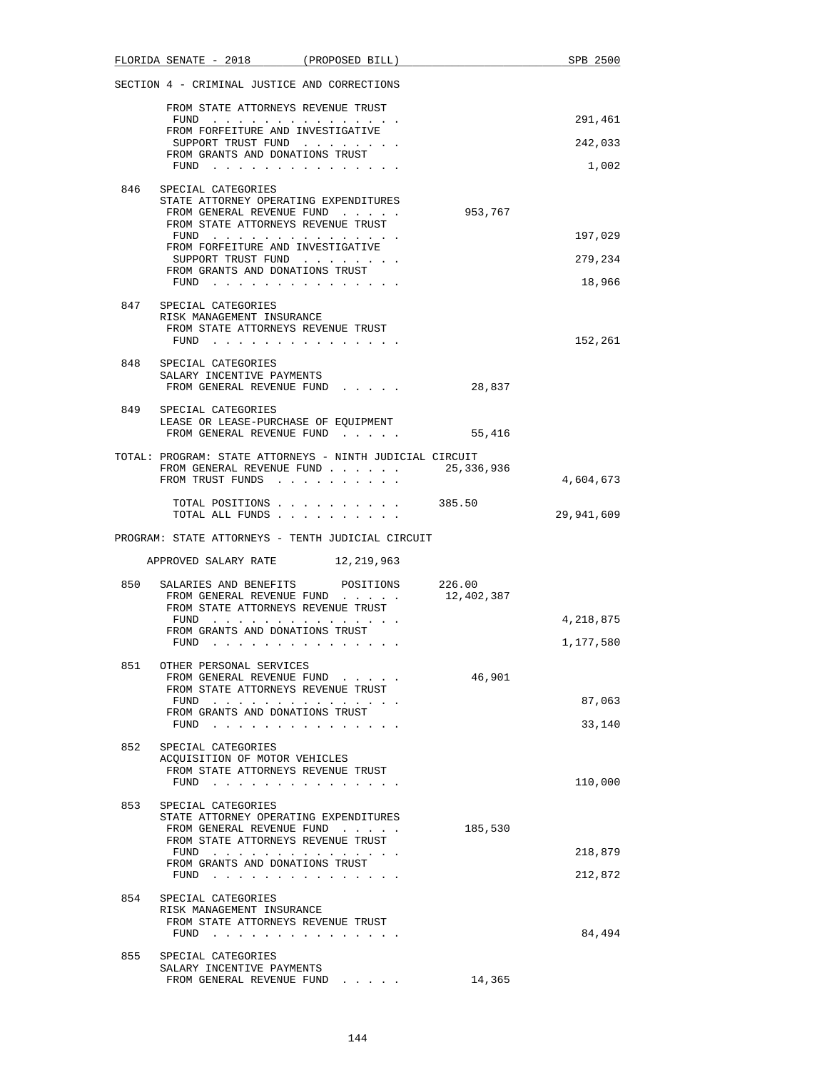SECTION 4 - CRIMINAL JUSTICE AND CORRECTIONS

FROM STATE ATTORNEYS REVENUE TRUST FUND . . . . . . . . . . . . . . . 291,461
FROM FORFEITURE AND INVESTIGATIVE SUPPORT TRUST FUND . . . . . . . . 242,033
FROM GRANTS AND DONATIONS TRUST FUND . . . . . . . . . . . . . . . 1,002

846 SPECIAL CATEGORIES
STATE ATTORNEY OPERATING EXPENDITURES
FROM GENERAL REVENUE FUND . . . . . 953,767
FROM STATE ATTORNEYS REVENUE TRUST FUND . . . . . . . . . . . . . . . 197,029
FROM FORFEITURE AND INVESTIGATIVE SUPPORT TRUST FUND . . . . . . . . 279,234
FROM GRANTS AND DONATIONS TRUST FUND . . . . . . . . . . . . . . . 18,966

847 SPECIAL CATEGORIES
RISK MANAGEMENT INSURANCE
FROM STATE ATTORNEYS REVENUE TRUST FUND . . . . . . . . . . . . . . . 152,261

848 SPECIAL CATEGORIES
SALARY INCENTIVE PAYMENTS
FROM GENERAL REVENUE FUND . . . . . 28,837

849 SPECIAL CATEGORIES
LEASE OR LEASE-PURCHASE OF EQUIPMENT
FROM GENERAL REVENUE FUND . . . . . 55,416

TOTAL: PROGRAM: STATE ATTORNEYS - NINTH JUDICIAL CIRCUIT
FROM GENERAL REVENUE FUND . . . . . . 25,336,936
FROM TRUST FUNDS . . . . . . . . . . 4,604,673

TOTAL POSITIONS . . . . . . . . . . 385.50
TOTAL ALL FUNDS . . . . . . . . . . 29,941,609

PROGRAM: STATE ATTORNEYS - TENTH JUDICIAL CIRCUIT

APPROVED SALARY RATE 12,219,963

850 SALARIES AND BENEFITS POSITIONS 226.00
FROM GENERAL REVENUE FUND . . . . . 12,402,387
FROM STATE ATTORNEYS REVENUE TRUST FUND . . . . . . . . . . . . . . . 4,218,875
FROM GRANTS AND DONATIONS TRUST FUND . . . . . . . . . . . . . . . 1,177,580

851 OTHER PERSONAL SERVICES
FROM GENERAL REVENUE FUND . . . . . 46,901
FROM STATE ATTORNEYS REVENUE TRUST FUND . . . . . . . . . . . . . . . 87,063
FROM GRANTS AND DONATIONS TRUST FUND . . . . . . . . . . . . . . . 33,140

852 SPECIAL CATEGORIES
ACQUISITION OF MOTOR VEHICLES
FROM STATE ATTORNEYS REVENUE TRUST FUND . . . . . . . . . . . . . . . 110,000

853 SPECIAL CATEGORIES
STATE ATTORNEY OPERATING EXPENDITURES
FROM GENERAL REVENUE FUND . . . . . 185,530
FROM STATE ATTORNEYS REVENUE TRUST FUND . . . . . . . . . . . . . . . 218,879
FROM GRANTS AND DONATIONS TRUST FUND . . . . . . . . . . . . . . . 212,872

854 SPECIAL CATEGORIES
RISK MANAGEMENT INSURANCE
FROM STATE ATTORNEYS REVENUE TRUST FUND . . . . . . . . . . . . . . . 84,494

855 SPECIAL CATEGORIES
SALARY INCENTIVE PAYMENTS
FROM GENERAL REVENUE FUND . . . . . 14,365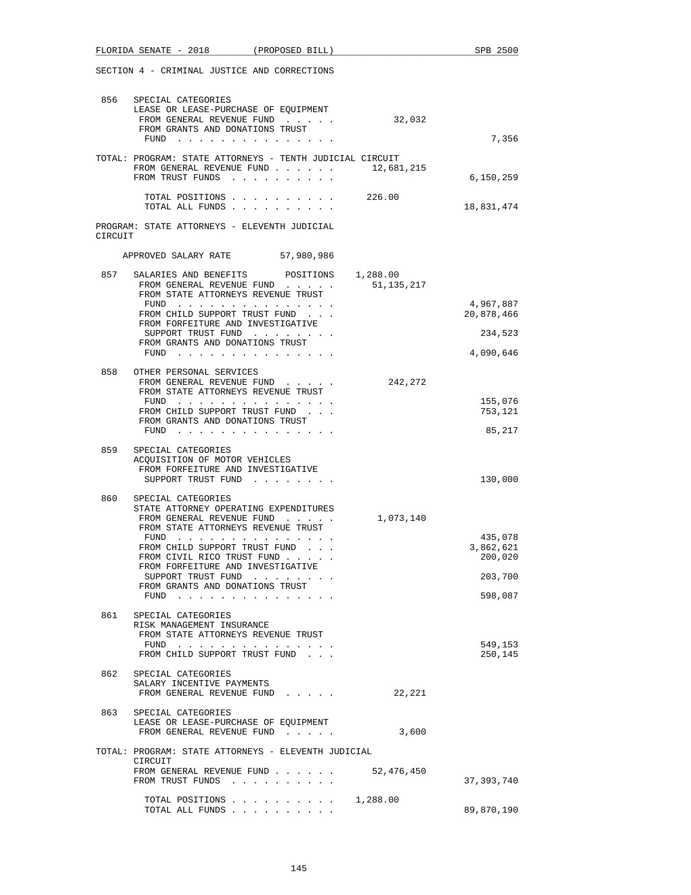SECTION 4 - CRIMINAL JUSTICE AND CORRECTIONS

856 SPECIAL CATEGORIES
LEASE OR LEASE-PURCHASE OF EQUIPMENT

| | | |
|---|---|---|
| FROM GENERAL REVENUE FUND . . . . . | 32,032 | |
| FROM GRANTS AND DONATIONS TRUST FUND . . . . . . . . . . . . . . . | | 7,356 |

TOTAL: PROGRAM: STATE ATTORNEYS - TENTH JUDICIAL CIRCUIT

| | | |
|---|---|---|
| FROM GENERAL REVENUE FUND . . . . . . | 12,681,215 | |
| FROM TRUST FUNDS . . . . . . . . . . | | 6,150,259 |
| TOTAL POSITIONS . . . . . . . . . . | 226.00 | |
| TOTAL ALL FUNDS . . . . . . . . . . | | 18,831,474 |

## PROGRAM: STATE ATTORNEYS - ELEVENTH JUDICIAL CIRCUIT

APPROVED SALARY RATE 57,980,986

857 SALARIES AND BENEFITS POSITIONS 1,288.00

| | | |
|---|---|---|
| FROM GENERAL REVENUE FUND . . . . . | 51,135,217 | |
| FROM STATE ATTORNEYS REVENUE TRUST FUND . . . . . . . . . . . . . . . | | 4,967,887 |
| FROM CHILD SUPPORT TRUST FUND . . . | | 20,878,466 |
| FROM FORFEITURE AND INVESTIGATIVE SUPPORT TRUST FUND . . . . . . . . | | 234,523 |
| FROM GRANTS AND DONATIONS TRUST FUND . . . . . . . . . . . . . . . | | 4,090,646 |

858 OTHER PERSONAL SERVICES

| | | |
|---|---|---|
| FROM GENERAL REVENUE FUND . . . . . | 242,272 | |
| FROM STATE ATTORNEYS REVENUE TRUST FUND . . . . . . . . . . . . . . . | | 155,076 |
| FROM CHILD SUPPORT TRUST FUND . . . | | 753,121 |
| FROM GRANTS AND DONATIONS TRUST FUND . . . . . . . . . . . . . . . | | 85,217 |

859 SPECIAL CATEGORIES
ACQUISITION OF MOTOR VEHICLES

| | | |
|---|---|---|
| FROM FORFEITURE AND INVESTIGATIVE SUPPORT TRUST FUND . . . . . . . . | | 130,000 |

860 SPECIAL CATEGORIES
STATE ATTORNEY OPERATING EXPENDITURES

| | | |
|---|---|---|
| FROM GENERAL REVENUE FUND . . . . . | 1,073,140 | |
| FROM STATE ATTORNEYS REVENUE TRUST FUND . . . . . . . . . . . . . . . | | 435,078 |
| FROM CHILD SUPPORT TRUST FUND . . . | | 3,862,621 |
| FROM CIVIL RICO TRUST FUND . . . . . | | 200,020 |
| FROM FORFEITURE AND INVESTIGATIVE SUPPORT TRUST FUND . . . . . . . . | | 203,700 |
| FROM GRANTS AND DONATIONS TRUST FUND . . . . . . . . . . . . . . . | | 598,087 |

861 SPECIAL CATEGORIES
RISK MANAGEMENT INSURANCE

| | | |
|---|---|---|
| FROM STATE ATTORNEYS REVENUE TRUST FUND . . . . . . . . . . . . . . . | | 549,153 |
| FROM CHILD SUPPORT TRUST FUND . . . | | 250,145 |

862 SPECIAL CATEGORIES
SALARY INCENTIVE PAYMENTS

| | | |
|---|---|---|
| FROM GENERAL REVENUE FUND . . . . . | 22,221 | |

863 SPECIAL CATEGORIES
LEASE OR LEASE-PURCHASE OF EQUIPMENT

| | | |
|---|---|---|
| FROM GENERAL REVENUE FUND . . . . . | 3,600 | |

TOTAL: PROGRAM: STATE ATTORNEYS - ELEVENTH JUDICIAL CIRCUIT

| | | |
|---|---|---|
| FROM GENERAL REVENUE FUND . . . . . . | 52,476,450 | |
| FROM TRUST FUNDS . . . . . . . . . . | | 37,393,740 |
| TOTAL POSITIONS . . . . . . . . . . | 1,288.00 | |
| TOTAL ALL FUNDS . . . . . . . . . . | | 89,870,190 |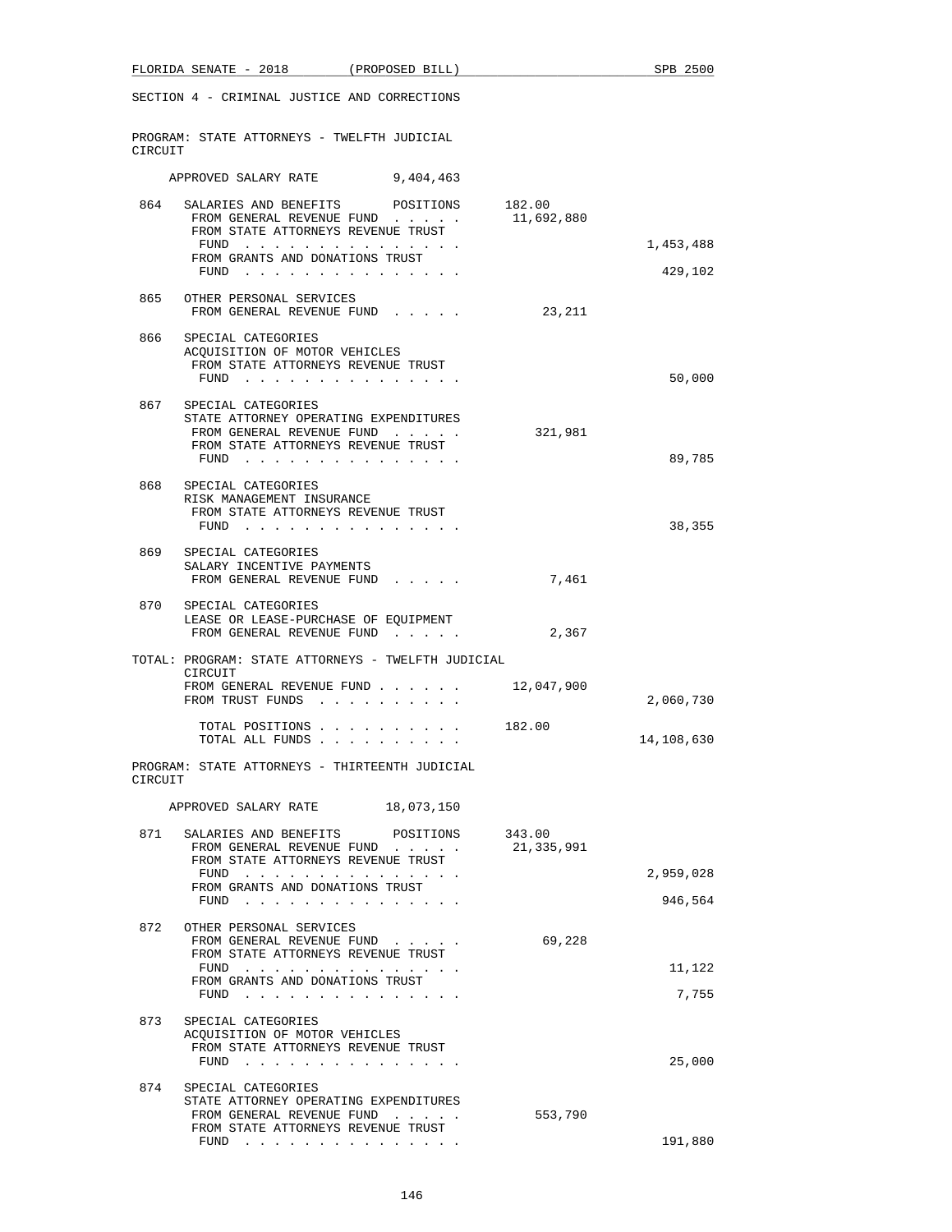SECTION 4 - CRIMINAL JUSTICE AND CORRECTIONS

PROGRAM: STATE ATTORNEYS - TWELFTH JUDICIAL CIRCUIT

APPROVED SALARY RATE 9,404,463

| | | | |
|---|---|---|---|
| 864 | SALARIES AND BENEFITS POSITIONS | 182.00 | |
| | FROM GENERAL REVENUE FUND . . . . . | 11,692,880 | |
| | FROM STATE ATTORNEYS REVENUE TRUST FUND . . . . . . . . . . . . . . . | | 1,453,488 |
| | FROM GRANTS AND DONATIONS TRUST FUND . . . . . . . . . . . . . . . | | 429,102 |
| 865 | OTHER PERSONAL SERVICES | | |
| | FROM GENERAL REVENUE FUND . . . . . | 23,211 | |
| 866 | SPECIAL CATEGORIES<br>ACQUISITION OF MOTOR VEHICLES | | |
| | FROM STATE ATTORNEYS REVENUE TRUST FUND . . . . . . . . . . . . . . . | | 50,000 |
| 867 | SPECIAL CATEGORIES<br>STATE ATTORNEY OPERATING EXPENDITURES | | |
| | FROM GENERAL REVENUE FUND . . . . . | 321,981 | |
| | FROM STATE ATTORNEYS REVENUE TRUST FUND . . . . . . . . . . . . . . . | | 89,785 |
| 868 | SPECIAL CATEGORIES<br>RISK MANAGEMENT INSURANCE | | |
| | FROM STATE ATTORNEYS REVENUE TRUST FUND . . . . . . . . . . . . . . . | | 38,355 |
| 869 | SPECIAL CATEGORIES<br>SALARY INCENTIVE PAYMENTS | | |
| | FROM GENERAL REVENUE FUND . . . . . | 7,461 | |
| 870 | SPECIAL CATEGORIES<br>LEASE OR LEASE-PURCHASE OF EQUIPMENT | | |
| | FROM GENERAL REVENUE FUND . . . . . | 2,367 | |

TOTAL: PROGRAM: STATE ATTORNEYS - TWELFTH JUDICIAL CIRCUIT

| | | |
|---|---|---|
| FROM GENERAL REVENUE FUND . . . . . . | 12,047,900 | |
| FROM TRUST FUNDS . . . . . . . . . . | | 2,060,730 |
| TOTAL POSITIONS . . . . . . . . . . | 182.00 | |
| TOTAL ALL FUNDS . . . . . . . . . . | | 14,108,630 |

PROGRAM: STATE ATTORNEYS - THIRTEENTH JUDICIAL CIRCUIT

APPROVED SALARY RATE 18,073,150

| | | | |
|---|---|---|---|
| 871 | SALARIES AND BENEFITS POSITIONS | 343.00 | |
| | FROM GENERAL REVENUE FUND . . . . . | 21,335,991 | |
| | FROM STATE ATTORNEYS REVENUE TRUST FUND . . . . . . . . . . . . . . . | | 2,959,028 |
| | FROM GRANTS AND DONATIONS TRUST FUND . . . . . . . . . . . . . . . | | 946,564 |
| 872 | OTHER PERSONAL SERVICES | | |
| | FROM GENERAL REVENUE FUND . . . . . | 69,228 | |
| | FROM STATE ATTORNEYS REVENUE TRUST FUND . . . . . . . . . . . . . . . | | 11,122 |
| | FROM GRANTS AND DONATIONS TRUST FUND . . . . . . . . . . . . . . . | | 7,755 |
| 873 | SPECIAL CATEGORIES<br>ACQUISITION OF MOTOR VEHICLES | | |
| | FROM STATE ATTORNEYS REVENUE TRUST FUND . . . . . . . . . . . . . . . | | 25,000 |
| 874 | SPECIAL CATEGORIES<br>STATE ATTORNEY OPERATING EXPENDITURES | | |
| | FROM GENERAL REVENUE FUND . . . . . | 553,790 | |
| | FROM STATE ATTORNEYS REVENUE TRUST FUND . . . . . . . . . . . . . . . | | 191,880 |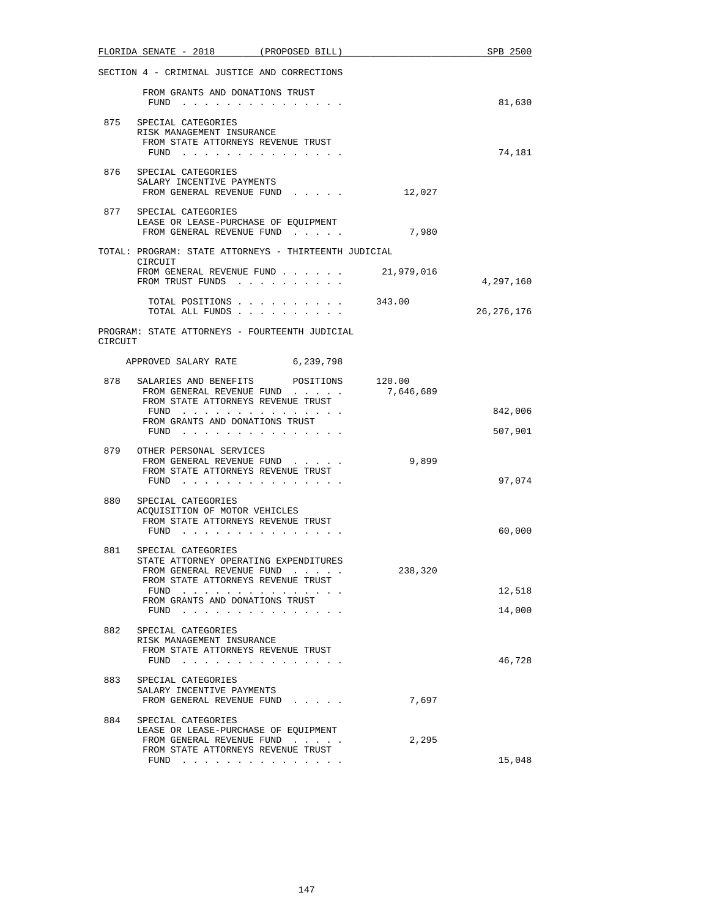SECTION 4 - CRIMINAL JUSTICE AND CORRECTIONS

| | | | |
|---|---|---|---|
| | FROM GRANTS AND DONATIONS TRUST FUND . . . . . . . . . . . . . . . | | 81,630 |
| 875 | SPECIAL CATEGORIES<br>RISK MANAGEMENT INSURANCE<br>FROM STATE ATTORNEYS REVENUE TRUST FUND . . . . . . . . . . . . . . . | | 74,181 |
| 876 | SPECIAL CATEGORIES<br>SALARY INCENTIVE PAYMENTS<br>FROM GENERAL REVENUE FUND . . . . . | 12,027 | |
| 877 | SPECIAL CATEGORIES<br>LEASE OR LEASE-PURCHASE OF EQUIPMENT<br>FROM GENERAL REVENUE FUND . . . . . | 7,980 | |

TOTAL: PROGRAM: STATE ATTORNEYS - THIRTEENTH JUDICIAL CIRCUIT

| | | |
|---|---|---|
| FROM GENERAL REVENUE FUND . . . . . . | 21,979,016 | |
| FROM TRUST FUNDS . . . . . . . . . . | | 4,297,160 |
| TOTAL POSITIONS . . . . . . . . . . | 343.00 | |
| TOTAL ALL FUNDS . . . . . . . . . . | | 26,276,176 |

PROGRAM: STATE ATTORNEYS - FOURTEENTH JUDICIAL CIRCUIT

APPROVED SALARY RATE 6,239,798

| | | | |
|---|---|---|---|
| 878 | SALARIES AND BENEFITS POSITIONS | 120.00 | |
| | FROM GENERAL REVENUE FUND . . . . . | 7,646,689 | |
| | FROM STATE ATTORNEYS REVENUE TRUST FUND . . . . . . . . . . . . . . . | | 842,006 |
| | FROM GRANTS AND DONATIONS TRUST FUND . . . . . . . . . . . . . . . | | 507,901 |
| 879 | OTHER PERSONAL SERVICES<br>FROM GENERAL REVENUE FUND . . . . . | 9,899 | |
| | FROM STATE ATTORNEYS REVENUE TRUST FUND . . . . . . . . . . . . . . . | | 97,074 |
| 880 | SPECIAL CATEGORIES<br>ACQUISITION OF MOTOR VEHICLES<br>FROM STATE ATTORNEYS REVENUE TRUST FUND . . . . . . . . . . . . . . . | | 60,000 |
| 881 | SPECIAL CATEGORIES<br>STATE ATTORNEY OPERATING EXPENDITURES<br>FROM GENERAL REVENUE FUND . . . . . | 238,320 | |
| | FROM STATE ATTORNEYS REVENUE TRUST FUND . . . . . . . . . . . . . . . | | 12,518 |
| | FROM GRANTS AND DONATIONS TRUST FUND . . . . . . . . . . . . . . . | | 14,000 |
| 882 | SPECIAL CATEGORIES<br>RISK MANAGEMENT INSURANCE<br>FROM STATE ATTORNEYS REVENUE TRUST FUND . . . . . . . . . . . . . . . | | 46,728 |
| 883 | SPECIAL CATEGORIES<br>SALARY INCENTIVE PAYMENTS<br>FROM GENERAL REVENUE FUND . . . . . | 7,697 | |
| 884 | SPECIAL CATEGORIES<br>LEASE OR LEASE-PURCHASE OF EQUIPMENT<br>FROM GENERAL REVENUE FUND . . . . . | 2,295 | |
| | FROM STATE ATTORNEYS REVENUE TRUST FUND . . . . . . . . . . . . . . . | | 15,048 |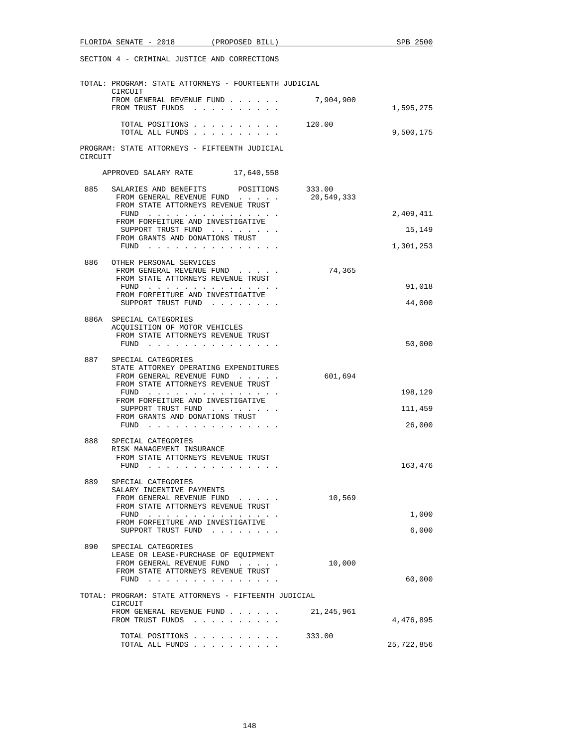SECTION 4 - CRIMINAL JUSTICE AND CORRECTIONS

TOTAL: PROGRAM: STATE ATTORNEYS - FOURTEENTH JUDICIAL CIRCUIT

| | | |
|---|---|---|
| FROM GENERAL REVENUE FUND . . . . . . | 7,904,900 | |
| FROM TRUST FUNDS . . . . . . . . . . | | 1,595,275 |
| TOTAL POSITIONS . . . . . . . . . . | 120.00 | |
| TOTAL ALL FUNDS . . . . . . . . . . | | 9,500,175 |

PROGRAM: STATE ATTORNEYS - FIFTEENTH JUDICIAL CIRCUIT

APPROVED SALARY RATE 17,640,558

| | | | |
|---|---|---|---|
| 885 | SALARIES AND BENEFITS POSITIONS | 333.00 | |
| | FROM GENERAL REVENUE FUND . . . . . | 20,549,333 | |
| | FROM STATE ATTORNEYS REVENUE TRUST FUND . . . . . . . . . . . . . . . | | 2,409,411 |
| | FROM FORFEITURE AND INVESTIGATIVE SUPPORT TRUST FUND . . . . . . . . | | 15,149 |
| | FROM GRANTS AND DONATIONS TRUST FUND . . . . . . . . . . . . . . . | | 1,301,253 |
| 886 | OTHER PERSONAL SERVICES | | |
| | FROM GENERAL REVENUE FUND . . . . . | 74,365 | |
| | FROM STATE ATTORNEYS REVENUE TRUST FUND . . . . . . . . . . . . . . . | | 91,018 |
| | FROM FORFEITURE AND INVESTIGATIVE SUPPORT TRUST FUND . . . . . . . . | | 44,000 |
| 886A | SPECIAL CATEGORIES ACQUISITION OF MOTOR VEHICLES | | |
| | FROM STATE ATTORNEYS REVENUE TRUST FUND . . . . . . . . . . . . . . . | | 50,000 |
| 887 | SPECIAL CATEGORIES STATE ATTORNEY OPERATING EXPENDITURES | | |
| | FROM GENERAL REVENUE FUND . . . . . | 601,694 | |
| | FROM STATE ATTORNEYS REVENUE TRUST FUND . . . . . . . . . . . . . . . | | 198,129 |
| | FROM FORFEITURE AND INVESTIGATIVE SUPPORT TRUST FUND . . . . . . . . | | 111,459 |
| | FROM GRANTS AND DONATIONS TRUST FUND . . . . . . . . . . . . . . . | | 26,000 |
| 888 | SPECIAL CATEGORIES RISK MANAGEMENT INSURANCE | | |
| | FROM STATE ATTORNEYS REVENUE TRUST FUND . . . . . . . . . . . . . . . | | 163,476 |
| 889 | SPECIAL CATEGORIES SALARY INCENTIVE PAYMENTS | | |
| | FROM GENERAL REVENUE FUND . . . . . | 10,569 | |
| | FROM STATE ATTORNEYS REVENUE TRUST FUND . . . . . . . . . . . . . . . | | 1,000 |
| | FROM FORFEITURE AND INVESTIGATIVE SUPPORT TRUST FUND . . . . . . . . | | 6,000 |
| 890 | SPECIAL CATEGORIES LEASE OR LEASE-PURCHASE OF EQUIPMENT | | |
| | FROM GENERAL REVENUE FUND . . . . . | 10,000 | |
| | FROM STATE ATTORNEYS REVENUE TRUST FUND . . . . . . . . . . . . . . . | | 60,000 |

TOTAL: PROGRAM: STATE ATTORNEYS - FIFTEENTH JUDICIAL CIRCUIT

| | | |
|---|---|---|
| FROM GENERAL REVENUE FUND . . . . . . | 21,245,961 | |
| FROM TRUST FUNDS . . . . . . . . . . | | 4,476,895 |
| TOTAL POSITIONS . . . . . . . . . . | 333.00 | |
| TOTAL ALL FUNDS . . . . . . . . . . | | 25,722,856 |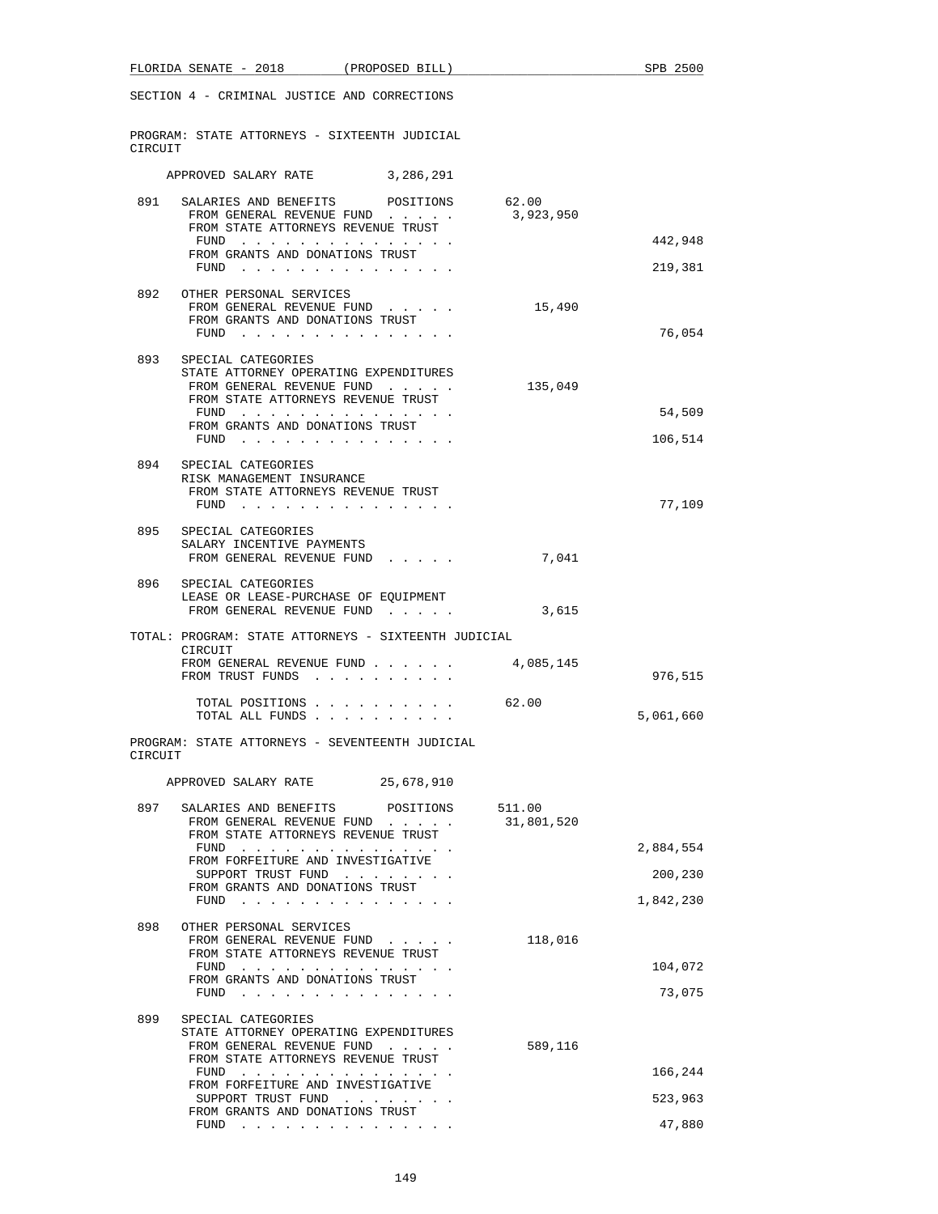SECTION 4 - CRIMINAL JUSTICE AND CORRECTIONS

PROGRAM: STATE ATTORNEYS - SIXTEENTH JUDICIAL CIRCUIT

APPROVED SALARY RATE 3,286,291

891 SALARIES AND BENEFITS POSITIONS 62.00
FROM GENERAL REVENUE FUND . . . . . 3,923,950
FROM STATE ATTORNEYS REVENUE TRUST FUND . . . . . . . . . . . . . . . 442,948
FROM GRANTS AND DONATIONS TRUST FUND . . . . . . . . . . . . . . . 219,381

892 OTHER PERSONAL SERVICES
FROM GENERAL REVENUE FUND . . . . . 15,490
FROM GRANTS AND DONATIONS TRUST FUND . . . . . . . . . . . . . . . 76,054

893 SPECIAL CATEGORIES
STATE ATTORNEY OPERATING EXPENDITURES
FROM GENERAL REVENUE FUND . . . . . 135,049
FROM STATE ATTORNEYS REVENUE TRUST FUND . . . . . . . . . . . . . . . 54,509
FROM GRANTS AND DONATIONS TRUST FUND . . . . . . . . . . . . . . . 106,514

894 SPECIAL CATEGORIES
RISK MANAGEMENT INSURANCE
FROM STATE ATTORNEYS REVENUE TRUST FUND . . . . . . . . . . . . . . . 77,109

895 SPECIAL CATEGORIES
SALARY INCENTIVE PAYMENTS
FROM GENERAL REVENUE FUND . . . . . 7,041

896 SPECIAL CATEGORIES
LEASE OR LEASE-PURCHASE OF EQUIPMENT
FROM GENERAL REVENUE FUND . . . . . 3,615

TOTAL: PROGRAM: STATE ATTORNEYS - SIXTEENTH JUDICIAL CIRCUIT
FROM GENERAL REVENUE FUND . . . . . . 4,085,145
FROM TRUST FUNDS . . . . . . . . . . 976,515

TOTAL POSITIONS . . . . . . . . . . 62.00
TOTAL ALL FUNDS . . . . . . . . . . 5,061,660

PROGRAM: STATE ATTORNEYS - SEVENTEENTH JUDICIAL CIRCUIT

APPROVED SALARY RATE 25,678,910

897 SALARIES AND BENEFITS POSITIONS 511.00
FROM GENERAL REVENUE FUND . . . . . 31,801,520
FROM STATE ATTORNEYS REVENUE TRUST FUND . . . . . . . . . . . . . . . 2,884,554
FROM FORFEITURE AND INVESTIGATIVE SUPPORT TRUST FUND . . . . . . . . 200,230
FROM GRANTS AND DONATIONS TRUST FUND . . . . . . . . . . . . . . . 1,842,230

898 OTHER PERSONAL SERVICES
FROM GENERAL REVENUE FUND . . . . . 118,016
FROM STATE ATTORNEYS REVENUE TRUST FUND . . . . . . . . . . . . . . . 104,072
FROM GRANTS AND DONATIONS TRUST FUND . . . . . . . . . . . . . . . 73,075

899 SPECIAL CATEGORIES
STATE ATTORNEY OPERATING EXPENDITURES
FROM GENERAL REVENUE FUND . . . . . 589,116
FROM STATE ATTORNEYS REVENUE TRUST FUND . . . . . . . . . . . . . . . 166,244
FROM FORFEITURE AND INVESTIGATIVE SUPPORT TRUST FUND . . . . . . . . 523,963
FROM GRANTS AND DONATIONS TRUST FUND . . . . . . . . . . . . . . . 47,880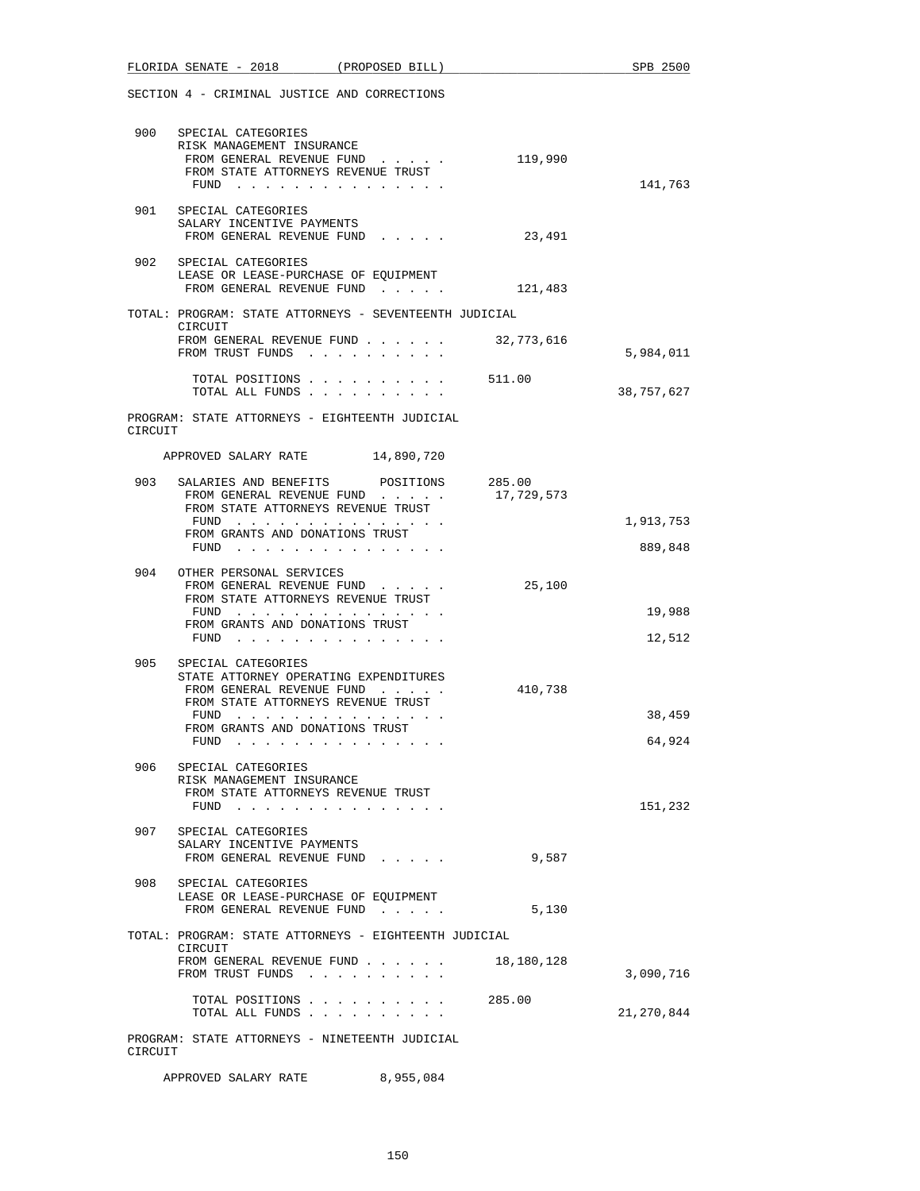SECTION 4 - CRIMINAL JUSTICE AND CORRECTIONS

| | | | |
|---|---|---|---|
| 900 | SPECIAL CATEGORIES<br>RISK MANAGEMENT INSURANCE<br>FROM GENERAL REVENUE FUND . . . . . | 119,990 | |
| | FROM STATE ATTORNEYS REVENUE TRUST FUND . . . . . . . . . . . . . . . | | 141,763 |
| 901 | SPECIAL CATEGORIES<br>SALARY INCENTIVE PAYMENTS<br>FROM GENERAL REVENUE FUND . . . . . | 23,491 | |
| 902 | SPECIAL CATEGORIES<br>LEASE OR LEASE-PURCHASE OF EQUIPMENT<br>FROM GENERAL REVENUE FUND . . . . . | 121,483 | |

TOTAL: PROGRAM: STATE ATTORNEYS - SEVENTEENTH JUDICIAL CIRCUIT

| | | |
|---|---|---|
| FROM GENERAL REVENUE FUND . . . . . . | 32,773,616 | |
| FROM TRUST FUNDS . . . . . . . . . . | | 5,984,011 |
| TOTAL POSITIONS . . . . . . . . . . | 511.00 | |
| TOTAL ALL FUNDS . . . . . . . . . . | | 38,757,627 |

PROGRAM: STATE ATTORNEYS - EIGHTEENTH JUDICIAL CIRCUIT

APPROVED SALARY RATE 14,890,720

| | | | |
|---|---|---|---|
| 903 | SALARIES AND BENEFITS POSITIONS | 285.00 | |
| | FROM GENERAL REVENUE FUND . . . . . | 17,729,573 | |
| | FROM STATE ATTORNEYS REVENUE TRUST FUND . . . . . . . . . . . . . . . | | 1,913,753 |
| | FROM GRANTS AND DONATIONS TRUST FUND . . . . . . . . . . . . . . . | | 889,848 |
| 904 | OTHER PERSONAL SERVICES<br>FROM GENERAL REVENUE FUND . . . . . | 25,100 | |
| | FROM STATE ATTORNEYS REVENUE TRUST FUND . . . . . . . . . . . . . . . | | 19,988 |
| | FROM GRANTS AND DONATIONS TRUST FUND . . . . . . . . . . . . . . . | | 12,512 |
| 905 | SPECIAL CATEGORIES<br>STATE ATTORNEY OPERATING EXPENDITURES<br>FROM GENERAL REVENUE FUND . . . . . | 410,738 | |
| | FROM STATE ATTORNEYS REVENUE TRUST FUND . . . . . . . . . . . . . . . | | 38,459 |
| | FROM GRANTS AND DONATIONS TRUST FUND . . . . . . . . . . . . . . . | | 64,924 |
| 906 | SPECIAL CATEGORIES<br>RISK MANAGEMENT INSURANCE<br>FROM STATE ATTORNEYS REVENUE TRUST FUND . . . . . . . . . . . . . . . | | 151,232 |
| 907 | SPECIAL CATEGORIES<br>SALARY INCENTIVE PAYMENTS<br>FROM GENERAL REVENUE FUND . . . . . | 9,587 | |
| 908 | SPECIAL CATEGORIES<br>LEASE OR LEASE-PURCHASE OF EQUIPMENT<br>FROM GENERAL REVENUE FUND . . . . . | 5,130 | |

TOTAL: PROGRAM: STATE ATTORNEYS - EIGHTEENTH JUDICIAL CIRCUIT

| | | |
|---|---|---|
| FROM GENERAL REVENUE FUND . . . . . . | 18,180,128 | |
| FROM TRUST FUNDS . . . . . . . . . . | | 3,090,716 |
| TOTAL POSITIONS . . . . . . . . . . | 285.00 | |
| TOTAL ALL FUNDS . . . . . . . . . . | | 21,270,844 |

PROGRAM: STATE ATTORNEYS - NINETEENTH JUDICIAL CIRCUIT

APPROVED SALARY RATE 8,955,084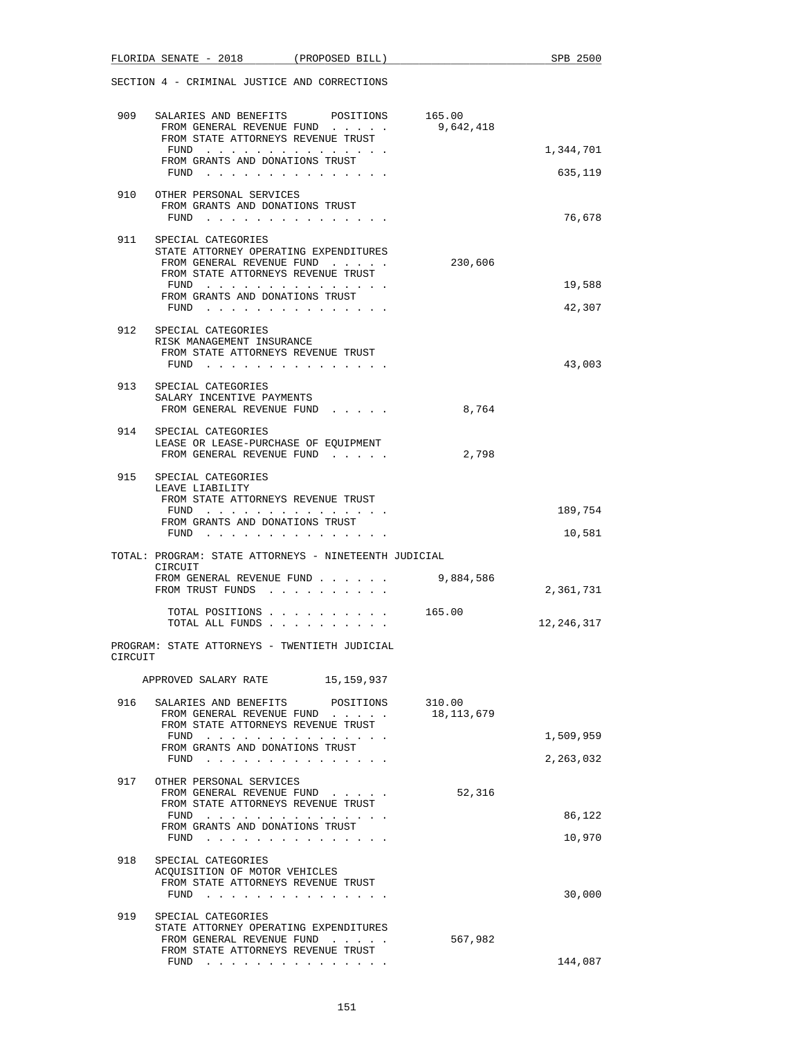SECTION 4 - CRIMINAL JUSTICE AND CORRECTIONS

| | | | |
|---|---|---|---|
| 909 | SALARIES AND BENEFITS POSITIONS | 165.00 | |
| | FROM GENERAL REVENUE FUND . . . . . | 9,642,418 | |
| | FROM STATE ATTORNEYS REVENUE TRUST FUND . . . . . . . . . . . . . . . | | 1,344,701 |
| | FROM GRANTS AND DONATIONS TRUST FUND . . . . . . . . . . . . . . . | | 635,119 |
| 910 | OTHER PERSONAL SERVICES | | |
| | FROM GRANTS AND DONATIONS TRUST FUND . . . . . . . . . . . . . . . | | 76,678 |
| 911 | SPECIAL CATEGORIES<br>STATE ATTORNEY OPERATING EXPENDITURES | | |
| | FROM GENERAL REVENUE FUND . . . . . | 230,606 | |
| | FROM STATE ATTORNEYS REVENUE TRUST FUND . . . . . . . . . . . . . . . | | 19,588 |
| | FROM GRANTS AND DONATIONS TRUST FUND . . . . . . . . . . . . . . . | | 42,307 |
| 912 | SPECIAL CATEGORIES<br>RISK MANAGEMENT INSURANCE | | |
| | FROM STATE ATTORNEYS REVENUE TRUST FUND . . . . . . . . . . . . . . . | | 43,003 |
| 913 | SPECIAL CATEGORIES<br>SALARY INCENTIVE PAYMENTS | | |
| | FROM GENERAL REVENUE FUND . . . . . | 8,764 | |
| 914 | SPECIAL CATEGORIES<br>LEASE OR LEASE-PURCHASE OF EQUIPMENT | | |
| | FROM GENERAL REVENUE FUND . . . . . | 2,798 | |
| 915 | SPECIAL CATEGORIES<br>LEAVE LIABILITY | | |
| | FROM STATE ATTORNEYS REVENUE TRUST FUND . . . . . . . . . . . . . . . | | 189,754 |
| | FROM GRANTS AND DONATIONS TRUST FUND . . . . . . . . . . . . . . . | | 10,581 |

TOTAL: PROGRAM: STATE ATTORNEYS - NINETEENTH JUDICIAL CIRCUIT

| | | |
|---|---|---|
| FROM GENERAL REVENUE FUND . . . . . . | 9,884,586 | |
| FROM TRUST FUNDS . . . . . . . . . . | | 2,361,731 |
| TOTAL POSITIONS . . . . . . . . . . | 165.00 | |
| TOTAL ALL FUNDS . . . . . . . . . . | | 12,246,317 |

PROGRAM: STATE ATTORNEYS - TWENTIETH JUDICIAL CIRCUIT

APPROVED SALARY RATE 15,159,937

| | | | |
|---|---|---|---|
| 916 | SALARIES AND BENEFITS POSITIONS | 310.00 | |
| | FROM GENERAL REVENUE FUND . . . . . | 18,113,679 | |
| | FROM STATE ATTORNEYS REVENUE TRUST FUND . . . . . . . . . . . . . . . | | 1,509,959 |
| | FROM GRANTS AND DONATIONS TRUST FUND . . . . . . . . . . . . . . . | | 2,263,032 |
| 917 | OTHER PERSONAL SERVICES | | |
| | FROM GENERAL REVENUE FUND . . . . . | 52,316 | |
| | FROM STATE ATTORNEYS REVENUE TRUST FUND . . . . . . . . . . . . . . . | | 86,122 |
| | FROM GRANTS AND DONATIONS TRUST FUND . . . . . . . . . . . . . . . | | 10,970 |
| 918 | SPECIAL CATEGORIES<br>ACQUISITION OF MOTOR VEHICLES | | |
| | FROM STATE ATTORNEYS REVENUE TRUST FUND . . . . . . . . . . . . . . . | | 30,000 |
| 919 | SPECIAL CATEGORIES<br>STATE ATTORNEY OPERATING EXPENDITURES | | |
| | FROM GENERAL REVENUE FUND . . . . . | 567,982 | |
| | FROM STATE ATTORNEYS REVENUE TRUST FUND . . . . . . . . . . . . . . . | | 144,087 |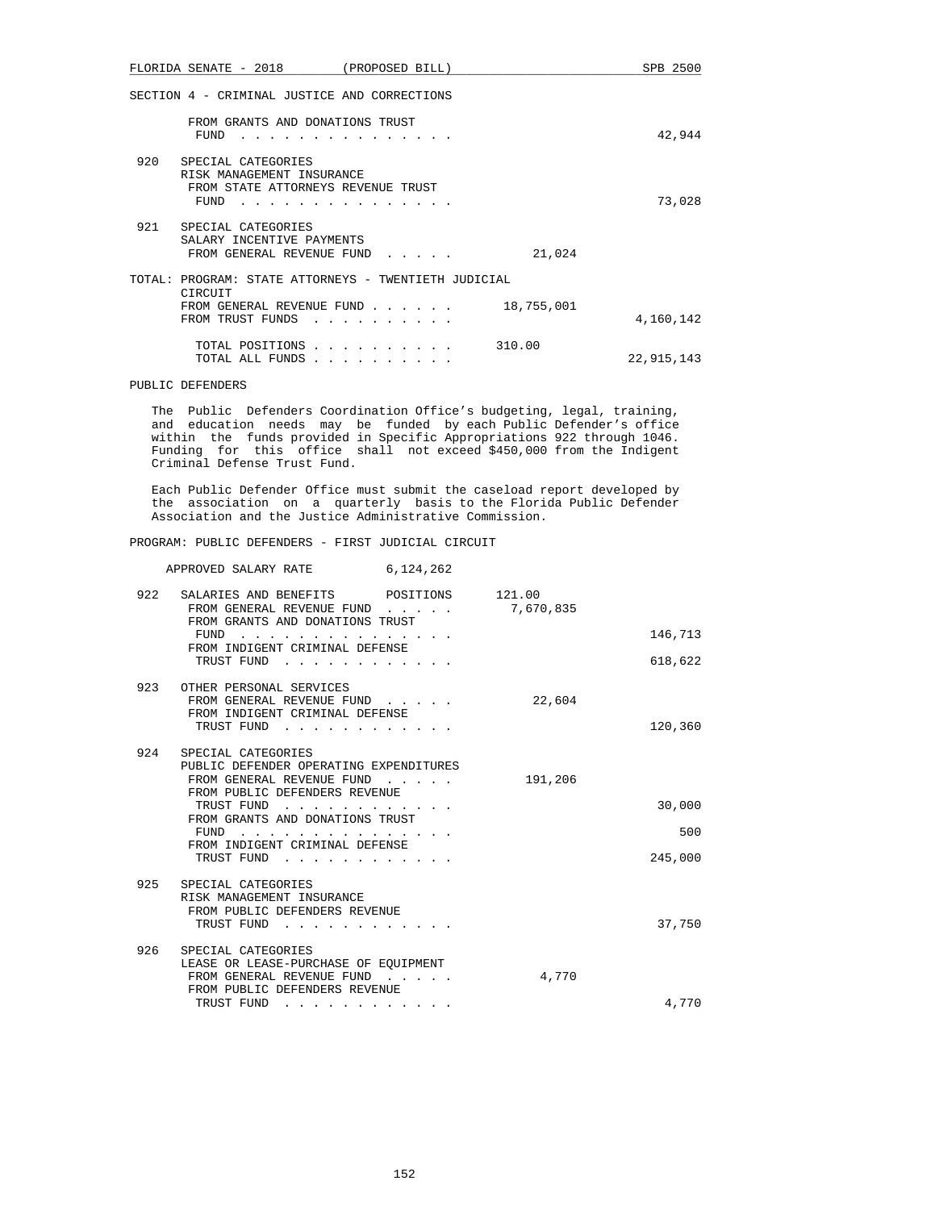SECTION 4 - CRIMINAL JUSTICE AND CORRECTIONS

| | | | |
|---|---|---|---|
| | FROM GRANTS AND DONATIONS TRUST FUND . . . . . . . . . . . . . . . | | 42,944 |
| 920 | SPECIAL CATEGORIES<br>RISK MANAGEMENT INSURANCE<br>FROM STATE ATTORNEYS REVENUE TRUST FUND . . . . . . . . . . . . . . . | | 73,028 |
| 921 | SPECIAL CATEGORIES<br>SALARY INCENTIVE PAYMENTS<br>FROM GENERAL REVENUE FUND . . . . . | 21,024 | |

TOTAL: PROGRAM: STATE ATTORNEYS - TWENTIETH JUDICIAL CIRCUIT

| | | |
|---|---|---|
| FROM GENERAL REVENUE FUND . . . . . . | 18,755,001 | |
| FROM TRUST FUNDS . . . . . . . . . . | | 4,160,142 |
| TOTAL POSITIONS . . . . . . . . . . | 310.00 | |
| TOTAL ALL FUNDS . . . . . . . . . . | | 22,915,143 |

PUBLIC DEFENDERS

The Public Defenders Coordination Office's budgeting, legal, training, and education needs may be funded by each Public Defender's office within the funds provided in Specific Appropriations 922 through 1046. Funding for this office shall not exceed $450,000 from the Indigent Criminal Defense Trust Fund.

Each Public Defender Office must submit the caseload report developed by the association on a quarterly basis to the Florida Public Defender Association and the Justice Administrative Commission.

PROGRAM: PUBLIC DEFENDERS - FIRST JUDICIAL CIRCUIT

APPROVED SALARY RATE 6,124,262

| | | | |
|---|---|---|---|
| 922 | SALARIES AND BENEFITS POSITIONS | 121.00 | |
| | FROM GENERAL REVENUE FUND . . . . . | 7,670,835 | |
| | FROM GRANTS AND DONATIONS TRUST FUND . . . . . . . . . . . . . . . | | 146,713 |
| | FROM INDIGENT CRIMINAL DEFENSE TRUST FUND . . . . . . . . . . . . | | 618,622 |
| 923 | OTHER PERSONAL SERVICES | | |
| | FROM GENERAL REVENUE FUND . . . . . | 22,604 | |
| | FROM INDIGENT CRIMINAL DEFENSE TRUST FUND . . . . . . . . . . . . | | 120,360 |
| 924 | SPECIAL CATEGORIES<br>PUBLIC DEFENDER OPERATING EXPENDITURES | | |
| | FROM GENERAL REVENUE FUND . . . . . | 191,206 | |
| | FROM PUBLIC DEFENDERS REVENUE TRUST FUND . . . . . . . . . . . . | | 30,000 |
| | FROM GRANTS AND DONATIONS TRUST FUND . . . . . . . . . . . . . . . | | 500 |
| | FROM INDIGENT CRIMINAL DEFENSE TRUST FUND . . . . . . . . . . . . | | 245,000 |
| 925 | SPECIAL CATEGORIES<br>RISK MANAGEMENT INSURANCE | | |
| | FROM PUBLIC DEFENDERS REVENUE TRUST FUND . . . . . . . . . . . . | | 37,750 |
| 926 | SPECIAL CATEGORIES<br>LEASE OR LEASE-PURCHASE OF EQUIPMENT | | |
| | FROM GENERAL REVENUE FUND . . . . . | 4,770 | |
| | FROM PUBLIC DEFENDERS REVENUE TRUST FUND . . . . . . . . . . . . | | 4,770 |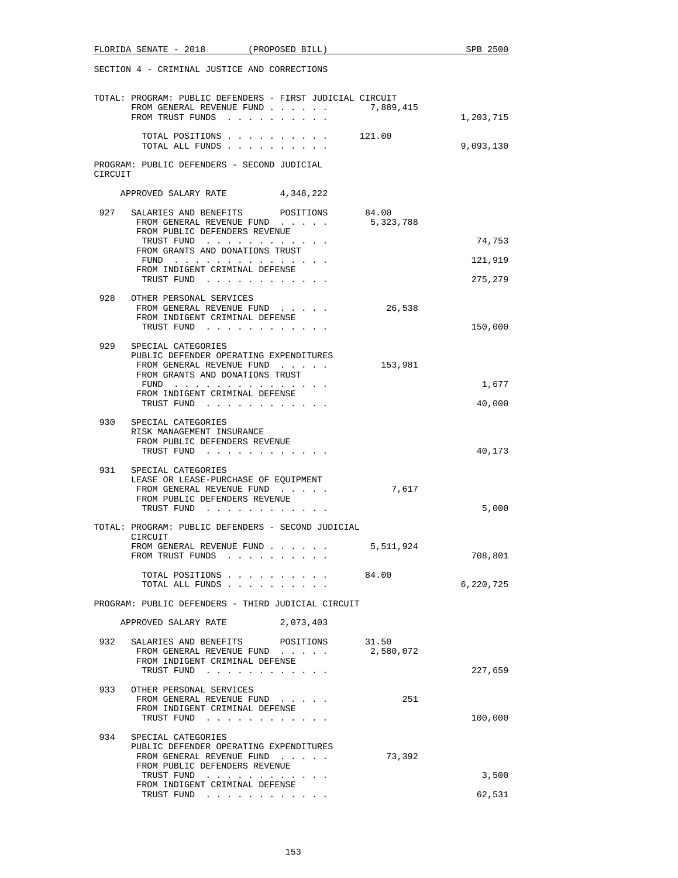SECTION 4 - CRIMINAL JUSTICE AND CORRECTIONS

```
TOTAL: PROGRAM: PUBLIC DEFENDERS - FIRST JUDICIAL CIRCUIT
      FROM GENERAL REVENUE FUND . . . . . .       7,889,415
      FROM TRUST FUNDS  . . . . . . . . . .                        1,203,715

        TOTAL POSITIONS . . . . . . . . . .    121.00
        TOTAL ALL FUNDS . . . . . . . . . .                        9,093,130

PROGRAM: PUBLIC DEFENDERS - SECOND JUDICIAL
CIRCUIT

    APPROVED SALARY RATE         4,348,222

 927  SALARIES AND BENEFITS      POSITIONS       84.00
      FROM GENERAL REVENUE FUND  . . . . .     5,323,788
      FROM PUBLIC DEFENDERS REVENUE
       TRUST FUND  . . . . . . . . . . . .                            74,753
      FROM GRANTS AND DONATIONS TRUST
       FUND  . . . . . . . . . . . . . . .                           121,919
      FROM INDIGENT CRIMINAL DEFENSE
       TRUST FUND  . . . . . . . . . . . .                           275,279

 928  OTHER PERSONAL SERVICES
      FROM GENERAL REVENUE FUND  . . . . .        26,538
      FROM INDIGENT CRIMINAL DEFENSE
       TRUST FUND  . . . . . . . . . . . .                           150,000

 929  SPECIAL CATEGORIES
      PUBLIC DEFENDER OPERATING EXPENDITURES
      FROM GENERAL REVENUE FUND  . . . . .       153,981
      FROM GRANTS AND DONATIONS TRUST
       FUND  . . . . . . . . . . . . . . .                             1,677
      FROM INDIGENT CRIMINAL DEFENSE
       TRUST FUND  . . . . . . . . . . . .                            40,000

 930  SPECIAL CATEGORIES
      RISK MANAGEMENT INSURANCE
      FROM PUBLIC DEFENDERS REVENUE
       TRUST FUND  . . . . . . . . . . . .                            40,173

 931  SPECIAL CATEGORIES
      LEASE OR LEASE-PURCHASE OF EQUIPMENT
      FROM GENERAL REVENUE FUND  . . . . .         7,617
      FROM PUBLIC DEFENDERS REVENUE
       TRUST FUND  . . . . . . . . . . . .                             5,000

TOTAL: PROGRAM: PUBLIC DEFENDERS - SECOND JUDICIAL
      CIRCUIT
      FROM GENERAL REVENUE FUND . . . . . .       5,511,924
      FROM TRUST FUNDS  . . . . . . . . . .                          708,801

        TOTAL POSITIONS . . . . . . . . . .     84.00
        TOTAL ALL FUNDS . . . . . . . . . .                        6,220,725

PROGRAM: PUBLIC DEFENDERS - THIRD JUDICIAL CIRCUIT

    APPROVED SALARY RATE         2,073,403

 932  SALARIES AND BENEFITS      POSITIONS       31.50
      FROM GENERAL REVENUE FUND  . . . . .     2,580,072
      FROM INDIGENT CRIMINAL DEFENSE
       TRUST FUND  . . . . . . . . . . . .                           227,659

 933  OTHER PERSONAL SERVICES
      FROM GENERAL REVENUE FUND  . . . . .           251
      FROM INDIGENT CRIMINAL DEFENSE
       TRUST FUND  . . . . . . . . . . . .                           100,000

 934  SPECIAL CATEGORIES
      PUBLIC DEFENDER OPERATING EXPENDITURES
      FROM GENERAL REVENUE FUND  . . . . .        73,392
      FROM PUBLIC DEFENDERS REVENUE
       TRUST FUND  . . . . . . . . . . . .                             3,500
      FROM INDIGENT CRIMINAL DEFENSE
       TRUST FUND  . . . . . . . . . . . .                            62,531
```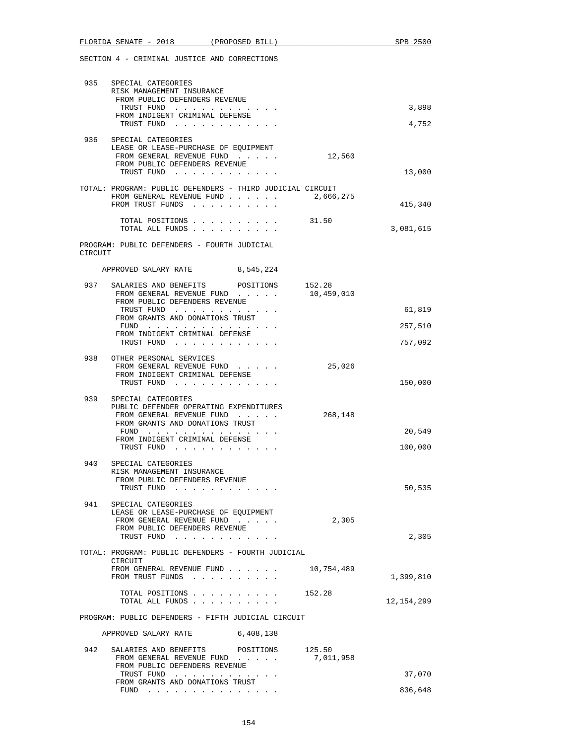SECTION 4 - CRIMINAL JUSTICE AND CORRECTIONS

```
 935   SPECIAL CATEGORIES
       RISK MANAGEMENT INSURANCE
        FROM PUBLIC DEFENDERS REVENUE
         TRUST FUND  . . . . . . . . . . . .                              3,898
        FROM INDIGENT CRIMINAL DEFENSE
         TRUST FUND  . . . . . . . . . . . .                              4,752

 936   SPECIAL CATEGORIES
       LEASE OR LEASE-PURCHASE OF EQUIPMENT
        FROM GENERAL REVENUE FUND  . . . . .          12,560
        FROM PUBLIC DEFENDERS REVENUE
         TRUST FUND  . . . . . . . . . . . .                             13,000

 TOTAL: PROGRAM: PUBLIC DEFENDERS - THIRD JUDICIAL CIRCUIT
        FROM GENERAL REVENUE FUND . . . . . .      2,666,275
        FROM TRUST FUNDS  . . . . . . . . . .                           415,340

         TOTAL POSITIONS . . . . . . . . . .         31.50
         TOTAL ALL FUNDS . . . . . . . . . .                          3,081,615

 PROGRAM: PUBLIC DEFENDERS - FOURTH JUDICIAL
 CIRCUIT

     APPROVED SALARY RATE          8,545,224

 937   SALARIES AND BENEFITS       POSITIONS      152.28
        FROM GENERAL REVENUE FUND  . . . . .      10,459,010
        FROM PUBLIC DEFENDERS REVENUE
         TRUST FUND  . . . . . . . . . . . .                             61,819
        FROM GRANTS AND DONATIONS TRUST
         FUND  . . . . . . . . . . . . . . .                            257,510
        FROM INDIGENT CRIMINAL DEFENSE
         TRUST FUND  . . . . . . . . . . . .                            757,092

 938   OTHER PERSONAL SERVICES
        FROM GENERAL REVENUE FUND  . . . . .          25,026
        FROM INDIGENT CRIMINAL DEFENSE
         TRUST FUND  . . . . . . . . . . . .                            150,000

 939   SPECIAL CATEGORIES
       PUBLIC DEFENDER OPERATING EXPENDITURES
        FROM GENERAL REVENUE FUND  . . . . .         268,148
        FROM GRANTS AND DONATIONS TRUST
         FUND  . . . . . . . . . . . . . . .                             20,549
        FROM INDIGENT CRIMINAL DEFENSE
         TRUST FUND  . . . . . . . . . . . .                            100,000

 940   SPECIAL CATEGORIES
       RISK MANAGEMENT INSURANCE
        FROM PUBLIC DEFENDERS REVENUE
         TRUST FUND  . . . . . . . . . . . .                             50,535

 941   SPECIAL CATEGORIES
       LEASE OR LEASE-PURCHASE OF EQUIPMENT
        FROM GENERAL REVENUE FUND  . . . . .           2,305
        FROM PUBLIC DEFENDERS REVENUE
         TRUST FUND  . . . . . . . . . . . .                              2,305

 TOTAL: PROGRAM: PUBLIC DEFENDERS - FOURTH JUDICIAL
        CIRCUIT
        FROM GENERAL REVENUE FUND . . . . . .     10,754,489
        FROM TRUST FUNDS  . . . . . . . . . .                         1,399,810

         TOTAL POSITIONS . . . . . . . . . .        152.28
         TOTAL ALL FUNDS . . . . . . . . . .                         12,154,299

 PROGRAM: PUBLIC DEFENDERS - FIFTH JUDICIAL CIRCUIT

     APPROVED SALARY RATE          6,408,138

 942   SALARIES AND BENEFITS       POSITIONS      125.50
        FROM GENERAL REVENUE FUND  . . . . .       7,011,958
        FROM PUBLIC DEFENDERS REVENUE
         TRUST FUND  . . . . . . . . . . . .                             37,070
        FROM GRANTS AND DONATIONS TRUST
         FUND  . . . . . . . . . . . . . . .                            836,648
```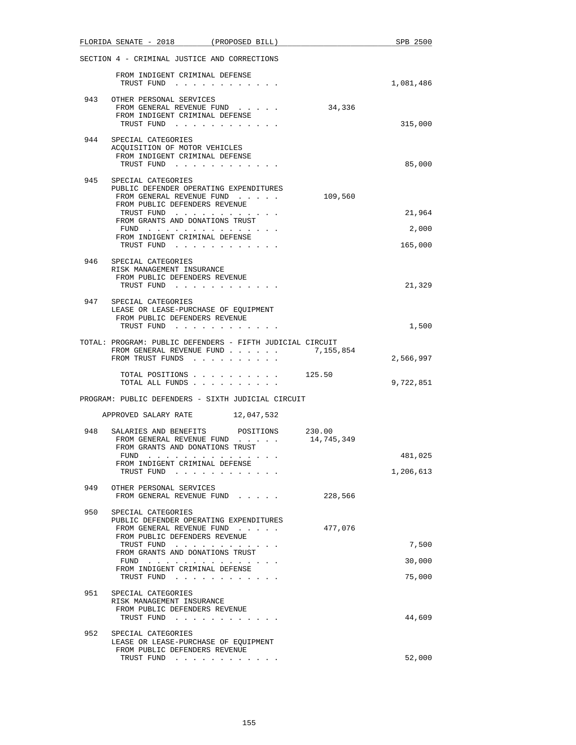SECTION 4 - CRIMINAL JUSTICE AND CORRECTIONS

```
        FROM INDIGENT CRIMINAL DEFENSE
         TRUST FUND . . . . . . . . . . . .                         1,081,486

 943   OTHER PERSONAL SERVICES
        FROM GENERAL REVENUE FUND  . . . . .         34,336
        FROM INDIGENT CRIMINAL DEFENSE
         TRUST FUND . . . . . . . . . . . .                           315,000

 944   SPECIAL CATEGORIES
       ACQUISITION OF MOTOR VEHICLES
        FROM INDIGENT CRIMINAL DEFENSE
         TRUST FUND . . . . . . . . . . . .                            85,000

 945   SPECIAL CATEGORIES
       PUBLIC DEFENDER OPERATING EXPENDITURES
        FROM GENERAL REVENUE FUND  . . . . .        109,560
        FROM PUBLIC DEFENDERS REVENUE
         TRUST FUND . . . . . . . . . . . .                            21,964
        FROM GRANTS AND DONATIONS TRUST
         FUND . . . . . . . . . . . . . . .                             2,000
        FROM INDIGENT CRIMINAL DEFENSE
         TRUST FUND . . . . . . . . . . . .                           165,000

 946   SPECIAL CATEGORIES
       RISK MANAGEMENT INSURANCE
        FROM PUBLIC DEFENDERS REVENUE
         TRUST FUND . . . . . . . . . . . .                            21,329

 947   SPECIAL CATEGORIES
       LEASE OR LEASE-PURCHASE OF EQUIPMENT
        FROM PUBLIC DEFENDERS REVENUE
         TRUST FUND . . . . . . . . . . . .                             1,500

TOTAL: PROGRAM: PUBLIC DEFENDERS - FIFTH JUDICIAL CIRCUIT
        FROM GENERAL REVENUE FUND . . . . . .     7,155,854
        FROM TRUST FUNDS . . . . . . . . . .                        2,566,997

         TOTAL POSITIONS . . . . . . . . . .     125.50
         TOTAL ALL FUNDS . . . . . . . . . .                        9,722,851

PROGRAM: PUBLIC DEFENDERS - SIXTH JUDICIAL CIRCUIT

    APPROVED SALARY RATE        12,047,532

 948   SALARIES AND BENEFITS       POSITIONS      230.00
        FROM GENERAL REVENUE FUND  . . . . .     14,745,349
        FROM GRANTS AND DONATIONS TRUST
         FUND . . . . . . . . . . . . . . .                           481,025
        FROM INDIGENT CRIMINAL DEFENSE
         TRUST FUND . . . . . . . . . . . .                         1,206,613

 949   OTHER PERSONAL SERVICES
        FROM GENERAL REVENUE FUND  . . . . .        228,566

 950   SPECIAL CATEGORIES
       PUBLIC DEFENDER OPERATING EXPENDITURES
        FROM GENERAL REVENUE FUND  . . . . .        477,076
        FROM PUBLIC DEFENDERS REVENUE
         TRUST FUND . . . . . . . . . . . .                             7,500
        FROM GRANTS AND DONATIONS TRUST
         FUND . . . . . . . . . . . . . . .                            30,000
        FROM INDIGENT CRIMINAL DEFENSE
         TRUST FUND . . . . . . . . . . . .                            75,000

 951   SPECIAL CATEGORIES
       RISK MANAGEMENT INSURANCE
        FROM PUBLIC DEFENDERS REVENUE
         TRUST FUND . . . . . . . . . . . .                            44,609

 952   SPECIAL CATEGORIES
       LEASE OR LEASE-PURCHASE OF EQUIPMENT
        FROM PUBLIC DEFENDERS REVENUE
         TRUST FUND . . . . . . . . . . . .                            52,000
```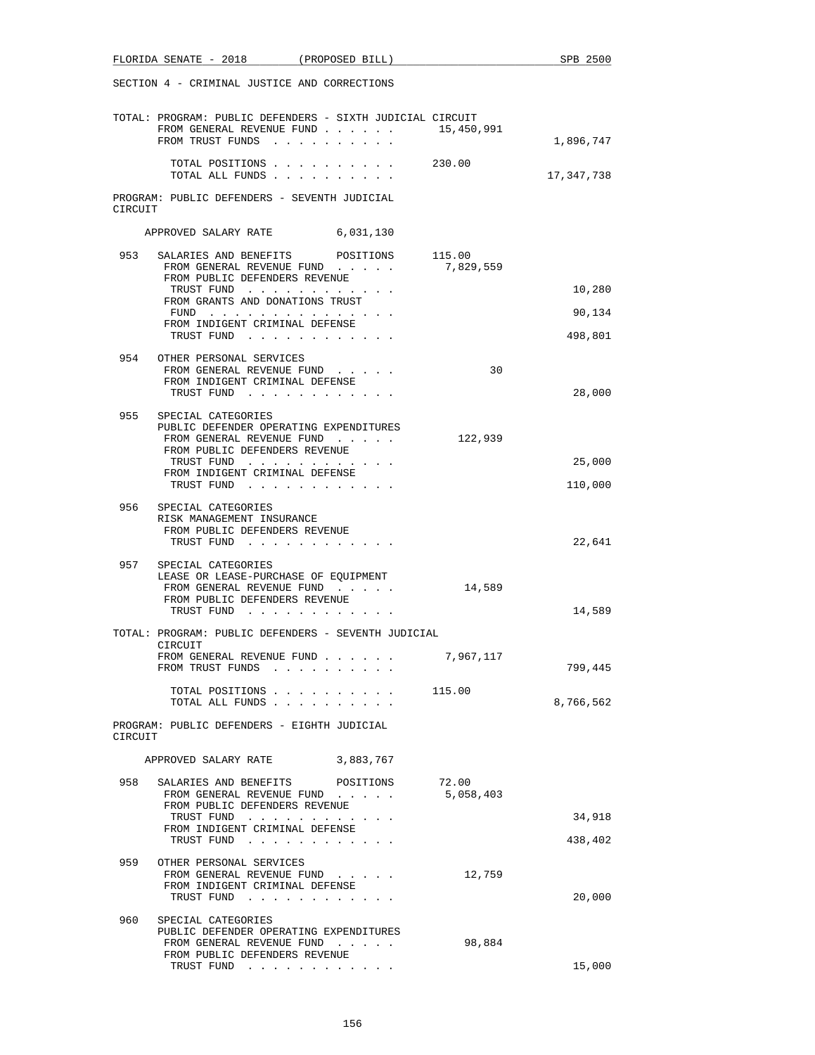SECTION 4 - CRIMINAL JUSTICE AND CORRECTIONS

TOTAL: PROGRAM: PUBLIC DEFENDERS - SIXTH JUDICIAL CIRCUIT

| | | |
|---|---|---|
| FROM GENERAL REVENUE FUND . . . . . . | 15,450,991 | |
| FROM TRUST FUNDS . . . . . . . . . . | | 1,896,747 |
| TOTAL POSITIONS . . . . . . . . . . | 230.00 | |
| TOTAL ALL FUNDS . . . . . . . . . . | | 17,347,738 |

PROGRAM: PUBLIC DEFENDERS - SEVENTH JUDICIAL CIRCUIT

APPROVED SALARY RATE 6,031,130

| | | | |
|---|---|---|---|
| 953 | SALARIES AND BENEFITS POSITIONS | 115.00 | |
| | FROM GENERAL REVENUE FUND . . . . . | 7,829,559 | |
| | FROM PUBLIC DEFENDERS REVENUE TRUST FUND . . . . . . . . . . . . | | 10,280 |
| | FROM GRANTS AND DONATIONS TRUST FUND . . . . . . . . . . . . . . . | | 90,134 |
| | FROM INDIGENT CRIMINAL DEFENSE TRUST FUND . . . . . . . . . . . . | | 498,801 |
| 954 | OTHER PERSONAL SERVICES | | |
| | FROM GENERAL REVENUE FUND . . . . . | 30 | |
| | FROM INDIGENT CRIMINAL DEFENSE TRUST FUND . . . . . . . . . . . . | | 28,000 |
| 955 | SPECIAL CATEGORIES PUBLIC DEFENDER OPERATING EXPENDITURES | | |
| | FROM GENERAL REVENUE FUND . . . . . | 122,939 | |
| | FROM PUBLIC DEFENDERS REVENUE TRUST FUND . . . . . . . . . . . . | | 25,000 |
| | FROM INDIGENT CRIMINAL DEFENSE TRUST FUND . . . . . . . . . . . . | | 110,000 |
| 956 | SPECIAL CATEGORIES RISK MANAGEMENT INSURANCE | | |
| | FROM PUBLIC DEFENDERS REVENUE TRUST FUND . . . . . . . . . . . . | | 22,641 |
| 957 | SPECIAL CATEGORIES LEASE OR LEASE-PURCHASE OF EQUIPMENT | | |
| | FROM GENERAL REVENUE FUND . . . . . | 14,589 | |
| | FROM PUBLIC DEFENDERS REVENUE TRUST FUND . . . . . . . . . . . . | | 14,589 |

TOTAL: PROGRAM: PUBLIC DEFENDERS - SEVENTH JUDICIAL CIRCUIT

| | | |
|---|---|---|
| FROM GENERAL REVENUE FUND . . . . . . | 7,967,117 | |
| FROM TRUST FUNDS . . . . . . . . . . | | 799,445 |
| TOTAL POSITIONS . . . . . . . . . . | 115.00 | |
| TOTAL ALL FUNDS . . . . . . . . . . | | 8,766,562 |

PROGRAM: PUBLIC DEFENDERS - EIGHTH JUDICIAL CIRCUIT

APPROVED SALARY RATE 3,883,767

| | | | |
|---|---|---|---|
| 958 | SALARIES AND BENEFITS POSITIONS | 72.00 | |
| | FROM GENERAL REVENUE FUND . . . . . | 5,058,403 | |
| | FROM PUBLIC DEFENDERS REVENUE TRUST FUND . . . . . . . . . . . . | | 34,918 |
| | FROM INDIGENT CRIMINAL DEFENSE TRUST FUND . . . . . . . . . . . . | | 438,402 |
| 959 | OTHER PERSONAL SERVICES | | |
| | FROM GENERAL REVENUE FUND . . . . . | 12,759 | |
| | FROM INDIGENT CRIMINAL DEFENSE TRUST FUND . . . . . . . . . . . . | | 20,000 |
| 960 | SPECIAL CATEGORIES PUBLIC DEFENDER OPERATING EXPENDITURES | | |
| | FROM GENERAL REVENUE FUND . . . . . | 98,884 | |
| | FROM PUBLIC DEFENDERS REVENUE TRUST FUND . . . . . . . . . . . . | | 15,000 |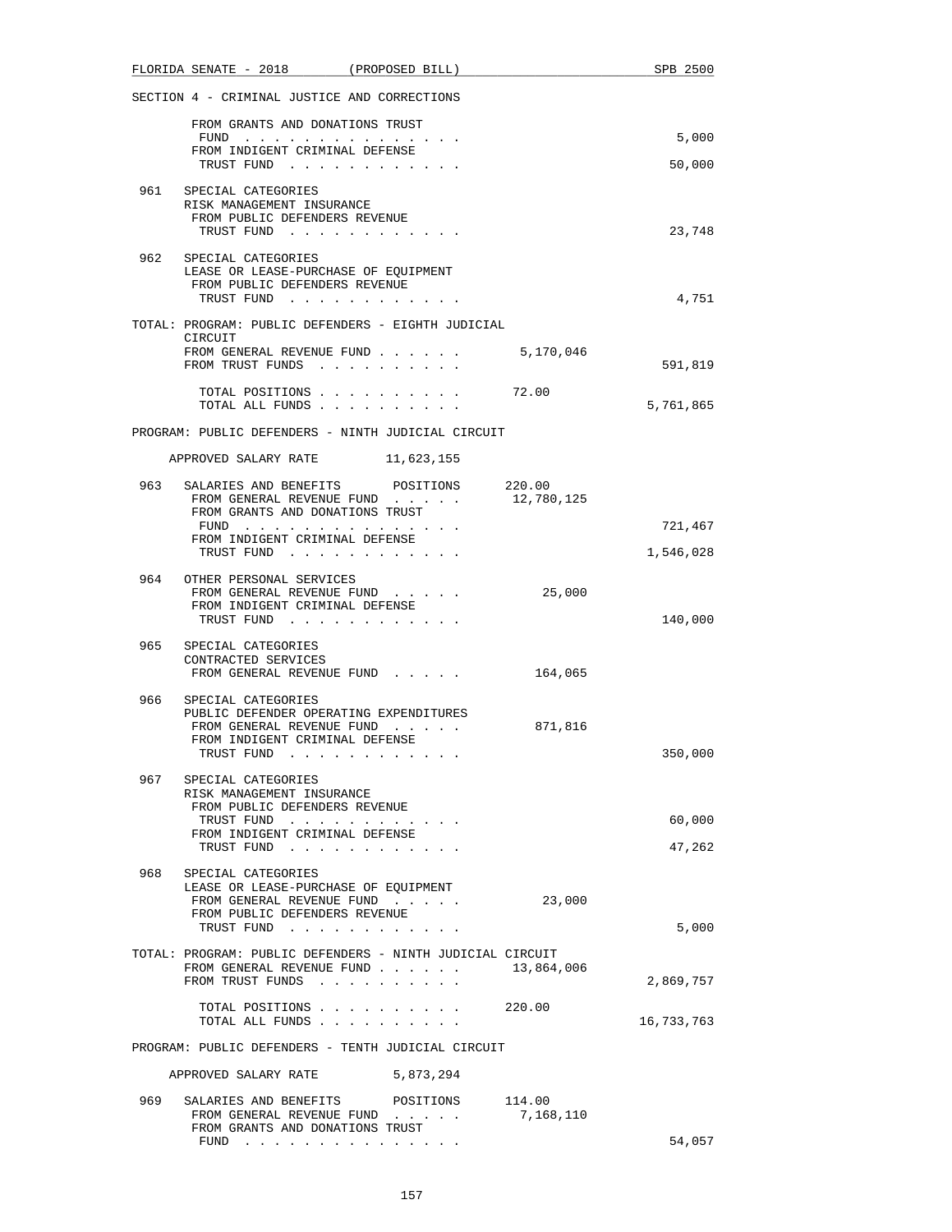SECTION 4 - CRIMINAL JUSTICE AND CORRECTIONS

```
       FROM GRANTS AND DONATIONS TRUST
        FUND . . . . . . . . . . . . . . .                                5,000
       FROM INDIGENT CRIMINAL DEFENSE
        TRUST FUND . . . . . . . . . . . .                               50,000

 961  SPECIAL CATEGORIES
      RISK MANAGEMENT INSURANCE
       FROM PUBLIC DEFENDERS REVENUE
        TRUST FUND . . . . . . . . . . . .                               23,748

 962  SPECIAL CATEGORIES
      LEASE OR LEASE-PURCHASE OF EQUIPMENT
       FROM PUBLIC DEFENDERS REVENUE
        TRUST FUND . . . . . . . . . . . .                                4,751

TOTAL: PROGRAM: PUBLIC DEFENDERS - EIGHTH JUDICIAL
       CIRCUIT
       FROM GENERAL REVENUE FUND . . . . . .      5,170,046
       FROM TRUST FUNDS . . . . . . . . . .                             591,819

        TOTAL POSITIONS . . . . . . . . . .      72.00
        TOTAL ALL FUNDS . . . . . . . . . .                           5,761,865

PROGRAM: PUBLIC DEFENDERS - NINTH JUDICIAL CIRCUIT

    APPROVED SALARY RATE        11,623,155

 963  SALARIES AND BENEFITS      POSITIONS     220.00
       FROM GENERAL REVENUE FUND . . . . .    12,780,125
       FROM GRANTS AND DONATIONS TRUST
        FUND . . . . . . . . . . . . . . .                              721,467
       FROM INDIGENT CRIMINAL DEFENSE
        TRUST FUND . . . . . . . . . . . .                            1,546,028

 964  OTHER PERSONAL SERVICES
       FROM GENERAL REVENUE FUND . . . . .        25,000
       FROM INDIGENT CRIMINAL DEFENSE
        TRUST FUND . . . . . . . . . . . .                              140,000

 965  SPECIAL CATEGORIES
      CONTRACTED SERVICES
       FROM GENERAL REVENUE FUND . . . . .       164,065

 966  SPECIAL CATEGORIES
      PUBLIC DEFENDER OPERATING EXPENDITURES
       FROM GENERAL REVENUE FUND . . . . .       871,816
       FROM INDIGENT CRIMINAL DEFENSE
        TRUST FUND . . . . . . . . . . . .                              350,000

 967  SPECIAL CATEGORIES
      RISK MANAGEMENT INSURANCE
       FROM PUBLIC DEFENDERS REVENUE
        TRUST FUND . . . . . . . . . . . .                               60,000
       FROM INDIGENT CRIMINAL DEFENSE
        TRUST FUND . . . . . . . . . . . .                               47,262

 968  SPECIAL CATEGORIES
      LEASE OR LEASE-PURCHASE OF EQUIPMENT
       FROM GENERAL REVENUE FUND . . . . .        23,000
       FROM PUBLIC DEFENDERS REVENUE
        TRUST FUND . . . . . . . . . . . .                                5,000

TOTAL: PROGRAM: PUBLIC DEFENDERS - NINTH JUDICIAL CIRCUIT
       FROM GENERAL REVENUE FUND . . . . . .     13,864,006
       FROM TRUST FUNDS . . . . . . . . . .                           2,869,757

        TOTAL POSITIONS . . . . . . . . . .     220.00
        TOTAL ALL FUNDS . . . . . . . . . .                          16,733,763

PROGRAM: PUBLIC DEFENDERS - TENTH JUDICIAL CIRCUIT

    APPROVED SALARY RATE         5,873,294

 969  SALARIES AND BENEFITS      POSITIONS     114.00
       FROM GENERAL REVENUE FUND . . . . .     7,168,110
       FROM GRANTS AND DONATIONS TRUST
        FUND . . . . . . . . . . . . . . .                               54,057
```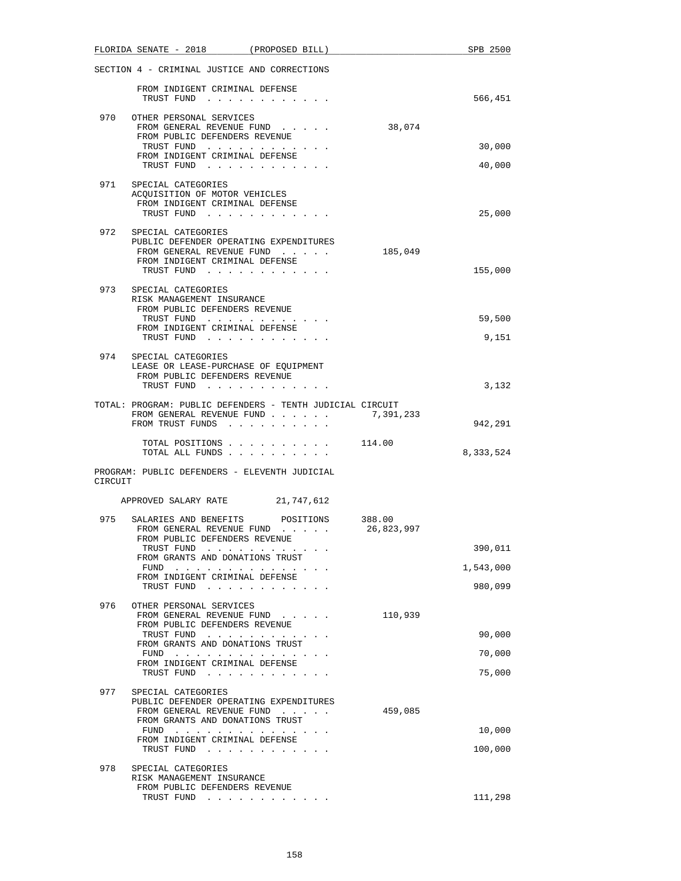SECTION 4 - CRIMINAL JUSTICE AND CORRECTIONS

FROM INDIGENT CRIMINAL DEFENSE TRUST FUND . . . . . . . . . . . . 566,451

970 OTHER PERSONAL SERVICES
- FROM GENERAL REVENUE FUND . . . . . 38,074
- FROM PUBLIC DEFENDERS REVENUE TRUST FUND . . . . . . . . . . . . 30,000
- FROM INDIGENT CRIMINAL DEFENSE TRUST FUND . . . . . . . . . . . . 40,000

971 SPECIAL CATEGORIES
ACQUISITION OF MOTOR VEHICLES
- FROM INDIGENT CRIMINAL DEFENSE TRUST FUND . . . . . . . . . . . . 25,000

972 SPECIAL CATEGORIES
PUBLIC DEFENDER OPERATING EXPENDITURES
- FROM GENERAL REVENUE FUND . . . . . 185,049
- FROM INDIGENT CRIMINAL DEFENSE TRUST FUND . . . . . . . . . . . . 155,000

973 SPECIAL CATEGORIES
RISK MANAGEMENT INSURANCE
- FROM PUBLIC DEFENDERS REVENUE TRUST FUND . . . . . . . . . . . . 59,500
- FROM INDIGENT CRIMINAL DEFENSE TRUST FUND . . . . . . . . . . . . 9,151

974 SPECIAL CATEGORIES
LEASE OR LEASE-PURCHASE OF EQUIPMENT
- FROM PUBLIC DEFENDERS REVENUE TRUST FUND . . . . . . . . . . . . 3,132

TOTAL: PROGRAM: PUBLIC DEFENDERS - TENTH JUDICIAL CIRCUIT
- FROM GENERAL REVENUE FUND . . . . . . 7,391,233
- FROM TRUST FUNDS . . . . . . . . . . 942,291

- TOTAL POSITIONS . . . . . . . . . . 114.00
- TOTAL ALL FUNDS . . . . . . . . . . 8,333,524

PROGRAM: PUBLIC DEFENDERS - ELEVENTH JUDICIAL CIRCUIT

APPROVED SALARY RATE 21,747,612

975 SALARIES AND BENEFITS POSITIONS 388.00
- FROM GENERAL REVENUE FUND . . . . . 26,823,997
- FROM PUBLIC DEFENDERS REVENUE TRUST FUND . . . . . . . . . . . . 390,011
- FROM GRANTS AND DONATIONS TRUST FUND . . . . . . . . . . . . . . . 1,543,000
- FROM INDIGENT CRIMINAL DEFENSE TRUST FUND . . . . . . . . . . . . 980,099

976 OTHER PERSONAL SERVICES
- FROM GENERAL REVENUE FUND . . . . . 110,939
- FROM PUBLIC DEFENDERS REVENUE TRUST FUND . . . . . . . . . . . . 90,000
- FROM GRANTS AND DONATIONS TRUST FUND . . . . . . . . . . . . . . . 70,000
- FROM INDIGENT CRIMINAL DEFENSE TRUST FUND . . . . . . . . . . . . 75,000

977 SPECIAL CATEGORIES
PUBLIC DEFENDER OPERATING EXPENDITURES
- FROM GENERAL REVENUE FUND . . . . . 459,085
- FROM GRANTS AND DONATIONS TRUST FUND . . . . . . . . . . . . . . . 10,000
- FROM INDIGENT CRIMINAL DEFENSE TRUST FUND . . . . . . . . . . . . 100,000

978 SPECIAL CATEGORIES
RISK MANAGEMENT INSURANCE
- FROM PUBLIC DEFENDERS REVENUE TRUST FUND . . . . . . . . . . . . 111,298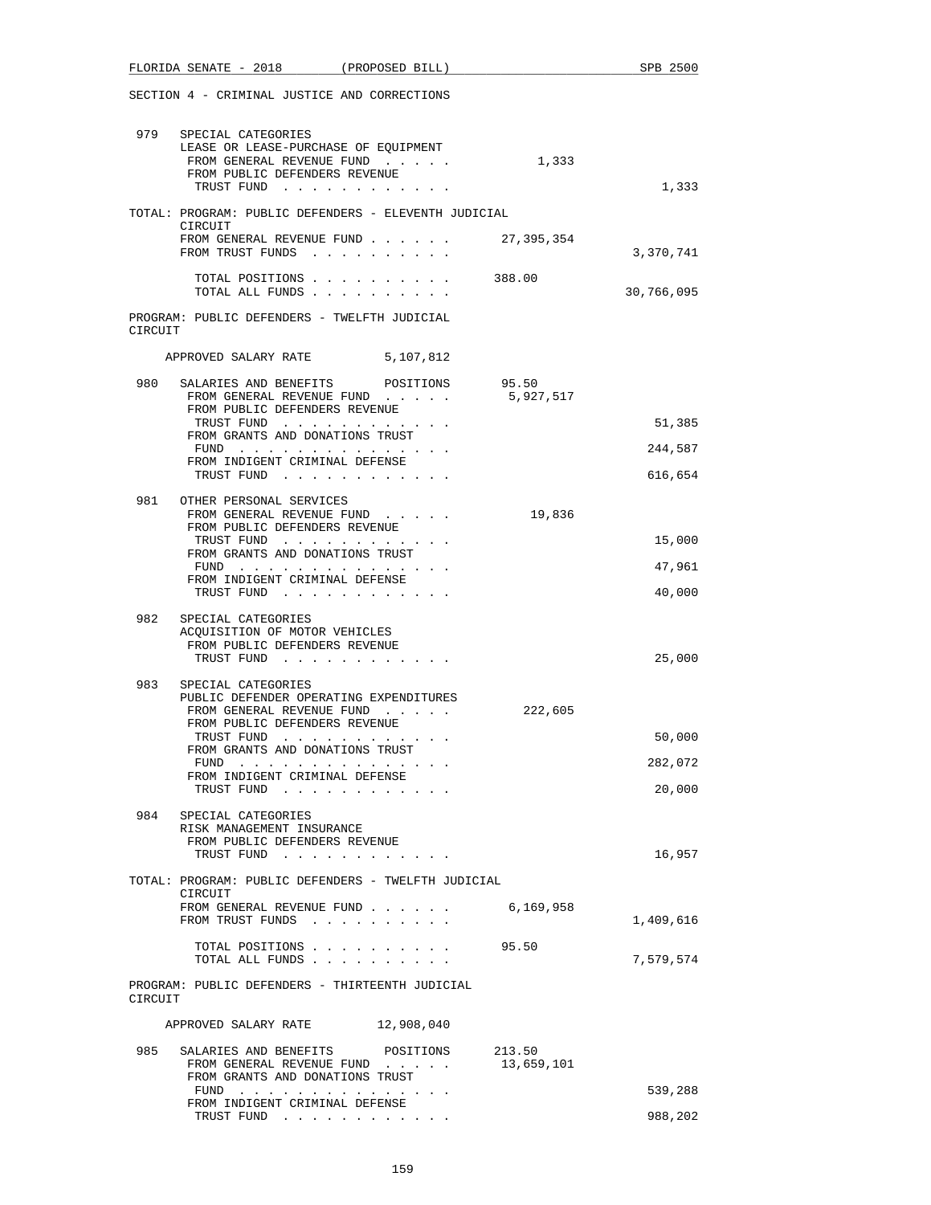SECTION 4 - CRIMINAL JUSTICE AND CORRECTIONS

| | | | |
|---|---|---|---|
| 979 | SPECIAL CATEGORIES<br>LEASE OR LEASE-PURCHASE OF EQUIPMENT | | |
| | FROM GENERAL REVENUE FUND . . . . . | 1,333 | |
| | FROM PUBLIC DEFENDERS REVENUE TRUST FUND . . . . . . . . . . . . | | 1,333 |
| | TOTAL: PROGRAM: PUBLIC DEFENDERS - ELEVENTH JUDICIAL CIRCUIT | | |
| | FROM GENERAL REVENUE FUND . . . . . . | 27,395,354 | |
| | FROM TRUST FUNDS . . . . . . . . . . | | 3,370,741 |
| | TOTAL POSITIONS . . . . . . . . . . | 388.00 | |
| | TOTAL ALL FUNDS . . . . . . . . . . | | 30,766,095 |

PROGRAM: PUBLIC DEFENDERS - TWELFTH JUDICIAL CIRCUIT

APPROVED SALARY RATE 5,107,812

| | | | |
|---|---|---|---|
| 980 | SALARIES AND BENEFITS POSITIONS | 95.50 | |
| | FROM GENERAL REVENUE FUND . . . . . | 5,927,517 | |
| | FROM PUBLIC DEFENDERS REVENUE TRUST FUND . . . . . . . . . . . . | | 51,385 |
| | FROM GRANTS AND DONATIONS TRUST FUND . . . . . . . . . . . . . . . | | 244,587 |
| | FROM INDIGENT CRIMINAL DEFENSE TRUST FUND . . . . . . . . . . . . | | 616,654 |
| 981 | OTHER PERSONAL SERVICES | | |
| | FROM GENERAL REVENUE FUND . . . . . | 19,836 | |
| | FROM PUBLIC DEFENDERS REVENUE TRUST FUND . . . . . . . . . . . . | | 15,000 |
| | FROM GRANTS AND DONATIONS TRUST FUND . . . . . . . . . . . . . . . | | 47,961 |
| | FROM INDIGENT CRIMINAL DEFENSE TRUST FUND . . . . . . . . . . . . | | 40,000 |
| 982 | SPECIAL CATEGORIES<br>ACQUISITION OF MOTOR VEHICLES | | |
| | FROM PUBLIC DEFENDERS REVENUE TRUST FUND . . . . . . . . . . . . | | 25,000 |
| 983 | SPECIAL CATEGORIES<br>PUBLIC DEFENDER OPERATING EXPENDITURES | | |
| | FROM GENERAL REVENUE FUND . . . . . | 222,605 | |
| | FROM PUBLIC DEFENDERS REVENUE TRUST FUND . . . . . . . . . . . . | | 50,000 |
| | FROM GRANTS AND DONATIONS TRUST FUND . . . . . . . . . . . . . . . | | 282,072 |
| | FROM INDIGENT CRIMINAL DEFENSE TRUST FUND . . . . . . . . . . . . | | 20,000 |
| 984 | SPECIAL CATEGORIES<br>RISK MANAGEMENT INSURANCE | | |
| | FROM PUBLIC DEFENDERS REVENUE TRUST FUND . . . . . . . . . . . . | | 16,957 |
| | TOTAL: PROGRAM: PUBLIC DEFENDERS - TWELFTH JUDICIAL CIRCUIT | | |
| | FROM GENERAL REVENUE FUND . . . . . . | 6,169,958 | |
| | FROM TRUST FUNDS . . . . . . . . . . | | 1,409,616 |
| | TOTAL POSITIONS . . . . . . . . . . | 95.50 | |
| | TOTAL ALL FUNDS . . . . . . . . . . | | 7,579,574 |

PROGRAM: PUBLIC DEFENDERS - THIRTEENTH JUDICIAL CIRCUIT

APPROVED SALARY RATE 12,908,040

| | | | |
|---|---|---|---|
| 985 | SALARIES AND BENEFITS POSITIONS | 213.50 | |
| | FROM GENERAL REVENUE FUND . . . . . | 13,659,101 | |
| | FROM GRANTS AND DONATIONS TRUST FUND . . . . . . . . . . . . . . . | | 539,288 |
| | FROM INDIGENT CRIMINAL DEFENSE TRUST FUND . . . . . . . . . . . . | | 988,202 |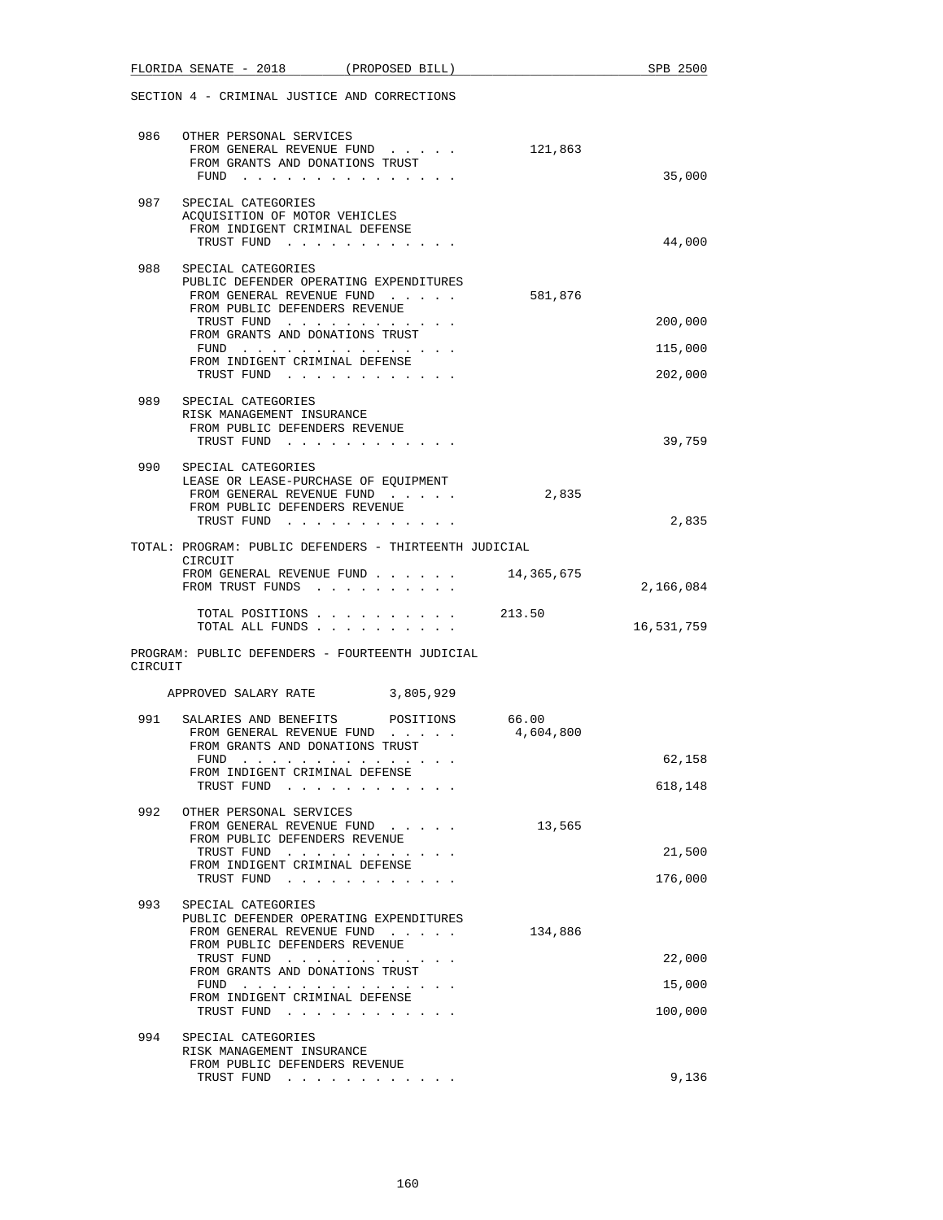SECTION 4 - CRIMINAL JUSTICE AND CORRECTIONS

| | | | |
|---|---|---|---|
| 986 | OTHER PERSONAL SERVICES | | |
| | FROM GENERAL REVENUE FUND . . . . . | 121,863 | |
| | FROM GRANTS AND DONATIONS TRUST FUND . . . . . . . . . . . . . . . | | 35,000 |
| 987 | SPECIAL CATEGORIES | | |
| | ACQUISITION OF MOTOR VEHICLES | | |
| | FROM INDIGENT CRIMINAL DEFENSE TRUST FUND . . . . . . . . . . . . | | 44,000 |
| 988 | SPECIAL CATEGORIES | | |
| | PUBLIC DEFENDER OPERATING EXPENDITURES | | |
| | FROM GENERAL REVENUE FUND . . . . . | 581,876 | |
| | FROM PUBLIC DEFENDERS REVENUE TRUST FUND . . . . . . . . . . . . | | 200,000 |
| | FROM GRANTS AND DONATIONS TRUST FUND . . . . . . . . . . . . . . . | | 115,000 |
| | FROM INDIGENT CRIMINAL DEFENSE TRUST FUND . . . . . . . . . . . . | | 202,000 |
| 989 | SPECIAL CATEGORIES | | |
| | RISK MANAGEMENT INSURANCE | | |
| | FROM PUBLIC DEFENDERS REVENUE TRUST FUND . . . . . . . . . . . . | | 39,759 |
| 990 | SPECIAL CATEGORIES | | |
| | LEASE OR LEASE-PURCHASE OF EQUIPMENT | | |
| | FROM GENERAL REVENUE FUND . . . . . | 2,835 | |
| | FROM PUBLIC DEFENDERS REVENUE TRUST FUND . . . . . . . . . . . . | | 2,835 |

TOTAL: PROGRAM: PUBLIC DEFENDERS - THIRTEENTH JUDICIAL CIRCUIT

| | | |
|---|---|---|
| FROM GENERAL REVENUE FUND . . . . . . | 14,365,675 | |
| FROM TRUST FUNDS . . . . . . . . . . | | 2,166,084 |
| TOTAL POSITIONS . . . . . . . . . . | 213.50 | |
| TOTAL ALL FUNDS . . . . . . . . . . | | 16,531,759 |

PROGRAM: PUBLIC DEFENDERS - FOURTEENTH JUDICIAL CIRCUIT

APPROVED SALARY RATE 3,805,929

| | | | |
|---|---|---|---|
| 991 | SALARIES AND BENEFITS POSITIONS | 66.00 | |
| | FROM GENERAL REVENUE FUND . . . . . | 4,604,800 | |
| | FROM GRANTS AND DONATIONS TRUST FUND . . . . . . . . . . . . . . . | | 62,158 |
| | FROM INDIGENT CRIMINAL DEFENSE TRUST FUND . . . . . . . . . . . . | | 618,148 |
| 992 | OTHER PERSONAL SERVICES | | |
| | FROM GENERAL REVENUE FUND . . . . . | 13,565 | |
| | FROM PUBLIC DEFENDERS REVENUE TRUST FUND . . . . . . . . . . . . | | 21,500 |
| | FROM INDIGENT CRIMINAL DEFENSE TRUST FUND . . . . . . . . . . . . | | 176,000 |
| 993 | SPECIAL CATEGORIES | | |
| | PUBLIC DEFENDER OPERATING EXPENDITURES | | |
| | FROM GENERAL REVENUE FUND . . . . . | 134,886 | |
| | FROM PUBLIC DEFENDERS REVENUE TRUST FUND . . . . . . . . . . . . | | 22,000 |
| | FROM GRANTS AND DONATIONS TRUST FUND . . . . . . . . . . . . . . . | | 15,000 |
| | FROM INDIGENT CRIMINAL DEFENSE TRUST FUND . . . . . . . . . . . . | | 100,000 |
| 994 | SPECIAL CATEGORIES | | |
| | RISK MANAGEMENT INSURANCE | | |
| | FROM PUBLIC DEFENDERS REVENUE TRUST FUND . . . . . . . . . . . . | | 9,136 |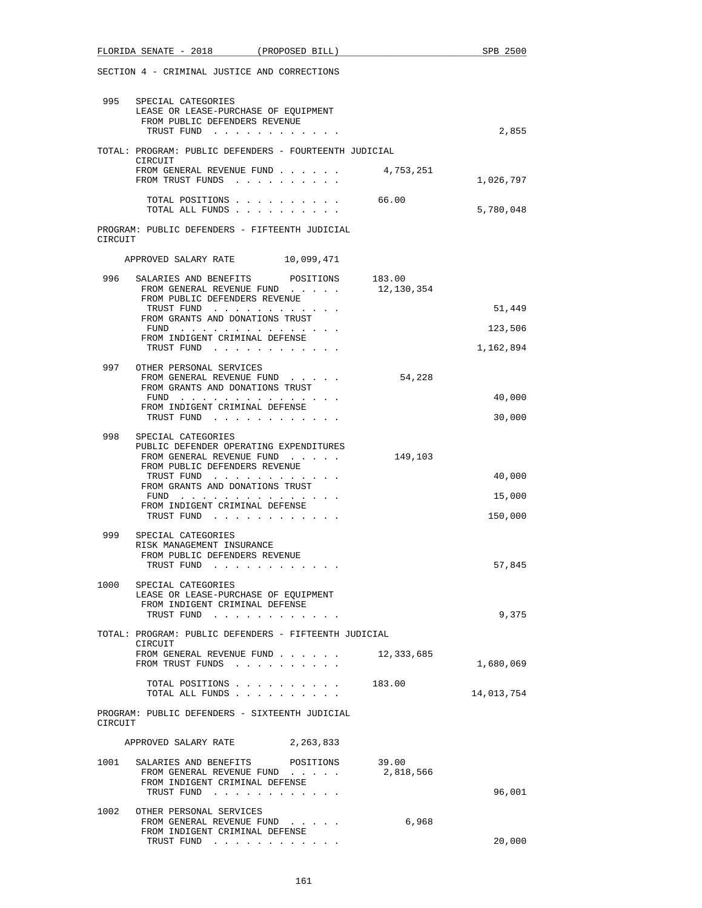SECTION 4 - CRIMINAL JUSTICE AND CORRECTIONS

995 SPECIAL CATEGORIES
LEASE OR LEASE-PURCHASE OF EQUIPMENT
FROM PUBLIC DEFENDERS REVENUE
TRUST FUND . . . . . . . . . . . . 2,855

TOTAL: PROGRAM: PUBLIC DEFENDERS - FOURTEENTH JUDICIAL CIRCUIT
FROM GENERAL REVENUE FUND . . . . . . 4,753,251
FROM TRUST FUNDS . . . . . . . . . . 1,026,797

TOTAL POSITIONS . . . . . . . . . . 66.00
TOTAL ALL FUNDS . . . . . . . . . . 5,780,048

PROGRAM: PUBLIC DEFENDERS - FIFTEENTH JUDICIAL CIRCUIT

APPROVED SALARY RATE 10,099,471

996 SALARIES AND BENEFITS POSITIONS 183.00
FROM GENERAL REVENUE FUND . . . . . 12,130,354
FROM PUBLIC DEFENDERS REVENUE
TRUST FUND . . . . . . . . . . . . 51,449
FROM GRANTS AND DONATIONS TRUST
FUND . . . . . . . . . . . . . . . 123,506
FROM INDIGENT CRIMINAL DEFENSE
TRUST FUND . . . . . . . . . . . . 1,162,894

997 OTHER PERSONAL SERVICES
FROM GENERAL REVENUE FUND . . . . . 54,228
FROM GRANTS AND DONATIONS TRUST
FUND . . . . . . . . . . . . . . . 40,000
FROM INDIGENT CRIMINAL DEFENSE
TRUST FUND . . . . . . . . . . . . 30,000

998 SPECIAL CATEGORIES
PUBLIC DEFENDER OPERATING EXPENDITURES
FROM GENERAL REVENUE FUND . . . . . 149,103
FROM PUBLIC DEFENDERS REVENUE
TRUST FUND . . . . . . . . . . . . 40,000
FROM GRANTS AND DONATIONS TRUST
FUND . . . . . . . . . . . . . . . 15,000
FROM INDIGENT CRIMINAL DEFENSE
TRUST FUND . . . . . . . . . . . . 150,000

999 SPECIAL CATEGORIES
RISK MANAGEMENT INSURANCE
FROM PUBLIC DEFENDERS REVENUE
TRUST FUND . . . . . . . . . . . . 57,845

1000 SPECIAL CATEGORIES
LEASE OR LEASE-PURCHASE OF EQUIPMENT
FROM INDIGENT CRIMINAL DEFENSE
TRUST FUND . . . . . . . . . . . . 9,375

TOTAL: PROGRAM: PUBLIC DEFENDERS - FIFTEENTH JUDICIAL CIRCUIT
FROM GENERAL REVENUE FUND . . . . . . 12,333,685
FROM TRUST FUNDS . . . . . . . . . . 1,680,069

TOTAL POSITIONS . . . . . . . . . . 183.00
TOTAL ALL FUNDS . . . . . . . . . . 14,013,754

PROGRAM: PUBLIC DEFENDERS - SIXTEENTH JUDICIAL CIRCUIT

APPROVED SALARY RATE 2,263,833

1001 SALARIES AND BENEFITS POSITIONS 39.00
FROM GENERAL REVENUE FUND . . . . . 2,818,566
FROM INDIGENT CRIMINAL DEFENSE
TRUST FUND . . . . . . . . . . . . 96,001

1002 OTHER PERSONAL SERVICES
FROM GENERAL REVENUE FUND . . . . . 6,968
FROM INDIGENT CRIMINAL DEFENSE
TRUST FUND . . . . . . . . . . . . 20,000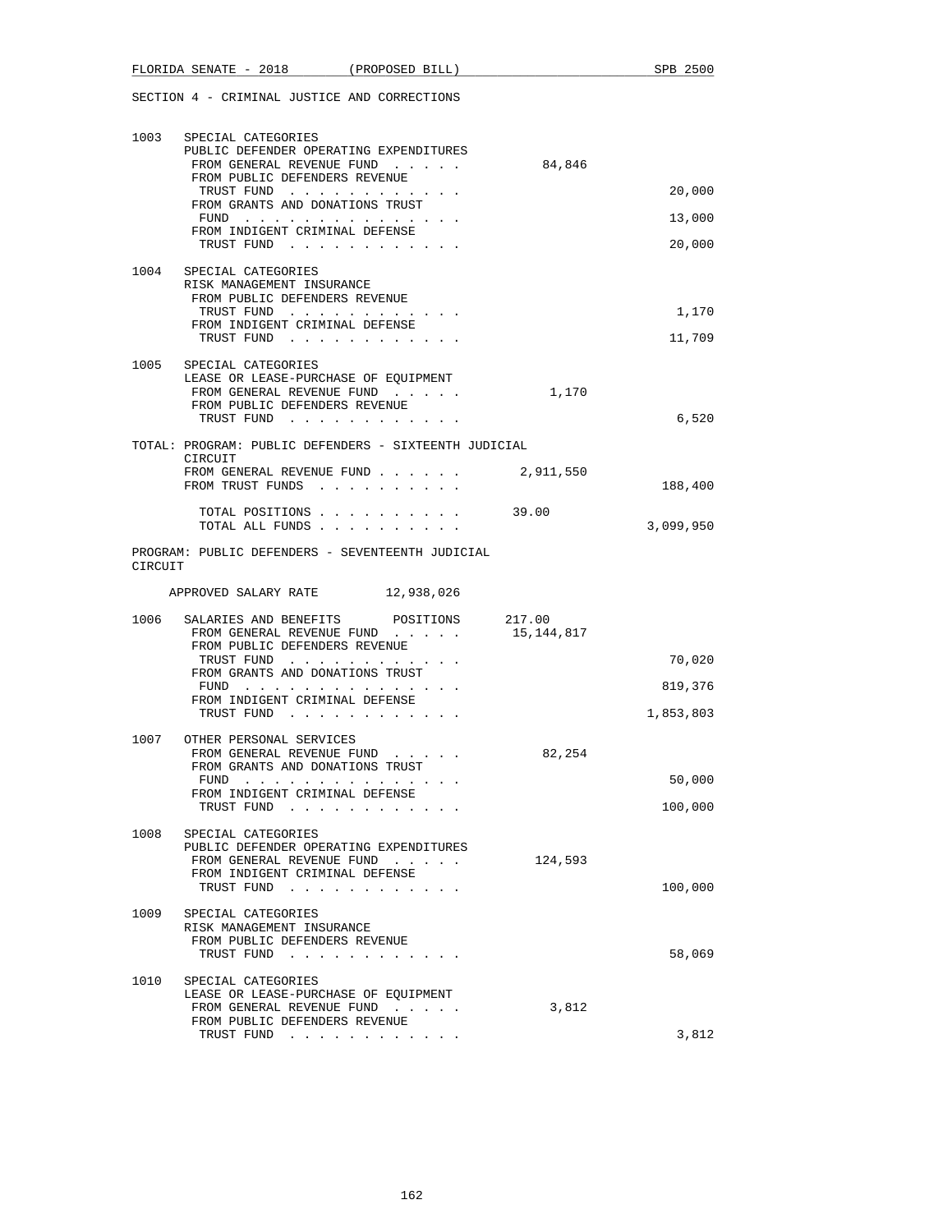SECTION 4 - CRIMINAL JUSTICE AND CORRECTIONS

```
1003  SPECIAL CATEGORIES
      PUBLIC DEFENDER OPERATING EXPENDITURES
       FROM GENERAL REVENUE FUND  . . . . .         84,846
       FROM PUBLIC DEFENDERS REVENUE
        TRUST FUND  . . . . . . . . . . . .                          20,000
       FROM GRANTS AND DONATIONS TRUST
        FUND  . . . . . . . . . . . . . . .                          13,000
       FROM INDIGENT CRIMINAL DEFENSE
        TRUST FUND  . . . . . . . . . . . .                          20,000

1004  SPECIAL CATEGORIES
      RISK MANAGEMENT INSURANCE
       FROM PUBLIC DEFENDERS REVENUE
        TRUST FUND  . . . . . . . . . . . .                           1,170
       FROM INDIGENT CRIMINAL DEFENSE
        TRUST FUND  . . . . . . . . . . . .                          11,709

1005  SPECIAL CATEGORIES
      LEASE OR LEASE-PURCHASE OF EQUIPMENT
       FROM GENERAL REVENUE FUND  . . . . .          1,170
       FROM PUBLIC DEFENDERS REVENUE
        TRUST FUND  . . . . . . . . . . . .                           6,520

TOTAL: PROGRAM: PUBLIC DEFENDERS - SIXTEENTH JUDICIAL
       CIRCUIT
       FROM GENERAL REVENUE FUND . . . . . .      2,911,550
       FROM TRUST FUNDS  . . . . . . . . . .                        188,400

        TOTAL POSITIONS . . . . . . . . . .      39.00
        TOTAL ALL FUNDS . . . . . . . . . .                       3,099,950

PROGRAM: PUBLIC DEFENDERS - SEVENTEENTH JUDICIAL
CIRCUIT

    APPROVED SALARY RATE        12,938,026

1006  SALARIES AND BENEFITS      POSITIONS     217.00
       FROM GENERAL REVENUE FUND  . . . . .     15,144,817
       FROM PUBLIC DEFENDERS REVENUE
        TRUST FUND  . . . . . . . . . . . .                          70,020
       FROM GRANTS AND DONATIONS TRUST
        FUND  . . . . . . . . . . . . . . .                         819,376
       FROM INDIGENT CRIMINAL DEFENSE
        TRUST FUND  . . . . . . . . . . . .                       1,853,803

1007  OTHER PERSONAL SERVICES
       FROM GENERAL REVENUE FUND  . . . . .         82,254
       FROM GRANTS AND DONATIONS TRUST
        FUND  . . . . . . . . . . . . . . .                          50,000
       FROM INDIGENT CRIMINAL DEFENSE
        TRUST FUND  . . . . . . . . . . . .                         100,000

1008  SPECIAL CATEGORIES
      PUBLIC DEFENDER OPERATING EXPENDITURES
       FROM GENERAL REVENUE FUND  . . . . .        124,593
       FROM INDIGENT CRIMINAL DEFENSE
        TRUST FUND  . . . . . . . . . . . .                         100,000

1009  SPECIAL CATEGORIES
      RISK MANAGEMENT INSURANCE
       FROM PUBLIC DEFENDERS REVENUE
        TRUST FUND  . . . . . . . . . . . .                          58,069

1010  SPECIAL CATEGORIES
      LEASE OR LEASE-PURCHASE OF EQUIPMENT
       FROM GENERAL REVENUE FUND  . . . . .          3,812
       FROM PUBLIC DEFENDERS REVENUE
        TRUST FUND  . . . . . . . . . . . .                           3,812
```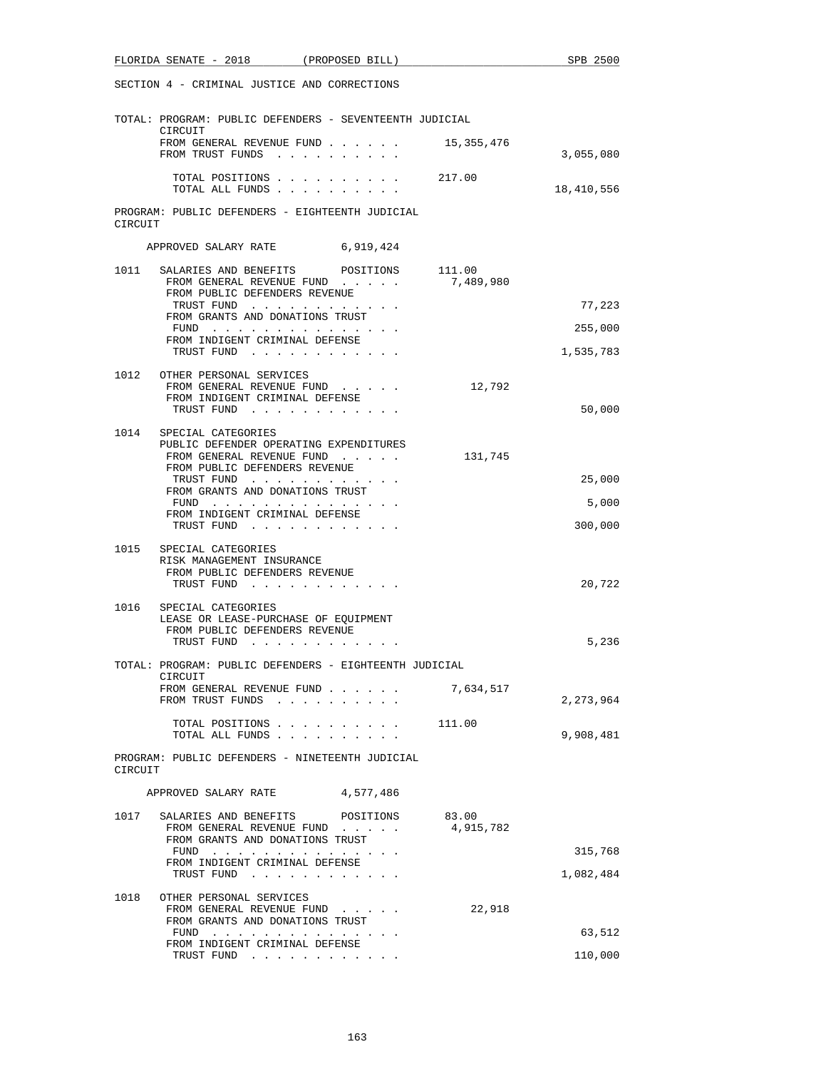SECTION 4 - CRIMINAL JUSTICE AND CORRECTIONS

TOTAL: PROGRAM: PUBLIC DEFENDERS - SEVENTEENTH JUDICIAL CIRCUIT

| | | |
|---|---|---|
| FROM GENERAL REVENUE FUND . . . . . . | 15,355,476 | |
| FROM TRUST FUNDS . . . . . . . . . . | | 3,055,080 |
| TOTAL POSITIONS . . . . . . . . . . | 217.00 | |
| TOTAL ALL FUNDS . . . . . . . . . . | | 18,410,556 |

PROGRAM: PUBLIC DEFENDERS - EIGHTEENTH JUDICIAL CIRCUIT

APPROVED SALARY RATE 6,919,424

| | | | |
|---|---|---|---|
| 1011 | SALARIES AND BENEFITS POSITIONS | 111.00 | |
| | FROM GENERAL REVENUE FUND . . . . . | 7,489,980 | |
| | FROM PUBLIC DEFENDERS REVENUE TRUST FUND . . . . . . . . . . . . | | 77,223 |
| | FROM GRANTS AND DONATIONS TRUST FUND . . . . . . . . . . . . . . . | | 255,000 |
| | FROM INDIGENT CRIMINAL DEFENSE TRUST FUND . . . . . . . . . . . . | | 1,535,783 |
| 1012 | OTHER PERSONAL SERVICES | | |
| | FROM GENERAL REVENUE FUND . . . . . | 12,792 | |
| | FROM INDIGENT CRIMINAL DEFENSE TRUST FUND . . . . . . . . . . . . | | 50,000 |
| 1014 | SPECIAL CATEGORIES<br>PUBLIC DEFENDER OPERATING EXPENDITURES | | |
| | FROM GENERAL REVENUE FUND . . . . . | 131,745 | |
| | FROM PUBLIC DEFENDERS REVENUE TRUST FUND . . . . . . . . . . . . | | 25,000 |
| | FROM GRANTS AND DONATIONS TRUST FUND . . . . . . . . . . . . . . . | | 5,000 |
| | FROM INDIGENT CRIMINAL DEFENSE TRUST FUND . . . . . . . . . . . . | | 300,000 |
| 1015 | SPECIAL CATEGORIES<br>RISK MANAGEMENT INSURANCE | | |
| | FROM PUBLIC DEFENDERS REVENUE TRUST FUND . . . . . . . . . . . . | | 20,722 |
| 1016 | SPECIAL CATEGORIES<br>LEASE OR LEASE-PURCHASE OF EQUIPMENT | | |
| | FROM PUBLIC DEFENDERS REVENUE TRUST FUND . . . . . . . . . . . . | | 5,236 |

TOTAL: PROGRAM: PUBLIC DEFENDERS - EIGHTEENTH JUDICIAL CIRCUIT

| | | |
|---|---|---|
| FROM GENERAL REVENUE FUND . . . . . . | 7,634,517 | |
| FROM TRUST FUNDS . . . . . . . . . . | | 2,273,964 |
| TOTAL POSITIONS . . . . . . . . . . | 111.00 | |
| TOTAL ALL FUNDS . . . . . . . . . . | | 9,908,481 |

PROGRAM: PUBLIC DEFENDERS - NINETEENTH JUDICIAL CIRCUIT

APPROVED SALARY RATE 4,577,486

| | | | |
|---|---|---|---|
| 1017 | SALARIES AND BENEFITS POSITIONS | 83.00 | |
| | FROM GENERAL REVENUE FUND . . . . . | 4,915,782 | |
| | FROM GRANTS AND DONATIONS TRUST FUND . . . . . . . . . . . . . . . | | 315,768 |
| | FROM INDIGENT CRIMINAL DEFENSE TRUST FUND . . . . . . . . . . . . | | 1,082,484 |
| 1018 | OTHER PERSONAL SERVICES | | |
| | FROM GENERAL REVENUE FUND . . . . . | 22,918 | |
| | FROM GRANTS AND DONATIONS TRUST FUND . . . . . . . . . . . . . . . | | 63,512 |
| | FROM INDIGENT CRIMINAL DEFENSE TRUST FUND . . . . . . . . . . . . | | 110,000 |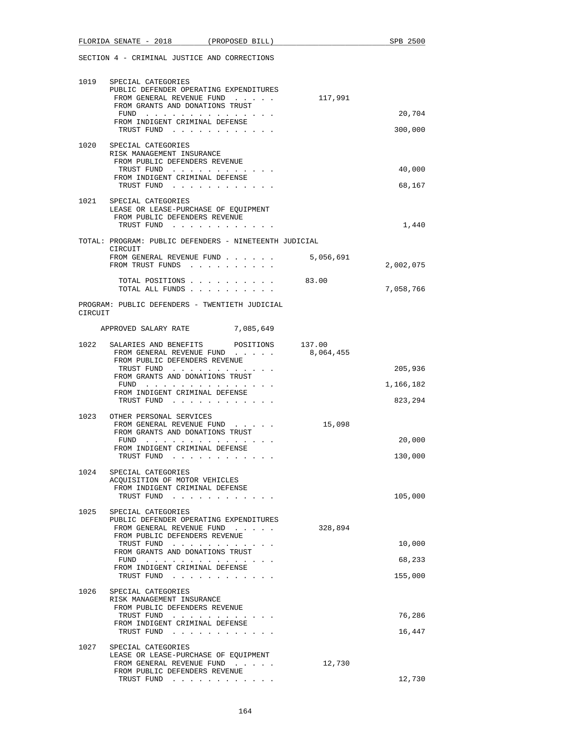SECTION 4 - CRIMINAL JUSTICE AND CORRECTIONS

1019 SPECIAL CATEGORIES
PUBLIC DEFENDER OPERATING EXPENDITURES
FROM GENERAL REVENUE FUND . . . . . 117,991
FROM GRANTS AND DONATIONS TRUST FUND . . . . . . . . . . . . . . . 20,704
FROM INDIGENT CRIMINAL DEFENSE TRUST FUND . . . . . . . . . . . . 300,000

1020 SPECIAL CATEGORIES
RISK MANAGEMENT INSURANCE
FROM PUBLIC DEFENDERS REVENUE TRUST FUND . . . . . . . . . . . . 40,000
FROM INDIGENT CRIMINAL DEFENSE TRUST FUND . . . . . . . . . . . . 68,167

1021 SPECIAL CATEGORIES
LEASE OR LEASE-PURCHASE OF EQUIPMENT
FROM PUBLIC DEFENDERS REVENUE TRUST FUND . . . . . . . . . . . . 1,440

TOTAL: PROGRAM: PUBLIC DEFENDERS - NINETEENTH JUDICIAL CIRCUIT
FROM GENERAL REVENUE FUND . . . . . . 5,056,691
FROM TRUST FUNDS . . . . . . . . . . 2,002,075

TOTAL POSITIONS . . . . . . . . . . 83.00
TOTAL ALL FUNDS . . . . . . . . . . 7,058,766

PROGRAM: PUBLIC DEFENDERS - TWENTIETH JUDICIAL CIRCUIT

APPROVED SALARY RATE 7,085,649

1022 SALARIES AND BENEFITS POSITIONS 137.00
FROM GENERAL REVENUE FUND . . . . . 8,064,455
FROM PUBLIC DEFENDERS REVENUE TRUST FUND . . . . . . . . . . . . 205,936
FROM GRANTS AND DONATIONS TRUST FUND . . . . . . . . . . . . . . . 1,166,182
FROM INDIGENT CRIMINAL DEFENSE TRUST FUND . . . . . . . . . . . . 823,294

1023 OTHER PERSONAL SERVICES
FROM GENERAL REVENUE FUND . . . . . 15,098
FROM GRANTS AND DONATIONS TRUST FUND . . . . . . . . . . . . . . . 20,000
FROM INDIGENT CRIMINAL DEFENSE TRUST FUND . . . . . . . . . . . . 130,000

1024 SPECIAL CATEGORIES
ACQUISITION OF MOTOR VEHICLES
FROM INDIGENT CRIMINAL DEFENSE TRUST FUND . . . . . . . . . . . . 105,000

1025 SPECIAL CATEGORIES
PUBLIC DEFENDER OPERATING EXPENDITURES
FROM GENERAL REVENUE FUND . . . . . 328,894
FROM PUBLIC DEFENDERS REVENUE TRUST FUND . . . . . . . . . . . . 10,000
FROM GRANTS AND DONATIONS TRUST FUND . . . . . . . . . . . . . . . 68,233
FROM INDIGENT CRIMINAL DEFENSE TRUST FUND . . . . . . . . . . . . 155,000

1026 SPECIAL CATEGORIES
RISK MANAGEMENT INSURANCE
FROM PUBLIC DEFENDERS REVENUE TRUST FUND . . . . . . . . . . . . 76,286
FROM INDIGENT CRIMINAL DEFENSE TRUST FUND . . . . . . . . . . . . 16,447

1027 SPECIAL CATEGORIES
LEASE OR LEASE-PURCHASE OF EQUIPMENT
FROM GENERAL REVENUE FUND . . . . . 12,730
FROM PUBLIC DEFENDERS REVENUE TRUST FUND . . . . . . . . . . . . 12,730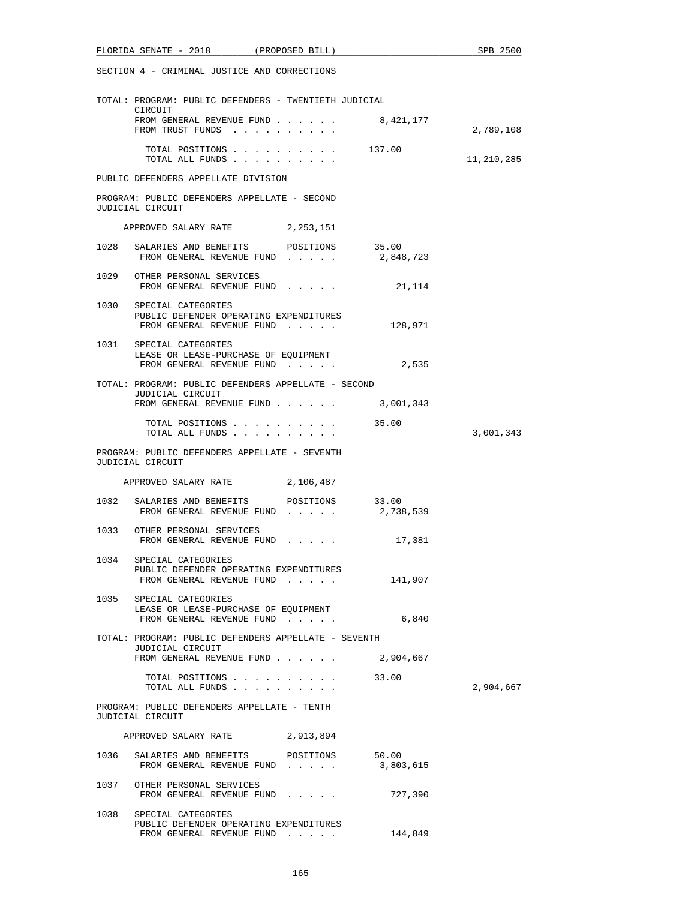SECTION 4 - CRIMINAL JUSTICE AND CORRECTIONS

TOTAL: PROGRAM: PUBLIC DEFENDERS - TWENTIETH JUDICIAL CIRCUIT

| | | |
|---|---|---|
| FROM GENERAL REVENUE FUND . . . . . . | 8,421,177 | |
| FROM TRUST FUNDS . . . . . . . . . . | | 2,789,108 |
| TOTAL POSITIONS . . . . . . . . . . | 137.00 | |
| TOTAL ALL FUNDS . . . . . . . . . . | | 11,210,285 |

PUBLIC DEFENDERS APPELLATE DIVISION

PROGRAM: PUBLIC DEFENDERS APPELLATE - SECOND JUDICIAL CIRCUIT

APPROVED SALARY RATE 2,253,151

1028 SALARIES AND BENEFITS POSITIONS 35.00
FROM GENERAL REVENUE FUND . . . . . 2,848,723

1029 OTHER PERSONAL SERVICES
FROM GENERAL REVENUE FUND . . . . . 21,114

1030 SPECIAL CATEGORIES
PUBLIC DEFENDER OPERATING EXPENDITURES
FROM GENERAL REVENUE FUND . . . . . 128,971

1031 SPECIAL CATEGORIES
LEASE OR LEASE-PURCHASE OF EQUIPMENT
FROM GENERAL REVENUE FUND . . . . . 2,535

TOTAL: PROGRAM: PUBLIC DEFENDERS APPELLATE - SECOND JUDICIAL CIRCUIT

| | | |
|---|---|---|
| FROM GENERAL REVENUE FUND . . . . . . | 3,001,343 | |
| TOTAL POSITIONS . . . . . . . . . . | 35.00 | |
| TOTAL ALL FUNDS . . . . . . . . . . | | 3,001,343 |

PROGRAM: PUBLIC DEFENDERS APPELLATE - SEVENTH JUDICIAL CIRCUIT

APPROVED SALARY RATE 2,106,487

1032 SALARIES AND BENEFITS POSITIONS 33.00
FROM GENERAL REVENUE FUND . . . . . 2,738,539

1033 OTHER PERSONAL SERVICES
FROM GENERAL REVENUE FUND . . . . . 17,381

1034 SPECIAL CATEGORIES
PUBLIC DEFENDER OPERATING EXPENDITURES
FROM GENERAL REVENUE FUND . . . . . 141,907

1035 SPECIAL CATEGORIES
LEASE OR LEASE-PURCHASE OF EQUIPMENT
FROM GENERAL REVENUE FUND . . . . . 6,840

TOTAL: PROGRAM: PUBLIC DEFENDERS APPELLATE - SEVENTH JUDICIAL CIRCUIT

| | | |
|---|---|---|
| FROM GENERAL REVENUE FUND . . . . . . | 2,904,667 | |
| TOTAL POSITIONS . . . . . . . . . . | 33.00 | |
| TOTAL ALL FUNDS . . . . . . . . . . | | 2,904,667 |

PROGRAM: PUBLIC DEFENDERS APPELLATE - TENTH JUDICIAL CIRCUIT

APPROVED SALARY RATE 2,913,894

1036 SALARIES AND BENEFITS POSITIONS 50.00
FROM GENERAL REVENUE FUND . . . . . 3,803,615

1037 OTHER PERSONAL SERVICES
FROM GENERAL REVENUE FUND . . . . . 727,390

1038 SPECIAL CATEGORIES
PUBLIC DEFENDER OPERATING EXPENDITURES
FROM GENERAL REVENUE FUND . . . . . 144,849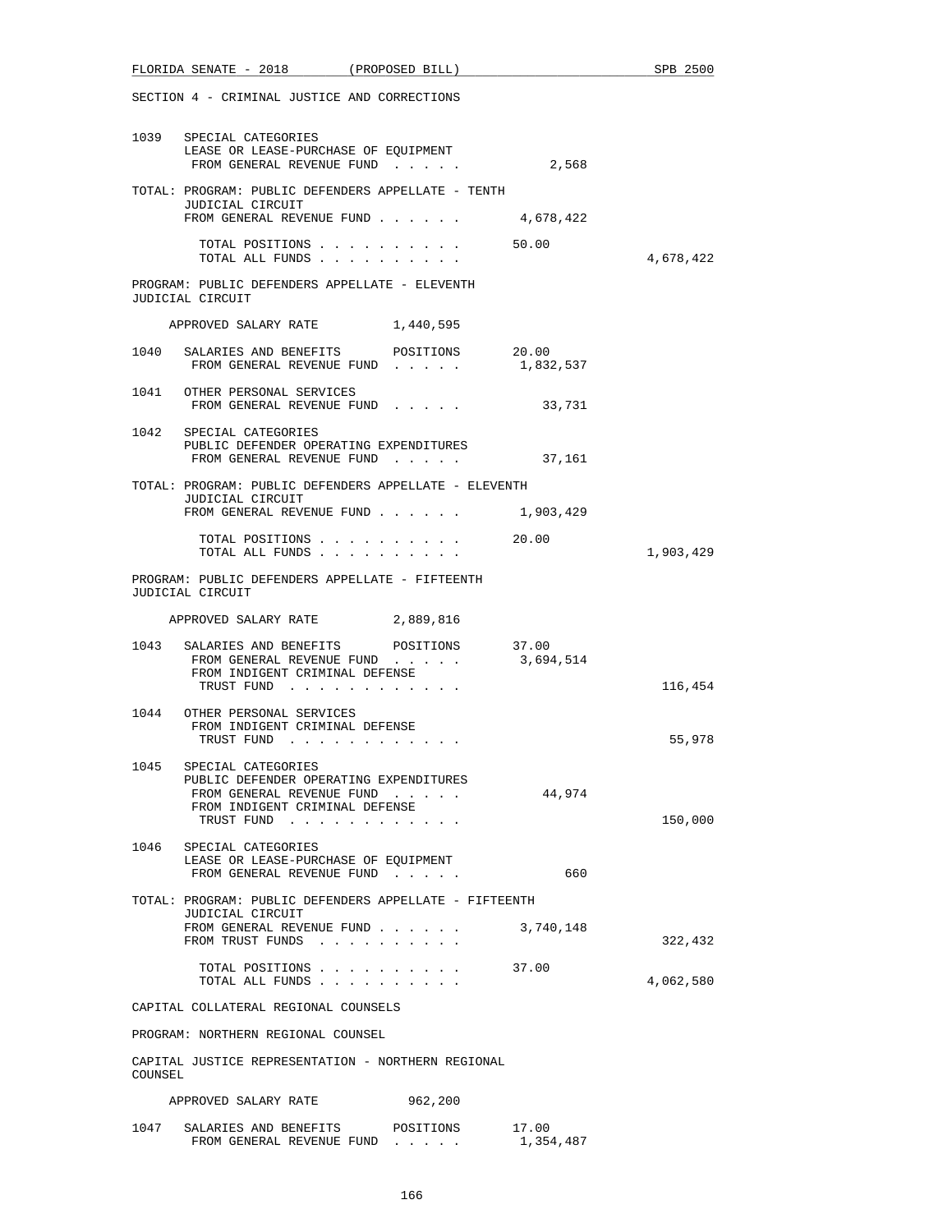SECTION 4 - CRIMINAL JUSTICE AND CORRECTIONS

1039 SPECIAL CATEGORIES
LEASE OR LEASE-PURCHASE OF EQUIPMENT
FROM GENERAL REVENUE FUND . . . . . 2,568

TOTAL: PROGRAM: PUBLIC DEFENDERS APPELLATE - TENTH JUDICIAL CIRCUIT
FROM GENERAL REVENUE FUND . . . . . . 4,678,422

TOTAL POSITIONS . . . . . . . . . . 50.00
TOTAL ALL FUNDS . . . . . . . . . . 4,678,422

PROGRAM: PUBLIC DEFENDERS APPELLATE - ELEVENTH JUDICIAL CIRCUIT

APPROVED SALARY RATE 1,440,595

1040 SALARIES AND BENEFITS POSITIONS 20.00
FROM GENERAL REVENUE FUND . . . . . 1,832,537

1041 OTHER PERSONAL SERVICES
FROM GENERAL REVENUE FUND . . . . . 33,731

1042 SPECIAL CATEGORIES
PUBLIC DEFENDER OPERATING EXPENDITURES
FROM GENERAL REVENUE FUND . . . . . 37,161

TOTAL: PROGRAM: PUBLIC DEFENDERS APPELLATE - ELEVENTH JUDICIAL CIRCUIT
FROM GENERAL REVENUE FUND . . . . . . 1,903,429

TOTAL POSITIONS . . . . . . . . . . 20.00
TOTAL ALL FUNDS . . . . . . . . . . 1,903,429

PROGRAM: PUBLIC DEFENDERS APPELLATE - FIFTEENTH JUDICIAL CIRCUIT

APPROVED SALARY RATE 2,889,816

1043 SALARIES AND BENEFITS POSITIONS 37.00
FROM GENERAL REVENUE FUND . . . . . 3,694,514
FROM INDIGENT CRIMINAL DEFENSE TRUST FUND . . . . . . . . . . . . 116,454

1044 OTHER PERSONAL SERVICES
FROM INDIGENT CRIMINAL DEFENSE TRUST FUND . . . . . . . . . . . . 55,978

1045 SPECIAL CATEGORIES
PUBLIC DEFENDER OPERATING EXPENDITURES
FROM GENERAL REVENUE FUND . . . . . 44,974
FROM INDIGENT CRIMINAL DEFENSE TRUST FUND . . . . . . . . . . . . 150,000

1046 SPECIAL CATEGORIES
LEASE OR LEASE-PURCHASE OF EQUIPMENT
FROM GENERAL REVENUE FUND . . . . . 660

TOTAL: PROGRAM: PUBLIC DEFENDERS APPELLATE - FIFTEENTH JUDICIAL CIRCUIT
FROM GENERAL REVENUE FUND . . . . . . 3,740,148
FROM TRUST FUNDS . . . . . . . . . . 322,432

TOTAL POSITIONS . . . . . . . . . . 37.00
TOTAL ALL FUNDS . . . . . . . . . . 4,062,580

CAPITAL COLLATERAL REGIONAL COUNSELS

PROGRAM: NORTHERN REGIONAL COUNSEL

CAPITAL JUSTICE REPRESENTATION - NORTHERN REGIONAL COUNSEL

APPROVED SALARY RATE 962,200

1047 SALARIES AND BENEFITS POSITIONS 17.00
FROM GENERAL REVENUE FUND . . . . . 1,354,487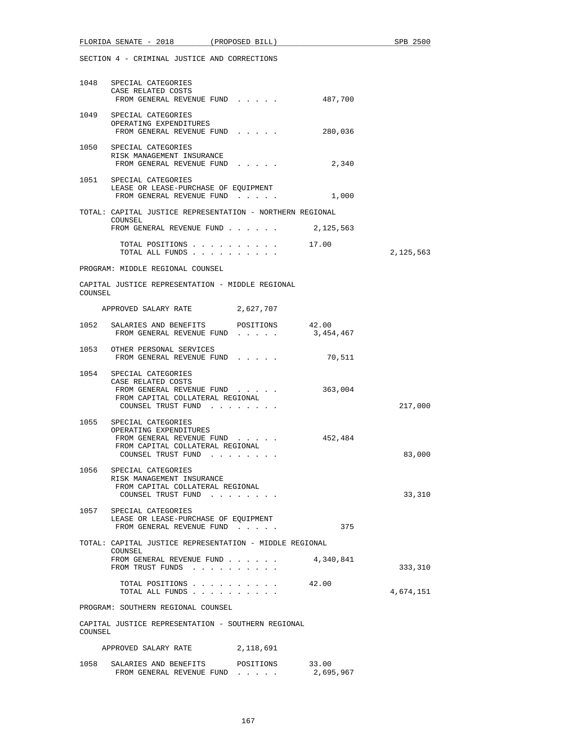SECTION 4 - CRIMINAL JUSTICE AND CORRECTIONS

```
1048   SPECIAL CATEGORIES
       CASE RELATED COSTS
        FROM GENERAL REVENUE FUND . . . . .          487,700

1049   SPECIAL CATEGORIES
       OPERATING EXPENDITURES
        FROM GENERAL REVENUE FUND . . . . .          280,036

1050   SPECIAL CATEGORIES
       RISK MANAGEMENT INSURANCE
        FROM GENERAL REVENUE FUND . . . . .            2,340

1051   SPECIAL CATEGORIES
       LEASE OR LEASE-PURCHASE OF EQUIPMENT
        FROM GENERAL REVENUE FUND . . . . .            1,000

TOTAL: CAPITAL JUSTICE REPRESENTATION - NORTHERN REGIONAL
       COUNSEL
       FROM GENERAL REVENUE FUND . . . . . .       2,125,563

          TOTAL POSITIONS . . . . . . . . . .      17.00
          TOTAL ALL FUNDS . . . . . . . . . .                       2,125,563

PROGRAM: MIDDLE REGIONAL COUNSEL

CAPITAL JUSTICE REPRESENTATION - MIDDLE REGIONAL
COUNSEL

    APPROVED SALARY RATE         2,627,707

1052   SALARIES AND BENEFITS       POSITIONS      42.00
        FROM GENERAL REVENUE FUND . . . . .        3,454,467

1053   OTHER PERSONAL SERVICES
        FROM GENERAL REVENUE FUND . . . . .           70,511

1054   SPECIAL CATEGORIES
       CASE RELATED COSTS
        FROM GENERAL REVENUE FUND . . . . .          363,004
        FROM CAPITAL COLLATERAL REGIONAL
         COUNSEL TRUST FUND . . . . . . . .                           217,000

1055   SPECIAL CATEGORIES
       OPERATING EXPENDITURES
        FROM GENERAL REVENUE FUND . . . . .          452,484
        FROM CAPITAL COLLATERAL REGIONAL
         COUNSEL TRUST FUND . . . . . . . .                            83,000

1056   SPECIAL CATEGORIES
       RISK MANAGEMENT INSURANCE
        FROM CAPITAL COLLATERAL REGIONAL
         COUNSEL TRUST FUND . . . . . . . .                            33,310

1057   SPECIAL CATEGORIES
       LEASE OR LEASE-PURCHASE OF EQUIPMENT
        FROM GENERAL REVENUE FUND . . . . .              375

TOTAL: CAPITAL JUSTICE REPRESENTATION - MIDDLE REGIONAL
       COUNSEL
       FROM GENERAL REVENUE FUND . . . . . .       4,340,841
       FROM TRUST FUNDS . . . . . . . . . .                           333,310

          TOTAL POSITIONS . . . . . . . . . .      42.00
          TOTAL ALL FUNDS . . . . . . . . . .                       4,674,151

PROGRAM: SOUTHERN REGIONAL COUNSEL

CAPITAL JUSTICE REPRESENTATION - SOUTHERN REGIONAL
COUNSEL

    APPROVED SALARY RATE         2,118,691

1058   SALARIES AND BENEFITS       POSITIONS      33.00
        FROM GENERAL REVENUE FUND . . . . .        2,695,967
```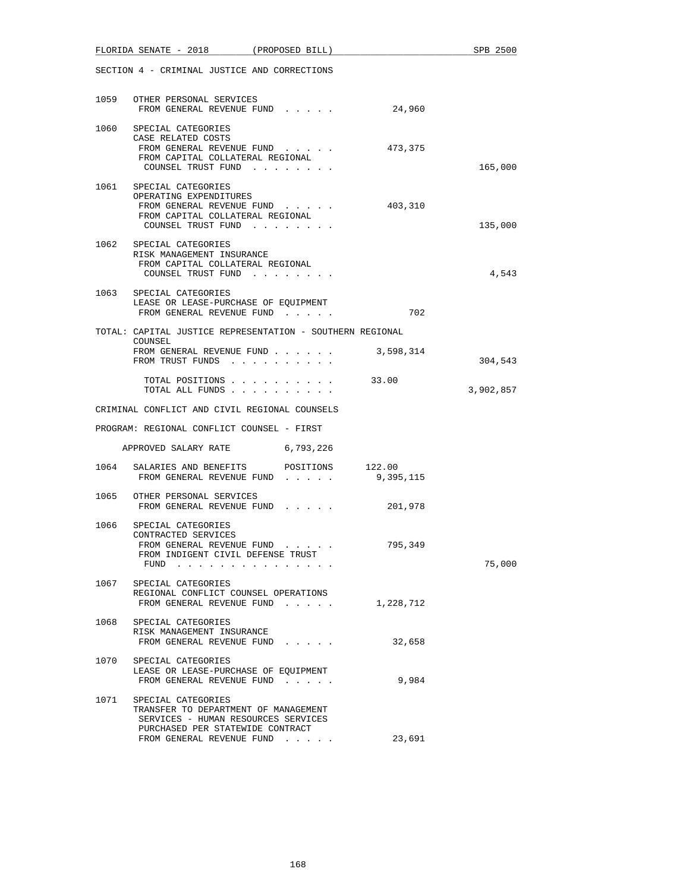SECTION 4 - CRIMINAL JUSTICE AND CORRECTIONS

| | | | |
|---|---|---|---|
| 1059 | OTHER PERSONAL SERVICES<br>FROM GENERAL REVENUE FUND . . . . . | 24,960 | |
| 1060 | SPECIAL CATEGORIES<br>CASE RELATED COSTS<br>FROM GENERAL REVENUE FUND . . . . . | 473,375 | |
| | FROM CAPITAL COLLATERAL REGIONAL COUNSEL TRUST FUND . . . . . . . . | | 165,000 |
| 1061 | SPECIAL CATEGORIES<br>OPERATING EXPENDITURES<br>FROM GENERAL REVENUE FUND . . . . . | 403,310 | |
| | FROM CAPITAL COLLATERAL REGIONAL COUNSEL TRUST FUND . . . . . . . . | | 135,000 |
| 1062 | SPECIAL CATEGORIES<br>RISK MANAGEMENT INSURANCE<br>FROM CAPITAL COLLATERAL REGIONAL COUNSEL TRUST FUND . . . . . . . . | | 4,543 |
| 1063 | SPECIAL CATEGORIES<br>LEASE OR LEASE-PURCHASE OF EQUIPMENT<br>FROM GENERAL REVENUE FUND . . . . . | 702 | |

TOTAL: CAPITAL JUSTICE REPRESENTATION - SOUTHERN REGIONAL COUNSEL

| | | |
|---|---|---|
| FROM GENERAL REVENUE FUND . . . . . . | 3,598,314 | |
| FROM TRUST FUNDS . . . . . . . . . . | | 304,543 |
| TOTAL POSITIONS . . . . . . . . . . | 33.00 | |
| TOTAL ALL FUNDS . . . . . . . . . . | | 3,902,857 |

CRIMINAL CONFLICT AND CIVIL REGIONAL COUNSELS

PROGRAM: REGIONAL CONFLICT COUNSEL - FIRST

APPROVED SALARY RATE 6,793,226

| | | | |
|---|---|---|---|
| 1064 | SALARIES AND BENEFITS POSITIONS | 122.00 | |
| | FROM GENERAL REVENUE FUND . . . . . | 9,395,115 | |
| 1065 | OTHER PERSONAL SERVICES<br>FROM GENERAL REVENUE FUND . . . . . | 201,978 | |
| 1066 | SPECIAL CATEGORIES<br>CONTRACTED SERVICES<br>FROM GENERAL REVENUE FUND . . . . . | 795,349 | |
| | FROM INDIGENT CIVIL DEFENSE TRUST FUND . . . . . . . . . . . . . . . | | 75,000 |
| 1067 | SPECIAL CATEGORIES<br>REGIONAL CONFLICT COUNSEL OPERATIONS<br>FROM GENERAL REVENUE FUND . . . . . | 1,228,712 | |
| 1068 | SPECIAL CATEGORIES<br>RISK MANAGEMENT INSURANCE<br>FROM GENERAL REVENUE FUND . . . . . | 32,658 | |
| 1070 | SPECIAL CATEGORIES<br>LEASE OR LEASE-PURCHASE OF EQUIPMENT<br>FROM GENERAL REVENUE FUND . . . . . | 9,984 | |
| 1071 | SPECIAL CATEGORIES<br>TRANSFER TO DEPARTMENT OF MANAGEMENT SERVICES - HUMAN RESOURCES SERVICES PURCHASED PER STATEWIDE CONTRACT<br>FROM GENERAL REVENUE FUND . . . . . | 23,691 | |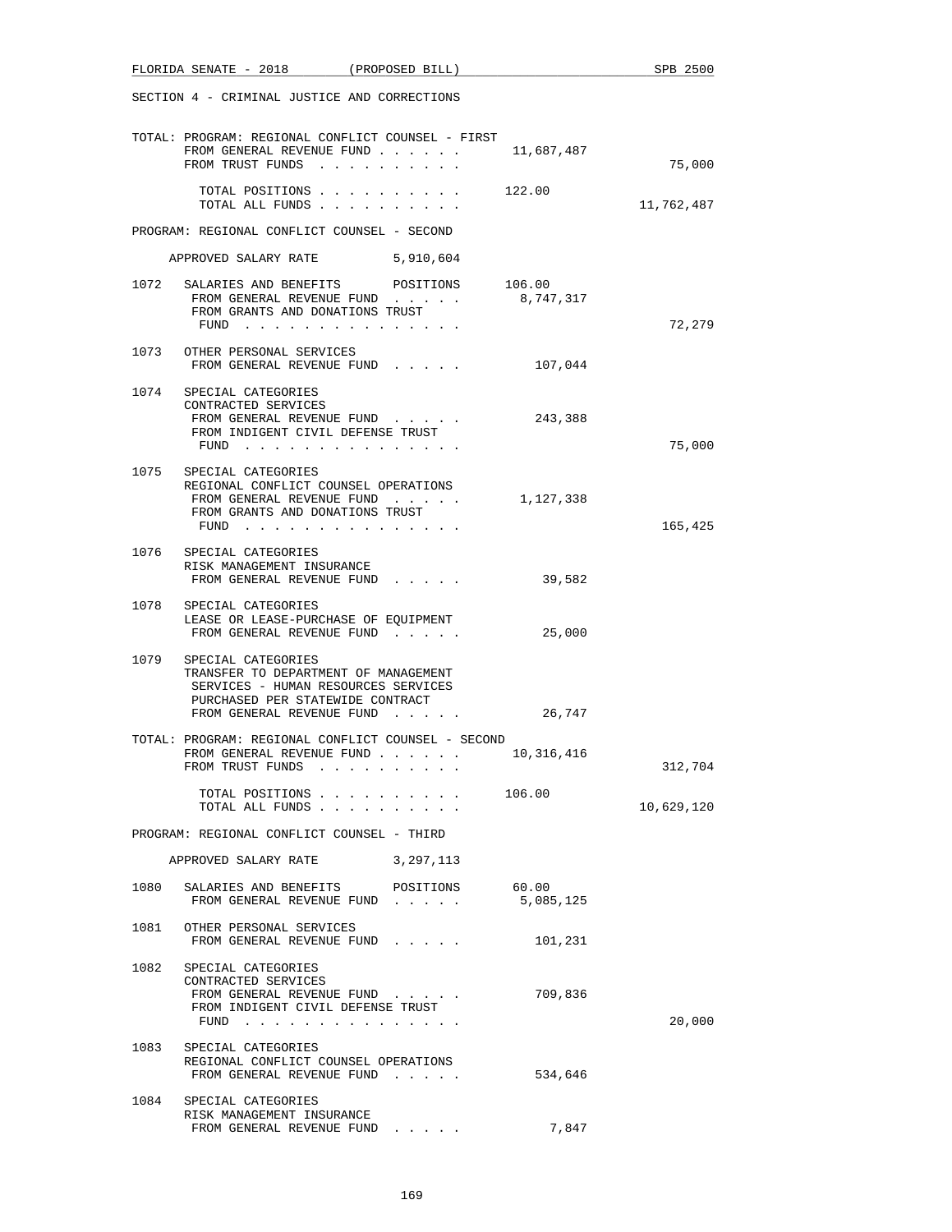SECTION 4 - CRIMINAL JUSTICE AND CORRECTIONS

TOTAL: PROGRAM: REGIONAL CONFLICT COUNSEL - FIRST

| | | |
|---|---|---|
| FROM GENERAL REVENUE FUND . . . . . . | 11,687,487 | |
| FROM TRUST FUNDS . . . . . . . . . . | | 75,000 |
| TOTAL POSITIONS . . . . . . . . . . | 122.00 | |
| TOTAL ALL FUNDS . . . . . . . . . . | | 11,762,487 |

PROGRAM: REGIONAL CONFLICT COUNSEL - SECOND

APPROVED SALARY RATE 5,910,604

| | | | |
|---|---|---|---|
| 1072 | SALARIES AND BENEFITS POSITIONS | 106.00 | |
| | FROM GENERAL REVENUE FUND . . . . . | 8,747,317 | |
| | FROM GRANTS AND DONATIONS TRUST FUND . . . . . . . . . . . . . . . | | 72,279 |
| 1073 | OTHER PERSONAL SERVICES | | |
| | FROM GENERAL REVENUE FUND . . . . . | 107,044 | |
| 1074 | SPECIAL CATEGORIES<br>CONTRACTED SERVICES | | |
| | FROM GENERAL REVENUE FUND . . . . . | 243,388 | |
| | FROM INDIGENT CIVIL DEFENSE TRUST FUND . . . . . . . . . . . . . . . | | 75,000 |
| 1075 | SPECIAL CATEGORIES<br>REGIONAL CONFLICT COUNSEL OPERATIONS | | |
| | FROM GENERAL REVENUE FUND . . . . . | 1,127,338 | |
| | FROM GRANTS AND DONATIONS TRUST FUND . . . . . . . . . . . . . . . | | 165,425 |
| 1076 | SPECIAL CATEGORIES<br>RISK MANAGEMENT INSURANCE | | |
| | FROM GENERAL REVENUE FUND . . . . . | 39,582 | |
| 1078 | SPECIAL CATEGORIES<br>LEASE OR LEASE-PURCHASE OF EQUIPMENT | | |
| | FROM GENERAL REVENUE FUND . . . . . | 25,000 | |
| 1079 | SPECIAL CATEGORIES<br>TRANSFER TO DEPARTMENT OF MANAGEMENT SERVICES - HUMAN RESOURCES SERVICES PURCHASED PER STATEWIDE CONTRACT | | |
| | FROM GENERAL REVENUE FUND . . . . . | 26,747 | |

TOTAL: PROGRAM: REGIONAL CONFLICT COUNSEL - SECOND

| | | |
|---|---|---|
| FROM GENERAL REVENUE FUND . . . . . . | 10,316,416 | |
| FROM TRUST FUNDS . . . . . . . . . . | | 312,704 |
| TOTAL POSITIONS . . . . . . . . . . | 106.00 | |
| TOTAL ALL FUNDS . . . . . . . . . . | | 10,629,120 |

PROGRAM: REGIONAL CONFLICT COUNSEL - THIRD

APPROVED SALARY RATE 3,297,113

| | | | |
|---|---|---|---|
| 1080 | SALARIES AND BENEFITS POSITIONS | 60.00 | |
| | FROM GENERAL REVENUE FUND . . . . . | 5,085,125 | |
| 1081 | OTHER PERSONAL SERVICES | | |
| | FROM GENERAL REVENUE FUND . . . . . | 101,231 | |
| 1082 | SPECIAL CATEGORIES<br>CONTRACTED SERVICES | | |
| | FROM GENERAL REVENUE FUND . . . . . | 709,836 | |
| | FROM INDIGENT CIVIL DEFENSE TRUST FUND . . . . . . . . . . . . . . . | | 20,000 |
| 1083 | SPECIAL CATEGORIES<br>REGIONAL CONFLICT COUNSEL OPERATIONS | | |
| | FROM GENERAL REVENUE FUND . . . . . | 534,646 | |
| 1084 | SPECIAL CATEGORIES<br>RISK MANAGEMENT INSURANCE | | |
| | FROM GENERAL REVENUE FUND . . . . . | 7,847 | |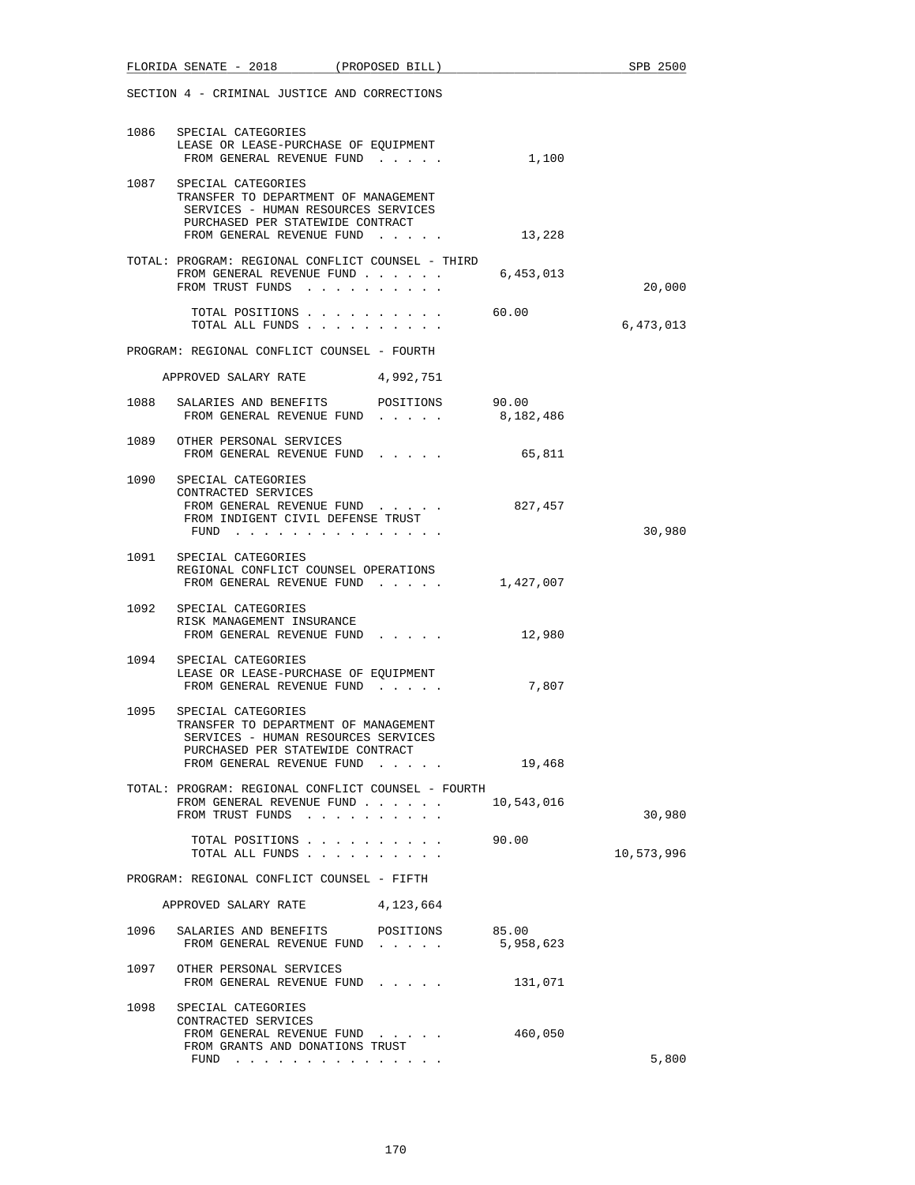SECTION 4 - CRIMINAL JUSTICE AND CORRECTIONS

1086 SPECIAL CATEGORIES
LEASE OR LEASE-PURCHASE OF EQUIPMENT
FROM GENERAL REVENUE FUND . . . . . 1,100

1087 SPECIAL CATEGORIES
TRANSFER TO DEPARTMENT OF MANAGEMENT SERVICES - HUMAN RESOURCES SERVICES PURCHASED PER STATEWIDE CONTRACT
FROM GENERAL REVENUE FUND . . . . . 13,228

TOTAL: PROGRAM: REGIONAL CONFLICT COUNSEL - THIRD
FROM GENERAL REVENUE FUND . . . . . . 6,453,013
FROM TRUST FUNDS . . . . . . . . . . 20,000

TOTAL POSITIONS . . . . . . . . . . 60.00
TOTAL ALL FUNDS . . . . . . . . . . 6,473,013

PROGRAM: REGIONAL CONFLICT COUNSEL - FOURTH

APPROVED SALARY RATE 4,992,751

1088 SALARIES AND BENEFITS POSITIONS 90.00
FROM GENERAL REVENUE FUND . . . . . 8,182,486

1089 OTHER PERSONAL SERVICES
FROM GENERAL REVENUE FUND . . . . . 65,811

1090 SPECIAL CATEGORIES
CONTRACTED SERVICES
FROM GENERAL REVENUE FUND . . . . . 827,457
FROM INDIGENT CIVIL DEFENSE TRUST FUND . . . . . . . . . . . . . . . 30,980

1091 SPECIAL CATEGORIES
REGIONAL CONFLICT COUNSEL OPERATIONS
FROM GENERAL REVENUE FUND . . . . . 1,427,007

1092 SPECIAL CATEGORIES
RISK MANAGEMENT INSURANCE
FROM GENERAL REVENUE FUND . . . . . 12,980

1094 SPECIAL CATEGORIES
LEASE OR LEASE-PURCHASE OF EQUIPMENT
FROM GENERAL REVENUE FUND . . . . . 7,807

1095 SPECIAL CATEGORIES
TRANSFER TO DEPARTMENT OF MANAGEMENT SERVICES - HUMAN RESOURCES SERVICES PURCHASED PER STATEWIDE CONTRACT
FROM GENERAL REVENUE FUND . . . . . 19,468

TOTAL: PROGRAM: REGIONAL CONFLICT COUNSEL - FOURTH
FROM GENERAL REVENUE FUND . . . . . . 10,543,016
FROM TRUST FUNDS . . . . . . . . . . 30,980

TOTAL POSITIONS . . . . . . . . . . 90.00
TOTAL ALL FUNDS . . . . . . . . . . 10,573,996

PROGRAM: REGIONAL CONFLICT COUNSEL - FIFTH

APPROVED SALARY RATE 4,123,664

1096 SALARIES AND BENEFITS POSITIONS 85.00
FROM GENERAL REVENUE FUND . . . . . 5,958,623

1097 OTHER PERSONAL SERVICES
FROM GENERAL REVENUE FUND . . . . . 131,071

1098 SPECIAL CATEGORIES
CONTRACTED SERVICES
FROM GENERAL REVENUE FUND . . . . . 460,050
FROM GRANTS AND DONATIONS TRUST FUND . . . . . . . . . . . . . . . 5,800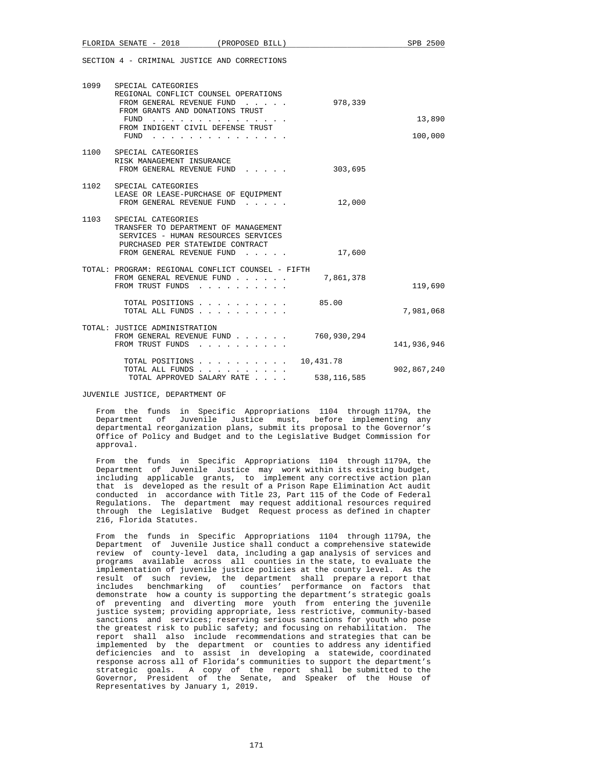SECTION 4 - CRIMINAL JUSTICE AND CORRECTIONS

| | | | |
|---|---|---|---|
| 1099 | SPECIAL CATEGORIES<br>REGIONAL CONFLICT COUNSEL OPERATIONS<br>FROM GENERAL REVENUE FUND . . . . . | 978,339 | |
| | FROM GRANTS AND DONATIONS TRUST FUND . . . . . . . . . . . . . . . | | 13,890 |
| | FROM INDIGENT CIVIL DEFENSE TRUST FUND . . . . . . . . . . . . . . . | | 100,000 |
| 1100 | SPECIAL CATEGORIES<br>RISK MANAGEMENT INSURANCE<br>FROM GENERAL REVENUE FUND . . . . . | 303,695 | |
| 1102 | SPECIAL CATEGORIES<br>LEASE OR LEASE-PURCHASE OF EQUIPMENT<br>FROM GENERAL REVENUE FUND . . . . . | 12,000 | |
| 1103 | SPECIAL CATEGORIES<br>TRANSFER TO DEPARTMENT OF MANAGEMENT SERVICES - HUMAN RESOURCES SERVICES PURCHASED PER STATEWIDE CONTRACT<br>FROM GENERAL REVENUE FUND . . . . . | 17,600 | |

TOTAL: PROGRAM: REGIONAL CONFLICT COUNSEL - FIFTH

| | | |
|---|---|---|
| FROM GENERAL REVENUE FUND . . . . . . | 7,861,378 | |
| FROM TRUST FUNDS . . . . . . . . . . | | 119,690 |
| TOTAL POSITIONS . . . . . . . . . . | 85.00 | |
| TOTAL ALL FUNDS . . . . . . . . . . | | 7,981,068 |

TOTAL: JUSTICE ADMINISTRATION

| | | |
|---|---|---|
| FROM GENERAL REVENUE FUND . . . . . . | 760,930,294 | |
| FROM TRUST FUNDS . . . . . . . . . . | | 141,936,946 |
| TOTAL POSITIONS . . . . . . . . . . | 10,431.78 | |
| TOTAL ALL FUNDS . . . . . . . . . . | | 902,867,240 |
| TOTAL APPROVED SALARY RATE . . . . | 538,116,585 | |

## JUVENILE JUSTICE, DEPARTMENT OF

From the funds in Specific Appropriations 1104 through 1179A, the Department of Juvenile Justice must, before implementing any departmental reorganization plans, submit its proposal to the Governor's Office of Policy and Budget and to the Legislative Budget Commission for approval.

From the funds in Specific Appropriations 1104 through 1179A, the Department of Juvenile Justice may work within its existing budget, including applicable grants, to implement any corrective action plan that is developed as the result of a Prison Rape Elimination Act audit conducted in accordance with Title 23, Part 115 of the Code of Federal Regulations. The department may request additional resources required through the Legislative Budget Request process as defined in chapter 216, Florida Statutes.

From the funds in Specific Appropriations 1104 through 1179A, the Department of Juvenile Justice shall conduct a comprehensive statewide review of county-level data, including a gap analysis of services and programs available across all counties in the state, to evaluate the implementation of juvenile justice policies at the county level. As the result of such review, the department shall prepare a report that includes benchmarking of counties' performance on factors that demonstrate how a county is supporting the department's strategic goals of preventing and diverting more youth from entering the juvenile justice system; providing appropriate, less restrictive, community-based sanctions and services; reserving serious sanctions for youth who pose the greatest risk to public safety; and focusing on rehabilitation. The report shall also include recommendations and strategies that can be implemented by the department or counties to address any identified deficiencies and to assist in developing a statewide, coordinated response across all of Florida's communities to support the department's strategic goals. A copy of the report shall be submitted to the Governor, President of the Senate, and Speaker of the House of Representatives by January 1, 2019.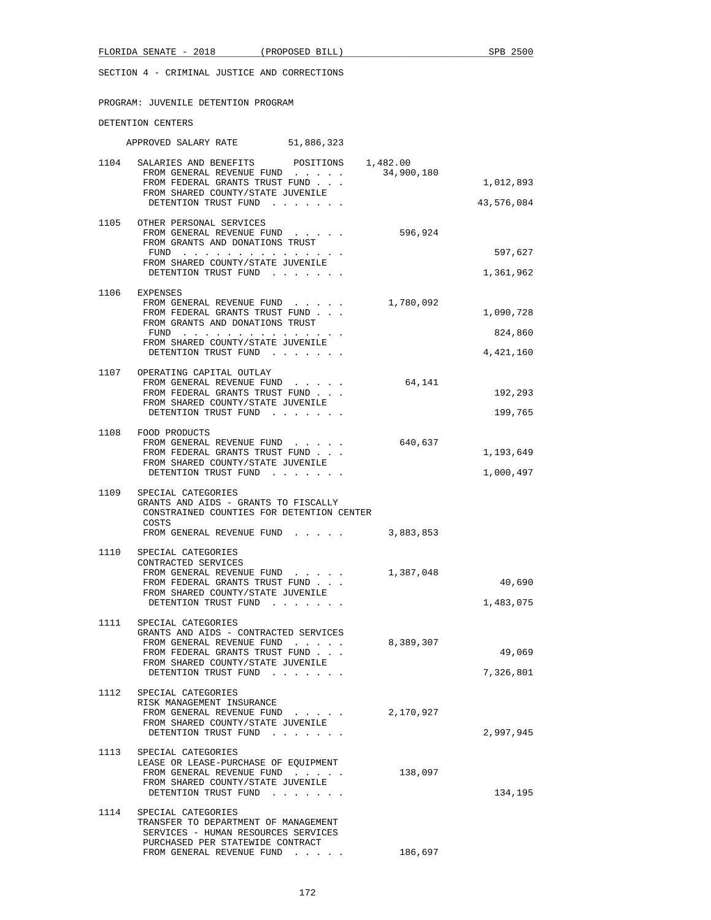SECTION 4 - CRIMINAL JUSTICE AND CORRECTIONS

PROGRAM: JUVENILE DETENTION PROGRAM

DETENTION CENTERS

APPROVED SALARY RATE 51,886,323

| | | | |
|---|---|---|---|
| 1104 | SALARIES AND BENEFITS POSITIONS 1,482.00 | | |
| | FROM GENERAL REVENUE FUND . . . . . | 34,900,180 | |
| | FROM FEDERAL GRANTS TRUST FUND . . . | | 1,012,893 |
| | FROM SHARED COUNTY/STATE JUVENILE DETENTION TRUST FUND . . . . . . . | | 43,576,084 |
| 1105 | OTHER PERSONAL SERVICES | | |
| | FROM GENERAL REVENUE FUND . . . . . | 596,924 | |
| | FROM GRANTS AND DONATIONS TRUST FUND . . . . . . . . . . . . . . . | | 597,627 |
| | FROM SHARED COUNTY/STATE JUVENILE DETENTION TRUST FUND . . . . . . . | | 1,361,962 |
| 1106 | EXPENSES | | |
| | FROM GENERAL REVENUE FUND . . . . . | 1,780,092 | |
| | FROM FEDERAL GRANTS TRUST FUND . . . | | 1,090,728 |
| | FROM GRANTS AND DONATIONS TRUST FUND . . . . . . . . . . . . . . . | | 824,860 |
| | FROM SHARED COUNTY/STATE JUVENILE DETENTION TRUST FUND . . . . . . . | | 4,421,160 |
| 1107 | OPERATING CAPITAL OUTLAY | | |
| | FROM GENERAL REVENUE FUND . . . . . | 64,141 | |
| | FROM FEDERAL GRANTS TRUST FUND . . . | | 192,293 |
| | FROM SHARED COUNTY/STATE JUVENILE DETENTION TRUST FUND . . . . . . . | | 199,765 |
| 1108 | FOOD PRODUCTS | | |
| | FROM GENERAL REVENUE FUND . . . . . | 640,637 | |
| | FROM FEDERAL GRANTS TRUST FUND . . . | | 1,193,649 |
| | FROM SHARED COUNTY/STATE JUVENILE DETENTION TRUST FUND . . . . . . . | | 1,000,497 |
| 1109 | SPECIAL CATEGORIES | | |
| | GRANTS AND AIDS - GRANTS TO FISCALLY CONSTRAINED COUNTIES FOR DETENTION CENTER COSTS | | |
| | FROM GENERAL REVENUE FUND . . . . . | 3,883,853 | |
| 1110 | SPECIAL CATEGORIES | | |
| | CONTRACTED SERVICES | | |
| | FROM GENERAL REVENUE FUND . . . . . | 1,387,048 | |
| | FROM FEDERAL GRANTS TRUST FUND . . . | | 40,690 |
| | FROM SHARED COUNTY/STATE JUVENILE DETENTION TRUST FUND . . . . . . . | | 1,483,075 |
| 1111 | SPECIAL CATEGORIES | | |
| | GRANTS AND AIDS - CONTRACTED SERVICES | | |
| | FROM GENERAL REVENUE FUND . . . . . | 8,389,307 | |
| | FROM FEDERAL GRANTS TRUST FUND . . . | | 49,069 |
| | FROM SHARED COUNTY/STATE JUVENILE DETENTION TRUST FUND . . . . . . . | | 7,326,801 |
| 1112 | SPECIAL CATEGORIES | | |
| | RISK MANAGEMENT INSURANCE | | |
| | FROM GENERAL REVENUE FUND . . . . . | 2,170,927 | |
| | FROM SHARED COUNTY/STATE JUVENILE DETENTION TRUST FUND . . . . . . . | | 2,997,945 |
| 1113 | SPECIAL CATEGORIES | | |
| | LEASE OR LEASE-PURCHASE OF EQUIPMENT | | |
| | FROM GENERAL REVENUE FUND . . . . . | 138,097 | |
| | FROM SHARED COUNTY/STATE JUVENILE DETENTION TRUST FUND . . . . . . . | | 134,195 |
| 1114 | SPECIAL CATEGORIES | | |
| | TRANSFER TO DEPARTMENT OF MANAGEMENT SERVICES - HUMAN RESOURCES SERVICES PURCHASED PER STATEWIDE CONTRACT | | |
| | FROM GENERAL REVENUE FUND . . . . . | 186,697 | |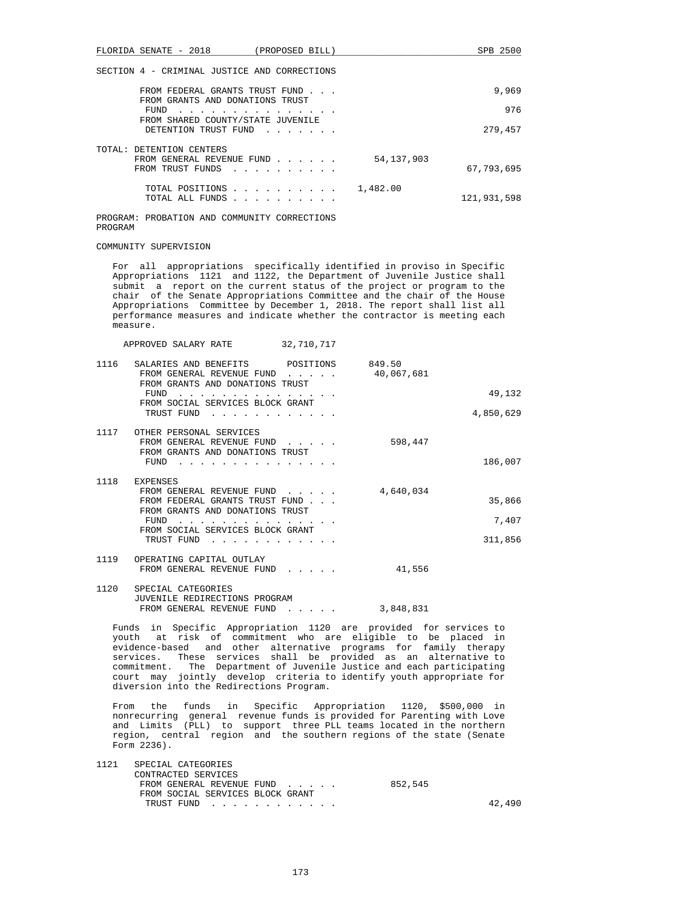SECTION 4 - CRIMINAL JUSTICE AND CORRECTIONS

| | | | |
|---|---|---|---|
| | FROM FEDERAL GRANTS TRUST FUND . . . | | 9,969 |
| | FROM GRANTS AND DONATIONS TRUST FUND . . . . . . . . . . . . . . . | | 976 |
| | FROM SHARED COUNTY/STATE JUVENILE DETENTION TRUST FUND . . . . . . . | | 279,457 |

| | | |
|---|---|---|
| TOTAL: DETENTION CENTERS | | |
| FROM GENERAL REVENUE FUND . . . . . . | 54,137,903 | |
| FROM TRUST FUNDS . . . . . . . . . . | | 67,793,695 |
| TOTAL POSITIONS . . . . . . . . . . | 1,482.00 | |
| TOTAL ALL FUNDS . . . . . . . . . . | | 121,931,598 |

PROGRAM: PROBATION AND COMMUNITY CORRECTIONS PROGRAM

COMMUNITY SUPERVISION

For all appropriations specifically identified in proviso in Specific Appropriations 1121 and 1122, the Department of Juvenile Justice shall submit a report on the current status of the project or program to the chair of the Senate Appropriations Committee and the chair of the House Appropriations Committee by December 1, 2018. The report shall list all performance measures and indicate whether the contractor is meeting each measure.

APPROVED SALARY RATE 32,710,717

| | | | |
|---|---|---|---|
| 1116 | SALARIES AND BENEFITS POSITIONS | 849.50 | |
| | FROM GENERAL REVENUE FUND . . . . . | 40,067,681 | |
| | FROM GRANTS AND DONATIONS TRUST FUND . . . . . . . . . . . . . . . | | 49,132 |
| | FROM SOCIAL SERVICES BLOCK GRANT TRUST FUND . . . . . . . . . . . . | | 4,850,629 |
| 1117 | OTHER PERSONAL SERVICES | | |
| | FROM GENERAL REVENUE FUND . . . . . | 598,447 | |
| | FROM GRANTS AND DONATIONS TRUST FUND . . . . . . . . . . . . . . . | | 186,007 |
| 1118 | EXPENSES | | |
| | FROM GENERAL REVENUE FUND . . . . . | 4,640,034 | |
| | FROM FEDERAL GRANTS TRUST FUND . . . | | 35,866 |
| | FROM GRANTS AND DONATIONS TRUST FUND . . . . . . . . . . . . . . . | | 7,407 |
| | FROM SOCIAL SERVICES BLOCK GRANT TRUST FUND . . . . . . . . . . . . | | 311,856 |
| 1119 | OPERATING CAPITAL OUTLAY | | |
| | FROM GENERAL REVENUE FUND . . . . . | 41,556 | |
| 1120 | SPECIAL CATEGORIES JUVENILE REDIRECTIONS PROGRAM | | |
| | FROM GENERAL REVENUE FUND . . . . . | 3,848,831 | |

Funds in Specific Appropriation 1120 are provided for services to youth at risk of commitment who are eligible to be placed in evidence-based and other alternative programs for family therapy services. These services shall be provided as an alternative to commitment. The Department of Juvenile Justice and each participating court may jointly develop criteria to identify youth appropriate for diversion into the Redirections Program.

From the funds in Specific Appropriation 1120, $500,000 in nonrecurring general revenue funds is provided for Parenting with Love and Limits (PLL) to support three PLL teams located in the northern region, central region and the southern regions of the state (Senate Form 2236).

| | | | |
|---|---|---|---|
| 1121 | SPECIAL CATEGORIES CONTRACTED SERVICES | | |
| | FROM GENERAL REVENUE FUND . . . . . | 852,545 | |
| | FROM SOCIAL SERVICES BLOCK GRANT TRUST FUND . . . . . . . . . . . . | | 42,490 |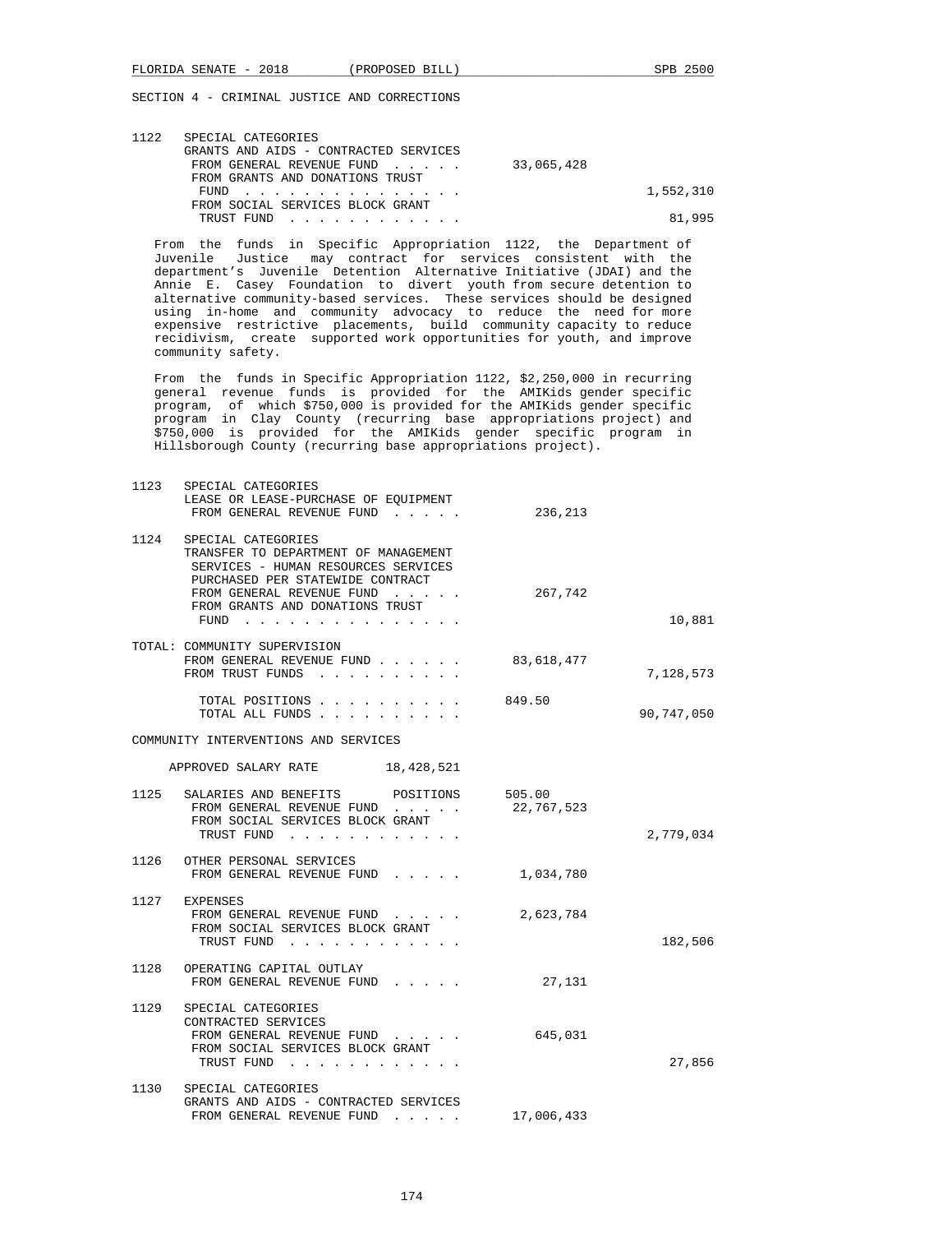SECTION 4 - CRIMINAL JUSTICE AND CORRECTIONS

| | | | |
|---|---|---|---|
| 1122 | SPECIAL CATEGORIES<br>GRANTS AND AIDS - CONTRACTED SERVICES<br>FROM GENERAL REVENUE FUND . . . . . | 33,065,428 | |
| | FROM GRANTS AND DONATIONS TRUST FUND . . . . . . . . . . . . . . . | | 1,552,310 |
| | FROM SOCIAL SERVICES BLOCK GRANT TRUST FUND . . . . . . . . . . . . | | 81,995 |

From the funds in Specific Appropriation 1122, the Department of Juvenile Justice may contract for services consistent with the department's Juvenile Detention Alternative Initiative (JDAI) and the Annie E. Casey Foundation to divert youth from secure detention to alternative community-based services. These services should be designed using in-home and community advocacy to reduce the need for more expensive restrictive placements, build community capacity to reduce recidivism, create supported work opportunities for youth, and improve community safety.

From the funds in Specific Appropriation 1122, $2,250,000 in recurring general revenue funds is provided for the AMIKids gender specific program, of which $750,000 is provided for the AMIKids gender specific program in Clay County (recurring base appropriations project) and $750,000 is provided for the AMIKids gender specific program in Hillsborough County (recurring base appropriations project).

| | | | |
|---|---|---|---|
| 1123 | SPECIAL CATEGORIES<br>LEASE OR LEASE-PURCHASE OF EQUIPMENT<br>FROM GENERAL REVENUE FUND . . . . . | 236,213 | |
| 1124 | SPECIAL CATEGORIES<br>TRANSFER TO DEPARTMENT OF MANAGEMENT SERVICES - HUMAN RESOURCES SERVICES PURCHASED PER STATEWIDE CONTRACT<br>FROM GENERAL REVENUE FUND . . . . . | 267,742 | |
| | FROM GRANTS AND DONATIONS TRUST FUND . . . . . . . . . . . . . . . | | 10,881 |
| TOTAL: | COMMUNITY SUPERVISION<br>FROM GENERAL REVENUE FUND . . . . . . | 83,618,477 | |
| | FROM TRUST FUNDS . . . . . . . . . . | | 7,128,573 |
| | TOTAL POSITIONS . . . . . . . . . . | 849.50 | |
| | TOTAL ALL FUNDS . . . . . . . . . . | | 90,747,050 |

COMMUNITY INTERVENTIONS AND SERVICES

APPROVED SALARY RATE 18,428,521

| | | | |
|---|---|---|---|
| 1125 | SALARIES AND BENEFITS POSITIONS | 505.00 | |
| | FROM GENERAL REVENUE FUND . . . . . | 22,767,523 | |
| | FROM SOCIAL SERVICES BLOCK GRANT TRUST FUND . . . . . . . . . . . . | | 2,779,034 |
| 1126 | OTHER PERSONAL SERVICES<br>FROM GENERAL REVENUE FUND . . . . . | 1,034,780 | |
| 1127 | EXPENSES<br>FROM GENERAL REVENUE FUND . . . . . | 2,623,784 | |
| | FROM SOCIAL SERVICES BLOCK GRANT TRUST FUND . . . . . . . . . . . . | | 182,506 |
| 1128 | OPERATING CAPITAL OUTLAY<br>FROM GENERAL REVENUE FUND . . . . . | 27,131 | |
| 1129 | SPECIAL CATEGORIES<br>CONTRACTED SERVICES<br>FROM GENERAL REVENUE FUND . . . . . | 645,031 | |
| | FROM SOCIAL SERVICES BLOCK GRANT TRUST FUND . . . . . . . . . . . . | | 27,856 |
| 1130 | SPECIAL CATEGORIES<br>GRANTS AND AIDS - CONTRACTED SERVICES<br>FROM GENERAL REVENUE FUND . . . . . | 17,006,433 | |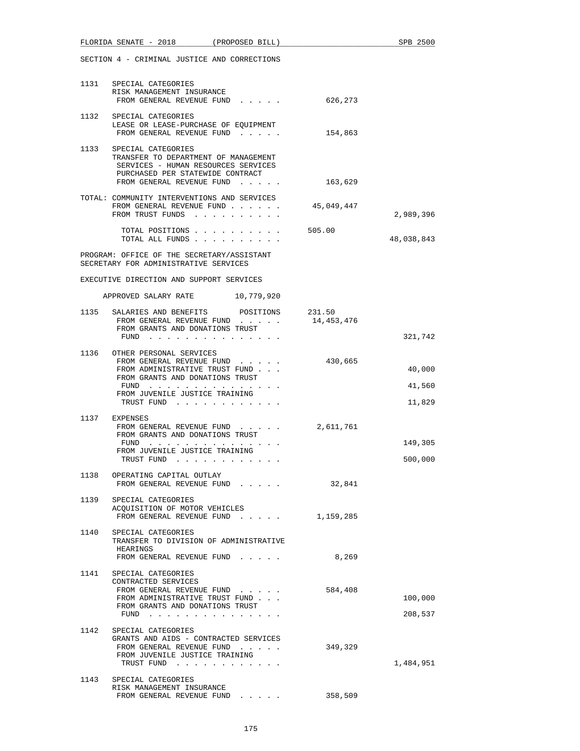SECTION 4 - CRIMINAL JUSTICE AND CORRECTIONS

| | | | |
|---|---|---|---|
| 1131 | SPECIAL CATEGORIES<br>RISK MANAGEMENT INSURANCE<br>FROM GENERAL REVENUE FUND . . . . . | 626,273 | |
| 1132 | SPECIAL CATEGORIES<br>LEASE OR LEASE-PURCHASE OF EQUIPMENT<br>FROM GENERAL REVENUE FUND . . . . . | 154,863 | |
| 1133 | SPECIAL CATEGORIES<br>TRANSFER TO DEPARTMENT OF MANAGEMENT SERVICES - HUMAN RESOURCES SERVICES PURCHASED PER STATEWIDE CONTRACT<br>FROM GENERAL REVENUE FUND . . . . . | 163,629 | |

TOTAL: COMMUNITY INTERVENTIONS AND SERVICES

| | | |
|---|---|---|
| FROM GENERAL REVENUE FUND . . . . . . | 45,049,447 | |
| FROM TRUST FUNDS . . . . . . . . . . | | 2,989,396 |
| TOTAL POSITIONS . . . . . . . . . . | 505.00 | |
| TOTAL ALL FUNDS . . . . . . . . . . | | 48,038,843 |

PROGRAM: OFFICE OF THE SECRETARY/ASSISTANT SECRETARY FOR ADMINISTRATIVE SERVICES

EXECUTIVE DIRECTION AND SUPPORT SERVICES

APPROVED SALARY RATE 10,779,920

| | | | |
|---|---|---|---|
| 1135 | SALARIES AND BENEFITS POSITIONS | 231.50 | |
| | FROM GENERAL REVENUE FUND . . . . . | 14,453,476 | |
| | FROM GRANTS AND DONATIONS TRUST FUND . . . . . . . . . . . . . . . | | 321,742 |
| 1136 | OTHER PERSONAL SERVICES | | |
| | FROM GENERAL REVENUE FUND . . . . . | 430,665 | |
| | FROM ADMINISTRATIVE TRUST FUND . . . | | 40,000 |
| | FROM GRANTS AND DONATIONS TRUST FUND . . . . . . . . . . . . . . . | | 41,560 |
| | FROM JUVENILE JUSTICE TRAINING TRUST FUND . . . . . . . . . . . . | | 11,829 |
| 1137 | EXPENSES | | |
| | FROM GENERAL REVENUE FUND . . . . . | 2,611,761 | |
| | FROM GRANTS AND DONATIONS TRUST FUND . . . . . . . . . . . . . . . | | 149,305 |
| | FROM JUVENILE JUSTICE TRAINING TRUST FUND . . . . . . . . . . . . | | 500,000 |
| 1138 | OPERATING CAPITAL OUTLAY<br>FROM GENERAL REVENUE FUND . . . . . | 32,841 | |
| 1139 | SPECIAL CATEGORIES<br>ACQUISITION OF MOTOR VEHICLES<br>FROM GENERAL REVENUE FUND . . . . . | 1,159,285 | |
| 1140 | SPECIAL CATEGORIES<br>TRANSFER TO DIVISION OF ADMINISTRATIVE HEARINGS<br>FROM GENERAL REVENUE FUND . . . . . | 8,269 | |
| 1141 | SPECIAL CATEGORIES<br>CONTRACTED SERVICES | | |
| | FROM GENERAL REVENUE FUND . . . . . | 584,408 | |
| | FROM ADMINISTRATIVE TRUST FUND . . . | | 100,000 |
| | FROM GRANTS AND DONATIONS TRUST FUND . . . . . . . . . . . . . . . | | 208,537 |
| 1142 | SPECIAL CATEGORIES<br>GRANTS AND AIDS - CONTRACTED SERVICES | | |
| | FROM GENERAL REVENUE FUND . . . . . | 349,329 | |
| | FROM JUVENILE JUSTICE TRAINING TRUST FUND . . . . . . . . . . . . | | 1,484,951 |
| 1143 | SPECIAL CATEGORIES<br>RISK MANAGEMENT INSURANCE<br>FROM GENERAL REVENUE FUND . . . . . | 358,509 | |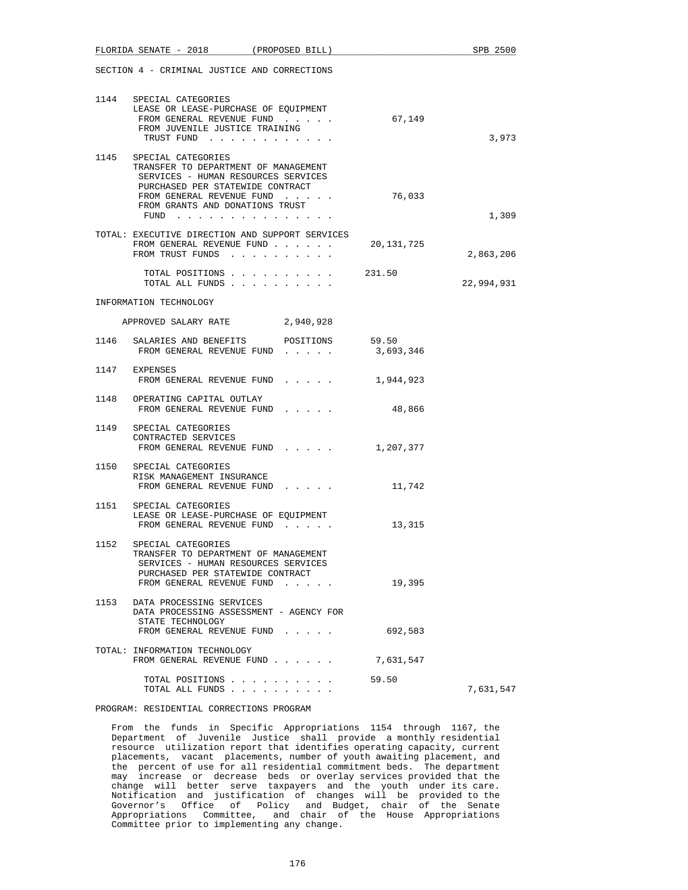SECTION 4 - CRIMINAL JUSTICE AND CORRECTIONS

1144 SPECIAL CATEGORIES
LEASE OR LEASE-PURCHASE OF EQUIPMENT
FROM GENERAL REVENUE FUND . . . . . 67,149
FROM JUVENILE JUSTICE TRAINING
TRUST FUND . . . . . . . . . . . . 3,973

1145 SPECIAL CATEGORIES
TRANSFER TO DEPARTMENT OF MANAGEMENT
SERVICES - HUMAN RESOURCES SERVICES
PURCHASED PER STATEWIDE CONTRACT
FROM GENERAL REVENUE FUND . . . . . 76,033
FROM GRANTS AND DONATIONS TRUST
FUND . . . . . . . . . . . . . . . 1,309

TOTAL: EXECUTIVE DIRECTION AND SUPPORT SERVICES
FROM GENERAL REVENUE FUND . . . . . . 20,131,725
FROM TRUST FUNDS . . . . . . . . . . 2,863,206

TOTAL POSITIONS . . . . . . . . . . 231.50
TOTAL ALL FUNDS . . . . . . . . . . 22,994,931

INFORMATION TECHNOLOGY

APPROVED SALARY RATE 2,940,928

1146 SALARIES AND BENEFITS POSITIONS 59.50
FROM GENERAL REVENUE FUND . . . . . 3,693,346

1147 EXPENSES
FROM GENERAL REVENUE FUND . . . . . 1,944,923

1148 OPERATING CAPITAL OUTLAY
FROM GENERAL REVENUE FUND . . . . . 48,866

1149 SPECIAL CATEGORIES
CONTRACTED SERVICES
FROM GENERAL REVENUE FUND . . . . . 1,207,377

1150 SPECIAL CATEGORIES
RISK MANAGEMENT INSURANCE
FROM GENERAL REVENUE FUND . . . . . 11,742

1151 SPECIAL CATEGORIES
LEASE OR LEASE-PURCHASE OF EQUIPMENT
FROM GENERAL REVENUE FUND . . . . . 13,315

1152 SPECIAL CATEGORIES
TRANSFER TO DEPARTMENT OF MANAGEMENT
SERVICES - HUMAN RESOURCES SERVICES
PURCHASED PER STATEWIDE CONTRACT
FROM GENERAL REVENUE FUND . . . . . 19,395

1153 DATA PROCESSING SERVICES
DATA PROCESSING ASSESSMENT - AGENCY FOR
STATE TECHNOLOGY
FROM GENERAL REVENUE FUND . . . . . 692,583

TOTAL: INFORMATION TECHNOLOGY
FROM GENERAL REVENUE FUND . . . . . . 7,631,547

TOTAL POSITIONS . . . . . . . . . . 59.50
TOTAL ALL FUNDS . . . . . . . . . . 7,631,547

PROGRAM: RESIDENTIAL CORRECTIONS PROGRAM

From the funds in Specific Appropriations 1154 through 1167, the Department of Juvenile Justice shall provide a monthly residential resource utilization report that identifies operating capacity, current placements, vacant placements, number of youth awaiting placement, and the percent of use for all residential commitment beds. The department may increase or decrease beds or overlay services provided that the change will better serve taxpayers and the youth under its care. Notification and justification of changes will be provided to the Governor's Office of Policy and Budget, chair of the Senate Appropriations Committee, and chair of the House Appropriations Committee prior to implementing any change.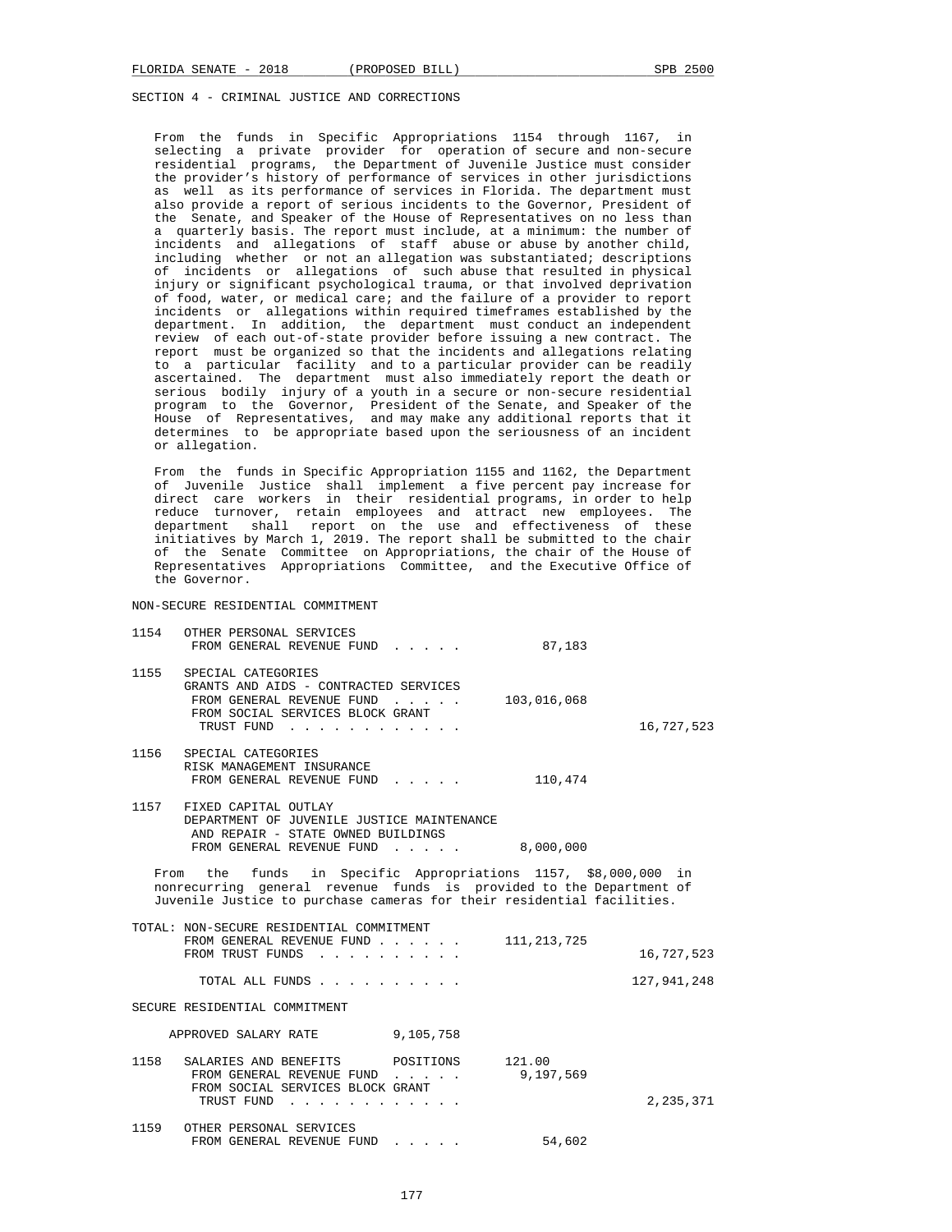SECTION 4 - CRIMINAL JUSTICE AND CORRECTIONS

From the funds in Specific Appropriations 1154 through 1167, in selecting a private provider for operation of secure and non-secure residential programs, the Department of Juvenile Justice must consider the provider's history of performance of services in other jurisdictions as well as its performance of services in Florida. The department must also provide a report of serious incidents to the Governor, President of the Senate, and Speaker of the House of Representatives on no less than a quarterly basis. The report must include, at a minimum: the number of incidents and allegations of staff abuse or abuse by another child, including whether or not an allegation was substantiated; descriptions of incidents or allegations of such abuse that resulted in physical injury or significant psychological trauma, or that involved deprivation of food, water, or medical care; and the failure of a provider to report incidents or allegations within required timeframes established by the department. In addition, the department must conduct an independent review of each out-of-state provider before issuing a new contract. The report must be organized so that the incidents and allegations relating to a particular facility and to a particular provider can be readily ascertained. The department must also immediately report the death or serious bodily injury of a youth in a secure or non-secure residential program to the Governor, President of the Senate, and Speaker of the House of Representatives, and may make any additional reports that it determines to be appropriate based upon the seriousness of an incident or allegation.

From the funds in Specific Appropriation 1155 and 1162, the Department of Juvenile Justice shall implement a five percent pay increase for direct care workers in their residential programs, in order to help reduce turnover, retain employees and attract new employees. The department shall report on the use and effectiveness of these initiatives by March 1, 2019. The report shall be submitted to the chair of the Senate Committee on Appropriations, the chair of the House of Representatives Appropriations Committee, and the Executive Office of the Governor.

NON-SECURE RESIDENTIAL COMMITMENT

| | | | |
|---|---|---|---|
| 1154 | OTHER PERSONAL SERVICES<br>FROM GENERAL REVENUE FUND . . . . . | 87,183 | |
| 1155 | SPECIAL CATEGORIES<br>GRANTS AND AIDS - CONTRACTED SERVICES<br>FROM GENERAL REVENUE FUND . . . . .<br>FROM SOCIAL SERVICES BLOCK GRANT TRUST FUND . . . . . . . . . . . . | 103,016,068 | 16,727,523 |
| 1156 | SPECIAL CATEGORIES<br>RISK MANAGEMENT INSURANCE<br>FROM GENERAL REVENUE FUND . . . . . | 110,474 | |
| 1157 | FIXED CAPITAL OUTLAY<br>DEPARTMENT OF JUVENILE JUSTICE MAINTENANCE AND REPAIR - STATE OWNED BUILDINGS<br>FROM GENERAL REVENUE FUND . . . . . | 8,000,000 | |

From the funds in Specific Appropriations 1157, $8,000,000 in nonrecurring general revenue funds is provided to the Department of Juvenile Justice to purchase cameras for their residential facilities.

| | | |
|---|---|---|
| TOTAL: NON-SECURE RESIDENTIAL COMMITMENT<br>FROM GENERAL REVENUE FUND . . . . . . | 111,213,725 | |
| FROM TRUST FUNDS . . . . . . . . . . | | 16,727,523 |
| TOTAL ALL FUNDS . . . . . . . . . . | | 127,941,248 |

SECURE RESIDENTIAL COMMITMENT

APPROVED SALARY RATE 9,105,758

| | | | | |
|---|---|---|---|---|
| 1158 | SALARIES AND BENEFITS | POSITIONS | 121.00 | |
| | FROM GENERAL REVENUE FUND . . . . . | | 9,197,569 | |
| | FROM SOCIAL SERVICES BLOCK GRANT TRUST FUND . . . . . . . . . . . . | | | 2,235,371 |
| 1159 | OTHER PERSONAL SERVICES<br>FROM GENERAL REVENUE FUND . . . . . | | 54,602 | |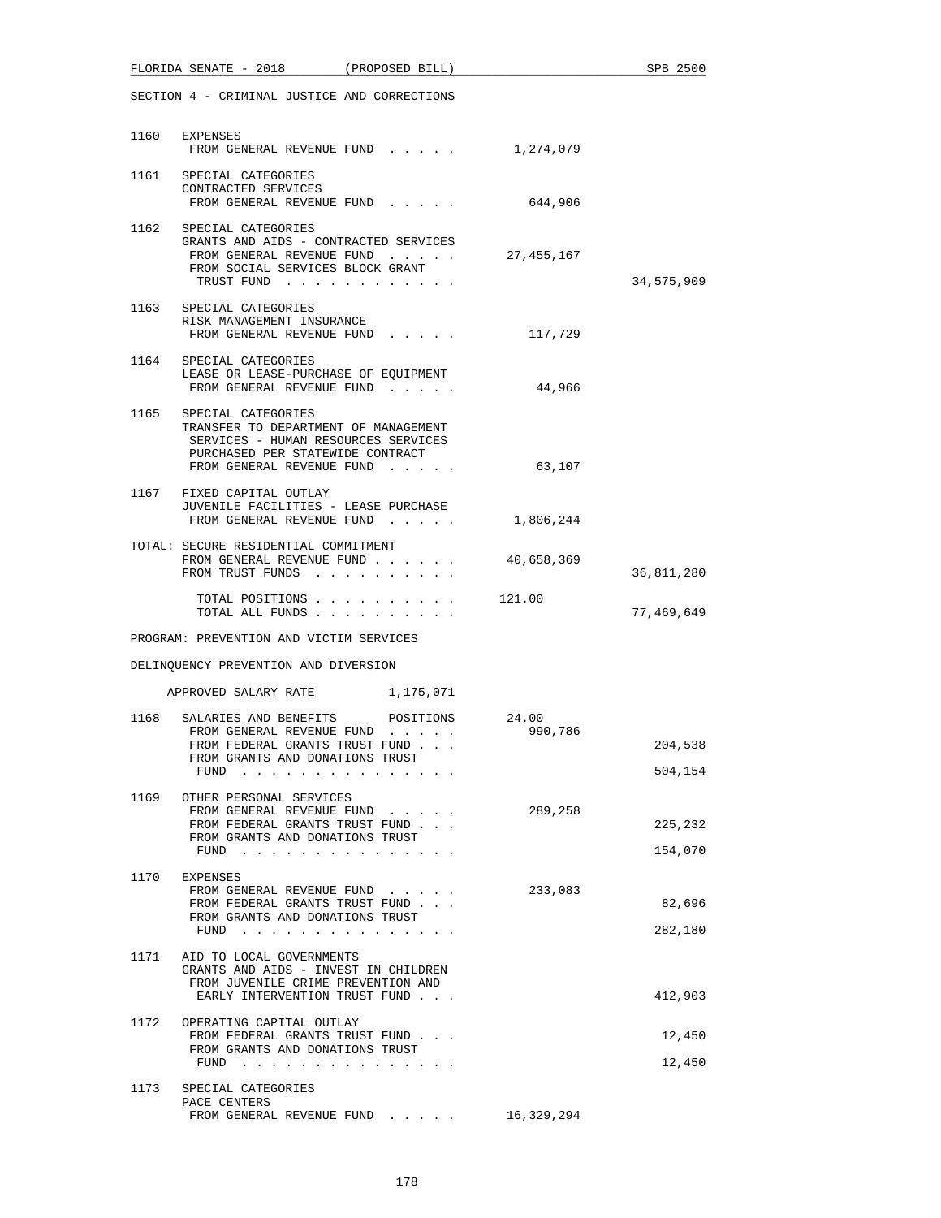SECTION 4 - CRIMINAL JUSTICE AND CORRECTIONS

| | | | |
|---|---|---|---|
| 1160 | EXPENSES<br>FROM GENERAL REVENUE FUND . . . . . | 1,274,079 | |
| 1161 | SPECIAL CATEGORIES<br>CONTRACTED SERVICES<br>FROM GENERAL REVENUE FUND . . . . . | 644,906 | |
| 1162 | SPECIAL CATEGORIES<br>GRANTS AND AIDS - CONTRACTED SERVICES<br>FROM GENERAL REVENUE FUND . . . . . | 27,455,167 | |
| | FROM SOCIAL SERVICES BLOCK GRANT<br>TRUST FUND . . . . . . . . . . . | | 34,575,909 |
| 1163 | SPECIAL CATEGORIES<br>RISK MANAGEMENT INSURANCE<br>FROM GENERAL REVENUE FUND . . . . . | 117,729 | |
| 1164 | SPECIAL CATEGORIES<br>LEASE OR LEASE-PURCHASE OF EQUIPMENT<br>FROM GENERAL REVENUE FUND . . . . . | 44,966 | |
| 1165 | SPECIAL CATEGORIES<br>TRANSFER TO DEPARTMENT OF MANAGEMENT<br>SERVICES - HUMAN RESOURCES SERVICES<br>PURCHASED PER STATEWIDE CONTRACT<br>FROM GENERAL REVENUE FUND . . . . . | 63,107 | |
| 1167 | FIXED CAPITAL OUTLAY<br>JUVENILE FACILITIES - LEASE PURCHASE<br>FROM GENERAL REVENUE FUND . . . . . | 1,806,244 | |
| TOTAL: | SECURE RESIDENTIAL COMMITMENT<br>FROM GENERAL REVENUE FUND . . . . . . | 40,658,369 | |
| | FROM TRUST FUNDS . . . . . . . . . . | | 36,811,280 |
| | TOTAL POSITIONS . . . . . . . . . . | 121.00 | |
| | TOTAL ALL FUNDS . . . . . . . . . . | | 77,469,649 |

PROGRAM: PREVENTION AND VICTIM SERVICES

DELINQUENCY PREVENTION AND DIVERSION

APPROVED SALARY RATE 1,175,071

| | | | |
|---|---|---|---|
| 1168 | SALARIES AND BENEFITS POSITIONS | 24.00 | |
| | FROM GENERAL REVENUE FUND . . . . . | 990,786 | |
| | FROM FEDERAL GRANTS TRUST FUND . . . | | 204,538 |
| | FROM GRANTS AND DONATIONS TRUST<br>FUND . . . . . . . . . . . . . . . | | 504,154 |
| 1169 | OTHER PERSONAL SERVICES<br>FROM GENERAL REVENUE FUND . . . . . | 289,258 | |
| | FROM FEDERAL GRANTS TRUST FUND . . . | | 225,232 |
| | FROM GRANTS AND DONATIONS TRUST<br>FUND . . . . . . . . . . . . . . . | | 154,070 |
| 1170 | EXPENSES<br>FROM GENERAL REVENUE FUND . . . . . | 233,083 | |
| | FROM FEDERAL GRANTS TRUST FUND . . . | | 82,696 |
| | FROM GRANTS AND DONATIONS TRUST<br>FUND . . . . . . . . . . . . . . . | | 282,180 |
| 1171 | AID TO LOCAL GOVERNMENTS<br>GRANTS AND AIDS - INVEST IN CHILDREN<br>FROM JUVENILE CRIME PREVENTION AND<br>EARLY INTERVENTION TRUST FUND . . . | | 412,903 |
| 1172 | OPERATING CAPITAL OUTLAY<br>FROM FEDERAL GRANTS TRUST FUND . . . | | 12,450 |
| | FROM GRANTS AND DONATIONS TRUST<br>FUND . . . . . . . . . . . . . . . | | 12,450 |
| 1173 | SPECIAL CATEGORIES<br>PACE CENTERS<br>FROM GENERAL REVENUE FUND . . . . . | 16,329,294 | |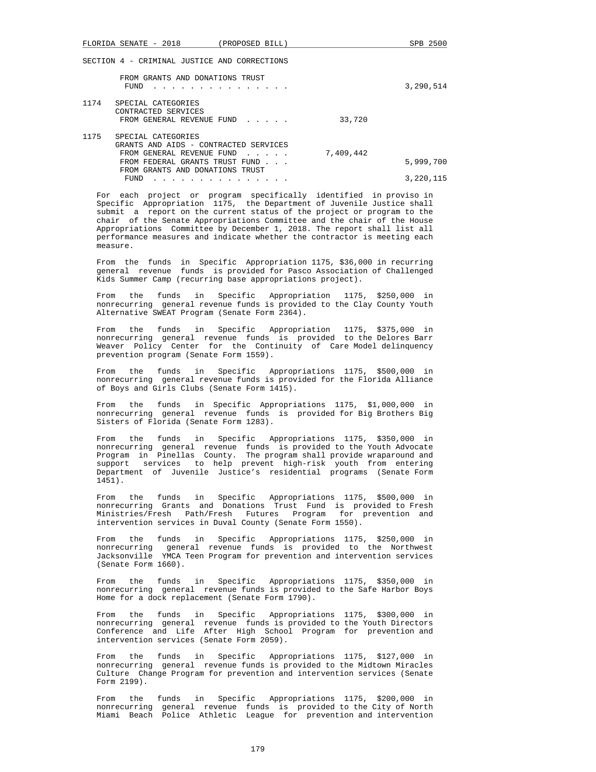SECTION 4 - CRIMINAL JUSTICE AND CORRECTIONS

| | | | |
|---|---|---|---|
| | FROM GRANTS AND DONATIONS TRUST FUND . . . . . . . . . . . . . . . | | 3,290,514 |
| 1174 | SPECIAL CATEGORIES<br>CONTRACTED SERVICES<br>FROM GENERAL REVENUE FUND . . . . . | 33,720 | |
| 1175 | SPECIAL CATEGORIES<br>GRANTS AND AIDS - CONTRACTED SERVICES<br>FROM GENERAL REVENUE FUND . . . . . | 7,409,442 | |
| | FROM FEDERAL GRANTS TRUST FUND . . . | | 5,999,700 |
| | FROM GRANTS AND DONATIONS TRUST FUND . . . . . . . . . . . . . . . | | 3,220,115 |

For each project or program specifically identified in proviso in Specific Appropriation 1175, the Department of Juvenile Justice shall submit a report on the current status of the project or program to the chair of the Senate Appropriations Committee and the chair of the House Appropriations Committee by December 1, 2018. The report shall list all performance measures and indicate whether the contractor is meeting each measure.

From the funds in Specific Appropriation 1175, $36,000 in recurring general revenue funds is provided for Pasco Association of Challenged Kids Summer Camp (recurring base appropriations project).

From the funds in Specific Appropriation 1175, $250,000 in nonrecurring general revenue funds is provided to the Clay County Youth Alternative SWEAT Program (Senate Form 2364).

From the funds in Specific Appropriation 1175, $375,000 in nonrecurring general revenue funds is provided to the Delores Barr Weaver Policy Center for the Continuity of Care Model delinquency prevention program (Senate Form 1559).

From the funds in Specific Appropriations 1175, $500,000 in nonrecurring general revenue funds is provided for the Florida Alliance of Boys and Girls Clubs (Senate Form 1415).

From the funds in Specific Appropriations 1175, $1,000,000 in nonrecurring general revenue funds is provided for Big Brothers Big Sisters of Florida (Senate Form 1283).

From the funds in Specific Appropriations 1175, $350,000 in nonrecurring general revenue funds is provided to the Youth Advocate Program in Pinellas County. The program shall provide wraparound and support services to help prevent high-risk youth from entering Department of Juvenile Justice's residential programs (Senate Form 1451).

From the funds in Specific Appropriations 1175, $500,000 in nonrecurring Grants and Donations Trust Fund is provided to Fresh Ministries/Fresh Path/Fresh Futures Program for prevention and intervention services in Duval County (Senate Form 1550).

From the funds in Specific Appropriations 1175, $250,000 in nonrecurring general revenue funds is provided to the Northwest Jacksonville YMCA Teen Program for prevention and intervention services (Senate Form 1660).

From the funds in Specific Appropriations 1175, $350,000 in nonrecurring general revenue funds is provided to the Safe Harbor Boys Home for a dock replacement (Senate Form 1790).

From the funds in Specific Appropriations 1175, $300,000 in nonrecurring general revenue funds is provided to the Youth Directors Conference and Life After High School Program for prevention and intervention services (Senate Form 2059).

From the funds in Specific Appropriations 1175, $127,000 in nonrecurring general revenue funds is provided to the Midtown Miracles Culture Change Program for prevention and intervention services (Senate Form 2199).

From the funds in Specific Appropriations 1175, $200,000 in nonrecurring general revenue funds is provided to the City of North Miami Beach Police Athletic League for prevention and intervention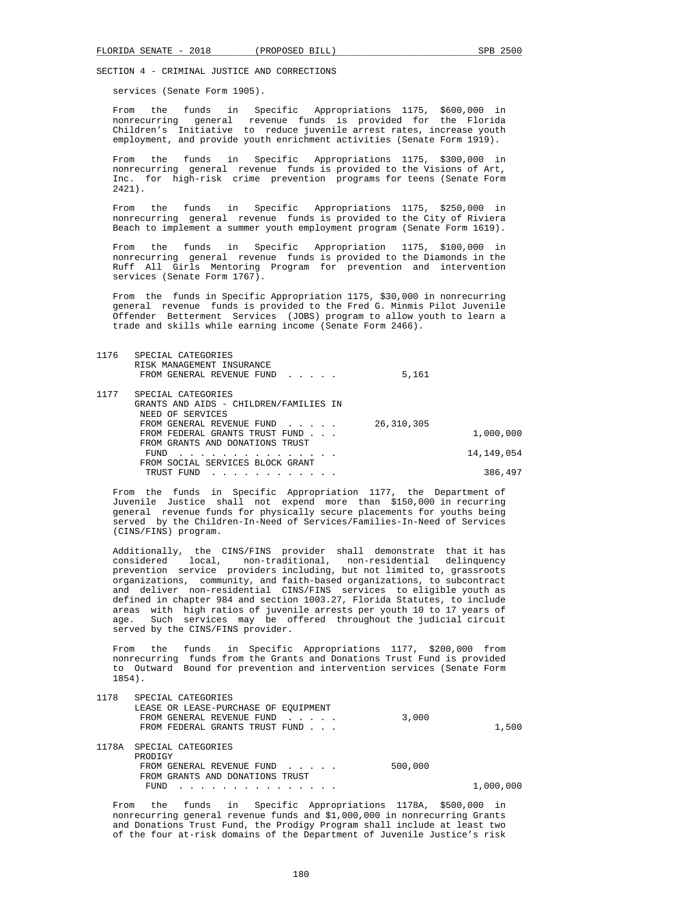SECTION 4 - CRIMINAL JUSTICE AND CORRECTIONS

services (Senate Form 1905).

From the funds in Specific Appropriations 1175, $600,000 in nonrecurring general revenue funds is provided for the Florida Children's Initiative to reduce juvenile arrest rates, increase youth employment, and provide youth enrichment activities (Senate Form 1919).

From the funds in Specific Appropriations 1175, $300,000 in nonrecurring general revenue funds is provided to the Visions of Art, Inc. for high-risk crime prevention programs for teens (Senate Form 2421).

From the funds in Specific Appropriations 1175, $250,000 in nonrecurring general revenue funds is provided to the City of Riviera Beach to implement a summer youth employment program (Senate Form 1619).

From the funds in Specific Appropriation 1175, $100,000 in nonrecurring general revenue funds is provided to the Diamonds in the Ruff All Girls Mentoring Program for prevention and intervention services (Senate Form 1767).

From the funds in Specific Appropriation 1175, $30,000 in nonrecurring general revenue funds is provided to the Fred G. Minmis Pilot Juvenile Offender Betterment Services (JOBS) program to allow youth to learn a trade and skills while earning income (Senate Form 2466).

1176 SPECIAL CATEGORIES
RISK MANAGEMENT INSURANCE
FROM GENERAL REVENUE FUND . . . . . 5,161

1177 SPECIAL CATEGORIES
GRANTS AND AIDS - CHILDREN/FAMILIES IN NEED OF SERVICES
FROM GENERAL REVENUE FUND . . . . . 26,310,305
FROM FEDERAL GRANTS TRUST FUND . . . 1,000,000
FROM GRANTS AND DONATIONS TRUST FUND . . . . . . . . . . . . . . . 14,149,054
FROM SOCIAL SERVICES BLOCK GRANT TRUST FUND . . . . . . . . . . . . 386,497

From the funds in Specific Appropriation 1177, the Department of Juvenile Justice shall not expend more than $150,000 in recurring general revenue funds for physically secure placements for youths being served by the Children-In-Need of Services/Families-In-Need of Services (CINS/FINS) program.

Additionally, the CINS/FINS provider shall demonstrate that it has considered local, non-traditional, non-residential delinquency prevention service providers including, but not limited to, grassroots organizations, community, and faith-based organizations, to subcontract and deliver non-residential CINS/FINS services to eligible youth as defined in chapter 984 and section 1003.27, Florida Statutes, to include areas with high ratios of juvenile arrests per youth 10 to 17 years of age. Such services may be offered throughout the judicial circuit served by the CINS/FINS provider.

From the funds in Specific Appropriations 1177, $200,000 from nonrecurring funds from the Grants and Donations Trust Fund is provided to Outward Bound for prevention and intervention services (Senate Form 1854).

1178 SPECIAL CATEGORIES
LEASE OR LEASE-PURCHASE OF EQUIPMENT
FROM GENERAL REVENUE FUND . . . . . 3,000
FROM FEDERAL GRANTS TRUST FUND . . . 1,500

1178A SPECIAL CATEGORIES
PRODIGY
FROM GENERAL REVENUE FUND . . . . . 500,000
FROM GRANTS AND DONATIONS TRUST FUND . . . . . . . . . . . . . . . 1,000,000

From the funds in Specific Appropriations 1178A, $500,000 in nonrecurring general revenue funds and $1,000,000 in nonrecurring Grants and Donations Trust Fund, the Prodigy Program shall include at least two of the four at-risk domains of the Department of Juvenile Justice's risk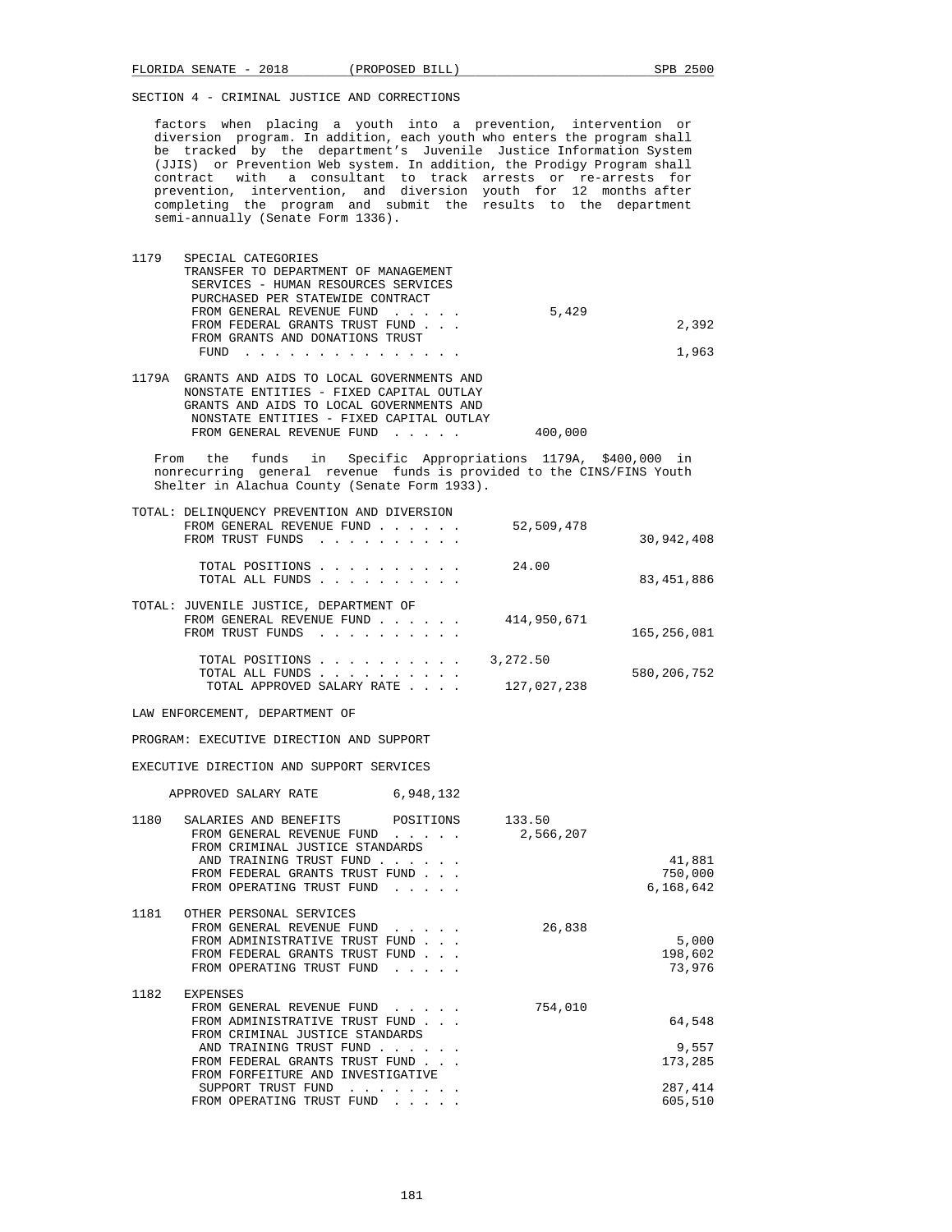SECTION 4 - CRIMINAL JUSTICE AND CORRECTIONS

factors when placing a youth into a prevention, intervention or diversion program. In addition, each youth who enters the program shall be tracked by the department's Juvenile Justice Information System (JJIS) or Prevention Web system. In addition, the Prodigy Program shall contract with a consultant to track arrests or re-arrests for prevention, intervention, and diversion youth for 12 months after completing the program and submit the results to the department semi-annually (Senate Form 1336).

| | | General Revenue | Trust Funds |
|---|---|---|---|
| 1179 | SPECIAL CATEGORIES TRANSFER TO DEPARTMENT OF MANAGEMENT SERVICES - HUMAN RESOURCES SERVICES PURCHASED PER STATEWIDE CONTRACT | | |
| | FROM GENERAL REVENUE FUND | 5,429 | |
| | FROM FEDERAL GRANTS TRUST FUND | | 2,392 |
| | FROM GRANTS AND DONATIONS TRUST FUND | | 1,963 |
| 1179A | GRANTS AND AIDS TO LOCAL GOVERNMENTS AND NONSTATE ENTITIES - FIXED CAPITAL OUTLAY GRANTS AND AIDS TO LOCAL GOVERNMENTS AND NONSTATE ENTITIES - FIXED CAPITAL OUTLAY | | |
| | FROM GENERAL REVENUE FUND | 400,000 | |

From the funds in Specific Appropriations 1179A, $400,000 in nonrecurring general revenue funds is provided to the CINS/FINS Youth Shelter in Alachua County (Senate Form 1933).

| | | |
|---|---|---|
| TOTAL: DELINQUENCY PREVENTION AND DIVERSION | | |
| FROM GENERAL REVENUE FUND | 52,509,478 | |
| FROM TRUST FUNDS | | 30,942,408 |
| TOTAL POSITIONS | 24.00 | |
| TOTAL ALL FUNDS | | 83,451,886 |
| TOTAL: JUVENILE JUSTICE, DEPARTMENT OF | | |
| FROM GENERAL REVENUE FUND | 414,950,671 | |
| FROM TRUST FUNDS | | 165,256,081 |
| TOTAL POSITIONS | 3,272.50 | |
| TOTAL ALL FUNDS | | 580,206,752 |
| TOTAL APPROVED SALARY RATE | 127,027,238 | |

LAW ENFORCEMENT, DEPARTMENT OF

PROGRAM: EXECUTIVE DIRECTION AND SUPPORT

EXECUTIVE DIRECTION AND SUPPORT SERVICES

APPROVED SALARY RATE 6,948,132

| | | General Revenue | Trust Funds |
|---|---|---|---|
| 1180 | SALARIES AND BENEFITS POSITIONS | 133.50 | |
| | FROM GENERAL REVENUE FUND | 2,566,207 | |
| | FROM CRIMINAL JUSTICE STANDARDS AND TRAINING TRUST FUND | | 41,881 |
| | FROM FEDERAL GRANTS TRUST FUND | | 750,000 |
| | FROM OPERATING TRUST FUND | | 6,168,642 |
| 1181 | OTHER PERSONAL SERVICES | | |
| | FROM GENERAL REVENUE FUND | 26,838 | |
| | FROM ADMINISTRATIVE TRUST FUND | | 5,000 |
| | FROM FEDERAL GRANTS TRUST FUND | | 198,602 |
| | FROM OPERATING TRUST FUND | | 73,976 |
| 1182 | EXPENSES | | |
| | FROM GENERAL REVENUE FUND | 754,010 | |
| | FROM ADMINISTRATIVE TRUST FUND | | 64,548 |
| | FROM CRIMINAL JUSTICE STANDARDS AND TRAINING TRUST FUND | | 9,557 |
| | FROM FEDERAL GRANTS TRUST FUND | | 173,285 |
| | FROM FORFEITURE AND INVESTIGATIVE SUPPORT TRUST FUND | | 287,414 |
| | FROM OPERATING TRUST FUND | | 605,510 |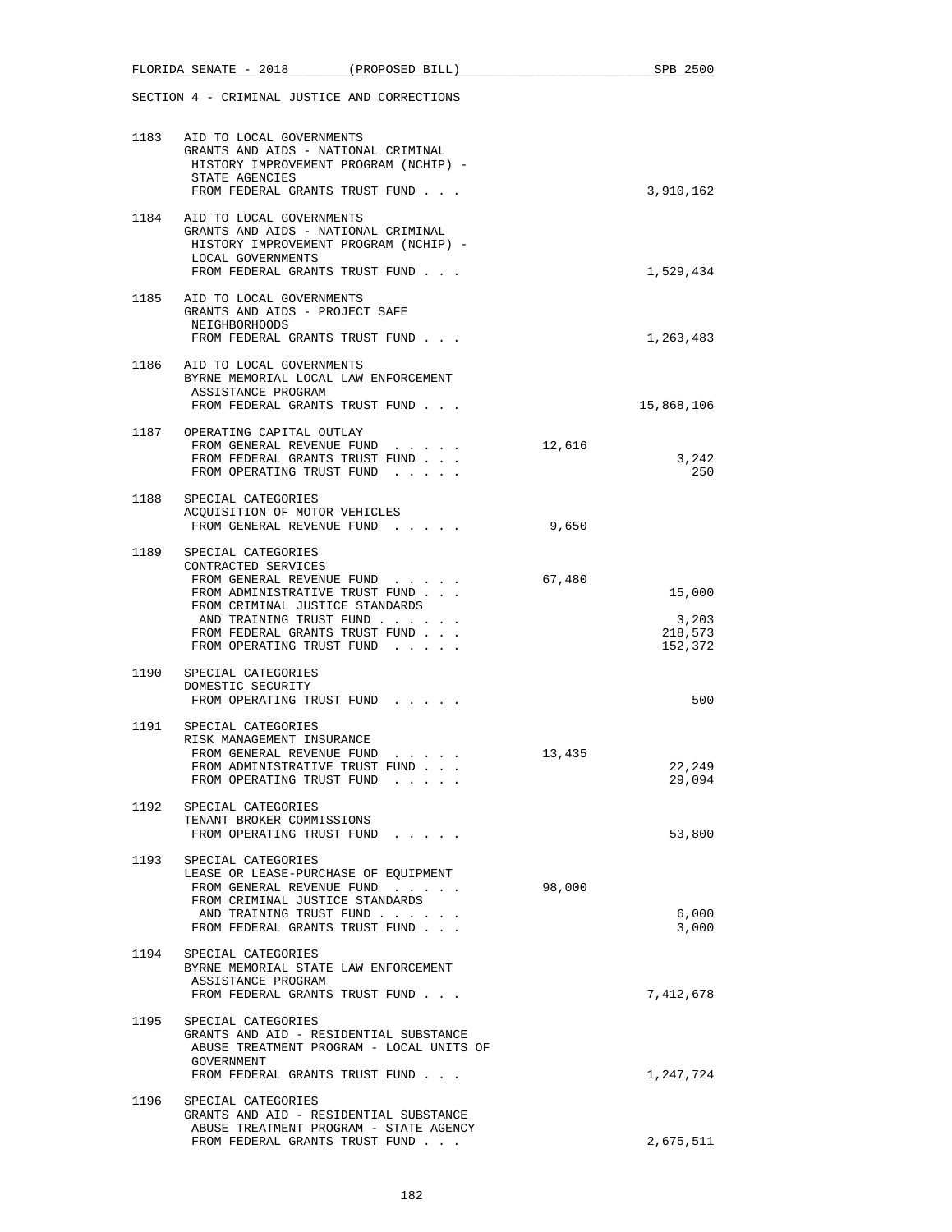SECTION 4 - CRIMINAL JUSTICE AND CORRECTIONS

| | | | |
|---|---|---|---|
| 1183 | AID TO LOCAL GOVERNMENTS<br>GRANTS AND AIDS - NATIONAL CRIMINAL HISTORY IMPROVEMENT PROGRAM (NCHIP) - STATE AGENCIES<br>FROM FEDERAL GRANTS TRUST FUND . . . | | 3,910,162 |
| 1184 | AID TO LOCAL GOVERNMENTS<br>GRANTS AND AIDS - NATIONAL CRIMINAL HISTORY IMPROVEMENT PROGRAM (NCHIP) - LOCAL GOVERNMENTS<br>FROM FEDERAL GRANTS TRUST FUND . . . | | 1,529,434 |
| 1185 | AID TO LOCAL GOVERNMENTS<br>GRANTS AND AIDS - PROJECT SAFE NEIGHBORHOODS<br>FROM FEDERAL GRANTS TRUST FUND . . . | | 1,263,483 |
| 1186 | AID TO LOCAL GOVERNMENTS<br>BYRNE MEMORIAL LOCAL LAW ENFORCEMENT ASSISTANCE PROGRAM<br>FROM FEDERAL GRANTS TRUST FUND . . . | | 15,868,106 |
| 1187 | OPERATING CAPITAL OUTLAY | | |
| | FROM GENERAL REVENUE FUND . . . . . | 12,616 | |
| | FROM FEDERAL GRANTS TRUST FUND . . . | | 3,242 |
| | FROM OPERATING TRUST FUND . . . . . | | 250 |
| 1188 | SPECIAL CATEGORIES<br>ACQUISITION OF MOTOR VEHICLES<br>FROM GENERAL REVENUE FUND . . . . . | 9,650 | |
| 1189 | SPECIAL CATEGORIES<br>CONTRACTED SERVICES | | |
| | FROM GENERAL REVENUE FUND . . . . . | 67,480 | |
| | FROM ADMINISTRATIVE TRUST FUND . . . | | 15,000 |
| | FROM CRIMINAL JUSTICE STANDARDS AND TRAINING TRUST FUND . . . . . . | | 3,203 |
| | FROM FEDERAL GRANTS TRUST FUND . . . | | 218,573 |
| | FROM OPERATING TRUST FUND . . . . . | | 152,372 |
| 1190 | SPECIAL CATEGORIES<br>DOMESTIC SECURITY<br>FROM OPERATING TRUST FUND . . . . . | | 500 |
| 1191 | SPECIAL CATEGORIES<br>RISK MANAGEMENT INSURANCE | | |
| | FROM GENERAL REVENUE FUND . . . . . | 13,435 | |
| | FROM ADMINISTRATIVE TRUST FUND . . . | | 22,249 |
| | FROM OPERATING TRUST FUND . . . . . | | 29,094 |
| 1192 | SPECIAL CATEGORIES<br>TENANT BROKER COMMISSIONS<br>FROM OPERATING TRUST FUND . . . . . | | 53,800 |
| 1193 | SPECIAL CATEGORIES<br>LEASE OR LEASE-PURCHASE OF EQUIPMENT | | |
| | FROM GENERAL REVENUE FUND . . . . . | 98,000 | |
| | FROM CRIMINAL JUSTICE STANDARDS AND TRAINING TRUST FUND . . . . . . | | 6,000 |
| | FROM FEDERAL GRANTS TRUST FUND . . . | | 3,000 |
| 1194 | SPECIAL CATEGORIES<br>BYRNE MEMORIAL STATE LAW ENFORCEMENT ASSISTANCE PROGRAM<br>FROM FEDERAL GRANTS TRUST FUND . . . | | 7,412,678 |
| 1195 | SPECIAL CATEGORIES<br>GRANTS AND AID - RESIDENTIAL SUBSTANCE ABUSE TREATMENT PROGRAM - LOCAL UNITS OF GOVERNMENT<br>FROM FEDERAL GRANTS TRUST FUND . . . | | 1,247,724 |
| 1196 | SPECIAL CATEGORIES<br>GRANTS AND AID - RESIDENTIAL SUBSTANCE ABUSE TREATMENT PROGRAM - STATE AGENCY<br>FROM FEDERAL GRANTS TRUST FUND . . . | | 2,675,511 |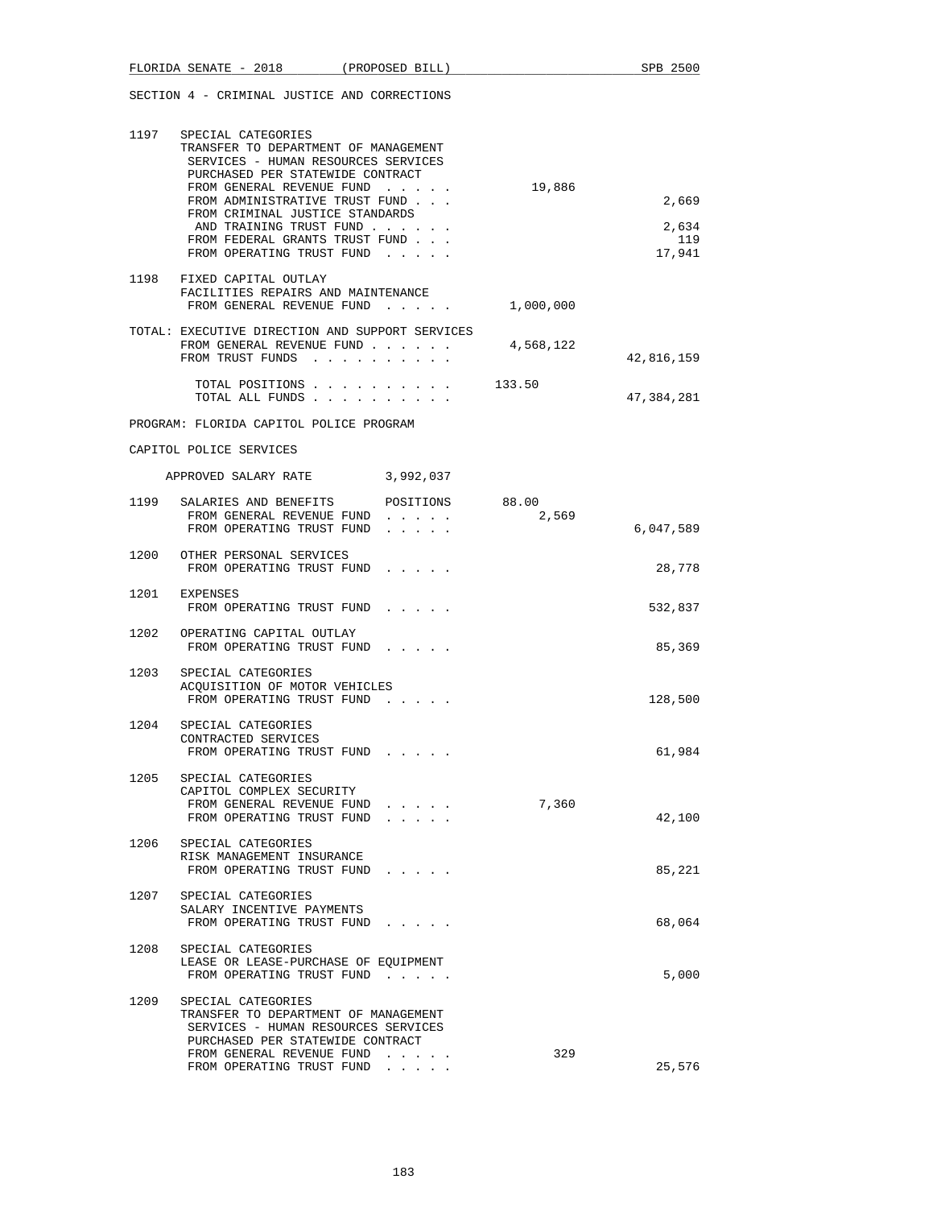SECTION 4 - CRIMINAL JUSTICE AND CORRECTIONS

| | | | |
|---|---|---|---|
| 1197 | SPECIAL CATEGORIES<br>TRANSFER TO DEPARTMENT OF MANAGEMENT SERVICES - HUMAN RESOURCES SERVICES PURCHASED PER STATEWIDE CONTRACT | | |
| | FROM GENERAL REVENUE FUND . . . . . | 19,886 | |
| | FROM ADMINISTRATIVE TRUST FUND . . . | | 2,669 |
| | FROM CRIMINAL JUSTICE STANDARDS AND TRAINING TRUST FUND . . . . . . | | 2,634 |
| | FROM FEDERAL GRANTS TRUST FUND . . . | | 119 |
| | FROM OPERATING TRUST FUND . . . . . | | 17,941 |
| 1198 | FIXED CAPITAL OUTLAY<br>FACILITIES REPAIRS AND MAINTENANCE | | |
| | FROM GENERAL REVENUE FUND . . . . . | 1,000,000 | |

TOTAL: EXECUTIVE DIRECTION AND SUPPORT SERVICES

| | | |
|---|---|---|
| FROM GENERAL REVENUE FUND . . . . . . | 4,568,122 | |
| FROM TRUST FUNDS . . . . . . . . . . | | 42,816,159 |
| TOTAL POSITIONS . . . . . . . . . . | 133.50 | |
| TOTAL ALL FUNDS . . . . . . . . . . | | 47,384,281 |

PROGRAM: FLORIDA CAPITOL POLICE PROGRAM

CAPITOL POLICE SERVICES

APPROVED SALARY RATE 3,992,037

| | | | |
|---|---|---|---|
| 1199 | SALARIES AND BENEFITS POSITIONS | 88.00 | |
| | FROM GENERAL REVENUE FUND . . . . . | 2,569 | |
| | FROM OPERATING TRUST FUND . . . . . | | 6,047,589 |
| 1200 | OTHER PERSONAL SERVICES | | |
| | FROM OPERATING TRUST FUND . . . . . | | 28,778 |
| 1201 | EXPENSES | | |
| | FROM OPERATING TRUST FUND . . . . . | | 532,837 |
| 1202 | OPERATING CAPITAL OUTLAY | | |
| | FROM OPERATING TRUST FUND . . . . . | | 85,369 |
| 1203 | SPECIAL CATEGORIES<br>ACQUISITION OF MOTOR VEHICLES | | |
| | FROM OPERATING TRUST FUND . . . . . | | 128,500 |
| 1204 | SPECIAL CATEGORIES<br>CONTRACTED SERVICES | | |
| | FROM OPERATING TRUST FUND . . . . . | | 61,984 |
| 1205 | SPECIAL CATEGORIES<br>CAPITOL COMPLEX SECURITY | | |
| | FROM GENERAL REVENUE FUND . . . . . | 7,360 | |
| | FROM OPERATING TRUST FUND . . . . . | | 42,100 |
| 1206 | SPECIAL CATEGORIES<br>RISK MANAGEMENT INSURANCE | | |
| | FROM OPERATING TRUST FUND . . . . . | | 85,221 |
| 1207 | SPECIAL CATEGORIES<br>SALARY INCENTIVE PAYMENTS | | |
| | FROM OPERATING TRUST FUND . . . . . | | 68,064 |
| 1208 | SPECIAL CATEGORIES<br>LEASE OR LEASE-PURCHASE OF EQUIPMENT | | |
| | FROM OPERATING TRUST FUND . . . . . | | 5,000 |
| 1209 | SPECIAL CATEGORIES<br>TRANSFER TO DEPARTMENT OF MANAGEMENT SERVICES - HUMAN RESOURCES SERVICES PURCHASED PER STATEWIDE CONTRACT | | |
| | FROM GENERAL REVENUE FUND . . . . . | 329 | |
| | FROM OPERATING TRUST FUND . . . . . | | 25,576 |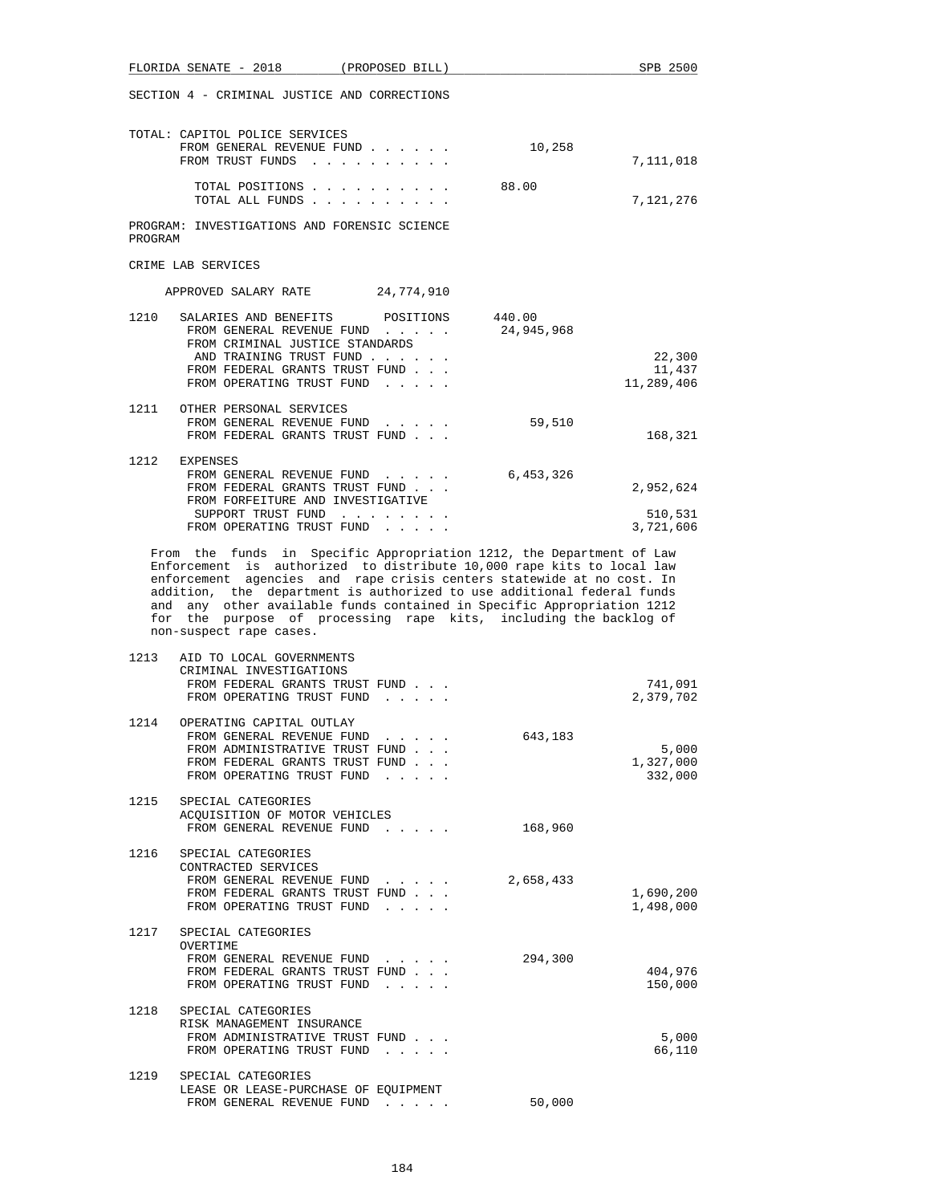SECTION 4 - CRIMINAL JUSTICE AND CORRECTIONS

TOTAL: CAPITOL POLICE SERVICES

| | | |
|---|---|---|
| FROM GENERAL REVENUE FUND . . . . . . | 10,258 | |
| FROM TRUST FUNDS . . . . . . . . . . | | 7,111,018 |
| TOTAL POSITIONS . . . . . . . . . . | 88.00 | |
| TOTAL ALL FUNDS . . . . . . . . . . | | 7,121,276 |

PROGRAM: INVESTIGATIONS AND FORENSIC SCIENCE PROGRAM

CRIME LAB SERVICES

APPROVED SALARY RATE 24,774,910

| | | | |
|---|---|---|---|
| 1210 | SALARIES AND BENEFITS POSITIONS | 440.00 | |
| | FROM GENERAL REVENUE FUND . . . . . | 24,945,968 | |
| | FROM CRIMINAL JUSTICE STANDARDS AND TRAINING TRUST FUND . . . . . . | | 22,300 |
| | FROM FEDERAL GRANTS TRUST FUND . . . | | 11,437 |
| | FROM OPERATING TRUST FUND . . . . . | | 11,289,406 |
| 1211 | OTHER PERSONAL SERVICES | | |
| | FROM GENERAL REVENUE FUND . . . . . | 59,510 | |
| | FROM FEDERAL GRANTS TRUST FUND . . . | | 168,321 |
| 1212 | EXPENSES | | |
| | FROM GENERAL REVENUE FUND . . . . . | 6,453,326 | |
| | FROM FEDERAL GRANTS TRUST FUND . . . | | 2,952,624 |
| | FROM FORFEITURE AND INVESTIGATIVE SUPPORT TRUST FUND . . . . . . . . | | 510,531 |
| | FROM OPERATING TRUST FUND . . . . . | | 3,721,606 |

From the funds in Specific Appropriation 1212, the Department of Law Enforcement is authorized to distribute 10,000 rape kits to local law enforcement agencies and rape crisis centers statewide at no cost. In addition, the department is authorized to use additional federal funds and any other available funds contained in Specific Appropriation 1212 for the purpose of processing rape kits, including the backlog of non-suspect rape cases.

| | | | |
|---|---|---|---|
| 1213 | AID TO LOCAL GOVERNMENTS CRIMINAL INVESTIGATIONS | | |
| | FROM FEDERAL GRANTS TRUST FUND . . . | | 741,091 |
| | FROM OPERATING TRUST FUND . . . . . | | 2,379,702 |
| 1214 | OPERATING CAPITAL OUTLAY | | |
| | FROM GENERAL REVENUE FUND . . . . . | 643,183 | |
| | FROM ADMINISTRATIVE TRUST FUND . . . | | 5,000 |
| | FROM FEDERAL GRANTS TRUST FUND . . . | | 1,327,000 |
| | FROM OPERATING TRUST FUND . . . . . | | 332,000 |
| 1215 | SPECIAL CATEGORIES ACQUISITION OF MOTOR VEHICLES | | |
| | FROM GENERAL REVENUE FUND . . . . . | 168,960 | |
| 1216 | SPECIAL CATEGORIES CONTRACTED SERVICES | | |
| | FROM GENERAL REVENUE FUND . . . . . | 2,658,433 | |
| | FROM FEDERAL GRANTS TRUST FUND . . . | | 1,690,200 |
| | FROM OPERATING TRUST FUND . . . . . | | 1,498,000 |
| 1217 | SPECIAL CATEGORIES OVERTIME | | |
| | FROM GENERAL REVENUE FUND . . . . . | 294,300 | |
| | FROM FEDERAL GRANTS TRUST FUND . . . | | 404,976 |
| | FROM OPERATING TRUST FUND . . . . . | | 150,000 |
| 1218 | SPECIAL CATEGORIES RISK MANAGEMENT INSURANCE | | |
| | FROM ADMINISTRATIVE TRUST FUND . . . | | 5,000 |
| | FROM OPERATING TRUST FUND . . . . . | | 66,110 |
| 1219 | SPECIAL CATEGORIES LEASE OR LEASE-PURCHASE OF EQUIPMENT | | |
| | FROM GENERAL REVENUE FUND . . . . . | 50,000 | |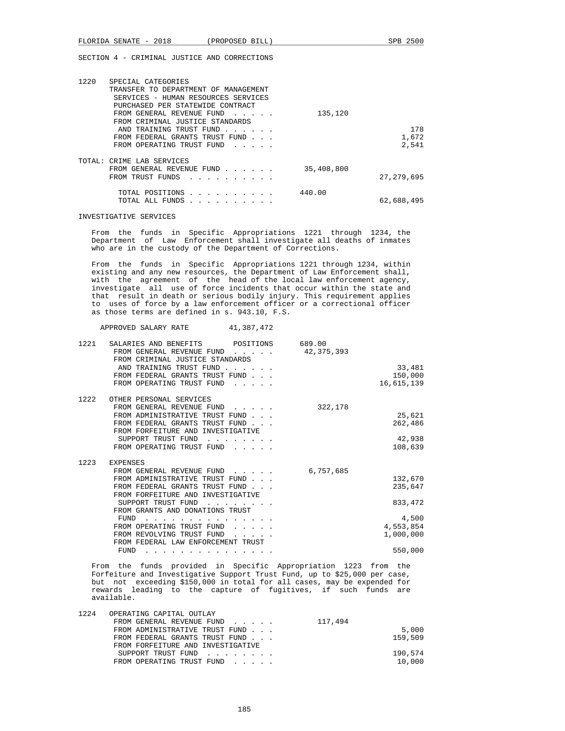SECTION 4 - CRIMINAL JUSTICE AND CORRECTIONS

| | | | |
|---|---|---|---|
| 1220 | SPECIAL CATEGORIES<br>TRANSFER TO DEPARTMENT OF MANAGEMENT SERVICES - HUMAN RESOURCES SERVICES PURCHASED PER STATEWIDE CONTRACT | | |
| | FROM GENERAL REVENUE FUND . . . . . | 135,120 | |
| | FROM CRIMINAL JUSTICE STANDARDS AND TRAINING TRUST FUND . . . . . . | | 178 |
| | FROM FEDERAL GRANTS TRUST FUND . . . | | 1,672 |
| | FROM OPERATING TRUST FUND . . . . . | | 2,541 |

TOTAL: CRIME LAB SERVICES

| | | |
|---|---|---|
| FROM GENERAL REVENUE FUND . . . . . . | 35,408,800 | |
| FROM TRUST FUNDS . . . . . . . . . . | | 27,279,695 |
| TOTAL POSITIONS . . . . . . . . . . | 440.00 | |
| TOTAL ALL FUNDS . . . . . . . . . . | | 62,688,495 |

INVESTIGATIVE SERVICES

From the funds in Specific Appropriations 1221 through 1234, the Department of Law Enforcement shall investigate all deaths of inmates who are in the custody of the Department of Corrections.

From the funds in Specific Appropriations 1221 through 1234, within existing and any new resources, the Department of Law Enforcement shall, with the agreement of the head of the local law enforcement agency, investigate all use of force incidents that occur within the state and that result in death or serious bodily injury. This requirement applies to uses of force by a law enforcement officer or a correctional officer as those terms are defined in s. 943.10, F.S.

APPROVED SALARY RATE 41,387,472

| | | | |
|---|---|---|---|
| 1221 | SALARIES AND BENEFITS POSITIONS | 689.00 | |
| | FROM GENERAL REVENUE FUND . . . . . | 42,375,393 | |
| | FROM CRIMINAL JUSTICE STANDARDS AND TRAINING TRUST FUND . . . . . . | | 33,481 |
| | FROM FEDERAL GRANTS TRUST FUND . . . | | 150,000 |
| | FROM OPERATING TRUST FUND . . . . . | | 16,615,139 |
| 1222 | OTHER PERSONAL SERVICES | | |
| | FROM GENERAL REVENUE FUND . . . . . | 322,178 | |
| | FROM ADMINISTRATIVE TRUST FUND . . . | | 25,621 |
| | FROM FEDERAL GRANTS TRUST FUND . . . | | 262,486 |
| | FROM FORFEITURE AND INVESTIGATIVE SUPPORT TRUST FUND . . . . . . . . | | 42,938 |
| | FROM OPERATING TRUST FUND . . . . . | | 108,639 |
| 1223 | EXPENSES | | |
| | FROM GENERAL REVENUE FUND . . . . . | 6,757,685 | |
| | FROM ADMINISTRATIVE TRUST FUND . . . | | 132,670 |
| | FROM FEDERAL GRANTS TRUST FUND . . . | | 235,647 |
| | FROM FORFEITURE AND INVESTIGATIVE SUPPORT TRUST FUND . . . . . . . . | | 833,472 |
| | FROM GRANTS AND DONATIONS TRUST FUND . . . . . . . . . . . . . . . | | 4,500 |
| | FROM OPERATING TRUST FUND . . . . . | | 4,553,854 |
| | FROM REVOLVING TRUST FUND . . . . . | | 1,000,000 |
| | FROM FEDERAL LAW ENFORCEMENT TRUST FUND . . . . . . . . . . . . . . . | | 550,000 |

From the funds provided in Specific Appropriation 1223 from the Forfeiture and Investigative Support Trust Fund, up to $25,000 per case, but not exceeding $150,000 in total for all cases, may be expended for rewards leading to the capture of fugitives, if such funds are available.

| | | | |
|---|---|---|---|
| 1224 | OPERATING CAPITAL OUTLAY | | |
| | FROM GENERAL REVENUE FUND . . . . . | 117,494 | |
| | FROM ADMINISTRATIVE TRUST FUND . . . | | 5,000 |
| | FROM FEDERAL GRANTS TRUST FUND . . . | | 159,509 |
| | FROM FORFEITURE AND INVESTIGATIVE SUPPORT TRUST FUND . . . . . . . . | | 190,574 |
| | FROM OPERATING TRUST FUND . . . . . | | 10,000 |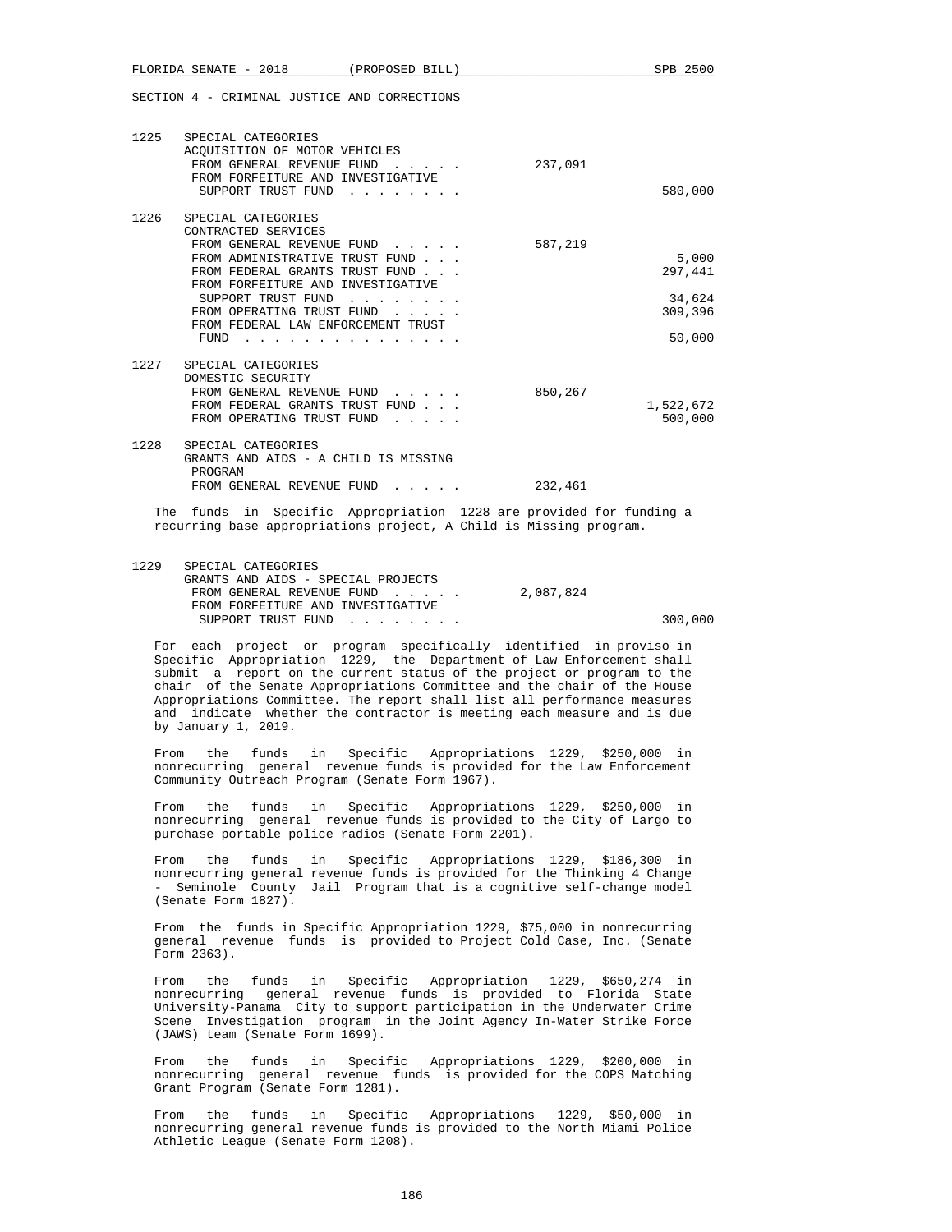SECTION 4 - CRIMINAL JUSTICE AND CORRECTIONS

| | | | |
|---|---|---|---|
| 1225 | SPECIAL CATEGORIES<br>ACQUISITION OF MOTOR VEHICLES | | |
| | FROM GENERAL REVENUE FUND . . . . . | 237,091 | |
| | FROM FORFEITURE AND INVESTIGATIVE SUPPORT TRUST FUND . . . . . . . . | | 580,000 |
| 1226 | SPECIAL CATEGORIES<br>CONTRACTED SERVICES | | |
| | FROM GENERAL REVENUE FUND . . . . . | 587,219 | |
| | FROM ADMINISTRATIVE TRUST FUND . . . | | 5,000 |
| | FROM FEDERAL GRANTS TRUST FUND . . . | | 297,441 |
| | FROM FORFEITURE AND INVESTIGATIVE SUPPORT TRUST FUND . . . . . . . . | | 34,624 |
| | FROM OPERATING TRUST FUND . . . . . | | 309,396 |
| | FROM FEDERAL LAW ENFORCEMENT TRUST FUND . . . . . . . . . . . . . . . | | 50,000 |
| 1227 | SPECIAL CATEGORIES<br>DOMESTIC SECURITY | | |
| | FROM GENERAL REVENUE FUND . . . . . | 850,267 | |
| | FROM FEDERAL GRANTS TRUST FUND . . . | | 1,522,672 |
| | FROM OPERATING TRUST FUND . . . . . | | 500,000 |
| 1228 | SPECIAL CATEGORIES<br>GRANTS AND AIDS - A CHILD IS MISSING PROGRAM | | |
| | FROM GENERAL REVENUE FUND . . . . . | 232,461 | |

The funds in Specific Appropriation 1228 are provided for funding a recurring base appropriations project, A Child is Missing program.

| | | | |
|---|---|---|---|
| 1229 | SPECIAL CATEGORIES<br>GRANTS AND AIDS - SPECIAL PROJECTS | | |
| | FROM GENERAL REVENUE FUND . . . . . | 2,087,824 | |
| | FROM FORFEITURE AND INVESTIGATIVE SUPPORT TRUST FUND . . . . . . . . | | 300,000 |

For each project or program specifically identified in proviso in Specific Appropriation 1229, the Department of Law Enforcement shall submit a report on the current status of the project or program to the chair of the Senate Appropriations Committee and the chair of the House Appropriations Committee. The report shall list all performance measures and indicate whether the contractor is meeting each measure and is due by January 1, 2019.

From the funds in Specific Appropriations 1229, $250,000 in nonrecurring general revenue funds is provided for the Law Enforcement Community Outreach Program (Senate Form 1967).

From the funds in Specific Appropriations 1229, $250,000 in nonrecurring general revenue funds is provided to the City of Largo to purchase portable police radios (Senate Form 2201).

From the funds in Specific Appropriations 1229, $186,300 in nonrecurring general revenue funds is provided for the Thinking 4 Change - Seminole County Jail Program that is a cognitive self-change model (Senate Form 1827).

From the funds in Specific Appropriation 1229, $75,000 in nonrecurring general revenue funds is provided to Project Cold Case, Inc. (Senate Form 2363).

From the funds in Specific Appropriation 1229, $650,274 in nonrecurring general revenue funds is provided to Florida State University-Panama City to support participation in the Underwater Crime Scene Investigation program in the Joint Agency In-Water Strike Force (JAWS) team (Senate Form 1699).

From the funds in Specific Appropriations 1229, $200,000 in nonrecurring general revenue funds is provided for the COPS Matching Grant Program (Senate Form 1281).

From the funds in Specific Appropriations 1229, $50,000 in nonrecurring general revenue funds is provided to the North Miami Police Athletic League (Senate Form 1208).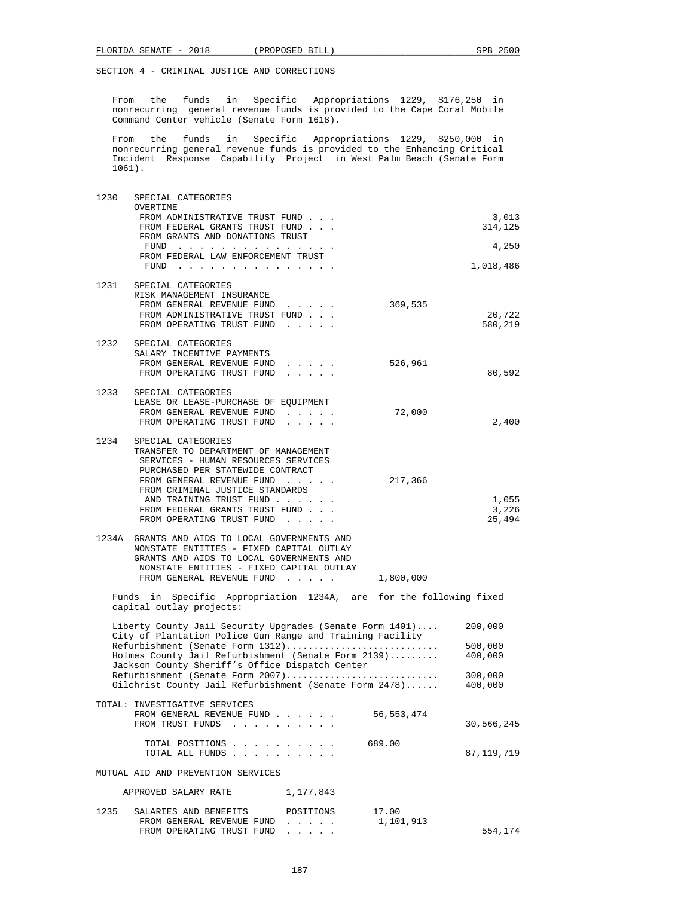SECTION 4 - CRIMINAL JUSTICE AND CORRECTIONS

From the funds in Specific Appropriations 1229, $176,250 in nonrecurring general revenue funds is provided to the Cape Coral Mobile Command Center vehicle (Senate Form 1618).

From the funds in Specific Appropriations 1229, $250,000 in nonrecurring general revenue funds is provided to the Enhancing Critical Incident Response Capability Project in West Palm Beach (Senate Form 1061).

| | | | |
|---|---|---|---|
| 1230 | SPECIAL CATEGORIES<br>OVERTIME | | |
| | FROM ADMINISTRATIVE TRUST FUND . . . | | 3,013 |
| | FROM FEDERAL GRANTS TRUST FUND . . . | | 314,125 |
| | FROM GRANTS AND DONATIONS TRUST FUND . . . . . . . . . . . . . . . | | 4,250 |
| | FROM FEDERAL LAW ENFORCEMENT TRUST FUND . . . . . . . . . . . . . . . | | 1,018,486 |
| 1231 | SPECIAL CATEGORIES<br>RISK MANAGEMENT INSURANCE | | |
| | FROM GENERAL REVENUE FUND . . . . . | 369,535 | |
| | FROM ADMINISTRATIVE TRUST FUND . . . | | 20,722 |
| | FROM OPERATING TRUST FUND . . . . . | | 580,219 |
| 1232 | SPECIAL CATEGORIES<br>SALARY INCENTIVE PAYMENTS | | |
| | FROM GENERAL REVENUE FUND . . . . . | 526,961 | |
| | FROM OPERATING TRUST FUND . . . . . | | 80,592 |
| 1233 | SPECIAL CATEGORIES<br>LEASE OR LEASE-PURCHASE OF EQUIPMENT | | |
| | FROM GENERAL REVENUE FUND . . . . . | 72,000 | |
| | FROM OPERATING TRUST FUND . . . . . | | 2,400 |
| 1234 | SPECIAL CATEGORIES<br>TRANSFER TO DEPARTMENT OF MANAGEMENT SERVICES - HUMAN RESOURCES SERVICES PURCHASED PER STATEWIDE CONTRACT | | |
| | FROM GENERAL REVENUE FUND . . . . . | 217,366 | |
| | FROM CRIMINAL JUSTICE STANDARDS AND TRAINING TRUST FUND . . . . . . | | 1,055 |
| | FROM FEDERAL GRANTS TRUST FUND . . . | | 3,226 |
| | FROM OPERATING TRUST FUND . . . . . | | 25,494 |
| 1234A | GRANTS AND AIDS TO LOCAL GOVERNMENTS AND NONSTATE ENTITIES - FIXED CAPITAL OUTLAY<br>GRANTS AND AIDS TO LOCAL GOVERNMENTS AND NONSTATE ENTITIES - FIXED CAPITAL OUTLAY | | |
| | FROM GENERAL REVENUE FUND . . . . . | 1,800,000 | |

Funds in Specific Appropriation 1234A, are for the following fixed capital outlay projects:

| | |
|---|---|
| Liberty County Jail Security Upgrades (Senate Form 1401).... | 200,000 |
| City of Plantation Police Gun Range and Training Facility Refurbishment (Senate Form 1312)........................... | 500,000 |
| Holmes County Jail Refurbishment (Senate Form 2139)......... | 400,000 |
| Jackson County Sheriff's Office Dispatch Center Refurbishment (Senate Form 2007)........................... | 300,000 |
| Gilchrist County Jail Refurbishment (Senate Form 2478)...... | 400,000 |

| | | |
|---|---|---|
| TOTAL: INVESTIGATIVE SERVICES | | |
| FROM GENERAL REVENUE FUND . . . . . . | 56,553,474 | |
| FROM TRUST FUNDS . . . . . . . . . . | | 30,566,245 |
| TOTAL POSITIONS . . . . . . . . . . | 689.00 | |
| TOTAL ALL FUNDS . . . . . . . . . . | | 87,119,719 |

MUTUAL AID AND PREVENTION SERVICES

APPROVED SALARY RATE 1,177,843

| | | | |
|---|---|---|---|
| 1235 | SALARIES AND BENEFITS POSITIONS | 17.00 | |
| | FROM GENERAL REVENUE FUND . . . . . | 1,101,913 | |
| | FROM OPERATING TRUST FUND . . . . . | | 554,174 |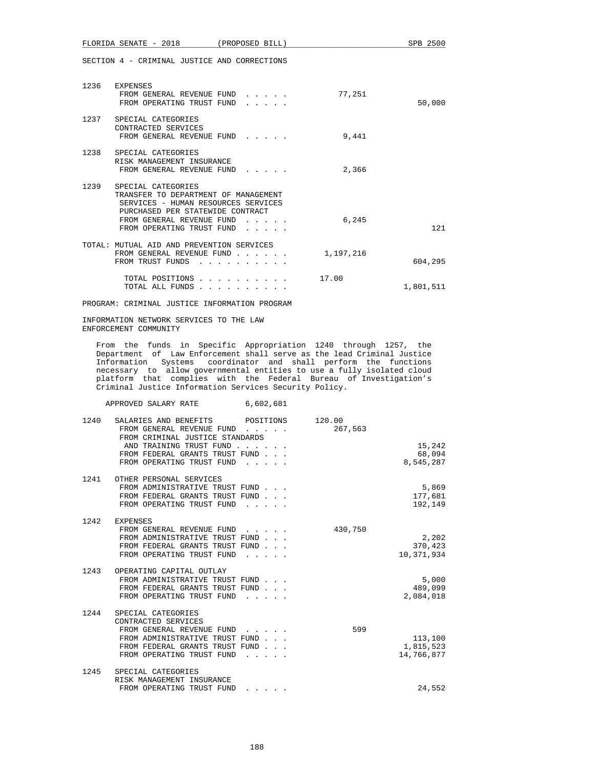SECTION 4 - CRIMINAL JUSTICE AND CORRECTIONS

| Item | Description | General Revenue | Trust Funds |
|---|---|---|---|
| 1236 | EXPENSES | | |
| | FROM GENERAL REVENUE FUND . . . . . | 77,251 | |
| | FROM OPERATING TRUST FUND . . . . . | | 50,000 |
| 1237 | SPECIAL CATEGORIES<br>CONTRACTED SERVICES | | |
| | FROM GENERAL REVENUE FUND . . . . . | 9,441 | |
| 1238 | SPECIAL CATEGORIES<br>RISK MANAGEMENT INSURANCE | | |
| | FROM GENERAL REVENUE FUND . . . . . | 2,366 | |
| 1239 | SPECIAL CATEGORIES<br>TRANSFER TO DEPARTMENT OF MANAGEMENT SERVICES - HUMAN RESOURCES SERVICES PURCHASED PER STATEWIDE CONTRACT | | |
| | FROM GENERAL REVENUE FUND . . . . . | 6,245 | |
| | FROM OPERATING TRUST FUND . . . . . | | 121 |

| TOTAL: MUTUAL AID AND PREVENTION SERVICES | | |
|---|---|---|
| FROM GENERAL REVENUE FUND . . . . . . | 1,197,216 | |
| FROM TRUST FUNDS . . . . . . . . . . | | 604,295 |
| TOTAL POSITIONS . . . . . . . . . . | 17.00 | |
| TOTAL ALL FUNDS . . . . . . . . . . | | 1,801,511 |

PROGRAM: CRIMINAL JUSTICE INFORMATION PROGRAM

INFORMATION NETWORK SERVICES TO THE LAW ENFORCEMENT COMMUNITY

From the funds in Specific Appropriation 1240 through 1257, the Department of Law Enforcement shall serve as the lead Criminal Justice Information Systems coordinator and shall perform the functions necessary to allow governmental entities to use a fully isolated cloud platform that complies with the Federal Bureau of Investigation's Criminal Justice Information Services Security Policy.

APPROVED SALARY RATE 6,602,681

| Item | Description | General Revenue | Trust Funds |
|---|---|---|---|
| 1240 | SALARIES AND BENEFITS POSITIONS | 120.00 | |
| | FROM GENERAL REVENUE FUND . . . . . | 267,563 | |
| | FROM CRIMINAL JUSTICE STANDARDS AND TRAINING TRUST FUND . . . . . . | | 15,242 |
| | FROM FEDERAL GRANTS TRUST FUND . . . | | 68,094 |
| | FROM OPERATING TRUST FUND . . . . . | | 8,545,287 |
| 1241 | OTHER PERSONAL SERVICES | | |
| | FROM ADMINISTRATIVE TRUST FUND . . . | | 5,869 |
| | FROM FEDERAL GRANTS TRUST FUND . . . | | 177,681 |
| | FROM OPERATING TRUST FUND . . . . . | | 192,149 |
| 1242 | EXPENSES | | |
| | FROM GENERAL REVENUE FUND . . . . . | 430,750 | |
| | FROM ADMINISTRATIVE TRUST FUND . . . | | 2,202 |
| | FROM FEDERAL GRANTS TRUST FUND . . . | | 370,423 |
| | FROM OPERATING TRUST FUND . . . . . | | 10,371,934 |
| 1243 | OPERATING CAPITAL OUTLAY | | |
| | FROM ADMINISTRATIVE TRUST FUND . . . | | 5,000 |
| | FROM FEDERAL GRANTS TRUST FUND . . . | | 489,099 |
| | FROM OPERATING TRUST FUND . . . . . | | 2,084,018 |
| 1244 | SPECIAL CATEGORIES<br>CONTRACTED SERVICES | | |
| | FROM GENERAL REVENUE FUND . . . . . | 599 | |
| | FROM ADMINISTRATIVE TRUST FUND . . . | | 113,100 |
| | FROM FEDERAL GRANTS TRUST FUND . . . | | 1,815,523 |
| | FROM OPERATING TRUST FUND . . . . . | | 14,766,877 |
| 1245 | SPECIAL CATEGORIES<br>RISK MANAGEMENT INSURANCE | | |
| | FROM OPERATING TRUST FUND . . . . . | | 24,552 |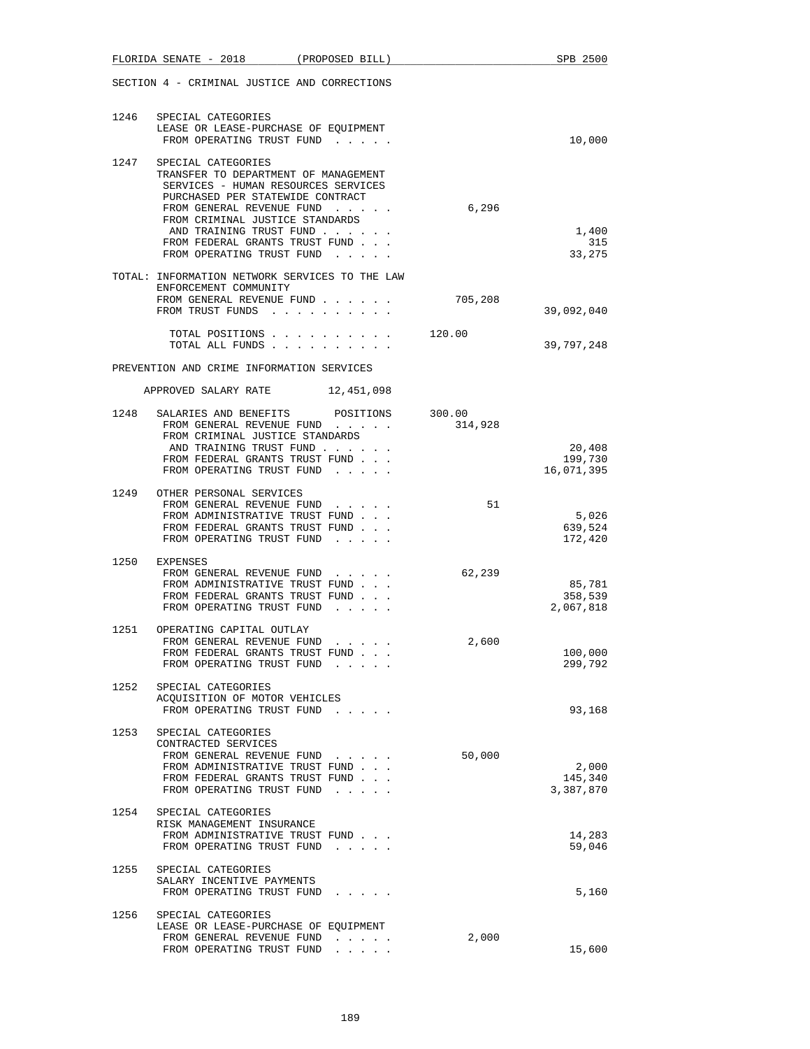SECTION 4 - CRIMINAL JUSTICE AND CORRECTIONS

| | | | |
|---|---|---|---|
| 1246 | SPECIAL CATEGORIES<br>LEASE OR LEASE-PURCHASE OF EQUIPMENT<br>FROM OPERATING TRUST FUND . . . . . | | 10,000 |
| 1247 | SPECIAL CATEGORIES<br>TRANSFER TO DEPARTMENT OF MANAGEMENT SERVICES - HUMAN RESOURCES SERVICES PURCHASED PER STATEWIDE CONTRACT<br>FROM GENERAL REVENUE FUND . . . . . | 6,296 | |
| | FROM CRIMINAL JUSTICE STANDARDS AND TRAINING TRUST FUND . . . . . . | | 1,400 |
| | FROM FEDERAL GRANTS TRUST FUND . . . | | 315 |
| | FROM OPERATING TRUST FUND . . . . . | | 33,275 |

TOTAL: INFORMATION NETWORK SERVICES TO THE LAW ENFORCEMENT COMMUNITY

| | | |
|---|---|---|
| FROM GENERAL REVENUE FUND . . . . . . | 705,208 | |
| FROM TRUST FUNDS . . . . . . . . . . | | 39,092,040 |
| TOTAL POSITIONS . . . . . . . . . . | 120.00 | |
| TOTAL ALL FUNDS . . . . . . . . . . | | 39,797,248 |

PREVENTION AND CRIME INFORMATION SERVICES

APPROVED SALARY RATE 12,451,098

| | | | |
|---|---|---|---|
| 1248 | SALARIES AND BENEFITS POSITIONS | 300.00 | |
| | FROM GENERAL REVENUE FUND . . . . . | 314,928 | |
| | FROM CRIMINAL JUSTICE STANDARDS AND TRAINING TRUST FUND . . . . . . | | 20,408 |
| | FROM FEDERAL GRANTS TRUST FUND . . . | | 199,730 |
| | FROM OPERATING TRUST FUND . . . . . | | 16,071,395 |
| 1249 | OTHER PERSONAL SERVICES<br>FROM GENERAL REVENUE FUND . . . . . | 51 | |
| | FROM ADMINISTRATIVE TRUST FUND . . . | | 5,026 |
| | FROM FEDERAL GRANTS TRUST FUND . . . | | 639,524 |
| | FROM OPERATING TRUST FUND . . . . . | | 172,420 |
| 1250 | EXPENSES<br>FROM GENERAL REVENUE FUND . . . . . | 62,239 | |
| | FROM ADMINISTRATIVE TRUST FUND . . . | | 85,781 |
| | FROM FEDERAL GRANTS TRUST FUND . . . | | 358,539 |
| | FROM OPERATING TRUST FUND . . . . . | | 2,067,818 |
| 1251 | OPERATING CAPITAL OUTLAY<br>FROM GENERAL REVENUE FUND . . . . . | 2,600 | |
| | FROM FEDERAL GRANTS TRUST FUND . . . | | 100,000 |
| | FROM OPERATING TRUST FUND . . . . . | | 299,792 |
| 1252 | SPECIAL CATEGORIES<br>ACQUISITION OF MOTOR VEHICLES<br>FROM OPERATING TRUST FUND . . . . . | | 93,168 |
| 1253 | SPECIAL CATEGORIES<br>CONTRACTED SERVICES<br>FROM GENERAL REVENUE FUND . . . . . | 50,000 | |
| | FROM ADMINISTRATIVE TRUST FUND . . . | | 2,000 |
| | FROM FEDERAL GRANTS TRUST FUND . . . | | 145,340 |
| | FROM OPERATING TRUST FUND . . . . . | | 3,387,870 |
| 1254 | SPECIAL CATEGORIES<br>RISK MANAGEMENT INSURANCE<br>FROM ADMINISTRATIVE TRUST FUND . . . | | 14,283 |
| | FROM OPERATING TRUST FUND . . . . . | | 59,046 |
| 1255 | SPECIAL CATEGORIES<br>SALARY INCENTIVE PAYMENTS<br>FROM OPERATING TRUST FUND . . . . . | | 5,160 |
| 1256 | SPECIAL CATEGORIES<br>LEASE OR LEASE-PURCHASE OF EQUIPMENT<br>FROM GENERAL REVENUE FUND . . . . . | 2,000 | |
| | FROM OPERATING TRUST FUND . . . . . | | 15,600 |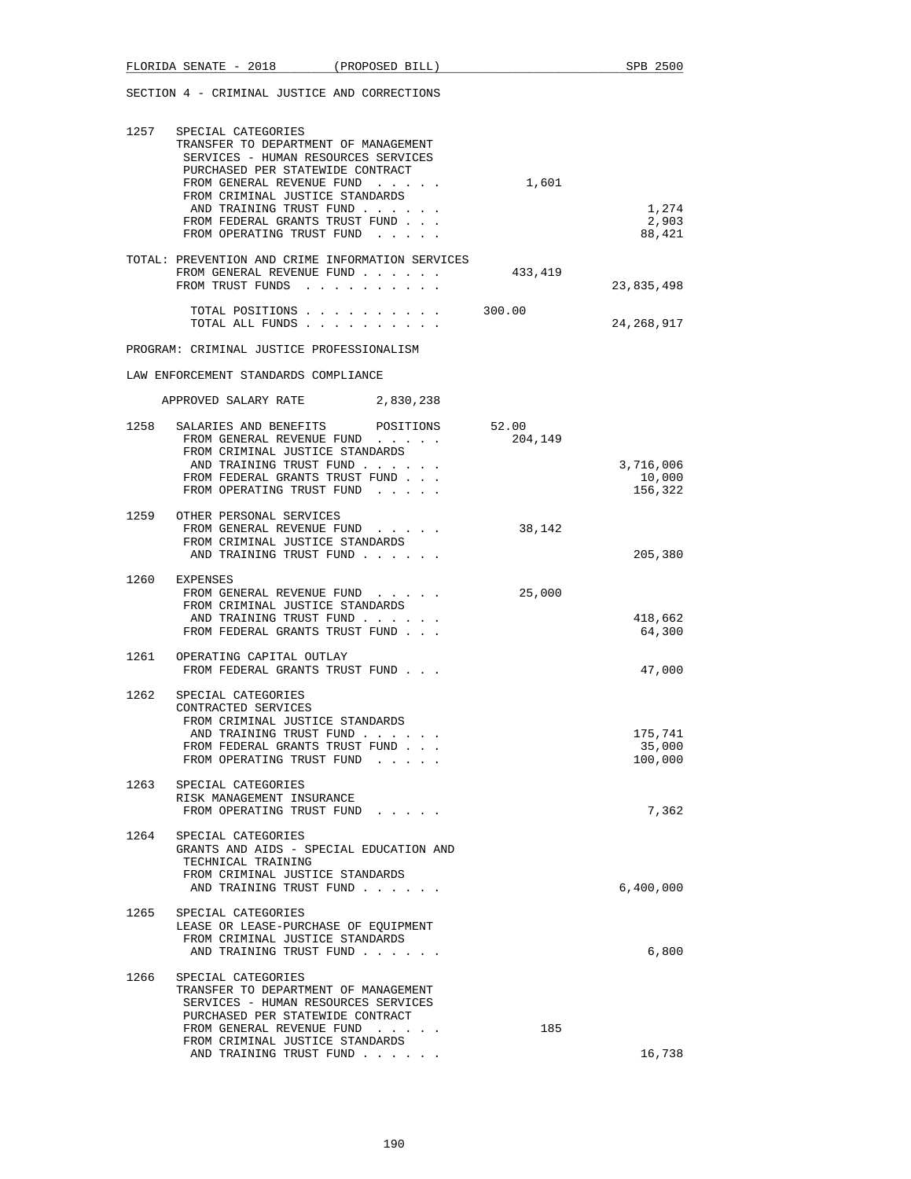SECTION 4 - CRIMINAL JUSTICE AND CORRECTIONS

| | | | |
|---|---|---|---|
| 1257 | SPECIAL CATEGORIES<br>TRANSFER TO DEPARTMENT OF MANAGEMENT SERVICES - HUMAN RESOURCES SERVICES PURCHASED PER STATEWIDE CONTRACT | | |
| | FROM GENERAL REVENUE FUND . . . . . | 1,601 | |
| | FROM CRIMINAL JUSTICE STANDARDS AND TRAINING TRUST FUND . . . . . . | | 1,274 |
| | FROM FEDERAL GRANTS TRUST FUND . . . | | 2,903 |
| | FROM OPERATING TRUST FUND . . . . . | | 88,421 |

TOTAL: PREVENTION AND CRIME INFORMATION SERVICES

| | | |
|---|---|---|
| FROM GENERAL REVENUE FUND . . . . . . | 433,419 | |
| FROM TRUST FUNDS . . . . . . . . . . | | 23,835,498 |
| TOTAL POSITIONS . . . . . . . . . . | 300.00 | |
| TOTAL ALL FUNDS . . . . . . . . . . | | 24,268,917 |

PROGRAM: CRIMINAL JUSTICE PROFESSIONALISM

LAW ENFORCEMENT STANDARDS COMPLIANCE

APPROVED SALARY RATE 2,830,238

| | | | |
|---|---|---|---|
| 1258 | SALARIES AND BENEFITS POSITIONS | 52.00 | |
| | FROM GENERAL REVENUE FUND . . . . . | 204,149 | |
| | FROM CRIMINAL JUSTICE STANDARDS AND TRAINING TRUST FUND . . . . . . | | 3,716,006 |
| | FROM FEDERAL GRANTS TRUST FUND . . . | | 10,000 |
| | FROM OPERATING TRUST FUND . . . . . | | 156,322 |
| 1259 | OTHER PERSONAL SERVICES | | |
| | FROM GENERAL REVENUE FUND . . . . . | 38,142 | |
| | FROM CRIMINAL JUSTICE STANDARDS AND TRAINING TRUST FUND . . . . . . | | 205,380 |
| 1260 | EXPENSES | | |
| | FROM GENERAL REVENUE FUND . . . . . | 25,000 | |
| | FROM CRIMINAL JUSTICE STANDARDS AND TRAINING TRUST FUND . . . . . . | | 418,662 |
| | FROM FEDERAL GRANTS TRUST FUND . . . | | 64,300 |
| 1261 | OPERATING CAPITAL OUTLAY | | |
| | FROM FEDERAL GRANTS TRUST FUND . . . | | 47,000 |
| 1262 | SPECIAL CATEGORIES<br>CONTRACTED SERVICES | | |
| | FROM CRIMINAL JUSTICE STANDARDS AND TRAINING TRUST FUND . . . . . . | | 175,741 |
| | FROM FEDERAL GRANTS TRUST FUND . . . | | 35,000 |
| | FROM OPERATING TRUST FUND . . . . . | | 100,000 |
| 1263 | SPECIAL CATEGORIES<br>RISK MANAGEMENT INSURANCE | | |
| | FROM OPERATING TRUST FUND . . . . . | | 7,362 |
| 1264 | SPECIAL CATEGORIES<br>GRANTS AND AIDS - SPECIAL EDUCATION AND TECHNICAL TRAINING | | |
| | FROM CRIMINAL JUSTICE STANDARDS AND TRAINING TRUST FUND . . . . . . | | 6,400,000 |
| 1265 | SPECIAL CATEGORIES<br>LEASE OR LEASE-PURCHASE OF EQUIPMENT | | |
| | FROM CRIMINAL JUSTICE STANDARDS AND TRAINING TRUST FUND . . . . . . | | 6,800 |
| 1266 | SPECIAL CATEGORIES<br>TRANSFER TO DEPARTMENT OF MANAGEMENT SERVICES - HUMAN RESOURCES SERVICES PURCHASED PER STATEWIDE CONTRACT | | |
| | FROM GENERAL REVENUE FUND . . . . . | 185 | |
| | FROM CRIMINAL JUSTICE STANDARDS AND TRAINING TRUST FUND . . . . . . | | 16,738 |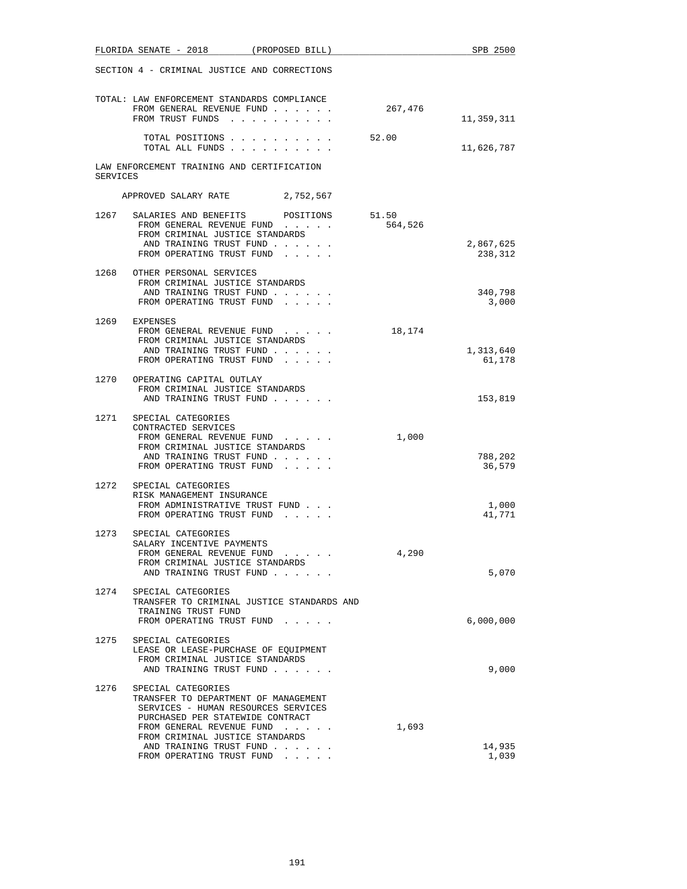SECTION 4 - CRIMINAL JUSTICE AND CORRECTIONS

| | | General Revenue | Trust Funds |
|---|---|---|---|
| TOTAL: LAW ENFORCEMENT STANDARDS COMPLIANCE | | | |
| | FROM GENERAL REVENUE FUND . . . . . . | 267,476 | |
| | FROM TRUST FUNDS . . . . . . . . . . | | 11,359,311 |
| | TOTAL POSITIONS . . . . . . . . . . | 52.00 | |
| | TOTAL ALL FUNDS . . . . . . . . . . | | 11,626,787 |

LAW ENFORCEMENT TRAINING AND CERTIFICATION SERVICES

APPROVED SALARY RATE 2,752,567

| Item | Description | | |
|---|---|---|---|
| 1267 | SALARIES AND BENEFITS POSITIONS | 51.50 | |
| | FROM GENERAL REVENUE FUND . . . . . | 564,526 | |
| | FROM CRIMINAL JUSTICE STANDARDS AND TRAINING TRUST FUND . . . . . . | | 2,867,625 |
| | FROM OPERATING TRUST FUND . . . . . | | 238,312 |
| 1268 | OTHER PERSONAL SERVICES | | |
| | FROM CRIMINAL JUSTICE STANDARDS AND TRAINING TRUST FUND . . . . . . | | 340,798 |
| | FROM OPERATING TRUST FUND . . . . . | | 3,000 |
| 1269 | EXPENSES | | |
| | FROM GENERAL REVENUE FUND . . . . . | 18,174 | |
| | FROM CRIMINAL JUSTICE STANDARDS AND TRAINING TRUST FUND . . . . . . | | 1,313,640 |
| | FROM OPERATING TRUST FUND . . . . . | | 61,178 |
| 1270 | OPERATING CAPITAL OUTLAY | | |
| | FROM CRIMINAL JUSTICE STANDARDS AND TRAINING TRUST FUND . . . . . . | | 153,819 |
| 1271 | SPECIAL CATEGORIES CONTRACTED SERVICES | | |
| | FROM GENERAL REVENUE FUND . . . . . | 1,000 | |
| | FROM CRIMINAL JUSTICE STANDARDS AND TRAINING TRUST FUND . . . . . . | | 788,202 |
| | FROM OPERATING TRUST FUND . . . . . | | 36,579 |
| 1272 | SPECIAL CATEGORIES RISK MANAGEMENT INSURANCE | | |
| | FROM ADMINISTRATIVE TRUST FUND . . . | | 1,000 |
| | FROM OPERATING TRUST FUND . . . . . | | 41,771 |
| 1273 | SPECIAL CATEGORIES SALARY INCENTIVE PAYMENTS | | |
| | FROM GENERAL REVENUE FUND . . . . . | 4,290 | |
| | FROM CRIMINAL JUSTICE STANDARDS AND TRAINING TRUST FUND . . . . . . | | 5,070 |
| 1274 | SPECIAL CATEGORIES TRANSFER TO CRIMINAL JUSTICE STANDARDS AND TRAINING TRUST FUND | | |
| | FROM OPERATING TRUST FUND . . . . . | | 6,000,000 |
| 1275 | SPECIAL CATEGORIES LEASE OR LEASE-PURCHASE OF EQUIPMENT | | |
| | FROM CRIMINAL JUSTICE STANDARDS AND TRAINING TRUST FUND . . . . . . | | 9,000 |
| 1276 | SPECIAL CATEGORIES TRANSFER TO DEPARTMENT OF MANAGEMENT SERVICES - HUMAN RESOURCES SERVICES PURCHASED PER STATEWIDE CONTRACT | | |
| | FROM GENERAL REVENUE FUND . . . . . | 1,693 | |
| | FROM CRIMINAL JUSTICE STANDARDS AND TRAINING TRUST FUND . . . . . . | | 14,935 |
| | FROM OPERATING TRUST FUND . . . . . | | 1,039 |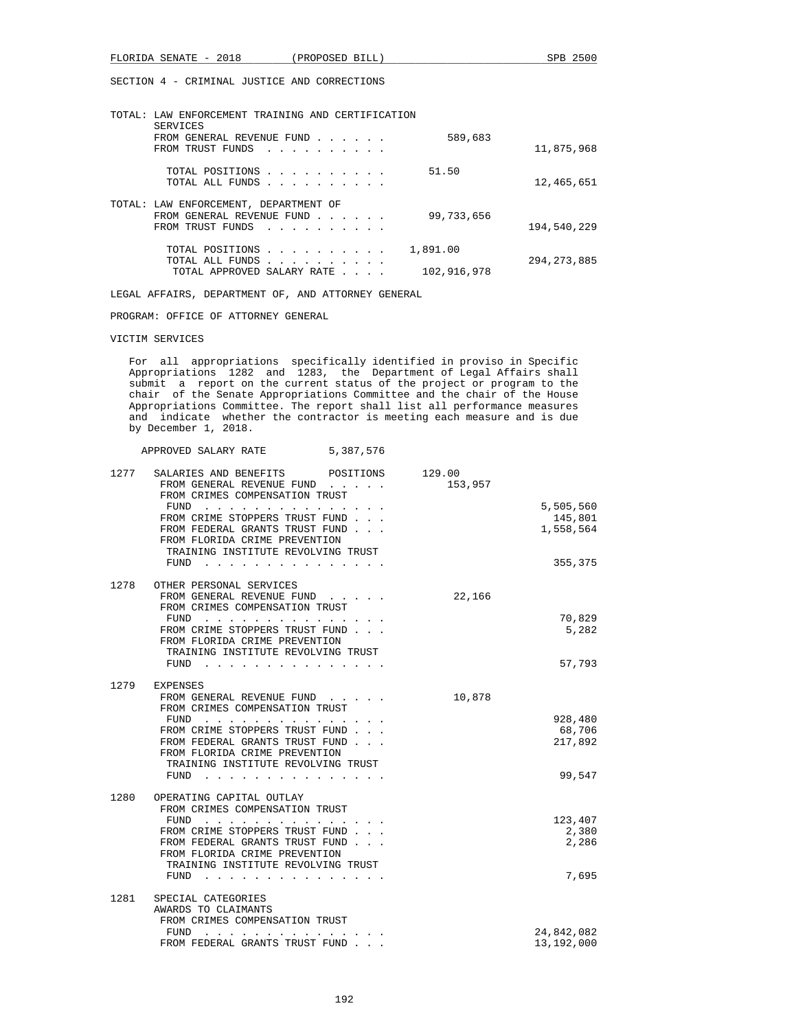SECTION 4 - CRIMINAL JUSTICE AND CORRECTIONS

TOTAL: LAW ENFORCEMENT TRAINING AND CERTIFICATION SERVICES

| | | |
|---|---|---|
| FROM GENERAL REVENUE FUND . . . . . . | 589,683 | |
| FROM TRUST FUNDS . . . . . . . . . . | | 11,875,968 |
| TOTAL POSITIONS . . . . . . . . . . | 51.50 | |
| TOTAL ALL FUNDS . . . . . . . . . . | | 12,465,651 |

TOTAL: LAW ENFORCEMENT, DEPARTMENT OF

| | | |
|---|---|---|
| FROM GENERAL REVENUE FUND . . . . . . | 99,733,656 | |
| FROM TRUST FUNDS . . . . . . . . . . | | 194,540,229 |
| TOTAL POSITIONS . . . . . . . . . . | 1,891.00 | |
| TOTAL ALL FUNDS . . . . . . . . . . | | 294,273,885 |
| TOTAL APPROVED SALARY RATE . . . . | 102,916,978 | |

LEGAL AFFAIRS, DEPARTMENT OF, AND ATTORNEY GENERAL

PROGRAM: OFFICE OF ATTORNEY GENERAL

VICTIM SERVICES

For all appropriations specifically identified in proviso in Specific Appropriations 1282 and 1283, the Department of Legal Affairs shall submit a report on the current status of the project or program to the chair of the Senate Appropriations Committee and the chair of the House Appropriations Committee. The report shall list all performance measures and indicate whether the contractor is meeting each measure and is due by December 1, 2018.

APPROVED SALARY RATE 5,387,576

| | | | |
|---|---|---|---|
| 1277 | SALARIES AND BENEFITS POSITIONS | 129.00 | |
| | FROM GENERAL REVENUE FUND . . . . . | 153,957 | |
| | FROM CRIMES COMPENSATION TRUST FUND . . . . . . . . . . . . . . . | | 5,505,560 |
| | FROM CRIME STOPPERS TRUST FUND . . . | | 145,801 |
| | FROM FEDERAL GRANTS TRUST FUND . . . | | 1,558,564 |
| | FROM FLORIDA CRIME PREVENTION TRAINING INSTITUTE REVOLVING TRUST FUND . . . . . . . . . . . . . . . | | 355,375 |
| 1278 | OTHER PERSONAL SERVICES | | |
| | FROM GENERAL REVENUE FUND . . . . . | 22,166 | |
| | FROM CRIMES COMPENSATION TRUST FUND . . . . . . . . . . . . . . . | | 70,829 |
| | FROM CRIME STOPPERS TRUST FUND . . . | | 5,282 |
| | FROM FLORIDA CRIME PREVENTION TRAINING INSTITUTE REVOLVING TRUST FUND . . . . . . . . . . . . . . . | | 57,793 |
| 1279 | EXPENSES | | |
| | FROM GENERAL REVENUE FUND . . . . . | 10,878 | |
| | FROM CRIMES COMPENSATION TRUST FUND . . . . . . . . . . . . . . . | | 928,480 |
| | FROM CRIME STOPPERS TRUST FUND . . . | | 68,706 |
| | FROM FEDERAL GRANTS TRUST FUND . . . | | 217,892 |
| | FROM FLORIDA CRIME PREVENTION TRAINING INSTITUTE REVOLVING TRUST FUND . . . . . . . . . . . . . . . | | 99,547 |
| 1280 | OPERATING CAPITAL OUTLAY | | |
| | FROM CRIMES COMPENSATION TRUST FUND . . . . . . . . . . . . . . . | | 123,407 |
| | FROM CRIME STOPPERS TRUST FUND . . . | | 2,380 |
| | FROM FEDERAL GRANTS TRUST FUND . . . | | 2,286 |
| | FROM FLORIDA CRIME PREVENTION TRAINING INSTITUTE REVOLVING TRUST FUND . . . . . . . . . . . . . . . | | 7,695 |
| 1281 | SPECIAL CATEGORIES AWARDS TO CLAIMANTS | | |
| | FROM CRIMES COMPENSATION TRUST FUND . . . . . . . . . . . . . . . | | 24,842,082 |
| | FROM FEDERAL GRANTS TRUST FUND . . . | | 13,192,000 |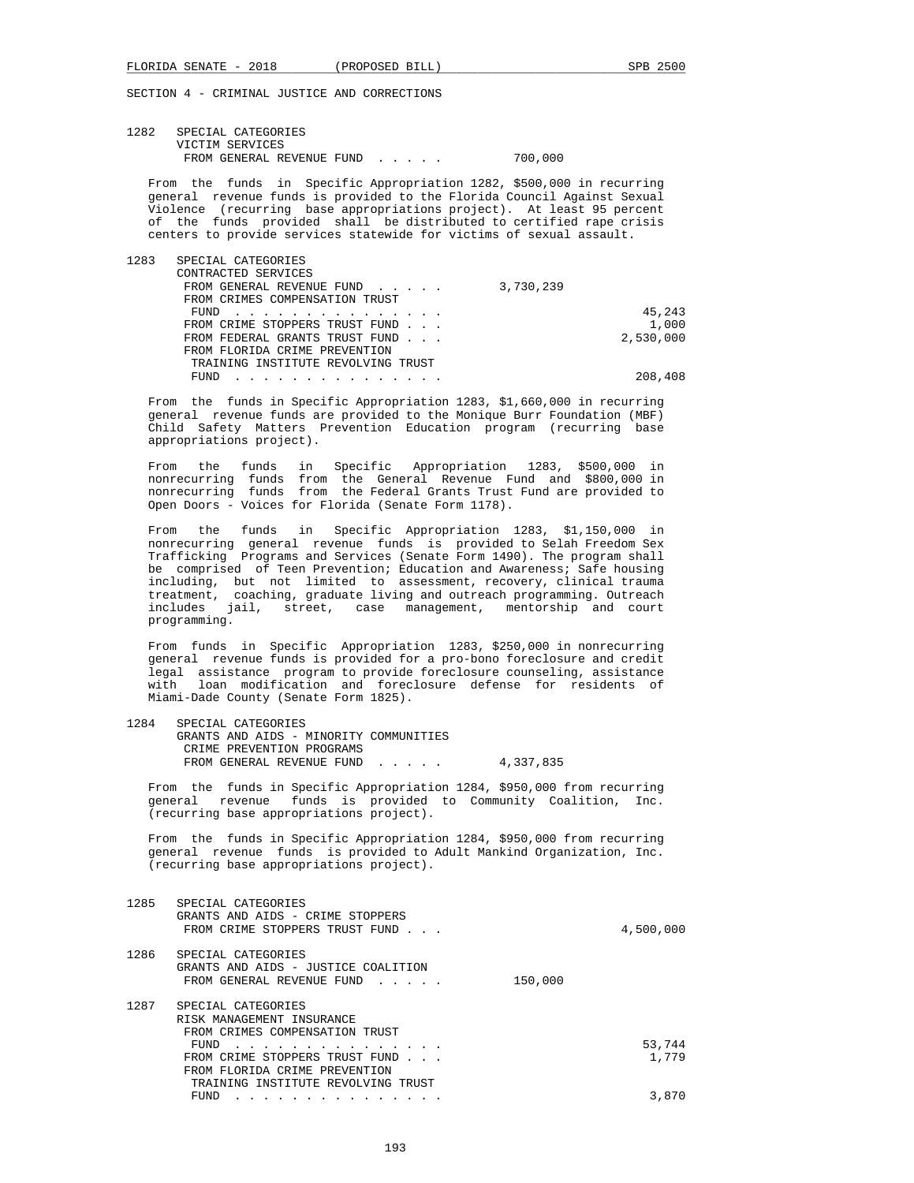SECTION 4 - CRIMINAL JUSTICE AND CORRECTIONS

1282 SPECIAL CATEGORIES
VICTIM SERVICES
FROM GENERAL REVENUE FUND . . . . . 700,000

From the funds in Specific Appropriation 1282, $500,000 in recurring general revenue funds is provided to the Florida Council Against Sexual Violence (recurring base appropriations project). At least 95 percent of the funds provided shall be distributed to certified rape crisis centers to provide services statewide for victims of sexual assault.

1283 SPECIAL CATEGORIES
CONTRACTED SERVICES

| | | |
|---|---|---|
| FROM GENERAL REVENUE FUND . . . . . | 3,730,239 | |
| FROM CRIMES COMPENSATION TRUST FUND . . . . . . . . . . . . . . . | | 45,243 |
| FROM CRIME STOPPERS TRUST FUND . . . | | 1,000 |
| FROM FEDERAL GRANTS TRUST FUND . . . | | 2,530,000 |
| FROM FLORIDA CRIME PREVENTION TRAINING INSTITUTE REVOLVING TRUST FUND . . . . . . . . . . . . . . . | | 208,408 |

From the funds in Specific Appropriation 1283, $1,660,000 in recurring general revenue funds are provided to the Monique Burr Foundation (MBF) Child Safety Matters Prevention Education program (recurring base appropriations project).

From the funds in Specific Appropriation 1283, $500,000 in nonrecurring funds from the General Revenue Fund and $800,000 in nonrecurring funds from the Federal Grants Trust Fund are provided to Open Doors - Voices for Florida (Senate Form 1178).

From the funds in Specific Appropriation 1283, $1,150,000 in nonrecurring general revenue funds is provided to Selah Freedom Sex Trafficking Programs and Services (Senate Form 1490). The program shall be comprised of Teen Prevention; Education and Awareness; Safe housing including, but not limited to assessment, recovery, clinical trauma treatment, coaching, graduate living and outreach programming. Outreach includes jail, street, case management, mentorship and court programming.

From funds in Specific Appropriation 1283, $250,000 in nonrecurring general revenue funds is provided for a pro-bono foreclosure and credit legal assistance program to provide foreclosure counseling, assistance with loan modification and foreclosure defense for residents of Miami-Dade County (Senate Form 1825).

1284 SPECIAL CATEGORIES
GRANTS AND AIDS - MINORITY COMMUNITIES CRIME PREVENTION PROGRAMS
FROM GENERAL REVENUE FUND . . . . . 4,337,835

From the funds in Specific Appropriation 1284, $950,000 from recurring general revenue funds is provided to Community Coalition, Inc. (recurring base appropriations project).

From the funds in Specific Appropriation 1284, $950,000 from recurring general revenue funds is provided to Adult Mankind Organization, Inc. (recurring base appropriations project).

1285 SPECIAL CATEGORIES
GRANTS AND AIDS - CRIME STOPPERS
FROM CRIME STOPPERS TRUST FUND . . . 4,500,000

1286 SPECIAL CATEGORIES
GRANTS AND AIDS - JUSTICE COALITION
FROM GENERAL REVENUE FUND . . . . . 150,000

1287 SPECIAL CATEGORIES
RISK MANAGEMENT INSURANCE

| | | |
|---|---|---|
| FROM CRIMES COMPENSATION TRUST FUND . . . . . . . . . . . . . . . | | 53,744 |
| FROM CRIME STOPPERS TRUST FUND . . . | | 1,779 |
| FROM FLORIDA CRIME PREVENTION TRAINING INSTITUTE REVOLVING TRUST FUND . . . . . . . . . . . . . . . | | 3,870 |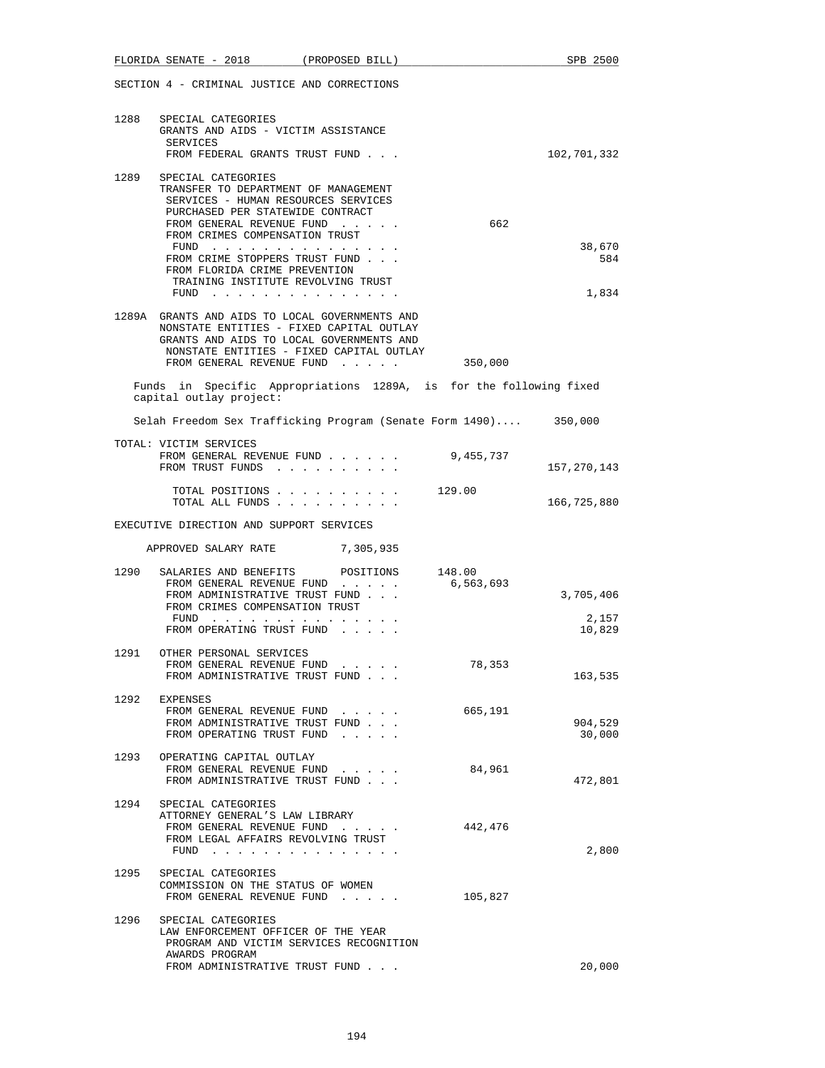SECTION 4 - CRIMINAL JUSTICE AND CORRECTIONS

```
1288   SPECIAL CATEGORIES
       GRANTS AND AIDS - VICTIM ASSISTANCE
        SERVICES
        FROM FEDERAL GRANTS TRUST FUND . . .                                102,701,332

1289   SPECIAL CATEGORIES
       TRANSFER TO DEPARTMENT OF MANAGEMENT
        SERVICES - HUMAN RESOURCES SERVICES
        PURCHASED PER STATEWIDE CONTRACT
        FROM GENERAL REVENUE FUND  . . . . .                 662
        FROM CRIMES COMPENSATION TRUST
         FUND  . . . . . . . . . . . . . . .                                     38,670
        FROM CRIME STOPPERS TRUST FUND . . .                                        584
        FROM FLORIDA CRIME PREVENTION
         TRAINING INSTITUTE REVOLVING TRUST
         FUND  . . . . . . . . . . . . . . .                                      1,834

1289A  GRANTS AND AIDS TO LOCAL GOVERNMENTS AND
       NONSTATE ENTITIES - FIXED CAPITAL OUTLAY
       GRANTS AND AIDS TO LOCAL GOVERNMENTS AND
        NONSTATE ENTITIES - FIXED CAPITAL OUTLAY
        FROM GENERAL REVENUE FUND  . . . . .             350,000
```

Funds in Specific Appropriations 1289A, is for the following fixed capital outlay project:

Selah Freedom Sex Trafficking Program (Senate Form 1490).... 350,000

```
TOTAL: VICTIM SERVICES
       FROM GENERAL REVENUE FUND . . . . . .           9,455,737
       FROM TRUST FUNDS  . . . . . . . . . .                                157,270,143

         TOTAL POSITIONS . . . . . . . . . .        129.00
         TOTAL ALL FUNDS . . . . . . . . . .                                166,725,880
```

EXECUTIVE DIRECTION AND SUPPORT SERVICES

```
     APPROVED SALARY RATE          7,305,935

1290   SALARIES AND BENEFITS       POSITIONS        148.00
        FROM GENERAL REVENUE FUND  . . . . .           6,563,693
        FROM ADMINISTRATIVE TRUST FUND . . .                                  3,705,406
        FROM CRIMES COMPENSATION TRUST
         FUND  . . . . . . . . . . . . . . .                                      2,157
        FROM OPERATING TRUST FUND  . . . . .                                     10,829

1291   OTHER PERSONAL SERVICES
        FROM GENERAL REVENUE FUND  . . . . .              78,353
        FROM ADMINISTRATIVE TRUST FUND . . .                                    163,535

1292   EXPENSES
        FROM GENERAL REVENUE FUND  . . . . .             665,191
        FROM ADMINISTRATIVE TRUST FUND . . .                                    904,529
        FROM OPERATING TRUST FUND  . . . . .                                     30,000

1293   OPERATING CAPITAL OUTLAY
        FROM GENERAL REVENUE FUND  . . . . .              84,961
        FROM ADMINISTRATIVE TRUST FUND . . .                                    472,801

1294   SPECIAL CATEGORIES
       ATTORNEY GENERAL'S LAW LIBRARY
        FROM GENERAL REVENUE FUND  . . . . .             442,476
        FROM LEGAL AFFAIRS REVOLVING TRUST
         FUND  . . . . . . . . . . . . . . .                                      2,800

1295   SPECIAL CATEGORIES
       COMMISSION ON THE STATUS OF WOMEN
        FROM GENERAL REVENUE FUND  . . . . .             105,827

1296   SPECIAL CATEGORIES
       LAW ENFORCEMENT OFFICER OF THE YEAR
        PROGRAM AND VICTIM SERVICES RECOGNITION
        AWARDS PROGRAM
        FROM ADMINISTRATIVE TRUST FUND . . .                                     20,000
```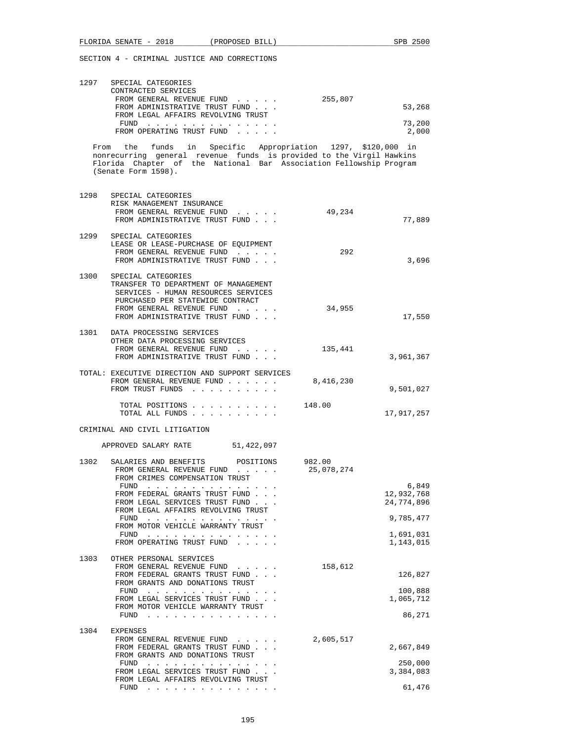SECTION 4 - CRIMINAL JUSTICE AND CORRECTIONS

| | | | |
|---|---|---|---|
| 1297 | SPECIAL CATEGORIES<br>CONTRACTED SERVICES | | |
| | FROM GENERAL REVENUE FUND . . . . . | 255,807 | |
| | FROM ADMINISTRATIVE TRUST FUND . . . | | 53,268 |
| | FROM LEGAL AFFAIRS REVOLVING TRUST FUND . . . . . . . . . . . . . . . | | 73,200 |
| | FROM OPERATING TRUST FUND . . . . . | | 2,000 |

From the funds in Specific Appropriation 1297, $120,000 in nonrecurring general revenue funds is provided to the Virgil Hawkins Florida Chapter of the National Bar Association Fellowship Program (Senate Form 1598).

| | | | |
|---|---|---|---|
| 1298 | SPECIAL CATEGORIES<br>RISK MANAGEMENT INSURANCE | | |
| | FROM GENERAL REVENUE FUND . . . . . | 49,234 | |
| | FROM ADMINISTRATIVE TRUST FUND . . . | | 77,889 |
| 1299 | SPECIAL CATEGORIES<br>LEASE OR LEASE-PURCHASE OF EQUIPMENT | | |
| | FROM GENERAL REVENUE FUND . . . . . | 292 | |
| | FROM ADMINISTRATIVE TRUST FUND . . . | | 3,696 |
| 1300 | SPECIAL CATEGORIES<br>TRANSFER TO DEPARTMENT OF MANAGEMENT SERVICES - HUMAN RESOURCES SERVICES PURCHASED PER STATEWIDE CONTRACT | | |
| | FROM GENERAL REVENUE FUND . . . . . | 34,955 | |
| | FROM ADMINISTRATIVE TRUST FUND . . . | | 17,550 |
| 1301 | DATA PROCESSING SERVICES<br>OTHER DATA PROCESSING SERVICES | | |
| | FROM GENERAL REVENUE FUND . . . . . | 135,441 | |
| | FROM ADMINISTRATIVE TRUST FUND . . . | | 3,961,367 |

TOTAL: EXECUTIVE DIRECTION AND SUPPORT SERVICES

| | | |
|---|---|---|
| FROM GENERAL REVENUE FUND . . . . . . | 8,416,230 | |
| FROM TRUST FUNDS . . . . . . . . . . | | 9,501,027 |
| TOTAL POSITIONS . . . . . . . . . . | 148.00 | |
| TOTAL ALL FUNDS . . . . . . . . . . | | 17,917,257 |

CRIMINAL AND CIVIL LITIGATION

APPROVED SALARY RATE 51,422,097

| | | | |
|---|---|---|---|
| 1302 | SALARIES AND BENEFITS POSITIONS | 982.00 | |
| | FROM GENERAL REVENUE FUND . . . . . | 25,078,274 | |
| | FROM CRIMES COMPENSATION TRUST FUND . . . . . . . . . . . . . . . | | 6,849 |
| | FROM FEDERAL GRANTS TRUST FUND . . . | | 12,932,768 |
| | FROM LEGAL SERVICES TRUST FUND . . . | | 24,774,896 |
| | FROM LEGAL AFFAIRS REVOLVING TRUST FUND . . . . . . . . . . . . . . . | | 9,785,477 |
| | FROM MOTOR VEHICLE WARRANTY TRUST FUND . . . . . . . . . . . . . . . | | 1,691,031 |
| | FROM OPERATING TRUST FUND . . . . . | | 1,143,015 |
| 1303 | OTHER PERSONAL SERVICES | | |
| | FROM GENERAL REVENUE FUND . . . . . | 158,612 | |
| | FROM FEDERAL GRANTS TRUST FUND . . . | | 126,827 |
| | FROM GRANTS AND DONATIONS TRUST FUND . . . . . . . . . . . . . . . | | 100,888 |
| | FROM LEGAL SERVICES TRUST FUND . . . | | 1,065,712 |
| | FROM MOTOR VEHICLE WARRANTY TRUST FUND . . . . . . . . . . . . . . . | | 86,271 |
| 1304 | EXPENSES | | |
| | FROM GENERAL REVENUE FUND . . . . . | 2,605,517 | |
| | FROM FEDERAL GRANTS TRUST FUND . . . | | 2,667,849 |
| | FROM GRANTS AND DONATIONS TRUST FUND . . . . . . . . . . . . . . . | | 250,000 |
| | FROM LEGAL SERVICES TRUST FUND . . . | | 3,384,083 |
| | FROM LEGAL AFFAIRS REVOLVING TRUST FUND . . . . . . . . . . . . . . . | | 61,476 |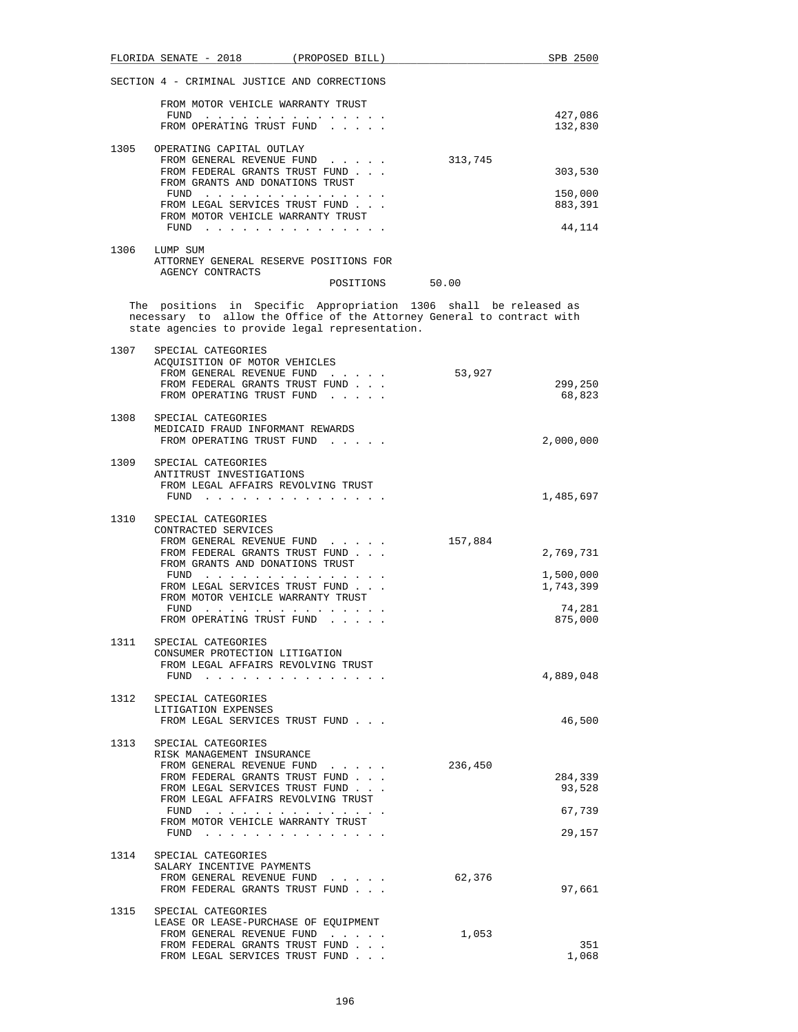SECTION 4 - CRIMINAL JUSTICE AND CORRECTIONS

| | | | |
|---|---|---|---|
| | FROM MOTOR VEHICLE WARRANTY TRUST FUND . . . . . . . . . . . . . . . | | 427,086 |
| | FROM OPERATING TRUST FUND . . . . . | | 132,830 |
| 1305 | OPERATING CAPITAL OUTLAY | | |
| | FROM GENERAL REVENUE FUND . . . . . | 313,745 | |
| | FROM FEDERAL GRANTS TRUST FUND . . . | | 303,530 |
| | FROM GRANTS AND DONATIONS TRUST FUND . . . . . . . . . . . . . . . | | 150,000 |
| | FROM LEGAL SERVICES TRUST FUND . . . | | 883,391 |
| | FROM MOTOR VEHICLE WARRANTY TRUST FUND . . . . . . . . . . . . . . . | | 44,114 |
| 1306 | LUMP SUM<br>ATTORNEY GENERAL RESERVE POSITIONS FOR AGENCY CONTRACTS | | |
| | POSITIONS | 50.00 | |

The positions in Specific Appropriation 1306 shall be released as necessary to allow the Office of the Attorney General to contract with state agencies to provide legal representation.

| | | | |
|---|---|---|---|
| 1307 | SPECIAL CATEGORIES<br>ACQUISITION OF MOTOR VEHICLES | | |
| | FROM GENERAL REVENUE FUND . . . . . | 53,927 | |
| | FROM FEDERAL GRANTS TRUST FUND . . . | | 299,250 |
| | FROM OPERATING TRUST FUND . . . . . | | 68,823 |
| 1308 | SPECIAL CATEGORIES<br>MEDICAID FRAUD INFORMANT REWARDS | | |
| | FROM OPERATING TRUST FUND . . . . . | | 2,000,000 |
| 1309 | SPECIAL CATEGORIES<br>ANTITRUST INVESTIGATIONS | | |
| | FROM LEGAL AFFAIRS REVOLVING TRUST FUND . . . . . . . . . . . . . . . | | 1,485,697 |
| 1310 | SPECIAL CATEGORIES<br>CONTRACTED SERVICES | | |
| | FROM GENERAL REVENUE FUND . . . . . | 157,884 | |
| | FROM FEDERAL GRANTS TRUST FUND . . . | | 2,769,731 |
| | FROM GRANTS AND DONATIONS TRUST FUND . . . . . . . . . . . . . . . | | 1,500,000 |
| | FROM LEGAL SERVICES TRUST FUND . . . | | 1,743,399 |
| | FROM MOTOR VEHICLE WARRANTY TRUST FUND . . . . . . . . . . . . . . . | | 74,281 |
| | FROM OPERATING TRUST FUND . . . . . | | 875,000 |
| 1311 | SPECIAL CATEGORIES<br>CONSUMER PROTECTION LITIGATION | | |
| | FROM LEGAL AFFAIRS REVOLVING TRUST FUND . . . . . . . . . . . . . . . | | 4,889,048 |
| 1312 | SPECIAL CATEGORIES<br>LITIGATION EXPENSES | | |
| | FROM LEGAL SERVICES TRUST FUND . . . | | 46,500 |
| 1313 | SPECIAL CATEGORIES<br>RISK MANAGEMENT INSURANCE | | |
| | FROM GENERAL REVENUE FUND . . . . . | 236,450 | |
| | FROM FEDERAL GRANTS TRUST FUND . . . | | 284,339 |
| | FROM LEGAL SERVICES TRUST FUND . . . | | 93,528 |
| | FROM LEGAL AFFAIRS REVOLVING TRUST FUND . . . . . . . . . . . . . . . | | 67,739 |
| | FROM MOTOR VEHICLE WARRANTY TRUST FUND . . . . . . . . . . . . . . . | | 29,157 |
| 1314 | SPECIAL CATEGORIES<br>SALARY INCENTIVE PAYMENTS | | |
| | FROM GENERAL REVENUE FUND . . . . . | 62,376 | |
| | FROM FEDERAL GRANTS TRUST FUND . . . | | 97,661 |
| 1315 | SPECIAL CATEGORIES<br>LEASE OR LEASE-PURCHASE OF EQUIPMENT | | |
| | FROM GENERAL REVENUE FUND . . . . . | 1,053 | |
| | FROM FEDERAL GRANTS TRUST FUND . . . | | 351 |
| | FROM LEGAL SERVICES TRUST FUND . . . | | 1,068 |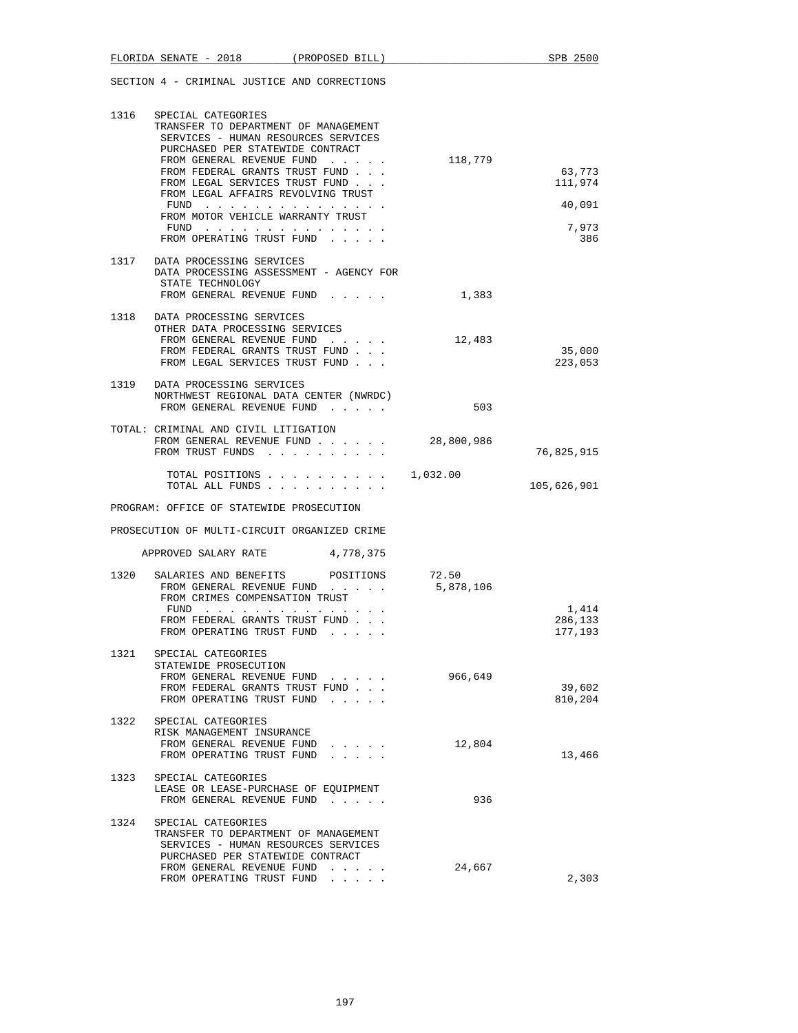SECTION 4 - CRIMINAL JUSTICE AND CORRECTIONS

| | | General Revenue | Trust Funds |
|---|---|---|---|
| 1316 | SPECIAL CATEGORIES TRANSFER TO DEPARTMENT OF MANAGEMENT SERVICES - HUMAN RESOURCES SERVICES PURCHASED PER STATEWIDE CONTRACT | | |
| | FROM GENERAL REVENUE FUND . . . . . | 118,779 | |
| | FROM FEDERAL GRANTS TRUST FUND . . . | | 63,773 |
| | FROM LEGAL SERVICES TRUST FUND . . . | | 111,974 |
| | FROM LEGAL AFFAIRS REVOLVING TRUST FUND . . . . . . . . . . . . . . . | | 40,091 |
| | FROM MOTOR VEHICLE WARRANTY TRUST FUND . . . . . . . . . . . . . . . | | 7,973 |
| | FROM OPERATING TRUST FUND . . . . . | | 386 |
| 1317 | DATA PROCESSING SERVICES DATA PROCESSING ASSESSMENT - AGENCY FOR STATE TECHNOLOGY | | |
| | FROM GENERAL REVENUE FUND . . . . . | 1,383 | |
| 1318 | DATA PROCESSING SERVICES OTHER DATA PROCESSING SERVICES | | |
| | FROM GENERAL REVENUE FUND . . . . . | 12,483 | |
| | FROM FEDERAL GRANTS TRUST FUND . . . | | 35,000 |
| | FROM LEGAL SERVICES TRUST FUND . . . | | 223,053 |
| 1319 | DATA PROCESSING SERVICES NORTHWEST REGIONAL DATA CENTER (NWRDC) | | |
| | FROM GENERAL REVENUE FUND . . . . . | 503 | |
| TOTAL: | CRIMINAL AND CIVIL LITIGATION | | |
| | FROM GENERAL REVENUE FUND . . . . . . | 28,800,986 | |
| | FROM TRUST FUNDS . . . . . . . . . . | | 76,825,915 |
| | TOTAL POSITIONS . . . . . . . . . . | 1,032.00 | |
| | TOTAL ALL FUNDS . . . . . . . . . . | | 105,626,901 |

PROGRAM: OFFICE OF STATEWIDE PROSECUTION

PROSECUTION OF MULTI-CIRCUIT ORGANIZED CRIME

APPROVED SALARY RATE 4,778,375

| | | General Revenue | Trust Funds |
|---|---|---|---|
| 1320 | SALARIES AND BENEFITS POSITIONS | 72.50 | |
| | FROM GENERAL REVENUE FUND . . . . . | 5,878,106 | |
| | FROM CRIMES COMPENSATION TRUST FUND . . . . . . . . . . . . . . . | | 1,414 |
| | FROM FEDERAL GRANTS TRUST FUND . . . | | 286,133 |
| | FROM OPERATING TRUST FUND . . . . . | | 177,193 |
| 1321 | SPECIAL CATEGORIES STATEWIDE PROSECUTION | | |
| | FROM GENERAL REVENUE FUND . . . . . | 966,649 | |
| | FROM FEDERAL GRANTS TRUST FUND . . . | | 39,602 |
| | FROM OPERATING TRUST FUND . . . . . | | 810,204 |
| 1322 | SPECIAL CATEGORIES RISK MANAGEMENT INSURANCE | | |
| | FROM GENERAL REVENUE FUND . . . . . | 12,804 | |
| | FROM OPERATING TRUST FUND . . . . . | | 13,466 |
| 1323 | SPECIAL CATEGORIES LEASE OR LEASE-PURCHASE OF EQUIPMENT | | |
| | FROM GENERAL REVENUE FUND . . . . . | 936 | |
| 1324 | SPECIAL CATEGORIES TRANSFER TO DEPARTMENT OF MANAGEMENT SERVICES - HUMAN RESOURCES SERVICES PURCHASED PER STATEWIDE CONTRACT | | |
| | FROM GENERAL REVENUE FUND . . . . . | 24,667 | |
| | FROM OPERATING TRUST FUND . . . . . | | 2,303 |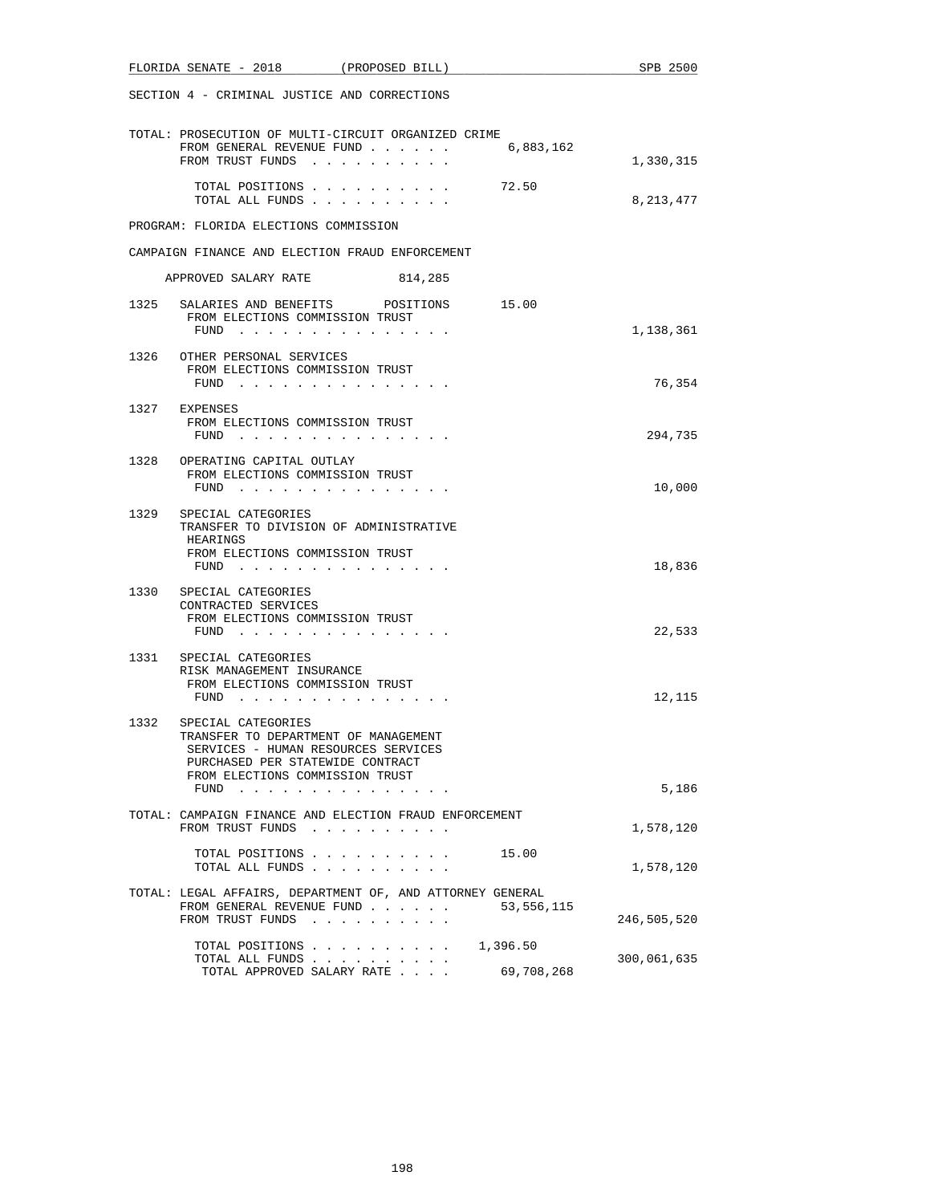SECTION 4 - CRIMINAL JUSTICE AND CORRECTIONS

TOTAL: PROSECUTION OF MULTI-CIRCUIT ORGANIZED CRIME

| | | |
|---|---|---|
| FROM GENERAL REVENUE FUND . . . . . . | 6,883,162 | |
| FROM TRUST FUNDS . . . . . . . . . . | | 1,330,315 |
| TOTAL POSITIONS . . . . . . . . . . | 72.50 | |
| TOTAL ALL FUNDS . . . . . . . . . . | | 8,213,477 |

PROGRAM: FLORIDA ELECTIONS COMMISSION

CAMPAIGN FINANCE AND ELECTION FRAUD ENFORCEMENT

APPROVED SALARY RATE 814,285

| | | | |
|---|---|---|---|
| 1325 | SALARIES AND BENEFITS POSITIONS FROM ELECTIONS COMMISSION TRUST FUND . . . . . . . . . . . . . . . | 15.00 | 1,138,361 |
| 1326 | OTHER PERSONAL SERVICES FROM ELECTIONS COMMISSION TRUST FUND . . . . . . . . . . . . . . . | | 76,354 |
| 1327 | EXPENSES FROM ELECTIONS COMMISSION TRUST FUND . . . . . . . . . . . . . . . | | 294,735 |
| 1328 | OPERATING CAPITAL OUTLAY FROM ELECTIONS COMMISSION TRUST FUND . . . . . . . . . . . . . . . | | 10,000 |
| 1329 | SPECIAL CATEGORIES TRANSFER TO DIVISION OF ADMINISTRATIVE HEARINGS FROM ELECTIONS COMMISSION TRUST FUND . . . . . . . . . . . . . . . | | 18,836 |
| 1330 | SPECIAL CATEGORIES CONTRACTED SERVICES FROM ELECTIONS COMMISSION TRUST FUND . . . . . . . . . . . . . . . | | 22,533 |
| 1331 | SPECIAL CATEGORIES RISK MANAGEMENT INSURANCE FROM ELECTIONS COMMISSION TRUST FUND . . . . . . . . . . . . . . . | | 12,115 |
| 1332 | SPECIAL CATEGORIES TRANSFER TO DEPARTMENT OF MANAGEMENT SERVICES - HUMAN RESOURCES SERVICES PURCHASED PER STATEWIDE CONTRACT FROM ELECTIONS COMMISSION TRUST FUND . . . . . . . . . . . . . . . | | 5,186 |

TOTAL: CAMPAIGN FINANCE AND ELECTION FRAUD ENFORCEMENT

| | | |
|---|---|---|
| FROM TRUST FUNDS . . . . . . . . . . | | 1,578,120 |
| TOTAL POSITIONS . . . . . . . . . . | 15.00 | |
| TOTAL ALL FUNDS . . . . . . . . . . | | 1,578,120 |

TOTAL: LEGAL AFFAIRS, DEPARTMENT OF, AND ATTORNEY GENERAL

| | | |
|---|---|---|
| FROM GENERAL REVENUE FUND . . . . . . | 53,556,115 | |
| FROM TRUST FUNDS . . . . . . . . . . | | 246,505,520 |
| TOTAL POSITIONS . . . . . . . . . . | 1,396.50 | |
| TOTAL ALL FUNDS . . . . . . . . . . | | 300,061,635 |
| TOTAL APPROVED SALARY RATE . . . . | 69,708,268 | |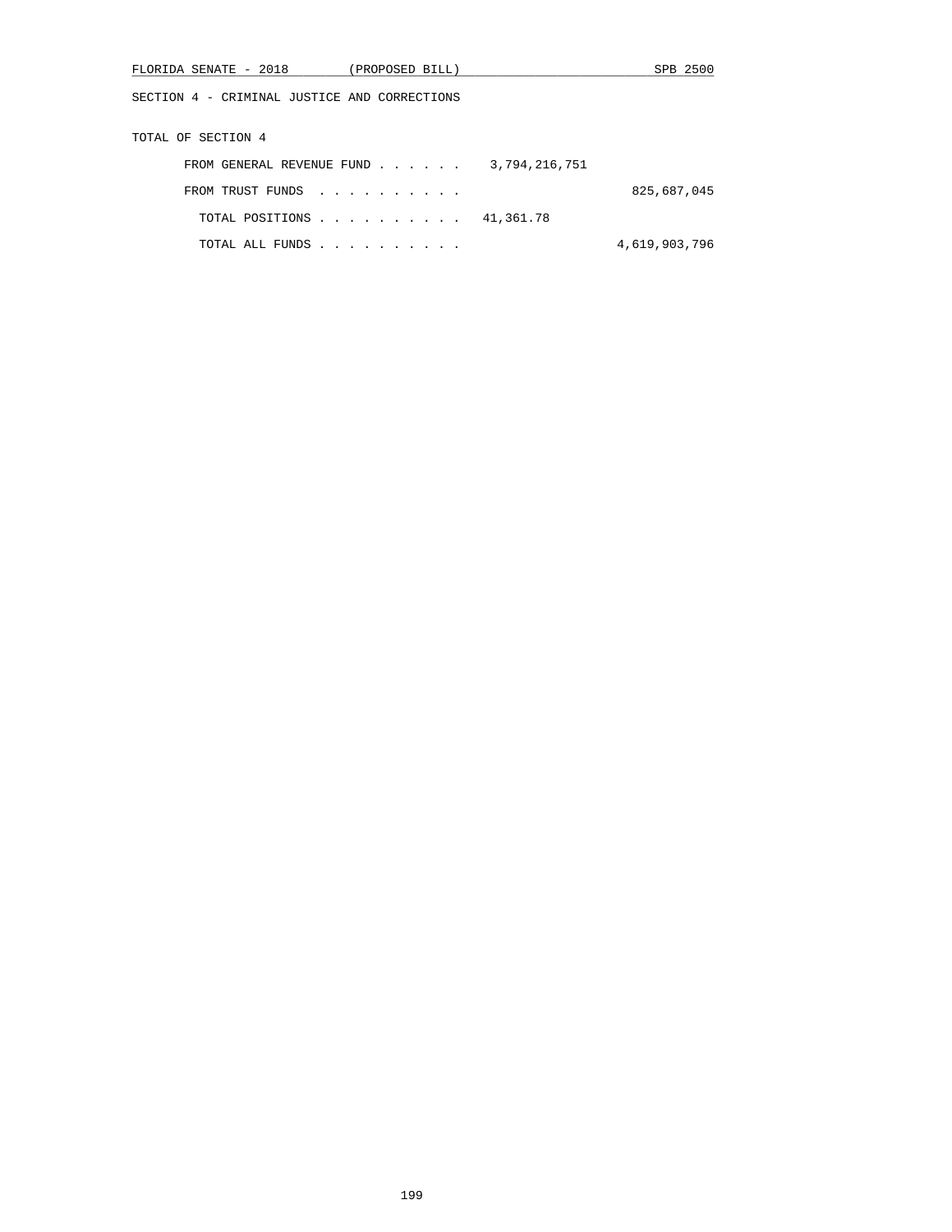SECTION 4 - CRIMINAL JUSTICE AND CORRECTIONS

TOTAL OF SECTION 4

| | | |
|---|---|---|
| FROM GENERAL REVENUE FUND . . . . . . | 3,794,216,751 | |
| FROM TRUST FUNDS . . . . . . . . . . | | 825,687,045 |
| TOTAL POSITIONS . . . . . . . . . . | 41,361.78 | |
| TOTAL ALL FUNDS . . . . . . . . . . | | 4,619,903,796 |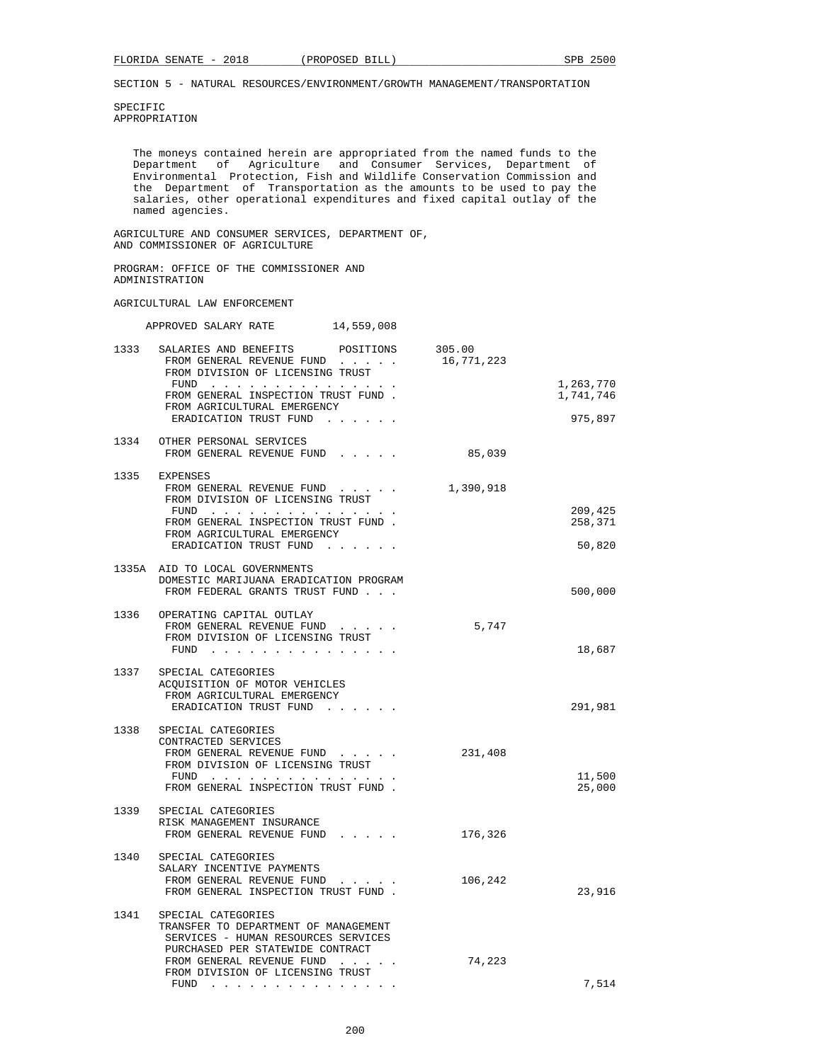SECTION 5 - NATURAL RESOURCES/ENVIRONMENT/GROWTH MANAGEMENT/TRANSPORTATION

SPECIFIC
APPROPRIATION

The moneys contained herein are appropriated from the named funds to the Department of Agriculture and Consumer Services, Department of Environmental Protection, Fish and Wildlife Conservation Commission and the Department of Transportation as the amounts to be used to pay the salaries, other operational expenditures and fixed capital outlay of the named agencies.

AGRICULTURE AND CONSUMER SERVICES, DEPARTMENT OF, AND COMMISSIONER OF AGRICULTURE

PROGRAM: OFFICE OF THE COMMISSIONER AND ADMINISTRATION

AGRICULTURAL LAW ENFORCEMENT

APPROVED SALARY RATE 14,559,008

| | | | |
|---|---|---|---|
| 1333 | SALARIES AND BENEFITS POSITIONS | 305.00 | |
| | FROM GENERAL REVENUE FUND . . . . . | 16,771,223 | |
| | FROM DIVISION OF LICENSING TRUST FUND . . . . . . . . . . . . . . . | | 1,263,770 |
| | FROM GENERAL INSPECTION TRUST FUND . | | 1,741,746 |
| | FROM AGRICULTURAL EMERGENCY ERADICATION TRUST FUND . . . . . . | | 975,897 |
| 1334 | OTHER PERSONAL SERVICES | | |
| | FROM GENERAL REVENUE FUND . . . . . | 85,039 | |
| 1335 | EXPENSES | | |
| | FROM GENERAL REVENUE FUND . . . . . | 1,390,918 | |
| | FROM DIVISION OF LICENSING TRUST FUND . . . . . . . . . . . . . . . | | 209,425 |
| | FROM GENERAL INSPECTION TRUST FUND . | | 258,371 |
| | FROM AGRICULTURAL EMERGENCY ERADICATION TRUST FUND . . . . . . | | 50,820 |
| 1335A | AID TO LOCAL GOVERNMENTS DOMESTIC MARIJUANA ERADICATION PROGRAM | | |
| | FROM FEDERAL GRANTS TRUST FUND . . . | | 500,000 |
| 1336 | OPERATING CAPITAL OUTLAY | | |
| | FROM GENERAL REVENUE FUND . . . . . | 5,747 | |
| | FROM DIVISION OF LICENSING TRUST FUND . . . . . . . . . . . . . . . | | 18,687 |
| 1337 | SPECIAL CATEGORIES ACQUISITION OF MOTOR VEHICLES | | |
| | FROM AGRICULTURAL EMERGENCY ERADICATION TRUST FUND . . . . . . | | 291,981 |
| 1338 | SPECIAL CATEGORIES CONTRACTED SERVICES | | |
| | FROM GENERAL REVENUE FUND . . . . . | 231,408 | |
| | FROM DIVISION OF LICENSING TRUST FUND . . . . . . . . . . . . . . . | | 11,500 |
| | FROM GENERAL INSPECTION TRUST FUND . | | 25,000 |
| 1339 | SPECIAL CATEGORIES RISK MANAGEMENT INSURANCE | | |
| | FROM GENERAL REVENUE FUND . . . . . | 176,326 | |
| 1340 | SPECIAL CATEGORIES SALARY INCENTIVE PAYMENTS | | |
| | FROM GENERAL REVENUE FUND . . . . . | 106,242 | |
| | FROM GENERAL INSPECTION TRUST FUND . | | 23,916 |
| 1341 | SPECIAL CATEGORIES TRANSFER TO DEPARTMENT OF MANAGEMENT SERVICES - HUMAN RESOURCES SERVICES PURCHASED PER STATEWIDE CONTRACT | | |
| | FROM GENERAL REVENUE FUND . . . . . | 74,223 | |
| | FROM DIVISION OF LICENSING TRUST FUND . . . . . . . . . . . . . . . | | 7,514 |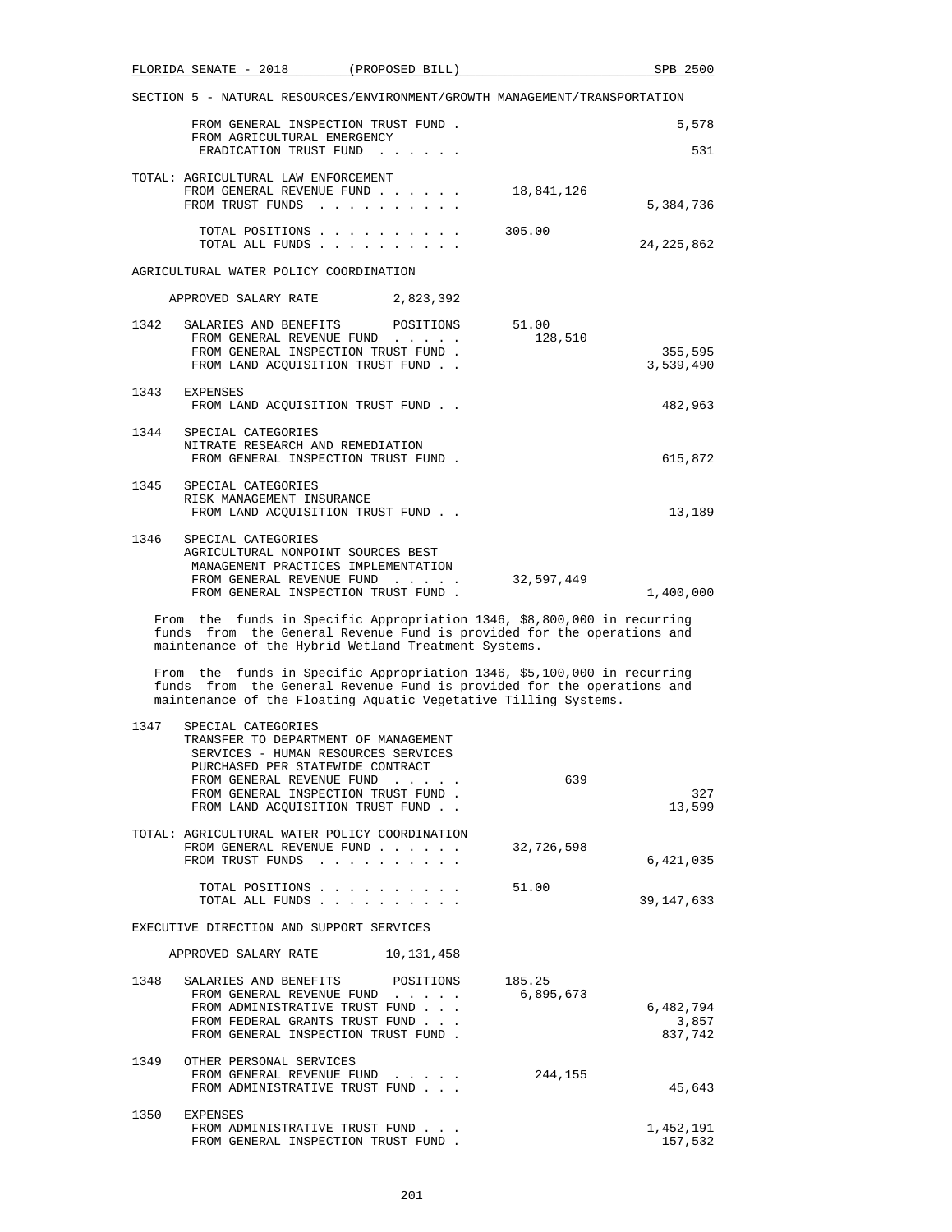SECTION 5 - NATURAL RESOURCES/ENVIRONMENT/GROWTH MANAGEMENT/TRANSPORTATION

| | | | |
|---|---|---|---|
| | FROM GENERAL INSPECTION TRUST FUND . | | 5,578 |
| | FROM AGRICULTURAL EMERGENCY ERADICATION TRUST FUND . . . . . . | | 531 |

TOTAL: AGRICULTURAL LAW ENFORCEMENT

| | | |
|---|---|---|
| FROM GENERAL REVENUE FUND . . . . . . | 18,841,126 | |
| FROM TRUST FUNDS . . . . . . . . . . | | 5,384,736 |
| TOTAL POSITIONS . . . . . . . . . . | 305.00 | |
| TOTAL ALL FUNDS . . . . . . . . . . | | 24,225,862 |

AGRICULTURAL WATER POLICY COORDINATION

APPROVED SALARY RATE 2,823,392

| | | | |
|---|---|---|---|
| 1342 | SALARIES AND BENEFITS POSITIONS | 51.00 | |
| | FROM GENERAL REVENUE FUND . . . . . | 128,510 | |
| | FROM GENERAL INSPECTION TRUST FUND . | | 355,595 |
| | FROM LAND ACQUISITION TRUST FUND . . | | 3,539,490 |
| 1343 | EXPENSES | | |
| | FROM LAND ACQUISITION TRUST FUND . . | | 482,963 |
| 1344 | SPECIAL CATEGORIES NITRATE RESEARCH AND REMEDIATION | | |
| | FROM GENERAL INSPECTION TRUST FUND . | | 615,872 |
| 1345 | SPECIAL CATEGORIES RISK MANAGEMENT INSURANCE | | |
| | FROM LAND ACQUISITION TRUST FUND . . | | 13,189 |
| 1346 | SPECIAL CATEGORIES AGRICULTURAL NONPOINT SOURCES BEST MANAGEMENT PRACTICES IMPLEMENTATION | | |
| | FROM GENERAL REVENUE FUND . . . . . | 32,597,449 | |
| | FROM GENERAL INSPECTION TRUST FUND . | | 1,400,000 |

From the funds in Specific Appropriation 1346, $8,800,000 in recurring funds from the General Revenue Fund is provided for the operations and maintenance of the Hybrid Wetland Treatment Systems.

From the funds in Specific Appropriation 1346, $5,100,000 in recurring funds from the General Revenue Fund is provided for the operations and maintenance of the Floating Aquatic Vegetative Tilling Systems.

| | | | |
|---|---|---|---|
| 1347 | SPECIAL CATEGORIES TRANSFER TO DEPARTMENT OF MANAGEMENT SERVICES - HUMAN RESOURCES SERVICES PURCHASED PER STATEWIDE CONTRACT | | |
| | FROM GENERAL REVENUE FUND . . . . . | 639 | |
| | FROM GENERAL INSPECTION TRUST FUND . | | 327 |
| | FROM LAND ACQUISITION TRUST FUND . . | | 13,599 |

TOTAL: AGRICULTURAL WATER POLICY COORDINATION

| | | |
|---|---|---|
| FROM GENERAL REVENUE FUND . . . . . . | 32,726,598 | |
| FROM TRUST FUNDS . . . . . . . . . . | | 6,421,035 |
| TOTAL POSITIONS . . . . . . . . . . | 51.00 | |
| TOTAL ALL FUNDS . . . . . . . . . . | | 39,147,633 |

EXECUTIVE DIRECTION AND SUPPORT SERVICES

APPROVED SALARY RATE 10,131,458

| | | | |
|---|---|---|---|
| 1348 | SALARIES AND BENEFITS POSITIONS | 185.25 | |
| | FROM GENERAL REVENUE FUND . . . . . | 6,895,673 | |
| | FROM ADMINISTRATIVE TRUST FUND . . . | | 6,482,794 |
| | FROM FEDERAL GRANTS TRUST FUND . . . | | 3,857 |
| | FROM GENERAL INSPECTION TRUST FUND . | | 837,742 |
| 1349 | OTHER PERSONAL SERVICES | | |
| | FROM GENERAL REVENUE FUND . . . . . | 244,155 | |
| | FROM ADMINISTRATIVE TRUST FUND . . . | | 45,643 |
| 1350 | EXPENSES | | |
| | FROM ADMINISTRATIVE TRUST FUND . . . | | 1,452,191 |
| | FROM GENERAL INSPECTION TRUST FUND . | | 157,532 |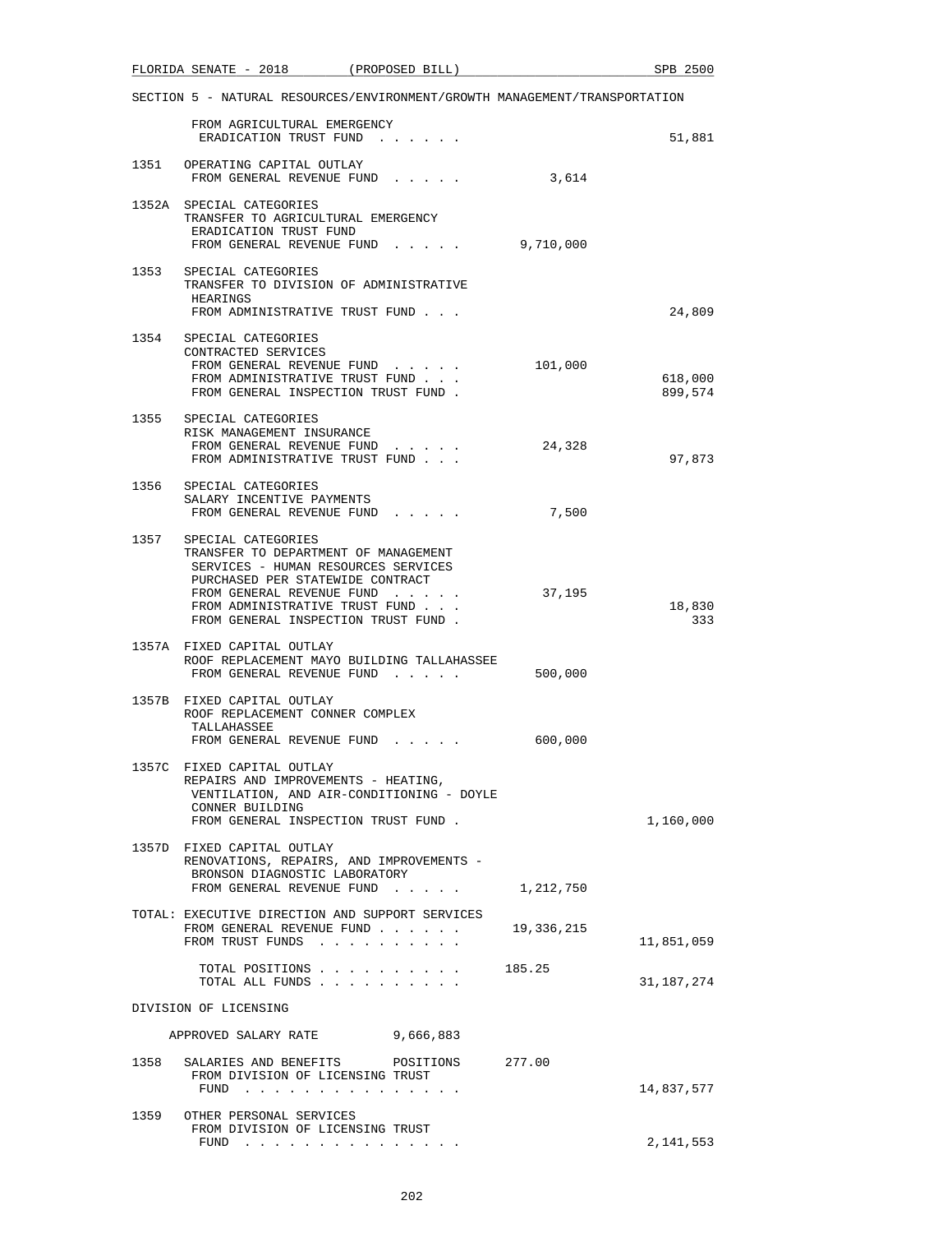SECTION 5 - NATURAL RESOURCES/ENVIRONMENT/GROWTH MANAGEMENT/TRANSPORTATION

| | | General Revenue | Trust Funds |
|---|---|---|---|
| | FROM AGRICULTURAL EMERGENCY ERADICATION TRUST FUND . . . . . . | | 51,881 |
| 1351 | OPERATING CAPITAL OUTLAY FROM GENERAL REVENUE FUND . . . . . | 3,614 | |
| 1352A | SPECIAL CATEGORIES TRANSFER TO AGRICULTURAL EMERGENCY ERADICATION TRUST FUND FROM GENERAL REVENUE FUND . . . . . | 9,710,000 | |
| 1353 | SPECIAL CATEGORIES TRANSFER TO DIVISION OF ADMINISTRATIVE HEARINGS FROM ADMINISTRATIVE TRUST FUND . . . | | 24,809 |
| 1354 | SPECIAL CATEGORIES CONTRACTED SERVICES FROM GENERAL REVENUE FUND . . . . . | 101,000 | |
| | FROM ADMINISTRATIVE TRUST FUND . . . | | 618,000 |
| | FROM GENERAL INSPECTION TRUST FUND . | | 899,574 |
| 1355 | SPECIAL CATEGORIES RISK MANAGEMENT INSURANCE FROM GENERAL REVENUE FUND . . . . . | 24,328 | |
| | FROM ADMINISTRATIVE TRUST FUND . . . | | 97,873 |
| 1356 | SPECIAL CATEGORIES SALARY INCENTIVE PAYMENTS FROM GENERAL REVENUE FUND . . . . . | 7,500 | |
| 1357 | SPECIAL CATEGORIES TRANSFER TO DEPARTMENT OF MANAGEMENT SERVICES - HUMAN RESOURCES SERVICES PURCHASED PER STATEWIDE CONTRACT FROM GENERAL REVENUE FUND . . . . . | 37,195 | |
| | FROM ADMINISTRATIVE TRUST FUND . . . | | 18,830 |
| | FROM GENERAL INSPECTION TRUST FUND . | | 333 |
| 1357A | FIXED CAPITAL OUTLAY ROOF REPLACEMENT MAYO BUILDING TALLAHASSEE FROM GENERAL REVENUE FUND . . . . . | 500,000 | |
| 1357B | FIXED CAPITAL OUTLAY ROOF REPLACEMENT CONNER COMPLEX TALLAHASSEE FROM GENERAL REVENUE FUND . . . . . | 600,000 | |
| 1357C | FIXED CAPITAL OUTLAY REPAIRS AND IMPROVEMENTS - HEATING, VENTILATION, AND AIR-CONDITIONING - DOYLE CONNER BUILDING FROM GENERAL INSPECTION TRUST FUND . | | 1,160,000 |
| 1357D | FIXED CAPITAL OUTLAY RENOVATIONS, REPAIRS, AND IMPROVEMENTS - BRONSON DIAGNOSTIC LABORATORY FROM GENERAL REVENUE FUND . . . . . | 1,212,750 | |

TOTAL: EXECUTIVE DIRECTION AND SUPPORT SERVICES

| | | |
|---|---|---|
| FROM GENERAL REVENUE FUND . . . . . . | 19,336,215 | |
| FROM TRUST FUNDS . . . . . . . . . . | | 11,851,059 |
| TOTAL POSITIONS . . . . . . . . . . | 185.25 | |
| TOTAL ALL FUNDS . . . . . . . . . . | | 31,187,274 |

DIVISION OF LICENSING

APPROVED SALARY RATE 9,666,883

| | | | |
|---|---|---|---|
| 1358 | SALARIES AND BENEFITS POSITIONS | 277.00 | |
| | FROM DIVISION OF LICENSING TRUST FUND . . . . . . . . . . . . . . . | | 14,837,577 |
| 1359 | OTHER PERSONAL SERVICES FROM DIVISION OF LICENSING TRUST FUND . . . . . . . . . . . . . . . | | 2,141,553 |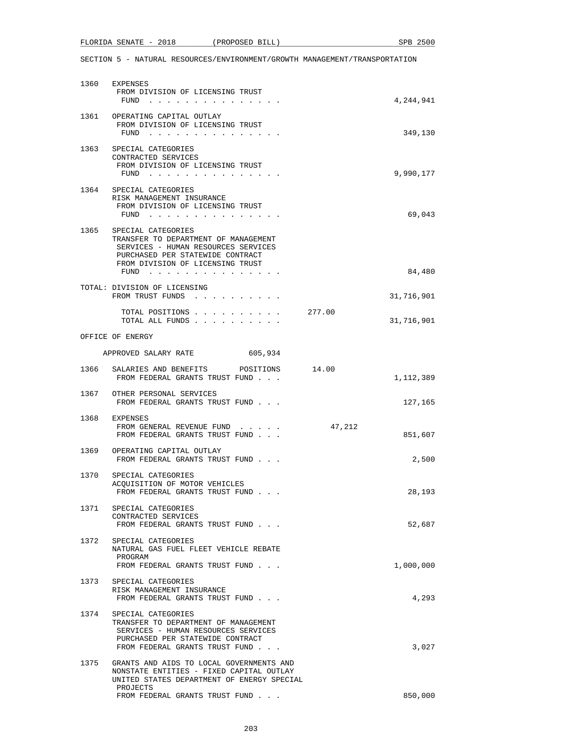SECTION 5 - NATURAL RESOURCES/ENVIRONMENT/GROWTH MANAGEMENT/TRANSPORTATION

1360 EXPENSES
FROM DIVISION OF LICENSING TRUST FUND . . . . . . . . . . . . . . . 4,244,941

1361 OPERATING CAPITAL OUTLAY
FROM DIVISION OF LICENSING TRUST FUND . . . . . . . . . . . . . . . 349,130

1363 SPECIAL CATEGORIES
CONTRACTED SERVICES
FROM DIVISION OF LICENSING TRUST FUND . . . . . . . . . . . . . . . 9,990,177

1364 SPECIAL CATEGORIES
RISK MANAGEMENT INSURANCE
FROM DIVISION OF LICENSING TRUST FUND . . . . . . . . . . . . . . . 69,043

1365 SPECIAL CATEGORIES
TRANSFER TO DEPARTMENT OF MANAGEMENT SERVICES - HUMAN RESOURCES SERVICES PURCHASED PER STATEWIDE CONTRACT
FROM DIVISION OF LICENSING TRUST FUND . . . . . . . . . . . . . . . 84,480

TOTAL: DIVISION OF LICENSING
FROM TRUST FUNDS . . . . . . . . . . 31,716,901

TOTAL POSITIONS . . . . . . . . . . 277.00
TOTAL ALL FUNDS . . . . . . . . . . 31,716,901

OFFICE OF ENERGY

APPROVED SALARY RATE 605,934

1366 SALARIES AND BENEFITS POSITIONS 14.00
FROM FEDERAL GRANTS TRUST FUND . . . 1,112,389

1367 OTHER PERSONAL SERVICES
FROM FEDERAL GRANTS TRUST FUND . . . 127,165

1368 EXPENSES
FROM GENERAL REVENUE FUND . . . . . 47,212
FROM FEDERAL GRANTS TRUST FUND . . . 851,607

1369 OPERATING CAPITAL OUTLAY
FROM FEDERAL GRANTS TRUST FUND . . . 2,500

1370 SPECIAL CATEGORIES
ACQUISITION OF MOTOR VEHICLES
FROM FEDERAL GRANTS TRUST FUND . . . 28,193

1371 SPECIAL CATEGORIES
CONTRACTED SERVICES
FROM FEDERAL GRANTS TRUST FUND . . . 52,687

1372 SPECIAL CATEGORIES
NATURAL GAS FUEL FLEET VEHICLE REBATE PROGRAM
FROM FEDERAL GRANTS TRUST FUND . . . 1,000,000

1373 SPECIAL CATEGORIES
RISK MANAGEMENT INSURANCE
FROM FEDERAL GRANTS TRUST FUND . . . 4,293

1374 SPECIAL CATEGORIES
TRANSFER TO DEPARTMENT OF MANAGEMENT SERVICES - HUMAN RESOURCES SERVICES PURCHASED PER STATEWIDE CONTRACT
FROM FEDERAL GRANTS TRUST FUND . . . 3,027

1375 GRANTS AND AIDS TO LOCAL GOVERNMENTS AND NONSTATE ENTITIES - FIXED CAPITAL OUTLAY
UNITED STATES DEPARTMENT OF ENERGY SPECIAL PROJECTS
FROM FEDERAL GRANTS TRUST FUND . . . 850,000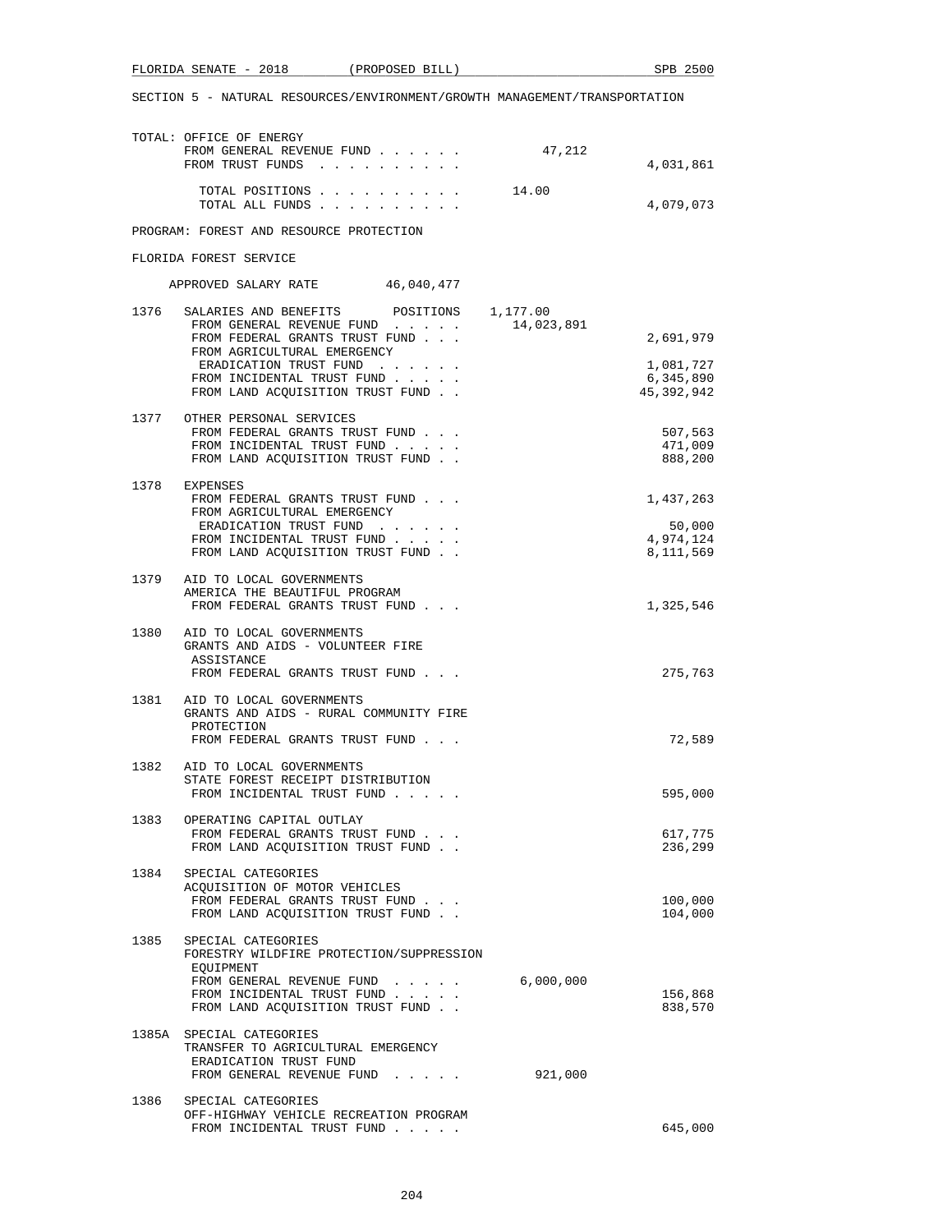SECTION 5 - NATURAL RESOURCES/ENVIRONMENT/GROWTH MANAGEMENT/TRANSPORTATION

TOTAL: OFFICE OF ENERGY

| | | General Revenue / Positions | Trust Funds / All Funds |
|---|---|---|---|
| | FROM GENERAL REVENUE FUND | 47,212 | |
| | FROM TRUST FUNDS | | 4,031,861 |
| | TOTAL POSITIONS | 14.00 | |
| | TOTAL ALL FUNDS | | 4,079,073 |

PROGRAM: FOREST AND RESOURCE PROTECTION

FLORIDA FOREST SERVICE

APPROVED SALARY RATE 46,040,477

| | | | |
|---|---|---|---|
| 1376 | SALARIES AND BENEFITS POSITIONS | 1,177.00 | |
| | FROM GENERAL REVENUE FUND | 14,023,891 | |
| | FROM FEDERAL GRANTS TRUST FUND | | 2,691,979 |
| | FROM AGRICULTURAL EMERGENCY ERADICATION TRUST FUND | | 1,081,727 |
| | FROM INCIDENTAL TRUST FUND | | 6,345,890 |
| | FROM LAND ACQUISITION TRUST FUND | | 45,392,942 |
| 1377 | OTHER PERSONAL SERVICES | | |
| | FROM FEDERAL GRANTS TRUST FUND | | 507,563 |
| | FROM INCIDENTAL TRUST FUND | | 471,009 |
| | FROM LAND ACQUISITION TRUST FUND | | 888,200 |
| 1378 | EXPENSES | | |
| | FROM FEDERAL GRANTS TRUST FUND | | 1,437,263 |
| | FROM AGRICULTURAL EMERGENCY ERADICATION TRUST FUND | | 50,000 |
| | FROM INCIDENTAL TRUST FUND | | 4,974,124 |
| | FROM LAND ACQUISITION TRUST FUND | | 8,111,569 |
| 1379 | AID TO LOCAL GOVERNMENTS AMERICA THE BEAUTIFUL PROGRAM | | |
| | FROM FEDERAL GRANTS TRUST FUND | | 1,325,546 |
| 1380 | AID TO LOCAL GOVERNMENTS GRANTS AND AIDS - VOLUNTEER FIRE ASSISTANCE | | |
| | FROM FEDERAL GRANTS TRUST FUND | | 275,763 |
| 1381 | AID TO LOCAL GOVERNMENTS GRANTS AND AIDS - RURAL COMMUNITY FIRE PROTECTION | | |
| | FROM FEDERAL GRANTS TRUST FUND | | 72,589 |
| 1382 | AID TO LOCAL GOVERNMENTS STATE FOREST RECEIPT DISTRIBUTION | | |
| | FROM INCIDENTAL TRUST FUND | | 595,000 |
| 1383 | OPERATING CAPITAL OUTLAY | | |
| | FROM FEDERAL GRANTS TRUST FUND | | 617,775 |
| | FROM LAND ACQUISITION TRUST FUND | | 236,299 |
| 1384 | SPECIAL CATEGORIES ACQUISITION OF MOTOR VEHICLES | | |
| | FROM FEDERAL GRANTS TRUST FUND | | 100,000 |
| | FROM LAND ACQUISITION TRUST FUND | | 104,000 |
| 1385 | SPECIAL CATEGORIES FORESTRY WILDFIRE PROTECTION/SUPPRESSION EQUIPMENT | | |
| | FROM GENERAL REVENUE FUND | 6,000,000 | |
| | FROM INCIDENTAL TRUST FUND | | 156,868 |
| | FROM LAND ACQUISITION TRUST FUND | | 838,570 |
| 1385A | SPECIAL CATEGORIES TRANSFER TO AGRICULTURAL EMERGENCY ERADICATION TRUST FUND | | |
| | FROM GENERAL REVENUE FUND | 921,000 | |
| 1386 | SPECIAL CATEGORIES OFF-HIGHWAY VEHICLE RECREATION PROGRAM | | |
| | FROM INCIDENTAL TRUST FUND | | 645,000 |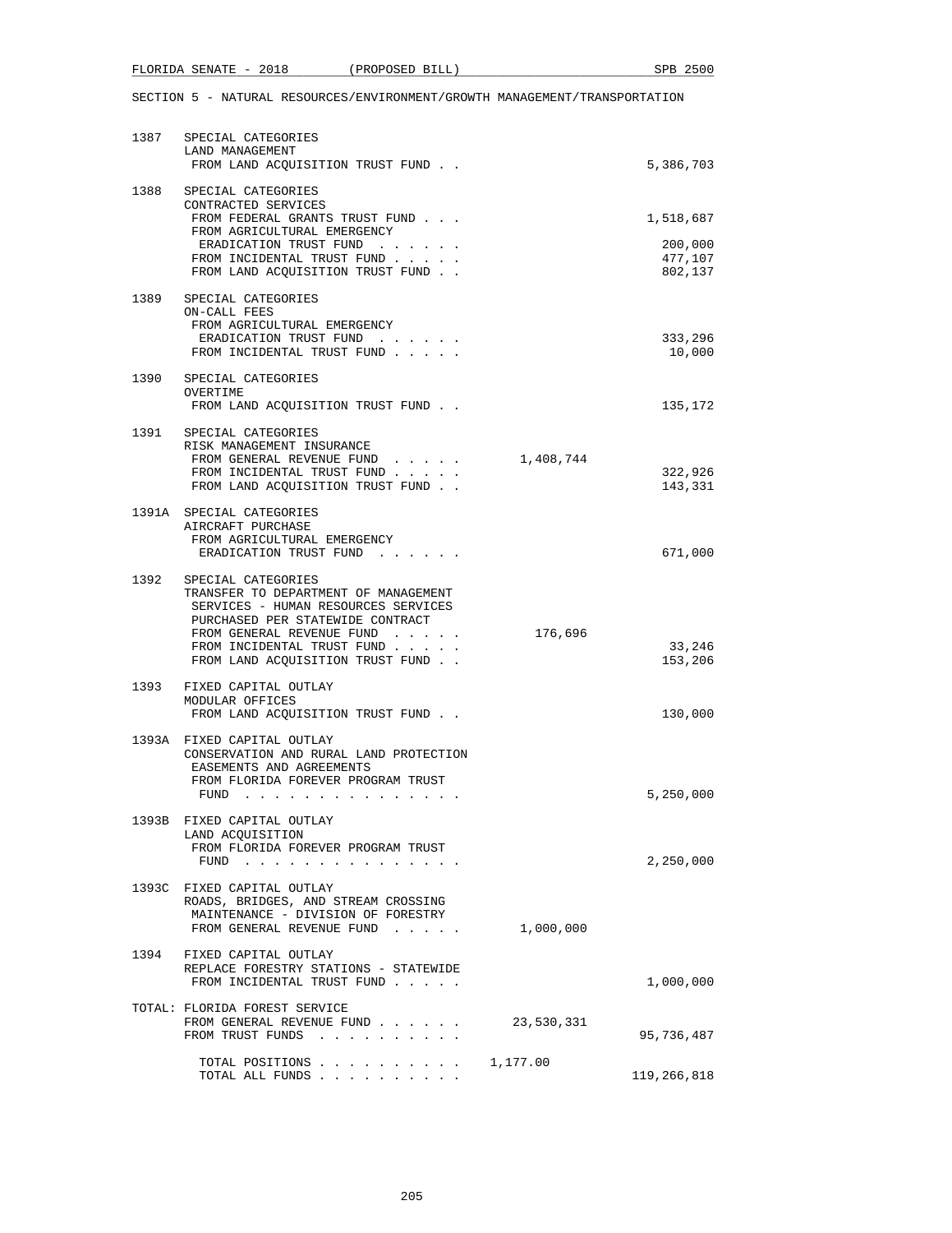SECTION 5 - NATURAL RESOURCES/ENVIRONMENT/GROWTH MANAGEMENT/TRANSPORTATION

| | | General Revenue | Trust Funds |
|---|---|---|---|
| 1387 | SPECIAL CATEGORIES<br>LAND MANAGEMENT<br>FROM LAND ACQUISITION TRUST FUND . . | | 5,386,703 |
| 1388 | SPECIAL CATEGORIES<br>CONTRACTED SERVICES<br>FROM FEDERAL GRANTS TRUST FUND . . . | | 1,518,687 |
| | FROM AGRICULTURAL EMERGENCY<br>ERADICATION TRUST FUND . . . . . . | | 200,000 |
| | FROM INCIDENTAL TRUST FUND . . . . . | | 477,107 |
| | FROM LAND ACQUISITION TRUST FUND . . | | 802,137 |
| 1389 | SPECIAL CATEGORIES<br>ON-CALL FEES<br>FROM AGRICULTURAL EMERGENCY<br>ERADICATION TRUST FUND . . . . . . | | 333,296 |
| | FROM INCIDENTAL TRUST FUND . . . . . | | 10,000 |
| 1390 | SPECIAL CATEGORIES<br>OVERTIME<br>FROM LAND ACQUISITION TRUST FUND . . | | 135,172 |
| 1391 | SPECIAL CATEGORIES<br>RISK MANAGEMENT INSURANCE<br>FROM GENERAL REVENUE FUND . . . . . | 1,408,744 | |
| | FROM INCIDENTAL TRUST FUND . . . . . | | 322,926 |
| | FROM LAND ACQUISITION TRUST FUND . . | | 143,331 |
| 1391A | SPECIAL CATEGORIES<br>AIRCRAFT PURCHASE<br>FROM AGRICULTURAL EMERGENCY<br>ERADICATION TRUST FUND . . . . . . | | 671,000 |
| 1392 | SPECIAL CATEGORIES<br>TRANSFER TO DEPARTMENT OF MANAGEMENT<br>SERVICES - HUMAN RESOURCES SERVICES<br>PURCHASED PER STATEWIDE CONTRACT<br>FROM GENERAL REVENUE FUND . . . . . | 176,696 | |
| | FROM INCIDENTAL TRUST FUND . . . . . | | 33,246 |
| | FROM LAND ACQUISITION TRUST FUND . . | | 153,206 |
| 1393 | FIXED CAPITAL OUTLAY<br>MODULAR OFFICES<br>FROM LAND ACQUISITION TRUST FUND . . | | 130,000 |
| 1393A | FIXED CAPITAL OUTLAY<br>CONSERVATION AND RURAL LAND PROTECTION<br>EASEMENTS AND AGREEMENTS<br>FROM FLORIDA FOREVER PROGRAM TRUST<br>FUND . . . . . . . . . . . . . . . | | 5,250,000 |
| 1393B | FIXED CAPITAL OUTLAY<br>LAND ACQUISITION<br>FROM FLORIDA FOREVER PROGRAM TRUST<br>FUND . . . . . . . . . . . . . . . | | 2,250,000 |
| 1393C | FIXED CAPITAL OUTLAY<br>ROADS, BRIDGES, AND STREAM CROSSING<br>MAINTENANCE - DIVISION OF FORESTRY<br>FROM GENERAL REVENUE FUND . . . . . | 1,000,000 | |
| 1394 | FIXED CAPITAL OUTLAY<br>REPLACE FORESTRY STATIONS - STATEWIDE<br>FROM INCIDENTAL TRUST FUND . . . . . | | 1,000,000 |
| TOTAL: | FLORIDA FOREST SERVICE<br>FROM GENERAL REVENUE FUND . . . . . . | 23,530,331 | |
| | FROM TRUST FUNDS . . . . . . . . . . | | 95,736,487 |
| | TOTAL POSITIONS . . . . . . . . . . | 1,177.00 | |
| | TOTAL ALL FUNDS . . . . . . . . . . | | 119,266,818 |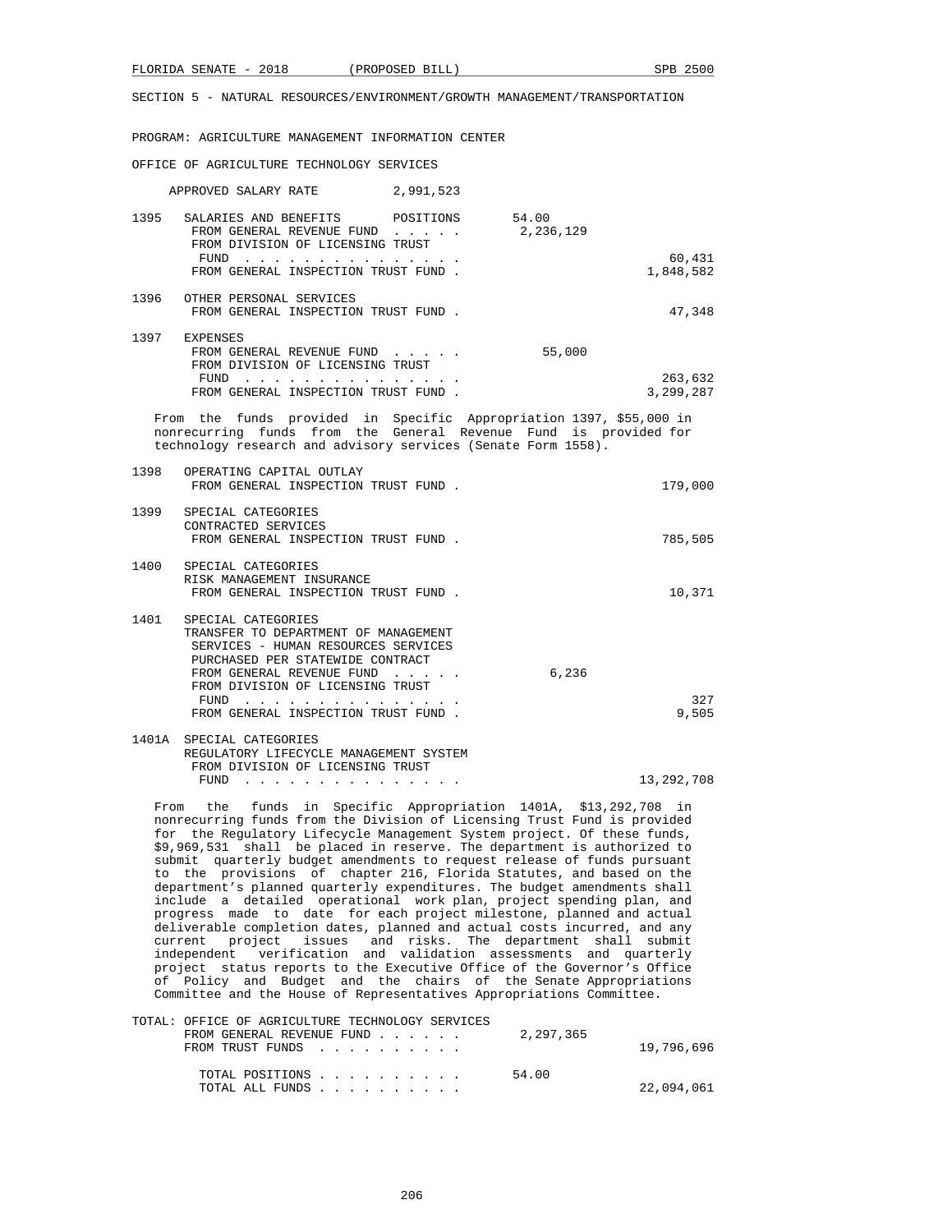SECTION 5 - NATURAL RESOURCES/ENVIRONMENT/GROWTH MANAGEMENT/TRANSPORTATION

PROGRAM: AGRICULTURE MANAGEMENT INFORMATION CENTER

OFFICE OF AGRICULTURE TECHNOLOGY SERVICES

APPROVED SALARY RATE 2,991,523

| | | | |
|---|---|---|---|
| 1395 | SALARIES AND BENEFITS POSITIONS | 54.00 | |
| | FROM GENERAL REVENUE FUND . . . . . | 2,236,129 | |
| | FROM DIVISION OF LICENSING TRUST FUND . . . . . . . . . . . . . . . | | 60,431 |
| | FROM GENERAL INSPECTION TRUST FUND . | | 1,848,582 |
| 1396 | OTHER PERSONAL SERVICES | | |
| | FROM GENERAL INSPECTION TRUST FUND . | | 47,348 |
| 1397 | EXPENSES | | |
| | FROM GENERAL REVENUE FUND . . . . . | 55,000 | |
| | FROM DIVISION OF LICENSING TRUST FUND . . . . . . . . . . . . . . . | | 263,632 |
| | FROM GENERAL INSPECTION TRUST FUND . | | 3,299,287 |

From the funds provided in Specific Appropriation 1397, $55,000 in nonrecurring funds from the General Revenue Fund is provided for technology research and advisory services (Senate Form 1558).

| | | | |
|---|---|---|---|
| 1398 | OPERATING CAPITAL OUTLAY | | |
| | FROM GENERAL INSPECTION TRUST FUND . | | 179,000 |
| 1399 | SPECIAL CATEGORIES<br>CONTRACTED SERVICES | | |
| | FROM GENERAL INSPECTION TRUST FUND . | | 785,505 |
| 1400 | SPECIAL CATEGORIES<br>RISK MANAGEMENT INSURANCE | | |
| | FROM GENERAL INSPECTION TRUST FUND . | | 10,371 |
| 1401 | SPECIAL CATEGORIES<br>TRANSFER TO DEPARTMENT OF MANAGEMENT SERVICES - HUMAN RESOURCES SERVICES PURCHASED PER STATEWIDE CONTRACT | | |
| | FROM GENERAL REVENUE FUND . . . . . | 6,236 | |
| | FROM DIVISION OF LICENSING TRUST FUND . . . . . . . . . . . . . . . | | 327 |
| | FROM GENERAL INSPECTION TRUST FUND . | | 9,505 |
| 1401A | SPECIAL CATEGORIES<br>REGULATORY LIFECYCLE MANAGEMENT SYSTEM | | |
| | FROM DIVISION OF LICENSING TRUST FUND . . . . . . . . . . . . . . . | | 13,292,708 |

From the funds in Specific Appropriation 1401A, $13,292,708 in nonrecurring funds from the Division of Licensing Trust Fund is provided for the Regulatory Lifecycle Management System project. Of these funds, $9,969,531 shall be placed in reserve. The department is authorized to submit quarterly budget amendments to request release of funds pursuant to the provisions of chapter 216, Florida Statutes, and based on the department's planned quarterly expenditures. The budget amendments shall include a detailed operational work plan, project spending plan, and progress made to date for each project milestone, planned and actual deliverable completion dates, planned and actual costs incurred, and any current project issues and risks. The department shall submit independent verification and validation assessments and quarterly project status reports to the Executive Office of the Governor's Office of Policy and Budget and the chairs of the Senate Appropriations Committee and the House of Representatives Appropriations Committee.

| | | |
|---|---|---|
| TOTAL: OFFICE OF AGRICULTURE TECHNOLOGY SERVICES | | |
| FROM GENERAL REVENUE FUND . . . . . . | 2,297,365 | |
| FROM TRUST FUNDS . . . . . . . . . . | | 19,796,696 |
| TOTAL POSITIONS . . . . . . . . . . | 54.00 | |
| TOTAL ALL FUNDS . . . . . . . . . . | | 22,094,061 |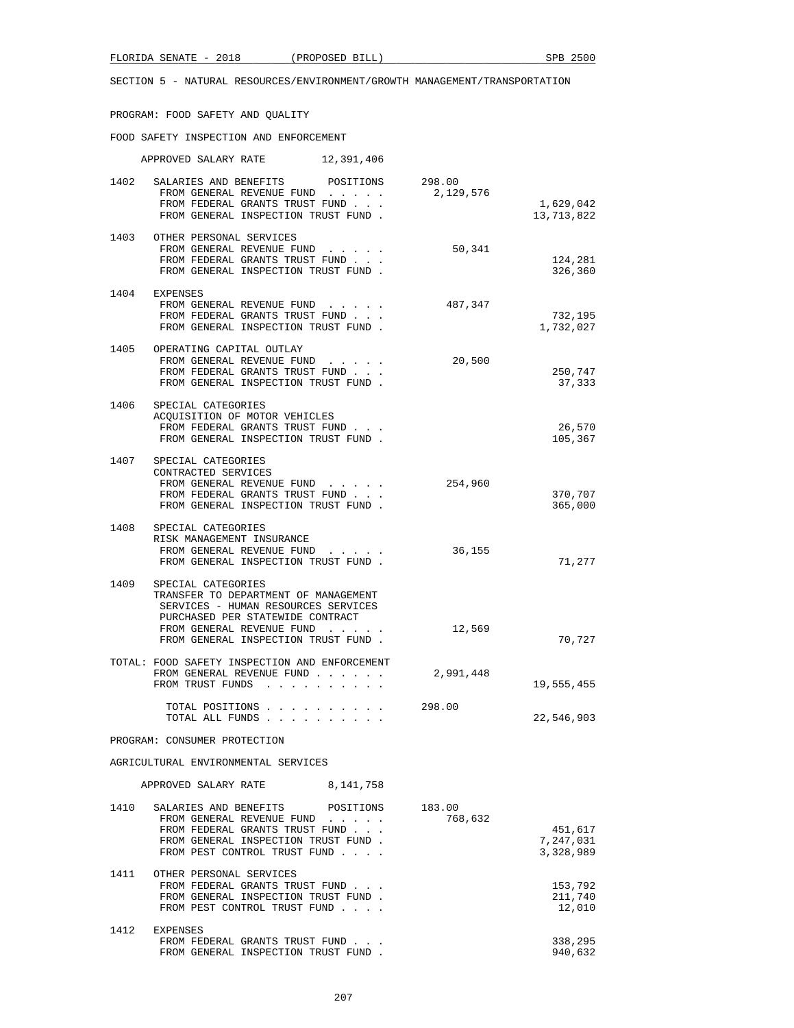SECTION 5 - NATURAL RESOURCES/ENVIRONMENT/GROWTH MANAGEMENT/TRANSPORTATION

PROGRAM: FOOD SAFETY AND QUALITY

FOOD SAFETY INSPECTION AND ENFORCEMENT

APPROVED SALARY RATE 12,391,406

| | | | |
|---|---|---|---|
| 1402 | SALARIES AND BENEFITS POSITIONS | 298.00 | |
| | FROM GENERAL REVENUE FUND | 2,129,576 | |
| | FROM FEDERAL GRANTS TRUST FUND | | 1,629,042 |
| | FROM GENERAL INSPECTION TRUST FUND | | 13,713,822 |
| 1403 | OTHER PERSONAL SERVICES | | |
| | FROM GENERAL REVENUE FUND | 50,341 | |
| | FROM FEDERAL GRANTS TRUST FUND | | 124,281 |
| | FROM GENERAL INSPECTION TRUST FUND | | 326,360 |
| 1404 | EXPENSES | | |
| | FROM GENERAL REVENUE FUND | 487,347 | |
| | FROM FEDERAL GRANTS TRUST FUND | | 732,195 |
| | FROM GENERAL INSPECTION TRUST FUND | | 1,732,027 |
| 1405 | OPERATING CAPITAL OUTLAY | | |
| | FROM GENERAL REVENUE FUND | 20,500 | |
| | FROM FEDERAL GRANTS TRUST FUND | | 250,747 |
| | FROM GENERAL INSPECTION TRUST FUND | | 37,333 |
| 1406 | SPECIAL CATEGORIES ACQUISITION OF MOTOR VEHICLES | | |
| | FROM FEDERAL GRANTS TRUST FUND | | 26,570 |
| | FROM GENERAL INSPECTION TRUST FUND | | 105,367 |
| 1407 | SPECIAL CATEGORIES CONTRACTED SERVICES | | |
| | FROM GENERAL REVENUE FUND | 254,960 | |
| | FROM FEDERAL GRANTS TRUST FUND | | 370,707 |
| | FROM GENERAL INSPECTION TRUST FUND | | 365,000 |
| 1408 | SPECIAL CATEGORIES RISK MANAGEMENT INSURANCE | | |
| | FROM GENERAL REVENUE FUND | 36,155 | |
| | FROM GENERAL INSPECTION TRUST FUND | | 71,277 |
| 1409 | SPECIAL CATEGORIES TRANSFER TO DEPARTMENT OF MANAGEMENT SERVICES - HUMAN RESOURCES SERVICES PURCHASED PER STATEWIDE CONTRACT | | |
| | FROM GENERAL REVENUE FUND | 12,569 | |
| | FROM GENERAL INSPECTION TRUST FUND | | 70,727 |

TOTAL: FOOD SAFETY INSPECTION AND ENFORCEMENT

| | | |
|---|---|---|
| FROM GENERAL REVENUE FUND | 2,991,448 | |
| FROM TRUST FUNDS | | 19,555,455 |
| TOTAL POSITIONS | 298.00 | |
| TOTAL ALL FUNDS | | 22,546,903 |

PROGRAM: CONSUMER PROTECTION

AGRICULTURAL ENVIRONMENTAL SERVICES

APPROVED SALARY RATE 8,141,758

| | | | |
|---|---|---|---|
| 1410 | SALARIES AND BENEFITS POSITIONS | 183.00 | |
| | FROM GENERAL REVENUE FUND | 768,632 | |
| | FROM FEDERAL GRANTS TRUST FUND | | 451,617 |
| | FROM GENERAL INSPECTION TRUST FUND | | 7,247,031 |
| | FROM PEST CONTROL TRUST FUND | | 3,328,989 |
| 1411 | OTHER PERSONAL SERVICES | | |
| | FROM FEDERAL GRANTS TRUST FUND | | 153,792 |
| | FROM GENERAL INSPECTION TRUST FUND | | 211,740 |
| | FROM PEST CONTROL TRUST FUND | | 12,010 |
| 1412 | EXPENSES | | |
| | FROM FEDERAL GRANTS TRUST FUND | | 338,295 |
| | FROM GENERAL INSPECTION TRUST FUND | | 940,632 |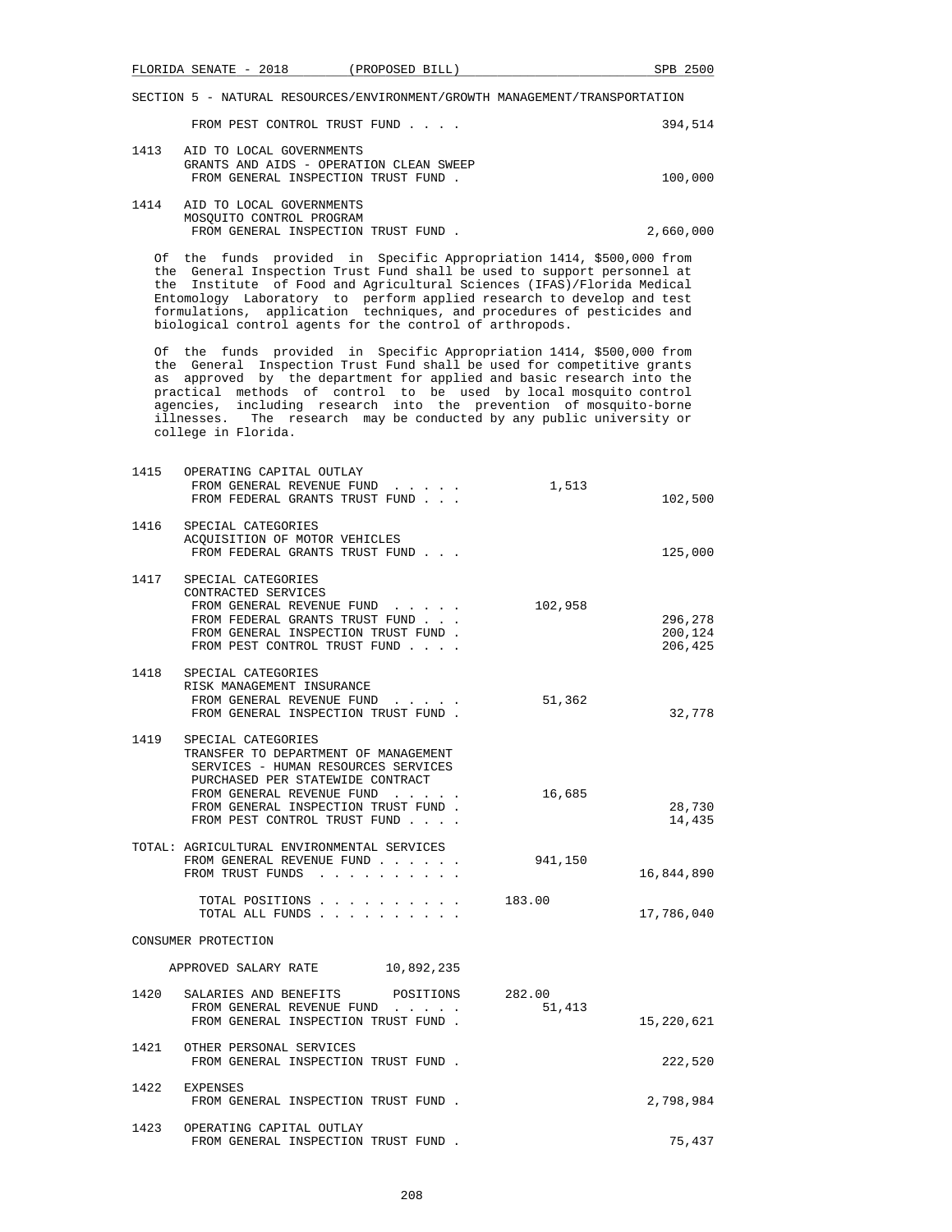SECTION 5 - NATURAL RESOURCES/ENVIRONMENT/GROWTH MANAGEMENT/TRANSPORTATION

| | | General Revenue | Trust Funds |
|---|---|---|---|
| | FROM PEST CONTROL TRUST FUND . . . . | | 394,514 |
| 1413 | AID TO LOCAL GOVERNMENTS<br>GRANTS AND AIDS - OPERATION CLEAN SWEEP<br>FROM GENERAL INSPECTION TRUST FUND . | | 100,000 |
| 1414 | AID TO LOCAL GOVERNMENTS<br>MOSQUITO CONTROL PROGRAM<br>FROM GENERAL INSPECTION TRUST FUND . | | 2,660,000 |

Of the funds provided in Specific Appropriation 1414, $500,000 from the General Inspection Trust Fund shall be used to support personnel at the Institute of Food and Agricultural Sciences (IFAS)/Florida Medical Entomology Laboratory to perform applied research to develop and test formulations, application techniques, and procedures of pesticides and biological control agents for the control of arthropods.

Of the funds provided in Specific Appropriation 1414, $500,000 from the General Inspection Trust Fund shall be used for competitive grants as approved by the department for applied and basic research into the practical methods of control to be used by local mosquito control agencies, including research into the prevention of mosquito-borne illnesses. The research may be conducted by any public university or college in Florida.

| | | General Revenue | Trust Funds |
|---|---|---|---|
| 1415 | OPERATING CAPITAL OUTLAY<br>FROM GENERAL REVENUE FUND . . . . .<br>FROM FEDERAL GRANTS TRUST FUND . . . | 1,513 | 102,500 |
| 1416 | SPECIAL CATEGORIES<br>ACQUISITION OF MOTOR VEHICLES<br>FROM FEDERAL GRANTS TRUST FUND . . . | | 125,000 |
| 1417 | SPECIAL CATEGORIES<br>CONTRACTED SERVICES<br>FROM GENERAL REVENUE FUND . . . . .<br>FROM FEDERAL GRANTS TRUST FUND . . .<br>FROM GENERAL INSPECTION TRUST FUND .<br>FROM PEST CONTROL TRUST FUND . . . . | 102,958 | 296,278<br>200,124<br>206,425 |
| 1418 | SPECIAL CATEGORIES<br>RISK MANAGEMENT INSURANCE<br>FROM GENERAL REVENUE FUND . . . . .<br>FROM GENERAL INSPECTION TRUST FUND . | 51,362 | 32,778 |
| 1419 | SPECIAL CATEGORIES<br>TRANSFER TO DEPARTMENT OF MANAGEMENT SERVICES - HUMAN RESOURCES SERVICES PURCHASED PER STATEWIDE CONTRACT<br>FROM GENERAL REVENUE FUND . . . . .<br>FROM GENERAL INSPECTION TRUST FUND .<br>FROM PEST CONTROL TRUST FUND . . . . | 16,685 | 28,730<br>14,435 |
| TOTAL: | AGRICULTURAL ENVIRONMENTAL SERVICES<br>FROM GENERAL REVENUE FUND . . . . . .<br>FROM TRUST FUNDS . . . . . . . . . | 941,150 | 16,844,890 |
| | TOTAL POSITIONS . . . . . . . . . .<br>TOTAL ALL FUNDS . . . . . . . . . . | 183.00 | 17,786,040 |

CONSUMER PROTECTION

APPROVED SALARY RATE 10,892,235

| | | General Revenue | Trust Funds |
|---|---|---|---|
| 1420 | SALARIES AND BENEFITS POSITIONS<br>FROM GENERAL REVENUE FUND . . . . .<br>FROM GENERAL INSPECTION TRUST FUND . | 282.00<br>51,413 | 15,220,621 |
| 1421 | OTHER PERSONAL SERVICES<br>FROM GENERAL INSPECTION TRUST FUND . | | 222,520 |
| 1422 | EXPENSES<br>FROM GENERAL INSPECTION TRUST FUND . | | 2,798,984 |
| 1423 | OPERATING CAPITAL OUTLAY<br>FROM GENERAL INSPECTION TRUST FUND . | | 75,437 |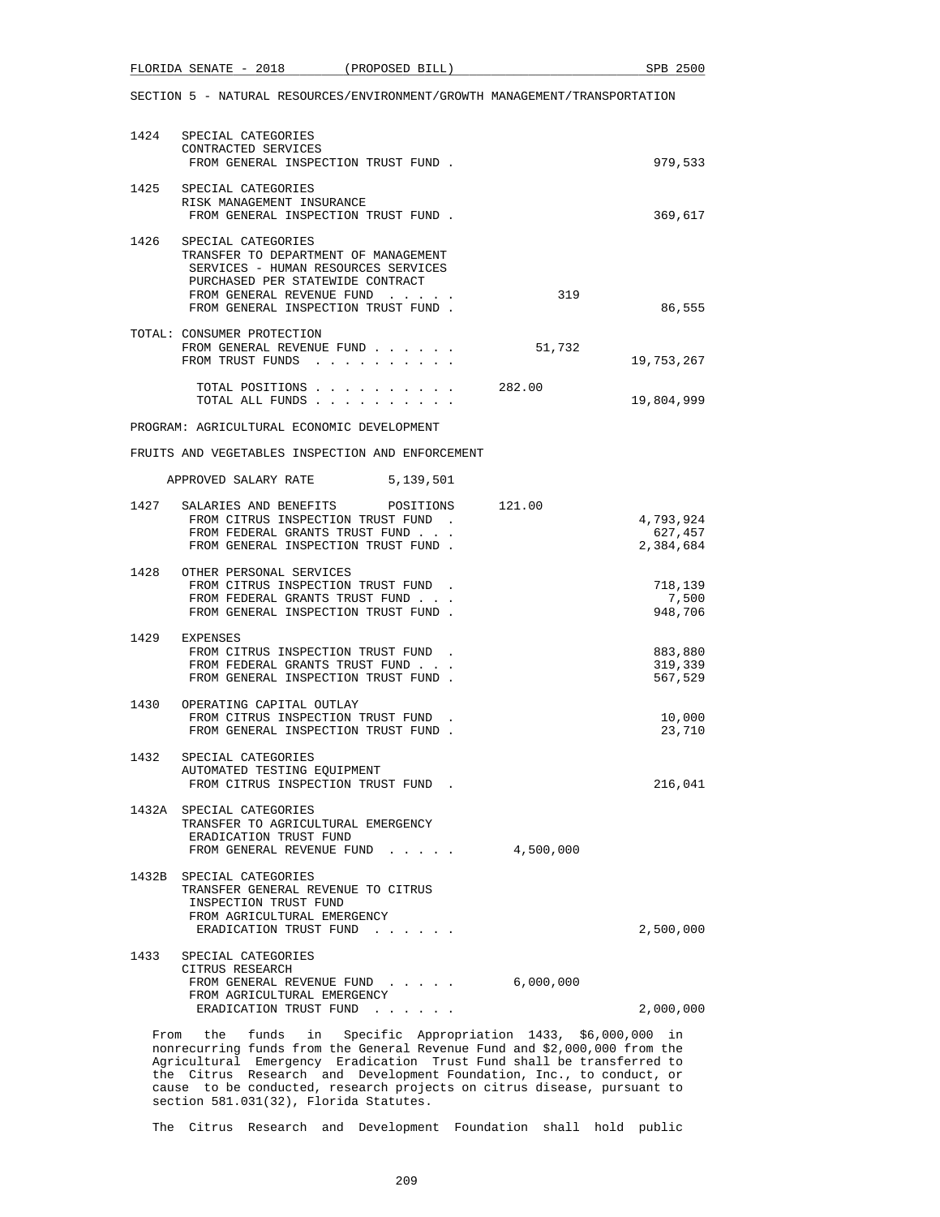SECTION 5 - NATURAL RESOURCES/ENVIRONMENT/GROWTH MANAGEMENT/TRANSPORTATION

| No. | Item | General Revenue | Trust Funds |
|---|---|---|---|
| 1424 | SPECIAL CATEGORIES<br>CONTRACTED SERVICES<br>FROM GENERAL INSPECTION TRUST FUND . | | 979,533 |
| 1425 | SPECIAL CATEGORIES<br>RISK MANAGEMENT INSURANCE<br>FROM GENERAL INSPECTION TRUST FUND . | | 369,617 |
| 1426 | SPECIAL CATEGORIES<br>TRANSFER TO DEPARTMENT OF MANAGEMENT SERVICES - HUMAN RESOURCES SERVICES PURCHASED PER STATEWIDE CONTRACT<br>FROM GENERAL REVENUE FUND . . . . .<br>FROM GENERAL INSPECTION TRUST FUND . | 319 | 86,555 |
| | TOTAL: CONSUMER PROTECTION<br>FROM GENERAL REVENUE FUND . . . . . .<br>FROM TRUST FUNDS . . . . . . . . . . | 51,732 | 19,753,267 |
| | TOTAL POSITIONS . . . . . . . . . .<br>TOTAL ALL FUNDS . . . . . . . . . . | 282.00 | 19,804,999 |

PROGRAM: AGRICULTURAL ECONOMIC DEVELOPMENT

FRUITS AND VEGETABLES INSPECTION AND ENFORCEMENT

APPROVED SALARY RATE 5,139,501

| No. | Item | General Revenue | Trust Funds |
|---|---|---|---|
| 1427 | SALARIES AND BENEFITS POSITIONS<br>FROM CITRUS INSPECTION TRUST FUND .<br>FROM FEDERAL GRANTS TRUST FUND . . .<br>FROM GENERAL INSPECTION TRUST FUND . | 121.00 | <br>4,793,924<br>627,457<br>2,384,684 |
| 1428 | OTHER PERSONAL SERVICES<br>FROM CITRUS INSPECTION TRUST FUND .<br>FROM FEDERAL GRANTS TRUST FUND . . .<br>FROM GENERAL INSPECTION TRUST FUND . | | 718,139<br>7,500<br>948,706 |
| 1429 | EXPENSES<br>FROM CITRUS INSPECTION TRUST FUND .<br>FROM FEDERAL GRANTS TRUST FUND . . .<br>FROM GENERAL INSPECTION TRUST FUND . | | 883,880<br>319,339<br>567,529 |
| 1430 | OPERATING CAPITAL OUTLAY<br>FROM CITRUS INSPECTION TRUST FUND .<br>FROM GENERAL INSPECTION TRUST FUND . | | 10,000<br>23,710 |
| 1432 | SPECIAL CATEGORIES<br>AUTOMATED TESTING EQUIPMENT<br>FROM CITRUS INSPECTION TRUST FUND . | | 216,041 |
| 1432A | SPECIAL CATEGORIES<br>TRANSFER TO AGRICULTURAL EMERGENCY ERADICATION TRUST FUND<br>FROM GENERAL REVENUE FUND . . . . . | 4,500,000 | |
| 1432B | SPECIAL CATEGORIES<br>TRANSFER GENERAL REVENUE TO CITRUS INSPECTION TRUST FUND<br>FROM AGRICULTURAL EMERGENCY ERADICATION TRUST FUND . . . . . . | | 2,500,000 |
| 1433 | SPECIAL CATEGORIES<br>CITRUS RESEARCH<br>FROM GENERAL REVENUE FUND . . . . .<br>FROM AGRICULTURAL EMERGENCY ERADICATION TRUST FUND . . . . . . | 6,000,000 | <br>2,000,000 |

From the funds in Specific Appropriation 1433, $6,000,000 in nonrecurring funds from the General Revenue Fund and $2,000,000 from the Agricultural Emergency Eradication Trust Fund shall be transferred to the Citrus Research and Development Foundation, Inc., to conduct, or cause to be conducted, research projects on citrus disease, pursuant to section 581.031(32), Florida Statutes.

The Citrus Research and Development Foundation shall hold public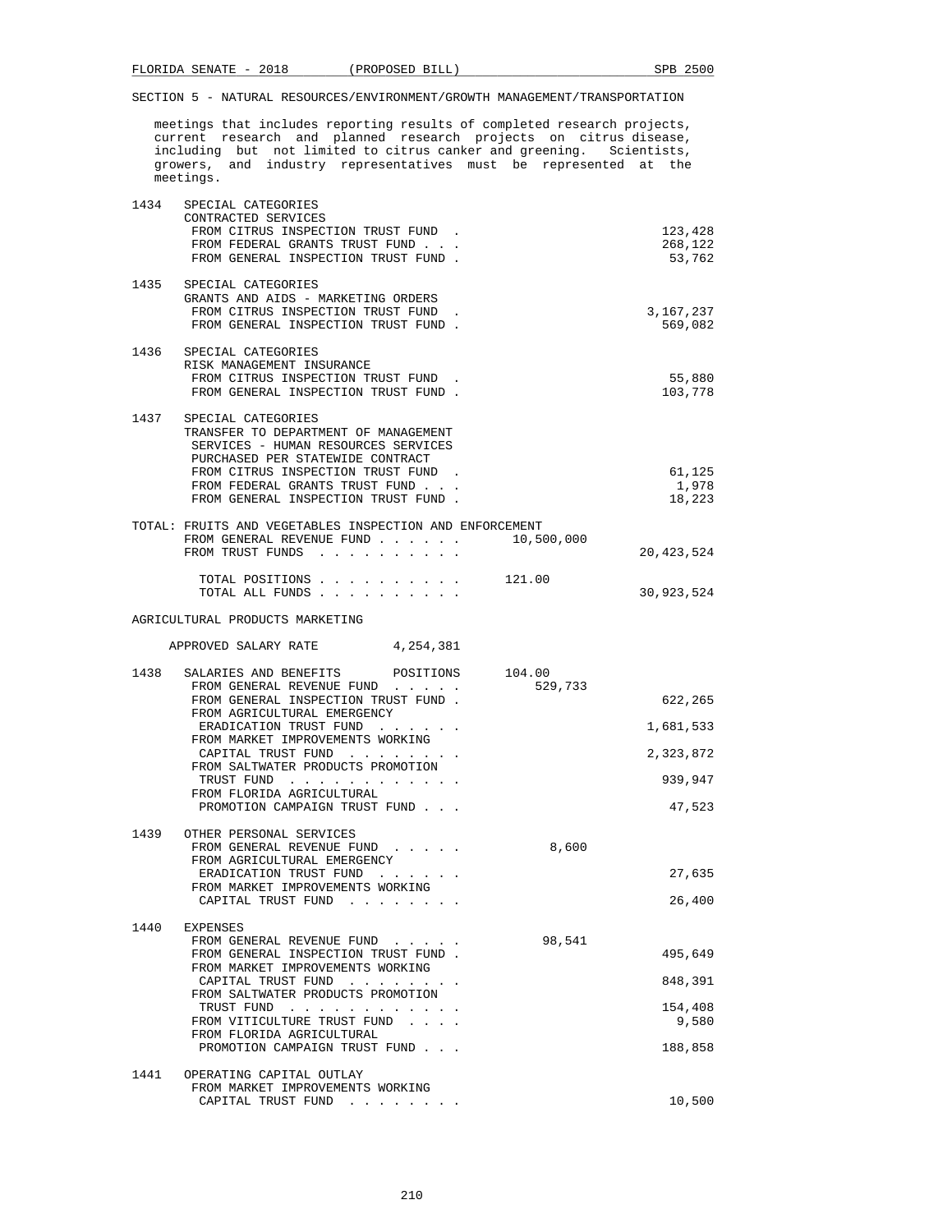SECTION 5 - NATURAL RESOURCES/ENVIRONMENT/GROWTH MANAGEMENT/TRANSPORTATION

meetings that includes reporting results of completed research projects, current research and planned research projects on citrus disease, including but not limited to citrus canker and greening. Scientists, growers, and industry representatives must be represented at the meetings.

| | | | |
|---|---|---|---|
| 1434 | SPECIAL CATEGORIES<br>CONTRACTED SERVICES | | |
| | FROM CITRUS INSPECTION TRUST FUND . | | 123,428 |
| | FROM FEDERAL GRANTS TRUST FUND . . . | | 268,122 |
| | FROM GENERAL INSPECTION TRUST FUND . | | 53,762 |
| 1435 | SPECIAL CATEGORIES<br>GRANTS AND AIDS - MARKETING ORDERS | | |
| | FROM CITRUS INSPECTION TRUST FUND . | | 3,167,237 |
| | FROM GENERAL INSPECTION TRUST FUND . | | 569,082 |
| 1436 | SPECIAL CATEGORIES<br>RISK MANAGEMENT INSURANCE | | |
| | FROM CITRUS INSPECTION TRUST FUND . | | 55,880 |
| | FROM GENERAL INSPECTION TRUST FUND . | | 103,778 |
| 1437 | SPECIAL CATEGORIES<br>TRANSFER TO DEPARTMENT OF MANAGEMENT SERVICES - HUMAN RESOURCES SERVICES PURCHASED PER STATEWIDE CONTRACT | | |
| | FROM CITRUS INSPECTION TRUST FUND . | | 61,125 |
| | FROM FEDERAL GRANTS TRUST FUND . . . | | 1,978 |
| | FROM GENERAL INSPECTION TRUST FUND . | | 18,223 |

TOTAL: FRUITS AND VEGETABLES INSPECTION AND ENFORCEMENT

| | | |
|---|---|---|
| FROM GENERAL REVENUE FUND . . . . . . | 10,500,000 | |
| FROM TRUST FUNDS . . . . . . . . . . | | 20,423,524 |
| TOTAL POSITIONS . . . . . . . . . . | 121.00 | |
| TOTAL ALL FUNDS . . . . . . . . . . | | 30,923,524 |

AGRICULTURAL PRODUCTS MARKETING

APPROVED SALARY RATE 4,254,381

| | | | |
|---|---|---|---|
| 1438 | SALARIES AND BENEFITS POSITIONS | 104.00 | |
| | FROM GENERAL REVENUE FUND . . . . . | 529,733 | |
| | FROM GENERAL INSPECTION TRUST FUND . | | 622,265 |
| | FROM AGRICULTURAL EMERGENCY ERADICATION TRUST FUND . . . . . . | | 1,681,533 |
| | FROM MARKET IMPROVEMENTS WORKING CAPITAL TRUST FUND . . . . . . . . | | 2,323,872 |
| | FROM SALTWATER PRODUCTS PROMOTION TRUST FUND . . . . . . . . . . . . | | 939,947 |
| | FROM FLORIDA AGRICULTURAL PROMOTION CAMPAIGN TRUST FUND . . . | | 47,523 |
| 1439 | OTHER PERSONAL SERVICES | | |
| | FROM GENERAL REVENUE FUND . . . . . | 8,600 | |
| | FROM AGRICULTURAL EMERGENCY ERADICATION TRUST FUND . . . . . . | | 27,635 |
| | FROM MARKET IMPROVEMENTS WORKING CAPITAL TRUST FUND . . . . . . . . | | 26,400 |
| 1440 | EXPENSES | | |
| | FROM GENERAL REVENUE FUND . . . . . | 98,541 | |
| | FROM GENERAL INSPECTION TRUST FUND . | | 495,649 |
| | FROM MARKET IMPROVEMENTS WORKING CAPITAL TRUST FUND . . . . . . . . | | 848,391 |
| | FROM SALTWATER PRODUCTS PROMOTION TRUST FUND . . . . . . . . . . . . | | 154,408 |
| | FROM VITICULTURE TRUST FUND . . . . | | 9,580 |
| | FROM FLORIDA AGRICULTURAL PROMOTION CAMPAIGN TRUST FUND . . . | | 188,858 |
| 1441 | OPERATING CAPITAL OUTLAY | | |
| | FROM MARKET IMPROVEMENTS WORKING CAPITAL TRUST FUND . . . . . . . . | | 10,500 |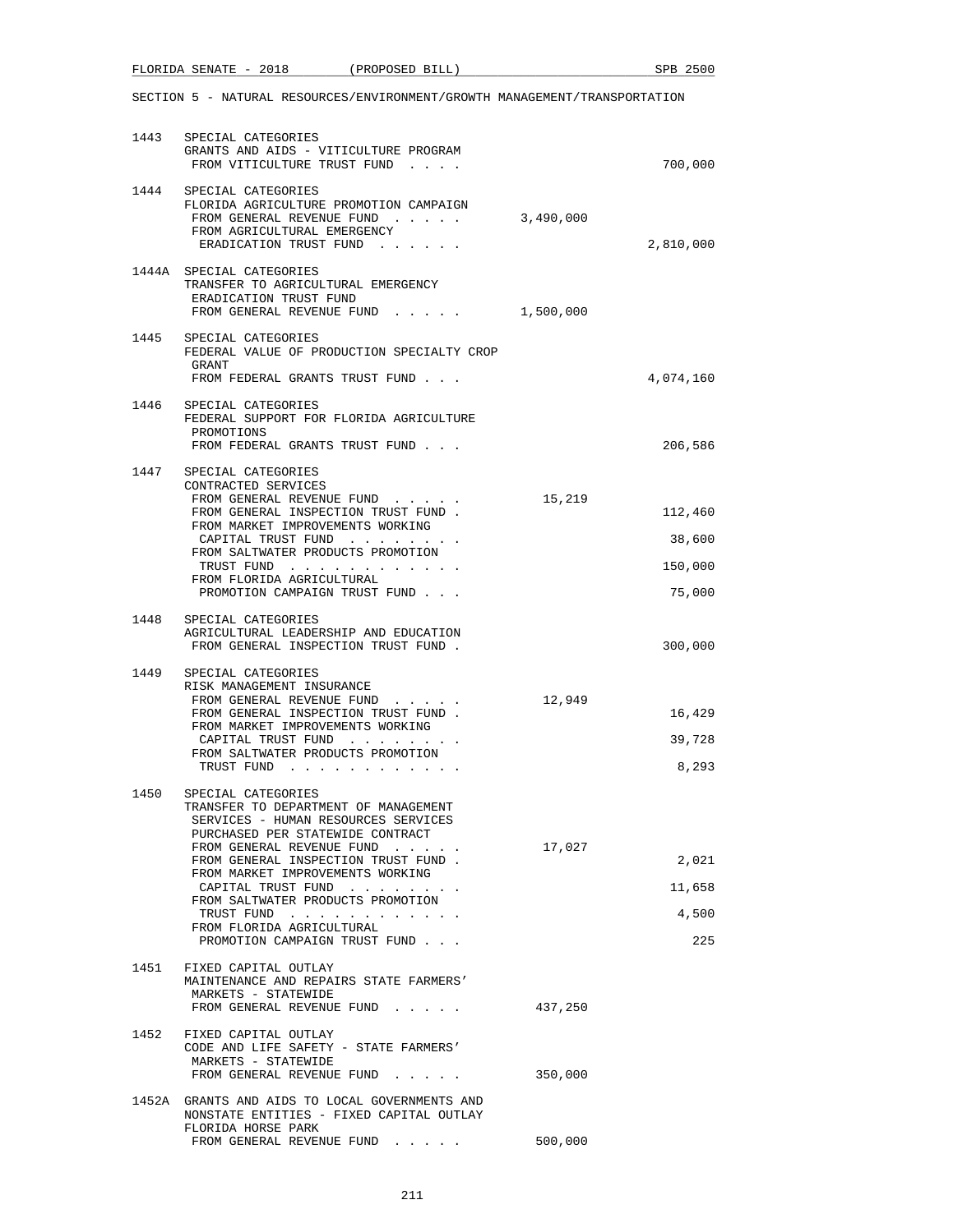SECTION 5 - NATURAL RESOURCES/ENVIRONMENT/GROWTH MANAGEMENT/TRANSPORTATION

| | | | |
|---|---|---|---|
| 1443 | SPECIAL CATEGORIES<br>GRANTS AND AIDS - VITICULTURE PROGRAM<br>FROM VITICULTURE TRUST FUND . . . . | | 700,000 |
| 1444 | SPECIAL CATEGORIES<br>FLORIDA AGRICULTURE PROMOTION CAMPAIGN<br>FROM GENERAL REVENUE FUND . . . . . | 3,490,000 | |
| | FROM AGRICULTURAL EMERGENCY<br>ERADICATION TRUST FUND . . . . . . | | 2,810,000 |
| 1444A | SPECIAL CATEGORIES<br>TRANSFER TO AGRICULTURAL EMERGENCY<br>ERADICATION TRUST FUND<br>FROM GENERAL REVENUE FUND . . . . . | 1,500,000 | |
| 1445 | SPECIAL CATEGORIES<br>FEDERAL VALUE OF PRODUCTION SPECIALTY CROP<br>GRANT<br>FROM FEDERAL GRANTS TRUST FUND . . . | | 4,074,160 |
| 1446 | SPECIAL CATEGORIES<br>FEDERAL SUPPORT FOR FLORIDA AGRICULTURE<br>PROMOTIONS<br>FROM FEDERAL GRANTS TRUST FUND . . . | | 206,586 |
| 1447 | SPECIAL CATEGORIES<br>CONTRACTED SERVICES<br>FROM GENERAL REVENUE FUND . . . . . | 15,219 | |
| | FROM GENERAL INSPECTION TRUST FUND . | | 112,460 |
| | FROM MARKET IMPROVEMENTS WORKING<br>CAPITAL TRUST FUND . . . . . . . . | | 38,600 |
| | FROM SALTWATER PRODUCTS PROMOTION<br>TRUST FUND . . . . . . . . . . . . | | 150,000 |
| | FROM FLORIDA AGRICULTURAL<br>PROMOTION CAMPAIGN TRUST FUND . . . | | 75,000 |
| 1448 | SPECIAL CATEGORIES<br>AGRICULTURAL LEADERSHIP AND EDUCATION<br>FROM GENERAL INSPECTION TRUST FUND . | | 300,000 |
| 1449 | SPECIAL CATEGORIES<br>RISK MANAGEMENT INSURANCE<br>FROM GENERAL REVENUE FUND . . . . . | 12,949 | |
| | FROM GENERAL INSPECTION TRUST FUND . | | 16,429 |
| | FROM MARKET IMPROVEMENTS WORKING<br>CAPITAL TRUST FUND . . . . . . . . | | 39,728 |
| | FROM SALTWATER PRODUCTS PROMOTION<br>TRUST FUND . . . . . . . . . . . . | | 8,293 |
| 1450 | SPECIAL CATEGORIES<br>TRANSFER TO DEPARTMENT OF MANAGEMENT<br>SERVICES - HUMAN RESOURCES SERVICES<br>PURCHASED PER STATEWIDE CONTRACT<br>FROM GENERAL REVENUE FUND . . . . . | 17,027 | |
| | FROM GENERAL INSPECTION TRUST FUND . | | 2,021 |
| | FROM MARKET IMPROVEMENTS WORKING<br>CAPITAL TRUST FUND . . . . . . . . | | 11,658 |
| | FROM SALTWATER PRODUCTS PROMOTION<br>TRUST FUND . . . . . . . . . . . . | | 4,500 |
| | FROM FLORIDA AGRICULTURAL<br>PROMOTION CAMPAIGN TRUST FUND . . . | | 225 |
| 1451 | FIXED CAPITAL OUTLAY<br>MAINTENANCE AND REPAIRS STATE FARMERS'<br>MARKETS - STATEWIDE<br>FROM GENERAL REVENUE FUND . . . . . | 437,250 | |
| 1452 | FIXED CAPITAL OUTLAY<br>CODE AND LIFE SAFETY - STATE FARMERS'<br>MARKETS - STATEWIDE<br>FROM GENERAL REVENUE FUND . . . . . | 350,000 | |
| 1452A | GRANTS AND AIDS TO LOCAL GOVERNMENTS AND<br>NONSTATE ENTITIES - FIXED CAPITAL OUTLAY<br>FLORIDA HORSE PARK<br>FROM GENERAL REVENUE FUND . . . . . | 500,000 | |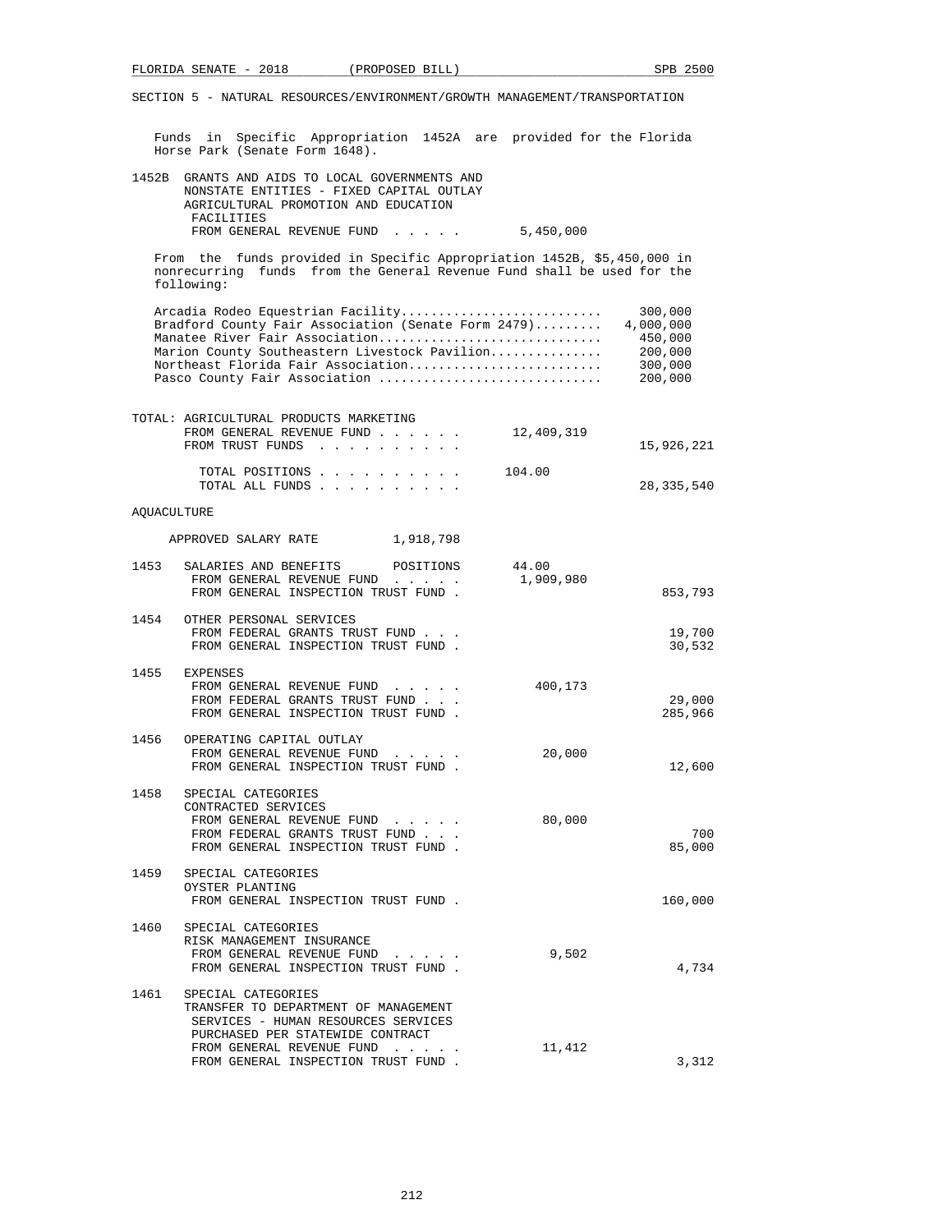SECTION 5 - NATURAL RESOURCES/ENVIRONMENT/GROWTH MANAGEMENT/TRANSPORTATION

Funds in Specific Appropriation 1452A are provided for the Florida Horse Park (Senate Form 1648).

1452B GRANTS AND AIDS TO LOCAL GOVERNMENTS AND NONSTATE ENTITIES - FIXED CAPITAL OUTLAY AGRICULTURAL PROMOTION AND EDUCATION FACILITIES
FROM GENERAL REVENUE FUND . . . . . 5,450,000

From the funds provided in Specific Appropriation 1452B, $5,450,000 in nonrecurring funds from the General Revenue Fund shall be used for the following:

| | |
|---|---|
| Arcadia Rodeo Equestrian Facility | 300,000 |
| Bradford County Fair Association (Senate Form 2479) | 4,000,000 |
| Manatee River Fair Association | 450,000 |
| Marion County Southeastern Livestock Pavilion | 200,000 |
| Northeast Florida Fair Association | 300,000 |
| Pasco County Fair Association | 200,000 |

| | | |
|---|---|---|
| TOTAL: AGRICULTURAL PRODUCTS MARKETING | | |
| FROM GENERAL REVENUE FUND | 12,409,319 | |
| FROM TRUST FUNDS | | 15,926,221 |
| TOTAL POSITIONS | 104.00 | |
| TOTAL ALL FUNDS | | 28,335,540 |

AQUACULTURE

APPROVED SALARY RATE 1,918,798

| | | | |
|---|---|---|---|
| 1453 | SALARIES AND BENEFITS POSITIONS | 44.00 | |
| | FROM GENERAL REVENUE FUND | 1,909,980 | |
| | FROM GENERAL INSPECTION TRUST FUND | | 853,793 |
| 1454 | OTHER PERSONAL SERVICES | | |
| | FROM FEDERAL GRANTS TRUST FUND | | 19,700 |
| | FROM GENERAL INSPECTION TRUST FUND | | 30,532 |
| 1455 | EXPENSES | | |
| | FROM GENERAL REVENUE FUND | 400,173 | |
| | FROM FEDERAL GRANTS TRUST FUND | | 29,000 |
| | FROM GENERAL INSPECTION TRUST FUND | | 285,966 |
| 1456 | OPERATING CAPITAL OUTLAY | | |
| | FROM GENERAL REVENUE FUND | 20,000 | |
| | FROM GENERAL INSPECTION TRUST FUND | | 12,600 |
| 1458 | SPECIAL CATEGORIES CONTRACTED SERVICES | | |
| | FROM GENERAL REVENUE FUND | 80,000 | |
| | FROM FEDERAL GRANTS TRUST FUND | | 700 |
| | FROM GENERAL INSPECTION TRUST FUND | | 85,000 |
| 1459 | SPECIAL CATEGORIES OYSTER PLANTING | | |
| | FROM GENERAL INSPECTION TRUST FUND | | 160,000 |
| 1460 | SPECIAL CATEGORIES RISK MANAGEMENT INSURANCE | | |
| | FROM GENERAL REVENUE FUND | 9,502 | |
| | FROM GENERAL INSPECTION TRUST FUND | | 4,734 |
| 1461 | SPECIAL CATEGORIES TRANSFER TO DEPARTMENT OF MANAGEMENT SERVICES - HUMAN RESOURCES SERVICES PURCHASED PER STATEWIDE CONTRACT | | |
| | FROM GENERAL REVENUE FUND | 11,412 | |
| | FROM GENERAL INSPECTION TRUST FUND | | 3,312 |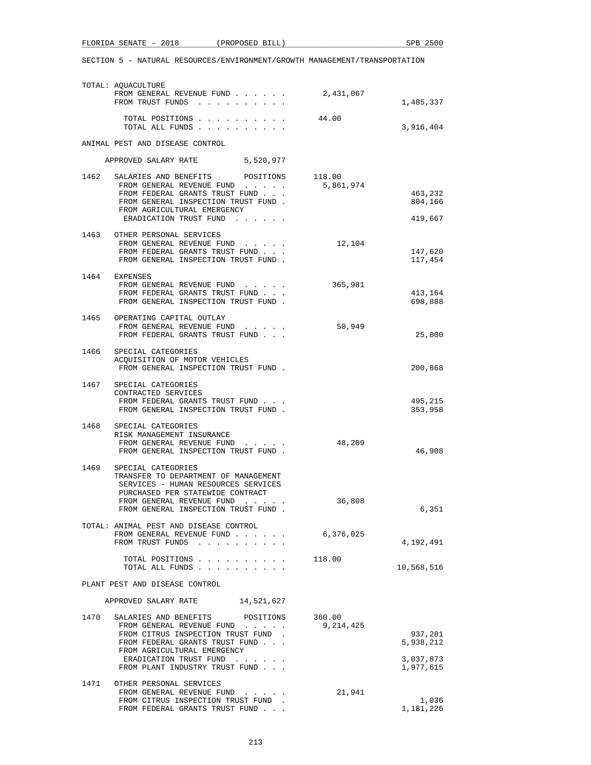SECTION 5 - NATURAL RESOURCES/ENVIRONMENT/GROWTH MANAGEMENT/TRANSPORTATION

| | | General Revenue | Trust Funds |
|---|---|---|---|
| | TOTAL: AQUACULTURE | | |
| | FROM GENERAL REVENUE FUND . . . . . . | 2,431,067 | |
| | FROM TRUST FUNDS . . . . . . . . . . | | 1,485,337 |
| | TOTAL POSITIONS . . . . . . . . . . | 44.00 | |
| | TOTAL ALL FUNDS . . . . . . . . . . | | 3,916,404 |
| | ANIMAL PEST AND DISEASE CONTROL | | |
| | APPROVED SALARY RATE 5,520,977 | | |
| 1462 | SALARIES AND BENEFITS POSITIONS | 118.00 | |
| | FROM GENERAL REVENUE FUND . . . . . | 5,861,974 | |
| | FROM FEDERAL GRANTS TRUST FUND . . . | | 463,232 |
| | FROM GENERAL INSPECTION TRUST FUND . | | 804,166 |
| | FROM AGRICULTURAL EMERGENCY ERADICATION TRUST FUND . . . . . . | | 419,667 |
| 1463 | OTHER PERSONAL SERVICES | | |
| | FROM GENERAL REVENUE FUND . . . . . | 12,104 | |
| | FROM FEDERAL GRANTS TRUST FUND . . . | | 147,620 |
| | FROM GENERAL INSPECTION TRUST FUND . | | 117,454 |
| 1464 | EXPENSES | | |
| | FROM GENERAL REVENUE FUND . . . . . | 365,981 | |
| | FROM FEDERAL GRANTS TRUST FUND . . . | | 413,164 |
| | FROM GENERAL INSPECTION TRUST FUND . | | 698,888 |
| 1465 | OPERATING CAPITAL OUTLAY | | |
| | FROM GENERAL REVENUE FUND . . . . . | 50,949 | |
| | FROM FEDERAL GRANTS TRUST FUND . . . | | 25,000 |
| 1466 | SPECIAL CATEGORIES ACQUISITION OF MOTOR VEHICLES | | |
| | FROM GENERAL INSPECTION TRUST FUND . | | 200,868 |
| 1467 | SPECIAL CATEGORIES CONTRACTED SERVICES | | |
| | FROM FEDERAL GRANTS TRUST FUND . . . | | 495,215 |
| | FROM GENERAL INSPECTION TRUST FUND . | | 353,958 |
| 1468 | SPECIAL CATEGORIES RISK MANAGEMENT INSURANCE | | |
| | FROM GENERAL REVENUE FUND . . . . . | 48,209 | |
| | FROM GENERAL INSPECTION TRUST FUND . | | 46,908 |
| 1469 | SPECIAL CATEGORIES TRANSFER TO DEPARTMENT OF MANAGEMENT SERVICES - HUMAN RESOURCES SERVICES PURCHASED PER STATEWIDE CONTRACT | | |
| | FROM GENERAL REVENUE FUND . . . . . | 36,808 | |
| | FROM GENERAL INSPECTION TRUST FUND . | | 6,351 |
| | TOTAL: ANIMAL PEST AND DISEASE CONTROL | | |
| | FROM GENERAL REVENUE FUND . . . . . . | 6,376,025 | |
| | FROM TRUST FUNDS . . . . . . . . . . | | 4,192,491 |
| | TOTAL POSITIONS . . . . . . . . . . | 118.00 | |
| | TOTAL ALL FUNDS . . . . . . . . . . | | 10,568,516 |
| | PLANT PEST AND DISEASE CONTROL | | |
| | APPROVED SALARY RATE 14,521,627 | | |
| 1470 | SALARIES AND BENEFITS POSITIONS | 360.00 | |
| | FROM GENERAL REVENUE FUND . . . . . | 9,214,425 | |
| | FROM CITRUS INSPECTION TRUST FUND . | | 937,281 |
| | FROM FEDERAL GRANTS TRUST FUND . . . | | 5,938,212 |
| | FROM AGRICULTURAL EMERGENCY ERADICATION TRUST FUND . . . . . . | | 3,037,873 |
| | FROM PLANT INDUSTRY TRUST FUND . . . | | 1,977,615 |
| 1471 | OTHER PERSONAL SERVICES | | |
| | FROM GENERAL REVENUE FUND . . . . . | 21,941 | |
| | FROM CITRUS INSPECTION TRUST FUND . | | 1,036 |
| | FROM FEDERAL GRANTS TRUST FUND . . . | | 1,181,226 |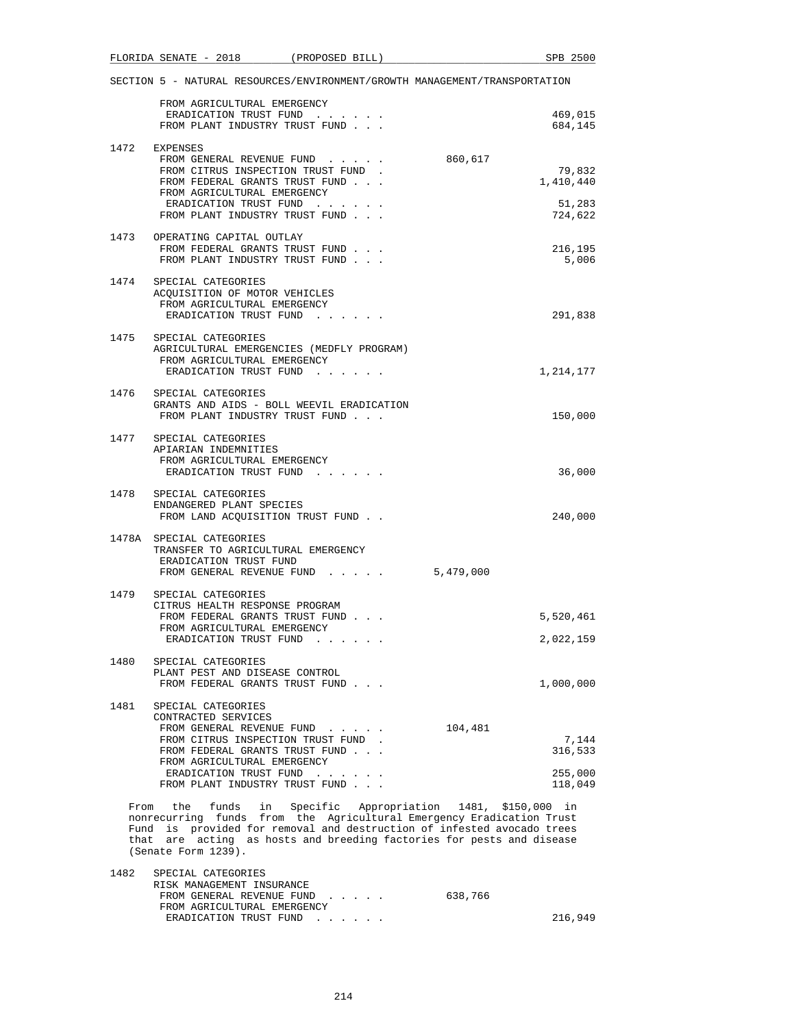SECTION 5 - NATURAL RESOURCES/ENVIRONMENT/GROWTH MANAGEMENT/TRANSPORTATION

```
        FROM AGRICULTURAL EMERGENCY
         ERADICATION TRUST FUND  . . . . . .                      469,015
        FROM PLANT INDUSTRY TRUST FUND . . .                      684,145

1472    EXPENSES
        FROM GENERAL REVENUE FUND  . . . . .        860,617
        FROM CITRUS INSPECTION TRUST FUND  .                       79,832
        FROM FEDERAL GRANTS TRUST FUND . . .                    1,410,440
        FROM AGRICULTURAL EMERGENCY
         ERADICATION TRUST FUND  . . . . . .                       51,283
        FROM PLANT INDUSTRY TRUST FUND . . .                      724,622

1473    OPERATING CAPITAL OUTLAY
        FROM FEDERAL GRANTS TRUST FUND . . .                      216,195
        FROM PLANT INDUSTRY TRUST FUND . . .                        5,006

1474    SPECIAL CATEGORIES
        ACQUISITION OF MOTOR VEHICLES
        FROM AGRICULTURAL EMERGENCY
         ERADICATION TRUST FUND  . . . . . .                      291,838

1475    SPECIAL CATEGORIES
        AGRICULTURAL EMERGENCIES (MEDFLY PROGRAM)
        FROM AGRICULTURAL EMERGENCY
         ERADICATION TRUST FUND  . . . . . .                    1,214,177

1476    SPECIAL CATEGORIES
        GRANTS AND AIDS - BOLL WEEVIL ERADICATION
        FROM PLANT INDUSTRY TRUST FUND . . .                      150,000

1477    SPECIAL CATEGORIES
        APIARIAN INDEMNITIES
        FROM AGRICULTURAL EMERGENCY
         ERADICATION TRUST FUND  . . . . . .                       36,000

1478    SPECIAL CATEGORIES
        ENDANGERED PLANT SPECIES
        FROM LAND ACQUISITION TRUST FUND . .                      240,000

1478A   SPECIAL CATEGORIES
        TRANSFER TO AGRICULTURAL EMERGENCY
         ERADICATION TRUST FUND
        FROM GENERAL REVENUE FUND  . . . . .      5,479,000

1479    SPECIAL CATEGORIES
        CITRUS HEALTH RESPONSE PROGRAM
        FROM FEDERAL GRANTS TRUST FUND . . .                    5,520,461
        FROM AGRICULTURAL EMERGENCY
         ERADICATION TRUST FUND  . . . . . .                    2,022,159

1480    SPECIAL CATEGORIES
        PLANT PEST AND DISEASE CONTROL
        FROM FEDERAL GRANTS TRUST FUND . . .                    1,000,000

1481    SPECIAL CATEGORIES
        CONTRACTED SERVICES
        FROM GENERAL REVENUE FUND  . . . . .        104,481
        FROM CITRUS INSPECTION TRUST FUND  .                        7,144
        FROM FEDERAL GRANTS TRUST FUND . . .                      316,533
        FROM AGRICULTURAL EMERGENCY
         ERADICATION TRUST FUND  . . . . . .                      255,000
        FROM PLANT INDUSTRY TRUST FUND . . .                      118,049
```

From the funds in Specific Appropriation 1481, $150,000 in nonrecurring funds from the Agricultural Emergency Eradication Trust Fund is provided for removal and destruction of infested avocado trees that are acting as hosts and breeding factories for pests and disease (Senate Form 1239).

```
1482    SPECIAL CATEGORIES
        RISK MANAGEMENT INSURANCE
        FROM GENERAL REVENUE FUND  . . . . .        638,766
        FROM AGRICULTURAL EMERGENCY
         ERADICATION TRUST FUND  . . . . . .                      216,949
```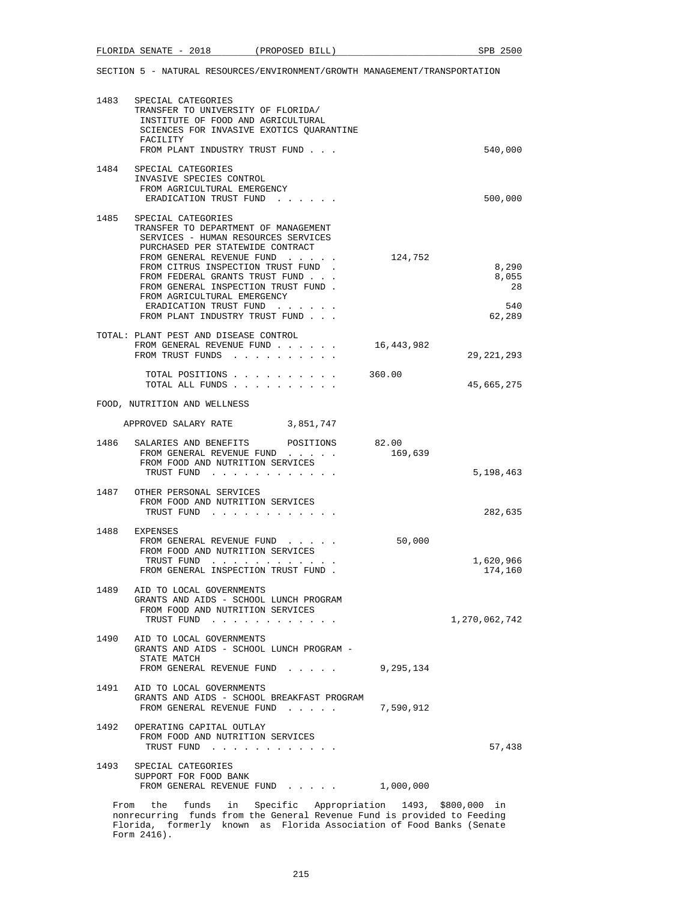SECTION 5 - NATURAL RESOURCES/ENVIRONMENT/GROWTH MANAGEMENT/TRANSPORTATION

| | | General Revenue | Trust Funds |
|---|---|---|---|
| 1483 | SPECIAL CATEGORIES<br>TRANSFER TO UNIVERSITY OF FLORIDA/ INSTITUTE OF FOOD AND AGRICULTURAL SCIENCES FOR INVASIVE EXOTICS QUARANTINE FACILITY<br>FROM PLANT INDUSTRY TRUST FUND . . . | | 540,000 |
| 1484 | SPECIAL CATEGORIES<br>INVASIVE SPECIES CONTROL<br>FROM AGRICULTURAL EMERGENCY ERADICATION TRUST FUND . . . . . . | | 500,000 |
| 1485 | SPECIAL CATEGORIES<br>TRANSFER TO DEPARTMENT OF MANAGEMENT SERVICES - HUMAN RESOURCES SERVICES PURCHASED PER STATEWIDE CONTRACT<br>FROM GENERAL REVENUE FUND . . . . . | 124,752 | |
| | FROM CITRUS INSPECTION TRUST FUND . | | 8,290 |
| | FROM FEDERAL GRANTS TRUST FUND . . . | | 8,055 |
| | FROM GENERAL INSPECTION TRUST FUND . | | 28 |
| | FROM AGRICULTURAL EMERGENCY ERADICATION TRUST FUND . . . . . . | | 540 |
| | FROM PLANT INDUSTRY TRUST FUND . . . | | 62,289 |
| TOTAL: | PLANT PEST AND DISEASE CONTROL<br>FROM GENERAL REVENUE FUND . . . . . . | 16,443,982 | |
| | FROM TRUST FUNDS . . . . . . . . . . | | 29,221,293 |
| | TOTAL POSITIONS . . . . . . . . . . | 360.00 | |
| | TOTAL ALL FUNDS . . . . . . . . . . | | 45,665,275 |

FOOD, NUTRITION AND WELLNESS

APPROVED SALARY RATE 3,851,747

| | | General Revenue | Trust Funds |
|---|---|---|---|
| 1486 | SALARIES AND BENEFITS POSITIONS | 82.00 | |
| | FROM GENERAL REVENUE FUND . . . . . | 169,639 | |
| | FROM FOOD AND NUTRITION SERVICES TRUST FUND . . . . . . . . . . . . | | 5,198,463 |
| 1487 | OTHER PERSONAL SERVICES<br>FROM FOOD AND NUTRITION SERVICES TRUST FUND . . . . . . . . . . . . | | 282,635 |
| 1488 | EXPENSES<br>FROM GENERAL REVENUE FUND . . . . . | 50,000 | |
| | FROM FOOD AND NUTRITION SERVICES TRUST FUND . . . . . . . . . . . . | | 1,620,966 |
| | FROM GENERAL INSPECTION TRUST FUND . | | 174,160 |
| 1489 | AID TO LOCAL GOVERNMENTS<br>GRANTS AND AIDS - SCHOOL LUNCH PROGRAM<br>FROM FOOD AND NUTRITION SERVICES TRUST FUND . . . . . . . . . . . . | | 1,270,062,742 |
| 1490 | AID TO LOCAL GOVERNMENTS<br>GRANTS AND AIDS - SCHOOL LUNCH PROGRAM - STATE MATCH<br>FROM GENERAL REVENUE FUND . . . . . | 9,295,134 | |
| 1491 | AID TO LOCAL GOVERNMENTS<br>GRANTS AND AIDS - SCHOOL BREAKFAST PROGRAM<br>FROM GENERAL REVENUE FUND . . . . . | 7,590,912 | |
| 1492 | OPERATING CAPITAL OUTLAY<br>FROM FOOD AND NUTRITION SERVICES TRUST FUND . . . . . . . . . . . . | | 57,438 |
| 1493 | SPECIAL CATEGORIES<br>SUPPORT FOR FOOD BANK<br>FROM GENERAL REVENUE FUND . . . . . | 1,000,000 | |

From the funds in Specific Appropriation 1493, $800,000 in nonrecurring funds from the General Revenue Fund is provided to Feeding Florida, formerly known as Florida Association of Food Banks (Senate Form 2416).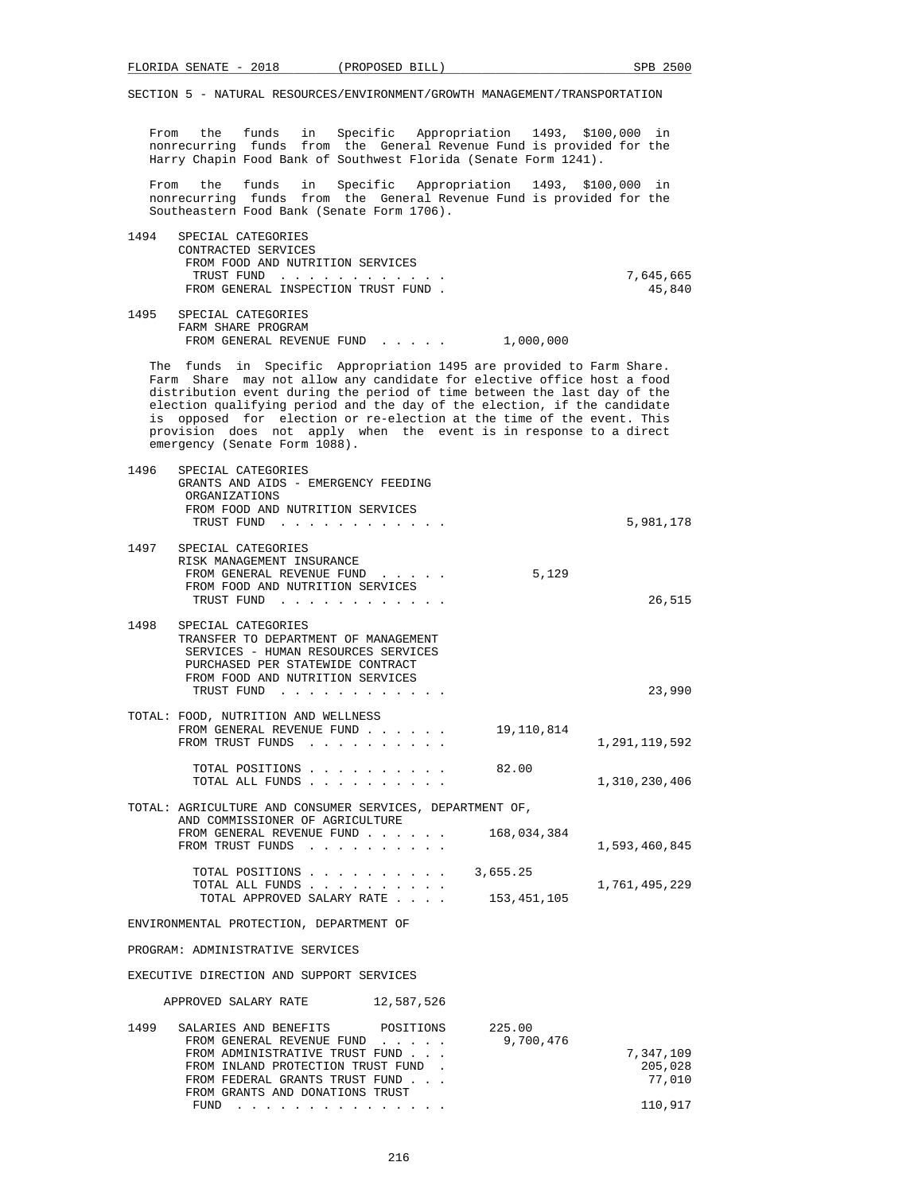SECTION 5 - NATURAL RESOURCES/ENVIRONMENT/GROWTH MANAGEMENT/TRANSPORTATION

From the funds in Specific Appropriation 1493, $100,000 in nonrecurring funds from the General Revenue Fund is provided for the Harry Chapin Food Bank of Southwest Florida (Senate Form 1241).

From the funds in Specific Appropriation 1493, $100,000 in nonrecurring funds from the General Revenue Fund is provided for the Southeastern Food Bank (Senate Form 1706).

| | | | |
|---|---|---|---|
| 1494 | SPECIAL CATEGORIES<br>CONTRACTED SERVICES<br>FROM FOOD AND NUTRITION SERVICES TRUST FUND . . . . . . . . . . . . | | 7,645,665 |
| | FROM GENERAL INSPECTION TRUST FUND . | | 45,840 |
| 1495 | SPECIAL CATEGORIES<br>FARM SHARE PROGRAM<br>FROM GENERAL REVENUE FUND . . . . . | 1,000,000 | |

The funds in Specific Appropriation 1495 are provided to Farm Share. Farm Share may not allow any candidate for elective office host a food distribution event during the period of time between the last day of the election qualifying period and the day of the election, if the candidate is opposed for election or re-election at the time of the event. This provision does not apply when the event is in response to a direct emergency (Senate Form 1088).

| | | | |
|---|---|---|---|
| 1496 | SPECIAL CATEGORIES<br>GRANTS AND AIDS - EMERGENCY FEEDING ORGANIZATIONS<br>FROM FOOD AND NUTRITION SERVICES TRUST FUND . . . . . . . . . . . . | | 5,981,178 |
| 1497 | SPECIAL CATEGORIES<br>RISK MANAGEMENT INSURANCE<br>FROM GENERAL REVENUE FUND . . . . . | 5,129 | |
| | FROM FOOD AND NUTRITION SERVICES TRUST FUND . . . . . . . . . . . . | | 26,515 |
| 1498 | SPECIAL CATEGORIES<br>TRANSFER TO DEPARTMENT OF MANAGEMENT SERVICES - HUMAN RESOURCES SERVICES PURCHASED PER STATEWIDE CONTRACT<br>FROM FOOD AND NUTRITION SERVICES TRUST FUND . . . . . . . . . . . . | | 23,990 |

| | | |
|---|---|---|
| TOTAL: FOOD, NUTRITION AND WELLNESS | | |
| FROM GENERAL REVENUE FUND . . . . . . | 19,110,814 | |
| FROM TRUST FUNDS . . . . . . . . . . | | 1,291,119,592 |
| TOTAL POSITIONS . . . . . . . . . . | 82.00 | |
| TOTAL ALL FUNDS . . . . . . . . . . | | 1,310,230,406 |

| | | |
|---|---|---|
| TOTAL: AGRICULTURE AND CONSUMER SERVICES, DEPARTMENT OF, AND COMMISSIONER OF AGRICULTURE | | |
| FROM GENERAL REVENUE FUND . . . . . . | 168,034,384 | |
| FROM TRUST FUNDS . . . . . . . . . . | | 1,593,460,845 |
| TOTAL POSITIONS . . . . . . . . . . | 3,655.25 | |
| TOTAL ALL FUNDS . . . . . . . . . . | | 1,761,495,229 |
| TOTAL APPROVED SALARY RATE . . . . | 153,451,105 | |

ENVIRONMENTAL PROTECTION, DEPARTMENT OF

PROGRAM: ADMINISTRATIVE SERVICES

EXECUTIVE DIRECTION AND SUPPORT SERVICES

APPROVED SALARY RATE 12,587,526

| | | | |
|---|---|---|---|
| 1499 | SALARIES AND BENEFITS POSITIONS | 225.00 | |
| | FROM GENERAL REVENUE FUND . . . . . | 9,700,476 | |
| | FROM ADMINISTRATIVE TRUST FUND . . . | | 7,347,109 |
| | FROM INLAND PROTECTION TRUST FUND . | | 205,028 |
| | FROM FEDERAL GRANTS TRUST FUND . . . | | 77,010 |
| | FROM GRANTS AND DONATIONS TRUST FUND . . . . . . . . . . . . . . . | | 110,917 |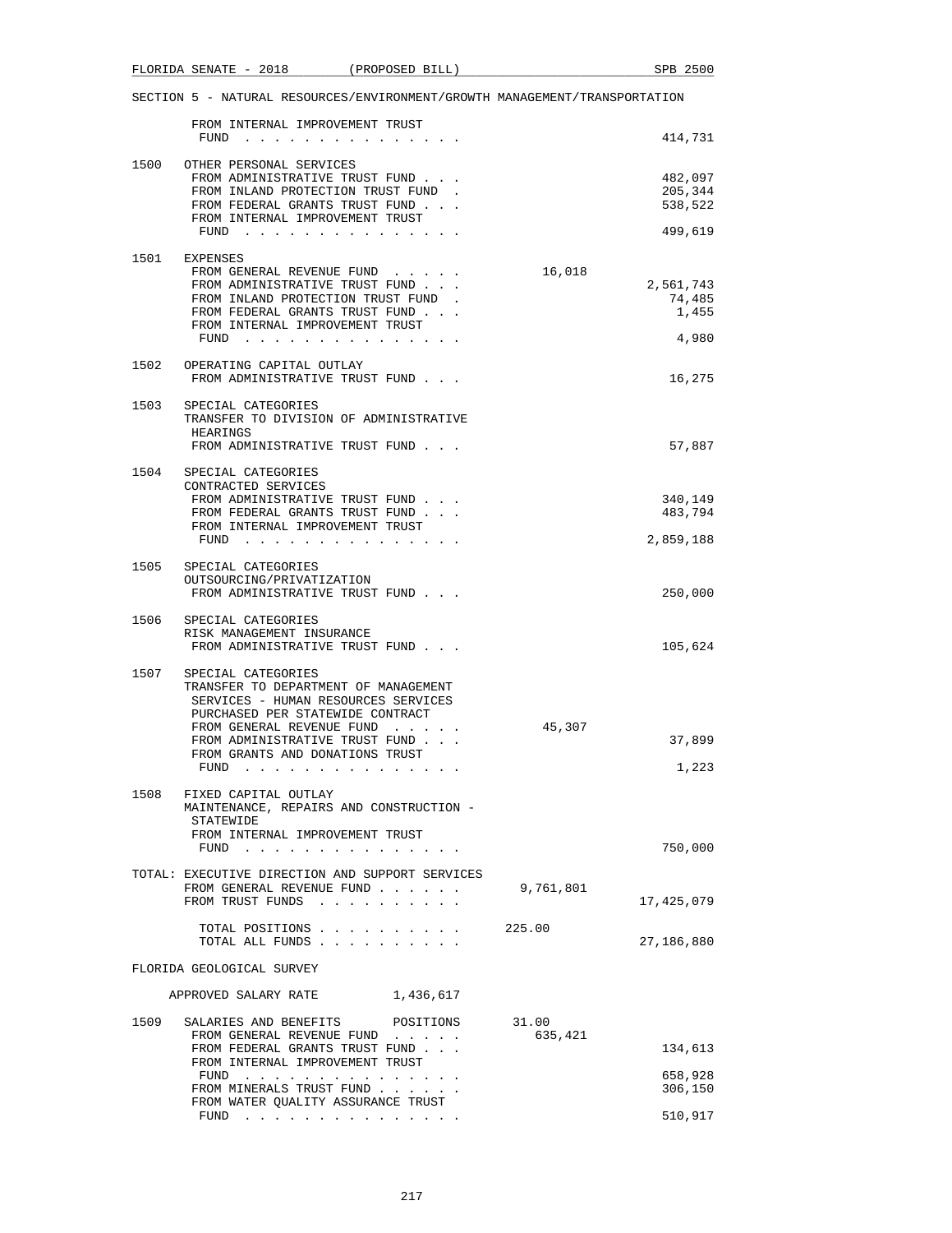SECTION 5 - NATURAL RESOURCES/ENVIRONMENT/GROWTH MANAGEMENT/TRANSPORTATION

| | | General Revenue | Trust Funds |
|---|---|---|---|
| | FROM INTERNAL IMPROVEMENT TRUST FUND . . . . . . . . . . . . . . . | | 414,731 |
| 1500 | OTHER PERSONAL SERVICES | | |
| | FROM ADMINISTRATIVE TRUST FUND . . . | | 482,097 |
| | FROM INLAND PROTECTION TRUST FUND . | | 205,344 |
| | FROM FEDERAL GRANTS TRUST FUND . . . | | 538,522 |
| | FROM INTERNAL IMPROVEMENT TRUST FUND . . . . . . . . . . . . . . . | | 499,619 |
| 1501 | EXPENSES | | |
| | FROM GENERAL REVENUE FUND . . . . . | 16,018 | |
| | FROM ADMINISTRATIVE TRUST FUND . . . | | 2,561,743 |
| | FROM INLAND PROTECTION TRUST FUND . | | 74,485 |
| | FROM FEDERAL GRANTS TRUST FUND . . . | | 1,455 |
| | FROM INTERNAL IMPROVEMENT TRUST FUND . . . . . . . . . . . . . . . | | 4,980 |
| 1502 | OPERATING CAPITAL OUTLAY | | |
| | FROM ADMINISTRATIVE TRUST FUND . . . | | 16,275 |
| 1503 | SPECIAL CATEGORIES<br>TRANSFER TO DIVISION OF ADMINISTRATIVE HEARINGS | | |
| | FROM ADMINISTRATIVE TRUST FUND . . . | | 57,887 |
| 1504 | SPECIAL CATEGORIES<br>CONTRACTED SERVICES | | |
| | FROM ADMINISTRATIVE TRUST FUND . . . | | 340,149 |
| | FROM FEDERAL GRANTS TRUST FUND . . . | | 483,794 |
| | FROM INTERNAL IMPROVEMENT TRUST FUND . . . . . . . . . . . . . . . | | 2,859,188 |
| 1505 | SPECIAL CATEGORIES<br>OUTSOURCING/PRIVATIZATION | | |
| | FROM ADMINISTRATIVE TRUST FUND . . . | | 250,000 |
| 1506 | SPECIAL CATEGORIES<br>RISK MANAGEMENT INSURANCE | | |
| | FROM ADMINISTRATIVE TRUST FUND . . . | | 105,624 |
| 1507 | SPECIAL CATEGORIES<br>TRANSFER TO DEPARTMENT OF MANAGEMENT SERVICES - HUMAN RESOURCES SERVICES PURCHASED PER STATEWIDE CONTRACT | | |
| | FROM GENERAL REVENUE FUND . . . . . | 45,307 | |
| | FROM ADMINISTRATIVE TRUST FUND . . . | | 37,899 |
| | FROM GRANTS AND DONATIONS TRUST FUND . . . . . . . . . . . . . . . | | 1,223 |
| 1508 | FIXED CAPITAL OUTLAY<br>MAINTENANCE, REPAIRS AND CONSTRUCTION - STATEWIDE | | |
| | FROM INTERNAL IMPROVEMENT TRUST FUND . . . . . . . . . . . . . . . | | 750,000 |

TOTAL: EXECUTIVE DIRECTION AND SUPPORT SERVICES

| | | |
|---|---|---|
| FROM GENERAL REVENUE FUND . . . . . . | 9,761,801 | |
| FROM TRUST FUNDS . . . . . . . . . . | | 17,425,079 |
| TOTAL POSITIONS . . . . . . . . . . | 225.00 | |
| TOTAL ALL FUNDS . . . . . . . . . . | | 27,186,880 |

FLORIDA GEOLOGICAL SURVEY

APPROVED SALARY RATE 1,436,617

| | | General Revenue | Trust Funds |
|---|---|---|---|
| 1509 | SALARIES AND BENEFITS POSITIONS | 31.00 | |
| | FROM GENERAL REVENUE FUND . . . . . | 635,421 | |
| | FROM FEDERAL GRANTS TRUST FUND . . . | | 134,613 |
| | FROM INTERNAL IMPROVEMENT TRUST FUND . . . . . . . . . . . . . . . | | 658,928 |
| | FROM MINERALS TRUST FUND . . . . . . | | 306,150 |
| | FROM WATER QUALITY ASSURANCE TRUST FUND . . . . . . . . . . . . . . . | | 510,917 |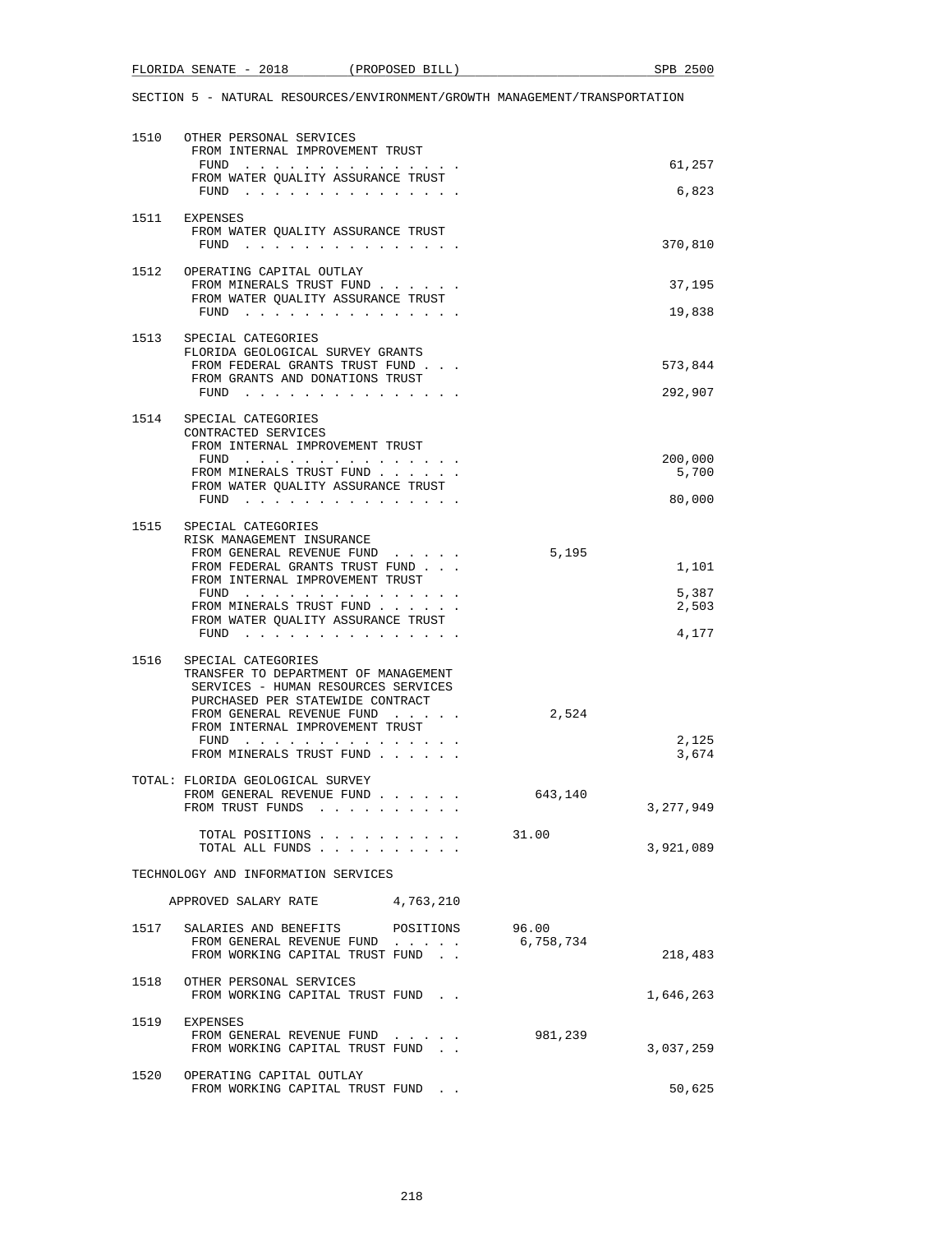SECTION 5 - NATURAL RESOURCES/ENVIRONMENT/GROWTH MANAGEMENT/TRANSPORTATION

| | | General Revenue | Trust Funds |
|---|---|---|---|
| 1510 | OTHER PERSONAL SERVICES | | |
| | FROM INTERNAL IMPROVEMENT TRUST FUND . . . . . . . . . . . . . . . | | 61,257 |
| | FROM WATER QUALITY ASSURANCE TRUST FUND . . . . . . . . . . . . . . . | | 6,823 |
| 1511 | EXPENSES | | |
| | FROM WATER QUALITY ASSURANCE TRUST FUND . . . . . . . . . . . . . . . | | 370,810 |
| 1512 | OPERATING CAPITAL OUTLAY | | |
| | FROM MINERALS TRUST FUND . . . . . . | | 37,195 |
| | FROM WATER QUALITY ASSURANCE TRUST FUND . . . . . . . . . . . . . . . | | 19,838 |
| 1513 | SPECIAL CATEGORIES | | |
| | FLORIDA GEOLOGICAL SURVEY GRANTS | | |
| | FROM FEDERAL GRANTS TRUST FUND . . . | | 573,844 |
| | FROM GRANTS AND DONATIONS TRUST FUND . . . . . . . . . . . . . . . | | 292,907 |
| 1514 | SPECIAL CATEGORIES | | |
| | CONTRACTED SERVICES | | |
| | FROM INTERNAL IMPROVEMENT TRUST FUND . . . . . . . . . . . . . . . | | 200,000 |
| | FROM MINERALS TRUST FUND . . . . . . | | 5,700 |
| | FROM WATER QUALITY ASSURANCE TRUST FUND . . . . . . . . . . . . . . . | | 80,000 |
| 1515 | SPECIAL CATEGORIES | | |
| | RISK MANAGEMENT INSURANCE | | |
| | FROM GENERAL REVENUE FUND . . . . . | 5,195 | |
| | FROM FEDERAL GRANTS TRUST FUND . . . | | 1,101 |
| | FROM INTERNAL IMPROVEMENT TRUST FUND . . . . . . . . . . . . . . . | | 5,387 |
| | FROM MINERALS TRUST FUND . . . . . . | | 2,503 |
| | FROM WATER QUALITY ASSURANCE TRUST FUND . . . . . . . . . . . . . . . | | 4,177 |
| 1516 | SPECIAL CATEGORIES | | |
| | TRANSFER TO DEPARTMENT OF MANAGEMENT SERVICES - HUMAN RESOURCES SERVICES PURCHASED PER STATEWIDE CONTRACT | | |
| | FROM GENERAL REVENUE FUND . . . . . | 2,524 | |
| | FROM INTERNAL IMPROVEMENT TRUST FUND . . . . . . . . . . . . . . . | | 2,125 |
| | FROM MINERALS TRUST FUND . . . . . . | | 3,674 |
| | TOTAL: FLORIDA GEOLOGICAL SURVEY | | |
| | FROM GENERAL REVENUE FUND . . . . . . | 643,140 | |
| | FROM TRUST FUNDS . . . . . . . . . . | | 3,277,949 |
| | TOTAL POSITIONS . . . . . . . . . . | 31.00 | |
| | TOTAL ALL FUNDS . . . . . . . . . . | | 3,921,089 |

TECHNOLOGY AND INFORMATION SERVICES

APPROVED SALARY RATE 4,763,210

| | | General Revenue | Trust Funds |
|---|---|---|---|
| 1517 | SALARIES AND BENEFITS POSITIONS | 96.00 | |
| | FROM GENERAL REVENUE FUND . . . . . | 6,758,734 | |
| | FROM WORKING CAPITAL TRUST FUND . . | | 218,483 |
| 1518 | OTHER PERSONAL SERVICES | | |
| | FROM WORKING CAPITAL TRUST FUND . . | | 1,646,263 |
| 1519 | EXPENSES | | |
| | FROM GENERAL REVENUE FUND . . . . . | 981,239 | |
| | FROM WORKING CAPITAL TRUST FUND . . | | 3,037,259 |
| 1520 | OPERATING CAPITAL OUTLAY | | |
| | FROM WORKING CAPITAL TRUST FUND . . | | 50,625 |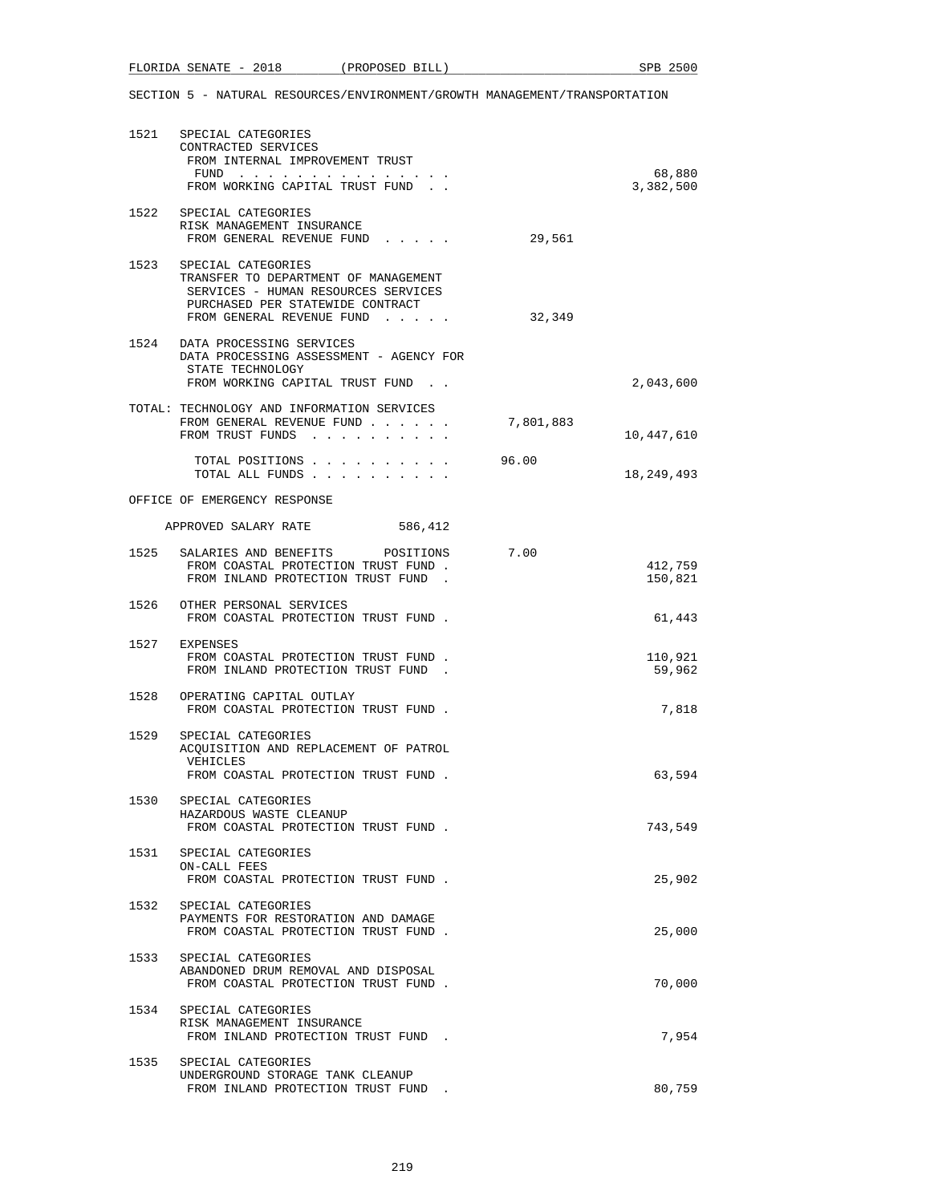SECTION 5 - NATURAL RESOURCES/ENVIRONMENT/GROWTH MANAGEMENT/TRANSPORTATION

| | | | |
|---|---|---|---|
| 1521 | SPECIAL CATEGORIES<br>CONTRACTED SERVICES<br>FROM INTERNAL IMPROVEMENT TRUST FUND . . . . . . . . . . . . . . . |  | 68,880 |
| | FROM WORKING CAPITAL TRUST FUND . . |  | 3,382,500 |
| 1522 | SPECIAL CATEGORIES<br>RISK MANAGEMENT INSURANCE<br>FROM GENERAL REVENUE FUND . . . . . | 29,561 | |
| 1523 | SPECIAL CATEGORIES<br>TRANSFER TO DEPARTMENT OF MANAGEMENT SERVICES - HUMAN RESOURCES SERVICES PURCHASED PER STATEWIDE CONTRACT<br>FROM GENERAL REVENUE FUND . . . . . | 32,349 | |
| 1524 | DATA PROCESSING SERVICES<br>DATA PROCESSING ASSESSMENT - AGENCY FOR STATE TECHNOLOGY<br>FROM WORKING CAPITAL TRUST FUND . . | | 2,043,600 |
| TOTAL: | TECHNOLOGY AND INFORMATION SERVICES<br>FROM GENERAL REVENUE FUND . . . . . . | 7,801,883 | |
| | FROM TRUST FUNDS . . . . . . . . . . | | 10,447,610 |
| | TOTAL POSITIONS . . . . . . . . . . | 96.00 | |
| | TOTAL ALL FUNDS . . . . . . . . . . | | 18,249,493 |

OFFICE OF EMERGENCY RESPONSE

APPROVED SALARY RATE 586,412

| | | | |
|---|---|---|---|
| 1525 | SALARIES AND BENEFITS POSITIONS | 7.00 | |
| | FROM COASTAL PROTECTION TRUST FUND . | | 412,759 |
| | FROM INLAND PROTECTION TRUST FUND . | | 150,821 |
| 1526 | OTHER PERSONAL SERVICES<br>FROM COASTAL PROTECTION TRUST FUND . | | 61,443 |
| 1527 | EXPENSES<br>FROM COASTAL PROTECTION TRUST FUND . | | 110,921 |
| | FROM INLAND PROTECTION TRUST FUND . | | 59,962 |
| 1528 | OPERATING CAPITAL OUTLAY<br>FROM COASTAL PROTECTION TRUST FUND . | | 7,818 |
| 1529 | SPECIAL CATEGORIES<br>ACQUISITION AND REPLACEMENT OF PATROL VEHICLES<br>FROM COASTAL PROTECTION TRUST FUND . | | 63,594 |
| 1530 | SPECIAL CATEGORIES<br>HAZARDOUS WASTE CLEANUP<br>FROM COASTAL PROTECTION TRUST FUND . | | 743,549 |
| 1531 | SPECIAL CATEGORIES<br>ON-CALL FEES<br>FROM COASTAL PROTECTION TRUST FUND . | | 25,902 |
| 1532 | SPECIAL CATEGORIES<br>PAYMENTS FOR RESTORATION AND DAMAGE<br>FROM COASTAL PROTECTION TRUST FUND . | | 25,000 |
| 1533 | SPECIAL CATEGORIES<br>ABANDONED DRUM REMOVAL AND DISPOSAL<br>FROM COASTAL PROTECTION TRUST FUND . | | 70,000 |
| 1534 | SPECIAL CATEGORIES<br>RISK MANAGEMENT INSURANCE<br>FROM INLAND PROTECTION TRUST FUND . | | 7,954 |
| 1535 | SPECIAL CATEGORIES<br>UNDERGROUND STORAGE TANK CLEANUP<br>FROM INLAND PROTECTION TRUST FUND . | | 80,759 |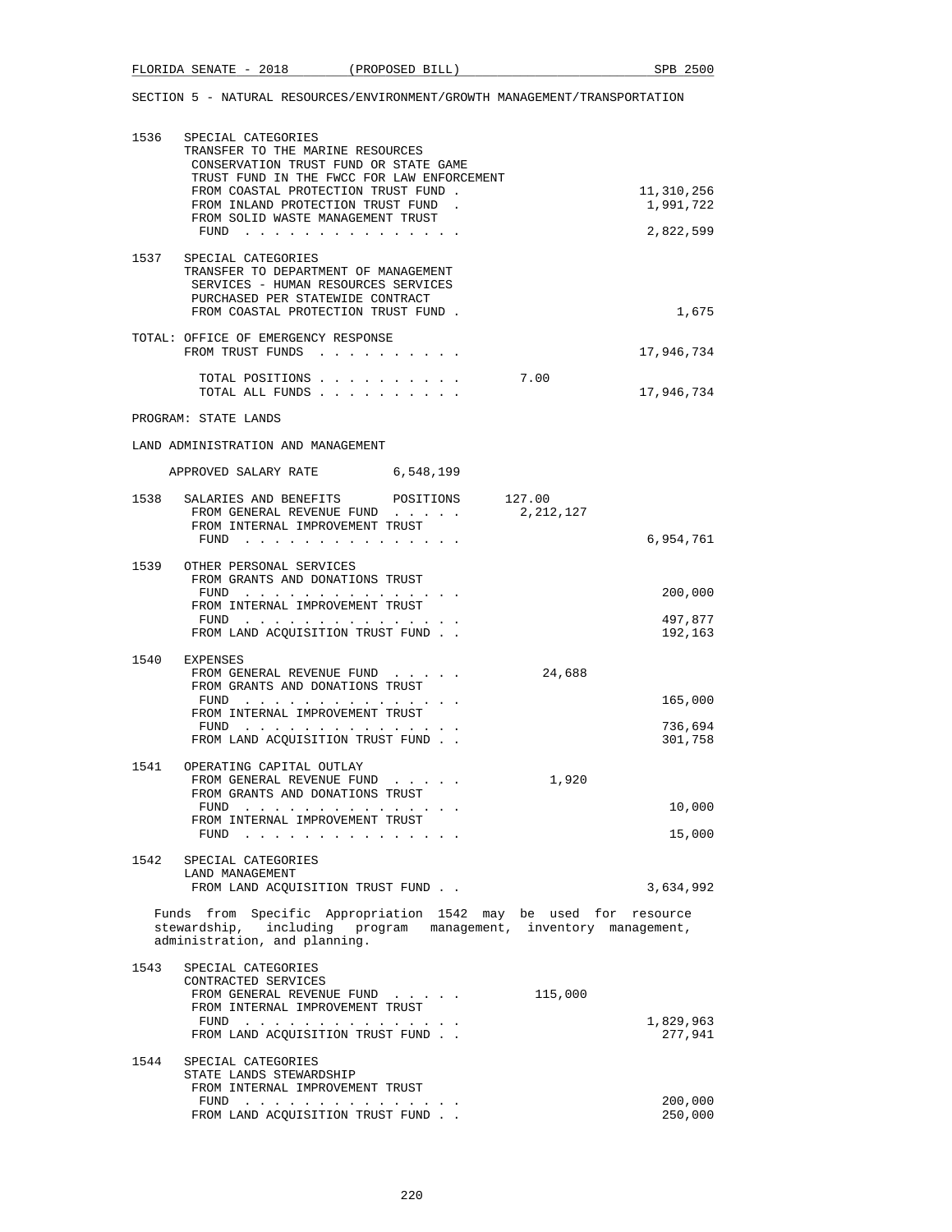SECTION 5 - NATURAL RESOURCES/ENVIRONMENT/GROWTH MANAGEMENT/TRANSPORTATION

| | | | |
|---|---|---|---|
| 1536 | SPECIAL CATEGORIES<br>TRANSFER TO THE MARINE RESOURCES CONSERVATION TRUST FUND OR STATE GAME TRUST FUND IN THE FWCC FOR LAW ENFORCEMENT<br>FROM COASTAL PROTECTION TRUST FUND . | | 11,310,256 |
| | FROM INLAND PROTECTION TRUST FUND . | | 1,991,722 |
| | FROM SOLID WASTE MANAGEMENT TRUST FUND . . . . . . . . . . . . . . . | | 2,822,599 |
| 1537 | SPECIAL CATEGORIES<br>TRANSFER TO DEPARTMENT OF MANAGEMENT SERVICES - HUMAN RESOURCES SERVICES PURCHASED PER STATEWIDE CONTRACT<br>FROM COASTAL PROTECTION TRUST FUND . | | 1,675 |

TOTAL: OFFICE OF EMERGENCY RESPONSE

| | | |
|---|---|---|
| FROM TRUST FUNDS . . . . . . . . . . | | 17,946,734 |
| TOTAL POSITIONS . . . . . . . . . . | 7.00 | |
| TOTAL ALL FUNDS . . . . . . . . . . | | 17,946,734 |

PROGRAM: STATE LANDS

LAND ADMINISTRATION AND MANAGEMENT

APPROVED SALARY RATE 6,548,199

| | | | |
|---|---|---|---|
| 1538 | SALARIES AND BENEFITS POSITIONS | 127.00 | |
| | FROM GENERAL REVENUE FUND . . . . . | 2,212,127 | |
| | FROM INTERNAL IMPROVEMENT TRUST FUND . . . . . . . . . . . . . . . | | 6,954,761 |
| 1539 | OTHER PERSONAL SERVICES<br>FROM GRANTS AND DONATIONS TRUST FUND . . . . . . . . . . . . . . . | | 200,000 |
| | FROM INTERNAL IMPROVEMENT TRUST FUND . . . . . . . . . . . . . . . | | 497,877 |
| | FROM LAND ACQUISITION TRUST FUND . . | | 192,163 |
| 1540 | EXPENSES<br>FROM GENERAL REVENUE FUND . . . . . | 24,688 | |
| | FROM GRANTS AND DONATIONS TRUST FUND . . . . . . . . . . . . . . . | | 165,000 |
| | FROM INTERNAL IMPROVEMENT TRUST FUND . . . . . . . . . . . . . . . | | 736,694 |
| | FROM LAND ACQUISITION TRUST FUND . . | | 301,758 |
| 1541 | OPERATING CAPITAL OUTLAY<br>FROM GENERAL REVENUE FUND . . . . . | 1,920 | |
| | FROM GRANTS AND DONATIONS TRUST FUND . . . . . . . . . . . . . . . | | 10,000 |
| | FROM INTERNAL IMPROVEMENT TRUST FUND . . . . . . . . . . . . . . . | | 15,000 |
| 1542 | SPECIAL CATEGORIES<br>LAND MANAGEMENT<br>FROM LAND ACQUISITION TRUST FUND . . | | 3,634,992 |

Funds from Specific Appropriation 1542 may be used for resource stewardship, including program management, inventory management, administration, and planning.

| | | | |
|---|---|---|---|
| 1543 | SPECIAL CATEGORIES<br>CONTRACTED SERVICES<br>FROM GENERAL REVENUE FUND . . . . . | 115,000 | |
| | FROM INTERNAL IMPROVEMENT TRUST FUND . . . . . . . . . . . . . . . | | 1,829,963 |
| | FROM LAND ACQUISITION TRUST FUND . . | | 277,941 |
| 1544 | SPECIAL CATEGORIES<br>STATE LANDS STEWARDSHIP<br>FROM INTERNAL IMPROVEMENT TRUST FUND . . . . . . . . . . . . . . . | | 200,000 |
| | FROM LAND ACQUISITION TRUST FUND . . | | 250,000 |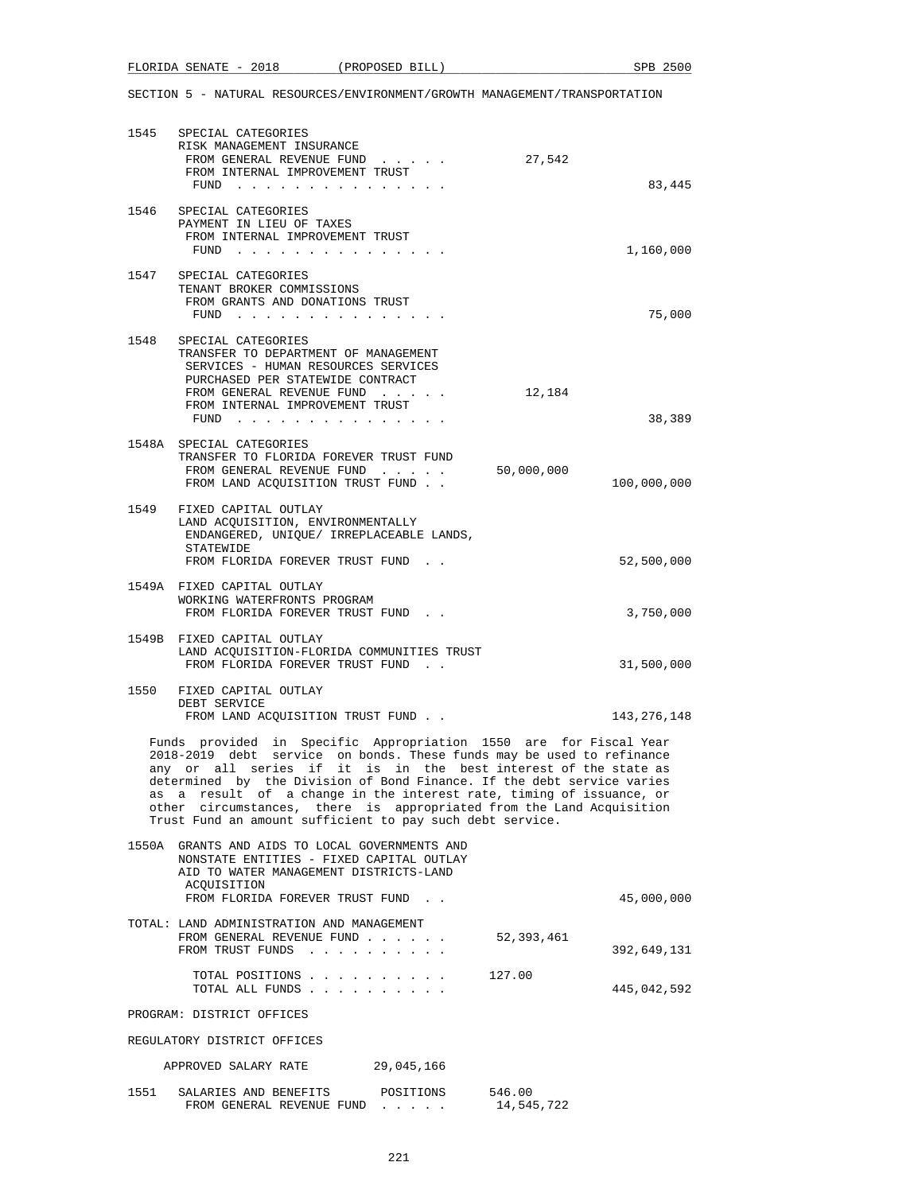SECTION 5 - NATURAL RESOURCES/ENVIRONMENT/GROWTH MANAGEMENT/TRANSPORTATION

| | | | |
|---|---|---|---|
| 1545 | SPECIAL CATEGORIES<br>RISK MANAGEMENT INSURANCE<br>FROM GENERAL REVENUE FUND . . . . .<br>FROM INTERNAL IMPROVEMENT TRUST FUND . . . . . . . . . . . . . . . | 27,542 | 83,445 |
| 1546 | SPECIAL CATEGORIES<br>PAYMENT IN LIEU OF TAXES<br>FROM INTERNAL IMPROVEMENT TRUST FUND . . . . . . . . . . . . . . . | | 1,160,000 |
| 1547 | SPECIAL CATEGORIES<br>TENANT BROKER COMMISSIONS<br>FROM GRANTS AND DONATIONS TRUST FUND . . . . . . . . . . . . . . . | | 75,000 |
| 1548 | SPECIAL CATEGORIES<br>TRANSFER TO DEPARTMENT OF MANAGEMENT SERVICES - HUMAN RESOURCES SERVICES PURCHASED PER STATEWIDE CONTRACT<br>FROM GENERAL REVENUE FUND . . . . .<br>FROM INTERNAL IMPROVEMENT TRUST FUND . . . . . . . . . . . . . . . | 12,184 | 38,389 |
| 1548A | SPECIAL CATEGORIES<br>TRANSFER TO FLORIDA FOREVER TRUST FUND<br>FROM GENERAL REVENUE FUND . . . . .<br>FROM LAND ACQUISITION TRUST FUND . . | 50,000,000 | 100,000,000 |
| 1549 | FIXED CAPITAL OUTLAY<br>LAND ACQUISITION, ENVIRONMENTALLY ENDANGERED, UNIQUE/ IRREPLACEABLE LANDS, STATEWIDE<br>FROM FLORIDA FOREVER TRUST FUND . . | | 52,500,000 |
| 1549A | FIXED CAPITAL OUTLAY<br>WORKING WATERFRONTS PROGRAM<br>FROM FLORIDA FOREVER TRUST FUND . . | | 3,750,000 |
| 1549B | FIXED CAPITAL OUTLAY<br>LAND ACQUISITION-FLORIDA COMMUNITIES TRUST<br>FROM FLORIDA FOREVER TRUST FUND . . | | 31,500,000 |
| 1550 | FIXED CAPITAL OUTLAY<br>DEBT SERVICE<br>FROM LAND ACQUISITION TRUST FUND . . | | 143,276,148 |

Funds provided in Specific Appropriation 1550 are for Fiscal Year 2018-2019 debt service on bonds. These funds may be used to refinance any or all series if it is in the best interest of the state as determined by the Division of Bond Finance. If the debt service varies as a result of a change in the interest rate, timing of issuance, or other circumstances, there is appropriated from the Land Acquisition Trust Fund an amount sufficient to pay such debt service.

| | | | |
|---|---|---|---|
| 1550A | GRANTS AND AIDS TO LOCAL GOVERNMENTS AND NONSTATE ENTITIES - FIXED CAPITAL OUTLAY<br>AID TO WATER MANAGEMENT DISTRICTS-LAND ACQUISITION<br>FROM FLORIDA FOREVER TRUST FUND . . | | 45,000,000 |
| TOTAL: | LAND ADMINISTRATION AND MANAGEMENT<br>FROM GENERAL REVENUE FUND . . . . . .<br>FROM TRUST FUNDS . . . . . . . . . | 52,393,461 | 392,649,131 |
| | TOTAL POSITIONS . . . . . . . . . .<br>TOTAL ALL FUNDS . . . . . . . . . . | 127.00 | 445,042,592 |

PROGRAM: DISTRICT OFFICES

REGULATORY DISTRICT OFFICES

APPROVED SALARY RATE 29,045,166

| | | | |
|---|---|---|---|
| 1551 | SALARIES AND BENEFITS POSITIONS<br>FROM GENERAL REVENUE FUND . . . . . | 546.00<br>14,545,722 | |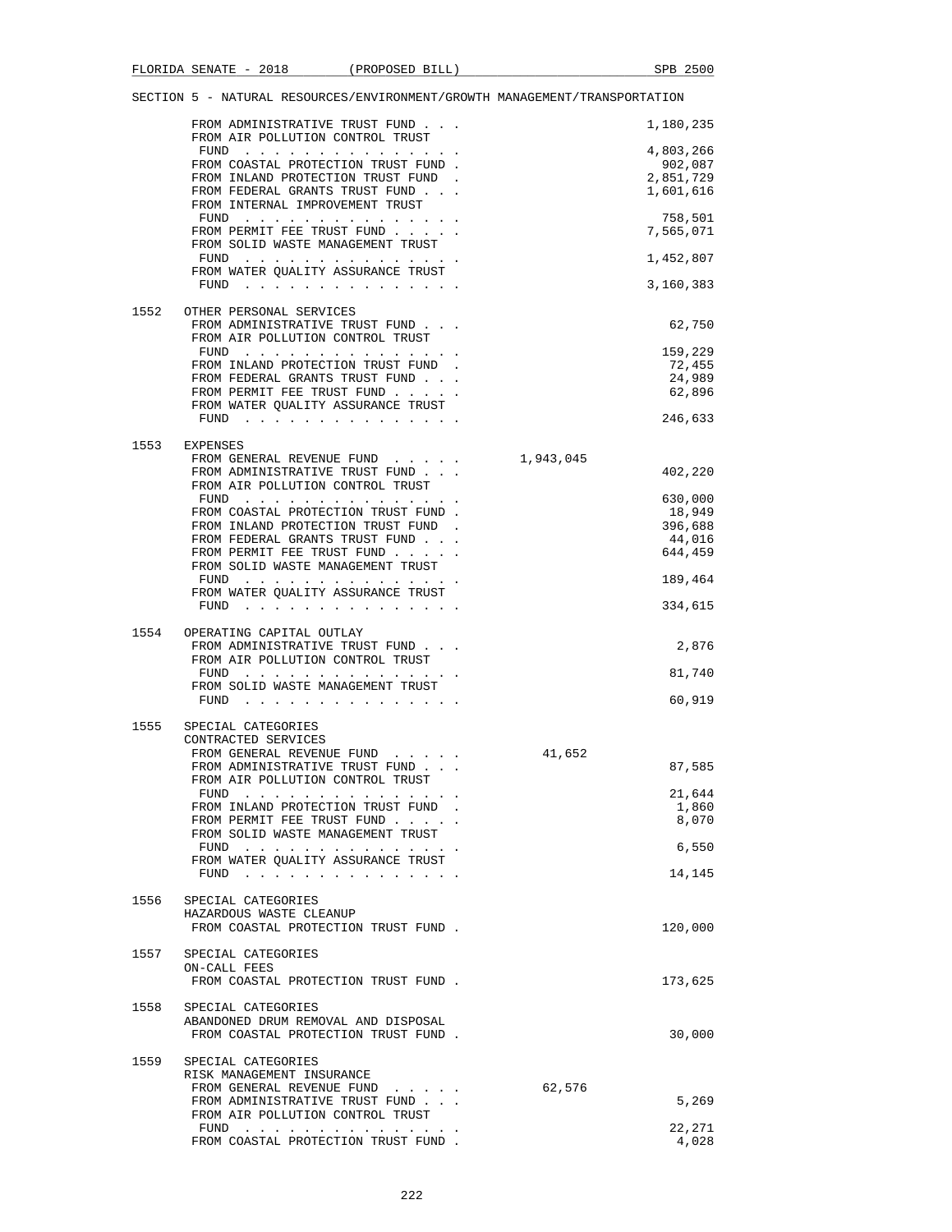SECTION 5 - NATURAL RESOURCES/ENVIRONMENT/GROWTH MANAGEMENT/TRANSPORTATION

| | | | |
|---|---|---|---|
| | FROM ADMINISTRATIVE TRUST FUND . . . | | 1,180,235 |
| | FROM AIR POLLUTION CONTROL TRUST FUND . . . . . . . . . . . . . . . | | 4,803,266 |
| | FROM COASTAL PROTECTION TRUST FUND . | | 902,087 |
| | FROM INLAND PROTECTION TRUST FUND . | | 2,851,729 |
| | FROM FEDERAL GRANTS TRUST FUND . . . | | 1,601,616 |
| | FROM INTERNAL IMPROVEMENT TRUST FUND . . . . . . . . . . . . . . . | | 758,501 |
| | FROM PERMIT FEE TRUST FUND . . . . . | | 7,565,071 |
| | FROM SOLID WASTE MANAGEMENT TRUST FUND . . . . . . . . . . . . . . . | | 1,452,807 |
| | FROM WATER QUALITY ASSURANCE TRUST FUND . . . . . . . . . . . . . . . | | 3,160,383 |
| 1552 | OTHER PERSONAL SERVICES | | |
| | FROM ADMINISTRATIVE TRUST FUND . . . | | 62,750 |
| | FROM AIR POLLUTION CONTROL TRUST FUND . . . . . . . . . . . . . . . | | 159,229 |
| | FROM INLAND PROTECTION TRUST FUND . | | 72,455 |
| | FROM FEDERAL GRANTS TRUST FUND . . . | | 24,989 |
| | FROM PERMIT FEE TRUST FUND . . . . . | | 62,896 |
| | FROM WATER QUALITY ASSURANCE TRUST FUND . . . . . . . . . . . . . . . | | 246,633 |
| 1553 | EXPENSES | | |
| | FROM GENERAL REVENUE FUND . . . . . | 1,943,045 | |
| | FROM ADMINISTRATIVE TRUST FUND . . . | | 402,220 |
| | FROM AIR POLLUTION CONTROL TRUST FUND . . . . . . . . . . . . . . . | | 630,000 |
| | FROM COASTAL PROTECTION TRUST FUND . | | 18,949 |
| | FROM INLAND PROTECTION TRUST FUND . | | 396,688 |
| | FROM FEDERAL GRANTS TRUST FUND . . . | | 44,016 |
| | FROM PERMIT FEE TRUST FUND . . . . . | | 644,459 |
| | FROM SOLID WASTE MANAGEMENT TRUST FUND . . . . . . . . . . . . . . . | | 189,464 |
| | FROM WATER QUALITY ASSURANCE TRUST FUND . . . . . . . . . . . . . . . | | 334,615 |
| 1554 | OPERATING CAPITAL OUTLAY | | |
| | FROM ADMINISTRATIVE TRUST FUND . . . | | 2,876 |
| | FROM AIR POLLUTION CONTROL TRUST FUND . . . . . . . . . . . . . . . | | 81,740 |
| | FROM SOLID WASTE MANAGEMENT TRUST FUND . . . . . . . . . . . . . . . | | 60,919 |
| 1555 | SPECIAL CATEGORIES<br>CONTRACTED SERVICES | | |
| | FROM GENERAL REVENUE FUND . . . . . | 41,652 | |
| | FROM ADMINISTRATIVE TRUST FUND . . . | | 87,585 |
| | FROM AIR POLLUTION CONTROL TRUST FUND . . . . . . . . . . . . . . . | | 21,644 |
| | FROM INLAND PROTECTION TRUST FUND . | | 1,860 |
| | FROM PERMIT FEE TRUST FUND . . . . . | | 8,070 |
| | FROM SOLID WASTE MANAGEMENT TRUST FUND . . . . . . . . . . . . . . . | | 6,550 |
| | FROM WATER QUALITY ASSURANCE TRUST FUND . . . . . . . . . . . . . . . | | 14,145 |
| 1556 | SPECIAL CATEGORIES<br>HAZARDOUS WASTE CLEANUP | | |
| | FROM COASTAL PROTECTION TRUST FUND . | | 120,000 |
| 1557 | SPECIAL CATEGORIES<br>ON-CALL FEES | | |
| | FROM COASTAL PROTECTION TRUST FUND . | | 173,625 |
| 1558 | SPECIAL CATEGORIES<br>ABANDONED DRUM REMOVAL AND DISPOSAL | | |
| | FROM COASTAL PROTECTION TRUST FUND . | | 30,000 |
| 1559 | SPECIAL CATEGORIES<br>RISK MANAGEMENT INSURANCE | | |
| | FROM GENERAL REVENUE FUND . . . . . | 62,576 | |
| | FROM ADMINISTRATIVE TRUST FUND . . . | | 5,269 |
| | FROM AIR POLLUTION CONTROL TRUST FUND . . . . . . . . . . . . . . . | | 22,271 |
| | FROM COASTAL PROTECTION TRUST FUND . | | 4,028 |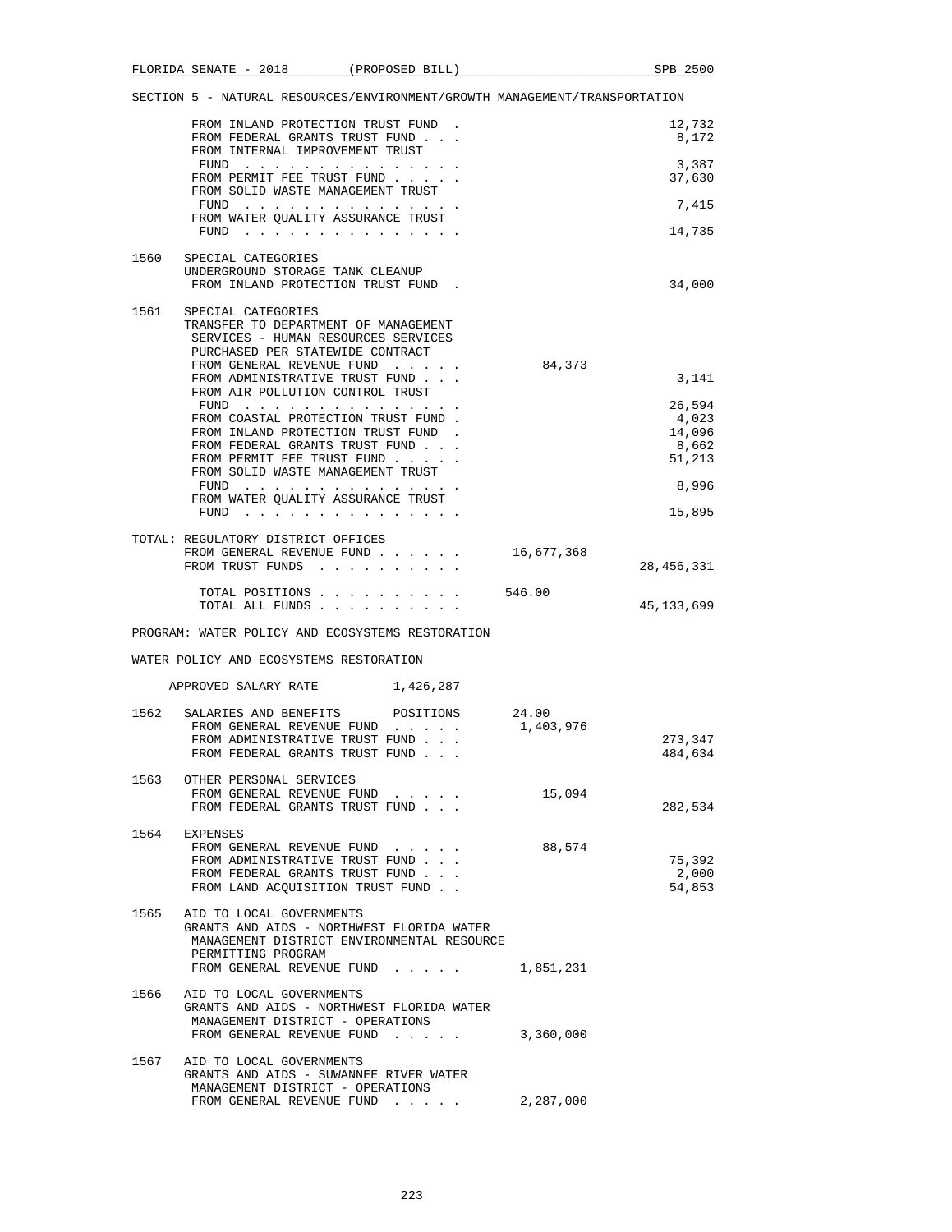SECTION 5 - NATURAL RESOURCES/ENVIRONMENT/GROWTH MANAGEMENT/TRANSPORTATION

| | | | |
|---|---|---|---|
| | FROM INLAND PROTECTION TRUST FUND . | | 12,732 |
| | FROM FEDERAL GRANTS TRUST FUND . . . | | 8,172 |
| | FROM INTERNAL IMPROVEMENT TRUST FUND . . . . . . . . . . . . . . . | | 3,387 |
| | FROM PERMIT FEE TRUST FUND . . . . . | | 37,630 |
| | FROM SOLID WASTE MANAGEMENT TRUST FUND . . . . . . . . . . . . . . . | | 7,415 |
| | FROM WATER QUALITY ASSURANCE TRUST FUND . . . . . . . . . . . . . . . | | 14,735 |
| 1560 | SPECIAL CATEGORIES<br>UNDERGROUND STORAGE TANK CLEANUP<br>FROM INLAND PROTECTION TRUST FUND . | | 34,000 |
| 1561 | SPECIAL CATEGORIES<br>TRANSFER TO DEPARTMENT OF MANAGEMENT SERVICES - HUMAN RESOURCES SERVICES PURCHASED PER STATEWIDE CONTRACT<br>FROM GENERAL REVENUE FUND . . . . . | 84,373 | |
| | FROM ADMINISTRATIVE TRUST FUND . . . | | 3,141 |
| | FROM AIR POLLUTION CONTROL TRUST FUND . . . . . . . . . . . . . . . | | 26,594 |
| | FROM COASTAL PROTECTION TRUST FUND . | | 4,023 |
| | FROM INLAND PROTECTION TRUST FUND . | | 14,096 |
| | FROM FEDERAL GRANTS TRUST FUND . . . | | 8,662 |
| | FROM PERMIT FEE TRUST FUND . . . . . | | 51,213 |
| | FROM SOLID WASTE MANAGEMENT TRUST FUND . . . . . . . . . . . . . . . | | 8,996 |
| | FROM WATER QUALITY ASSURANCE TRUST FUND . . . . . . . . . . . . . . . | | 15,895 |
| | TOTAL: REGULATORY DISTRICT OFFICES<br>FROM GENERAL REVENUE FUND . . . . . . | 16,677,368 | |
| | FROM TRUST FUNDS . . . . . . . . . . | | 28,456,331 |
| | TOTAL POSITIONS . . . . . . . . . . | 546.00 | |
| | TOTAL ALL FUNDS . . . . . . . . . . | | 45,133,699 |

PROGRAM: WATER POLICY AND ECOSYSTEMS RESTORATION

WATER POLICY AND ECOSYSTEMS RESTORATION

APPROVED SALARY RATE 1,426,287

| | | | |
|---|---|---|---|
| 1562 | SALARIES AND BENEFITS POSITIONS | 24.00 | |
| | FROM GENERAL REVENUE FUND . . . . . | 1,403,976 | |
| | FROM ADMINISTRATIVE TRUST FUND . . . | | 273,347 |
| | FROM FEDERAL GRANTS TRUST FUND . . . | | 484,634 |
| 1563 | OTHER PERSONAL SERVICES<br>FROM GENERAL REVENUE FUND . . . . . | 15,094 | |
| | FROM FEDERAL GRANTS TRUST FUND . . . | | 282,534 |
| 1564 | EXPENSES<br>FROM GENERAL REVENUE FUND . . . . . | 88,574 | |
| | FROM ADMINISTRATIVE TRUST FUND . . . | | 75,392 |
| | FROM FEDERAL GRANTS TRUST FUND . . . | | 2,000 |
| | FROM LAND ACQUISITION TRUST FUND . . | | 54,853 |
| 1565 | AID TO LOCAL GOVERNMENTS<br>GRANTS AND AIDS - NORTHWEST FLORIDA WATER MANAGEMENT DISTRICT ENVIRONMENTAL RESOURCE PERMITTING PROGRAM<br>FROM GENERAL REVENUE FUND . . . . . | 1,851,231 | |
| 1566 | AID TO LOCAL GOVERNMENTS<br>GRANTS AND AIDS - NORTHWEST FLORIDA WATER MANAGEMENT DISTRICT - OPERATIONS<br>FROM GENERAL REVENUE FUND . . . . . | 3,360,000 | |
| 1567 | AID TO LOCAL GOVERNMENTS<br>GRANTS AND AIDS - SUWANNEE RIVER WATER MANAGEMENT DISTRICT - OPERATIONS<br>FROM GENERAL REVENUE FUND . . . . . | 2,287,000 | |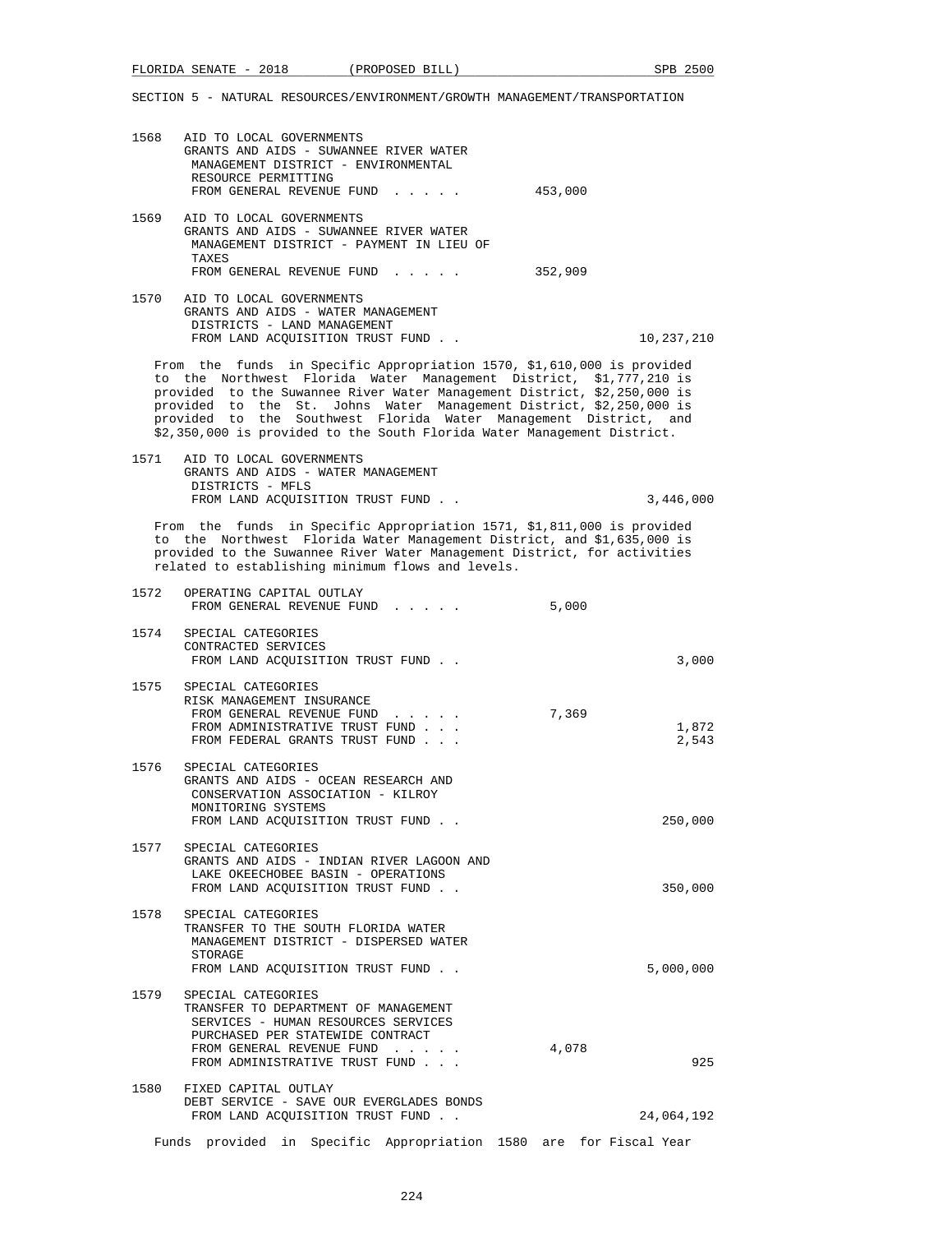SECTION 5 - NATURAL RESOURCES/ENVIRONMENT/GROWTH MANAGEMENT/TRANSPORTATION

| | | General Revenue | Trust Funds |
|---|---|---|---|
| 1568 | AID TO LOCAL GOVERNMENTS<br>GRANTS AND AIDS - SUWANNEE RIVER WATER MANAGEMENT DISTRICT - ENVIRONMENTAL RESOURCE PERMITTING<br>FROM GENERAL REVENUE FUND . . . . . | 453,000 | |
| 1569 | AID TO LOCAL GOVERNMENTS<br>GRANTS AND AIDS - SUWANNEE RIVER WATER MANAGEMENT DISTRICT - PAYMENT IN LIEU OF TAXES<br>FROM GENERAL REVENUE FUND . . . . . | 352,909 | |
| 1570 | AID TO LOCAL GOVERNMENTS<br>GRANTS AND AIDS - WATER MANAGEMENT DISTRICTS - LAND MANAGEMENT<br>FROM LAND ACQUISITION TRUST FUND . . | | 10,237,210 |

From the funds in Specific Appropriation 1570, $1,610,000 is provided to the Northwest Florida Water Management District, $1,777,210 is provided to the Suwannee River Water Management District, $2,250,000 is provided to the St. Johns Water Management District, $2,250,000 is provided to the Southwest Florida Water Management District, and $2,350,000 is provided to the South Florida Water Management District.

| | | General Revenue | Trust Funds |
|---|---|---|---|
| 1571 | AID TO LOCAL GOVERNMENTS<br>GRANTS AND AIDS - WATER MANAGEMENT DISTRICTS - MFLS<br>FROM LAND ACQUISITION TRUST FUND . . | | 3,446,000 |

From the funds in Specific Appropriation 1571, $1,811,000 is provided to the Northwest Florida Water Management District, and $1,635,000 is provided to the Suwannee River Water Management District, for activities related to establishing minimum flows and levels.

| | | General Revenue | Trust Funds |
|---|---|---|---|
| 1572 | OPERATING CAPITAL OUTLAY<br>FROM GENERAL REVENUE FUND . . . . . | 5,000 | |
| 1574 | SPECIAL CATEGORIES<br>CONTRACTED SERVICES<br>FROM LAND ACQUISITION TRUST FUND . . | | 3,000 |
| 1575 | SPECIAL CATEGORIES<br>RISK MANAGEMENT INSURANCE<br>FROM GENERAL REVENUE FUND . . . . . | 7,369 | |
| | FROM ADMINISTRATIVE TRUST FUND . . . | | 1,872 |
| | FROM FEDERAL GRANTS TRUST FUND . . . | | 2,543 |
| 1576 | SPECIAL CATEGORIES<br>GRANTS AND AIDS - OCEAN RESEARCH AND CONSERVATION ASSOCIATION - KILROY MONITORING SYSTEMS<br>FROM LAND ACQUISITION TRUST FUND . . | | 250,000 |
| 1577 | SPECIAL CATEGORIES<br>GRANTS AND AIDS - INDIAN RIVER LAGOON AND LAKE OKEECHOBEE BASIN - OPERATIONS<br>FROM LAND ACQUISITION TRUST FUND . . | | 350,000 |
| 1578 | SPECIAL CATEGORIES<br>TRANSFER TO THE SOUTH FLORIDA WATER MANAGEMENT DISTRICT - DISPERSED WATER STORAGE<br>FROM LAND ACQUISITION TRUST FUND . . | | 5,000,000 |
| 1579 | SPECIAL CATEGORIES<br>TRANSFER TO DEPARTMENT OF MANAGEMENT SERVICES - HUMAN RESOURCES SERVICES PURCHASED PER STATEWIDE CONTRACT<br>FROM GENERAL REVENUE FUND . . . . . | 4,078 | |
| | FROM ADMINISTRATIVE TRUST FUND . . . | | 925 |
| 1580 | FIXED CAPITAL OUTLAY<br>DEBT SERVICE - SAVE OUR EVERGLADES BONDS<br>FROM LAND ACQUISITION TRUST FUND . . | | 24,064,192 |

Funds provided in Specific Appropriation 1580 are for Fiscal Year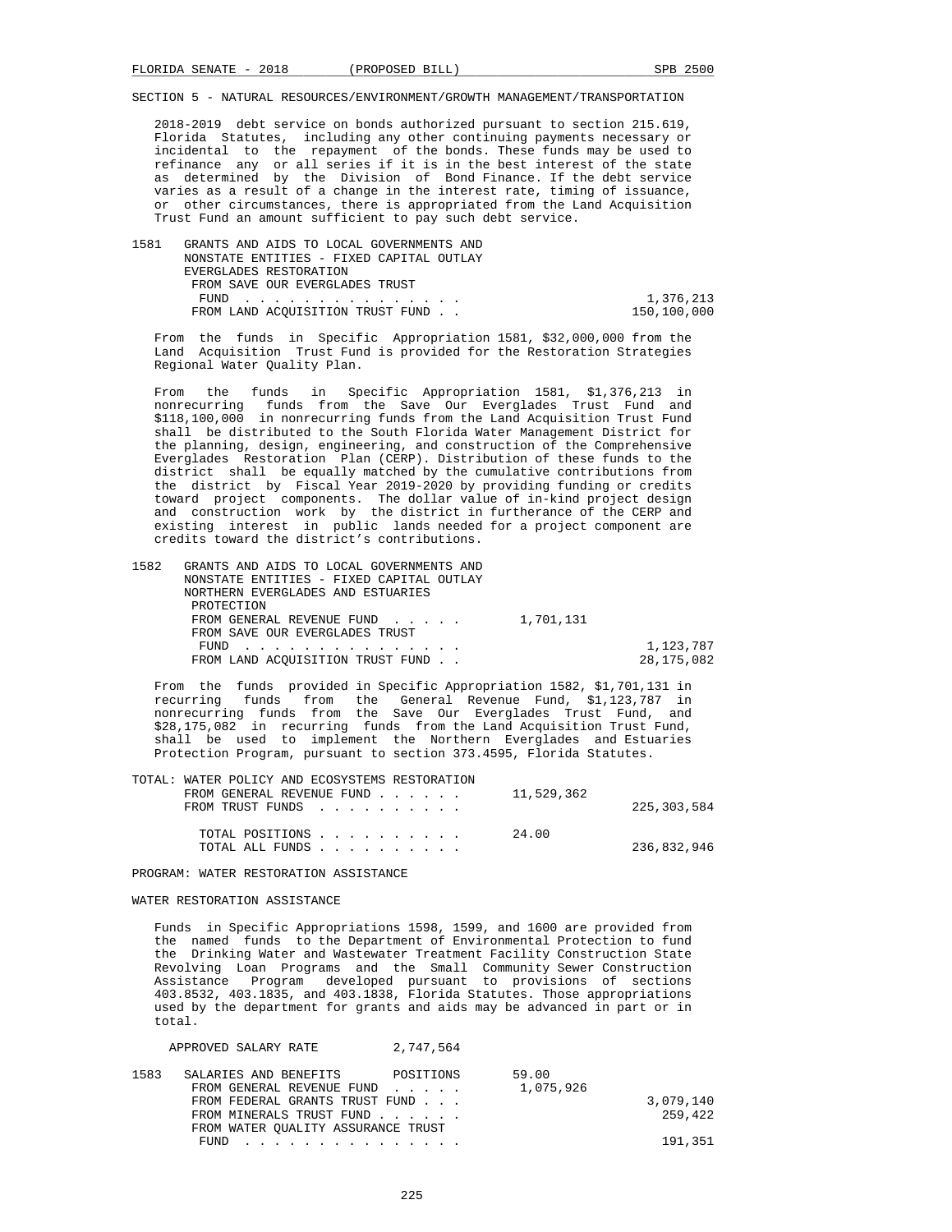SECTION 5 - NATURAL RESOURCES/ENVIRONMENT/GROWTH MANAGEMENT/TRANSPORTATION

2018-2019 debt service on bonds authorized pursuant to section 215.619, Florida Statutes, including any other continuing payments necessary or incidental to the repayment of the bonds. These funds may be used to refinance any or all series if it is in the best interest of the state as determined by the Division of Bond Finance. If the debt service varies as a result of a change in the interest rate, timing of issuance, or other circumstances, there is appropriated from the Land Acquisition Trust Fund an amount sufficient to pay such debt service.

| | | | |
|---|---|---|---|
| 1581 | GRANTS AND AIDS TO LOCAL GOVERNMENTS AND NONSTATE ENTITIES - FIXED CAPITAL OUTLAY EVERGLADES RESTORATION | | |
| | FROM SAVE OUR EVERGLADES TRUST FUND . . . . . . . . . . . . . . . | | 1,376,213 |
| | FROM LAND ACQUISITION TRUST FUND . . | | 150,100,000 |

From the funds in Specific Appropriation 1581, $32,000,000 from the Land Acquisition Trust Fund is provided for the Restoration Strategies Regional Water Quality Plan.

From the funds in Specific Appropriation 1581, $1,376,213 in nonrecurring funds from the Save Our Everglades Trust Fund and $118,100,000 in nonrecurring funds from the Land Acquisition Trust Fund shall be distributed to the South Florida Water Management District for the planning, design, engineering, and construction of the Comprehensive Everglades Restoration Plan (CERP). Distribution of these funds to the district shall be equally matched by the cumulative contributions from the district by Fiscal Year 2019-2020 by providing funding or credits toward project components. The dollar value of in-kind project design and construction work by the district in furtherance of the CERP and existing interest in public lands needed for a project component are credits toward the district's contributions.

| | | | |
|---|---|---|---|
| 1582 | GRANTS AND AIDS TO LOCAL GOVERNMENTS AND NONSTATE ENTITIES - FIXED CAPITAL OUTLAY NORTHERN EVERGLADES AND ESTUARIES PROTECTION | | |
| | FROM GENERAL REVENUE FUND . . . . . | 1,701,131 | |
| | FROM SAVE OUR EVERGLADES TRUST FUND . . . . . . . . . . . . . . . | | 1,123,787 |
| | FROM LAND ACQUISITION TRUST FUND . . | | 28,175,082 |

From the funds provided in Specific Appropriation 1582, $1,701,131 in recurring funds from the General Revenue Fund, $1,123,787 in nonrecurring funds from the Save Our Everglades Trust Fund, and $28,175,082 in recurring funds from the Land Acquisition Trust Fund, shall be used to implement the Northern Everglades and Estuaries Protection Program, pursuant to section 373.4595, Florida Statutes.

| | | |
|---|---|---|
| TOTAL: WATER POLICY AND ECOSYSTEMS RESTORATION | | |
| FROM GENERAL REVENUE FUND . . . . . . | 11,529,362 | |
| FROM TRUST FUNDS . . . . . . . . . . | | 225,303,584 |
| TOTAL POSITIONS . . . . . . . . . . | 24.00 | |
| TOTAL ALL FUNDS . . . . . . . . . . | | 236,832,946 |

PROGRAM: WATER RESTORATION ASSISTANCE

WATER RESTORATION ASSISTANCE

Funds in Specific Appropriations 1598, 1599, and 1600 are provided from the named funds to the Department of Environmental Protection to fund the Drinking Water and Wastewater Treatment Facility Construction State Revolving Loan Programs and the Small Community Sewer Construction Assistance Program developed pursuant to provisions of sections 403.8532, 403.1835, and 403.1838, Florida Statutes. Those appropriations used by the department for grants and aids may be advanced in part or in total.

APPROVED SALARY RATE 2,747,564

| | | | |
|---|---|---|---|
| 1583 | SALARIES AND BENEFITS POSITIONS | 59.00 | |
| | FROM GENERAL REVENUE FUND . . . . . | 1,075,926 | |
| | FROM FEDERAL GRANTS TRUST FUND . . . | | 3,079,140 |
| | FROM MINERALS TRUST FUND . . . . . . | | 259,422 |
| | FROM WATER QUALITY ASSURANCE TRUST FUND . . . . . . . . . . . . . . . | | 191,351 |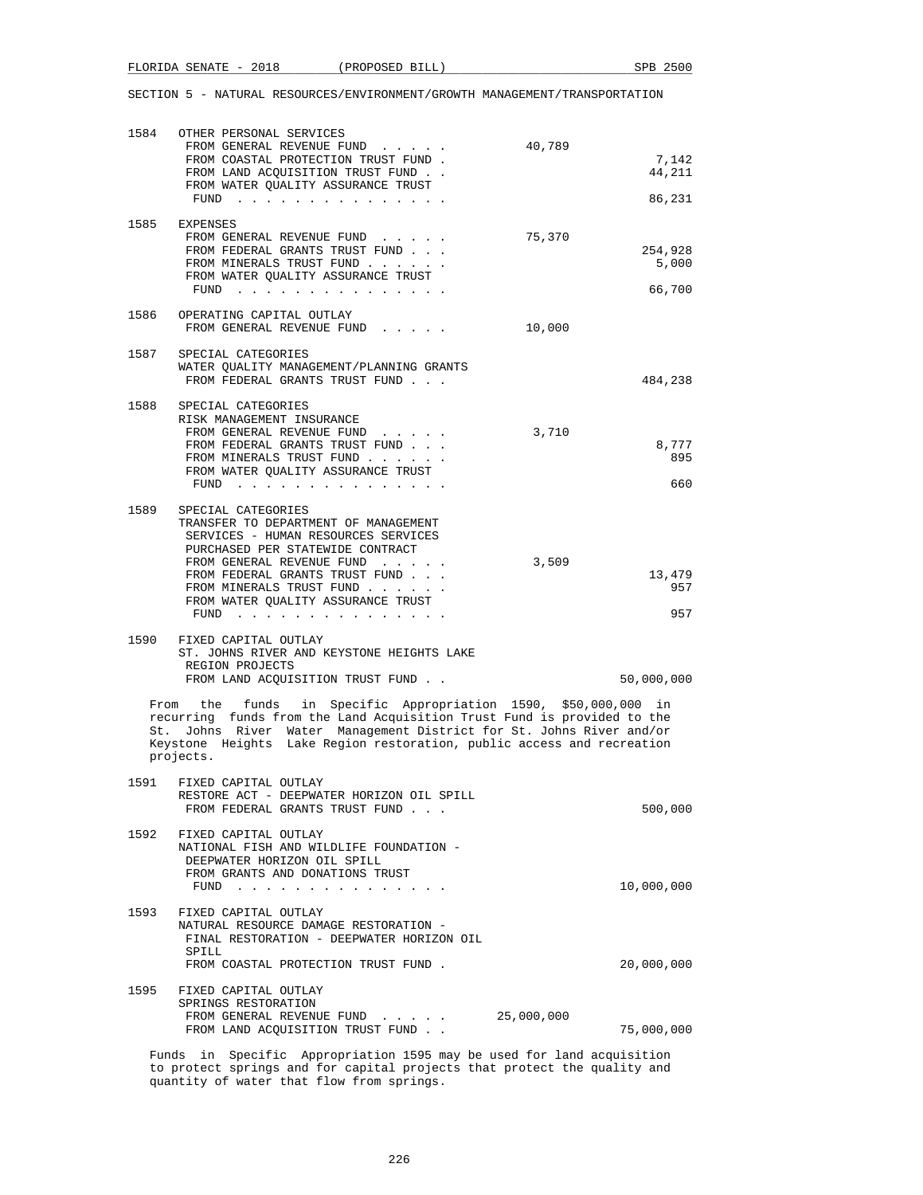SECTION 5 - NATURAL RESOURCES/ENVIRONMENT/GROWTH MANAGEMENT/TRANSPORTATION

| | | General Revenue | Trust Funds |
|---|---|---|---|
| 1584 | OTHER PERSONAL SERVICES | | |
| | FROM GENERAL REVENUE FUND . . . . . | 40,789 | |
| | FROM COASTAL PROTECTION TRUST FUND . | | 7,142 |
| | FROM LAND ACQUISITION TRUST FUND . . | | 44,211 |
| | FROM WATER QUALITY ASSURANCE TRUST FUND . . . . . . . . . . . . . . . | | 86,231 |
| 1585 | EXPENSES | | |
| | FROM GENERAL REVENUE FUND . . . . . | 75,370 | |
| | FROM FEDERAL GRANTS TRUST FUND . . . | | 254,928 |
| | FROM MINERALS TRUST FUND . . . . . . | | 5,000 |
| | FROM WATER QUALITY ASSURANCE TRUST FUND . . . . . . . . . . . . . . . | | 66,700 |
| 1586 | OPERATING CAPITAL OUTLAY | | |
| | FROM GENERAL REVENUE FUND . . . . . | 10,000 | |
| 1587 | SPECIAL CATEGORIES WATER QUALITY MANAGEMENT/PLANNING GRANTS | | |
| | FROM FEDERAL GRANTS TRUST FUND . . . | | 484,238 |
| 1588 | SPECIAL CATEGORIES RISK MANAGEMENT INSURANCE | | |
| | FROM GENERAL REVENUE FUND . . . . . | 3,710 | |
| | FROM FEDERAL GRANTS TRUST FUND . . . | | 8,777 |
| | FROM MINERALS TRUST FUND . . . . . . | | 895 |
| | FROM WATER QUALITY ASSURANCE TRUST FUND . . . . . . . . . . . . . . . | | 660 |
| 1589 | SPECIAL CATEGORIES TRANSFER TO DEPARTMENT OF MANAGEMENT SERVICES - HUMAN RESOURCES SERVICES PURCHASED PER STATEWIDE CONTRACT | | |
| | FROM GENERAL REVENUE FUND . . . . . | 3,509 | |
| | FROM FEDERAL GRANTS TRUST FUND . . . | | 13,479 |
| | FROM MINERALS TRUST FUND . . . . . . | | 957 |
| | FROM WATER QUALITY ASSURANCE TRUST FUND . . . . . . . . . . . . . . . | | 957 |
| 1590 | FIXED CAPITAL OUTLAY ST. JOHNS RIVER AND KEYSTONE HEIGHTS LAKE REGION PROJECTS | | |
| | FROM LAND ACQUISITION TRUST FUND . . | | 50,000,000 |

From the funds in Specific Appropriation 1590, $50,000,000 in recurring funds from the Land Acquisition Trust Fund is provided to the St. Johns River Water Management District for St. Johns River and/or Keystone Heights Lake Region restoration, public access and recreation projects.

| | | General Revenue | Trust Funds |
|---|---|---|---|
| 1591 | FIXED CAPITAL OUTLAY RESTORE ACT - DEEPWATER HORIZON OIL SPILL | | |
| | FROM FEDERAL GRANTS TRUST FUND . . . | | 500,000 |
| 1592 | FIXED CAPITAL OUTLAY NATIONAL FISH AND WILDLIFE FOUNDATION - DEEPWATER HORIZON OIL SPILL | | |
| | FROM GRANTS AND DONATIONS TRUST FUND . . . . . . . . . . . . . . . | | 10,000,000 |
| 1593 | FIXED CAPITAL OUTLAY NATURAL RESOURCE DAMAGE RESTORATION - FINAL RESTORATION - DEEPWATER HORIZON OIL SPILL | | |
| | FROM COASTAL PROTECTION TRUST FUND . | | 20,000,000 |
| 1595 | FIXED CAPITAL OUTLAY SPRINGS RESTORATION | | |
| | FROM GENERAL REVENUE FUND . . . . . | 25,000,000 | |
| | FROM LAND ACQUISITION TRUST FUND . . | | 75,000,000 |

Funds in Specific Appropriation 1595 may be used for land acquisition to protect springs and for capital projects that protect the quality and quantity of water that flow from springs.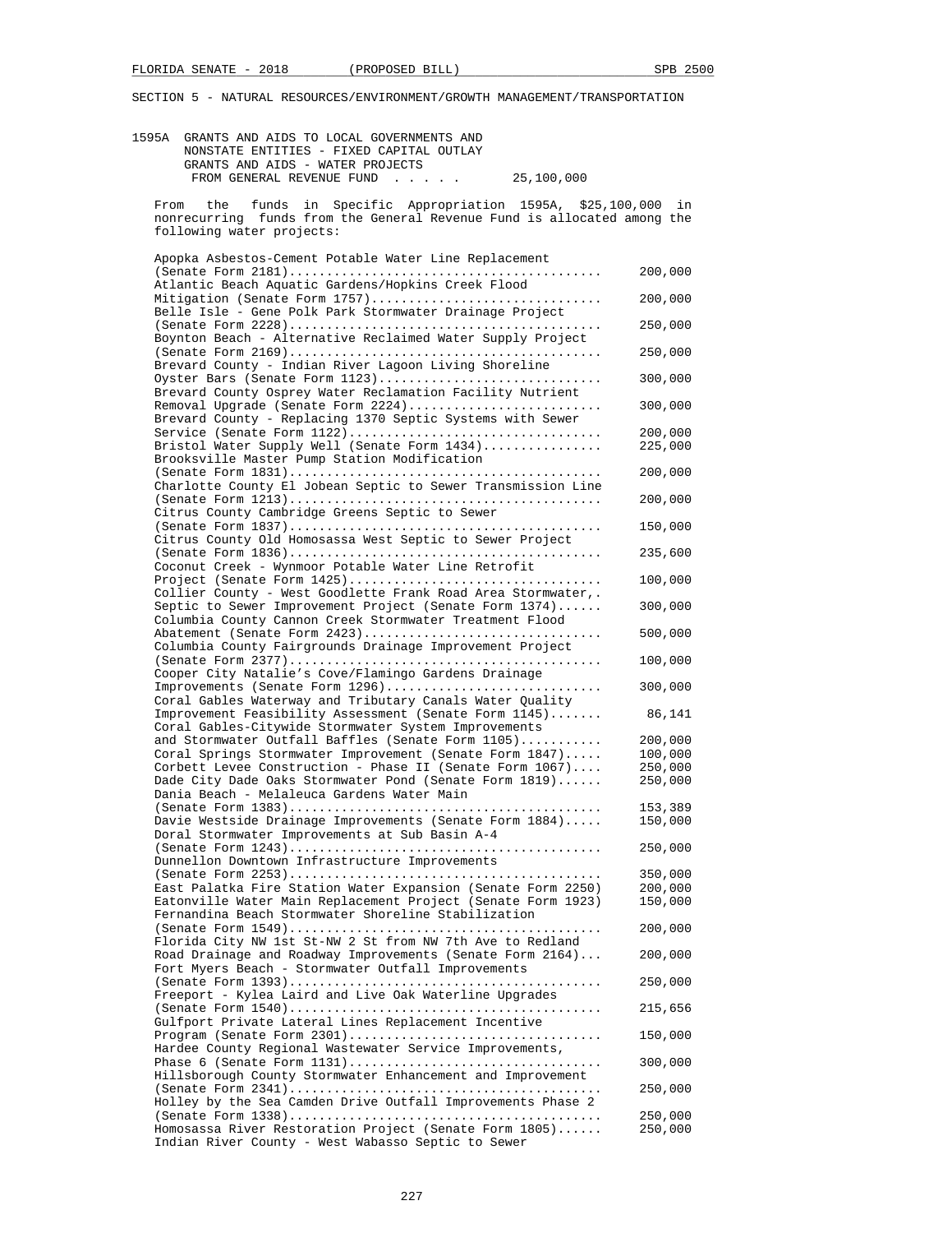SECTION 5 - NATURAL RESOURCES/ENVIRONMENT/GROWTH MANAGEMENT/TRANSPORTATION

1595A GRANTS AND AIDS TO LOCAL GOVERNMENTS AND NONSTATE ENTITIES - FIXED CAPITAL OUTLAY GRANTS AND AIDS - WATER PROJECTS FROM GENERAL REVENUE FUND . . . . . 25,100,000

From the funds in Specific Appropriation 1595A, $25,100,000 in nonrecurring funds from the General Revenue Fund is allocated among the following water projects:

| Project | Amount |
|---|---|
| Apopka Asbestos-Cement Potable Water Line Replacement (Senate Form 2181) | 200,000 |
| Atlantic Beach Aquatic Gardens/Hopkins Creek Flood Mitigation (Senate Form 1757) | 200,000 |
| Belle Isle - Gene Polk Park Stormwater Drainage Project (Senate Form 2228) | 250,000 |
| Boynton Beach - Alternative Reclaimed Water Supply Project (Senate Form 2169) | 250,000 |
| Brevard County - Indian River Lagoon Living Shoreline Oyster Bars (Senate Form 1123) | 300,000 |
| Brevard County Osprey Water Reclamation Facility Nutrient Removal Upgrade (Senate Form 2224) | 300,000 |
| Brevard County - Replacing 1370 Septic Systems with Sewer Service (Senate Form 1122) | 200,000 |
| Bristol Water Supply Well (Senate Form 1434) | 225,000 |
| Brooksville Master Pump Station Modification (Senate Form 1831) | 200,000 |
| Charlotte County El Jobean Septic to Sewer Transmission Line (Senate Form 1213) | 200,000 |
| Citrus County Cambridge Greens Septic to Sewer (Senate Form 1837) | 150,000 |
| Citrus County Old Homosassa West Septic to Sewer Project (Senate Form 1836) | 235,600 |
| Coconut Creek - Wynmoor Potable Water Line Retrofit Project (Senate Form 1425) | 100,000 |
| Collier County - West Goodlette Frank Road Area Stormwater,. Septic to Sewer Improvement Project (Senate Form 1374) | 300,000 |
| Columbia County Cannon Creek Stormwater Treatment Flood Abatement (Senate Form 2423) | 500,000 |
| Columbia County Fairgrounds Drainage Improvement Project (Senate Form 2377) | 100,000 |
| Cooper City Natalie's Cove/Flamingo Gardens Drainage Improvements (Senate Form 1296) | 300,000 |
| Coral Gables Waterway and Tributary Canals Water Quality Improvement Feasibility Assessment (Senate Form 1145) | 86,141 |
| Coral Gables-Citywide Stormwater System Improvements and Stormwater Outfall Baffles (Senate Form 1105) | 200,000 |
| Coral Springs Stormwater Improvement (Senate Form 1847) | 100,000 |
| Corbett Levee Construction - Phase II (Senate Form 1067) | 250,000 |
| Dade City Dade Oaks Stormwater Pond (Senate Form 1819) | 250,000 |
| Dania Beach - Melaleuca Gardens Water Main (Senate Form 1383) | 153,389 |
| Davie Westside Drainage Improvements (Senate Form 1884) | 150,000 |
| Doral Stormwater Improvements at Sub Basin A-4 (Senate Form 1243) | 250,000 |
| Dunnellon Downtown Infrastructure Improvements (Senate Form 2253) | 350,000 |
| East Palatka Fire Station Water Expansion (Senate Form 2250) | 200,000 |
| Eatonville Water Main Replacement Project (Senate Form 1923) | 150,000 |
| Fernandina Beach Stormwater Shoreline Stabilization (Senate Form 1549) | 200,000 |
| Florida City NW 1st St-NW 2 St from NW 7th Ave to Redland Road Drainage and Roadway Improvements (Senate Form 2164) | 200,000 |
| Fort Myers Beach - Stormwater Outfall Improvements (Senate Form 1393) | 250,000 |
| Freeport - Kylea Laird and Live Oak Waterline Upgrades (Senate Form 1540) | 215,656 |
| Gulfport Private Lateral Lines Replacement Incentive Program (Senate Form 2301) | 150,000 |
| Hardee County Regional Wastewater Service Improvements, Phase 6 (Senate Form 1131) | 300,000 |
| Hillsborough County Stormwater Enhancement and Improvement (Senate Form 2341) | 250,000 |
| Holley by the Sea Camden Drive Outfall Improvements Phase 2 (Senate Form 1338) | 250,000 |
| Homosassa River Restoration Project (Senate Form 1805) | 250,000 |
| Indian River County - West Wabasso Septic to Sewer | |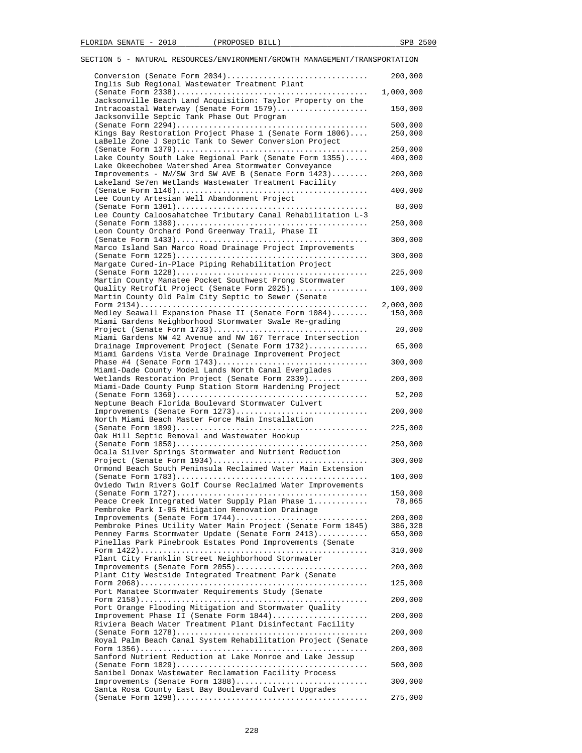SECTION 5 - NATURAL RESOURCES/ENVIRONMENT/GROWTH MANAGEMENT/TRANSPORTATION

| Item | Amount |
|---|---|
| Conversion (Senate Form 2034) | 200,000 |
| Inglis Sub Regional Wastewater Treatment Plant (Senate Form 2338) | 1,000,000 |
| Jacksonville Beach Land Acquisition: Taylor Property on the Intracoastal Waterway (Senate Form 1579) | 150,000 |
| Jacksonville Septic Tank Phase Out Program (Senate Form 2294) | 500,000 |
| Kings Bay Restoration Project Phase 1 (Senate Form 1806) | 250,000 |
| LaBelle Zone J Septic Tank to Sewer Conversion Project (Senate Form 1379) | 250,000 |
| Lake County South Lake Regional Park (Senate Form 1355) | 400,000 |
| Lake Okeechobee Watershed Area Stormwater Conveyance Improvements - NW/SW 3rd SW AVE B (Senate Form 1423) | 200,000 |
| Lakeland Se7en Wetlands Wastewater Treatment Facility (Senate Form 1146) | 400,000 |
| Lee County Artesian Well Abandonment Project (Senate Form 1301) | 80,000 |
| Lee County Caloosahatchee Tributary Canal Rehabilitation L-3 (Senate Form 1380) | 250,000 |
| Leon County Orchard Pond Greenway Trail, Phase II (Senate Form 1433) | 300,000 |
| Marco Island San Marco Road Drainage Project Improvements (Senate Form 1225) | 300,000 |
| Margate Cured-in-Place Piping Rehabilitation Project (Senate Form 1228) | 225,000 |
| Martin County Manatee Pocket Southwest Prong Stormwater Quality Retrofit Project (Senate Form 2025) | 100,000 |
| Martin County Old Palm City Septic to Sewer (Senate Form 2134) | 2,000,000 |
| Medley Seawall Expansion Phase II (Senate Form 1084) | 150,000 |
| Miami Gardens Neighborhood Stormwater Swale Re-grading Project (Senate Form 1733) | 20,000 |
| Miami Gardens NW 42 Avenue and NW 167 Terrace Intersection Drainage Improvement Project (Senate Form 1732) | 65,000 |
| Miami Gardens Vista Verde Drainage Improvement Project Phase #4 (Senate Form 1743) | 300,000 |
| Miami-Dade County Model Lands North Canal Everglades Wetlands Restoration Project (Senate Form 2339) | 200,000 |
| Miami-Dade County Pump Station Storm Hardening Project (Senate Form 1369) | 52,200 |
| Neptune Beach Florida Boulevard Stormwater Culvert Improvements (Senate Form 1273) | 200,000 |
| North Miami Beach Master Force Main Installation (Senate Form 1899) | 225,000 |
| Oak Hill Septic Removal and Wastewater Hookup (Senate Form 1850) | 250,000 |
| Ocala Silver Springs Stormwater and Nutrient Reduction Project (Senate Form 1934) | 300,000 |
| Ormond Beach South Peninsula Reclaimed Water Main Extension (Senate Form 1783) | 100,000 |
| Oviedo Twin Rivers Golf Course Reclaimed Water Improvements (Senate Form 1727) | 150,000 |
| Peace Creek Integrated Water Supply Plan Phase 1 | 78,865 |
| Pembroke Park I-95 Mitigation Renovation Drainage Improvements (Senate Form 1744) | 200,000 |
| Pembroke Pines Utility Water Main Project (Senate Form 1845) | 386,328 |
| Penney Farms Stormwater Update (Senate Form 2413) | 650,000 |
| Pinellas Park Pinebrook Estates Pond Improvements (Senate Form 1422) | 310,000 |
| Plant City Franklin Street Neighborhood Stormwater Improvements (Senate Form 2055) | 200,000 |
| Plant City Westside Integrated Treatment Park (Senate Form 2068) | 125,000 |
| Port Manatee Stormwater Requirements Study (Senate Form 2158) | 200,000 |
| Port Orange Flooding Mitigation and Stormwater Quality Improvement Phase II (Senate Form 1844) | 200,000 |
| Riviera Beach Water Treatment Plant Disinfectant Facility (Senate Form 1278) | 200,000 |
| Royal Palm Beach Canal System Rehabilitation Project (Senate Form 1356) | 200,000 |
| Sanford Nutrient Reduction at Lake Monroe and Lake Jessup (Senate Form 1829) | 500,000 |
| Sanibel Donax Wastewater Reclamation Facility Process Improvements (Senate Form 1388) | 300,000 |
| Santa Rosa County East Bay Boulevard Culvert Upgrades (Senate Form 1298) | 275,000 |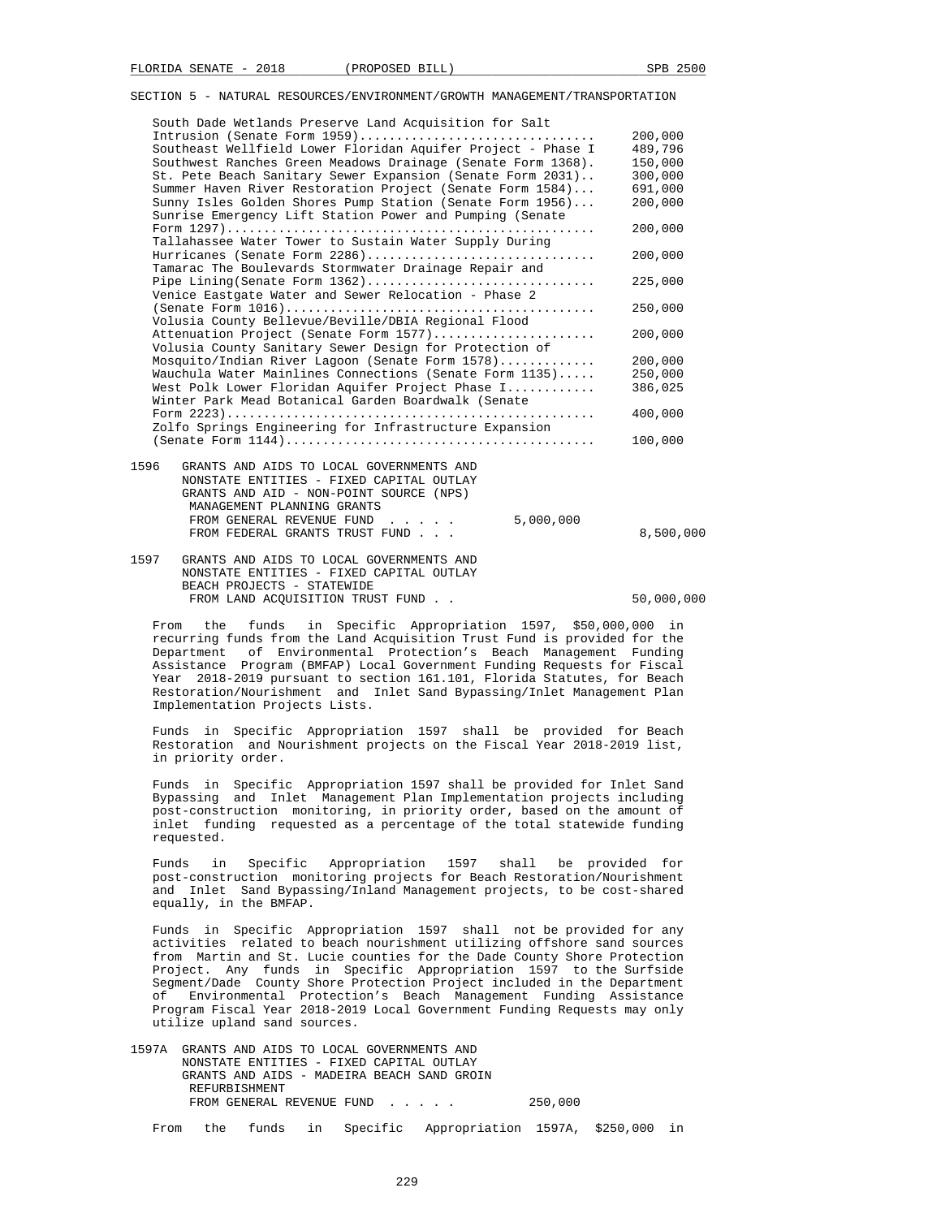SECTION 5 - NATURAL RESOURCES/ENVIRONMENT/GROWTH MANAGEMENT/TRANSPORTATION

| Project | Amount |
|---|---|
| South Dade Wetlands Preserve Land Acquisition for Salt Intrusion (Senate Form 1959) | 200,000 |
| Southeast Wellfield Lower Floridan Aquifer Project - Phase I | 489,796 |
| Southwest Ranches Green Meadows Drainage (Senate Form 1368). | 150,000 |
| St. Pete Beach Sanitary Sewer Expansion (Senate Form 2031).. | 300,000 |
| Summer Haven River Restoration Project (Senate Form 1584)... | 691,000 |
| Sunny Isles Golden Shores Pump Station (Senate Form 1956)... | 200,000 |
| Sunrise Emergency Lift Station Power and Pumping (Senate Form 1297) | 200,000 |
| Tallahassee Water Tower to Sustain Water Supply During Hurricanes (Senate Form 2286) | 200,000 |
| Tamarac The Boulevards Stormwater Drainage Repair and Pipe Lining(Senate Form 1362) | 225,000 |
| Venice Eastgate Water and Sewer Relocation - Phase 2 (Senate Form 1016) | 250,000 |
| Volusia County Bellevue/Beville/DBIA Regional Flood Attenuation Project (Senate Form 1577) | 200,000 |
| Volusia County Sanitary Sewer Design for Protection of Mosquito/Indian River Lagoon (Senate Form 1578) | 200,000 |
| Wauchula Water Mainlines Connections (Senate Form 1135) | 250,000 |
| West Polk Lower Floridan Aquifer Project Phase I | 386,025 |
| Winter Park Mead Botanical Garden Boardwalk (Senate Form 2223) | 400,000 |
| Zolfo Springs Engineering for Infrastructure Expansion (Senate Form 1144) | 100,000 |

1596 GRANTS AND AIDS TO LOCAL GOVERNMENTS AND NONSTATE ENTITIES - FIXED CAPITAL OUTLAY
GRANTS AND AID - NON-POINT SOURCE (NPS) MANAGEMENT PLANNING GRANTS
FROM GENERAL REVENUE FUND . . . . . 5,000,000
FROM FEDERAL GRANTS TRUST FUND . . . 8,500,000

1597 GRANTS AND AIDS TO LOCAL GOVERNMENTS AND NONSTATE ENTITIES - FIXED CAPITAL OUTLAY
BEACH PROJECTS - STATEWIDE
FROM LAND ACQUISITION TRUST FUND . . 50,000,000

From the funds in Specific Appropriation 1597, $50,000,000 in recurring funds from the Land Acquisition Trust Fund is provided for the Department of Environmental Protection's Beach Management Funding Assistance Program (BMFAP) Local Government Funding Requests for Fiscal Year 2018-2019 pursuant to section 161.101, Florida Statutes, for Beach Restoration/Nourishment and Inlet Sand Bypassing/Inlet Management Plan Implementation Projects Lists.

Funds in Specific Appropriation 1597 shall be provided for Beach Restoration and Nourishment projects on the Fiscal Year 2018-2019 list, in priority order.

Funds in Specific Appropriation 1597 shall be provided for Inlet Sand Bypassing and Inlet Management Plan Implementation projects including post-construction monitoring, in priority order, based on the amount of inlet funding requested as a percentage of the total statewide funding requested.

Funds in Specific Appropriation 1597 shall be provided for post-construction monitoring projects for Beach Restoration/Nourishment and Inlet Sand Bypassing/Inland Management projects, to be cost-shared equally, in the BMFAP.

Funds in Specific Appropriation 1597 shall not be provided for any activities related to beach nourishment utilizing offshore sand sources from Martin and St. Lucie counties for the Dade County Shore Protection Project. Any funds in Specific Appropriation 1597 to the Surfside Segment/Dade County Shore Protection Project included in the Department of Environmental Protection's Beach Management Funding Assistance Program Fiscal Year 2018-2019 Local Government Funding Requests may only utilize upland sand sources.

1597A GRANTS AND AIDS TO LOCAL GOVERNMENTS AND NONSTATE ENTITIES - FIXED CAPITAL OUTLAY
GRANTS AND AIDS - MADEIRA BEACH SAND GROIN REFURBISHMENT
FROM GENERAL REVENUE FUND . . . . . 250,000

From the funds in Specific Appropriation 1597A, $250,000 in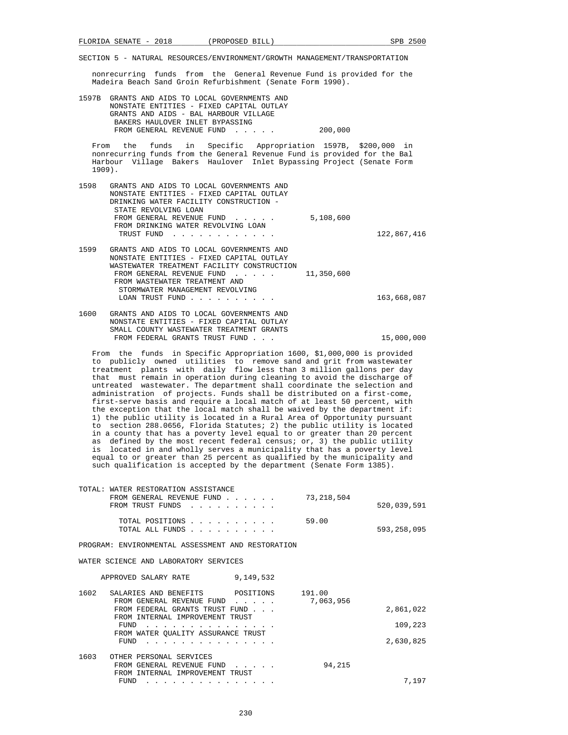SECTION 5 - NATURAL RESOURCES/ENVIRONMENT/GROWTH MANAGEMENT/TRANSPORTATION

nonrecurring funds from the General Revenue Fund is provided for the Madeira Beach Sand Groin Refurbishment (Senate Form 1990).

| | | | |
|---|---|---|---|
| 1597B | GRANTS AND AIDS TO LOCAL GOVERNMENTS AND NONSTATE ENTITIES - FIXED CAPITAL OUTLAY<br>GRANTS AND AIDS - BAL HARBOUR VILLAGE BAKERS HAULOVER INLET BYPASSING<br>FROM GENERAL REVENUE FUND . . . . . | 200,000 | |

From the funds in Specific Appropriation 1597B, $200,000 in nonrecurring funds from the General Revenue Fund is provided for the Bal Harbour Village Bakers Haulover Inlet Bypassing Project (Senate Form 1909).

| | | | |
|---|---|---|---|
| 1598 | GRANTS AND AIDS TO LOCAL GOVERNMENTS AND NONSTATE ENTITIES - FIXED CAPITAL OUTLAY<br>DRINKING WATER FACILITY CONSTRUCTION - STATE REVOLVING LOAN<br>FROM GENERAL REVENUE FUND . . . . . | 5,108,600 | |
| | FROM DRINKING WATER REVOLVING LOAN TRUST FUND . . . . . . . . . . . . | | 122,867,416 |
| 1599 | GRANTS AND AIDS TO LOCAL GOVERNMENTS AND NONSTATE ENTITIES - FIXED CAPITAL OUTLAY<br>WASTEWATER TREATMENT FACILITY CONSTRUCTION<br>FROM GENERAL REVENUE FUND . . . . . | 11,350,600 | |
| | FROM WASTEWATER TREATMENT AND STORMWATER MANAGEMENT REVOLVING LOAN TRUST FUND . . . . . . . . . . | | 163,668,087 |
| 1600 | GRANTS AND AIDS TO LOCAL GOVERNMENTS AND NONSTATE ENTITIES - FIXED CAPITAL OUTLAY<br>SMALL COUNTY WASTEWATER TREATMENT GRANTS<br>FROM FEDERAL GRANTS TRUST FUND . . . | | 15,000,000 |

From the funds in Specific Appropriation 1600, $1,000,000 is provided to publicly owned utilities to remove sand and grit from wastewater treatment plants with daily flow less than 3 million gallons per day that must remain in operation during cleaning to avoid the discharge of untreated wastewater. The department shall coordinate the selection and administration of projects. Funds shall be distributed on a first-come, first-serve basis and require a local match of at least 50 percent, with the exception that the local match shall be waived by the department if: 1) the public utility is located in a Rural Area of Opportunity pursuant to section 288.0656, Florida Statutes; 2) the public utility is located in a county that has a poverty level equal to or greater than 20 percent as defined by the most recent federal census; or, 3) the public utility is located in and wholly serves a municipality that has a poverty level equal to or greater than 25 percent as qualified by the municipality and such qualification is accepted by the department (Senate Form 1385).

| | | |
|---|---|---|
| TOTAL: WATER RESTORATION ASSISTANCE<br>FROM GENERAL REVENUE FUND . . . . . . | 73,218,504 | |
| FROM TRUST FUNDS . . . . . . . . . . | | 520,039,591 |
| TOTAL POSITIONS . . . . . . . . . . | 59.00 | |
| TOTAL ALL FUNDS . . . . . . . . . . | | 593,258,095 |

PROGRAM: ENVIRONMENTAL ASSESSMENT AND RESTORATION

WATER SCIENCE AND LABORATORY SERVICES

APPROVED SALARY RATE 9,149,532

| | | | |
|---|---|---|---|
| 1602 | SALARIES AND BENEFITS POSITIONS | 191.00 | |
| | FROM GENERAL REVENUE FUND . . . . . | 7,063,956 | |
| | FROM FEDERAL GRANTS TRUST FUND . . . | | 2,861,022 |
| | FROM INTERNAL IMPROVEMENT TRUST FUND . . . . . . . . . . . . . . . | | 109,223 |
| | FROM WATER QUALITY ASSURANCE TRUST FUND . . . . . . . . . . . . . . . | | 2,630,825 |
| 1603 | OTHER PERSONAL SERVICES<br>FROM GENERAL REVENUE FUND . . . . . | 94,215 | |
| | FROM INTERNAL IMPROVEMENT TRUST FUND . . . . . . . . . . . . . . . | | 7,197 |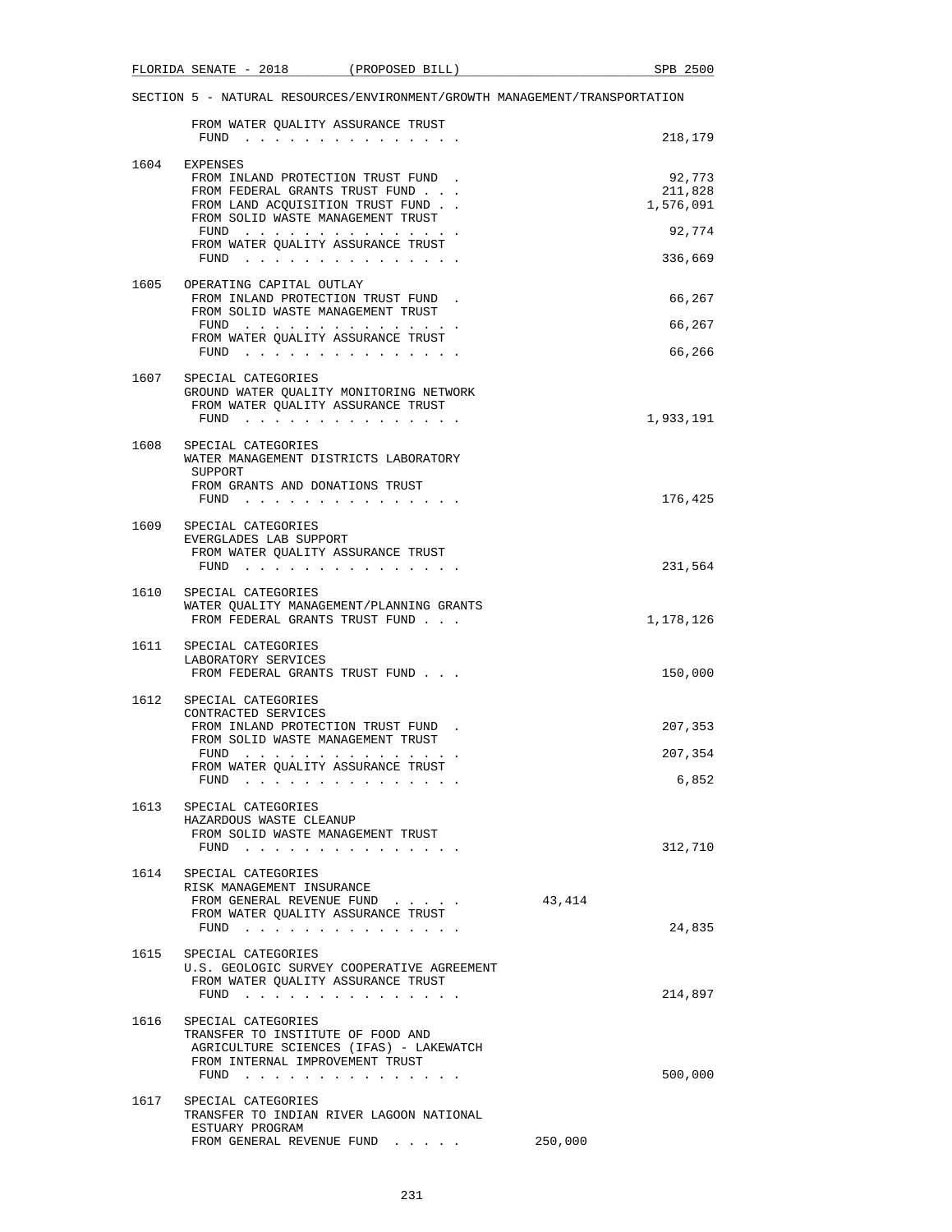SECTION 5 - NATURAL RESOURCES/ENVIRONMENT/GROWTH MANAGEMENT/TRANSPORTATION

| | | | |
|---|---|---|---|
| | FROM WATER QUALITY ASSURANCE TRUST FUND . . . . . . . . . . . . . . . | | 218,179 |
| 1604 | EXPENSES | | |
| | FROM INLAND PROTECTION TRUST FUND . | | 92,773 |
| | FROM FEDERAL GRANTS TRUST FUND . . . | | 211,828 |
| | FROM LAND ACQUISITION TRUST FUND . . | | 1,576,091 |
| | FROM SOLID WASTE MANAGEMENT TRUST FUND . . . . . . . . . . . . . . . | | 92,774 |
| | FROM WATER QUALITY ASSURANCE TRUST FUND . . . . . . . . . . . . . . . | | 336,669 |
| 1605 | OPERATING CAPITAL OUTLAY | | |
| | FROM INLAND PROTECTION TRUST FUND . | | 66,267 |
| | FROM SOLID WASTE MANAGEMENT TRUST FUND . . . . . . . . . . . . . . . | | 66,267 |
| | FROM WATER QUALITY ASSURANCE TRUST FUND . . . . . . . . . . . . . . . | | 66,266 |
| 1607 | SPECIAL CATEGORIES<br>GROUND WATER QUALITY MONITORING NETWORK | | |
| | FROM WATER QUALITY ASSURANCE TRUST FUND . . . . . . . . . . . . . . . | | 1,933,191 |
| 1608 | SPECIAL CATEGORIES<br>WATER MANAGEMENT DISTRICTS LABORATORY SUPPORT | | |
| | FROM GRANTS AND DONATIONS TRUST FUND . . . . . . . . . . . . . . . | | 176,425 |
| 1609 | SPECIAL CATEGORIES<br>EVERGLADES LAB SUPPORT | | |
| | FROM WATER QUALITY ASSURANCE TRUST FUND . . . . . . . . . . . . . . . | | 231,564 |
| 1610 | SPECIAL CATEGORIES<br>WATER QUALITY MANAGEMENT/PLANNING GRANTS | | |
| | FROM FEDERAL GRANTS TRUST FUND . . . | | 1,178,126 |
| 1611 | SPECIAL CATEGORIES<br>LABORATORY SERVICES | | |
| | FROM FEDERAL GRANTS TRUST FUND . . . | | 150,000 |
| 1612 | SPECIAL CATEGORIES<br>CONTRACTED SERVICES | | |
| | FROM INLAND PROTECTION TRUST FUND . | | 207,353 |
| | FROM SOLID WASTE MANAGEMENT TRUST FUND . . . . . . . . . . . . . . . | | 207,354 |
| | FROM WATER QUALITY ASSURANCE TRUST FUND . . . . . . . . . . . . . . . | | 6,852 |
| 1613 | SPECIAL CATEGORIES<br>HAZARDOUS WASTE CLEANUP | | |
| | FROM SOLID WASTE MANAGEMENT TRUST FUND . . . . . . . . . . . . . . . | | 312,710 |
| 1614 | SPECIAL CATEGORIES<br>RISK MANAGEMENT INSURANCE | | |
| | FROM GENERAL REVENUE FUND . . . . . | 43,414 | |
| | FROM WATER QUALITY ASSURANCE TRUST FUND . . . . . . . . . . . . . . . | | 24,835 |
| 1615 | SPECIAL CATEGORIES<br>U.S. GEOLOGIC SURVEY COOPERATIVE AGREEMENT | | |
| | FROM WATER QUALITY ASSURANCE TRUST FUND . . . . . . . . . . . . . . . | | 214,897 |
| 1616 | SPECIAL CATEGORIES<br>TRANSFER TO INSTITUTE OF FOOD AND AGRICULTURE SCIENCES (IFAS) - LAKEWATCH | | |
| | FROM INTERNAL IMPROVEMENT TRUST FUND . . . . . . . . . . . . . . . | | 500,000 |
| 1617 | SPECIAL CATEGORIES<br>TRANSFER TO INDIAN RIVER LAGOON NATIONAL ESTUARY PROGRAM | | |
| | FROM GENERAL REVENUE FUND . . . . . | 250,000 | |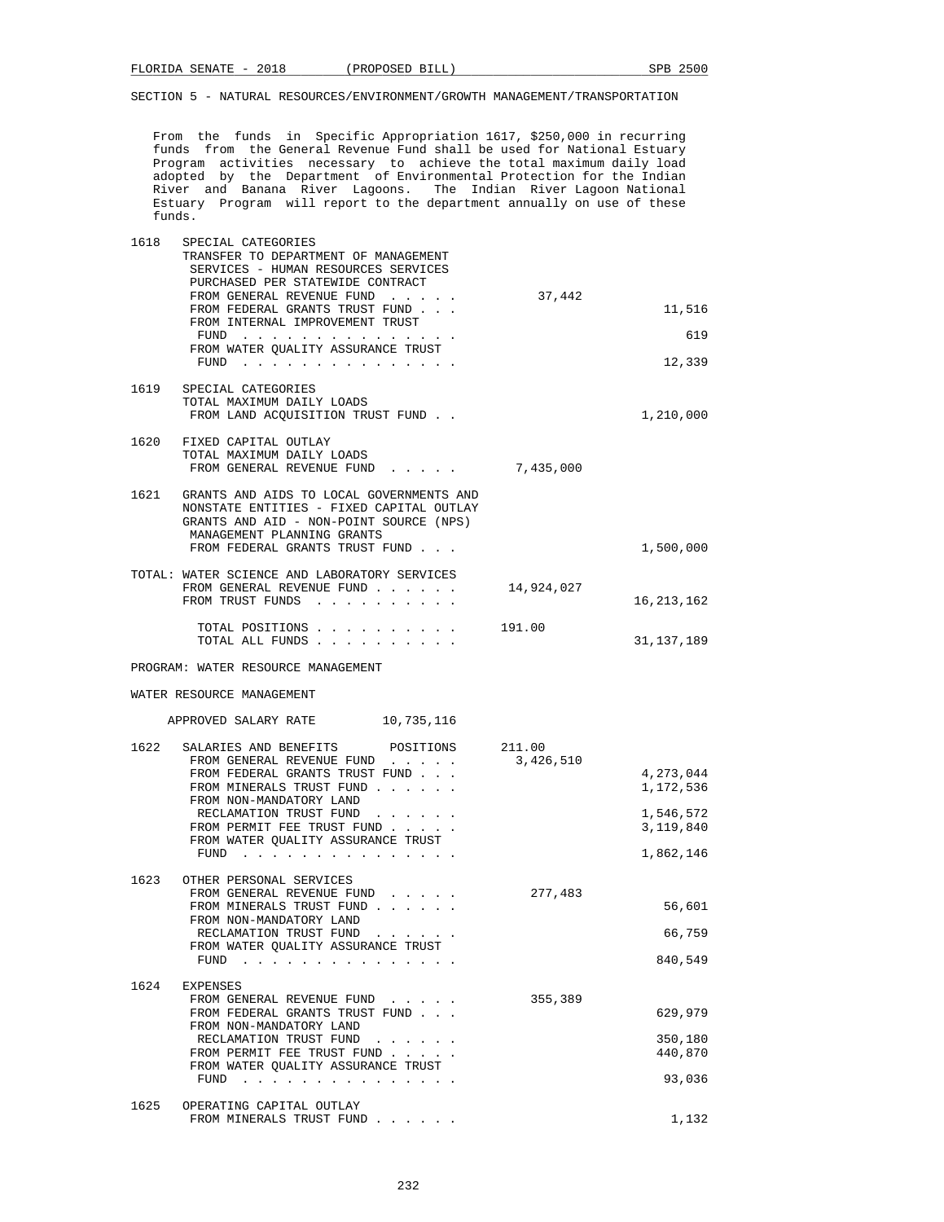SECTION 5 - NATURAL RESOURCES/ENVIRONMENT/GROWTH MANAGEMENT/TRANSPORTATION

From the funds in Specific Appropriation 1617, $250,000 in recurring funds from the General Revenue Fund shall be used for National Estuary Program activities necessary to achieve the total maximum daily load adopted by the Department of Environmental Protection for the Indian River and Banana River Lagoons. The Indian River Lagoon National Estuary Program will report to the department annually on use of these funds.

| | | | |
|---|---|---|---|
| 1618 | SPECIAL CATEGORIES<br>TRANSFER TO DEPARTMENT OF MANAGEMENT SERVICES - HUMAN RESOURCES SERVICES PURCHASED PER STATEWIDE CONTRACT | | |
| | FROM GENERAL REVENUE FUND . . . . . | 37,442 | |
| | FROM FEDERAL GRANTS TRUST FUND . . . | | 11,516 |
| | FROM INTERNAL IMPROVEMENT TRUST FUND . . . . . . . . . . . . . . . | | 619 |
| | FROM WATER QUALITY ASSURANCE TRUST FUND . . . . . . . . . . . . . . . | | 12,339 |
| 1619 | SPECIAL CATEGORIES<br>TOTAL MAXIMUM DAILY LOADS | | |
| | FROM LAND ACQUISITION TRUST FUND . . | | 1,210,000 |
| 1620 | FIXED CAPITAL OUTLAY<br>TOTAL MAXIMUM DAILY LOADS | | |
| | FROM GENERAL REVENUE FUND . . . . . | 7,435,000 | |
| 1621 | GRANTS AND AIDS TO LOCAL GOVERNMENTS AND NONSTATE ENTITIES - FIXED CAPITAL OUTLAY<br>GRANTS AND AID - NON-POINT SOURCE (NPS) MANAGEMENT PLANNING GRANTS | | |
| | FROM FEDERAL GRANTS TRUST FUND . . . | | 1,500,000 |
| TOTAL: | WATER SCIENCE AND LABORATORY SERVICES | | |
| | FROM GENERAL REVENUE FUND . . . . . . | 14,924,027 | |
| | FROM TRUST FUNDS . . . . . . . . . . | | 16,213,162 |
| | TOTAL POSITIONS . . . . . . . . . . | 191.00 | |
| | TOTAL ALL FUNDS . . . . . . . . . . | | 31,137,189 |

PROGRAM: WATER RESOURCE MANAGEMENT

WATER RESOURCE MANAGEMENT

APPROVED SALARY RATE 10,735,116

| | | | |
|---|---|---|---|
| 1622 | SALARIES AND BENEFITS POSITIONS | 211.00 | |
| | FROM GENERAL REVENUE FUND . . . . . | 3,426,510 | |
| | FROM FEDERAL GRANTS TRUST FUND . . . | | 4,273,044 |
| | FROM MINERALS TRUST FUND . . . . . . | | 1,172,536 |
| | FROM NON-MANDATORY LAND RECLAMATION TRUST FUND . . . . . . | | 1,546,572 |
| | FROM PERMIT FEE TRUST FUND . . . . . | | 3,119,840 |
| | FROM WATER QUALITY ASSURANCE TRUST FUND . . . . . . . . . . . . . . . | | 1,862,146 |
| 1623 | OTHER PERSONAL SERVICES | | |
| | FROM GENERAL REVENUE FUND . . . . . | 277,483 | |
| | FROM MINERALS TRUST FUND . . . . . . | | 56,601 |
| | FROM NON-MANDATORY LAND RECLAMATION TRUST FUND . . . . . . | | 66,759 |
| | FROM WATER QUALITY ASSURANCE TRUST FUND . . . . . . . . . . . . . . . | | 840,549 |
| 1624 | EXPENSES | | |
| | FROM GENERAL REVENUE FUND . . . . . | 355,389 | |
| | FROM FEDERAL GRANTS TRUST FUND . . . | | 629,979 |
| | FROM NON-MANDATORY LAND RECLAMATION TRUST FUND . . . . . . | | 350,180 |
| | FROM PERMIT FEE TRUST FUND . . . . . | | 440,870 |
| | FROM WATER QUALITY ASSURANCE TRUST FUND . . . . . . . . . . . . . . . | | 93,036 |
| 1625 | OPERATING CAPITAL OUTLAY | | |
| | FROM MINERALS TRUST FUND . . . . . . | | 1,132 |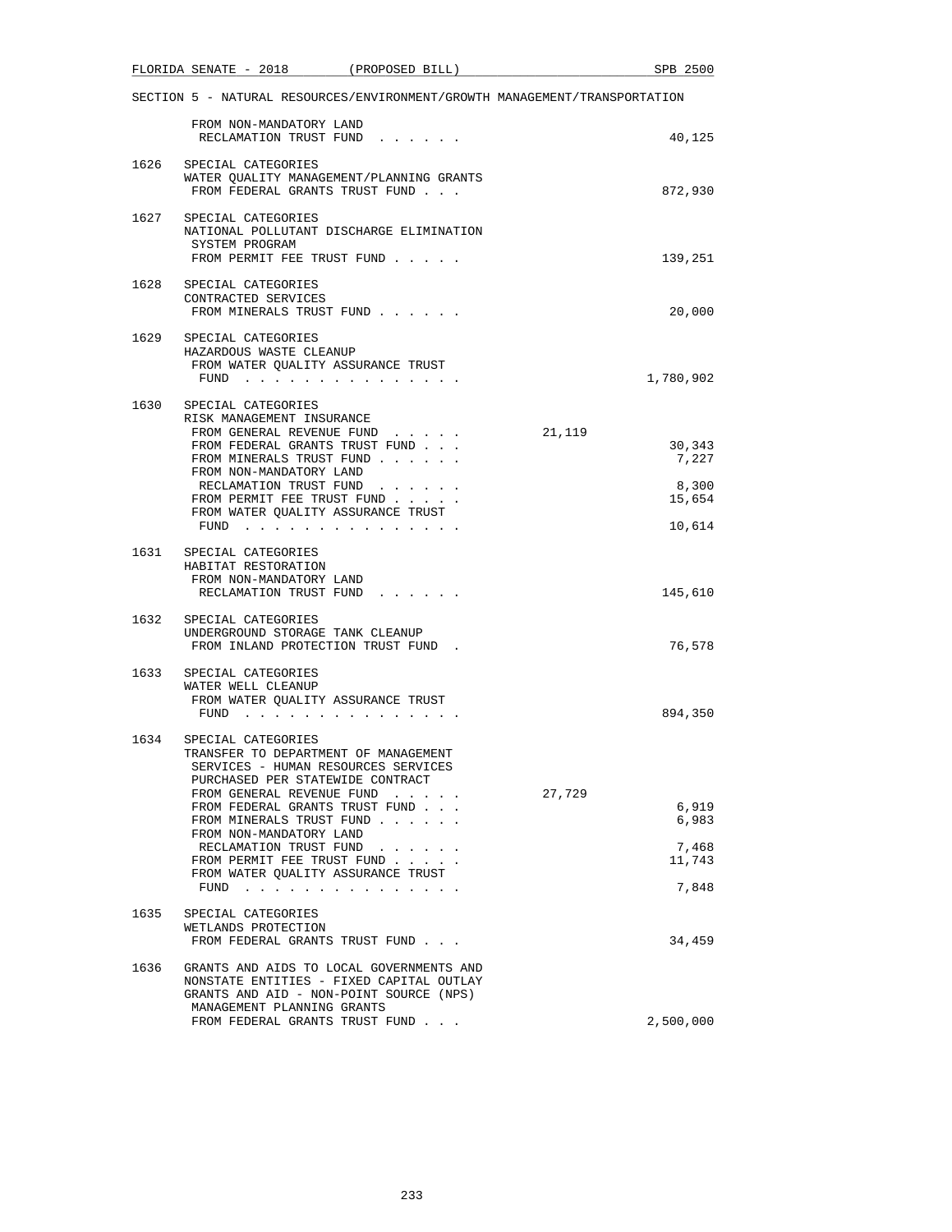SECTION 5 - NATURAL RESOURCES/ENVIRONMENT/GROWTH MANAGEMENT/TRANSPORTATION

| | | | |
|---|---|---|---|
| | FROM NON-MANDATORY LAND RECLAMATION TRUST FUND . . . . . . | | 40,125 |
| 1626 | SPECIAL CATEGORIES<br>WATER QUALITY MANAGEMENT/PLANNING GRANTS<br>FROM FEDERAL GRANTS TRUST FUND . . . | | 872,930 |
| 1627 | SPECIAL CATEGORIES<br>NATIONAL POLLUTANT DISCHARGE ELIMINATION SYSTEM PROGRAM<br>FROM PERMIT FEE TRUST FUND . . . . . | | 139,251 |
| 1628 | SPECIAL CATEGORIES<br>CONTRACTED SERVICES<br>FROM MINERALS TRUST FUND . . . . . . | | 20,000 |
| 1629 | SPECIAL CATEGORIES<br>HAZARDOUS WASTE CLEANUP<br>FROM WATER QUALITY ASSURANCE TRUST FUND . . . . . . . . . . . . . . . | | 1,780,902 |
| 1630 | SPECIAL CATEGORIES<br>RISK MANAGEMENT INSURANCE | | |
| | FROM GENERAL REVENUE FUND . . . . . | 21,119 | |
| | FROM FEDERAL GRANTS TRUST FUND . . . | | 30,343 |
| | FROM MINERALS TRUST FUND . . . . . . | | 7,227 |
| | FROM NON-MANDATORY LAND RECLAMATION TRUST FUND . . . . . . | | 8,300 |
| | FROM PERMIT FEE TRUST FUND . . . . . | | 15,654 |
| | FROM WATER QUALITY ASSURANCE TRUST FUND . . . . . . . . . . . . . . . | | 10,614 |
| 1631 | SPECIAL CATEGORIES<br>HABITAT RESTORATION<br>FROM NON-MANDATORY LAND RECLAMATION TRUST FUND . . . . . . | | 145,610 |
| 1632 | SPECIAL CATEGORIES<br>UNDERGROUND STORAGE TANK CLEANUP<br>FROM INLAND PROTECTION TRUST FUND . | | 76,578 |
| 1633 | SPECIAL CATEGORIES<br>WATER WELL CLEANUP<br>FROM WATER QUALITY ASSURANCE TRUST FUND . . . . . . . . . . . . . . . | | 894,350 |
| 1634 | SPECIAL CATEGORIES<br>TRANSFER TO DEPARTMENT OF MANAGEMENT SERVICES - HUMAN RESOURCES SERVICES PURCHASED PER STATEWIDE CONTRACT | | |
| | FROM GENERAL REVENUE FUND . . . . . | 27,729 | |
| | FROM FEDERAL GRANTS TRUST FUND . . . | | 6,919 |
| | FROM MINERALS TRUST FUND . . . . . . | | 6,983 |
| | FROM NON-MANDATORY LAND RECLAMATION TRUST FUND . . . . . . | | 7,468 |
| | FROM PERMIT FEE TRUST FUND . . . . . | | 11,743 |
| | FROM WATER QUALITY ASSURANCE TRUST FUND . . . . . . . . . . . . . . . | | 7,848 |
| 1635 | SPECIAL CATEGORIES<br>WETLANDS PROTECTION<br>FROM FEDERAL GRANTS TRUST FUND . . . | | 34,459 |
| 1636 | GRANTS AND AIDS TO LOCAL GOVERNMENTS AND NONSTATE ENTITIES - FIXED CAPITAL OUTLAY<br>GRANTS AND AID - NON-POINT SOURCE (NPS) MANAGEMENT PLANNING GRANTS<br>FROM FEDERAL GRANTS TRUST FUND . . . | | 2,500,000 |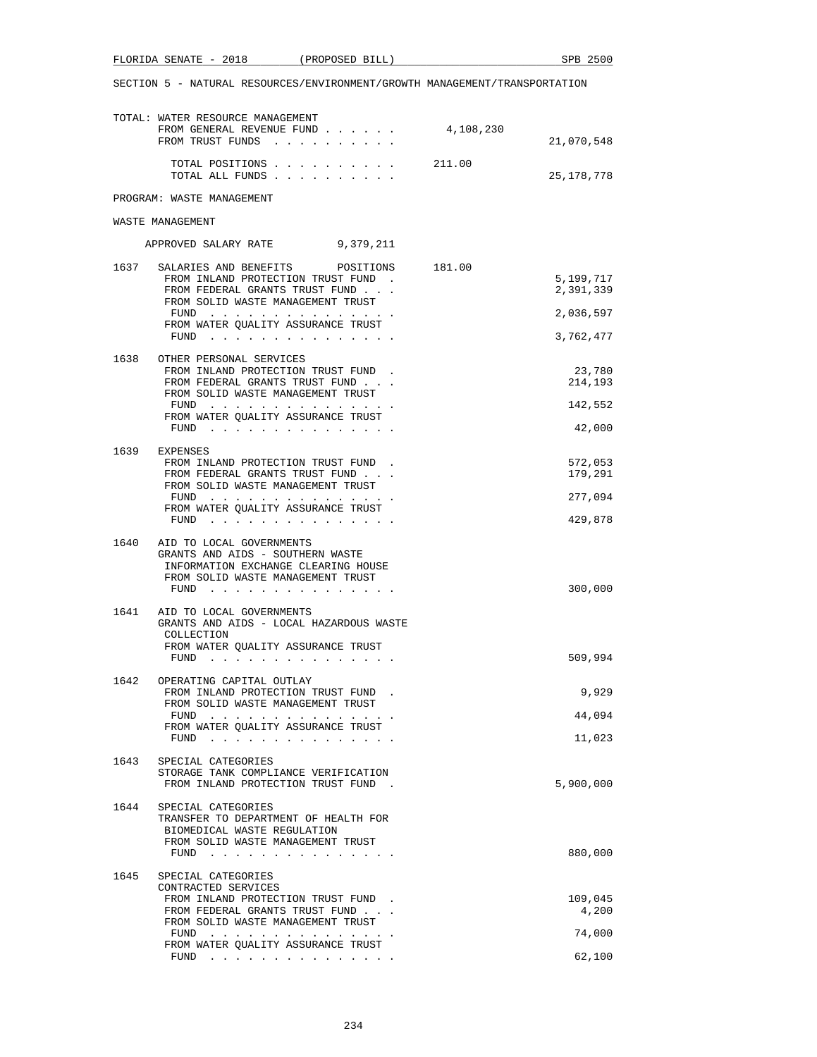SECTION 5 - NATURAL RESOURCES/ENVIRONMENT/GROWTH MANAGEMENT/TRANSPORTATION

TOTAL: WATER RESOURCE MANAGEMENT

| | | |
|---|---|---|
| FROM GENERAL REVENUE FUND . . . . . . | 4,108,230 | |
| FROM TRUST FUNDS . . . . . . . . . . | | 21,070,548 |
| TOTAL POSITIONS . . . . . . . . . . | 211.00 | |
| TOTAL ALL FUNDS . . . . . . . . . . | | 25,178,778 |

PROGRAM: WASTE MANAGEMENT

WASTE MANAGEMENT

APPROVED SALARY RATE 9,379,211

| | | | |
|---|---|---|---|
| 1637 | SALARIES AND BENEFITS POSITIONS | 181.00 | |
| | FROM INLAND PROTECTION TRUST FUND . | | 5,199,717 |
| | FROM FEDERAL GRANTS TRUST FUND . . . | | 2,391,339 |
| | FROM SOLID WASTE MANAGEMENT TRUST FUND . . . . . . . . . . . . . . . | | 2,036,597 |
| | FROM WATER QUALITY ASSURANCE TRUST FUND . . . . . . . . . . . . . . . | | 3,762,477 |
| 1638 | OTHER PERSONAL SERVICES | | |
| | FROM INLAND PROTECTION TRUST FUND . | | 23,780 |
| | FROM FEDERAL GRANTS TRUST FUND . . . | | 214,193 |
| | FROM SOLID WASTE MANAGEMENT TRUST FUND . . . . . . . . . . . . . . . | | 142,552 |
| | FROM WATER QUALITY ASSURANCE TRUST FUND . . . . . . . . . . . . . . . | | 42,000 |
| 1639 | EXPENSES | | |
| | FROM INLAND PROTECTION TRUST FUND . | | 572,053 |
| | FROM FEDERAL GRANTS TRUST FUND . . . | | 179,291 |
| | FROM SOLID WASTE MANAGEMENT TRUST FUND . . . . . . . . . . . . . . . | | 277,094 |
| | FROM WATER QUALITY ASSURANCE TRUST FUND . . . . . . . . . . . . . . . | | 429,878 |
| 1640 | AID TO LOCAL GOVERNMENTS<br>GRANTS AND AIDS - SOUTHERN WASTE INFORMATION EXCHANGE CLEARING HOUSE | | |
| | FROM SOLID WASTE MANAGEMENT TRUST FUND . . . . . . . . . . . . . . . | | 300,000 |
| 1641 | AID TO LOCAL GOVERNMENTS<br>GRANTS AND AIDS - LOCAL HAZARDOUS WASTE COLLECTION | | |
| | FROM WATER QUALITY ASSURANCE TRUST FUND . . . . . . . . . . . . . . . | | 509,994 |
| 1642 | OPERATING CAPITAL OUTLAY | | |
| | FROM INLAND PROTECTION TRUST FUND . | | 9,929 |
| | FROM SOLID WASTE MANAGEMENT TRUST FUND . . . . . . . . . . . . . . . | | 44,094 |
| | FROM WATER QUALITY ASSURANCE TRUST FUND . . . . . . . . . . . . . . . | | 11,023 |
| 1643 | SPECIAL CATEGORIES<br>STORAGE TANK COMPLIANCE VERIFICATION | | |
| | FROM INLAND PROTECTION TRUST FUND . | | 5,900,000 |
| 1644 | SPECIAL CATEGORIES<br>TRANSFER TO DEPARTMENT OF HEALTH FOR BIOMEDICAL WASTE REGULATION | | |
| | FROM SOLID WASTE MANAGEMENT TRUST FUND . . . . . . . . . . . . . . . | | 880,000 |
| 1645 | SPECIAL CATEGORIES<br>CONTRACTED SERVICES | | |
| | FROM INLAND PROTECTION TRUST FUND . | | 109,045 |
| | FROM FEDERAL GRANTS TRUST FUND . . . | | 4,200 |
| | FROM SOLID WASTE MANAGEMENT TRUST FUND . . . . . . . . . . . . . . . | | 74,000 |
| | FROM WATER QUALITY ASSURANCE TRUST FUND . . . . . . . . . . . . . . . | | 62,100 |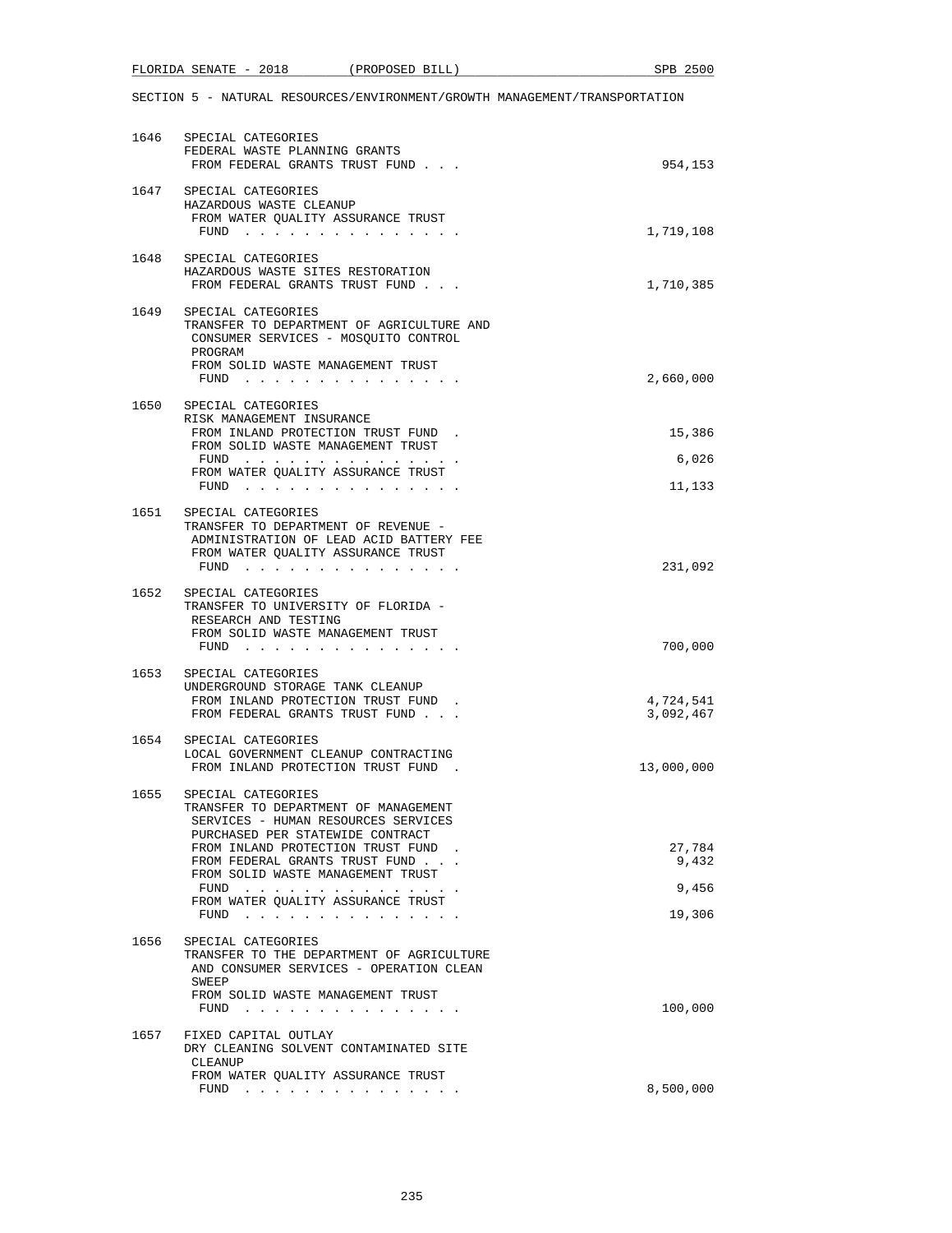SECTION 5 - NATURAL RESOURCES/ENVIRONMENT/GROWTH MANAGEMENT/TRANSPORTATION

1646 SPECIAL CATEGORIES
FEDERAL WASTE PLANNING GRANTS
FROM FEDERAL GRANTS TRUST FUND . . . 954,153

1647 SPECIAL CATEGORIES
HAZARDOUS WASTE CLEANUP
FROM WATER QUALITY ASSURANCE TRUST FUND . . . . . . . . . . . . . . . 1,719,108

1648 SPECIAL CATEGORIES
HAZARDOUS WASTE SITES RESTORATION
FROM FEDERAL GRANTS TRUST FUND . . . 1,710,385

1649 SPECIAL CATEGORIES
TRANSFER TO DEPARTMENT OF AGRICULTURE AND CONSUMER SERVICES - MOSQUITO CONTROL PROGRAM
FROM SOLID WASTE MANAGEMENT TRUST FUND . . . . . . . . . . . . . . . 2,660,000

1650 SPECIAL CATEGORIES
RISK MANAGEMENT INSURANCE
FROM INLAND PROTECTION TRUST FUND . 15,386
FROM SOLID WASTE MANAGEMENT TRUST FUND . . . . . . . . . . . . . . . 6,026
FROM WATER QUALITY ASSURANCE TRUST FUND . . . . . . . . . . . . . . . 11,133

1651 SPECIAL CATEGORIES
TRANSFER TO DEPARTMENT OF REVENUE - ADMINISTRATION OF LEAD ACID BATTERY FEE
FROM WATER QUALITY ASSURANCE TRUST FUND . . . . . . . . . . . . . . . 231,092

1652 SPECIAL CATEGORIES
TRANSFER TO UNIVERSITY OF FLORIDA - RESEARCH AND TESTING
FROM SOLID WASTE MANAGEMENT TRUST FUND . . . . . . . . . . . . . . . 700,000

1653 SPECIAL CATEGORIES
UNDERGROUND STORAGE TANK CLEANUP
FROM INLAND PROTECTION TRUST FUND . 4,724,541
FROM FEDERAL GRANTS TRUST FUND . . . 3,092,467

1654 SPECIAL CATEGORIES
LOCAL GOVERNMENT CLEANUP CONTRACTING
FROM INLAND PROTECTION TRUST FUND . 13,000,000

1655 SPECIAL CATEGORIES
TRANSFER TO DEPARTMENT OF MANAGEMENT SERVICES - HUMAN RESOURCES SERVICES PURCHASED PER STATEWIDE CONTRACT
FROM INLAND PROTECTION TRUST FUND . 27,784
FROM FEDERAL GRANTS TRUST FUND . . . 9,432
FROM SOLID WASTE MANAGEMENT TRUST FUND . . . . . . . . . . . . . . . 9,456
FROM WATER QUALITY ASSURANCE TRUST FUND . . . . . . . . . . . . . . . 19,306

1656 SPECIAL CATEGORIES
TRANSFER TO THE DEPARTMENT OF AGRICULTURE AND CONSUMER SERVICES - OPERATION CLEAN SWEEP
FROM SOLID WASTE MANAGEMENT TRUST FUND . . . . . . . . . . . . . . . 100,000

1657 FIXED CAPITAL OUTLAY
DRY CLEANING SOLVENT CONTAMINATED SITE CLEANUP
FROM WATER QUALITY ASSURANCE TRUST FUND . . . . . . . . . . . . . . . 8,500,000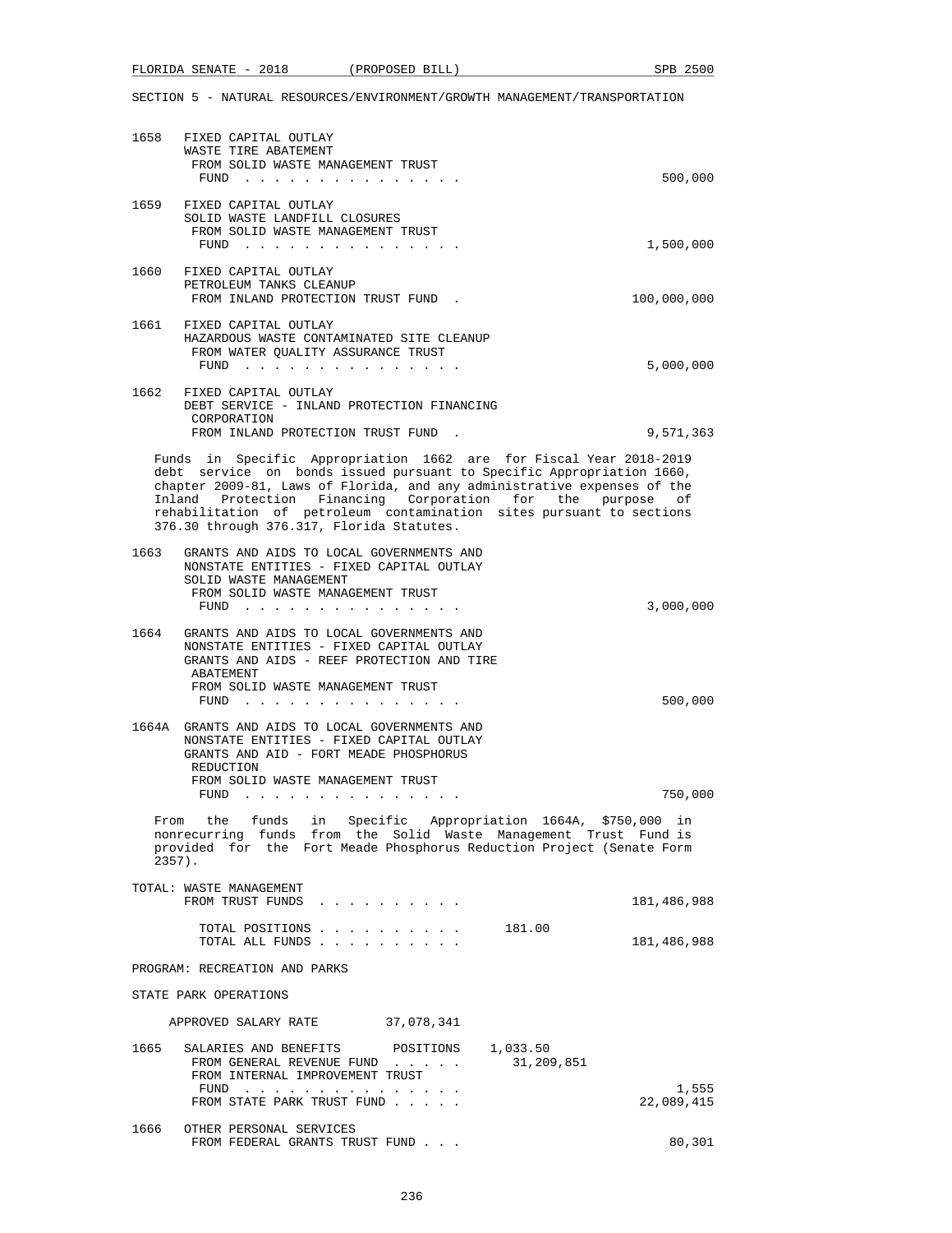SECTION 5 - NATURAL RESOURCES/ENVIRONMENT/GROWTH MANAGEMENT/TRANSPORTATION

1658 FIXED CAPITAL OUTLAY
WASTE TIRE ABATEMENT
FROM SOLID WASTE MANAGEMENT TRUST FUND . . . . . . . . . . . . . . . 500,000

1659 FIXED CAPITAL OUTLAY
SOLID WASTE LANDFILL CLOSURES
FROM SOLID WASTE MANAGEMENT TRUST FUND . . . . . . . . . . . . . . . 1,500,000

1660 FIXED CAPITAL OUTLAY
PETROLEUM TANKS CLEANUP
FROM INLAND PROTECTION TRUST FUND . 100,000,000

1661 FIXED CAPITAL OUTLAY
HAZARDOUS WASTE CONTAMINATED SITE CLEANUP
FROM WATER QUALITY ASSURANCE TRUST FUND . . . . . . . . . . . . . . . 5,000,000

1662 FIXED CAPITAL OUTLAY
DEBT SERVICE - INLAND PROTECTION FINANCING CORPORATION
FROM INLAND PROTECTION TRUST FUND . 9,571,363

Funds in Specific Appropriation 1662 are for Fiscal Year 2018-2019 debt service on bonds issued pursuant to Specific Appropriation 1660, chapter 2009-81, Laws of Florida, and any administrative expenses of the Inland Protection Financing Corporation for the purpose of rehabilitation of petroleum contamination sites pursuant to sections 376.30 through 376.317, Florida Statutes.

1663 GRANTS AND AIDS TO LOCAL GOVERNMENTS AND NONSTATE ENTITIES - FIXED CAPITAL OUTLAY
SOLID WASTE MANAGEMENT
FROM SOLID WASTE MANAGEMENT TRUST FUND . . . . . . . . . . . . . . . 3,000,000

1664 GRANTS AND AIDS TO LOCAL GOVERNMENTS AND NONSTATE ENTITIES - FIXED CAPITAL OUTLAY
GRANTS AND AIDS - REEF PROTECTION AND TIRE ABATEMENT
FROM SOLID WASTE MANAGEMENT TRUST FUND . . . . . . . . . . . . . . . 500,000

1664A GRANTS AND AIDS TO LOCAL GOVERNMENTS AND NONSTATE ENTITIES - FIXED CAPITAL OUTLAY
GRANTS AND AID - FORT MEADE PHOSPHORUS REDUCTION
FROM SOLID WASTE MANAGEMENT TRUST FUND . . . . . . . . . . . . . . . 750,000

From the funds in Specific Appropriation 1664A, $750,000 in nonrecurring funds from the Solid Waste Management Trust Fund is provided for the Fort Meade Phosphorus Reduction Project (Senate Form 2357).

TOTAL: WASTE MANAGEMENT
FROM TRUST FUNDS . . . . . . . . . . 181,486,988

TOTAL POSITIONS . . . . . . . . . . 181.00
TOTAL ALL FUNDS . . . . . . . . . . 181,486,988

PROGRAM: RECREATION AND PARKS

STATE PARK OPERATIONS

APPROVED SALARY RATE 37,078,341

1665 SALARIES AND BENEFITS POSITIONS 1,033.50
FROM GENERAL REVENUE FUND . . . . . 31,209,851
FROM INTERNAL IMPROVEMENT TRUST FUND . . . . . . . . . . . . . . . 1,555
FROM STATE PARK TRUST FUND . . . . . 22,089,415

1666 OTHER PERSONAL SERVICES
FROM FEDERAL GRANTS TRUST FUND . . . 80,301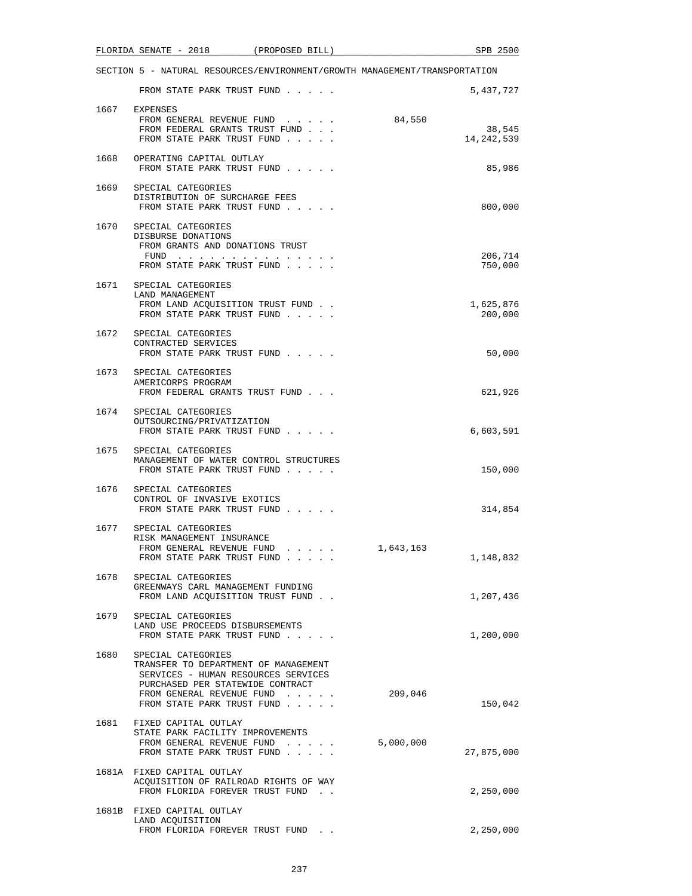SECTION 5 - NATURAL RESOURCES/ENVIRONMENT/GROWTH MANAGEMENT/TRANSPORTATION

| | | | |
|---|---|---|---|
| | FROM STATE PARK TRUST FUND . . . . . | | 5,437,727 |
| 1667 | EXPENSES | | |
| | FROM GENERAL REVENUE FUND . . . . . | 84,550 | |
| | FROM FEDERAL GRANTS TRUST FUND . . . | | 38,545 |
| | FROM STATE PARK TRUST FUND . . . . . | | 14,242,539 |
| 1668 | OPERATING CAPITAL OUTLAY | | |
| | FROM STATE PARK TRUST FUND . . . . . | | 85,986 |
| 1669 | SPECIAL CATEGORIES<br>DISTRIBUTION OF SURCHARGE FEES | | |
| | FROM STATE PARK TRUST FUND . . . . . | | 800,000 |
| 1670 | SPECIAL CATEGORIES<br>DISBURSE DONATIONS | | |
| | FROM GRANTS AND DONATIONS TRUST FUND . . . . . . . . . . . . . . . | | 206,714 |
| | FROM STATE PARK TRUST FUND . . . . . | | 750,000 |
| 1671 | SPECIAL CATEGORIES<br>LAND MANAGEMENT | | |
| | FROM LAND ACQUISITION TRUST FUND . . | | 1,625,876 |
| | FROM STATE PARK TRUST FUND . . . . . | | 200,000 |
| 1672 | SPECIAL CATEGORIES<br>CONTRACTED SERVICES | | |
| | FROM STATE PARK TRUST FUND . . . . . | | 50,000 |
| 1673 | SPECIAL CATEGORIES<br>AMERICORPS PROGRAM | | |
| | FROM FEDERAL GRANTS TRUST FUND . . . | | 621,926 |
| 1674 | SPECIAL CATEGORIES<br>OUTSOURCING/PRIVATIZATION | | |
| | FROM STATE PARK TRUST FUND . . . . . | | 6,603,591 |
| 1675 | SPECIAL CATEGORIES<br>MANAGEMENT OF WATER CONTROL STRUCTURES | | |
| | FROM STATE PARK TRUST FUND . . . . . | | 150,000 |
| 1676 | SPECIAL CATEGORIES<br>CONTROL OF INVASIVE EXOTICS | | |
| | FROM STATE PARK TRUST FUND . . . . . | | 314,854 |
| 1677 | SPECIAL CATEGORIES<br>RISK MANAGEMENT INSURANCE | | |
| | FROM GENERAL REVENUE FUND . . . . . | 1,643,163 | |
| | FROM STATE PARK TRUST FUND . . . . . | | 1,148,832 |
| 1678 | SPECIAL CATEGORIES<br>GREENWAYS CARL MANAGEMENT FUNDING | | |
| | FROM LAND ACQUISITION TRUST FUND . . | | 1,207,436 |
| 1679 | SPECIAL CATEGORIES<br>LAND USE PROCEEDS DISBURSEMENTS | | |
| | FROM STATE PARK TRUST FUND . . . . . | | 1,200,000 |
| 1680 | SPECIAL CATEGORIES<br>TRANSFER TO DEPARTMENT OF MANAGEMENT SERVICES - HUMAN RESOURCES SERVICES PURCHASED PER STATEWIDE CONTRACT | | |
| | FROM GENERAL REVENUE FUND . . . . . | 209,046 | |
| | FROM STATE PARK TRUST FUND . . . . . | | 150,042 |
| 1681 | FIXED CAPITAL OUTLAY<br>STATE PARK FACILITY IMPROVEMENTS | | |
| | FROM GENERAL REVENUE FUND . . . . . | 5,000,000 | |
| | FROM STATE PARK TRUST FUND . . . . . | | 27,875,000 |
| 1681A | FIXED CAPITAL OUTLAY<br>ACQUISITION OF RAILROAD RIGHTS OF WAY | | |
| | FROM FLORIDA FOREVER TRUST FUND . . | | 2,250,000 |
| 1681B | FIXED CAPITAL OUTLAY<br>LAND ACQUISITION | | |
| | FROM FLORIDA FOREVER TRUST FUND . . | | 2,250,000 |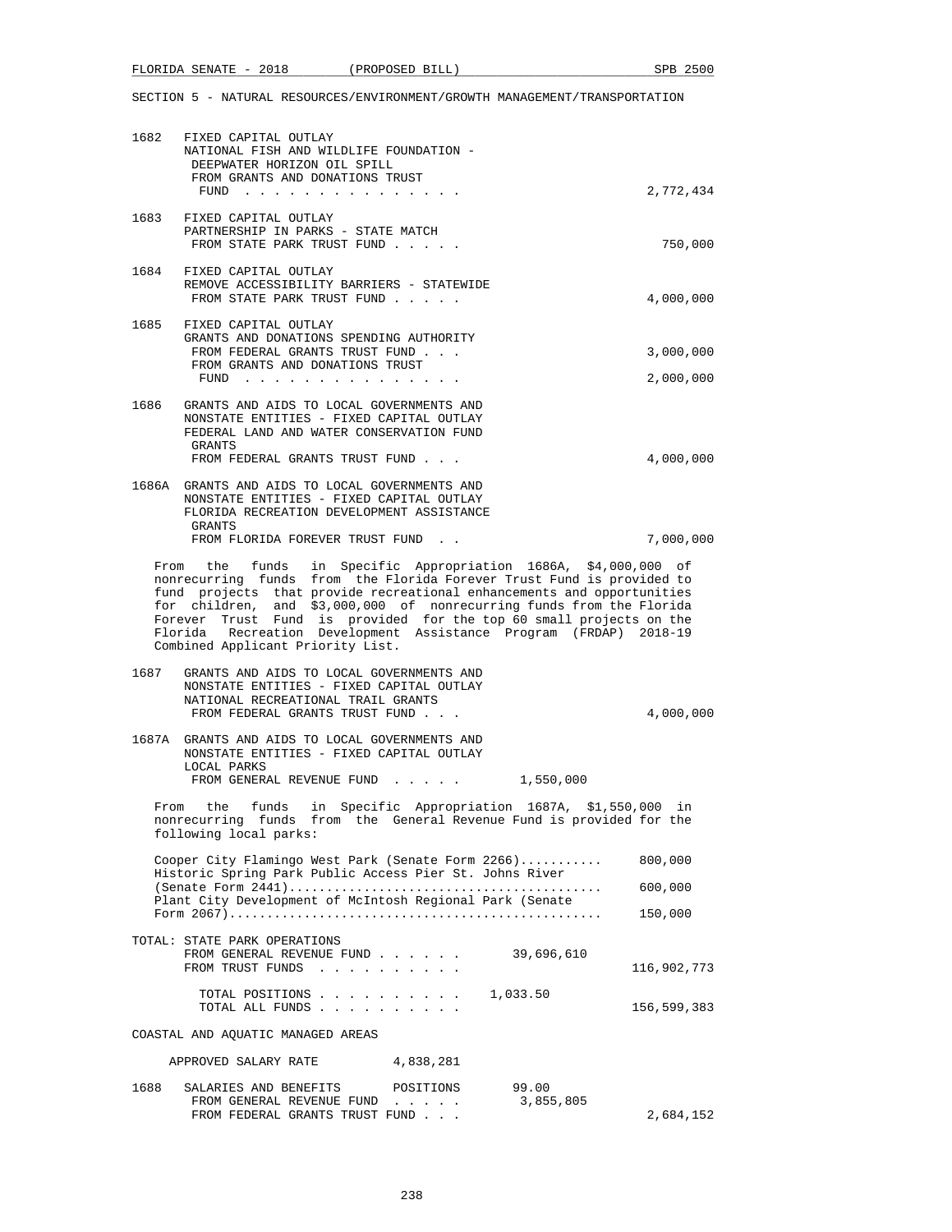SECTION 5 - NATURAL RESOURCES/ENVIRONMENT/GROWTH MANAGEMENT/TRANSPORTATION

```
1682  FIXED CAPITAL OUTLAY
      NATIONAL FISH AND WILDLIFE FOUNDATION -
       DEEPWATER HORIZON OIL SPILL
       FROM GRANTS AND DONATIONS TRUST
        FUND . . . . . . . . . . . . . .                              2,772,434

1683  FIXED CAPITAL OUTLAY
      PARTNERSHIP IN PARKS - STATE MATCH
       FROM STATE PARK TRUST FUND . . . . .                             750,000

1684  FIXED CAPITAL OUTLAY
      REMOVE ACCESSIBILITY BARRIERS - STATEWIDE
       FROM STATE PARK TRUST FUND . . . . .                           4,000,000

1685  FIXED CAPITAL OUTLAY
      GRANTS AND DONATIONS SPENDING AUTHORITY
       FROM FEDERAL GRANTS TRUST FUND . . .                           3,000,000
       FROM GRANTS AND DONATIONS TRUST
        FUND . . . . . . . . . . . . . .                              2,000,000

1686  GRANTS AND AIDS TO LOCAL GOVERNMENTS AND
      NONSTATE ENTITIES - FIXED CAPITAL OUTLAY
      FEDERAL LAND AND WATER CONSERVATION FUND
       GRANTS
       FROM FEDERAL GRANTS TRUST FUND . . .                           4,000,000

1686A GRANTS AND AIDS TO LOCAL GOVERNMENTS AND
      NONSTATE ENTITIES - FIXED CAPITAL OUTLAY
      FLORIDA RECREATION DEVELOPMENT ASSISTANCE
       GRANTS
       FROM FLORIDA FOREVER TRUST FUND . .                            7,000,000
```

From the funds in Specific Appropriation 1686A, $4,000,000 of nonrecurring funds from the Florida Forever Trust Fund is provided to fund projects that provide recreational enhancements and opportunities for children, and $3,000,000 of nonrecurring funds from the Florida Forever Trust Fund is provided for the top 60 small projects on the Florida Recreation Development Assistance Program (FRDAP) 2018-19 Combined Applicant Priority List.

```
1687  GRANTS AND AIDS TO LOCAL GOVERNMENTS AND
      NONSTATE ENTITIES - FIXED CAPITAL OUTLAY
      NATIONAL RECREATIONAL TRAIL GRANTS
       FROM FEDERAL GRANTS TRUST FUND . . .                           4,000,000

1687A GRANTS AND AIDS TO LOCAL GOVERNMENTS AND
      NONSTATE ENTITIES - FIXED CAPITAL OUTLAY
      LOCAL PARKS
       FROM GENERAL REVENUE FUND . . . . .        1,550,000
```

From the funds in Specific Appropriation 1687A, $1,550,000 in nonrecurring funds from the General Revenue Fund is provided for the following local parks:

| Park | Amount |
|---|---|
| Cooper City Flamingo West Park (Senate Form 2266)........... | 800,000 |
| Historic Spring Park Public Access Pier St. Johns River (Senate Form 2441)......................................... | 600,000 |
| Plant City Development of McIntosh Regional Park (Senate Form 2067)................................................. | 150,000 |

```
TOTAL: STATE PARK OPERATIONS
       FROM GENERAL REVENUE FUND . . . . . .      39,696,610
       FROM TRUST FUNDS . . . . . . . . . .                         116,902,773

         TOTAL POSITIONS . . . . . . . . . .    1,033.50
         TOTAL ALL FUNDS . . . . . . . . . .                        156,599,383
```

COASTAL AND AQUATIC MANAGED AREAS

```
     APPROVED SALARY RATE         4,838,281

1688  SALARIES AND BENEFITS       POSITIONS         99.00
       FROM GENERAL REVENUE FUND . . . . .        3,855,805
       FROM FEDERAL GRANTS TRUST FUND . . .                           2,684,152
```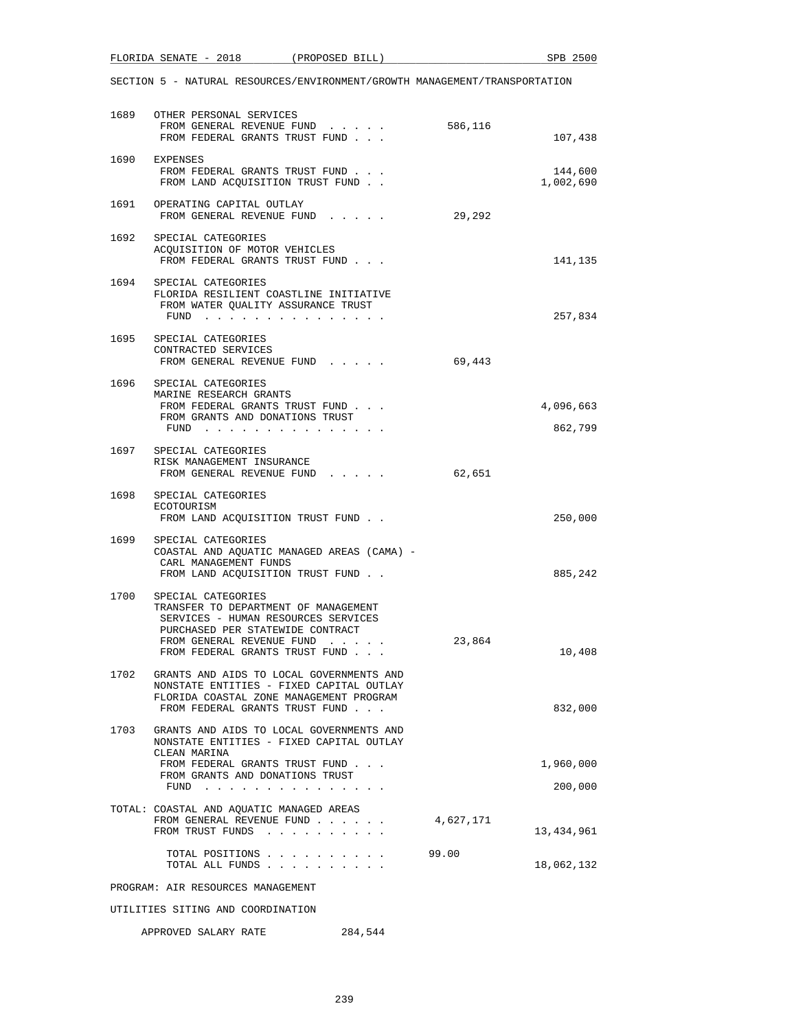SECTION 5 - NATURAL RESOURCES/ENVIRONMENT/GROWTH MANAGEMENT/TRANSPORTATION

| | | General Revenue | Trust Funds |
|---|---|---|---|
| 1689 | OTHER PERSONAL SERVICES | | |
| | FROM GENERAL REVENUE FUND . . . . . | 586,116 | |
| | FROM FEDERAL GRANTS TRUST FUND . . . | | 107,438 |
| 1690 | EXPENSES | | |
| | FROM FEDERAL GRANTS TRUST FUND . . . | | 144,600 |
| | FROM LAND ACQUISITION TRUST FUND . . | | 1,002,690 |
| 1691 | OPERATING CAPITAL OUTLAY | | |
| | FROM GENERAL REVENUE FUND . . . . . | 29,292 | |
| 1692 | SPECIAL CATEGORIES<br>ACQUISITION OF MOTOR VEHICLES | | |
| | FROM FEDERAL GRANTS TRUST FUND . . . | | 141,135 |
| 1694 | SPECIAL CATEGORIES<br>FLORIDA RESILIENT COASTLINE INITIATIVE | | |
| | FROM WATER QUALITY ASSURANCE TRUST FUND . . . . . . . . . . . . . . . | | 257,834 |
| 1695 | SPECIAL CATEGORIES<br>CONTRACTED SERVICES | | |
| | FROM GENERAL REVENUE FUND . . . . . | 69,443 | |
| 1696 | SPECIAL CATEGORIES<br>MARINE RESEARCH GRANTS | | |
| | FROM FEDERAL GRANTS TRUST FUND . . . | | 4,096,663 |
| | FROM GRANTS AND DONATIONS TRUST FUND . . . . . . . . . . . . . . . | | 862,799 |
| 1697 | SPECIAL CATEGORIES<br>RISK MANAGEMENT INSURANCE | | |
| | FROM GENERAL REVENUE FUND . . . . . | 62,651 | |
| 1698 | SPECIAL CATEGORIES<br>ECOTOURISM | | |
| | FROM LAND ACQUISITION TRUST FUND . . | | 250,000 |
| 1699 | SPECIAL CATEGORIES<br>COASTAL AND AQUATIC MANAGED AREAS (CAMA) - CARL MANAGEMENT FUNDS | | |
| | FROM LAND ACQUISITION TRUST FUND . . | | 885,242 |
| 1700 | SPECIAL CATEGORIES<br>TRANSFER TO DEPARTMENT OF MANAGEMENT SERVICES - HUMAN RESOURCES SERVICES PURCHASED PER STATEWIDE CONTRACT | | |
| | FROM GENERAL REVENUE FUND . . . . . | 23,864 | |
| | FROM FEDERAL GRANTS TRUST FUND . . . | | 10,408 |
| 1702 | GRANTS AND AIDS TO LOCAL GOVERNMENTS AND NONSTATE ENTITIES - FIXED CAPITAL OUTLAY<br>FLORIDA COASTAL ZONE MANAGEMENT PROGRAM | | |
| | FROM FEDERAL GRANTS TRUST FUND . . . | | 832,000 |
| 1703 | GRANTS AND AIDS TO LOCAL GOVERNMENTS AND NONSTATE ENTITIES - FIXED CAPITAL OUTLAY<br>CLEAN MARINA | | |
| | FROM FEDERAL GRANTS TRUST FUND . . . | | 1,960,000 |
| | FROM GRANTS AND DONATIONS TRUST FUND . . . . . . . . . . . . . . . | | 200,000 |
| TOTAL: | COASTAL AND AQUATIC MANAGED AREAS | | |
| | FROM GENERAL REVENUE FUND . . . . . . | 4,627,171 | |
| | FROM TRUST FUNDS . . . . . . . . . . | | 13,434,961 |
| | TOTAL POSITIONS . . . . . . . . . . | 99.00 | |
| | TOTAL ALL FUNDS . . . . . . . . . . | | 18,062,132 |

PROGRAM: AIR RESOURCES MANAGEMENT

UTILITIES SITING AND COORDINATION

APPROVED SALARY RATE 284,544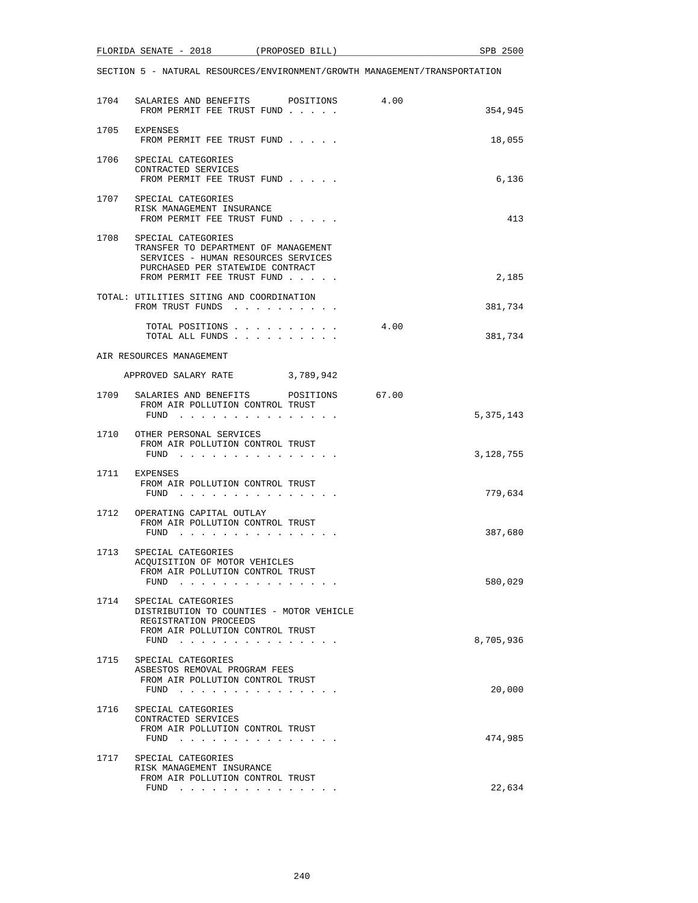SECTION 5 - NATURAL RESOURCES/ENVIRONMENT/GROWTH MANAGEMENT/TRANSPORTATION

| | | | |
|---|---|---|---|
| 1704 | SALARIES AND BENEFITS POSITIONS<br>FROM PERMIT FEE TRUST FUND . . . . . | 4.00 | 354,945 |
| 1705 | EXPENSES<br>FROM PERMIT FEE TRUST FUND . . . . . | | 18,055 |
| 1706 | SPECIAL CATEGORIES<br>CONTRACTED SERVICES<br>FROM PERMIT FEE TRUST FUND . . . . . | | 6,136 |
| 1707 | SPECIAL CATEGORIES<br>RISK MANAGEMENT INSURANCE<br>FROM PERMIT FEE TRUST FUND . . . . . | | 413 |
| 1708 | SPECIAL CATEGORIES<br>TRANSFER TO DEPARTMENT OF MANAGEMENT SERVICES - HUMAN RESOURCES SERVICES PURCHASED PER STATEWIDE CONTRACT<br>FROM PERMIT FEE TRUST FUND . . . . . | | 2,185 |

TOTAL: UTILITIES SITING AND COORDINATION
FROM TRUST FUNDS . . . . . . . . . . 381,734

TOTAL POSITIONS . . . . . . . . . . 4.00
TOTAL ALL FUNDS . . . . . . . . . . 381,734

AIR RESOURCES MANAGEMENT

APPROVED SALARY RATE 3,789,942

| | | | |
|---|---|---|---|
| 1709 | SALARIES AND BENEFITS POSITIONS<br>FROM AIR POLLUTION CONTROL TRUST FUND . . . . . . . . . . . . . . . | 67.00 | 5,375,143 |
| 1710 | OTHER PERSONAL SERVICES<br>FROM AIR POLLUTION CONTROL TRUST FUND . . . . . . . . . . . . . . . | | 3,128,755 |
| 1711 | EXPENSES<br>FROM AIR POLLUTION CONTROL TRUST FUND . . . . . . . . . . . . . . . | | 779,634 |
| 1712 | OPERATING CAPITAL OUTLAY<br>FROM AIR POLLUTION CONTROL TRUST FUND . . . . . . . . . . . . . . . | | 387,680 |
| 1713 | SPECIAL CATEGORIES<br>ACQUISITION OF MOTOR VEHICLES<br>FROM AIR POLLUTION CONTROL TRUST FUND . . . . . . . . . . . . . . . | | 580,029 |
| 1714 | SPECIAL CATEGORIES<br>DISTRIBUTION TO COUNTIES - MOTOR VEHICLE REGISTRATION PROCEEDS<br>FROM AIR POLLUTION CONTROL TRUST FUND . . . . . . . . . . . . . . . | | 8,705,936 |
| 1715 | SPECIAL CATEGORIES<br>ASBESTOS REMOVAL PROGRAM FEES<br>FROM AIR POLLUTION CONTROL TRUST FUND . . . . . . . . . . . . . . . | | 20,000 |
| 1716 | SPECIAL CATEGORIES<br>CONTRACTED SERVICES<br>FROM AIR POLLUTION CONTROL TRUST FUND . . . . . . . . . . . . . . . | | 474,985 |
| 1717 | SPECIAL CATEGORIES<br>RISK MANAGEMENT INSURANCE<br>FROM AIR POLLUTION CONTROL TRUST FUND . . . . . . . . . . . . . . . | | 22,634 |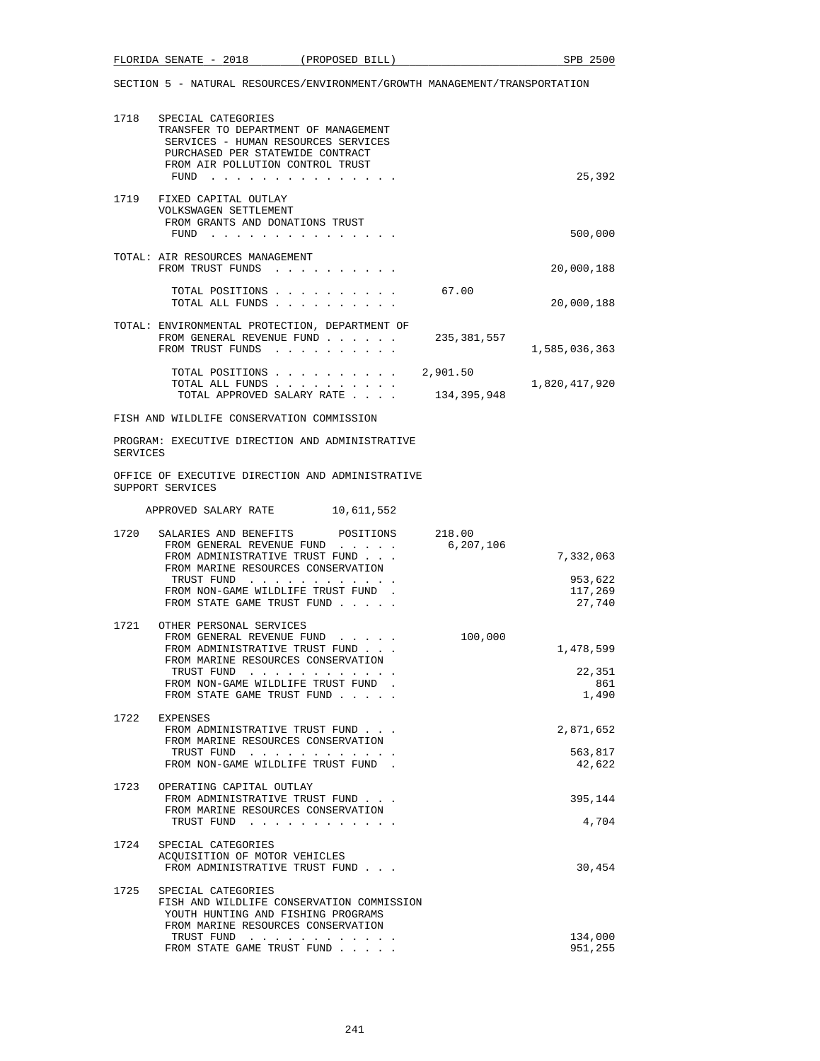SECTION 5 - NATURAL RESOURCES/ENVIRONMENT/GROWTH MANAGEMENT/TRANSPORTATION

| | | | |
|---|---|---|---|
| 1718 | SPECIAL CATEGORIES<br>TRANSFER TO DEPARTMENT OF MANAGEMENT SERVICES - HUMAN RESOURCES SERVICES PURCHASED PER STATEWIDE CONTRACT<br>FROM AIR POLLUTION CONTROL TRUST FUND . . . . . . . . . . . . . . . | | 25,392 |
| 1719 | FIXED CAPITAL OUTLAY<br>VOLKSWAGEN SETTLEMENT<br>FROM GRANTS AND DONATIONS TRUST FUND . . . . . . . . . . . . . . . | | 500,000 |

TOTAL: AIR RESOURCES MANAGEMENT

| | | |
|---|---|---|
| FROM TRUST FUNDS . . . . . . . . . . | | 20,000,188 |
| TOTAL POSITIONS . . . . . . . . . . | 67.00 | |
| TOTAL ALL FUNDS . . . . . . . . . . | | 20,000,188 |

TOTAL: ENVIRONMENTAL PROTECTION, DEPARTMENT OF

| | | |
|---|---|---|
| FROM GENERAL REVENUE FUND . . . . . . | 235,381,557 | |
| FROM TRUST FUNDS . . . . . . . . . . | | 1,585,036,363 |
| TOTAL POSITIONS . . . . . . . . . . | 2,901.50 | |
| TOTAL ALL FUNDS . . . . . . . . . . | | 1,820,417,920 |
| TOTAL APPROVED SALARY RATE . . . . | 134,395,948 | |

FISH AND WILDLIFE CONSERVATION COMMISSION

PROGRAM: EXECUTIVE DIRECTION AND ADMINISTRATIVE SERVICES

OFFICE OF EXECUTIVE DIRECTION AND ADMINISTRATIVE SUPPORT SERVICES

APPROVED SALARY RATE 10,611,552

| | | | |
|---|---|---|---|
| 1720 | SALARIES AND BENEFITS POSITIONS | 218.00 | |
| | FROM GENERAL REVENUE FUND . . . . . | 6,207,106 | |
| | FROM ADMINISTRATIVE TRUST FUND . . . | | 7,332,063 |
| | FROM MARINE RESOURCES CONSERVATION TRUST FUND . . . . . . . . . . . . | | 953,622 |
| | FROM NON-GAME WILDLIFE TRUST FUND . | | 117,269 |
| | FROM STATE GAME TRUST FUND . . . . . | | 27,740 |
| 1721 | OTHER PERSONAL SERVICES | | |
| | FROM GENERAL REVENUE FUND . . . . . | 100,000 | |
| | FROM ADMINISTRATIVE TRUST FUND . . . | | 1,478,599 |
| | FROM MARINE RESOURCES CONSERVATION TRUST FUND . . . . . . . . . . . . | | 22,351 |
| | FROM NON-GAME WILDLIFE TRUST FUND . | | 861 |
| | FROM STATE GAME TRUST FUND . . . . . | | 1,490 |
| 1722 | EXPENSES | | |
| | FROM ADMINISTRATIVE TRUST FUND . . . | | 2,871,652 |
| | FROM MARINE RESOURCES CONSERVATION TRUST FUND . . . . . . . . . . . . | | 563,817 |
| | FROM NON-GAME WILDLIFE TRUST FUND . | | 42,622 |
| 1723 | OPERATING CAPITAL OUTLAY | | |
| | FROM ADMINISTRATIVE TRUST FUND . . . | | 395,144 |
| | FROM MARINE RESOURCES CONSERVATION TRUST FUND . . . . . . . . . . . . | | 4,704 |
| 1724 | SPECIAL CATEGORIES<br>ACQUISITION OF MOTOR VEHICLES | | |
| | FROM ADMINISTRATIVE TRUST FUND . . . | | 30,454 |
| 1725 | SPECIAL CATEGORIES<br>FISH AND WILDLIFE CONSERVATION COMMISSION YOUTH HUNTING AND FISHING PROGRAMS | | |
| | FROM MARINE RESOURCES CONSERVATION TRUST FUND . . . . . . . . . . . . | | 134,000 |
| | FROM STATE GAME TRUST FUND . . . . . | | 951,255 |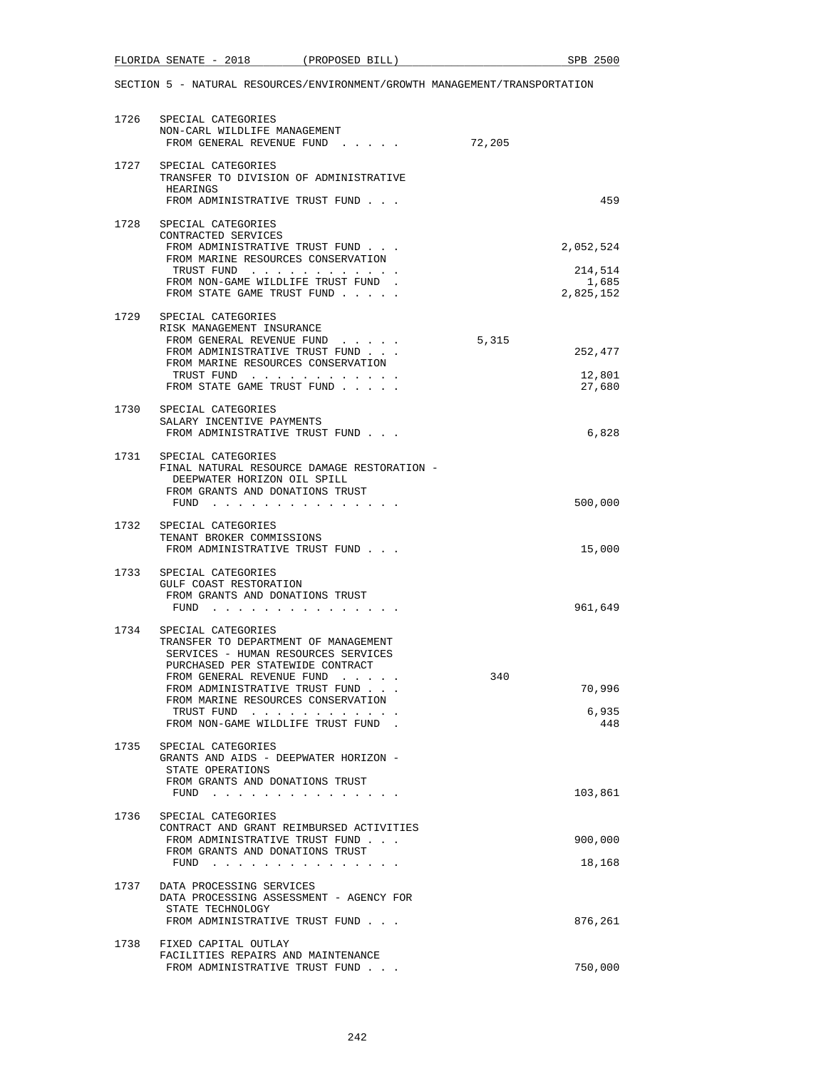SECTION 5 - NATURAL RESOURCES/ENVIRONMENT/GROWTH MANAGEMENT/TRANSPORTATION

| | | | |
|---|---|---|---|
| 1726 | SPECIAL CATEGORIES<br>NON-CARL WILDLIFE MANAGEMENT<br>FROM GENERAL REVENUE FUND . . . . . | 72,205 | |
| 1727 | SPECIAL CATEGORIES<br>TRANSFER TO DIVISION OF ADMINISTRATIVE HEARINGS<br>FROM ADMINISTRATIVE TRUST FUND . . . | | 459 |
| 1728 | SPECIAL CATEGORIES<br>CONTRACTED SERVICES<br>FROM ADMINISTRATIVE TRUST FUND . . . | | 2,052,524 |
| | FROM MARINE RESOURCES CONSERVATION TRUST FUND . . . . . . . . . . . . | | 214,514 |
| | FROM NON-GAME WILDLIFE TRUST FUND . | | 1,685 |
| | FROM STATE GAME TRUST FUND . . . . . | | 2,825,152 |
| 1729 | SPECIAL CATEGORIES<br>RISK MANAGEMENT INSURANCE<br>FROM GENERAL REVENUE FUND . . . . . | 5,315 | |
| | FROM ADMINISTRATIVE TRUST FUND . . . | | 252,477 |
| | FROM MARINE RESOURCES CONSERVATION TRUST FUND . . . . . . . . . . . . | | 12,801 |
| | FROM STATE GAME TRUST FUND . . . . . | | 27,680 |
| 1730 | SPECIAL CATEGORIES<br>SALARY INCENTIVE PAYMENTS<br>FROM ADMINISTRATIVE TRUST FUND . . . | | 6,828 |
| 1731 | SPECIAL CATEGORIES<br>FINAL NATURAL RESOURCE DAMAGE RESTORATION - DEEPWATER HORIZON OIL SPILL<br>FROM GRANTS AND DONATIONS TRUST FUND . . . . . . . . . . . . . . . | | 500,000 |
| 1732 | SPECIAL CATEGORIES<br>TENANT BROKER COMMISSIONS<br>FROM ADMINISTRATIVE TRUST FUND . . . | | 15,000 |
| 1733 | SPECIAL CATEGORIES<br>GULF COAST RESTORATION<br>FROM GRANTS AND DONATIONS TRUST FUND . . . . . . . . . . . . . . . | | 961,649 |
| 1734 | SPECIAL CATEGORIES<br>TRANSFER TO DEPARTMENT OF MANAGEMENT SERVICES - HUMAN RESOURCES SERVICES PURCHASED PER STATEWIDE CONTRACT<br>FROM GENERAL REVENUE FUND . . . . . | 340 | |
| | FROM ADMINISTRATIVE TRUST FUND . . . | | 70,996 |
| | FROM MARINE RESOURCES CONSERVATION TRUST FUND . . . . . . . . . . . . | | 6,935 |
| | FROM NON-GAME WILDLIFE TRUST FUND . | | 448 |
| 1735 | SPECIAL CATEGORIES<br>GRANTS AND AIDS - DEEPWATER HORIZON - STATE OPERATIONS<br>FROM GRANTS AND DONATIONS TRUST FUND . . . . . . . . . . . . . . . | | 103,861 |
| 1736 | SPECIAL CATEGORIES<br>CONTRACT AND GRANT REIMBURSED ACTIVITIES<br>FROM ADMINISTRATIVE TRUST FUND . . . | | 900,000 |
| | FROM GRANTS AND DONATIONS TRUST FUND . . . . . . . . . . . . . . . | | 18,168 |
| 1737 | DATA PROCESSING SERVICES<br>DATA PROCESSING ASSESSMENT - AGENCY FOR STATE TECHNOLOGY<br>FROM ADMINISTRATIVE TRUST FUND . . . | | 876,261 |
| 1738 | FIXED CAPITAL OUTLAY<br>FACILITIES REPAIRS AND MAINTENANCE<br>FROM ADMINISTRATIVE TRUST FUND . . . | | 750,000 |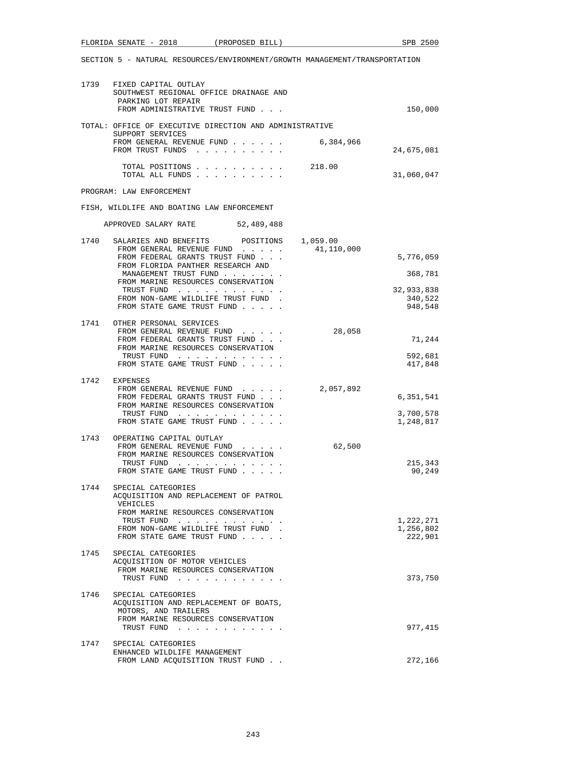SECTION 5 - NATURAL RESOURCES/ENVIRONMENT/GROWTH MANAGEMENT/TRANSPORTATION

1739 FIXED CAPITAL OUTLAY
SOUTHWEST REGIONAL OFFICE DRAINAGE AND PARKING LOT REPAIR
FROM ADMINISTRATIVE TRUST FUND . . . 150,000

TOTAL: OFFICE OF EXECUTIVE DIRECTION AND ADMINISTRATIVE SUPPORT SERVICES
FROM GENERAL REVENUE FUND . . . . . . 6,384,966
FROM TRUST FUNDS . . . . . . . . . . 24,675,081

TOTAL POSITIONS . . . . . . . . . . 218.00
TOTAL ALL FUNDS . . . . . . . . . . 31,060,047

PROGRAM: LAW ENFORCEMENT

FISH, WILDLIFE AND BOATING LAW ENFORCEMENT

APPROVED SALARY RATE 52,489,488

1740 SALARIES AND BENEFITS POSITIONS 1,059.00
FROM GENERAL REVENUE FUND . . . . . 41,110,000
FROM FEDERAL GRANTS TRUST FUND . . . 5,776,059
FROM FLORIDA PANTHER RESEARCH AND MANAGEMENT TRUST FUND . . . . . . . 368,781
FROM MARINE RESOURCES CONSERVATION TRUST FUND . . . . . . . . . . . . 32,933,838
FROM NON-GAME WILDLIFE TRUST FUND . 340,522
FROM STATE GAME TRUST FUND . . . . . 948,548

1741 OTHER PERSONAL SERVICES
FROM GENERAL REVENUE FUND . . . . . 28,058
FROM FEDERAL GRANTS TRUST FUND . . . 71,244
FROM MARINE RESOURCES CONSERVATION TRUST FUND . . . . . . . . . . . . 592,681
FROM STATE GAME TRUST FUND . . . . . 417,848

1742 EXPENSES
FROM GENERAL REVENUE FUND . . . . . 2,057,892
FROM FEDERAL GRANTS TRUST FUND . . . 6,351,541
FROM MARINE RESOURCES CONSERVATION TRUST FUND . . . . . . . . . . . . 3,700,578
FROM STATE GAME TRUST FUND . . . . . 1,248,817

1743 OPERATING CAPITAL OUTLAY
FROM GENERAL REVENUE FUND . . . . . 62,500
FROM MARINE RESOURCES CONSERVATION TRUST FUND . . . . . . . . . . . . 215,343
FROM STATE GAME TRUST FUND . . . . . 90,249

1744 SPECIAL CATEGORIES
ACQUISITION AND REPLACEMENT OF PATROL VEHICLES
FROM MARINE RESOURCES CONSERVATION TRUST FUND . . . . . . . . . . . . 1,222,271
FROM NON-GAME WILDLIFE TRUST FUND . 1,256,802
FROM STATE GAME TRUST FUND . . . . . 222,901

1745 SPECIAL CATEGORIES
ACQUISITION OF MOTOR VEHICLES
FROM MARINE RESOURCES CONSERVATION TRUST FUND . . . . . . . . . . . . 373,750

1746 SPECIAL CATEGORIES
ACQUISITION AND REPLACEMENT OF BOATS, MOTORS, AND TRAILERS
FROM MARINE RESOURCES CONSERVATION TRUST FUND . . . . . . . . . . . . 977,415

1747 SPECIAL CATEGORIES
ENHANCED WILDLIFE MANAGEMENT
FROM LAND ACQUISITION TRUST FUND . . 272,166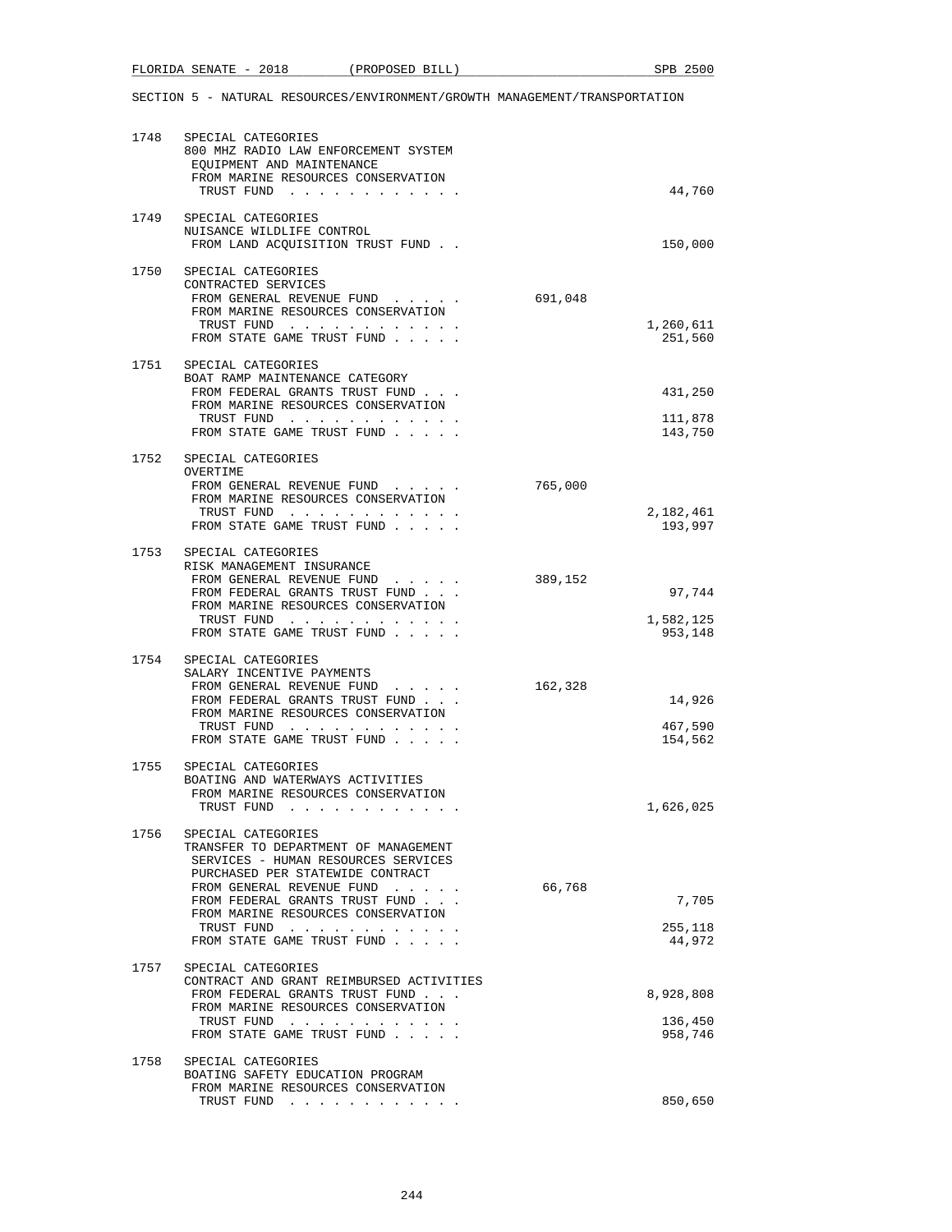SECTION 5 - NATURAL RESOURCES/ENVIRONMENT/GROWTH MANAGEMENT/TRANSPORTATION

| | | | |
|---|---|---|---|
| 1748 | SPECIAL CATEGORIES<br>800 MHZ RADIO LAW ENFORCEMENT SYSTEM<br>EQUIPMENT AND MAINTENANCE<br>FROM MARINE RESOURCES CONSERVATION<br>TRUST FUND . . . . . . . . . . . . | | 44,760 |
| 1749 | SPECIAL CATEGORIES<br>NUISANCE WILDLIFE CONTROL<br>FROM LAND ACQUISITION TRUST FUND . . | | 150,000 |
| 1750 | SPECIAL CATEGORIES<br>CONTRACTED SERVICES<br>FROM GENERAL REVENUE FUND . . . . . | 691,048 | |
| | FROM MARINE RESOURCES CONSERVATION<br>TRUST FUND . . . . . . . . . . . . | | 1,260,611 |
| | FROM STATE GAME TRUST FUND . . . . . | | 251,560 |
| 1751 | SPECIAL CATEGORIES<br>BOAT RAMP MAINTENANCE CATEGORY<br>FROM FEDERAL GRANTS TRUST FUND . . . | | 431,250 |
| | FROM MARINE RESOURCES CONSERVATION<br>TRUST FUND . . . . . . . . . . . . | | 111,878 |
| | FROM STATE GAME TRUST FUND . . . . . | | 143,750 |
| 1752 | SPECIAL CATEGORIES<br>OVERTIME<br>FROM GENERAL REVENUE FUND . . . . . | 765,000 | |
| | FROM MARINE RESOURCES CONSERVATION<br>TRUST FUND . . . . . . . . . . . . | | 2,182,461 |
| | FROM STATE GAME TRUST FUND . . . . . | | 193,997 |
| 1753 | SPECIAL CATEGORIES<br>RISK MANAGEMENT INSURANCE<br>FROM GENERAL REVENUE FUND . . . . . | 389,152 | |
| | FROM FEDERAL GRANTS TRUST FUND . . . | | 97,744 |
| | FROM MARINE RESOURCES CONSERVATION<br>TRUST FUND . . . . . . . . . . . . | | 1,582,125 |
| | FROM STATE GAME TRUST FUND . . . . . | | 953,148 |
| 1754 | SPECIAL CATEGORIES<br>SALARY INCENTIVE PAYMENTS<br>FROM GENERAL REVENUE FUND . . . . . | 162,328 | |
| | FROM FEDERAL GRANTS TRUST FUND . . . | | 14,926 |
| | FROM MARINE RESOURCES CONSERVATION<br>TRUST FUND . . . . . . . . . . . . | | 467,590 |
| | FROM STATE GAME TRUST FUND . . . . . | | 154,562 |
| 1755 | SPECIAL CATEGORIES<br>BOATING AND WATERWAYS ACTIVITIES<br>FROM MARINE RESOURCES CONSERVATION<br>TRUST FUND . . . . . . . . . . . . | | 1,626,025 |
| 1756 | SPECIAL CATEGORIES<br>TRANSFER TO DEPARTMENT OF MANAGEMENT<br>SERVICES - HUMAN RESOURCES SERVICES<br>PURCHASED PER STATEWIDE CONTRACT<br>FROM GENERAL REVENUE FUND . . . . . | 66,768 | |
| | FROM FEDERAL GRANTS TRUST FUND . . . | | 7,705 |
| | FROM MARINE RESOURCES CONSERVATION<br>TRUST FUND . . . . . . . . . . . . | | 255,118 |
| | FROM STATE GAME TRUST FUND . . . . . | | 44,972 |
| 1757 | SPECIAL CATEGORIES<br>CONTRACT AND GRANT REIMBURSED ACTIVITIES<br>FROM FEDERAL GRANTS TRUST FUND . . . | | 8,928,808 |
| | FROM MARINE RESOURCES CONSERVATION<br>TRUST FUND . . . . . . . . . . . . | | 136,450 |
| | FROM STATE GAME TRUST FUND . . . . . | | 958,746 |
| 1758 | SPECIAL CATEGORIES<br>BOATING SAFETY EDUCATION PROGRAM<br>FROM MARINE RESOURCES CONSERVATION<br>TRUST FUND . . . . . . . . . . . . | | 850,650 |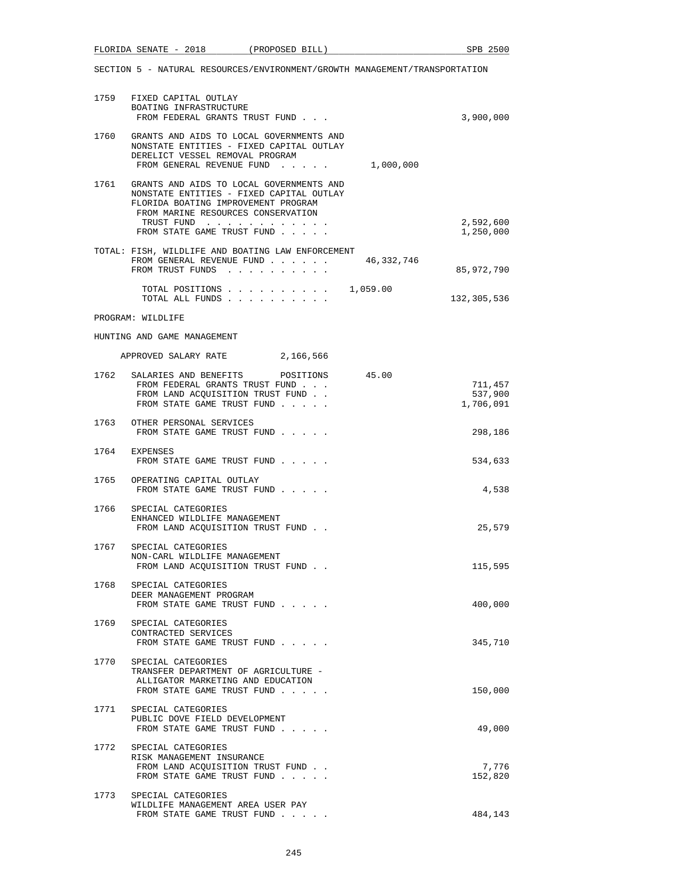SECTION 5 - NATURAL RESOURCES/ENVIRONMENT/GROWTH MANAGEMENT/TRANSPORTATION

| | | | |
|---|---|---|---|
| 1759 | FIXED CAPITAL OUTLAY<br>BOATING INFRASTRUCTURE<br>FROM FEDERAL GRANTS TRUST FUND . . . | | 3,900,000 |
| 1760 | GRANTS AND AIDS TO LOCAL GOVERNMENTS AND NONSTATE ENTITIES - FIXED CAPITAL OUTLAY<br>DERELICT VESSEL REMOVAL PROGRAM<br>FROM GENERAL REVENUE FUND . . . . . | 1,000,000 | |
| 1761 | GRANTS AND AIDS TO LOCAL GOVERNMENTS AND NONSTATE ENTITIES - FIXED CAPITAL OUTLAY<br>FLORIDA BOATING IMPROVEMENT PROGRAM<br>FROM MARINE RESOURCES CONSERVATION TRUST FUND . . . . . . . . . . . .<br>FROM STATE GAME TRUST FUND . . . . . | | 2,592,600<br>1,250,000 |

TOTAL: FISH, WILDLIFE AND BOATING LAW ENFORCEMENT

| | | |
|---|---|---|
| FROM GENERAL REVENUE FUND . . . . . . | 46,332,746 | |
| FROM TRUST FUNDS . . . . . . . . . . | | 85,972,790 |
| TOTAL POSITIONS . . . . . . . . . . | 1,059.00 | |
| TOTAL ALL FUNDS . . . . . . . . . . | | 132,305,536 |

PROGRAM: WILDLIFE

HUNTING AND GAME MANAGEMENT

APPROVED SALARY RATE 2,166,566

| | | | |
|---|---|---|---|
| 1762 | SALARIES AND BENEFITS POSITIONS<br>FROM FEDERAL GRANTS TRUST FUND . . .<br>FROM LAND ACQUISITION TRUST FUND . .<br>FROM STATE GAME TRUST FUND . . . . . | 45.00 | 711,457<br>537,900<br>1,706,091 |
| 1763 | OTHER PERSONAL SERVICES<br>FROM STATE GAME TRUST FUND . . . . . | | 298,186 |
| 1764 | EXPENSES<br>FROM STATE GAME TRUST FUND . . . . . | | 534,633 |
| 1765 | OPERATING CAPITAL OUTLAY<br>FROM STATE GAME TRUST FUND . . . . . | | 4,538 |
| 1766 | SPECIAL CATEGORIES<br>ENHANCED WILDLIFE MANAGEMENT<br>FROM LAND ACQUISITION TRUST FUND . . | | 25,579 |
| 1767 | SPECIAL CATEGORIES<br>NON-CARL WILDLIFE MANAGEMENT<br>FROM LAND ACQUISITION TRUST FUND . . | | 115,595 |
| 1768 | SPECIAL CATEGORIES<br>DEER MANAGEMENT PROGRAM<br>FROM STATE GAME TRUST FUND . . . . . | | 400,000 |
| 1769 | SPECIAL CATEGORIES<br>CONTRACTED SERVICES<br>FROM STATE GAME TRUST FUND . . . . . | | 345,710 |
| 1770 | SPECIAL CATEGORIES<br>TRANSFER DEPARTMENT OF AGRICULTURE - ALLIGATOR MARKETING AND EDUCATION<br>FROM STATE GAME TRUST FUND . . . . . | | 150,000 |
| 1771 | SPECIAL CATEGORIES<br>PUBLIC DOVE FIELD DEVELOPMENT<br>FROM STATE GAME TRUST FUND . . . . . | | 49,000 |
| 1772 | SPECIAL CATEGORIES<br>RISK MANAGEMENT INSURANCE<br>FROM LAND ACQUISITION TRUST FUND . .<br>FROM STATE GAME TRUST FUND . . . . . | | 7,776<br>152,820 |
| 1773 | SPECIAL CATEGORIES<br>WILDLIFE MANAGEMENT AREA USER PAY<br>FROM STATE GAME TRUST FUND . . . . . | | 484,143 |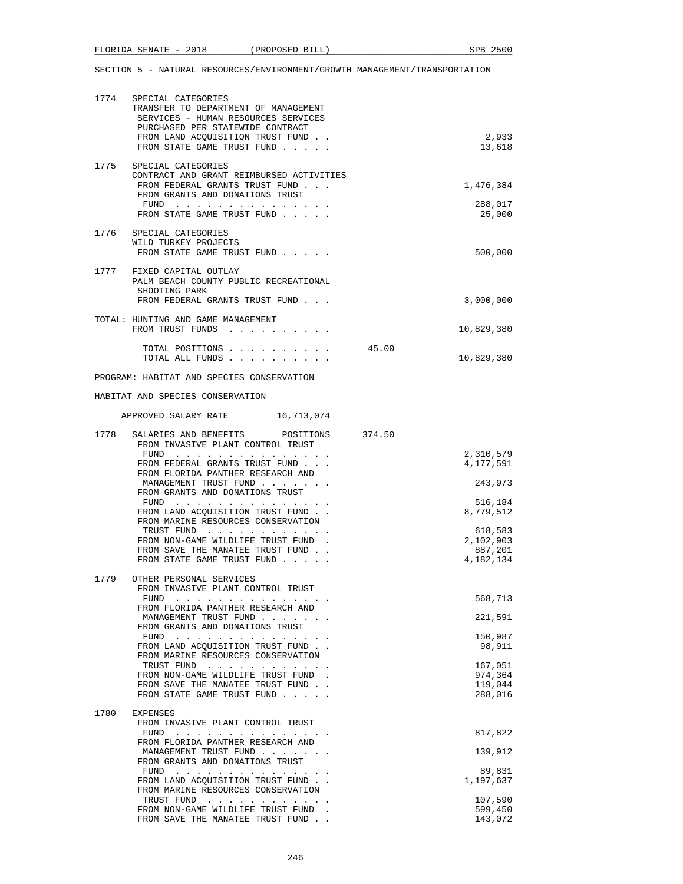SECTION 5 - NATURAL RESOURCES/ENVIRONMENT/GROWTH MANAGEMENT/TRANSPORTATION

```
1774  SPECIAL CATEGORIES
      TRANSFER TO DEPARTMENT OF MANAGEMENT
       SERVICES - HUMAN RESOURCES SERVICES
       PURCHASED PER STATEWIDE CONTRACT
       FROM LAND ACQUISITION TRUST FUND . .                        2,933
       FROM STATE GAME TRUST FUND . . . . .                       13,618

1775  SPECIAL CATEGORIES
      CONTRACT AND GRANT REIMBURSED ACTIVITIES
       FROM FEDERAL GRANTS TRUST FUND . . .                    1,476,384
       FROM GRANTS AND DONATIONS TRUST
        FUND . . . . . . . . . . . . . . .                       288,017
       FROM STATE GAME TRUST FUND . . . . .                       25,000

1776  SPECIAL CATEGORIES
      WILD TURKEY PROJECTS
       FROM STATE GAME TRUST FUND . . . . .                      500,000

1777  FIXED CAPITAL OUTLAY
      PALM BEACH COUNTY PUBLIC RECREATIONAL
       SHOOTING PARK
       FROM FEDERAL GRANTS TRUST FUND . . .                    3,000,000

TOTAL: HUNTING AND GAME MANAGEMENT
       FROM TRUST FUNDS . . . . . . . . . .                   10,829,380

         TOTAL POSITIONS . . . . . . . . . .      45.00
         TOTAL ALL FUNDS . . . . . . . . . .                  10,829,380

PROGRAM: HABITAT AND SPECIES CONSERVATION

HABITAT AND SPECIES CONSERVATION

     APPROVED SALARY RATE        16,713,074

1778  SALARIES AND BENEFITS       POSITIONS     374.50
       FROM INVASIVE PLANT CONTROL TRUST
        FUND . . . . . . . . . . . . . . .                     2,310,579
       FROM FEDERAL GRANTS TRUST FUND . . .                    4,177,591
       FROM FLORIDA PANTHER RESEARCH AND
        MANAGEMENT TRUST FUND . . . . . . .                      243,973
       FROM GRANTS AND DONATIONS TRUST
        FUND . . . . . . . . . . . . . . .                       516,184
       FROM LAND ACQUISITION TRUST FUND . .                    8,779,512
       FROM MARINE RESOURCES CONSERVATION
        TRUST FUND . . . . . . . . . . . .                       618,583
       FROM NON-GAME WILDLIFE TRUST FUND  .                    2,102,903
       FROM SAVE THE MANATEE TRUST FUND . .                      887,201
       FROM STATE GAME TRUST FUND . . . . .                    4,182,134

1779  OTHER PERSONAL SERVICES
       FROM INVASIVE PLANT CONTROL TRUST
        FUND . . . . . . . . . . . . . . .                       568,713
       FROM FLORIDA PANTHER RESEARCH AND
        MANAGEMENT TRUST FUND . . . . . . .                      221,591
       FROM GRANTS AND DONATIONS TRUST
        FUND . . . . . . . . . . . . . . .                       150,987
       FROM LAND ACQUISITION TRUST FUND . .                       98,911
       FROM MARINE RESOURCES CONSERVATION
        TRUST FUND . . . . . . . . . . . .                       167,051
       FROM NON-GAME WILDLIFE TRUST FUND  .                      974,364
       FROM SAVE THE MANATEE TRUST FUND . .                      119,044
       FROM STATE GAME TRUST FUND . . . . .                      288,016

1780  EXPENSES
       FROM INVASIVE PLANT CONTROL TRUST
        FUND . . . . . . . . . . . . . . .                       817,822
       FROM FLORIDA PANTHER RESEARCH AND
        MANAGEMENT TRUST FUND . . . . . . .                      139,912
       FROM GRANTS AND DONATIONS TRUST
        FUND . . . . . . . . . . . . . . .                        89,831
       FROM LAND ACQUISITION TRUST FUND . .                    1,197,637
       FROM MARINE RESOURCES CONSERVATION
        TRUST FUND . . . . . . . . . . . .                       107,590
       FROM NON-GAME WILDLIFE TRUST FUND  .                      599,450
       FROM SAVE THE MANATEE TRUST FUND . .                      143,072
```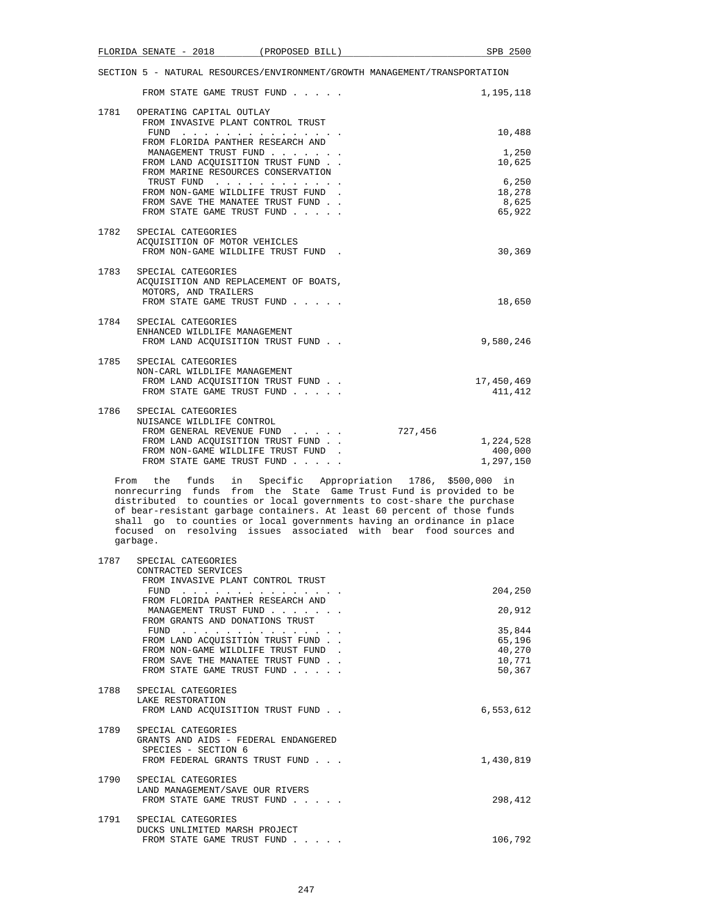SECTION 5 - NATURAL RESOURCES/ENVIRONMENT/GROWTH MANAGEMENT/TRANSPORTATION

| | | | |
|---|---|---|---|
| | FROM STATE GAME TRUST FUND . . . . . | | 1,195,118 |
| 1781 | OPERATING CAPITAL OUTLAY | | |
| | FROM INVASIVE PLANT CONTROL TRUST FUND . . . . . . . . . . . . . . . | | 10,488 |
| | FROM FLORIDA PANTHER RESEARCH AND MANAGEMENT TRUST FUND . . . . . . . | | 1,250 |
| | FROM LAND ACQUISITION TRUST FUND . . | | 10,625 |
| | FROM MARINE RESOURCES CONSERVATION TRUST FUND . . . . . . . . . . . | | 6,250 |
| | FROM NON-GAME WILDLIFE TRUST FUND . | | 18,278 |
| | FROM SAVE THE MANATEE TRUST FUND . . | | 8,625 |
| | FROM STATE GAME TRUST FUND . . . . . | | 65,922 |
| 1782 | SPECIAL CATEGORIES<br>ACQUISITION OF MOTOR VEHICLES | | |
| | FROM NON-GAME WILDLIFE TRUST FUND . | | 30,369 |
| 1783 | SPECIAL CATEGORIES<br>ACQUISITION AND REPLACEMENT OF BOATS, MOTORS, AND TRAILERS | | |
| | FROM STATE GAME TRUST FUND . . . . . | | 18,650 |
| 1784 | SPECIAL CATEGORIES<br>ENHANCED WILDLIFE MANAGEMENT | | |
| | FROM LAND ACQUISITION TRUST FUND . . | | 9,580,246 |
| 1785 | SPECIAL CATEGORIES<br>NON-CARL WILDLIFE MANAGEMENT | | |
| | FROM LAND ACQUISITION TRUST FUND . . | | 17,450,469 |
| | FROM STATE GAME TRUST FUND . . . . . | | 411,412 |
| 1786 | SPECIAL CATEGORIES<br>NUISANCE WILDLIFE CONTROL | | |
| | FROM GENERAL REVENUE FUND . . . . . | 727,456 | |
| | FROM LAND ACQUISITION TRUST FUND . . | | 1,224,528 |
| | FROM NON-GAME WILDLIFE TRUST FUND . | | 400,000 |
| | FROM STATE GAME TRUST FUND . . . . . | | 1,297,150 |

From the funds in Specific Appropriation 1786, $500,000 in nonrecurring funds from the State Game Trust Fund is provided to be distributed to counties or local governments to cost-share the purchase of bear-resistant garbage containers. At least 60 percent of those funds shall go to counties or local governments having an ordinance in place focused on resolving issues associated with bear food sources and garbage.

| | | | |
|---|---|---|---|
| 1787 | SPECIAL CATEGORIES<br>CONTRACTED SERVICES | | |
| | FROM INVASIVE PLANT CONTROL TRUST FUND . . . . . . . . . . . . . . . | | 204,250 |
| | FROM FLORIDA PANTHER RESEARCH AND MANAGEMENT TRUST FUND . . . . . . . | | 20,912 |
| | FROM GRANTS AND DONATIONS TRUST FUND . . . . . . . . . . . . . . . | | 35,844 |
| | FROM LAND ACQUISITION TRUST FUND . . | | 65,196 |
| | FROM NON-GAME WILDLIFE TRUST FUND . | | 40,270 |
| | FROM SAVE THE MANATEE TRUST FUND . . | | 10,771 |
| | FROM STATE GAME TRUST FUND . . . . . | | 50,367 |
| 1788 | SPECIAL CATEGORIES<br>LAKE RESTORATION | | |
| | FROM LAND ACQUISITION TRUST FUND . . | | 6,553,612 |
| 1789 | SPECIAL CATEGORIES<br>GRANTS AND AIDS - FEDERAL ENDANGERED SPECIES - SECTION 6 | | |
| | FROM FEDERAL GRANTS TRUST FUND . . . | | 1,430,819 |
| 1790 | SPECIAL CATEGORIES<br>LAND MANAGEMENT/SAVE OUR RIVERS | | |
| | FROM STATE GAME TRUST FUND . . . . . | | 298,412 |
| 1791 | SPECIAL CATEGORIES<br>DUCKS UNLIMITED MARSH PROJECT | | |
| | FROM STATE GAME TRUST FUND . . . . . | | 106,792 |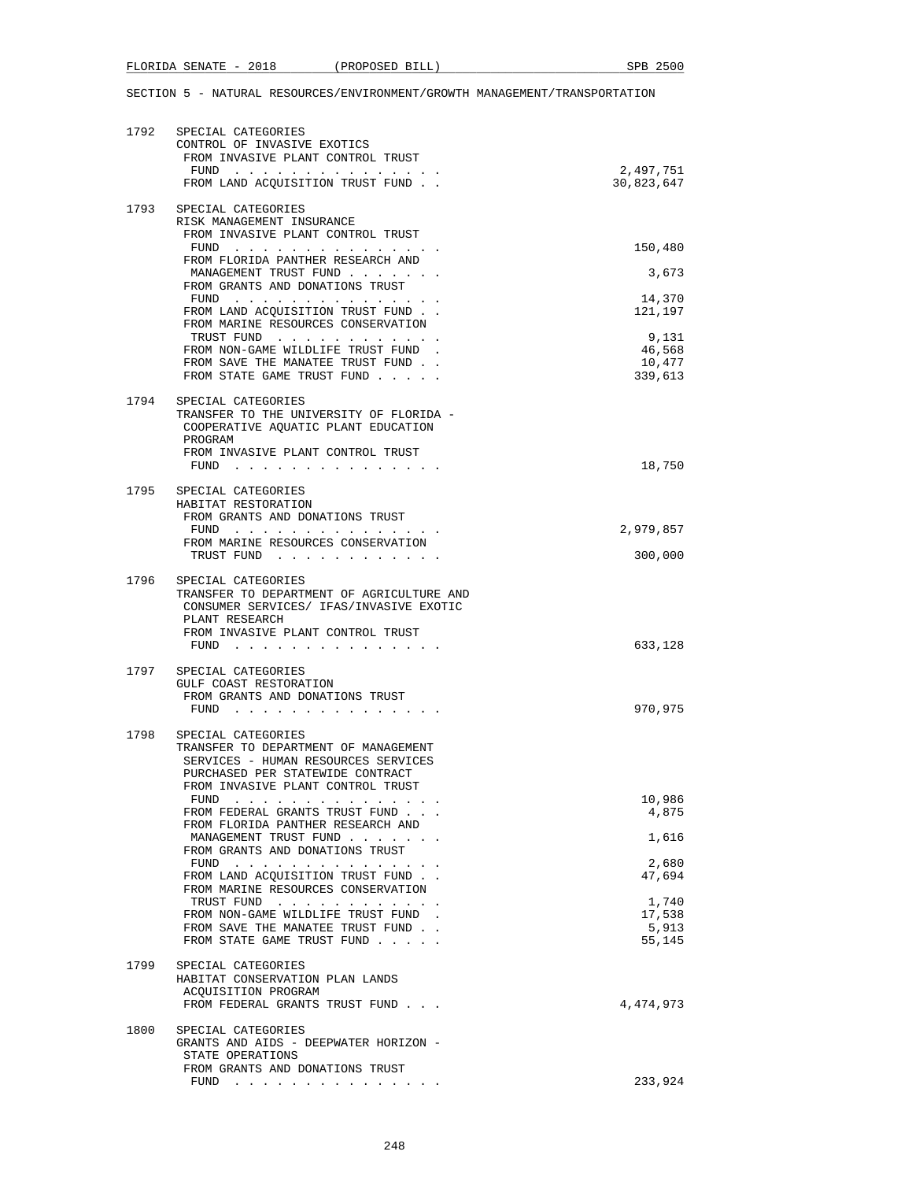SECTION 5 - NATURAL RESOURCES/ENVIRONMENT/GROWTH MANAGEMENT/TRANSPORTATION

| | | |
|---|---|---|
| 1792 | SPECIAL CATEGORIES<br>CONTROL OF INVASIVE EXOTICS | |
| | FROM INVASIVE PLANT CONTROL TRUST FUND . . . . . . . . . . . . . . . | 2,497,751 |
| | FROM LAND ACQUISITION TRUST FUND . . | 30,823,647 |
| 1793 | SPECIAL CATEGORIES<br>RISK MANAGEMENT INSURANCE | |
| | FROM INVASIVE PLANT CONTROL TRUST FUND . . . . . . . . . . . . . . . | 150,480 |
| | FROM FLORIDA PANTHER RESEARCH AND MANAGEMENT TRUST FUND . . . . . . . | 3,673 |
| | FROM GRANTS AND DONATIONS TRUST FUND . . . . . . . . . . . . . . . | 14,370 |
| | FROM LAND ACQUISITION TRUST FUND . . | 121,197 |
| | FROM MARINE RESOURCES CONSERVATION TRUST FUND . . . . . . . . . . . . | 9,131 |
| | FROM NON-GAME WILDLIFE TRUST FUND . | 46,568 |
| | FROM SAVE THE MANATEE TRUST FUND . . | 10,477 |
| | FROM STATE GAME TRUST FUND . . . . . | 339,613 |
| 1794 | SPECIAL CATEGORIES<br>TRANSFER TO THE UNIVERSITY OF FLORIDA - COOPERATIVE AQUATIC PLANT EDUCATION PROGRAM | |
| | FROM INVASIVE PLANT CONTROL TRUST FUND . . . . . . . . . . . . . . . | 18,750 |
| 1795 | SPECIAL CATEGORIES<br>HABITAT RESTORATION | |
| | FROM GRANTS AND DONATIONS TRUST FUND . . . . . . . . . . . . . . . | 2,979,857 |
| | FROM MARINE RESOURCES CONSERVATION TRUST FUND . . . . . . . . . . . . | 300,000 |
| 1796 | SPECIAL CATEGORIES<br>TRANSFER TO DEPARTMENT OF AGRICULTURE AND CONSUMER SERVICES/ IFAS/INVASIVE EXOTIC PLANT RESEARCH | |
| | FROM INVASIVE PLANT CONTROL TRUST FUND . . . . . . . . . . . . . . . | 633,128 |
| 1797 | SPECIAL CATEGORIES<br>GULF COAST RESTORATION | |
| | FROM GRANTS AND DONATIONS TRUST FUND . . . . . . . . . . . . . . . | 970,975 |
| 1798 | SPECIAL CATEGORIES<br>TRANSFER TO DEPARTMENT OF MANAGEMENT SERVICES - HUMAN RESOURCES SERVICES PURCHASED PER STATEWIDE CONTRACT | |
| | FROM INVASIVE PLANT CONTROL TRUST FUND . . . . . . . . . . . . . . . | 10,986 |
| | FROM FEDERAL GRANTS TRUST FUND . . . | 4,875 |
| | FROM FLORIDA PANTHER RESEARCH AND MANAGEMENT TRUST FUND . . . . . . . | 1,616 |
| | FROM GRANTS AND DONATIONS TRUST FUND . . . . . . . . . . . . . . . | 2,680 |
| | FROM LAND ACQUISITION TRUST FUND . . | 47,694 |
| | FROM MARINE RESOURCES CONSERVATION TRUST FUND . . . . . . . . . . . . | 1,740 |
| | FROM NON-GAME WILDLIFE TRUST FUND . | 17,538 |
| | FROM SAVE THE MANATEE TRUST FUND . . | 5,913 |
| | FROM STATE GAME TRUST FUND . . . . . | 55,145 |
| 1799 | SPECIAL CATEGORIES<br>HABITAT CONSERVATION PLAN LANDS ACQUISITION PROGRAM | |
| | FROM FEDERAL GRANTS TRUST FUND . . . | 4,474,973 |
| 1800 | SPECIAL CATEGORIES<br>GRANTS AND AIDS - DEEPWATER HORIZON - STATE OPERATIONS | |
| | FROM GRANTS AND DONATIONS TRUST FUND . . . . . . . . . . . . . . . | 233,924 |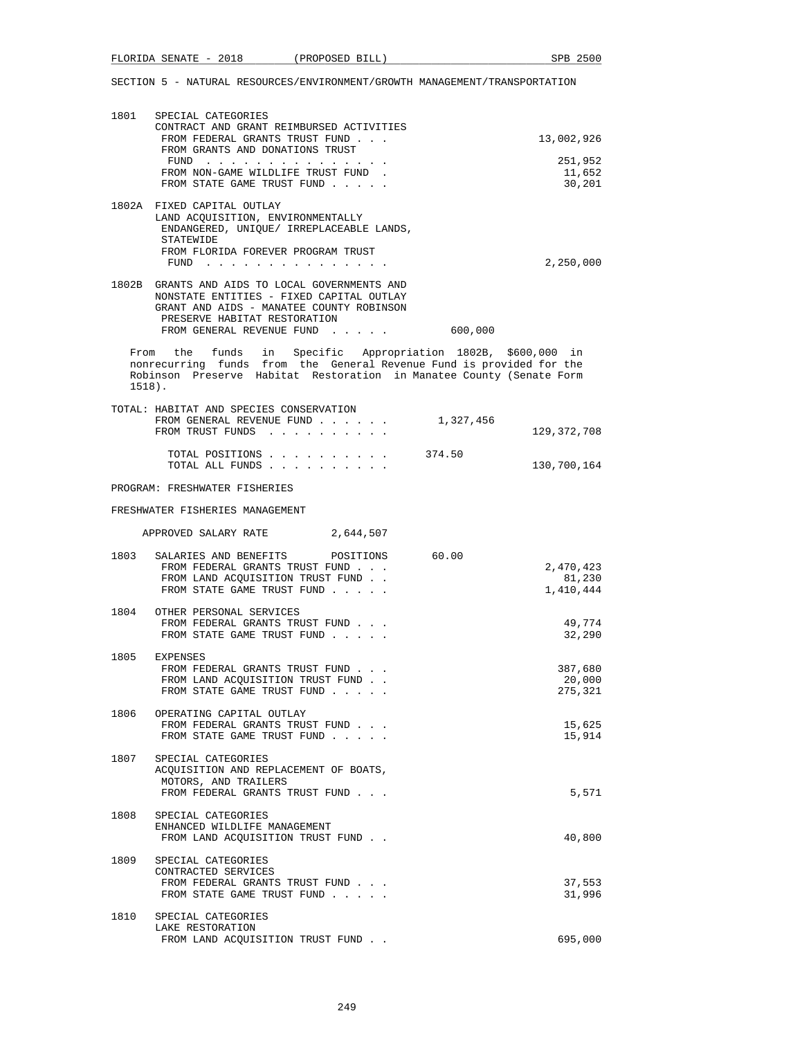SECTION 5 - NATURAL RESOURCES/ENVIRONMENT/GROWTH MANAGEMENT/TRANSPORTATION

| | | | |
|---|---|---|---|
| 1801 | SPECIAL CATEGORIES<br>CONTRACT AND GRANT REIMBURSED ACTIVITIES | | |
| | FROM FEDERAL GRANTS TRUST FUND . . . | | 13,002,926 |
| | FROM GRANTS AND DONATIONS TRUST FUND . . . . . . . . . . . . . . . | | 251,952 |
| | FROM NON-GAME WILDLIFE TRUST FUND . | | 11,652 |
| | FROM STATE GAME TRUST FUND . . . . . | | 30,201 |
| 1802A | FIXED CAPITAL OUTLAY<br>LAND ACQUISITION, ENVIRONMENTALLY ENDANGERED, UNIQUE/ IRREPLACEABLE LANDS, STATEWIDE | | |
| | FROM FLORIDA FOREVER PROGRAM TRUST FUND . . . . . . . . . . . . . . . | | 2,250,000 |
| 1802B | GRANTS AND AIDS TO LOCAL GOVERNMENTS AND NONSTATE ENTITIES - FIXED CAPITAL OUTLAY<br>GRANT AND AIDS - MANATEE COUNTY ROBINSON PRESERVE HABITAT RESTORATION | | |
| | FROM GENERAL REVENUE FUND . . . . . | 600,000 | |

From the funds in Specific Appropriation 1802B, $600,000 in nonrecurring funds from the General Revenue Fund is provided for the Robinson Preserve Habitat Restoration in Manatee County (Senate Form 1518).

| | | |
|---|---|---|
| TOTAL: HABITAT AND SPECIES CONSERVATION | | |
| FROM GENERAL REVENUE FUND . . . . . . | 1,327,456 | |
| FROM TRUST FUNDS . . . . . . . . . . | | 129,372,708 |
| TOTAL POSITIONS . . . . . . . . . . | 374.50 | |
| TOTAL ALL FUNDS . . . . . . . . . . | | 130,700,164 |

PROGRAM: FRESHWATER FISHERIES

FRESHWATER FISHERIES MANAGEMENT

APPROVED SALARY RATE 2,644,507

| | | | |
|---|---|---|---|
| 1803 | SALARIES AND BENEFITS POSITIONS | 60.00 | |
| | FROM FEDERAL GRANTS TRUST FUND . . . | | 2,470,423 |
| | FROM LAND ACQUISITION TRUST FUND . . | | 81,230 |
| | FROM STATE GAME TRUST FUND . . . . . | | 1,410,444 |
| 1804 | OTHER PERSONAL SERVICES | | |
| | FROM FEDERAL GRANTS TRUST FUND . . . | | 49,774 |
| | FROM STATE GAME TRUST FUND . . . . . | | 32,290 |
| 1805 | EXPENSES | | |
| | FROM FEDERAL GRANTS TRUST FUND . . . | | 387,680 |
| | FROM LAND ACQUISITION TRUST FUND . . | | 20,000 |
| | FROM STATE GAME TRUST FUND . . . . . | | 275,321 |
| 1806 | OPERATING CAPITAL OUTLAY | | |
| | FROM FEDERAL GRANTS TRUST FUND . . . | | 15,625 |
| | FROM STATE GAME TRUST FUND . . . . . | | 15,914 |
| 1807 | SPECIAL CATEGORIES<br>ACQUISITION AND REPLACEMENT OF BOATS, MOTORS, AND TRAILERS | | |
| | FROM FEDERAL GRANTS TRUST FUND . . . | | 5,571 |
| 1808 | SPECIAL CATEGORIES<br>ENHANCED WILDLIFE MANAGEMENT | | |
| | FROM LAND ACQUISITION TRUST FUND . . | | 40,800 |
| 1809 | SPECIAL CATEGORIES<br>CONTRACTED SERVICES | | |
| | FROM FEDERAL GRANTS TRUST FUND . . . | | 37,553 |
| | FROM STATE GAME TRUST FUND . . . . . | | 31,996 |
| 1810 | SPECIAL CATEGORIES<br>LAKE RESTORATION | | |
| | FROM LAND ACQUISITION TRUST FUND . . | | 695,000 |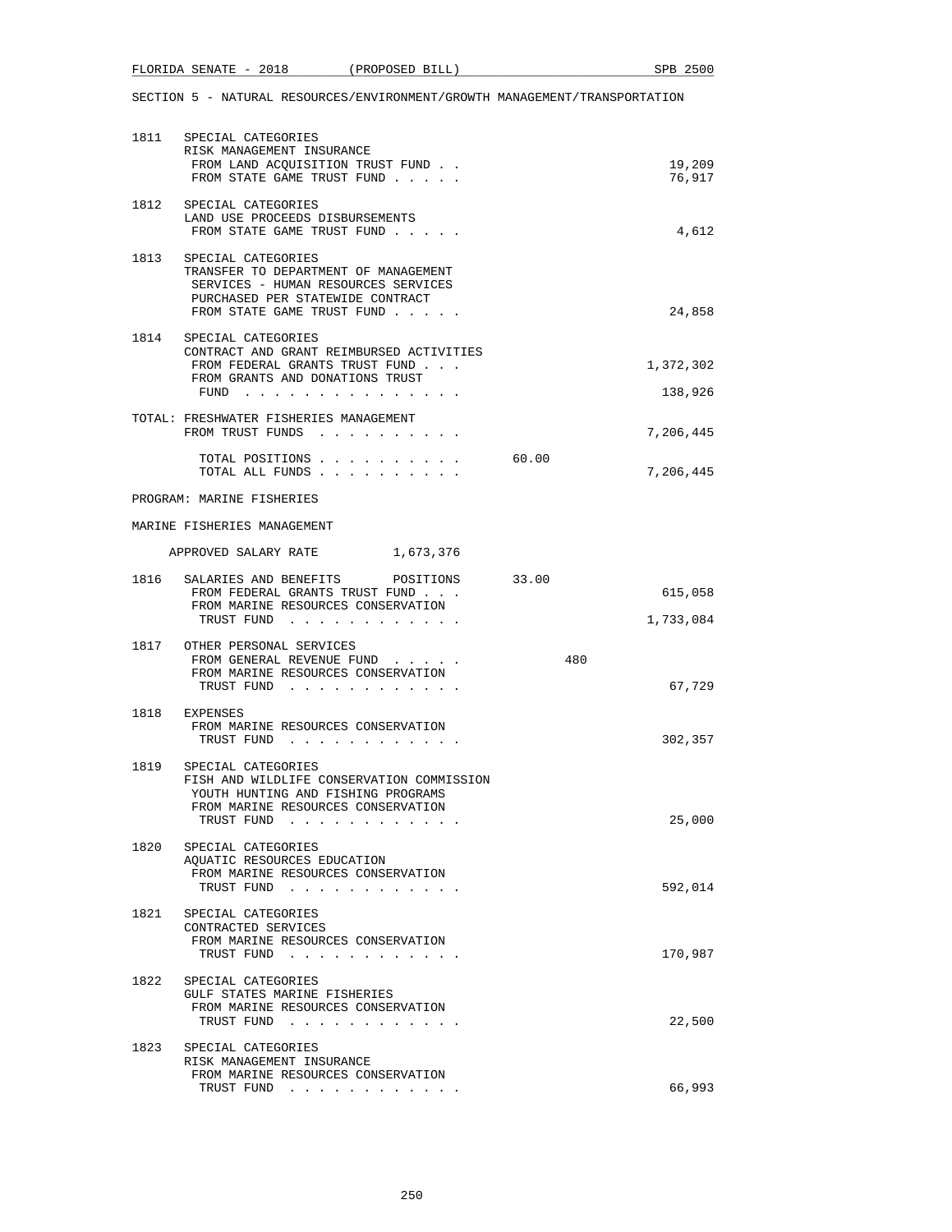SECTION 5 - NATURAL RESOURCES/ENVIRONMENT/GROWTH MANAGEMENT/TRANSPORTATION

```
1811  SPECIAL CATEGORIES
      RISK MANAGEMENT INSURANCE
       FROM LAND ACQUISITION TRUST FUND . .                          19,209
       FROM STATE GAME TRUST FUND . . . . .                          76,917

1812  SPECIAL CATEGORIES
      LAND USE PROCEEDS DISBURSEMENTS
       FROM STATE GAME TRUST FUND . . . . .                           4,612

1813  SPECIAL CATEGORIES
      TRANSFER TO DEPARTMENT OF MANAGEMENT
       SERVICES - HUMAN RESOURCES SERVICES
       PURCHASED PER STATEWIDE CONTRACT
       FROM STATE GAME TRUST FUND . . . . .                          24,858

1814  SPECIAL CATEGORIES
      CONTRACT AND GRANT REIMBURSED ACTIVITIES
       FROM FEDERAL GRANTS TRUST FUND . . .                       1,372,302
       FROM GRANTS AND DONATIONS TRUST
        FUND . . . . . . . . . . . . . . .                          138,926

TOTAL: FRESHWATER FISHERIES MANAGEMENT
       FROM TRUST FUNDS . . . . . . . . . .                       7,206,445

         TOTAL POSITIONS . . . . . . . . . .      60.00
         TOTAL ALL FUNDS . . . . . . . . . .                      7,206,445

PROGRAM: MARINE FISHERIES

MARINE FISHERIES MANAGEMENT

    APPROVED SALARY RATE          1,673,376

1816  SALARIES AND BENEFITS      POSITIONS      33.00
       FROM FEDERAL GRANTS TRUST FUND . . .                         615,058
       FROM MARINE RESOURCES CONSERVATION
        TRUST FUND . . . . . . . . . . . .                        1,733,084

1817  OTHER PERSONAL SERVICES
       FROM GENERAL REVENUE FUND . . . . .            480
       FROM MARINE RESOURCES CONSERVATION
        TRUST FUND . . . . . . . . . . . .                           67,729

1818  EXPENSES
       FROM MARINE RESOURCES CONSERVATION
        TRUST FUND . . . . . . . . . . . .                          302,357

1819  SPECIAL CATEGORIES
      FISH AND WILDLIFE CONSERVATION COMMISSION
       YOUTH HUNTING AND FISHING PROGRAMS
       FROM MARINE RESOURCES CONSERVATION
        TRUST FUND . . . . . . . . . . . .                           25,000

1820  SPECIAL CATEGORIES
      AQUATIC RESOURCES EDUCATION
       FROM MARINE RESOURCES CONSERVATION
        TRUST FUND . . . . . . . . . . . .                          592,014

1821  SPECIAL CATEGORIES
      CONTRACTED SERVICES
       FROM MARINE RESOURCES CONSERVATION
        TRUST FUND . . . . . . . . . . . .                          170,987

1822  SPECIAL CATEGORIES
      GULF STATES MARINE FISHERIES
       FROM MARINE RESOURCES CONSERVATION
        TRUST FUND . . . . . . . . . . . .                           22,500

1823  SPECIAL CATEGORIES
      RISK MANAGEMENT INSURANCE
       FROM MARINE RESOURCES CONSERVATION
        TRUST FUND . . . . . . . . . . . .                           66,993
```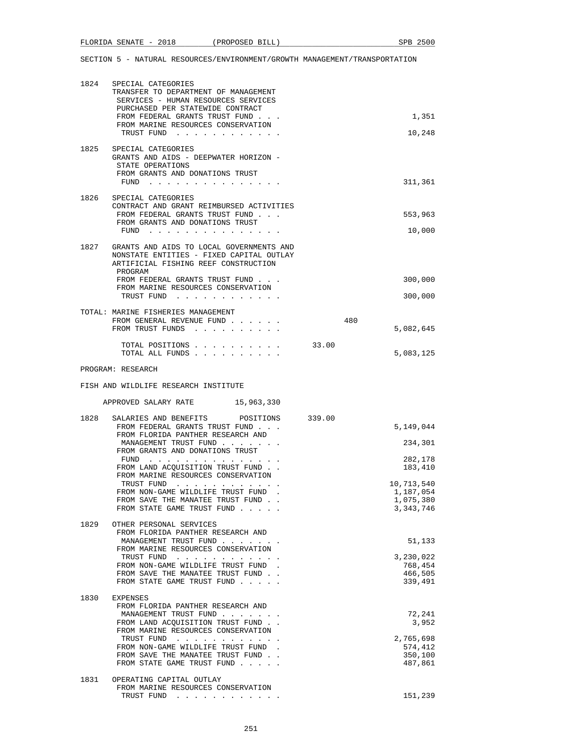SECTION 5 - NATURAL RESOURCES/ENVIRONMENT/GROWTH MANAGEMENT/TRANSPORTATION

1824 SPECIAL CATEGORIES
TRANSFER TO DEPARTMENT OF MANAGEMENT SERVICES - HUMAN RESOURCES SERVICES PURCHASED PER STATEWIDE CONTRACT

| | | |
|---|---|---|
| FROM FEDERAL GRANTS TRUST FUND . . . | | 1,351 |
| FROM MARINE RESOURCES CONSERVATION TRUST FUND . . . . . . . . . . . . | | 10,248 |

1825 SPECIAL CATEGORIES
GRANTS AND AIDS - DEEPWATER HORIZON - STATE OPERATIONS

| | | |
|---|---|---|
| FROM GRANTS AND DONATIONS TRUST FUND . . . . . . . . . . . . . . . | | 311,361 |

1826 SPECIAL CATEGORIES
CONTRACT AND GRANT REIMBURSED ACTIVITIES

| | | |
|---|---|---|
| FROM FEDERAL GRANTS TRUST FUND . . . | | 553,963 |
| FROM GRANTS AND DONATIONS TRUST FUND . . . . . . . . . . . . . . . | | 10,000 |

1827 GRANTS AND AIDS TO LOCAL GOVERNMENTS AND NONSTATE ENTITIES - FIXED CAPITAL OUTLAY
ARTIFICIAL FISHING REEF CONSTRUCTION PROGRAM

| | | |
|---|---|---|
| FROM FEDERAL GRANTS TRUST FUND . . . | | 300,000 |
| FROM MARINE RESOURCES CONSERVATION TRUST FUND . . . . . . . . . . . . | | 300,000 |

TOTAL: MARINE FISHERIES MANAGEMENT

| | | |
|---|---|---|
| FROM GENERAL REVENUE FUND . . . . . . | 480 | |
| FROM TRUST FUNDS . . . . . . . . . . | | 5,082,645 |
| TOTAL POSITIONS . . . . . . . . . . | 33.00 | |
| TOTAL ALL FUNDS . . . . . . . . . . | | 5,083,125 |

PROGRAM: RESEARCH

FISH AND WILDLIFE RESEARCH INSTITUTE

APPROVED SALARY RATE 15,963,330

1828 SALARIES AND BENEFITS POSITIONS 339.00

| | | |
|---|---|---|
| FROM FEDERAL GRANTS TRUST FUND . . . | | 5,149,044 |
| FROM FLORIDA PANTHER RESEARCH AND MANAGEMENT TRUST FUND . . . . . . . | | 234,301 |
| FROM GRANTS AND DONATIONS TRUST FUND . . . . . . . . . . . . . . . | | 282,178 |
| FROM LAND ACQUISITION TRUST FUND . . | | 183,410 |
| FROM MARINE RESOURCES CONSERVATION TRUST FUND . . . . . . . . . . . . | | 10,713,540 |
| FROM NON-GAME WILDLIFE TRUST FUND . | | 1,187,054 |
| FROM SAVE THE MANATEE TRUST FUND . . | | 1,075,380 |
| FROM STATE GAME TRUST FUND . . . . . | | 3,343,746 |

1829 OTHER PERSONAL SERVICES

| | | |
|---|---|---|
| FROM FLORIDA PANTHER RESEARCH AND MANAGEMENT TRUST FUND . . . . . . . | | 51,133 |
| FROM MARINE RESOURCES CONSERVATION TRUST FUND . . . . . . . . . . . . | | 3,230,022 |
| FROM NON-GAME WILDLIFE TRUST FUND . | | 768,454 |
| FROM SAVE THE MANATEE TRUST FUND . . | | 466,505 |
| FROM STATE GAME TRUST FUND . . . . . | | 339,491 |

1830 EXPENSES

| | | |
|---|---|---|
| FROM FLORIDA PANTHER RESEARCH AND MANAGEMENT TRUST FUND . . . . . . . | | 72,241 |
| FROM LAND ACQUISITION TRUST FUND . . | | 3,952 |
| FROM MARINE RESOURCES CONSERVATION TRUST FUND . . . . . . . . . . . . | | 2,765,698 |
| FROM NON-GAME WILDLIFE TRUST FUND . | | 574,412 |
| FROM SAVE THE MANATEE TRUST FUND . . | | 350,100 |
| FROM STATE GAME TRUST FUND . . . . . | | 487,861 |

1831 OPERATING CAPITAL OUTLAY

| | | |
|---|---|---|
| FROM MARINE RESOURCES CONSERVATION TRUST FUND . . . . . . . . . . . . | | 151,239 |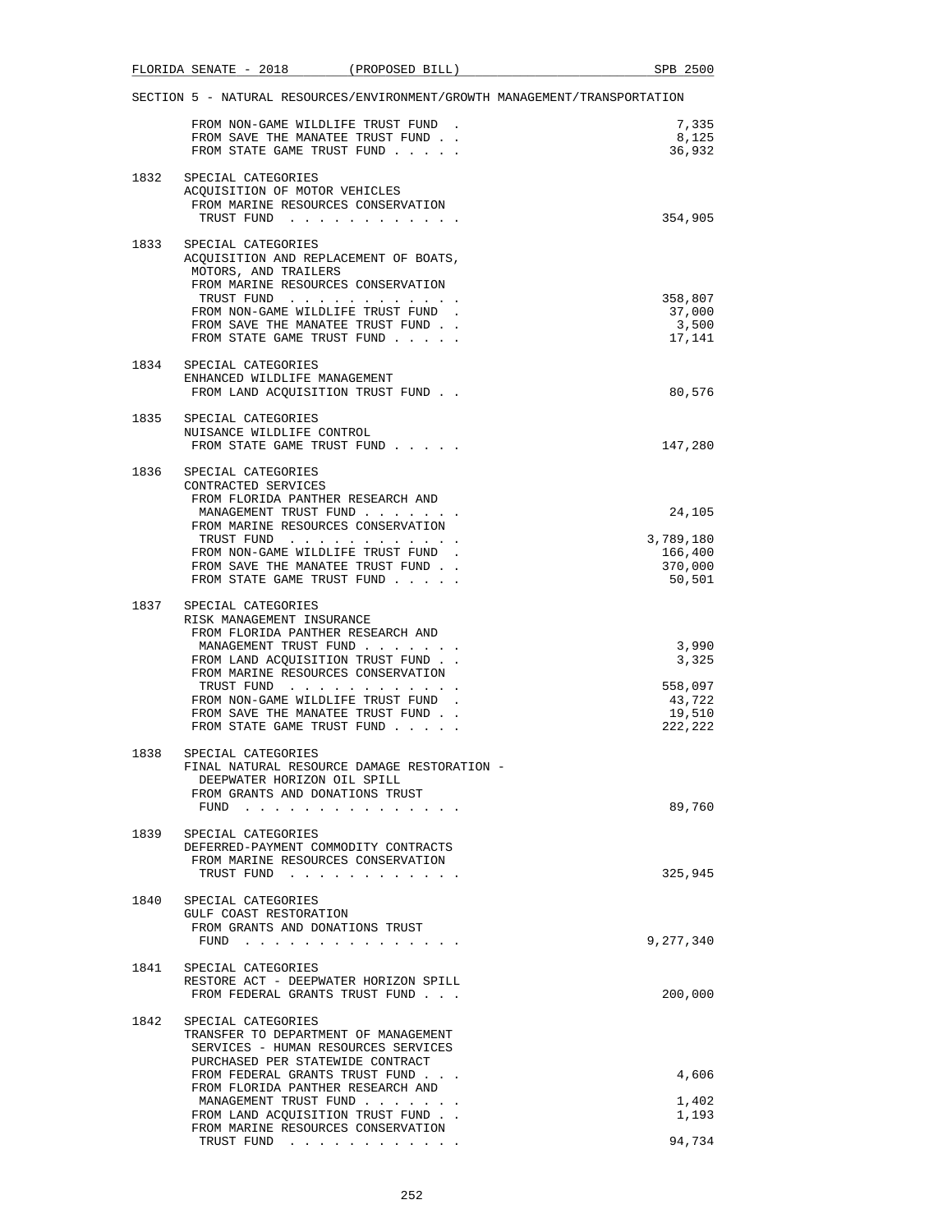SECTION 5 - NATURAL RESOURCES/ENVIRONMENT/GROWTH MANAGEMENT/TRANSPORTATION

```
      FROM NON-GAME WILDLIFE TRUST FUND  .                          7,335
      FROM SAVE THE MANATEE TRUST FUND . .                          8,125
      FROM STATE GAME TRUST FUND . . . . .                         36,932

1832  SPECIAL CATEGORIES
      ACQUISITION OF MOTOR VEHICLES
       FROM MARINE RESOURCES CONSERVATION
        TRUST FUND  . . . . . . . . . . . .                       354,905

1833  SPECIAL CATEGORIES
      ACQUISITION AND REPLACEMENT OF BOATS,
       MOTORS, AND TRAILERS
       FROM MARINE RESOURCES CONSERVATION
        TRUST FUND  . . . . . . . . . . . .                       358,807
       FROM NON-GAME WILDLIFE TRUST FUND  .                        37,000
       FROM SAVE THE MANATEE TRUST FUND . .                         3,500
       FROM STATE GAME TRUST FUND . . . . .                        17,141

1834  SPECIAL CATEGORIES
      ENHANCED WILDLIFE MANAGEMENT
       FROM LAND ACQUISITION TRUST FUND . .                        80,576

1835  SPECIAL CATEGORIES
      NUISANCE WILDLIFE CONTROL
       FROM STATE GAME TRUST FUND . . . . .                       147,280

1836  SPECIAL CATEGORIES
      CONTRACTED SERVICES
       FROM FLORIDA PANTHER RESEARCH AND
        MANAGEMENT TRUST FUND . . . . . . .                        24,105
       FROM MARINE RESOURCES CONSERVATION
        TRUST FUND  . . . . . . . . . . . .                     3,789,180
       FROM NON-GAME WILDLIFE TRUST FUND  .                       166,400
       FROM SAVE THE MANATEE TRUST FUND . .                       370,000
       FROM STATE GAME TRUST FUND . . . . .                        50,501

1837  SPECIAL CATEGORIES
      RISK MANAGEMENT INSURANCE
       FROM FLORIDA PANTHER RESEARCH AND
        MANAGEMENT TRUST FUND . . . . . . .                         3,990
       FROM LAND ACQUISITION TRUST FUND . .                         3,325
       FROM MARINE RESOURCES CONSERVATION
        TRUST FUND  . . . . . . . . . . . .                       558,097
       FROM NON-GAME WILDLIFE TRUST FUND  .                        43,722
       FROM SAVE THE MANATEE TRUST FUND . .                        19,510
       FROM STATE GAME TRUST FUND . . . . .                       222,222

1838  SPECIAL CATEGORIES
      FINAL NATURAL RESOURCE DAMAGE RESTORATION -
        DEEPWATER HORIZON OIL SPILL
       FROM GRANTS AND DONATIONS TRUST
        FUND  . . . . . . . . . . . . . . .                        89,760

1839  SPECIAL CATEGORIES
      DEFERRED-PAYMENT COMMODITY CONTRACTS
       FROM MARINE RESOURCES CONSERVATION
        TRUST FUND  . . . . . . . . . . . .                       325,945

1840  SPECIAL CATEGORIES
      GULF COAST RESTORATION
       FROM GRANTS AND DONATIONS TRUST
        FUND  . . . . . . . . . . . . . . .                     9,277,340

1841  SPECIAL CATEGORIES
      RESTORE ACT - DEEPWATER HORIZON SPILL
       FROM FEDERAL GRANTS TRUST FUND . . .                       200,000

1842  SPECIAL CATEGORIES
      TRANSFER TO DEPARTMENT OF MANAGEMENT
       SERVICES - HUMAN RESOURCES SERVICES
       PURCHASED PER STATEWIDE CONTRACT
       FROM FEDERAL GRANTS TRUST FUND . . .                         4,606
       FROM FLORIDA PANTHER RESEARCH AND
        MANAGEMENT TRUST FUND . . . . . . .                         1,402
       FROM LAND ACQUISITION TRUST FUND . .                         1,193
       FROM MARINE RESOURCES CONSERVATION
        TRUST FUND  . . . . . . . . . . . .                        94,734
```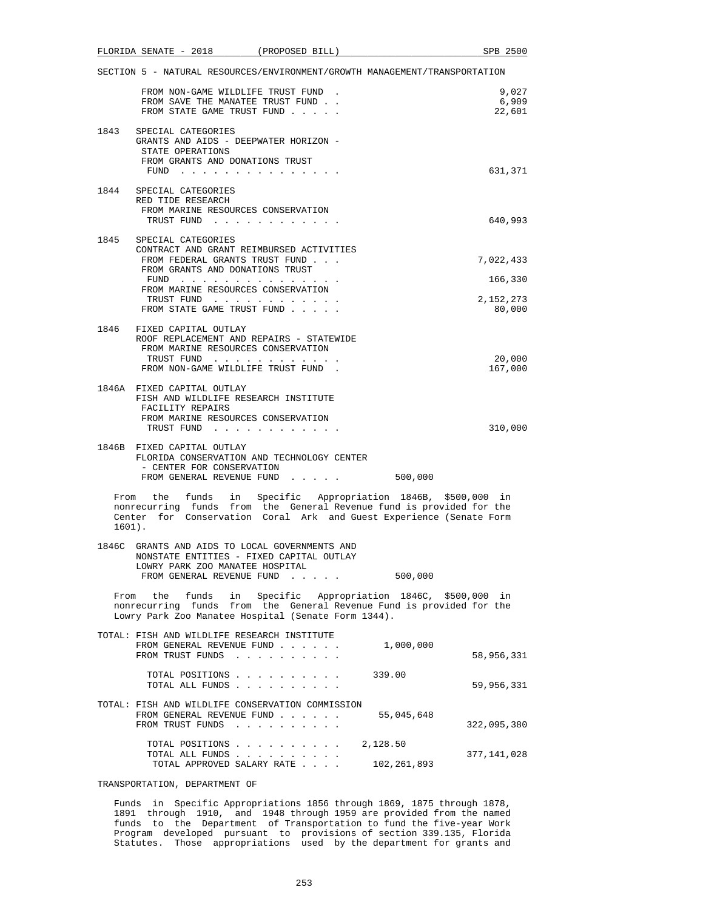SECTION 5 - NATURAL RESOURCES/ENVIRONMENT/GROWTH MANAGEMENT/TRANSPORTATION

| | | | |
|---|---|---|---|
| | FROM NON-GAME WILDLIFE TRUST FUND . | | 9,027 |
| | FROM SAVE THE MANATEE TRUST FUND . . | | 6,909 |
| | FROM STATE GAME TRUST FUND . . . . . | | 22,601 |
| 1843 | SPECIAL CATEGORIES<br>GRANTS AND AIDS - DEEPWATER HORIZON - STATE OPERATIONS<br>FROM GRANTS AND DONATIONS TRUST FUND . . . . . . . . . . . . . . . | | 631,371 |
| 1844 | SPECIAL CATEGORIES<br>RED TIDE RESEARCH<br>FROM MARINE RESOURCES CONSERVATION TRUST FUND . . . . . . . . . . . . | | 640,993 |
| 1845 | SPECIAL CATEGORIES<br>CONTRACT AND GRANT REIMBURSED ACTIVITIES<br>FROM FEDERAL GRANTS TRUST FUND . . . | | 7,022,433 |
| | FROM GRANTS AND DONATIONS TRUST FUND . . . . . . . . . . . . . . . | | 166,330 |
| | FROM MARINE RESOURCES CONSERVATION TRUST FUND . . . . . . . . . . . . | | 2,152,273 |
| | FROM STATE GAME TRUST FUND . . . . . | | 80,000 |
| 1846 | FIXED CAPITAL OUTLAY<br>ROOF REPLACEMENT AND REPAIRS - STATEWIDE<br>FROM MARINE RESOURCES CONSERVATION TRUST FUND . . . . . . . . . . . . | | 20,000 |
| | FROM NON-GAME WILDLIFE TRUST FUND . | | 167,000 |
| 1846A | FIXED CAPITAL OUTLAY<br>FISH AND WILDLIFE RESEARCH INSTITUTE FACILITY REPAIRS<br>FROM MARINE RESOURCES CONSERVATION TRUST FUND . . . . . . . . . . . . | | 310,000 |
| 1846B | FIXED CAPITAL OUTLAY<br>FLORIDA CONSERVATION AND TECHNOLOGY CENTER - CENTER FOR CONSERVATION<br>FROM GENERAL REVENUE FUND . . . . . | 500,000 | |

From the funds in Specific Appropriation 1846B, $500,000 in nonrecurring funds from the General Revenue fund is provided for the Center for Conservation Coral Ark and Guest Experience (Senate Form 1601).

| | | | |
|---|---|---|---|
| 1846C | GRANTS AND AIDS TO LOCAL GOVERNMENTS AND NONSTATE ENTITIES - FIXED CAPITAL OUTLAY<br>LOWRY PARK ZOO MANATEE HOSPITAL<br>FROM GENERAL REVENUE FUND . . . . . | 500,000 | |

From the funds in Specific Appropriation 1846C, $500,000 in nonrecurring funds from the General Revenue Fund is provided for the Lowry Park Zoo Manatee Hospital (Senate Form 1344).

| | | |
|---|---|---|
| TOTAL: FISH AND WILDLIFE RESEARCH INSTITUTE | | |
| FROM GENERAL REVENUE FUND . . . . . . | 1,000,000 | |
| FROM TRUST FUNDS . . . . . . . . . . | | 58,956,331 |
| TOTAL POSITIONS . . . . . . . . . . | 339.00 | |
| TOTAL ALL FUNDS . . . . . . . . . . | | 59,956,331 |
| TOTAL: FISH AND WILDLIFE CONSERVATION COMMISSION | | |
| FROM GENERAL REVENUE FUND . . . . . . | 55,045,648 | |
| FROM TRUST FUNDS . . . . . . . . . . | | 322,095,380 |
| TOTAL POSITIONS . . . . . . . . . . | 2,128.50 | |
| TOTAL ALL FUNDS . . . . . . . . . . | | 377,141,028 |
| TOTAL APPROVED SALARY RATE . . . . | 102,261,893 | |

TRANSPORTATION, DEPARTMENT OF

Funds in Specific Appropriations 1856 through 1869, 1875 through 1878, 1891 through 1910, and 1948 through 1959 are provided from the named funds to the Department of Transportation to fund the five-year Work Program developed pursuant to provisions of section 339.135, Florida Statutes. Those appropriations used by the department for grants and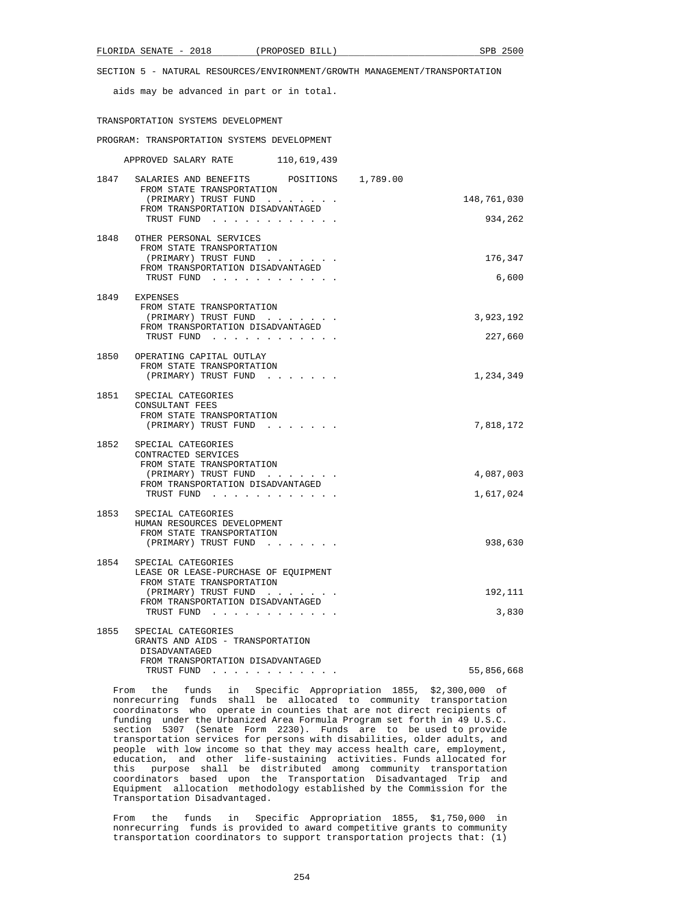SECTION 5 - NATURAL RESOURCES/ENVIRONMENT/GROWTH MANAGEMENT/TRANSPORTATION

aids may be advanced in part or in total.

TRANSPORTATION SYSTEMS DEVELOPMENT

PROGRAM: TRANSPORTATION SYSTEMS DEVELOPMENT

APPROVED SALARY RATE 110,619,439

1847 SALARIES AND BENEFITS POSITIONS 1,789.00
FROM STATE TRANSPORTATION (PRIMARY) TRUST FUND . . . . . . . 148,761,030
FROM TRANSPORTATION DISADVANTAGED TRUST FUND . . . . . . . . . . . . 934,262

1848 OTHER PERSONAL SERVICES
FROM STATE TRANSPORTATION (PRIMARY) TRUST FUND . . . . . . . 176,347
FROM TRANSPORTATION DISADVANTAGED TRUST FUND . . . . . . . . . . . . 6,600

1849 EXPENSES
FROM STATE TRANSPORTATION (PRIMARY) TRUST FUND . . . . . . . 3,923,192
FROM TRANSPORTATION DISADVANTAGED TRUST FUND . . . . . . . . . . . . 227,660

1850 OPERATING CAPITAL OUTLAY
FROM STATE TRANSPORTATION (PRIMARY) TRUST FUND . . . . . . . 1,234,349

1851 SPECIAL CATEGORIES
CONSULTANT FEES
FROM STATE TRANSPORTATION (PRIMARY) TRUST FUND . . . . . . . 7,818,172

1852 SPECIAL CATEGORIES
CONTRACTED SERVICES
FROM STATE TRANSPORTATION (PRIMARY) TRUST FUND . . . . . . . 4,087,003
FROM TRANSPORTATION DISADVANTAGED TRUST FUND . . . . . . . . . . . . 1,617,024

1853 SPECIAL CATEGORIES
HUMAN RESOURCES DEVELOPMENT
FROM STATE TRANSPORTATION (PRIMARY) TRUST FUND . . . . . . . 938,630

1854 SPECIAL CATEGORIES
LEASE OR LEASE-PURCHASE OF EQUIPMENT
FROM STATE TRANSPORTATION (PRIMARY) TRUST FUND . . . . . . . 192,111
FROM TRANSPORTATION DISADVANTAGED TRUST FUND . . . . . . . . . . . . 3,830

1855 SPECIAL CATEGORIES
GRANTS AND AIDS - TRANSPORTATION DISADVANTAGED
FROM TRANSPORTATION DISADVANTAGED TRUST FUND . . . . . . . . . . . . 55,856,668

From the funds in Specific Appropriation 1855, $2,300,000 of nonrecurring funds shall be allocated to community transportation coordinators who operate in counties that are not direct recipients of funding under the Urbanized Area Formula Program set forth in 49 U.S.C. section 5307 (Senate Form 2230). Funds are to be used to provide transportation services for persons with disabilities, older adults, and people with low income so that they may access health care, employment, education, and other life-sustaining activities. Funds allocated for this purpose shall be distributed among community transportation coordinators based upon the Transportation Disadvantaged Trip and Equipment allocation methodology established by the Commission for the Transportation Disadvantaged.

From the funds in Specific Appropriation 1855, $1,750,000 in nonrecurring funds is provided to award competitive grants to community transportation coordinators to support transportation projects that: (1)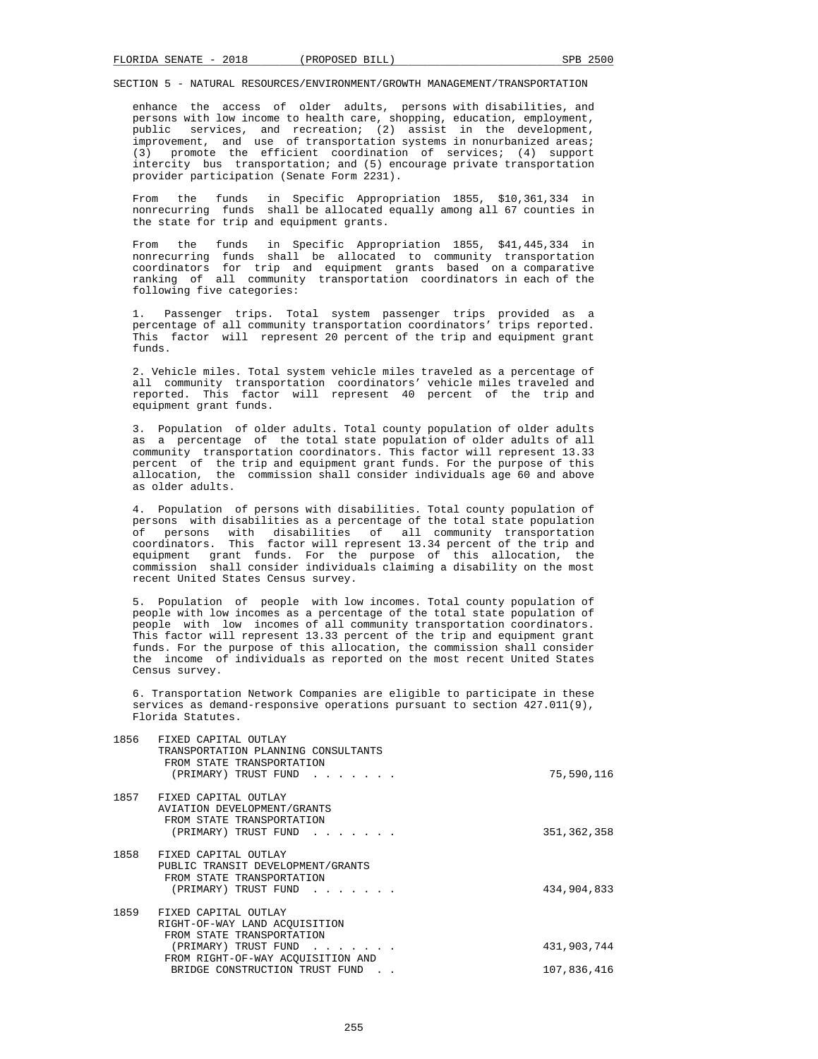SECTION 5 - NATURAL RESOURCES/ENVIRONMENT/GROWTH MANAGEMENT/TRANSPORTATION

enhance the access of older adults, persons with disabilities, and persons with low income to health care, shopping, education, employment, public services, and recreation; (2) assist in the development, improvement, and use of transportation systems in nonurbanized areas; (3) promote the efficient coordination of services; (4) support intercity bus transportation; and (5) encourage private transportation provider participation (Senate Form 2231).

From the funds in Specific Appropriation 1855, $10,361,334 in nonrecurring funds shall be allocated equally among all 67 counties in the state for trip and equipment grants.

From the funds in Specific Appropriation 1855, $41,445,334 in nonrecurring funds shall be allocated to community transportation coordinators for trip and equipment grants based on a comparative ranking of all community transportation coordinators in each of the following five categories:

1. Passenger trips. Total system passenger trips provided as a percentage of all community transportation coordinators' trips reported. This factor will represent 20 percent of the trip and equipment grant funds.

2. Vehicle miles. Total system vehicle miles traveled as a percentage of all community transportation coordinators' vehicle miles traveled and reported. This factor will represent 40 percent of the trip and equipment grant funds.

3. Population of older adults. Total county population of older adults as a percentage of the total state population of older adults of all community transportation coordinators. This factor will represent 13.33 percent of the trip and equipment grant funds. For the purpose of this allocation, the commission shall consider individuals age 60 and above as older adults.

4. Population of persons with disabilities. Total county population of persons with disabilities as a percentage of the total state population of persons with disabilities of all community transportation coordinators. This factor will represent 13.34 percent of the trip and equipment grant funds. For the purpose of this allocation, the commission shall consider individuals claiming a disability on the most recent United States Census survey.

5. Population of people with low incomes. Total county population of people with low incomes as a percentage of the total state population of people with low incomes of all community transportation coordinators. This factor will represent 13.33 percent of the trip and equipment grant funds. For the purpose of this allocation, the commission shall consider the income of individuals as reported on the most recent United States Census survey.

6. Transportation Network Companies are eligible to participate in these services as demand-responsive operations pursuant to section 427.011(9), Florida Statutes.

1856 FIXED CAPITAL OUTLAY
TRANSPORTATION PLANNING CONSULTANTS
FROM STATE TRANSPORTATION
(PRIMARY) TRUST FUND . . . . . . . 75,590,116

1857 FIXED CAPITAL OUTLAY
AVIATION DEVELOPMENT/GRANTS
FROM STATE TRANSPORTATION
(PRIMARY) TRUST FUND . . . . . . . 351,362,358

1858 FIXED CAPITAL OUTLAY
PUBLIC TRANSIT DEVELOPMENT/GRANTS
FROM STATE TRANSPORTATION
(PRIMARY) TRUST FUND . . . . . . . 434,904,833

1859 FIXED CAPITAL OUTLAY
RIGHT-OF-WAY LAND ACQUISITION
FROM STATE TRANSPORTATION
(PRIMARY) TRUST FUND . . . . . . . 431,903,744
FROM RIGHT-OF-WAY ACQUISITION AND
BRIDGE CONSTRUCTION TRUST FUND . . 107,836,416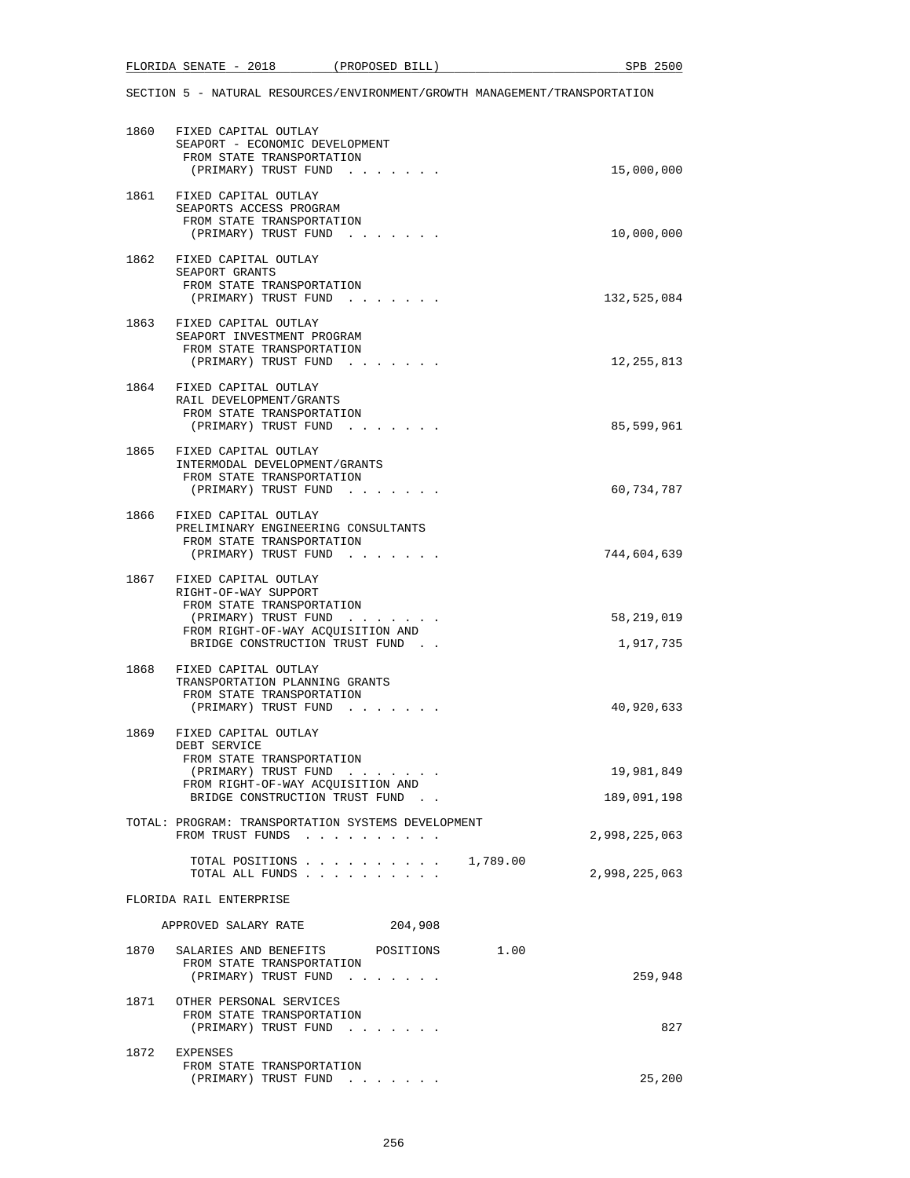SECTION 5 - NATURAL RESOURCES/ENVIRONMENT/GROWTH MANAGEMENT/TRANSPORTATION

1860 FIXED CAPITAL OUTLAY
SEAPORT - ECONOMIC DEVELOPMENT
FROM STATE TRANSPORTATION
(PRIMARY) TRUST FUND . . . . . . . 15,000,000

1861 FIXED CAPITAL OUTLAY
SEAPORTS ACCESS PROGRAM
FROM STATE TRANSPORTATION
(PRIMARY) TRUST FUND . . . . . . . 10,000,000

1862 FIXED CAPITAL OUTLAY
SEAPORT GRANTS
FROM STATE TRANSPORTATION
(PRIMARY) TRUST FUND . . . . . . . 132,525,084

1863 FIXED CAPITAL OUTLAY
SEAPORT INVESTMENT PROGRAM
FROM STATE TRANSPORTATION
(PRIMARY) TRUST FUND . . . . . . . 12,255,813

1864 FIXED CAPITAL OUTLAY
RAIL DEVELOPMENT/GRANTS
FROM STATE TRANSPORTATION
(PRIMARY) TRUST FUND . . . . . . . 85,599,961

1865 FIXED CAPITAL OUTLAY
INTERMODAL DEVELOPMENT/GRANTS
FROM STATE TRANSPORTATION
(PRIMARY) TRUST FUND . . . . . . . 60,734,787

1866 FIXED CAPITAL OUTLAY
PRELIMINARY ENGINEERING CONSULTANTS
FROM STATE TRANSPORTATION
(PRIMARY) TRUST FUND . . . . . . . 744,604,639

1867 FIXED CAPITAL OUTLAY
RIGHT-OF-WAY SUPPORT
FROM STATE TRANSPORTATION
(PRIMARY) TRUST FUND . . . . . . . 58,219,019
FROM RIGHT-OF-WAY ACQUISITION AND
BRIDGE CONSTRUCTION TRUST FUND . . 1,917,735

1868 FIXED CAPITAL OUTLAY
TRANSPORTATION PLANNING GRANTS
FROM STATE TRANSPORTATION
(PRIMARY) TRUST FUND . . . . . . . 40,920,633

1869 FIXED CAPITAL OUTLAY
DEBT SERVICE
FROM STATE TRANSPORTATION
(PRIMARY) TRUST FUND . . . . . . . 19,981,849
FROM RIGHT-OF-WAY ACQUISITION AND
BRIDGE CONSTRUCTION TRUST FUND . . 189,091,198

TOTAL: PROGRAM: TRANSPORTATION SYSTEMS DEVELOPMENT
FROM TRUST FUNDS . . . . . . . . . . 2,998,225,063

TOTAL POSITIONS . . . . . . . . . . 1,789.00
TOTAL ALL FUNDS . . . . . . . . . . 2,998,225,063

FLORIDA RAIL ENTERPRISE

APPROVED SALARY RATE 204,908

1870 SALARIES AND BENEFITS POSITIONS 1.00
FROM STATE TRANSPORTATION
(PRIMARY) TRUST FUND . . . . . . . 259,948

1871 OTHER PERSONAL SERVICES
FROM STATE TRANSPORTATION
(PRIMARY) TRUST FUND . . . . . . . 827

1872 EXPENSES
FROM STATE TRANSPORTATION
(PRIMARY) TRUST FUND . . . . . . . 25,200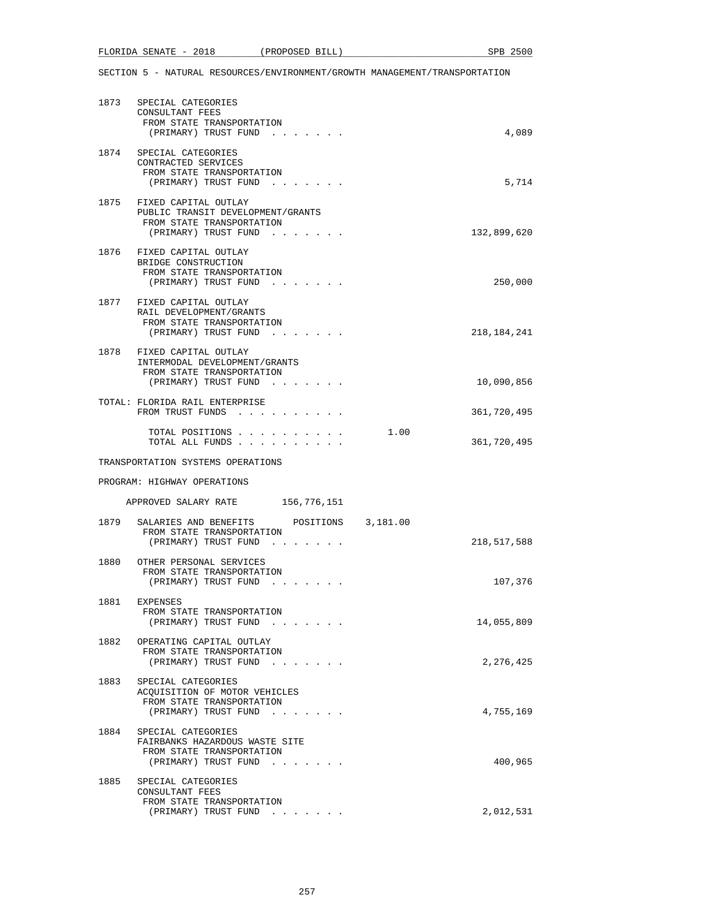SECTION 5 - NATURAL RESOURCES/ENVIRONMENT/GROWTH MANAGEMENT/TRANSPORTATION

| | | | |
|---|---|---|---|
| 1873 | SPECIAL CATEGORIES<br>CONSULTANT FEES<br>FROM STATE TRANSPORTATION<br>(PRIMARY) TRUST FUND . . . . . . . | | 4,089 |
| 1874 | SPECIAL CATEGORIES<br>CONTRACTED SERVICES<br>FROM STATE TRANSPORTATION<br>(PRIMARY) TRUST FUND . . . . . . . | | 5,714 |
| 1875 | FIXED CAPITAL OUTLAY<br>PUBLIC TRANSIT DEVELOPMENT/GRANTS<br>FROM STATE TRANSPORTATION<br>(PRIMARY) TRUST FUND . . . . . . . | | 132,899,620 |
| 1876 | FIXED CAPITAL OUTLAY<br>BRIDGE CONSTRUCTION<br>FROM STATE TRANSPORTATION<br>(PRIMARY) TRUST FUND . . . . . . . | | 250,000 |
| 1877 | FIXED CAPITAL OUTLAY<br>RAIL DEVELOPMENT/GRANTS<br>FROM STATE TRANSPORTATION<br>(PRIMARY) TRUST FUND . . . . . . . | | 218,184,241 |
| 1878 | FIXED CAPITAL OUTLAY<br>INTERMODAL DEVELOPMENT/GRANTS<br>FROM STATE TRANSPORTATION<br>(PRIMARY) TRUST FUND . . . . . . . | | 10,090,856 |

TOTAL: FLORIDA RAIL ENTERPRISE
FROM TRUST FUNDS . . . . . . . . . . 361,720,495

TOTAL POSITIONS . . . . . . . . . . 1.00
TOTAL ALL FUNDS . . . . . . . . . . 361,720,495

TRANSPORTATION SYSTEMS OPERATIONS

PROGRAM: HIGHWAY OPERATIONS

APPROVED SALARY RATE 156,776,151

| | | | |
|---|---|---|---|
| 1879 | SALARIES AND BENEFITS POSITIONS<br>FROM STATE TRANSPORTATION<br>(PRIMARY) TRUST FUND . . . . . . . | 3,181.00 | 218,517,588 |
| 1880 | OTHER PERSONAL SERVICES<br>FROM STATE TRANSPORTATION<br>(PRIMARY) TRUST FUND . . . . . . . | | 107,376 |
| 1881 | EXPENSES<br>FROM STATE TRANSPORTATION<br>(PRIMARY) TRUST FUND . . . . . . . | | 14,055,809 |
| 1882 | OPERATING CAPITAL OUTLAY<br>FROM STATE TRANSPORTATION<br>(PRIMARY) TRUST FUND . . . . . . . | | 2,276,425 |
| 1883 | SPECIAL CATEGORIES<br>ACQUISITION OF MOTOR VEHICLES<br>FROM STATE TRANSPORTATION<br>(PRIMARY) TRUST FUND . . . . . . . | | 4,755,169 |
| 1884 | SPECIAL CATEGORIES<br>FAIRBANKS HAZARDOUS WASTE SITE<br>FROM STATE TRANSPORTATION<br>(PRIMARY) TRUST FUND . . . . . . . | | 400,965 |
| 1885 | SPECIAL CATEGORIES<br>CONSULTANT FEES<br>FROM STATE TRANSPORTATION<br>(PRIMARY) TRUST FUND . . . . . . . | | 2,012,531 |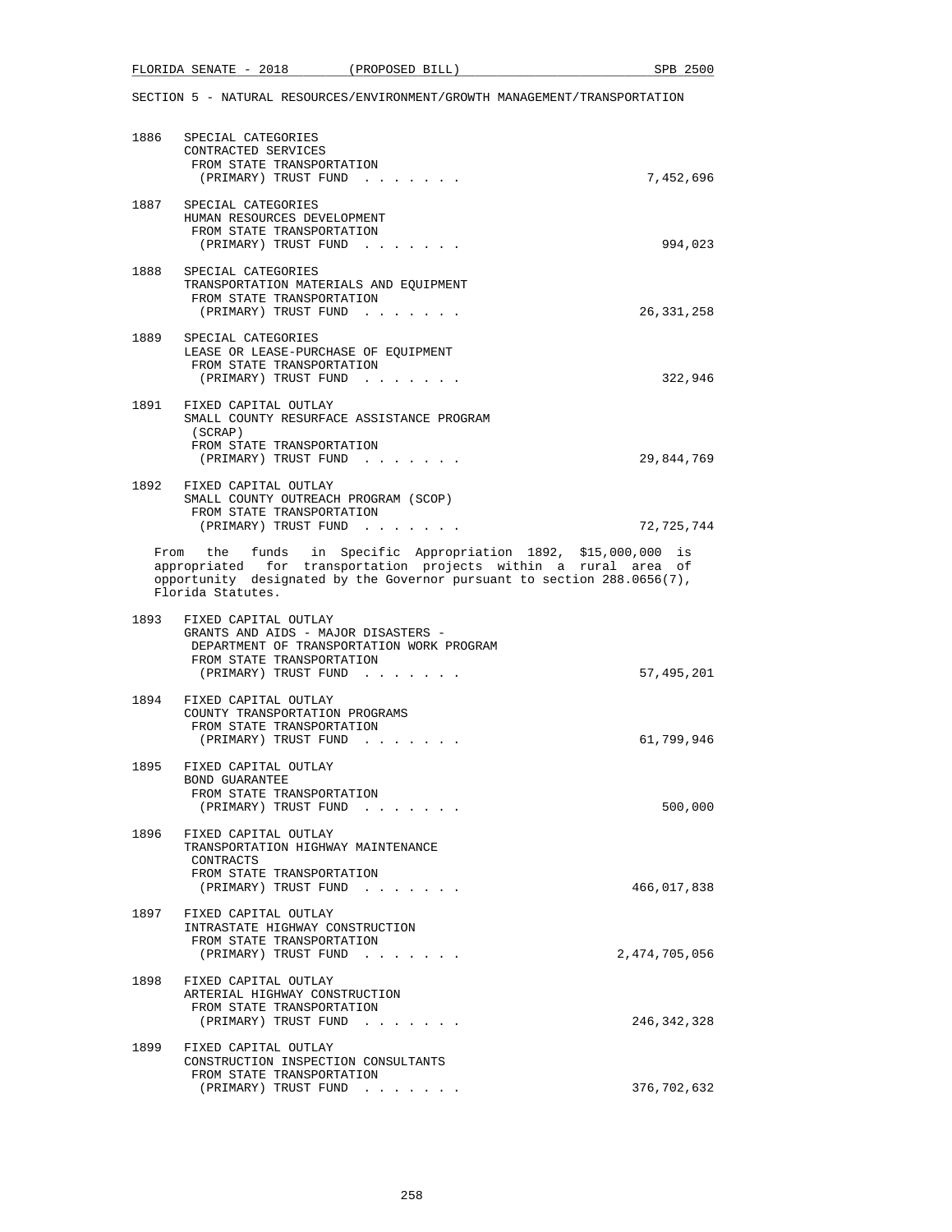SECTION 5 - NATURAL RESOURCES/ENVIRONMENT/GROWTH MANAGEMENT/TRANSPORTATION

1886 SPECIAL CATEGORIES
CONTRACTED SERVICES
FROM STATE TRANSPORTATION
(PRIMARY) TRUST FUND . . . . . . . 7,452,696

1887 SPECIAL CATEGORIES
HUMAN RESOURCES DEVELOPMENT
FROM STATE TRANSPORTATION
(PRIMARY) TRUST FUND . . . . . . . 994,023

1888 SPECIAL CATEGORIES
TRANSPORTATION MATERIALS AND EQUIPMENT
FROM STATE TRANSPORTATION
(PRIMARY) TRUST FUND . . . . . . . 26,331,258

1889 SPECIAL CATEGORIES
LEASE OR LEASE-PURCHASE OF EQUIPMENT
FROM STATE TRANSPORTATION
(PRIMARY) TRUST FUND . . . . . . . 322,946

1891 FIXED CAPITAL OUTLAY
SMALL COUNTY RESURFACE ASSISTANCE PROGRAM
(SCRAP)
FROM STATE TRANSPORTATION
(PRIMARY) TRUST FUND . . . . . . . 29,844,769

1892 FIXED CAPITAL OUTLAY
SMALL COUNTY OUTREACH PROGRAM (SCOP)
FROM STATE TRANSPORTATION
(PRIMARY) TRUST FUND . . . . . . . 72,725,744

From the funds in Specific Appropriation 1892, $15,000,000 is appropriated for transportation projects within a rural area of opportunity designated by the Governor pursuant to section 288.0656(7), Florida Statutes.

1893 FIXED CAPITAL OUTLAY
GRANTS AND AIDS - MAJOR DISASTERS -
DEPARTMENT OF TRANSPORTATION WORK PROGRAM
FROM STATE TRANSPORTATION
(PRIMARY) TRUST FUND . . . . . . . 57,495,201

1894 FIXED CAPITAL OUTLAY
COUNTY TRANSPORTATION PROGRAMS
FROM STATE TRANSPORTATION
(PRIMARY) TRUST FUND . . . . . . . 61,799,946

1895 FIXED CAPITAL OUTLAY
BOND GUARANTEE
FROM STATE TRANSPORTATION
(PRIMARY) TRUST FUND . . . . . . . 500,000

1896 FIXED CAPITAL OUTLAY
TRANSPORTATION HIGHWAY MAINTENANCE
CONTRACTS
FROM STATE TRANSPORTATION
(PRIMARY) TRUST FUND . . . . . . . 466,017,838

1897 FIXED CAPITAL OUTLAY
INTRASTATE HIGHWAY CONSTRUCTION
FROM STATE TRANSPORTATION
(PRIMARY) TRUST FUND . . . . . . . 2,474,705,056

1898 FIXED CAPITAL OUTLAY
ARTERIAL HIGHWAY CONSTRUCTION
FROM STATE TRANSPORTATION
(PRIMARY) TRUST FUND . . . . . . . 246,342,328

1899 FIXED CAPITAL OUTLAY
CONSTRUCTION INSPECTION CONSULTANTS
FROM STATE TRANSPORTATION
(PRIMARY) TRUST FUND . . . . . . . 376,702,632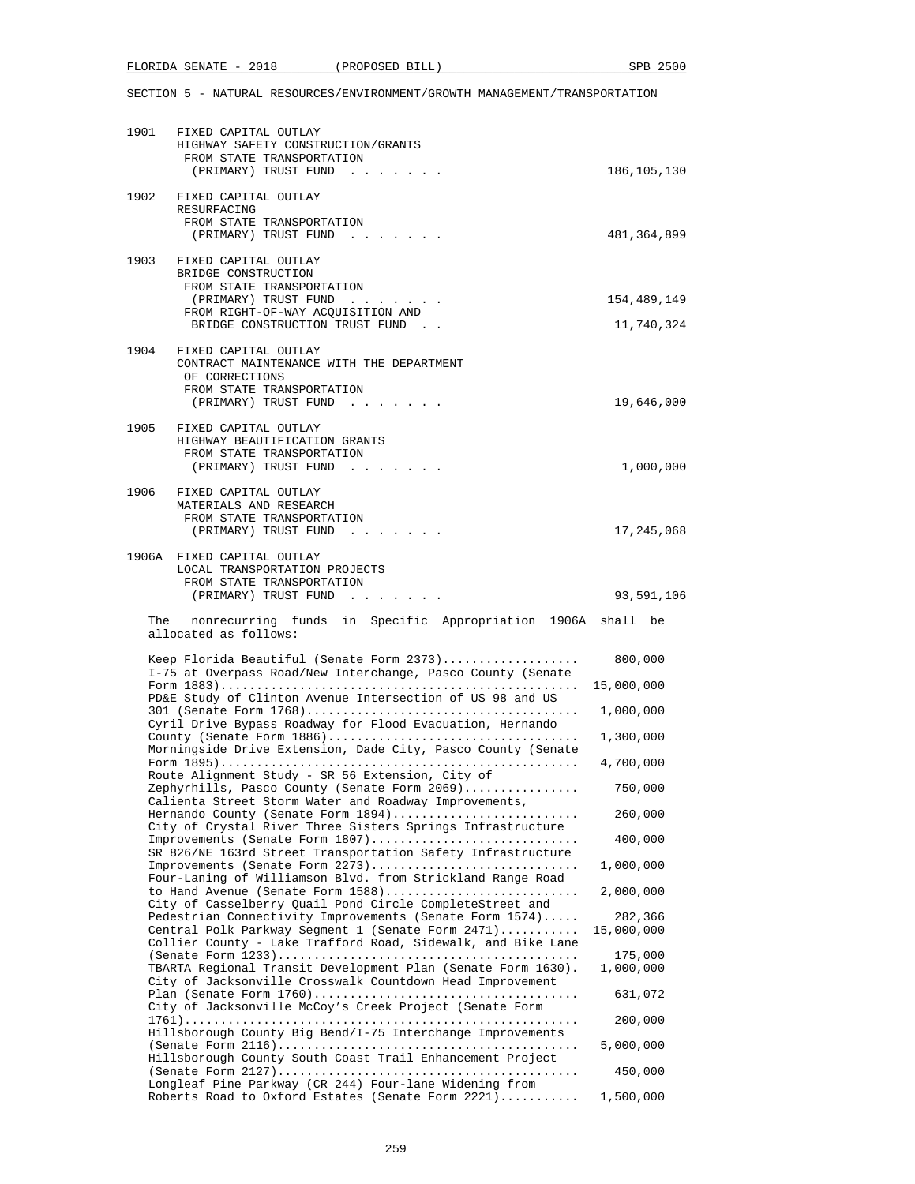SECTION 5 - NATURAL RESOURCES/ENVIRONMENT/GROWTH MANAGEMENT/TRANSPORTATION

1901 FIXED CAPITAL OUTLAY
HIGHWAY SAFETY CONSTRUCTION/GRANTS
FROM STATE TRANSPORTATION
(PRIMARY) TRUST FUND . . . . . . . 186,105,130

1902 FIXED CAPITAL OUTLAY
RESURFACING
FROM STATE TRANSPORTATION
(PRIMARY) TRUST FUND . . . . . . . 481,364,899

1903 FIXED CAPITAL OUTLAY
BRIDGE CONSTRUCTION
FROM STATE TRANSPORTATION
(PRIMARY) TRUST FUND . . . . . . . 154,489,149
FROM RIGHT-OF-WAY ACQUISITION AND
BRIDGE CONSTRUCTION TRUST FUND . . 11,740,324

1904 FIXED CAPITAL OUTLAY
CONTRACT MAINTENANCE WITH THE DEPARTMENT
OF CORRECTIONS
FROM STATE TRANSPORTATION
(PRIMARY) TRUST FUND . . . . . . . 19,646,000

1905 FIXED CAPITAL OUTLAY
HIGHWAY BEAUTIFICATION GRANTS
FROM STATE TRANSPORTATION
(PRIMARY) TRUST FUND . . . . . . . 1,000,000

1906 FIXED CAPITAL OUTLAY
MATERIALS AND RESEARCH
FROM STATE TRANSPORTATION
(PRIMARY) TRUST FUND . . . . . . . 17,245,068

1906A FIXED CAPITAL OUTLAY
LOCAL TRANSPORTATION PROJECTS
FROM STATE TRANSPORTATION
(PRIMARY) TRUST FUND . . . . . . . 93,591,106

The nonrecurring funds in Specific Appropriation 1906A shall be allocated as follows:

| Project | Amount |
|---|---|
| Keep Florida Beautiful (Senate Form 2373) | 800,000 |
| I-75 at Overpass Road/New Interchange, Pasco County (Senate Form 1883) | 15,000,000 |
| PD&E Study of Clinton Avenue Intersection of US 98 and US 301 (Senate Form 1768) | 1,000,000 |
| Cyril Drive Bypass Roadway for Flood Evacuation, Hernando County (Senate Form 1886) | 1,300,000 |
| Morningside Drive Extension, Dade City, Pasco County (Senate Form 1895) | 4,700,000 |
| Route Alignment Study - SR 56 Extension, City of Zephyrhills, Pasco County (Senate Form 2069) | 750,000 |
| Calienta Street Storm Water and Roadway Improvements, Hernando County (Senate Form 1894) | 260,000 |
| City of Crystal River Three Sisters Springs Infrastructure Improvements (Senate Form 1807) | 400,000 |
| SR 826/NE 163rd Street Transportation Safety Infrastructure Improvements (Senate Form 2273) | 1,000,000 |
| Four-Laning of Williamson Blvd. from Strickland Range Road to Hand Avenue (Senate Form 1588) | 2,000,000 |
| City of Casselberry Quail Pond Circle CompleteStreet and Pedestrian Connectivity Improvements (Senate Form 1574) | 282,366 |
| Central Polk Parkway Segment 1 (Senate Form 2471) | 15,000,000 |
| Collier County - Lake Trafford Road, Sidewalk, and Bike Lane (Senate Form 1233) | 175,000 |
| TBARTA Regional Transit Development Plan (Senate Form 1630) | 1,000,000 |
| City of Jacksonville Crosswalk Countdown Head Improvement Plan (Senate Form 1760) | 631,072 |
| City of Jacksonville McCoy's Creek Project (Senate Form 1761) | 200,000 |
| Hillsborough County Big Bend/I-75 Interchange Improvements (Senate Form 2116) | 5,000,000 |
| Hillsborough County South Coast Trail Enhancement Project (Senate Form 2127) | 450,000 |
| Longleaf Pine Parkway (CR 244) Four-lane Widening from Roberts Road to Oxford Estates (Senate Form 2221) | 1,500,000 |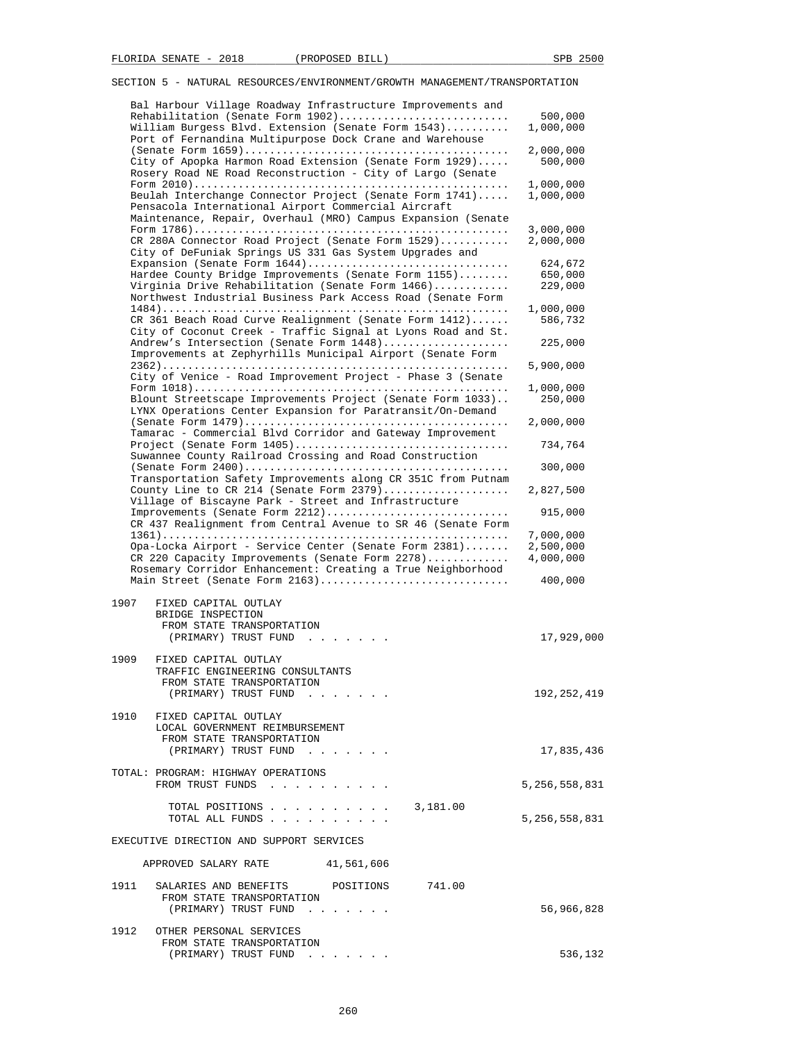SECTION 5 - NATURAL RESOURCES/ENVIRONMENT/GROWTH MANAGEMENT/TRANSPORTATION

| Item | Amount |
|---|---|
| Bal Harbour Village Roadway Infrastructure Improvements and Rehabilitation (Senate Form 1902) | 500,000 |
| William Burgess Blvd. Extension (Senate Form 1543) | 1,000,000 |
| Port of Fernandina Multipurpose Dock Crane and Warehouse (Senate Form 1659) | 2,000,000 |
| City of Apopka Harmon Road Extension (Senate Form 1929) | 500,000 |
| Rosery Road NE Road Reconstruction - City of Largo (Senate Form 2010) | 1,000,000 |
| Beulah Interchange Connector Project (Senate Form 1741) | 1,000,000 |
| Pensacola International Airport Commercial Aircraft Maintenance, Repair, Overhaul (MRO) Campus Expansion (Senate Form 1786) | 3,000,000 |
| CR 280A Connector Road Project (Senate Form 1529) | 2,000,000 |
| City of DeFuniak Springs US 331 Gas System Upgrades and Expansion (Senate Form 1644) | 624,672 |
| Hardee County Bridge Improvements (Senate Form 1155) | 650,000 |
| Virginia Drive Rehabilitation (Senate Form 1466) | 229,000 |
| Northwest Industrial Business Park Access Road (Senate Form 1484) | 1,000,000 |
| CR 361 Beach Road Curve Realignment (Senate Form 1412) | 586,732 |
| City of Coconut Creek - Traffic Signal at Lyons Road and St. Andrew's Intersection (Senate Form 1448) | 225,000 |
| Improvements at Zephyrhills Municipal Airport (Senate Form 2362) | 5,900,000 |
| City of Venice - Road Improvement Project - Phase 3 (Senate Form 1018) | 1,000,000 |
| Blount Streetscape Improvements Project (Senate Form 1033) | 250,000 |
| LYNX Operations Center Expansion for Paratransit/On-Demand (Senate Form 1479) | 2,000,000 |
| Tamarac - Commercial Blvd Corridor and Gateway Improvement Project (Senate Form 1405) | 734,764 |
| Suwannee County Railroad Crossing and Road Construction (Senate Form 2400) | 300,000 |
| Transportation Safety Improvements along CR 351C from Putnam County Line to CR 214 (Senate Form 2379) | 2,827,500 |
| Village of Biscayne Park - Street and Infrastructure Improvements (Senate Form 2212) | 915,000 |
| CR 437 Realignment from Central Avenue to SR 46 (Senate Form 1361) | 7,000,000 |
| Opa-Locka Airport - Service Center (Senate Form 2381) | 2,500,000 |
| CR 220 Capacity Improvements (Senate Form 2278) | 4,000,000 |
| Rosemary Corridor Enhancement: Creating a True Neighborhood Main Street (Senate Form 2163) | 400,000 |

1907 FIXED CAPITAL OUTLAY
BRIDGE INSPECTION
FROM STATE TRANSPORTATION (PRIMARY) TRUST FUND . . . . . . . 17,929,000

1909 FIXED CAPITAL OUTLAY
TRAFFIC ENGINEERING CONSULTANTS
FROM STATE TRANSPORTATION (PRIMARY) TRUST FUND . . . . . . . 192,252,419

1910 FIXED CAPITAL OUTLAY
LOCAL GOVERNMENT REIMBURSEMENT
FROM STATE TRANSPORTATION (PRIMARY) TRUST FUND . . . . . . . 17,835,436

TOTAL: PROGRAM: HIGHWAY OPERATIONS
FROM TRUST FUNDS . . . . . . . . . . 5,256,558,831

TOTAL POSITIONS . . . . . . . . . . 3,181.00
TOTAL ALL FUNDS . . . . . . . . . . 5,256,558,831

EXECUTIVE DIRECTION AND SUPPORT SERVICES

APPROVED SALARY RATE 41,561,606

1911 SALARIES AND BENEFITS POSITIONS 741.00
FROM STATE TRANSPORTATION (PRIMARY) TRUST FUND . . . . . . . 56,966,828

1912 OTHER PERSONAL SERVICES
FROM STATE TRANSPORTATION (PRIMARY) TRUST FUND . . . . . . . 536,132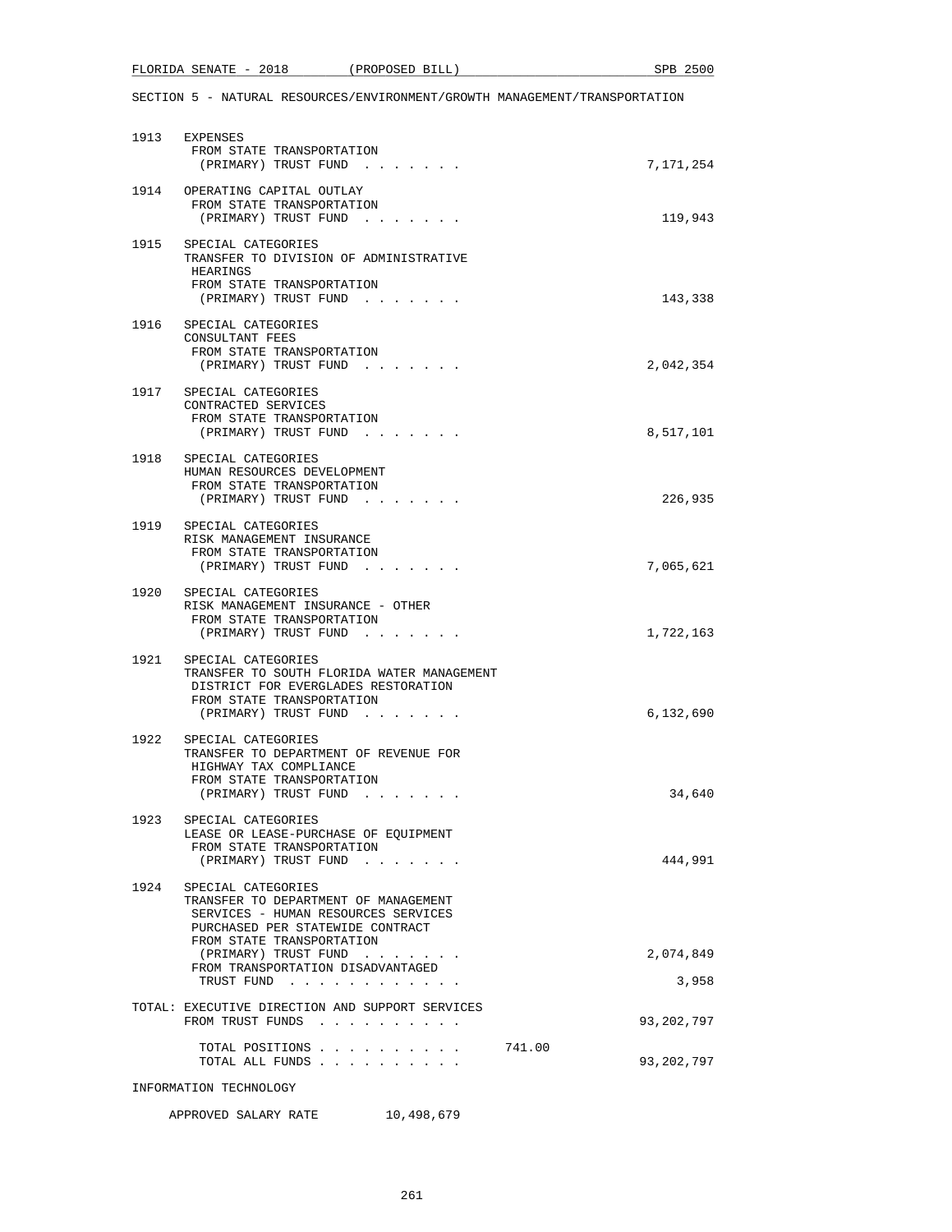SECTION 5 - NATURAL RESOURCES/ENVIRONMENT/GROWTH MANAGEMENT/TRANSPORTATION

1913 EXPENSES
FROM STATE TRANSPORTATION (PRIMARY) TRUST FUND . . . . . . . 7,171,254

1914 OPERATING CAPITAL OUTLAY
FROM STATE TRANSPORTATION (PRIMARY) TRUST FUND . . . . . . . 119,943

1915 SPECIAL CATEGORIES
TRANSFER TO DIVISION OF ADMINISTRATIVE HEARINGS
FROM STATE TRANSPORTATION (PRIMARY) TRUST FUND . . . . . . . 143,338

1916 SPECIAL CATEGORIES
CONSULTANT FEES
FROM STATE TRANSPORTATION (PRIMARY) TRUST FUND . . . . . . . 2,042,354

1917 SPECIAL CATEGORIES
CONTRACTED SERVICES
FROM STATE TRANSPORTATION (PRIMARY) TRUST FUND . . . . . . . 8,517,101

1918 SPECIAL CATEGORIES
HUMAN RESOURCES DEVELOPMENT
FROM STATE TRANSPORTATION (PRIMARY) TRUST FUND . . . . . . . 226,935

1919 SPECIAL CATEGORIES
RISK MANAGEMENT INSURANCE
FROM STATE TRANSPORTATION (PRIMARY) TRUST FUND . . . . . . . 7,065,621

1920 SPECIAL CATEGORIES
RISK MANAGEMENT INSURANCE - OTHER
FROM STATE TRANSPORTATION (PRIMARY) TRUST FUND . . . . . . . 1,722,163

1921 SPECIAL CATEGORIES
TRANSFER TO SOUTH FLORIDA WATER MANAGEMENT DISTRICT FOR EVERGLADES RESTORATION
FROM STATE TRANSPORTATION (PRIMARY) TRUST FUND . . . . . . . 6,132,690

1922 SPECIAL CATEGORIES
TRANSFER TO DEPARTMENT OF REVENUE FOR HIGHWAY TAX COMPLIANCE
FROM STATE TRANSPORTATION (PRIMARY) TRUST FUND . . . . . . . 34,640

1923 SPECIAL CATEGORIES
LEASE OR LEASE-PURCHASE OF EQUIPMENT
FROM STATE TRANSPORTATION (PRIMARY) TRUST FUND . . . . . . . 444,991

1924 SPECIAL CATEGORIES
TRANSFER TO DEPARTMENT OF MANAGEMENT SERVICES - HUMAN RESOURCES SERVICES PURCHASED PER STATEWIDE CONTRACT
FROM STATE TRANSPORTATION (PRIMARY) TRUST FUND . . . . . . . 2,074,849
FROM TRANSPORTATION DISADVANTAGED TRUST FUND . . . . . . . . . . . . 3,958

TOTAL: EXECUTIVE DIRECTION AND SUPPORT SERVICES
FROM TRUST FUNDS . . . . . . . . . . 93,202,797

TOTAL POSITIONS . . . . . . . . . . 741.00
TOTAL ALL FUNDS . . . . . . . . . . 93,202,797

INFORMATION TECHNOLOGY

APPROVED SALARY RATE 10,498,679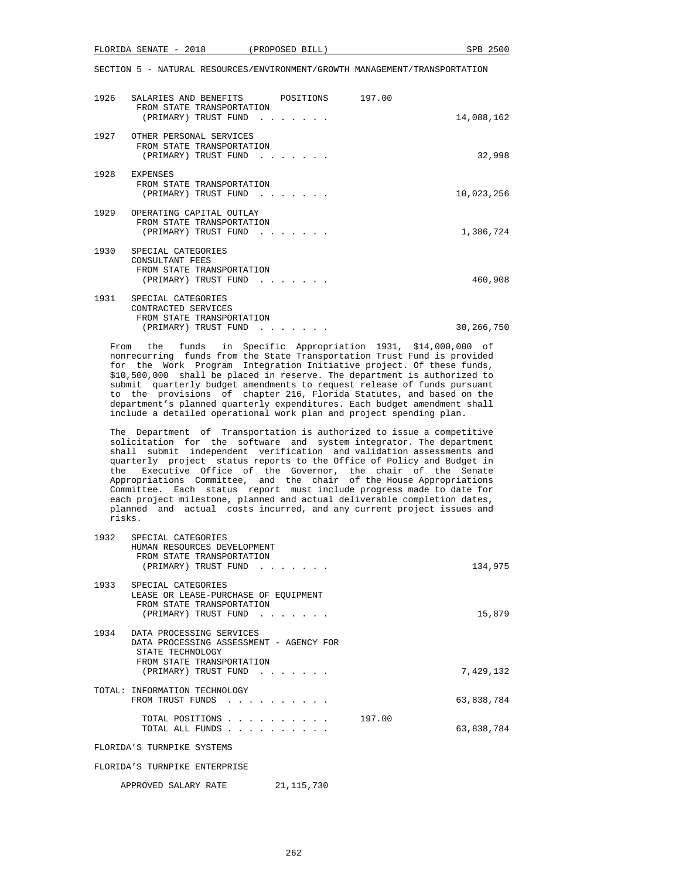SECTION 5 - NATURAL RESOURCES/ENVIRONMENT/GROWTH MANAGEMENT/TRANSPORTATION

| | | | |
|---|---|---|---|
| 1926 | SALARIES AND BENEFITS &nbsp;&nbsp;&nbsp;&nbsp; POSITIONS<br>FROM STATE TRANSPORTATION<br>(PRIMARY) TRUST FUND . . . . . . . | 197.00 | 14,088,162 |
| 1927 | OTHER PERSONAL SERVICES<br>FROM STATE TRANSPORTATION<br>(PRIMARY) TRUST FUND . . . . . . . | | 32,998 |
| 1928 | EXPENSES<br>FROM STATE TRANSPORTATION<br>(PRIMARY) TRUST FUND . . . . . . . | | 10,023,256 |
| 1929 | OPERATING CAPITAL OUTLAY<br>FROM STATE TRANSPORTATION<br>(PRIMARY) TRUST FUND . . . . . . . | | 1,386,724 |
| 1930 | SPECIAL CATEGORIES<br>CONSULTANT FEES<br>FROM STATE TRANSPORTATION<br>(PRIMARY) TRUST FUND . . . . . . . | | 460,908 |
| 1931 | SPECIAL CATEGORIES<br>CONTRACTED SERVICES<br>FROM STATE TRANSPORTATION<br>(PRIMARY) TRUST FUND . . . . . . . | | 30,266,750 |

From the funds in Specific Appropriation 1931, $14,000,000 of nonrecurring funds from the State Transportation Trust Fund is provided for the Work Program Integration Initiative project. Of these funds, $10,500,000 shall be placed in reserve. The department is authorized to submit quarterly budget amendments to request release of funds pursuant to the provisions of chapter 216, Florida Statutes, and based on the department's planned quarterly expenditures. Each budget amendment shall include a detailed operational work plan and project spending plan.

The Department of Transportation is authorized to issue a competitive solicitation for the software and system integrator. The department shall submit independent verification and validation assessments and quarterly project status reports to the Office of Policy and Budget in the Executive Office of the Governor, the chair of the Senate Appropriations Committee, and the chair of the House Appropriations Committee. Each status report must include progress made to date for each project milestone, planned and actual deliverable completion dates, planned and actual costs incurred, and any current project issues and risks.

| | | | |
|---|---|---|---|
| 1932 | SPECIAL CATEGORIES<br>HUMAN RESOURCES DEVELOPMENT<br>FROM STATE TRANSPORTATION<br>(PRIMARY) TRUST FUND . . . . . . . | | 134,975 |
| 1933 | SPECIAL CATEGORIES<br>LEASE OR LEASE-PURCHASE OF EQUIPMENT<br>FROM STATE TRANSPORTATION<br>(PRIMARY) TRUST FUND . . . . . . . | | 15,879 |
| 1934 | DATA PROCESSING SERVICES<br>DATA PROCESSING ASSESSMENT - AGENCY FOR<br>STATE TECHNOLOGY<br>FROM STATE TRANSPORTATION<br>(PRIMARY) TRUST FUND . . . . . . . | | 7,429,132 |

TOTAL: INFORMATION TECHNOLOGY
FROM TRUST FUNDS . . . . . . . . . . 63,838,784

TOTAL POSITIONS . . . . . . . . . . 197.00
TOTAL ALL FUNDS . . . . . . . . . . 63,838,784

FLORIDA'S TURNPIKE SYSTEMS

FLORIDA'S TURNPIKE ENTERPRISE

APPROVED SALARY RATE 21,115,730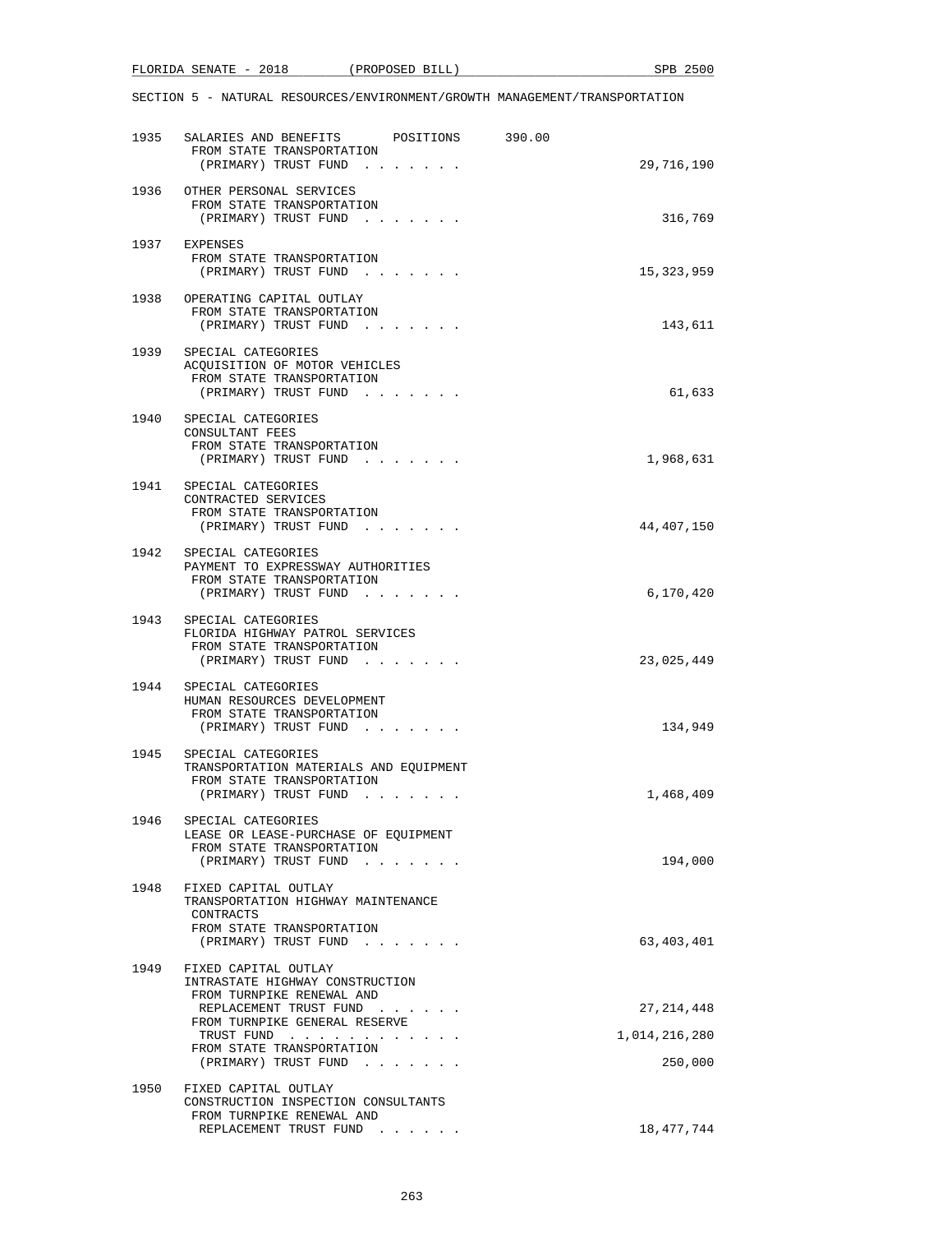SECTION 5 - NATURAL RESOURCES/ENVIRONMENT/GROWTH MANAGEMENT/TRANSPORTATION

1935 SALARIES AND BENEFITS POSITIONS 390.00
FROM STATE TRANSPORTATION
(PRIMARY) TRUST FUND . . . . . . . 29,716,190

1936 OTHER PERSONAL SERVICES
FROM STATE TRANSPORTATION
(PRIMARY) TRUST FUND . . . . . . . 316,769

1937 EXPENSES
FROM STATE TRANSPORTATION
(PRIMARY) TRUST FUND . . . . . . . 15,323,959

1938 OPERATING CAPITAL OUTLAY
FROM STATE TRANSPORTATION
(PRIMARY) TRUST FUND . . . . . . . 143,611

1939 SPECIAL CATEGORIES
ACQUISITION OF MOTOR VEHICLES
FROM STATE TRANSPORTATION
(PRIMARY) TRUST FUND . . . . . . . 61,633

1940 SPECIAL CATEGORIES
CONSULTANT FEES
FROM STATE TRANSPORTATION
(PRIMARY) TRUST FUND . . . . . . . 1,968,631

1941 SPECIAL CATEGORIES
CONTRACTED SERVICES
FROM STATE TRANSPORTATION
(PRIMARY) TRUST FUND . . . . . . . 44,407,150

1942 SPECIAL CATEGORIES
PAYMENT TO EXPRESSWAY AUTHORITIES
FROM STATE TRANSPORTATION
(PRIMARY) TRUST FUND . . . . . . . 6,170,420

1943 SPECIAL CATEGORIES
FLORIDA HIGHWAY PATROL SERVICES
FROM STATE TRANSPORTATION
(PRIMARY) TRUST FUND . . . . . . . 23,025,449

1944 SPECIAL CATEGORIES
HUMAN RESOURCES DEVELOPMENT
FROM STATE TRANSPORTATION
(PRIMARY) TRUST FUND . . . . . . . 134,949

1945 SPECIAL CATEGORIES
TRANSPORTATION MATERIALS AND EQUIPMENT
FROM STATE TRANSPORTATION
(PRIMARY) TRUST FUND . . . . . . . 1,468,409

1946 SPECIAL CATEGORIES
LEASE OR LEASE-PURCHASE OF EQUIPMENT
FROM STATE TRANSPORTATION
(PRIMARY) TRUST FUND . . . . . . . 194,000

1948 FIXED CAPITAL OUTLAY
TRANSPORTATION HIGHWAY MAINTENANCE
CONTRACTS
FROM STATE TRANSPORTATION
(PRIMARY) TRUST FUND . . . . . . . 63,403,401

1949 FIXED CAPITAL OUTLAY
INTRASTATE HIGHWAY CONSTRUCTION
FROM TURNPIKE RENEWAL AND
REPLACEMENT TRUST FUND . . . . . . 27,214,448
FROM TURNPIKE GENERAL RESERVE
TRUST FUND . . . . . . . . . . . . 1,014,216,280
FROM STATE TRANSPORTATION
(PRIMARY) TRUST FUND . . . . . . . 250,000

1950 FIXED CAPITAL OUTLAY
CONSTRUCTION INSPECTION CONSULTANTS
FROM TURNPIKE RENEWAL AND
REPLACEMENT TRUST FUND . . . . . . 18,477,744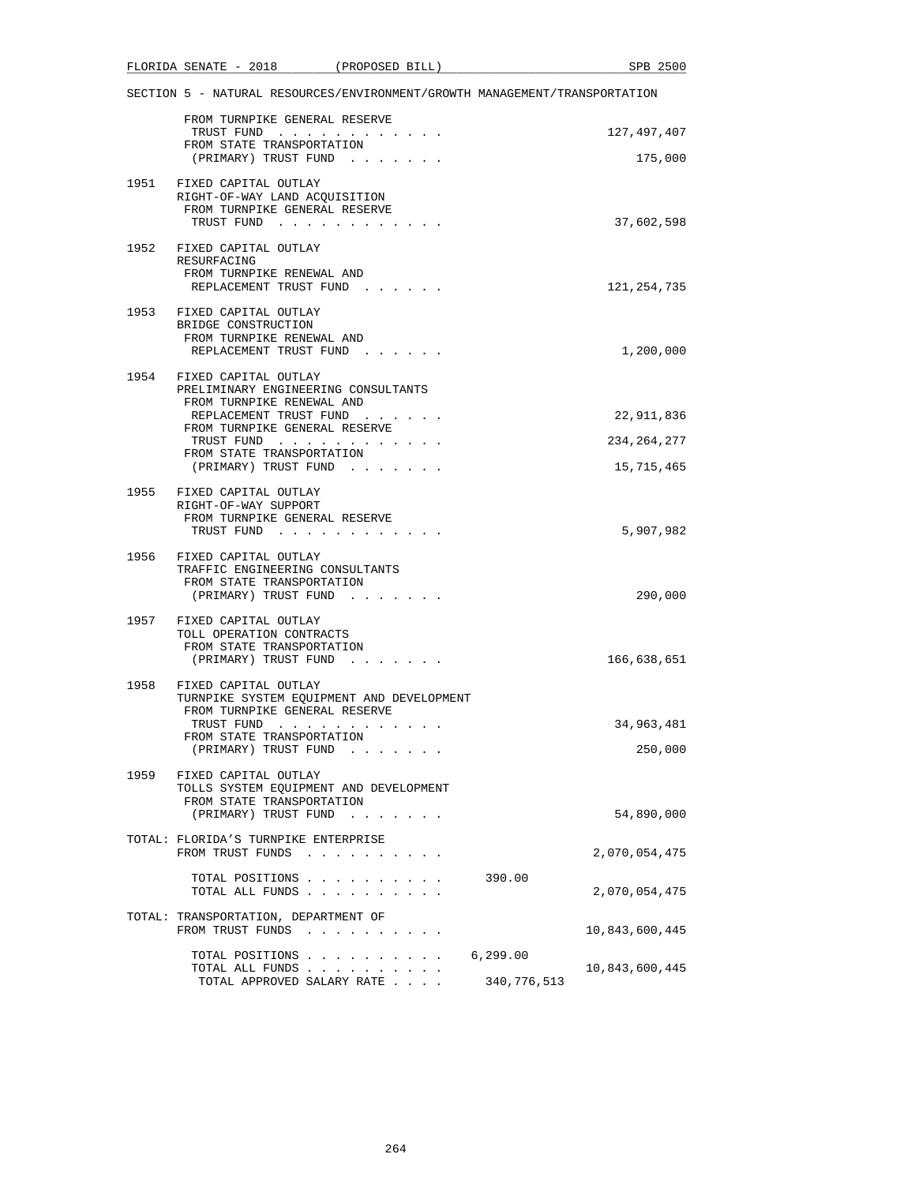SECTION 5 - NATURAL RESOURCES/ENVIRONMENT/GROWTH MANAGEMENT/TRANSPORTATION

```
        FROM TURNPIKE GENERAL RESERVE
          TRUST FUND . . . . . . . . . . . .                         127,497,407
        FROM STATE TRANSPORTATION
          (PRIMARY) TRUST FUND . . . . . . .                             175,000

1951  FIXED CAPITAL OUTLAY
      RIGHT-OF-WAY LAND ACQUISITION
        FROM TURNPIKE GENERAL RESERVE
          TRUST FUND . . . . . . . . . . . .                          37,602,598

1952  FIXED CAPITAL OUTLAY
      RESURFACING
        FROM TURNPIKE RENEWAL AND
          REPLACEMENT TRUST FUND . . . . . .                         121,254,735

1953  FIXED CAPITAL OUTLAY
      BRIDGE CONSTRUCTION
        FROM TURNPIKE RENEWAL AND
          REPLACEMENT TRUST FUND . . . . . .                           1,200,000

1954  FIXED CAPITAL OUTLAY
      PRELIMINARY ENGINEERING CONSULTANTS
        FROM TURNPIKE RENEWAL AND
          REPLACEMENT TRUST FUND . . . . . .                          22,911,836
        FROM TURNPIKE GENERAL RESERVE
          TRUST FUND . . . . . . . . . . . .                         234,264,277
        FROM STATE TRANSPORTATION
          (PRIMARY) TRUST FUND . . . . . . .                          15,715,465

1955  FIXED CAPITAL OUTLAY
      RIGHT-OF-WAY SUPPORT
        FROM TURNPIKE GENERAL RESERVE
          TRUST FUND . . . . . . . . . . . .                           5,907,982

1956  FIXED CAPITAL OUTLAY
      TRAFFIC ENGINEERING CONSULTANTS
        FROM STATE TRANSPORTATION
          (PRIMARY) TRUST FUND . . . . . . .                             290,000

1957  FIXED CAPITAL OUTLAY
      TOLL OPERATION CONTRACTS
        FROM STATE TRANSPORTATION
          (PRIMARY) TRUST FUND . . . . . . .                         166,638,651

1958  FIXED CAPITAL OUTLAY
      TURNPIKE SYSTEM EQUIPMENT AND DEVELOPMENT
        FROM TURNPIKE GENERAL RESERVE
          TRUST FUND . . . . . . . . . . . .                          34,963,481
        FROM STATE TRANSPORTATION
          (PRIMARY) TRUST FUND . . . . . . .                             250,000

1959  FIXED CAPITAL OUTLAY
      TOLLS SYSTEM EQUIPMENT AND DEVELOPMENT
        FROM STATE TRANSPORTATION
          (PRIMARY) TRUST FUND . . . . . . .                          54,890,000

TOTAL: FLORIDA'S TURNPIKE ENTERPRISE
       FROM TRUST FUNDS . . . . . . . . . .                        2,070,054,475

         TOTAL POSITIONS . . . . . . . . . .       390.00
         TOTAL ALL FUNDS . . . . . . . . . .                       2,070,054,475

TOTAL: TRANSPORTATION, DEPARTMENT OF
       FROM TRUST FUNDS . . . . . . . . . .                       10,843,600,445

         TOTAL POSITIONS . . . . . . . . . .     6,299.00
         TOTAL ALL FUNDS . . . . . . . . . .                      10,843,600,445
          TOTAL APPROVED SALARY RATE . . . .  340,776,513
```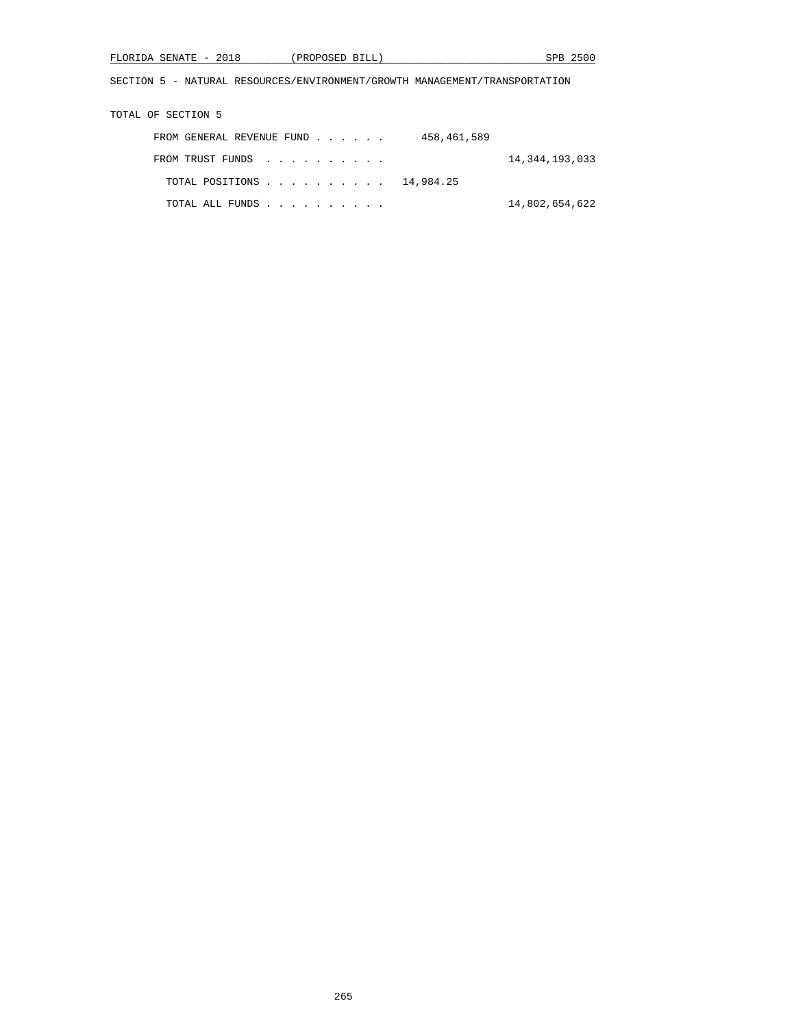SECTION 5 - NATURAL RESOURCES/ENVIRONMENT/GROWTH MANAGEMENT/TRANSPORTATION

TOTAL OF SECTION 5

| | | |
|---|---|---|
| FROM GENERAL REVENUE FUND . . . . . . | 458,461,589 | |
| FROM TRUST FUNDS . . . . . . . . . . | | 14,344,193,033 |
| TOTAL POSITIONS . . . . . . . . . . | 14,984.25 | |
| TOTAL ALL FUNDS . . . . . . . . . . | | 14,802,654,622 |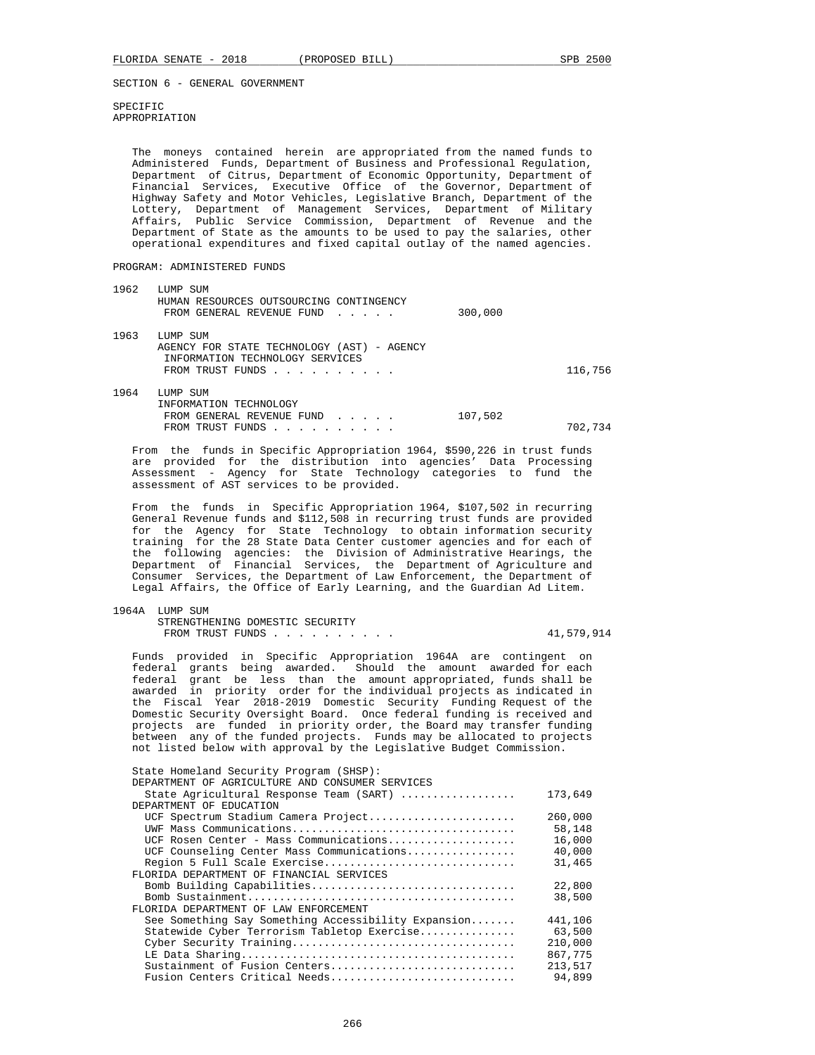SECTION 6 - GENERAL GOVERNMENT

SPECIFIC
APPROPRIATION

The moneys contained herein are appropriated from the named funds to Administered Funds, Department of Business and Professional Regulation, Department of Citrus, Department of Economic Opportunity, Department of Financial Services, Executive Office of the Governor, Department of Highway Safety and Motor Vehicles, Legislative Branch, Department of the Lottery, Department of Management Services, Department of Military Affairs, Public Service Commission, Department of Revenue and the Department of State as the amounts to be used to pay the salaries, other operational expenditures and fixed capital outlay of the named agencies.

PROGRAM: ADMINISTERED FUNDS

1962 LUMP SUM
HUMAN RESOURCES OUTSOURCING CONTINGENCY
FROM GENERAL REVENUE FUND . . . . . 300,000

1963 LUMP SUM
AGENCY FOR STATE TECHNOLOGY (AST) - AGENCY INFORMATION TECHNOLOGY SERVICES
FROM TRUST FUNDS . . . . . . . . . . 116,756

1964 LUMP SUM
INFORMATION TECHNOLOGY
FROM GENERAL REVENUE FUND . . . . . 107,502
FROM TRUST FUNDS . . . . . . . . . . 702,734

From the funds in Specific Appropriation 1964, $590,226 in trust funds are provided for the distribution into agencies' Data Processing Assessment - Agency for State Technology categories to fund the assessment of AST services to be provided.

From the funds in Specific Appropriation 1964, $107,502 in recurring General Revenue funds and $112,508 in recurring trust funds are provided for the Agency for State Technology to obtain information security training for the 28 State Data Center customer agencies and for each of the following agencies: the Division of Administrative Hearings, the Department of Financial Services, the Department of Agriculture and Consumer Services, the Department of Law Enforcement, the Department of Legal Affairs, the Office of Early Learning, and the Guardian Ad Litem.

1964A LUMP SUM
STRENGTHENING DOMESTIC SECURITY
FROM TRUST FUNDS . . . . . . . . . . 41,579,914

Funds provided in Specific Appropriation 1964A are contingent on federal grants being awarded. Should the amount awarded for each federal grant be less than the amount appropriated, funds shall be awarded in priority order for the individual projects as indicated in the Fiscal Year 2018-2019 Domestic Security Funding Request of the Domestic Security Oversight Board. Once federal funding is received and projects are funded in priority order, the Board may transfer funding between any of the funded projects. Funds may be allocated to projects not listed below with approval by the Legislative Budget Commission.

State Homeland Security Program (SHSP):

DEPARTMENT OF AGRICULTURE AND CONSUMER SERVICES
State Agricultural Response Team (SART) .................. 173,649

DEPARTMENT OF EDUCATION
UCF Spectrum Stadium Camera Project....................... 260,000
UWF Mass Communications................................... 58,148
UCF Rosen Center - Mass Communications.................... 16,000
UCF Counseling Center Mass Communications................. 40,000
Region 5 Full Scale Exercise.............................. 31,465

FLORIDA DEPARTMENT OF FINANCIAL SERVICES
Bomb Building Capabilities................................ 22,800
Bomb Sustainment.......................................... 38,500

FLORIDA DEPARTMENT OF LAW ENFORCEMENT
See Something Say Something Accessibility Expansion....... 441,106
Statewide Cyber Terrorism Tabletop Exercise............... 63,500
Cyber Security Training................................... 210,000
LE Data Sharing........................................... 867,775
Sustainment of Fusion Centers............................. 213,517
Fusion Centers Critical Needs............................. 94,899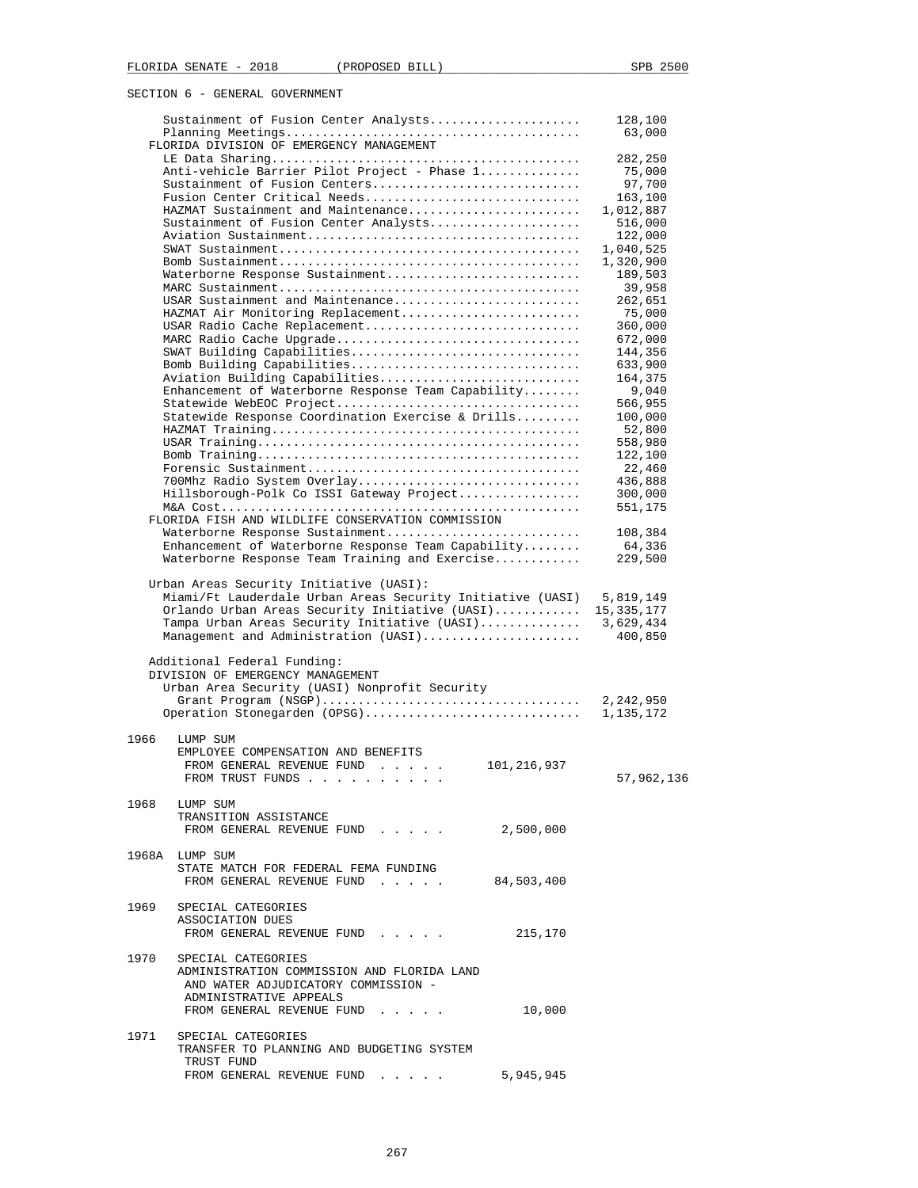SECTION 6 - GENERAL GOVERNMENT

| Item | Amount |
|---|---|
| Sustainment of Fusion Center Analysts | 128,100 |
| Planning Meetings | 63,000 |
| FLORIDA DIVISION OF EMERGENCY MANAGEMENT | |
| LE Data Sharing | 282,250 |
| Anti-vehicle Barrier Pilot Project - Phase 1 | 75,000 |
| Sustainment of Fusion Centers | 97,700 |
| Fusion Center Critical Needs | 163,100 |
| HAZMAT Sustainment and Maintenance | 1,012,887 |
| Sustainment of Fusion Center Analysts | 516,000 |
| Aviation Sustainment | 122,000 |
| SWAT Sustainment | 1,040,525 |
| Bomb Sustainment | 1,320,900 |
| Waterborne Response Sustainment | 189,503 |
| MARC Sustainment | 39,958 |
| USAR Sustainment and Maintenance | 262,651 |
| HAZMAT Air Monitoring Replacement | 75,000 |
| USAR Radio Cache Replacement | 360,000 |
| MARC Radio Cache Upgrade | 672,000 |
| SWAT Building Capabilities | 144,356 |
| Bomb Building Capabilities | 633,900 |
| Aviation Building Capabilities | 164,375 |
| Enhancement of Waterborne Response Team Capability | 9,040 |
| Statewide WebEOC Project | 566,955 |
| Statewide Response Coordination Exercise & Drills | 100,000 |
| HAZMAT Training | 52,800 |
| USAR Training | 558,980 |
| Bomb Training | 122,100 |
| Forensic Sustainment | 22,460 |
| 700Mhz Radio System Overlay | 436,888 |
| Hillsborough-Polk Co ISSI Gateway Project | 300,000 |
| M&A Cost | 551,175 |
| FLORIDA FISH AND WILDLIFE CONSERVATION COMMISSION | |
| Waterborne Response Sustainment | 108,384 |
| Enhancement of Waterborne Response Team Capability | 64,336 |
| Waterborne Response Team Training and Exercise | 229,500 |

Urban Areas Security Initiative (UASI):

| Item | Amount |
|---|---|
| Miami/Ft Lauderdale Urban Areas Security Initiative (UASI) | 5,819,149 |
| Orlando Urban Areas Security Initiative (UASI) | 15,335,177 |
| Tampa Urban Areas Security Initiative (UASI) | 3,629,434 |
| Management and Administration (UASI) | 400,850 |

Additional Federal Funding:
DIVISION OF EMERGENCY MANAGEMENT

| Item | Amount |
|---|---|
| Urban Area Security (UASI) Nonprofit Security Grant Program (NSGP) | 2,242,950 |
| Operation Stonegarden (OPSG) | 1,135,172 |

1966 LUMP SUM
EMPLOYEE COMPENSATION AND BENEFITS
FROM GENERAL REVENUE FUND . . . . . 101,216,937
FROM TRUST FUNDS . . . . . . . . . . 57,962,136

1968 LUMP SUM
TRANSITION ASSISTANCE
FROM GENERAL REVENUE FUND . . . . . 2,500,000

1968A LUMP SUM
STATE MATCH FOR FEDERAL FEMA FUNDING
FROM GENERAL REVENUE FUND . . . . . 84,503,400

1969 SPECIAL CATEGORIES
ASSOCIATION DUES
FROM GENERAL REVENUE FUND . . . . . 215,170

1970 SPECIAL CATEGORIES
ADMINISTRATION COMMISSION AND FLORIDA LAND AND WATER ADJUDICATORY COMMISSION - ADMINISTRATIVE APPEALS
FROM GENERAL REVENUE FUND . . . . . 10,000

1971 SPECIAL CATEGORIES
TRANSFER TO PLANNING AND BUDGETING SYSTEM TRUST FUND
FROM GENERAL REVENUE FUND . . . . . 5,945,945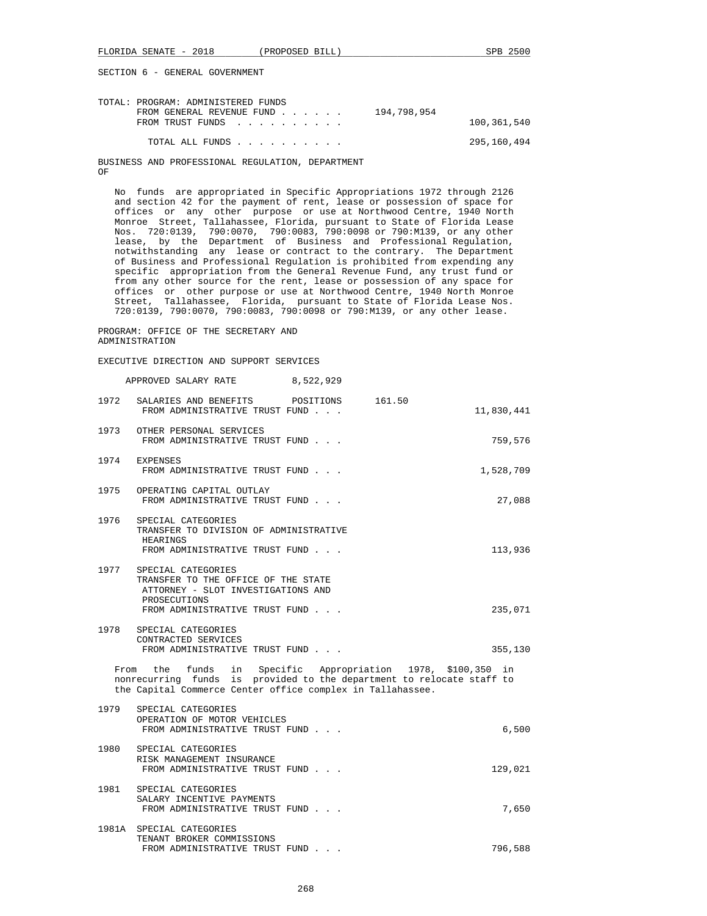SECTION 6 - GENERAL GOVERNMENT

TOTAL: PROGRAM: ADMINISTERED FUNDS

| | | |
|---|---|---|
| FROM GENERAL REVENUE FUND . . . . . . | 194,798,954 | |
| FROM TRUST FUNDS . . . . . . . . . . | | 100,361,540 |
| TOTAL ALL FUNDS . . . . . . . . . . | | 295,160,494 |

BUSINESS AND PROFESSIONAL REGULATION, DEPARTMENT OF

No funds are appropriated in Specific Appropriations 1972 through 2126 and section 42 for the payment of rent, lease or possession of space for offices or any other purpose or use at Northwood Centre, 1940 North Monroe Street, Tallahassee, Florida, pursuant to State of Florida Lease Nos. 720:0139, 790:0070, 790:0083, 790:0098 or 790:M139, or any other lease, by the Department of Business and Professional Regulation, notwithstanding any lease or contract to the contrary. The Department of Business and Professional Regulation is prohibited from expending any specific appropriation from the General Revenue Fund, any trust fund or from any other source for the rent, lease or possession of any space for offices or other purpose or use at Northwood Centre, 1940 North Monroe Street, Tallahassee, Florida, pursuant to State of Florida Lease Nos. 720:0139, 790:0070, 790:0083, 790:0098 or 790:M139, or any other lease.

PROGRAM: OFFICE OF THE SECRETARY AND ADMINISTRATION

EXECUTIVE DIRECTION AND SUPPORT SERVICES

APPROVED SALARY RATE 8,522,929

| | | |
|---|---|---|
| 1972 | SALARIES AND BENEFITS POSITIONS 161.50<br>FROM ADMINISTRATIVE TRUST FUND . . . | 11,830,441 |
| 1973 | OTHER PERSONAL SERVICES<br>FROM ADMINISTRATIVE TRUST FUND . . . | 759,576 |
| 1974 | EXPENSES<br>FROM ADMINISTRATIVE TRUST FUND . . . | 1,528,709 |
| 1975 | OPERATING CAPITAL OUTLAY<br>FROM ADMINISTRATIVE TRUST FUND . . . | 27,088 |
| 1976 | SPECIAL CATEGORIES<br>TRANSFER TO DIVISION OF ADMINISTRATIVE HEARINGS<br>FROM ADMINISTRATIVE TRUST FUND . . . | 113,936 |
| 1977 | SPECIAL CATEGORIES<br>TRANSFER TO THE OFFICE OF THE STATE ATTORNEY - SLOT INVESTIGATIONS AND PROSECUTIONS<br>FROM ADMINISTRATIVE TRUST FUND . . . | 235,071 |
| 1978 | SPECIAL CATEGORIES<br>CONTRACTED SERVICES<br>FROM ADMINISTRATIVE TRUST FUND . . . | 355,130 |

From the funds in Specific Appropriation 1978, $100,350 in nonrecurring funds is provided to the department to relocate staff to the Capital Commerce Center office complex in Tallahassee.

| | | |
|---|---|---|
| 1979 | SPECIAL CATEGORIES<br>OPERATION OF MOTOR VEHICLES<br>FROM ADMINISTRATIVE TRUST FUND . . . | 6,500 |
| 1980 | SPECIAL CATEGORIES<br>RISK MANAGEMENT INSURANCE<br>FROM ADMINISTRATIVE TRUST FUND . . . | 129,021 |
| 1981 | SPECIAL CATEGORIES<br>SALARY INCENTIVE PAYMENTS<br>FROM ADMINISTRATIVE TRUST FUND . . . | 7,650 |
| 1981A | SPECIAL CATEGORIES<br>TENANT BROKER COMMISSIONS<br>FROM ADMINISTRATIVE TRUST FUND . . . | 796,588 |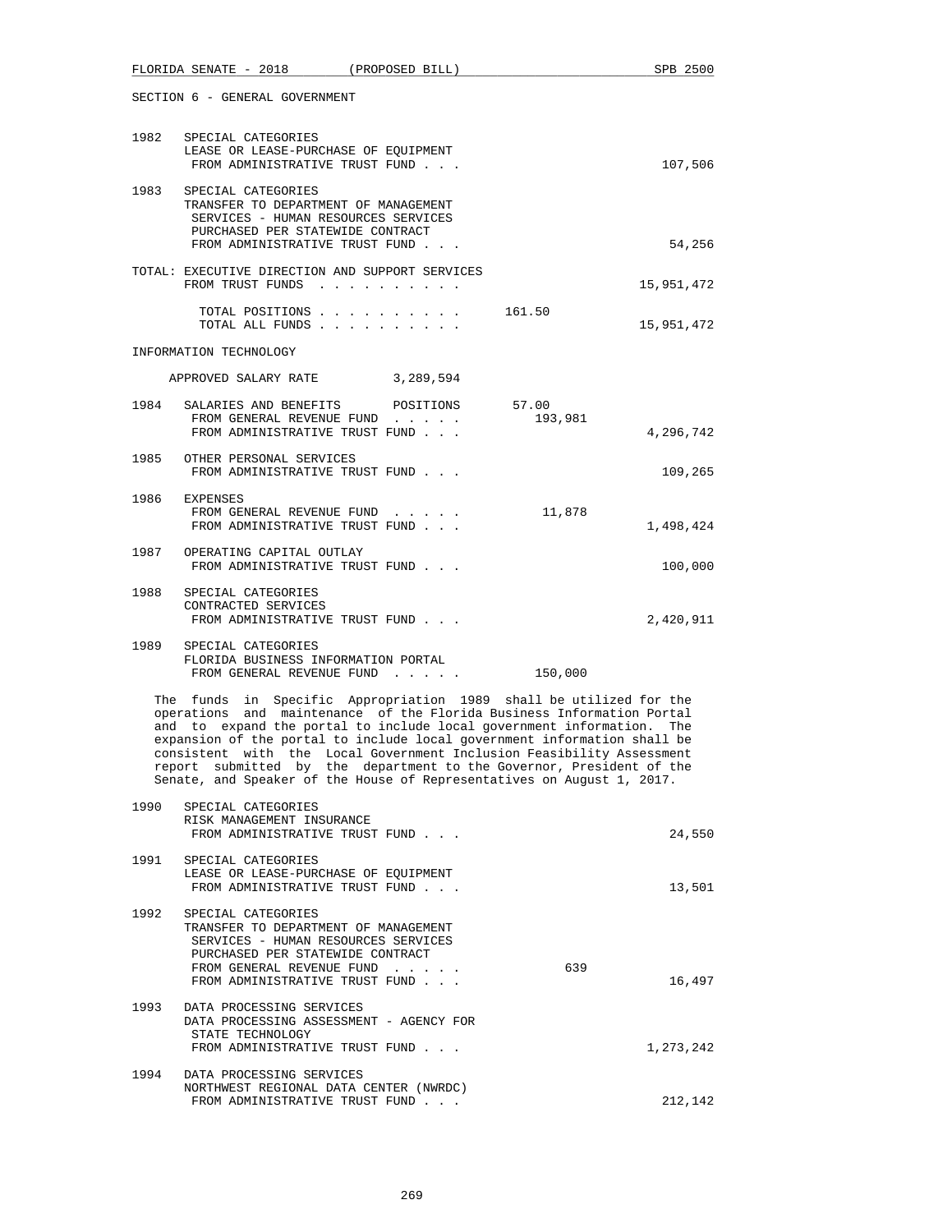SECTION 6 - GENERAL GOVERNMENT

| | | | |
|---|---|---|---|
| 1982 | SPECIAL CATEGORIES<br>LEASE OR LEASE-PURCHASE OF EQUIPMENT<br>FROM ADMINISTRATIVE TRUST FUND . . . | | 107,506 |
| 1983 | SPECIAL CATEGORIES<br>TRANSFER TO DEPARTMENT OF MANAGEMENT SERVICES - HUMAN RESOURCES SERVICES PURCHASED PER STATEWIDE CONTRACT<br>FROM ADMINISTRATIVE TRUST FUND . . . | | 54,256 |

TOTAL: EXECUTIVE DIRECTION AND SUPPORT SERVICES

| | | |
|---|---|---|
| FROM TRUST FUNDS . . . . . . . . . . | | 15,951,472 |
| TOTAL POSITIONS . . . . . . . . . . | 161.50 | |
| TOTAL ALL FUNDS . . . . . . . . . . | | 15,951,472 |

INFORMATION TECHNOLOGY

APPROVED SALARY RATE 3,289,594

| | | | |
|---|---|---|---|
| 1984 | SALARIES AND BENEFITS POSITIONS | 57.00 | |
| | FROM GENERAL REVENUE FUND . . . . . | 193,981 | |
| | FROM ADMINISTRATIVE TRUST FUND . . . | | 4,296,742 |
| 1985 | OTHER PERSONAL SERVICES<br>FROM ADMINISTRATIVE TRUST FUND . . . | | 109,265 |
| 1986 | EXPENSES | | |
| | FROM GENERAL REVENUE FUND . . . . . | 11,878 | |
| | FROM ADMINISTRATIVE TRUST FUND . . . | | 1,498,424 |
| 1987 | OPERATING CAPITAL OUTLAY<br>FROM ADMINISTRATIVE TRUST FUND . . . | | 100,000 |
| 1988 | SPECIAL CATEGORIES<br>CONTRACTED SERVICES<br>FROM ADMINISTRATIVE TRUST FUND . . . | | 2,420,911 |
| 1989 | SPECIAL CATEGORIES<br>FLORIDA BUSINESS INFORMATION PORTAL<br>FROM GENERAL REVENUE FUND . . . . . | 150,000 | |

The funds in Specific Appropriation 1989 shall be utilized for the operations and maintenance of the Florida Business Information Portal and to expand the portal to include local government information. The expansion of the portal to include local government information shall be consistent with the Local Government Inclusion Feasibility Assessment report submitted by the department to the Governor, President of the Senate, and Speaker of the House of Representatives on August 1, 2017.

| | | | |
|---|---|---|---|
| 1990 | SPECIAL CATEGORIES<br>RISK MANAGEMENT INSURANCE<br>FROM ADMINISTRATIVE TRUST FUND . . . | | 24,550 |
| 1991 | SPECIAL CATEGORIES<br>LEASE OR LEASE-PURCHASE OF EQUIPMENT<br>FROM ADMINISTRATIVE TRUST FUND . . . | | 13,501 |
| 1992 | SPECIAL CATEGORIES<br>TRANSFER TO DEPARTMENT OF MANAGEMENT SERVICES - HUMAN RESOURCES SERVICES PURCHASED PER STATEWIDE CONTRACT | | |
| | FROM GENERAL REVENUE FUND . . . . . | 639 | |
| | FROM ADMINISTRATIVE TRUST FUND . . . | | 16,497 |
| 1993 | DATA PROCESSING SERVICES<br>DATA PROCESSING ASSESSMENT - AGENCY FOR STATE TECHNOLOGY<br>FROM ADMINISTRATIVE TRUST FUND . . . | | 1,273,242 |
| 1994 | DATA PROCESSING SERVICES<br>NORTHWEST REGIONAL DATA CENTER (NWRDC)<br>FROM ADMINISTRATIVE TRUST FUND . . . | | 212,142 |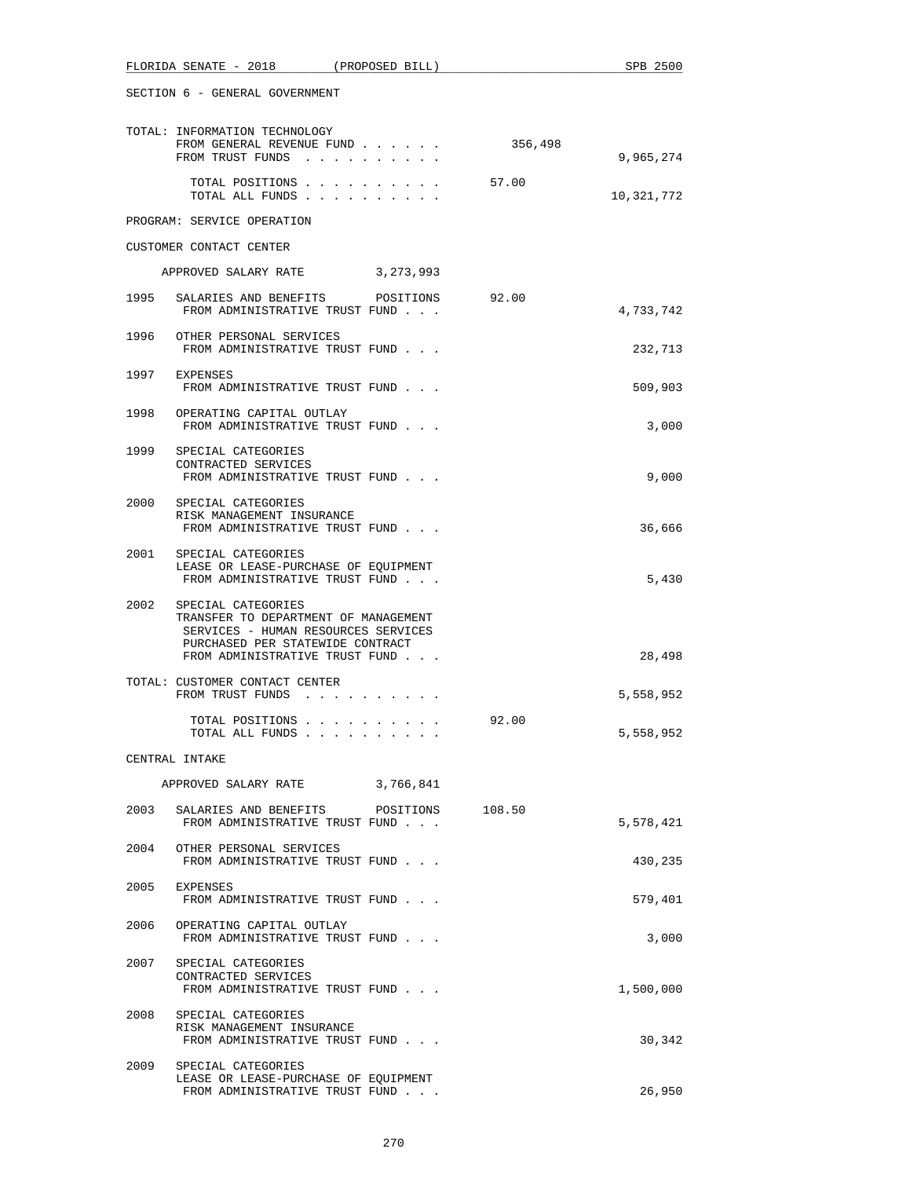SECTION 6 - GENERAL GOVERNMENT

```
TOTAL: INFORMATION TECHNOLOGY
       FROM GENERAL REVENUE FUND . . . . . .         356,498
       FROM TRUST FUNDS  . . . . . . . . . .                       9,965,274

         TOTAL POSITIONS . . . . . . . . . .           57.00
         TOTAL ALL FUNDS . . . . . . . . . .                      10,321,772

PROGRAM: SERVICE OPERATION

CUSTOMER CONTACT CENTER

     APPROVED SALARY RATE          3,273,993

1995   SALARIES AND BENEFITS       POSITIONS       92.00
        FROM ADMINISTRATIVE TRUST FUND . . .                       4,733,742

1996   OTHER PERSONAL SERVICES
        FROM ADMINISTRATIVE TRUST FUND . . .                         232,713

1997   EXPENSES
        FROM ADMINISTRATIVE TRUST FUND . . .                         509,903

1998   OPERATING CAPITAL OUTLAY
        FROM ADMINISTRATIVE TRUST FUND . . .                           3,000

1999   SPECIAL CATEGORIES
       CONTRACTED SERVICES
        FROM ADMINISTRATIVE TRUST FUND . . .                           9,000

2000   SPECIAL CATEGORIES
       RISK MANAGEMENT INSURANCE
        FROM ADMINISTRATIVE TRUST FUND . . .                          36,666

2001   SPECIAL CATEGORIES
       LEASE OR LEASE-PURCHASE OF EQUIPMENT
        FROM ADMINISTRATIVE TRUST FUND . . .                           5,430

2002   SPECIAL CATEGORIES
       TRANSFER TO DEPARTMENT OF MANAGEMENT
        SERVICES - HUMAN RESOURCES SERVICES
        PURCHASED PER STATEWIDE CONTRACT
        FROM ADMINISTRATIVE TRUST FUND . . .                          28,498

TOTAL: CUSTOMER CONTACT CENTER
       FROM TRUST FUNDS  . . . . . . . . . .                       5,558,952

         TOTAL POSITIONS . . . . . . . . . .           92.00
         TOTAL ALL FUNDS . . . . . . . . . .                       5,558,952

CENTRAL INTAKE

     APPROVED SALARY RATE          3,766,841

2003   SALARIES AND BENEFITS       POSITIONS      108.50
        FROM ADMINISTRATIVE TRUST FUND . . .                       5,578,421

2004   OTHER PERSONAL SERVICES
        FROM ADMINISTRATIVE TRUST FUND . . .                         430,235

2005   EXPENSES
        FROM ADMINISTRATIVE TRUST FUND . . .                         579,401

2006   OPERATING CAPITAL OUTLAY
        FROM ADMINISTRATIVE TRUST FUND . . .                           3,000

2007   SPECIAL CATEGORIES
       CONTRACTED SERVICES
        FROM ADMINISTRATIVE TRUST FUND . . .                       1,500,000

2008   SPECIAL CATEGORIES
       RISK MANAGEMENT INSURANCE
        FROM ADMINISTRATIVE TRUST FUND . . .                          30,342

2009   SPECIAL CATEGORIES
       LEASE OR LEASE-PURCHASE OF EQUIPMENT
        FROM ADMINISTRATIVE TRUST FUND . . .                          26,950
```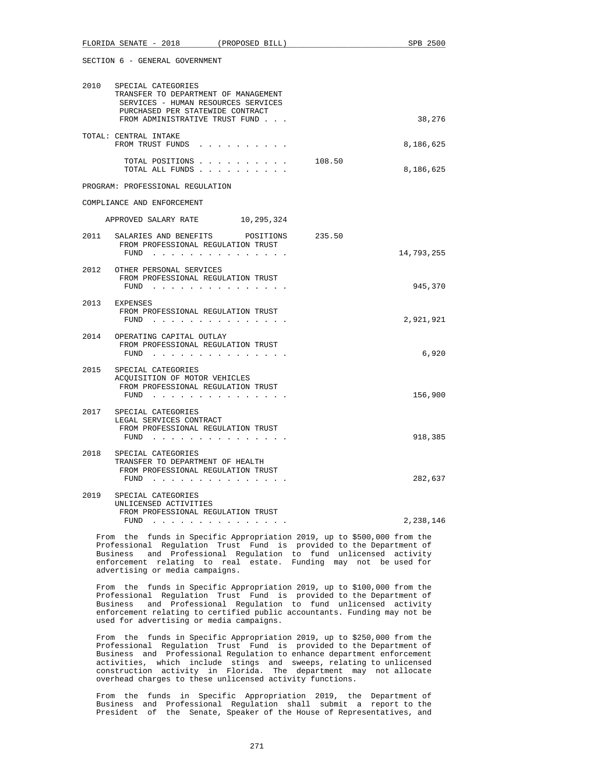SECTION 6 - GENERAL GOVERNMENT

| | | | |
|---|---|---|---|
| 2010 | SPECIAL CATEGORIES<br>TRANSFER TO DEPARTMENT OF MANAGEMENT SERVICES - HUMAN RESOURCES SERVICES PURCHASED PER STATEWIDE CONTRACT<br>FROM ADMINISTRATIVE TRUST FUND . . . | | 38,276 |
| | TOTAL: CENTRAL INTAKE<br>FROM TRUST FUNDS . . . . . . . . . . | | 8,186,625 |
| | TOTAL POSITIONS . . . . . . . . . . | 108.50 | |
| | TOTAL ALL FUNDS . . . . . . . . . . | | 8,186,625 |

PROGRAM: PROFESSIONAL REGULATION

COMPLIANCE AND ENFORCEMENT

APPROVED SALARY RATE 10,295,324

| | | | |
|---|---|---|---|
| 2011 | SALARIES AND BENEFITS POSITIONS<br>FROM PROFESSIONAL REGULATION TRUST FUND . . . . . . . . . . . . . . . | 235.50 | 14,793,255 |
| 2012 | OTHER PERSONAL SERVICES<br>FROM PROFESSIONAL REGULATION TRUST FUND . . . . . . . . . . . . . . . | | 945,370 |
| 2013 | EXPENSES<br>FROM PROFESSIONAL REGULATION TRUST FUND . . . . . . . . . . . . . . . | | 2,921,921 |
| 2014 | OPERATING CAPITAL OUTLAY<br>FROM PROFESSIONAL REGULATION TRUST FUND . . . . . . . . . . . . . . . | | 6,920 |
| 2015 | SPECIAL CATEGORIES<br>ACQUISITION OF MOTOR VEHICLES<br>FROM PROFESSIONAL REGULATION TRUST FUND . . . . . . . . . . . . . . . | | 156,900 |
| 2017 | SPECIAL CATEGORIES<br>LEGAL SERVICES CONTRACT<br>FROM PROFESSIONAL REGULATION TRUST FUND . . . . . . . . . . . . . . . | | 918,385 |
| 2018 | SPECIAL CATEGORIES<br>TRANSFER TO DEPARTMENT OF HEALTH<br>FROM PROFESSIONAL REGULATION TRUST FUND . . . . . . . . . . . . . . . | | 282,637 |
| 2019 | SPECIAL CATEGORIES<br>UNLICENSED ACTIVITIES<br>FROM PROFESSIONAL REGULATION TRUST FUND . . . . . . . . . . . . . . . | | 2,238,146 |

From the funds in Specific Appropriation 2019, up to $500,000 from the Professional Regulation Trust Fund is provided to the Department of Business and Professional Regulation to fund unlicensed activity enforcement relating to real estate. Funding may not be used for advertising or media campaigns.

From the funds in Specific Appropriation 2019, up to $100,000 from the Professional Regulation Trust Fund is provided to the Department of Business and Professional Regulation to fund unlicensed activity enforcement relating to certified public accountants. Funding may not be used for advertising or media campaigns.

From the funds in Specific Appropriation 2019, up to $250,000 from the Professional Regulation Trust Fund is provided to the Department of Business and Professional Regulation to enhance department enforcement activities, which include stings and sweeps, relating to unlicensed construction activity in Florida. The department may not allocate overhead charges to these unlicensed activity functions.

From the funds in Specific Appropriation 2019, the Department of Business and Professional Regulation shall submit a report to the President of the Senate, Speaker of the House of Representatives, and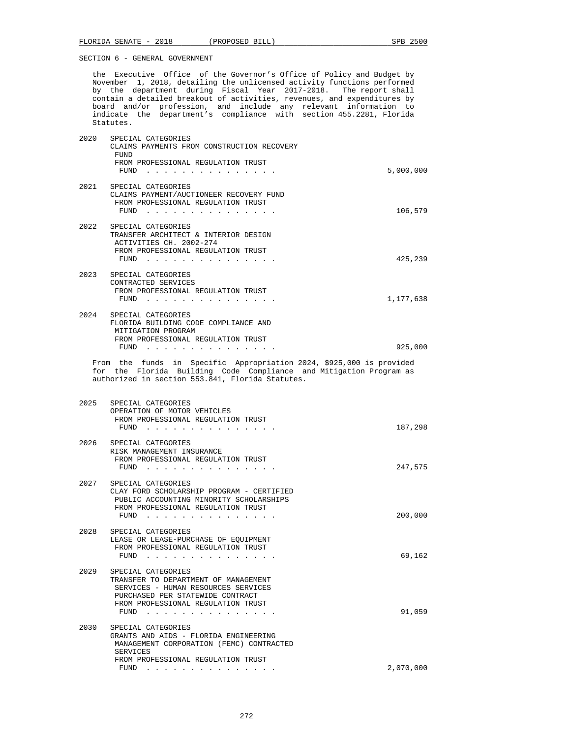SECTION 6 - GENERAL GOVERNMENT

the Executive Office of the Governor's Office of Policy and Budget by November 1, 2018, detailing the unlicensed activity functions performed by the department during Fiscal Year 2017-2018. The report shall contain a detailed breakout of activities, revenues, and expenditures by board and/or profession, and include any relevant information to indicate the department's compliance with section 455.2281, Florida Statutes.

2020 SPECIAL CATEGORIES
CLAIMS PAYMENTS FROM CONSTRUCTION RECOVERY FUND
FROM PROFESSIONAL REGULATION TRUST FUND . . . . . . . . . . . . . . . 5,000,000

2021 SPECIAL CATEGORIES
CLAIMS PAYMENT/AUCTIONEER RECOVERY FUND
FROM PROFESSIONAL REGULATION TRUST FUND . . . . . . . . . . . . . . . 106,579

2022 SPECIAL CATEGORIES
TRANSFER ARCHITECT & INTERIOR DESIGN ACTIVITIES CH. 2002-274
FROM PROFESSIONAL REGULATION TRUST FUND . . . . . . . . . . . . . . . 425,239

2023 SPECIAL CATEGORIES
CONTRACTED SERVICES
FROM PROFESSIONAL REGULATION TRUST FUND . . . . . . . . . . . . . . . 1,177,638

2024 SPECIAL CATEGORIES
FLORIDA BUILDING CODE COMPLIANCE AND MITIGATION PROGRAM
FROM PROFESSIONAL REGULATION TRUST FUND . . . . . . . . . . . . . . . 925,000

From the funds in Specific Appropriation 2024, $925,000 is provided for the Florida Building Code Compliance and Mitigation Program as authorized in section 553.841, Florida Statutes.

2025 SPECIAL CATEGORIES
OPERATION OF MOTOR VEHICLES
FROM PROFESSIONAL REGULATION TRUST FUND . . . . . . . . . . . . . . . 187,298

2026 SPECIAL CATEGORIES
RISK MANAGEMENT INSURANCE
FROM PROFESSIONAL REGULATION TRUST FUND . . . . . . . . . . . . . . . 247,575

2027 SPECIAL CATEGORIES
CLAY FORD SCHOLARSHIP PROGRAM - CERTIFIED PUBLIC ACCOUNTING MINORITY SCHOLARSHIPS
FROM PROFESSIONAL REGULATION TRUST FUND . . . . . . . . . . . . . . . 200,000

2028 SPECIAL CATEGORIES
LEASE OR LEASE-PURCHASE OF EQUIPMENT
FROM PROFESSIONAL REGULATION TRUST FUND . . . . . . . . . . . . . . . 69,162

2029 SPECIAL CATEGORIES
TRANSFER TO DEPARTMENT OF MANAGEMENT SERVICES - HUMAN RESOURCES SERVICES PURCHASED PER STATEWIDE CONTRACT
FROM PROFESSIONAL REGULATION TRUST FUND . . . . . . . . . . . . . . . 91,059

2030 SPECIAL CATEGORIES
GRANTS AND AIDS - FLORIDA ENGINEERING MANAGEMENT CORPORATION (FEMC) CONTRACTED SERVICES
FROM PROFESSIONAL REGULATION TRUST FUND . . . . . . . . . . . . . . . 2,070,000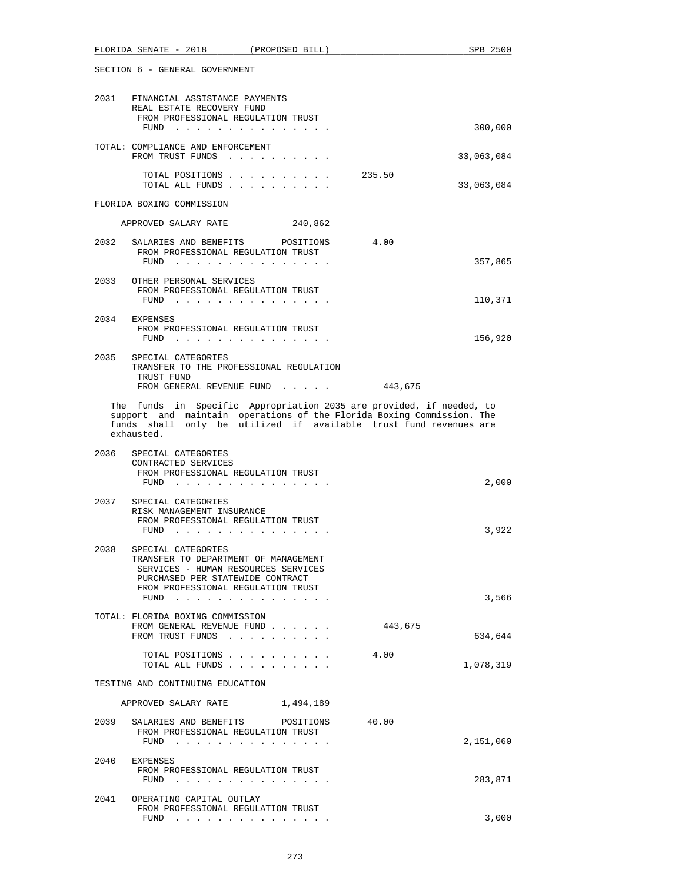SECTION 6 - GENERAL GOVERNMENT

2031 FINANCIAL ASSISTANCE PAYMENTS
REAL ESTATE RECOVERY FUND
FROM PROFESSIONAL REGULATION TRUST
FUND . . . . . . . . . . . . . . . . 300,000

TOTAL: COMPLIANCE AND ENFORCEMENT
FROM TRUST FUNDS . . . . . . . . . . 33,063,084

TOTAL POSITIONS . . . . . . . . . . 235.50
TOTAL ALL FUNDS . . . . . . . . . . 33,063,084

FLORIDA BOXING COMMISSION

APPROVED SALARY RATE 240,862

2032 SALARIES AND BENEFITS POSITIONS 4.00
FROM PROFESSIONAL REGULATION TRUST
FUND . . . . . . . . . . . . . . . . 357,865

2033 OTHER PERSONAL SERVICES
FROM PROFESSIONAL REGULATION TRUST
FUND . . . . . . . . . . . . . . . . 110,371

2034 EXPENSES
FROM PROFESSIONAL REGULATION TRUST
FUND . . . . . . . . . . . . . . . . 156,920

2035 SPECIAL CATEGORIES
TRANSFER TO THE PROFESSIONAL REGULATION
TRUST FUND
FROM GENERAL REVENUE FUND . . . . . 443,675

The funds in Specific Appropriation 2035 are provided, if needed, to support and maintain operations of the Florida Boxing Commission. The funds shall only be utilized if available trust fund revenues are exhausted.

2036 SPECIAL CATEGORIES
CONTRACTED SERVICES
FROM PROFESSIONAL REGULATION TRUST
FUND . . . . . . . . . . . . . . . . 2,000

2037 SPECIAL CATEGORIES
RISK MANAGEMENT INSURANCE
FROM PROFESSIONAL REGULATION TRUST
FUND . . . . . . . . . . . . . . . . 3,922

2038 SPECIAL CATEGORIES
TRANSFER TO DEPARTMENT OF MANAGEMENT
SERVICES - HUMAN RESOURCES SERVICES
PURCHASED PER STATEWIDE CONTRACT
FROM PROFESSIONAL REGULATION TRUST
FUND . . . . . . . . . . . . . . . . 3,566

TOTAL: FLORIDA BOXING COMMISSION
FROM GENERAL REVENUE FUND . . . . . . 443,675
FROM TRUST FUNDS . . . . . . . . . . 634,644

TOTAL POSITIONS . . . . . . . . . . 4.00
TOTAL ALL FUNDS . . . . . . . . . . 1,078,319

TESTING AND CONTINUING EDUCATION

APPROVED SALARY RATE 1,494,189

2039 SALARIES AND BENEFITS POSITIONS 40.00
FROM PROFESSIONAL REGULATION TRUST
FUND . . . . . . . . . . . . . . . . 2,151,060

2040 EXPENSES
FROM PROFESSIONAL REGULATION TRUST
FUND . . . . . . . . . . . . . . . . 283,871

2041 OPERATING CAPITAL OUTLAY
FROM PROFESSIONAL REGULATION TRUST
FUND . . . . . . . . . . . . . . . . 3,000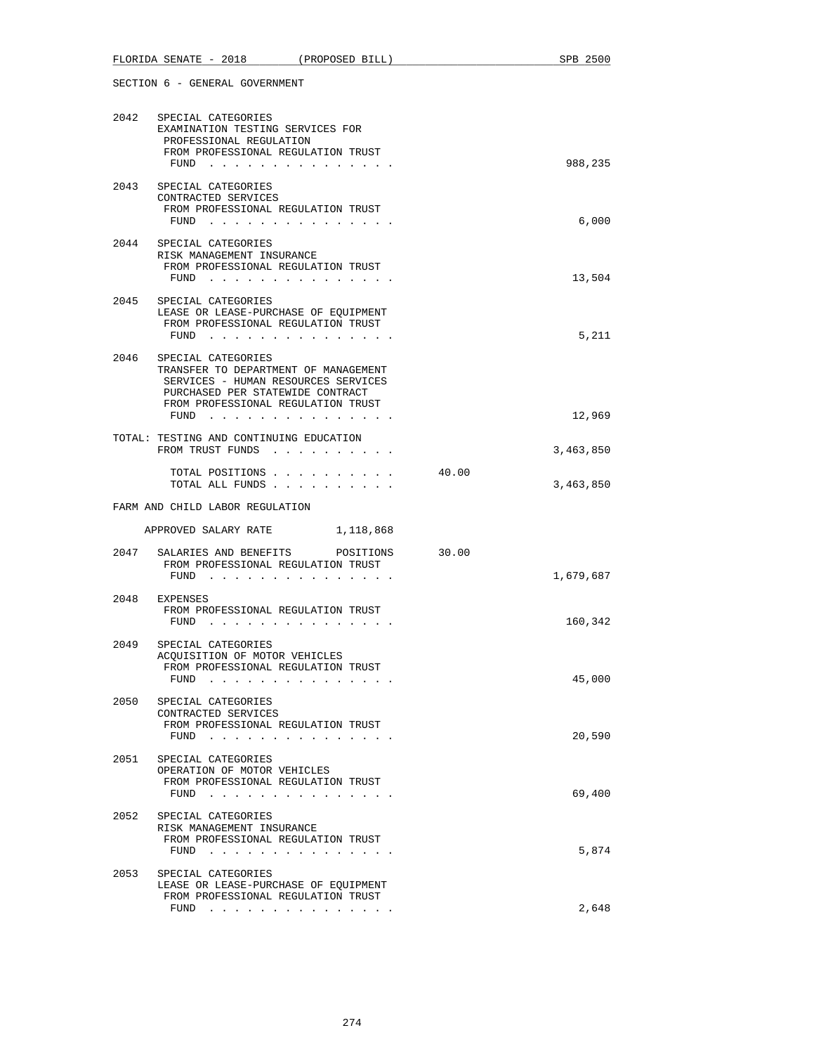SECTION 6 - GENERAL GOVERNMENT

| | | | |
|---|---|---|---|
| 2042 | SPECIAL CATEGORIES<br>EXAMINATION TESTING SERVICES FOR PROFESSIONAL REGULATION<br>FROM PROFESSIONAL REGULATION TRUST FUND . . . . . . . . . . . . . . . | | 988,235 |
| 2043 | SPECIAL CATEGORIES<br>CONTRACTED SERVICES<br>FROM PROFESSIONAL REGULATION TRUST FUND . . . . . . . . . . . . . . . | | 6,000 |
| 2044 | SPECIAL CATEGORIES<br>RISK MANAGEMENT INSURANCE<br>FROM PROFESSIONAL REGULATION TRUST FUND . . . . . . . . . . . . . . . | | 13,504 |
| 2045 | SPECIAL CATEGORIES<br>LEASE OR LEASE-PURCHASE OF EQUIPMENT<br>FROM PROFESSIONAL REGULATION TRUST FUND . . . . . . . . . . . . . . . | | 5,211 |
| 2046 | SPECIAL CATEGORIES<br>TRANSFER TO DEPARTMENT OF MANAGEMENT SERVICES - HUMAN RESOURCES SERVICES PURCHASED PER STATEWIDE CONTRACT<br>FROM PROFESSIONAL REGULATION TRUST FUND . . . . . . . . . . . . . . . | | 12,969 |
| TOTAL: | TESTING AND CONTINUING EDUCATION<br>FROM TRUST FUNDS . . . . . . . . . . | | 3,463,850 |
| | TOTAL POSITIONS . . . . . . . . . . | 40.00 | |
| | TOTAL ALL FUNDS . . . . . . . . . . | | 3,463,850 |

FARM AND CHILD LABOR REGULATION

APPROVED SALARY RATE 1,118,868

| | | | |
|---|---|---|---|
| 2047 | SALARIES AND BENEFITS POSITIONS<br>FROM PROFESSIONAL REGULATION TRUST FUND . . . . . . . . . . . . . . . | 30.00 | 1,679,687 |
| 2048 | EXPENSES<br>FROM PROFESSIONAL REGULATION TRUST FUND . . . . . . . . . . . . . . . | | 160,342 |
| 2049 | SPECIAL CATEGORIES<br>ACQUISITION OF MOTOR VEHICLES<br>FROM PROFESSIONAL REGULATION TRUST FUND . . . . . . . . . . . . . . . | | 45,000 |
| 2050 | SPECIAL CATEGORIES<br>CONTRACTED SERVICES<br>FROM PROFESSIONAL REGULATION TRUST FUND . . . . . . . . . . . . . . . | | 20,590 |
| 2051 | SPECIAL CATEGORIES<br>OPERATION OF MOTOR VEHICLES<br>FROM PROFESSIONAL REGULATION TRUST FUND . . . . . . . . . . . . . . . | | 69,400 |
| 2052 | SPECIAL CATEGORIES<br>RISK MANAGEMENT INSURANCE<br>FROM PROFESSIONAL REGULATION TRUST FUND . . . . . . . . . . . . . . . | | 5,874 |
| 2053 | SPECIAL CATEGORIES<br>LEASE OR LEASE-PURCHASE OF EQUIPMENT<br>FROM PROFESSIONAL REGULATION TRUST FUND . . . . . . . . . . . . . . . | | 2,648 |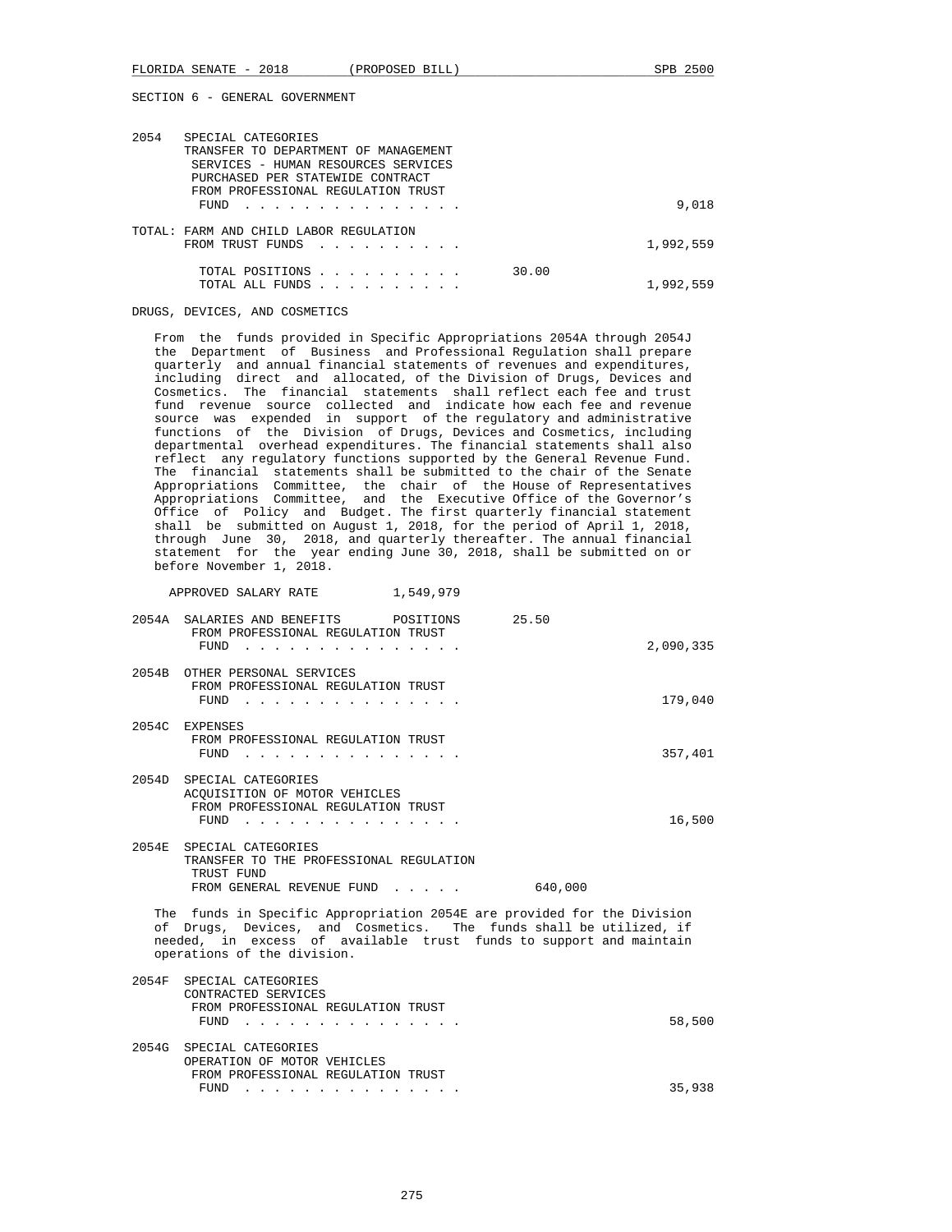SECTION 6 - GENERAL GOVERNMENT

| | | | |
|---|---|---|---|
| 2054 | SPECIAL CATEGORIES<br>TRANSFER TO DEPARTMENT OF MANAGEMENT SERVICES - HUMAN RESOURCES SERVICES PURCHASED PER STATEWIDE CONTRACT<br>FROM PROFESSIONAL REGULATION TRUST FUND . . . . . . . . . . . . . . . | | 9,018 |

| | | |
|---|---|---|
| TOTAL: FARM AND CHILD LABOR REGULATION<br>FROM TRUST FUNDS . . . . . . . . . . | | 1,992,559 |
| TOTAL POSITIONS . . . . . . . . . . | 30.00 | |
| TOTAL ALL FUNDS . . . . . . . . . . | | 1,992,559 |

DRUGS, DEVICES, AND COSMETICS

From the funds provided in Specific Appropriations 2054A through 2054J the Department of Business and Professional Regulation shall prepare quarterly and annual financial statements of revenues and expenditures, including direct and allocated, of the Division of Drugs, Devices and Cosmetics. The financial statements shall reflect each fee and trust fund revenue source collected and indicate how each fee and revenue source was expended in support of the regulatory and administrative functions of the Division of Drugs, Devices and Cosmetics, including departmental overhead expenditures. The financial statements shall also reflect any regulatory functions supported by the General Revenue Fund. The financial statements shall be submitted to the chair of the Senate Appropriations Committee, the chair of the House of Representatives Appropriations Committee, and the Executive Office of the Governor's Office of Policy and Budget. The first quarterly financial statement shall be submitted on August 1, 2018, for the period of April 1, 2018, through June 30, 2018, and quarterly thereafter. The annual financial statement for the year ending June 30, 2018, shall be submitted on or before November 1, 2018.

APPROVED SALARY RATE 1,549,979

| | | | |
|---|---|---|---|
| 2054A | SALARIES AND BENEFITS POSITIONS<br>FROM PROFESSIONAL REGULATION TRUST FUND . . . . . . . . . . . . . . . | 25.50 | 2,090,335 |
| 2054B | OTHER PERSONAL SERVICES<br>FROM PROFESSIONAL REGULATION TRUST FUND . . . . . . . . . . . . . . . | | 179,040 |
| 2054C | EXPENSES<br>FROM PROFESSIONAL REGULATION TRUST FUND . . . . . . . . . . . . . . . | | 357,401 |
| 2054D | SPECIAL CATEGORIES<br>ACQUISITION OF MOTOR VEHICLES<br>FROM PROFESSIONAL REGULATION TRUST FUND . . . . . . . . . . . . . . . | | 16,500 |
| 2054E | SPECIAL CATEGORIES<br>TRANSFER TO THE PROFESSIONAL REGULATION TRUST FUND<br>FROM GENERAL REVENUE FUND . . . . . | 640,000 | |

The funds in Specific Appropriation 2054E are provided for the Division of Drugs, Devices, and Cosmetics. The funds shall be utilized, if needed, in excess of available trust funds to support and maintain operations of the division.

| | | | |
|---|---|---|---|
| 2054F | SPECIAL CATEGORIES<br>CONTRACTED SERVICES<br>FROM PROFESSIONAL REGULATION TRUST FUND . . . . . . . . . . . . . . . | | 58,500 |
| 2054G | SPECIAL CATEGORIES<br>OPERATION OF MOTOR VEHICLES<br>FROM PROFESSIONAL REGULATION TRUST FUND . . . . . . . . . . . . . . . | | 35,938 |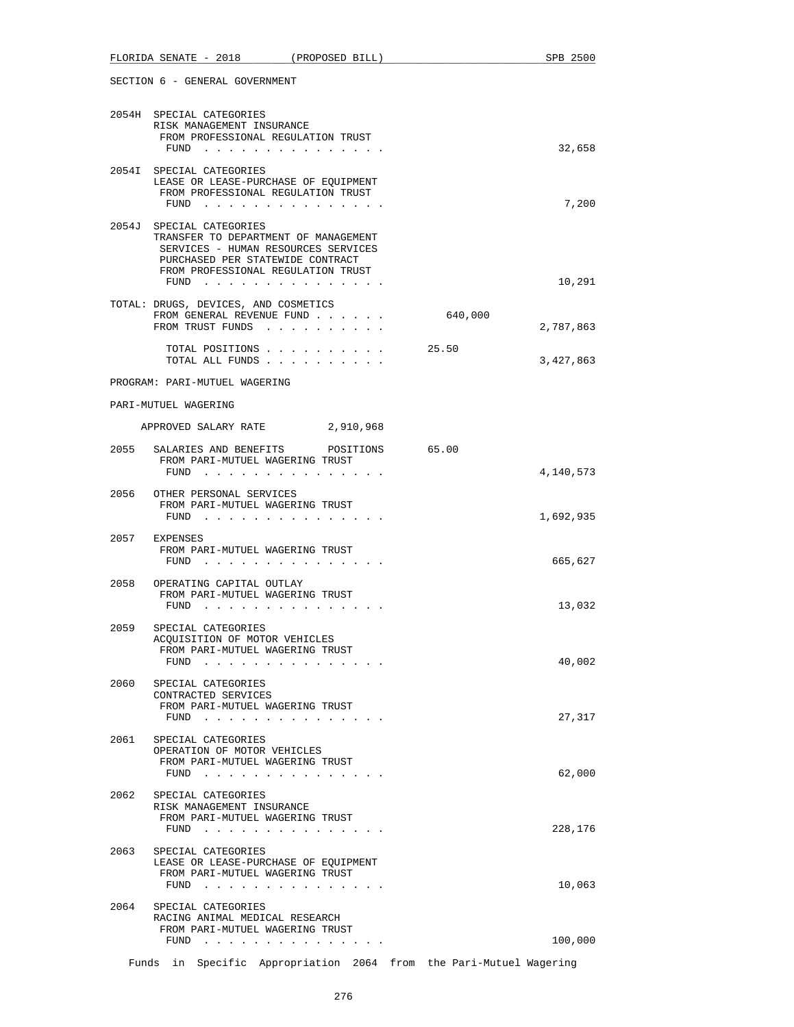SECTION 6 - GENERAL GOVERNMENT

| | | | |
|---|---|---|---|
| 2054H | SPECIAL CATEGORIES<br>RISK MANAGEMENT INSURANCE<br>FROM PROFESSIONAL REGULATION TRUST FUND . . . . . . . . . . . . . . . | | 32,658 |
| 2054I | SPECIAL CATEGORIES<br>LEASE OR LEASE-PURCHASE OF EQUIPMENT<br>FROM PROFESSIONAL REGULATION TRUST FUND . . . . . . . . . . . . . . . | | 7,200 |
| 2054J | SPECIAL CATEGORIES<br>TRANSFER TO DEPARTMENT OF MANAGEMENT SERVICES - HUMAN RESOURCES SERVICES PURCHASED PER STATEWIDE CONTRACT<br>FROM PROFESSIONAL REGULATION TRUST FUND . . . . . . . . . . . . . . . | | 10,291 |
| TOTAL: | DRUGS, DEVICES, AND COSMETICS<br>FROM GENERAL REVENUE FUND . . . . . .<br>FROM TRUST FUNDS . . . . . . . . . . | 640,000 | <br><br>2,787,863 |
| | TOTAL POSITIONS . . . . . . . . . .<br>TOTAL ALL FUNDS . . . . . . . . . . | 25.50 | <br>3,427,863 |

PROGRAM: PARI-MUTUEL WAGERING

PARI-MUTUEL WAGERING

APPROVED SALARY RATE 2,910,968

| | | | |
|---|---|---|---|
| 2055 | SALARIES AND BENEFITS POSITIONS<br>FROM PARI-MUTUEL WAGERING TRUST FUND . . . . . . . . . . . . . . . | 65.00 | 4,140,573 |
| 2056 | OTHER PERSONAL SERVICES<br>FROM PARI-MUTUEL WAGERING TRUST FUND . . . . . . . . . . . . . . . | | 1,692,935 |
| 2057 | EXPENSES<br>FROM PARI-MUTUEL WAGERING TRUST FUND . . . . . . . . . . . . . . . | | 665,627 |
| 2058 | OPERATING CAPITAL OUTLAY<br>FROM PARI-MUTUEL WAGERING TRUST FUND . . . . . . . . . . . . . . . | | 13,032 |
| 2059 | SPECIAL CATEGORIES<br>ACQUISITION OF MOTOR VEHICLES<br>FROM PARI-MUTUEL WAGERING TRUST FUND . . . . . . . . . . . . . . . | | 40,002 |
| 2060 | SPECIAL CATEGORIES<br>CONTRACTED SERVICES<br>FROM PARI-MUTUEL WAGERING TRUST FUND . . . . . . . . . . . . . . . | | 27,317 |
| 2061 | SPECIAL CATEGORIES<br>OPERATION OF MOTOR VEHICLES<br>FROM PARI-MUTUEL WAGERING TRUST FUND . . . . . . . . . . . . . . . | | 62,000 |
| 2062 | SPECIAL CATEGORIES<br>RISK MANAGEMENT INSURANCE<br>FROM PARI-MUTUEL WAGERING TRUST FUND . . . . . . . . . . . . . . . | | 228,176 |
| 2063 | SPECIAL CATEGORIES<br>LEASE OR LEASE-PURCHASE OF EQUIPMENT<br>FROM PARI-MUTUEL WAGERING TRUST FUND . . . . . . . . . . . . . . . | | 10,063 |
| 2064 | SPECIAL CATEGORIES<br>RACING ANIMAL MEDICAL RESEARCH<br>FROM PARI-MUTUEL WAGERING TRUST FUND . . . . . . . . . . . . . . . | | 100,000 |

Funds in Specific Appropriation 2064 from the Pari-Mutuel Wagering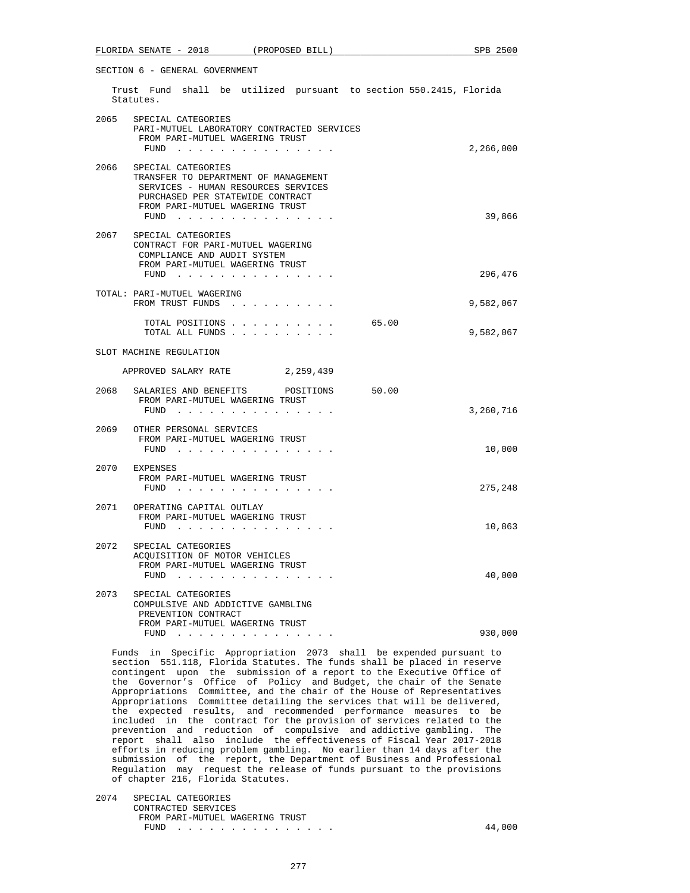SECTION 6 - GENERAL GOVERNMENT

Trust Fund shall be utilized pursuant to section 550.2415, Florida Statutes.

2065 SPECIAL CATEGORIES
PARI-MUTUEL LABORATORY CONTRACTED SERVICES
FROM PARI-MUTUEL WAGERING TRUST
FUND . . . . . . . . . . . . . . . 2,266,000

2066 SPECIAL CATEGORIES
TRANSFER TO DEPARTMENT OF MANAGEMENT
SERVICES - HUMAN RESOURCES SERVICES
PURCHASED PER STATEWIDE CONTRACT
FROM PARI-MUTUEL WAGERING TRUST
FUND . . . . . . . . . . . . . . . 39,866

2067 SPECIAL CATEGORIES
CONTRACT FOR PARI-MUTUEL WAGERING
COMPLIANCE AND AUDIT SYSTEM
FROM PARI-MUTUEL WAGERING TRUST
FUND . . . . . . . . . . . . . . . 296,476

TOTAL: PARI-MUTUEL WAGERING
FROM TRUST FUNDS . . . . . . . . . . 9,582,067

TOTAL POSITIONS . . . . . . . . . . 65.00
TOTAL ALL FUNDS . . . . . . . . . . 9,582,067

SLOT MACHINE REGULATION

APPROVED SALARY RATE 2,259,439

2068 SALARIES AND BENEFITS POSITIONS 50.00
FROM PARI-MUTUEL WAGERING TRUST
FUND . . . . . . . . . . . . . . . 3,260,716

2069 OTHER PERSONAL SERVICES
FROM PARI-MUTUEL WAGERING TRUST
FUND . . . . . . . . . . . . . . . 10,000

2070 EXPENSES
FROM PARI-MUTUEL WAGERING TRUST
FUND . . . . . . . . . . . . . . . 275,248

2071 OPERATING CAPITAL OUTLAY
FROM PARI-MUTUEL WAGERING TRUST
FUND . . . . . . . . . . . . . . . 10,863

2072 SPECIAL CATEGORIES
ACQUISITION OF MOTOR VEHICLES
FROM PARI-MUTUEL WAGERING TRUST
FUND . . . . . . . . . . . . . . . 40,000

2073 SPECIAL CATEGORIES
COMPULSIVE AND ADDICTIVE GAMBLING
PREVENTION CONTRACT
FROM PARI-MUTUEL WAGERING TRUST
FUND . . . . . . . . . . . . . . . 930,000

Funds in Specific Appropriation 2073 shall be expended pursuant to section 551.118, Florida Statutes. The funds shall be placed in reserve contingent upon the submission of a report to the Executive Office of the Governor's Office of Policy and Budget, the chair of the Senate Appropriations Committee, and the chair of the House of Representatives Appropriations Committee detailing the services that will be delivered, the expected results, and recommended performance measures to be included in the contract for the provision of services related to the prevention and reduction of compulsive and addictive gambling. The report shall also include the effectiveness of Fiscal Year 2017-2018 efforts in reducing problem gambling. No earlier than 14 days after the submission of the report, the Department of Business and Professional Regulation may request the release of funds pursuant to the provisions of chapter 216, Florida Statutes.

2074 SPECIAL CATEGORIES
CONTRACTED SERVICES
FROM PARI-MUTUEL WAGERING TRUST
FUND . . . . . . . . . . . . . . . 44,000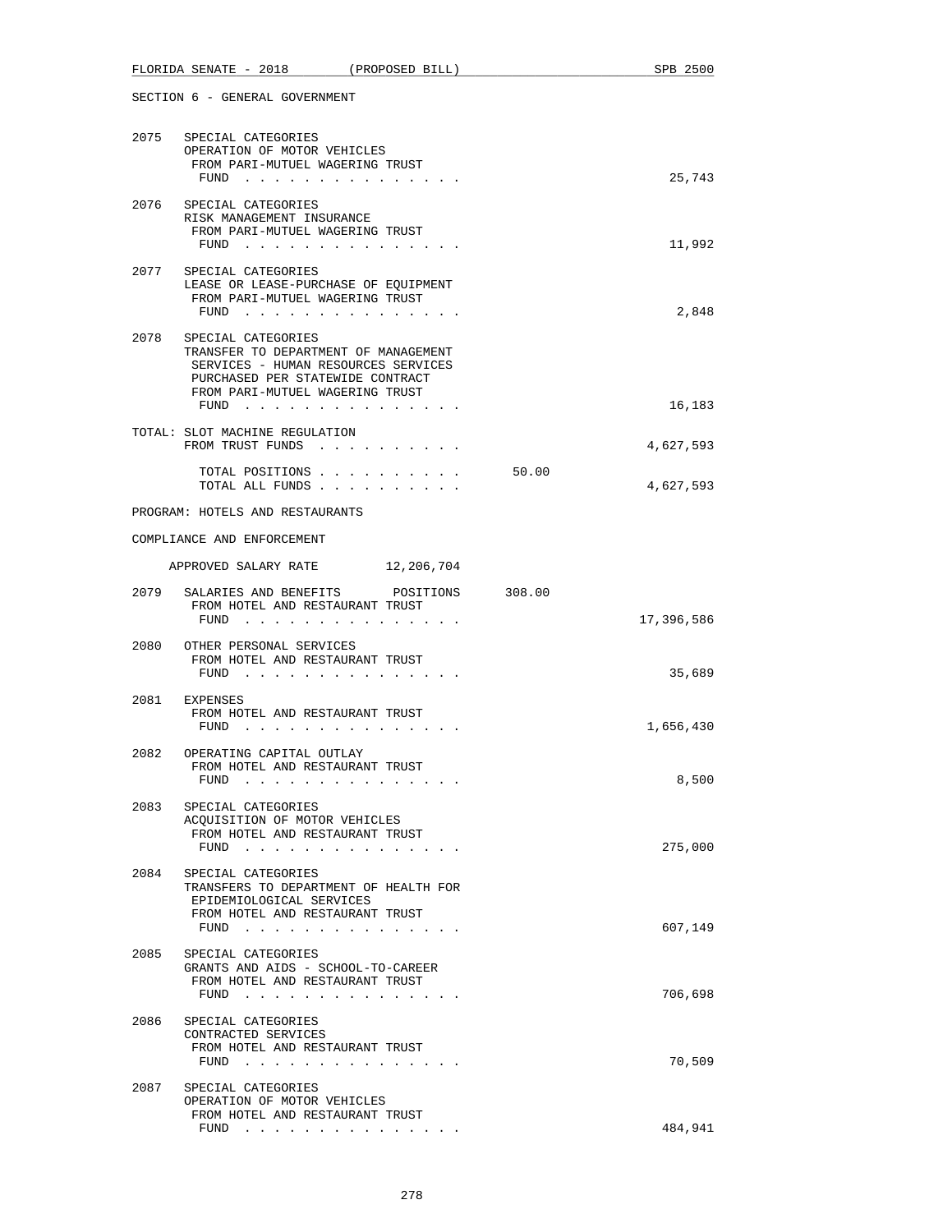SECTION 6 - GENERAL GOVERNMENT

| | | | |
|---|---|---|---|
| 2075 | SPECIAL CATEGORIES<br>OPERATION OF MOTOR VEHICLES<br>FROM PARI-MUTUEL WAGERING TRUST FUND . . . . . . . . . . . . . . . | | 25,743 |
| 2076 | SPECIAL CATEGORIES<br>RISK MANAGEMENT INSURANCE<br>FROM PARI-MUTUEL WAGERING TRUST FUND . . . . . . . . . . . . . . . | | 11,992 |
| 2077 | SPECIAL CATEGORIES<br>LEASE OR LEASE-PURCHASE OF EQUIPMENT<br>FROM PARI-MUTUEL WAGERING TRUST FUND . . . . . . . . . . . . . . . | | 2,848 |
| 2078 | SPECIAL CATEGORIES<br>TRANSFER TO DEPARTMENT OF MANAGEMENT SERVICES - HUMAN RESOURCES SERVICES PURCHASED PER STATEWIDE CONTRACT<br>FROM PARI-MUTUEL WAGERING TRUST FUND . . . . . . . . . . . . . . . | | 16,183 |
| | TOTAL: SLOT MACHINE REGULATION<br>FROM TRUST FUNDS . . . . . . . . . . | | 4,627,593 |
| | TOTAL POSITIONS . . . . . . . . . . | 50.00 | |
| | TOTAL ALL FUNDS . . . . . . . . . . | | 4,627,593 |

PROGRAM: HOTELS AND RESTAURANTS

COMPLIANCE AND ENFORCEMENT

APPROVED SALARY RATE 12,206,704

| | | | |
|---|---|---|---|
| 2079 | SALARIES AND BENEFITS POSITIONS<br>FROM HOTEL AND RESTAURANT TRUST FUND . . . . . . . . . . . . . . . | 308.00 | 17,396,586 |
| 2080 | OTHER PERSONAL SERVICES<br>FROM HOTEL AND RESTAURANT TRUST FUND . . . . . . . . . . . . . . . | | 35,689 |
| 2081 | EXPENSES<br>FROM HOTEL AND RESTAURANT TRUST FUND . . . . . . . . . . . . . . . | | 1,656,430 |
| 2082 | OPERATING CAPITAL OUTLAY<br>FROM HOTEL AND RESTAURANT TRUST FUND . . . . . . . . . . . . . . . | | 8,500 |
| 2083 | SPECIAL CATEGORIES<br>ACQUISITION OF MOTOR VEHICLES<br>FROM HOTEL AND RESTAURANT TRUST FUND . . . . . . . . . . . . . . . | | 275,000 |
| 2084 | SPECIAL CATEGORIES<br>TRANSFERS TO DEPARTMENT OF HEALTH FOR EPIDEMIOLOGICAL SERVICES<br>FROM HOTEL AND RESTAURANT TRUST FUND . . . . . . . . . . . . . . . | | 607,149 |
| 2085 | SPECIAL CATEGORIES<br>GRANTS AND AIDS - SCHOOL-TO-CAREER<br>FROM HOTEL AND RESTAURANT TRUST FUND . . . . . . . . . . . . . . . | | 706,698 |
| 2086 | SPECIAL CATEGORIES<br>CONTRACTED SERVICES<br>FROM HOTEL AND RESTAURANT TRUST FUND . . . . . . . . . . . . . . . | | 70,509 |
| 2087 | SPECIAL CATEGORIES<br>OPERATION OF MOTOR VEHICLES<br>FROM HOTEL AND RESTAURANT TRUST FUND . . . . . . . . . . . . . . . | | 484,941 |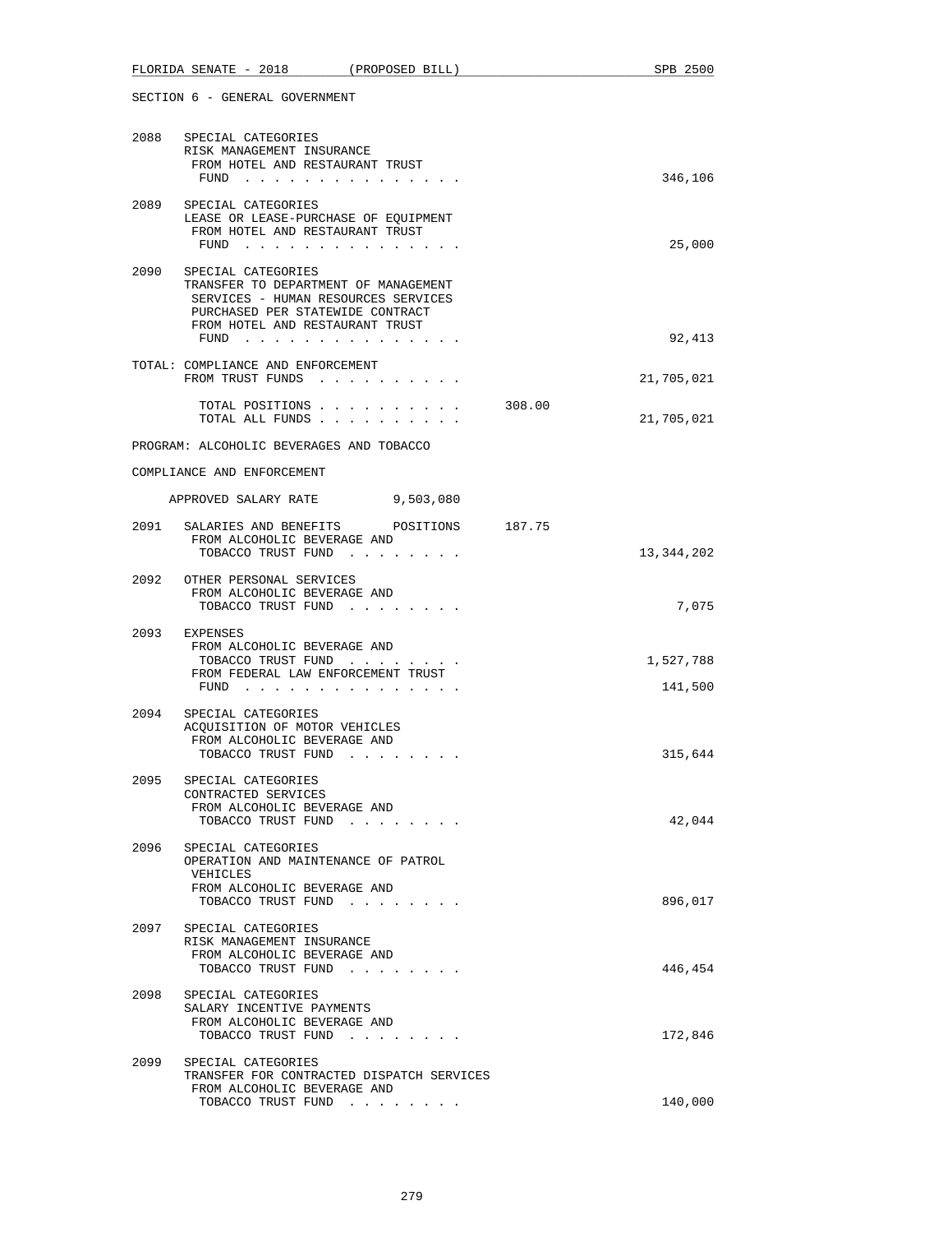SECTION 6 - GENERAL GOVERNMENT

```
2088  SPECIAL CATEGORIES
      RISK MANAGEMENT INSURANCE
       FROM HOTEL AND RESTAURANT TRUST
        FUND . . . . . . . . . . . . . . .                            346,106

2089  SPECIAL CATEGORIES
      LEASE OR LEASE-PURCHASE OF EQUIPMENT
       FROM HOTEL AND RESTAURANT TRUST
        FUND . . . . . . . . . . . . . . .                             25,000

2090  SPECIAL CATEGORIES
      TRANSFER TO DEPARTMENT OF MANAGEMENT
       SERVICES - HUMAN RESOURCES SERVICES
       PURCHASED PER STATEWIDE CONTRACT
       FROM HOTEL AND RESTAURANT TRUST
        FUND . . . . . . . . . . . . . . .                             92,413

TOTAL: COMPLIANCE AND ENFORCEMENT
       FROM TRUST FUNDS . . . . . . . . . .                        21,705,021

        TOTAL POSITIONS . . . . . . . . . .      308.00
        TOTAL ALL FUNDS . . . . . . . . . .                        21,705,021

PROGRAM: ALCOHOLIC BEVERAGES AND TOBACCO

COMPLIANCE AND ENFORCEMENT

     APPROVED SALARY RATE        9,503,080

2091  SALARIES AND BENEFITS      POSITIONS    187.75
       FROM ALCOHOLIC BEVERAGE AND
        TOBACCO TRUST FUND . . . . . . . .                         13,344,202

2092  OTHER PERSONAL SERVICES
       FROM ALCOHOLIC BEVERAGE AND
        TOBACCO TRUST FUND . . . . . . . .                              7,075

2093  EXPENSES
       FROM ALCOHOLIC BEVERAGE AND
        TOBACCO TRUST FUND . . . . . . . .                          1,527,788
       FROM FEDERAL LAW ENFORCEMENT TRUST
        FUND . . . . . . . . . . . . . . .                            141,500

2094  SPECIAL CATEGORIES
      ACQUISITION OF MOTOR VEHICLES
       FROM ALCOHOLIC BEVERAGE AND
        TOBACCO TRUST FUND . . . . . . . .                            315,644

2095  SPECIAL CATEGORIES
      CONTRACTED SERVICES
       FROM ALCOHOLIC BEVERAGE AND
        TOBACCO TRUST FUND . . . . . . . .                             42,044

2096  SPECIAL CATEGORIES
      OPERATION AND MAINTENANCE OF PATROL
       VEHICLES
       FROM ALCOHOLIC BEVERAGE AND
        TOBACCO TRUST FUND . . . . . . . .                            896,017

2097  SPECIAL CATEGORIES
      RISK MANAGEMENT INSURANCE
       FROM ALCOHOLIC BEVERAGE AND
        TOBACCO TRUST FUND . . . . . . . .                            446,454

2098  SPECIAL CATEGORIES
      SALARY INCENTIVE PAYMENTS
       FROM ALCOHOLIC BEVERAGE AND
        TOBACCO TRUST FUND . . . . . . . .                            172,846

2099  SPECIAL CATEGORIES
      TRANSFER FOR CONTRACTED DISPATCH SERVICES
       FROM ALCOHOLIC BEVERAGE AND
        TOBACCO TRUST FUND . . . . . . . .                            140,000
```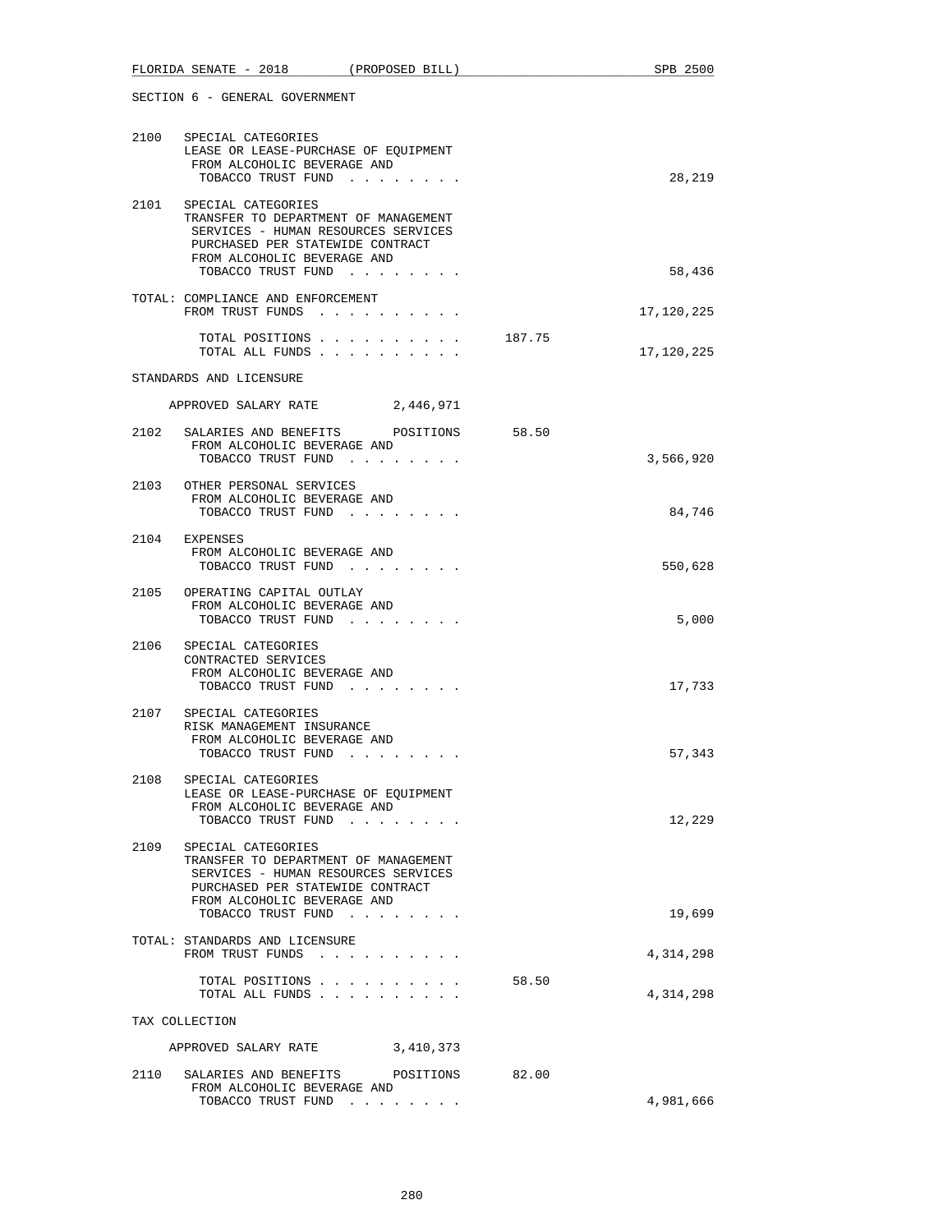SECTION 6 - GENERAL GOVERNMENT

| | | Positions | Amount |
|---|---|---|---|
| 2100 | SPECIAL CATEGORIES<br>LEASE OR LEASE-PURCHASE OF EQUIPMENT<br>FROM ALCOHOLIC BEVERAGE AND<br>TOBACCO TRUST FUND . . . . . . . . | | 28,219 |
| 2101 | SPECIAL CATEGORIES<br>TRANSFER TO DEPARTMENT OF MANAGEMENT<br>SERVICES - HUMAN RESOURCES SERVICES<br>PURCHASED PER STATEWIDE CONTRACT<br>FROM ALCOHOLIC BEVERAGE AND<br>TOBACCO TRUST FUND . . . . . . . . | | 58,436 |
| | TOTAL: COMPLIANCE AND ENFORCEMENT<br>FROM TRUST FUNDS . . . . . . . . . . | | 17,120,225 |
| | TOTAL POSITIONS . . . . . . . . . . | 187.75 | |
| | TOTAL ALL FUNDS . . . . . . . . . . | | 17,120,225 |

STANDARDS AND LICENSURE

APPROVED SALARY RATE 2,446,971

| | | Positions | Amount |
|---|---|---|---|
| 2102 | SALARIES AND BENEFITS POSITIONS<br>FROM ALCOHOLIC BEVERAGE AND<br>TOBACCO TRUST FUND . . . . . . . . | 58.50 | 3,566,920 |
| 2103 | OTHER PERSONAL SERVICES<br>FROM ALCOHOLIC BEVERAGE AND<br>TOBACCO TRUST FUND . . . . . . . . | | 84,746 |
| 2104 | EXPENSES<br>FROM ALCOHOLIC BEVERAGE AND<br>TOBACCO TRUST FUND . . . . . . . . | | 550,628 |
| 2105 | OPERATING CAPITAL OUTLAY<br>FROM ALCOHOLIC BEVERAGE AND<br>TOBACCO TRUST FUND . . . . . . . . | | 5,000 |
| 2106 | SPECIAL CATEGORIES<br>CONTRACTED SERVICES<br>FROM ALCOHOLIC BEVERAGE AND<br>TOBACCO TRUST FUND . . . . . . . . | | 17,733 |
| 2107 | SPECIAL CATEGORIES<br>RISK MANAGEMENT INSURANCE<br>FROM ALCOHOLIC BEVERAGE AND<br>TOBACCO TRUST FUND . . . . . . . . | | 57,343 |
| 2108 | SPECIAL CATEGORIES<br>LEASE OR LEASE-PURCHASE OF EQUIPMENT<br>FROM ALCOHOLIC BEVERAGE AND<br>TOBACCO TRUST FUND . . . . . . . . | | 12,229 |
| 2109 | SPECIAL CATEGORIES<br>TRANSFER TO DEPARTMENT OF MANAGEMENT<br>SERVICES - HUMAN RESOURCES SERVICES<br>PURCHASED PER STATEWIDE CONTRACT<br>FROM ALCOHOLIC BEVERAGE AND<br>TOBACCO TRUST FUND . . . . . . . . | | 19,699 |
| | TOTAL: STANDARDS AND LICENSURE<br>FROM TRUST FUNDS . . . . . . . . . . | | 4,314,298 |
| | TOTAL POSITIONS . . . . . . . . . . | 58.50 | |
| | TOTAL ALL FUNDS . . . . . . . . . . | | 4,314,298 |

TAX COLLECTION

APPROVED SALARY RATE 3,410,373

| | | Positions | Amount |
|---|---|---|---|
| 2110 | SALARIES AND BENEFITS POSITIONS<br>FROM ALCOHOLIC BEVERAGE AND<br>TOBACCO TRUST FUND . . . . . . . . | 82.00 | 4,981,666 |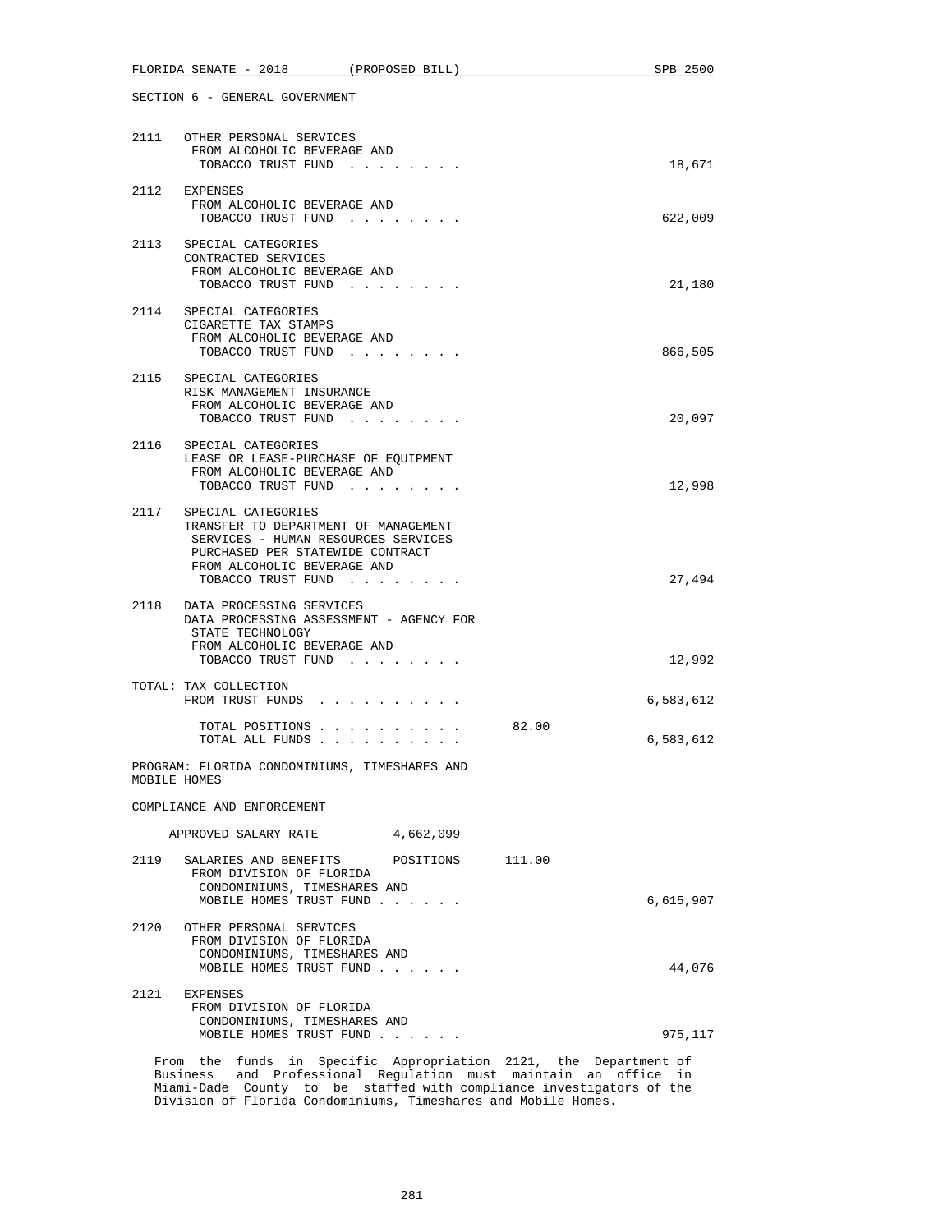SECTION 6 - GENERAL GOVERNMENT

2111 OTHER PERSONAL SERVICES
FROM ALCOHOLIC BEVERAGE AND
TOBACCO TRUST FUND . . . . . . . . 18,671

2112 EXPENSES
FROM ALCOHOLIC BEVERAGE AND
TOBACCO TRUST FUND . . . . . . . . 622,009

2113 SPECIAL CATEGORIES
CONTRACTED SERVICES
FROM ALCOHOLIC BEVERAGE AND
TOBACCO TRUST FUND . . . . . . . . 21,180

2114 SPECIAL CATEGORIES
CIGARETTE TAX STAMPS
FROM ALCOHOLIC BEVERAGE AND
TOBACCO TRUST FUND . . . . . . . . 866,505

2115 SPECIAL CATEGORIES
RISK MANAGEMENT INSURANCE
FROM ALCOHOLIC BEVERAGE AND
TOBACCO TRUST FUND . . . . . . . . 20,097

2116 SPECIAL CATEGORIES
LEASE OR LEASE-PURCHASE OF EQUIPMENT
FROM ALCOHOLIC BEVERAGE AND
TOBACCO TRUST FUND . . . . . . . . 12,998

2117 SPECIAL CATEGORIES
TRANSFER TO DEPARTMENT OF MANAGEMENT
SERVICES - HUMAN RESOURCES SERVICES
PURCHASED PER STATEWIDE CONTRACT
FROM ALCOHOLIC BEVERAGE AND
TOBACCO TRUST FUND . . . . . . . . 27,494

2118 DATA PROCESSING SERVICES
DATA PROCESSING ASSESSMENT - AGENCY FOR
STATE TECHNOLOGY
FROM ALCOHOLIC BEVERAGE AND
TOBACCO TRUST FUND . . . . . . . . 12,992

TOTAL: TAX COLLECTION
FROM TRUST FUNDS . . . . . . . . . . 6,583,612

TOTAL POSITIONS . . . . . . . . . . 82.00
TOTAL ALL FUNDS . . . . . . . . . . 6,583,612

PROGRAM: FLORIDA CONDOMINIUMS, TIMESHARES AND
MOBILE HOMES

COMPLIANCE AND ENFORCEMENT

APPROVED SALARY RATE 4,662,099

2119 SALARIES AND BENEFITS POSITIONS 111.00
FROM DIVISION OF FLORIDA
CONDOMINIUMS, TIMESHARES AND
MOBILE HOMES TRUST FUND . . . . . . 6,615,907

2120 OTHER PERSONAL SERVICES
FROM DIVISION OF FLORIDA
CONDOMINIUMS, TIMESHARES AND
MOBILE HOMES TRUST FUND . . . . . . 44,076

2121 EXPENSES
FROM DIVISION OF FLORIDA
CONDOMINIUMS, TIMESHARES AND
MOBILE HOMES TRUST FUND . . . . . . 975,117

From the funds in Specific Appropriation 2121, the Department of Business and Professional Regulation must maintain an office in Miami-Dade County to be staffed with compliance investigators of the Division of Florida Condominiums, Timeshares and Mobile Homes.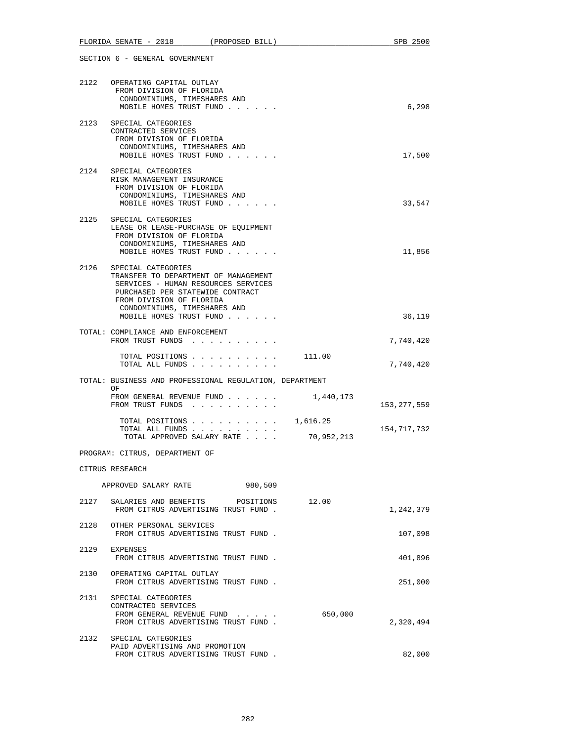SECTION 6 - GENERAL GOVERNMENT

2122 OPERATING CAPITAL OUTLAY
FROM DIVISION OF FLORIDA CONDOMINIUMS, TIMESHARES AND MOBILE HOMES TRUST FUND . . . . . . 6,298

2123 SPECIAL CATEGORIES
CONTRACTED SERVICES
FROM DIVISION OF FLORIDA CONDOMINIUMS, TIMESHARES AND MOBILE HOMES TRUST FUND . . . . . . 17,500

2124 SPECIAL CATEGORIES
RISK MANAGEMENT INSURANCE
FROM DIVISION OF FLORIDA CONDOMINIUMS, TIMESHARES AND MOBILE HOMES TRUST FUND . . . . . . 33,547

2125 SPECIAL CATEGORIES
LEASE OR LEASE-PURCHASE OF EQUIPMENT
FROM DIVISION OF FLORIDA CONDOMINIUMS, TIMESHARES AND MOBILE HOMES TRUST FUND . . . . . . 11,856

2126 SPECIAL CATEGORIES
TRANSFER TO DEPARTMENT OF MANAGEMENT SERVICES - HUMAN RESOURCES SERVICES PURCHASED PER STATEWIDE CONTRACT
FROM DIVISION OF FLORIDA CONDOMINIUMS, TIMESHARES AND MOBILE HOMES TRUST FUND . . . . . . 36,119

TOTAL: COMPLIANCE AND ENFORCEMENT
FROM TRUST FUNDS . . . . . . . . . . 7,740,420

TOTAL POSITIONS . . . . . . . . . . 111.00
TOTAL ALL FUNDS . . . . . . . . . . 7,740,420

TOTAL: BUSINESS AND PROFESSIONAL REGULATION, DEPARTMENT OF
FROM GENERAL REVENUE FUND . . . . . . 1,440,173
FROM TRUST FUNDS . . . . . . . . . . 153,277,559

TOTAL POSITIONS . . . . . . . . . . 1,616.25
TOTAL ALL FUNDS . . . . . . . . . . 154,717,732
TOTAL APPROVED SALARY RATE . . . . 70,952,213

PROGRAM: CITRUS, DEPARTMENT OF

CITRUS RESEARCH

APPROVED SALARY RATE 980,509

2127 SALARIES AND BENEFITS POSITIONS 12.00
FROM CITRUS ADVERTISING TRUST FUND . 1,242,379

2128 OTHER PERSONAL SERVICES
FROM CITRUS ADVERTISING TRUST FUND . 107,098

2129 EXPENSES
FROM CITRUS ADVERTISING TRUST FUND . 401,896

2130 OPERATING CAPITAL OUTLAY
FROM CITRUS ADVERTISING TRUST FUND . 251,000

2131 SPECIAL CATEGORIES
CONTRACTED SERVICES
FROM GENERAL REVENUE FUND . . . . . 650,000
FROM CITRUS ADVERTISING TRUST FUND . 2,320,494

2132 SPECIAL CATEGORIES
PAID ADVERTISING AND PROMOTION
FROM CITRUS ADVERTISING TRUST FUND . 82,000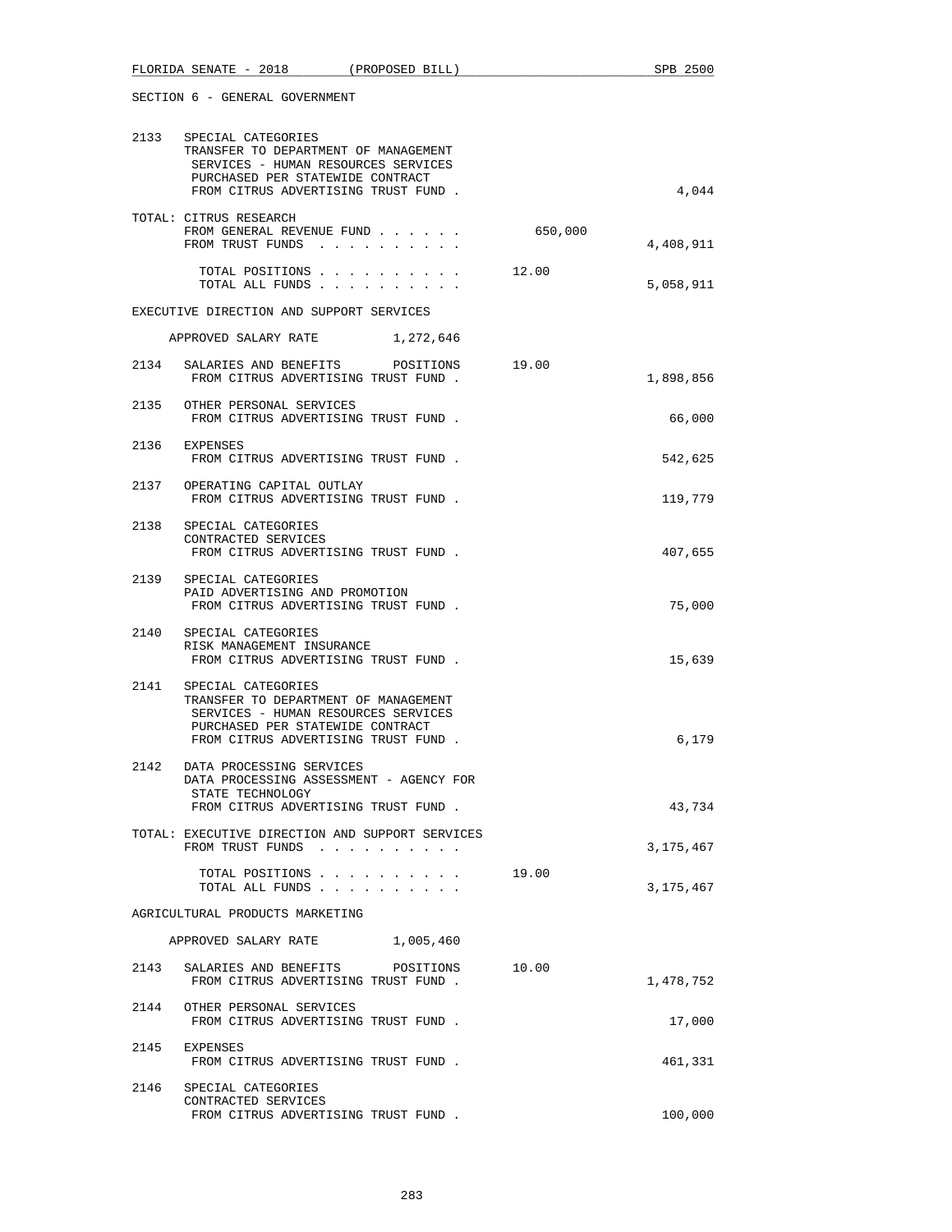SECTION 6 - GENERAL GOVERNMENT

2133 SPECIAL CATEGORIES
TRANSFER TO DEPARTMENT OF MANAGEMENT SERVICES - HUMAN RESOURCES SERVICES PURCHASED PER STATEWIDE CONTRACT
FROM CITRUS ADVERTISING TRUST FUND . . . . . 4,044

TOTAL: CITRUS RESEARCH
FROM GENERAL REVENUE FUND . . . . . . 650,000
FROM TRUST FUNDS . . . . . . . . . . 4,408,911

TOTAL POSITIONS . . . . . . . . . . 12.00
TOTAL ALL FUNDS . . . . . . . . . . 5,058,911

EXECUTIVE DIRECTION AND SUPPORT SERVICES

APPROVED SALARY RATE 1,272,646

2134 SALARIES AND BENEFITS POSITIONS 19.00
FROM CITRUS ADVERTISING TRUST FUND . 1,898,856

2135 OTHER PERSONAL SERVICES
FROM CITRUS ADVERTISING TRUST FUND . 66,000

2136 EXPENSES
FROM CITRUS ADVERTISING TRUST FUND . 542,625

2137 OPERATING CAPITAL OUTLAY
FROM CITRUS ADVERTISING TRUST FUND . 119,779

2138 SPECIAL CATEGORIES
CONTRACTED SERVICES
FROM CITRUS ADVERTISING TRUST FUND . 407,655

2139 SPECIAL CATEGORIES
PAID ADVERTISING AND PROMOTION
FROM CITRUS ADVERTISING TRUST FUND . 75,000

2140 SPECIAL CATEGORIES
RISK MANAGEMENT INSURANCE
FROM CITRUS ADVERTISING TRUST FUND . 15,639

2141 SPECIAL CATEGORIES
TRANSFER TO DEPARTMENT OF MANAGEMENT SERVICES - HUMAN RESOURCES SERVICES PURCHASED PER STATEWIDE CONTRACT
FROM CITRUS ADVERTISING TRUST FUND . 6,179

2142 DATA PROCESSING SERVICES
DATA PROCESSING ASSESSMENT - AGENCY FOR STATE TECHNOLOGY
FROM CITRUS ADVERTISING TRUST FUND . 43,734

TOTAL: EXECUTIVE DIRECTION AND SUPPORT SERVICES
FROM TRUST FUNDS . . . . . . . . . . 3,175,467

TOTAL POSITIONS . . . . . . . . . . 19.00
TOTAL ALL FUNDS . . . . . . . . . . 3,175,467

AGRICULTURAL PRODUCTS MARKETING

APPROVED SALARY RATE 1,005,460

2143 SALARIES AND BENEFITS POSITIONS 10.00
FROM CITRUS ADVERTISING TRUST FUND . 1,478,752

2144 OTHER PERSONAL SERVICES
FROM CITRUS ADVERTISING TRUST FUND . 17,000

2145 EXPENSES
FROM CITRUS ADVERTISING TRUST FUND . 461,331

2146 SPECIAL CATEGORIES
CONTRACTED SERVICES
FROM CITRUS ADVERTISING TRUST FUND . 100,000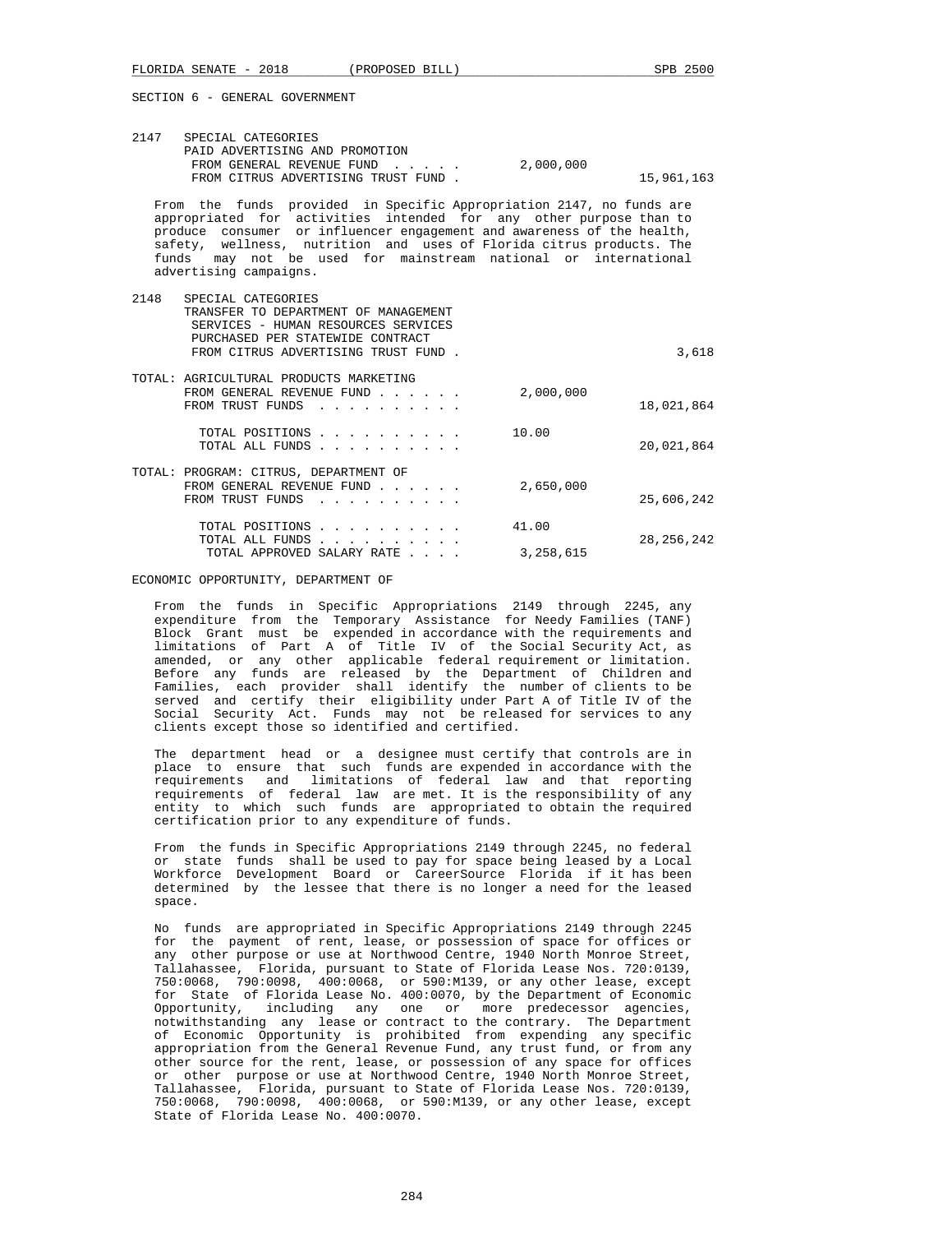SECTION 6 - GENERAL GOVERNMENT

| | | | |
|---|---|---|---|
| 2147 | SPECIAL CATEGORIES<br>PAID ADVERTISING AND PROMOTION | | |
| | FROM GENERAL REVENUE FUND . . . . . | 2,000,000 | |
| | FROM CITRUS ADVERTISING TRUST FUND . | | 15,961,163 |

From the funds provided in Specific Appropriation 2147, no funds are appropriated for activities intended for any other purpose than to produce consumer or influencer engagement and awareness of the health, safety, wellness, nutrition and uses of Florida citrus products. The funds may not be used for mainstream national or international advertising campaigns.

| | | | |
|---|---|---|---|
| 2148 | SPECIAL CATEGORIES<br>TRANSFER TO DEPARTMENT OF MANAGEMENT SERVICES - HUMAN RESOURCES SERVICES PURCHASED PER STATEWIDE CONTRACT | | |
| | FROM CITRUS ADVERTISING TRUST FUND . | | 3,618 |

| | | |
|---|---|---|
| TOTAL: AGRICULTURAL PRODUCTS MARKETING | | |
| FROM GENERAL REVENUE FUND . . . . . . | 2,000,000 | |
| FROM TRUST FUNDS . . . . . . . . . . | | 18,021,864 |
| TOTAL POSITIONS . . . . . . . . . . | 10.00 | |
| TOTAL ALL FUNDS . . . . . . . . . . | | 20,021,864 |

| | | |
|---|---|---|
| TOTAL: PROGRAM: CITRUS, DEPARTMENT OF | | |
| FROM GENERAL REVENUE FUND . . . . . . | 2,650,000 | |
| FROM TRUST FUNDS . . . . . . . . . . | | 25,606,242 |
| TOTAL POSITIONS . . . . . . . . . . | 41.00 | |
| TOTAL ALL FUNDS . . . . . . . . . . | | 28,256,242 |
| TOTAL APPROVED SALARY RATE . . . . | 3,258,615 | |

ECONOMIC OPPORTUNITY, DEPARTMENT OF

From the funds in Specific Appropriations 2149 through 2245, any expenditure from the Temporary Assistance for Needy Families (TANF) Block Grant must be expended in accordance with the requirements and limitations of Part A of Title IV of the Social Security Act, as amended, or any other applicable federal requirement or limitation. Before any funds are released by the Department of Children and Families, each provider shall identify the number of clients to be served and certify their eligibility under Part A of Title IV of the Social Security Act. Funds may not be released for services to any clients except those so identified and certified.

The department head or a designee must certify that controls are in place to ensure that such funds are expended in accordance with the requirements and limitations of federal law and that reporting requirements of federal law are met. It is the responsibility of any entity to which such funds are appropriated to obtain the required certification prior to any expenditure of funds.

From the funds in Specific Appropriations 2149 through 2245, no federal or state funds shall be used to pay for space being leased by a Local Workforce Development Board or CareerSource Florida if it has been determined by the lessee that there is no longer a need for the leased space.

No funds are appropriated in Specific Appropriations 2149 through 2245 for the payment of rent, lease, or possession of space for offices or any other purpose or use at Northwood Centre, 1940 North Monroe Street, Tallahassee, Florida, pursuant to State of Florida Lease Nos. 720:0139, 750:0068, 790:0098, 400:0068, or 590:M139, or any other lease, except for State of Florida Lease No. 400:0070, by the Department of Economic Opportunity, including any one or more predecessor agencies, notwithstanding any lease or contract to the contrary. The Department of Economic Opportunity is prohibited from expending any specific appropriation from the General Revenue Fund, any trust fund, or from any other source for the rent, lease, or possession of any space for offices or other purpose or use at Northwood Centre, 1940 North Monroe Street, Tallahassee, Florida, pursuant to State of Florida Lease Nos. 720:0139, 750:0068, 790:0098, 400:0068, or 590:M139, or any other lease, except State of Florida Lease No. 400:0070.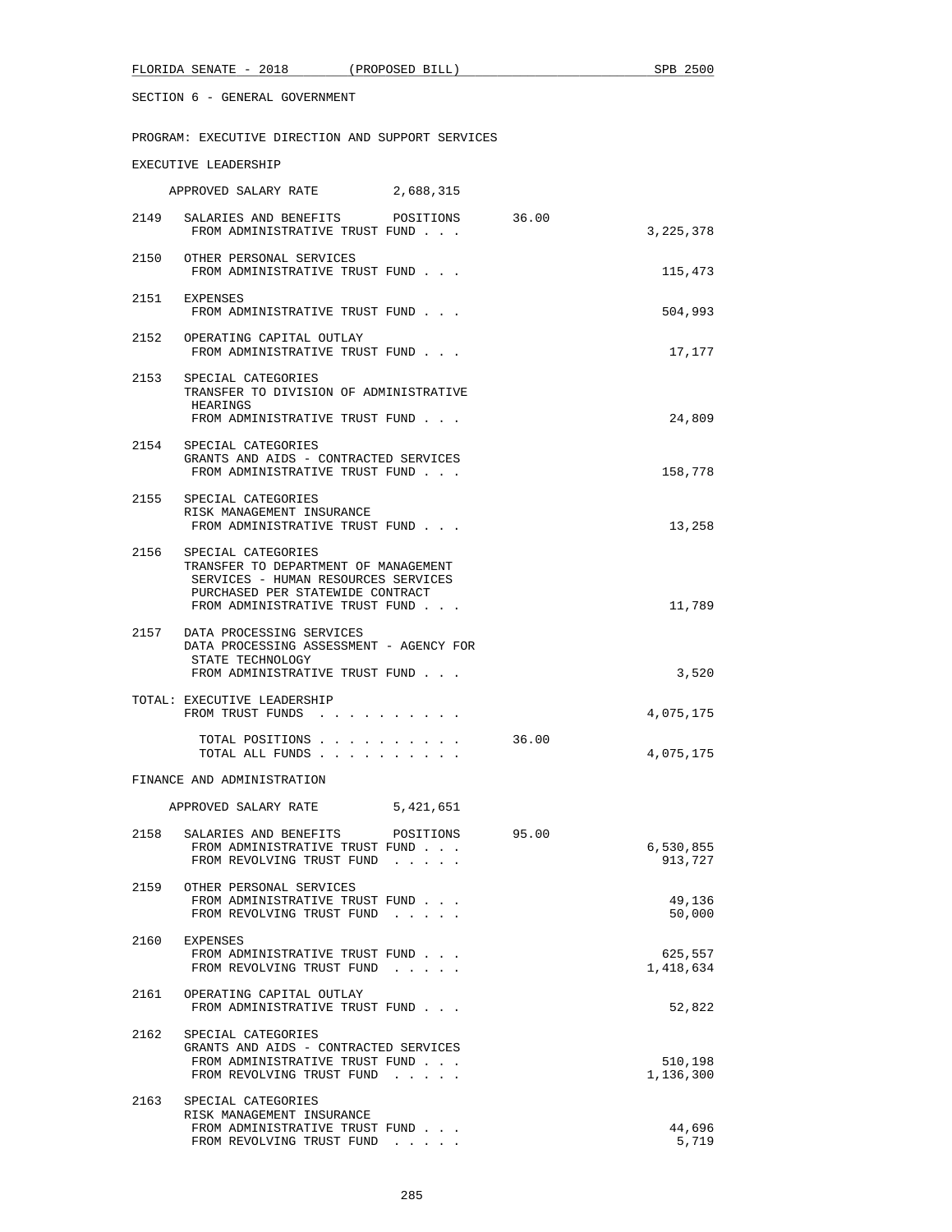SECTION 6 - GENERAL GOVERNMENT

PROGRAM: EXECUTIVE DIRECTION AND SUPPORT SERVICES

EXECUTIVE LEADERSHIP

APPROVED SALARY RATE 2,688,315

| | | | |
|---|---|---|---|
| 2149 | SALARIES AND BENEFITS POSITIONS | 36.00 | |
| | FROM ADMINISTRATIVE TRUST FUND . . . | | 3,225,378 |
| 2150 | OTHER PERSONAL SERVICES | | |
| | FROM ADMINISTRATIVE TRUST FUND . . . | | 115,473 |
| 2151 | EXPENSES | | |
| | FROM ADMINISTRATIVE TRUST FUND . . . | | 504,993 |
| 2152 | OPERATING CAPITAL OUTLAY | | |
| | FROM ADMINISTRATIVE TRUST FUND . . . | | 17,177 |
| 2153 | SPECIAL CATEGORIES<br>TRANSFER TO DIVISION OF ADMINISTRATIVE HEARINGS | | |
| | FROM ADMINISTRATIVE TRUST FUND . . . | | 24,809 |
| 2154 | SPECIAL CATEGORIES<br>GRANTS AND AIDS - CONTRACTED SERVICES | | |
| | FROM ADMINISTRATIVE TRUST FUND . . . | | 158,778 |
| 2155 | SPECIAL CATEGORIES<br>RISK MANAGEMENT INSURANCE | | |
| | FROM ADMINISTRATIVE TRUST FUND . . . | | 13,258 |
| 2156 | SPECIAL CATEGORIES<br>TRANSFER TO DEPARTMENT OF MANAGEMENT SERVICES - HUMAN RESOURCES SERVICES PURCHASED PER STATEWIDE CONTRACT | | |
| | FROM ADMINISTRATIVE TRUST FUND . . . | | 11,789 |
| 2157 | DATA PROCESSING SERVICES<br>DATA PROCESSING ASSESSMENT - AGENCY FOR STATE TECHNOLOGY | | |
| | FROM ADMINISTRATIVE TRUST FUND . . . | | 3,520 |

TOTAL: EXECUTIVE LEADERSHIP

| | | |
|---|---|---|
| FROM TRUST FUNDS . . . . . . . . . . | | 4,075,175 |
| TOTAL POSITIONS . . . . . . . . . . | 36.00 | |
| TOTAL ALL FUNDS . . . . . . . . . . | | 4,075,175 |

FINANCE AND ADMINISTRATION

APPROVED SALARY RATE 5,421,651

| | | | |
|---|---|---|---|
| 2158 | SALARIES AND BENEFITS POSITIONS | 95.00 | |
| | FROM ADMINISTRATIVE TRUST FUND . . . | | 6,530,855 |
| | FROM REVOLVING TRUST FUND . . . . . | | 913,727 |
| 2159 | OTHER PERSONAL SERVICES | | |
| | FROM ADMINISTRATIVE TRUST FUND . . . | | 49,136 |
| | FROM REVOLVING TRUST FUND . . . . . | | 50,000 |
| 2160 | EXPENSES | | |
| | FROM ADMINISTRATIVE TRUST FUND . . . | | 625,557 |
| | FROM REVOLVING TRUST FUND . . . . . | | 1,418,634 |
| 2161 | OPERATING CAPITAL OUTLAY | | |
| | FROM ADMINISTRATIVE TRUST FUND . . . | | 52,822 |
| 2162 | SPECIAL CATEGORIES<br>GRANTS AND AIDS - CONTRACTED SERVICES | | |
| | FROM ADMINISTRATIVE TRUST FUND . . . | | 510,198 |
| | FROM REVOLVING TRUST FUND . . . . . | | 1,136,300 |
| 2163 | SPECIAL CATEGORIES<br>RISK MANAGEMENT INSURANCE | | |
| | FROM ADMINISTRATIVE TRUST FUND . . . | | 44,696 |
| | FROM REVOLVING TRUST FUND . . . . . | | 5,719 |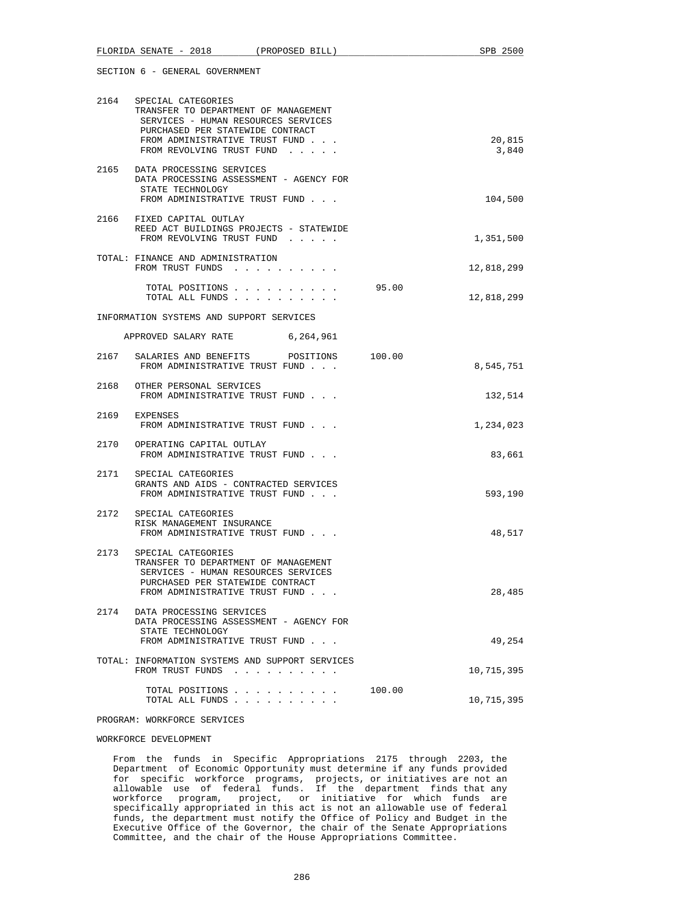SECTION 6 - GENERAL GOVERNMENT

| | | | |
|---|---|---|---|
| 2164 | SPECIAL CATEGORIES<br>TRANSFER TO DEPARTMENT OF MANAGEMENT SERVICES - HUMAN RESOURCES SERVICES PURCHASED PER STATEWIDE CONTRACT<br>FROM ADMINISTRATIVE TRUST FUND . . .<br>FROM REVOLVING TRUST FUND . . . . . | | 20,815<br>3,840 |
| 2165 | DATA PROCESSING SERVICES<br>DATA PROCESSING ASSESSMENT - AGENCY FOR STATE TECHNOLOGY<br>FROM ADMINISTRATIVE TRUST FUND . . . | | 104,500 |
| 2166 | FIXED CAPITAL OUTLAY<br>REED ACT BUILDINGS PROJECTS - STATEWIDE<br>FROM REVOLVING TRUST FUND . . . . . | | 1,351,500 |
| TOTAL: | FINANCE AND ADMINISTRATION<br>FROM TRUST FUNDS . . . . . . . . . . | | 12,818,299 |
| | TOTAL POSITIONS . . . . . . . . . . | 95.00 | |
| | TOTAL ALL FUNDS . . . . . . . . . . | | 12,818,299 |

INFORMATION SYSTEMS AND SUPPORT SERVICES

APPROVED SALARY RATE 6,264,961

| | | | |
|---|---|---|---|
| 2167 | SALARIES AND BENEFITS POSITIONS<br>FROM ADMINISTRATIVE TRUST FUND . . . | 100.00 | 8,545,751 |
| 2168 | OTHER PERSONAL SERVICES<br>FROM ADMINISTRATIVE TRUST FUND . . . | | 132,514 |
| 2169 | EXPENSES<br>FROM ADMINISTRATIVE TRUST FUND . . . | | 1,234,023 |
| 2170 | OPERATING CAPITAL OUTLAY<br>FROM ADMINISTRATIVE TRUST FUND . . . | | 83,661 |
| 2171 | SPECIAL CATEGORIES<br>GRANTS AND AIDS - CONTRACTED SERVICES<br>FROM ADMINISTRATIVE TRUST FUND . . . | | 593,190 |
| 2172 | SPECIAL CATEGORIES<br>RISK MANAGEMENT INSURANCE<br>FROM ADMINISTRATIVE TRUST FUND . . . | | 48,517 |
| 2173 | SPECIAL CATEGORIES<br>TRANSFER TO DEPARTMENT OF MANAGEMENT SERVICES - HUMAN RESOURCES SERVICES PURCHASED PER STATEWIDE CONTRACT<br>FROM ADMINISTRATIVE TRUST FUND . . . | | 28,485 |
| 2174 | DATA PROCESSING SERVICES<br>DATA PROCESSING ASSESSMENT - AGENCY FOR STATE TECHNOLOGY<br>FROM ADMINISTRATIVE TRUST FUND . . . | | 49,254 |
| TOTAL: | INFORMATION SYSTEMS AND SUPPORT SERVICES<br>FROM TRUST FUNDS . . . . . . . . . . | | 10,715,395 |
| | TOTAL POSITIONS . . . . . . . . . . | 100.00 | |
| | TOTAL ALL FUNDS . . . . . . . . . . | | 10,715,395 |

PROGRAM: WORKFORCE SERVICES

WORKFORCE DEVELOPMENT

From the funds in Specific Appropriations 2175 through 2203, the Department of Economic Opportunity must determine if any funds provided for specific workforce programs, projects, or initiatives are not an allowable use of federal funds. If the department finds that any workforce program, project, or initiative for which funds are specifically appropriated in this act is not an allowable use of federal funds, the department must notify the Office of Policy and Budget in the Executive Office of the Governor, the chair of the Senate Appropriations Committee, and the chair of the House Appropriations Committee.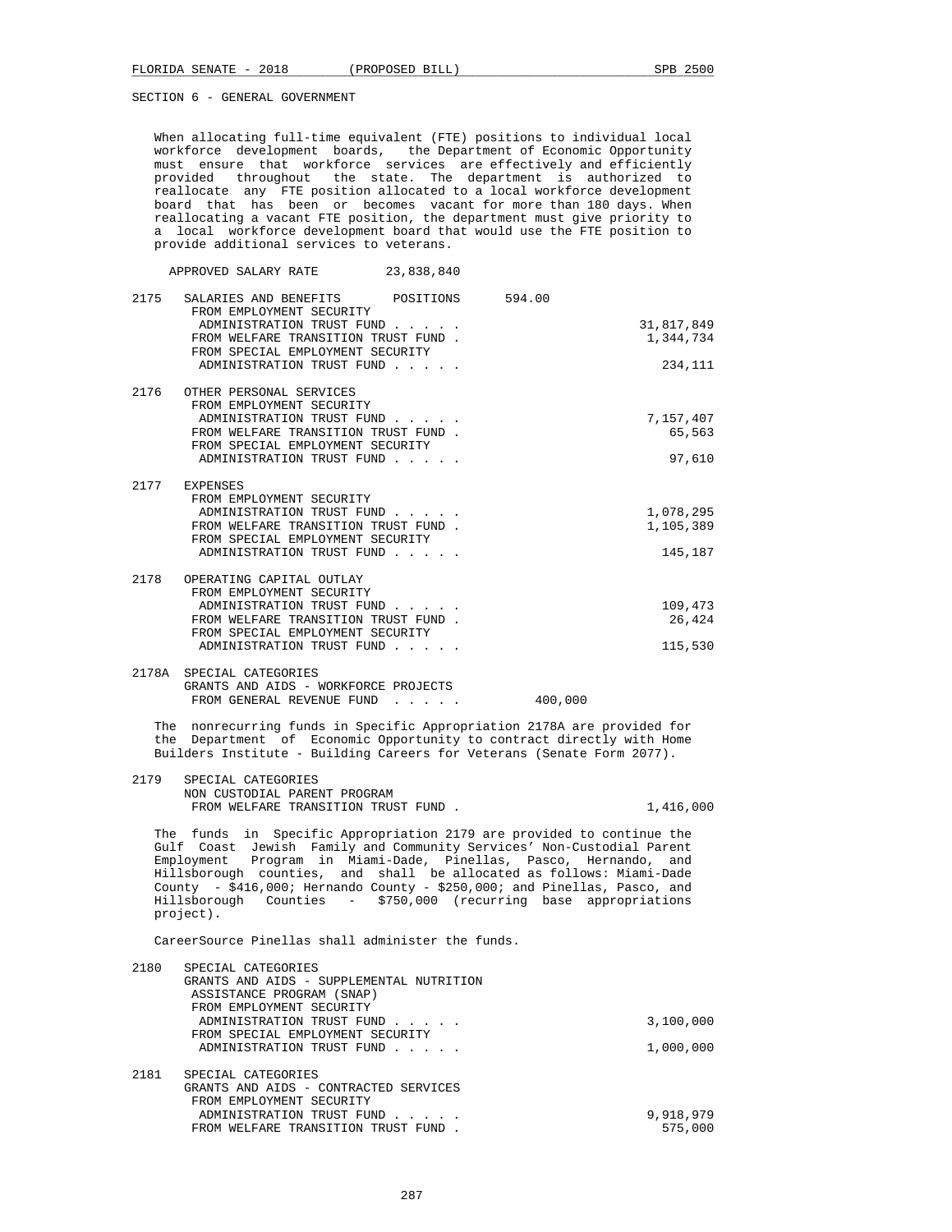SECTION 6 - GENERAL GOVERNMENT

When allocating full-time equivalent (FTE) positions to individual local workforce development boards, the Department of Economic Opportunity must ensure that workforce services are effectively and efficiently provided throughout the state. The department is authorized to reallocate any FTE position allocated to a local workforce development board that has been or becomes vacant for more than 180 days. When reallocating a vacant FTE position, the department must give priority to a local workforce development board that would use the FTE position to provide additional services to veterans.

APPROVED SALARY RATE 23,838,840

2175 SALARIES AND BENEFITS POSITIONS 594.00
FROM EMPLOYMENT SECURITY ADMINISTRATION TRUST FUND . . . . . 31,817,849
FROM WELFARE TRANSITION TRUST FUND . 1,344,734
FROM SPECIAL EMPLOYMENT SECURITY ADMINISTRATION TRUST FUND . . . . . 234,111

2176 OTHER PERSONAL SERVICES
FROM EMPLOYMENT SECURITY ADMINISTRATION TRUST FUND . . . . . 7,157,407
FROM WELFARE TRANSITION TRUST FUND . 65,563
FROM SPECIAL EMPLOYMENT SECURITY ADMINISTRATION TRUST FUND . . . . . 97,610

2177 EXPENSES
FROM EMPLOYMENT SECURITY ADMINISTRATION TRUST FUND . . . . . 1,078,295
FROM WELFARE TRANSITION TRUST FUND . 1,105,389
FROM SPECIAL EMPLOYMENT SECURITY ADMINISTRATION TRUST FUND . . . . . 145,187

2178 OPERATING CAPITAL OUTLAY
FROM EMPLOYMENT SECURITY ADMINISTRATION TRUST FUND . . . . . 109,473
FROM WELFARE TRANSITION TRUST FUND . 26,424
FROM SPECIAL EMPLOYMENT SECURITY ADMINISTRATION TRUST FUND . . . . . 115,530

2178A SPECIAL CATEGORIES
GRANTS AND AIDS - WORKFORCE PROJECTS
FROM GENERAL REVENUE FUND . . . . . 400,000

The nonrecurring funds in Specific Appropriation 2178A are provided for the Department of Economic Opportunity to contract directly with Home Builders Institute - Building Careers for Veterans (Senate Form 2077).

2179 SPECIAL CATEGORIES
NON CUSTODIAL PARENT PROGRAM
FROM WELFARE TRANSITION TRUST FUND . 1,416,000

The funds in Specific Appropriation 2179 are provided to continue the Gulf Coast Jewish Family and Community Services' Non-Custodial Parent Employment Program in Miami-Dade, Pinellas, Pasco, Hernando, and Hillsborough counties, and shall be allocated as follows: Miami-Dade County - $416,000; Hernando County - $250,000; and Pinellas, Pasco, and Hillsborough Counties - $750,000 (recurring base appropriations project).

CareerSource Pinellas shall administer the funds.

2180 SPECIAL CATEGORIES
GRANTS AND AIDS - SUPPLEMENTAL NUTRITION ASSISTANCE PROGRAM (SNAP)
FROM EMPLOYMENT SECURITY ADMINISTRATION TRUST FUND . . . . . 3,100,000
FROM SPECIAL EMPLOYMENT SECURITY ADMINISTRATION TRUST FUND . . . . . 1,000,000

2181 SPECIAL CATEGORIES
GRANTS AND AIDS - CONTRACTED SERVICES
FROM EMPLOYMENT SECURITY ADMINISTRATION TRUST FUND . . . . . 9,918,979
FROM WELFARE TRANSITION TRUST FUND . 575,000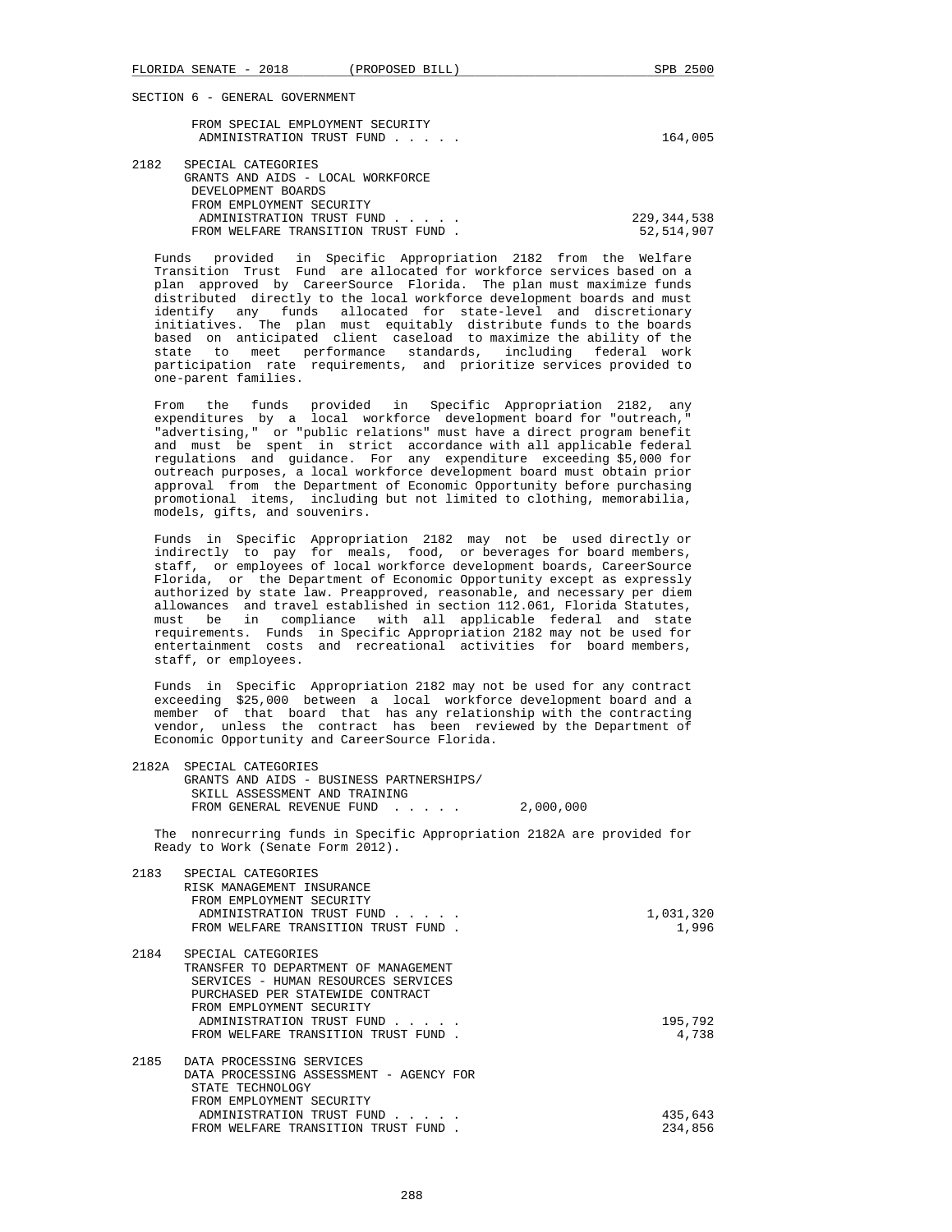SECTION 6 - GENERAL GOVERNMENT

FROM SPECIAL EMPLOYMENT SECURITY ADMINISTRATION TRUST FUND . . . . . 164,005

2182 SPECIAL CATEGORIES
GRANTS AND AIDS - LOCAL WORKFORCE DEVELOPMENT BOARDS
FROM EMPLOYMENT SECURITY ADMINISTRATION TRUST FUND . . . . . 229,344,538
FROM WELFARE TRANSITION TRUST FUND . 52,514,907

Funds provided in Specific Appropriation 2182 from the Welfare Transition Trust Fund are allocated for workforce services based on a plan approved by CareerSource Florida. The plan must maximize funds distributed directly to the local workforce development boards and must identify any funds allocated for state-level and discretionary initiatives. The plan must equitably distribute funds to the boards based on anticipated client caseload to maximize the ability of the state to meet performance standards, including federal work participation rate requirements, and prioritize services provided to one-parent families.

From the funds provided in Specific Appropriation 2182, any expenditures by a local workforce development board for "outreach," "advertising," or "public relations" must have a direct program benefit and must be spent in strict accordance with all applicable federal regulations and guidance. For any expenditure exceeding $5,000 for outreach purposes, a local workforce development board must obtain prior approval from the Department of Economic Opportunity before purchasing promotional items, including but not limited to clothing, memorabilia, models, gifts, and souvenirs.

Funds in Specific Appropriation 2182 may not be used directly or indirectly to pay for meals, food, or beverages for board members, staff, or employees of local workforce development boards, CareerSource Florida, or the Department of Economic Opportunity except as expressly authorized by state law. Preapproved, reasonable, and necessary per diem allowances and travel established in section 112.061, Florida Statutes, must be in compliance with all applicable federal and state requirements. Funds in Specific Appropriation 2182 may not be used for entertainment costs and recreational activities for board members, staff, or employees.

Funds in Specific Appropriation 2182 may not be used for any contract exceeding $25,000 between a local workforce development board and a member of that board that has any relationship with the contracting vendor, unless the contract has been reviewed by the Department of Economic Opportunity and CareerSource Florida.

2182A SPECIAL CATEGORIES
GRANTS AND AIDS - BUSINESS PARTNERSHIPS/ SKILL ASSESSMENT AND TRAINING
FROM GENERAL REVENUE FUND . . . . . 2,000,000

The nonrecurring funds in Specific Appropriation 2182A are provided for Ready to Work (Senate Form 2012).

2183 SPECIAL CATEGORIES
RISK MANAGEMENT INSURANCE
FROM EMPLOYMENT SECURITY ADMINISTRATION TRUST FUND . . . . . 1,031,320
FROM WELFARE TRANSITION TRUST FUND . 1,996

2184 SPECIAL CATEGORIES
TRANSFER TO DEPARTMENT OF MANAGEMENT SERVICES - HUMAN RESOURCES SERVICES PURCHASED PER STATEWIDE CONTRACT
FROM EMPLOYMENT SECURITY ADMINISTRATION TRUST FUND . . . . . 195,792
FROM WELFARE TRANSITION TRUST FUND . 4,738

2185 DATA PROCESSING SERVICES
DATA PROCESSING ASSESSMENT - AGENCY FOR STATE TECHNOLOGY
FROM EMPLOYMENT SECURITY ADMINISTRATION TRUST FUND . . . . . 435,643
FROM WELFARE TRANSITION TRUST FUND . 234,856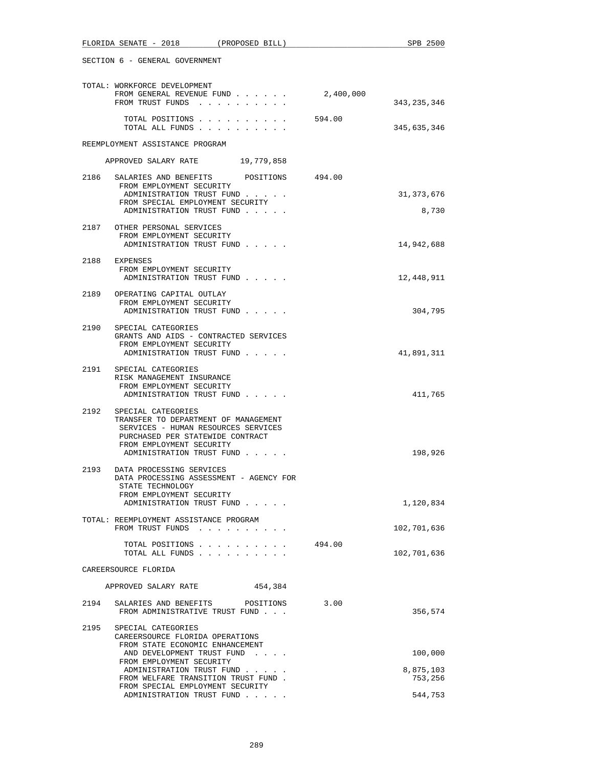SECTION 6 - GENERAL GOVERNMENT

```
TOTAL: WORKFORCE DEVELOPMENT
    FROM GENERAL REVENUE FUND . . . . . .       2,400,000
    FROM TRUST FUNDS  . . . . . . . . . .                        343,235,346

      TOTAL POSITIONS . . . . . . . . . .          594.00
      TOTAL ALL FUNDS . . . . . . . . . .                        345,635,346

REEMPLOYMENT ASSISTANCE PROGRAM

    APPROVED SALARY RATE        19,779,858

2186   SALARIES AND BENEFITS       POSITIONS       494.00
        FROM EMPLOYMENT SECURITY
         ADMINISTRATION TRUST FUND . . . . .                       31,373,676
        FROM SPECIAL EMPLOYMENT SECURITY
         ADMINISTRATION TRUST FUND . . . . .                            8,730

2187   OTHER PERSONAL SERVICES
        FROM EMPLOYMENT SECURITY
         ADMINISTRATION TRUST FUND . . . . .                       14,942,688

2188   EXPENSES
        FROM EMPLOYMENT SECURITY
         ADMINISTRATION TRUST FUND . . . . .                       12,448,911

2189   OPERATING CAPITAL OUTLAY
        FROM EMPLOYMENT SECURITY
         ADMINISTRATION TRUST FUND . . . . .                          304,795

2190   SPECIAL CATEGORIES
        GRANTS AND AIDS - CONTRACTED SERVICES
        FROM EMPLOYMENT SECURITY
         ADMINISTRATION TRUST FUND . . . . .                       41,891,311

2191   SPECIAL CATEGORIES
        RISK MANAGEMENT INSURANCE
        FROM EMPLOYMENT SECURITY
         ADMINISTRATION TRUST FUND . . . . .                          411,765

2192   SPECIAL CATEGORIES
        TRANSFER TO DEPARTMENT OF MANAGEMENT
         SERVICES - HUMAN RESOURCES SERVICES
         PURCHASED PER STATEWIDE CONTRACT
        FROM EMPLOYMENT SECURITY
         ADMINISTRATION TRUST FUND . . . . .                          198,926

2193   DATA PROCESSING SERVICES
        DATA PROCESSING ASSESSMENT - AGENCY FOR
         STATE TECHNOLOGY
        FROM EMPLOYMENT SECURITY
         ADMINISTRATION TRUST FUND . . . . .                        1,120,834

TOTAL: REEMPLOYMENT ASSISTANCE PROGRAM
    FROM TRUST FUNDS  . . . . . . . . . .                        102,701,636

      TOTAL POSITIONS . . . . . . . . . .          494.00
      TOTAL ALL FUNDS . . . . . . . . . .                        102,701,636

CAREERSOURCE FLORIDA

    APPROVED SALARY RATE           454,384

2194   SALARIES AND BENEFITS       POSITIONS         3.00
        FROM ADMINISTRATIVE TRUST FUND . . .                          356,574

2195   SPECIAL CATEGORIES
        CAREERSOURCE FLORIDA OPERATIONS
        FROM STATE ECONOMIC ENHANCEMENT
         AND DEVELOPMENT TRUST FUND  . . . .                          100,000
        FROM EMPLOYMENT SECURITY
         ADMINISTRATION TRUST FUND . . . . .                        8,875,103
        FROM WELFARE TRANSITION TRUST FUND .                          753,256
        FROM SPECIAL EMPLOYMENT SECURITY
         ADMINISTRATION TRUST FUND . . . . .                          544,753
```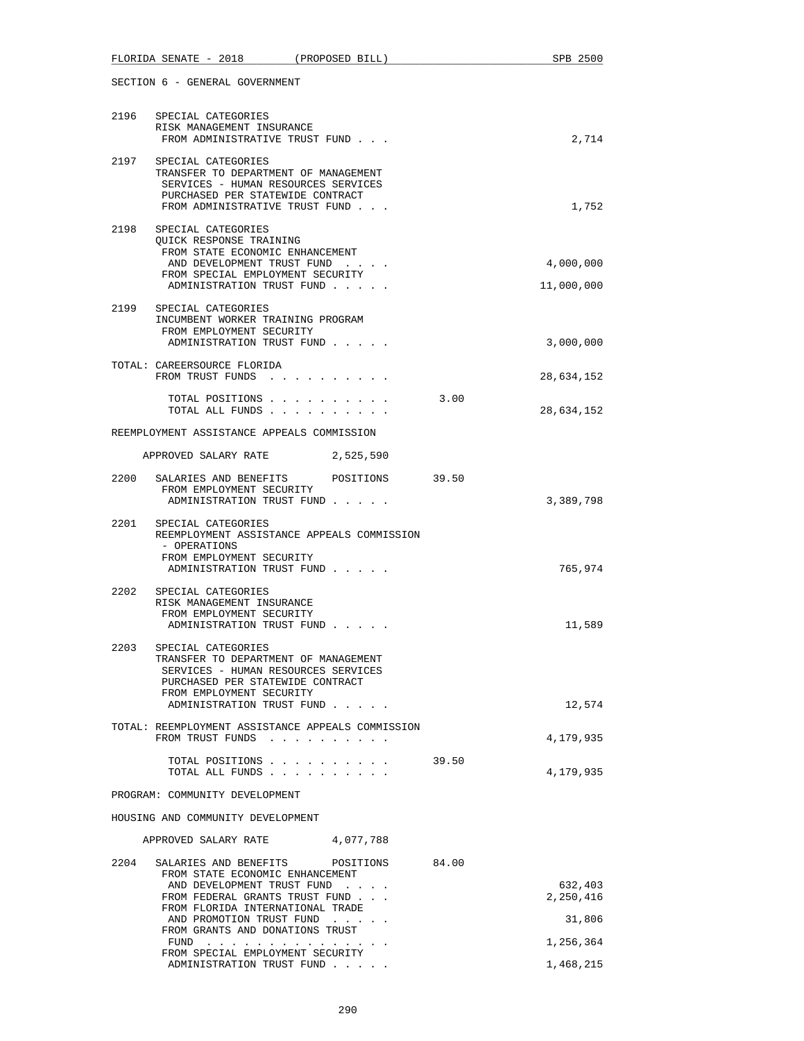SECTION 6 - GENERAL GOVERNMENT

```
2196   SPECIAL CATEGORIES
       RISK MANAGEMENT INSURANCE
        FROM ADMINISTRATIVE TRUST FUND . . .                              2,714

2197   SPECIAL CATEGORIES
       TRANSFER TO DEPARTMENT OF MANAGEMENT
        SERVICES - HUMAN RESOURCES SERVICES
        PURCHASED PER STATEWIDE CONTRACT
        FROM ADMINISTRATIVE TRUST FUND . . .                              1,752

2198   SPECIAL CATEGORIES
       QUICK RESPONSE TRAINING
        FROM STATE ECONOMIC ENHANCEMENT
         AND DEVELOPMENT TRUST FUND  . . . .                          4,000,000
        FROM SPECIAL EMPLOYMENT SECURITY
         ADMINISTRATION TRUST FUND . . . . .                         11,000,000

2199   SPECIAL CATEGORIES
       INCUMBENT WORKER TRAINING PROGRAM
        FROM EMPLOYMENT SECURITY
         ADMINISTRATION TRUST FUND . . . . .                          3,000,000

TOTAL: CAREERSOURCE FLORIDA
        FROM TRUST FUNDS  . . . . . . . . . .                        28,634,152

         TOTAL POSITIONS . . . . . . . . . .          3.00
         TOTAL ALL FUNDS . . . . . . . . . .                         28,634,152

REEMPLOYMENT ASSISTANCE APPEALS COMMISSION

    APPROVED SALARY RATE          2,525,590

2200   SALARIES AND BENEFITS      POSITIONS      39.50
        FROM EMPLOYMENT SECURITY
         ADMINISTRATION TRUST FUND . . . . .                          3,389,798

2201   SPECIAL CATEGORIES
       REEMPLOYMENT ASSISTANCE APPEALS COMMISSION
        - OPERATIONS
        FROM EMPLOYMENT SECURITY
         ADMINISTRATION TRUST FUND . . . . .                            765,974

2202   SPECIAL CATEGORIES
       RISK MANAGEMENT INSURANCE
        FROM EMPLOYMENT SECURITY
         ADMINISTRATION TRUST FUND . . . . .                             11,589

2203   SPECIAL CATEGORIES
       TRANSFER TO DEPARTMENT OF MANAGEMENT
        SERVICES - HUMAN RESOURCES SERVICES
        PURCHASED PER STATEWIDE CONTRACT
        FROM EMPLOYMENT SECURITY
         ADMINISTRATION TRUST FUND . . . . .                             12,574

TOTAL: REEMPLOYMENT ASSISTANCE APPEALS COMMISSION
        FROM TRUST FUNDS  . . . . . . . . . .                         4,179,935

         TOTAL POSITIONS . . . . . . . . . .         39.50
         TOTAL ALL FUNDS . . . . . . . . . .                          4,179,935

PROGRAM: COMMUNITY DEVELOPMENT

HOUSING AND COMMUNITY DEVELOPMENT

    APPROVED SALARY RATE          4,077,788

2204   SALARIES AND BENEFITS      POSITIONS      84.00
        FROM STATE ECONOMIC ENHANCEMENT
         AND DEVELOPMENT TRUST FUND  . . . .                            632,403
        FROM FEDERAL GRANTS TRUST FUND . . .                          2,250,416
        FROM FLORIDA INTERNATIONAL TRADE
         AND PROMOTION TRUST FUND  . . . . .                             31,806
        FROM GRANTS AND DONATIONS TRUST
         FUND  . . . . . . . . . . . . . . .                          1,256,364
        FROM SPECIAL EMPLOYMENT SECURITY
         ADMINISTRATION TRUST FUND . . . . .                          1,468,215
```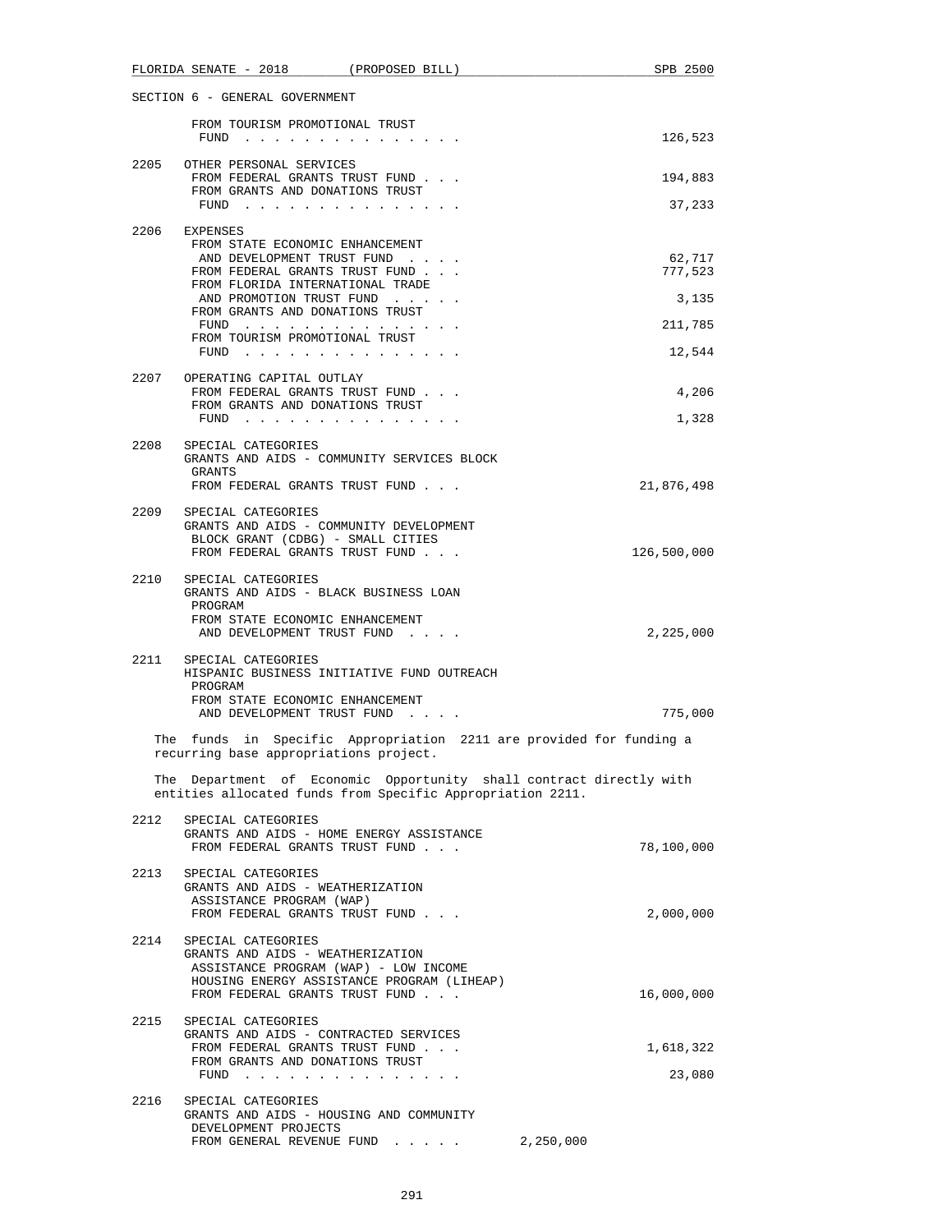SECTION 6 - GENERAL GOVERNMENT

| | | | |
|---|---|---|---|
| | FROM TOURISM PROMOTIONAL TRUST FUND . . . . . . . . . . . . . . . | | 126,523 |
| 2205 | OTHER PERSONAL SERVICES | | |
| | FROM FEDERAL GRANTS TRUST FUND . . . | | 194,883 |
| | FROM GRANTS AND DONATIONS TRUST FUND . . . . . . . . . . . . . . . | | 37,233 |
| 2206 | EXPENSES | | |
| | FROM STATE ECONOMIC ENHANCEMENT AND DEVELOPMENT TRUST FUND . . . . | | 62,717 |
| | FROM FEDERAL GRANTS TRUST FUND . . . | | 777,523 |
| | FROM FLORIDA INTERNATIONAL TRADE AND PROMOTION TRUST FUND . . . . . | | 3,135 |
| | FROM GRANTS AND DONATIONS TRUST FUND . . . . . . . . . . . . . . . | | 211,785 |
| | FROM TOURISM PROMOTIONAL TRUST FUND . . . . . . . . . . . . . . . | | 12,544 |
| 2207 | OPERATING CAPITAL OUTLAY | | |
| | FROM FEDERAL GRANTS TRUST FUND . . . | | 4,206 |
| | FROM GRANTS AND DONATIONS TRUST FUND . . . . . . . . . . . . . . . | | 1,328 |
| 2208 | SPECIAL CATEGORIES GRANTS AND AIDS - COMMUNITY SERVICES BLOCK GRANTS | | |
| | FROM FEDERAL GRANTS TRUST FUND . . . | | 21,876,498 |
| 2209 | SPECIAL CATEGORIES GRANTS AND AIDS - COMMUNITY DEVELOPMENT BLOCK GRANT (CDBG) - SMALL CITIES | | |
| | FROM FEDERAL GRANTS TRUST FUND . . . | | 126,500,000 |
| 2210 | SPECIAL CATEGORIES GRANTS AND AIDS - BLACK BUSINESS LOAN PROGRAM | | |
| | FROM STATE ECONOMIC ENHANCEMENT AND DEVELOPMENT TRUST FUND . . . . | | 2,225,000 |
| 2211 | SPECIAL CATEGORIES HISPANIC BUSINESS INITIATIVE FUND OUTREACH PROGRAM | | |
| | FROM STATE ECONOMIC ENHANCEMENT AND DEVELOPMENT TRUST FUND . . . . | | 775,000 |

The funds in Specific Appropriation 2211 are provided for funding a recurring base appropriations project.

The Department of Economic Opportunity shall contract directly with entities allocated funds from Specific Appropriation 2211.

| | | | |
|---|---|---|---|
| 2212 | SPECIAL CATEGORIES GRANTS AND AIDS - HOME ENERGY ASSISTANCE | | |
| | FROM FEDERAL GRANTS TRUST FUND . . . | | 78,100,000 |
| 2213 | SPECIAL CATEGORIES GRANTS AND AIDS - WEATHERIZATION ASSISTANCE PROGRAM (WAP) | | |
| | FROM FEDERAL GRANTS TRUST FUND . . . | | 2,000,000 |
| 2214 | SPECIAL CATEGORIES GRANTS AND AIDS - WEATHERIZATION ASSISTANCE PROGRAM (WAP) - LOW INCOME HOUSING ENERGY ASSISTANCE PROGRAM (LIHEAP) | | |
| | FROM FEDERAL GRANTS TRUST FUND . . . | | 16,000,000 |
| 2215 | SPECIAL CATEGORIES GRANTS AND AIDS - CONTRACTED SERVICES | | |
| | FROM FEDERAL GRANTS TRUST FUND . . . | | 1,618,322 |
| | FROM GRANTS AND DONATIONS TRUST FUND . . . . . . . . . . . . . . . | | 23,080 |
| 2216 | SPECIAL CATEGORIES GRANTS AND AIDS - HOUSING AND COMMUNITY DEVELOPMENT PROJECTS | | |
| | FROM GENERAL REVENUE FUND . . . . . | 2,250,000 | |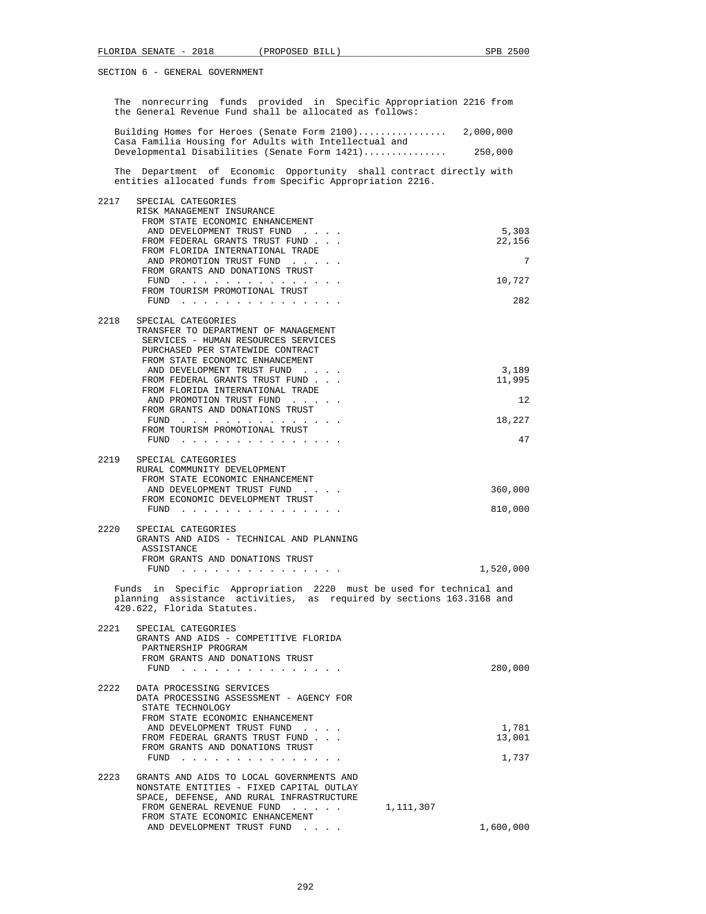SECTION 6 - GENERAL GOVERNMENT

The nonrecurring funds provided in Specific Appropriation 2216 from the General Revenue Fund shall be allocated as follows:

| | |
|---|---|
| Building Homes for Heroes (Senate Form 2100)................ | 2,000,000 |
| Casa Familia Housing for Adults with Intellectual and Developmental Disabilities (Senate Form 1421).............. | 250,000 |

The Department of Economic Opportunity shall contract directly with entities allocated funds from Specific Appropriation 2216.

2217 SPECIAL CATEGORIES
RISK MANAGEMENT INSURANCE

| | | |
|---|---|---|
| FROM STATE ECONOMIC ENHANCEMENT AND DEVELOPMENT TRUST FUND . . . . | | 5,303 |
| FROM FEDERAL GRANTS TRUST FUND . . . | | 22,156 |
| FROM FLORIDA INTERNATIONAL TRADE AND PROMOTION TRUST FUND . . . . . | | 7 |
| FROM GRANTS AND DONATIONS TRUST FUND . . . . . . . . . . . . . . . | | 10,727 |
| FROM TOURISM PROMOTIONAL TRUST FUND . . . . . . . . . . . . . . . | | 282 |

2218 SPECIAL CATEGORIES
TRANSFER TO DEPARTMENT OF MANAGEMENT SERVICES - HUMAN RESOURCES SERVICES PURCHASED PER STATEWIDE CONTRACT

| | | |
|---|---|---|
| FROM STATE ECONOMIC ENHANCEMENT AND DEVELOPMENT TRUST FUND . . . . | | 3,189 |
| FROM FEDERAL GRANTS TRUST FUND . . . | | 11,995 |
| FROM FLORIDA INTERNATIONAL TRADE AND PROMOTION TRUST FUND . . . . . | | 12 |
| FROM GRANTS AND DONATIONS TRUST FUND . . . . . . . . . . . . . . . | | 18,227 |
| FROM TOURISM PROMOTIONAL TRUST FUND . . . . . . . . . . . . . . . | | 47 |

2219 SPECIAL CATEGORIES
RURAL COMMUNITY DEVELOPMENT

| | | |
|---|---|---|
| FROM STATE ECONOMIC ENHANCEMENT AND DEVELOPMENT TRUST FUND . . . . | | 360,000 |
| FROM ECONOMIC DEVELOPMENT TRUST FUND . . . . . . . . . . . . . . . | | 810,000 |

2220 SPECIAL CATEGORIES
GRANTS AND AIDS - TECHNICAL AND PLANNING ASSISTANCE

| | | |
|---|---|---|
| FROM GRANTS AND DONATIONS TRUST FUND . . . . . . . . . . . . . . . | | 1,520,000 |

Funds in Specific Appropriation 2220 must be used for technical and planning assistance activities, as required by sections 163.3168 and 420.622, Florida Statutes.

2221 SPECIAL CATEGORIES
GRANTS AND AIDS - COMPETITIVE FLORIDA PARTNERSHIP PROGRAM

| | | |
|---|---|---|
| FROM GRANTS AND DONATIONS TRUST FUND . . . . . . . . . . . . . . . | | 280,000 |

2222 DATA PROCESSING SERVICES
DATA PROCESSING ASSESSMENT - AGENCY FOR STATE TECHNOLOGY

| | | |
|---|---|---|
| FROM STATE ECONOMIC ENHANCEMENT AND DEVELOPMENT TRUST FUND . . . . | | 1,781 |
| FROM FEDERAL GRANTS TRUST FUND . . . | | 13,001 |
| FROM GRANTS AND DONATIONS TRUST FUND . . . . . . . . . . . . . . . | | 1,737 |

2223 GRANTS AND AIDS TO LOCAL GOVERNMENTS AND NONSTATE ENTITIES - FIXED CAPITAL OUTLAY
SPACE, DEFENSE, AND RURAL INFRASTRUCTURE

| | | |
|---|---|---|
| FROM GENERAL REVENUE FUND . . . . . | 1,111,307 | |
| FROM STATE ECONOMIC ENHANCEMENT AND DEVELOPMENT TRUST FUND . . . . | | 1,600,000 |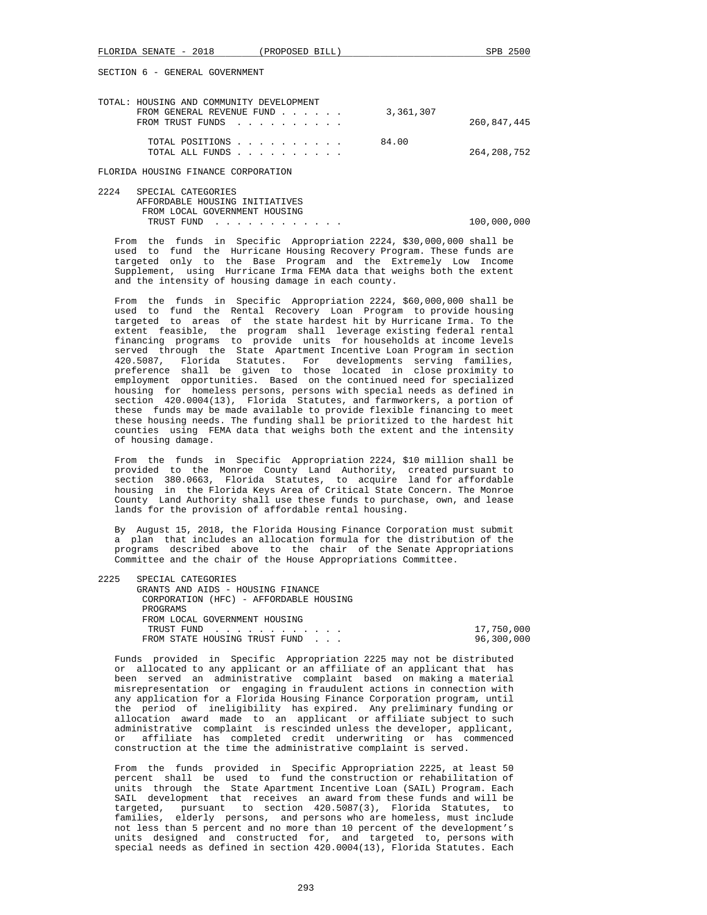SECTION 6 - GENERAL GOVERNMENT

| TOTAL: HOUSING AND COMMUNITY DEVELOPMENT | | |
|---|---|---|
| FROM GENERAL REVENUE FUND | 3,361,307 | |
| FROM TRUST FUNDS | | 260,847,445 |
| TOTAL POSITIONS | 84.00 | |
| TOTAL ALL FUNDS | | 264,208,752 |

FLORIDA HOUSING FINANCE CORPORATION

2224 SPECIAL CATEGORIES
AFFORDABLE HOUSING INITIATIVES
FROM LOCAL GOVERNMENT HOUSING
TRUST FUND . . . . . . . . . . . . 100,000,000

From the funds in Specific Appropriation 2224, $30,000,000 shall be used to fund the Hurricane Housing Recovery Program. These funds are targeted only to the Base Program and the Extremely Low Income Supplement, using Hurricane Irma FEMA data that weighs both the extent and the intensity of housing damage in each county.

From the funds in Specific Appropriation 2224, $60,000,000 shall be used to fund the Rental Recovery Loan Program to provide housing targeted to areas of the state hardest hit by Hurricane Irma. To the extent feasible, the program shall leverage existing federal rental financing programs to provide units for households at income levels served through the State Apartment Incentive Loan Program in section 420.5087, Florida Statutes. For developments serving families, preference shall be given to those located in close proximity to employment opportunities. Based on the continued need for specialized housing for homeless persons, persons with special needs as defined in section 420.0004(13), Florida Statutes, and farmworkers, a portion of these funds may be made available to provide flexible financing to meet these housing needs. The funding shall be prioritized to the hardest hit counties using FEMA data that weighs both the extent and the intensity of housing damage.

From the funds in Specific Appropriation 2224, $10 million shall be provided to the Monroe County Land Authority, created pursuant to section 380.0663, Florida Statutes, to acquire land for affordable housing in the Florida Keys Area of Critical State Concern. The Monroe County Land Authority shall use these funds to purchase, own, and lease lands for the provision of affordable rental housing.

By August 15, 2018, the Florida Housing Finance Corporation must submit a plan that includes an allocation formula for the distribution of the programs described above to the chair of the Senate Appropriations Committee and the chair of the House Appropriations Committee.

2225 SPECIAL CATEGORIES
GRANTS AND AIDS - HOUSING FINANCE
CORPORATION (HFC) - AFFORDABLE HOUSING
PROGRAMS
FROM LOCAL GOVERNMENT HOUSING
TRUST FUND . . . . . . . . . . . . 17,750,000
FROM STATE HOUSING TRUST FUND . . . 96,300,000

Funds provided in Specific Appropriation 2225 may not be distributed or allocated to any applicant or an affiliate of an applicant that has been served an administrative complaint based on making a material misrepresentation or engaging in fraudulent actions in connection with any application for a Florida Housing Finance Corporation program, until the period of ineligibility has expired. Any preliminary funding or allocation award made to an applicant or affiliate subject to such administrative complaint is rescinded unless the developer, applicant, or affiliate has completed credit underwriting or has commenced construction at the time the administrative complaint is served.

From the funds provided in Specific Appropriation 2225, at least 50 percent shall be used to fund the construction or rehabilitation of units through the State Apartment Incentive Loan (SAIL) Program. Each SAIL development that receives an award from these funds and will be targeted, pursuant to section 420.5087(3), Florida Statutes, to families, elderly persons, and persons who are homeless, must include not less than 5 percent and no more than 10 percent of the development's units designed and constructed for, and targeted to, persons with special needs as defined in section 420.0004(13), Florida Statutes. Each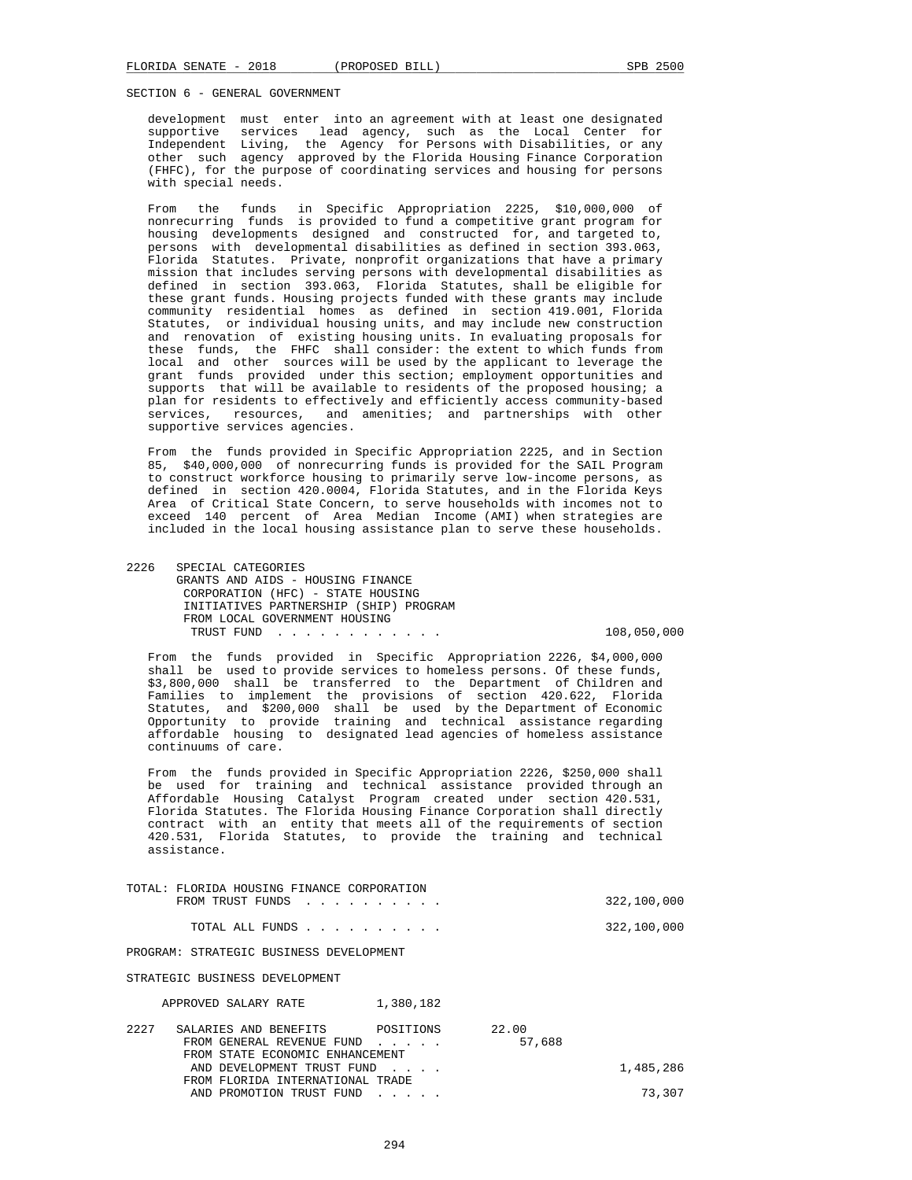SECTION 6 - GENERAL GOVERNMENT

development must enter into an agreement with at least one designated supportive services lead agency, such as the Local Center for Independent Living, the Agency for Persons with Disabilities, or any other such agency approved by the Florida Housing Finance Corporation (FHFC), for the purpose of coordinating services and housing for persons with special needs.

From the funds in Specific Appropriation 2225, $10,000,000 of nonrecurring funds is provided to fund a competitive grant program for housing developments designed and constructed for, and targeted to, persons with developmental disabilities as defined in section 393.063, Florida Statutes. Private, nonprofit organizations that have a primary mission that includes serving persons with developmental disabilities as defined in section 393.063, Florida Statutes, shall be eligible for these grant funds. Housing projects funded with these grants may include community residential homes as defined in section 419.001, Florida Statutes, or individual housing units, and may include new construction and renovation of existing housing units. In evaluating proposals for these funds, the FHFC shall consider: the extent to which funds from local and other sources will be used by the applicant to leverage the grant funds provided under this section; employment opportunities and supports that will be available to residents of the proposed housing; a plan for residents to effectively and efficiently access community-based services, resources, and amenities; and partnerships with other supportive services agencies.

From the funds provided in Specific Appropriation 2225, and in Section 85, $40,000,000 of nonrecurring funds is provided for the SAIL Program to construct workforce housing to primarily serve low-income persons, as defined in section 420.0004, Florida Statutes, and in the Florida Keys Area of Critical State Concern, to serve households with incomes not to exceed 140 percent of Area Median Income (AMI) when strategies are included in the local housing assistance plan to serve these households.

```
2226   SPECIAL CATEGORIES
        GRANTS AND AIDS - HOUSING FINANCE
         CORPORATION (HFC) - STATE HOUSING
         INITIATIVES PARTNERSHIP (SHIP) PROGRAM
         FROM LOCAL GOVERNMENT HOUSING
          TRUST FUND . . . . . . . . . . . .                          108,050,000
```

From the funds provided in Specific Appropriation 2226, $4,000,000 shall be used to provide services to homeless persons. Of these funds, $3,800,000 shall be transferred to the Department of Children and Families to implement the provisions of section 420.622, Florida Statutes, and $200,000 shall be used by the Department of Economic Opportunity to provide training and technical assistance regarding affordable housing to designated lead agencies of homeless assistance continuums of care.

From the funds provided in Specific Appropriation 2226, $250,000 shall be used for training and technical assistance provided through an Affordable Housing Catalyst Program created under section 420.531, Florida Statutes. The Florida Housing Finance Corporation shall directly contract with an entity that meets all of the requirements of section 420.531, Florida Statutes, to provide the training and technical assistance.

```
TOTAL: FLORIDA HOUSING FINANCE CORPORATION
        FROM TRUST FUNDS . . . . . . . . . .                          322,100,000

          TOTAL ALL FUNDS . . . . . . . . . .                         322,100,000
```

PROGRAM: STRATEGIC BUSINESS DEVELOPMENT

STRATEGIC BUSINESS DEVELOPMENT

```
     APPROVED SALARY RATE          1,380,182

2227   SALARIES AND BENEFITS       POSITIONS       22.00
        FROM GENERAL REVENUE FUND . . . . .            57,688
        FROM STATE ECONOMIC ENHANCEMENT
         AND DEVELOPMENT TRUST FUND . . . .                             1,485,286
        FROM FLORIDA INTERNATIONAL TRADE
         AND PROMOTION TRUST FUND . . . . .                                73,307
```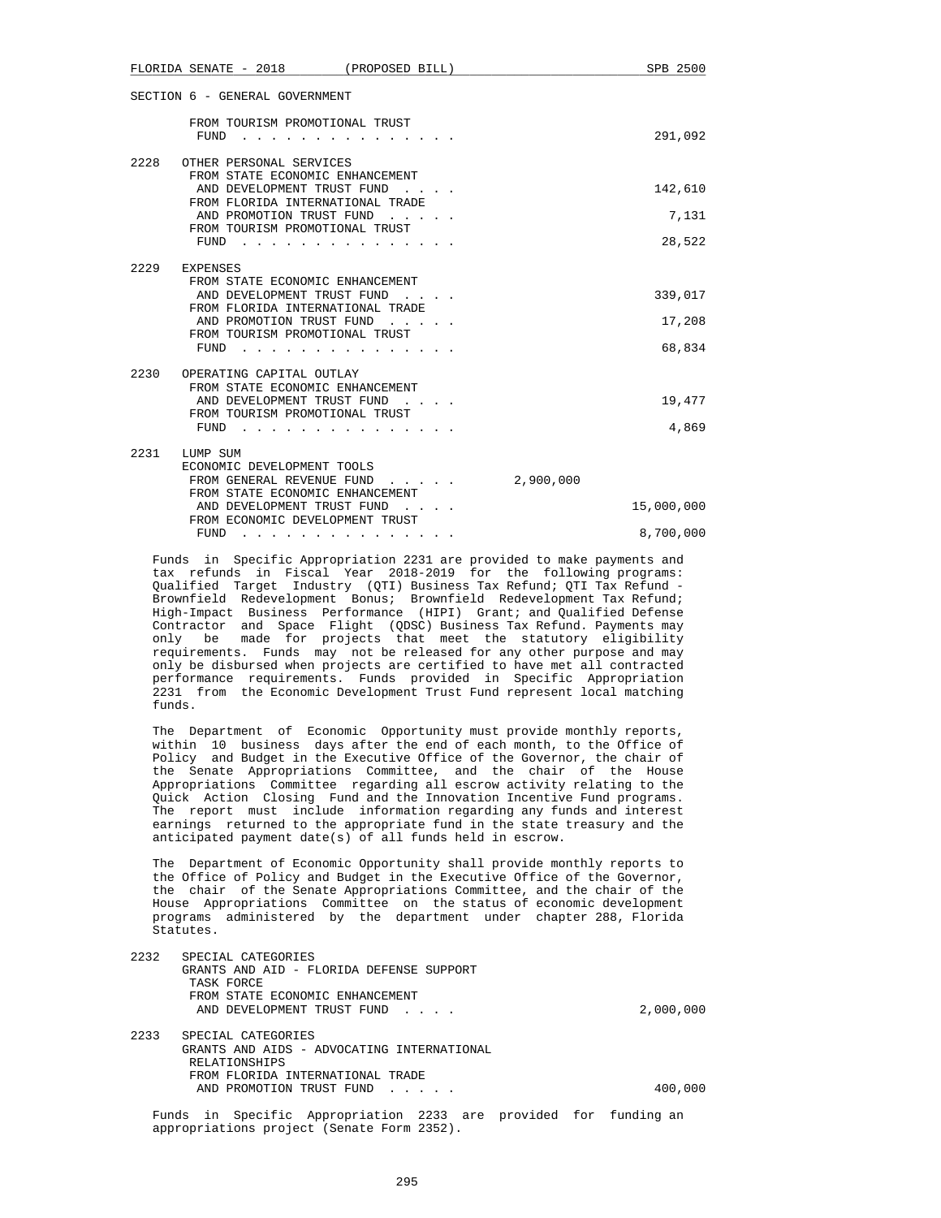SECTION 6 - GENERAL GOVERNMENT

| | | | |
|---|---|---|---|
| | FROM TOURISM PROMOTIONAL TRUST FUND . . . . . . . . . . . . . . . | | 291,092 |
| 2228 | OTHER PERSONAL SERVICES | | |
| | FROM STATE ECONOMIC ENHANCEMENT AND DEVELOPMENT TRUST FUND . . . . | | 142,610 |
| | FROM FLORIDA INTERNATIONAL TRADE AND PROMOTION TRUST FUND . . . . . | | 7,131 |
| | FROM TOURISM PROMOTIONAL TRUST FUND . . . . . . . . . . . . . . . | | 28,522 |
| 2229 | EXPENSES | | |
| | FROM STATE ECONOMIC ENHANCEMENT AND DEVELOPMENT TRUST FUND . . . . | | 339,017 |
| | FROM FLORIDA INTERNATIONAL TRADE AND PROMOTION TRUST FUND . . . . . | | 17,208 |
| | FROM TOURISM PROMOTIONAL TRUST FUND . . . . . . . . . . . . . . . | | 68,834 |
| 2230 | OPERATING CAPITAL OUTLAY | | |
| | FROM STATE ECONOMIC ENHANCEMENT AND DEVELOPMENT TRUST FUND . . . . | | 19,477 |
| | FROM TOURISM PROMOTIONAL TRUST FUND . . . . . . . . . . . . . . . | | 4,869 |
| 2231 | LUMP SUM | | |
| | ECONOMIC DEVELOPMENT TOOLS | | |
| | FROM GENERAL REVENUE FUND . . . . . | 2,900,000 | |
| | FROM STATE ECONOMIC ENHANCEMENT AND DEVELOPMENT TRUST FUND . . . . | | 15,000,000 |
| | FROM ECONOMIC DEVELOPMENT TRUST FUND . . . . . . . . . . . . . . . | | 8,700,000 |

Funds in Specific Appropriation 2231 are provided to make payments and tax refunds in Fiscal Year 2018-2019 for the following programs: Qualified Target Industry (QTI) Business Tax Refund; QTI Tax Refund - Brownfield Redevelopment Bonus; Brownfield Redevelopment Tax Refund; High-Impact Business Performance (HIPI) Grant; and Qualified Defense Contractor and Space Flight (QDSC) Business Tax Refund. Payments may only be made for projects that meet the statutory eligibility requirements. Funds may not be released for any other purpose and may only be disbursed when projects are certified to have met all contracted performance requirements. Funds provided in Specific Appropriation 2231 from the Economic Development Trust Fund represent local matching funds.

The Department of Economic Opportunity must provide monthly reports, within 10 business days after the end of each month, to the Office of Policy and Budget in the Executive Office of the Governor, the chair of the Senate Appropriations Committee, and the chair of the House Appropriations Committee regarding all escrow activity relating to the Quick Action Closing Fund and the Innovation Incentive Fund programs. The report must include information regarding any funds and interest earnings returned to the appropriate fund in the state treasury and the anticipated payment date(s) of all funds held in escrow.

The Department of Economic Opportunity shall provide monthly reports to the Office of Policy and Budget in the Executive Office of the Governor, the chair of the Senate Appropriations Committee, and the chair of the House Appropriations Committee on the status of economic development programs administered by the department under chapter 288, Florida Statutes.

| | | | |
|---|---|---|---|
| 2232 | SPECIAL CATEGORIES | | |
| | GRANTS AND AID - FLORIDA DEFENSE SUPPORT TASK FORCE | | |
| | FROM STATE ECONOMIC ENHANCEMENT AND DEVELOPMENT TRUST FUND . . . . | | 2,000,000 |
| 2233 | SPECIAL CATEGORIES | | |
| | GRANTS AND AIDS - ADVOCATING INTERNATIONAL RELATIONSHIPS | | |
| | FROM FLORIDA INTERNATIONAL TRADE AND PROMOTION TRUST FUND . . . . . | | 400,000 |

Funds in Specific Appropriation 2233 are provided for funding an appropriations project (Senate Form 2352).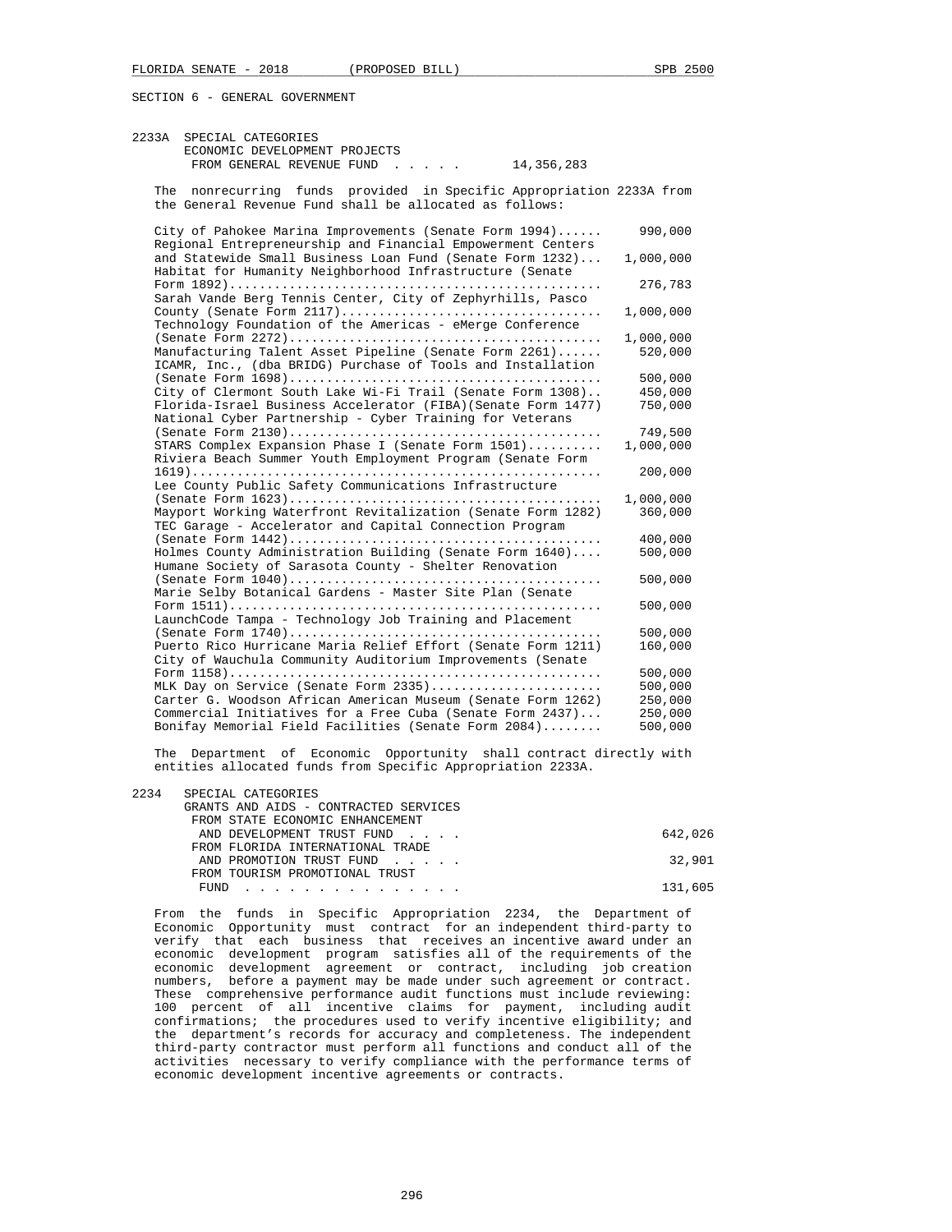SECTION 6 - GENERAL GOVERNMENT

2233A SPECIAL CATEGORIES
ECONOMIC DEVELOPMENT PROJECTS
FROM GENERAL REVENUE FUND . . . . . 14,356,283

The nonrecurring funds provided in Specific Appropriation 2233A from the General Revenue Fund shall be allocated as follows:

| Project | Amount |
|---|---|
| City of Pahokee Marina Improvements (Senate Form 1994)...... | 990,000 |
| Regional Entrepreneurship and Financial Empowerment Centers and Statewide Small Business Loan Fund (Senate Form 1232)... | 1,000,000 |
| Habitat for Humanity Neighborhood Infrastructure (Senate Form 1892)................................................ | 276,783 |
| Sarah Vande Berg Tennis Center, City of Zephyrhills, Pasco County (Senate Form 2117)................................. | 1,000,000 |
| Technology Foundation of the Americas - eMerge Conference (Senate Form 2272)......................................... | 1,000,000 |
| Manufacturing Talent Asset Pipeline (Senate Form 2261)...... | 520,000 |
| ICAMR, Inc., (dba BRIDG) Purchase of Tools and Installation (Senate Form 1698)......................................... | 500,000 |
| City of Clermont South Lake Wi-Fi Trail (Senate Form 1308).. | 450,000 |
| Florida-Israel Business Accelerator (FIBA)(Senate Form 1477) | 750,000 |
| National Cyber Partnership - Cyber Training for Veterans (Senate Form 2130)......................................... | 749,500 |
| STARS Complex Expansion Phase I (Senate Form 1501).......... | 1,000,000 |
| Riviera Beach Summer Youth Employment Program (Senate Form 1619)...................................................... | 200,000 |
| Lee County Public Safety Communications Infrastructure (Senate Form 1623)......................................... | 1,000,000 |
| Mayport Working Waterfront Revitalization (Senate Form 1282) | 360,000 |
| TEC Garage - Accelerator and Capital Connection Program (Senate Form 1442)......................................... | 400,000 |
| Holmes County Administration Building (Senate Form 1640).... | 500,000 |
| Humane Society of Sarasota County - Shelter Renovation (Senate Form 1040)......................................... | 500,000 |
| Marie Selby Botanical Gardens - Master Site Plan (Senate Form 1511)................................................ | 500,000 |
| LaunchCode Tampa - Technology Job Training and Placement (Senate Form 1740)......................................... | 500,000 |
| Puerto Rico Hurricane Maria Relief Effort (Senate Form 1211) | 160,000 |
| City of Wauchula Community Auditorium Improvements (Senate Form 1158)................................................ | 500,000 |
| MLK Day on Service (Senate Form 2335)....................... | 500,000 |
| Carter G. Woodson African American Museum (Senate Form 1262) | 250,000 |
| Commercial Initiatives for a Free Cuba (Senate Form 2437)... | 250,000 |
| Bonifay Memorial Field Facilities (Senate Form 2084)........ | 500,000 |

The Department of Economic Opportunity shall contract directly with entities allocated funds from Specific Appropriation 2233A.

2234 SPECIAL CATEGORIES
GRANTS AND AIDS - CONTRACTED SERVICES
FROM STATE ECONOMIC ENHANCEMENT AND DEVELOPMENT TRUST FUND . . . . 642,026
FROM FLORIDA INTERNATIONAL TRADE AND PROMOTION TRUST FUND . . . . . 32,901
FROM TOURISM PROMOTIONAL TRUST FUND . . . . . . . . . . . . . . . 131,605

From the funds in Specific Appropriation 2234, the Department of Economic Opportunity must contract for an independent third-party to verify that each business that receives an incentive award under an economic development program satisfies all of the requirements of the economic development agreement or contract, including job creation numbers, before a payment may be made under such agreement or contract. These comprehensive performance audit functions must include reviewing: 100 percent of all incentive claims for payment, including audit confirmations; the procedures used to verify incentive eligibility; and the department's records for accuracy and completeness. The independent third-party contractor must perform all functions and conduct all of the activities necessary to verify compliance with the performance terms of economic development incentive agreements or contracts.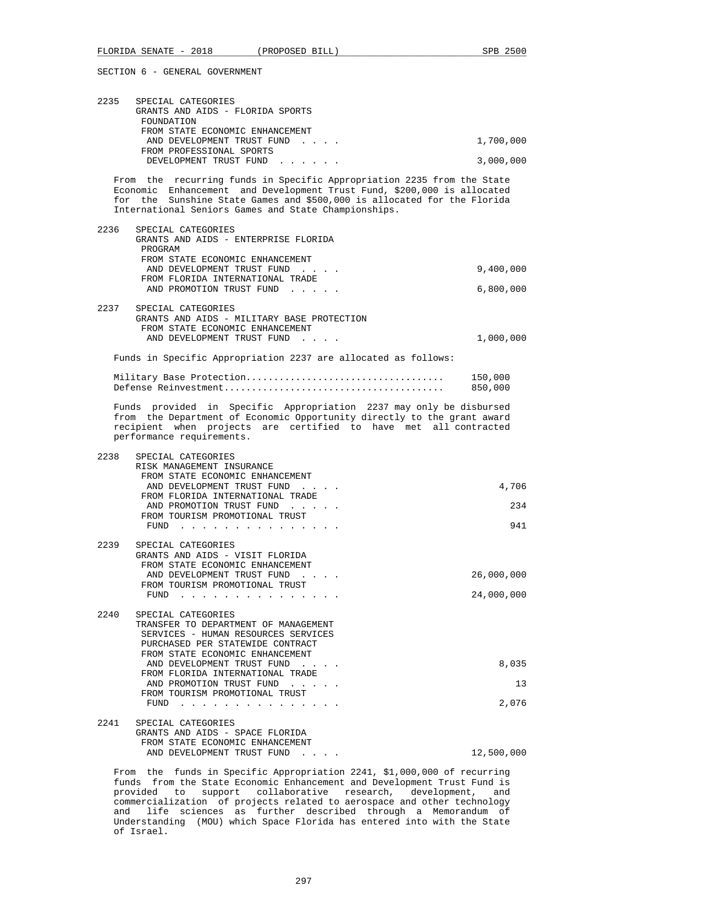SECTION 6 - GENERAL GOVERNMENT

2235 SPECIAL CATEGORIES
GRANTS AND AIDS - FLORIDA SPORTS FOUNDATION
FROM STATE ECONOMIC ENHANCEMENT AND DEVELOPMENT TRUST FUND . . . . 1,700,000
FROM PROFESSIONAL SPORTS DEVELOPMENT TRUST FUND . . . . . . 3,000,000

From the recurring funds in Specific Appropriation 2235 from the State Economic Enhancement and Development Trust Fund, $200,000 is allocated for the Sunshine State Games and $500,000 is allocated for the Florida International Seniors Games and State Championships.

2236 SPECIAL CATEGORIES
GRANTS AND AIDS - ENTERPRISE FLORIDA PROGRAM
FROM STATE ECONOMIC ENHANCEMENT AND DEVELOPMENT TRUST FUND . . . . 9,400,000
FROM FLORIDA INTERNATIONAL TRADE AND PROMOTION TRUST FUND . . . . . 6,800,000

2237 SPECIAL CATEGORIES
GRANTS AND AIDS - MILITARY BASE PROTECTION
FROM STATE ECONOMIC ENHANCEMENT AND DEVELOPMENT TRUST FUND . . . . 1,000,000

Funds in Specific Appropriation 2237 are allocated as follows:

| | |
|---|---|
| Military Base Protection.................................... | 150,000 |
| Defense Reinvestment....................................... | 850,000 |

Funds provided in Specific Appropriation 2237 may only be disbursed from the Department of Economic Opportunity directly to the grant award recipient when projects are certified to have met all contracted performance requirements.

2238 SPECIAL CATEGORIES
RISK MANAGEMENT INSURANCE
FROM STATE ECONOMIC ENHANCEMENT AND DEVELOPMENT TRUST FUND . . . . 4,706
FROM FLORIDA INTERNATIONAL TRADE AND PROMOTION TRUST FUND . . . . . 234
FROM TOURISM PROMOTIONAL TRUST FUND . . . . . . . . . . . . . . . 941

2239 SPECIAL CATEGORIES
GRANTS AND AIDS - VISIT FLORIDA
FROM STATE ECONOMIC ENHANCEMENT AND DEVELOPMENT TRUST FUND . . . . 26,000,000
FROM TOURISM PROMOTIONAL TRUST FUND . . . . . . . . . . . . . . . 24,000,000

2240 SPECIAL CATEGORIES
TRANSFER TO DEPARTMENT OF MANAGEMENT SERVICES - HUMAN RESOURCES SERVICES PURCHASED PER STATEWIDE CONTRACT
FROM STATE ECONOMIC ENHANCEMENT AND DEVELOPMENT TRUST FUND . . . . 8,035
FROM FLORIDA INTERNATIONAL TRADE AND PROMOTION TRUST FUND . . . . . 13
FROM TOURISM PROMOTIONAL TRUST FUND . . . . . . . . . . . . . . . 2,076

2241 SPECIAL CATEGORIES
GRANTS AND AIDS - SPACE FLORIDA
FROM STATE ECONOMIC ENHANCEMENT AND DEVELOPMENT TRUST FUND . . . . 12,500,000

From the funds in Specific Appropriation 2241, $1,000,000 of recurring funds from the State Economic Enhancement and Development Trust Fund is provided to support collaborative research, development, and commercialization of projects related to aerospace and other technology and life sciences as further described through a Memorandum of Understanding (MOU) which Space Florida has entered into with the State of Israel.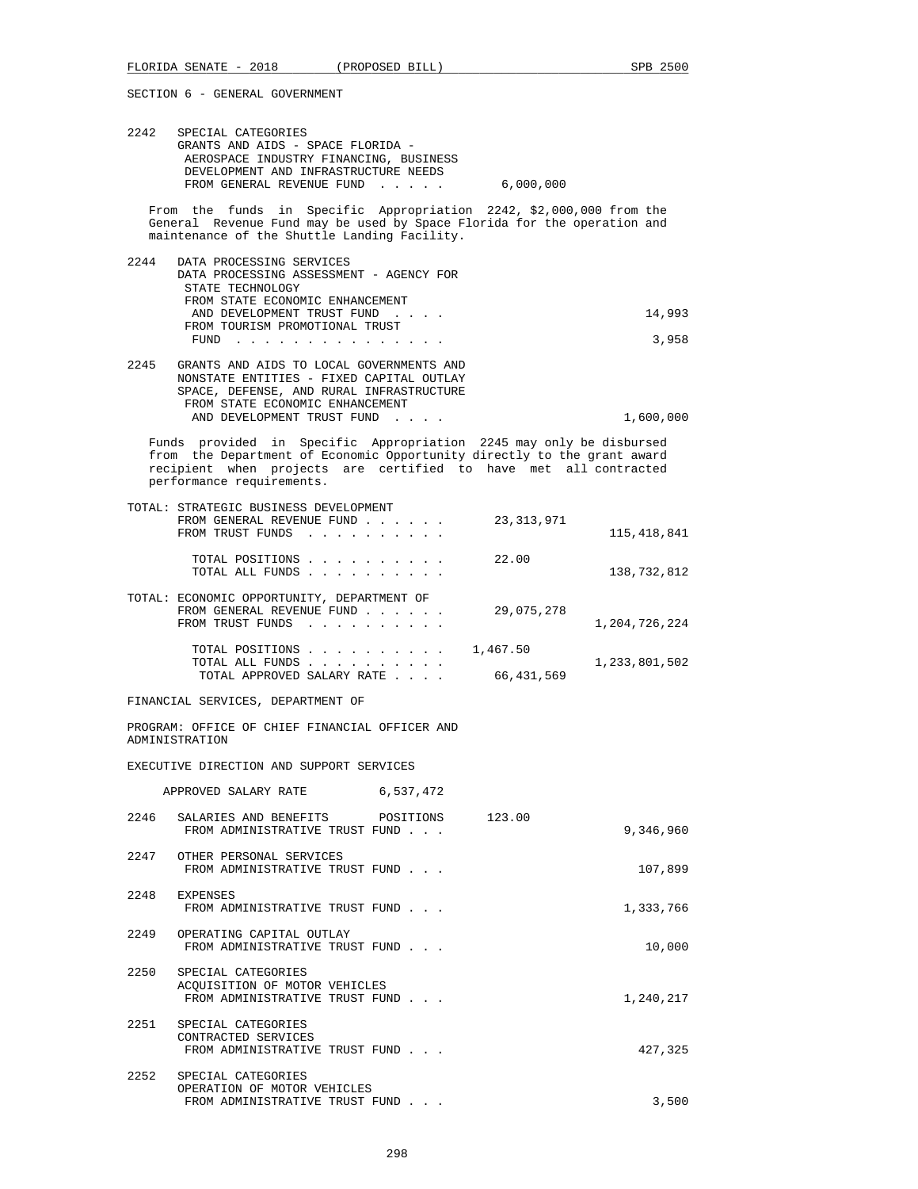SECTION 6 - GENERAL GOVERNMENT

2242 SPECIAL CATEGORIES
GRANTS AND AIDS - SPACE FLORIDA - AEROSPACE INDUSTRY FINANCING, BUSINESS DEVELOPMENT AND INFRASTRUCTURE NEEDS
FROM GENERAL REVENUE FUND . . . . . 6,000,000

From the funds in Specific Appropriation 2242, $2,000,000 from the General Revenue Fund may be used by Space Florida for the operation and maintenance of the Shuttle Landing Facility.

2244 DATA PROCESSING SERVICES
DATA PROCESSING ASSESSMENT - AGENCY FOR STATE TECHNOLOGY
FROM STATE ECONOMIC ENHANCEMENT AND DEVELOPMENT TRUST FUND . . . . 14,993
FROM TOURISM PROMOTIONAL TRUST FUND . . . . . . . . . . . . . . . 3,958

2245 GRANTS AND AIDS TO LOCAL GOVERNMENTS AND NONSTATE ENTITIES - FIXED CAPITAL OUTLAY
SPACE, DEFENSE, AND RURAL INFRASTRUCTURE
FROM STATE ECONOMIC ENHANCEMENT AND DEVELOPMENT TRUST FUND . . . . 1,600,000

Funds provided in Specific Appropriation 2245 may only be disbursed from the Department of Economic Opportunity directly to the grant award recipient when projects are certified to have met all contracted performance requirements.

TOTAL: STRATEGIC BUSINESS DEVELOPMENT
FROM GENERAL REVENUE FUND . . . . . . 23,313,971
FROM TRUST FUNDS . . . . . . . . . . 115,418,841

TOTAL POSITIONS . . . . . . . . . . 22.00
TOTAL ALL FUNDS . . . . . . . . . . 138,732,812

TOTAL: ECONOMIC OPPORTUNITY, DEPARTMENT OF
FROM GENERAL REVENUE FUND . . . . . . 29,075,278
FROM TRUST FUNDS . . . . . . . . . . 1,204,726,224

TOTAL POSITIONS . . . . . . . . . . 1,467.50
TOTAL ALL FUNDS . . . . . . . . . . 1,233,801,502
TOTAL APPROVED SALARY RATE . . . . 66,431,569

FINANCIAL SERVICES, DEPARTMENT OF

PROGRAM: OFFICE OF CHIEF FINANCIAL OFFICER AND ADMINISTRATION

EXECUTIVE DIRECTION AND SUPPORT SERVICES

APPROVED SALARY RATE 6,537,472

2246 SALARIES AND BENEFITS POSITIONS 123.00
FROM ADMINISTRATIVE TRUST FUND . . . 9,346,960

2247 OTHER PERSONAL SERVICES
FROM ADMINISTRATIVE TRUST FUND . . . 107,899

2248 EXPENSES
FROM ADMINISTRATIVE TRUST FUND . . . 1,333,766

2249 OPERATING CAPITAL OUTLAY
FROM ADMINISTRATIVE TRUST FUND . . . 10,000

2250 SPECIAL CATEGORIES
ACQUISITION OF MOTOR VEHICLES
FROM ADMINISTRATIVE TRUST FUND . . . 1,240,217

2251 SPECIAL CATEGORIES
CONTRACTED SERVICES
FROM ADMINISTRATIVE TRUST FUND . . . 427,325

2252 SPECIAL CATEGORIES
OPERATION OF MOTOR VEHICLES
FROM ADMINISTRATIVE TRUST FUND . . . 3,500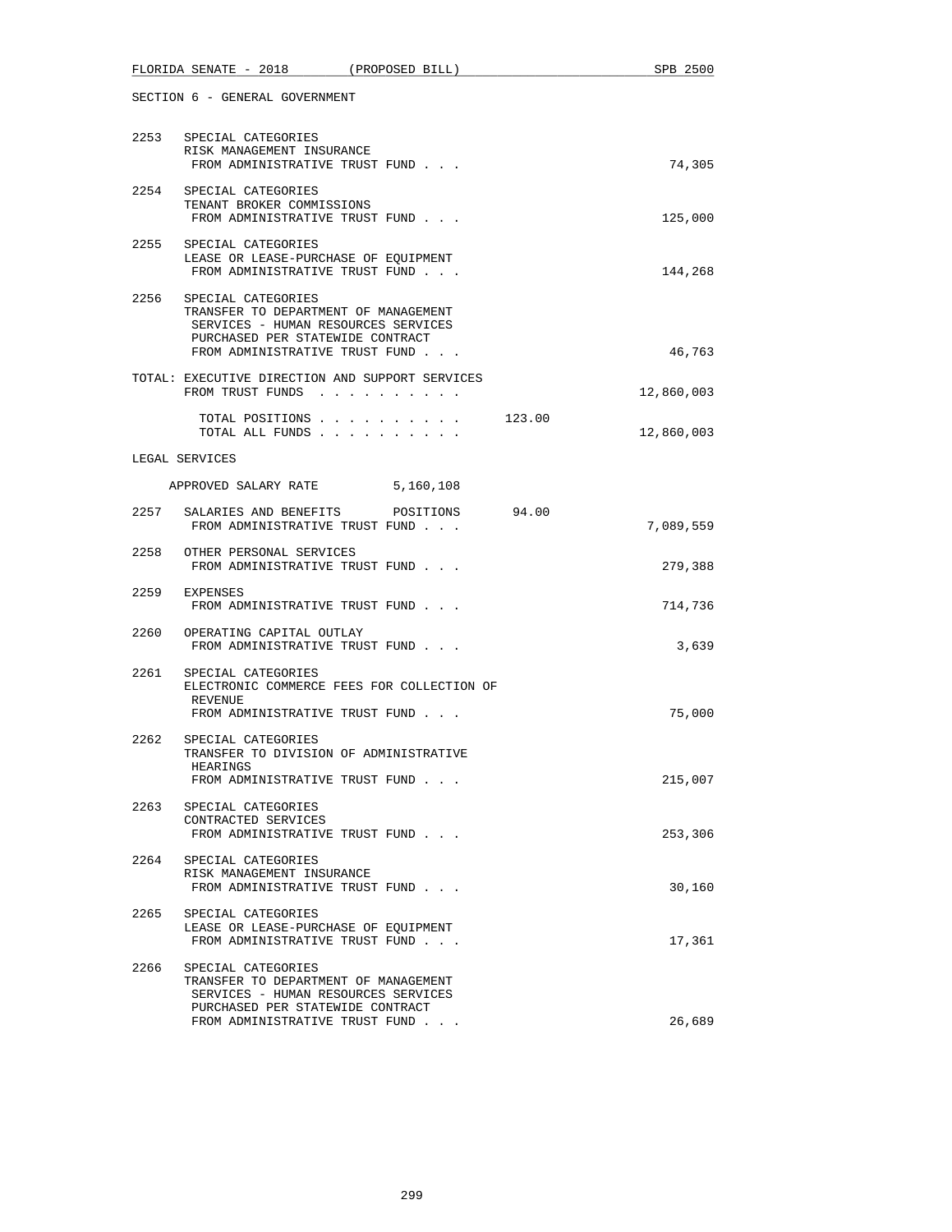SECTION 6 - GENERAL GOVERNMENT

2253 SPECIAL CATEGORIES
RISK MANAGEMENT INSURANCE
FROM ADMINISTRATIVE TRUST FUND . . . 74,305

2254 SPECIAL CATEGORIES
TENANT BROKER COMMISSIONS
FROM ADMINISTRATIVE TRUST FUND . . . 125,000

2255 SPECIAL CATEGORIES
LEASE OR LEASE-PURCHASE OF EQUIPMENT
FROM ADMINISTRATIVE TRUST FUND . . . 144,268

2256 SPECIAL CATEGORIES
TRANSFER TO DEPARTMENT OF MANAGEMENT SERVICES - HUMAN RESOURCES SERVICES PURCHASED PER STATEWIDE CONTRACT
FROM ADMINISTRATIVE TRUST FUND . . . 46,763

TOTAL: EXECUTIVE DIRECTION AND SUPPORT SERVICES
FROM TRUST FUNDS . . . . . . . . . . 12,860,003

TOTAL POSITIONS . . . . . . . . . . 123.00
TOTAL ALL FUNDS . . . . . . . . . . 12,860,003

LEGAL SERVICES

APPROVED SALARY RATE 5,160,108

2257 SALARIES AND BENEFITS POSITIONS 94.00
FROM ADMINISTRATIVE TRUST FUND . . . 7,089,559

2258 OTHER PERSONAL SERVICES
FROM ADMINISTRATIVE TRUST FUND . . . 279,388

2259 EXPENSES
FROM ADMINISTRATIVE TRUST FUND . . . 714,736

2260 OPERATING CAPITAL OUTLAY
FROM ADMINISTRATIVE TRUST FUND . . . 3,639

2261 SPECIAL CATEGORIES
ELECTRONIC COMMERCE FEES FOR COLLECTION OF REVENUE
FROM ADMINISTRATIVE TRUST FUND . . . 75,000

2262 SPECIAL CATEGORIES
TRANSFER TO DIVISION OF ADMINISTRATIVE HEARINGS
FROM ADMINISTRATIVE TRUST FUND . . . 215,007

2263 SPECIAL CATEGORIES
CONTRACTED SERVICES
FROM ADMINISTRATIVE TRUST FUND . . . 253,306

2264 SPECIAL CATEGORIES
RISK MANAGEMENT INSURANCE
FROM ADMINISTRATIVE TRUST FUND . . . 30,160

2265 SPECIAL CATEGORIES
LEASE OR LEASE-PURCHASE OF EQUIPMENT
FROM ADMINISTRATIVE TRUST FUND . . . 17,361

2266 SPECIAL CATEGORIES
TRANSFER TO DEPARTMENT OF MANAGEMENT SERVICES - HUMAN RESOURCES SERVICES PURCHASED PER STATEWIDE CONTRACT
FROM ADMINISTRATIVE TRUST FUND . . . 26,689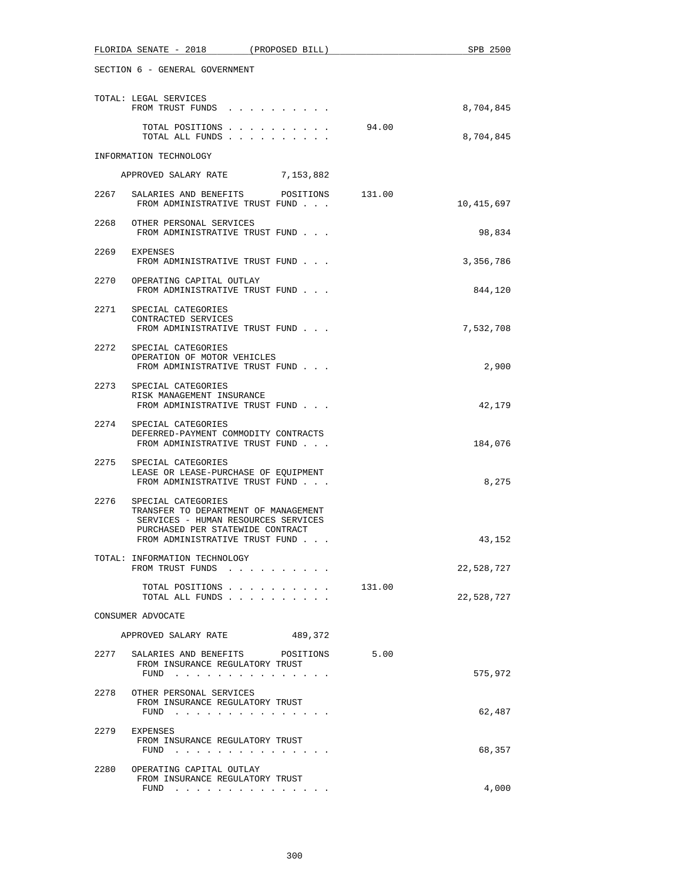SECTION 6 - GENERAL GOVERNMENT

TOTAL: LEGAL SERVICES
FROM TRUST FUNDS . . . . . . . . . . 8,704,845

TOTAL POSITIONS . . . . . . . . . . 94.00
TOTAL ALL FUNDS . . . . . . . . . . 8,704,845

INFORMATION TECHNOLOGY

APPROVED SALARY RATE 7,153,882

2267 SALARIES AND BENEFITS POSITIONS 131.00
FROM ADMINISTRATIVE TRUST FUND . . . 10,415,697

2268 OTHER PERSONAL SERVICES
FROM ADMINISTRATIVE TRUST FUND . . . 98,834

2269 EXPENSES
FROM ADMINISTRATIVE TRUST FUND . . . 3,356,786

2270 OPERATING CAPITAL OUTLAY
FROM ADMINISTRATIVE TRUST FUND . . . 844,120

2271 SPECIAL CATEGORIES
CONTRACTED SERVICES
FROM ADMINISTRATIVE TRUST FUND . . . 7,532,708

2272 SPECIAL CATEGORIES
OPERATION OF MOTOR VEHICLES
FROM ADMINISTRATIVE TRUST FUND . . . 2,900

2273 SPECIAL CATEGORIES
RISK MANAGEMENT INSURANCE
FROM ADMINISTRATIVE TRUST FUND . . . 42,179

2274 SPECIAL CATEGORIES
DEFERRED-PAYMENT COMMODITY CONTRACTS
FROM ADMINISTRATIVE TRUST FUND . . . 184,076

2275 SPECIAL CATEGORIES
LEASE OR LEASE-PURCHASE OF EQUIPMENT
FROM ADMINISTRATIVE TRUST FUND . . . 8,275

2276 SPECIAL CATEGORIES
TRANSFER TO DEPARTMENT OF MANAGEMENT
SERVICES - HUMAN RESOURCES SERVICES
PURCHASED PER STATEWIDE CONTRACT
FROM ADMINISTRATIVE TRUST FUND . . . 43,152

TOTAL: INFORMATION TECHNOLOGY
FROM TRUST FUNDS . . . . . . . . . . 22,528,727

TOTAL POSITIONS . . . . . . . . . . 131.00
TOTAL ALL FUNDS . . . . . . . . . . 22,528,727

CONSUMER ADVOCATE

APPROVED SALARY RATE 489,372

2277 SALARIES AND BENEFITS POSITIONS 5.00
FROM INSURANCE REGULATORY TRUST
FUND . . . . . . . . . . . . . . . 575,972

2278 OTHER PERSONAL SERVICES
FROM INSURANCE REGULATORY TRUST
FUND . . . . . . . . . . . . . . . 62,487

2279 EXPENSES
FROM INSURANCE REGULATORY TRUST
FUND . . . . . . . . . . . . . . . 68,357

2280 OPERATING CAPITAL OUTLAY
FROM INSURANCE REGULATORY TRUST
FUND . . . . . . . . . . . . . . . 4,000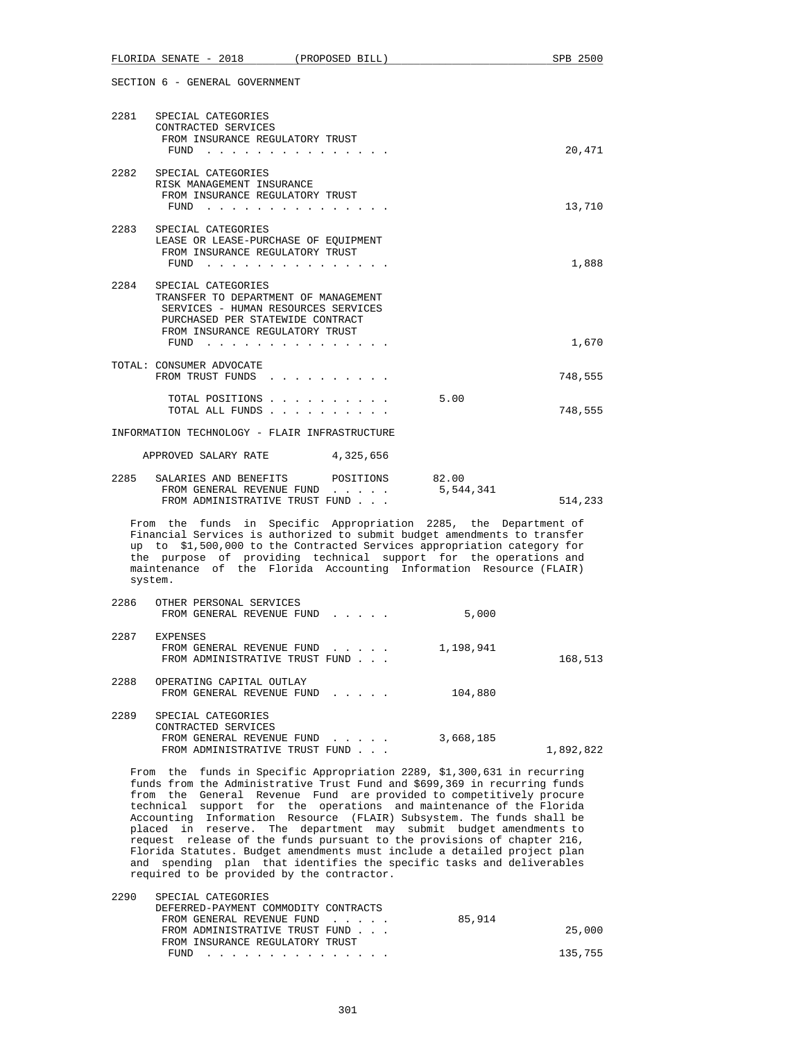SECTION 6 - GENERAL GOVERNMENT

| | | | |
|---|---|---|---|
| 2281 | SPECIAL CATEGORIES<br>CONTRACTED SERVICES<br>FROM INSURANCE REGULATORY TRUST FUND . . . . . . . . . . . . . . . | | 20,471 |
| 2282 | SPECIAL CATEGORIES<br>RISK MANAGEMENT INSURANCE<br>FROM INSURANCE REGULATORY TRUST FUND . . . . . . . . . . . . . . . | | 13,710 |
| 2283 | SPECIAL CATEGORIES<br>LEASE OR LEASE-PURCHASE OF EQUIPMENT<br>FROM INSURANCE REGULATORY TRUST FUND . . . . . . . . . . . . . . . | | 1,888 |
| 2284 | SPECIAL CATEGORIES<br>TRANSFER TO DEPARTMENT OF MANAGEMENT SERVICES - HUMAN RESOURCES SERVICES PURCHASED PER STATEWIDE CONTRACT<br>FROM INSURANCE REGULATORY TRUST FUND . . . . . . . . . . . . . . . | | 1,670 |

TOTAL: CONSUMER ADVOCATE

| | | |
|---|---|---|
| FROM TRUST FUNDS . . . . . . . . . . | | 748,555 |
| TOTAL POSITIONS . . . . . . . . . . | 5.00 | |
| TOTAL ALL FUNDS . . . . . . . . . . | | 748,555 |

INFORMATION TECHNOLOGY - FLAIR INFRASTRUCTURE

APPROVED SALARY RATE 4,325,656

| | | | |
|---|---|---|---|
| 2285 | SALARIES AND BENEFITS POSITIONS | 82.00 | |
| | FROM GENERAL REVENUE FUND . . . . . | 5,544,341 | |
| | FROM ADMINISTRATIVE TRUST FUND . . . | | 514,233 |

From the funds in Specific Appropriation 2285, the Department of Financial Services is authorized to submit budget amendments to transfer up to $1,500,000 to the Contracted Services appropriation category for the purpose of providing technical support for the operations and maintenance of the Florida Accounting Information Resource (FLAIR) system.

| | | | |
|---|---|---|---|
| 2286 | OTHER PERSONAL SERVICES<br>FROM GENERAL REVENUE FUND . . . . . | 5,000 | |
| 2287 | EXPENSES<br>FROM GENERAL REVENUE FUND . . . . . | 1,198,941 | |
| | FROM ADMINISTRATIVE TRUST FUND . . . | | 168,513 |
| 2288 | OPERATING CAPITAL OUTLAY<br>FROM GENERAL REVENUE FUND . . . . . | 104,880 | |
| 2289 | SPECIAL CATEGORIES<br>CONTRACTED SERVICES<br>FROM GENERAL REVENUE FUND . . . . . | 3,668,185 | |
| | FROM ADMINISTRATIVE TRUST FUND . . . | | 1,892,822 |

From the funds in Specific Appropriation 2289, $1,300,631 in recurring funds from the Administrative Trust Fund and $699,369 in recurring funds from the General Revenue Fund are provided to competitively procure technical support for the operations and maintenance of the Florida Accounting Information Resource (FLAIR) Subsystem. The funds shall be placed in reserve. The department may submit budget amendments to request release of the funds pursuant to the provisions of chapter 216, Florida Statutes. Budget amendments must include a detailed project plan and spending plan that identifies the specific tasks and deliverables required to be provided by the contractor.

| | | | |
|---|---|---|---|
| 2290 | SPECIAL CATEGORIES<br>DEFERRED-PAYMENT COMMODITY CONTRACTS<br>FROM GENERAL REVENUE FUND . . . . . | 85,914 | |
| | FROM ADMINISTRATIVE TRUST FUND . . . | | 25,000 |
| | FROM INSURANCE REGULATORY TRUST FUND . . . . . . . . . . . . . . . | | 135,755 |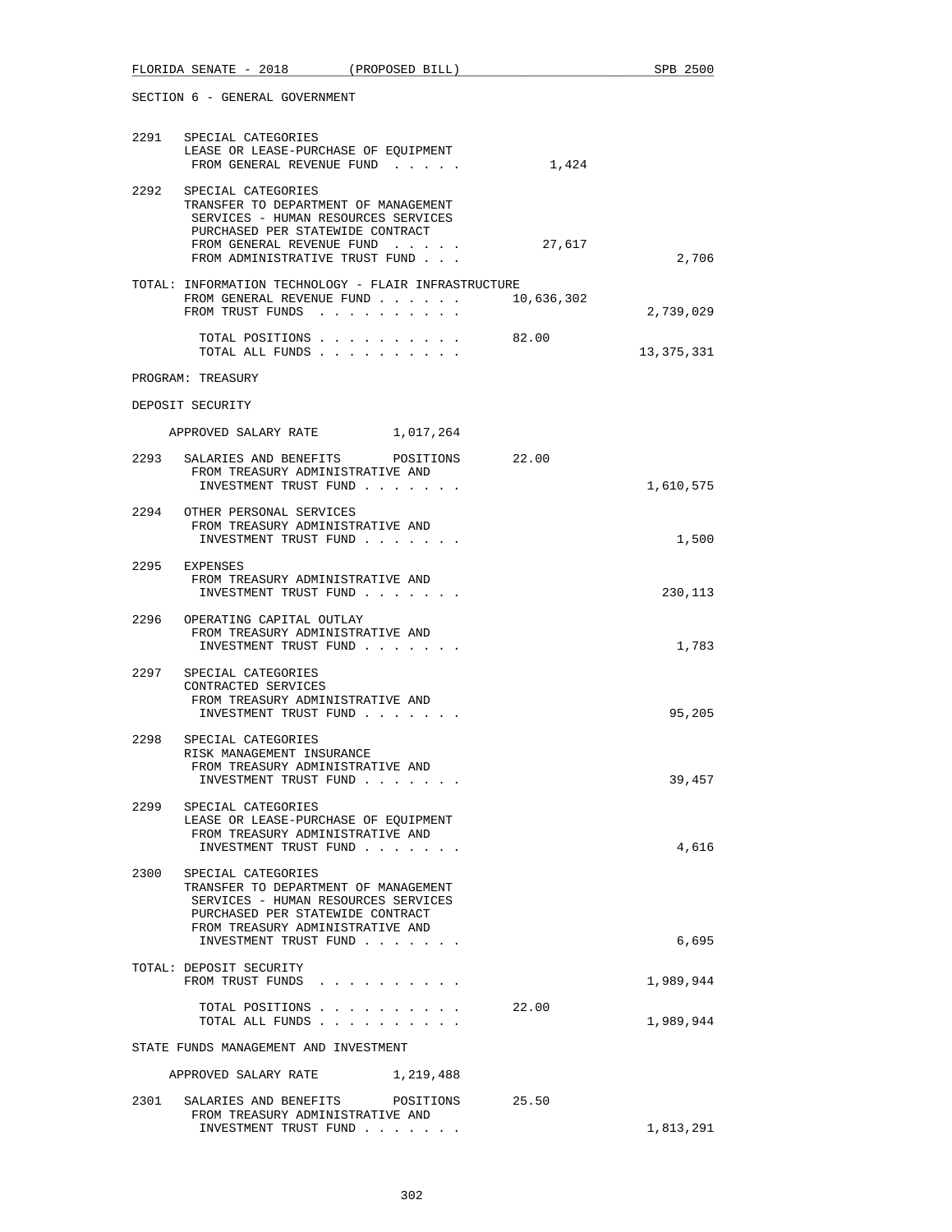SECTION 6 - GENERAL GOVERNMENT

| | | | |
|---|---|---|---|
| 2291 | SPECIAL CATEGORIES<br>LEASE OR LEASE-PURCHASE OF EQUIPMENT<br>FROM GENERAL REVENUE FUND . . . . . | 1,424 | |
| 2292 | SPECIAL CATEGORIES<br>TRANSFER TO DEPARTMENT OF MANAGEMENT SERVICES - HUMAN RESOURCES SERVICES PURCHASED PER STATEWIDE CONTRACT<br>FROM GENERAL REVENUE FUND . . . . .<br>FROM ADMINISTRATIVE TRUST FUND . . . | 27,617 | 2,706 |
| | TOTAL: INFORMATION TECHNOLOGY - FLAIR INFRASTRUCTURE<br>FROM GENERAL REVENUE FUND . . . . . .<br>FROM TRUST FUNDS . . . . . . . . . . | 10,636,302 | 2,739,029 |
| | TOTAL POSITIONS . . . . . . . . . .<br>TOTAL ALL FUNDS . . . . . . . . . . | 82.00 | 13,375,331 |

PROGRAM: TREASURY

DEPOSIT SECURITY

APPROVED SALARY RATE 1,017,264

| | | | |
|---|---|---|---|
| 2293 | SALARIES AND BENEFITS POSITIONS<br>FROM TREASURY ADMINISTRATIVE AND INVESTMENT TRUST FUND . . . . . . . | 22.00 | 1,610,575 |
| 2294 | OTHER PERSONAL SERVICES<br>FROM TREASURY ADMINISTRATIVE AND INVESTMENT TRUST FUND . . . . . . . | | 1,500 |
| 2295 | EXPENSES<br>FROM TREASURY ADMINISTRATIVE AND INVESTMENT TRUST FUND . . . . . . . | | 230,113 |
| 2296 | OPERATING CAPITAL OUTLAY<br>FROM TREASURY ADMINISTRATIVE AND INVESTMENT TRUST FUND . . . . . . . | | 1,783 |
| 2297 | SPECIAL CATEGORIES<br>CONTRACTED SERVICES<br>FROM TREASURY ADMINISTRATIVE AND INVESTMENT TRUST FUND . . . . . . . | | 95,205 |
| 2298 | SPECIAL CATEGORIES<br>RISK MANAGEMENT INSURANCE<br>FROM TREASURY ADMINISTRATIVE AND INVESTMENT TRUST FUND . . . . . . . | | 39,457 |
| 2299 | SPECIAL CATEGORIES<br>LEASE OR LEASE-PURCHASE OF EQUIPMENT<br>FROM TREASURY ADMINISTRATIVE AND INVESTMENT TRUST FUND . . . . . . . | | 4,616 |
| 2300 | SPECIAL CATEGORIES<br>TRANSFER TO DEPARTMENT OF MANAGEMENT SERVICES - HUMAN RESOURCES SERVICES PURCHASED PER STATEWIDE CONTRACT<br>FROM TREASURY ADMINISTRATIVE AND INVESTMENT TRUST FUND . . . . . . . | | 6,695 |
| | TOTAL: DEPOSIT SECURITY<br>FROM TRUST FUNDS . . . . . . . . . . | | 1,989,944 |
| | TOTAL POSITIONS . . . . . . . . . .<br>TOTAL ALL FUNDS . . . . . . . . . . | 22.00 | 1,989,944 |

STATE FUNDS MANAGEMENT AND INVESTMENT

APPROVED SALARY RATE 1,219,488

| | | | |
|---|---|---|---|
| 2301 | SALARIES AND BENEFITS POSITIONS<br>FROM TREASURY ADMINISTRATIVE AND INVESTMENT TRUST FUND . . . . . . . | 25.50 | 1,813,291 |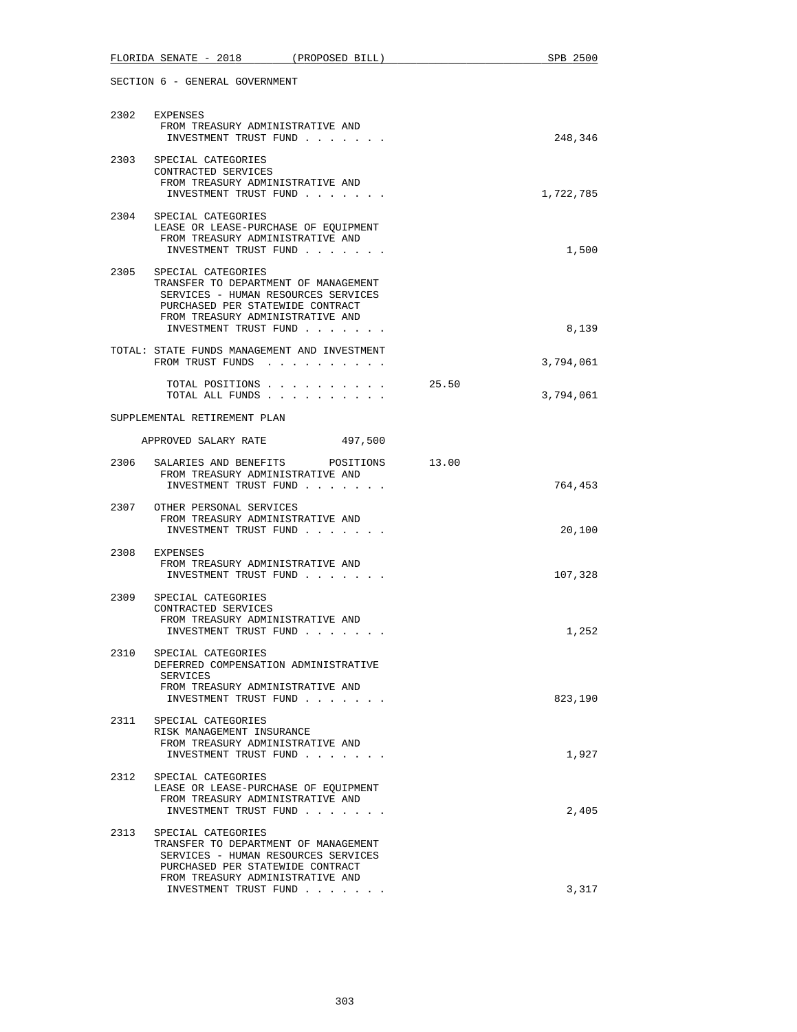SECTION 6 - GENERAL GOVERNMENT

2302 EXPENSES
FROM TREASURY ADMINISTRATIVE AND INVESTMENT TRUST FUND . . . . . . . 248,346

2303 SPECIAL CATEGORIES
CONTRACTED SERVICES
FROM TREASURY ADMINISTRATIVE AND INVESTMENT TRUST FUND . . . . . . . 1,722,785

2304 SPECIAL CATEGORIES
LEASE OR LEASE-PURCHASE OF EQUIPMENT
FROM TREASURY ADMINISTRATIVE AND INVESTMENT TRUST FUND . . . . . . . 1,500

2305 SPECIAL CATEGORIES
TRANSFER TO DEPARTMENT OF MANAGEMENT SERVICES - HUMAN RESOURCES SERVICES PURCHASED PER STATEWIDE CONTRACT
FROM TREASURY ADMINISTRATIVE AND INVESTMENT TRUST FUND . . . . . . . 8,139

TOTAL: STATE FUNDS MANAGEMENT AND INVESTMENT
FROM TRUST FUNDS . . . . . . . . . . . 3,794,061

TOTAL POSITIONS . . . . . . . . . . 25.50
TOTAL ALL FUNDS . . . . . . . . . . 3,794,061

SUPPLEMENTAL RETIREMENT PLAN

APPROVED SALARY RATE 497,500

2306 SALARIES AND BENEFITS POSITIONS 13.00
FROM TREASURY ADMINISTRATIVE AND INVESTMENT TRUST FUND . . . . . . . 764,453

2307 OTHER PERSONAL SERVICES
FROM TREASURY ADMINISTRATIVE AND INVESTMENT TRUST FUND . . . . . . . 20,100

2308 EXPENSES
FROM TREASURY ADMINISTRATIVE AND INVESTMENT TRUST FUND . . . . . . . 107,328

2309 SPECIAL CATEGORIES
CONTRACTED SERVICES
FROM TREASURY ADMINISTRATIVE AND INVESTMENT TRUST FUND . . . . . . . 1,252

2310 SPECIAL CATEGORIES
DEFERRED COMPENSATION ADMINISTRATIVE SERVICES
FROM TREASURY ADMINISTRATIVE AND INVESTMENT TRUST FUND . . . . . . . 823,190

2311 SPECIAL CATEGORIES
RISK MANAGEMENT INSURANCE
FROM TREASURY ADMINISTRATIVE AND INVESTMENT TRUST FUND . . . . . . . 1,927

2312 SPECIAL CATEGORIES
LEASE OR LEASE-PURCHASE OF EQUIPMENT
FROM TREASURY ADMINISTRATIVE AND INVESTMENT TRUST FUND . . . . . . . 2,405

2313 SPECIAL CATEGORIES
TRANSFER TO DEPARTMENT OF MANAGEMENT SERVICES - HUMAN RESOURCES SERVICES PURCHASED PER STATEWIDE CONTRACT
FROM TREASURY ADMINISTRATIVE AND INVESTMENT TRUST FUND . . . . . . . 3,317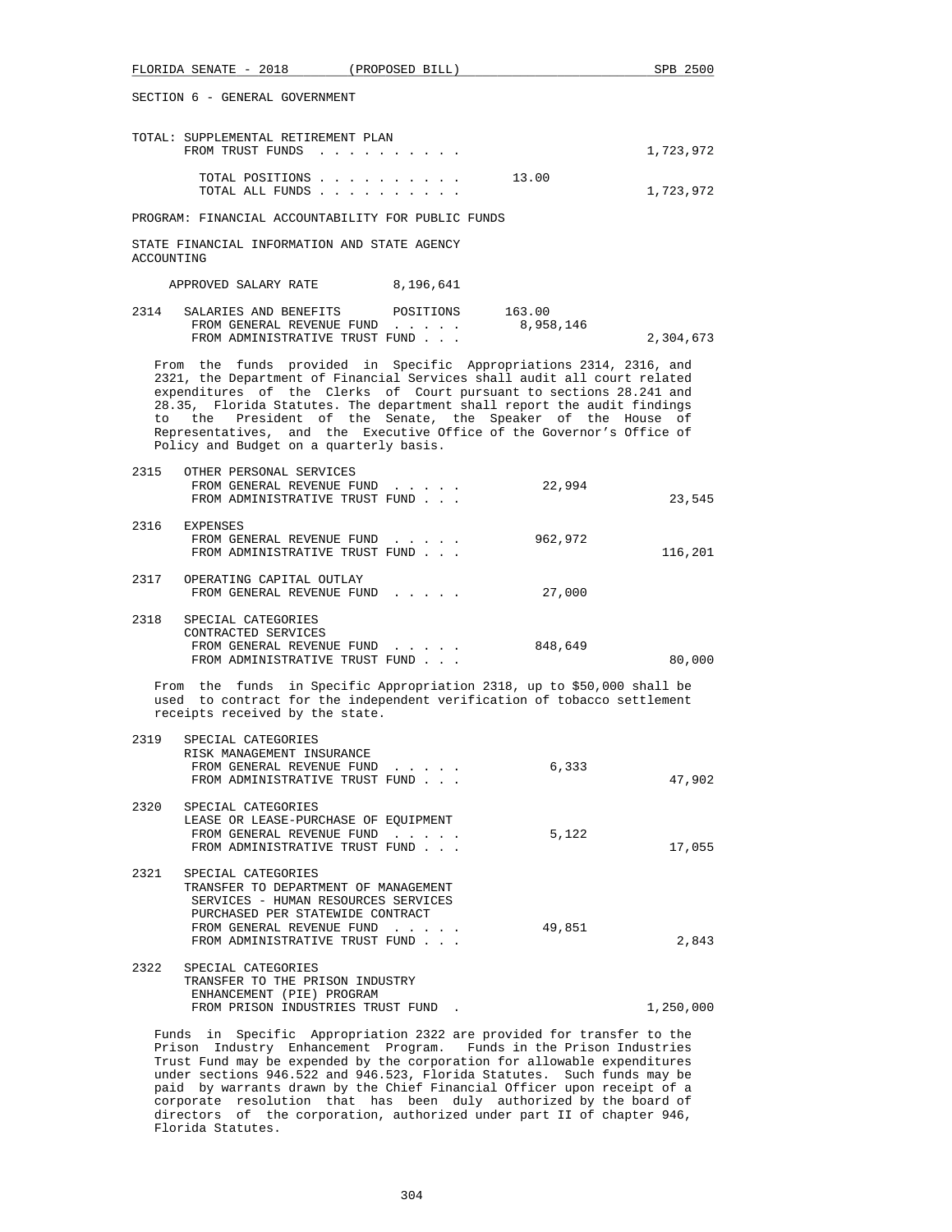SECTION 6 - GENERAL GOVERNMENT

TOTAL: SUPPLEMENTAL RETIREMENT PLAN
FROM TRUST FUNDS . . . . . . . . . . 1,723,972

TOTAL POSITIONS . . . . . . . . . . 13.00
TOTAL ALL FUNDS . . . . . . . . . . 1,723,972

PROGRAM: FINANCIAL ACCOUNTABILITY FOR PUBLIC FUNDS

STATE FINANCIAL INFORMATION AND STATE AGENCY ACCOUNTING

APPROVED SALARY RATE 8,196,641

2314 SALARIES AND BENEFITS POSITIONS 163.00
FROM GENERAL REVENUE FUND . . . . . 8,958,146
FROM ADMINISTRATIVE TRUST FUND . . . 2,304,673

From the funds provided in Specific Appropriations 2314, 2316, and 2321, the Department of Financial Services shall audit all court related expenditures of the Clerks of Court pursuant to sections 28.241 and 28.35, Florida Statutes. The department shall report the audit findings to the President of the Senate, the Speaker of the House of Representatives, and the Executive Office of the Governor's Office of Policy and Budget on a quarterly basis.

2315 OTHER PERSONAL SERVICES
FROM GENERAL REVENUE FUND . . . . . 22,994
FROM ADMINISTRATIVE TRUST FUND . . . 23,545

2316 EXPENSES
FROM GENERAL REVENUE FUND . . . . . 962,972
FROM ADMINISTRATIVE TRUST FUND . . . 116,201

2317 OPERATING CAPITAL OUTLAY
FROM GENERAL REVENUE FUND . . . . . 27,000

2318 SPECIAL CATEGORIES
CONTRACTED SERVICES
FROM GENERAL REVENUE FUND . . . . . 848,649
FROM ADMINISTRATIVE TRUST FUND . . . 80,000

From the funds in Specific Appropriation 2318, up to $50,000 shall be used to contract for the independent verification of tobacco settlement receipts received by the state.

2319 SPECIAL CATEGORIES
RISK MANAGEMENT INSURANCE
FROM GENERAL REVENUE FUND . . . . . 6,333
FROM ADMINISTRATIVE TRUST FUND . . . 47,902

2320 SPECIAL CATEGORIES
LEASE OR LEASE-PURCHASE OF EQUIPMENT
FROM GENERAL REVENUE FUND . . . . . 5,122
FROM ADMINISTRATIVE TRUST FUND . . . 17,055

2321 SPECIAL CATEGORIES
TRANSFER TO DEPARTMENT OF MANAGEMENT SERVICES - HUMAN RESOURCES SERVICES PURCHASED PER STATEWIDE CONTRACT
FROM GENERAL REVENUE FUND . . . . . 49,851
FROM ADMINISTRATIVE TRUST FUND . . . 2,843

2322 SPECIAL CATEGORIES
TRANSFER TO THE PRISON INDUSTRY ENHANCEMENT (PIE) PROGRAM
FROM PRISON INDUSTRIES TRUST FUND . 1,250,000

Funds in Specific Appropriation 2322 are provided for transfer to the Prison Industry Enhancement Program. Funds in the Prison Industries Trust Fund may be expended by the corporation for allowable expenditures under sections 946.522 and 946.523, Florida Statutes. Such funds may be paid by warrants drawn by the Chief Financial Officer upon receipt of a corporate resolution that has been duly authorized by the board of directors of the corporation, authorized under part II of chapter 946, Florida Statutes.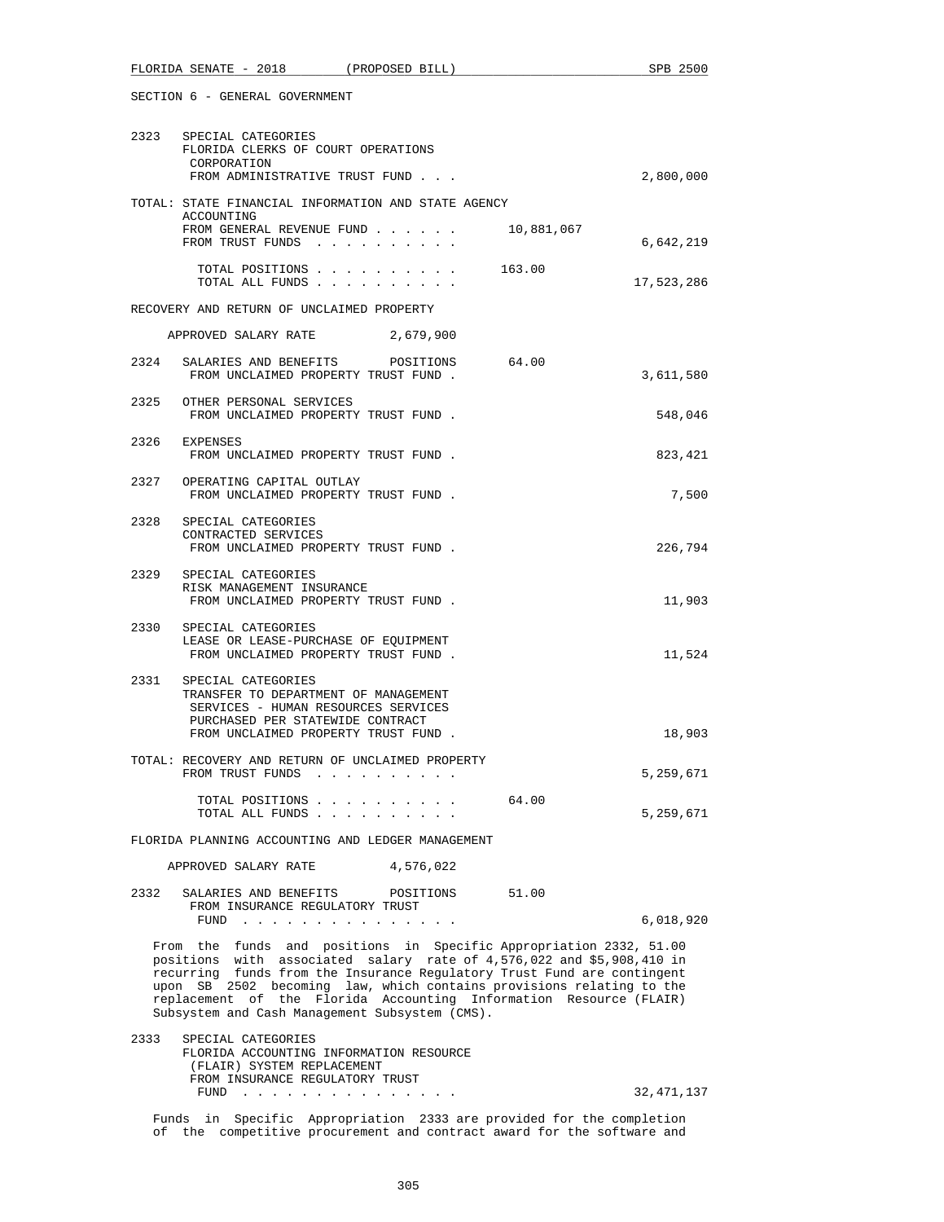SECTION 6 - GENERAL GOVERNMENT

```
2323   SPECIAL CATEGORIES
       FLORIDA CLERKS OF COURT OPERATIONS
        CORPORATION
       FROM ADMINISTRATIVE TRUST FUND . . .                           2,800,000

TOTAL: STATE FINANCIAL INFORMATION AND STATE AGENCY
       ACCOUNTING
       FROM GENERAL REVENUE FUND . . . . . .       10,881,067
       FROM TRUST FUNDS . . . . . . . . . .                           6,642,219

         TOTAL POSITIONS . . . . . . . . . .       163.00
         TOTAL ALL FUNDS . . . . . . . . . .                         17,523,286

RECOVERY AND RETURN OF UNCLAIMED PROPERTY

     APPROVED SALARY RATE          2,679,900

2324   SALARIES AND BENEFITS       POSITIONS        64.00
       FROM UNCLAIMED PROPERTY TRUST FUND .                           3,611,580

2325   OTHER PERSONAL SERVICES
       FROM UNCLAIMED PROPERTY TRUST FUND .                             548,046

2326   EXPENSES
       FROM UNCLAIMED PROPERTY TRUST FUND .                             823,421

2327   OPERATING CAPITAL OUTLAY
       FROM UNCLAIMED PROPERTY TRUST FUND .                               7,500

2328   SPECIAL CATEGORIES
       CONTRACTED SERVICES
       FROM UNCLAIMED PROPERTY TRUST FUND .                             226,794

2329   SPECIAL CATEGORIES
       RISK MANAGEMENT INSURANCE
       FROM UNCLAIMED PROPERTY TRUST FUND .                              11,903

2330   SPECIAL CATEGORIES
       LEASE OR LEASE-PURCHASE OF EQUIPMENT
       FROM UNCLAIMED PROPERTY TRUST FUND .                              11,524

2331   SPECIAL CATEGORIES
       TRANSFER TO DEPARTMENT OF MANAGEMENT
        SERVICES - HUMAN RESOURCES SERVICES
        PURCHASED PER STATEWIDE CONTRACT
       FROM UNCLAIMED PROPERTY TRUST FUND .                              18,903

TOTAL: RECOVERY AND RETURN OF UNCLAIMED PROPERTY
       FROM TRUST FUNDS . . . . . . . . . .                           5,259,671

         TOTAL POSITIONS . . . . . . . . . .        64.00
         TOTAL ALL FUNDS . . . . . . . . . .                          5,259,671

FLORIDA PLANNING ACCOUNTING AND LEDGER MANAGEMENT

     APPROVED SALARY RATE          4,576,022

2332   SALARIES AND BENEFITS       POSITIONS        51.00
       FROM INSURANCE REGULATORY TRUST
        FUND . . . . . . . . . . . . . . .                            6,018,920
```

From the funds and positions in Specific Appropriation 2332, 51.00 positions with associated salary rate of 4,576,022 and $5,908,410 in recurring funds from the Insurance Regulatory Trust Fund are contingent upon SB 2502 becoming law, which contains provisions relating to the replacement of the Florida Accounting Information Resource (FLAIR) Subsystem and Cash Management Subsystem (CMS).

```
2333   SPECIAL CATEGORIES
       FLORIDA ACCOUNTING INFORMATION RESOURCE
        (FLAIR) SYSTEM REPLACEMENT
       FROM INSURANCE REGULATORY TRUST
        FUND . . . . . . . . . . . . . . .                           32,471,137
```

Funds in Specific Appropriation 2333 are provided for the completion of the competitive procurement and contract award for the software and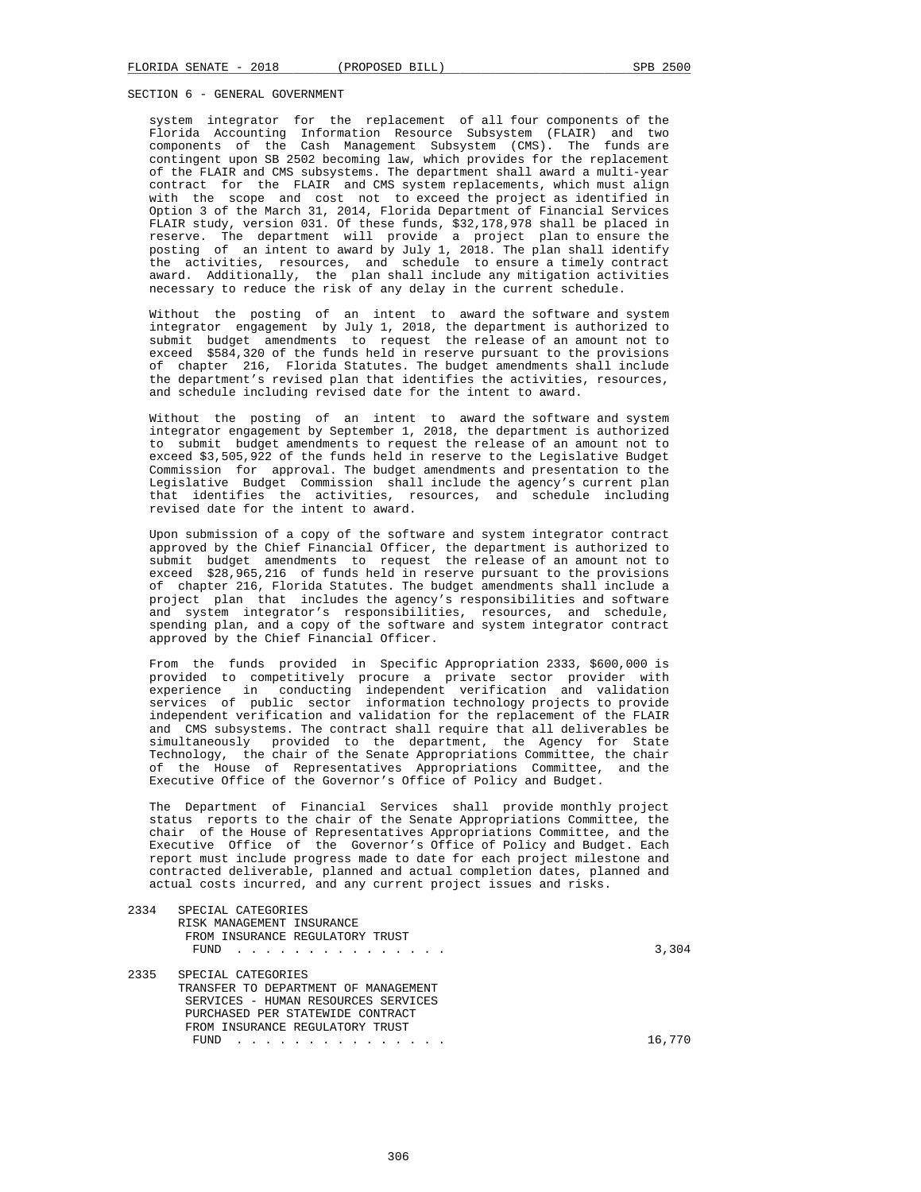SECTION 6 - GENERAL GOVERNMENT

system integrator for the replacement of all four components of the Florida Accounting Information Resource Subsystem (FLAIR) and two components of the Cash Management Subsystem (CMS). The funds are contingent upon SB 2502 becoming law, which provides for the replacement of the FLAIR and CMS subsystems. The department shall award a multi-year contract for the FLAIR and CMS system replacements, which must align with the scope and cost not to exceed the project as identified in Option 3 of the March 31, 2014, Florida Department of Financial Services FLAIR study, version 031. Of these funds, $32,178,978 shall be placed in reserve. The department will provide a project plan to ensure the posting of an intent to award by July 1, 2018. The plan shall identify the activities, resources, and schedule to ensure a timely contract award. Additionally, the plan shall include any mitigation activities necessary to reduce the risk of any delay in the current schedule.

Without the posting of an intent to award the software and system integrator engagement by July 1, 2018, the department is authorized to submit budget amendments to request the release of an amount not to exceed $584,320 of the funds held in reserve pursuant to the provisions of chapter 216, Florida Statutes. The budget amendments shall include the department's revised plan that identifies the activities, resources, and schedule including revised date for the intent to award.

Without the posting of an intent to award the software and system integrator engagement by September 1, 2018, the department is authorized to submit budget amendments to request the release of an amount not to exceed $3,505,922 of the funds held in reserve to the Legislative Budget Commission for approval. The budget amendments and presentation to the Legislative Budget Commission shall include the agency's current plan that identifies the activities, resources, and schedule including revised date for the intent to award.

Upon submission of a copy of the software and system integrator contract approved by the Chief Financial Officer, the department is authorized to submit budget amendments to request the release of an amount not to exceed $28,965,216 of funds held in reserve pursuant to the provisions of chapter 216, Florida Statutes. The budget amendments shall include a project plan that includes the agency's responsibilities and software and system integrator's responsibilities, resources, and schedule, spending plan, and a copy of the software and system integrator contract approved by the Chief Financial Officer.

From the funds provided in Specific Appropriation 2333, $600,000 is provided to competitively procure a private sector provider with experience in conducting independent verification and validation services of public sector information technology projects to provide independent verification and validation for the replacement of the FLAIR and CMS subsystems. The contract shall require that all deliverables be simultaneously provided to the department, the Agency for State Technology, the chair of the Senate Appropriations Committee, the chair of the House of Representatives Appropriations Committee, and the Executive Office of the Governor's Office of Policy and Budget.

The Department of Financial Services shall provide monthly project status reports to the chair of the Senate Appropriations Committee, the chair of the House of Representatives Appropriations Committee, and the Executive Office of the Governor's Office of Policy and Budget. Each report must include progress made to date for each project milestone and contracted deliverable, planned and actual completion dates, planned and actual costs incurred, and any current project issues and risks.

2334 SPECIAL CATEGORIES
RISK MANAGEMENT INSURANCE
FROM INSURANCE REGULATORY TRUST FUND . . . . . . . . . . . . . . . 3,304

2335 SPECIAL CATEGORIES
TRANSFER TO DEPARTMENT OF MANAGEMENT SERVICES - HUMAN RESOURCES SERVICES PURCHASED PER STATEWIDE CONTRACT
FROM INSURANCE REGULATORY TRUST FUND . . . . . . . . . . . . . . . 16,770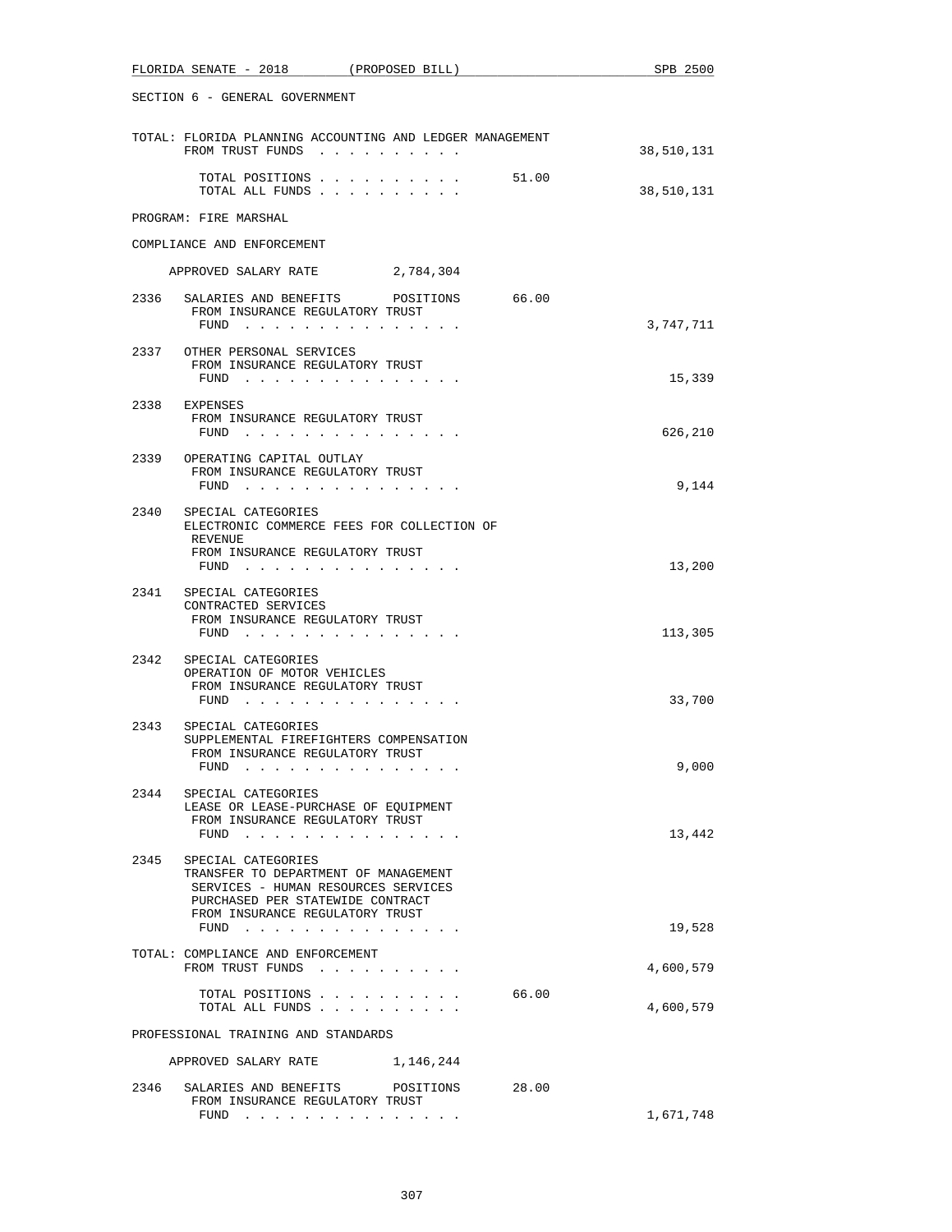SECTION 6 - GENERAL GOVERNMENT

TOTAL: FLORIDA PLANNING ACCOUNTING AND LEDGER MANAGEMENT
FROM TRUST FUNDS . . . . . . . . . . 38,510,131

TOTAL POSITIONS . . . . . . . . . . 51.00
TOTAL ALL FUNDS . . . . . . . . . . 38,510,131

PROGRAM: FIRE MARSHAL

COMPLIANCE AND ENFORCEMENT

APPROVED SALARY RATE 2,784,304

2336 SALARIES AND BENEFITS POSITIONS 66.00
FROM INSURANCE REGULATORY TRUST
FUND . . . . . . . . . . . . . . . 3,747,711

2337 OTHER PERSONAL SERVICES
FROM INSURANCE REGULATORY TRUST
FUND . . . . . . . . . . . . . . . 15,339

2338 EXPENSES
FROM INSURANCE REGULATORY TRUST
FUND . . . . . . . . . . . . . . . 626,210

2339 OPERATING CAPITAL OUTLAY
FROM INSURANCE REGULATORY TRUST
FUND . . . . . . . . . . . . . . . 9,144

2340 SPECIAL CATEGORIES
ELECTRONIC COMMERCE FEES FOR COLLECTION OF
REVENUE
FROM INSURANCE REGULATORY TRUST
FUND . . . . . . . . . . . . . . . 13,200

2341 SPECIAL CATEGORIES
CONTRACTED SERVICES
FROM INSURANCE REGULATORY TRUST
FUND . . . . . . . . . . . . . . . 113,305

2342 SPECIAL CATEGORIES
OPERATION OF MOTOR VEHICLES
FROM INSURANCE REGULATORY TRUST
FUND . . . . . . . . . . . . . . . 33,700

2343 SPECIAL CATEGORIES
SUPPLEMENTAL FIREFIGHTERS COMPENSATION
FROM INSURANCE REGULATORY TRUST
FUND . . . . . . . . . . . . . . . 9,000

2344 SPECIAL CATEGORIES
LEASE OR LEASE-PURCHASE OF EQUIPMENT
FROM INSURANCE REGULATORY TRUST
FUND . . . . . . . . . . . . . . . 13,442

2345 SPECIAL CATEGORIES
TRANSFER TO DEPARTMENT OF MANAGEMENT
SERVICES - HUMAN RESOURCES SERVICES
PURCHASED PER STATEWIDE CONTRACT
FROM INSURANCE REGULATORY TRUST
FUND . . . . . . . . . . . . . . . 19,528

TOTAL: COMPLIANCE AND ENFORCEMENT
FROM TRUST FUNDS . . . . . . . . . . 4,600,579

TOTAL POSITIONS . . . . . . . . . . 66.00
TOTAL ALL FUNDS . . . . . . . . . . 4,600,579

PROFESSIONAL TRAINING AND STANDARDS

APPROVED SALARY RATE 1,146,244

2346 SALARIES AND BENEFITS POSITIONS 28.00
FROM INSURANCE REGULATORY TRUST
FUND . . . . . . . . . . . . . . . 1,671,748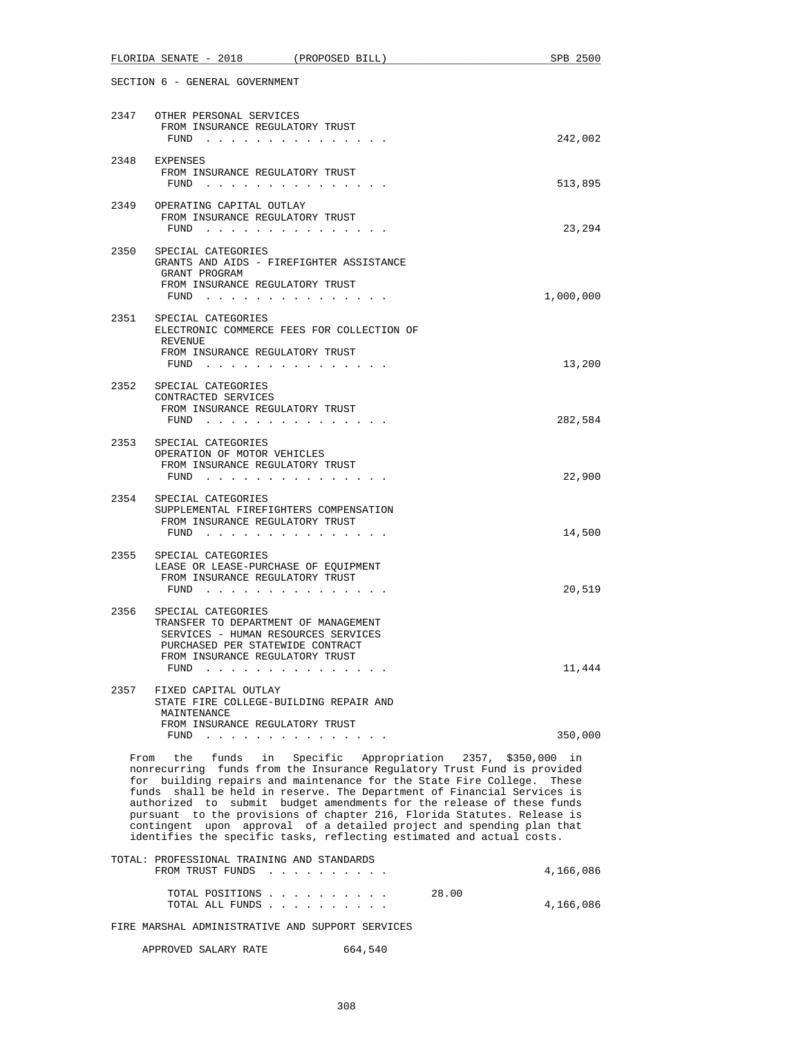SECTION 6 - GENERAL GOVERNMENT

2347 OTHER PERSONAL SERVICES
FROM INSURANCE REGULATORY TRUST
FUND . . . . . . . . . . . . . . . 242,002

2348 EXPENSES
FROM INSURANCE REGULATORY TRUST
FUND . . . . . . . . . . . . . . . 513,895

2349 OPERATING CAPITAL OUTLAY
FROM INSURANCE REGULATORY TRUST
FUND . . . . . . . . . . . . . . . 23,294

2350 SPECIAL CATEGORIES
GRANTS AND AIDS - FIREFIGHTER ASSISTANCE
GRANT PROGRAM
FROM INSURANCE REGULATORY TRUST
FUND . . . . . . . . . . . . . . . 1,000,000

2351 SPECIAL CATEGORIES
ELECTRONIC COMMERCE FEES FOR COLLECTION OF
REVENUE
FROM INSURANCE REGULATORY TRUST
FUND . . . . . . . . . . . . . . . 13,200

2352 SPECIAL CATEGORIES
CONTRACTED SERVICES
FROM INSURANCE REGULATORY TRUST
FUND . . . . . . . . . . . . . . . 282,584

2353 SPECIAL CATEGORIES
OPERATION OF MOTOR VEHICLES
FROM INSURANCE REGULATORY TRUST
FUND . . . . . . . . . . . . . . . 22,900

2354 SPECIAL CATEGORIES
SUPPLEMENTAL FIREFIGHTERS COMPENSATION
FROM INSURANCE REGULATORY TRUST
FUND . . . . . . . . . . . . . . . 14,500

2355 SPECIAL CATEGORIES
LEASE OR LEASE-PURCHASE OF EQUIPMENT
FROM INSURANCE REGULATORY TRUST
FUND . . . . . . . . . . . . . . . 20,519

2356 SPECIAL CATEGORIES
TRANSFER TO DEPARTMENT OF MANAGEMENT
SERVICES - HUMAN RESOURCES SERVICES
PURCHASED PER STATEWIDE CONTRACT
FROM INSURANCE REGULATORY TRUST
FUND . . . . . . . . . . . . . . . 11,444

2357 FIXED CAPITAL OUTLAY
STATE FIRE COLLEGE-BUILDING REPAIR AND
MAINTENANCE
FROM INSURANCE REGULATORY TRUST
FUND . . . . . . . . . . . . . . . 350,000

From the funds in Specific Appropriation 2357, $350,000 in nonrecurring funds from the Insurance Regulatory Trust Fund is provided for building repairs and maintenance for the State Fire College. These funds shall be held in reserve. The Department of Financial Services is authorized to submit budget amendments for the release of these funds pursuant to the provisions of chapter 216, Florida Statutes. Release is contingent upon approval of a detailed project and spending plan that identifies the specific tasks, reflecting estimated and actual costs.

TOTAL: PROFESSIONAL TRAINING AND STANDARDS
FROM TRUST FUNDS . . . . . . . . . . 4,166,086

TOTAL POSITIONS . . . . . . . . . . 28.00
TOTAL ALL FUNDS . . . . . . . . . . 4,166,086

FIRE MARSHAL ADMINISTRATIVE AND SUPPORT SERVICES

APPROVED SALARY RATE 664,540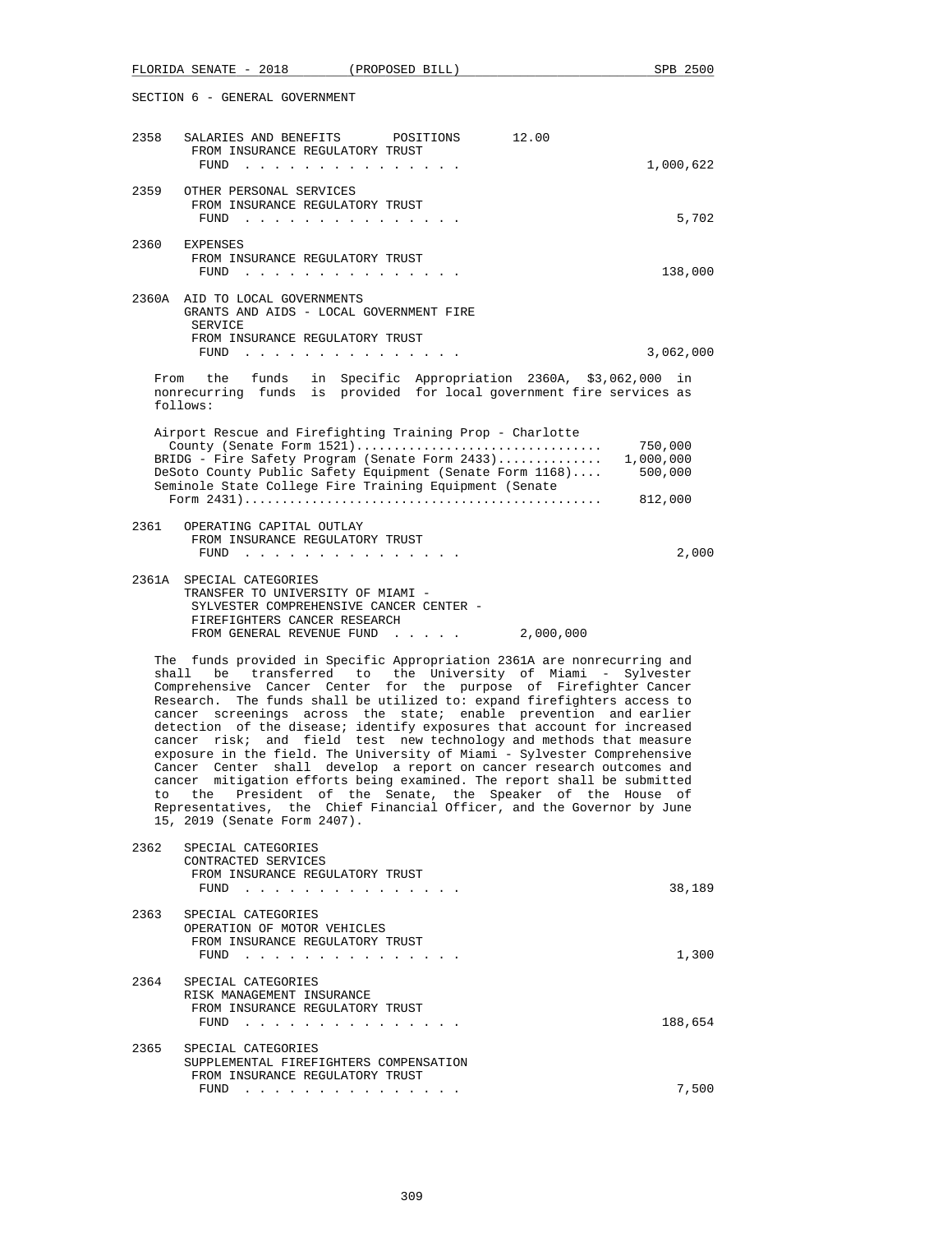SECTION 6 - GENERAL GOVERNMENT

2358 SALARIES AND BENEFITS POSITIONS 12.00
FROM INSURANCE REGULATORY TRUST FUND . . . . . . . . . . . . . . . 1,000,622

2359 OTHER PERSONAL SERVICES
FROM INSURANCE REGULATORY TRUST FUND . . . . . . . . . . . . . . . 5,702

2360 EXPENSES
FROM INSURANCE REGULATORY TRUST FUND . . . . . . . . . . . . . . . 138,000

2360A AID TO LOCAL GOVERNMENTS
GRANTS AND AIDS - LOCAL GOVERNMENT FIRE SERVICE
FROM INSURANCE REGULATORY TRUST FUND . . . . . . . . . . . . . . . 3,062,000

From the funds in Specific Appropriation 2360A, $3,062,000 in nonrecurring funds is provided for local government fire services as follows:

| | |
|---|---|
| Airport Rescue and Firefighting Training Prop - Charlotte County (Senate Form 1521) | 750,000 |
| BRIDG - Fire Safety Program (Senate Form 2433) | 1,000,000 |
| DeSoto County Public Safety Equipment (Senate Form 1168) | 500,000 |
| Seminole State College Fire Training Equipment (Senate Form 2431) | 812,000 |

2361 OPERATING CAPITAL OUTLAY
FROM INSURANCE REGULATORY TRUST FUND . . . . . . . . . . . . . . . 2,000

2361A SPECIAL CATEGORIES
TRANSFER TO UNIVERSITY OF MIAMI - SYLVESTER COMPREHENSIVE CANCER CENTER - FIREFIGHTERS CANCER RESEARCH
FROM GENERAL REVENUE FUND . . . . . 2,000,000

The funds provided in Specific Appropriation 2361A are nonrecurring and shall be transferred to the University of Miami - Sylvester Comprehensive Cancer Center for the purpose of Firefighter Cancer Research. The funds shall be utilized to: expand firefighters access to cancer screenings across the state; enable prevention and earlier detection of the disease; identify exposures that account for increased cancer risk; and field test new technology and methods that measure exposure in the field. The University of Miami - Sylvester Comprehensive Cancer Center shall develop a report on cancer research outcomes and cancer mitigation efforts being examined. The report shall be submitted to the President of the Senate, the Speaker of the House of Representatives, the Chief Financial Officer, and the Governor by June 15, 2019 (Senate Form 2407).

2362 SPECIAL CATEGORIES
CONTRACTED SERVICES
FROM INSURANCE REGULATORY TRUST FUND . . . . . . . . . . . . . . . 38,189

2363 SPECIAL CATEGORIES
OPERATION OF MOTOR VEHICLES
FROM INSURANCE REGULATORY TRUST FUND . . . . . . . . . . . . . . . 1,300

2364 SPECIAL CATEGORIES
RISK MANAGEMENT INSURANCE
FROM INSURANCE REGULATORY TRUST FUND . . . . . . . . . . . . . . . 188,654

2365 SPECIAL CATEGORIES
SUPPLEMENTAL FIREFIGHTERS COMPENSATION
FROM INSURANCE REGULATORY TRUST FUND . . . . . . . . . . . . . . . 7,500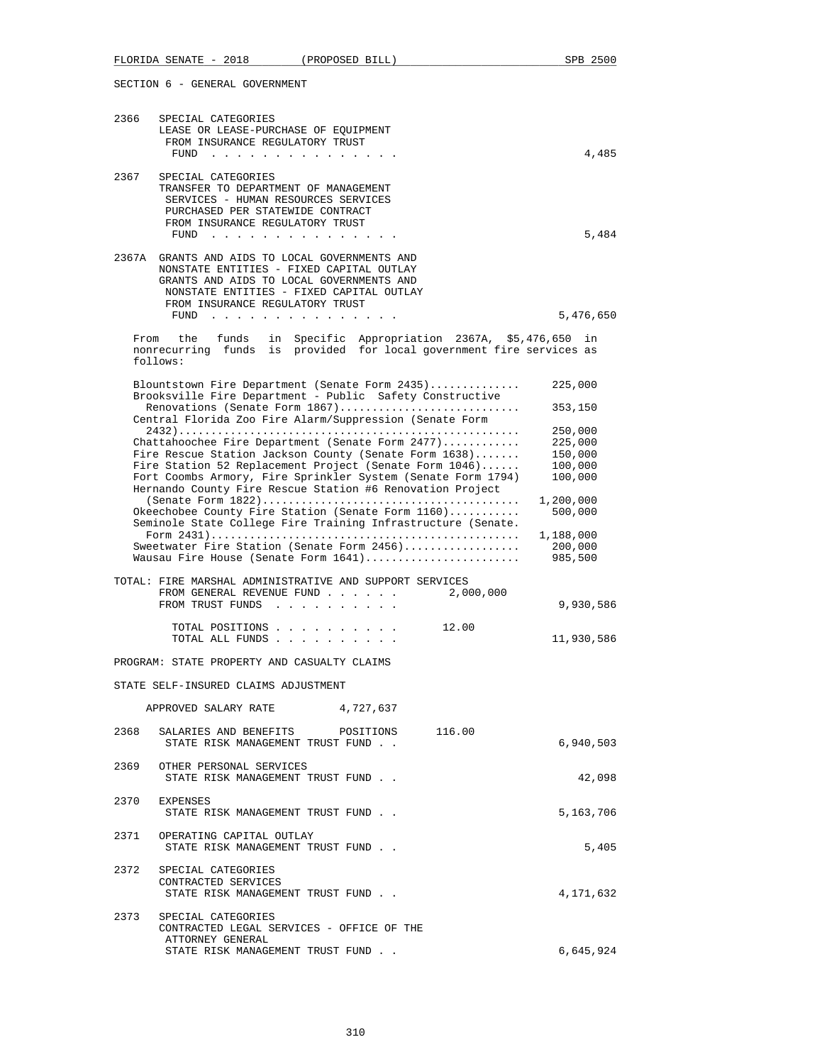SECTION 6 - GENERAL GOVERNMENT

2366 SPECIAL CATEGORIES
LEASE OR LEASE-PURCHASE OF EQUIPMENT
FROM INSURANCE REGULATORY TRUST
FUND . . . . . . . . . . . . . . . 4,485

2367 SPECIAL CATEGORIES
TRANSFER TO DEPARTMENT OF MANAGEMENT
SERVICES - HUMAN RESOURCES SERVICES
PURCHASED PER STATEWIDE CONTRACT
FROM INSURANCE REGULATORY TRUST
FUND . . . . . . . . . . . . . . . 5,484

2367A GRANTS AND AIDS TO LOCAL GOVERNMENTS AND
NONSTATE ENTITIES - FIXED CAPITAL OUTLAY
GRANTS AND AIDS TO LOCAL GOVERNMENTS AND
NONSTATE ENTITIES - FIXED CAPITAL OUTLAY
FROM INSURANCE REGULATORY TRUST
FUND . . . . . . . . . . . . . . . 5,476,650

From the funds in Specific Appropriation 2367A, $5,476,650 in nonrecurring funds is provided for local government fire services as follows:

| Project | Amount |
|---|---|
| Blountstown Fire Department (Senate Form 2435).............. | 225,000 |
| Brooksville Fire Department - Public Safety Constructive Renovations (Senate Form 1867)............................ | 353,150 |
| Central Florida Zoo Fire Alarm/Suppression (Senate Form 2432)..................................................... | 250,000 |
| Chattahoochee Fire Department (Senate Form 2477)............ | 225,000 |
| Fire Rescue Station Jackson County (Senate Form 1638)....... | 150,000 |
| Fire Station 52 Replacement Project (Senate Form 1046)...... | 100,000 |
| Fort Coombs Armory, Fire Sprinkler System (Senate Form 1794) | 100,000 |
| Hernando County Fire Rescue Station #6 Renovation Project (Senate Form 1822)....................................... | 1,200,000 |
| Okeechobee County Fire Station (Senate Form 1160)........... | 500,000 |
| Seminole State College Fire Training Infrastructure (Senate. Form 2431).............................................. | 1,188,000 |
| Sweetwater Fire Station (Senate Form 2456).................. | 200,000 |
| Wausau Fire House (Senate Form 1641)........................ | 985,500 |

TOTAL: FIRE MARSHAL ADMINISTRATIVE AND SUPPORT SERVICES
FROM GENERAL REVENUE FUND . . . . . . 2,000,000
FROM TRUST FUNDS . . . . . . . . . . 9,930,586

TOTAL POSITIONS . . . . . . . . . . 12.00
TOTAL ALL FUNDS . . . . . . . . . . 11,930,586

PROGRAM: STATE PROPERTY AND CASUALTY CLAIMS

STATE SELF-INSURED CLAIMS ADJUSTMENT

APPROVED SALARY RATE 4,727,637

2368 SALARIES AND BENEFITS POSITIONS 116.00
STATE RISK MANAGEMENT TRUST FUND . . 6,940,503

2369 OTHER PERSONAL SERVICES
STATE RISK MANAGEMENT TRUST FUND . . 42,098

2370 EXPENSES
STATE RISK MANAGEMENT TRUST FUND . . 5,163,706

2371 OPERATING CAPITAL OUTLAY
STATE RISK MANAGEMENT TRUST FUND . . 5,405

2372 SPECIAL CATEGORIES
CONTRACTED SERVICES
STATE RISK MANAGEMENT TRUST FUND . . 4,171,632

2373 SPECIAL CATEGORIES
CONTRACTED LEGAL SERVICES - OFFICE OF THE
ATTORNEY GENERAL
STATE RISK MANAGEMENT TRUST FUND . . 6,645,924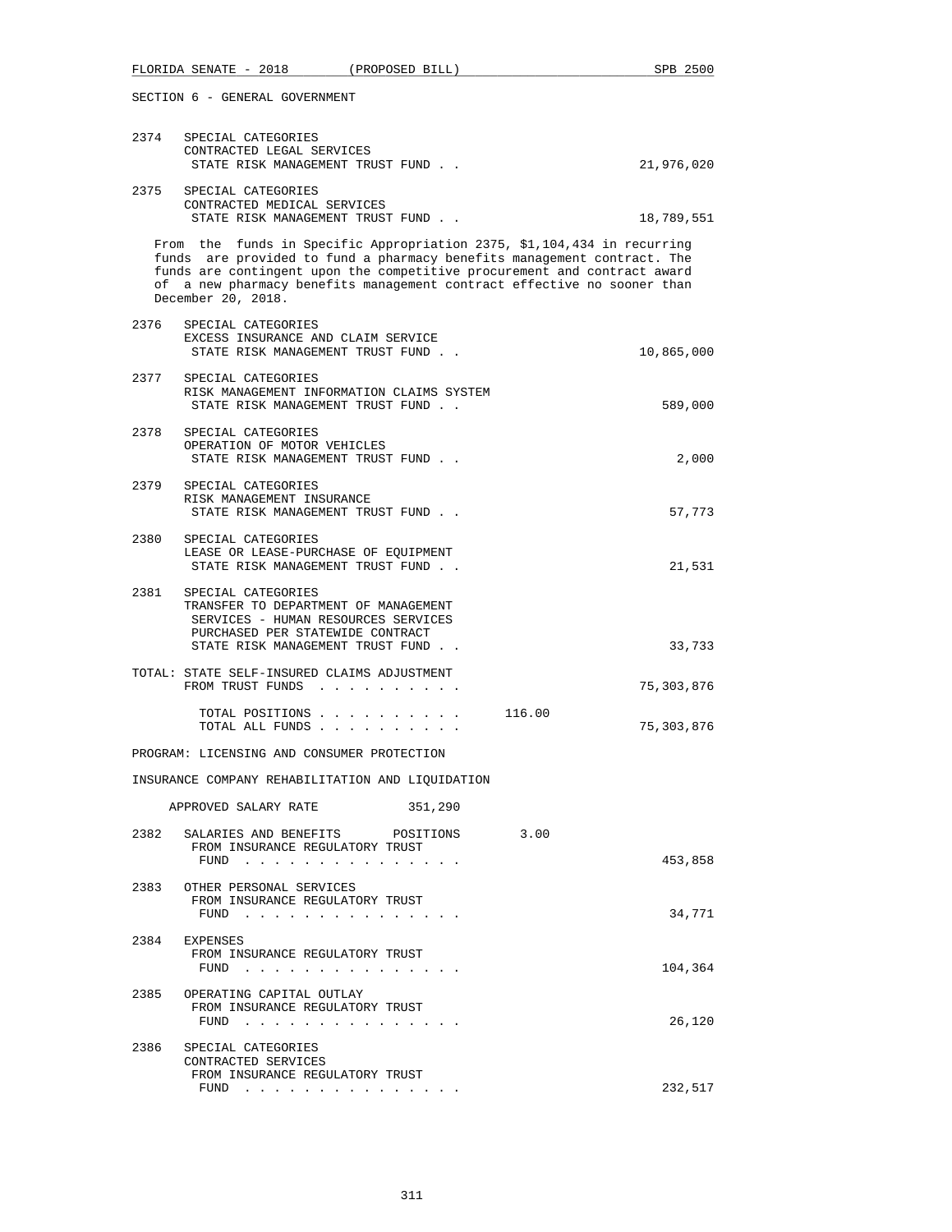SECTION 6 - GENERAL GOVERNMENT

2374 SPECIAL CATEGORIES
CONTRACTED LEGAL SERVICES
STATE RISK MANAGEMENT TRUST FUND . . . 21,976,020

2375 SPECIAL CATEGORIES
CONTRACTED MEDICAL SERVICES
STATE RISK MANAGEMENT TRUST FUND . . . 18,789,551

From the funds in Specific Appropriation 2375, $1,104,434 in recurring funds are provided to fund a pharmacy benefits management contract. The funds are contingent upon the competitive procurement and contract award of a new pharmacy benefits management contract effective no sooner than December 20, 2018.

2376 SPECIAL CATEGORIES
EXCESS INSURANCE AND CLAIM SERVICE
STATE RISK MANAGEMENT TRUST FUND . . . 10,865,000

2377 SPECIAL CATEGORIES
RISK MANAGEMENT INFORMATION CLAIMS SYSTEM
STATE RISK MANAGEMENT TRUST FUND . . . 589,000

2378 SPECIAL CATEGORIES
OPERATION OF MOTOR VEHICLES
STATE RISK MANAGEMENT TRUST FUND . . . 2,000

2379 SPECIAL CATEGORIES
RISK MANAGEMENT INSURANCE
STATE RISK MANAGEMENT TRUST FUND . . . 57,773

2380 SPECIAL CATEGORIES
LEASE OR LEASE-PURCHASE OF EQUIPMENT
STATE RISK MANAGEMENT TRUST FUND . . . 21,531

2381 SPECIAL CATEGORIES
TRANSFER TO DEPARTMENT OF MANAGEMENT SERVICES - HUMAN RESOURCES SERVICES PURCHASED PER STATEWIDE CONTRACT
STATE RISK MANAGEMENT TRUST FUND . . . 33,733

TOTAL: STATE SELF-INSURED CLAIMS ADJUSTMENT
FROM TRUST FUNDS . . . . . . . . . . . 75,303,876

TOTAL POSITIONS . . . . . . . . . . . 116.00
TOTAL ALL FUNDS . . . . . . . . . . . 75,303,876

PROGRAM: LICENSING AND CONSUMER PROTECTION

INSURANCE COMPANY REHABILITATION AND LIQUIDATION

APPROVED SALARY RATE 351,290

2382 SALARIES AND BENEFITS POSITIONS 3.00
FROM INSURANCE REGULATORY TRUST
FUND . . . . . . . . . . . . . . . 453,858

2383 OTHER PERSONAL SERVICES
FROM INSURANCE REGULATORY TRUST
FUND . . . . . . . . . . . . . . . 34,771

2384 EXPENSES
FROM INSURANCE REGULATORY TRUST
FUND . . . . . . . . . . . . . . . 104,364

2385 OPERATING CAPITAL OUTLAY
FROM INSURANCE REGULATORY TRUST
FUND . . . . . . . . . . . . . . . 26,120

2386 SPECIAL CATEGORIES
CONTRACTED SERVICES
FROM INSURANCE REGULATORY TRUST
FUND . . . . . . . . . . . . . . . 232,517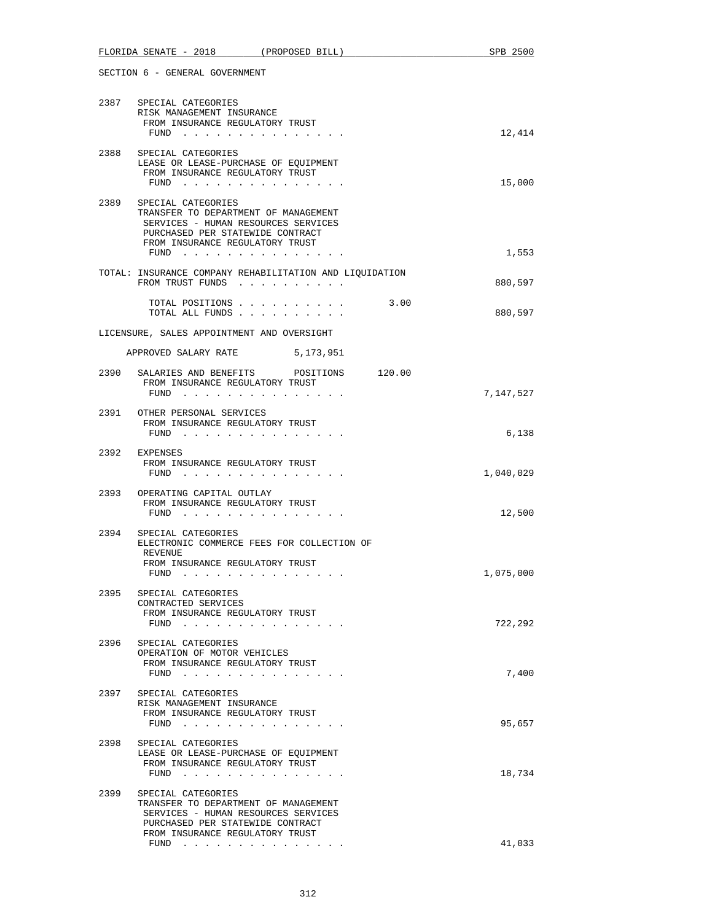SECTION 6 - GENERAL GOVERNMENT

2387 SPECIAL CATEGORIES
RISK MANAGEMENT INSURANCE
FROM INSURANCE REGULATORY TRUST
FUND . . . . . . . . . . . . . . . 12,414

2388 SPECIAL CATEGORIES
LEASE OR LEASE-PURCHASE OF EQUIPMENT
FROM INSURANCE REGULATORY TRUST
FUND . . . . . . . . . . . . . . . 15,000

2389 SPECIAL CATEGORIES
TRANSFER TO DEPARTMENT OF MANAGEMENT
SERVICES - HUMAN RESOURCES SERVICES
PURCHASED PER STATEWIDE CONTRACT
FROM INSURANCE REGULATORY TRUST
FUND . . . . . . . . . . . . . . . 1,553

TOTAL: INSURANCE COMPANY REHABILITATION AND LIQUIDATION
FROM TRUST FUNDS . . . . . . . . . . 880,597

TOTAL POSITIONS . . . . . . . . . . 3.00
TOTAL ALL FUNDS . . . . . . . . . . 880,597

LICENSURE, SALES APPOINTMENT AND OVERSIGHT

APPROVED SALARY RATE 5,173,951

2390 SALARIES AND BENEFITS POSITIONS 120.00
FROM INSURANCE REGULATORY TRUST
FUND . . . . . . . . . . . . . . . 7,147,527

2391 OTHER PERSONAL SERVICES
FROM INSURANCE REGULATORY TRUST
FUND . . . . . . . . . . . . . . . 6,138

2392 EXPENSES
FROM INSURANCE REGULATORY TRUST
FUND . . . . . . . . . . . . . . . 1,040,029

2393 OPERATING CAPITAL OUTLAY
FROM INSURANCE REGULATORY TRUST
FUND . . . . . . . . . . . . . . . 12,500

2394 SPECIAL CATEGORIES
ELECTRONIC COMMERCE FEES FOR COLLECTION OF
REVENUE
FROM INSURANCE REGULATORY TRUST
FUND . . . . . . . . . . . . . . . 1,075,000

2395 SPECIAL CATEGORIES
CONTRACTED SERVICES
FROM INSURANCE REGULATORY TRUST
FUND . . . . . . . . . . . . . . . 722,292

2396 SPECIAL CATEGORIES
OPERATION OF MOTOR VEHICLES
FROM INSURANCE REGULATORY TRUST
FUND . . . . . . . . . . . . . . . 7,400

2397 SPECIAL CATEGORIES
RISK MANAGEMENT INSURANCE
FROM INSURANCE REGULATORY TRUST
FUND . . . . . . . . . . . . . . . 95,657

2398 SPECIAL CATEGORIES
LEASE OR LEASE-PURCHASE OF EQUIPMENT
FROM INSURANCE REGULATORY TRUST
FUND . . . . . . . . . . . . . . . 18,734

2399 SPECIAL CATEGORIES
TRANSFER TO DEPARTMENT OF MANAGEMENT
SERVICES - HUMAN RESOURCES SERVICES
PURCHASED PER STATEWIDE CONTRACT
FROM INSURANCE REGULATORY TRUST
FUND . . . . . . . . . . . . . . . 41,033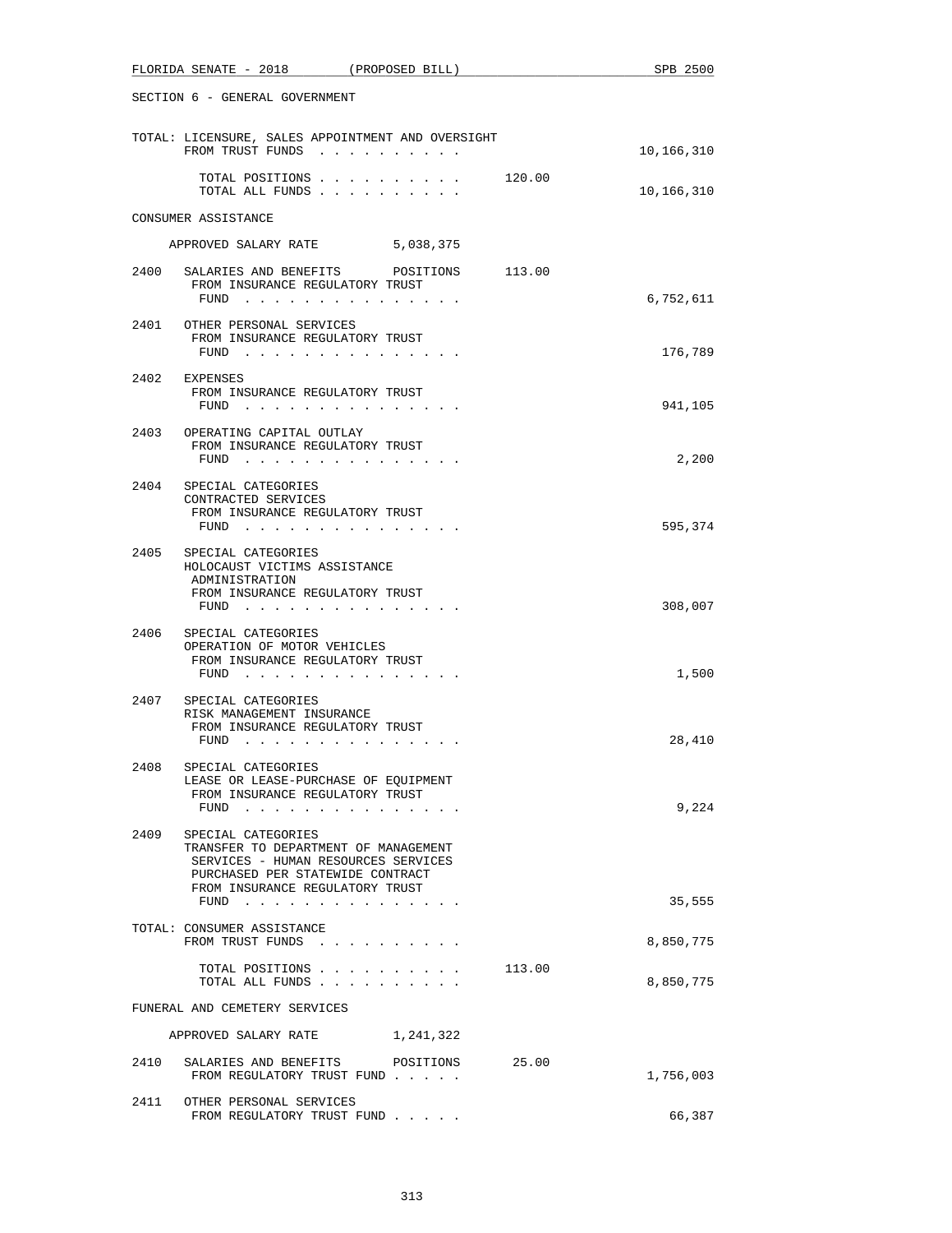SECTION 6 - GENERAL GOVERNMENT

TOTAL: LICENSURE, SALES APPOINTMENT AND OVERSIGHT
FROM TRUST FUNDS . . . . . . . . . . 10,166,310

TOTAL POSITIONS . . . . . . . . . . 120.00
TOTAL ALL FUNDS . . . . . . . . . . 10,166,310

CONSUMER ASSISTANCE

APPROVED SALARY RATE 5,038,375

2400 SALARIES AND BENEFITS POSITIONS 113.00
FROM INSURANCE REGULATORY TRUST
FUND . . . . . . . . . . . . . . . 6,752,611

2401 OTHER PERSONAL SERVICES
FROM INSURANCE REGULATORY TRUST
FUND . . . . . . . . . . . . . . . 176,789

2402 EXPENSES
FROM INSURANCE REGULATORY TRUST
FUND . . . . . . . . . . . . . . . 941,105

2403 OPERATING CAPITAL OUTLAY
FROM INSURANCE REGULATORY TRUST
FUND . . . . . . . . . . . . . . . 2,200

2404 SPECIAL CATEGORIES
CONTRACTED SERVICES
FROM INSURANCE REGULATORY TRUST
FUND . . . . . . . . . . . . . . . 595,374

2405 SPECIAL CATEGORIES
HOLOCAUST VICTIMS ASSISTANCE
ADMINISTRATION
FROM INSURANCE REGULATORY TRUST
FUND . . . . . . . . . . . . . . . 308,007

2406 SPECIAL CATEGORIES
OPERATION OF MOTOR VEHICLES
FROM INSURANCE REGULATORY TRUST
FUND . . . . . . . . . . . . . . . 1,500

2407 SPECIAL CATEGORIES
RISK MANAGEMENT INSURANCE
FROM INSURANCE REGULATORY TRUST
FUND . . . . . . . . . . . . . . . 28,410

2408 SPECIAL CATEGORIES
LEASE OR LEASE-PURCHASE OF EQUIPMENT
FROM INSURANCE REGULATORY TRUST
FUND . . . . . . . . . . . . . . . 9,224

2409 SPECIAL CATEGORIES
TRANSFER TO DEPARTMENT OF MANAGEMENT
SERVICES - HUMAN RESOURCES SERVICES
PURCHASED PER STATEWIDE CONTRACT
FROM INSURANCE REGULATORY TRUST
FUND . . . . . . . . . . . . . . . 35,555

TOTAL: CONSUMER ASSISTANCE
FROM TRUST FUNDS . . . . . . . . . . 8,850,775

TOTAL POSITIONS . . . . . . . . . . 113.00
TOTAL ALL FUNDS . . . . . . . . . . 8,850,775

FUNERAL AND CEMETERY SERVICES

APPROVED SALARY RATE 1,241,322

2410 SALARIES AND BENEFITS POSITIONS 25.00
FROM REGULATORY TRUST FUND . . . . . 1,756,003

2411 OTHER PERSONAL SERVICES
FROM REGULATORY TRUST FUND . . . . . 66,387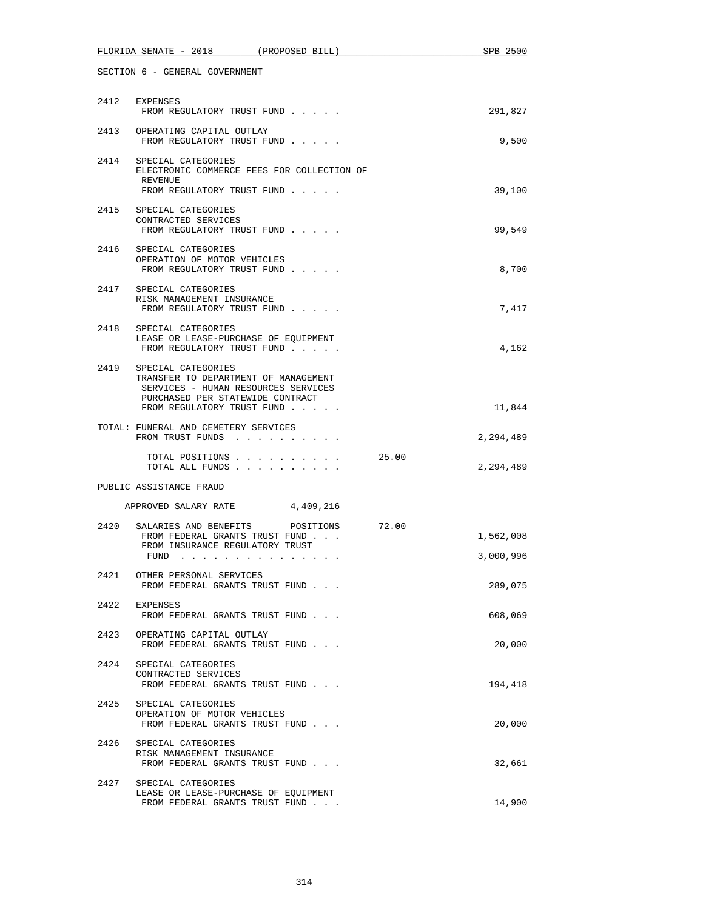SECTION 6 - GENERAL GOVERNMENT

| | | | |
|---|---|---|---|
| 2412 | EXPENSES<br>FROM REGULATORY TRUST FUND . . . . . | | 291,827 |
| 2413 | OPERATING CAPITAL OUTLAY<br>FROM REGULATORY TRUST FUND . . . . . | | 9,500 |
| 2414 | SPECIAL CATEGORIES<br>ELECTRONIC COMMERCE FEES FOR COLLECTION OF REVENUE<br>FROM REGULATORY TRUST FUND . . . . . | | 39,100 |
| 2415 | SPECIAL CATEGORIES<br>CONTRACTED SERVICES<br>FROM REGULATORY TRUST FUND . . . . . | | 99,549 |
| 2416 | SPECIAL CATEGORIES<br>OPERATION OF MOTOR VEHICLES<br>FROM REGULATORY TRUST FUND . . . . . | | 8,700 |
| 2417 | SPECIAL CATEGORIES<br>RISK MANAGEMENT INSURANCE<br>FROM REGULATORY TRUST FUND . . . . . | | 7,417 |
| 2418 | SPECIAL CATEGORIES<br>LEASE OR LEASE-PURCHASE OF EQUIPMENT<br>FROM REGULATORY TRUST FUND . . . . . | | 4,162 |
| 2419 | SPECIAL CATEGORIES<br>TRANSFER TO DEPARTMENT OF MANAGEMENT SERVICES - HUMAN RESOURCES SERVICES PURCHASED PER STATEWIDE CONTRACT<br>FROM REGULATORY TRUST FUND . . . . . | | 11,844 |
| | TOTAL: FUNERAL AND CEMETERY SERVICES<br>FROM TRUST FUNDS . . . . . . . . . . | | 2,294,489 |
| | TOTAL POSITIONS . . . . . . . . . . | 25.00 | |
| | TOTAL ALL FUNDS . . . . . . . . . . | | 2,294,489 |

PUBLIC ASSISTANCE FRAUD

APPROVED SALARY RATE 4,409,216

| | | | |
|---|---|---|---|
| 2420 | SALARIES AND BENEFITS POSITIONS | 72.00 | |
| | FROM FEDERAL GRANTS TRUST FUND . . . | | 1,562,008 |
| | FROM INSURANCE REGULATORY TRUST FUND . . . . . . . . . . . . . . . | | 3,000,996 |
| 2421 | OTHER PERSONAL SERVICES<br>FROM FEDERAL GRANTS TRUST FUND . . . | | 289,075 |
| 2422 | EXPENSES<br>FROM FEDERAL GRANTS TRUST FUND . . . | | 608,069 |
| 2423 | OPERATING CAPITAL OUTLAY<br>FROM FEDERAL GRANTS TRUST FUND . . . | | 20,000 |
| 2424 | SPECIAL CATEGORIES<br>CONTRACTED SERVICES<br>FROM FEDERAL GRANTS TRUST FUND . . . | | 194,418 |
| 2425 | SPECIAL CATEGORIES<br>OPERATION OF MOTOR VEHICLES<br>FROM FEDERAL GRANTS TRUST FUND . . . | | 20,000 |
| 2426 | SPECIAL CATEGORIES<br>RISK MANAGEMENT INSURANCE<br>FROM FEDERAL GRANTS TRUST FUND . . . | | 32,661 |
| 2427 | SPECIAL CATEGORIES<br>LEASE OR LEASE-PURCHASE OF EQUIPMENT<br>FROM FEDERAL GRANTS TRUST FUND . . . | | 14,900 |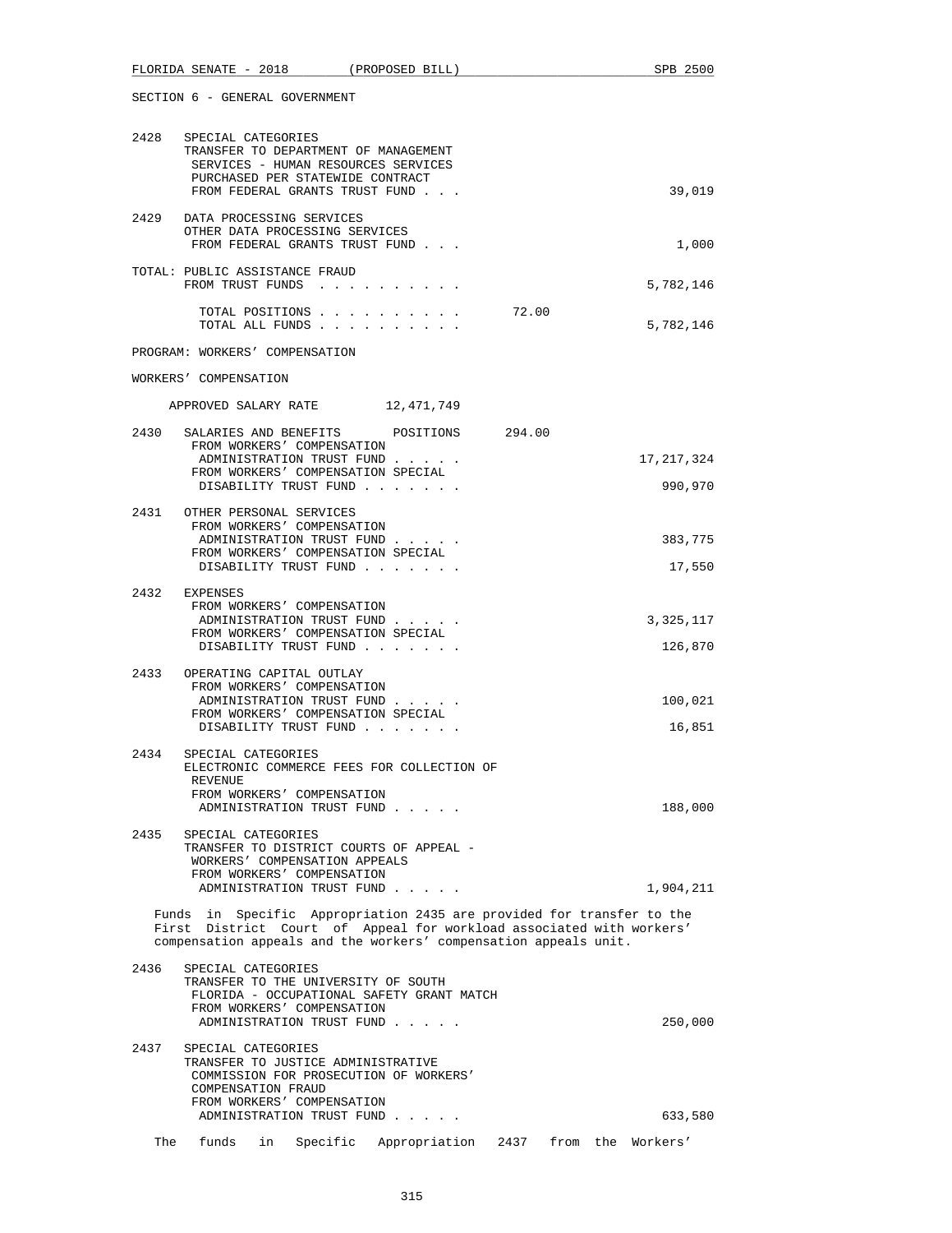SECTION 6 - GENERAL GOVERNMENT

2428 SPECIAL CATEGORIES
TRANSFER TO DEPARTMENT OF MANAGEMENT SERVICES - HUMAN RESOURCES SERVICES PURCHASED PER STATEWIDE CONTRACT
FROM FEDERAL GRANTS TRUST FUND . . . 39,019

2429 DATA PROCESSING SERVICES
OTHER DATA PROCESSING SERVICES
FROM FEDERAL GRANTS TRUST FUND . . . 1,000

TOTAL: PUBLIC ASSISTANCE FRAUD
FROM TRUST FUNDS . . . . . . . . . . 5,782,146

TOTAL POSITIONS . . . . . . . . . . 72.00
TOTAL ALL FUNDS . . . . . . . . . . 5,782,146

PROGRAM: WORKERS' COMPENSATION

WORKERS' COMPENSATION

APPROVED SALARY RATE 12,471,749

2430 SALARIES AND BENEFITS POSITIONS 294.00
FROM WORKERS' COMPENSATION ADMINISTRATION TRUST FUND . . . . . 17,217,324
FROM WORKERS' COMPENSATION SPECIAL DISABILITY TRUST FUND . . . . . . . 990,970

2431 OTHER PERSONAL SERVICES
FROM WORKERS' COMPENSATION ADMINISTRATION TRUST FUND . . . . . 383,775
FROM WORKERS' COMPENSATION SPECIAL DISABILITY TRUST FUND . . . . . . . 17,550

2432 EXPENSES
FROM WORKERS' COMPENSATION ADMINISTRATION TRUST FUND . . . . . 3,325,117
FROM WORKERS' COMPENSATION SPECIAL DISABILITY TRUST FUND . . . . . . . 126,870

2433 OPERATING CAPITAL OUTLAY
FROM WORKERS' COMPENSATION ADMINISTRATION TRUST FUND . . . . . 100,021
FROM WORKERS' COMPENSATION SPECIAL DISABILITY TRUST FUND . . . . . . . 16,851

2434 SPECIAL CATEGORIES
ELECTRONIC COMMERCE FEES FOR COLLECTION OF REVENUE
FROM WORKERS' COMPENSATION ADMINISTRATION TRUST FUND . . . . . 188,000

2435 SPECIAL CATEGORIES
TRANSFER TO DISTRICT COURTS OF APPEAL - WORKERS' COMPENSATION APPEALS
FROM WORKERS' COMPENSATION ADMINISTRATION TRUST FUND . . . . . 1,904,211

Funds in Specific Appropriation 2435 are provided for transfer to the First District Court of Appeal for workload associated with workers' compensation appeals and the workers' compensation appeals unit.

2436 SPECIAL CATEGORIES
TRANSFER TO THE UNIVERSITY OF SOUTH FLORIDA - OCCUPATIONAL SAFETY GRANT MATCH
FROM WORKERS' COMPENSATION ADMINISTRATION TRUST FUND . . . . . 250,000

2437 SPECIAL CATEGORIES
TRANSFER TO JUSTICE ADMINISTRATIVE COMMISSION FOR PROSECUTION OF WORKERS' COMPENSATION FRAUD
FROM WORKERS' COMPENSATION ADMINISTRATION TRUST FUND . . . . . 633,580

The funds in Specific Appropriation 2437 from the Workers'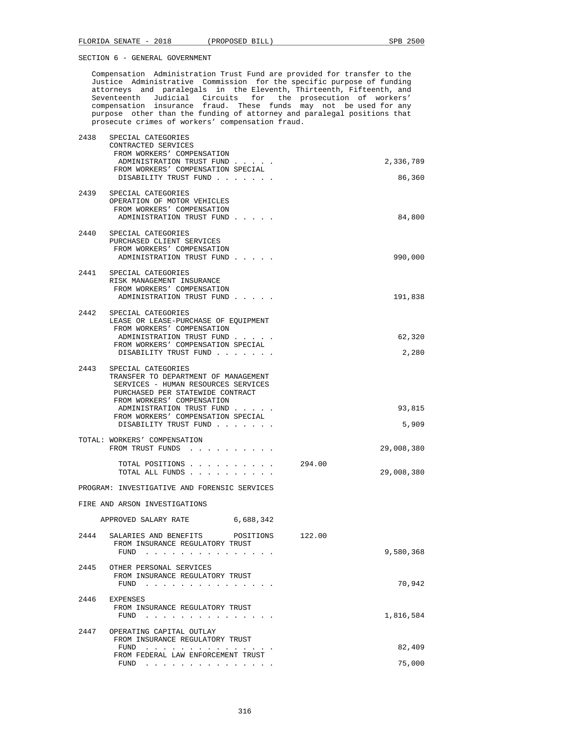SECTION 6 - GENERAL GOVERNMENT

Compensation Administration Trust Fund are provided for transfer to the Justice Administrative Commission for the specific purpose of funding attorneys and paralegals in the Eleventh, Thirteenth, Fifteenth, and Seventeenth Judicial Circuits for the prosecution of workers' compensation insurance fraud. These funds may not be used for any purpose other than the funding of attorney and paralegal positions that prosecute crimes of workers' compensation fraud.

2438 SPECIAL CATEGORIES
CONTRACTED SERVICES
FROM WORKERS' COMPENSATION ADMINISTRATION TRUST FUND . . . . . 2,336,789
FROM WORKERS' COMPENSATION SPECIAL DISABILITY TRUST FUND . . . . . . . 86,360

2439 SPECIAL CATEGORIES
OPERATION OF MOTOR VEHICLES
FROM WORKERS' COMPENSATION ADMINISTRATION TRUST FUND . . . . . 84,800

2440 SPECIAL CATEGORIES
PURCHASED CLIENT SERVICES
FROM WORKERS' COMPENSATION ADMINISTRATION TRUST FUND . . . . . 990,000

2441 SPECIAL CATEGORIES
RISK MANAGEMENT INSURANCE
FROM WORKERS' COMPENSATION ADMINISTRATION TRUST FUND . . . . . 191,838

2442 SPECIAL CATEGORIES
LEASE OR LEASE-PURCHASE OF EQUIPMENT
FROM WORKERS' COMPENSATION ADMINISTRATION TRUST FUND . . . . . 62,320
FROM WORKERS' COMPENSATION SPECIAL DISABILITY TRUST FUND . . . . . . . 2,280

2443 SPECIAL CATEGORIES
TRANSFER TO DEPARTMENT OF MANAGEMENT SERVICES - HUMAN RESOURCES SERVICES PURCHASED PER STATEWIDE CONTRACT
FROM WORKERS' COMPENSATION ADMINISTRATION TRUST FUND . . . . . 93,815
FROM WORKERS' COMPENSATION SPECIAL DISABILITY TRUST FUND . . . . . . . 5,909

TOTAL: WORKERS' COMPENSATION
FROM TRUST FUNDS . . . . . . . . . . 29,008,380

TOTAL POSITIONS . . . . . . . . . . 294.00
TOTAL ALL FUNDS . . . . . . . . . . 29,008,380

PROGRAM: INVESTIGATIVE AND FORENSIC SERVICES

FIRE AND ARSON INVESTIGATIONS

APPROVED SALARY RATE 6,688,342

2444 SALARIES AND BENEFITS POSITIONS 122.00
FROM INSURANCE REGULATORY TRUST FUND . . . . . . . . . . . . . . . 9,580,368

2445 OTHER PERSONAL SERVICES
FROM INSURANCE REGULATORY TRUST FUND . . . . . . . . . . . . . . . 70,942

2446 EXPENSES
FROM INSURANCE REGULATORY TRUST FUND . . . . . . . . . . . . . . . 1,816,584

2447 OPERATING CAPITAL OUTLAY
FROM INSURANCE REGULATORY TRUST FUND . . . . . . . . . . . . . . . 82,409
FROM FEDERAL LAW ENFORCEMENT TRUST FUND . . . . . . . . . . . . . . . 75,000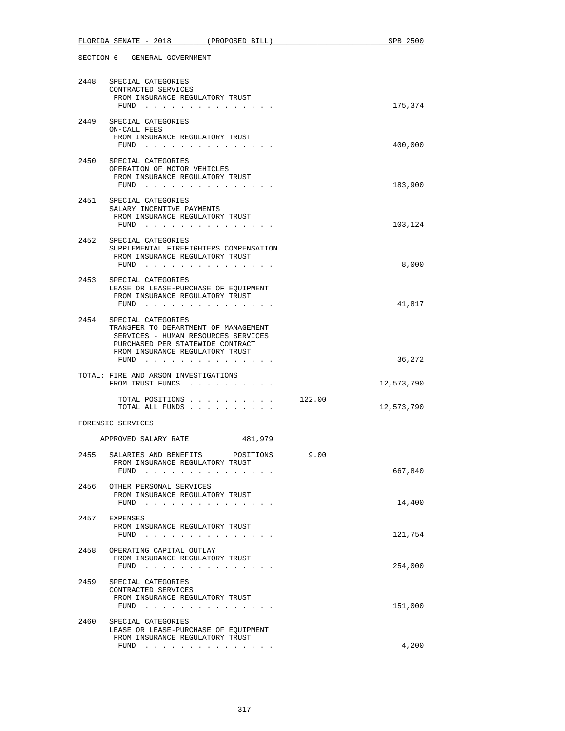SECTION 6 - GENERAL GOVERNMENT

2448 SPECIAL CATEGORIES
CONTRACTED SERVICES
FROM INSURANCE REGULATORY TRUST
FUND . . . . . . . . . . . . . . . 175,374

2449 SPECIAL CATEGORIES
ON-CALL FEES
FROM INSURANCE REGULATORY TRUST
FUND . . . . . . . . . . . . . . . 400,000

2450 SPECIAL CATEGORIES
OPERATION OF MOTOR VEHICLES
FROM INSURANCE REGULATORY TRUST
FUND . . . . . . . . . . . . . . . 183,900

2451 SPECIAL CATEGORIES
SALARY INCENTIVE PAYMENTS
FROM INSURANCE REGULATORY TRUST
FUND . . . . . . . . . . . . . . . 103,124

2452 SPECIAL CATEGORIES
SUPPLEMENTAL FIREFIGHTERS COMPENSATION
FROM INSURANCE REGULATORY TRUST
FUND . . . . . . . . . . . . . . . 8,000

2453 SPECIAL CATEGORIES
LEASE OR LEASE-PURCHASE OF EQUIPMENT
FROM INSURANCE REGULATORY TRUST
FUND . . . . . . . . . . . . . . . 41,817

2454 SPECIAL CATEGORIES
TRANSFER TO DEPARTMENT OF MANAGEMENT
SERVICES - HUMAN RESOURCES SERVICES
PURCHASED PER STATEWIDE CONTRACT
FROM INSURANCE REGULATORY TRUST
FUND . . . . . . . . . . . . . . . 36,272

TOTAL: FIRE AND ARSON INVESTIGATIONS
FROM TRUST FUNDS . . . . . . . . . . 12,573,790

TOTAL POSITIONS . . . . . . . . . . 122.00
TOTAL ALL FUNDS . . . . . . . . . . 12,573,790

FORENSIC SERVICES

APPROVED SALARY RATE 481,979

2455 SALARIES AND BENEFITS POSITIONS 9.00
FROM INSURANCE REGULATORY TRUST
FUND . . . . . . . . . . . . . . . 667,840

2456 OTHER PERSONAL SERVICES
FROM INSURANCE REGULATORY TRUST
FUND . . . . . . . . . . . . . . . 14,400

2457 EXPENSES
FROM INSURANCE REGULATORY TRUST
FUND . . . . . . . . . . . . . . . 121,754

2458 OPERATING CAPITAL OUTLAY
FROM INSURANCE REGULATORY TRUST
FUND . . . . . . . . . . . . . . . 254,000

2459 SPECIAL CATEGORIES
CONTRACTED SERVICES
FROM INSURANCE REGULATORY TRUST
FUND . . . . . . . . . . . . . . . 151,000

2460 SPECIAL CATEGORIES
LEASE OR LEASE-PURCHASE OF EQUIPMENT
FROM INSURANCE REGULATORY TRUST
FUND . . . . . . . . . . . . . . . 4,200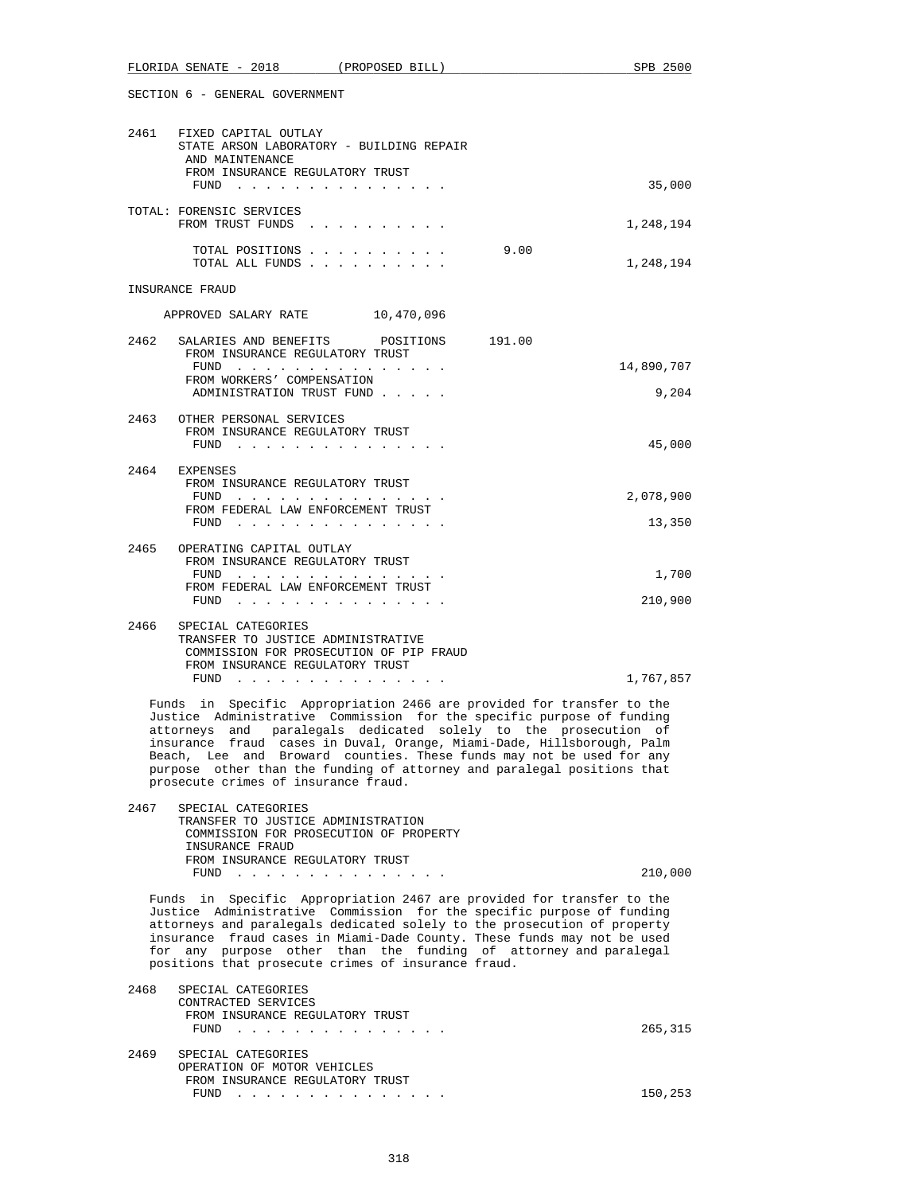SECTION 6 - GENERAL GOVERNMENT

2461 FIXED CAPITAL OUTLAY
STATE ARSON LABORATORY - BUILDING REPAIR AND MAINTENANCE
FROM INSURANCE REGULATORY TRUST FUND . . . . . . . . . . . . . . . 35,000

TOTAL: FORENSIC SERVICES
FROM TRUST FUNDS . . . . . . . . . . 1,248,194

TOTAL POSITIONS . . . . . . . . . . 9.00
TOTAL ALL FUNDS . . . . . . . . . . 1,248,194

INSURANCE FRAUD

APPROVED SALARY RATE 10,470,096

2462 SALARIES AND BENEFITS POSITIONS 191.00
FROM INSURANCE REGULATORY TRUST FUND . . . . . . . . . . . . . . . 14,890,707
FROM WORKERS' COMPENSATION ADMINISTRATION TRUST FUND . . . . . 9,204

2463 OTHER PERSONAL SERVICES
FROM INSURANCE REGULATORY TRUST FUND . . . . . . . . . . . . . . . 45,000

2464 EXPENSES
FROM INSURANCE REGULATORY TRUST FUND . . . . . . . . . . . . . . . 2,078,900
FROM FEDERAL LAW ENFORCEMENT TRUST FUND . . . . . . . . . . . . . . . 13,350

2465 OPERATING CAPITAL OUTLAY
FROM INSURANCE REGULATORY TRUST FUND . . . . . . . . . . . . . . . 1,700
FROM FEDERAL LAW ENFORCEMENT TRUST FUND . . . . . . . . . . . . . . . 210,900

2466 SPECIAL CATEGORIES
TRANSFER TO JUSTICE ADMINISTRATIVE COMMISSION FOR PROSECUTION OF PIP FRAUD
FROM INSURANCE REGULATORY TRUST FUND . . . . . . . . . . . . . . . 1,767,857

Funds in Specific Appropriation 2466 are provided for transfer to the Justice Administrative Commission for the specific purpose of funding attorneys and paralegals dedicated solely to the prosecution of insurance fraud cases in Duval, Orange, Miami-Dade, Hillsborough, Palm Beach, Lee and Broward counties. These funds may not be used for any purpose other than the funding of attorney and paralegal positions that prosecute crimes of insurance fraud.

2467 SPECIAL CATEGORIES
TRANSFER TO JUSTICE ADMINISTRATION COMMISSION FOR PROSECUTION OF PROPERTY INSURANCE FRAUD
FROM INSURANCE REGULATORY TRUST FUND . . . . . . . . . . . . . . . 210,000

Funds in Specific Appropriation 2467 are provided for transfer to the Justice Administrative Commission for the specific purpose of funding attorneys and paralegals dedicated solely to the prosecution of property insurance fraud cases in Miami-Dade County. These funds may not be used for any purpose other than the funding of attorney and paralegal positions that prosecute crimes of insurance fraud.

2468 SPECIAL CATEGORIES
CONTRACTED SERVICES
FROM INSURANCE REGULATORY TRUST FUND . . . . . . . . . . . . . . . 265,315

2469 SPECIAL CATEGORIES
OPERATION OF MOTOR VEHICLES
FROM INSURANCE REGULATORY TRUST FUND . . . . . . . . . . . . . . . 150,253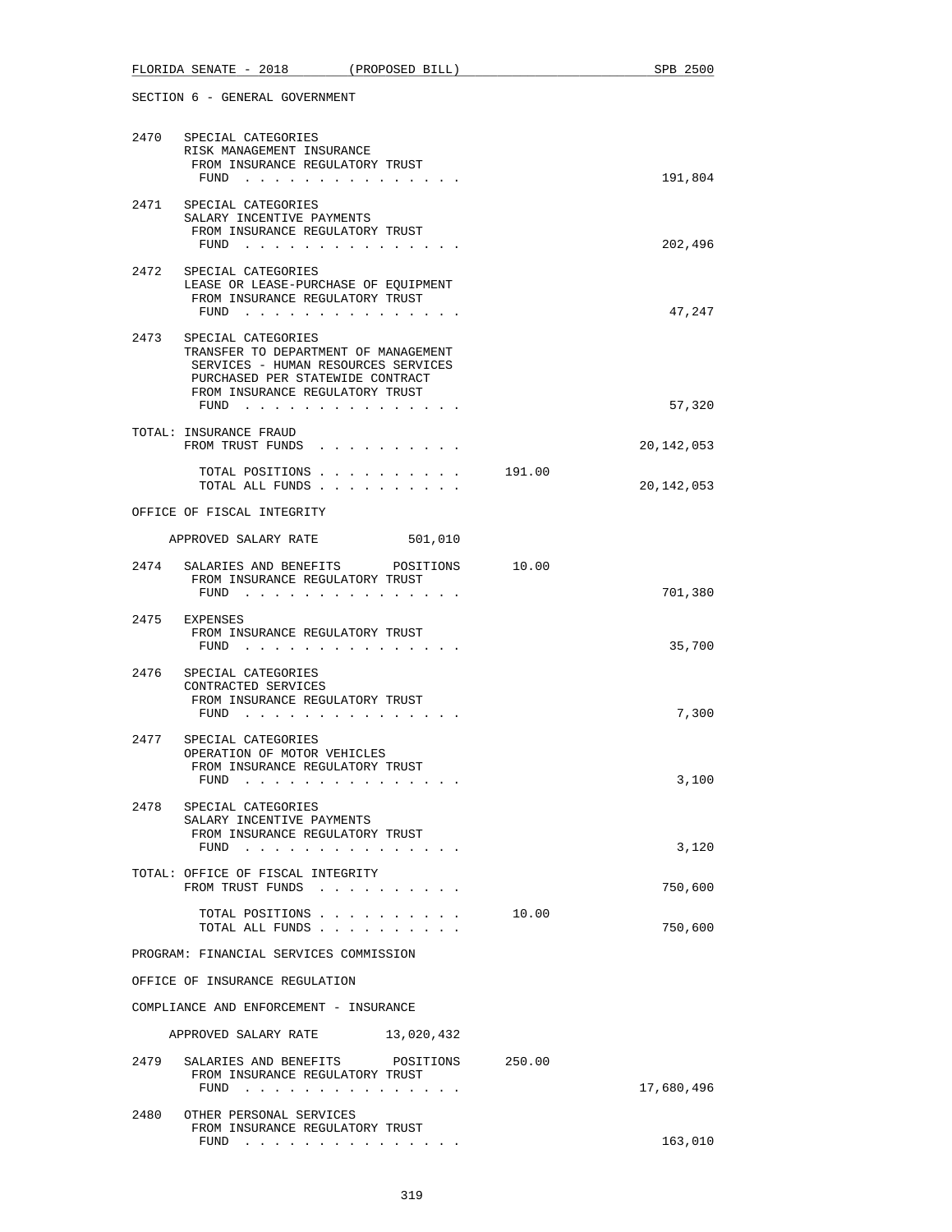SECTION 6 - GENERAL GOVERNMENT

2470 SPECIAL CATEGORIES
RISK MANAGEMENT INSURANCE
FROM INSURANCE REGULATORY TRUST
FUND . . . . . . . . . . . . . . . 191,804

2471 SPECIAL CATEGORIES
SALARY INCENTIVE PAYMENTS
FROM INSURANCE REGULATORY TRUST
FUND . . . . . . . . . . . . . . . 202,496

2472 SPECIAL CATEGORIES
LEASE OR LEASE-PURCHASE OF EQUIPMENT
FROM INSURANCE REGULATORY TRUST
FUND . . . . . . . . . . . . . . . 47,247

2473 SPECIAL CATEGORIES
TRANSFER TO DEPARTMENT OF MANAGEMENT
SERVICES - HUMAN RESOURCES SERVICES
PURCHASED PER STATEWIDE CONTRACT
FROM INSURANCE REGULATORY TRUST
FUND . . . . . . . . . . . . . . . 57,320

TOTAL: INSURANCE FRAUD
FROM TRUST FUNDS . . . . . . . . . . 20,142,053

TOTAL POSITIONS . . . . . . . . . . 191.00
TOTAL ALL FUNDS . . . . . . . . . . 20,142,053

OFFICE OF FISCAL INTEGRITY

APPROVED SALARY RATE 501,010

2474 SALARIES AND BENEFITS POSITIONS 10.00
FROM INSURANCE REGULATORY TRUST
FUND . . . . . . . . . . . . . . . 701,380

2475 EXPENSES
FROM INSURANCE REGULATORY TRUST
FUND . . . . . . . . . . . . . . . 35,700

2476 SPECIAL CATEGORIES
CONTRACTED SERVICES
FROM INSURANCE REGULATORY TRUST
FUND . . . . . . . . . . . . . . . 7,300

2477 SPECIAL CATEGORIES
OPERATION OF MOTOR VEHICLES
FROM INSURANCE REGULATORY TRUST
FUND . . . . . . . . . . . . . . . 3,100

2478 SPECIAL CATEGORIES
SALARY INCENTIVE PAYMENTS
FROM INSURANCE REGULATORY TRUST
FUND . . . . . . . . . . . . . . . 3,120

TOTAL: OFFICE OF FISCAL INTEGRITY
FROM TRUST FUNDS . . . . . . . . . . 750,600

TOTAL POSITIONS . . . . . . . . . . 10.00
TOTAL ALL FUNDS . . . . . . . . . . 750,600

PROGRAM: FINANCIAL SERVICES COMMISSION

OFFICE OF INSURANCE REGULATION

COMPLIANCE AND ENFORCEMENT - INSURANCE

APPROVED SALARY RATE 13,020,432

2479 SALARIES AND BENEFITS POSITIONS 250.00
FROM INSURANCE REGULATORY TRUST
FUND . . . . . . . . . . . . . . . 17,680,496

2480 OTHER PERSONAL SERVICES
FROM INSURANCE REGULATORY TRUST
FUND . . . . . . . . . . . . . . . 163,010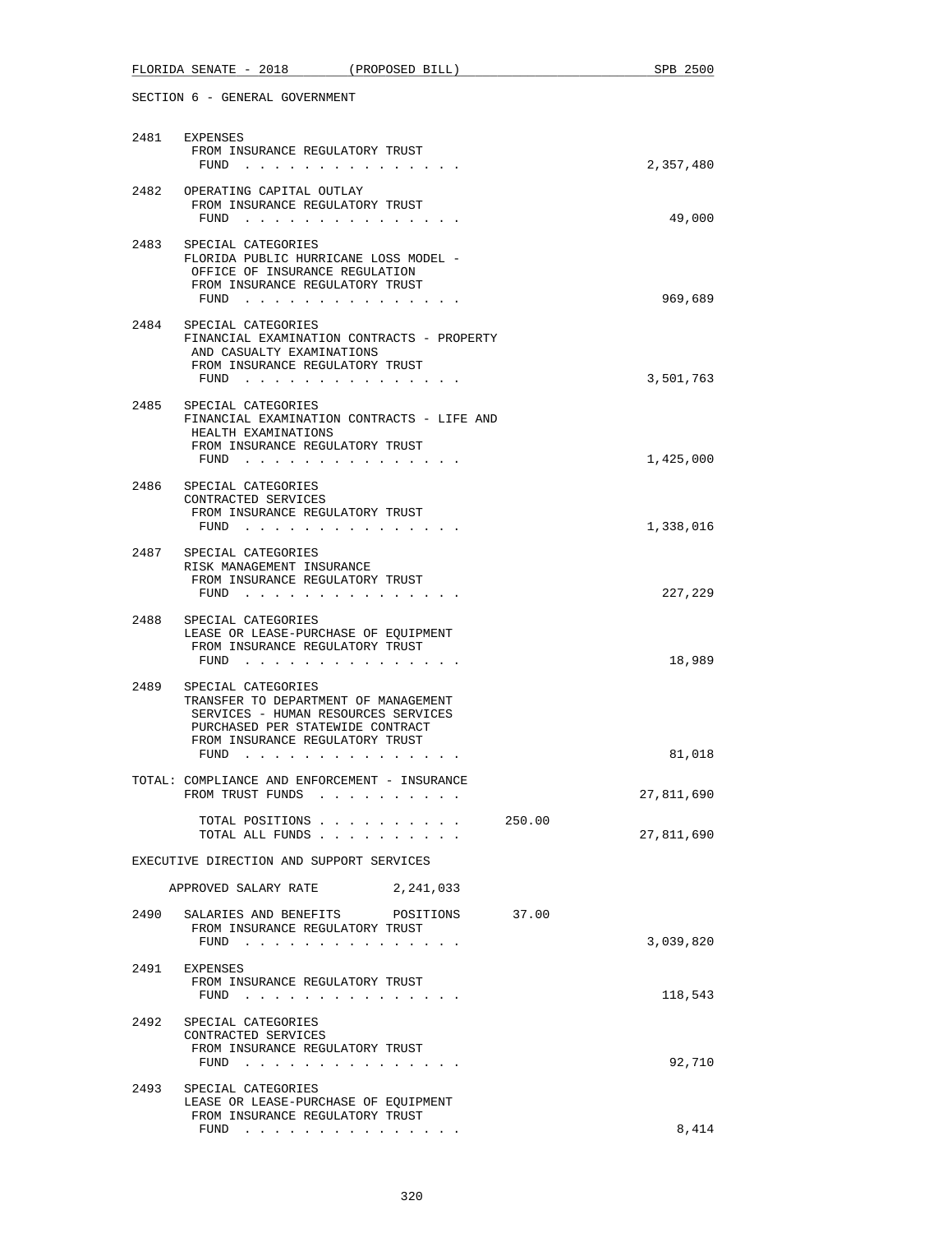SECTION 6 - GENERAL GOVERNMENT

```
2481  EXPENSES
       FROM INSURANCE REGULATORY TRUST
        FUND . . . . . . . . . . . . . . .                          2,357,480

2482  OPERATING CAPITAL OUTLAY
       FROM INSURANCE REGULATORY TRUST
        FUND . . . . . . . . . . . . . . .                             49,000

2483  SPECIAL CATEGORIES
       FLORIDA PUBLIC HURRICANE LOSS MODEL -
        OFFICE OF INSURANCE REGULATION
       FROM INSURANCE REGULATORY TRUST
        FUND . . . . . . . . . . . . . . .                            969,689

2484  SPECIAL CATEGORIES
       FINANCIAL EXAMINATION CONTRACTS - PROPERTY
        AND CASUALTY EXAMINATIONS
       FROM INSURANCE REGULATORY TRUST
        FUND . . . . . . . . . . . . . . .                          3,501,763

2485  SPECIAL CATEGORIES
       FINANCIAL EXAMINATION CONTRACTS - LIFE AND
        HEALTH EXAMINATIONS
       FROM INSURANCE REGULATORY TRUST
        FUND . . . . . . . . . . . . . . .                          1,425,000

2486  SPECIAL CATEGORIES
       CONTRACTED SERVICES
       FROM INSURANCE REGULATORY TRUST
        FUND . . . . . . . . . . . . . . .                          1,338,016

2487  SPECIAL CATEGORIES
       RISK MANAGEMENT INSURANCE
       FROM INSURANCE REGULATORY TRUST
        FUND . . . . . . . . . . . . . . .                            227,229

2488  SPECIAL CATEGORIES
       LEASE OR LEASE-PURCHASE OF EQUIPMENT
       FROM INSURANCE REGULATORY TRUST
        FUND . . . . . . . . . . . . . . .                             18,989

2489  SPECIAL CATEGORIES
       TRANSFER TO DEPARTMENT OF MANAGEMENT
        SERVICES - HUMAN RESOURCES SERVICES
        PURCHASED PER STATEWIDE CONTRACT
       FROM INSURANCE REGULATORY TRUST
        FUND . . . . . . . . . . . . . . .                             81,018

TOTAL: COMPLIANCE AND ENFORCEMENT - INSURANCE
       FROM TRUST FUNDS . . . . . . . . . .                        27,811,690

          TOTAL POSITIONS . . . . . . . . . .      250.00
          TOTAL ALL FUNDS . . . . . . . . . .                      27,811,690

EXECUTIVE DIRECTION AND SUPPORT SERVICES

     APPROVED SALARY RATE          2,241,033

2490  SALARIES AND BENEFITS      POSITIONS       37.00
       FROM INSURANCE REGULATORY TRUST
        FUND . . . . . . . . . . . . . . .                          3,039,820

2491  EXPENSES
       FROM INSURANCE REGULATORY TRUST
        FUND . . . . . . . . . . . . . . .                            118,543

2492  SPECIAL CATEGORIES
       CONTRACTED SERVICES
       FROM INSURANCE REGULATORY TRUST
        FUND . . . . . . . . . . . . . . .                             92,710

2493  SPECIAL CATEGORIES
       LEASE OR LEASE-PURCHASE OF EQUIPMENT
       FROM INSURANCE REGULATORY TRUST
        FUND . . . . . . . . . . . . . . .                              8,414
```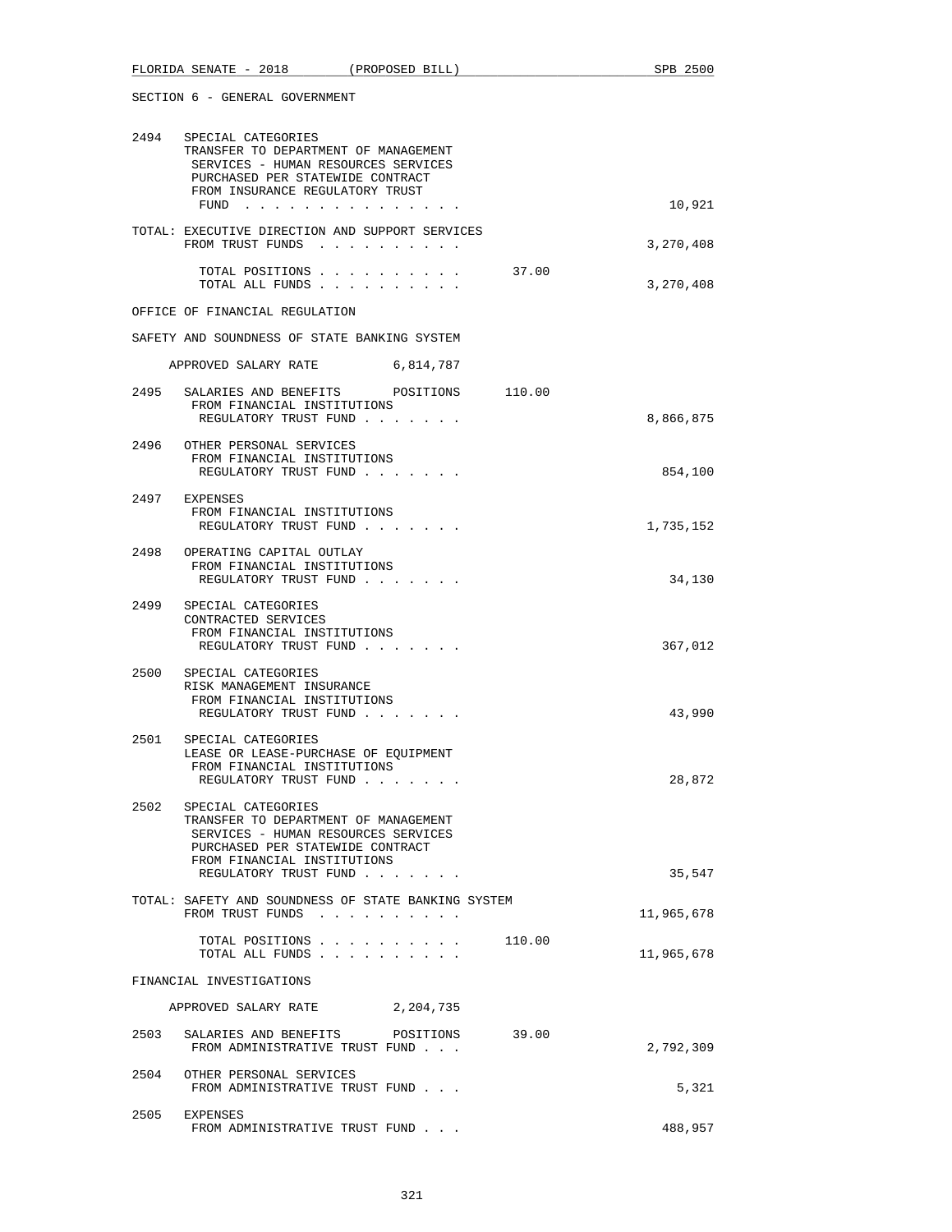SECTION 6 - GENERAL GOVERNMENT

2494 SPECIAL CATEGORIES
TRANSFER TO DEPARTMENT OF MANAGEMENT SERVICES - HUMAN RESOURCES SERVICES PURCHASED PER STATEWIDE CONTRACT
FROM INSURANCE REGULATORY TRUST FUND . . . . . . . . . . . . . . . 10,921

TOTAL: EXECUTIVE DIRECTION AND SUPPORT SERVICES
FROM TRUST FUNDS . . . . . . . . . . 3,270,408

TOTAL POSITIONS . . . . . . . . . . 37.00
TOTAL ALL FUNDS . . . . . . . . . . 3,270,408

OFFICE OF FINANCIAL REGULATION

SAFETY AND SOUNDNESS OF STATE BANKING SYSTEM

APPROVED SALARY RATE 6,814,787

2495 SALARIES AND BENEFITS POSITIONS 110.00
FROM FINANCIAL INSTITUTIONS REGULATORY TRUST FUND . . . . . . . 8,866,875

2496 OTHER PERSONAL SERVICES
FROM FINANCIAL INSTITUTIONS REGULATORY TRUST FUND . . . . . . . 854,100

2497 EXPENSES
FROM FINANCIAL INSTITUTIONS REGULATORY TRUST FUND . . . . . . . 1,735,152

2498 OPERATING CAPITAL OUTLAY
FROM FINANCIAL INSTITUTIONS REGULATORY TRUST FUND . . . . . . . 34,130

2499 SPECIAL CATEGORIES
CONTRACTED SERVICES
FROM FINANCIAL INSTITUTIONS REGULATORY TRUST FUND . . . . . . . 367,012

2500 SPECIAL CATEGORIES
RISK MANAGEMENT INSURANCE
FROM FINANCIAL INSTITUTIONS REGULATORY TRUST FUND . . . . . . . 43,990

2501 SPECIAL CATEGORIES
LEASE OR LEASE-PURCHASE OF EQUIPMENT
FROM FINANCIAL INSTITUTIONS REGULATORY TRUST FUND . . . . . . . 28,872

2502 SPECIAL CATEGORIES
TRANSFER TO DEPARTMENT OF MANAGEMENT SERVICES - HUMAN RESOURCES SERVICES PURCHASED PER STATEWIDE CONTRACT
FROM FINANCIAL INSTITUTIONS REGULATORY TRUST FUND . . . . . . . 35,547

TOTAL: SAFETY AND SOUNDNESS OF STATE BANKING SYSTEM
FROM TRUST FUNDS . . . . . . . . . . 11,965,678

TOTAL POSITIONS . . . . . . . . . . 110.00
TOTAL ALL FUNDS . . . . . . . . . . 11,965,678

FINANCIAL INVESTIGATIONS

APPROVED SALARY RATE 2,204,735

2503 SALARIES AND BENEFITS POSITIONS 39.00
FROM ADMINISTRATIVE TRUST FUND . . . 2,792,309

2504 OTHER PERSONAL SERVICES
FROM ADMINISTRATIVE TRUST FUND . . . 5,321

2505 EXPENSES
FROM ADMINISTRATIVE TRUST FUND . . . 488,957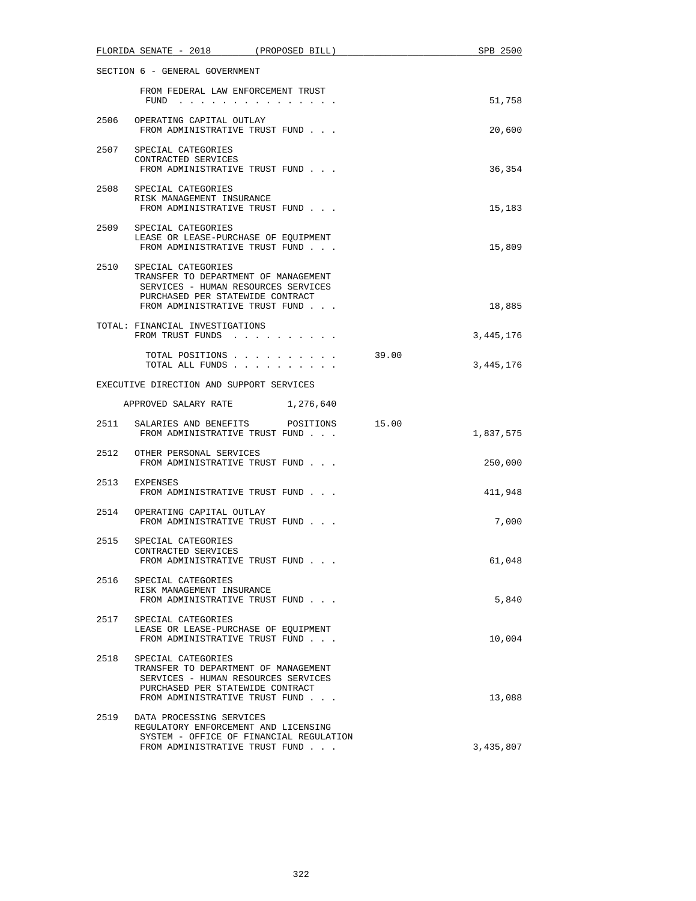SECTION 6 - GENERAL GOVERNMENT

FROM FEDERAL LAW ENFORCEMENT TRUST FUND . . . . . . . . . . . . . . . 51,758

2506 OPERATING CAPITAL OUTLAY
FROM ADMINISTRATIVE TRUST FUND . . . 20,600

2507 SPECIAL CATEGORIES
CONTRACTED SERVICES
FROM ADMINISTRATIVE TRUST FUND . . . 36,354

2508 SPECIAL CATEGORIES
RISK MANAGEMENT INSURANCE
FROM ADMINISTRATIVE TRUST FUND . . . 15,183

2509 SPECIAL CATEGORIES
LEASE OR LEASE-PURCHASE OF EQUIPMENT
FROM ADMINISTRATIVE TRUST FUND . . . 15,809

2510 SPECIAL CATEGORIES
TRANSFER TO DEPARTMENT OF MANAGEMENT SERVICES - HUMAN RESOURCES SERVICES PURCHASED PER STATEWIDE CONTRACT
FROM ADMINISTRATIVE TRUST FUND . . . 18,885

TOTAL: FINANCIAL INVESTIGATIONS
FROM TRUST FUNDS . . . . . . . . . . 3,445,176

TOTAL POSITIONS . . . . . . . . . . 39.00
TOTAL ALL FUNDS . . . . . . . . . . 3,445,176

EXECUTIVE DIRECTION AND SUPPORT SERVICES

APPROVED SALARY RATE 1,276,640

2511 SALARIES AND BENEFITS POSITIONS 15.00
FROM ADMINISTRATIVE TRUST FUND . . . 1,837,575

2512 OTHER PERSONAL SERVICES
FROM ADMINISTRATIVE TRUST FUND . . . 250,000

2513 EXPENSES
FROM ADMINISTRATIVE TRUST FUND . . . 411,948

2514 OPERATING CAPITAL OUTLAY
FROM ADMINISTRATIVE TRUST FUND . . . 7,000

2515 SPECIAL CATEGORIES
CONTRACTED SERVICES
FROM ADMINISTRATIVE TRUST FUND . . . 61,048

2516 SPECIAL CATEGORIES
RISK MANAGEMENT INSURANCE
FROM ADMINISTRATIVE TRUST FUND . . . 5,840

2517 SPECIAL CATEGORIES
LEASE OR LEASE-PURCHASE OF EQUIPMENT
FROM ADMINISTRATIVE TRUST FUND . . . 10,004

2518 SPECIAL CATEGORIES
TRANSFER TO DEPARTMENT OF MANAGEMENT SERVICES - HUMAN RESOURCES SERVICES PURCHASED PER STATEWIDE CONTRACT
FROM ADMINISTRATIVE TRUST FUND . . . 13,088

2519 DATA PROCESSING SERVICES
REGULATORY ENFORCEMENT AND LICENSING SYSTEM - OFFICE OF FINANCIAL REGULATION
FROM ADMINISTRATIVE TRUST FUND . . . 3,435,807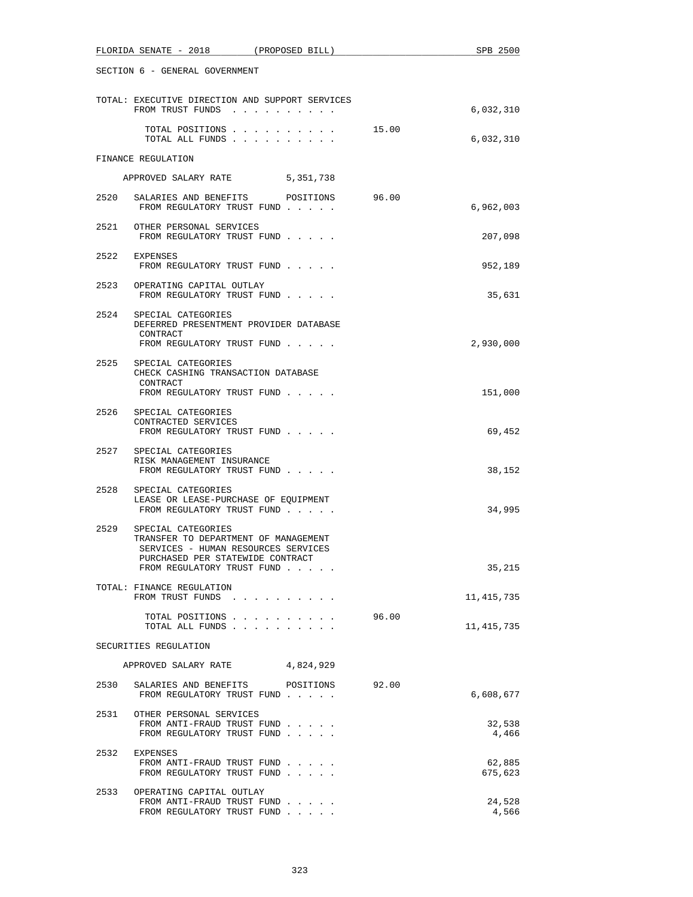SECTION 6 - GENERAL GOVERNMENT

```
TOTAL: EXECUTIVE DIRECTION AND SUPPORT SERVICES
       FROM TRUST FUNDS  . . . . . . . . . .                      6,032,310

         TOTAL POSITIONS . . . . . . . . . .       15.00
         TOTAL ALL FUNDS . . . . . . . . . .                      6,032,310

FINANCE REGULATION

     APPROVED SALARY RATE          5,351,738

2520   SALARIES AND BENEFITS       POSITIONS       96.00
        FROM REGULATORY TRUST FUND . . . . .                      6,962,003

2521   OTHER PERSONAL SERVICES
        FROM REGULATORY TRUST FUND . . . . .                        207,098

2522   EXPENSES
        FROM REGULATORY TRUST FUND . . . . .                        952,189

2523   OPERATING CAPITAL OUTLAY
        FROM REGULATORY TRUST FUND . . . . .                         35,631

2524   SPECIAL CATEGORIES
       DEFERRED PRESENTMENT PROVIDER DATABASE
        CONTRACT
        FROM REGULATORY TRUST FUND . . . . .                      2,930,000

2525   SPECIAL CATEGORIES
       CHECK CASHING TRANSACTION DATABASE
        CONTRACT
        FROM REGULATORY TRUST FUND . . . . .                        151,000

2526   SPECIAL CATEGORIES
       CONTRACTED SERVICES
        FROM REGULATORY TRUST FUND . . . . .                         69,452

2527   SPECIAL CATEGORIES
       RISK MANAGEMENT INSURANCE
        FROM REGULATORY TRUST FUND . . . . .                         38,152

2528   SPECIAL CATEGORIES
       LEASE OR LEASE-PURCHASE OF EQUIPMENT
        FROM REGULATORY TRUST FUND . . . . .                         34,995

2529   SPECIAL CATEGORIES
       TRANSFER TO DEPARTMENT OF MANAGEMENT
        SERVICES - HUMAN RESOURCES SERVICES
        PURCHASED PER STATEWIDE CONTRACT
        FROM REGULATORY TRUST FUND . . . . .                         35,215

TOTAL: FINANCE REGULATION
       FROM TRUST FUNDS  . . . . . . . . . .                     11,415,735

         TOTAL POSITIONS . . . . . . . . . .       96.00
         TOTAL ALL FUNDS . . . . . . . . . .                     11,415,735

SECURITIES REGULATION

     APPROVED SALARY RATE          4,824,929

2530   SALARIES AND BENEFITS       POSITIONS       92.00
        FROM REGULATORY TRUST FUND . . . . .                      6,608,677

2531   OTHER PERSONAL SERVICES
        FROM ANTI-FRAUD TRUST FUND . . . . .                         32,538
        FROM REGULATORY TRUST FUND . . . . .                          4,466

2532   EXPENSES
        FROM ANTI-FRAUD TRUST FUND . . . . .                         62,885
        FROM REGULATORY TRUST FUND . . . . .                        675,623

2533   OPERATING CAPITAL OUTLAY
        FROM ANTI-FRAUD TRUST FUND . . . . .                         24,528
        FROM REGULATORY TRUST FUND . . . . .                          4,566
```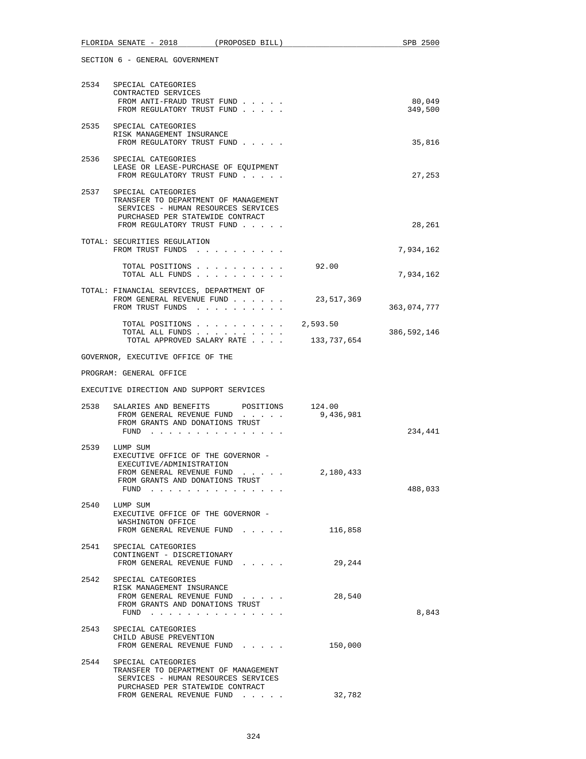SECTION 6 - GENERAL GOVERNMENT

| | | | |
|---|---|---|---|
| 2534 | SPECIAL CATEGORIES<br>CONTRACTED SERVICES<br>FROM ANTI-FRAUD TRUST FUND . . . . .<br>FROM REGULATORY TRUST FUND . . . . . | | <br><br>80,049<br>349,500 |
| 2535 | SPECIAL CATEGORIES<br>RISK MANAGEMENT INSURANCE<br>FROM REGULATORY TRUST FUND . . . . . | | <br><br>35,816 |
| 2536 | SPECIAL CATEGORIES<br>LEASE OR LEASE-PURCHASE OF EQUIPMENT<br>FROM REGULATORY TRUST FUND . . . . . | | <br><br>27,253 |
| 2537 | SPECIAL CATEGORIES<br>TRANSFER TO DEPARTMENT OF MANAGEMENT SERVICES - HUMAN RESOURCES SERVICES PURCHASED PER STATEWIDE CONTRACT<br>FROM REGULATORY TRUST FUND . . . . . | | <br><br>28,261 |
| TOTAL: | SECURITIES REGULATION<br>FROM TRUST FUNDS . . . . . . . . . . | | <br>7,934,162 |
| | TOTAL POSITIONS . . . . . . . . . . | 92.00 | |
| | TOTAL ALL FUNDS . . . . . . . . . . | | 7,934,162 |
| TOTAL: | FINANCIAL SERVICES, DEPARTMENT OF<br>FROM GENERAL REVENUE FUND . . . . . .<br>FROM TRUST FUNDS . . . . . . . . . . | <br>23,517,369 | <br><br>363,074,777 |
| | TOTAL POSITIONS . . . . . . . . . . | 2,593.50 | |
| | TOTAL ALL FUNDS . . . . . . . . . . | | 386,592,146 |
| | TOTAL APPROVED SALARY RATE . . . . | 133,737,654 | |

GOVERNOR, EXECUTIVE OFFICE OF THE

PROGRAM: GENERAL OFFICE

EXECUTIVE DIRECTION AND SUPPORT SERVICES

| | | | |
|---|---|---|---|
| 2538 | SALARIES AND BENEFITS POSITIONS<br>FROM GENERAL REVENUE FUND . . . . .<br>FROM GRANTS AND DONATIONS TRUST FUND . . . . . . . . . . . . . . . | 124.00<br>9,436,981 | <br><br>234,441 |
| 2539 | LUMP SUM<br>EXECUTIVE OFFICE OF THE GOVERNOR - EXECUTIVE/ADMINISTRATION<br>FROM GENERAL REVENUE FUND . . . . .<br>FROM GRANTS AND DONATIONS TRUST FUND . . . . . . . . . . . . . . . | <br><br>2,180,433 | <br><br><br>488,033 |
| 2540 | LUMP SUM<br>EXECUTIVE OFFICE OF THE GOVERNOR - WASHINGTON OFFICE<br>FROM GENERAL REVENUE FUND . . . . . | <br><br>116,858 | |
| 2541 | SPECIAL CATEGORIES<br>CONTINGENT - DISCRETIONARY<br>FROM GENERAL REVENUE FUND . . . . . | <br><br>29,244 | |
| 2542 | SPECIAL CATEGORIES<br>RISK MANAGEMENT INSURANCE<br>FROM GENERAL REVENUE FUND . . . . .<br>FROM GRANTS AND DONATIONS TRUST FUND . . . . . . . . . . . . . . . | <br><br>28,540 | <br><br><br>8,843 |
| 2543 | SPECIAL CATEGORIES<br>CHILD ABUSE PREVENTION<br>FROM GENERAL REVENUE FUND . . . . . | <br><br>150,000 | |
| 2544 | SPECIAL CATEGORIES<br>TRANSFER TO DEPARTMENT OF MANAGEMENT SERVICES - HUMAN RESOURCES SERVICES PURCHASED PER STATEWIDE CONTRACT<br>FROM GENERAL REVENUE FUND . . . . . | <br><br>32,782 | |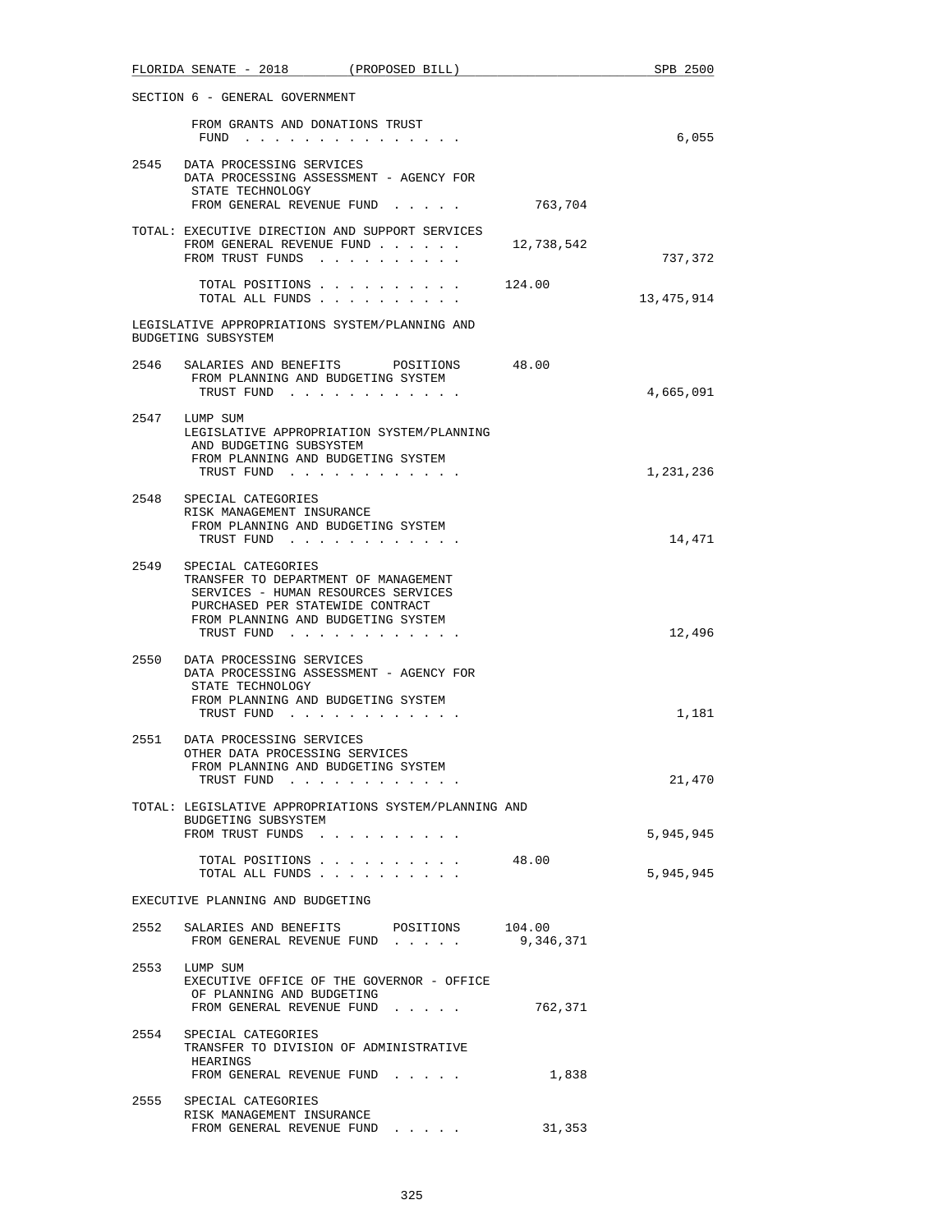SECTION 6 - GENERAL GOVERNMENT

FROM GRANTS AND DONATIONS TRUST FUND . . . . . . . . . . . . . . . 6,055

2545 DATA PROCESSING SERVICES
DATA PROCESSING ASSESSMENT - AGENCY FOR STATE TECHNOLOGY
FROM GENERAL REVENUE FUND . . . . . 763,704

TOTAL: EXECUTIVE DIRECTION AND SUPPORT SERVICES
FROM GENERAL REVENUE FUND . . . . . . 12,738,542
FROM TRUST FUNDS . . . . . . . . . . 737,372

TOTAL POSITIONS . . . . . . . . . . 124.00
TOTAL ALL FUNDS . . . . . . . . . . 13,475,914

LEGISLATIVE APPROPRIATIONS SYSTEM/PLANNING AND BUDGETING SUBSYSTEM

2546 SALARIES AND BENEFITS POSITIONS 48.00
FROM PLANNING AND BUDGETING SYSTEM TRUST FUND . . . . . . . . . . . . 4,665,091

2547 LUMP SUM
LEGISLATIVE APPROPRIATION SYSTEM/PLANNING AND BUDGETING SUBSYSTEM
FROM PLANNING AND BUDGETING SYSTEM TRUST FUND . . . . . . . . . . . . 1,231,236

2548 SPECIAL CATEGORIES
RISK MANAGEMENT INSURANCE
FROM PLANNING AND BUDGETING SYSTEM TRUST FUND . . . . . . . . . . . . 14,471

2549 SPECIAL CATEGORIES
TRANSFER TO DEPARTMENT OF MANAGEMENT SERVICES - HUMAN RESOURCES SERVICES PURCHASED PER STATEWIDE CONTRACT
FROM PLANNING AND BUDGETING SYSTEM TRUST FUND . . . . . . . . . . . . 12,496

2550 DATA PROCESSING SERVICES
DATA PROCESSING ASSESSMENT - AGENCY FOR STATE TECHNOLOGY
FROM PLANNING AND BUDGETING SYSTEM TRUST FUND . . . . . . . . . . . . 1,181

2551 DATA PROCESSING SERVICES
OTHER DATA PROCESSING SERVICES
FROM PLANNING AND BUDGETING SYSTEM TRUST FUND . . . . . . . . . . . . 21,470

TOTAL: LEGISLATIVE APPROPRIATIONS SYSTEM/PLANNING AND BUDGETING SUBSYSTEM
FROM TRUST FUNDS . . . . . . . . . . 5,945,945

TOTAL POSITIONS . . . . . . . . . . 48.00
TOTAL ALL FUNDS . . . . . . . . . . 5,945,945

EXECUTIVE PLANNING AND BUDGETING

2552 SALARIES AND BENEFITS POSITIONS 104.00
FROM GENERAL REVENUE FUND . . . . . 9,346,371

2553 LUMP SUM
EXECUTIVE OFFICE OF THE GOVERNOR - OFFICE OF PLANNING AND BUDGETING
FROM GENERAL REVENUE FUND . . . . . 762,371

2554 SPECIAL CATEGORIES
TRANSFER TO DIVISION OF ADMINISTRATIVE HEARINGS
FROM GENERAL REVENUE FUND . . . . . 1,838

2555 SPECIAL CATEGORIES
RISK MANAGEMENT INSURANCE
FROM GENERAL REVENUE FUND . . . . . 31,353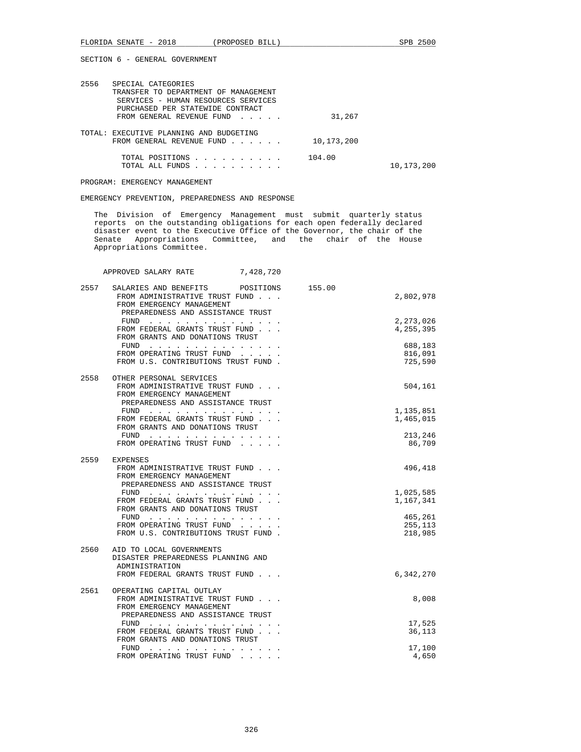SECTION 6 - GENERAL GOVERNMENT

2556 SPECIAL CATEGORIES
TRANSFER TO DEPARTMENT OF MANAGEMENT SERVICES - HUMAN RESOURCES SERVICES PURCHASED PER STATEWIDE CONTRACT
FROM GENERAL REVENUE FUND . . . . . 31,267

TOTAL: EXECUTIVE PLANNING AND BUDGETING
FROM GENERAL REVENUE FUND . . . . . . 10,173,200

TOTAL POSITIONS . . . . . . . . . . 104.00
TOTAL ALL FUNDS . . . . . . . . . . 10,173,200

PROGRAM: EMERGENCY MANAGEMENT

EMERGENCY PREVENTION, PREPAREDNESS AND RESPONSE

The Division of Emergency Management must submit quarterly status reports on the outstanding obligations for each open federally declared disaster event to the Executive Office of the Governor, the chair of the Senate Appropriations Committee, and the chair of the House Appropriations Committee.

APPROVED SALARY RATE 7,428,720

2557 SALARIES AND BENEFITS POSITIONS 155.00
FROM ADMINISTRATIVE TRUST FUND . . . 2,802,978
FROM EMERGENCY MANAGEMENT PREPAREDNESS AND ASSISTANCE TRUST FUND . . . . . . . . . . . . . . . 2,273,026
FROM FEDERAL GRANTS TRUST FUND . . . 4,255,395
FROM GRANTS AND DONATIONS TRUST FUND . . . . . . . . . . . . . . . 688,183
FROM OPERATING TRUST FUND . . . . . 816,091
FROM U.S. CONTRIBUTIONS TRUST FUND . 725,590

2558 OTHER PERSONAL SERVICES
FROM ADMINISTRATIVE TRUST FUND . . . 504,161
FROM EMERGENCY MANAGEMENT PREPAREDNESS AND ASSISTANCE TRUST FUND . . . . . . . . . . . . . . . 1,135,851
FROM FEDERAL GRANTS TRUST FUND . . . 1,465,015
FROM GRANTS AND DONATIONS TRUST FUND . . . . . . . . . . . . . . . 213,246
FROM OPERATING TRUST FUND . . . . . 86,709

2559 EXPENSES
FROM ADMINISTRATIVE TRUST FUND . . . 496,418
FROM EMERGENCY MANAGEMENT PREPAREDNESS AND ASSISTANCE TRUST FUND . . . . . . . . . . . . . . . 1,025,585
FROM FEDERAL GRANTS TRUST FUND . . . 1,167,341
FROM GRANTS AND DONATIONS TRUST FUND . . . . . . . . . . . . . . . 465,261
FROM OPERATING TRUST FUND . . . . . 255,113
FROM U.S. CONTRIBUTIONS TRUST FUND . 218,985

2560 AID TO LOCAL GOVERNMENTS
DISASTER PREPAREDNESS PLANNING AND ADMINISTRATION
FROM FEDERAL GRANTS TRUST FUND . . . 6,342,270

2561 OPERATING CAPITAL OUTLAY
FROM ADMINISTRATIVE TRUST FUND . . . 8,008
FROM EMERGENCY MANAGEMENT PREPAREDNESS AND ASSISTANCE TRUST FUND . . . . . . . . . . . . . . . 17,525
FROM FEDERAL GRANTS TRUST FUND . . . 36,113
FROM GRANTS AND DONATIONS TRUST FUND . . . . . . . . . . . . . . . 17,100
FROM OPERATING TRUST FUND . . . . . 4,650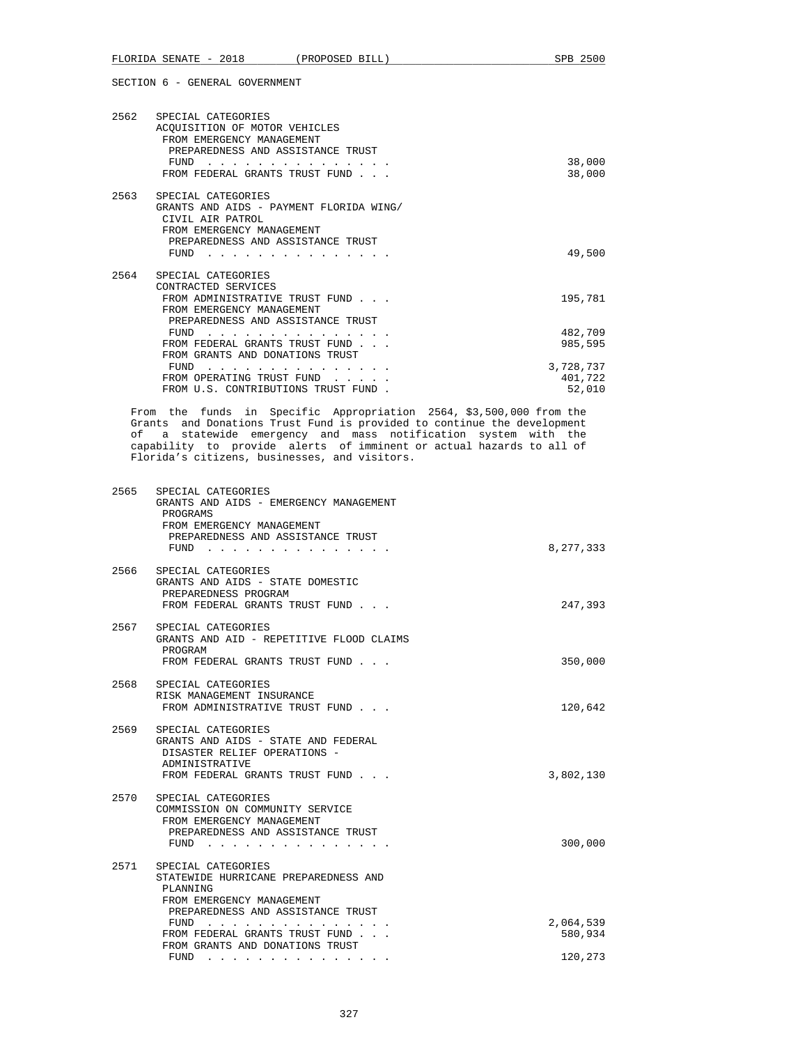SECTION 6 - GENERAL GOVERNMENT

| | | |
|---|---|---|
| 2562 | SPECIAL CATEGORIES<br>ACQUISITION OF MOTOR VEHICLES<br>FROM EMERGENCY MANAGEMENT PREPAREDNESS AND ASSISTANCE TRUST FUND . . . . . . . . . . . . . . . | 38,000 |
| | FROM FEDERAL GRANTS TRUST FUND . . . | 38,000 |
| 2563 | SPECIAL CATEGORIES<br>GRANTS AND AIDS - PAYMENT FLORIDA WING/ CIVIL AIR PATROL<br>FROM EMERGENCY MANAGEMENT PREPAREDNESS AND ASSISTANCE TRUST FUND . . . . . . . . . . . . . . . | 49,500 |
| 2564 | SPECIAL CATEGORIES<br>CONTRACTED SERVICES<br>FROM ADMINISTRATIVE TRUST FUND . . . | 195,781 |
| | FROM EMERGENCY MANAGEMENT PREPAREDNESS AND ASSISTANCE TRUST FUND . . . . . . . . . . . . . . . | 482,709 |
| | FROM FEDERAL GRANTS TRUST FUND . . . | 985,595 |
| | FROM GRANTS AND DONATIONS TRUST FUND . . . . . . . . . . . . . . . | 3,728,737 |
| | FROM OPERATING TRUST FUND . . . . . | 401,722 |
| | FROM U.S. CONTRIBUTIONS TRUST FUND . | 52,010 |

From the funds in Specific Appropriation 2564, $3,500,000 from the Grants and Donations Trust Fund is provided to continue the development of a statewide emergency and mass notification system with the capability to provide alerts of imminent or actual hazards to all of Florida's citizens, businesses, and visitors.

| | | |
|---|---|---|
| 2565 | SPECIAL CATEGORIES<br>GRANTS AND AIDS - EMERGENCY MANAGEMENT PROGRAMS<br>FROM EMERGENCY MANAGEMENT PREPAREDNESS AND ASSISTANCE TRUST FUND . . . . . . . . . . . . . . . | 8,277,333 |
| 2566 | SPECIAL CATEGORIES<br>GRANTS AND AIDS - STATE DOMESTIC PREPAREDNESS PROGRAM<br>FROM FEDERAL GRANTS TRUST FUND . . . | 247,393 |
| 2567 | SPECIAL CATEGORIES<br>GRANTS AND AID - REPETITIVE FLOOD CLAIMS PROGRAM<br>FROM FEDERAL GRANTS TRUST FUND . . . | 350,000 |
| 2568 | SPECIAL CATEGORIES<br>RISK MANAGEMENT INSURANCE<br>FROM ADMINISTRATIVE TRUST FUND . . . | 120,642 |
| 2569 | SPECIAL CATEGORIES<br>GRANTS AND AIDS - STATE AND FEDERAL DISASTER RELIEF OPERATIONS - ADMINISTRATIVE<br>FROM FEDERAL GRANTS TRUST FUND . . . | 3,802,130 |
| 2570 | SPECIAL CATEGORIES<br>COMMISSION ON COMMUNITY SERVICE<br>FROM EMERGENCY MANAGEMENT PREPAREDNESS AND ASSISTANCE TRUST FUND . . . . . . . . . . . . . . . | 300,000 |
| 2571 | SPECIAL CATEGORIES<br>STATEWIDE HURRICANE PREPAREDNESS AND PLANNING<br>FROM EMERGENCY MANAGEMENT PREPAREDNESS AND ASSISTANCE TRUST FUND . . . . . . . . . . . . . . . | 2,064,539 |
| | FROM FEDERAL GRANTS TRUST FUND . . . | 580,934 |
| | FROM GRANTS AND DONATIONS TRUST FUND . . . . . . . . . . . . . . . | 120,273 |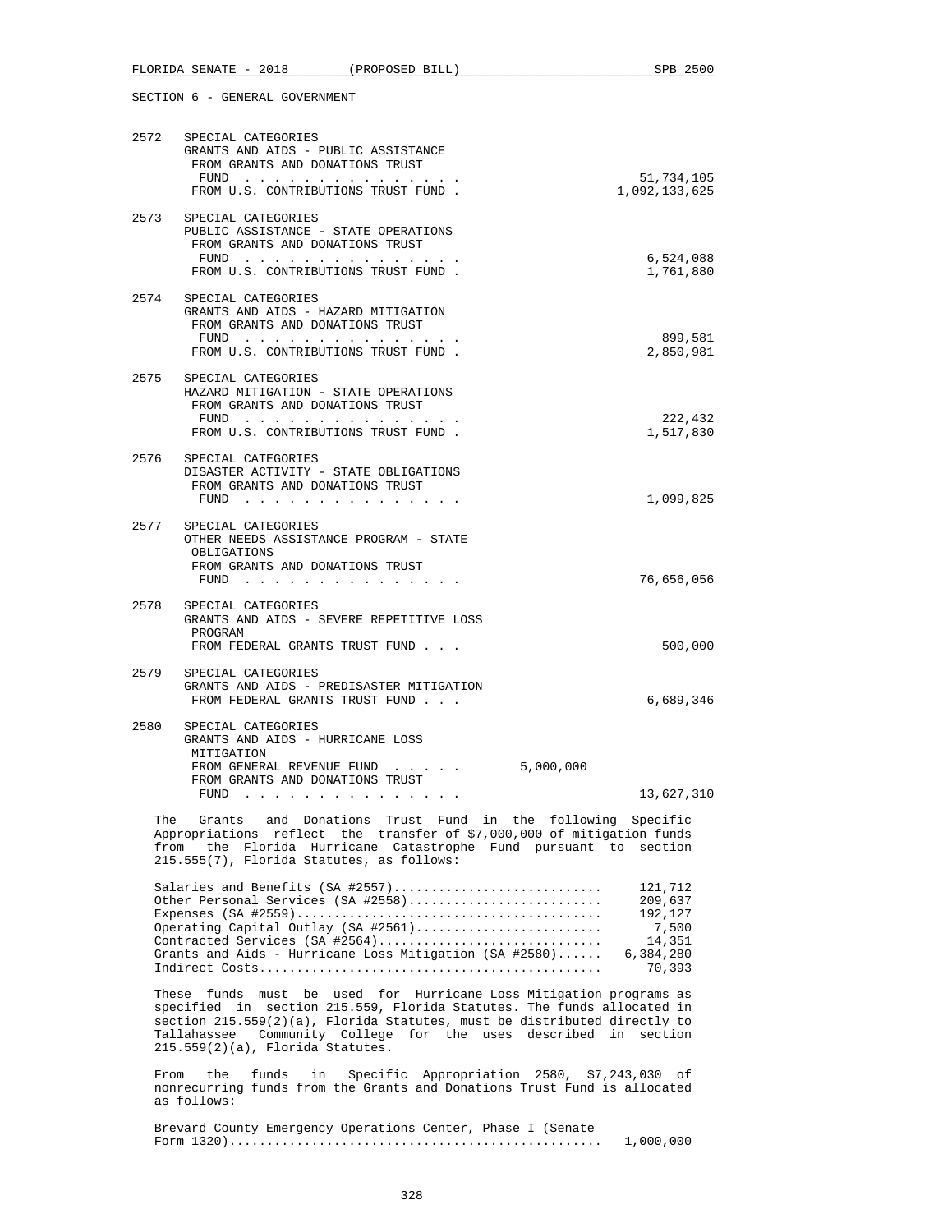SECTION 6 - GENERAL GOVERNMENT

2572 SPECIAL CATEGORIES
GRANTS AND AIDS - PUBLIC ASSISTANCE
FROM GRANTS AND DONATIONS TRUST FUND . . . . . . . . . . . . . . . . 51,734,105
FROM U.S. CONTRIBUTIONS TRUST FUND . 1,092,133,625

2573 SPECIAL CATEGORIES
PUBLIC ASSISTANCE - STATE OPERATIONS
FROM GRANTS AND DONATIONS TRUST FUND . . . . . . . . . . . . . . . . 6,524,088
FROM U.S. CONTRIBUTIONS TRUST FUND . 1,761,880

2574 SPECIAL CATEGORIES
GRANTS AND AIDS - HAZARD MITIGATION
FROM GRANTS AND DONATIONS TRUST FUND . . . . . . . . . . . . . . . . 899,581
FROM U.S. CONTRIBUTIONS TRUST FUND . 2,850,981

2575 SPECIAL CATEGORIES
HAZARD MITIGATION - STATE OPERATIONS
FROM GRANTS AND DONATIONS TRUST FUND . . . . . . . . . . . . . . . . 222,432
FROM U.S. CONTRIBUTIONS TRUST FUND . 1,517,830

2576 SPECIAL CATEGORIES
DISASTER ACTIVITY - STATE OBLIGATIONS
FROM GRANTS AND DONATIONS TRUST FUND . . . . . . . . . . . . . . . . 1,099,825

2577 SPECIAL CATEGORIES
OTHER NEEDS ASSISTANCE PROGRAM - STATE OBLIGATIONS
FROM GRANTS AND DONATIONS TRUST FUND . . . . . . . . . . . . . . . . 76,656,056

2578 SPECIAL CATEGORIES
GRANTS AND AIDS - SEVERE REPETITIVE LOSS PROGRAM
FROM FEDERAL GRANTS TRUST FUND . . . 500,000

2579 SPECIAL CATEGORIES
GRANTS AND AIDS - PREDISASTER MITIGATION
FROM FEDERAL GRANTS TRUST FUND . . . 6,689,346

2580 SPECIAL CATEGORIES
GRANTS AND AIDS - HURRICANE LOSS MITIGATION
FROM GENERAL REVENUE FUND . . . . . 5,000,000
FROM GRANTS AND DONATIONS TRUST FUND . . . . . . . . . . . . . . . . 13,627,310

The Grants and Donations Trust Fund in the following Specific Appropriations reflect the transfer of $7,000,000 of mitigation funds from the Florida Hurricane Catastrophe Fund pursuant to section 215.555(7), Florida Statutes, as follows:

| | |
|---|---|
| Salaries and Benefits (SA #2557) | 121,712 |
| Other Personal Services (SA #2558) | 209,637 |
| Expenses (SA #2559) | 192,127 |
| Operating Capital Outlay (SA #2561) | 7,500 |
| Contracted Services (SA #2564) | 14,351 |
| Grants and Aids - Hurricane Loss Mitigation (SA #2580) | 6,384,280 |
| Indirect Costs | 70,393 |

These funds must be used for Hurricane Loss Mitigation programs as specified in section 215.559, Florida Statutes. The funds allocated in section 215.559(2)(a), Florida Statutes, must be distributed directly to Tallahassee Community College for the uses described in section 215.559(2)(a), Florida Statutes.

From the funds in Specific Appropriation 2580, $7,243,030 of nonrecurring funds from the Grants and Donations Trust Fund is allocated as follows:

| | |
|---|---|
| Brevard County Emergency Operations Center, Phase I (Senate Form 1320) | 1,000,000 |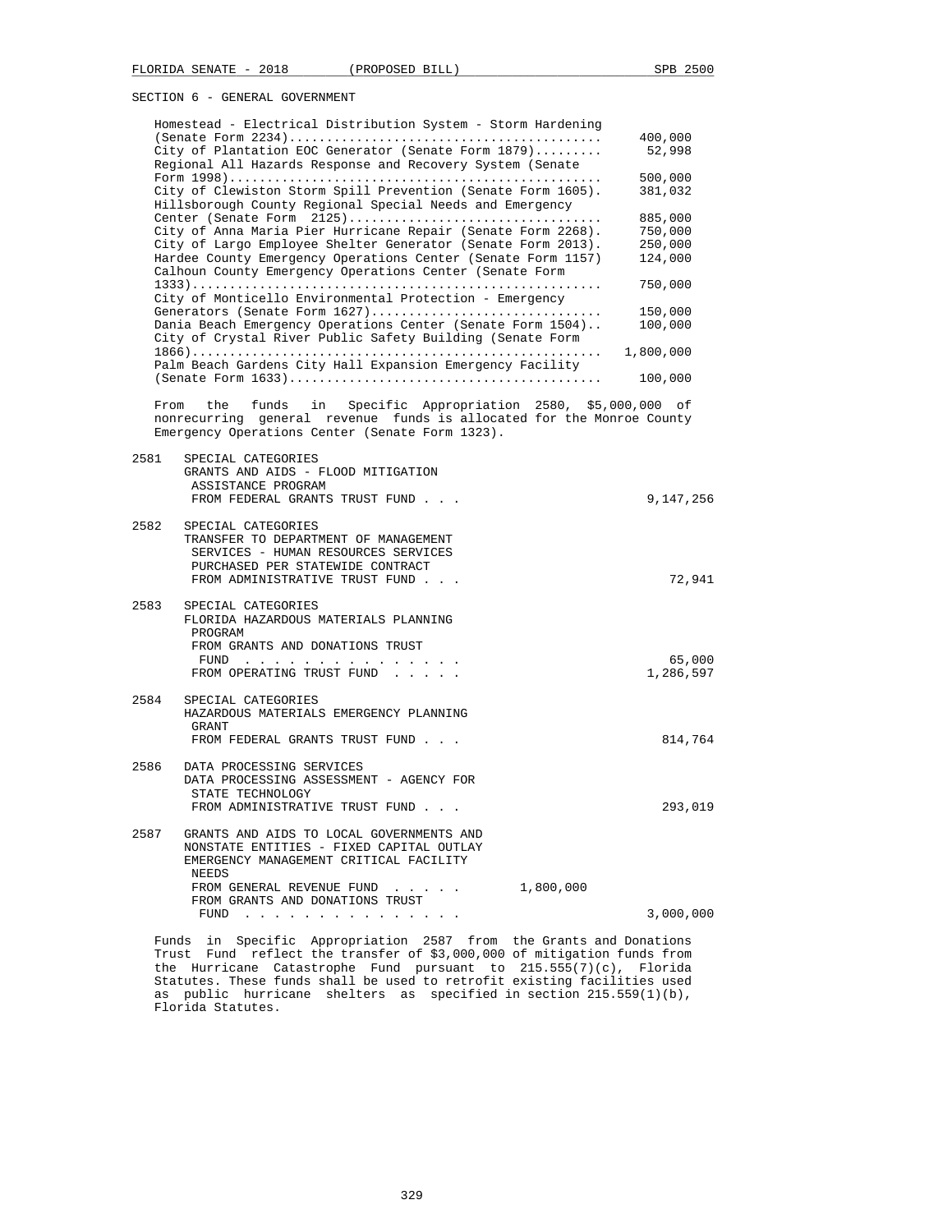SECTION 6 - GENERAL GOVERNMENT

| Project | Amount |
|---|---|
| Homestead - Electrical Distribution System - Storm Hardening (Senate Form 2234) | 400,000 |
| City of Plantation EOC Generator (Senate Form 1879) | 52,998 |
| Regional All Hazards Response and Recovery System (Senate Form 1998) | 500,000 |
| City of Clewiston Storm Spill Prevention (Senate Form 1605). | 381,032 |
| Hillsborough County Regional Special Needs and Emergency Center (Senate Form 2125) | 885,000 |
| City of Anna Maria Pier Hurricane Repair (Senate Form 2268). | 750,000 |
| City of Largo Employee Shelter Generator (Senate Form 2013). | 250,000 |
| Hardee County Emergency Operations Center (Senate Form 1157) | 124,000 |
| Calhoun County Emergency Operations Center (Senate Form 1333) | 750,000 |
| City of Monticello Environmental Protection - Emergency Generators (Senate Form 1627) | 150,000 |
| Dania Beach Emergency Operations Center (Senate Form 1504) | 100,000 |
| City of Crystal River Public Safety Building (Senate Form 1866) | 1,800,000 |
| Palm Beach Gardens City Hall Expansion Emergency Facility (Senate Form 1633) | 100,000 |

From the funds in Specific Appropriation 2580, $5,000,000 of nonrecurring general revenue funds is allocated for the Monroe County Emergency Operations Center (Senate Form 1323).

2581 SPECIAL CATEGORIES
GRANTS AND AIDS - FLOOD MITIGATION ASSISTANCE PROGRAM
FROM FEDERAL GRANTS TRUST FUND . . . 9,147,256

2582 SPECIAL CATEGORIES
TRANSFER TO DEPARTMENT OF MANAGEMENT SERVICES - HUMAN RESOURCES SERVICES PURCHASED PER STATEWIDE CONTRACT
FROM ADMINISTRATIVE TRUST FUND . . . 72,941

2583 SPECIAL CATEGORIES
FLORIDA HAZARDOUS MATERIALS PLANNING PROGRAM
FROM GRANTS AND DONATIONS TRUST FUND . . . 65,000
FROM OPERATING TRUST FUND . . . 1,286,597

2584 SPECIAL CATEGORIES
HAZARDOUS MATERIALS EMERGENCY PLANNING GRANT
FROM FEDERAL GRANTS TRUST FUND . . . 814,764

2586 DATA PROCESSING SERVICES
DATA PROCESSING ASSESSMENT - AGENCY FOR STATE TECHNOLOGY
FROM ADMINISTRATIVE TRUST FUND . . . 293,019

2587 GRANTS AND AIDS TO LOCAL GOVERNMENTS AND NONSTATE ENTITIES - FIXED CAPITAL OUTLAY
EMERGENCY MANAGEMENT CRITICAL FACILITY NEEDS
FROM GENERAL REVENUE FUND . . . 1,800,000
FROM GRANTS AND DONATIONS TRUST FUND . . . 3,000,000

Funds in Specific Appropriation 2587 from the Grants and Donations Trust Fund reflect the transfer of $3,000,000 of mitigation funds from the Hurricane Catastrophe Fund pursuant to 215.555(7)(c), Florida Statutes. These funds shall be used to retrofit existing facilities used as public hurricane shelters as specified in section 215.559(1)(b), Florida Statutes.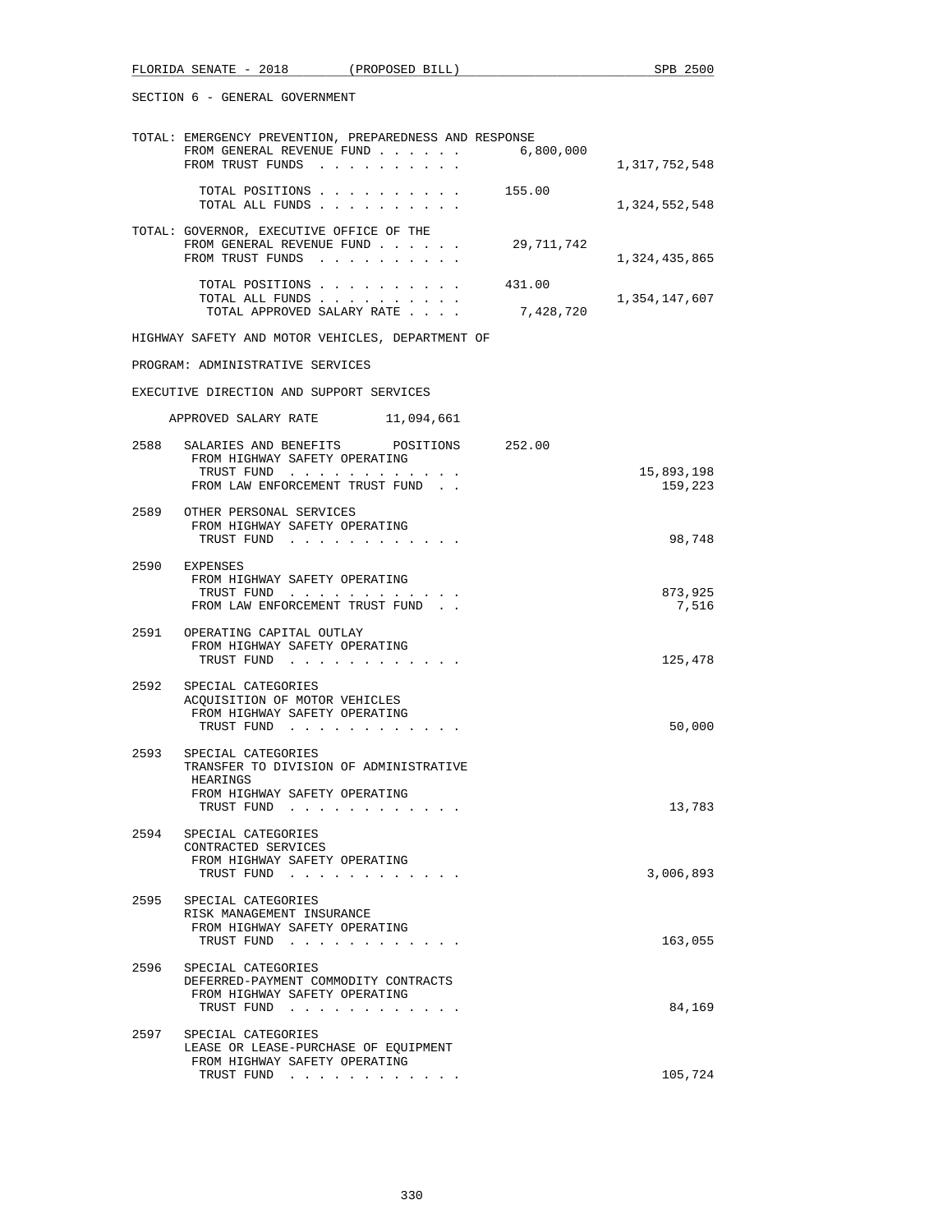SECTION 6 - GENERAL GOVERNMENT

TOTAL: EMERGENCY PREVENTION, PREPAREDNESS AND RESPONSE

| | | |
|---|---|---|
| FROM GENERAL REVENUE FUND . . . . . . | 6,800,000 | |
| FROM TRUST FUNDS . . . . . . . . . . | | 1,317,752,548 |
| TOTAL POSITIONS . . . . . . . . . . | 155.00 | |
| TOTAL ALL FUNDS . . . . . . . . . . | | 1,324,552,548 |

TOTAL: GOVERNOR, EXECUTIVE OFFICE OF THE

| | | |
|---|---|---|
| FROM GENERAL REVENUE FUND . . . . . . | 29,711,742 | |
| FROM TRUST FUNDS . . . . . . . . . . | | 1,324,435,865 |
| TOTAL POSITIONS . . . . . . . . . . | 431.00 | |
| TOTAL ALL FUNDS . . . . . . . . . . | | 1,354,147,607 |
| TOTAL APPROVED SALARY RATE . . . . | 7,428,720 | |

HIGHWAY SAFETY AND MOTOR VEHICLES, DEPARTMENT OF

PROGRAM: ADMINISTRATIVE SERVICES

EXECUTIVE DIRECTION AND SUPPORT SERVICES

APPROVED SALARY RATE 11,094,661

2588 SALARIES AND BENEFITS POSITIONS 252.00
FROM HIGHWAY SAFETY OPERATING TRUST FUND . . . . . . . . . . . . 15,893,198
FROM LAW ENFORCEMENT TRUST FUND . . 159,223

2589 OTHER PERSONAL SERVICES
FROM HIGHWAY SAFETY OPERATING TRUST FUND . . . . . . . . . . . . 98,748

2590 EXPENSES
FROM HIGHWAY SAFETY OPERATING TRUST FUND . . . . . . . . . . . . 873,925
FROM LAW ENFORCEMENT TRUST FUND . . 7,516

2591 OPERATING CAPITAL OUTLAY
FROM HIGHWAY SAFETY OPERATING TRUST FUND . . . . . . . . . . . . 125,478

2592 SPECIAL CATEGORIES
ACQUISITION OF MOTOR VEHICLES
FROM HIGHWAY SAFETY OPERATING TRUST FUND . . . . . . . . . . . . 50,000

2593 SPECIAL CATEGORIES
TRANSFER TO DIVISION OF ADMINISTRATIVE HEARINGS
FROM HIGHWAY SAFETY OPERATING TRUST FUND . . . . . . . . . . . . 13,783

2594 SPECIAL CATEGORIES
CONTRACTED SERVICES
FROM HIGHWAY SAFETY OPERATING TRUST FUND . . . . . . . . . . . . 3,006,893

2595 SPECIAL CATEGORIES
RISK MANAGEMENT INSURANCE
FROM HIGHWAY SAFETY OPERATING TRUST FUND . . . . . . . . . . . . 163,055

2596 SPECIAL CATEGORIES
DEFERRED-PAYMENT COMMODITY CONTRACTS
FROM HIGHWAY SAFETY OPERATING TRUST FUND . . . . . . . . . . . . 84,169

2597 SPECIAL CATEGORIES
LEASE OR LEASE-PURCHASE OF EQUIPMENT
FROM HIGHWAY SAFETY OPERATING TRUST FUND . . . . . . . . . . . . 105,724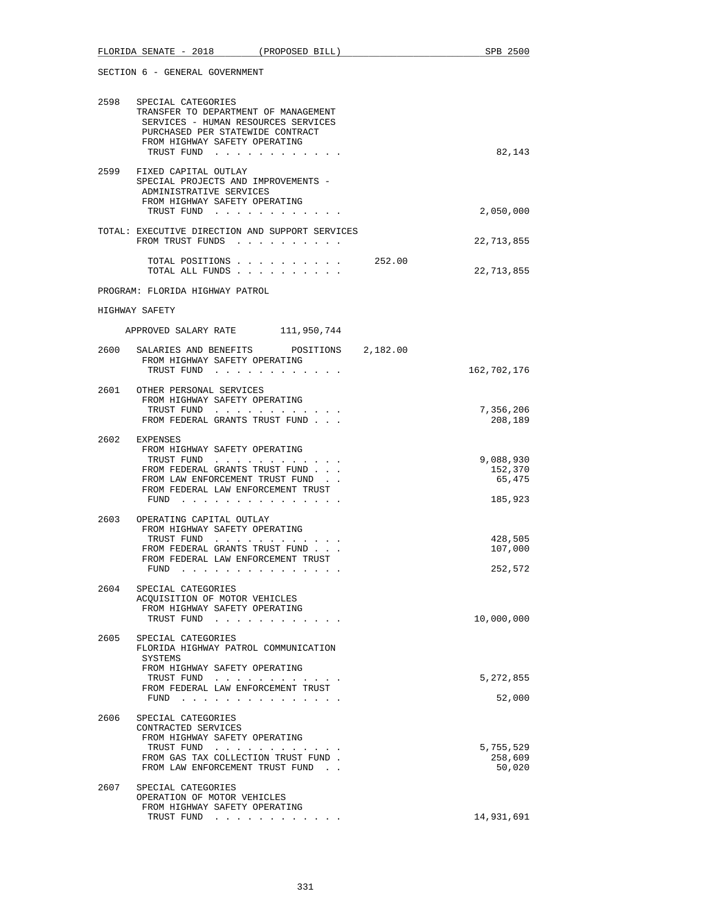SECTION 6 - GENERAL GOVERNMENT

2598 SPECIAL CATEGORIES
TRANSFER TO DEPARTMENT OF MANAGEMENT SERVICES - HUMAN RESOURCES SERVICES PURCHASED PER STATEWIDE CONTRACT
FROM HIGHWAY SAFETY OPERATING TRUST FUND . . . . . . . . . . . . 82,143

2599 FIXED CAPITAL OUTLAY
SPECIAL PROJECTS AND IMPROVEMENTS - ADMINISTRATIVE SERVICES
FROM HIGHWAY SAFETY OPERATING TRUST FUND . . . . . . . . . . . . 2,050,000

TOTAL: EXECUTIVE DIRECTION AND SUPPORT SERVICES
FROM TRUST FUNDS . . . . . . . . . . 22,713,855

TOTAL POSITIONS . . . . . . . . . . 252.00
TOTAL ALL FUNDS . . . . . . . . . . 22,713,855

PROGRAM: FLORIDA HIGHWAY PATROL

HIGHWAY SAFETY

APPROVED SALARY RATE 111,950,744

2600 SALARIES AND BENEFITS POSITIONS 2,182.00
FROM HIGHWAY SAFETY OPERATING TRUST FUND . . . . . . . . . . . . 162,702,176

2601 OTHER PERSONAL SERVICES
FROM HIGHWAY SAFETY OPERATING TRUST FUND . . . . . . . . . . . . 7,356,206
FROM FEDERAL GRANTS TRUST FUND . . . 208,189

2602 EXPENSES
FROM HIGHWAY SAFETY OPERATING TRUST FUND . . . . . . . . . . . . 9,088,930
FROM FEDERAL GRANTS TRUST FUND . . . 152,370
FROM LAW ENFORCEMENT TRUST FUND . . 65,475
FROM FEDERAL LAW ENFORCEMENT TRUST FUND . . . . . . . . . . . . . . . 185,923

2603 OPERATING CAPITAL OUTLAY
FROM HIGHWAY SAFETY OPERATING TRUST FUND . . . . . . . . . . . . 428,505
FROM FEDERAL GRANTS TRUST FUND . . . 107,000
FROM FEDERAL LAW ENFORCEMENT TRUST FUND . . . . . . . . . . . . . . . 252,572

2604 SPECIAL CATEGORIES
ACQUISITION OF MOTOR VEHICLES
FROM HIGHWAY SAFETY OPERATING TRUST FUND . . . . . . . . . . . . 10,000,000

2605 SPECIAL CATEGORIES
FLORIDA HIGHWAY PATROL COMMUNICATION SYSTEMS
FROM HIGHWAY SAFETY OPERATING TRUST FUND . . . . . . . . . . . . 5,272,855
FROM FEDERAL LAW ENFORCEMENT TRUST FUND . . . . . . . . . . . . . . . 52,000

2606 SPECIAL CATEGORIES
CONTRACTED SERVICES
FROM HIGHWAY SAFETY OPERATING TRUST FUND . . . . . . . . . . . . 5,755,529
FROM GAS TAX COLLECTION TRUST FUND . 258,609
FROM LAW ENFORCEMENT TRUST FUND . . 50,020

2607 SPECIAL CATEGORIES
OPERATION OF MOTOR VEHICLES
FROM HIGHWAY SAFETY OPERATING TRUST FUND . . . . . . . . . . . . 14,931,691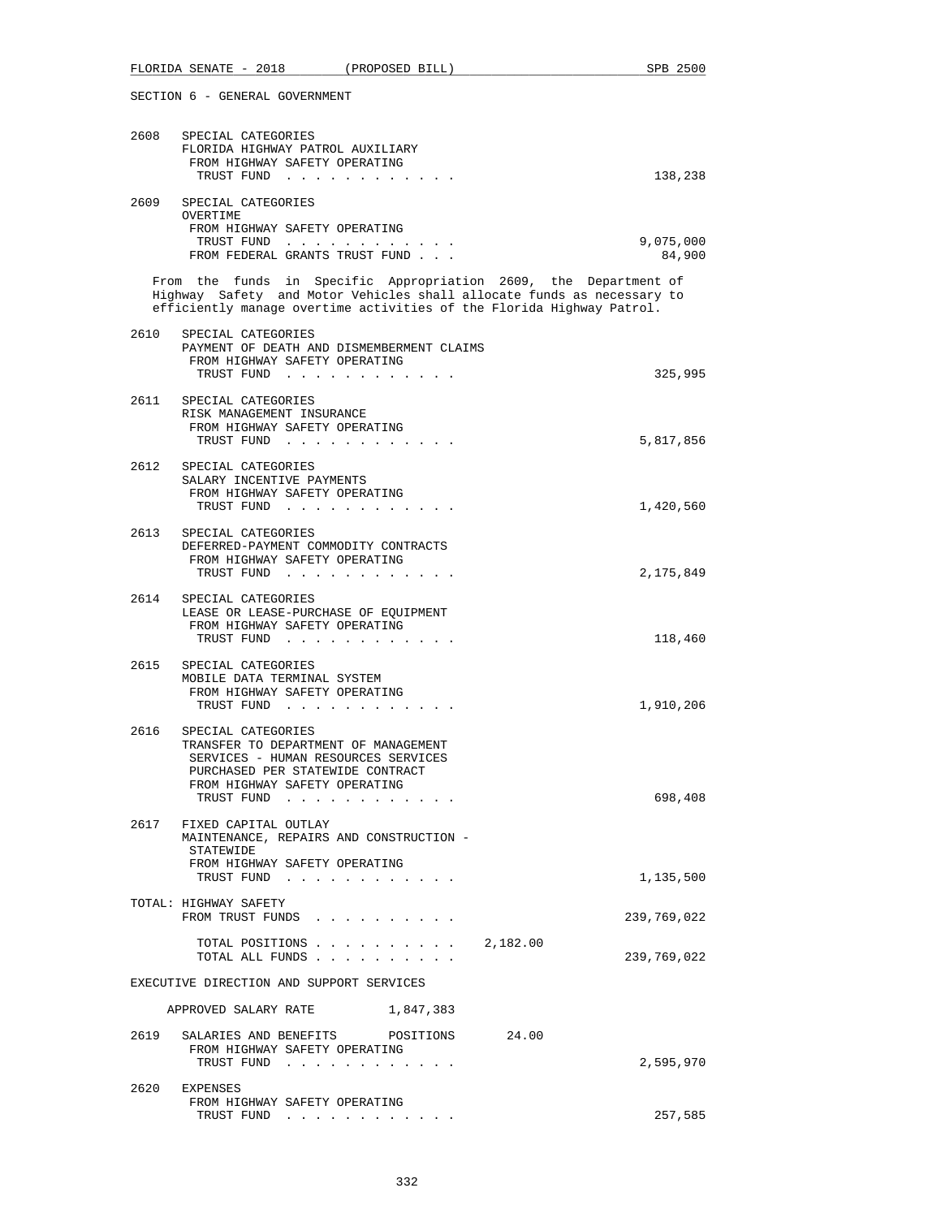SECTION 6 - GENERAL GOVERNMENT

2608 SPECIAL CATEGORIES
FLORIDA HIGHWAY PATROL AUXILIARY
FROM HIGHWAY SAFETY OPERATING
TRUST FUND . . . . . . . . . . . . 138,238

2609 SPECIAL CATEGORIES
OVERTIME
FROM HIGHWAY SAFETY OPERATING
TRUST FUND . . . . . . . . . . . . 9,075,000
FROM FEDERAL GRANTS TRUST FUND . . . 84,900

From the funds in Specific Appropriation 2609, the Department of Highway Safety and Motor Vehicles shall allocate funds as necessary to efficiently manage overtime activities of the Florida Highway Patrol.

2610 SPECIAL CATEGORIES
PAYMENT OF DEATH AND DISMEMBERMENT CLAIMS
FROM HIGHWAY SAFETY OPERATING
TRUST FUND . . . . . . . . . . . . 325,995

2611 SPECIAL CATEGORIES
RISK MANAGEMENT INSURANCE
FROM HIGHWAY SAFETY OPERATING
TRUST FUND . . . . . . . . . . . . 5,817,856

2612 SPECIAL CATEGORIES
SALARY INCENTIVE PAYMENTS
FROM HIGHWAY SAFETY OPERATING
TRUST FUND . . . . . . . . . . . . 1,420,560

2613 SPECIAL CATEGORIES
DEFERRED-PAYMENT COMMODITY CONTRACTS
FROM HIGHWAY SAFETY OPERATING
TRUST FUND . . . . . . . . . . . . 2,175,849

2614 SPECIAL CATEGORIES
LEASE OR LEASE-PURCHASE OF EQUIPMENT
FROM HIGHWAY SAFETY OPERATING
TRUST FUND . . . . . . . . . . . . 118,460

2615 SPECIAL CATEGORIES
MOBILE DATA TERMINAL SYSTEM
FROM HIGHWAY SAFETY OPERATING
TRUST FUND . . . . . . . . . . . . 1,910,206

2616 SPECIAL CATEGORIES
TRANSFER TO DEPARTMENT OF MANAGEMENT
SERVICES - HUMAN RESOURCES SERVICES
PURCHASED PER STATEWIDE CONTRACT
FROM HIGHWAY SAFETY OPERATING
TRUST FUND . . . . . . . . . . . . 698,408

2617 FIXED CAPITAL OUTLAY
MAINTENANCE, REPAIRS AND CONSTRUCTION -
STATEWIDE
FROM HIGHWAY SAFETY OPERATING
TRUST FUND . . . . . . . . . . . . 1,135,500

TOTAL: HIGHWAY SAFETY
FROM TRUST FUNDS . . . . . . . . . . 239,769,022

TOTAL POSITIONS . . . . . . . . . . 2,182.00
TOTAL ALL FUNDS . . . . . . . . . . 239,769,022

EXECUTIVE DIRECTION AND SUPPORT SERVICES

APPROVED SALARY RATE 1,847,383

2619 SALARIES AND BENEFITS POSITIONS 24.00
FROM HIGHWAY SAFETY OPERATING
TRUST FUND . . . . . . . . . . . . 2,595,970

2620 EXPENSES
FROM HIGHWAY SAFETY OPERATING
TRUST FUND . . . . . . . . . . . . 257,585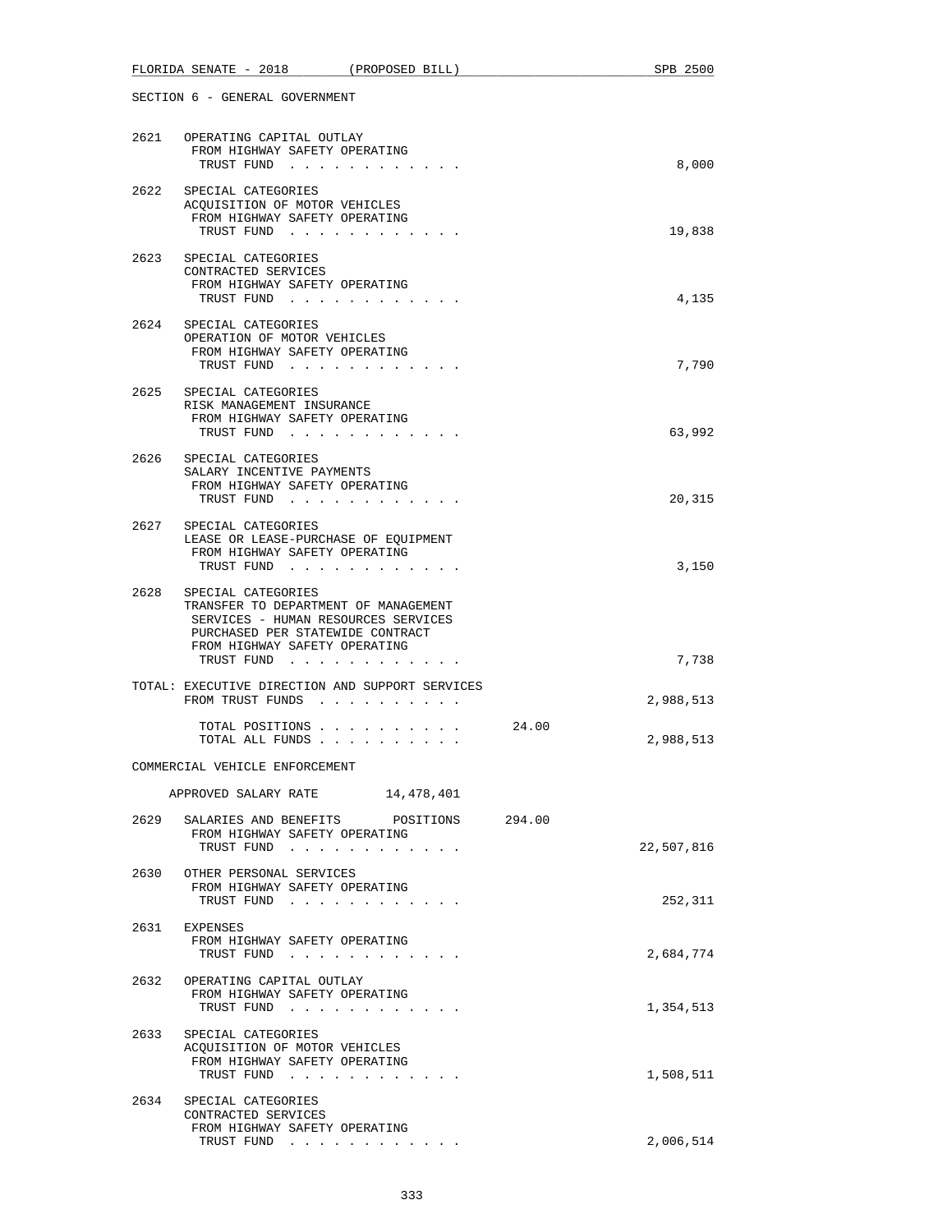SECTION 6 - GENERAL GOVERNMENT

2621 OPERATING CAPITAL OUTLAY
FROM HIGHWAY SAFETY OPERATING
TRUST FUND . . . . . . . . . . . . 8,000

2622 SPECIAL CATEGORIES
ACQUISITION OF MOTOR VEHICLES
FROM HIGHWAY SAFETY OPERATING
TRUST FUND . . . . . . . . . . . . 19,838

2623 SPECIAL CATEGORIES
CONTRACTED SERVICES
FROM HIGHWAY SAFETY OPERATING
TRUST FUND . . . . . . . . . . . . 4,135

2624 SPECIAL CATEGORIES
OPERATION OF MOTOR VEHICLES
FROM HIGHWAY SAFETY OPERATING
TRUST FUND . . . . . . . . . . . . 7,790

2625 SPECIAL CATEGORIES
RISK MANAGEMENT INSURANCE
FROM HIGHWAY SAFETY OPERATING
TRUST FUND . . . . . . . . . . . . 63,992

2626 SPECIAL CATEGORIES
SALARY INCENTIVE PAYMENTS
FROM HIGHWAY SAFETY OPERATING
TRUST FUND . . . . . . . . . . . . 20,315

2627 SPECIAL CATEGORIES
LEASE OR LEASE-PURCHASE OF EQUIPMENT
FROM HIGHWAY SAFETY OPERATING
TRUST FUND . . . . . . . . . . . . 3,150

2628 SPECIAL CATEGORIES
TRANSFER TO DEPARTMENT OF MANAGEMENT
SERVICES - HUMAN RESOURCES SERVICES
PURCHASED PER STATEWIDE CONTRACT
FROM HIGHWAY SAFETY OPERATING
TRUST FUND . . . . . . . . . . . . 7,738

TOTAL: EXECUTIVE DIRECTION AND SUPPORT SERVICES
FROM TRUST FUNDS . . . . . . . . . . 2,988,513

TOTAL POSITIONS . . . . . . . . . . 24.00
TOTAL ALL FUNDS . . . . . . . . . . 2,988,513

COMMERCIAL VEHICLE ENFORCEMENT

APPROVED SALARY RATE 14,478,401

2629 SALARIES AND BENEFITS POSITIONS 294.00
FROM HIGHWAY SAFETY OPERATING
TRUST FUND . . . . . . . . . . . . 22,507,816

2630 OTHER PERSONAL SERVICES
FROM HIGHWAY SAFETY OPERATING
TRUST FUND . . . . . . . . . . . . 252,311

2631 EXPENSES
FROM HIGHWAY SAFETY OPERATING
TRUST FUND . . . . . . . . . . . . 2,684,774

2632 OPERATING CAPITAL OUTLAY
FROM HIGHWAY SAFETY OPERATING
TRUST FUND . . . . . . . . . . . . 1,354,513

2633 SPECIAL CATEGORIES
ACQUISITION OF MOTOR VEHICLES
FROM HIGHWAY SAFETY OPERATING
TRUST FUND . . . . . . . . . . . . 1,508,511

2634 SPECIAL CATEGORIES
CONTRACTED SERVICES
FROM HIGHWAY SAFETY OPERATING
TRUST FUND . . . . . . . . . . . . 2,006,514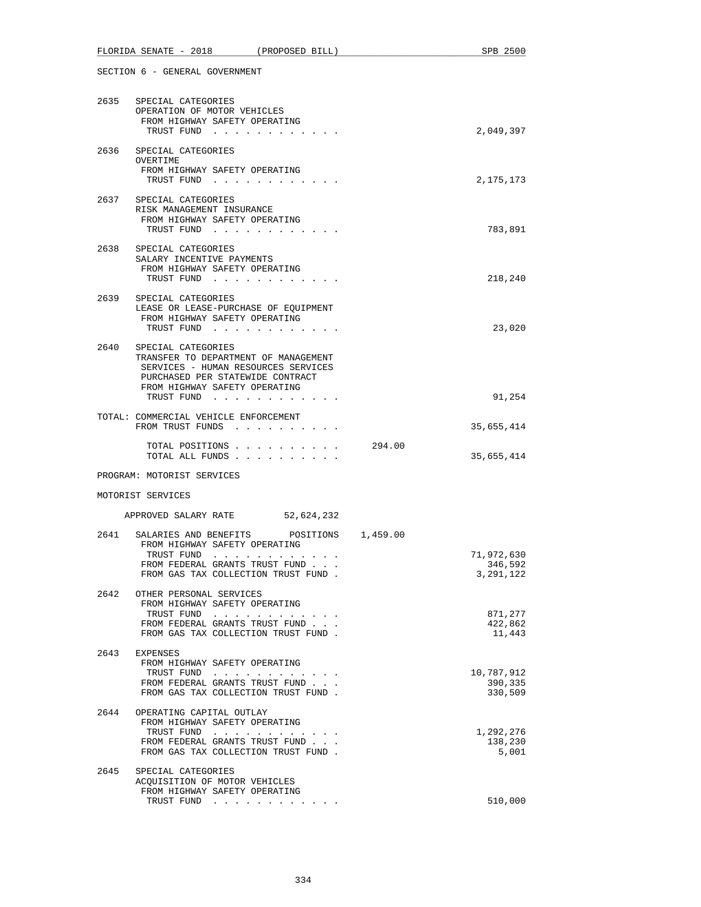SECTION 6 - GENERAL GOVERNMENT

```
2635  SPECIAL CATEGORIES
      OPERATION OF MOTOR VEHICLES
       FROM HIGHWAY SAFETY OPERATING
        TRUST FUND . . . . . . . . . . . .                        2,049,397

2636  SPECIAL CATEGORIES
      OVERTIME
       FROM HIGHWAY SAFETY OPERATING
        TRUST FUND . . . . . . . . . . . .                        2,175,173

2637  SPECIAL CATEGORIES
      RISK MANAGEMENT INSURANCE
       FROM HIGHWAY SAFETY OPERATING
        TRUST FUND . . . . . . . . . . . .                          783,891

2638  SPECIAL CATEGORIES
      SALARY INCENTIVE PAYMENTS
       FROM HIGHWAY SAFETY OPERATING
        TRUST FUND . . . . . . . . . . . .                          218,240

2639  SPECIAL CATEGORIES
      LEASE OR LEASE-PURCHASE OF EQUIPMENT
       FROM HIGHWAY SAFETY OPERATING
        TRUST FUND . . . . . . . . . . . .                           23,020

2640  SPECIAL CATEGORIES
      TRANSFER TO DEPARTMENT OF MANAGEMENT
       SERVICES - HUMAN RESOURCES SERVICES
       PURCHASED PER STATEWIDE CONTRACT
       FROM HIGHWAY SAFETY OPERATING
        TRUST FUND . . . . . . . . . . . .                           91,254

TOTAL: COMMERCIAL VEHICLE ENFORCEMENT
       FROM TRUST FUNDS . . . . . . . . . .                      35,655,414

        TOTAL POSITIONS . . . . . . . . . .        294.00
        TOTAL ALL FUNDS . . . . . . . . . .                      35,655,414

PROGRAM: MOTORIST SERVICES

MOTORIST SERVICES

     APPROVED SALARY RATE        52,624,232

2641  SALARIES AND BENEFITS       POSITIONS    1,459.00
       FROM HIGHWAY SAFETY OPERATING
        TRUST FUND . . . . . . . . . . . .                       71,972,630
       FROM FEDERAL GRANTS TRUST FUND . . .                         346,592
       FROM GAS TAX COLLECTION TRUST FUND .                       3,291,122

2642  OTHER PERSONAL SERVICES
       FROM HIGHWAY SAFETY OPERATING
        TRUST FUND . . . . . . . . . . . .                          871,277
       FROM FEDERAL GRANTS TRUST FUND . . .                         422,862
       FROM GAS TAX COLLECTION TRUST FUND .                          11,443

2643  EXPENSES
       FROM HIGHWAY SAFETY OPERATING
        TRUST FUND . . . . . . . . . . . .                       10,787,912
       FROM FEDERAL GRANTS TRUST FUND . . .                         390,335
       FROM GAS TAX COLLECTION TRUST FUND .                         330,509

2644  OPERATING CAPITAL OUTLAY
       FROM HIGHWAY SAFETY OPERATING
        TRUST FUND . . . . . . . . . . . .                        1,292,276
       FROM FEDERAL GRANTS TRUST FUND . . .                         138,230
       FROM GAS TAX COLLECTION TRUST FUND .                           5,001

2645  SPECIAL CATEGORIES
      ACQUISITION OF MOTOR VEHICLES
       FROM HIGHWAY SAFETY OPERATING
        TRUST FUND . . . . . . . . . . . .                          510,000
```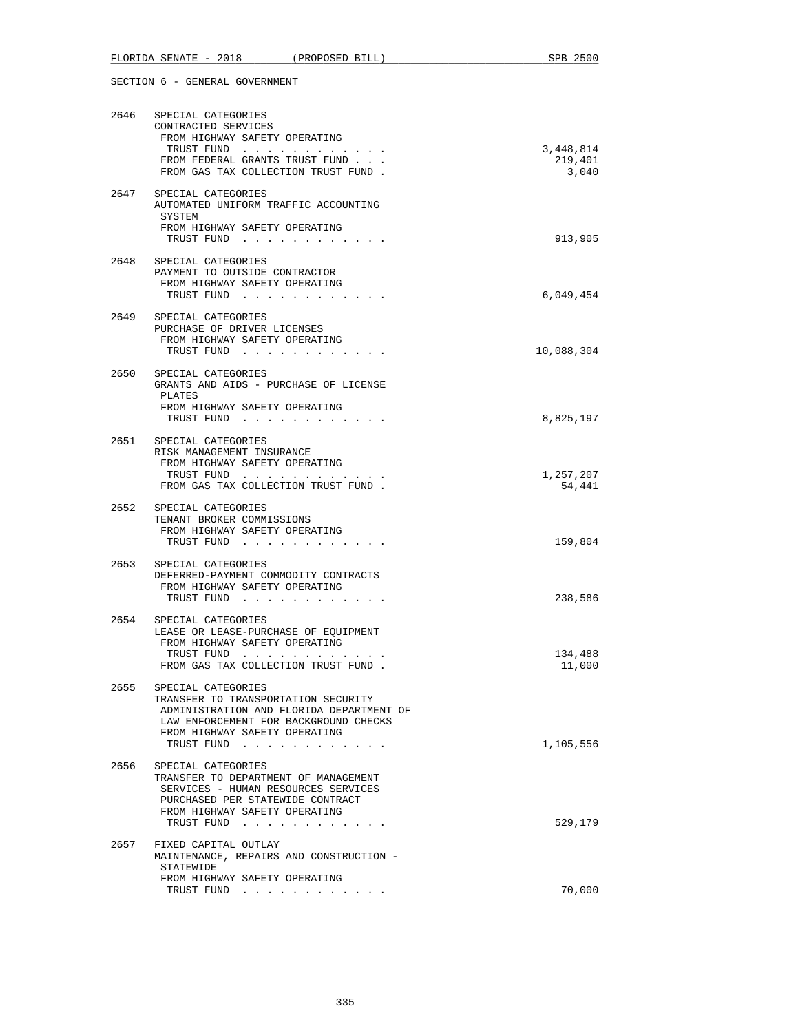SECTION 6 - GENERAL GOVERNMENT

2646 SPECIAL CATEGORIES
CONTRACTED SERVICES
FROM HIGHWAY SAFETY OPERATING
TRUST FUND . . . . . . . . . . . . 3,448,814
FROM FEDERAL GRANTS TRUST FUND . . . 219,401
FROM GAS TAX COLLECTION TRUST FUND . 3,040

2647 SPECIAL CATEGORIES
AUTOMATED UNIFORM TRAFFIC ACCOUNTING
SYSTEM
FROM HIGHWAY SAFETY OPERATING
TRUST FUND . . . . . . . . . . . . 913,905

2648 SPECIAL CATEGORIES
PAYMENT TO OUTSIDE CONTRACTOR
FROM HIGHWAY SAFETY OPERATING
TRUST FUND . . . . . . . . . . . . 6,049,454

2649 SPECIAL CATEGORIES
PURCHASE OF DRIVER LICENSES
FROM HIGHWAY SAFETY OPERATING
TRUST FUND . . . . . . . . . . . . 10,088,304

2650 SPECIAL CATEGORIES
GRANTS AND AIDS - PURCHASE OF LICENSE
PLATES
FROM HIGHWAY SAFETY OPERATING
TRUST FUND . . . . . . . . . . . . 8,825,197

2651 SPECIAL CATEGORIES
RISK MANAGEMENT INSURANCE
FROM HIGHWAY SAFETY OPERATING
TRUST FUND . . . . . . . . . . . . 1,257,207
FROM GAS TAX COLLECTION TRUST FUND . 54,441

2652 SPECIAL CATEGORIES
TENANT BROKER COMMISSIONS
FROM HIGHWAY SAFETY OPERATING
TRUST FUND . . . . . . . . . . . . 159,804

2653 SPECIAL CATEGORIES
DEFERRED-PAYMENT COMMODITY CONTRACTS
FROM HIGHWAY SAFETY OPERATING
TRUST FUND . . . . . . . . . . . . 238,586

2654 SPECIAL CATEGORIES
LEASE OR LEASE-PURCHASE OF EQUIPMENT
FROM HIGHWAY SAFETY OPERATING
TRUST FUND . . . . . . . . . . . . 134,488
FROM GAS TAX COLLECTION TRUST FUND . 11,000

2655 SPECIAL CATEGORIES
TRANSFER TO TRANSPORTATION SECURITY
ADMINISTRATION AND FLORIDA DEPARTMENT OF
LAW ENFORCEMENT FOR BACKGROUND CHECKS
FROM HIGHWAY SAFETY OPERATING
TRUST FUND . . . . . . . . . . . . 1,105,556

2656 SPECIAL CATEGORIES
TRANSFER TO DEPARTMENT OF MANAGEMENT
SERVICES - HUMAN RESOURCES SERVICES
PURCHASED PER STATEWIDE CONTRACT
FROM HIGHWAY SAFETY OPERATING
TRUST FUND . . . . . . . . . . . . 529,179

2657 FIXED CAPITAL OUTLAY
MAINTENANCE, REPAIRS AND CONSTRUCTION -
STATEWIDE
FROM HIGHWAY SAFETY OPERATING
TRUST FUND . . . . . . . . . . . . 70,000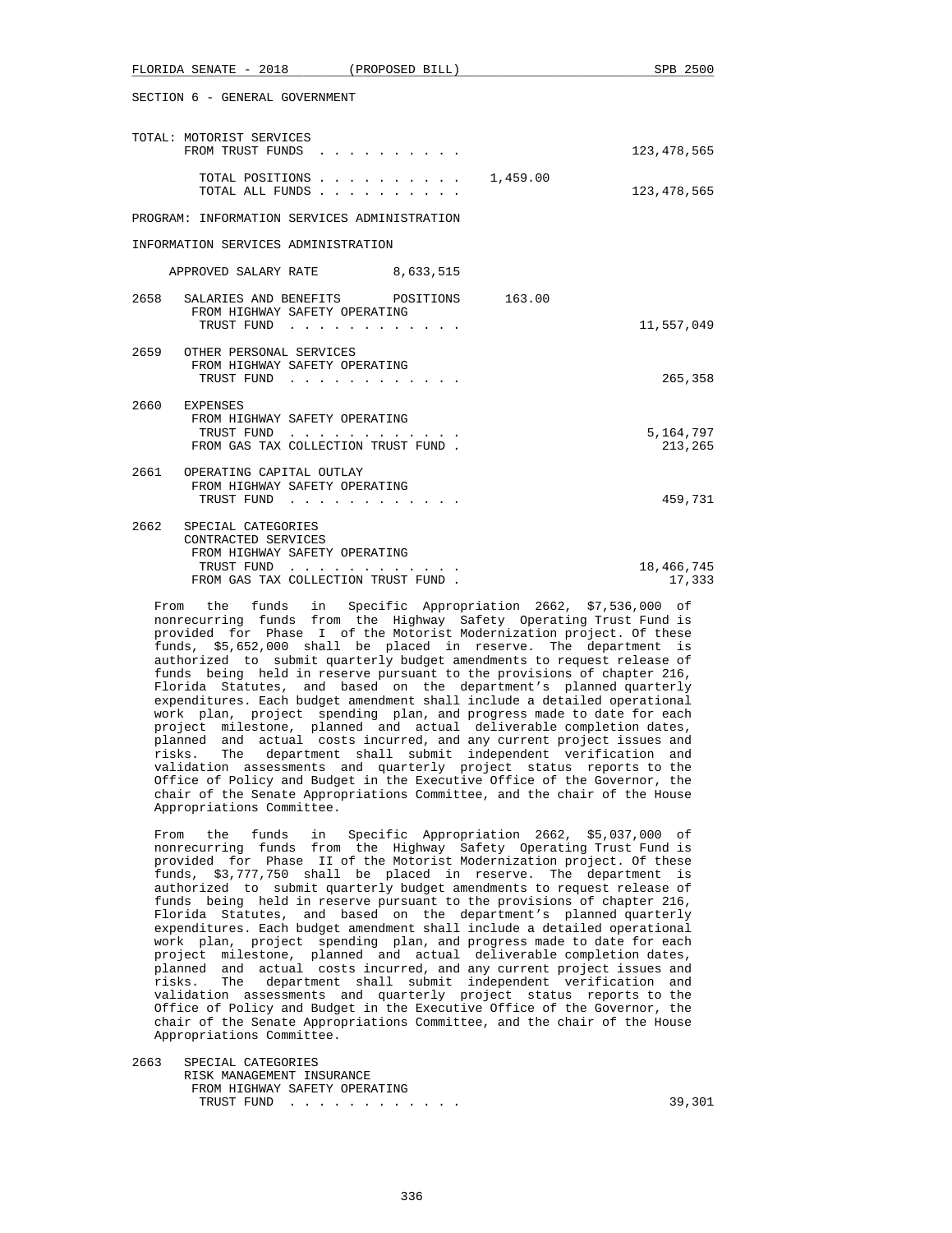SECTION 6 - GENERAL GOVERNMENT

TOTAL: MOTORIST SERVICES
FROM TRUST FUNDS . . . . . . . . . . 123,478,565

TOTAL POSITIONS . . . . . . . . . . 1,459.00
TOTAL ALL FUNDS . . . . . . . . . . 123,478,565

PROGRAM: INFORMATION SERVICES ADMINISTRATION

INFORMATION SERVICES ADMINISTRATION

APPROVED SALARY RATE 8,633,515

2658 SALARIES AND BENEFITS POSITIONS 163.00
FROM HIGHWAY SAFETY OPERATING
TRUST FUND . . . . . . . . . . . . 11,557,049

2659 OTHER PERSONAL SERVICES
FROM HIGHWAY SAFETY OPERATING
TRUST FUND . . . . . . . . . . . . 265,358

2660 EXPENSES
FROM HIGHWAY SAFETY OPERATING
TRUST FUND . . . . . . . . . . . . 5,164,797
FROM GAS TAX COLLECTION TRUST FUND . 213,265

2661 OPERATING CAPITAL OUTLAY
FROM HIGHWAY SAFETY OPERATING
TRUST FUND . . . . . . . . . . . . 459,731

2662 SPECIAL CATEGORIES
CONTRACTED SERVICES
FROM HIGHWAY SAFETY OPERATING
TRUST FUND . . . . . . . . . . . . 18,466,745
FROM GAS TAX COLLECTION TRUST FUND . 17,333

From the funds in Specific Appropriation 2662, $7,536,000 of nonrecurring funds from the Highway Safety Operating Trust Fund is provided for Phase I of the Motorist Modernization project. Of these funds, $5,652,000 shall be placed in reserve. The department is authorized to submit quarterly budget amendments to request release of funds being held in reserve pursuant to the provisions of chapter 216, Florida Statutes, and based on the department's planned quarterly expenditures. Each budget amendment shall include a detailed operational work plan, project spending plan, and progress made to date for each project milestone, planned and actual deliverable completion dates, planned and actual costs incurred, and any current project issues and risks. The department shall submit independent verification and validation assessments and quarterly project status reports to the Office of Policy and Budget in the Executive Office of the Governor, the chair of the Senate Appropriations Committee, and the chair of the House Appropriations Committee.

From the funds in Specific Appropriation 2662, $5,037,000 of nonrecurring funds from the Highway Safety Operating Trust Fund is provided for Phase II of the Motorist Modernization project. Of these funds, $3,777,750 shall be placed in reserve. The department is authorized to submit quarterly budget amendments to request release of funds being held in reserve pursuant to the provisions of chapter 216, Florida Statutes, and based on the department's planned quarterly expenditures. Each budget amendment shall include a detailed operational work plan, project spending plan, and progress made to date for each project milestone, planned and actual deliverable completion dates, planned and actual costs incurred, and any current project issues and risks. The department shall submit independent verification and validation assessments and quarterly project status reports to the Office of Policy and Budget in the Executive Office of the Governor, the chair of the Senate Appropriations Committee, and the chair of the House Appropriations Committee.

2663 SPECIAL CATEGORIES
RISK MANAGEMENT INSURANCE
FROM HIGHWAY SAFETY OPERATING
TRUST FUND . . . . . . . . . . . . 39,301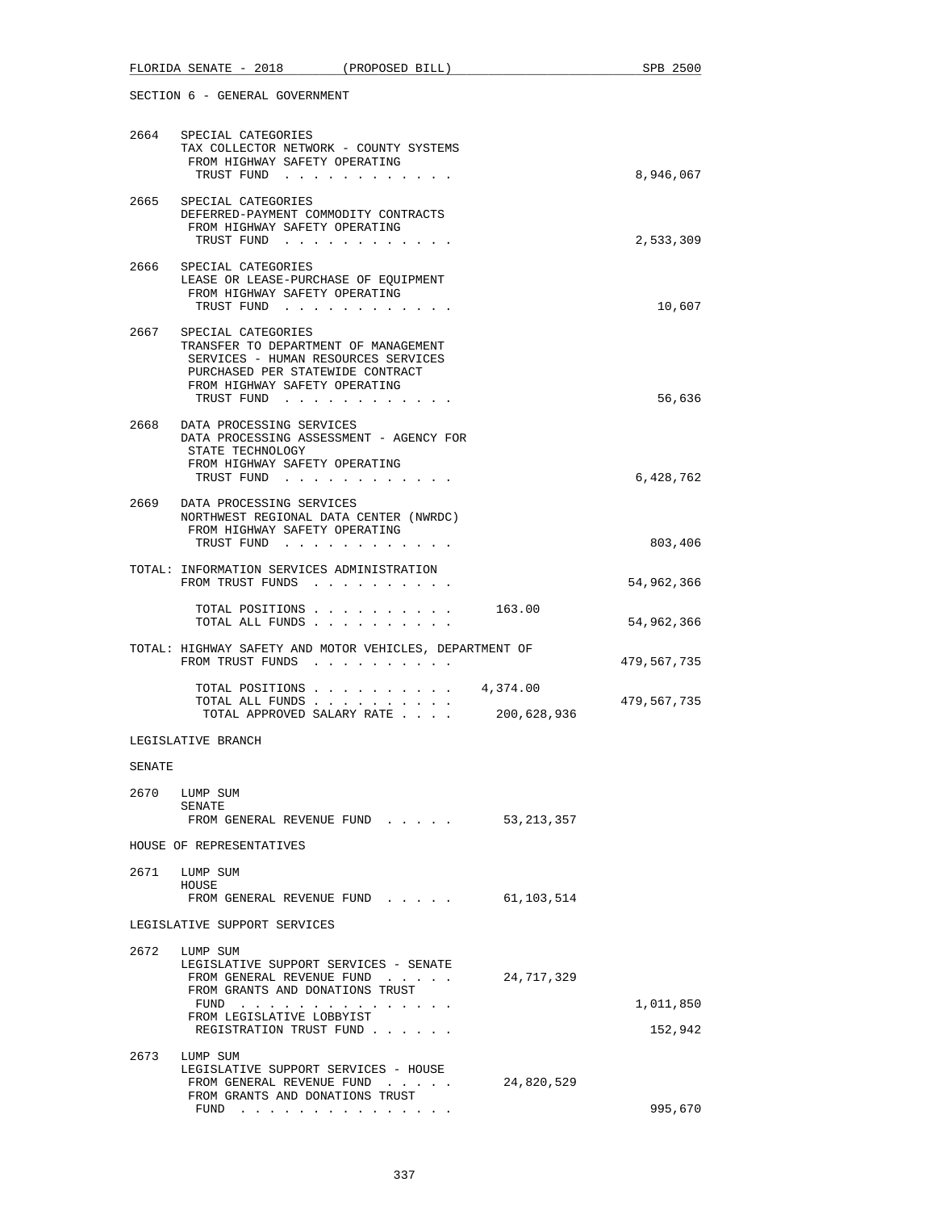SECTION 6 - GENERAL GOVERNMENT

2664 SPECIAL CATEGORIES
TAX COLLECTOR NETWORK - COUNTY SYSTEMS
FROM HIGHWAY SAFETY OPERATING
TRUST FUND . . . . . . . . . . . . 8,946,067

2665 SPECIAL CATEGORIES
DEFERRED-PAYMENT COMMODITY CONTRACTS
FROM HIGHWAY SAFETY OPERATING
TRUST FUND . . . . . . . . . . . . 2,533,309

2666 SPECIAL CATEGORIES
LEASE OR LEASE-PURCHASE OF EQUIPMENT
FROM HIGHWAY SAFETY OPERATING
TRUST FUND . . . . . . . . . . . . 10,607

2667 SPECIAL CATEGORIES
TRANSFER TO DEPARTMENT OF MANAGEMENT
SERVICES - HUMAN RESOURCES SERVICES
PURCHASED PER STATEWIDE CONTRACT
FROM HIGHWAY SAFETY OPERATING
TRUST FUND . . . . . . . . . . . . 56,636

2668 DATA PROCESSING SERVICES
DATA PROCESSING ASSESSMENT - AGENCY FOR
STATE TECHNOLOGY
FROM HIGHWAY SAFETY OPERATING
TRUST FUND . . . . . . . . . . . . 6,428,762

2669 DATA PROCESSING SERVICES
NORTHWEST REGIONAL DATA CENTER (NWRDC)
FROM HIGHWAY SAFETY OPERATING
TRUST FUND . . . . . . . . . . . . 803,406

TOTAL: INFORMATION SERVICES ADMINISTRATION
FROM TRUST FUNDS . . . . . . . . . . 54,962,366

TOTAL POSITIONS . . . . . . . . . . 163.00
TOTAL ALL FUNDS . . . . . . . . . . 54,962,366

TOTAL: HIGHWAY SAFETY AND MOTOR VEHICLES, DEPARTMENT OF
FROM TRUST FUNDS . . . . . . . . . . 479,567,735

TOTAL POSITIONS . . . . . . . . . . 4,374.00
TOTAL ALL FUNDS . . . . . . . . . . 479,567,735
TOTAL APPROVED SALARY RATE . . . . 200,628,936

LEGISLATIVE BRANCH

SENATE

2670 LUMP SUM
SENATE
FROM GENERAL REVENUE FUND . . . . . 53,213,357

HOUSE OF REPRESENTATIVES

2671 LUMP SUM
HOUSE
FROM GENERAL REVENUE FUND . . . . . 61,103,514

LEGISLATIVE SUPPORT SERVICES

2672 LUMP SUM
LEGISLATIVE SUPPORT SERVICES - SENATE
FROM GENERAL REVENUE FUND . . . . . 24,717,329
FROM GRANTS AND DONATIONS TRUST
FUND . . . . . . . . . . . . . . . 1,011,850
FROM LEGISLATIVE LOBBYIST
REGISTRATION TRUST FUND . . . . . . 152,942

2673 LUMP SUM
LEGISLATIVE SUPPORT SERVICES - HOUSE
FROM GENERAL REVENUE FUND . . . . . 24,820,529
FROM GRANTS AND DONATIONS TRUST
FUND . . . . . . . . . . . . . . . 995,670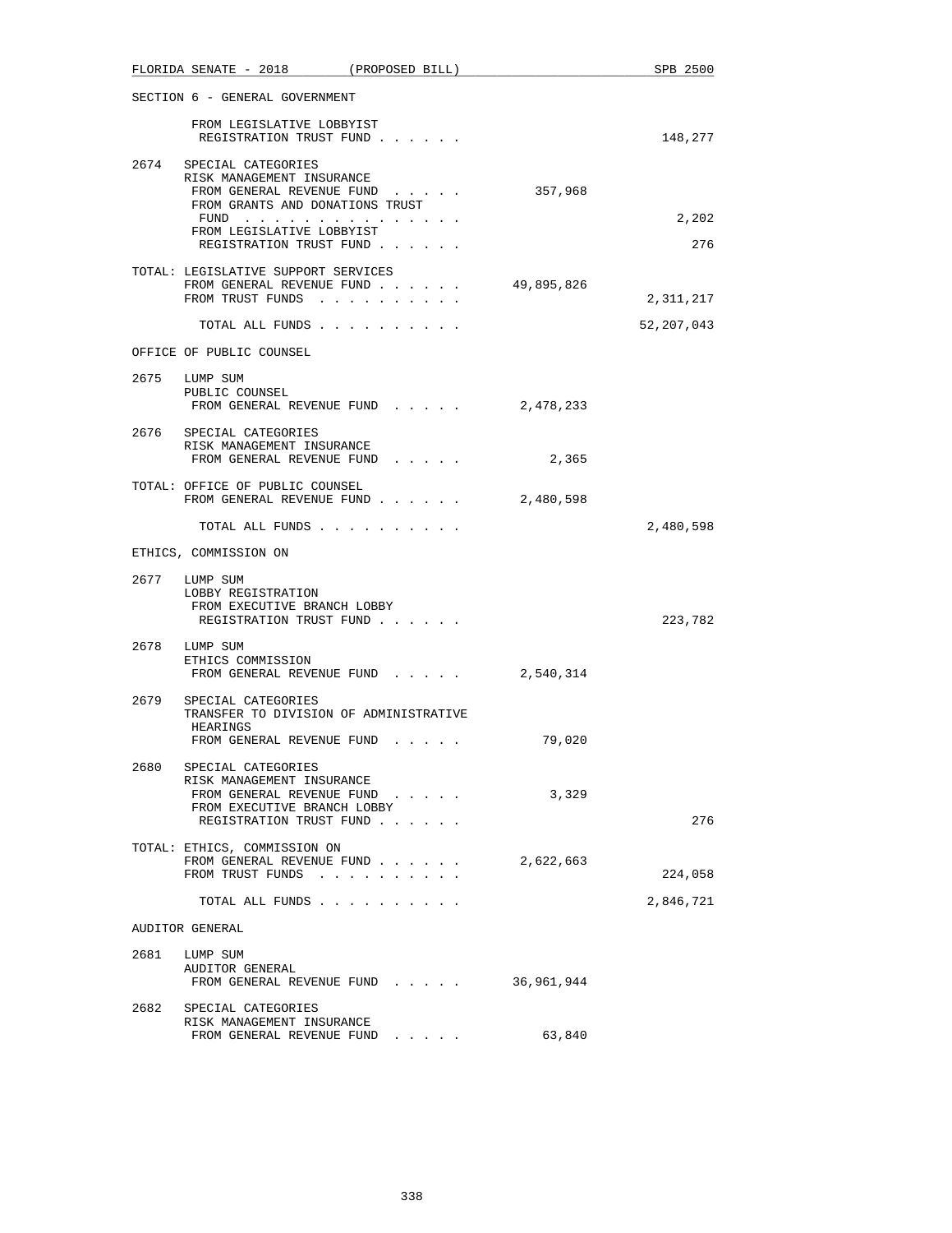SECTION 6 - GENERAL GOVERNMENT

| | | General Revenue | Trust Funds |
|---|---|---|---|
| | FROM LEGISLATIVE LOBBYIST REGISTRATION TRUST FUND . . . . . . | | 148,277 |
| 2674 | SPECIAL CATEGORIES<br>RISK MANAGEMENT INSURANCE | | |
| | FROM GENERAL REVENUE FUND . . . . . | 357,968 | |
| | FROM GRANTS AND DONATIONS TRUST FUND . . . . . . . . . . . . . . | | 2,202 |
| | FROM LEGISLATIVE LOBBYIST REGISTRATION TRUST FUND . . . . . . | | 276 |
| | TOTAL: LEGISLATIVE SUPPORT SERVICES | | |
| | FROM GENERAL REVENUE FUND . . . . . . | 49,895,826 | |
| | FROM TRUST FUNDS . . . . . . . . . . | | 2,311,217 |
| | TOTAL ALL FUNDS . . . . . . . . . . | | 52,207,043 |
| | **OFFICE OF PUBLIC COUNSEL** | | |
| 2675 | LUMP SUM<br>PUBLIC COUNSEL | | |
| | FROM GENERAL REVENUE FUND . . . . . | 2,478,233 | |
| 2676 | SPECIAL CATEGORIES<br>RISK MANAGEMENT INSURANCE | | |
| | FROM GENERAL REVENUE FUND . . . . . | 2,365 | |
| | TOTAL: OFFICE OF PUBLIC COUNSEL | | |
| | FROM GENERAL REVENUE FUND . . . . . . | 2,480,598 | |
| | TOTAL ALL FUNDS . . . . . . . . . . | | 2,480,598 |
| | **ETHICS, COMMISSION ON** | | |
| 2677 | LUMP SUM<br>LOBBY REGISTRATION | | |
| | FROM EXECUTIVE BRANCH LOBBY REGISTRATION TRUST FUND . . . . . . | | 223,782 |
| 2678 | LUMP SUM<br>ETHICS COMMISSION | | |
| | FROM GENERAL REVENUE FUND . . . . . | 2,540,314 | |
| 2679 | SPECIAL CATEGORIES<br>TRANSFER TO DIVISION OF ADMINISTRATIVE HEARINGS | | |
| | FROM GENERAL REVENUE FUND . . . . . | 79,020 | |
| 2680 | SPECIAL CATEGORIES<br>RISK MANAGEMENT INSURANCE | | |
| | FROM GENERAL REVENUE FUND . . . . . | 3,329 | |
| | FROM EXECUTIVE BRANCH LOBBY REGISTRATION TRUST FUND . . . . . . | | 276 |
| | TOTAL: ETHICS, COMMISSION ON | | |
| | FROM GENERAL REVENUE FUND . . . . . . | 2,622,663 | |
| | FROM TRUST FUNDS . . . . . . . . . . | | 224,058 |
| | TOTAL ALL FUNDS . . . . . . . . . . | | 2,846,721 |
| | **AUDITOR GENERAL** | | |
| 2681 | LUMP SUM<br>AUDITOR GENERAL | | |
| | FROM GENERAL REVENUE FUND . . . . . | 36,961,944 | |
| 2682 | SPECIAL CATEGORIES<br>RISK MANAGEMENT INSURANCE | | |
| | FROM GENERAL REVENUE FUND . . . . . | 63,840 | |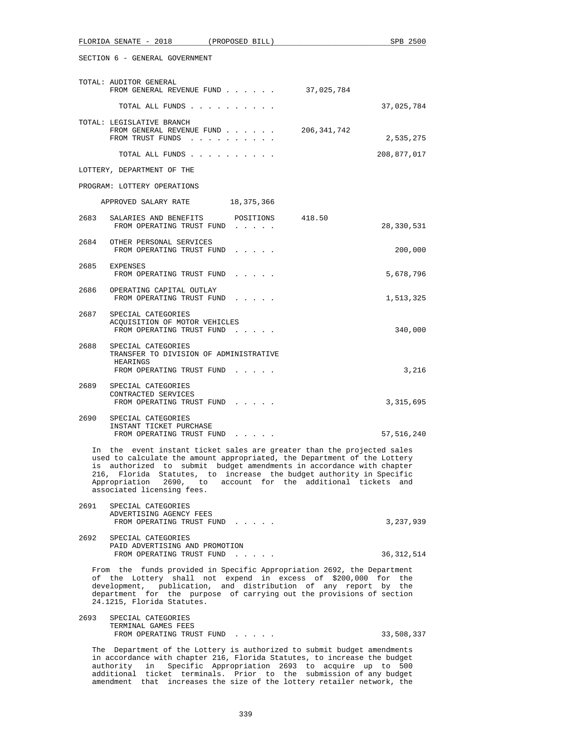SECTION 6 - GENERAL GOVERNMENT

TOTAL: AUDITOR GENERAL

| | | |
|---|---|---|
| FROM GENERAL REVENUE FUND . . . . . . | 37,025,784 | |
| TOTAL ALL FUNDS . . . . . . . . . . | | 37,025,784 |

TOTAL: LEGISLATIVE BRANCH

| | | |
|---|---|---|
| FROM GENERAL REVENUE FUND . . . . . . | 206,341,742 | |
| FROM TRUST FUNDS . . . . . . . . . . | | 2,535,275 |
| TOTAL ALL FUNDS . . . . . . . . . . | | 208,877,017 |

LOTTERY, DEPARTMENT OF THE

PROGRAM: LOTTERY OPERATIONS

APPROVED SALARY RATE 18,375,366

2683 SALARIES AND BENEFITS POSITIONS 418.50
FROM OPERATING TRUST FUND . . . . . 28,330,531

2684 OTHER PERSONAL SERVICES
FROM OPERATING TRUST FUND . . . . . 200,000

2685 EXPENSES
FROM OPERATING TRUST FUND . . . . . 5,678,796

2686 OPERATING CAPITAL OUTLAY
FROM OPERATING TRUST FUND . . . . . 1,513,325

2687 SPECIAL CATEGORIES
ACQUISITION OF MOTOR VEHICLES
FROM OPERATING TRUST FUND . . . . . 340,000

2688 SPECIAL CATEGORIES
TRANSFER TO DIVISION OF ADMINISTRATIVE HEARINGS
FROM OPERATING TRUST FUND . . . . . 3,216

2689 SPECIAL CATEGORIES
CONTRACTED SERVICES
FROM OPERATING TRUST FUND . . . . . 3,315,695

2690 SPECIAL CATEGORIES
INSTANT TICKET PURCHASE
FROM OPERATING TRUST FUND . . . . . 57,516,240

In the event instant ticket sales are greater than the projected sales used to calculate the amount appropriated, the Department of the Lottery is authorized to submit budget amendments in accordance with chapter 216, Florida Statutes, to increase the budget authority in Specific Appropriation 2690, to account for the additional tickets and associated licensing fees.

2691 SPECIAL CATEGORIES
ADVERTISING AGENCY FEES
FROM OPERATING TRUST FUND . . . . . 3,237,939

2692 SPECIAL CATEGORIES
PAID ADVERTISING AND PROMOTION
FROM OPERATING TRUST FUND . . . . . 36,312,514

From the funds provided in Specific Appropriation 2692, the Department of the Lottery shall not expend in excess of $200,000 for the development, publication, and distribution of any report by the department for the purpose of carrying out the provisions of section 24.1215, Florida Statutes.

2693 SPECIAL CATEGORIES
TERMINAL GAMES FEES
FROM OPERATING TRUST FUND . . . . . 33,508,337

The Department of the Lottery is authorized to submit budget amendments in accordance with chapter 216, Florida Statutes, to increase the budget authority in Specific Appropriation 2693 to acquire up to 500 additional ticket terminals. Prior to the submission of any budget amendment that increases the size of the lottery retailer network, the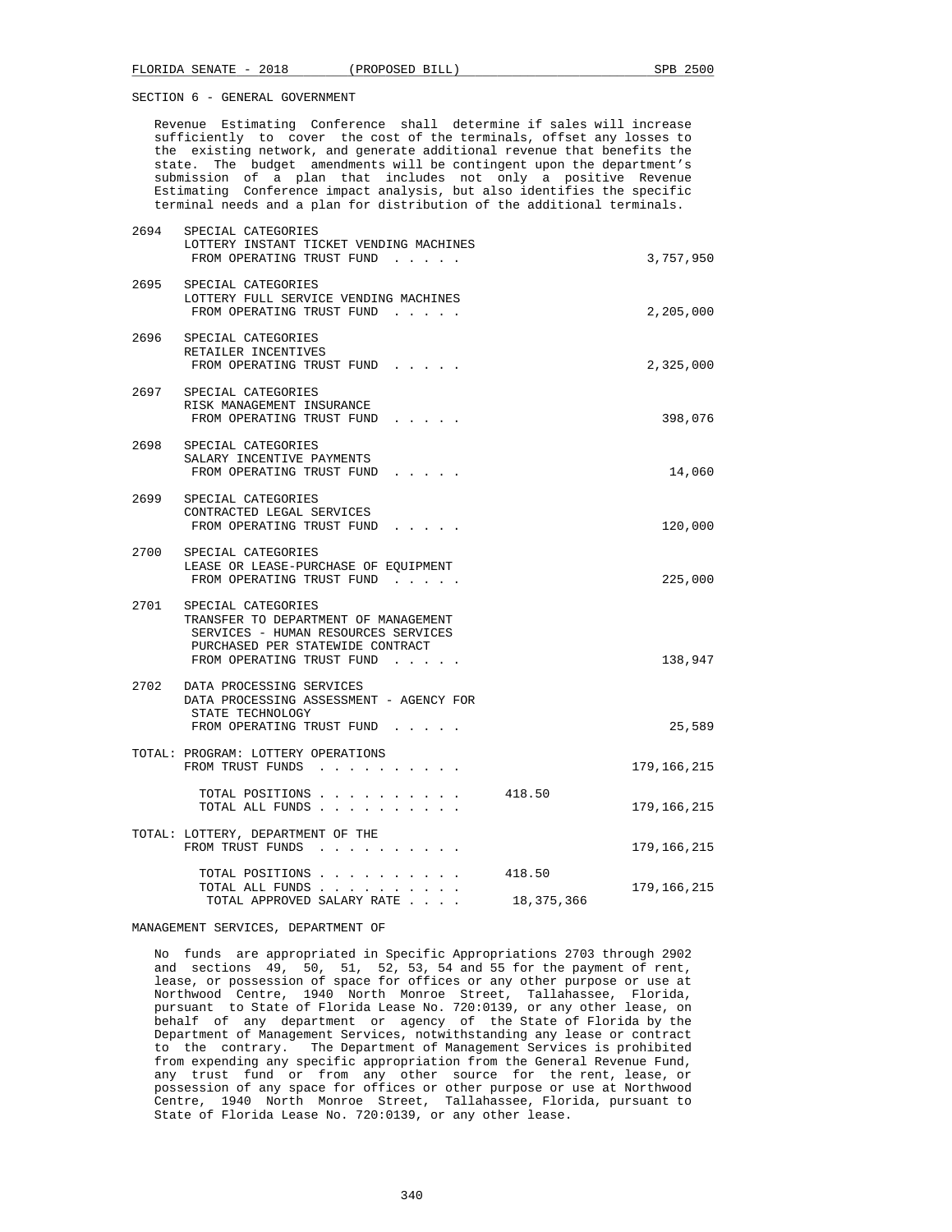SECTION 6 - GENERAL GOVERNMENT

Revenue Estimating Conference shall determine if sales will increase sufficiently to cover the cost of the terminals, offset any losses to the existing network, and generate additional revenue that benefits the state. The budget amendments will be contingent upon the department's submission of a plan that includes not only a positive Revenue Estimating Conference impact analysis, but also identifies the specific terminal needs and a plan for distribution of the additional terminals.

| | | | |
|---|---|---|---|
| 2694 | SPECIAL CATEGORIES<br>LOTTERY INSTANT TICKET VENDING MACHINES<br>FROM OPERATING TRUST FUND . . . . . | | 3,757,950 |
| 2695 | SPECIAL CATEGORIES<br>LOTTERY FULL SERVICE VENDING MACHINES<br>FROM OPERATING TRUST FUND . . . . . | | 2,205,000 |
| 2696 | SPECIAL CATEGORIES<br>RETAILER INCENTIVES<br>FROM OPERATING TRUST FUND . . . . . | | 2,325,000 |
| 2697 | SPECIAL CATEGORIES<br>RISK MANAGEMENT INSURANCE<br>FROM OPERATING TRUST FUND . . . . . | | 398,076 |
| 2698 | SPECIAL CATEGORIES<br>SALARY INCENTIVE PAYMENTS<br>FROM OPERATING TRUST FUND . . . . . | | 14,060 |
| 2699 | SPECIAL CATEGORIES<br>CONTRACTED LEGAL SERVICES<br>FROM OPERATING TRUST FUND . . . . . | | 120,000 |
| 2700 | SPECIAL CATEGORIES<br>LEASE OR LEASE-PURCHASE OF EQUIPMENT<br>FROM OPERATING TRUST FUND . . . . . | | 225,000 |
| 2701 | SPECIAL CATEGORIES<br>TRANSFER TO DEPARTMENT OF MANAGEMENT SERVICES - HUMAN RESOURCES SERVICES PURCHASED PER STATEWIDE CONTRACT<br>FROM OPERATING TRUST FUND . . . . . | | 138,947 |
| 2702 | DATA PROCESSING SERVICES<br>DATA PROCESSING ASSESSMENT - AGENCY FOR STATE TECHNOLOGY<br>FROM OPERATING TRUST FUND . . . . . | | 25,589 |
| TOTAL: | PROGRAM: LOTTERY OPERATIONS<br>FROM TRUST FUNDS . . . . . . . . . . | | 179,166,215 |
| | TOTAL POSITIONS . . . . . . . . . . | 418.50 | |
| | TOTAL ALL FUNDS . . . . . . . . . . | | 179,166,215 |
| TOTAL: | LOTTERY, DEPARTMENT OF THE<br>FROM TRUST FUNDS . . . . . . . . . . | | 179,166,215 |
| | TOTAL POSITIONS . . . . . . . . . . | 418.50 | |
| | TOTAL ALL FUNDS . . . . . . . . . . | | 179,166,215 |
| | TOTAL APPROVED SALARY RATE . . . . | 18,375,366 | |

MANAGEMENT SERVICES, DEPARTMENT OF

No funds are appropriated in Specific Appropriations 2703 through 2902 and sections 49, 50, 51, 52, 53, 54 and 55 for the payment of rent, lease, or possession of space for offices or any other purpose or use at Northwood Centre, 1940 North Monroe Street, Tallahassee, Florida, pursuant to State of Florida Lease No. 720:0139, or any other lease, on behalf of any department or agency of the State of Florida by the Department of Management Services, notwithstanding any lease or contract to the contrary. The Department of Management Services is prohibited from expending any specific appropriation from the General Revenue Fund, any trust fund or from any other source for the rent, lease, or possession of any space for offices or other purpose or use at Northwood Centre, 1940 North Monroe Street, Tallahassee, Florida, pursuant to State of Florida Lease No. 720:0139, or any other lease.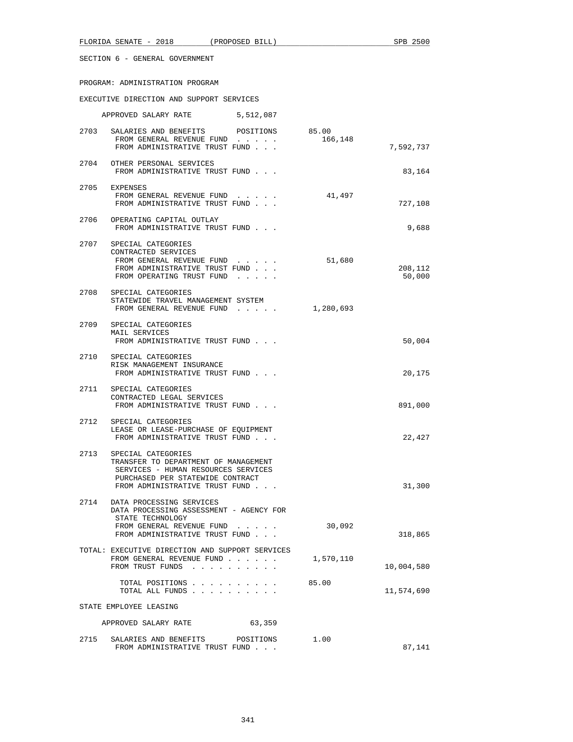SECTION 6 - GENERAL GOVERNMENT

PROGRAM: ADMINISTRATION PROGRAM

EXECUTIVE DIRECTION AND SUPPORT SERVICES

APPROVED SALARY RATE 5,512,087

| | | | |
|---|---|---|---|
| 2703 | SALARIES AND BENEFITS POSITIONS | 85.00 | |
| | FROM GENERAL REVENUE FUND . . . . . | 166,148 | |
| | FROM ADMINISTRATIVE TRUST FUND . . . | | 7,592,737 |
| 2704 | OTHER PERSONAL SERVICES | | |
| | FROM ADMINISTRATIVE TRUST FUND . . . | | 83,164 |
| 2705 | EXPENSES | | |
| | FROM GENERAL REVENUE FUND . . . . . | 41,497 | |
| | FROM ADMINISTRATIVE TRUST FUND . . . | | 727,108 |
| 2706 | OPERATING CAPITAL OUTLAY | | |
| | FROM ADMINISTRATIVE TRUST FUND . . . | | 9,688 |
| 2707 | SPECIAL CATEGORIES<br>CONTRACTED SERVICES | | |
| | FROM GENERAL REVENUE FUND . . . . . | 51,680 | |
| | FROM ADMINISTRATIVE TRUST FUND . . . | | 208,112 |
| | FROM OPERATING TRUST FUND . . . . . | | 50,000 |
| 2708 | SPECIAL CATEGORIES<br>STATEWIDE TRAVEL MANAGEMENT SYSTEM | | |
| | FROM GENERAL REVENUE FUND . . . . . | 1,280,693 | |
| 2709 | SPECIAL CATEGORIES<br>MAIL SERVICES | | |
| | FROM ADMINISTRATIVE TRUST FUND . . . | | 50,004 |
| 2710 | SPECIAL CATEGORIES<br>RISK MANAGEMENT INSURANCE | | |
| | FROM ADMINISTRATIVE TRUST FUND . . . | | 20,175 |
| 2711 | SPECIAL CATEGORIES<br>CONTRACTED LEGAL SERVICES | | |
| | FROM ADMINISTRATIVE TRUST FUND . . . | | 891,000 |
| 2712 | SPECIAL CATEGORIES<br>LEASE OR LEASE-PURCHASE OF EQUIPMENT | | |
| | FROM ADMINISTRATIVE TRUST FUND . . . | | 22,427 |
| 2713 | SPECIAL CATEGORIES<br>TRANSFER TO DEPARTMENT OF MANAGEMENT SERVICES - HUMAN RESOURCES SERVICES PURCHASED PER STATEWIDE CONTRACT | | |
| | FROM ADMINISTRATIVE TRUST FUND . . . | | 31,300 |
| 2714 | DATA PROCESSING SERVICES<br>DATA PROCESSING ASSESSMENT - AGENCY FOR STATE TECHNOLOGY | | |
| | FROM GENERAL REVENUE FUND . . . . . | 30,092 | |
| | FROM ADMINISTRATIVE TRUST FUND . . . | | 318,865 |

TOTAL: EXECUTIVE DIRECTION AND SUPPORT SERVICES

| | | |
|---|---|---|
| FROM GENERAL REVENUE FUND . . . . . . | 1,570,110 | |
| FROM TRUST FUNDS . . . . . . . . . . | | 10,004,580 |
| TOTAL POSITIONS . . . . . . . . . . | 85.00 | |
| TOTAL ALL FUNDS . . . . . . . . . . | | 11,574,690 |

STATE EMPLOYEE LEASING

APPROVED SALARY RATE 63,359

| | | | |
|---|---|---|---|
| 2715 | SALARIES AND BENEFITS POSITIONS | 1.00 | |
| | FROM ADMINISTRATIVE TRUST FUND . . . | | 87,141 |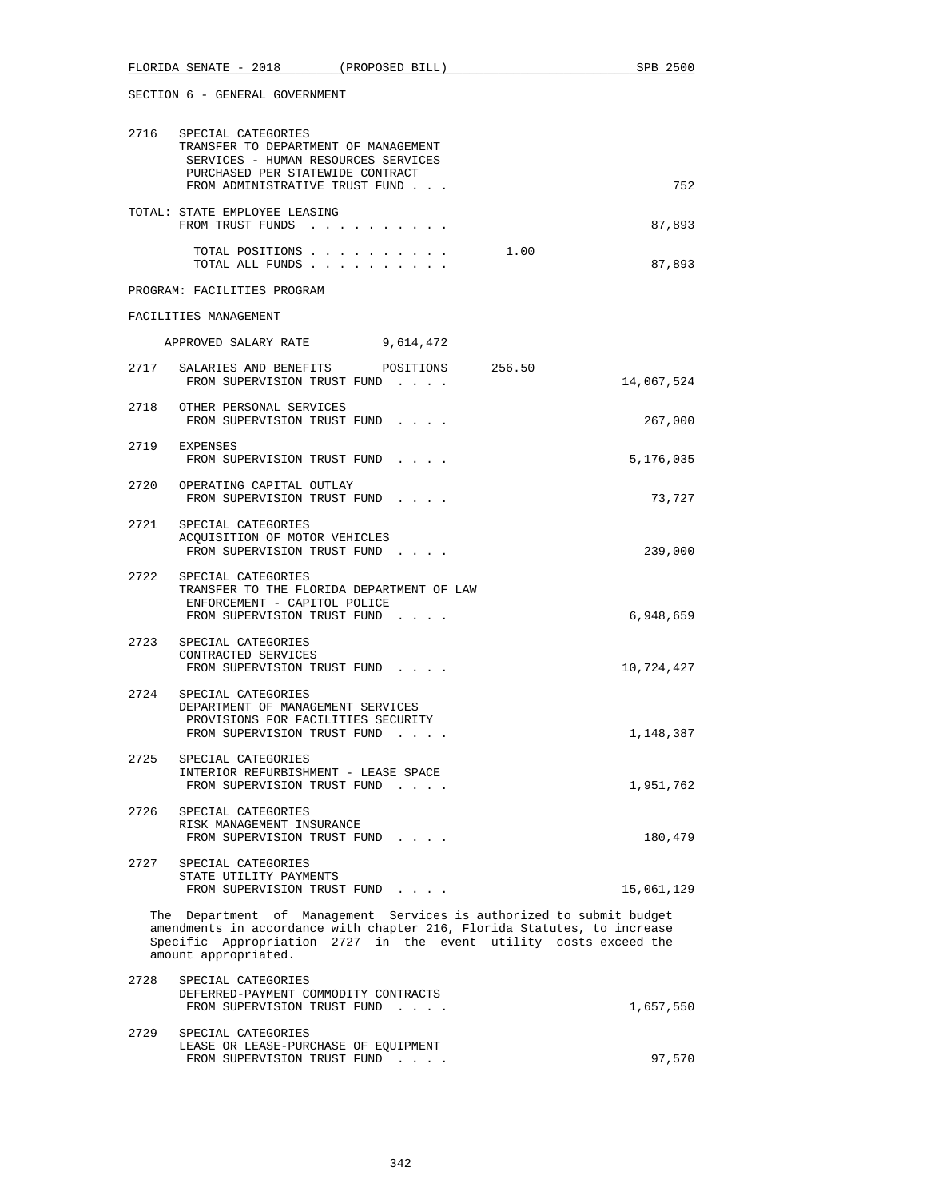SECTION 6 - GENERAL GOVERNMENT

2716 SPECIAL CATEGORIES
TRANSFER TO DEPARTMENT OF MANAGEMENT SERVICES - HUMAN RESOURCES SERVICES PURCHASED PER STATEWIDE CONTRACT
FROM ADMINISTRATIVE TRUST FUND . . . 752

TOTAL: STATE EMPLOYEE LEASING
FROM TRUST FUNDS . . . . . . . . . . 87,893

TOTAL POSITIONS . . . . . . . . . . 1.00
TOTAL ALL FUNDS . . . . . . . . . . 87,893

PROGRAM: FACILITIES PROGRAM

FACILITIES MANAGEMENT

APPROVED SALARY RATE 9,614,472

2717 SALARIES AND BENEFITS POSITIONS 256.50
FROM SUPERVISION TRUST FUND . . . . 14,067,524

2718 OTHER PERSONAL SERVICES
FROM SUPERVISION TRUST FUND . . . . 267,000

2719 EXPENSES
FROM SUPERVISION TRUST FUND . . . . 5,176,035

2720 OPERATING CAPITAL OUTLAY
FROM SUPERVISION TRUST FUND . . . . 73,727

2721 SPECIAL CATEGORIES
ACQUISITION OF MOTOR VEHICLES
FROM SUPERVISION TRUST FUND . . . . 239,000

2722 SPECIAL CATEGORIES
TRANSFER TO THE FLORIDA DEPARTMENT OF LAW ENFORCEMENT - CAPITOL POLICE
FROM SUPERVISION TRUST FUND . . . . 6,948,659

2723 SPECIAL CATEGORIES
CONTRACTED SERVICES
FROM SUPERVISION TRUST FUND . . . . 10,724,427

2724 SPECIAL CATEGORIES
DEPARTMENT OF MANAGEMENT SERVICES PROVISIONS FOR FACILITIES SECURITY
FROM SUPERVISION TRUST FUND . . . . 1,148,387

2725 SPECIAL CATEGORIES
INTERIOR REFURBISHMENT - LEASE SPACE
FROM SUPERVISION TRUST FUND . . . . 1,951,762

2726 SPECIAL CATEGORIES
RISK MANAGEMENT INSURANCE
FROM SUPERVISION TRUST FUND . . . . 180,479

2727 SPECIAL CATEGORIES
STATE UTILITY PAYMENTS
FROM SUPERVISION TRUST FUND . . . . 15,061,129

The Department of Management Services is authorized to submit budget amendments in accordance with chapter 216, Florida Statutes, to increase Specific Appropriation 2727 in the event utility costs exceed the amount appropriated.

2728 SPECIAL CATEGORIES
DEFERRED-PAYMENT COMMODITY CONTRACTS
FROM SUPERVISION TRUST FUND . . . . 1,657,550

2729 SPECIAL CATEGORIES
LEASE OR LEASE-PURCHASE OF EQUIPMENT
FROM SUPERVISION TRUST FUND . . . . 97,570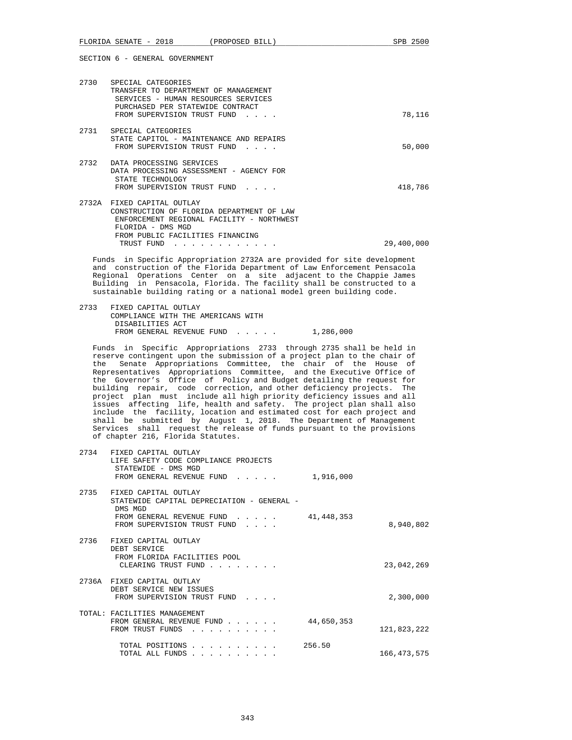SECTION 6 - GENERAL GOVERNMENT

| | | | |
|---|---|---|---|
| 2730 | SPECIAL CATEGORIES<br>TRANSFER TO DEPARTMENT OF MANAGEMENT SERVICES - HUMAN RESOURCES SERVICES PURCHASED PER STATEWIDE CONTRACT<br>FROM SUPERVISION TRUST FUND . . . . | | 78,116 |
| 2731 | SPECIAL CATEGORIES<br>STATE CAPITOL - MAINTENANCE AND REPAIRS<br>FROM SUPERVISION TRUST FUND . . . . | | 50,000 |
| 2732 | DATA PROCESSING SERVICES<br>DATA PROCESSING ASSESSMENT - AGENCY FOR STATE TECHNOLOGY<br>FROM SUPERVISION TRUST FUND . . . . | | 418,786 |
| 2732A | FIXED CAPITAL OUTLAY<br>CONSTRUCTION OF FLORIDA DEPARTMENT OF LAW ENFORCEMENT REGIONAL FACILITY - NORTHWEST FLORIDA - DMS MGD<br>FROM PUBLIC FACILITIES FINANCING TRUST FUND . . . . . . . . . . . . | | 29,400,000 |

Funds in Specific Appropriation 2732A are provided for site development and construction of the Florida Department of Law Enforcement Pensacola Regional Operations Center on a site adjacent to the Chappie James Building in Pensacola, Florida. The facility shall be constructed to a sustainable building rating or a national model green building code.

| | | | |
|---|---|---|---|
| 2733 | FIXED CAPITAL OUTLAY<br>COMPLIANCE WITH THE AMERICANS WITH DISABILITIES ACT<br>FROM GENERAL REVENUE FUND . . . . . | 1,286,000 | |

Funds in Specific Appropriations 2733 through 2735 shall be held in reserve contingent upon the submission of a project plan to the chair of the Senate Appropriations Committee, the chair of the House of Representatives Appropriations Committee, and the Executive Office of the Governor's Office of Policy and Budget detailing the request for building repair, code correction, and other deficiency projects. The project plan must include all high priority deficiency issues and all issues affecting life, health and safety. The project plan shall also include the facility, location and estimated cost for each project and shall be submitted by August 1, 2018. The Department of Management Services shall request the release of funds pursuant to the provisions of chapter 216, Florida Statutes.

| | | | |
|---|---|---|---|
| 2734 | FIXED CAPITAL OUTLAY<br>LIFE SAFETY CODE COMPLIANCE PROJECTS STATEWIDE - DMS MGD<br>FROM GENERAL REVENUE FUND . . . . . | 1,916,000 | |
| 2735 | FIXED CAPITAL OUTLAY<br>STATEWIDE CAPITAL DEPRECIATION - GENERAL - DMS MGD<br>FROM GENERAL REVENUE FUND . . . . . | 41,448,353 | |
| | FROM SUPERVISION TRUST FUND . . . . | | 8,940,802 |
| 2736 | FIXED CAPITAL OUTLAY<br>DEBT SERVICE<br>FROM FLORIDA FACILITIES POOL CLEARING TRUST FUND . . . . . . . . | | 23,042,269 |
| 2736A | FIXED CAPITAL OUTLAY<br>DEBT SERVICE NEW ISSUES<br>FROM SUPERVISION TRUST FUND . . . . | | 2,300,000 |
| TOTAL: | FACILITIES MANAGEMENT<br>FROM GENERAL REVENUE FUND . . . . . . | 44,650,353 | |
| | FROM TRUST FUNDS . . . . . . . . . . | | 121,823,222 |
| | TOTAL POSITIONS . . . . . . . . . . | 256.50 | |
| | TOTAL ALL FUNDS . . . . . . . . . . | | 166,473,575 |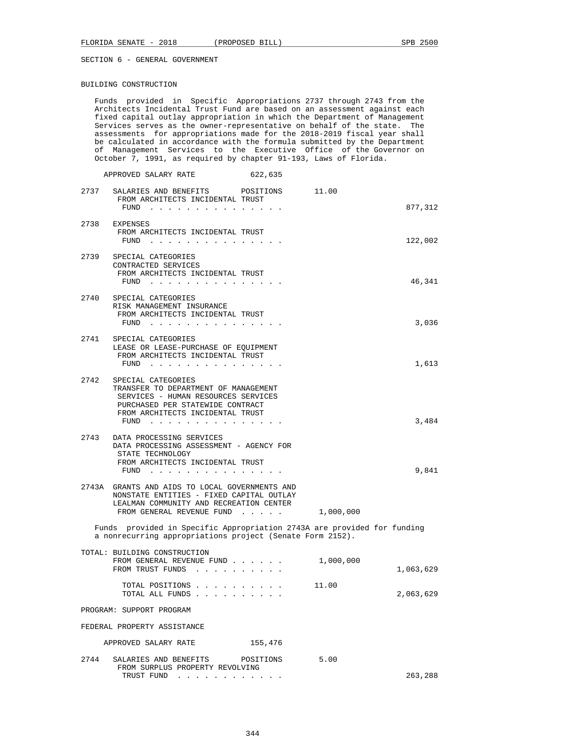SECTION 6 - GENERAL GOVERNMENT

BUILDING CONSTRUCTION

Funds provided in Specific Appropriations 2737 through 2743 from the Architects Incidental Trust Fund are based on an assessment against each fixed capital outlay appropriation in which the Department of Management Services serves as the owner-representative on behalf of the state. The assessments for appropriations made for the 2018-2019 fiscal year shall be calculated in accordance with the formula submitted by the Department of Management Services to the Executive Office of the Governor on October 7, 1991, as required by chapter 91-193, Laws of Florida.

APPROVED SALARY RATE 622,635

| | | | |
|---|---|---|---|
| 2737 | SALARIES AND BENEFITS POSITIONS<br>FROM ARCHITECTS INCIDENTAL TRUST FUND . . . . . . . . . . . . . . . | 11.00 | 877,312 |
| 2738 | EXPENSES<br>FROM ARCHITECTS INCIDENTAL TRUST FUND . . . . . . . . . . . . . . . | | 122,002 |
| 2739 | SPECIAL CATEGORIES<br>CONTRACTED SERVICES<br>FROM ARCHITECTS INCIDENTAL TRUST FUND . . . . . . . . . . . . . . . | | 46,341 |
| 2740 | SPECIAL CATEGORIES<br>RISK MANAGEMENT INSURANCE<br>FROM ARCHITECTS INCIDENTAL TRUST FUND . . . . . . . . . . . . . . . | | 3,036 |
| 2741 | SPECIAL CATEGORIES<br>LEASE OR LEASE-PURCHASE OF EQUIPMENT<br>FROM ARCHITECTS INCIDENTAL TRUST FUND . . . . . . . . . . . . . . . | | 1,613 |
| 2742 | SPECIAL CATEGORIES<br>TRANSFER TO DEPARTMENT OF MANAGEMENT SERVICES - HUMAN RESOURCES SERVICES PURCHASED PER STATEWIDE CONTRACT<br>FROM ARCHITECTS INCIDENTAL TRUST FUND . . . . . . . . . . . . . . . | | 3,484 |
| 2743 | DATA PROCESSING SERVICES<br>DATA PROCESSING ASSESSMENT - AGENCY FOR STATE TECHNOLOGY<br>FROM ARCHITECTS INCIDENTAL TRUST FUND . . . . . . . . . . . . . . . | | 9,841 |
| 2743A | GRANTS AND AIDS TO LOCAL GOVERNMENTS AND NONSTATE ENTITIES - FIXED CAPITAL OUTLAY<br>LEALMAN COMMUNITY AND RECREATION CENTER<br>FROM GENERAL REVENUE FUND . . . . . | 1,000,000 | |

Funds provided in Specific Appropriation 2743A are provided for funding a nonrecurring appropriations project (Senate Form 2152).

| | | |
|---|---|---|
| TOTAL: BUILDING CONSTRUCTION | | |
| FROM GENERAL REVENUE FUND . . . . . . | 1,000,000 | |
| FROM TRUST FUNDS . . . . . . . . . . | | 1,063,629 |
| TOTAL POSITIONS . . . . . . . . . . | 11.00 | |
| TOTAL ALL FUNDS . . . . . . . . . . | | 2,063,629 |

PROGRAM: SUPPORT PROGRAM

FEDERAL PROPERTY ASSISTANCE

APPROVED SALARY RATE 155,476

| | | | |
|---|---|---|---|
| 2744 | SALARIES AND BENEFITS POSITIONS<br>FROM SURPLUS PROPERTY REVOLVING TRUST FUND . . . . . . . . . . . . | 5.00 | 263,288 |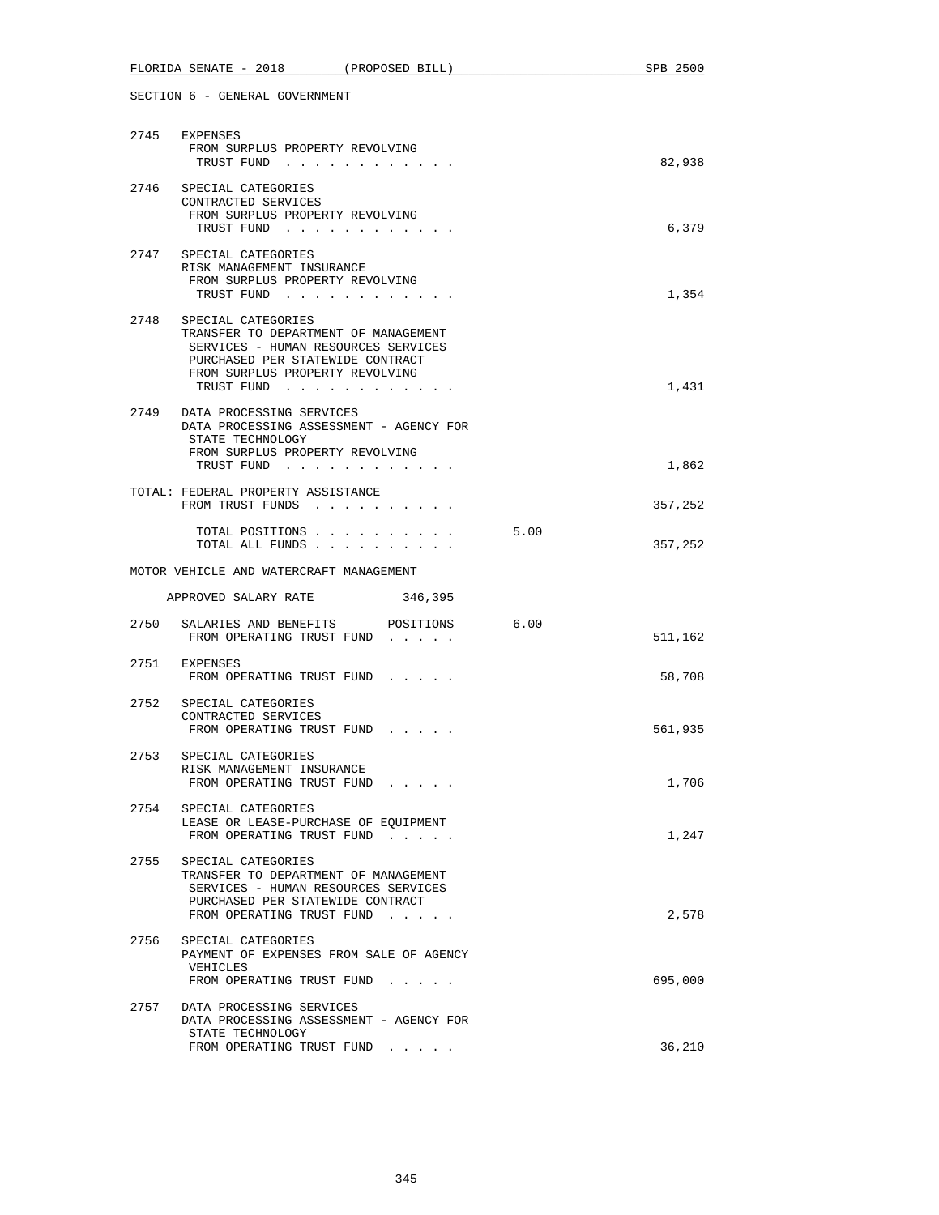SECTION 6 - GENERAL GOVERNMENT

2745 EXPENSES
FROM SURPLUS PROPERTY REVOLVING
TRUST FUND . . . . . . . . . . . . 82,938

2746 SPECIAL CATEGORIES
CONTRACTED SERVICES
FROM SURPLUS PROPERTY REVOLVING
TRUST FUND . . . . . . . . . . . . 6,379

2747 SPECIAL CATEGORIES
RISK MANAGEMENT INSURANCE
FROM SURPLUS PROPERTY REVOLVING
TRUST FUND . . . . . . . . . . . . 1,354

2748 SPECIAL CATEGORIES
TRANSFER TO DEPARTMENT OF MANAGEMENT
SERVICES - HUMAN RESOURCES SERVICES
PURCHASED PER STATEWIDE CONTRACT
FROM SURPLUS PROPERTY REVOLVING
TRUST FUND . . . . . . . . . . . . 1,431

2749 DATA PROCESSING SERVICES
DATA PROCESSING ASSESSMENT - AGENCY FOR
STATE TECHNOLOGY
FROM SURPLUS PROPERTY REVOLVING
TRUST FUND . . . . . . . . . . . . 1,862

TOTAL: FEDERAL PROPERTY ASSISTANCE
FROM TRUST FUNDS . . . . . . . . . . 357,252

TOTAL POSITIONS . . . . . . . . . . 5.00
TOTAL ALL FUNDS . . . . . . . . . . 357,252

MOTOR VEHICLE AND WATERCRAFT MANAGEMENT

APPROVED SALARY RATE 346,395

2750 SALARIES AND BENEFITS POSITIONS 6.00
FROM OPERATING TRUST FUND . . . . . 511,162

2751 EXPENSES
FROM OPERATING TRUST FUND . . . . . 58,708

2752 SPECIAL CATEGORIES
CONTRACTED SERVICES
FROM OPERATING TRUST FUND . . . . . 561,935

2753 SPECIAL CATEGORIES
RISK MANAGEMENT INSURANCE
FROM OPERATING TRUST FUND . . . . . 1,706

2754 SPECIAL CATEGORIES
LEASE OR LEASE-PURCHASE OF EQUIPMENT
FROM OPERATING TRUST FUND . . . . . 1,247

2755 SPECIAL CATEGORIES
TRANSFER TO DEPARTMENT OF MANAGEMENT
SERVICES - HUMAN RESOURCES SERVICES
PURCHASED PER STATEWIDE CONTRACT
FROM OPERATING TRUST FUND . . . . . 2,578

2756 SPECIAL CATEGORIES
PAYMENT OF EXPENSES FROM SALE OF AGENCY
VEHICLES
FROM OPERATING TRUST FUND . . . . . 695,000

2757 DATA PROCESSING SERVICES
DATA PROCESSING ASSESSMENT - AGENCY FOR
STATE TECHNOLOGY
FROM OPERATING TRUST FUND . . . . . 36,210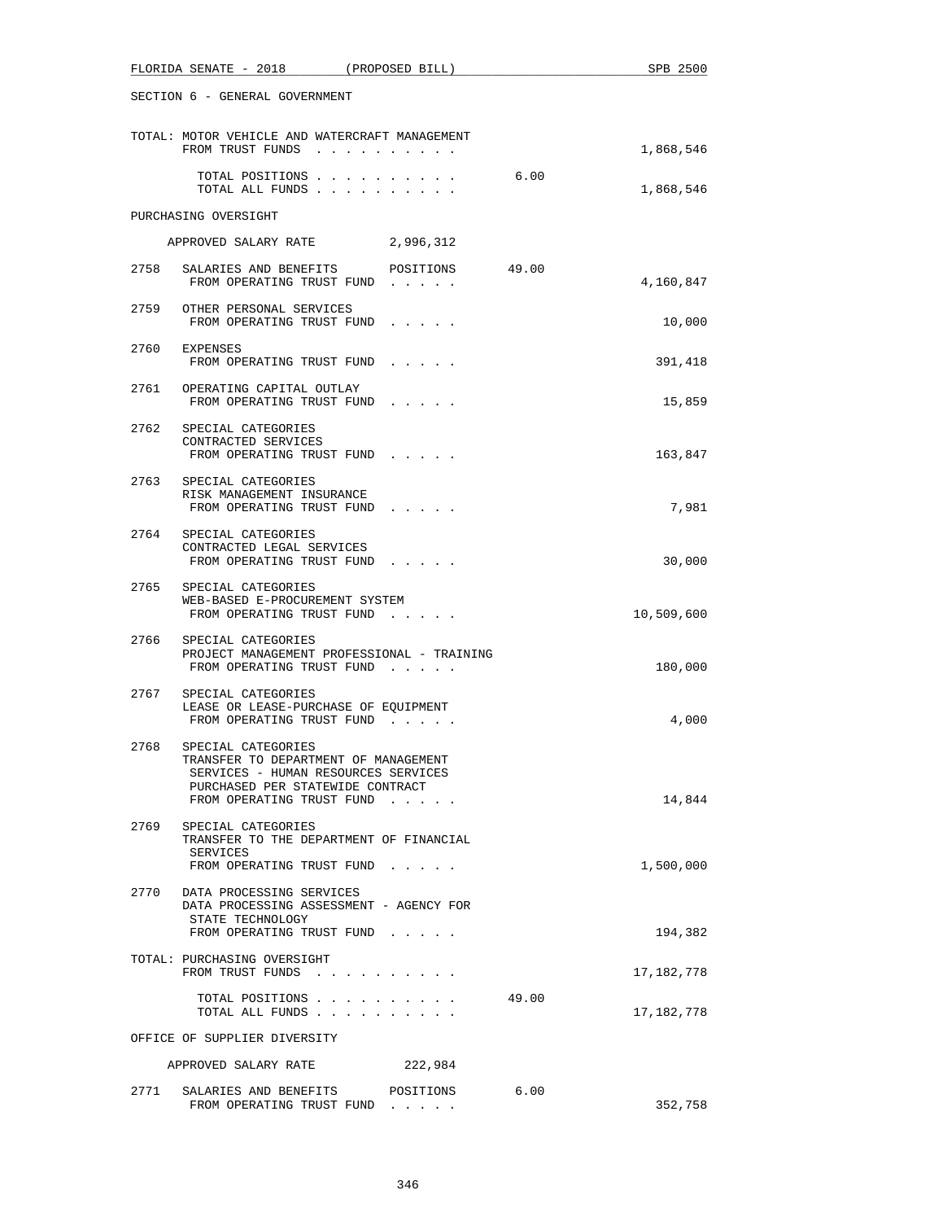SECTION 6 - GENERAL GOVERNMENT

TOTAL: MOTOR VEHICLE AND WATERCRAFT MANAGEMENT
FROM TRUST FUNDS . . . . . . . . . . 1,868,546

TOTAL POSITIONS . . . . . . . . . . 6.00
TOTAL ALL FUNDS . . . . . . . . . . 1,868,546

PURCHASING OVERSIGHT

APPROVED SALARY RATE 2,996,312

2758 SALARIES AND BENEFITS POSITIONS 49.00
FROM OPERATING TRUST FUND . . . . . 4,160,847

2759 OTHER PERSONAL SERVICES
FROM OPERATING TRUST FUND . . . . . 10,000

2760 EXPENSES
FROM OPERATING TRUST FUND . . . . . 391,418

2761 OPERATING CAPITAL OUTLAY
FROM OPERATING TRUST FUND . . . . . 15,859

2762 SPECIAL CATEGORIES
CONTRACTED SERVICES
FROM OPERATING TRUST FUND . . . . . 163,847

2763 SPECIAL CATEGORIES
RISK MANAGEMENT INSURANCE
FROM OPERATING TRUST FUND . . . . . 7,981

2764 SPECIAL CATEGORIES
CONTRACTED LEGAL SERVICES
FROM OPERATING TRUST FUND . . . . . 30,000

2765 SPECIAL CATEGORIES
WEB-BASED E-PROCUREMENT SYSTEM
FROM OPERATING TRUST FUND . . . . . 10,509,600

2766 SPECIAL CATEGORIES
PROJECT MANAGEMENT PROFESSIONAL - TRAINING
FROM OPERATING TRUST FUND . . . . . 180,000

2767 SPECIAL CATEGORIES
LEASE OR LEASE-PURCHASE OF EQUIPMENT
FROM OPERATING TRUST FUND . . . . . 4,000

2768 SPECIAL CATEGORIES
TRANSFER TO DEPARTMENT OF MANAGEMENT
SERVICES - HUMAN RESOURCES SERVICES
PURCHASED PER STATEWIDE CONTRACT
FROM OPERATING TRUST FUND . . . . . 14,844

2769 SPECIAL CATEGORIES
TRANSFER TO THE DEPARTMENT OF FINANCIAL
SERVICES
FROM OPERATING TRUST FUND . . . . . 1,500,000

2770 DATA PROCESSING SERVICES
DATA PROCESSING ASSESSMENT - AGENCY FOR
STATE TECHNOLOGY
FROM OPERATING TRUST FUND . . . . . 194,382

TOTAL: PURCHASING OVERSIGHT
FROM TRUST FUNDS . . . . . . . . . . 17,182,778

TOTAL POSITIONS . . . . . . . . . . 49.00
TOTAL ALL FUNDS . . . . . . . . . . 17,182,778

OFFICE OF SUPPLIER DIVERSITY

APPROVED SALARY RATE 222,984

2771 SALARIES AND BENEFITS POSITIONS 6.00
FROM OPERATING TRUST FUND . . . . . 352,758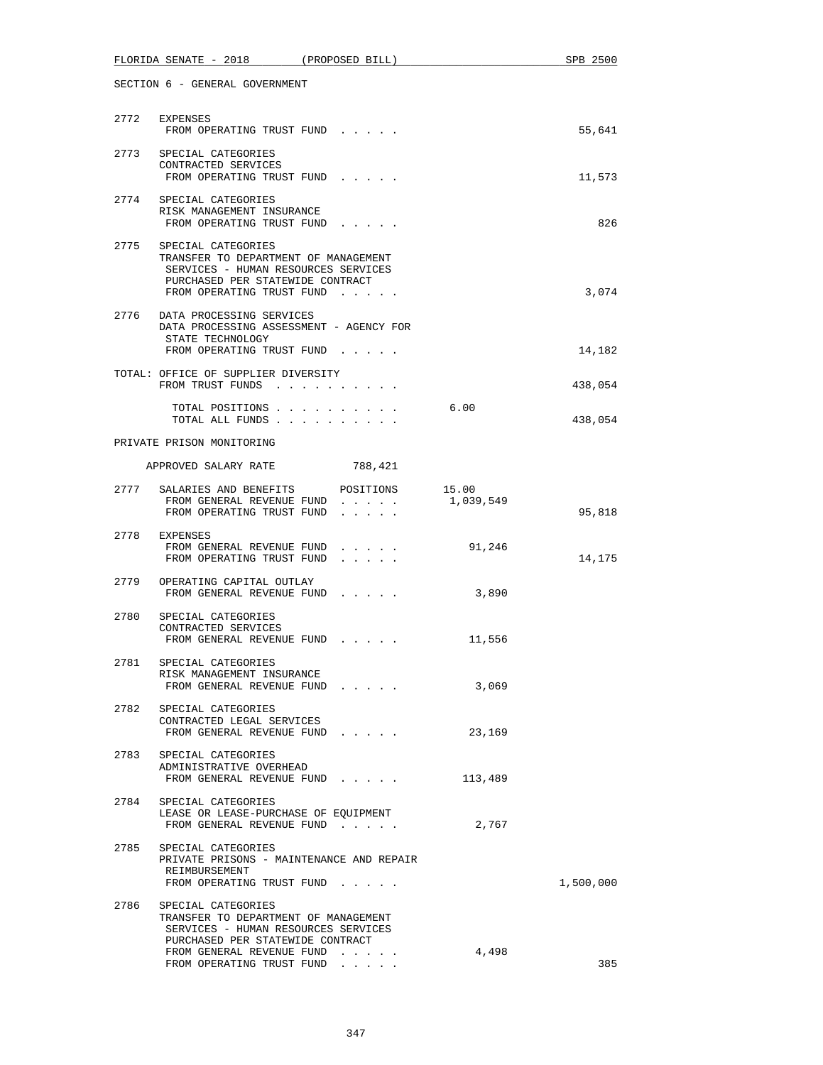SECTION 6 - GENERAL GOVERNMENT

| | | | |
|---|---|---|---|
| 2772 | EXPENSES<br>FROM OPERATING TRUST FUND . . . . . | | 55,641 |
| 2773 | SPECIAL CATEGORIES<br>CONTRACTED SERVICES<br>FROM OPERATING TRUST FUND . . . . . | | 11,573 |
| 2774 | SPECIAL CATEGORIES<br>RISK MANAGEMENT INSURANCE<br>FROM OPERATING TRUST FUND . . . . . | | 826 |
| 2775 | SPECIAL CATEGORIES<br>TRANSFER TO DEPARTMENT OF MANAGEMENT SERVICES - HUMAN RESOURCES SERVICES PURCHASED PER STATEWIDE CONTRACT<br>FROM OPERATING TRUST FUND . . . . . | | 3,074 |
| 2776 | DATA PROCESSING SERVICES<br>DATA PROCESSING ASSESSMENT - AGENCY FOR STATE TECHNOLOGY<br>FROM OPERATING TRUST FUND . . . . . | | 14,182 |

TOTAL: OFFICE OF SUPPLIER DIVERSITY

| | | |
|---|---|---|
| FROM TRUST FUNDS . . . . . . . . . . | | 438,054 |
| TOTAL POSITIONS . . . . . . . . . . | 6.00 | |
| TOTAL ALL FUNDS . . . . . . . . . . | | 438,054 |

PRIVATE PRISON MONITORING

APPROVED SALARY RATE 788,421

| | | | |
|---|---|---|---|
| 2777 | SALARIES AND BENEFITS POSITIONS | 15.00 | |
| | FROM GENERAL REVENUE FUND . . . . . | 1,039,549 | |
| | FROM OPERATING TRUST FUND . . . . . | | 95,818 |
| 2778 | EXPENSES | | |
| | FROM GENERAL REVENUE FUND . . . . . | 91,246 | |
| | FROM OPERATING TRUST FUND . . . . . | | 14,175 |
| 2779 | OPERATING CAPITAL OUTLAY<br>FROM GENERAL REVENUE FUND . . . . . | 3,890 | |
| 2780 | SPECIAL CATEGORIES<br>CONTRACTED SERVICES<br>FROM GENERAL REVENUE FUND . . . . . | 11,556 | |
| 2781 | SPECIAL CATEGORIES<br>RISK MANAGEMENT INSURANCE<br>FROM GENERAL REVENUE FUND . . . . . | 3,069 | |
| 2782 | SPECIAL CATEGORIES<br>CONTRACTED LEGAL SERVICES<br>FROM GENERAL REVENUE FUND . . . . . | 23,169 | |
| 2783 | SPECIAL CATEGORIES<br>ADMINISTRATIVE OVERHEAD<br>FROM GENERAL REVENUE FUND . . . . . | 113,489 | |
| 2784 | SPECIAL CATEGORIES<br>LEASE OR LEASE-PURCHASE OF EQUIPMENT<br>FROM GENERAL REVENUE FUND . . . . . | 2,767 | |
| 2785 | SPECIAL CATEGORIES<br>PRIVATE PRISONS - MAINTENANCE AND REPAIR REIMBURSEMENT<br>FROM OPERATING TRUST FUND . . . . . | | 1,500,000 |
| 2786 | SPECIAL CATEGORIES<br>TRANSFER TO DEPARTMENT OF MANAGEMENT SERVICES - HUMAN RESOURCES SERVICES PURCHASED PER STATEWIDE CONTRACT | | |
| | FROM GENERAL REVENUE FUND . . . . . | 4,498 | |
| | FROM OPERATING TRUST FUND . . . . . | | 385 |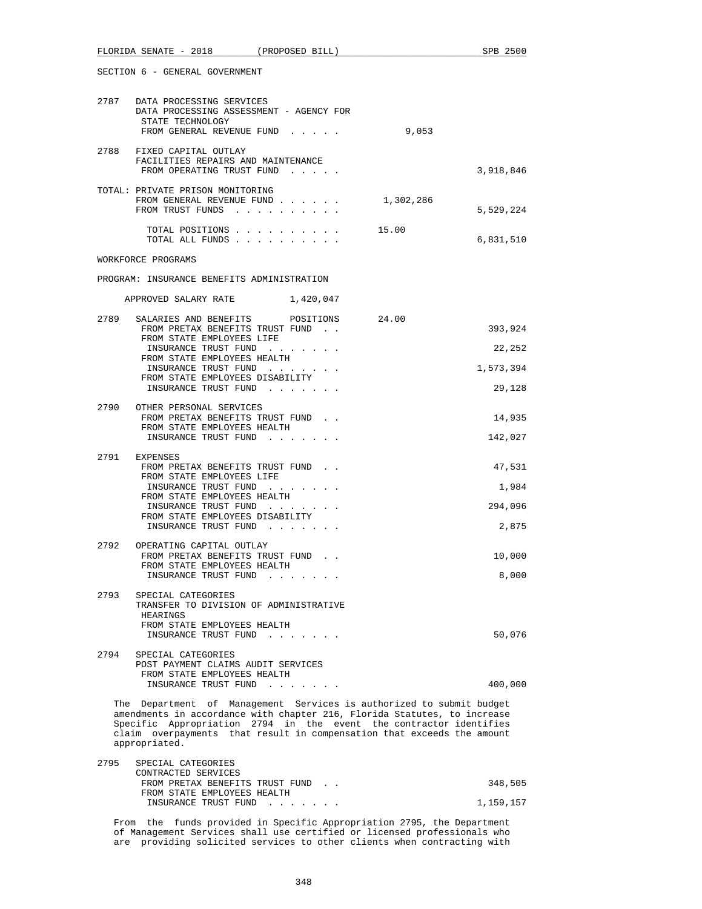SECTION 6 - GENERAL GOVERNMENT

2787 DATA PROCESSING SERVICES
DATA PROCESSING ASSESSMENT - AGENCY FOR STATE TECHNOLOGY
FROM GENERAL REVENUE FUND . . . . . 9,053

2788 FIXED CAPITAL OUTLAY
FACILITIES REPAIRS AND MAINTENANCE
FROM OPERATING TRUST FUND . . . . . 3,918,846

TOTAL: PRIVATE PRISON MONITORING
FROM GENERAL REVENUE FUND . . . . . . 1,302,286
FROM TRUST FUNDS . . . . . . . . . . 5,529,224

TOTAL POSITIONS . . . . . . . . . . 15.00
TOTAL ALL FUNDS . . . . . . . . . . 6,831,510

WORKFORCE PROGRAMS

PROGRAM: INSURANCE BENEFITS ADMINISTRATION

APPROVED SALARY RATE 1,420,047

2789 SALARIES AND BENEFITS POSITIONS 24.00
FROM PRETAX BENEFITS TRUST FUND . . 393,924
FROM STATE EMPLOYEES LIFE INSURANCE TRUST FUND . . . . . . . 22,252
FROM STATE EMPLOYEES HEALTH INSURANCE TRUST FUND . . . . . . . 1,573,394
FROM STATE EMPLOYEES DISABILITY INSURANCE TRUST FUND . . . . . . . 29,128

2790 OTHER PERSONAL SERVICES
FROM PRETAX BENEFITS TRUST FUND . . 14,935
FROM STATE EMPLOYEES HEALTH INSURANCE TRUST FUND . . . . . . . 142,027

2791 EXPENSES
FROM PRETAX BENEFITS TRUST FUND . . 47,531
FROM STATE EMPLOYEES LIFE INSURANCE TRUST FUND . . . . . . . 1,984
FROM STATE EMPLOYEES HEALTH INSURANCE TRUST FUND . . . . . . . 294,096
FROM STATE EMPLOYEES DISABILITY INSURANCE TRUST FUND . . . . . . . 2,875

2792 OPERATING CAPITAL OUTLAY
FROM PRETAX BENEFITS TRUST FUND . . 10,000
FROM STATE EMPLOYEES HEALTH INSURANCE TRUST FUND . . . . . . . 8,000

2793 SPECIAL CATEGORIES
TRANSFER TO DIVISION OF ADMINISTRATIVE HEARINGS
FROM STATE EMPLOYEES HEALTH INSURANCE TRUST FUND . . . . . . . 50,076

2794 SPECIAL CATEGORIES
POST PAYMENT CLAIMS AUDIT SERVICES
FROM STATE EMPLOYEES HEALTH INSURANCE TRUST FUND . . . . . . . 400,000

The Department of Management Services is authorized to submit budget amendments in accordance with chapter 216, Florida Statutes, to increase Specific Appropriation 2794 in the event the contractor identifies claim overpayments that result in compensation that exceeds the amount appropriated.

2795 SPECIAL CATEGORIES
CONTRACTED SERVICES
FROM PRETAX BENEFITS TRUST FUND . . 348,505
FROM STATE EMPLOYEES HEALTH INSURANCE TRUST FUND . . . . . . . 1,159,157

From the funds provided in Specific Appropriation 2795, the Department of Management Services shall use certified or licensed professionals who are providing solicited services to other clients when contracting with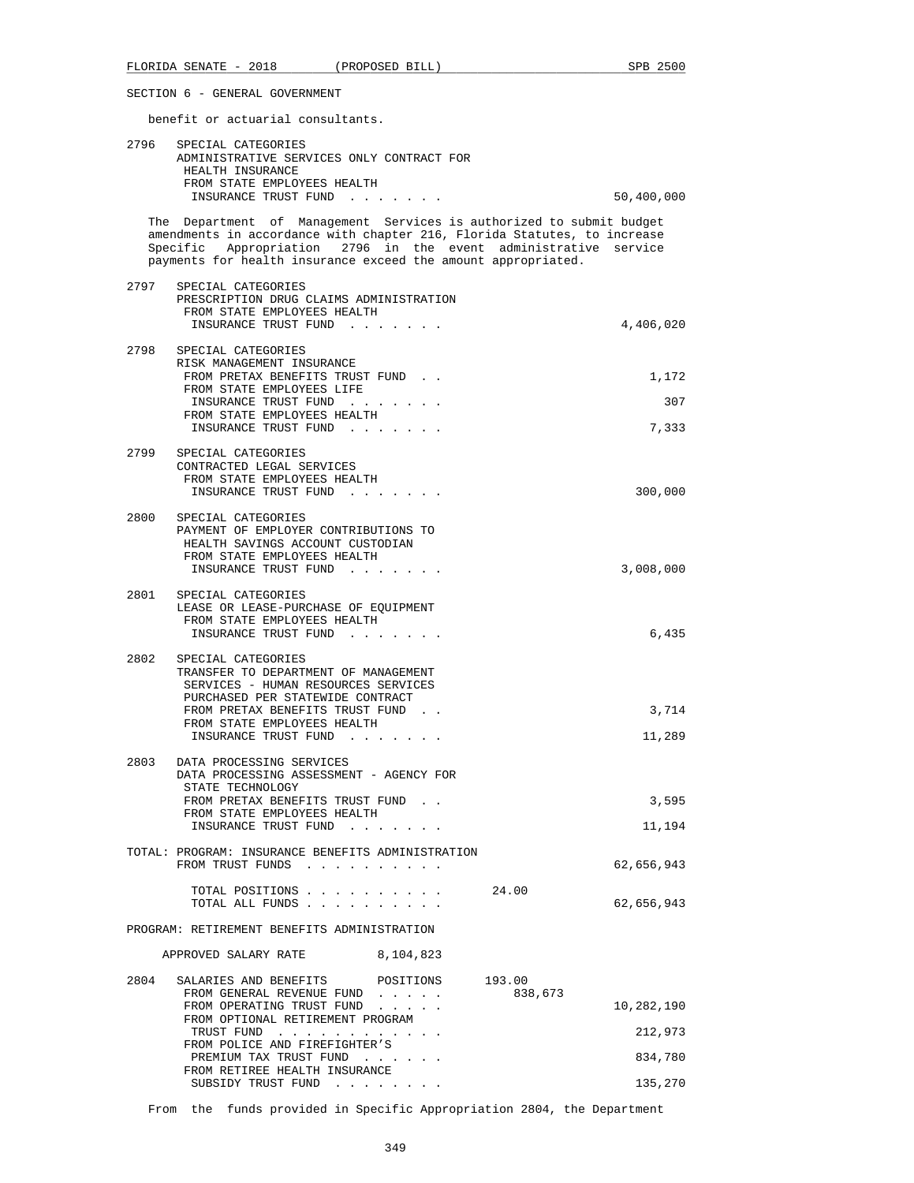SECTION 6 - GENERAL GOVERNMENT

benefit or actuarial consultants.

2796 SPECIAL CATEGORIES
ADMINISTRATIVE SERVICES ONLY CONTRACT FOR HEALTH INSURANCE
FROM STATE EMPLOYEES HEALTH INSURANCE TRUST FUND . . . . . . . 50,400,000

The Department of Management Services is authorized to submit budget amendments in accordance with chapter 216, Florida Statutes, to increase Specific Appropriation 2796 in the event administrative service payments for health insurance exceed the amount appropriated.

2797 SPECIAL CATEGORIES
PRESCRIPTION DRUG CLAIMS ADMINISTRATION
FROM STATE EMPLOYEES HEALTH INSURANCE TRUST FUND . . . . . . . 4,406,020

2798 SPECIAL CATEGORIES
RISK MANAGEMENT INSURANCE
FROM PRETAX BENEFITS TRUST FUND . . 1,172
FROM STATE EMPLOYEES LIFE INSURANCE TRUST FUND . . . . . . . 307
FROM STATE EMPLOYEES HEALTH INSURANCE TRUST FUND . . . . . . . 7,333

2799 SPECIAL CATEGORIES
CONTRACTED LEGAL SERVICES
FROM STATE EMPLOYEES HEALTH INSURANCE TRUST FUND . . . . . . . 300,000

2800 SPECIAL CATEGORIES
PAYMENT OF EMPLOYER CONTRIBUTIONS TO HEALTH SAVINGS ACCOUNT CUSTODIAN
FROM STATE EMPLOYEES HEALTH INSURANCE TRUST FUND . . . . . . . 3,008,000

2801 SPECIAL CATEGORIES
LEASE OR LEASE-PURCHASE OF EQUIPMENT
FROM STATE EMPLOYEES HEALTH INSURANCE TRUST FUND . . . . . . . 6,435

2802 SPECIAL CATEGORIES
TRANSFER TO DEPARTMENT OF MANAGEMENT SERVICES - HUMAN RESOURCES SERVICES PURCHASED PER STATEWIDE CONTRACT
FROM PRETAX BENEFITS TRUST FUND . . 3,714
FROM STATE EMPLOYEES HEALTH INSURANCE TRUST FUND . . . . . . . 11,289

2803 DATA PROCESSING SERVICES
DATA PROCESSING ASSESSMENT - AGENCY FOR STATE TECHNOLOGY
FROM PRETAX BENEFITS TRUST FUND . . 3,595
FROM STATE EMPLOYEES HEALTH INSURANCE TRUST FUND . . . . . . . 11,194

TOTAL: PROGRAM: INSURANCE BENEFITS ADMINISTRATION
FROM TRUST FUNDS . . . . . . . . . . 62,656,943

TOTAL POSITIONS . . . . . . . . . . 24.00
TOTAL ALL FUNDS . . . . . . . . . . 62,656,943

PROGRAM: RETIREMENT BENEFITS ADMINISTRATION

APPROVED SALARY RATE 8,104,823

2804 SALARIES AND BENEFITS POSITIONS 193.00
FROM GENERAL REVENUE FUND . . . . . 838,673
FROM OPERATING TRUST FUND . . . . . 10,282,190
FROM OPTIONAL RETIREMENT PROGRAM TRUST FUND . . . . . . . . . . . . 212,973
FROM POLICE AND FIREFIGHTER'S PREMIUM TAX TRUST FUND . . . . . . . 834,780
FROM RETIREE HEALTH INSURANCE SUBSIDY TRUST FUND . . . . . . . . 135,270

From the funds provided in Specific Appropriation 2804, the Department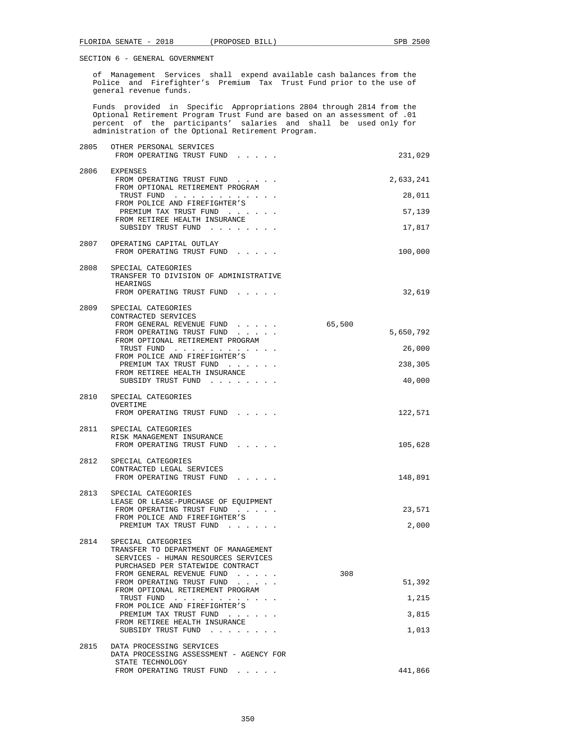SECTION 6 - GENERAL GOVERNMENT

of Management Services shall expend available cash balances from the Police and Firefighter's Premium Tax Trust Fund prior to the use of general revenue funds.

Funds provided in Specific Appropriations 2804 through 2814 from the Optional Retirement Program Trust Fund are based on an assessment of .01 percent of the participants' salaries and shall be used only for administration of the Optional Retirement Program.

| | | | |
|---|---|---|---|
| 2805 | OTHER PERSONAL SERVICES<br>FROM OPERATING TRUST FUND . . . . . | | 231,029 |
| 2806 | EXPENSES<br>FROM OPERATING TRUST FUND . . . . . | | 2,633,241 |
| | FROM OPTIONAL RETIREMENT PROGRAM<br>TRUST FUND . . . . . . . . . . . . | | 28,011 |
| | FROM POLICE AND FIREFIGHTER'S<br>PREMIUM TAX TRUST FUND . . . . . . | | 57,139 |
| | FROM RETIREE HEALTH INSURANCE<br>SUBSIDY TRUST FUND . . . . . . . . | | 17,817 |
| 2807 | OPERATING CAPITAL OUTLAY<br>FROM OPERATING TRUST FUND . . . . . | | 100,000 |
| 2808 | SPECIAL CATEGORIES<br>TRANSFER TO DIVISION OF ADMINISTRATIVE HEARINGS<br>FROM OPERATING TRUST FUND . . . . . | | 32,619 |
| 2809 | SPECIAL CATEGORIES<br>CONTRACTED SERVICES<br>FROM GENERAL REVENUE FUND . . . . . | 65,500 | |
| | FROM OPERATING TRUST FUND . . . . . | | 5,650,792 |
| | FROM OPTIONAL RETIREMENT PROGRAM<br>TRUST FUND . . . . . . . . . . . . | | 26,000 |
| | FROM POLICE AND FIREFIGHTER'S<br>PREMIUM TAX TRUST FUND . . . . . . | | 238,305 |
| | FROM RETIREE HEALTH INSURANCE<br>SUBSIDY TRUST FUND . . . . . . . . | | 40,000 |
| 2810 | SPECIAL CATEGORIES<br>OVERTIME<br>FROM OPERATING TRUST FUND . . . . . | | 122,571 |
| 2811 | SPECIAL CATEGORIES<br>RISK MANAGEMENT INSURANCE<br>FROM OPERATING TRUST FUND . . . . . | | 105,628 |
| 2812 | SPECIAL CATEGORIES<br>CONTRACTED LEGAL SERVICES<br>FROM OPERATING TRUST FUND . . . . . | | 148,891 |
| 2813 | SPECIAL CATEGORIES<br>LEASE OR LEASE-PURCHASE OF EQUIPMENT<br>FROM OPERATING TRUST FUND . . . . . | | 23,571 |
| | FROM POLICE AND FIREFIGHTER'S<br>PREMIUM TAX TRUST FUND . . . . . . | | 2,000 |
| 2814 | SPECIAL CATEGORIES<br>TRANSFER TO DEPARTMENT OF MANAGEMENT SERVICES - HUMAN RESOURCES SERVICES PURCHASED PER STATEWIDE CONTRACT<br>FROM GENERAL REVENUE FUND . . . . . | 308 | |
| | FROM OPERATING TRUST FUND . . . . . | | 51,392 |
| | FROM OPTIONAL RETIREMENT PROGRAM<br>TRUST FUND . . . . . . . . . . . . | | 1,215 |
| | FROM POLICE AND FIREFIGHTER'S<br>PREMIUM TAX TRUST FUND . . . . . . | | 3,815 |
| | FROM RETIREE HEALTH INSURANCE<br>SUBSIDY TRUST FUND . . . . . . . . | | 1,013 |
| 2815 | DATA PROCESSING SERVICES<br>DATA PROCESSING ASSESSMENT - AGENCY FOR STATE TECHNOLOGY<br>FROM OPERATING TRUST FUND . . . . . | | 441,866 |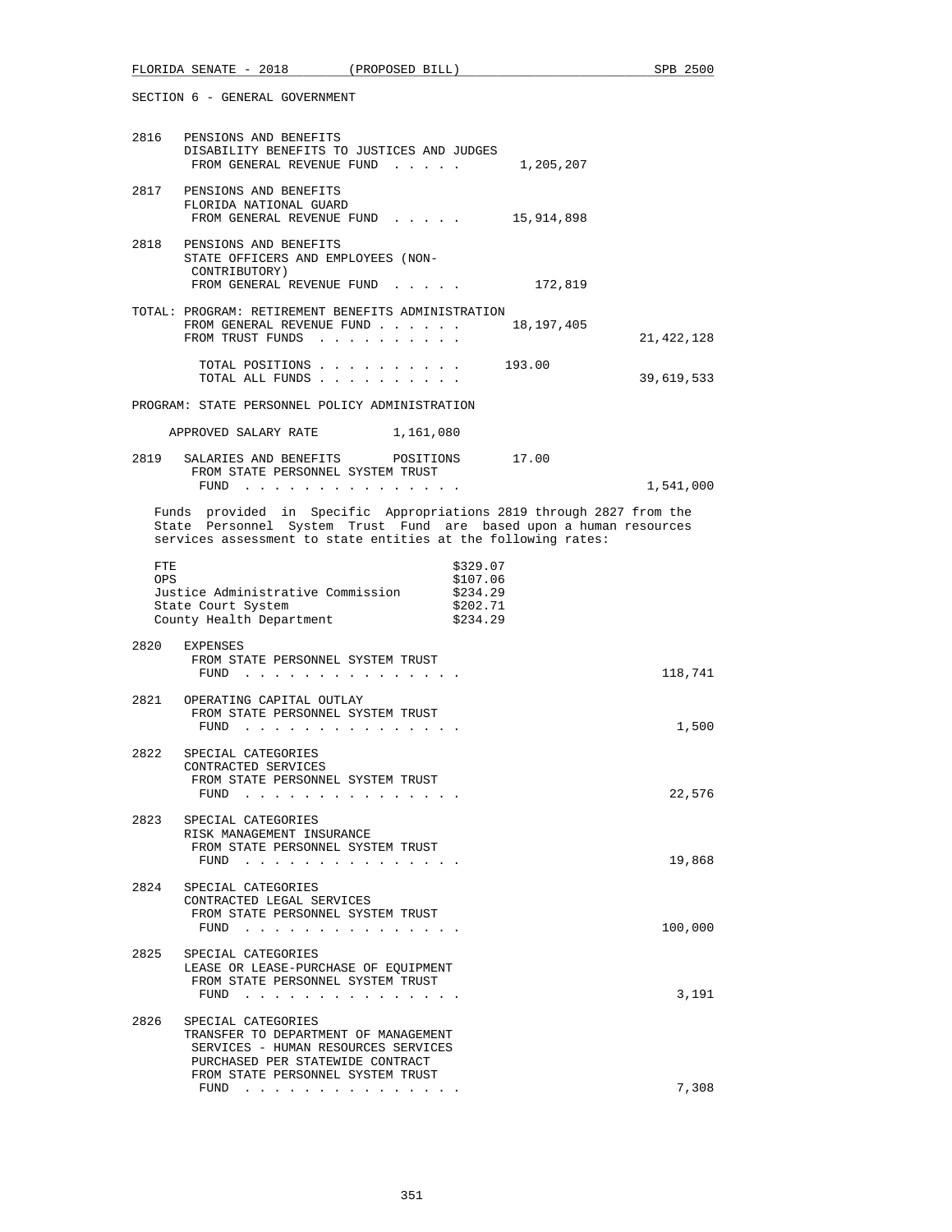SECTION 6 - GENERAL GOVERNMENT

2816 PENSIONS AND BENEFITS
DISABILITY BENEFITS TO JUSTICES AND JUDGES
FROM GENERAL REVENUE FUND . . . . . 1,205,207

2817 PENSIONS AND BENEFITS
FLORIDA NATIONAL GUARD
FROM GENERAL REVENUE FUND . . . . . 15,914,898

2818 PENSIONS AND BENEFITS
STATE OFFICERS AND EMPLOYEES (NON-CONTRIBUTORY)
FROM GENERAL REVENUE FUND . . . . . 172,819

TOTAL: PROGRAM: RETIREMENT BENEFITS ADMINISTRATION
FROM GENERAL REVENUE FUND . . . . . . 18,197,405
FROM TRUST FUNDS . . . . . . . . . . 21,422,128

TOTAL POSITIONS . . . . . . . . . . 193.00
TOTAL ALL FUNDS . . . . . . . . . . 39,619,533

PROGRAM: STATE PERSONNEL POLICY ADMINISTRATION

APPROVED SALARY RATE 1,161,080

2819 SALARIES AND BENEFITS POSITIONS 17.00
FROM STATE PERSONNEL SYSTEM TRUST FUND . . . . . . . . . . . . . . . 1,541,000

Funds provided in Specific Appropriations 2819 through 2827 from the State Personnel System Trust Fund are based upon a human resources services assessment to state entities at the following rates:

| | |
|---|---|
| FTE | $329.07 |
| OPS | $107.06 |
| Justice Administrative Commission | $234.29 |
| State Court System | $202.71 |
| County Health Department | $234.29 |

2820 EXPENSES
FROM STATE PERSONNEL SYSTEM TRUST FUND . . . . . . . . . . . . . . . 118,741

2821 OPERATING CAPITAL OUTLAY
FROM STATE PERSONNEL SYSTEM TRUST FUND . . . . . . . . . . . . . . . 1,500

2822 SPECIAL CATEGORIES
CONTRACTED SERVICES
FROM STATE PERSONNEL SYSTEM TRUST FUND . . . . . . . . . . . . . . . 22,576

2823 SPECIAL CATEGORIES
RISK MANAGEMENT INSURANCE
FROM STATE PERSONNEL SYSTEM TRUST FUND . . . . . . . . . . . . . . . 19,868

2824 SPECIAL CATEGORIES
CONTRACTED LEGAL SERVICES
FROM STATE PERSONNEL SYSTEM TRUST FUND . . . . . . . . . . . . . . . 100,000

2825 SPECIAL CATEGORIES
LEASE OR LEASE-PURCHASE OF EQUIPMENT
FROM STATE PERSONNEL SYSTEM TRUST FUND . . . . . . . . . . . . . . . 3,191

2826 SPECIAL CATEGORIES
TRANSFER TO DEPARTMENT OF MANAGEMENT SERVICES - HUMAN RESOURCES SERVICES PURCHASED PER STATEWIDE CONTRACT
FROM STATE PERSONNEL SYSTEM TRUST FUND . . . . . . . . . . . . . . . 7,308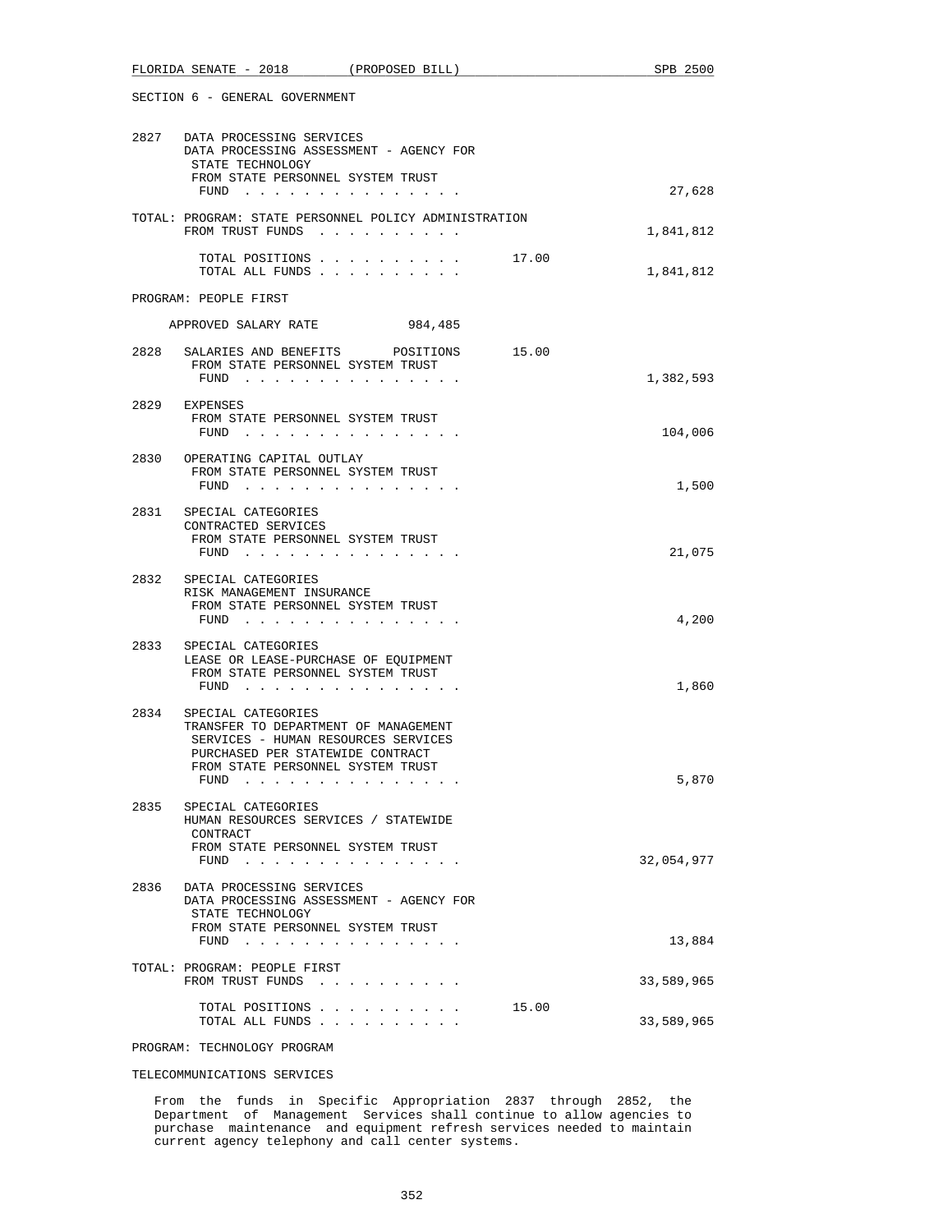SECTION 6 - GENERAL GOVERNMENT

2827 DATA PROCESSING SERVICES
DATA PROCESSING ASSESSMENT - AGENCY FOR STATE TECHNOLOGY
FROM STATE PERSONNEL SYSTEM TRUST FUND . . . . . . . . . . . . . . . 27,628

TOTAL: PROGRAM: STATE PERSONNEL POLICY ADMINISTRATION
FROM TRUST FUNDS . . . . . . . . . . 1,841,812

TOTAL POSITIONS . . . . . . . . . . 17.00
TOTAL ALL FUNDS . . . . . . . . . . 1,841,812

PROGRAM: PEOPLE FIRST

APPROVED SALARY RATE 984,485

2828 SALARIES AND BENEFITS POSITIONS 15.00
FROM STATE PERSONNEL SYSTEM TRUST FUND . . . . . . . . . . . . . . . 1,382,593

2829 EXPENSES
FROM STATE PERSONNEL SYSTEM TRUST FUND . . . . . . . . . . . . . . . 104,006

2830 OPERATING CAPITAL OUTLAY
FROM STATE PERSONNEL SYSTEM TRUST FUND . . . . . . . . . . . . . . . 1,500

2831 SPECIAL CATEGORIES
CONTRACTED SERVICES
FROM STATE PERSONNEL SYSTEM TRUST FUND . . . . . . . . . . . . . . . 21,075

2832 SPECIAL CATEGORIES
RISK MANAGEMENT INSURANCE
FROM STATE PERSONNEL SYSTEM TRUST FUND . . . . . . . . . . . . . . . 4,200

2833 SPECIAL CATEGORIES
LEASE OR LEASE-PURCHASE OF EQUIPMENT
FROM STATE PERSONNEL SYSTEM TRUST FUND . . . . . . . . . . . . . . . 1,860

2834 SPECIAL CATEGORIES
TRANSFER TO DEPARTMENT OF MANAGEMENT SERVICES - HUMAN RESOURCES SERVICES PURCHASED PER STATEWIDE CONTRACT
FROM STATE PERSONNEL SYSTEM TRUST FUND . . . . . . . . . . . . . . . 5,870

2835 SPECIAL CATEGORIES
HUMAN RESOURCES SERVICES / STATEWIDE CONTRACT
FROM STATE PERSONNEL SYSTEM TRUST FUND . . . . . . . . . . . . . . . 32,054,977

2836 DATA PROCESSING SERVICES
DATA PROCESSING ASSESSMENT - AGENCY FOR STATE TECHNOLOGY
FROM STATE PERSONNEL SYSTEM TRUST FUND . . . . . . . . . . . . . . . 13,884

TOTAL: PROGRAM: PEOPLE FIRST
FROM TRUST FUNDS . . . . . . . . . . 33,589,965

TOTAL POSITIONS . . . . . . . . . . 15.00
TOTAL ALL FUNDS . . . . . . . . . . 33,589,965

PROGRAM: TECHNOLOGY PROGRAM

TELECOMMUNICATIONS SERVICES

From the funds in Specific Appropriation 2837 through 2852, the Department of Management Services shall continue to allow agencies to purchase maintenance and equipment refresh services needed to maintain current agency telephony and call center systems.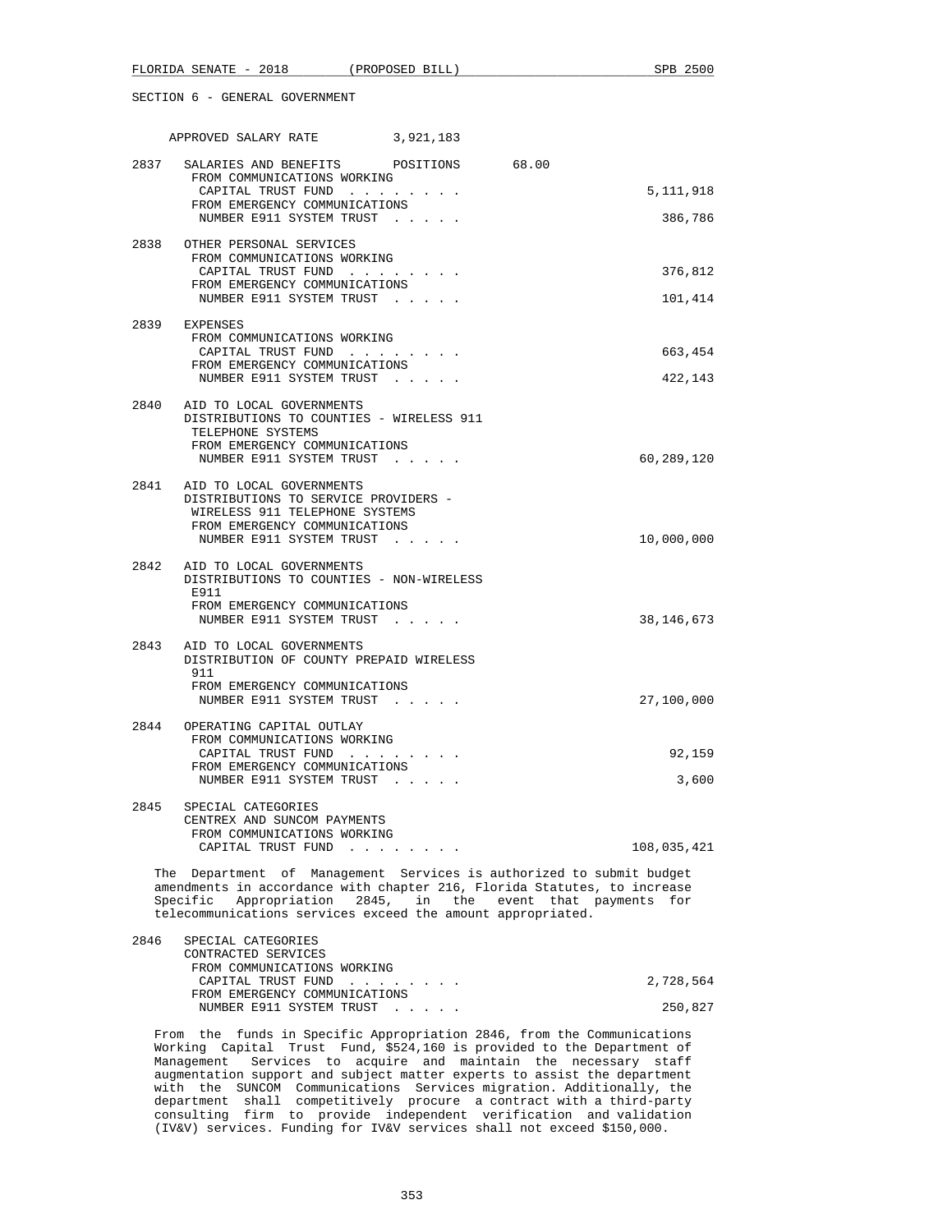SECTION 6 - GENERAL GOVERNMENT

APPROVED SALARY RATE 3,921,183

| | | |
|---|---|---|
| 2837 | SALARIES AND BENEFITS POSITIONS 68.00 | |
| | FROM COMMUNICATIONS WORKING CAPITAL TRUST FUND . . . . . . . . | 5,111,918 |
| | FROM EMERGENCY COMMUNICATIONS NUMBER E911 SYSTEM TRUST . . . . . | 386,786 |
| 2838 | OTHER PERSONAL SERVICES | |
| | FROM COMMUNICATIONS WORKING CAPITAL TRUST FUND . . . . . . . . | 376,812 |
| | FROM EMERGENCY COMMUNICATIONS NUMBER E911 SYSTEM TRUST . . . . . | 101,414 |
| 2839 | EXPENSES | |
| | FROM COMMUNICATIONS WORKING CAPITAL TRUST FUND . . . . . . . . | 663,454 |
| | FROM EMERGENCY COMMUNICATIONS NUMBER E911 SYSTEM TRUST . . . . . | 422,143 |
| 2840 | AID TO LOCAL GOVERNMENTS DISTRIBUTIONS TO COUNTIES - WIRELESS 911 TELEPHONE SYSTEMS | |
| | FROM EMERGENCY COMMUNICATIONS NUMBER E911 SYSTEM TRUST . . . . . | 60,289,120 |
| 2841 | AID TO LOCAL GOVERNMENTS DISTRIBUTIONS TO SERVICE PROVIDERS - WIRELESS 911 TELEPHONE SYSTEMS | |
| | FROM EMERGENCY COMMUNICATIONS NUMBER E911 SYSTEM TRUST . . . . . | 10,000,000 |
| 2842 | AID TO LOCAL GOVERNMENTS DISTRIBUTIONS TO COUNTIES - NON-WIRELESS E911 | |
| | FROM EMERGENCY COMMUNICATIONS NUMBER E911 SYSTEM TRUST . . . . . | 38,146,673 |
| 2843 | AID TO LOCAL GOVERNMENTS DISTRIBUTION OF COUNTY PREPAID WIRELESS 911 | |
| | FROM EMERGENCY COMMUNICATIONS NUMBER E911 SYSTEM TRUST . . . . . | 27,100,000 |
| 2844 | OPERATING CAPITAL OUTLAY | |
| | FROM COMMUNICATIONS WORKING CAPITAL TRUST FUND . . . . . . . . | 92,159 |
| | FROM EMERGENCY COMMUNICATIONS NUMBER E911 SYSTEM TRUST . . . . . | 3,600 |
| 2845 | SPECIAL CATEGORIES CENTREX AND SUNCOM PAYMENTS | |
| | FROM COMMUNICATIONS WORKING CAPITAL TRUST FUND . . . . . . . . | 108,035,421 |

The Department of Management Services is authorized to submit budget amendments in accordance with chapter 216, Florida Statutes, to increase Specific Appropriation 2845, in the event that payments for telecommunications services exceed the amount appropriated.

| | | |
|---|---|---|
| 2846 | SPECIAL CATEGORIES CONTRACTED SERVICES | |
| | FROM COMMUNICATIONS WORKING CAPITAL TRUST FUND . . . . . . . . | 2,728,564 |
| | FROM EMERGENCY COMMUNICATIONS NUMBER E911 SYSTEM TRUST . . . . . | 250,827 |

From the funds in Specific Appropriation 2846, from the Communications Working Capital Trust Fund, $524,160 is provided to the Department of Management Services to acquire and maintain the necessary staff augmentation support and subject matter experts to assist the department with the SUNCOM Communications Services migration. Additionally, the department shall competitively procure a contract with a third-party consulting firm to provide independent verification and validation (IV&V) services. Funding for IV&V services shall not exceed $150,000.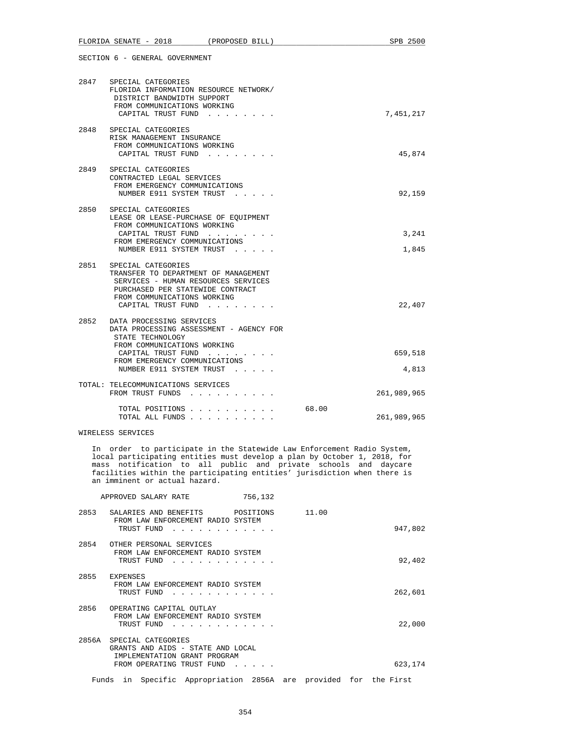SECTION 6 - GENERAL GOVERNMENT

2847 SPECIAL CATEGORIES
FLORIDA INFORMATION RESOURCE NETWORK/ DISTRICT BANDWIDTH SUPPORT
FROM COMMUNICATIONS WORKING CAPITAL TRUST FUND . . . . . . . . 7,451,217

2848 SPECIAL CATEGORIES
RISK MANAGEMENT INSURANCE
FROM COMMUNICATIONS WORKING CAPITAL TRUST FUND . . . . . . . . 45,874

2849 SPECIAL CATEGORIES
CONTRACTED LEGAL SERVICES
FROM EMERGENCY COMMUNICATIONS NUMBER E911 SYSTEM TRUST . . . . . 92,159

2850 SPECIAL CATEGORIES
LEASE OR LEASE-PURCHASE OF EQUIPMENT
FROM COMMUNICATIONS WORKING CAPITAL TRUST FUND . . . . . . . . 3,241
FROM EMERGENCY COMMUNICATIONS NUMBER E911 SYSTEM TRUST . . . . . 1,845

2851 SPECIAL CATEGORIES
TRANSFER TO DEPARTMENT OF MANAGEMENT SERVICES - HUMAN RESOURCES SERVICES PURCHASED PER STATEWIDE CONTRACT
FROM COMMUNICATIONS WORKING CAPITAL TRUST FUND . . . . . . . . 22,407

2852 DATA PROCESSING SERVICES
DATA PROCESSING ASSESSMENT - AGENCY FOR STATE TECHNOLOGY
FROM COMMUNICATIONS WORKING CAPITAL TRUST FUND . . . . . . . . 659,518
FROM EMERGENCY COMMUNICATIONS NUMBER E911 SYSTEM TRUST . . . . . 4,813

TOTAL: TELECOMMUNICATIONS SERVICES
FROM TRUST FUNDS . . . . . . . . . . 261,989,965

TOTAL POSITIONS . . . . . . . . . . 68.00
TOTAL ALL FUNDS . . . . . . . . . . 261,989,965

WIRELESS SERVICES

In order to participate in the Statewide Law Enforcement Radio System, local participating entities must develop a plan by October 1, 2018, for mass notification to all public and private schools and daycare facilities within the participating entities' jurisdiction when there is an imminent or actual hazard.

APPROVED SALARY RATE 756,132

2853 SALARIES AND BENEFITS POSITIONS 11.00
FROM LAW ENFORCEMENT RADIO SYSTEM TRUST FUND . . . . . . . . . . . . 947,802

2854 OTHER PERSONAL SERVICES
FROM LAW ENFORCEMENT RADIO SYSTEM TRUST FUND . . . . . . . . . . . . 92,402

2855 EXPENSES
FROM LAW ENFORCEMENT RADIO SYSTEM TRUST FUND . . . . . . . . . . . . 262,601

2856 OPERATING CAPITAL OUTLAY
FROM LAW ENFORCEMENT RADIO SYSTEM TRUST FUND . . . . . . . . . . . . 22,000

2856A SPECIAL CATEGORIES
GRANTS AND AIDS - STATE AND LOCAL IMPLEMENTATION GRANT PROGRAM
FROM OPERATING TRUST FUND . . . . . 623,174

Funds in Specific Appropriation 2856A are provided for the First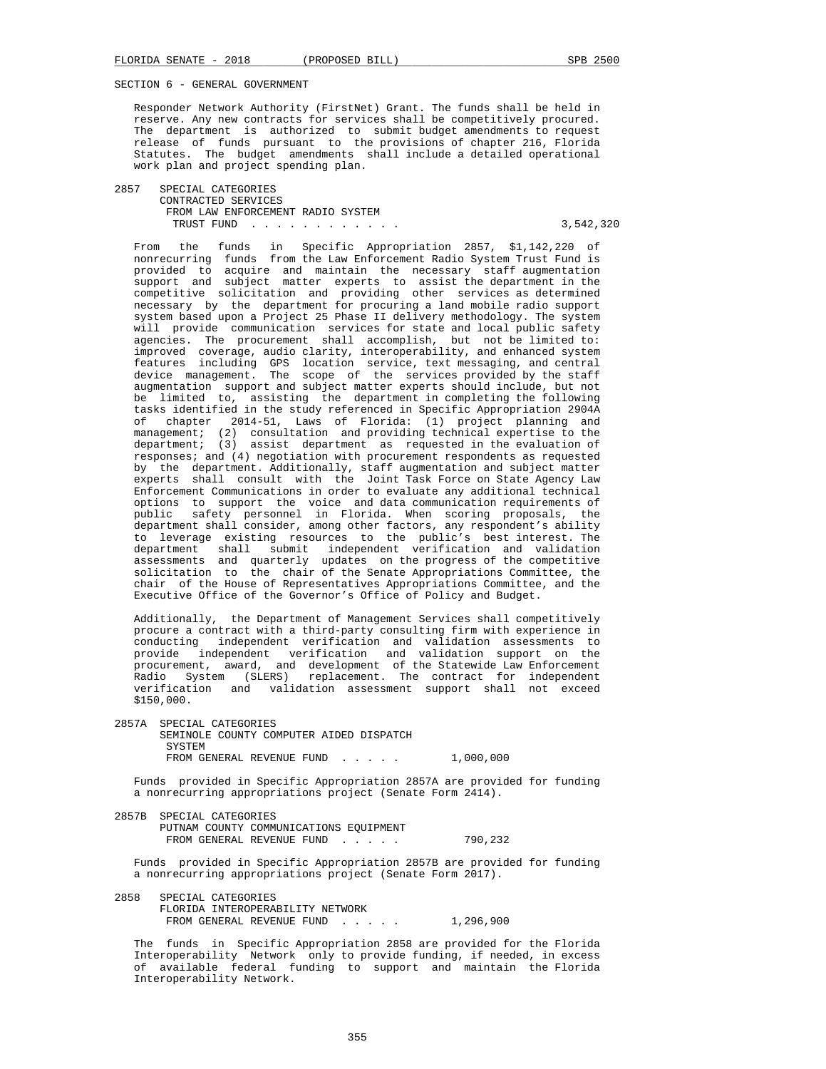SECTION 6 - GENERAL GOVERNMENT

Responder Network Authority (FirstNet) Grant. The funds shall be held in reserve. Any new contracts for services shall be competitively procured. The department is authorized to submit budget amendments to request release of funds pursuant to the provisions of chapter 216, Florida Statutes. The budget amendments shall include a detailed operational work plan and project spending plan.

2857 SPECIAL CATEGORIES
CONTRACTED SERVICES
FROM LAW ENFORCEMENT RADIO SYSTEM
TRUST FUND . . . . . . . . . . . . 3,542,320

From the funds in Specific Appropriation 2857, $1,142,220 of nonrecurring funds from the Law Enforcement Radio System Trust Fund is provided to acquire and maintain the necessary staff augmentation support and subject matter experts to assist the department in the competitive solicitation and providing other services as determined necessary by the department for procuring a land mobile radio support system based upon a Project 25 Phase II delivery methodology. The system will provide communication services for state and local public safety agencies. The procurement shall accomplish, but not be limited to: improved coverage, audio clarity, interoperability, and enhanced system features including GPS location service, text messaging, and central device management. The scope of the services provided by the staff augmentation support and subject matter experts should include, but not be limited to, assisting the department in completing the following tasks identified in the study referenced in Specific Appropriation 2904A of chapter 2014-51, Laws of Florida: (1) project planning and management; (2) consultation and providing technical expertise to the department; (3) assist department as requested in the evaluation of responses; and (4) negotiation with procurement respondents as requested by the department. Additionally, staff augmentation and subject matter experts shall consult with the Joint Task Force on State Agency Law Enforcement Communications in order to evaluate any additional technical options to support the voice and data communication requirements of public safety personnel in Florida. When scoring proposals, the department shall consider, among other factors, any respondent's ability to leverage existing resources to the public's best interest. The department shall submit independent verification and validation assessments and quarterly updates on the progress of the competitive solicitation to the chair of the Senate Appropriations Committee, the chair of the House of Representatives Appropriations Committee, and the Executive Office of the Governor's Office of Policy and Budget.

Additionally, the Department of Management Services shall competitively procure a contract with a third-party consulting firm with experience in conducting independent verification and validation assessments to provide independent verification and validation support on the procurement, award, and development of the Statewide Law Enforcement Radio System (SLERS) replacement. The contract for independent verification and validation assessment support shall not exceed $150,000.

2857A SPECIAL CATEGORIES
SEMINOLE COUNTY COMPUTER AIDED DISPATCH
SYSTEM
FROM GENERAL REVENUE FUND . . . . . 1,000,000

Funds provided in Specific Appropriation 2857A are provided for funding a nonrecurring appropriations project (Senate Form 2414).

2857B SPECIAL CATEGORIES
PUTNAM COUNTY COMMUNICATIONS EQUIPMENT
FROM GENERAL REVENUE FUND . . . . . 790,232

Funds provided in Specific Appropriation 2857B are provided for funding a nonrecurring appropriations project (Senate Form 2017).

2858 SPECIAL CATEGORIES
FLORIDA INTEROPERABILITY NETWORK
FROM GENERAL REVENUE FUND . . . . . 1,296,900

The funds in Specific Appropriation 2858 are provided for the Florida Interoperability Network only to provide funding, if needed, in excess of available federal funding to support and maintain the Florida Interoperability Network.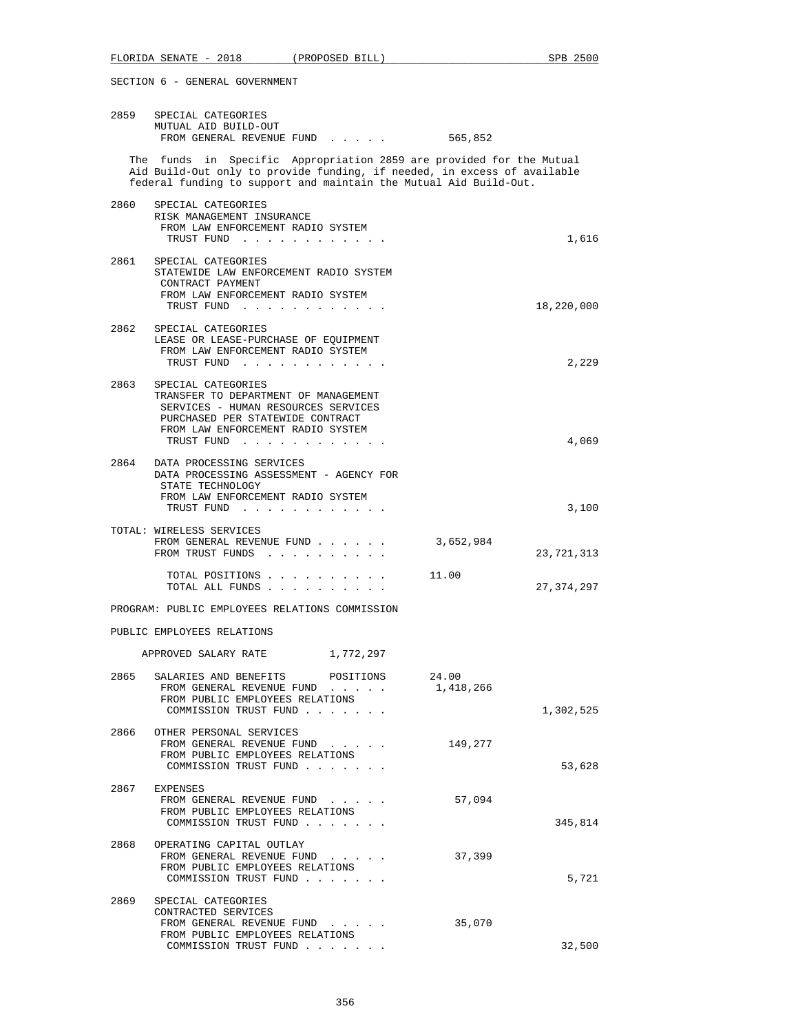SECTION 6 - GENERAL GOVERNMENT

2859 SPECIAL CATEGORIES
MUTUAL AID BUILD-OUT
FROM GENERAL REVENUE FUND . . . . . 565,852

The funds in Specific Appropriation 2859 are provided for the Mutual Aid Build-Out only to provide funding, if needed, in excess of available federal funding to support and maintain the Mutual Aid Build-Out.

2860 SPECIAL CATEGORIES
RISK MANAGEMENT INSURANCE
FROM LAW ENFORCEMENT RADIO SYSTEM
TRUST FUND . . . . . . . . . . . . 1,616

2861 SPECIAL CATEGORIES
STATEWIDE LAW ENFORCEMENT RADIO SYSTEM
CONTRACT PAYMENT
FROM LAW ENFORCEMENT RADIO SYSTEM
TRUST FUND . . . . . . . . . . . . 18,220,000

2862 SPECIAL CATEGORIES
LEASE OR LEASE-PURCHASE OF EQUIPMENT
FROM LAW ENFORCEMENT RADIO SYSTEM
TRUST FUND . . . . . . . . . . . . 2,229

2863 SPECIAL CATEGORIES
TRANSFER TO DEPARTMENT OF MANAGEMENT
SERVICES - HUMAN RESOURCES SERVICES
PURCHASED PER STATEWIDE CONTRACT
FROM LAW ENFORCEMENT RADIO SYSTEM
TRUST FUND . . . . . . . . . . . . 4,069

2864 DATA PROCESSING SERVICES
DATA PROCESSING ASSESSMENT - AGENCY FOR
STATE TECHNOLOGY
FROM LAW ENFORCEMENT RADIO SYSTEM
TRUST FUND . . . . . . . . . . . . 3,100

TOTAL: WIRELESS SERVICES
FROM GENERAL REVENUE FUND . . . . . . 3,652,984
FROM TRUST FUNDS . . . . . . . . . . 23,721,313

TOTAL POSITIONS . . . . . . . . . . 11.00
TOTAL ALL FUNDS . . . . . . . . . . 27,374,297

PROGRAM: PUBLIC EMPLOYEES RELATIONS COMMISSION

PUBLIC EMPLOYEES RELATIONS

APPROVED SALARY RATE 1,772,297

2865 SALARIES AND BENEFITS POSITIONS 24.00
FROM GENERAL REVENUE FUND . . . . . 1,418,266
FROM PUBLIC EMPLOYEES RELATIONS
COMMISSION TRUST FUND . . . . . . . 1,302,525

2866 OTHER PERSONAL SERVICES
FROM GENERAL REVENUE FUND . . . . . 149,277
FROM PUBLIC EMPLOYEES RELATIONS
COMMISSION TRUST FUND . . . . . . . 53,628

2867 EXPENSES
FROM GENERAL REVENUE FUND . . . . . 57,094
FROM PUBLIC EMPLOYEES RELATIONS
COMMISSION TRUST FUND . . . . . . . 345,814

2868 OPERATING CAPITAL OUTLAY
FROM GENERAL REVENUE FUND . . . . . 37,399
FROM PUBLIC EMPLOYEES RELATIONS
COMMISSION TRUST FUND . . . . . . . 5,721

2869 SPECIAL CATEGORIES
CONTRACTED SERVICES
FROM GENERAL REVENUE FUND . . . . . 35,070
FROM PUBLIC EMPLOYEES RELATIONS
COMMISSION TRUST FUND . . . . . . . 32,500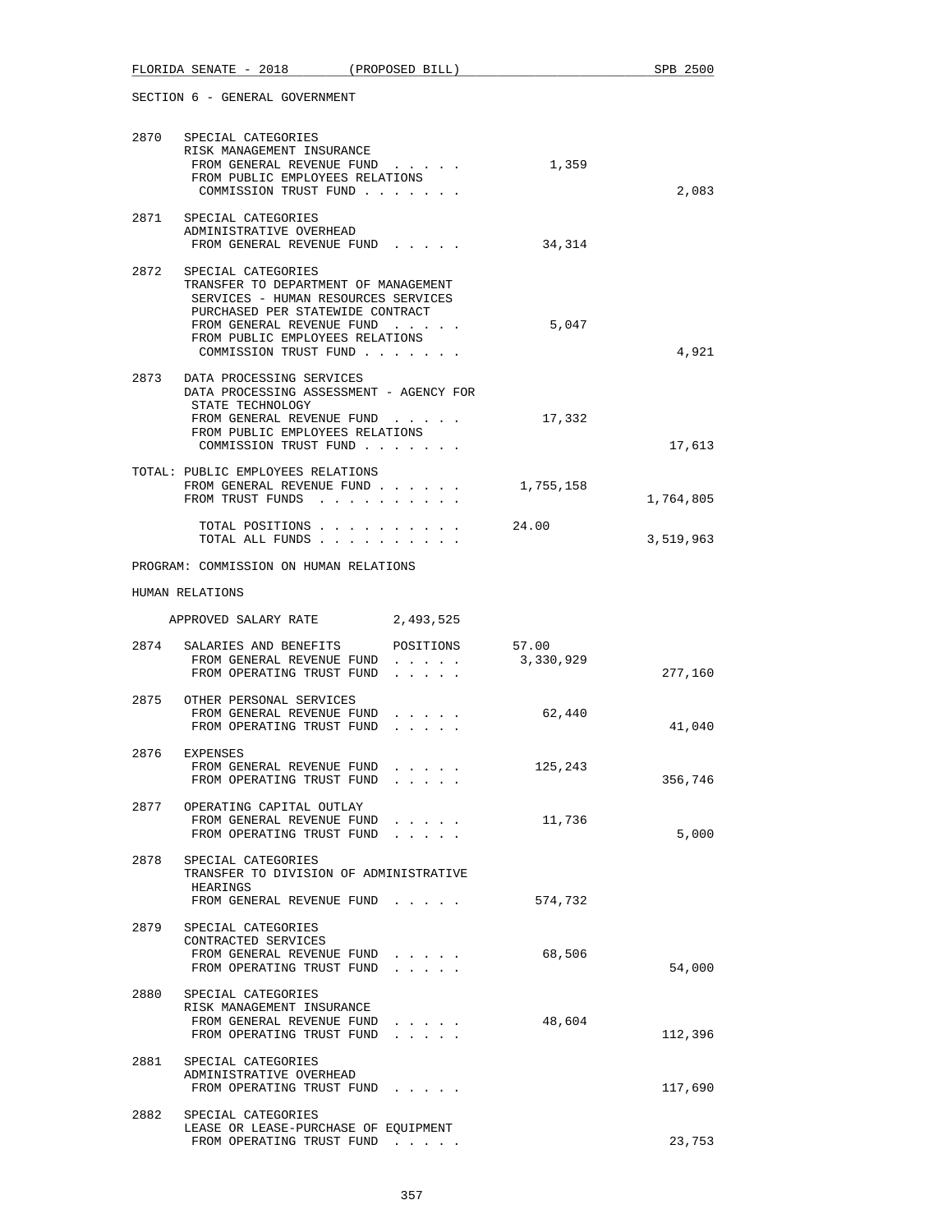SECTION 6 - GENERAL GOVERNMENT

```
2870   SPECIAL CATEGORIES
       RISK MANAGEMENT INSURANCE
        FROM GENERAL REVENUE FUND  . . . . .          1,359
        FROM PUBLIC EMPLOYEES RELATIONS
         COMMISSION TRUST FUND . . . . . . .                          2,083

2871   SPECIAL CATEGORIES
       ADMINISTRATIVE OVERHEAD
        FROM GENERAL REVENUE FUND  . . . . .         34,314

2872   SPECIAL CATEGORIES
       TRANSFER TO DEPARTMENT OF MANAGEMENT
        SERVICES - HUMAN RESOURCES SERVICES
        PURCHASED PER STATEWIDE CONTRACT
        FROM GENERAL REVENUE FUND  . . . . .          5,047
        FROM PUBLIC EMPLOYEES RELATIONS
         COMMISSION TRUST FUND . . . . . . .                          4,921

2873   DATA PROCESSING SERVICES
       DATA PROCESSING ASSESSMENT - AGENCY FOR
        STATE TECHNOLOGY
        FROM GENERAL REVENUE FUND  . . . . .         17,332
        FROM PUBLIC EMPLOYEES RELATIONS
         COMMISSION TRUST FUND . . . . . . .                         17,613

TOTAL: PUBLIC EMPLOYEES RELATIONS
        FROM GENERAL REVENUE FUND . . . . . .     1,755,158
        FROM TRUST FUNDS  . . . . . . . . . .                     1,764,805

         TOTAL POSITIONS . . . . . . . . . .     24.00
         TOTAL ALL FUNDS . . . . . . . . . .                      3,519,963
```

PROGRAM: COMMISSION ON HUMAN RELATIONS

HUMAN RELATIONS

```
     APPROVED SALARY RATE          2,493,525

2874   SALARIES AND BENEFITS       POSITIONS       57.00
        FROM GENERAL REVENUE FUND  . . . . .     3,330,929
        FROM OPERATING TRUST FUND  . . . . .                        277,160

2875   OTHER PERSONAL SERVICES
        FROM GENERAL REVENUE FUND  . . . . .         62,440
        FROM OPERATING TRUST FUND  . . . . .                         41,040

2876   EXPENSES
        FROM GENERAL REVENUE FUND  . . . . .        125,243
        FROM OPERATING TRUST FUND  . . . . .                        356,746

2877   OPERATING CAPITAL OUTLAY
        FROM GENERAL REVENUE FUND  . . . . .         11,736
        FROM OPERATING TRUST FUND  . . . . .                          5,000

2878   SPECIAL CATEGORIES
       TRANSFER TO DIVISION OF ADMINISTRATIVE
        HEARINGS
        FROM GENERAL REVENUE FUND  . . . . .        574,732

2879   SPECIAL CATEGORIES
       CONTRACTED SERVICES
        FROM GENERAL REVENUE FUND  . . . . .         68,506
        FROM OPERATING TRUST FUND  . . . . .                         54,000

2880   SPECIAL CATEGORIES
       RISK MANAGEMENT INSURANCE
        FROM GENERAL REVENUE FUND  . . . . .         48,604
        FROM OPERATING TRUST FUND  . . . . .                        112,396

2881   SPECIAL CATEGORIES
       ADMINISTRATIVE OVERHEAD
        FROM OPERATING TRUST FUND  . . . . .                        117,690

2882   SPECIAL CATEGORIES
       LEASE OR LEASE-PURCHASE OF EQUIPMENT
        FROM OPERATING TRUST FUND  . . . . .                         23,753
```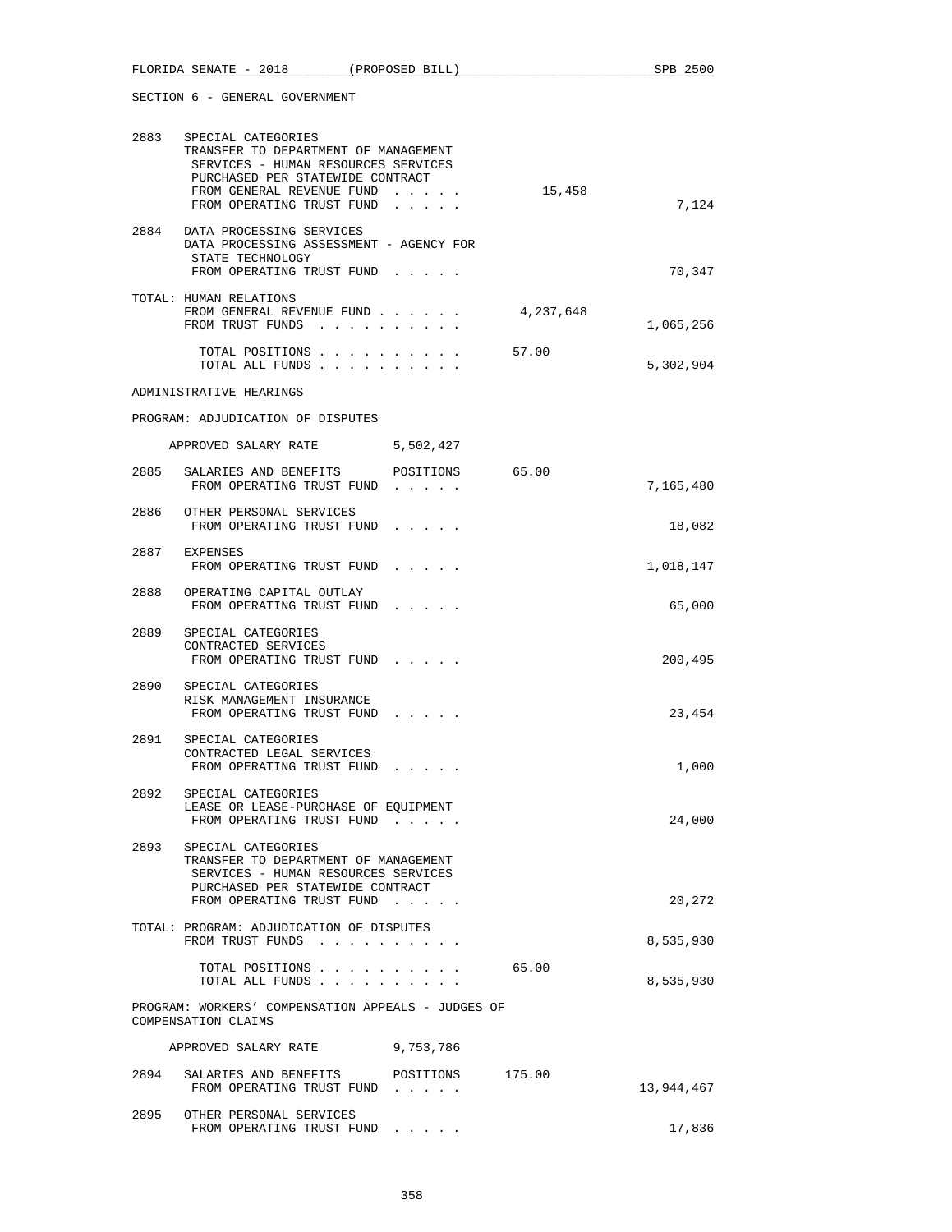SECTION 6 - GENERAL GOVERNMENT

```
2883  SPECIAL CATEGORIES
      TRANSFER TO DEPARTMENT OF MANAGEMENT
       SERVICES - HUMAN RESOURCES SERVICES
       PURCHASED PER STATEWIDE CONTRACT
       FROM GENERAL REVENUE FUND  . . . . .          15,458
       FROM OPERATING TRUST FUND  . . . . .                          7,124

2884  DATA PROCESSING SERVICES
      DATA PROCESSING ASSESSMENT - AGENCY FOR
       STATE TECHNOLOGY
       FROM OPERATING TRUST FUND  . . . . .                         70,347

      TOTAL: HUMAN RELATIONS
       FROM GENERAL REVENUE FUND . . . . . .      4,237,648
       FROM TRUST FUNDS  . . . . . . . . . .                     1,065,256

         TOTAL POSITIONS . . . . . . . . . .          57.00
         TOTAL ALL FUNDS . . . . . . . . . .                     5,302,904

      ADMINISTRATIVE HEARINGS

      PROGRAM: ADJUDICATION OF DISPUTES

         APPROVED SALARY RATE          5,502,427

2885  SALARIES AND BENEFITS       POSITIONS       65.00
       FROM OPERATING TRUST FUND  . . . . .                      7,165,480

2886  OTHER PERSONAL SERVICES
       FROM OPERATING TRUST FUND  . . . . .                         18,082

2887  EXPENSES
       FROM OPERATING TRUST FUND  . . . . .                      1,018,147

2888  OPERATING CAPITAL OUTLAY
       FROM OPERATING TRUST FUND  . . . . .                         65,000

2889  SPECIAL CATEGORIES
      CONTRACTED SERVICES
       FROM OPERATING TRUST FUND  . . . . .                        200,495

2890  SPECIAL CATEGORIES
      RISK MANAGEMENT INSURANCE
       FROM OPERATING TRUST FUND  . . . . .                         23,454

2891  SPECIAL CATEGORIES
      CONTRACTED LEGAL SERVICES
       FROM OPERATING TRUST FUND  . . . . .                          1,000

2892  SPECIAL CATEGORIES
      LEASE OR LEASE-PURCHASE OF EQUIPMENT
       FROM OPERATING TRUST FUND  . . . . .                         24,000

2893  SPECIAL CATEGORIES
      TRANSFER TO DEPARTMENT OF MANAGEMENT
       SERVICES - HUMAN RESOURCES SERVICES
       PURCHASED PER STATEWIDE CONTRACT
       FROM OPERATING TRUST FUND  . . . . .                         20,272

      TOTAL: PROGRAM: ADJUDICATION OF DISPUTES
       FROM TRUST FUNDS  . . . . . . . . . .                     8,535,930

         TOTAL POSITIONS . . . . . . . . . .          65.00
         TOTAL ALL FUNDS . . . . . . . . . .                     8,535,930

      PROGRAM: WORKERS' COMPENSATION APPEALS - JUDGES OF
      COMPENSATION CLAIMS

         APPROVED SALARY RATE          9,753,786

2894  SALARIES AND BENEFITS       POSITIONS      175.00
       FROM OPERATING TRUST FUND  . . . . .                     13,944,467

2895  OTHER PERSONAL SERVICES
       FROM OPERATING TRUST FUND  . . . . .                         17,836
```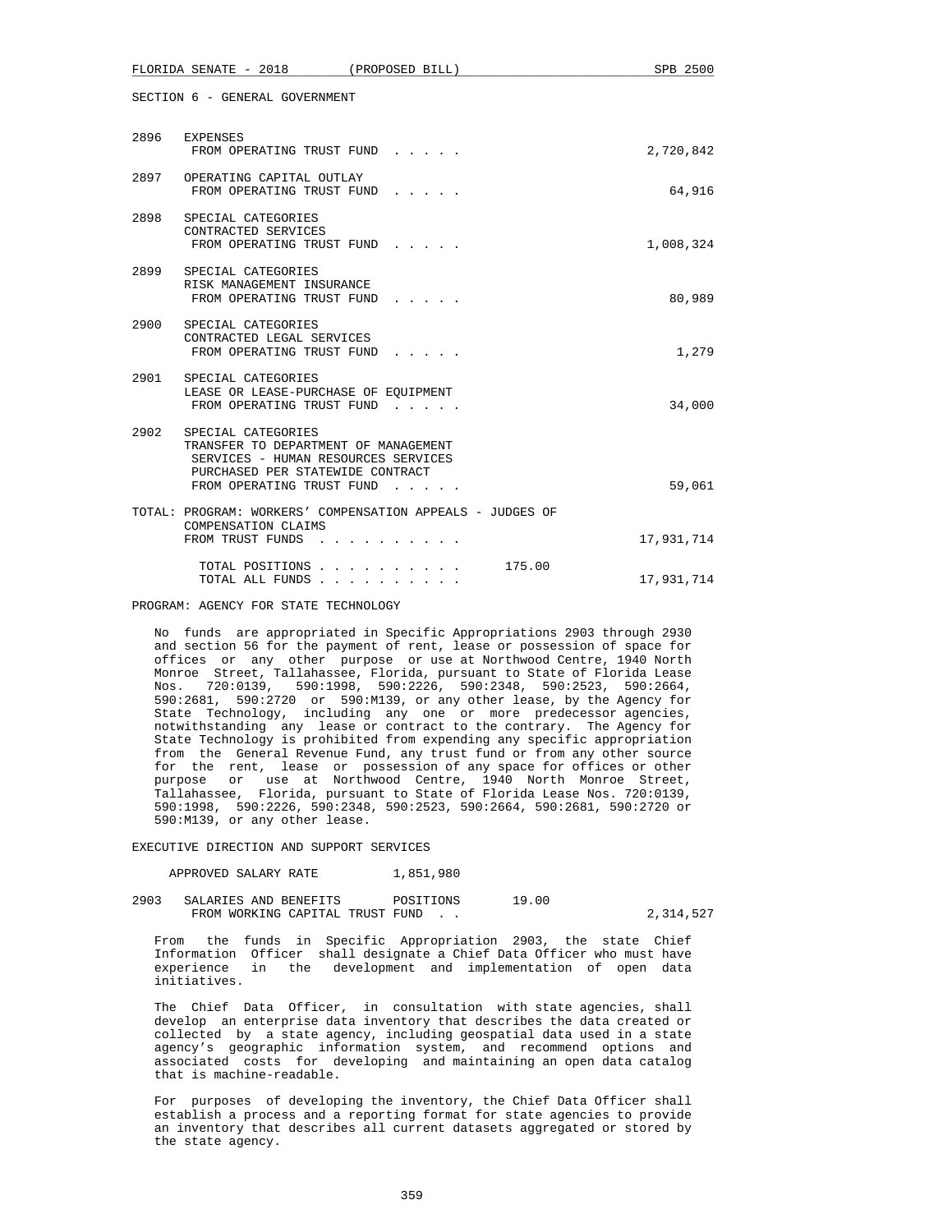SECTION 6 - GENERAL GOVERNMENT

| | | | |
|---|---|---|---|
| 2896 | EXPENSES<br>FROM OPERATING TRUST FUND . . . . . | | 2,720,842 |
| 2897 | OPERATING CAPITAL OUTLAY<br>FROM OPERATING TRUST FUND . . . . . | | 64,916 |
| 2898 | SPECIAL CATEGORIES<br>CONTRACTED SERVICES<br>FROM OPERATING TRUST FUND . . . . . | | 1,008,324 |
| 2899 | SPECIAL CATEGORIES<br>RISK MANAGEMENT INSURANCE<br>FROM OPERATING TRUST FUND . . . . . | | 80,989 |
| 2900 | SPECIAL CATEGORIES<br>CONTRACTED LEGAL SERVICES<br>FROM OPERATING TRUST FUND . . . . . | | 1,279 |
| 2901 | SPECIAL CATEGORIES<br>LEASE OR LEASE-PURCHASE OF EQUIPMENT<br>FROM OPERATING TRUST FUND . . . . . | | 34,000 |
| 2902 | SPECIAL CATEGORIES<br>TRANSFER TO DEPARTMENT OF MANAGEMENT SERVICES - HUMAN RESOURCES SERVICES PURCHASED PER STATEWIDE CONTRACT<br>FROM OPERATING TRUST FUND . . . . . | | 59,061 |

TOTAL: PROGRAM: WORKERS' COMPENSATION APPEALS - JUDGES OF COMPENSATION CLAIMS

| | | |
|---|---|---|
| FROM TRUST FUNDS . . . . . . . . . . | | 17,931,714 |
| TOTAL POSITIONS . . . . . . . . . . | 175.00 | |
| TOTAL ALL FUNDS . . . . . . . . . . | | 17,931,714 |

PROGRAM: AGENCY FOR STATE TECHNOLOGY

No funds are appropriated in Specific Appropriations 2903 through 2930 and section 56 for the payment of rent, lease or possession of space for offices or any other purpose or use at Northwood Centre, 1940 North Monroe Street, Tallahassee, Florida, pursuant to State of Florida Lease Nos. 720:0139, 590:1998, 590:2226, 590:2348, 590:2523, 590:2664, 590:2681, 590:2720 or 590:M139, or any other lease, by the Agency for State Technology, including any one or more predecessor agencies, notwithstanding any lease or contract to the contrary. The Agency for State Technology is prohibited from expending any specific appropriation from the General Revenue Fund, any trust fund or from any other source for the rent, lease or possession of any space for offices or other purpose or use at Northwood Centre, 1940 North Monroe Street, Tallahassee, Florida, pursuant to State of Florida Lease Nos. 720:0139, 590:1998, 590:2226, 590:2348, 590:2523, 590:2664, 590:2681, 590:2720 or 590:M139, or any other lease.

EXECUTIVE DIRECTION AND SUPPORT SERVICES

APPROVED SALARY RATE 1,851,980

| | | | |
|---|---|---|---|
| 2903 | SALARIES AND BENEFITS POSITIONS<br>FROM WORKING CAPITAL TRUST FUND . . | 19.00 | 2,314,527 |

From the funds in Specific Appropriation 2903, the state Chief Information Officer shall designate a Chief Data Officer who must have experience in the development and implementation of open data initiatives.

The Chief Data Officer, in consultation with state agencies, shall develop an enterprise data inventory that describes the data created or collected by a state agency, including geospatial data used in a state agency's geographic information system, and recommend options and associated costs for developing and maintaining an open data catalog that is machine-readable.

For purposes of developing the inventory, the Chief Data Officer shall establish a process and a reporting format for state agencies to provide an inventory that describes all current datasets aggregated or stored by the state agency.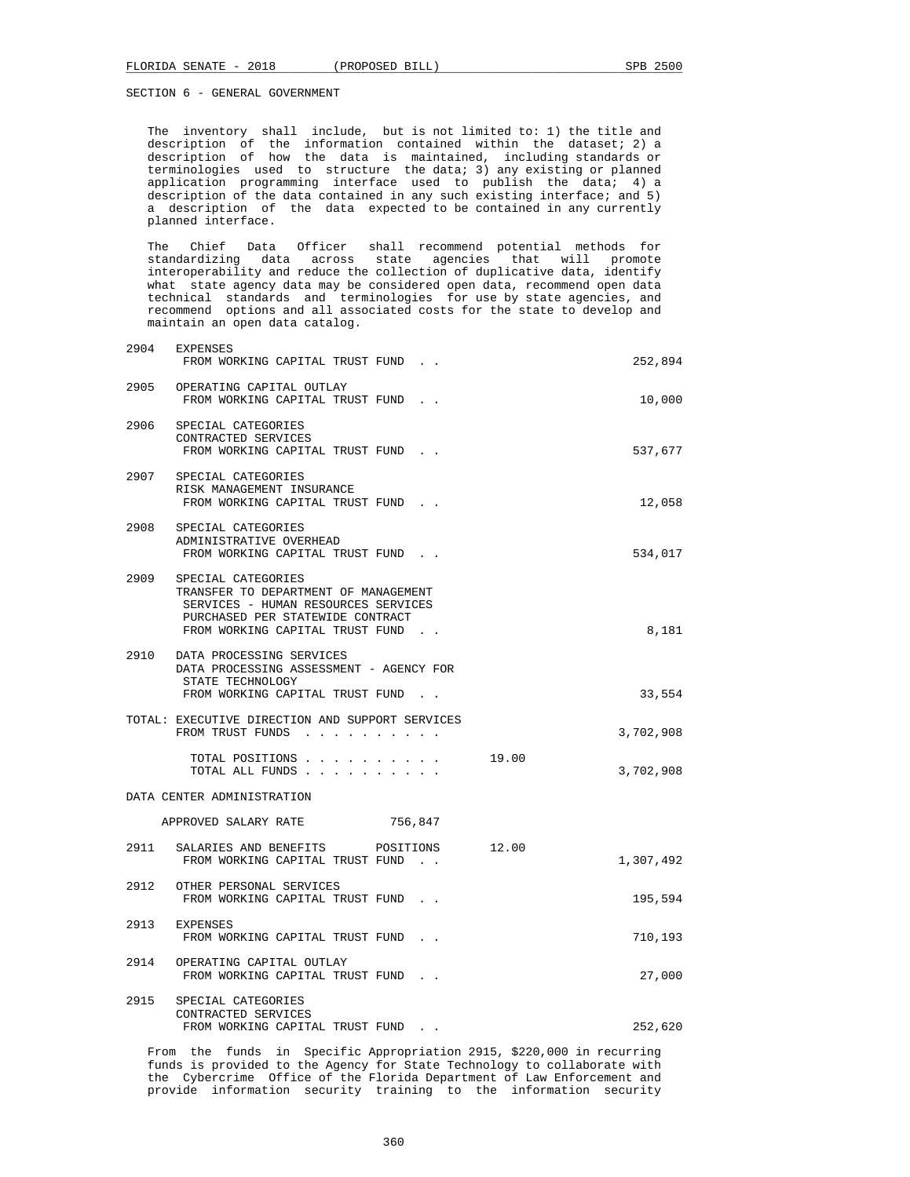SECTION 6 - GENERAL GOVERNMENT

The inventory shall include, but is not limited to: 1) the title and description of the information contained within the dataset; 2) a description of how the data is maintained, including standards or terminologies used to structure the data; 3) any existing or planned application programming interface used to publish the data; 4) a description of the data contained in any such existing interface; and 5) a description of the data expected to be contained in any currently planned interface.

The Chief Data Officer shall recommend potential methods for standardizing data across state agencies that will promote interoperability and reduce the collection of duplicative data, identify what state agency data may be considered open data, recommend open data technical standards and terminologies for use by state agencies, and recommend options and all associated costs for the state to develop and maintain an open data catalog.

2904 EXPENSES
FROM WORKING CAPITAL TRUST FUND . . . . . 252,894

2905 OPERATING CAPITAL OUTLAY
FROM WORKING CAPITAL TRUST FUND . . . . . 10,000

2906 SPECIAL CATEGORIES
CONTRACTED SERVICES
FROM WORKING CAPITAL TRUST FUND . . . . . 537,677

2907 SPECIAL CATEGORIES
RISK MANAGEMENT INSURANCE
FROM WORKING CAPITAL TRUST FUND . . . . . 12,058

2908 SPECIAL CATEGORIES
ADMINISTRATIVE OVERHEAD
FROM WORKING CAPITAL TRUST FUND . . . . . 534,017

2909 SPECIAL CATEGORIES
TRANSFER TO DEPARTMENT OF MANAGEMENT SERVICES - HUMAN RESOURCES SERVICES PURCHASED PER STATEWIDE CONTRACT
FROM WORKING CAPITAL TRUST FUND . . . . . 8,181

2910 DATA PROCESSING SERVICES
DATA PROCESSING ASSESSMENT - AGENCY FOR STATE TECHNOLOGY
FROM WORKING CAPITAL TRUST FUND . . . . . 33,554

TOTAL: EXECUTIVE DIRECTION AND SUPPORT SERVICES
FROM TRUST FUNDS . . . . . . . . . . . 3,702,908

TOTAL POSITIONS . . . . . . . . . . 19.00
TOTAL ALL FUNDS . . . . . . . . . . 3,702,908

DATA CENTER ADMINISTRATION

APPROVED SALARY RATE 756,847

2911 SALARIES AND BENEFITS POSITIONS 12.00
FROM WORKING CAPITAL TRUST FUND . . . . . 1,307,492

2912 OTHER PERSONAL SERVICES
FROM WORKING CAPITAL TRUST FUND . . . . . 195,594

2913 EXPENSES
FROM WORKING CAPITAL TRUST FUND . . . . . 710,193

2914 OPERATING CAPITAL OUTLAY
FROM WORKING CAPITAL TRUST FUND . . . . . 27,000

2915 SPECIAL CATEGORIES
CONTRACTED SERVICES
FROM WORKING CAPITAL TRUST FUND . . . . . 252,620

From the funds in Specific Appropriation 2915, $220,000 in recurring funds is provided to the Agency for State Technology to collaborate with the Cybercrime Office of the Florida Department of Law Enforcement and provide information security training to the information security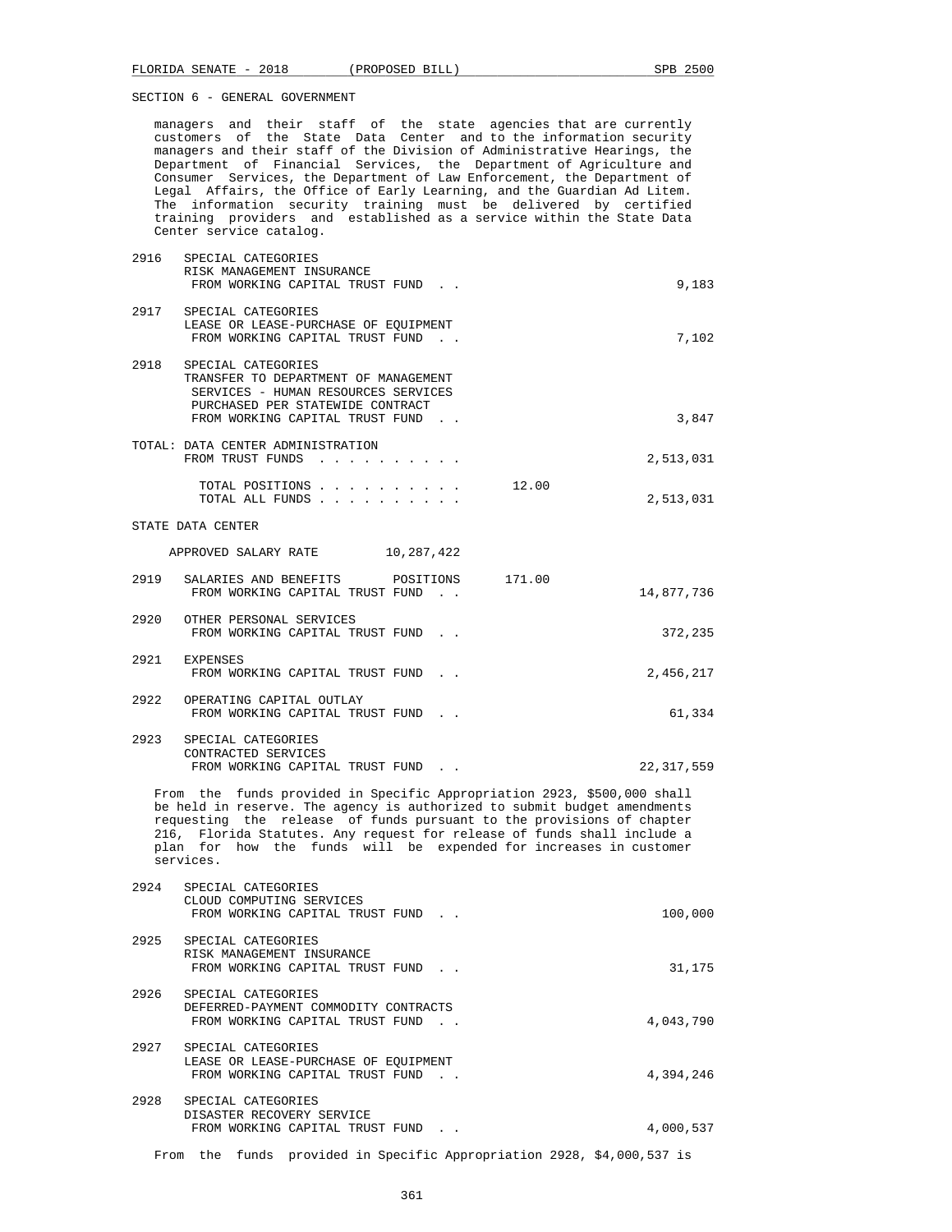SECTION 6 - GENERAL GOVERNMENT

managers and their staff of the state agencies that are currently customers of the State Data Center and to the information security managers and their staff of the Division of Administrative Hearings, the Department of Financial Services, the Department of Agriculture and Consumer Services, the Department of Law Enforcement, the Department of Legal Affairs, the Office of Early Learning, and the Guardian Ad Litem. The information security training must be delivered by certified training providers and established as a service within the State Data Center service catalog.

2916 SPECIAL CATEGORIES
RISK MANAGEMENT INSURANCE
FROM WORKING CAPITAL TRUST FUND . . . . . 9,183

2917 SPECIAL CATEGORIES
LEASE OR LEASE-PURCHASE OF EQUIPMENT
FROM WORKING CAPITAL TRUST FUND . . . . . 7,102

2918 SPECIAL CATEGORIES
TRANSFER TO DEPARTMENT OF MANAGEMENT SERVICES - HUMAN RESOURCES SERVICES PURCHASED PER STATEWIDE CONTRACT
FROM WORKING CAPITAL TRUST FUND . . . . . 3,847

TOTAL: DATA CENTER ADMINISTRATION
FROM TRUST FUNDS . . . . . . . . . . 2,513,031

TOTAL POSITIONS . . . . . . . . . . 12.00
TOTAL ALL FUNDS . . . . . . . . . . 2,513,031

STATE DATA CENTER

APPROVED SALARY RATE 10,287,422

2919 SALARIES AND BENEFITS POSITIONS 171.00
FROM WORKING CAPITAL TRUST FUND . . . . . 14,877,736

2920 OTHER PERSONAL SERVICES
FROM WORKING CAPITAL TRUST FUND . . . . . 372,235

2921 EXPENSES
FROM WORKING CAPITAL TRUST FUND . . . . . 2,456,217

2922 OPERATING CAPITAL OUTLAY
FROM WORKING CAPITAL TRUST FUND . . . . . 61,334

2923 SPECIAL CATEGORIES
CONTRACTED SERVICES
FROM WORKING CAPITAL TRUST FUND . . . . . 22,317,559

From the funds provided in Specific Appropriation 2923, $500,000 shall be held in reserve. The agency is authorized to submit budget amendments requesting the release of funds pursuant to the provisions of chapter 216, Florida Statutes. Any request for release of funds shall include a plan for how the funds will be expended for increases in customer services.

2924 SPECIAL CATEGORIES
CLOUD COMPUTING SERVICES
FROM WORKING CAPITAL TRUST FUND . . . . . 100,000

2925 SPECIAL CATEGORIES
RISK MANAGEMENT INSURANCE
FROM WORKING CAPITAL TRUST FUND . . . . . 31,175

2926 SPECIAL CATEGORIES
DEFERRED-PAYMENT COMMODITY CONTRACTS
FROM WORKING CAPITAL TRUST FUND . . . . . 4,043,790

2927 SPECIAL CATEGORIES
LEASE OR LEASE-PURCHASE OF EQUIPMENT
FROM WORKING CAPITAL TRUST FUND . . . . . 4,394,246

2928 SPECIAL CATEGORIES
DISASTER RECOVERY SERVICE
FROM WORKING CAPITAL TRUST FUND . . . . . 4,000,537

From the funds provided in Specific Appropriation 2928, $4,000,537 is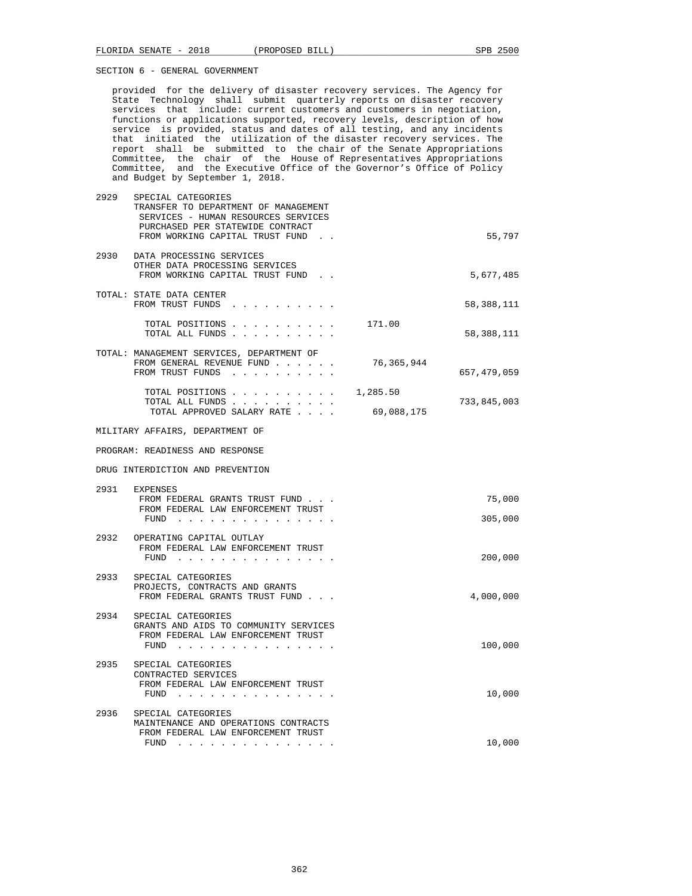SECTION 6 - GENERAL GOVERNMENT

provided for the delivery of disaster recovery services. The Agency for State Technology shall submit quarterly reports on disaster recovery services that include: current customers and customers in negotiation, functions or applications supported, recovery levels, description of how service is provided, status and dates of all testing, and any incidents that initiated the utilization of the disaster recovery services. The report shall be submitted to the chair of the Senate Appropriations Committee, the chair of the House of Representatives Appropriations Committee, and the Executive Office of the Governor's Office of Policy and Budget by September 1, 2018.

2929 SPECIAL CATEGORIES
TRANSFER TO DEPARTMENT OF MANAGEMENT SERVICES - HUMAN RESOURCES SERVICES PURCHASED PER STATEWIDE CONTRACT
FROM WORKING CAPITAL TRUST FUND . . . . . 55,797

2930 DATA PROCESSING SERVICES
OTHER DATA PROCESSING SERVICES
FROM WORKING CAPITAL TRUST FUND . . . . . 5,677,485

TOTAL: STATE DATA CENTER
FROM TRUST FUNDS . . . . . . . . . . . 58,388,111

TOTAL POSITIONS . . . . . . . . . . 171.00
TOTAL ALL FUNDS . . . . . . . . . . 58,388,111

TOTAL: MANAGEMENT SERVICES, DEPARTMENT OF
FROM GENERAL REVENUE FUND . . . . . . 76,365,944
FROM TRUST FUNDS . . . . . . . . . . 657,479,059

TOTAL POSITIONS . . . . . . . . . . 1,285.50
TOTAL ALL FUNDS . . . . . . . . . . 733,845,003
TOTAL APPROVED SALARY RATE . . . . 69,088,175

MILITARY AFFAIRS, DEPARTMENT OF

PROGRAM: READINESS AND RESPONSE

DRUG INTERDICTION AND PREVENTION

2931 EXPENSES
FROM FEDERAL GRANTS TRUST FUND . . . 75,000
FROM FEDERAL LAW ENFORCEMENT TRUST FUND . . . . . . . . . . . . . . . 305,000

2932 OPERATING CAPITAL OUTLAY
FROM FEDERAL LAW ENFORCEMENT TRUST FUND . . . . . . . . . . . . . . . 200,000

2933 SPECIAL CATEGORIES
PROJECTS, CONTRACTS AND GRANTS
FROM FEDERAL GRANTS TRUST FUND . . . 4,000,000

2934 SPECIAL CATEGORIES
GRANTS AND AIDS TO COMMUNITY SERVICES
FROM FEDERAL LAW ENFORCEMENT TRUST FUND . . . . . . . . . . . . . . . 100,000

2935 SPECIAL CATEGORIES
CONTRACTED SERVICES
FROM FEDERAL LAW ENFORCEMENT TRUST FUND . . . . . . . . . . . . . . . 10,000

2936 SPECIAL CATEGORIES
MAINTENANCE AND OPERATIONS CONTRACTS
FROM FEDERAL LAW ENFORCEMENT TRUST FUND . . . . . . . . . . . . . . . 10,000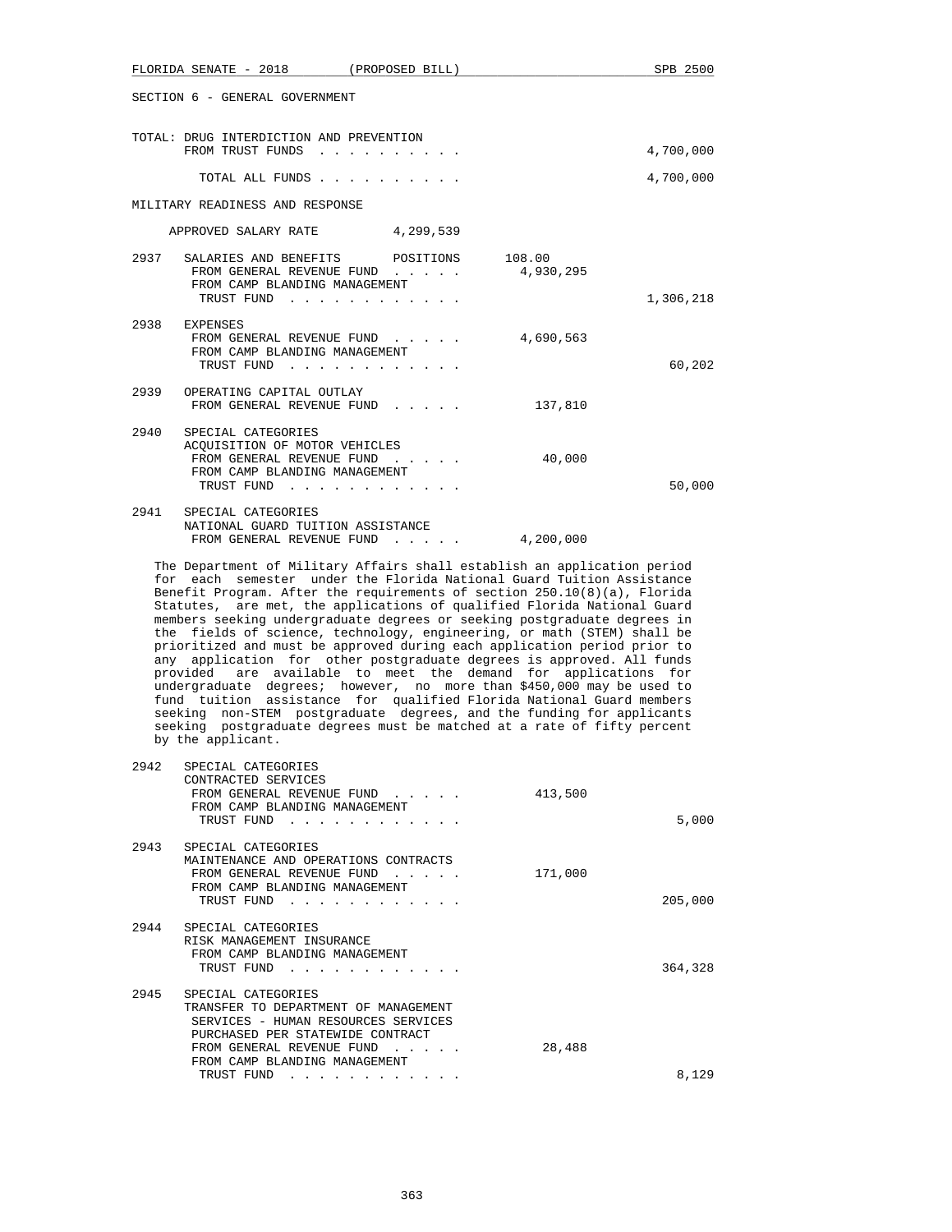SECTION 6 - GENERAL GOVERNMENT

TOTAL: DRUG INTERDICTION AND PREVENTION

| | | | |
|---|---|---|---|
| | FROM TRUST FUNDS . . . . . . . . . . | | 4,700,000 |
| | TOTAL ALL FUNDS . . . . . . . . . . | | 4,700,000 |

MILITARY READINESS AND RESPONSE

APPROVED SALARY RATE 4,299,539

| | | | |
|---|---|---|---|
| 2937 | SALARIES AND BENEFITS POSITIONS | 108.00 | |
| | FROM GENERAL REVENUE FUND . . . . . | 4,930,295 | |
| | FROM CAMP BLANDING MANAGEMENT TRUST FUND . . . . . . . . . . . . | | 1,306,218 |
| 2938 | EXPENSES | | |
| | FROM GENERAL REVENUE FUND . . . . . | 4,690,563 | |
| | FROM CAMP BLANDING MANAGEMENT TRUST FUND . . . . . . . . . . . . | | 60,202 |
| 2939 | OPERATING CAPITAL OUTLAY | | |
| | FROM GENERAL REVENUE FUND . . . . . | 137,810 | |
| 2940 | SPECIAL CATEGORIES ACQUISITION OF MOTOR VEHICLES | | |
| | FROM GENERAL REVENUE FUND . . . . . | 40,000 | |
| | FROM CAMP BLANDING MANAGEMENT TRUST FUND . . . . . . . . . . . . | | 50,000 |
| 2941 | SPECIAL CATEGORIES NATIONAL GUARD TUITION ASSISTANCE | | |
| | FROM GENERAL REVENUE FUND . . . . . | 4,200,000 | |

The Department of Military Affairs shall establish an application period for each semester under the Florida National Guard Tuition Assistance Benefit Program. After the requirements of section 250.10(8)(a), Florida Statutes, are met, the applications of qualified Florida National Guard members seeking undergraduate degrees or seeking postgraduate degrees in the fields of science, technology, engineering, or math (STEM) shall be prioritized and must be approved during each application period prior to any application for other postgraduate degrees is approved. All funds provided are available to meet the demand for applications for undergraduate degrees; however, no more than $450,000 may be used to fund tuition assistance for qualified Florida National Guard members seeking non-STEM postgraduate degrees, and the funding for applicants seeking postgraduate degrees must be matched at a rate of fifty percent by the applicant.

| | | | |
|---|---|---|---|
| 2942 | SPECIAL CATEGORIES CONTRACTED SERVICES | | |
| | FROM GENERAL REVENUE FUND . . . . . | 413,500 | |
| | FROM CAMP BLANDING MANAGEMENT TRUST FUND . . . . . . . . . . . . | | 5,000 |
| 2943 | SPECIAL CATEGORIES MAINTENANCE AND OPERATIONS CONTRACTS | | |
| | FROM GENERAL REVENUE FUND . . . . . | 171,000 | |
| | FROM CAMP BLANDING MANAGEMENT TRUST FUND . . . . . . . . . . . . | | 205,000 |
| 2944 | SPECIAL CATEGORIES RISK MANAGEMENT INSURANCE | | |
| | FROM CAMP BLANDING MANAGEMENT TRUST FUND . . . . . . . . . . . . | | 364,328 |
| 2945 | SPECIAL CATEGORIES TRANSFER TO DEPARTMENT OF MANAGEMENT SERVICES - HUMAN RESOURCES SERVICES PURCHASED PER STATEWIDE CONTRACT | | |
| | FROM GENERAL REVENUE FUND . . . . . | 28,488 | |
| | FROM CAMP BLANDING MANAGEMENT TRUST FUND . . . . . . . . . . . . | | 8,129 |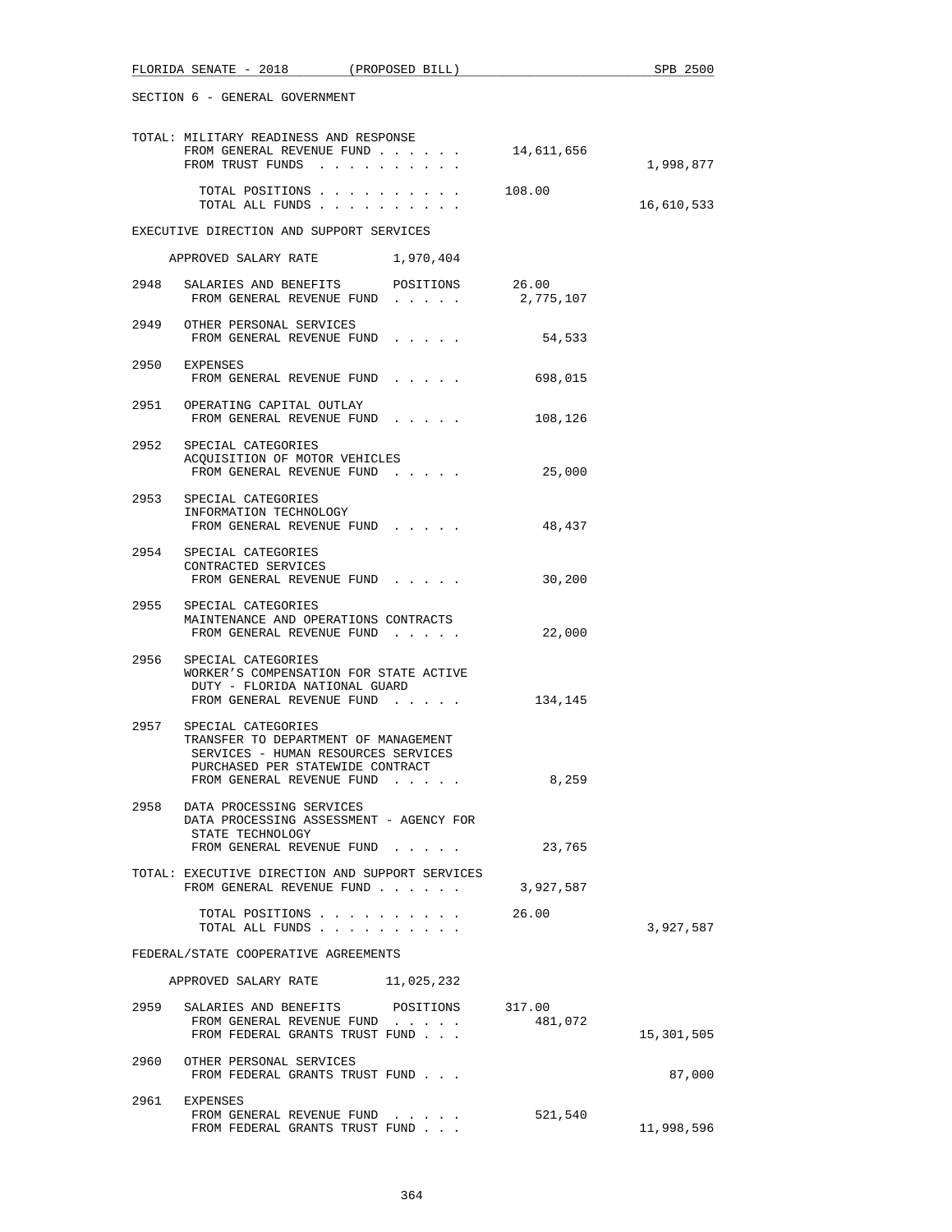SECTION 6 - GENERAL GOVERNMENT

TOTAL: MILITARY READINESS AND RESPONSE
FROM GENERAL REVENUE FUND . . . . . . 14,611,656
FROM TRUST FUNDS . . . . . . . . . . 1,998,877

TOTAL POSITIONS . . . . . . . . . . 108.00
TOTAL ALL FUNDS . . . . . . . . . . 16,610,533

EXECUTIVE DIRECTION AND SUPPORT SERVICES

APPROVED SALARY RATE 1,970,404

2948 SALARIES AND BENEFITS POSITIONS 26.00
FROM GENERAL REVENUE FUND . . . . . 2,775,107

2949 OTHER PERSONAL SERVICES
FROM GENERAL REVENUE FUND . . . . . 54,533

2950 EXPENSES
FROM GENERAL REVENUE FUND . . . . . 698,015

2951 OPERATING CAPITAL OUTLAY
FROM GENERAL REVENUE FUND . . . . . 108,126

2952 SPECIAL CATEGORIES
ACQUISITION OF MOTOR VEHICLES
FROM GENERAL REVENUE FUND . . . . . 25,000

2953 SPECIAL CATEGORIES
INFORMATION TECHNOLOGY
FROM GENERAL REVENUE FUND . . . . . 48,437

2954 SPECIAL CATEGORIES
CONTRACTED SERVICES
FROM GENERAL REVENUE FUND . . . . . 30,200

2955 SPECIAL CATEGORIES
MAINTENANCE AND OPERATIONS CONTRACTS
FROM GENERAL REVENUE FUND . . . . . 22,000

2956 SPECIAL CATEGORIES
WORKER'S COMPENSATION FOR STATE ACTIVE
DUTY - FLORIDA NATIONAL GUARD
FROM GENERAL REVENUE FUND . . . . . 134,145

2957 SPECIAL CATEGORIES
TRANSFER TO DEPARTMENT OF MANAGEMENT
SERVICES - HUMAN RESOURCES SERVICES
PURCHASED PER STATEWIDE CONTRACT
FROM GENERAL REVENUE FUND . . . . . 8,259

2958 DATA PROCESSING SERVICES
DATA PROCESSING ASSESSMENT - AGENCY FOR
STATE TECHNOLOGY
FROM GENERAL REVENUE FUND . . . . . 23,765

TOTAL: EXECUTIVE DIRECTION AND SUPPORT SERVICES
FROM GENERAL REVENUE FUND . . . . . . 3,927,587

TOTAL POSITIONS . . . . . . . . . . 26.00
TOTAL ALL FUNDS . . . . . . . . . . 3,927,587

FEDERAL/STATE COOPERATIVE AGREEMENTS

APPROVED SALARY RATE 11,025,232

2959 SALARIES AND BENEFITS POSITIONS 317.00
FROM GENERAL REVENUE FUND . . . . . 481,072
FROM FEDERAL GRANTS TRUST FUND . . . 15,301,505

2960 OTHER PERSONAL SERVICES
FROM FEDERAL GRANTS TRUST FUND . . . 87,000

2961 EXPENSES
FROM GENERAL REVENUE FUND . . . . . 521,540
FROM FEDERAL GRANTS TRUST FUND . . . 11,998,596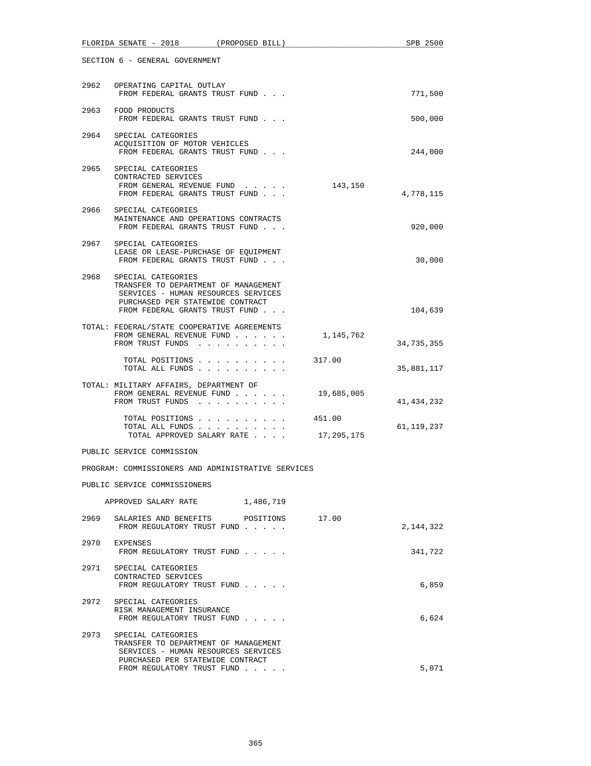SECTION 6 - GENERAL GOVERNMENT

| | | | |
|---|---|---|---|
| 2962 | OPERATING CAPITAL OUTLAY<br>FROM FEDERAL GRANTS TRUST FUND . . . | | 771,500 |
| 2963 | FOOD PRODUCTS<br>FROM FEDERAL GRANTS TRUST FUND . . . | | 500,000 |
| 2964 | SPECIAL CATEGORIES<br>ACQUISITION OF MOTOR VEHICLES<br>FROM FEDERAL GRANTS TRUST FUND . . . | | 244,000 |
| 2965 | SPECIAL CATEGORIES<br>CONTRACTED SERVICES<br>FROM GENERAL REVENUE FUND . . . . .<br>FROM FEDERAL GRANTS TRUST FUND . . . | 143,150 | 4,778,115 |
| 2966 | SPECIAL CATEGORIES<br>MAINTENANCE AND OPERATIONS CONTRACTS<br>FROM FEDERAL GRANTS TRUST FUND . . . | | 920,000 |
| 2967 | SPECIAL CATEGORIES<br>LEASE OR LEASE-PURCHASE OF EQUIPMENT<br>FROM FEDERAL GRANTS TRUST FUND . . . | | 30,000 |
| 2968 | SPECIAL CATEGORIES<br>TRANSFER TO DEPARTMENT OF MANAGEMENT SERVICES - HUMAN RESOURCES SERVICES PURCHASED PER STATEWIDE CONTRACT<br>FROM FEDERAL GRANTS TRUST FUND . . . | | 104,639 |

TOTAL: FEDERAL/STATE COOPERATIVE AGREEMENTS

| | | |
|---|---|---|
| FROM GENERAL REVENUE FUND . . . . . . | 1,145,762 | |
| FROM TRUST FUNDS . . . . . . . . . . | | 34,735,355 |
| TOTAL POSITIONS . . . . . . . . . . | 317.00 | |
| TOTAL ALL FUNDS . . . . . . . . . . | | 35,881,117 |

TOTAL: MILITARY AFFAIRS, DEPARTMENT OF

| | | |
|---|---|---|
| FROM GENERAL REVENUE FUND . . . . . . | 19,685,005 | |
| FROM TRUST FUNDS . . . . . . . . . . | | 41,434,232 |
| TOTAL POSITIONS . . . . . . . . . . | 451.00 | |
| TOTAL ALL FUNDS . . . . . . . . . . | | 61,119,237 |
| TOTAL APPROVED SALARY RATE . . . . | 17,295,175 | |

PUBLIC SERVICE COMMISSION

PROGRAM: COMMISSIONERS AND ADMINISTRATIVE SERVICES

PUBLIC SERVICE COMMISSIONERS

APPROVED SALARY RATE 1,486,719

| | | | |
|---|---|---|---|
| 2969 | SALARIES AND BENEFITS POSITIONS<br>FROM REGULATORY TRUST FUND . . . . . | 17.00 | 2,144,322 |
| 2970 | EXPENSES<br>FROM REGULATORY TRUST FUND . . . . . | | 341,722 |
| 2971 | SPECIAL CATEGORIES<br>CONTRACTED SERVICES<br>FROM REGULATORY TRUST FUND . . . . . | | 6,859 |
| 2972 | SPECIAL CATEGORIES<br>RISK MANAGEMENT INSURANCE<br>FROM REGULATORY TRUST FUND . . . . . | | 6,624 |
| 2973 | SPECIAL CATEGORIES<br>TRANSFER TO DEPARTMENT OF MANAGEMENT SERVICES - HUMAN RESOURCES SERVICES PURCHASED PER STATEWIDE CONTRACT<br>FROM REGULATORY TRUST FUND . . . . . | | 5,071 |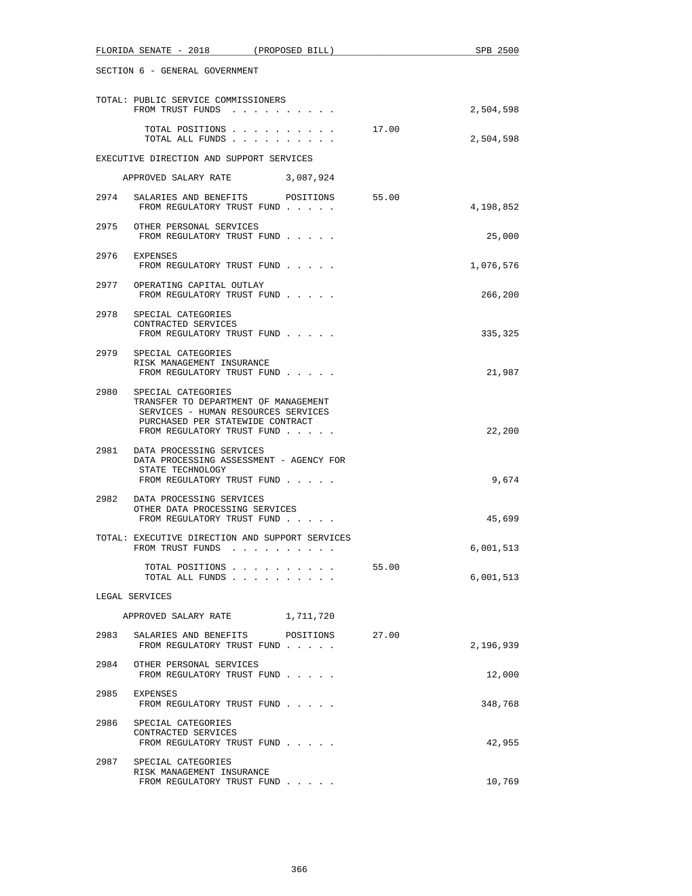SECTION 6 - GENERAL GOVERNMENT

TOTAL: PUBLIC SERVICE COMMISSIONERS
FROM TRUST FUNDS . . . . . . . . . . 2,504,598

TOTAL POSITIONS . . . . . . . . . . 17.00
TOTAL ALL FUNDS . . . . . . . . . . 2,504,598

EXECUTIVE DIRECTION AND SUPPORT SERVICES

APPROVED SALARY RATE 3,087,924

2974 SALARIES AND BENEFITS POSITIONS 55.00
FROM REGULATORY TRUST FUND . . . . . 4,198,852

2975 OTHER PERSONAL SERVICES
FROM REGULATORY TRUST FUND . . . . . 25,000

2976 EXPENSES
FROM REGULATORY TRUST FUND . . . . . 1,076,576

2977 OPERATING CAPITAL OUTLAY
FROM REGULATORY TRUST FUND . . . . . 266,200

2978 SPECIAL CATEGORIES
CONTRACTED SERVICES
FROM REGULATORY TRUST FUND . . . . . 335,325

2979 SPECIAL CATEGORIES
RISK MANAGEMENT INSURANCE
FROM REGULATORY TRUST FUND . . . . . 21,987

2980 SPECIAL CATEGORIES
TRANSFER TO DEPARTMENT OF MANAGEMENT
SERVICES - HUMAN RESOURCES SERVICES
PURCHASED PER STATEWIDE CONTRACT
FROM REGULATORY TRUST FUND . . . . . 22,200

2981 DATA PROCESSING SERVICES
DATA PROCESSING ASSESSMENT - AGENCY FOR
STATE TECHNOLOGY
FROM REGULATORY TRUST FUND . . . . . 9,674

2982 DATA PROCESSING SERVICES
OTHER DATA PROCESSING SERVICES
FROM REGULATORY TRUST FUND . . . . . 45,699

TOTAL: EXECUTIVE DIRECTION AND SUPPORT SERVICES
FROM TRUST FUNDS . . . . . . . . . . 6,001,513

TOTAL POSITIONS . . . . . . . . . . 55.00
TOTAL ALL FUNDS . . . . . . . . . . 6,001,513

LEGAL SERVICES

APPROVED SALARY RATE 1,711,720

2983 SALARIES AND BENEFITS POSITIONS 27.00
FROM REGULATORY TRUST FUND . . . . . 2,196,939

2984 OTHER PERSONAL SERVICES
FROM REGULATORY TRUST FUND . . . . . 12,000

2985 EXPENSES
FROM REGULATORY TRUST FUND . . . . . 348,768

2986 SPECIAL CATEGORIES
CONTRACTED SERVICES
FROM REGULATORY TRUST FUND . . . . . 42,955

2987 SPECIAL CATEGORIES
RISK MANAGEMENT INSURANCE
FROM REGULATORY TRUST FUND . . . . . 10,769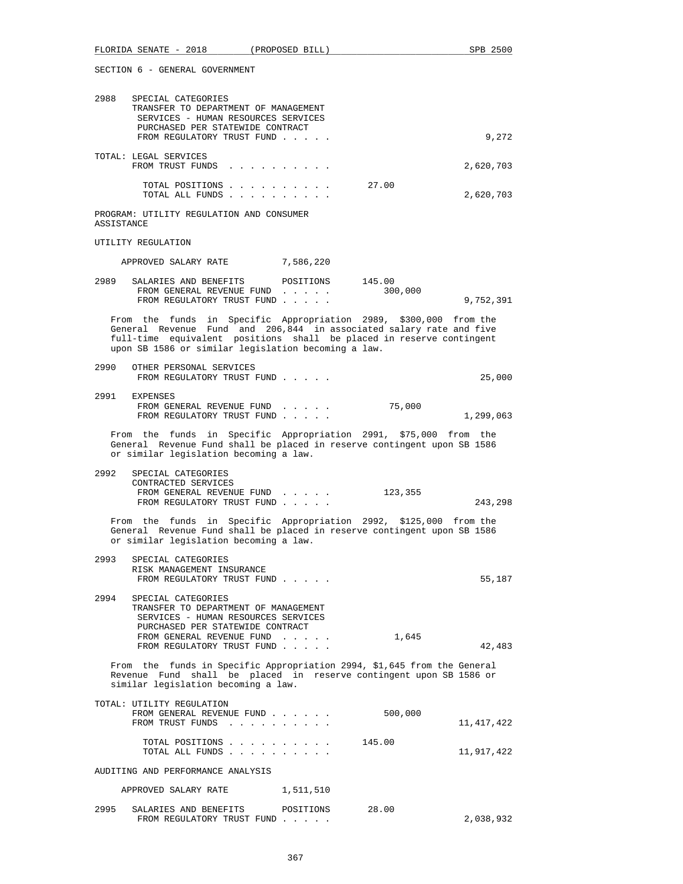SECTION 6 - GENERAL GOVERNMENT

```
2988   SPECIAL CATEGORIES
       TRANSFER TO DEPARTMENT OF MANAGEMENT
        SERVICES - HUMAN RESOURCES SERVICES
        PURCHASED PER STATEWIDE CONTRACT
        FROM REGULATORY TRUST FUND . . . . .                             9,272

TOTAL: LEGAL SERVICES
       FROM TRUST FUNDS  . . . . . . . . . .                         2,620,703

         TOTAL POSITIONS . . . . . . . . . .          27.00
         TOTAL ALL FUNDS . . . . . . . . . .                         2,620,703
```

PROGRAM: UTILITY REGULATION AND CONSUMER ASSISTANCE

UTILITY REGULATION

```
    APPROVED SALARY RATE         7,586,220

2989   SALARIES AND BENEFITS       POSITIONS      145.00
        FROM GENERAL REVENUE FUND  . . . . .          300,000
        FROM REGULATORY TRUST FUND . . . . .                         9,752,391
```

From the funds in Specific Appropriation 2989, $300,000 from the General Revenue Fund and 206,844 in associated salary rate and five full-time equivalent positions shall be placed in reserve contingent upon SB 1586 or similar legislation becoming a law.

```
2990   OTHER PERSONAL SERVICES
        FROM REGULATORY TRUST FUND . . . . .                            25,000

2991   EXPENSES
        FROM GENERAL REVENUE FUND  . . . . .           75,000
        FROM REGULATORY TRUST FUND . . . . .                         1,299,063
```

From the funds in Specific Appropriation 2991, $75,000 from the General Revenue Fund shall be placed in reserve contingent upon SB 1586 or similar legislation becoming a law.

```
2992   SPECIAL CATEGORIES
       CONTRACTED SERVICES
        FROM GENERAL REVENUE FUND  . . . . .          123,355
        FROM REGULATORY TRUST FUND . . . . .                           243,298
```

From the funds in Specific Appropriation 2992, $125,000 from the General Revenue Fund shall be placed in reserve contingent upon SB 1586 or similar legislation becoming a law.

```
2993   SPECIAL CATEGORIES
       RISK MANAGEMENT INSURANCE
        FROM REGULATORY TRUST FUND . . . . .                            55,187

2994   SPECIAL CATEGORIES
       TRANSFER TO DEPARTMENT OF MANAGEMENT
        SERVICES - HUMAN RESOURCES SERVICES
        PURCHASED PER STATEWIDE CONTRACT
        FROM GENERAL REVENUE FUND  . . . . .            1,645
        FROM REGULATORY TRUST FUND . . . . .                            42,483
```

From the funds in Specific Appropriation 2994, $1,645 from the General Revenue Fund shall be placed in reserve contingent upon SB 1586 or similar legislation becoming a law.

```
TOTAL: UTILITY REGULATION
       FROM GENERAL REVENUE FUND . . . . . .          500,000
       FROM TRUST FUNDS  . . . . . . . . . .                        11,417,422

         TOTAL POSITIONS . . . . . . . . . .         145.00
         TOTAL ALL FUNDS . . . . . . . . . .                        11,917,422
```

AUDITING AND PERFORMANCE ANALYSIS

```
    APPROVED SALARY RATE         1,511,510

2995   SALARIES AND BENEFITS       POSITIONS       28.00
        FROM REGULATORY TRUST FUND . . . . .                         2,038,932
```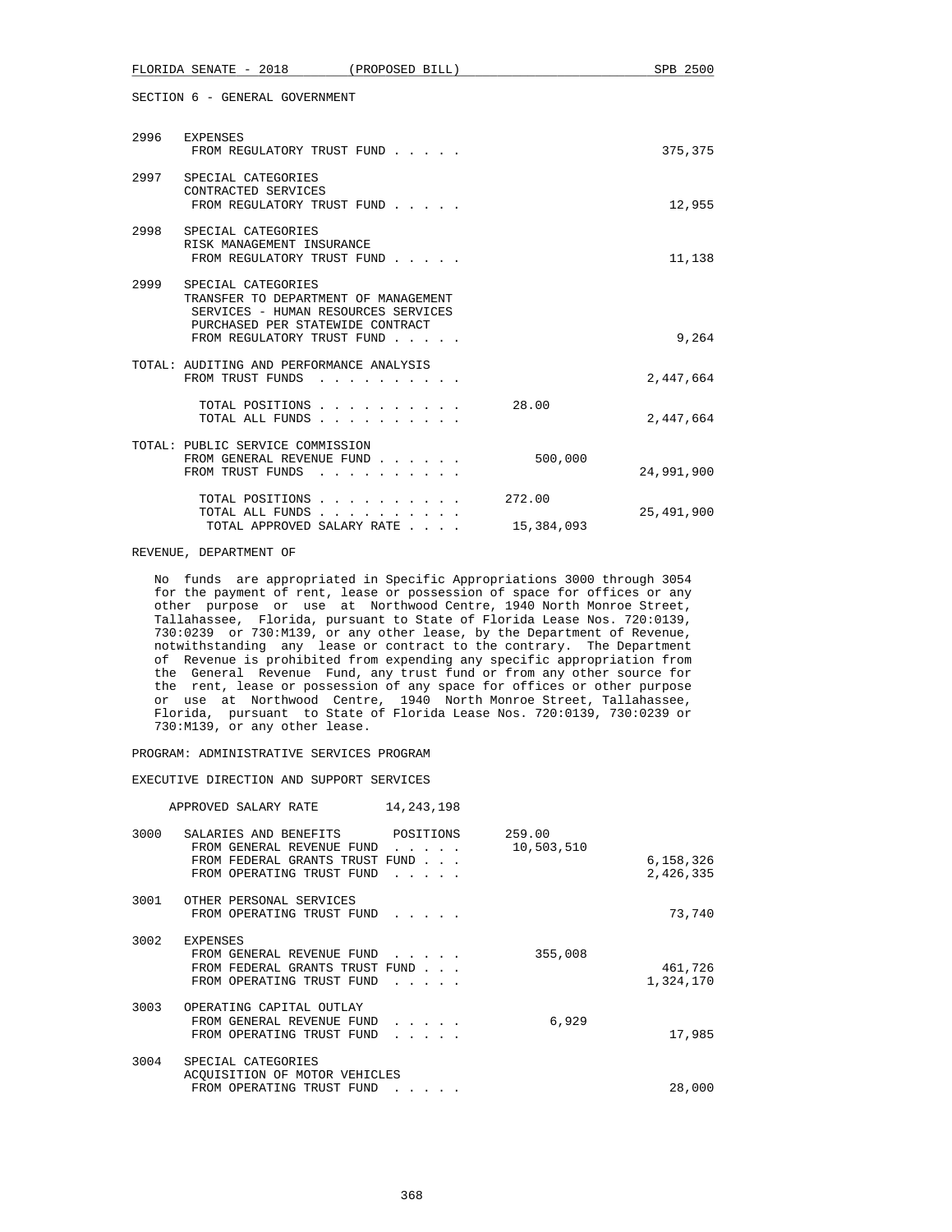SECTION 6 - GENERAL GOVERNMENT

| | | | |
|---|---|---|---|
| 2996 | EXPENSES<br>FROM REGULATORY TRUST FUND . . . . . | | 375,375 |
| 2997 | SPECIAL CATEGORIES<br>CONTRACTED SERVICES<br>FROM REGULATORY TRUST FUND . . . . . | | 12,955 |
| 2998 | SPECIAL CATEGORIES<br>RISK MANAGEMENT INSURANCE<br>FROM REGULATORY TRUST FUND . . . . . | | 11,138 |
| 2999 | SPECIAL CATEGORIES<br>TRANSFER TO DEPARTMENT OF MANAGEMENT SERVICES - HUMAN RESOURCES SERVICES PURCHASED PER STATEWIDE CONTRACT<br>FROM REGULATORY TRUST FUND . . . . . | | 9,264 |

TOTAL: AUDITING AND PERFORMANCE ANALYSIS

| | | |
|---|---|---|
| FROM TRUST FUNDS . . . . . . . . . . | | 2,447,664 |
| TOTAL POSITIONS . . . . . . . . . . | 28.00 | |
| TOTAL ALL FUNDS . . . . . . . . . . | | 2,447,664 |

TOTAL: PUBLIC SERVICE COMMISSION

| | | |
|---|---|---|
| FROM GENERAL REVENUE FUND . . . . . . | 500,000 | |
| FROM TRUST FUNDS . . . . . . . . . . | | 24,991,900 |
| TOTAL POSITIONS . . . . . . . . . . | 272.00 | |
| TOTAL ALL FUNDS . . . . . . . . . . | | 25,491,900 |
| TOTAL APPROVED SALARY RATE . . . . | 15,384,093 | |

REVENUE, DEPARTMENT OF

No funds are appropriated in Specific Appropriations 3000 through 3054 for the payment of rent, lease or possession of space for offices or any other purpose or use at Northwood Centre, 1940 North Monroe Street, Tallahassee, Florida, pursuant to State of Florida Lease Nos. 720:0139, 730:0239 or 730:M139, or any other lease, by the Department of Revenue, notwithstanding any lease or contract to the contrary. The Department of Revenue is prohibited from expending any specific appropriation from the General Revenue Fund, any trust fund or from any other source for the rent, lease or possession of any space for offices or other purpose or use at Northwood Centre, 1940 North Monroe Street, Tallahassee, Florida, pursuant to State of Florida Lease Nos. 720:0139, 730:0239 or 730:M139, or any other lease.

PROGRAM: ADMINISTRATIVE SERVICES PROGRAM

EXECUTIVE DIRECTION AND SUPPORT SERVICES

APPROVED SALARY RATE 14,243,198

| | | | |
|---|---|---|---|
| 3000 | SALARIES AND BENEFITS POSITIONS | 259.00 | |
| | FROM GENERAL REVENUE FUND . . . . . | 10,503,510 | |
| | FROM FEDERAL GRANTS TRUST FUND . . . | | 6,158,326 |
| | FROM OPERATING TRUST FUND . . . . . | | 2,426,335 |
| 3001 | OTHER PERSONAL SERVICES<br>FROM OPERATING TRUST FUND . . . . . | | 73,740 |
| 3002 | EXPENSES | | |
| | FROM GENERAL REVENUE FUND . . . . . | 355,008 | |
| | FROM FEDERAL GRANTS TRUST FUND . . . | | 461,726 |
| | FROM OPERATING TRUST FUND . . . . . | | 1,324,170 |
| 3003 | OPERATING CAPITAL OUTLAY | | |
| | FROM GENERAL REVENUE FUND . . . . . | 6,929 | |
| | FROM OPERATING TRUST FUND . . . . . | | 17,985 |
| 3004 | SPECIAL CATEGORIES<br>ACQUISITION OF MOTOR VEHICLES<br>FROM OPERATING TRUST FUND . . . . . | | 28,000 |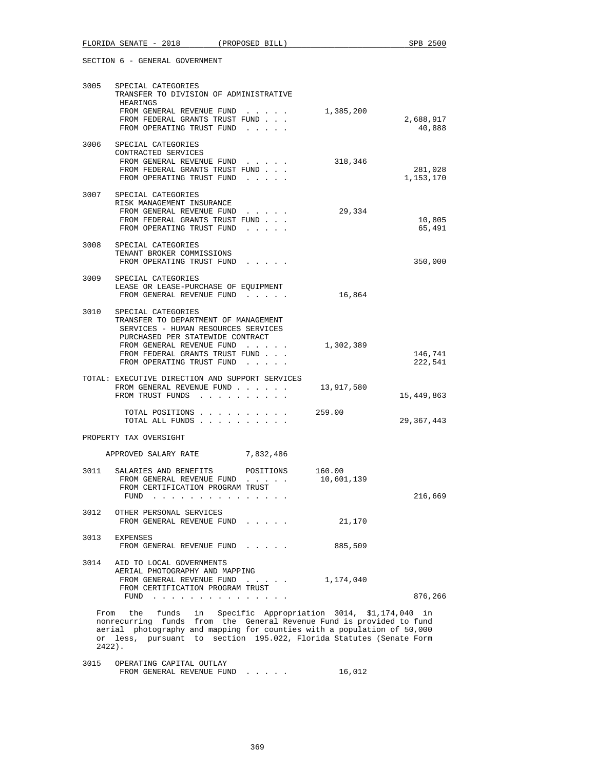SECTION 6 - GENERAL GOVERNMENT

| | | | |
|---|---|---|---|
| 3005 | SPECIAL CATEGORIES<br>TRANSFER TO DIVISION OF ADMINISTRATIVE HEARINGS | | |
| | FROM GENERAL REVENUE FUND . . . . . | 1,385,200 | |
| | FROM FEDERAL GRANTS TRUST FUND . . . | | 2,688,917 |
| | FROM OPERATING TRUST FUND . . . . . | | 40,888 |
| 3006 | SPECIAL CATEGORIES<br>CONTRACTED SERVICES | | |
| | FROM GENERAL REVENUE FUND . . . . . | 318,346 | |
| | FROM FEDERAL GRANTS TRUST FUND . . . | | 281,028 |
| | FROM OPERATING TRUST FUND . . . . . | | 1,153,170 |
| 3007 | SPECIAL CATEGORIES<br>RISK MANAGEMENT INSURANCE | | |
| | FROM GENERAL REVENUE FUND . . . . . | 29,334 | |
| | FROM FEDERAL GRANTS TRUST FUND . . . | | 10,805 |
| | FROM OPERATING TRUST FUND . . . . . | | 65,491 |
| 3008 | SPECIAL CATEGORIES<br>TENANT BROKER COMMISSIONS | | |
| | FROM OPERATING TRUST FUND . . . . . | | 350,000 |
| 3009 | SPECIAL CATEGORIES<br>LEASE OR LEASE-PURCHASE OF EQUIPMENT | | |
| | FROM GENERAL REVENUE FUND . . . . . | 16,864 | |
| 3010 | SPECIAL CATEGORIES<br>TRANSFER TO DEPARTMENT OF MANAGEMENT SERVICES - HUMAN RESOURCES SERVICES PURCHASED PER STATEWIDE CONTRACT | | |
| | FROM GENERAL REVENUE FUND . . . . . | 1,302,389 | |
| | FROM FEDERAL GRANTS TRUST FUND . . . | | 146,741 |
| | FROM OPERATING TRUST FUND . . . . . | | 222,541 |
| TOTAL: | EXECUTIVE DIRECTION AND SUPPORT SERVICES | | |
| | FROM GENERAL REVENUE FUND . . . . . . | 13,917,580 | |
| | FROM TRUST FUNDS . . . . . . . . . . | | 15,449,863 |
| | TOTAL POSITIONS . . . . . . . . . . | 259.00 | |
| | TOTAL ALL FUNDS . . . . . . . . . . | | 29,367,443 |

PROPERTY TAX OVERSIGHT

APPROVED SALARY RATE 7,832,486

| | | | |
|---|---|---|---|
| 3011 | SALARIES AND BENEFITS POSITIONS | 160.00 | |
| | FROM GENERAL REVENUE FUND . . . . . | 10,601,139 | |
| | FROM CERTIFICATION PROGRAM TRUST FUND . . . . . . . . . . . . . . . | | 216,669 |
| 3012 | OTHER PERSONAL SERVICES | | |
| | FROM GENERAL REVENUE FUND . . . . . | 21,170 | |
| 3013 | EXPENSES | | |
| | FROM GENERAL REVENUE FUND . . . . . | 885,509 | |
| 3014 | AID TO LOCAL GOVERNMENTS<br>AERIAL PHOTOGRAPHY AND MAPPING | | |
| | FROM GENERAL REVENUE FUND . . . . . | 1,174,040 | |
| | FROM CERTIFICATION PROGRAM TRUST FUND . . . . . . . . . . . . . . . | | 876,266 |

From the funds in Specific Appropriation 3014, $1,174,040 in nonrecurring funds from the General Revenue Fund is provided to fund aerial photography and mapping for counties with a population of 50,000 or less, pursuant to section 195.022, Florida Statutes (Senate Form 2422).

| | | | |
|---|---|---|---|
| 3015 | OPERATING CAPITAL OUTLAY | | |
| | FROM GENERAL REVENUE FUND . . . . . | 16,012 | |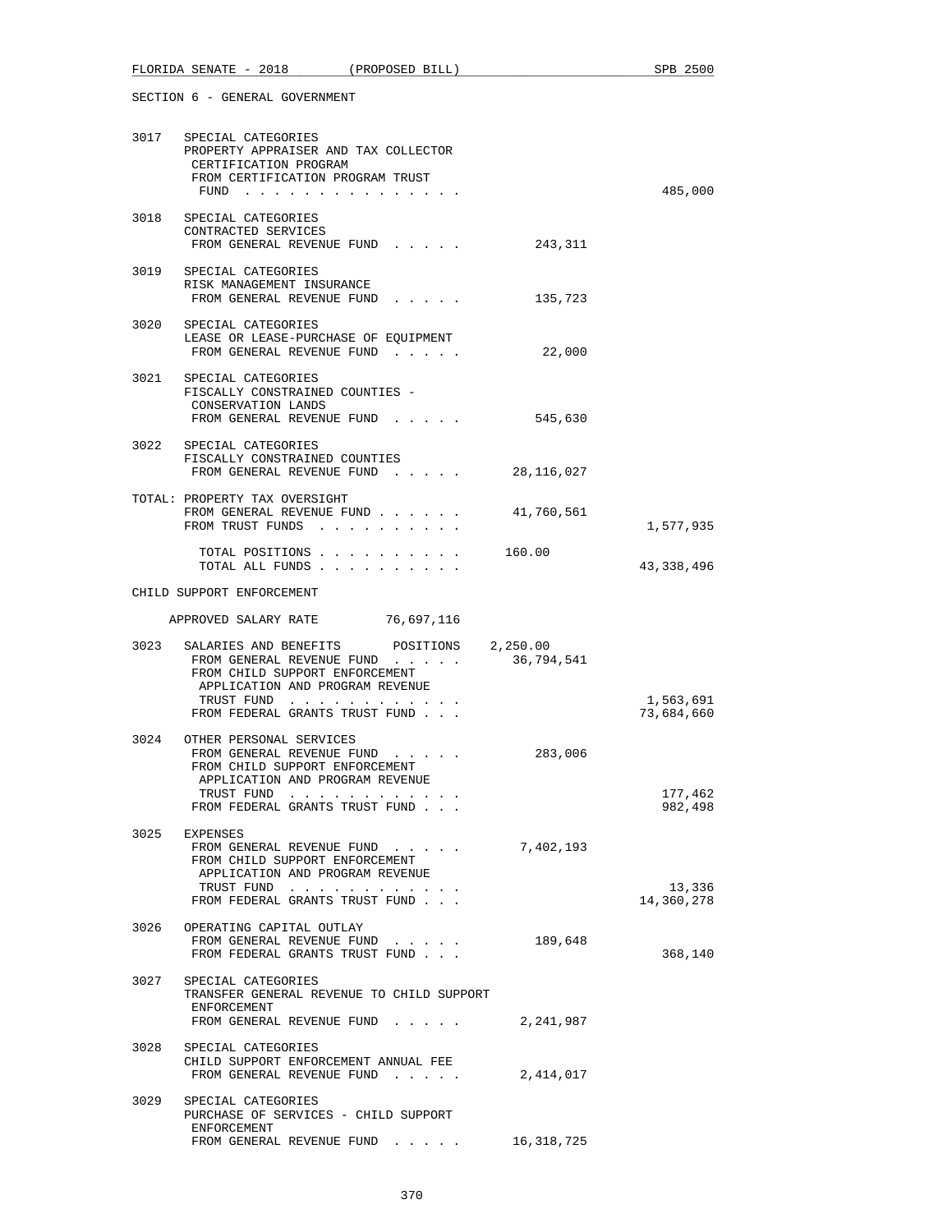SECTION 6 - GENERAL GOVERNMENT

| | | | |
|---|---|---|---|
| 3017 | SPECIAL CATEGORIES<br>PROPERTY APPRAISER AND TAX COLLECTOR CERTIFICATION PROGRAM<br>FROM CERTIFICATION PROGRAM TRUST FUND . . . . . . . . . . . . . . . | | 485,000 |
| 3018 | SPECIAL CATEGORIES<br>CONTRACTED SERVICES<br>FROM GENERAL REVENUE FUND . . . . . | 243,311 | |
| 3019 | SPECIAL CATEGORIES<br>RISK MANAGEMENT INSURANCE<br>FROM GENERAL REVENUE FUND . . . . . | 135,723 | |
| 3020 | SPECIAL CATEGORIES<br>LEASE OR LEASE-PURCHASE OF EQUIPMENT<br>FROM GENERAL REVENUE FUND . . . . . | 22,000 | |
| 3021 | SPECIAL CATEGORIES<br>FISCALLY CONSTRAINED COUNTIES - CONSERVATION LANDS<br>FROM GENERAL REVENUE FUND . . . . . | 545,630 | |
| 3022 | SPECIAL CATEGORIES<br>FISCALLY CONSTRAINED COUNTIES<br>FROM GENERAL REVENUE FUND . . . . . | 28,116,027 | |

TOTAL: PROPERTY TAX OVERSIGHT

| | | |
|---|---|---|
| FROM GENERAL REVENUE FUND . . . . . . | 41,760,561 | |
| FROM TRUST FUNDS . . . . . . . . . . | | 1,577,935 |
| TOTAL POSITIONS . . . . . . . . . . | 160.00 | |
| TOTAL ALL FUNDS . . . . . . . . . . | | 43,338,496 |

CHILD SUPPORT ENFORCEMENT

APPROVED SALARY RATE 76,697,116

| | | | |
|---|---|---|---|
| 3023 | SALARIES AND BENEFITS POSITIONS 2,250.00 | | |
| | FROM GENERAL REVENUE FUND . . . . . | 36,794,541 | |
| | FROM CHILD SUPPORT ENFORCEMENT APPLICATION AND PROGRAM REVENUE TRUST FUND . . . . . . . . . . . . | | 1,563,691 |
| | FROM FEDERAL GRANTS TRUST FUND . . . | | 73,684,660 |
| 3024 | OTHER PERSONAL SERVICES | | |
| | FROM GENERAL REVENUE FUND . . . . . | 283,006 | |
| | FROM CHILD SUPPORT ENFORCEMENT APPLICATION AND PROGRAM REVENUE TRUST FUND . . . . . . . . . . . . | | 177,462 |
| | FROM FEDERAL GRANTS TRUST FUND . . . | | 982,498 |
| 3025 | EXPENSES | | |
| | FROM GENERAL REVENUE FUND . . . . . | 7,402,193 | |
| | FROM CHILD SUPPORT ENFORCEMENT APPLICATION AND PROGRAM REVENUE TRUST FUND . . . . . . . . . . . . | | 13,336 |
| | FROM FEDERAL GRANTS TRUST FUND . . . | | 14,360,278 |
| 3026 | OPERATING CAPITAL OUTLAY | | |
| | FROM GENERAL REVENUE FUND . . . . . | 189,648 | |
| | FROM FEDERAL GRANTS TRUST FUND . . . | | 368,140 |
| 3027 | SPECIAL CATEGORIES<br>TRANSFER GENERAL REVENUE TO CHILD SUPPORT ENFORCEMENT<br>FROM GENERAL REVENUE FUND . . . . . | 2,241,987 | |
| 3028 | SPECIAL CATEGORIES<br>CHILD SUPPORT ENFORCEMENT ANNUAL FEE<br>FROM GENERAL REVENUE FUND . . . . . | 2,414,017 | |
| 3029 | SPECIAL CATEGORIES<br>PURCHASE OF SERVICES - CHILD SUPPORT ENFORCEMENT<br>FROM GENERAL REVENUE FUND . . . . . | 16,318,725 | |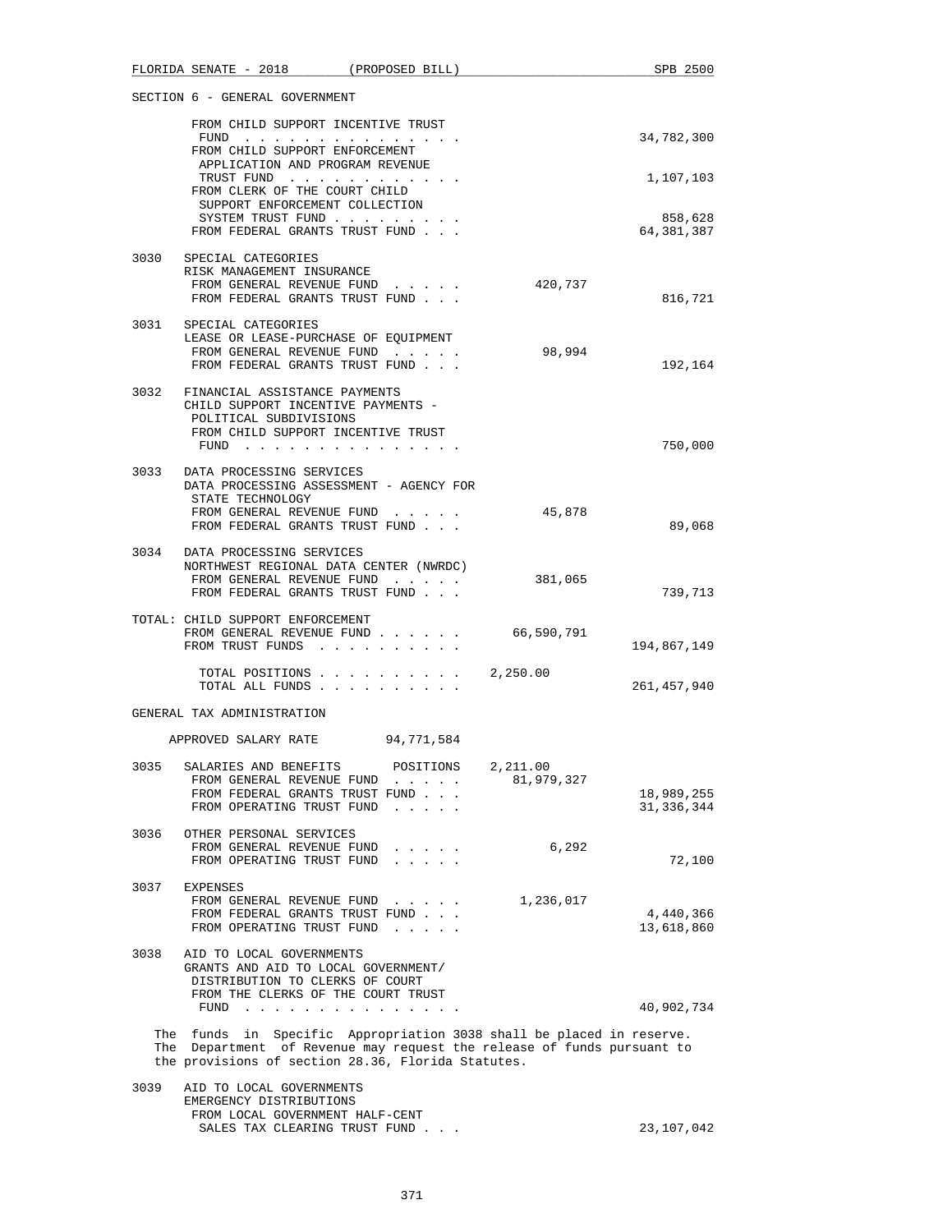SECTION 6 - GENERAL GOVERNMENT

| | | | |
|---|---|---|---|
| | FROM CHILD SUPPORT INCENTIVE TRUST FUND . . . . . . . . . . . . . . . | | 34,782,300 |
| | FROM CHILD SUPPORT ENFORCEMENT APPLICATION AND PROGRAM REVENUE TRUST FUND . . . . . . . . . . . . | | 1,107,103 |
| | FROM CLERK OF THE COURT CHILD SUPPORT ENFORCEMENT COLLECTION SYSTEM TRUST FUND . . . . . . . . . | | 858,628 |
| | FROM FEDERAL GRANTS TRUST FUND . . . | | 64,381,387 |
| 3030 | SPECIAL CATEGORIES<br>RISK MANAGEMENT INSURANCE | | |
| | FROM GENERAL REVENUE FUND . . . . . | 420,737 | |
| | FROM FEDERAL GRANTS TRUST FUND . . . | | 816,721 |
| 3031 | SPECIAL CATEGORIES<br>LEASE OR LEASE-PURCHASE OF EQUIPMENT | | |
| | FROM GENERAL REVENUE FUND . . . . . | 98,994 | |
| | FROM FEDERAL GRANTS TRUST FUND . . . | | 192,164 |
| 3032 | FINANCIAL ASSISTANCE PAYMENTS<br>CHILD SUPPORT INCENTIVE PAYMENTS - POLITICAL SUBDIVISIONS | | |
| | FROM CHILD SUPPORT INCENTIVE TRUST FUND . . . . . . . . . . . . . . . | | 750,000 |
| 3033 | DATA PROCESSING SERVICES<br>DATA PROCESSING ASSESSMENT - AGENCY FOR STATE TECHNOLOGY | | |
| | FROM GENERAL REVENUE FUND . . . . . | 45,878 | |
| | FROM FEDERAL GRANTS TRUST FUND . . . | | 89,068 |
| 3034 | DATA PROCESSING SERVICES<br>NORTHWEST REGIONAL DATA CENTER (NWRDC) | | |
| | FROM GENERAL REVENUE FUND . . . . . | 381,065 | |
| | FROM FEDERAL GRANTS TRUST FUND . . . | | 739,713 |

TOTAL: CHILD SUPPORT ENFORCEMENT

| | | |
|---|---|---|
| FROM GENERAL REVENUE FUND . . . . . . | 66,590,791 | |
| FROM TRUST FUNDS . . . . . . . . . . | | 194,867,149 |
| TOTAL POSITIONS . . . . . . . . . . | 2,250.00 | |
| TOTAL ALL FUNDS . . . . . . . . . . | | 261,457,940 |

GENERAL TAX ADMINISTRATION

APPROVED SALARY RATE 94,771,584

| | | | |
|---|---|---|---|
| 3035 | SALARIES AND BENEFITS POSITIONS | 2,211.00 | |
| | FROM GENERAL REVENUE FUND . . . . . | 81,979,327 | |
| | FROM FEDERAL GRANTS TRUST FUND . . . | | 18,989,255 |
| | FROM OPERATING TRUST FUND . . . . . | | 31,336,344 |
| 3036 | OTHER PERSONAL SERVICES | | |
| | FROM GENERAL REVENUE FUND . . . . . | 6,292 | |
| | FROM OPERATING TRUST FUND . . . . . | | 72,100 |
| 3037 | EXPENSES | | |
| | FROM GENERAL REVENUE FUND . . . . . | 1,236,017 | |
| | FROM FEDERAL GRANTS TRUST FUND . . . | | 4,440,366 |
| | FROM OPERATING TRUST FUND . . . . . | | 13,618,860 |
| 3038 | AID TO LOCAL GOVERNMENTS<br>GRANTS AND AID TO LOCAL GOVERNMENT/ DISTRIBUTION TO CLERKS OF COURT | | |
| | FROM THE CLERKS OF THE COURT TRUST FUND . . . . . . . . . . . . . . . | | 40,902,734 |

The funds in Specific Appropriation 3038 shall be placed in reserve. The Department of Revenue may request the release of funds pursuant to the provisions of section 28.36, Florida Statutes.

| | | | |
|---|---|---|---|
| 3039 | AID TO LOCAL GOVERNMENTS<br>EMERGENCY DISTRIBUTIONS | | |
| | FROM LOCAL GOVERNMENT HALF-CENT SALES TAX CLEARING TRUST FUND . . . | | 23,107,042 |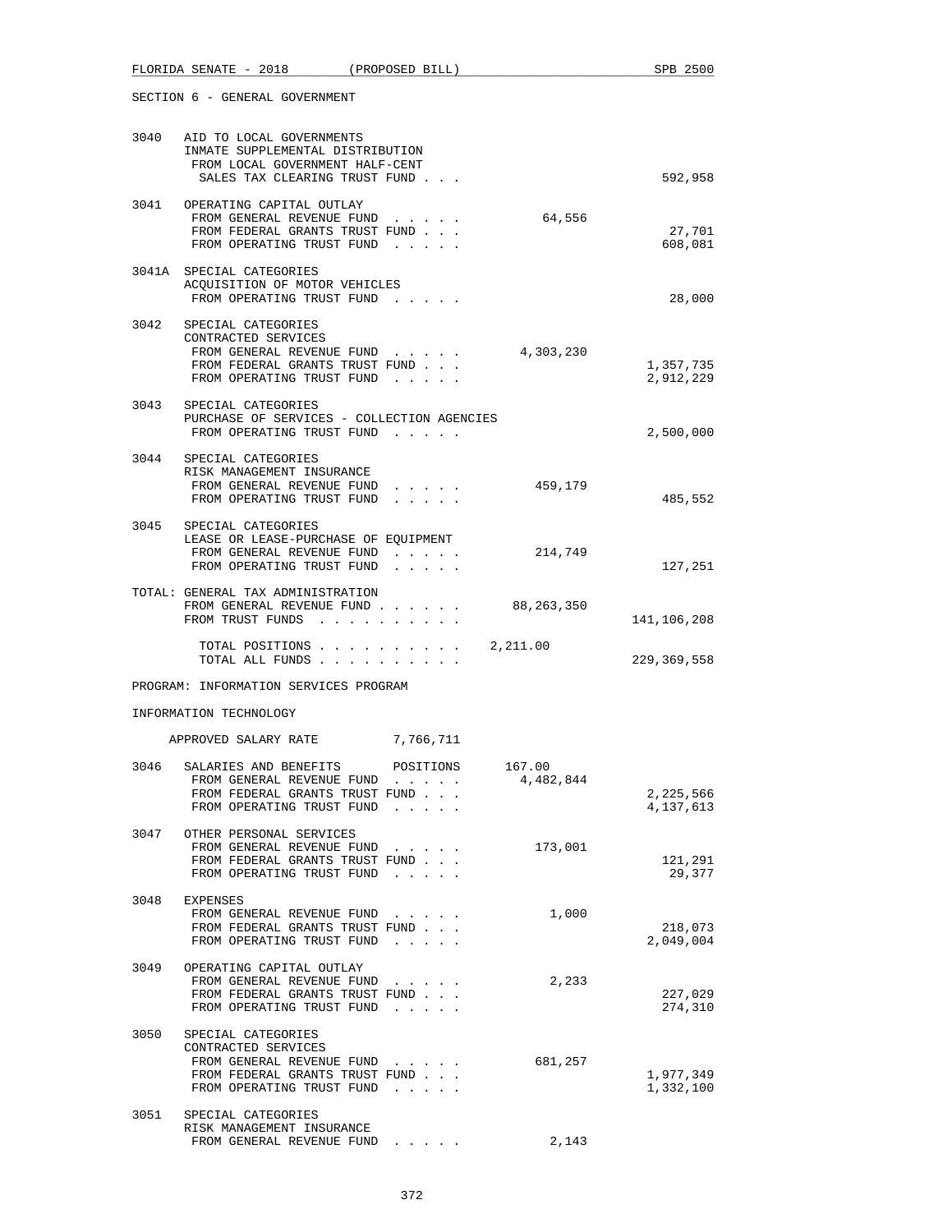SECTION 6 - GENERAL GOVERNMENT

| Item | Description | General Revenue | Trust Funds |
|---|---|---|---|
| 3040 | AID TO LOCAL GOVERNMENTS<br>INMATE SUPPLEMENTAL DISTRIBUTION<br>FROM LOCAL GOVERNMENT HALF-CENT SALES TAX CLEARING TRUST FUND . . . | | 592,958 |
| 3041 | OPERATING CAPITAL OUTLAY<br>FROM GENERAL REVENUE FUND . . . . . | 64,556 | |
| | FROM FEDERAL GRANTS TRUST FUND . . . | | 27,701 |
| | FROM OPERATING TRUST FUND . . . . . | | 608,081 |
| 3041A | SPECIAL CATEGORIES<br>ACQUISITION OF MOTOR VEHICLES<br>FROM OPERATING TRUST FUND . . . . . | | 28,000 |
| 3042 | SPECIAL CATEGORIES<br>CONTRACTED SERVICES<br>FROM GENERAL REVENUE FUND . . . . . | 4,303,230 | |
| | FROM FEDERAL GRANTS TRUST FUND . . . | | 1,357,735 |
| | FROM OPERATING TRUST FUND . . . . . | | 2,912,229 |
| 3043 | SPECIAL CATEGORIES<br>PURCHASE OF SERVICES - COLLECTION AGENCIES<br>FROM OPERATING TRUST FUND . . . . . | | 2,500,000 |
| 3044 | SPECIAL CATEGORIES<br>RISK MANAGEMENT INSURANCE<br>FROM GENERAL REVENUE FUND . . . . . | 459,179 | |
| | FROM OPERATING TRUST FUND . . . . . | | 485,552 |
| 3045 | SPECIAL CATEGORIES<br>LEASE OR LEASE-PURCHASE OF EQUIPMENT<br>FROM GENERAL REVENUE FUND . . . . . | 214,749 | |
| | FROM OPERATING TRUST FUND . . . . . | | 127,251 |
| TOTAL: | GENERAL TAX ADMINISTRATION<br>FROM GENERAL REVENUE FUND . . . . . . | 88,263,350 | |
| | FROM TRUST FUNDS . . . . . . . . . . | | 141,106,208 |
| | TOTAL POSITIONS . . . . . . . . . . | 2,211.00 | |
| | TOTAL ALL FUNDS . . . . . . . . . . | | 229,369,558 |

PROGRAM: INFORMATION SERVICES PROGRAM

INFORMATION TECHNOLOGY

APPROVED SALARY RATE 7,766,711

| Item | Description | General Revenue | Trust Funds |
|---|---|---|---|
| 3046 | SALARIES AND BENEFITS POSITIONS | 167.00 | |
| | FROM GENERAL REVENUE FUND . . . . . | 4,482,844 | |
| | FROM FEDERAL GRANTS TRUST FUND . . . | | 2,225,566 |
| | FROM OPERATING TRUST FUND . . . . . | | 4,137,613 |
| 3047 | OTHER PERSONAL SERVICES<br>FROM GENERAL REVENUE FUND . . . . . | 173,001 | |
| | FROM FEDERAL GRANTS TRUST FUND . . . | | 121,291 |
| | FROM OPERATING TRUST FUND . . . . . | | 29,377 |
| 3048 | EXPENSES<br>FROM GENERAL REVENUE FUND . . . . . | 1,000 | |
| | FROM FEDERAL GRANTS TRUST FUND . . . | | 218,073 |
| | FROM OPERATING TRUST FUND . . . . . | | 2,049,004 |
| 3049 | OPERATING CAPITAL OUTLAY<br>FROM GENERAL REVENUE FUND . . . . . | 2,233 | |
| | FROM FEDERAL GRANTS TRUST FUND . . . | | 227,029 |
| | FROM OPERATING TRUST FUND . . . . . | | 274,310 |
| 3050 | SPECIAL CATEGORIES<br>CONTRACTED SERVICES<br>FROM GENERAL REVENUE FUND . . . . . | 681,257 | |
| | FROM FEDERAL GRANTS TRUST FUND . . . | | 1,977,349 |
| | FROM OPERATING TRUST FUND . . . . . | | 1,332,100 |
| 3051 | SPECIAL CATEGORIES<br>RISK MANAGEMENT INSURANCE<br>FROM GENERAL REVENUE FUND . . . . . | 2,143 | |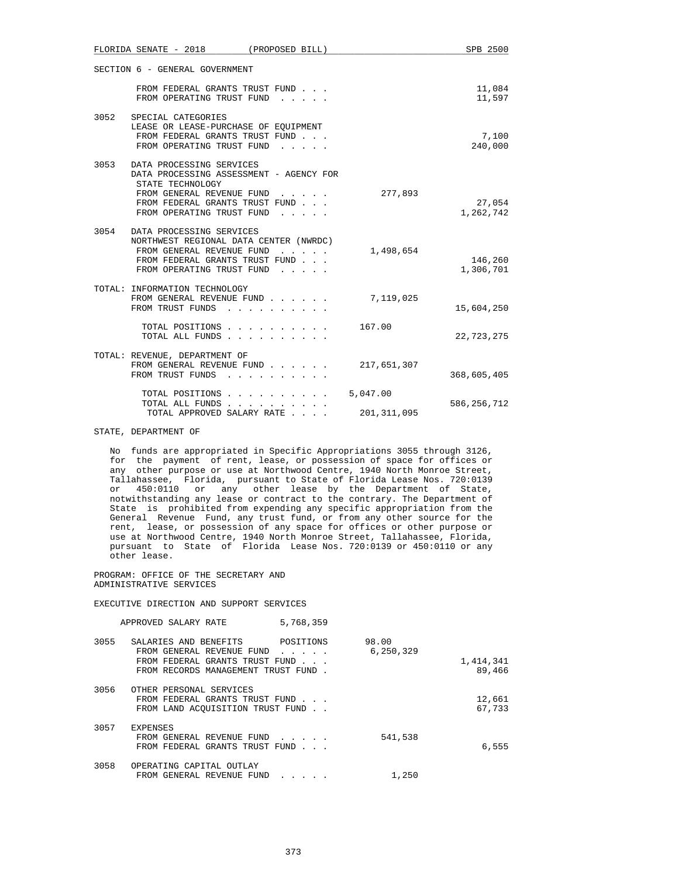SECTION 6 - GENERAL GOVERNMENT

| | | | |
|---|---|---|---|
| | FROM FEDERAL GRANTS TRUST FUND . . . | | 11,084 |
| | FROM OPERATING TRUST FUND . . . . . | | 11,597 |
| 3052 | SPECIAL CATEGORIES<br>LEASE OR LEASE-PURCHASE OF EQUIPMENT | | |
| | FROM FEDERAL GRANTS TRUST FUND . . . | | 7,100 |
| | FROM OPERATING TRUST FUND . . . . . | | 240,000 |
| 3053 | DATA PROCESSING SERVICES<br>DATA PROCESSING ASSESSMENT - AGENCY FOR STATE TECHNOLOGY | | |
| | FROM GENERAL REVENUE FUND . . . . . | 277,893 | |
| | FROM FEDERAL GRANTS TRUST FUND . . . | | 27,054 |
| | FROM OPERATING TRUST FUND . . . . . | | 1,262,742 |
| 3054 | DATA PROCESSING SERVICES<br>NORTHWEST REGIONAL DATA CENTER (NWRDC) | | |
| | FROM GENERAL REVENUE FUND . . . . . | 1,498,654 | |
| | FROM FEDERAL GRANTS TRUST FUND . . . | | 146,260 |
| | FROM OPERATING TRUST FUND . . . . . | | 1,306,701 |

TOTAL: INFORMATION TECHNOLOGY

| | | |
|---|---|---|
| FROM GENERAL REVENUE FUND . . . . . . | 7,119,025 | |
| FROM TRUST FUNDS . . . . . . . . . . | | 15,604,250 |
| TOTAL POSITIONS . . . . . . . . . . | 167.00 | |
| TOTAL ALL FUNDS . . . . . . . . . . | | 22,723,275 |

TOTAL: REVENUE, DEPARTMENT OF

| | | |
|---|---|---|
| FROM GENERAL REVENUE FUND . . . . . . | 217,651,307 | |
| FROM TRUST FUNDS . . . . . . . . . . | | 368,605,405 |
| TOTAL POSITIONS . . . . . . . . . . | 5,047.00 | |
| TOTAL ALL FUNDS . . . . . . . . . . | | 586,256,712 |
| TOTAL APPROVED SALARY RATE . . . . | 201,311,095 | |

STATE, DEPARTMENT OF

No funds are appropriated in Specific Appropriations 3055 through 3126, for the payment of rent, lease, or possession of space for offices or any other purpose or use at Northwood Centre, 1940 North Monroe Street, Tallahassee, Florida, pursuant to State of Florida Lease Nos. 720:0139 or 450:0110 or any other lease by the Department of State, notwithstanding any lease or contract to the contrary. The Department of State is prohibited from expending any specific appropriation from the General Revenue Fund, any trust fund, or from any other source for the rent, lease, or possession of any space for offices or other purpose or use at Northwood Centre, 1940 North Monroe Street, Tallahassee, Florida, pursuant to State of Florida Lease Nos. 720:0139 or 450:0110 or any other lease.

PROGRAM: OFFICE OF THE SECRETARY AND ADMINISTRATIVE SERVICES

EXECUTIVE DIRECTION AND SUPPORT SERVICES

APPROVED SALARY RATE 5,768,359

| | | | |
|---|---|---|---|
| 3055 | SALARIES AND BENEFITS POSITIONS | 98.00 | |
| | FROM GENERAL REVENUE FUND . . . . . | 6,250,329 | |
| | FROM FEDERAL GRANTS TRUST FUND . . . | | 1,414,341 |
| | FROM RECORDS MANAGEMENT TRUST FUND . | | 89,466 |
| 3056 | OTHER PERSONAL SERVICES | | |
| | FROM FEDERAL GRANTS TRUST FUND . . . | | 12,661 |
| | FROM LAND ACQUISITION TRUST FUND . . | | 67,733 |
| 3057 | EXPENSES | | |
| | FROM GENERAL REVENUE FUND . . . . . | 541,538 | |
| | FROM FEDERAL GRANTS TRUST FUND . . . | | 6,555 |
| 3058 | OPERATING CAPITAL OUTLAY | | |
| | FROM GENERAL REVENUE FUND . . . . . | 1,250 | |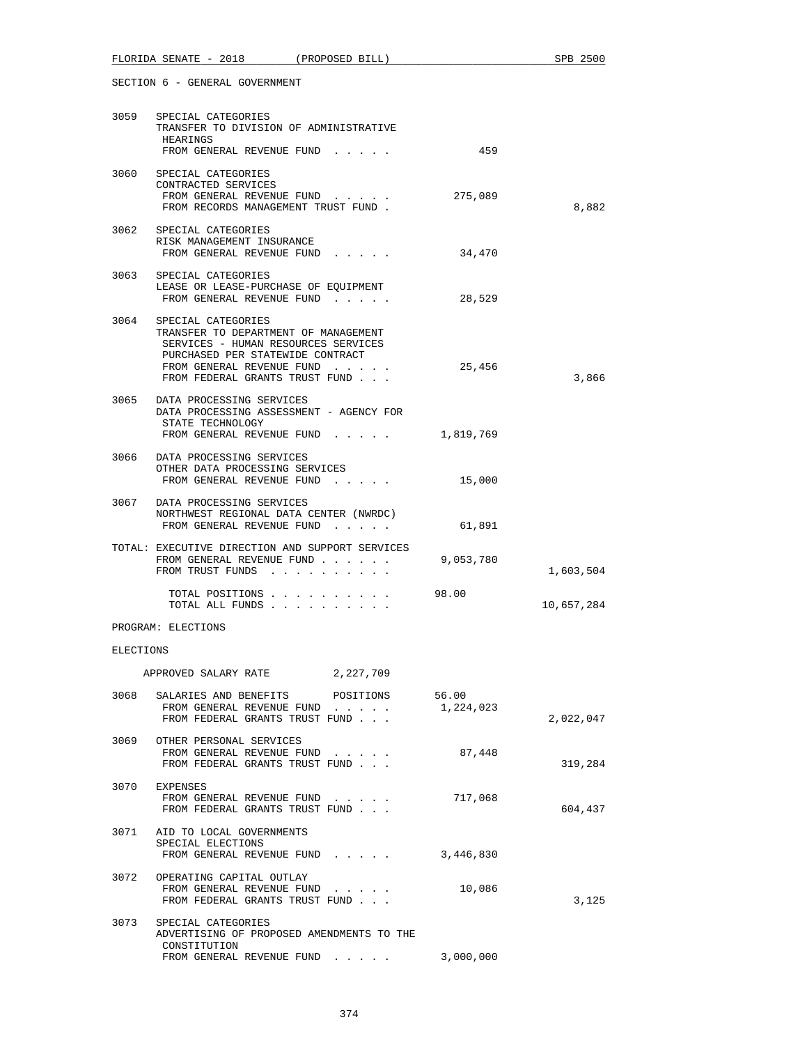SECTION 6 - GENERAL GOVERNMENT

| | | | |
|---|---|---|---|
| 3059 | SPECIAL CATEGORIES<br>TRANSFER TO DIVISION OF ADMINISTRATIVE HEARINGS<br>FROM GENERAL REVENUE FUND . . . . . | 459 | |
| 3060 | SPECIAL CATEGORIES<br>CONTRACTED SERVICES<br>FROM GENERAL REVENUE FUND . . . . .<br>FROM RECORDS MANAGEMENT TRUST FUND . | 275,089 | 8,882 |
| 3062 | SPECIAL CATEGORIES<br>RISK MANAGEMENT INSURANCE<br>FROM GENERAL REVENUE FUND . . . . . | 34,470 | |
| 3063 | SPECIAL CATEGORIES<br>LEASE OR LEASE-PURCHASE OF EQUIPMENT<br>FROM GENERAL REVENUE FUND . . . . . | 28,529 | |
| 3064 | SPECIAL CATEGORIES<br>TRANSFER TO DEPARTMENT OF MANAGEMENT SERVICES - HUMAN RESOURCES SERVICES PURCHASED PER STATEWIDE CONTRACT<br>FROM GENERAL REVENUE FUND . . . . .<br>FROM FEDERAL GRANTS TRUST FUND . . . | 25,456 | 3,866 |
| 3065 | DATA PROCESSING SERVICES<br>DATA PROCESSING ASSESSMENT - AGENCY FOR STATE TECHNOLOGY<br>FROM GENERAL REVENUE FUND . . . . . | 1,819,769 | |
| 3066 | DATA PROCESSING SERVICES<br>OTHER DATA PROCESSING SERVICES<br>FROM GENERAL REVENUE FUND . . . . . | 15,000 | |
| 3067 | DATA PROCESSING SERVICES<br>NORTHWEST REGIONAL DATA CENTER (NWRDC)<br>FROM GENERAL REVENUE FUND . . . . . | 61,891 | |

TOTAL: EXECUTIVE DIRECTION AND SUPPORT SERVICES

| | | |
|---|---|---|
| FROM GENERAL REVENUE FUND . . . . . . | 9,053,780 | |
| FROM TRUST FUNDS . . . . . . . . . . | | 1,603,504 |
| TOTAL POSITIONS . . . . . . . . . . | 98.00 | |
| TOTAL ALL FUNDS . . . . . . . . . . | | 10,657,284 |

PROGRAM: ELECTIONS

ELECTIONS

APPROVED SALARY RATE 2,227,709

| | | | |
|---|---|---|---|
| 3068 | SALARIES AND BENEFITS POSITIONS<br>FROM GENERAL REVENUE FUND . . . . .<br>FROM FEDERAL GRANTS TRUST FUND . . . | 56.00<br>1,224,023 | 2,022,047 |
| 3069 | OTHER PERSONAL SERVICES<br>FROM GENERAL REVENUE FUND . . . . .<br>FROM FEDERAL GRANTS TRUST FUND . . . | 87,448 | 319,284 |
| 3070 | EXPENSES<br>FROM GENERAL REVENUE FUND . . . . .<br>FROM FEDERAL GRANTS TRUST FUND . . . | 717,068 | 604,437 |
| 3071 | AID TO LOCAL GOVERNMENTS<br>SPECIAL ELECTIONS<br>FROM GENERAL REVENUE FUND . . . . . | 3,446,830 | |
| 3072 | OPERATING CAPITAL OUTLAY<br>FROM GENERAL REVENUE FUND . . . . .<br>FROM FEDERAL GRANTS TRUST FUND . . . | 10,086 | 3,125 |
| 3073 | SPECIAL CATEGORIES<br>ADVERTISING OF PROPOSED AMENDMENTS TO THE CONSTITUTION<br>FROM GENERAL REVENUE FUND . . . . . | 3,000,000 | |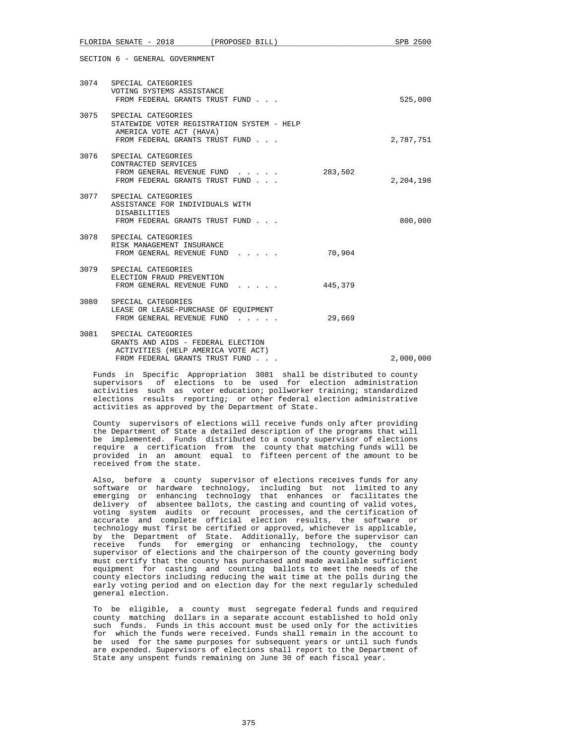SECTION 6 - GENERAL GOVERNMENT

| | | | |
|---|---|---|---|
| 3074 | SPECIAL CATEGORIES<br>VOTING SYSTEMS ASSISTANCE<br>FROM FEDERAL GRANTS TRUST FUND . . . | | 525,000 |
| 3075 | SPECIAL CATEGORIES<br>STATEWIDE VOTER REGISTRATION SYSTEM - HELP AMERICA VOTE ACT (HAVA)<br>FROM FEDERAL GRANTS TRUST FUND . . . | | 2,787,751 |
| 3076 | SPECIAL CATEGORIES<br>CONTRACTED SERVICES<br>FROM GENERAL REVENUE FUND . . . . .<br>FROM FEDERAL GRANTS TRUST FUND . . . | 283,502 | <br><br><br>2,204,198 |
| 3077 | SPECIAL CATEGORIES<br>ASSISTANCE FOR INDIVIDUALS WITH DISABILITIES<br>FROM FEDERAL GRANTS TRUST FUND . . . | | 800,000 |
| 3078 | SPECIAL CATEGORIES<br>RISK MANAGEMENT INSURANCE<br>FROM GENERAL REVENUE FUND . . . . . | 70,904 | |
| 3079 | SPECIAL CATEGORIES<br>ELECTION FRAUD PREVENTION<br>FROM GENERAL REVENUE FUND . . . . . | 445,379 | |
| 3080 | SPECIAL CATEGORIES<br>LEASE OR LEASE-PURCHASE OF EQUIPMENT<br>FROM GENERAL REVENUE FUND . . . . . | 29,669 | |
| 3081 | SPECIAL CATEGORIES<br>GRANTS AND AIDS - FEDERAL ELECTION ACTIVITIES (HELP AMERICA VOTE ACT)<br>FROM FEDERAL GRANTS TRUST FUND . . . | | 2,000,000 |

Funds in Specific Appropriation 3081 shall be distributed to county supervisors of elections to be used for election administration activities such as voter education; pollworker training; standardized elections results reporting; or other federal election administrative activities as approved by the Department of State.

County supervisors of elections will receive funds only after providing the Department of State a detailed description of the programs that will be implemented. Funds distributed to a county supervisor of elections require a certification from the county that matching funds will be provided in an amount equal to fifteen percent of the amount to be received from the state.

Also, before a county supervisor of elections receives funds for any software or hardware technology, including but not limited to any emerging or enhancing technology that enhances or facilitates the delivery of absentee ballots, the casting and counting of valid votes, voting system audits or recount processes, and the certification of accurate and complete official election results, the software or technology must first be certified or approved, whichever is applicable, by the Department of State. Additionally, before the supervisor can receive funds for emerging or enhancing technology, the county supervisor of elections and the chairperson of the county governing body must certify that the county has purchased and made available sufficient equipment for casting and counting ballots to meet the needs of the county electors including reducing the wait time at the polls during the early voting period and on election day for the next regularly scheduled general election.

To be eligible, a county must segregate federal funds and required county matching dollars in a separate account established to hold only such funds. Funds in this account must be used only for the activities for which the funds were received. Funds shall remain in the account to be used for the same purposes for subsequent years or until such funds are expended. Supervisors of elections shall report to the Department of State any unspent funds remaining on June 30 of each fiscal year.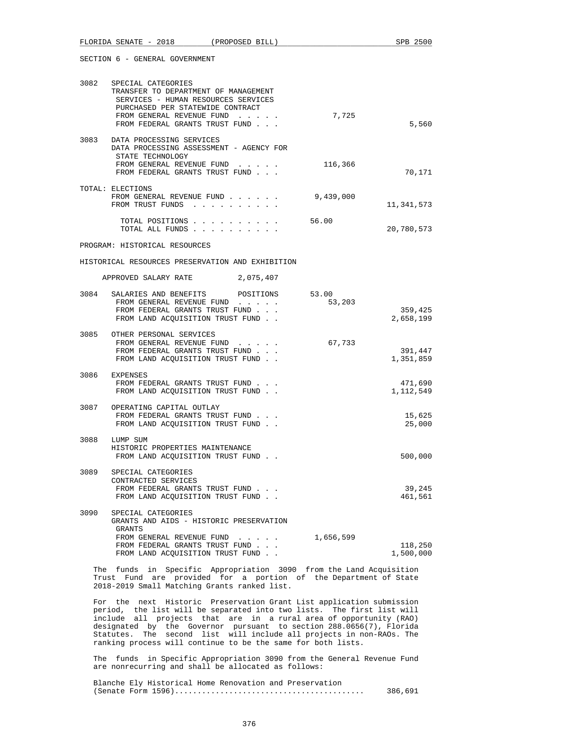SECTION 6 - GENERAL GOVERNMENT

| | | | |
|---|---|---|---|
| 3082 | SPECIAL CATEGORIES<br>TRANSFER TO DEPARTMENT OF MANAGEMENT SERVICES - HUMAN RESOURCES SERVICES PURCHASED PER STATEWIDE CONTRACT | | |
| | FROM GENERAL REVENUE FUND . . . . . | 7,725 | |
| | FROM FEDERAL GRANTS TRUST FUND . . . | | 5,560 |
| 3083 | DATA PROCESSING SERVICES<br>DATA PROCESSING ASSESSMENT - AGENCY FOR STATE TECHNOLOGY | | |
| | FROM GENERAL REVENUE FUND . . . . . | 116,366 | |
| | FROM FEDERAL GRANTS TRUST FUND . . . | | 70,171 |

TOTAL: ELECTIONS

| | | |
|---|---|---|
| FROM GENERAL REVENUE FUND . . . . . . | 9,439,000 | |
| FROM TRUST FUNDS . . . . . . . . . . | | 11,341,573 |
| TOTAL POSITIONS . . . . . . . . . . | 56.00 | |
| TOTAL ALL FUNDS . . . . . . . . . . | | 20,780,573 |

PROGRAM: HISTORICAL RESOURCES

HISTORICAL RESOURCES PRESERVATION AND EXHIBITION

APPROVED SALARY RATE 2,075,407

| | | | |
|---|---|---|---|
| 3084 | SALARIES AND BENEFITS POSITIONS | 53.00 | |
| | FROM GENERAL REVENUE FUND . . . . . | 53,203 | |
| | FROM FEDERAL GRANTS TRUST FUND . . . | | 359,425 |
| | FROM LAND ACQUISITION TRUST FUND . . | | 2,658,199 |
| 3085 | OTHER PERSONAL SERVICES | | |
| | FROM GENERAL REVENUE FUND . . . . . | 67,733 | |
| | FROM FEDERAL GRANTS TRUST FUND . . . | | 391,447 |
| | FROM LAND ACQUISITION TRUST FUND . . | | 1,351,859 |
| 3086 | EXPENSES | | |
| | FROM FEDERAL GRANTS TRUST FUND . . . | | 471,690 |
| | FROM LAND ACQUISITION TRUST FUND . . | | 1,112,549 |
| 3087 | OPERATING CAPITAL OUTLAY | | |
| | FROM FEDERAL GRANTS TRUST FUND . . . | | 15,625 |
| | FROM LAND ACQUISITION TRUST FUND . . | | 25,000 |
| 3088 | LUMP SUM<br>HISTORIC PROPERTIES MAINTENANCE | | |
| | FROM LAND ACQUISITION TRUST FUND . . | | 500,000 |
| 3089 | SPECIAL CATEGORIES<br>CONTRACTED SERVICES | | |
| | FROM FEDERAL GRANTS TRUST FUND . . . | | 39,245 |
| | FROM LAND ACQUISITION TRUST FUND . . | | 461,561 |
| 3090 | SPECIAL CATEGORIES<br>GRANTS AND AIDS - HISTORIC PRESERVATION GRANTS | | |
| | FROM GENERAL REVENUE FUND . . . . . | 1,656,599 | |
| | FROM FEDERAL GRANTS TRUST FUND . . . | | 118,250 |
| | FROM LAND ACQUISITION TRUST FUND . . | | 1,500,000 |

The funds in Specific Appropriation 3090 from the Land Acquisition Trust Fund are provided for a portion of the Department of State 2018-2019 Small Matching Grants ranked list.

For the next Historic Preservation Grant List application submission period, the list will be separated into two lists. The first list will include all projects that are in a rural area of opportunity (RAO) designated by the Governor pursuant to section 288.0656(7), Florida Statutes. The second list will include all projects in non-RAOs. The ranking process will continue to be the same for both lists.

The funds in Specific Appropriation 3090 from the General Revenue Fund are nonrecurring and shall be allocated as follows:

Blanche Ely Historical Home Renovation and Preservation (Senate Form 1596).......................................... 386,691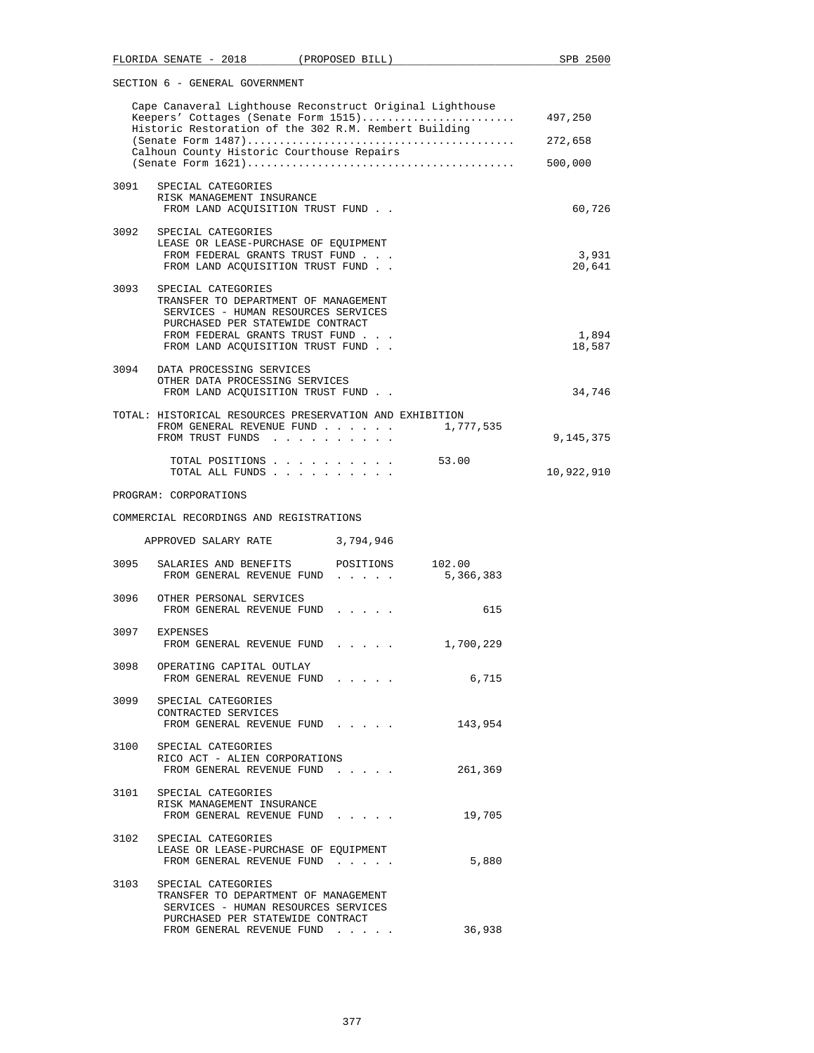SECTION 6 - GENERAL GOVERNMENT

| | | |
|---|---|---|
| Cape Canaveral Lighthouse Reconstruct Original Lighthouse Keepers' Cottages (Senate Form 1515)........................ | | 497,250 |
| Historic Restoration of the 302 R.M. Rembert Building (Senate Form 1487).......................................... | | 272,658 |
| Calhoun County Historic Courthouse Repairs (Senate Form 1621).......................................... | | 500,000 |

3091 SPECIAL CATEGORIES
RISK MANAGEMENT INSURANCE
FROM LAND ACQUISITION TRUST FUND . . . . . 60,726

3092 SPECIAL CATEGORIES
LEASE OR LEASE-PURCHASE OF EQUIPMENT
FROM FEDERAL GRANTS TRUST FUND . . . . . 3,931
FROM LAND ACQUISITION TRUST FUND . . . . . 20,641

3093 SPECIAL CATEGORIES
TRANSFER TO DEPARTMENT OF MANAGEMENT SERVICES - HUMAN RESOURCES SERVICES PURCHASED PER STATEWIDE CONTRACT
FROM FEDERAL GRANTS TRUST FUND . . . . . 1,894
FROM LAND ACQUISITION TRUST FUND . . . . . 18,587

3094 DATA PROCESSING SERVICES
OTHER DATA PROCESSING SERVICES
FROM LAND ACQUISITION TRUST FUND . . . . . 34,746

TOTAL: HISTORICAL RESOURCES PRESERVATION AND EXHIBITION
FROM GENERAL REVENUE FUND . . . . . . 1,777,535
FROM TRUST FUNDS . . . . . . . . . . 9,145,375

TOTAL POSITIONS . . . . . . . . . . 53.00
TOTAL ALL FUNDS . . . . . . . . . . 10,922,910

PROGRAM: CORPORATIONS

COMMERCIAL RECORDINGS AND REGISTRATIONS

APPROVED SALARY RATE 3,794,946

3095 SALARIES AND BENEFITS POSITIONS 102.00
FROM GENERAL REVENUE FUND . . . . . 5,366,383

3096 OTHER PERSONAL SERVICES
FROM GENERAL REVENUE FUND . . . . . 615

3097 EXPENSES
FROM GENERAL REVENUE FUND . . . . . 1,700,229

3098 OPERATING CAPITAL OUTLAY
FROM GENERAL REVENUE FUND . . . . . 6,715

3099 SPECIAL CATEGORIES
CONTRACTED SERVICES
FROM GENERAL REVENUE FUND . . . . . 143,954

3100 SPECIAL CATEGORIES
RICO ACT - ALIEN CORPORATIONS
FROM GENERAL REVENUE FUND . . . . . 261,369

3101 SPECIAL CATEGORIES
RISK MANAGEMENT INSURANCE
FROM GENERAL REVENUE FUND . . . . . 19,705

3102 SPECIAL CATEGORIES
LEASE OR LEASE-PURCHASE OF EQUIPMENT
FROM GENERAL REVENUE FUND . . . . . 5,880

3103 SPECIAL CATEGORIES
TRANSFER TO DEPARTMENT OF MANAGEMENT SERVICES - HUMAN RESOURCES SERVICES PURCHASED PER STATEWIDE CONTRACT
FROM GENERAL REVENUE FUND . . . . . 36,938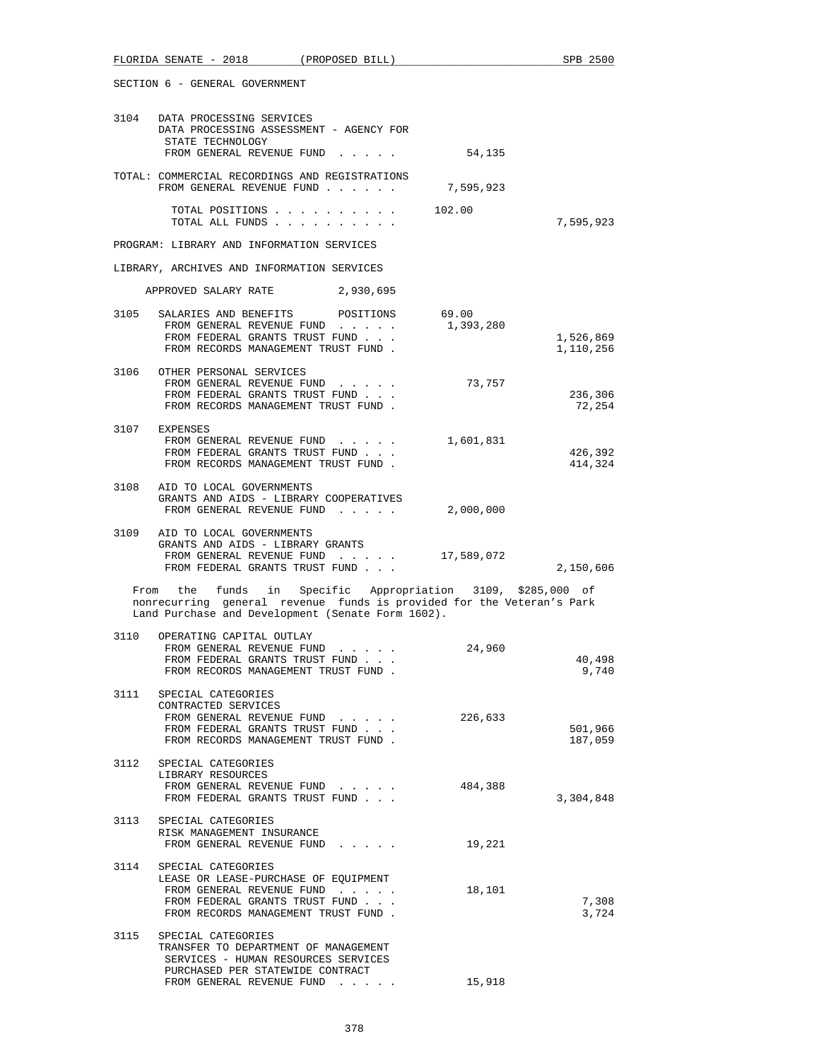SECTION 6 - GENERAL GOVERNMENT

3104 DATA PROCESSING SERVICES
DATA PROCESSING ASSESSMENT - AGENCY FOR STATE TECHNOLOGY
FROM GENERAL REVENUE FUND . . . . . 54,135

TOTAL: COMMERCIAL RECORDINGS AND REGISTRATIONS
FROM GENERAL REVENUE FUND . . . . . . 7,595,923

TOTAL POSITIONS . . . . . . . . . . 102.00
TOTAL ALL FUNDS . . . . . . . . . . 7,595,923

PROGRAM: LIBRARY AND INFORMATION SERVICES

LIBRARY, ARCHIVES AND INFORMATION SERVICES

APPROVED SALARY RATE 2,930,695

3105 SALARIES AND BENEFITS POSITIONS 69.00
FROM GENERAL REVENUE FUND . . . . . 1,393,280
FROM FEDERAL GRANTS TRUST FUND . . . 1,526,869
FROM RECORDS MANAGEMENT TRUST FUND . 1,110,256

3106 OTHER PERSONAL SERVICES
FROM GENERAL REVENUE FUND . . . . . 73,757
FROM FEDERAL GRANTS TRUST FUND . . . 236,306
FROM RECORDS MANAGEMENT TRUST FUND . 72,254

3107 EXPENSES
FROM GENERAL REVENUE FUND . . . . . 1,601,831
FROM FEDERAL GRANTS TRUST FUND . . . 426,392
FROM RECORDS MANAGEMENT TRUST FUND . 414,324

3108 AID TO LOCAL GOVERNMENTS
GRANTS AND AIDS - LIBRARY COOPERATIVES
FROM GENERAL REVENUE FUND . . . . . 2,000,000

3109 AID TO LOCAL GOVERNMENTS
GRANTS AND AIDS - LIBRARY GRANTS
FROM GENERAL REVENUE FUND . . . . . 17,589,072
FROM FEDERAL GRANTS TRUST FUND . . . 2,150,606

From the funds in Specific Appropriation 3109, $285,000 of nonrecurring general revenue funds is provided for the Veteran's Park Land Purchase and Development (Senate Form 1602).

3110 OPERATING CAPITAL OUTLAY
FROM GENERAL REVENUE FUND . . . . . 24,960
FROM FEDERAL GRANTS TRUST FUND . . . 40,498
FROM RECORDS MANAGEMENT TRUST FUND . 9,740

3111 SPECIAL CATEGORIES
CONTRACTED SERVICES
FROM GENERAL REVENUE FUND . . . . . 226,633
FROM FEDERAL GRANTS TRUST FUND . . . 501,966
FROM RECORDS MANAGEMENT TRUST FUND . 187,059

3112 SPECIAL CATEGORIES
LIBRARY RESOURCES
FROM GENERAL REVENUE FUND . . . . . 484,388
FROM FEDERAL GRANTS TRUST FUND . . . 3,304,848

3113 SPECIAL CATEGORIES
RISK MANAGEMENT INSURANCE
FROM GENERAL REVENUE FUND . . . . . 19,221

3114 SPECIAL CATEGORIES
LEASE OR LEASE-PURCHASE OF EQUIPMENT
FROM GENERAL REVENUE FUND . . . . . 18,101
FROM FEDERAL GRANTS TRUST FUND . . . 7,308
FROM RECORDS MANAGEMENT TRUST FUND . 3,724

3115 SPECIAL CATEGORIES
TRANSFER TO DEPARTMENT OF MANAGEMENT SERVICES - HUMAN RESOURCES SERVICES PURCHASED PER STATEWIDE CONTRACT
FROM GENERAL REVENUE FUND . . . . . 15,918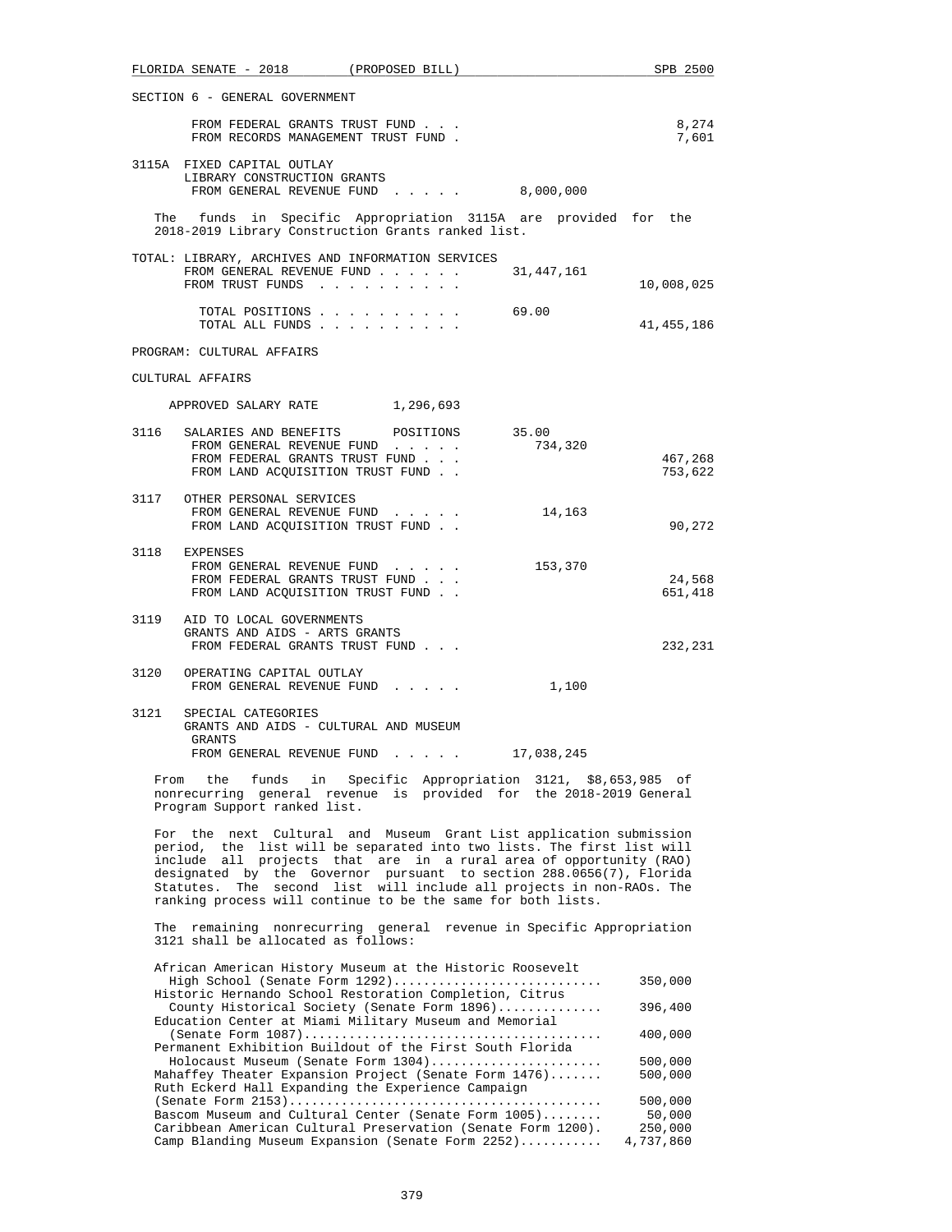SECTION 6 - GENERAL GOVERNMENT

| | | | |
|---|---|---|---|
| | FROM FEDERAL GRANTS TRUST FUND . . . | | 8,274 |
| | FROM RECORDS MANAGEMENT TRUST FUND . | | 7,601 |
| 3115A | FIXED CAPITAL OUTLAY<br>LIBRARY CONSTRUCTION GRANTS<br>FROM GENERAL REVENUE FUND . . . . . | 8,000,000 | |

The funds in Specific Appropriation 3115A are provided for the 2018-2019 Library Construction Grants ranked list.

| | | |
|---|---|---|
| TOTAL: LIBRARY, ARCHIVES AND INFORMATION SERVICES | | |
| FROM GENERAL REVENUE FUND . . . . . . | 31,447,161 | |
| FROM TRUST FUNDS . . . . . . . . . . | | 10,008,025 |
| TOTAL POSITIONS . . . . . . . . . . | 69.00 | |
| TOTAL ALL FUNDS . . . . . . . . . . | | 41,455,186 |

PROGRAM: CULTURAL AFFAIRS

CULTURAL AFFAIRS

APPROVED SALARY RATE 1,296,693

| | | | |
|---|---|---|---|
| 3116 | SALARIES AND BENEFITS POSITIONS | 35.00 | |
| | FROM GENERAL REVENUE FUND . . . . . | 734,320 | |
| | FROM FEDERAL GRANTS TRUST FUND . . . | | 467,268 |
| | FROM LAND ACQUISITION TRUST FUND . . | | 753,622 |
| 3117 | OTHER PERSONAL SERVICES | | |
| | FROM GENERAL REVENUE FUND . . . . . | 14,163 | |
| | FROM LAND ACQUISITION TRUST FUND . . | | 90,272 |
| 3118 | EXPENSES | | |
| | FROM GENERAL REVENUE FUND . . . . . | 153,370 | |
| | FROM FEDERAL GRANTS TRUST FUND . . . | | 24,568 |
| | FROM LAND ACQUISITION TRUST FUND . . | | 651,418 |
| 3119 | AID TO LOCAL GOVERNMENTS<br>GRANTS AND AIDS - ARTS GRANTS | | |
| | FROM FEDERAL GRANTS TRUST FUND . . . | | 232,231 |
| 3120 | OPERATING CAPITAL OUTLAY | | |
| | FROM GENERAL REVENUE FUND . . . . . | 1,100 | |
| 3121 | SPECIAL CATEGORIES<br>GRANTS AND AIDS - CULTURAL AND MUSEUM GRANTS | | |
| | FROM GENERAL REVENUE FUND . . . . . | 17,038,245 | |

From the funds in Specific Appropriation 3121, $8,653,985 of nonrecurring general revenue is provided for the 2018-2019 General Program Support ranked list.

For the next Cultural and Museum Grant List application submission period, the list will be separated into two lists. The first list will include all projects that are in a rural area of opportunity (RAO) designated by the Governor pursuant to section 288.0656(7), Florida Statutes. The second list will include all projects in non-RAOs. The ranking process will continue to be the same for both lists.

The remaining nonrecurring general revenue in Specific Appropriation 3121 shall be allocated as follows:

| | |
|---|---|
| African American History Museum at the Historic Roosevelt High School (Senate Form 1292) | 350,000 |
| Historic Hernando School Restoration Completion, Citrus County Historical Society (Senate Form 1896) | 396,400 |
| Education Center at Miami Military Museum and Memorial (Senate Form 1087) | 400,000 |
| Permanent Exhibition Buildout of the First South Florida Holocaust Museum (Senate Form 1304) | 500,000 |
| Mahaffey Theater Expansion Project (Senate Form 1476) | 500,000 |
| Ruth Eckerd Hall Expanding the Experience Campaign (Senate Form 2153) | 500,000 |
| Bascom Museum and Cultural Center (Senate Form 1005) | 50,000 |
| Caribbean American Cultural Preservation (Senate Form 1200) | 250,000 |
| Camp Blanding Museum Expansion (Senate Form 2252) | 4,737,860 |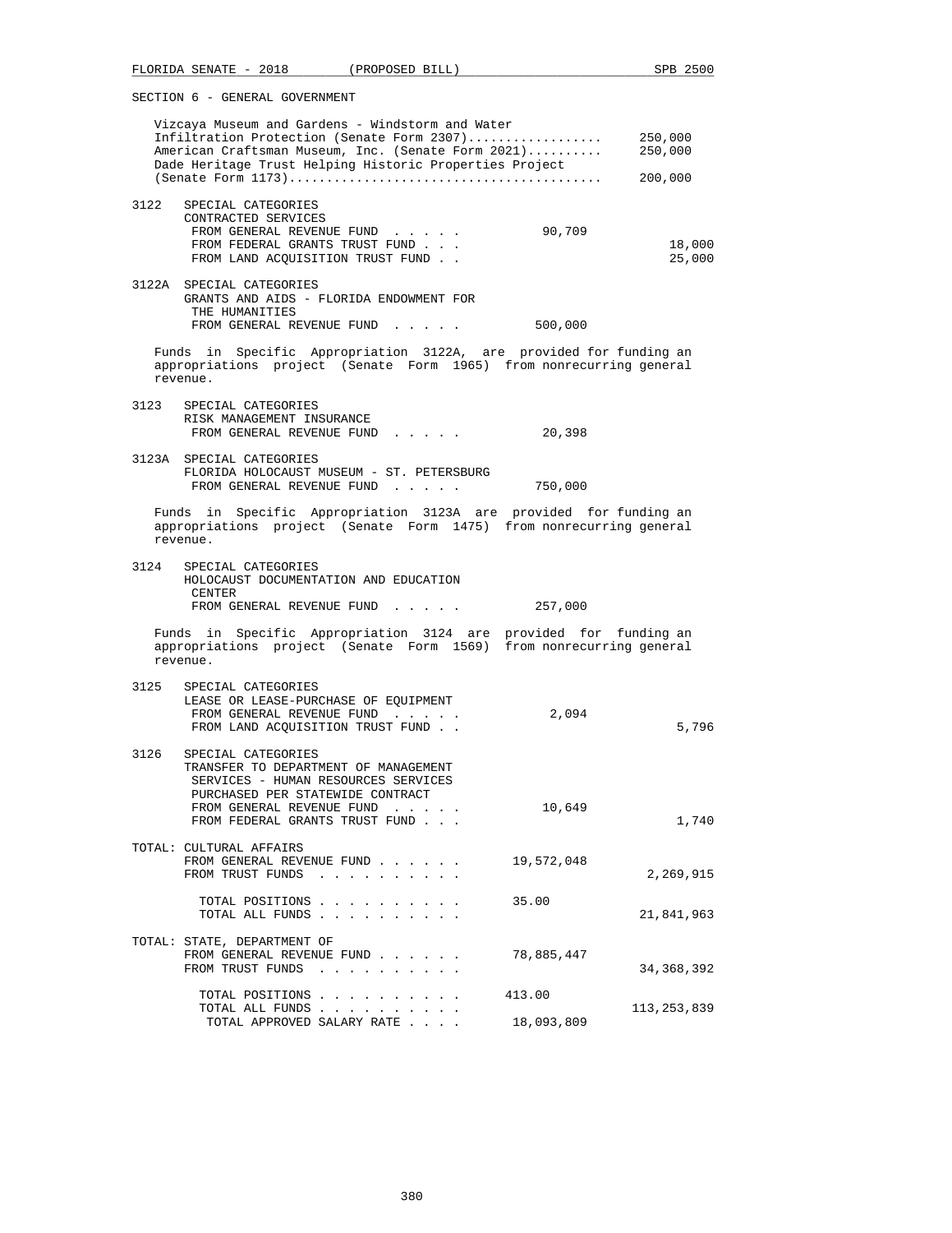SECTION 6 - GENERAL GOVERNMENT

Vizcaya Museum and Gardens - Windstorm and Water Infiltration Protection (Senate Form 2307).................. 250,000
American Craftsman Museum, Inc. (Senate Form 2021).......... 250,000
Dade Heritage Trust Helping Historic Properties Project (Senate Form 1173).......................................... 200,000

3122 SPECIAL CATEGORIES
CONTRACTED SERVICES

| | | |
|---|---|---|
| FROM GENERAL REVENUE FUND . . . . . | 90,709 | |
| FROM FEDERAL GRANTS TRUST FUND . . . | | 18,000 |
| FROM LAND ACQUISITION TRUST FUND . . | | 25,000 |

3122A SPECIAL CATEGORIES
GRANTS AND AIDS - FLORIDA ENDOWMENT FOR THE HUMANITIES

| | | |
|---|---|---|
| FROM GENERAL REVENUE FUND . . . . . | 500,000 | |

Funds in Specific Appropriation 3122A, are provided for funding an appropriations project (Senate Form 1965) from nonrecurring general revenue.

3123 SPECIAL CATEGORIES
RISK MANAGEMENT INSURANCE

| | | |
|---|---|---|
| FROM GENERAL REVENUE FUND . . . . . | 20,398 | |

3123A SPECIAL CATEGORIES
FLORIDA HOLOCAUST MUSEUM - ST. PETERSBURG

| | | |
|---|---|---|
| FROM GENERAL REVENUE FUND . . . . . | 750,000 | |

Funds in Specific Appropriation 3123A are provided for funding an appropriations project (Senate Form 1475) from nonrecurring general revenue.

3124 SPECIAL CATEGORIES
HOLOCAUST DOCUMENTATION AND EDUCATION CENTER

| | | |
|---|---|---|
| FROM GENERAL REVENUE FUND . . . . . | 257,000 | |

Funds in Specific Appropriation 3124 are provided for funding an appropriations project (Senate Form 1569) from nonrecurring general revenue.

3125 SPECIAL CATEGORIES
LEASE OR LEASE-PURCHASE OF EQUIPMENT

| | | |
|---|---|---|
| FROM GENERAL REVENUE FUND . . . . . | 2,094 | |
| FROM LAND ACQUISITION TRUST FUND . . | | 5,796 |

3126 SPECIAL CATEGORIES
TRANSFER TO DEPARTMENT OF MANAGEMENT SERVICES - HUMAN RESOURCES SERVICES PURCHASED PER STATEWIDE CONTRACT

| | | |
|---|---|---|
| FROM GENERAL REVENUE FUND . . . . . | 10,649 | |
| FROM FEDERAL GRANTS TRUST FUND . . . | | 1,740 |

TOTAL: CULTURAL AFFAIRS

| | | |
|---|---|---|
| FROM GENERAL REVENUE FUND . . . . . . | 19,572,048 | |
| FROM TRUST FUNDS . . . . . . . . . . | | 2,269,915 |
| TOTAL POSITIONS . . . . . . . . . . | 35.00 | |
| TOTAL ALL FUNDS . . . . . . . . . . | | 21,841,963 |

TOTAL: STATE, DEPARTMENT OF

| | | |
|---|---|---|
| FROM GENERAL REVENUE FUND . . . . . . | 78,885,447 | |
| FROM TRUST FUNDS . . . . . . . . . . | | 34,368,392 |
| TOTAL POSITIONS . . . . . . . . . . | 413.00 | |
| TOTAL ALL FUNDS . . . . . . . . . . | | 113,253,839 |
| TOTAL APPROVED SALARY RATE . . . . | 18,093,809 | |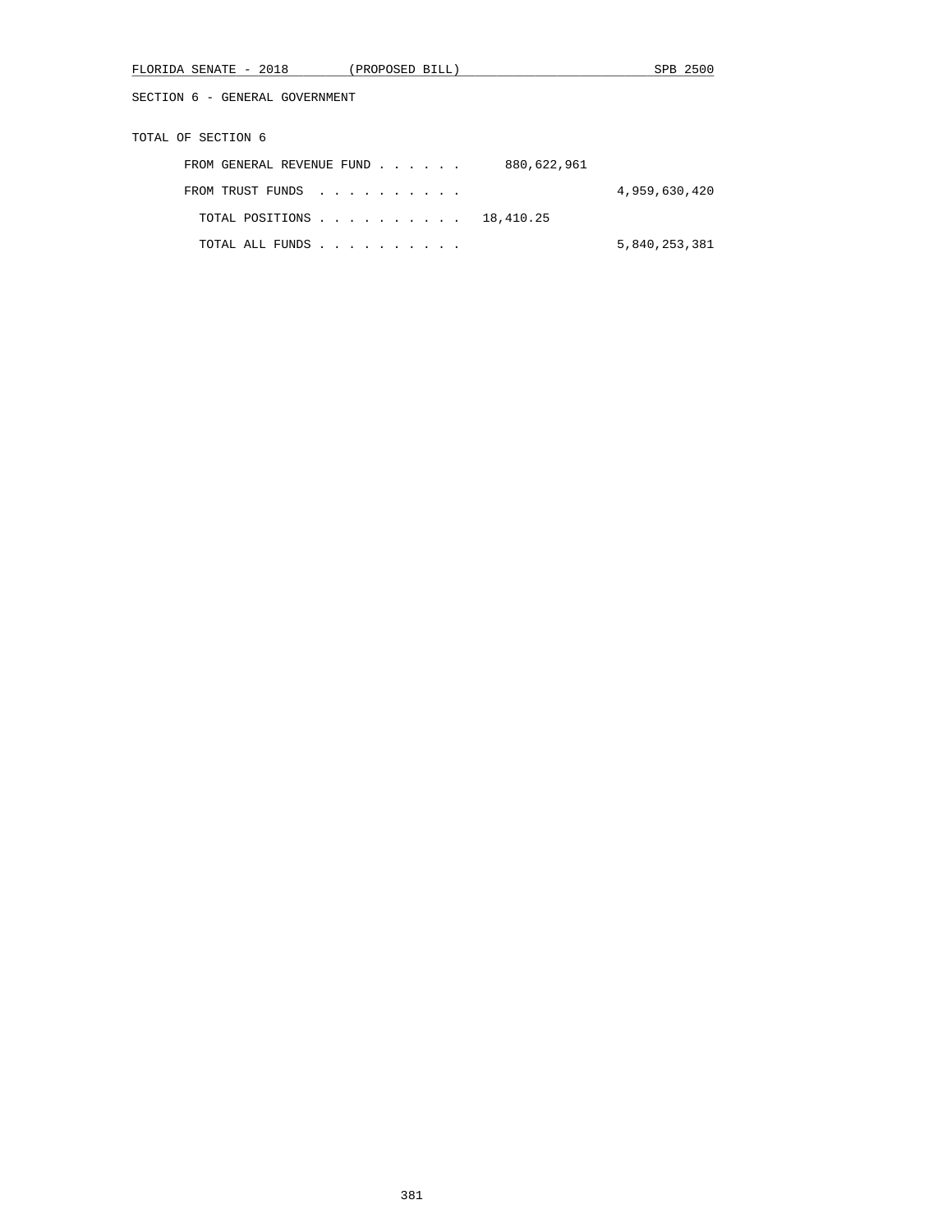SECTION 6 - GENERAL GOVERNMENT

TOTAL OF SECTION 6

| | | |
|---|---|---|
| FROM GENERAL REVENUE FUND . . . . . . | 880,622,961 | |
| FROM TRUST FUNDS . . . . . . . . . . | | 4,959,630,420 |
| TOTAL POSITIONS . . . . . . . . . . | 18,410.25 | |
| TOTAL ALL FUNDS . . . . . . . . . . | | 5,840,253,381 |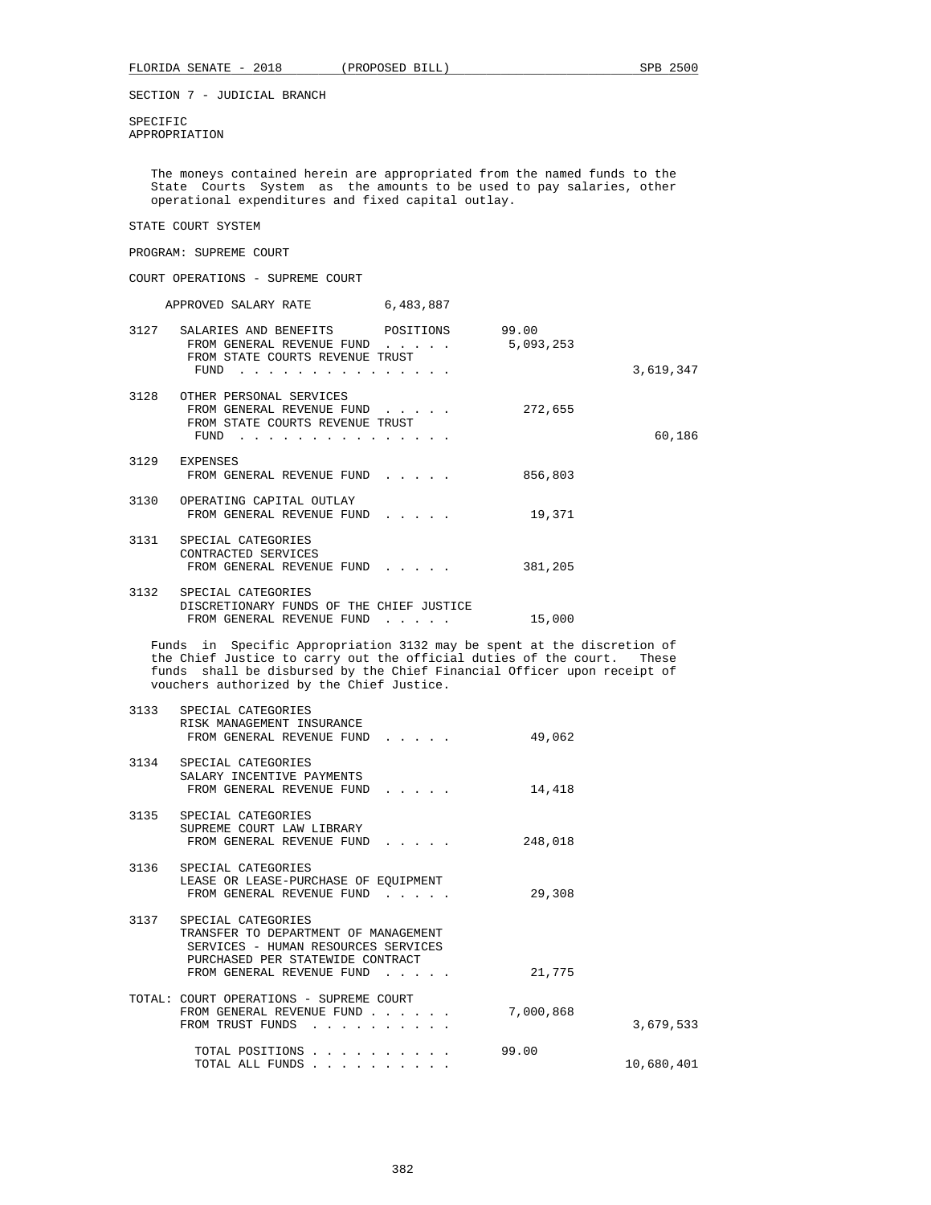SECTION 7 - JUDICIAL BRANCH

SPECIFIC APPROPRIATION

The moneys contained herein are appropriated from the named funds to the State Courts System as the amounts to be used to pay salaries, other operational expenditures and fixed capital outlay.

STATE COURT SYSTEM

PROGRAM: SUPREME COURT

COURT OPERATIONS - SUPREME COURT

APPROVED SALARY RATE 6,483,887

| | | | |
|---|---|---|---|
| 3127 | SALARIES AND BENEFITS POSITIONS | 99.00 | |
| | FROM GENERAL REVENUE FUND . . . . . | 5,093,253 | |
| | FROM STATE COURTS REVENUE TRUST FUND . . . . . . . . . . . . . . | | 3,619,347 |
| 3128 | OTHER PERSONAL SERVICES | | |
| | FROM GENERAL REVENUE FUND . . . . . | 272,655 | |
| | FROM STATE COURTS REVENUE TRUST FUND . . . . . . . . . . . . . . | | 60,186 |
| 3129 | EXPENSES | | |
| | FROM GENERAL REVENUE FUND . . . . . | 856,803 | |
| 3130 | OPERATING CAPITAL OUTLAY | | |
| | FROM GENERAL REVENUE FUND . . . . . | 19,371 | |
| 3131 | SPECIAL CATEGORIES CONTRACTED SERVICES | | |
| | FROM GENERAL REVENUE FUND . . . . . | 381,205 | |
| 3132 | SPECIAL CATEGORIES DISCRETIONARY FUNDS OF THE CHIEF JUSTICE | | |
| | FROM GENERAL REVENUE FUND . . . . . | 15,000 | |

Funds in Specific Appropriation 3132 may be spent at the discretion of the Chief Justice to carry out the official duties of the court. These funds shall be disbursed by the Chief Financial Officer upon receipt of vouchers authorized by the Chief Justice.

| | | | |
|---|---|---|---|
| 3133 | SPECIAL CATEGORIES RISK MANAGEMENT INSURANCE | | |
| | FROM GENERAL REVENUE FUND . . . . . | 49,062 | |
| 3134 | SPECIAL CATEGORIES SALARY INCENTIVE PAYMENTS | | |
| | FROM GENERAL REVENUE FUND . . . . . | 14,418 | |
| 3135 | SPECIAL CATEGORIES SUPREME COURT LAW LIBRARY | | |
| | FROM GENERAL REVENUE FUND . . . . . | 248,018 | |
| 3136 | SPECIAL CATEGORIES LEASE OR LEASE-PURCHASE OF EQUIPMENT | | |
| | FROM GENERAL REVENUE FUND . . . . . | 29,308 | |
| 3137 | SPECIAL CATEGORIES TRANSFER TO DEPARTMENT OF MANAGEMENT SERVICES - HUMAN RESOURCES SERVICES PURCHASED PER STATEWIDE CONTRACT | | |
| | FROM GENERAL REVENUE FUND . . . . . | 21,775 | |
| TOTAL: | COURT OPERATIONS - SUPREME COURT | | |
| | FROM GENERAL REVENUE FUND . . . . . . | 7,000,868 | |
| | FROM TRUST FUNDS . . . . . . . . . . | | 3,679,533 |
| | TOTAL POSITIONS . . . . . . . . . . | 99.00 | |
| | TOTAL ALL FUNDS . . . . . . . . . . | | 10,680,401 |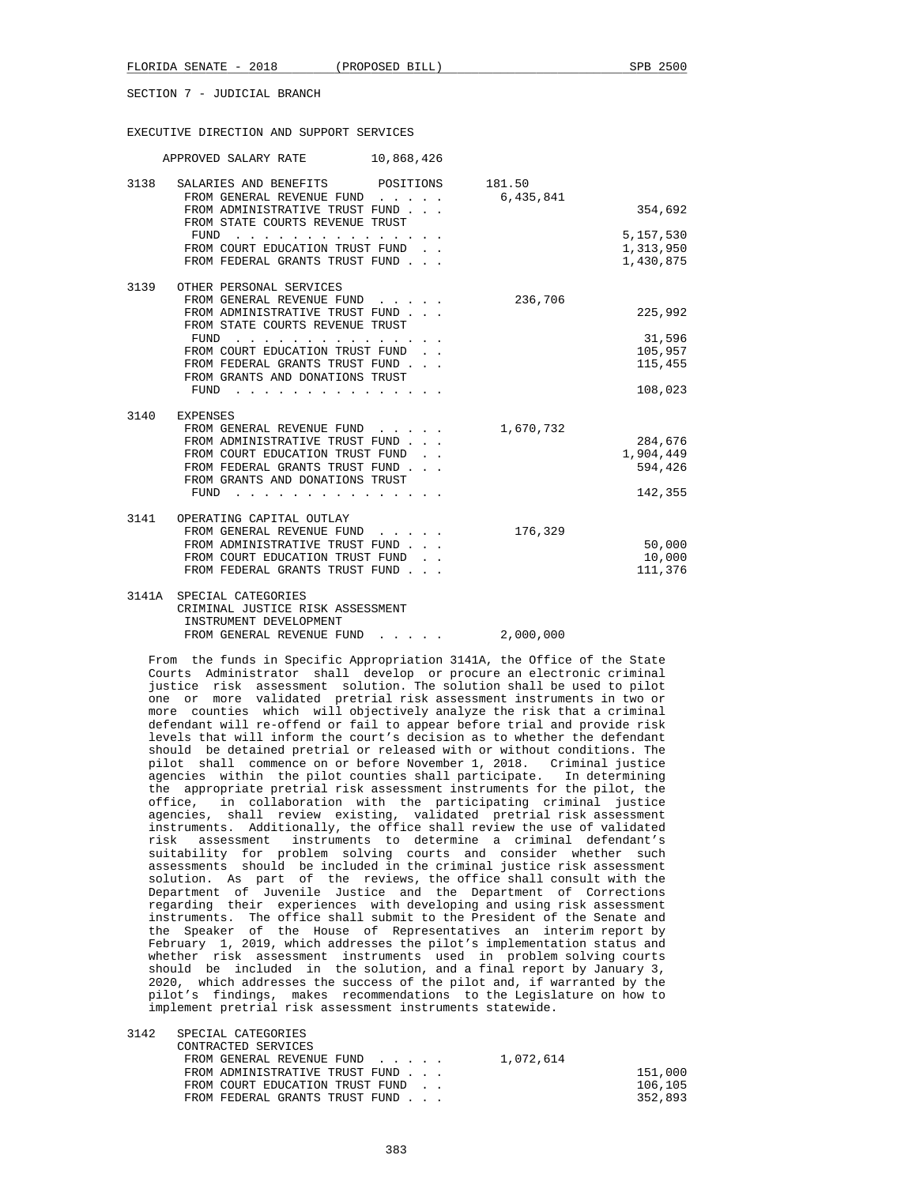SECTION 7 - JUDICIAL BRANCH

EXECUTIVE DIRECTION AND SUPPORT SERVICES

APPROVED SALARY RATE 10,868,426

| | | | |
|---|---|---|---|
| 3138 | SALARIES AND BENEFITS POSITIONS | 181.50 | |
| | FROM GENERAL REVENUE FUND | 6,435,841 | |
| | FROM ADMINISTRATIVE TRUST FUND | | 354,692 |
| | FROM STATE COURTS REVENUE TRUST FUND | | 5,157,530 |
| | FROM COURT EDUCATION TRUST FUND | | 1,313,950 |
| | FROM FEDERAL GRANTS TRUST FUND | | 1,430,875 |
| 3139 | OTHER PERSONAL SERVICES | | |
| | FROM GENERAL REVENUE FUND | 236,706 | |
| | FROM ADMINISTRATIVE TRUST FUND | | 225,992 |
| | FROM STATE COURTS REVENUE TRUST FUND | | 31,596 |
| | FROM COURT EDUCATION TRUST FUND | | 105,957 |
| | FROM FEDERAL GRANTS TRUST FUND | | 115,455 |
| | FROM GRANTS AND DONATIONS TRUST FUND | | 108,023 |
| 3140 | EXPENSES | | |
| | FROM GENERAL REVENUE FUND | 1,670,732 | |
| | FROM ADMINISTRATIVE TRUST FUND | | 284,676 |
| | FROM COURT EDUCATION TRUST FUND | | 1,904,449 |
| | FROM FEDERAL GRANTS TRUST FUND | | 594,426 |
| | FROM GRANTS AND DONATIONS TRUST FUND | | 142,355 |
| 3141 | OPERATING CAPITAL OUTLAY | | |
| | FROM GENERAL REVENUE FUND | 176,329 | |
| | FROM ADMINISTRATIVE TRUST FUND | | 50,000 |
| | FROM COURT EDUCATION TRUST FUND | | 10,000 |
| | FROM FEDERAL GRANTS TRUST FUND | | 111,376 |
| 3141A | SPECIAL CATEGORIES CRIMINAL JUSTICE RISK ASSESSMENT INSTRUMENT DEVELOPMENT | | |
| | FROM GENERAL REVENUE FUND | 2,000,000 | |

From the funds in Specific Appropriation 3141A, the Office of the State Courts Administrator shall develop or procure an electronic criminal justice risk assessment solution. The solution shall be used to pilot one or more validated pretrial risk assessment instruments in two or more counties which will objectively analyze the risk that a criminal defendant will re-offend or fail to appear before trial and provide risk levels that will inform the court's decision as to whether the defendant should be detained pretrial or released with or without conditions. The pilot shall commence on or before November 1, 2018. Criminal justice agencies within the pilot counties shall participate. In determining the appropriate pretrial risk assessment instruments for the pilot, the office, in collaboration with the participating criminal justice agencies, shall review existing, validated pretrial risk assessment instruments. Additionally, the office shall review the use of validated risk assessment instruments to determine a criminal defendant's suitability for problem solving courts and consider whether such assessments should be included in the criminal justice risk assessment solution. As part of the reviews, the office shall consult with the Department of Juvenile Justice and the Department of Corrections regarding their experiences with developing and using risk assessment instruments. The office shall submit to the President of the Senate and the Speaker of the House of Representatives an interim report by February 1, 2019, which addresses the pilot's implementation status and whether risk assessment instruments used in problem solving courts should be included in the solution, and a final report by January 3, 2020, which addresses the success of the pilot and, if warranted by the pilot's findings, makes recommendations to the Legislature on how to implement pretrial risk assessment instruments statewide.

| | | | |
|---|---|---|---|
| 3142 | SPECIAL CATEGORIES CONTRACTED SERVICES | | |
| | FROM GENERAL REVENUE FUND | 1,072,614 | |
| | FROM ADMINISTRATIVE TRUST FUND | | 151,000 |
| | FROM COURT EDUCATION TRUST FUND | | 106,105 |
| | FROM FEDERAL GRANTS TRUST FUND | | 352,893 |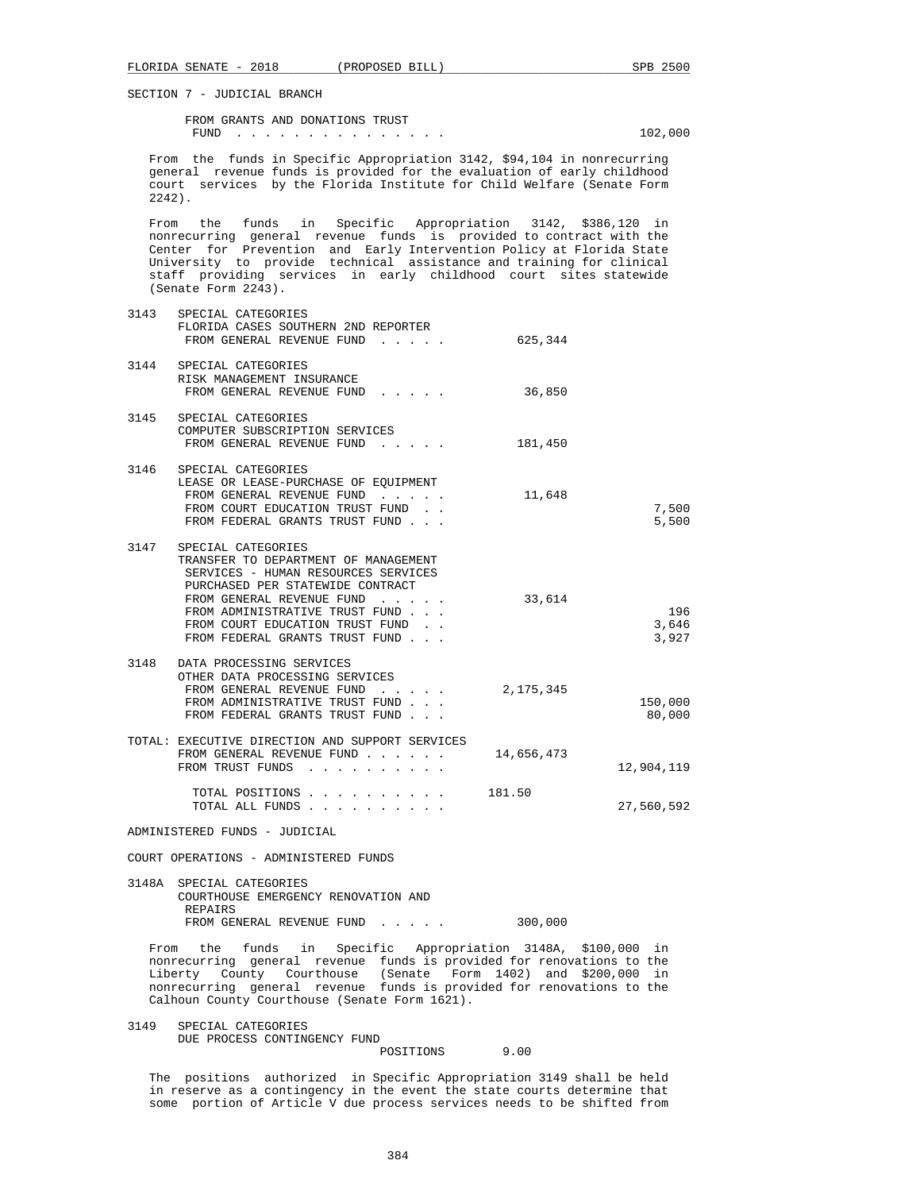SECTION 7 - JUDICIAL BRANCH

```
       FROM GRANTS AND DONATIONS TRUST
        FUND . . . . . . . . . . . . . . .                          102,000
```

From the funds in Specific Appropriation 3142, $94,104 in nonrecurring general revenue funds is provided for the evaluation of early childhood court services by the Florida Institute for Child Welfare (Senate Form 2242).

From the funds in Specific Appropriation 3142, $386,120 in nonrecurring general revenue funds is provided to contract with the Center for Prevention and Early Intervention Policy at Florida State University to provide technical assistance and training for clinical staff providing services in early childhood court sites statewide (Senate Form 2243).

```
3143   SPECIAL CATEGORIES
       FLORIDA CASES SOUTHERN 2ND REPORTER
        FROM GENERAL REVENUE FUND . . . . .        625,344

3144   SPECIAL CATEGORIES
       RISK MANAGEMENT INSURANCE
        FROM GENERAL REVENUE FUND . . . . .         36,850

3145   SPECIAL CATEGORIES
       COMPUTER SUBSCRIPTION SERVICES
        FROM GENERAL REVENUE FUND . . . . .        181,450

3146   SPECIAL CATEGORIES
       LEASE OR LEASE-PURCHASE OF EQUIPMENT
        FROM GENERAL REVENUE FUND . . . . .         11,648
        FROM COURT EDUCATION TRUST FUND . .                           7,500
        FROM FEDERAL GRANTS TRUST FUND . . .                          5,500

3147   SPECIAL CATEGORIES
       TRANSFER TO DEPARTMENT OF MANAGEMENT
        SERVICES - HUMAN RESOURCES SERVICES
        PURCHASED PER STATEWIDE CONTRACT
        FROM GENERAL REVENUE FUND . . . . .         33,614
        FROM ADMINISTRATIVE TRUST FUND . . .                            196
        FROM COURT EDUCATION TRUST FUND . .                           3,646
        FROM FEDERAL GRANTS TRUST FUND . . .                          3,927

3148   DATA PROCESSING SERVICES
       OTHER DATA PROCESSING SERVICES
        FROM GENERAL REVENUE FUND . . . . .      2,175,345
        FROM ADMINISTRATIVE TRUST FUND . . .                        150,000
        FROM FEDERAL GRANTS TRUST FUND . . .                         80,000

TOTAL: EXECUTIVE DIRECTION AND SUPPORT SERVICES
       FROM GENERAL REVENUE FUND . . . . . .    14,656,473
       FROM TRUST FUNDS . . . . . . . . . .                      12,904,119

         TOTAL POSITIONS . . . . . . . . . .    181.50
         TOTAL ALL FUNDS . . . . . . . . . .                     27,560,592
```

ADMINISTERED FUNDS - JUDICIAL

COURT OPERATIONS - ADMINISTERED FUNDS

```
3148A  SPECIAL CATEGORIES
       COURTHOUSE EMERGENCY RENOVATION AND
        REPAIRS
        FROM GENERAL REVENUE FUND . . . . .        300,000
```

From the funds in Specific Appropriation 3148A, $100,000 in nonrecurring general revenue funds is provided for renovations to the Liberty County Courthouse (Senate Form 1402) and $200,000 in nonrecurring general revenue funds is provided for renovations to the Calhoun County Courthouse (Senate Form 1621).

```
3149   SPECIAL CATEGORIES
       DUE PROCESS CONTINGENCY FUND
                                   POSITIONS       9.00
```

The positions authorized in Specific Appropriation 3149 shall be held in reserve as a contingency in the event the state courts determine that some portion of Article V due process services needs to be shifted from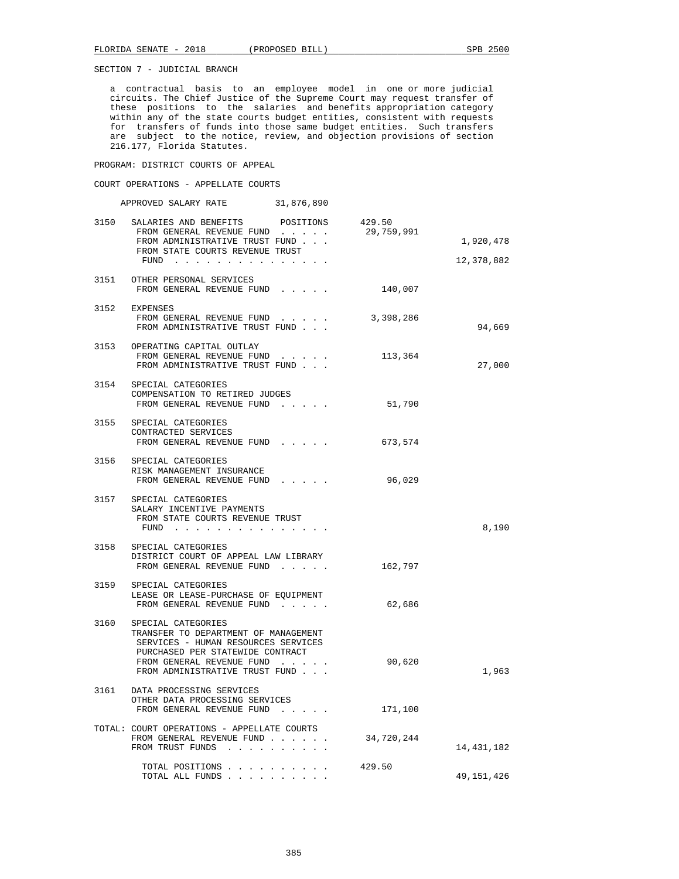SECTION 7 - JUDICIAL BRANCH

a contractual basis to an employee model in one or more judicial circuits. The Chief Justice of the Supreme Court may request transfer of these positions to the salaries and benefits appropriation category within any of the state courts budget entities, consistent with requests for transfers of funds into those same budget entities. Such transfers are subject to the notice, review, and objection provisions of section 216.177, Florida Statutes.

PROGRAM: DISTRICT COURTS OF APPEAL

COURT OPERATIONS - APPELLATE COURTS

APPROVED SALARY RATE 31,876,890

| | | | |
|---|---|---|---|
| 3150 | SALARIES AND BENEFITS POSITIONS | 429.50 | |
| | FROM GENERAL REVENUE FUND . . . . . | 29,759,991 | |
| | FROM ADMINISTRATIVE TRUST FUND . . . | | 1,920,478 |
| | FROM STATE COURTS REVENUE TRUST FUND . . . . . . . . . . . . . . . | | 12,378,882 |
| 3151 | OTHER PERSONAL SERVICES | | |
| | FROM GENERAL REVENUE FUND . . . . . | 140,007 | |
| 3152 | EXPENSES | | |
| | FROM GENERAL REVENUE FUND . . . . . | 3,398,286 | |
| | FROM ADMINISTRATIVE TRUST FUND . . . | | 94,669 |
| 3153 | OPERATING CAPITAL OUTLAY | | |
| | FROM GENERAL REVENUE FUND . . . . . | 113,364 | |
| | FROM ADMINISTRATIVE TRUST FUND . . . | | 27,000 |
| 3154 | SPECIAL CATEGORIES COMPENSATION TO RETIRED JUDGES | | |
| | FROM GENERAL REVENUE FUND . . . . . | 51,790 | |
| 3155 | SPECIAL CATEGORIES CONTRACTED SERVICES | | |
| | FROM GENERAL REVENUE FUND . . . . . | 673,574 | |
| 3156 | SPECIAL CATEGORIES RISK MANAGEMENT INSURANCE | | |
| | FROM GENERAL REVENUE FUND . . . . . | 96,029 | |
| 3157 | SPECIAL CATEGORIES SALARY INCENTIVE PAYMENTS | | |
| | FROM STATE COURTS REVENUE TRUST FUND . . . . . . . . . . . . . . . | | 8,190 |
| 3158 | SPECIAL CATEGORIES DISTRICT COURT OF APPEAL LAW LIBRARY | | |
| | FROM GENERAL REVENUE FUND . . . . . | 162,797 | |
| 3159 | SPECIAL CATEGORIES LEASE OR LEASE-PURCHASE OF EQUIPMENT | | |
| | FROM GENERAL REVENUE FUND . . . . . | 62,686 | |
| 3160 | SPECIAL CATEGORIES TRANSFER TO DEPARTMENT OF MANAGEMENT SERVICES - HUMAN RESOURCES SERVICES PURCHASED PER STATEWIDE CONTRACT | | |
| | FROM GENERAL REVENUE FUND . . . . . | 90,620 | |
| | FROM ADMINISTRATIVE TRUST FUND . . . | | 1,963 |
| 3161 | DATA PROCESSING SERVICES OTHER DATA PROCESSING SERVICES | | |
| | FROM GENERAL REVENUE FUND . . . . . | 171,100 | |

| | | |
|---|---|---|
| TOTAL: COURT OPERATIONS - APPELLATE COURTS | | |
| FROM GENERAL REVENUE FUND . . . . . . | 34,720,244 | |
| FROM TRUST FUNDS . . . . . . . . . . | | 14,431,182 |
| TOTAL POSITIONS . . . . . . . . . . | 429.50 | |
| TOTAL ALL FUNDS . . . . . . . . . . | | 49,151,426 |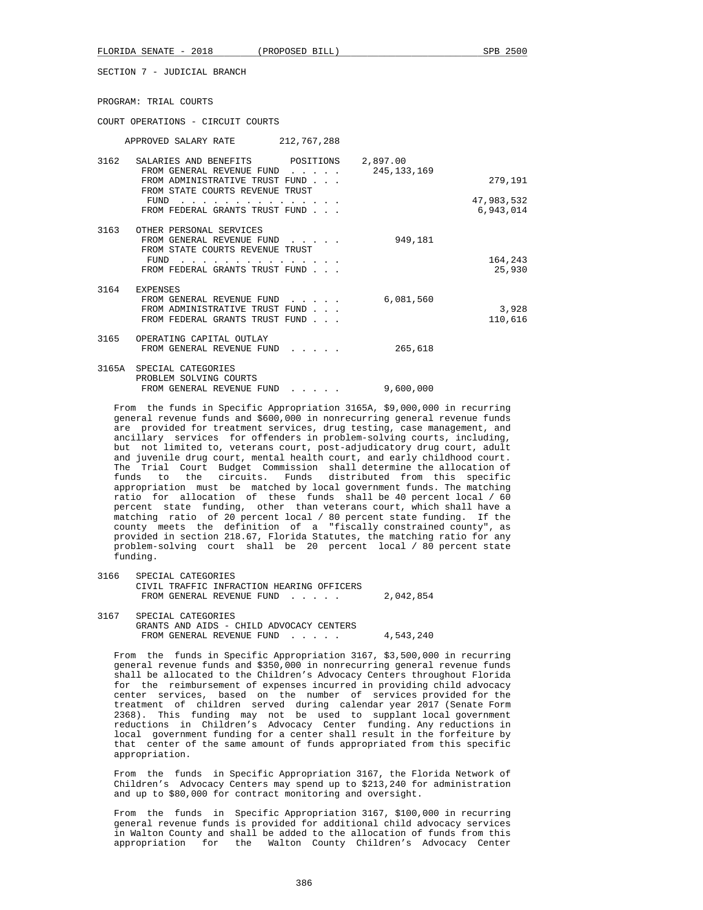SECTION 7 - JUDICIAL BRANCH

PROGRAM: TRIAL COURTS

COURT OPERATIONS - CIRCUIT COURTS

APPROVED SALARY RATE 212,767,288

| | | | |
|---|---|---|---|
| 3162 | SALARIES AND BENEFITS POSITIONS | 2,897.00 | |
| | FROM GENERAL REVENUE FUND . . . . . | 245,133,169 | |
| | FROM ADMINISTRATIVE TRUST FUND . . . | | 279,191 |
| | FROM STATE COURTS REVENUE TRUST FUND . . . . . . . . . . . . . . . | | 47,983,532 |
| | FROM FEDERAL GRANTS TRUST FUND . . . | | 6,943,014 |
| 3163 | OTHER PERSONAL SERVICES | | |
| | FROM GENERAL REVENUE FUND . . . . . | 949,181 | |
| | FROM STATE COURTS REVENUE TRUST FUND . . . . . . . . . . . . . . . | | 164,243 |
| | FROM FEDERAL GRANTS TRUST FUND . . . | | 25,930 |
| 3164 | EXPENSES | | |
| | FROM GENERAL REVENUE FUND . . . . . | 6,081,560 | |
| | FROM ADMINISTRATIVE TRUST FUND . . . | | 3,928 |
| | FROM FEDERAL GRANTS TRUST FUND . . . | | 110,616 |
| 3165 | OPERATING CAPITAL OUTLAY | | |
| | FROM GENERAL REVENUE FUND . . . . . | 265,618 | |
| 3165A | SPECIAL CATEGORIES PROBLEM SOLVING COURTS | | |
| | FROM GENERAL REVENUE FUND . . . . . | 9,600,000 | |

From the funds in Specific Appropriation 3165A, $9,000,000 in recurring general revenue funds and $600,000 in nonrecurring general revenue funds are provided for treatment services, drug testing, case management, and ancillary services for offenders in problem-solving courts, including, but not limited to, veterans court, post-adjudicatory drug court, adult and juvenile drug court, mental health court, and early childhood court. The Trial Court Budget Commission shall determine the allocation of funds to the circuits. Funds distributed from this specific appropriation must be matched by local government funds. The matching ratio for allocation of these funds shall be 40 percent local / 60 percent state funding, other than veterans court, which shall have a matching ratio of 20 percent local / 80 percent state funding. If the county meets the definition of a "fiscally constrained county", as provided in section 218.67, Florida Statutes, the matching ratio for any problem-solving court shall be 20 percent local / 80 percent state funding.

| | | | |
|---|---|---|---|
| 3166 | SPECIAL CATEGORIES CIVIL TRAFFIC INFRACTION HEARING OFFICERS | | |
| | FROM GENERAL REVENUE FUND . . . . . | 2,042,854 | |
| 3167 | SPECIAL CATEGORIES GRANTS AND AIDS - CHILD ADVOCACY CENTERS | | |
| | FROM GENERAL REVENUE FUND . . . . . | 4,543,240 | |

From the funds in Specific Appropriation 3167, $3,500,000 in recurring general revenue funds and $350,000 in nonrecurring general revenue funds shall be allocated to the Children's Advocacy Centers throughout Florida for the reimbursement of expenses incurred in providing child advocacy center services, based on the number of services provided for the treatment of children served during calendar year 2017 (Senate Form 2368). This funding may not be used to supplant local government reductions in Children's Advocacy Center funding. Any reductions in local government funding for a center shall result in the forfeiture by that center of the same amount of funds appropriated from this specific appropriation.

From the funds in Specific Appropriation 3167, the Florida Network of Children's Advocacy Centers may spend up to $213,240 for administration and up to $80,000 for contract monitoring and oversight.

From the funds in Specific Appropriation 3167, $100,000 in recurring general revenue funds is provided for additional child advocacy services in Walton County and shall be added to the allocation of funds from this appropriation for the Walton County Children's Advocacy Center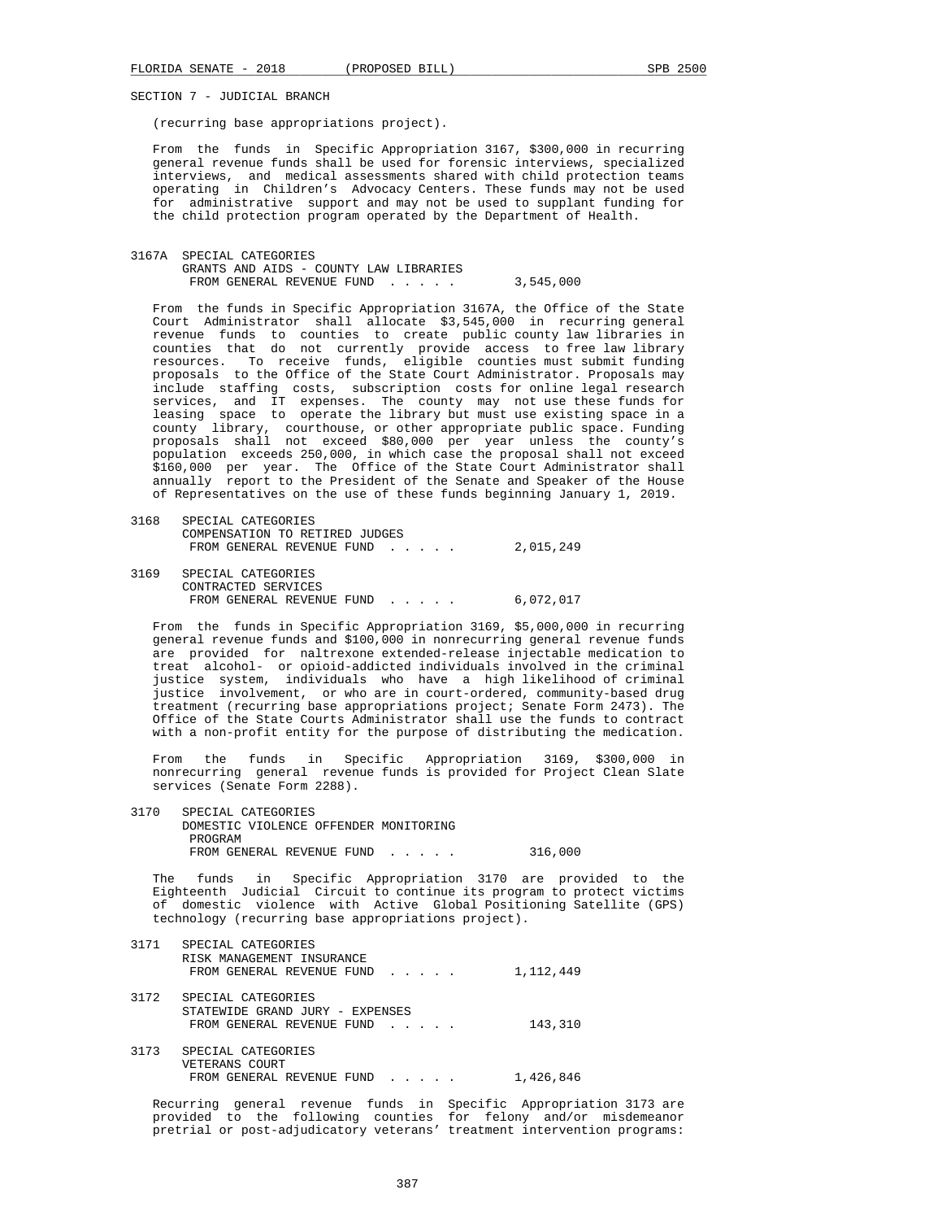SECTION 7 - JUDICIAL BRANCH

(recurring base appropriations project).

From the funds in Specific Appropriation 3167, $300,000 in recurring general revenue funds shall be used for forensic interviews, specialized interviews, and medical assessments shared with child protection teams operating in Children's Advocacy Centers. These funds may not be used for administrative support and may not be used to supplant funding for the child protection program operated by the Department of Health.

3167A SPECIAL CATEGORIES
GRANTS AND AIDS - COUNTY LAW LIBRARIES
FROM GENERAL REVENUE FUND . . . . . 3,545,000

From the funds in Specific Appropriation 3167A, the Office of the State Court Administrator shall allocate $3,545,000 in recurring general revenue funds to counties to create public county law libraries in counties that do not currently provide access to free law library resources. To receive funds, eligible counties must submit funding proposals to the Office of the State Court Administrator. Proposals may include staffing costs, subscription costs for online legal research services, and IT expenses. The county may not use these funds for leasing space to operate the library but must use existing space in a county library, courthouse, or other appropriate public space. Funding proposals shall not exceed $80,000 per year unless the county's population exceeds 250,000, in which case the proposal shall not exceed $160,000 per year. The Office of the State Court Administrator shall annually report to the President of the Senate and Speaker of the House of Representatives on the use of these funds beginning January 1, 2019.

3168 SPECIAL CATEGORIES
COMPENSATION TO RETIRED JUDGES
FROM GENERAL REVENUE FUND . . . . . 2,015,249

3169 SPECIAL CATEGORIES
CONTRACTED SERVICES
FROM GENERAL REVENUE FUND . . . . . 6,072,017

From the funds in Specific Appropriation 3169, $5,000,000 in recurring general revenue funds and $100,000 in nonrecurring general revenue funds are provided for naltrexone extended-release injectable medication to treat alcohol- or opioid-addicted individuals involved in the criminal justice system, individuals who have a high likelihood of criminal justice involvement, or who are in court-ordered, community-based drug treatment (recurring base appropriations project; Senate Form 2473). The Office of the State Courts Administrator shall use the funds to contract with a non-profit entity for the purpose of distributing the medication.

From the funds in Specific Appropriation 3169, $300,000 in nonrecurring general revenue funds is provided for Project Clean Slate services (Senate Form 2288).

3170 SPECIAL CATEGORIES
DOMESTIC VIOLENCE OFFENDER MONITORING
PROGRAM
FROM GENERAL REVENUE FUND . . . . . 316,000

The funds in Specific Appropriation 3170 are provided to the Eighteenth Judicial Circuit to continue its program to protect victims of domestic violence with Active Global Positioning Satellite (GPS) technology (recurring base appropriations project).

3171 SPECIAL CATEGORIES
RISK MANAGEMENT INSURANCE
FROM GENERAL REVENUE FUND . . . . . 1,112,449

3172 SPECIAL CATEGORIES
STATEWIDE GRAND JURY - EXPENSES
FROM GENERAL REVENUE FUND . . . . . 143,310

3173 SPECIAL CATEGORIES
VETERANS COURT
FROM GENERAL REVENUE FUND . . . . . 1,426,846

Recurring general revenue funds in Specific Appropriation 3173 are provided to the following counties for felony and/or misdemeanor pretrial or post-adjudicatory veterans' treatment intervention programs: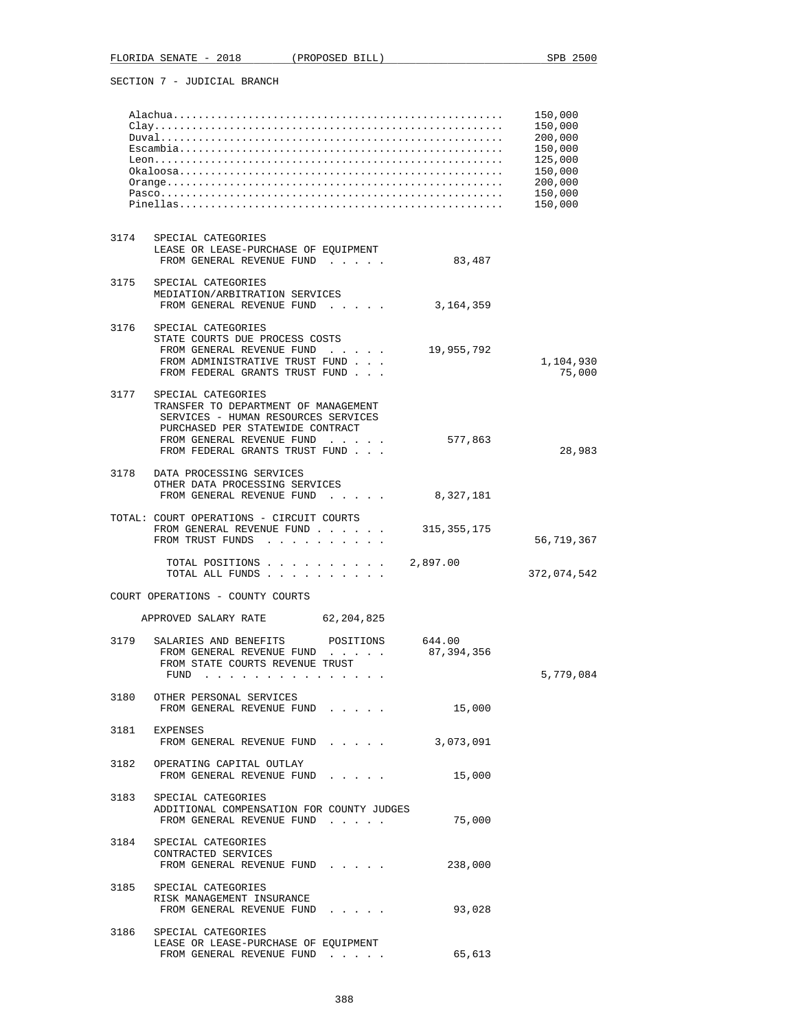SECTION 7 - JUDICIAL BRANCH

| | |
|---|---|
| Alachua | 150,000 |
| Clay | 150,000 |
| Duval | 200,000 |
| Escambia | 150,000 |
| Leon | 125,000 |
| Okaloosa | 150,000 |
| Orange | 200,000 |
| Pasco | 150,000 |
| Pinellas | 150,000 |

3174 SPECIAL CATEGORIES
LEASE OR LEASE-PURCHASE OF EQUIPMENT
FROM GENERAL REVENUE FUND . . . . . 83,487

3175 SPECIAL CATEGORIES
MEDIATION/ARBITRATION SERVICES
FROM GENERAL REVENUE FUND . . . . . 3,164,359

3176 SPECIAL CATEGORIES
STATE COURTS DUE PROCESS COSTS
FROM GENERAL REVENUE FUND . . . . . 19,955,792
FROM ADMINISTRATIVE TRUST FUND . . . 1,104,930
FROM FEDERAL GRANTS TRUST FUND . . . 75,000

3177 SPECIAL CATEGORIES
TRANSFER TO DEPARTMENT OF MANAGEMENT SERVICES - HUMAN RESOURCES SERVICES PURCHASED PER STATEWIDE CONTRACT
FROM GENERAL REVENUE FUND . . . . . 577,863
FROM FEDERAL GRANTS TRUST FUND . . . 28,983

3178 DATA PROCESSING SERVICES
OTHER DATA PROCESSING SERVICES
FROM GENERAL REVENUE FUND . . . . . 8,327,181

TOTAL: COURT OPERATIONS - CIRCUIT COURTS
FROM GENERAL REVENUE FUND . . . . . . 315,355,175
FROM TRUST FUNDS . . . . . . . . . . 56,719,367

TOTAL POSITIONS . . . . . . . . . . 2,897.00
TOTAL ALL FUNDS . . . . . . . . . . 372,074,542

COURT OPERATIONS - COUNTY COURTS

APPROVED SALARY RATE 62,204,825

3179 SALARIES AND BENEFITS POSITIONS 644.00
FROM GENERAL REVENUE FUND . . . . . 87,394,356
FROM STATE COURTS REVENUE TRUST FUND . . . . . . . . . . . . . . . 5,779,084

3180 OTHER PERSONAL SERVICES
FROM GENERAL REVENUE FUND . . . . . 15,000

3181 EXPENSES
FROM GENERAL REVENUE FUND . . . . . 3,073,091

3182 OPERATING CAPITAL OUTLAY
FROM GENERAL REVENUE FUND . . . . . 15,000

3183 SPECIAL CATEGORIES
ADDITIONAL COMPENSATION FOR COUNTY JUDGES
FROM GENERAL REVENUE FUND . . . . . 75,000

3184 SPECIAL CATEGORIES
CONTRACTED SERVICES
FROM GENERAL REVENUE FUND . . . . . 238,000

3185 SPECIAL CATEGORIES
RISK MANAGEMENT INSURANCE
FROM GENERAL REVENUE FUND . . . . . 93,028

3186 SPECIAL CATEGORIES
LEASE OR LEASE-PURCHASE OF EQUIPMENT
FROM GENERAL REVENUE FUND . . . . . 65,613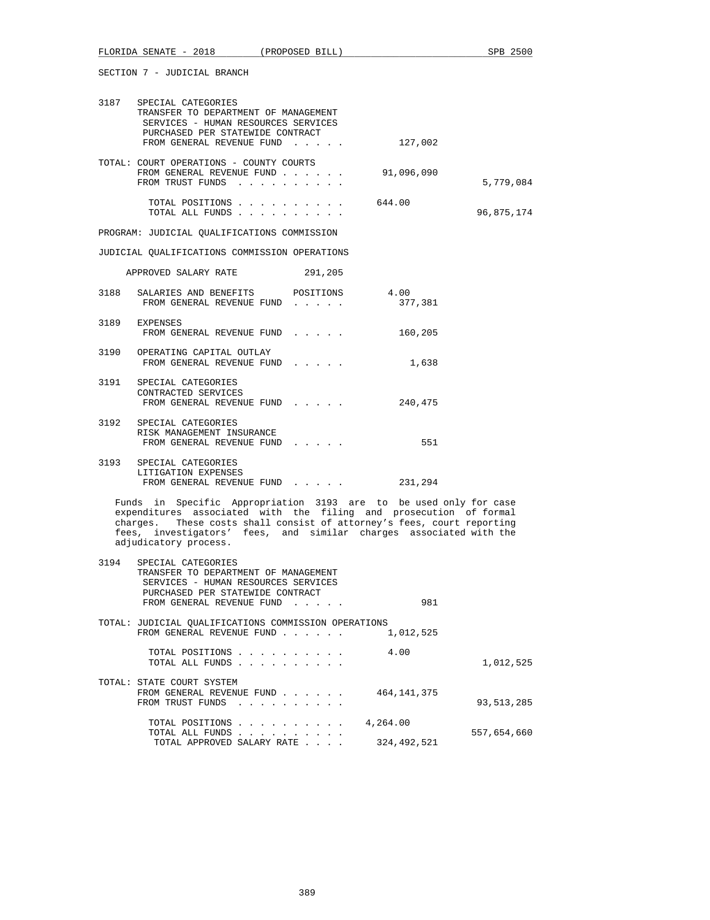SECTION 7 - JUDICIAL BRANCH

3187 SPECIAL CATEGORIES
TRANSFER TO DEPARTMENT OF MANAGEMENT SERVICES - HUMAN RESOURCES SERVICES PURCHASED PER STATEWIDE CONTRACT
FROM GENERAL REVENUE FUND . . . . . 127,002

TOTAL: COURT OPERATIONS - COUNTY COURTS
FROM GENERAL REVENUE FUND . . . . . . 91,096,090
FROM TRUST FUNDS . . . . . . . . . . 5,779,084

TOTAL POSITIONS . . . . . . . . . . 644.00
TOTAL ALL FUNDS . . . . . . . . . . 96,875,174

PROGRAM: JUDICIAL QUALIFICATIONS COMMISSION

JUDICIAL QUALIFICATIONS COMMISSION OPERATIONS

APPROVED SALARY RATE 291,205

3188 SALARIES AND BENEFITS POSITIONS 4.00
FROM GENERAL REVENUE FUND . . . . . 377,381

3189 EXPENSES
FROM GENERAL REVENUE FUND . . . . . 160,205

3190 OPERATING CAPITAL OUTLAY
FROM GENERAL REVENUE FUND . . . . . 1,638

3191 SPECIAL CATEGORIES
CONTRACTED SERVICES
FROM GENERAL REVENUE FUND . . . . . 240,475

3192 SPECIAL CATEGORIES
RISK MANAGEMENT INSURANCE
FROM GENERAL REVENUE FUND . . . . . 551

3193 SPECIAL CATEGORIES
LITIGATION EXPENSES
FROM GENERAL REVENUE FUND . . . . . 231,294

Funds in Specific Appropriation 3193 are to be used only for case expenditures associated with the filing and prosecution of formal charges. These costs shall consist of attorney's fees, court reporting fees, investigators' fees, and similar charges associated with the adjudicatory process.

3194 SPECIAL CATEGORIES
TRANSFER TO DEPARTMENT OF MANAGEMENT SERVICES - HUMAN RESOURCES SERVICES PURCHASED PER STATEWIDE CONTRACT
FROM GENERAL REVENUE FUND . . . . . 981

TOTAL: JUDICIAL QUALIFICATIONS COMMISSION OPERATIONS
FROM GENERAL REVENUE FUND . . . . . . 1,012,525

TOTAL POSITIONS . . . . . . . . . . 4.00
TOTAL ALL FUNDS . . . . . . . . . . 1,012,525

TOTAL: STATE COURT SYSTEM
FROM GENERAL REVENUE FUND . . . . . . 464,141,375
FROM TRUST FUNDS . . . . . . . . . . 93,513,285

TOTAL POSITIONS . . . . . . . . . . 4,264.00
TOTAL ALL FUNDS . . . . . . . . . . 557,654,660
TOTAL APPROVED SALARY RATE . . . . 324,492,521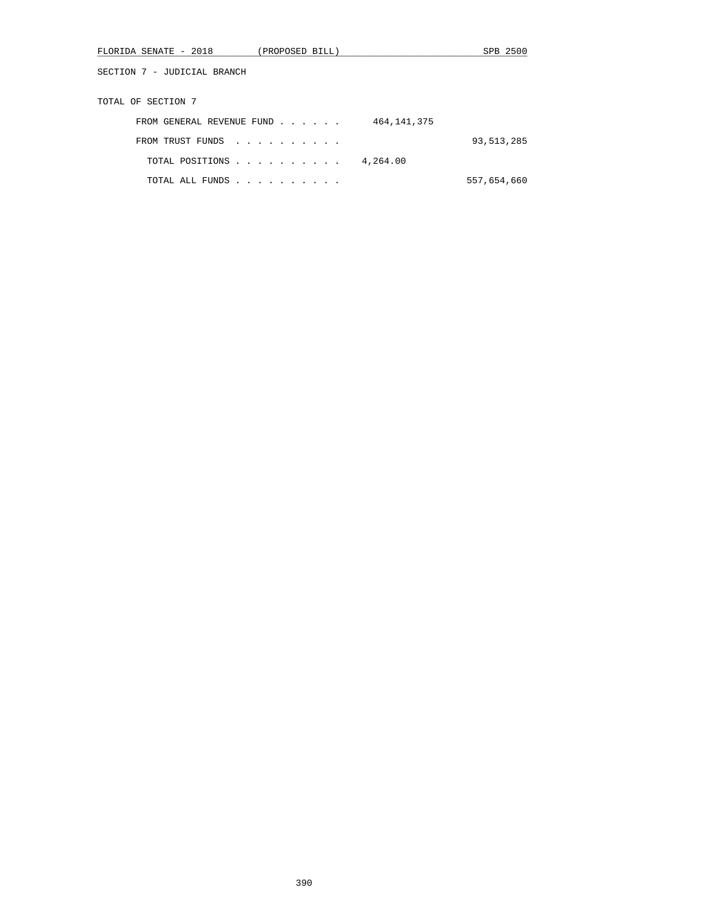SECTION 7 - JUDICIAL BRANCH

TOTAL OF SECTION 7

| | | |
|---|---|---|
| FROM GENERAL REVENUE FUND . . . . . . | 464,141,375 | |
| FROM TRUST FUNDS . . . . . . . . . . | | 93,513,285 |
| TOTAL POSITIONS . . . . . . . . . . | 4,264.00 | |
| TOTAL ALL FUNDS . . . . . . . . . . | | 557,654,660 |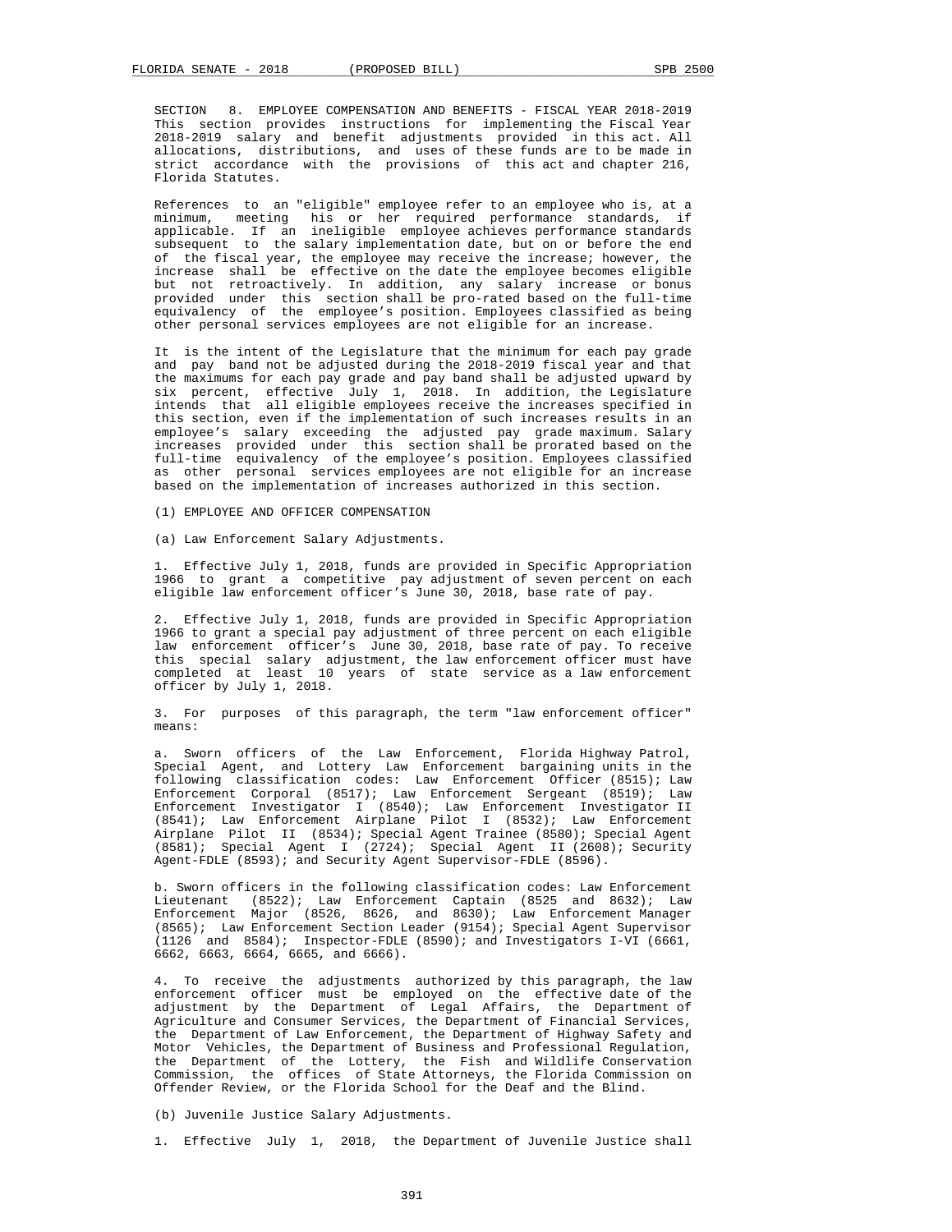SECTION 8. EMPLOYEE COMPENSATION AND BENEFITS - FISCAL YEAR 2018-2019
This section provides instructions for implementing the Fiscal Year 2018-2019 salary and benefit adjustments provided in this act. All allocations, distributions, and uses of these funds are to be made in strict accordance with the provisions of this act and chapter 216, Florida Statutes.

References to an "eligible" employee refer to an employee who is, at a minimum, meeting his or her required performance standards, if applicable. If an ineligible employee achieves performance standards subsequent to the salary implementation date, but on or before the end of the fiscal year, the employee may receive the increase; however, the increase shall be effective on the date the employee becomes eligible but not retroactively. In addition, any salary increase or bonus provided under this section shall be pro-rated based on the full-time equivalency of the employee's position. Employees classified as being other personal services employees are not eligible for an increase.

It is the intent of the Legislature that the minimum for each pay grade and pay band not be adjusted during the 2018-2019 fiscal year and that the maximums for each pay grade and pay band shall be adjusted upward by six percent, effective July 1, 2018. In addition, the Legislature intends that all eligible employees receive the increases specified in this section, even if the implementation of such increases results in an employee's salary exceeding the adjusted pay grade maximum. Salary increases provided under this section shall be prorated based on the full-time equivalency of the employee's position. Employees classified as other personal services employees are not eligible for an increase based on the implementation of increases authorized in this section.

(1) EMPLOYEE AND OFFICER COMPENSATION

(a) Law Enforcement Salary Adjustments.

1. Effective July 1, 2018, funds are provided in Specific Appropriation 1966 to grant a competitive pay adjustment of seven percent on each eligible law enforcement officer's June 30, 2018, base rate of pay.

2. Effective July 1, 2018, funds are provided in Specific Appropriation 1966 to grant a special pay adjustment of three percent on each eligible law enforcement officer's June 30, 2018, base rate of pay. To receive this special salary adjustment, the law enforcement officer must have completed at least 10 years of state service as a law enforcement officer by July 1, 2018.

3. For purposes of this paragraph, the term "law enforcement officer" means:

a. Sworn officers of the Law Enforcement, Florida Highway Patrol, Special Agent, and Lottery Law Enforcement bargaining units in the following classification codes: Law Enforcement Officer (8515); Law Enforcement Corporal (8517); Law Enforcement Sergeant (8519); Law Enforcement Investigator I (8540); Law Enforcement Investigator II (8541); Law Enforcement Airplane Pilot I (8532); Law Enforcement Airplane Pilot II (8534); Special Agent Trainee (8580); Special Agent (8581); Special Agent I (2724); Special Agent II (2608); Security Agent-FDLE (8593); and Security Agent Supervisor-FDLE (8596).

b. Sworn officers in the following classification codes: Law Enforcement Lieutenant (8522); Law Enforcement Captain (8525 and 8632); Law Enforcement Major (8526, 8626, and 8630); Law Enforcement Manager (8565); Law Enforcement Section Leader (9154); Special Agent Supervisor (1126 and 8584); Inspector-FDLE (8590); and Investigators I-VI (6661, 6662, 6663, 6664, 6665, and 6666).

4. To receive the adjustments authorized by this paragraph, the law enforcement officer must be employed on the effective date of the adjustment by the Department of Legal Affairs, the Department of Agriculture and Consumer Services, the Department of Financial Services, the Department of Law Enforcement, the Department of Highway Safety and Motor Vehicles, the Department of Business and Professional Regulation, the Department of the Lottery, the Fish and Wildlife Conservation Commission, the offices of State Attorneys, the Florida Commission on Offender Review, or the Florida School for the Deaf and the Blind.

(b) Juvenile Justice Salary Adjustments.

1. Effective July 1, 2018, the Department of Juvenile Justice shall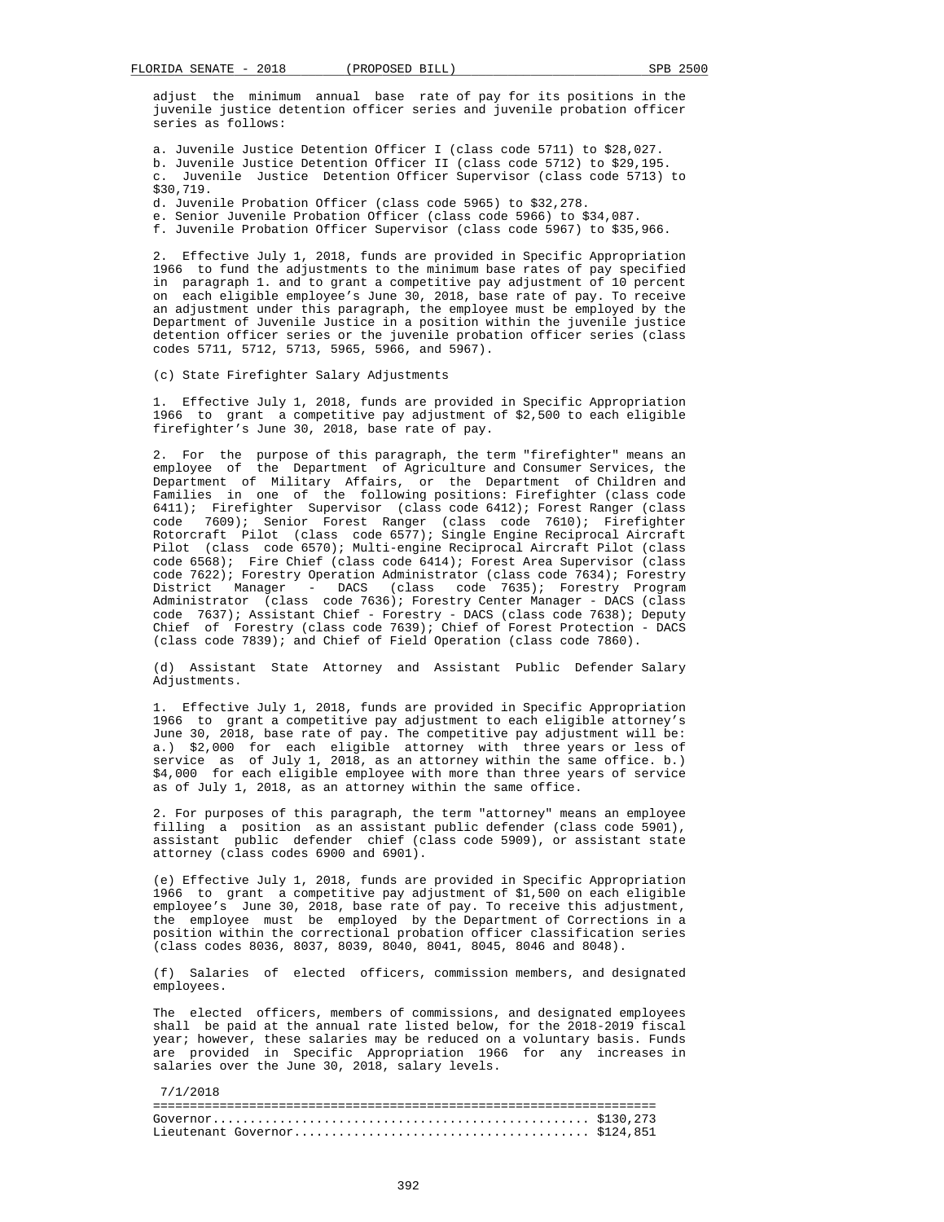adjust the minimum annual base rate of pay for its positions in the juvenile justice detention officer series and juvenile probation officer series as follows:

a. Juvenile Justice Detention Officer I (class code 5711) to $28,027.
b. Juvenile Justice Detention Officer II (class code 5712) to $29,195.
c. Juvenile Justice Detention Officer Supervisor (class code 5713) to $30,719.
d. Juvenile Probation Officer (class code 5965) to $32,278.
e. Senior Juvenile Probation Officer (class code 5966) to $34,087.
f. Juvenile Probation Officer Supervisor (class code 5967) to $35,966.

2. Effective July 1, 2018, funds are provided in Specific Appropriation 1966 to fund the adjustments to the minimum base rates of pay specified in paragraph 1. and to grant a competitive pay adjustment of 10 percent on each eligible employee's June 30, 2018, base rate of pay. To receive an adjustment under this paragraph, the employee must be employed by the Department of Juvenile Justice in a position within the juvenile justice detention officer series or the juvenile probation officer series (class codes 5711, 5712, 5713, 5965, 5966, and 5967).

(c) State Firefighter Salary Adjustments

1. Effective July 1, 2018, funds are provided in Specific Appropriation 1966 to grant a competitive pay adjustment of $2,500 to each eligible firefighter's June 30, 2018, base rate of pay.

2. For the purpose of this paragraph, the term "firefighter" means an employee of the Department of Agriculture and Consumer Services, the Department of Military Affairs, or the Department of Children and Families in one of the following positions: Firefighter (class code 6411); Firefighter Supervisor (class code 6412); Forest Ranger (class code 7609); Senior Forest Ranger (class code 7610); Firefighter Rotorcraft Pilot (class code 6577); Single Engine Reciprocal Aircraft Pilot (class code 6570); Multi-engine Reciprocal Aircraft Pilot (class code 6568); Fire Chief (class code 6414); Forest Area Supervisor (class code 7622); Forestry Operation Administrator (class code 7634); Forestry District Manager - DACS (class code 7635); Forestry Program Administrator (class code 7636); Forestry Center Manager - DACS (class code 7637); Assistant Chief - Forestry - DACS (class code 7638); Deputy Chief of Forestry (class code 7639); Chief of Forest Protection - DACS (class code 7839); and Chief of Field Operation (class code 7860).

(d) Assistant State Attorney and Assistant Public Defender Salary Adjustments.

1. Effective July 1, 2018, funds are provided in Specific Appropriation 1966 to grant a competitive pay adjustment to each eligible attorney's June 30, 2018, base rate of pay. The competitive pay adjustment will be: a.) $2,000 for each eligible attorney with three years or less of service as of July 1, 2018, as an attorney within the same office. b.) $4,000 for each eligible employee with more than three years of service as of July 1, 2018, as an attorney within the same office.

2. For purposes of this paragraph, the term "attorney" means an employee filling a position as an assistant public defender (class code 5901), assistant public defender chief (class code 5909), or assistant state attorney (class codes 6900 and 6901).

(e) Effective July 1, 2018, funds are provided in Specific Appropriation 1966 to grant a competitive pay adjustment of $1,500 on each eligible employee's June 30, 2018, base rate of pay. To receive this adjustment, the employee must be employed by the Department of Corrections in a position within the correctional probation officer classification series (class codes 8036, 8037, 8039, 8040, 8041, 8045, 8046 and 8048).

(f) Salaries of elected officers, commission members, and designated employees.

The elected officers, members of commissions, and designated employees shall be paid at the annual rate listed below, for the 2018-2019 fiscal year; however, these salaries may be reduced on a voluntary basis. Funds are provided in Specific Appropriation 1966 for any increases in salaries over the June 30, 2018, salary levels.

| | 7/1/2018 |
|---|---|
| Governor | $130,273 |
| Lieutenant Governor | $124,851 |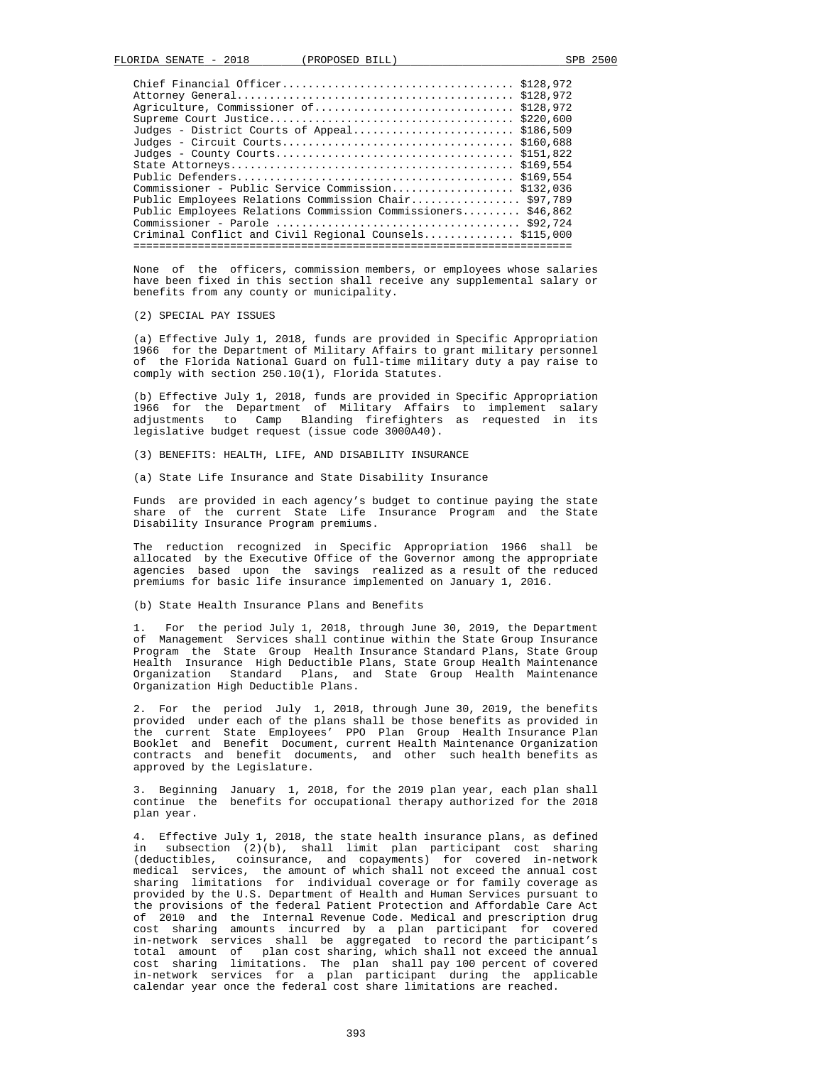| Position | Salary |
|---|---|
| Chief Financial Officer | $128,972 |
| Attorney General | $128,972 |
| Agriculture, Commissioner of | $128,972 |
| Supreme Court Justice | $220,600 |
| Judges - District Courts of Appeal | $186,509 |
| Judges - Circuit Courts | $160,688 |
| Judges - County Courts | $151,822 |
| State Attorneys | $169,554 |
| Public Defenders | $169,554 |
| Commissioner - Public Service Commission | $132,036 |
| Public Employees Relations Commission Chair | $97,789 |
| Public Employees Relations Commission Commissioners | $46,862 |
| Commissioner - Parole | $92,724 |
| Criminal Conflict and Civil Regional Counsels | $115,000 |

None of the officers, commission members, or employees whose salaries have been fixed in this section shall receive any supplemental salary or benefits from any county or municipality.

(2) SPECIAL PAY ISSUES

(a) Effective July 1, 2018, funds are provided in Specific Appropriation 1966 for the Department of Military Affairs to grant military personnel of the Florida National Guard on full-time military duty a pay raise to comply with section 250.10(1), Florida Statutes.

(b) Effective July 1, 2018, funds are provided in Specific Appropriation 1966 for the Department of Military Affairs to implement salary adjustments to Camp Blanding firefighters as requested in its legislative budget request (issue code 3000A40).

(3) BENEFITS: HEALTH, LIFE, AND DISABILITY INSURANCE

(a) State Life Insurance and State Disability Insurance

Funds are provided in each agency's budget to continue paying the state share of the current State Life Insurance Program and the State Disability Insurance Program premiums.

The reduction recognized in Specific Appropriation 1966 shall be allocated by the Executive Office of the Governor among the appropriate agencies based upon the savings realized as a result of the reduced premiums for basic life insurance implemented on January 1, 2016.

(b) State Health Insurance Plans and Benefits

1. For the period July 1, 2018, through June 30, 2019, the Department of Management Services shall continue within the State Group Insurance Program the State Group Health Insurance Standard Plans, State Group Health Insurance High Deductible Plans, State Group Health Maintenance Organization Standard Plans, and State Group Health Maintenance Organization High Deductible Plans.

2. For the period July 1, 2018, through June 30, 2019, the benefits provided under each of the plans shall be those benefits as provided in the current State Employees' PPO Plan Group Health Insurance Plan Booklet and Benefit Document, current Health Maintenance Organization contracts and benefit documents, and other such health benefits as approved by the Legislature.

3. Beginning January 1, 2018, for the 2019 plan year, each plan shall continue the benefits for occupational therapy authorized for the 2018 plan year.

4. Effective July 1, 2018, the state health insurance plans, as defined in subsection (2)(b), shall limit plan participant cost sharing (deductibles, coinsurance, and copayments) for covered in-network medical services, the amount of which shall not exceed the annual cost sharing limitations for individual coverage or for family coverage as provided by the U.S. Department of Health and Human Services pursuant to the provisions of the federal Patient Protection and Affordable Care Act of 2010 and the Internal Revenue Code. Medical and prescription drug cost sharing amounts incurred by a plan participant for covered in-network services shall be aggregated to record the participant's total amount of plan cost sharing, which shall not exceed the annual cost sharing limitations. The plan shall pay 100 percent of covered in-network services for a plan participant during the applicable calendar year once the federal cost share limitations are reached.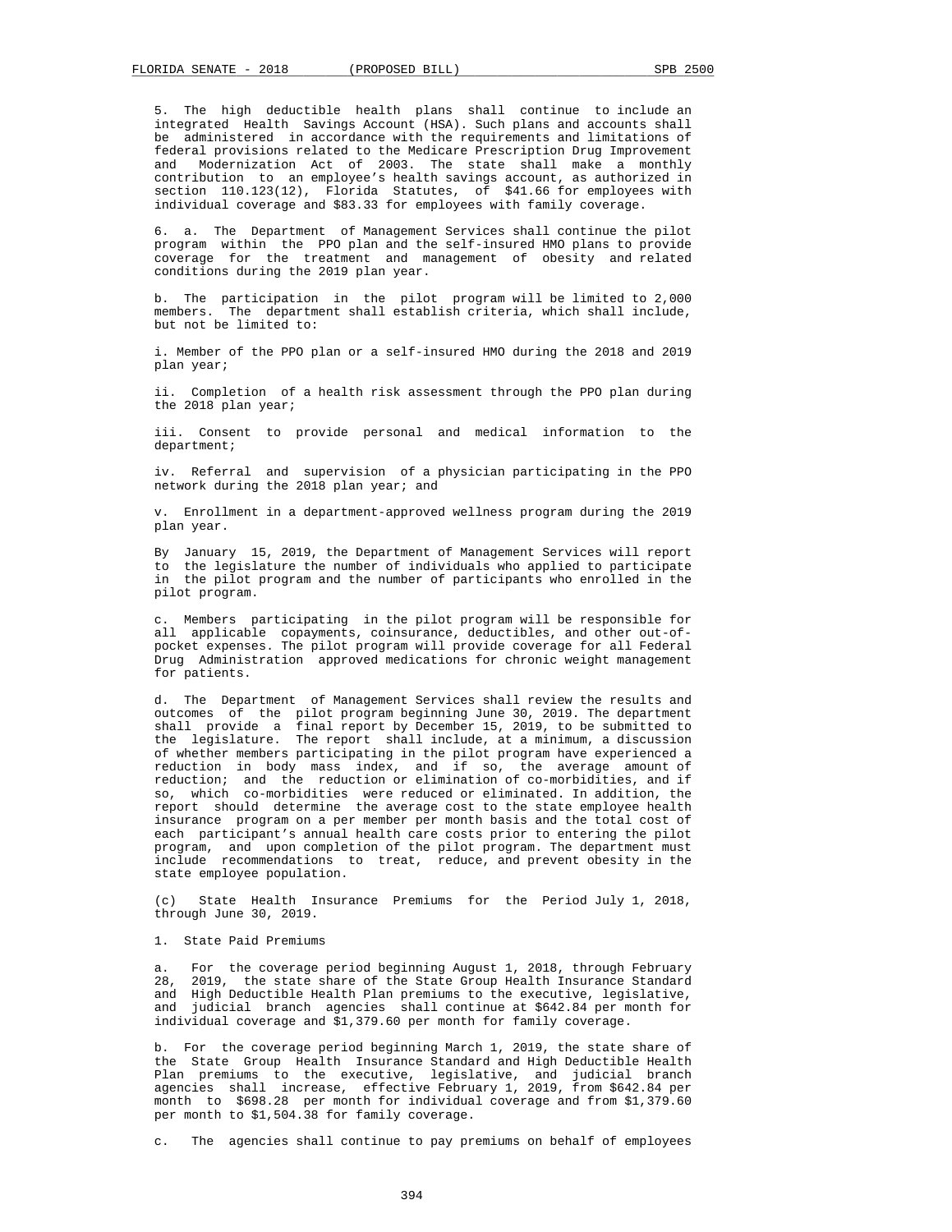5. The high deductible health plans shall continue to include an integrated Health Savings Account (HSA). Such plans and accounts shall be administered in accordance with the requirements and limitations of federal provisions related to the Medicare Prescription Drug Improvement and Modernization Act of 2003. The state shall make a monthly contribution to an employee's health savings account, as authorized in section 110.123(12), Florida Statutes, of $41.66 for employees with individual coverage and $83.33 for employees with family coverage.

6. a. The Department of Management Services shall continue the pilot program within the PPO plan and the self-insured HMO plans to provide coverage for the treatment and management of obesity and related conditions during the 2019 plan year.

b. The participation in the pilot program will be limited to 2,000 members. The department shall establish criteria, which shall include, but not be limited to:

i. Member of the PPO plan or a self-insured HMO during the 2018 and 2019 plan year;

ii. Completion of a health risk assessment through the PPO plan during the 2018 plan year;

iii. Consent to provide personal and medical information to the department;

iv. Referral and supervision of a physician participating in the PPO network during the 2018 plan year; and

v. Enrollment in a department-approved wellness program during the 2019 plan year.

By January 15, 2019, the Department of Management Services will report to the legislature the number of individuals who applied to participate in the pilot program and the number of participants who enrolled in the pilot program.

c. Members participating in the pilot program will be responsible for all applicable copayments, coinsurance, deductibles, and other out-of-pocket expenses. The pilot program will provide coverage for all Federal Drug Administration approved medications for chronic weight management for patients.

d. The Department of Management Services shall review the results and outcomes of the pilot program beginning June 30, 2019. The department shall provide a final report by December 15, 2019, to be submitted to the legislature. The report shall include, at a minimum, a discussion of whether members participating in the pilot program have experienced a reduction in body mass index, and if so, the average amount of reduction; and the reduction or elimination of co-morbidities, and if so, which co-morbidities were reduced or eliminated. In addition, the report should determine the average cost to the state employee health insurance program on a per member per month basis and the total cost of each participant's annual health care costs prior to entering the pilot program, and upon completion of the pilot program. The department must include recommendations to treat, reduce, and prevent obesity in the state employee population.

(c) State Health Insurance Premiums for the Period July 1, 2018, through June 30, 2019.

1. State Paid Premiums

a. For the coverage period beginning August 1, 2018, through February 28, 2019, the state share of the State Group Health Insurance Standard and High Deductible Health Plan premiums to the executive, legislative, and judicial branch agencies shall continue at $642.84 per month for individual coverage and $1,379.60 per month for family coverage.

b. For the coverage period beginning March 1, 2019, the state share of the State Group Health Insurance Standard and High Deductible Health Plan premiums to the executive, legislative, and judicial branch agencies shall increase, effective February 1, 2019, from $642.84 per month to $698.28 per month for individual coverage and from $1,379.60 per month to $1,504.38 for family coverage.

c. The agencies shall continue to pay premiums on behalf of employees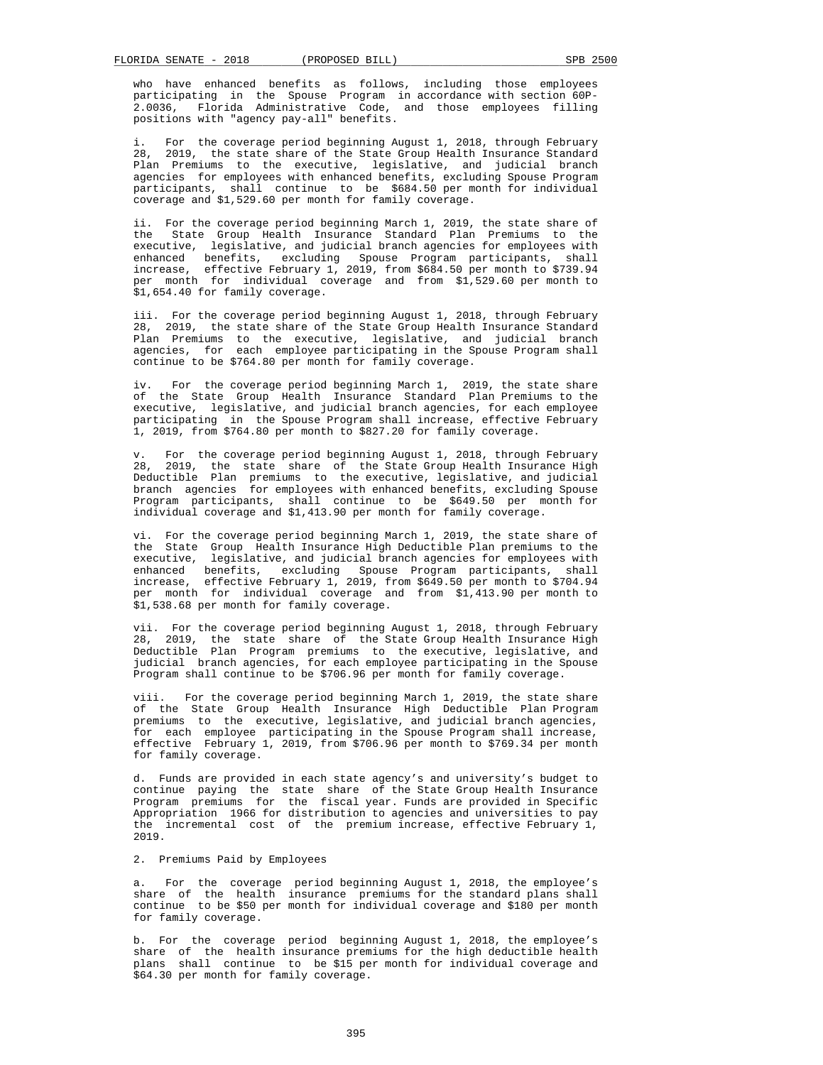who have enhanced benefits as follows, including those employees participating in the Spouse Program in accordance with section 60P-2.0036, Florida Administrative Code, and those employees filling positions with "agency pay-all" benefits.

i. For the coverage period beginning August 1, 2018, through February 28, 2019, the state share of the State Group Health Insurance Standard Plan Premiums to the executive, legislative, and judicial branch agencies for employees with enhanced benefits, excluding Spouse Program participants, shall continue to be $684.50 per month for individual coverage and $1,529.60 per month for family coverage.

ii. For the coverage period beginning March 1, 2019, the state share of the State Group Health Insurance Standard Plan Premiums to the executive, legislative, and judicial branch agencies for employees with enhanced benefits, excluding Spouse Program participants, shall increase, effective February 1, 2019, from $684.50 per month to $739.94 per month for individual coverage and from $1,529.60 per month to $1,654.40 for family coverage.

iii. For the coverage period beginning August 1, 2018, through February 28, 2019, the state share of the State Group Health Insurance Standard Plan Premiums to the executive, legislative, and judicial branch agencies, for each employee participating in the Spouse Program shall continue to be $764.80 per month for family coverage.

iv. For the coverage period beginning March 1, 2019, the state share of the State Group Health Insurance Standard Plan Premiums to the executive, legislative, and judicial branch agencies, for each employee participating in the Spouse Program shall increase, effective February 1, 2019, from $764.80 per month to $827.20 for family coverage.

v. For the coverage period beginning August 1, 2018, through February 28, 2019, the state share of the State Group Health Insurance High Deductible Plan premiums to the executive, legislative, and judicial branch agencies for employees with enhanced benefits, excluding Spouse Program participants, shall continue to be $649.50 per month for individual coverage and $1,413.90 per month for family coverage.

vi. For the coverage period beginning March 1, 2019, the state share of the State Group Health Insurance High Deductible Plan premiums to the executive, legislative, and judicial branch agencies for employees with enhanced benefits, excluding Spouse Program participants, shall increase, effective February 1, 2019, from $649.50 per month to $704.94 per month for individual coverage and from $1,413.90 per month to $1,538.68 per month for family coverage.

vii. For the coverage period beginning August 1, 2018, through February 28, 2019, the state share of the State Group Health Insurance High Deductible Plan Program premiums to the executive, legislative, and judicial branch agencies, for each employee participating in the Spouse Program shall continue to be $706.96 per month for family coverage.

viii. For the coverage period beginning March 1, 2019, the state share of the State Group Health Insurance High Deductible Plan Program premiums to the executive, legislative, and judicial branch agencies, for each employee participating in the Spouse Program shall increase, effective February 1, 2019, from $706.96 per month to $769.34 per month for family coverage.

d. Funds are provided in each state agency's and university's budget to continue paying the state share of the State Group Health Insurance Program premiums for the fiscal year. Funds are provided in Specific Appropriation 1966 for distribution to agencies and universities to pay the incremental cost of the premium increase, effective February 1, 2019.

2. Premiums Paid by Employees

a. For the coverage period beginning August 1, 2018, the employee's share of the health insurance premiums for the standard plans shall continue to be $50 per month for individual coverage and $180 per month for family coverage.

b. For the coverage period beginning August 1, 2018, the employee's share of the health insurance premiums for the high deductible health plans shall continue to be $15 per month for individual coverage and $64.30 per month for family coverage.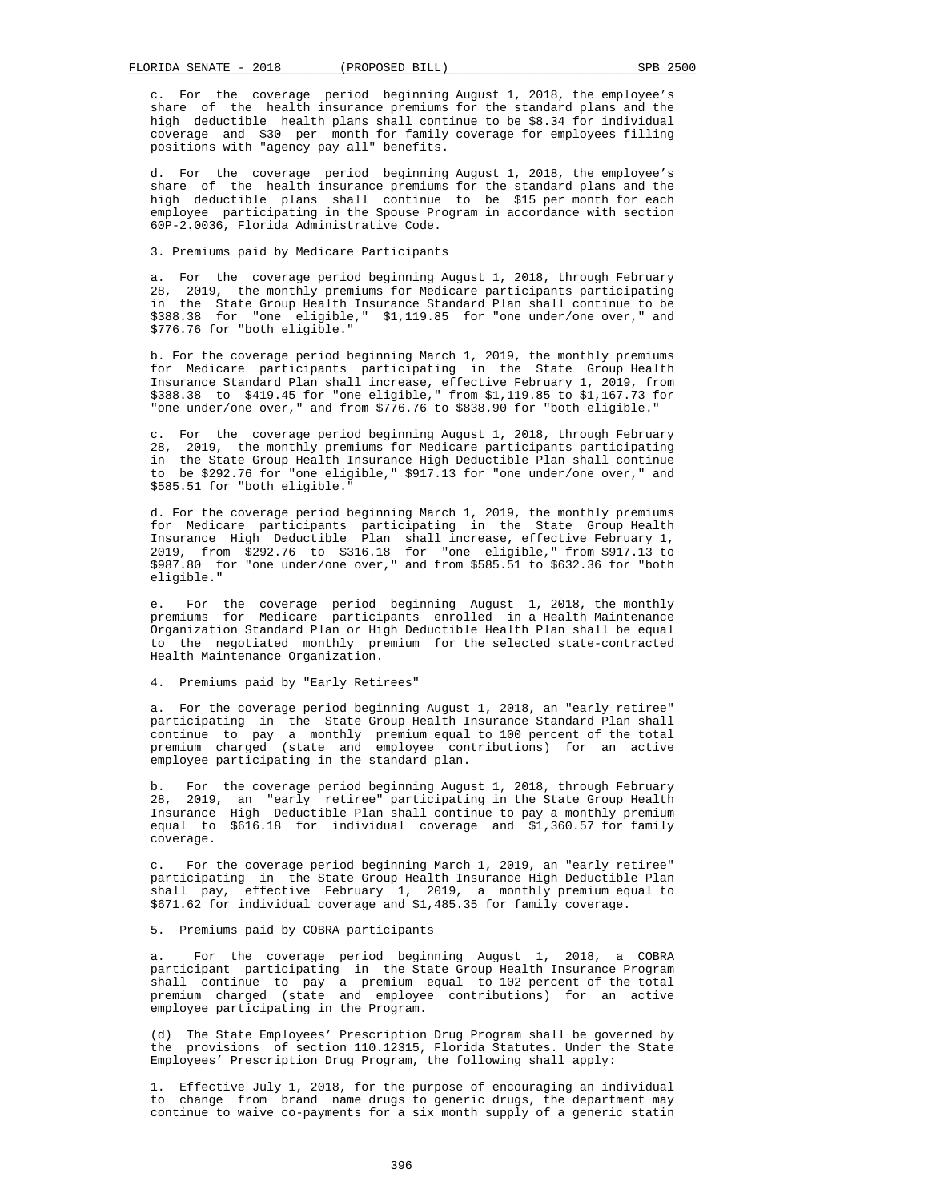c. For the coverage period beginning August 1, 2018, the employee's share of the health insurance premiums for the standard plans and the high deductible health plans shall continue to be $8.34 for individual coverage and $30 per month for family coverage for employees filling positions with "agency pay all" benefits.

d. For the coverage period beginning August 1, 2018, the employee's share of the health insurance premiums for the standard plans and the high deductible plans shall continue to be $15 per month for each employee participating in the Spouse Program in accordance with section 60P-2.0036, Florida Administrative Code.

3. Premiums paid by Medicare Participants

a. For the coverage period beginning August 1, 2018, through February 28, 2019, the monthly premiums for Medicare participants participating in the State Group Health Insurance Standard Plan shall continue to be $388.38 for "one eligible," $1,119.85 for "one under/one over," and $776.76 for "both eligible."

b. For the coverage period beginning March 1, 2019, the monthly premiums for Medicare participants participating in the State Group Health Insurance Standard Plan shall increase, effective February 1, 2019, from $388.38 to $419.45 for "one eligible," from $1,119.85 to $1,167.73 for "one under/one over," and from $776.76 to $838.90 for "both eligible."

c. For the coverage period beginning August 1, 2018, through February 28, 2019, the monthly premiums for Medicare participants participating in the State Group Health Insurance High Deductible Plan shall continue to be $292.76 for "one eligible," $917.13 for "one under/one over," and $585.51 for "both eligible."

d. For the coverage period beginning March 1, 2019, the monthly premiums for Medicare participants participating in the State Group Health Insurance High Deductible Plan shall increase, effective February 1, 2019, from $292.76 to $316.18 for "one eligible," from $917.13 to $987.80 for "one under/one over," and from $585.51 to $632.36 for "both eligible."

e. For the coverage period beginning August 1, 2018, the monthly premiums for Medicare participants enrolled in a Health Maintenance Organization Standard Plan or High Deductible Health Plan shall be equal to the negotiated monthly premium for the selected state-contracted Health Maintenance Organization.

4. Premiums paid by "Early Retirees"

a. For the coverage period beginning August 1, 2018, an "early retiree" participating in the State Group Health Insurance Standard Plan shall continue to pay a monthly premium equal to 100 percent of the total premium charged (state and employee contributions) for an active employee participating in the standard plan.

b. For the coverage period beginning August 1, 2018, through February 28, 2019, an "early retiree" participating in the State Group Health Insurance High Deductible Plan shall continue to pay a monthly premium equal to $616.18 for individual coverage and $1,360.57 for family coverage.

c. For the coverage period beginning March 1, 2019, an "early retiree" participating in the State Group Health Insurance High Deductible Plan shall pay, effective February 1, 2019, a monthly premium equal to $671.62 for individual coverage and $1,485.35 for family coverage.

5. Premiums paid by COBRA participants

a. For the coverage period beginning August 1, 2018, a COBRA participant participating in the State Group Health Insurance Program shall continue to pay a premium equal to 102 percent of the total premium charged (state and employee contributions) for an active employee participating in the Program.

(d) The State Employees' Prescription Drug Program shall be governed by the provisions of section 110.12315, Florida Statutes. Under the State Employees' Prescription Drug Program, the following shall apply:

1. Effective July 1, 2018, for the purpose of encouraging an individual to change from brand name drugs to generic drugs, the department may continue to waive co-payments for a six month supply of a generic statin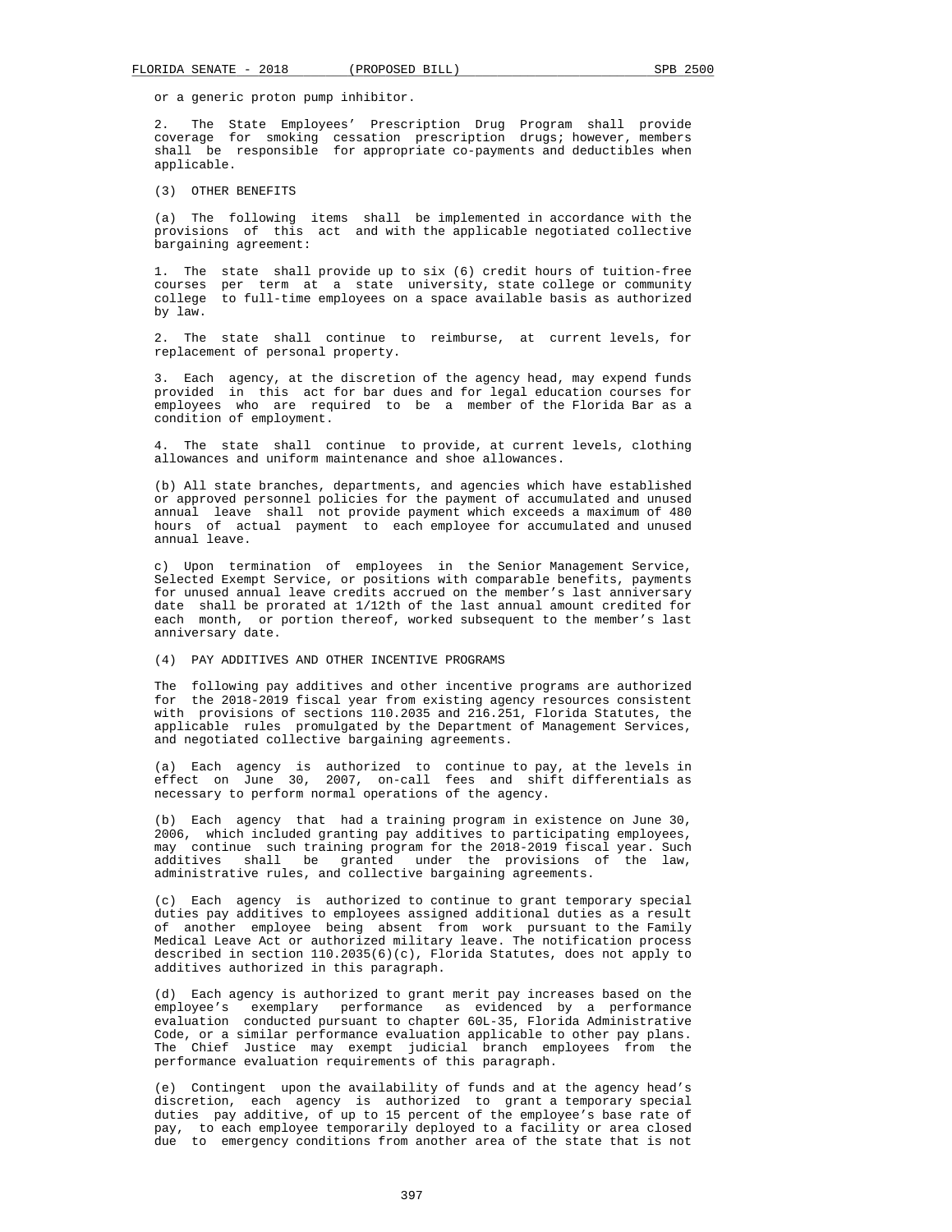or a generic proton pump inhibitor.

2. The State Employees' Prescription Drug Program shall provide coverage for smoking cessation prescription drugs; however, members shall be responsible for appropriate co-payments and deductibles when applicable.

(3) OTHER BENEFITS

(a) The following items shall be implemented in accordance with the provisions of this act and with the applicable negotiated collective bargaining agreement:

1. The state shall provide up to six (6) credit hours of tuition-free courses per term at a state university, state college or community college to full-time employees on a space available basis as authorized by law.

2. The state shall continue to reimburse, at current levels, for replacement of personal property.

3. Each agency, at the discretion of the agency head, may expend funds provided in this act for bar dues and for legal education courses for employees who are required to be a member of the Florida Bar as a condition of employment.

4. The state shall continue to provide, at current levels, clothing allowances and uniform maintenance and shoe allowances.

(b) All state branches, departments, and agencies which have established or approved personnel policies for the payment of accumulated and unused annual leave shall not provide payment which exceeds a maximum of 480 hours of actual payment to each employee for accumulated and unused annual leave.

c) Upon termination of employees in the Senior Management Service, Selected Exempt Service, or positions with comparable benefits, payments for unused annual leave credits accrued on the member's last anniversary date shall be prorated at 1/12th of the last annual amount credited for each month, or portion thereof, worked subsequent to the member's last anniversary date.

(4) PAY ADDITIVES AND OTHER INCENTIVE PROGRAMS

The following pay additives and other incentive programs are authorized for the 2018-2019 fiscal year from existing agency resources consistent with provisions of sections 110.2035 and 216.251, Florida Statutes, the applicable rules promulgated by the Department of Management Services, and negotiated collective bargaining agreements.

(a) Each agency is authorized to continue to pay, at the levels in effect on June 30, 2007, on-call fees and shift differentials as necessary to perform normal operations of the agency.

(b) Each agency that had a training program in existence on June 30, 2006, which included granting pay additives to participating employees, may continue such training program for the 2018-2019 fiscal year. Such additives shall be granted under the provisions of the law, administrative rules, and collective bargaining agreements.

(c) Each agency is authorized to continue to grant temporary special duties pay additives to employees assigned additional duties as a result of another employee being absent from work pursuant to the Family Medical Leave Act or authorized military leave. The notification process described in section 110.2035(6)(c), Florida Statutes, does not apply to additives authorized in this paragraph.

(d) Each agency is authorized to grant merit pay increases based on the employee's exemplary performance as evidenced by a performance evaluation conducted pursuant to chapter 60L-35, Florida Administrative Code, or a similar performance evaluation applicable to other pay plans. The Chief Justice may exempt judicial branch employees from the performance evaluation requirements of this paragraph.

(e) Contingent upon the availability of funds and at the agency head's discretion, each agency is authorized to grant a temporary special duties pay additive, of up to 15 percent of the employee's base rate of pay, to each employee temporarily deployed to a facility or area closed due to emergency conditions from another area of the state that is not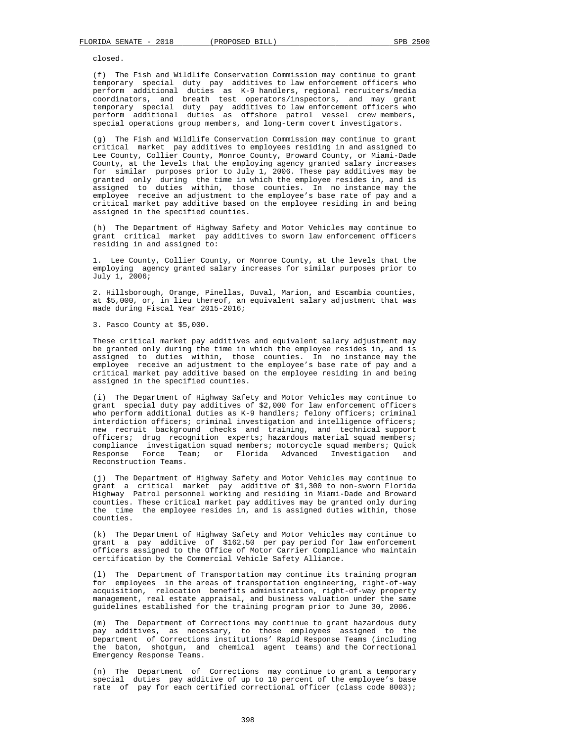closed.

(f) The Fish and Wildlife Conservation Commission may continue to grant temporary special duty pay additives to law enforcement officers who perform additional duties as K-9 handlers, regional recruiters/media coordinators, and breath test operators/inspectors, and may grant temporary special duty pay additives to law enforcement officers who perform additional duties as offshore patrol vessel crew members, special operations group members, and long-term covert investigators.

(g) The Fish and Wildlife Conservation Commission may continue to grant critical market pay additives to employees residing in and assigned to Lee County, Collier County, Monroe County, Broward County, or Miami-Dade County, at the levels that the employing agency granted salary increases for similar purposes prior to July 1, 2006. These pay additives may be granted only during the time in which the employee resides in, and is assigned to duties within, those counties. In no instance may the employee receive an adjustment to the employee's base rate of pay and a critical market pay additive based on the employee residing in and being assigned in the specified counties.

(h) The Department of Highway Safety and Motor Vehicles may continue to grant critical market pay additives to sworn law enforcement officers residing in and assigned to:

1. Lee County, Collier County, or Monroe County, at the levels that the employing agency granted salary increases for similar purposes prior to July 1, 2006;

2. Hillsborough, Orange, Pinellas, Duval, Marion, and Escambia counties, at $5,000, or, in lieu thereof, an equivalent salary adjustment that was made during Fiscal Year 2015-2016;

3. Pasco County at $5,000.

These critical market pay additives and equivalent salary adjustment may be granted only during the time in which the employee resides in, and is assigned to duties within, those counties. In no instance may the employee receive an adjustment to the employee's base rate of pay and a critical market pay additive based on the employee residing in and being assigned in the specified counties.

(i) The Department of Highway Safety and Motor Vehicles may continue to grant special duty pay additives of $2,000 for law enforcement officers who perform additional duties as K-9 handlers; felony officers; criminal interdiction officers; criminal investigation and intelligence officers; new recruit background checks and training, and technical support officers; drug recognition experts; hazardous material squad members; compliance investigation squad members; motorcycle squad members; Quick Response Force Team; or Florida Advanced Investigation and Reconstruction Teams.

(j) The Department of Highway Safety and Motor Vehicles may continue to grant a critical market pay additive of $1,300 to non-sworn Florida Highway Patrol personnel working and residing in Miami-Dade and Broward counties. These critical market pay additives may be granted only during the time the employee resides in, and is assigned duties within, those counties.

(k) The Department of Highway Safety and Motor Vehicles may continue to grant a pay additive of $162.50 per pay period for law enforcement officers assigned to the Office of Motor Carrier Compliance who maintain certification by the Commercial Vehicle Safety Alliance.

(l) The Department of Transportation may continue its training program for employees in the areas of transportation engineering, right-of-way acquisition, relocation benefits administration, right-of-way property management, real estate appraisal, and business valuation under the same guidelines established for the training program prior to June 30, 2006.

(m) The Department of Corrections may continue to grant hazardous duty pay additives, as necessary, to those employees assigned to the Department of Corrections institutions' Rapid Response Teams (including the baton, shotgun, and chemical agent teams) and the Correctional Emergency Response Teams.

(n) The Department of Corrections may continue to grant a temporary special duties pay additive of up to 10 percent of the employee's base rate of pay for each certified correctional officer (class code 8003);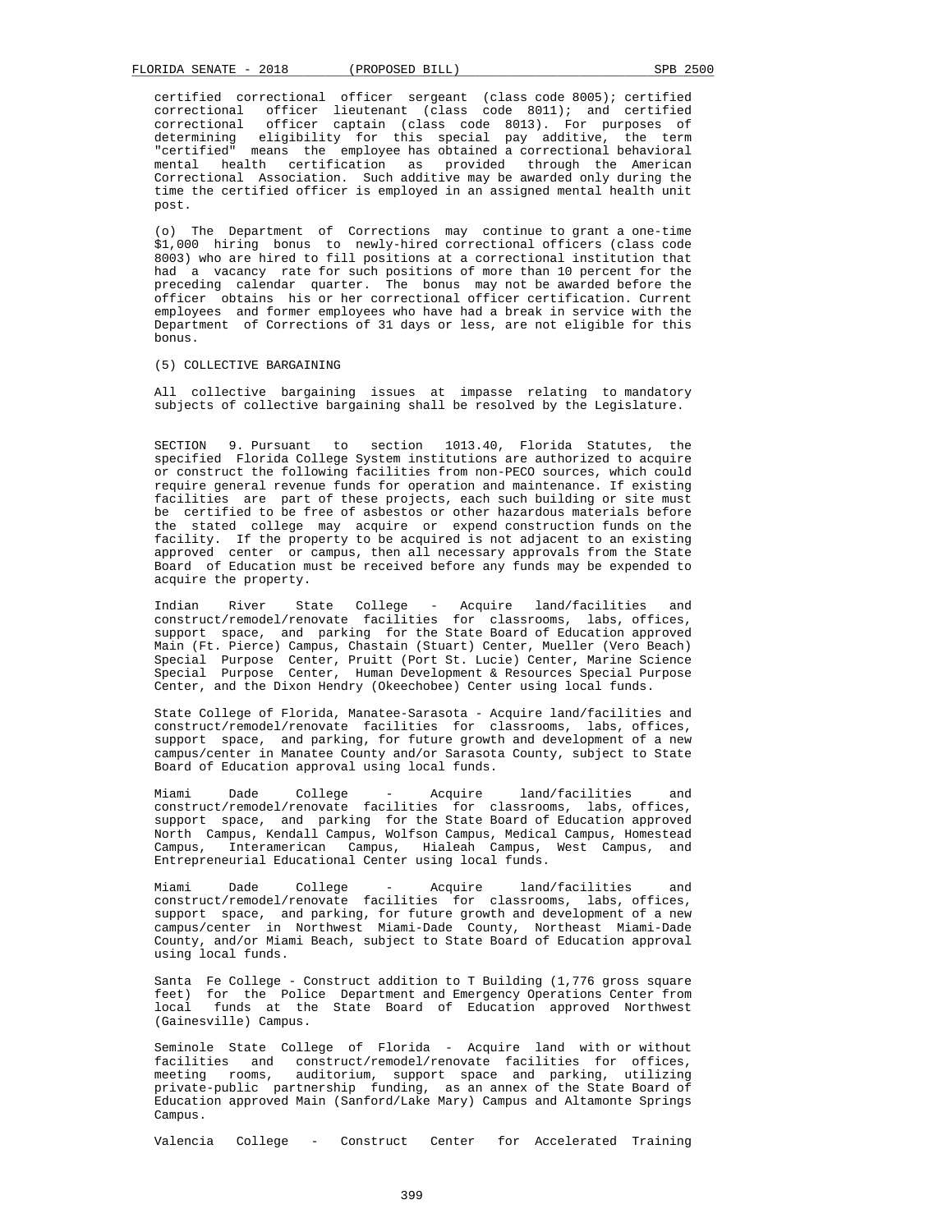certified correctional officer sergeant (class code 8005); certified correctional officer lieutenant (class code 8011); and certified correctional officer captain (class code 8013). For purposes of determining eligibility for this special pay additive, the term "certified" means the employee has obtained a correctional behavioral mental health certification as provided through the American Correctional Association. Such additive may be awarded only during the time the certified officer is employed in an assigned mental health unit post.

(o) The Department of Corrections may continue to grant a one-time $1,000 hiring bonus to newly-hired correctional officers (class code 8003) who are hired to fill positions at a correctional institution that had a vacancy rate for such positions of more than 10 percent for the preceding calendar quarter. The bonus may not be awarded before the officer obtains his or her correctional officer certification. Current employees and former employees who have had a break in service with the Department of Corrections of 31 days or less, are not eligible for this bonus.

(5) COLLECTIVE BARGAINING

All collective bargaining issues at impasse relating to mandatory subjects of collective bargaining shall be resolved by the Legislature.

SECTION 9. Pursuant to section 1013.40, Florida Statutes, the specified Florida College System institutions are authorized to acquire or construct the following facilities from non-PECO sources, which could require general revenue funds for operation and maintenance. If existing facilities are part of these projects, each such building or site must be certified to be free of asbestos or other hazardous materials before the stated college may acquire or expend construction funds on the facility. If the property to be acquired is not adjacent to an existing approved center or campus, then all necessary approvals from the State Board of Education must be received before any funds may be expended to acquire the property.

Indian River State College - Acquire land/facilities and construct/remodel/renovate facilities for classrooms, labs, offices, support space, and parking for the State Board of Education approved Main (Ft. Pierce) Campus, Chastain (Stuart) Center, Mueller (Vero Beach) Special Purpose Center, Pruitt (Port St. Lucie) Center, Marine Science Special Purpose Center, Human Development & Resources Special Purpose Center, and the Dixon Hendry (Okeechobee) Center using local funds.

State College of Florida, Manatee-Sarasota - Acquire land/facilities and construct/remodel/renovate facilities for classrooms, labs, offices, support space, and parking, for future growth and development of a new campus/center in Manatee County and/or Sarasota County, subject to State Board of Education approval using local funds.

Miami Dade College - Acquire land/facilities and construct/remodel/renovate facilities for classrooms, labs, offices, support space, and parking for the State Board of Education approved North Campus, Kendall Campus, Wolfson Campus, Medical Campus, Homestead Campus, Interamerican Campus, Hialeah Campus, West Campus, and Entrepreneurial Educational Center using local funds.

Miami Dade College - Acquire land/facilities and construct/remodel/renovate facilities for classrooms, labs, offices, support space, and parking, for future growth and development of a new campus/center in Northwest Miami-Dade County, Northeast Miami-Dade County, and/or Miami Beach, subject to State Board of Education approval using local funds.

Santa Fe College - Construct addition to T Building (1,776 gross square feet) for the Police Department and Emergency Operations Center from local funds at the State Board of Education approved Northwest (Gainesville) Campus.

Seminole State College of Florida - Acquire land with or without facilities and construct/remodel/renovate facilities for offices, meeting rooms, auditorium, support space and parking, utilizing private-public partnership funding, as an annex of the State Board of Education approved Main (Sanford/Lake Mary) Campus and Altamonte Springs Campus.

Valencia College - Construct Center for Accelerated Training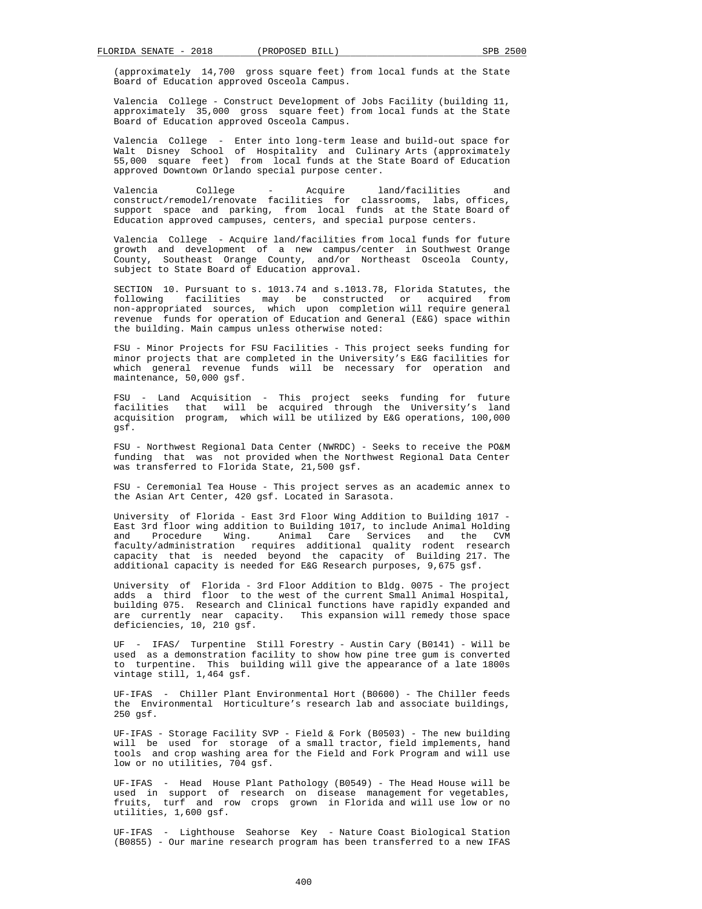(approximately 14,700 gross square feet) from local funds at the State Board of Education approved Osceola Campus.

Valencia College - Construct Development of Jobs Facility (building 11, approximately 35,000 gross square feet) from local funds at the State Board of Education approved Osceola Campus.

Valencia College - Enter into long-term lease and build-out space for Walt Disney School of Hospitality and Culinary Arts (approximately 55,000 square feet) from local funds at the State Board of Education approved Downtown Orlando special purpose center.

Valencia College - Acquire land/facilities and construct/remodel/renovate facilities for classrooms, labs, offices, support space and parking, from local funds at the State Board of Education approved campuses, centers, and special purpose centers.

Valencia College - Acquire land/facilities from local funds for future growth and development of a new campus/center in Southwest Orange County, Southeast Orange County, and/or Northeast Osceola County, subject to State Board of Education approval.

SECTION 10. Pursuant to s. 1013.74 and s.1013.78, Florida Statutes, the following facilities may be constructed or acquired from non-appropriated sources, which upon completion will require general revenue funds for operation of Education and General (E&G) space within the building. Main campus unless otherwise noted:

FSU - Minor Projects for FSU Facilities - This project seeks funding for minor projects that are completed in the University's E&G facilities for which general revenue funds will be necessary for operation and maintenance, 50,000 gsf.

FSU - Land Acquisition - This project seeks funding for future facilities that will be acquired through the University's land acquisition program, which will be utilized by E&G operations, 100,000 gsf.

FSU - Northwest Regional Data Center (NWRDC) - Seeks to receive the PO&M funding that was not provided when the Northwest Regional Data Center was transferred to Florida State, 21,500 gsf.

FSU - Ceremonial Tea House - This project serves as an academic annex to the Asian Art Center, 420 gsf. Located in Sarasota.

University of Florida - East 3rd Floor Wing Addition to Building 1017 - East 3rd floor wing addition to Building 1017, to include Animal Holding and Procedure Wing. Animal Care Services and the CVM faculty/administration requires additional quality rodent research capacity that is needed beyond the capacity of Building 217. The additional capacity is needed for E&G Research purposes, 9,675 gsf.

University of Florida - 3rd Floor Addition to Bldg. 0075 - The project adds a third floor to the west of the current Small Animal Hospital, building 075. Research and Clinical functions have rapidly expanded and are currently near capacity. This expansion will remedy those space deficiencies, 10, 210 gsf.

UF - IFAS/ Turpentine Still Forestry - Austin Cary (B0141) - Will be used as a demonstration facility to show how pine tree gum is converted to turpentine. This building will give the appearance of a late 1800s vintage still, 1,464 gsf.

UF-IFAS - Chiller Plant Environmental Hort (B0600) - The Chiller feeds the Environmental Horticulture's research lab and associate buildings, 250 gsf.

UF-IFAS - Storage Facility SVP - Field & Fork (B0503) - The new building will be used for storage of a small tractor, field implements, hand tools and crop washing area for the Field and Fork Program and will use low or no utilities, 704 gsf.

UF-IFAS - Head House Plant Pathology (B0549) - The Head House will be used in support of research on disease management for vegetables, fruits, turf and row crops grown in Florida and will use low or no utilities, 1,600 gsf.

UF-IFAS - Lighthouse Seahorse Key - Nature Coast Biological Station (B0855) - Our marine research program has been transferred to a new IFAS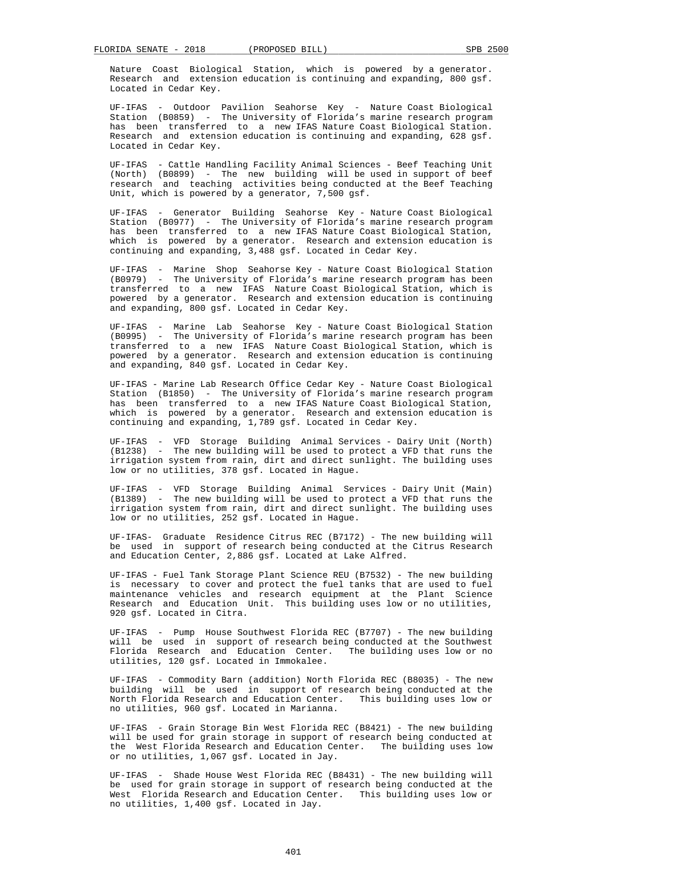Nature Coast Biological Station, which is powered by a generator. Research and extension education is continuing and expanding, 800 gsf. Located in Cedar Key.

UF-IFAS - Outdoor Pavilion Seahorse Key - Nature Coast Biological Station (B0859) - The University of Florida's marine research program has been transferred to a new IFAS Nature Coast Biological Station. Research and extension education is continuing and expanding, 628 gsf. Located in Cedar Key.

UF-IFAS - Cattle Handling Facility Animal Sciences - Beef Teaching Unit (North) (B0899) - The new building will be used in support of beef research and teaching activities being conducted at the Beef Teaching Unit, which is powered by a generator, 7,500 gsf.

UF-IFAS - Generator Building Seahorse Key - Nature Coast Biological Station (B0977) - The University of Florida's marine research program has been transferred to a new IFAS Nature Coast Biological Station, which is powered by a generator. Research and extension education is continuing and expanding, 3,488 gsf. Located in Cedar Key.

UF-IFAS - Marine Shop Seahorse Key - Nature Coast Biological Station (B0979) - The University of Florida's marine research program has been transferred to a new IFAS Nature Coast Biological Station, which is powered by a generator. Research and extension education is continuing and expanding, 800 gsf. Located in Cedar Key.

UF-IFAS - Marine Lab Seahorse Key - Nature Coast Biological Station (B0995) - The University of Florida's marine research program has been transferred to a new IFAS Nature Coast Biological Station, which is powered by a generator. Research and extension education is continuing and expanding, 840 gsf. Located in Cedar Key.

UF-IFAS - Marine Lab Research Office Cedar Key - Nature Coast Biological Station (B1850) - The University of Florida's marine research program has been transferred to a new IFAS Nature Coast Biological Station, which is powered by a generator. Research and extension education is continuing and expanding, 1,789 gsf. Located in Cedar Key.

UF-IFAS - VFD Storage Building Animal Services - Dairy Unit (North) (B1238) - The new building will be used to protect a VFD that runs the irrigation system from rain, dirt and direct sunlight. The building uses low or no utilities, 378 gsf. Located in Hague.

UF-IFAS - VFD Storage Building Animal Services - Dairy Unit (Main) (B1389) - The new building will be used to protect a VFD that runs the irrigation system from rain, dirt and direct sunlight. The building uses low or no utilities, 252 gsf. Located in Hague.

UF-IFAS- Graduate Residence Citrus REC (B7172) - The new building will be used in support of research being conducted at the Citrus Research and Education Center, 2,886 gsf. Located at Lake Alfred.

UF-IFAS - Fuel Tank Storage Plant Science REU (B7532) - The new building is necessary to cover and protect the fuel tanks that are used to fuel maintenance vehicles and research equipment at the Plant Science Research and Education Unit. This building uses low or no utilities, 920 gsf. Located in Citra.

UF-IFAS - Pump House Southwest Florida REC (B7707) - The new building will be used in support of research being conducted at the Southwest Florida Research and Education Center. The building uses low or no utilities, 120 gsf. Located in Immokalee.

UF-IFAS - Commodity Barn (addition) North Florida REC (B8035) - The new building will be used in support of research being conducted at the North Florida Research and Education Center. This building uses low or no utilities, 960 gsf. Located in Marianna.

UF-IFAS - Grain Storage Bin West Florida REC (B8421) - The new building will be used for grain storage in support of research being conducted at the West Florida Research and Education Center. The building uses low or no utilities, 1,067 gsf. Located in Jay.

UF-IFAS - Shade House West Florida REC (B8431) - The new building will be used for grain storage in support of research being conducted at the West Florida Research and Education Center. This building uses low or no utilities, 1,400 gsf. Located in Jay.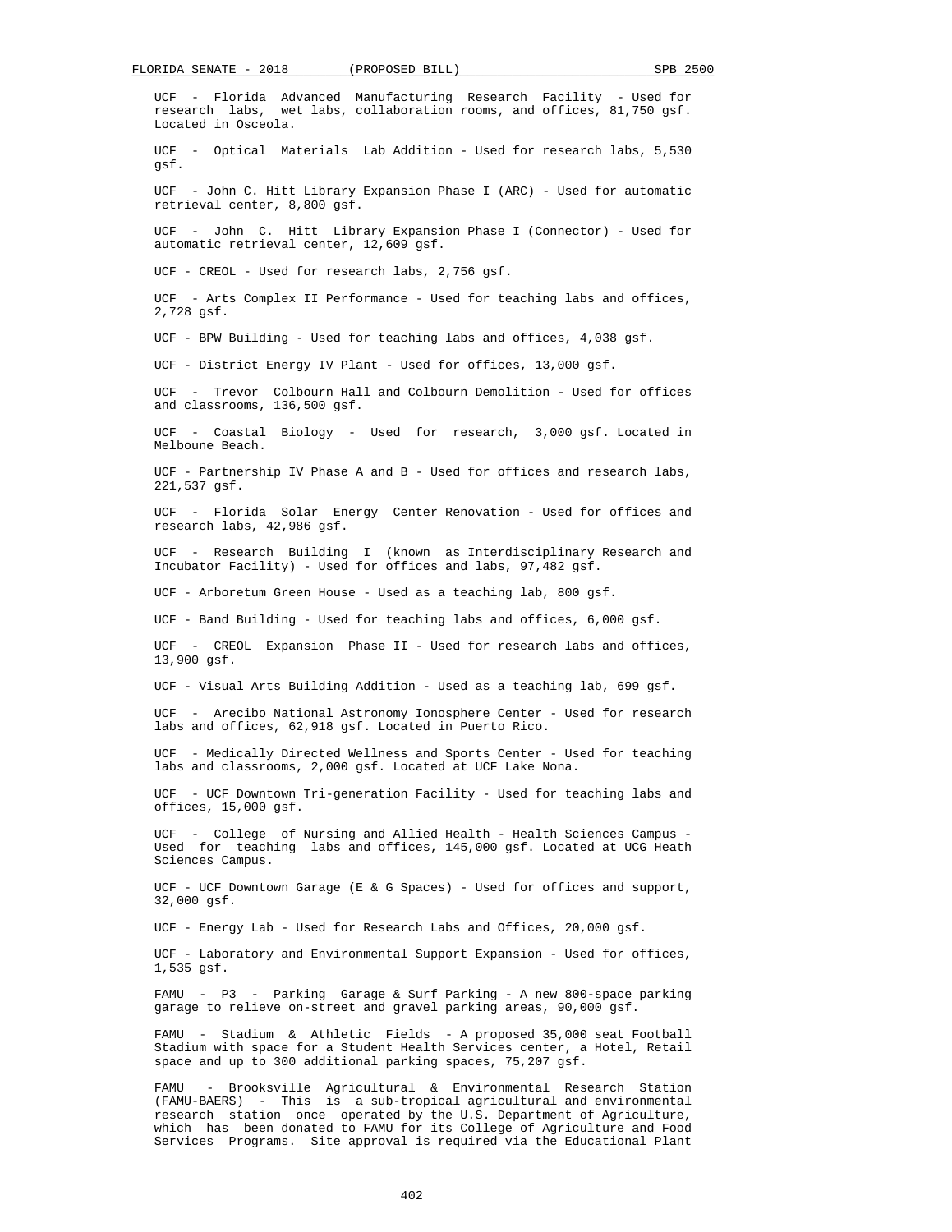UCF - Florida Advanced Manufacturing Research Facility - Used for research labs, wet labs, collaboration rooms, and offices, 81,750 gsf. Located in Osceola.

UCF - Optical Materials Lab Addition - Used for research labs, 5,530 gsf.

UCF - John C. Hitt Library Expansion Phase I (ARC) - Used for automatic retrieval center, 8,800 gsf.

UCF - John C. Hitt Library Expansion Phase I (Connector) - Used for automatic retrieval center, 12,609 gsf.

UCF - CREOL - Used for research labs, 2,756 gsf.

UCF - Arts Complex II Performance - Used for teaching labs and offices, 2,728 gsf.

UCF - BPW Building - Used for teaching labs and offices, 4,038 gsf.

UCF - District Energy IV Plant - Used for offices, 13,000 gsf.

UCF - Trevor Colbourn Hall and Colbourn Demolition - Used for offices and classrooms, 136,500 gsf.

UCF - Coastal Biology - Used for research, 3,000 gsf. Located in Melboune Beach.

UCF - Partnership IV Phase A and B - Used for offices and research labs, 221,537 gsf.

UCF - Florida Solar Energy Center Renovation - Used for offices and research labs, 42,986 gsf.

UCF - Research Building I (known as Interdisciplinary Research and Incubator Facility) - Used for offices and labs, 97,482 gsf.

UCF - Arboretum Green House - Used as a teaching lab, 800 gsf.

UCF - Band Building - Used for teaching labs and offices, 6,000 gsf.

UCF - CREOL Expansion Phase II - Used for research labs and offices, 13,900 gsf.

UCF - Visual Arts Building Addition - Used as a teaching lab, 699 gsf.

UCF - Arecibo National Astronomy Ionosphere Center - Used for research labs and offices, 62,918 gsf. Located in Puerto Rico.

UCF - Medically Directed Wellness and Sports Center - Used for teaching labs and classrooms, 2,000 gsf. Located at UCF Lake Nona.

UCF - UCF Downtown Tri-generation Facility - Used for teaching labs and offices, 15,000 gsf.

UCF - College of Nursing and Allied Health - Health Sciences Campus - Used for teaching labs and offices, 145,000 gsf. Located at UCG Heath Sciences Campus.

UCF - UCF Downtown Garage (E & G Spaces) - Used for offices and support, 32,000 gsf.

UCF - Energy Lab - Used for Research Labs and Offices, 20,000 gsf.

UCF - Laboratory and Environmental Support Expansion - Used for offices, 1,535 gsf.

FAMU - P3 - Parking Garage & Surf Parking - A new 800-space parking garage to relieve on-street and gravel parking areas, 90,000 gsf.

FAMU - Stadium & Athletic Fields - A proposed 35,000 seat Football Stadium with space for a Student Health Services center, a Hotel, Retail space and up to 300 additional parking spaces, 75,207 gsf.

FAMU - Brooksville Agricultural & Environmental Research Station (FAMU-BAERS) - This is a sub-tropical agricultural and environmental research station once operated by the U.S. Department of Agriculture, which has been donated to FAMU for its College of Agriculture and Food Services Programs. Site approval is required via the Educational Plant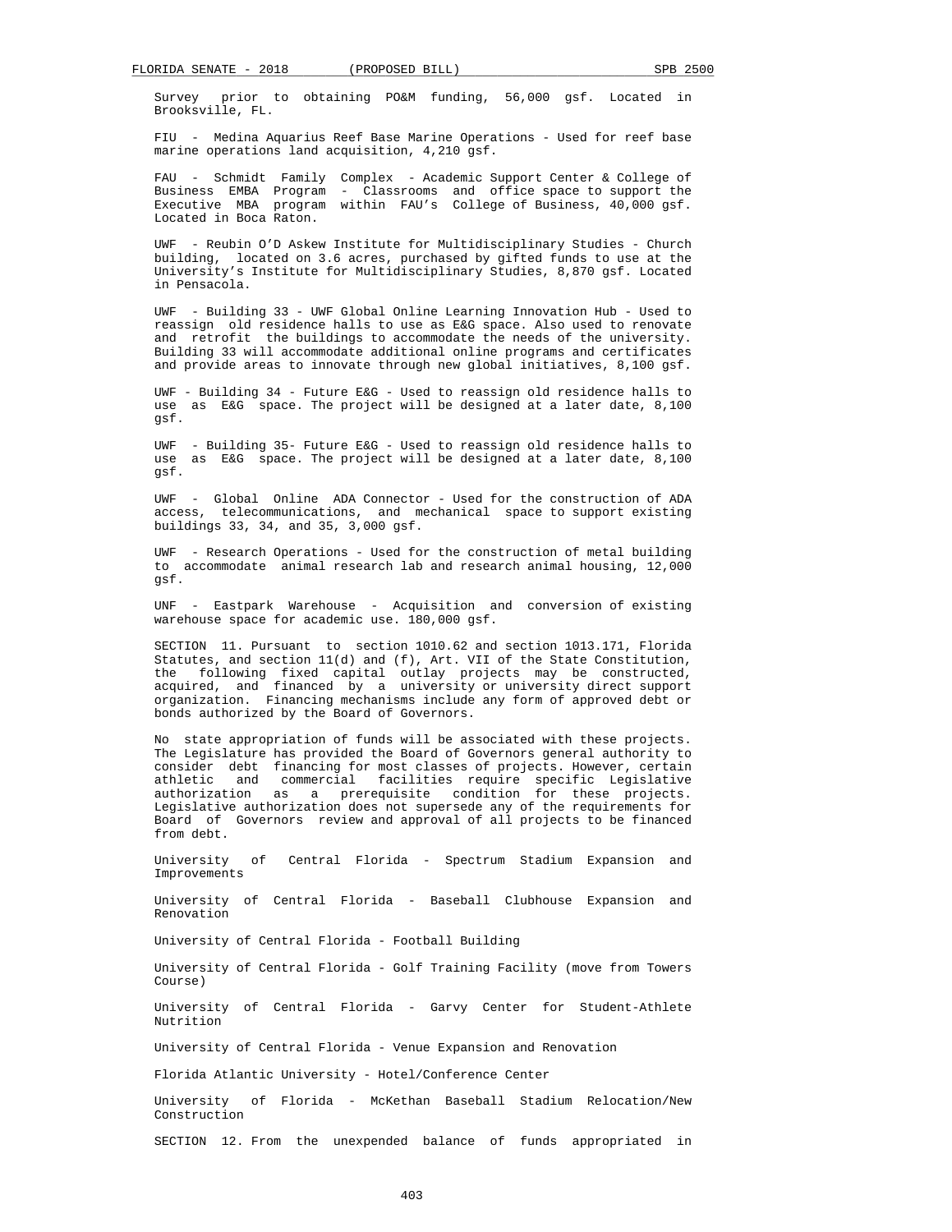Survey prior to obtaining PO&M funding, 56,000 gsf. Located in Brooksville, FL.

FIU - Medina Aquarius Reef Base Marine Operations - Used for reef base marine operations land acquisition, 4,210 gsf.

FAU - Schmidt Family Complex - Academic Support Center & College of Business EMBA Program - Classrooms and office space to support the Executive MBA program within FAU's College of Business, 40,000 gsf. Located in Boca Raton.

UWF - Reubin O'D Askew Institute for Multidisciplinary Studies - Church building, located on 3.6 acres, purchased by gifted funds to use at the University's Institute for Multidisciplinary Studies, 8,870 gsf. Located in Pensacola.

UWF - Building 33 - UWF Global Online Learning Innovation Hub - Used to reassign old residence halls to use as E&G space. Also used to renovate and retrofit the buildings to accommodate the needs of the university. Building 33 will accommodate additional online programs and certificates and provide areas to innovate through new global initiatives, 8,100 gsf.

UWF - Building 34 - Future E&G - Used to reassign old residence halls to use as E&G space. The project will be designed at a later date, 8,100 gsf.

UWF - Building 35- Future E&G - Used to reassign old residence halls to use as E&G space. The project will be designed at a later date, 8,100 gsf.

UWF - Global Online ADA Connector - Used for the construction of ADA access, telecommunications, and mechanical space to support existing buildings 33, 34, and 35, 3,000 gsf.

UWF - Research Operations - Used for the construction of metal building to accommodate animal research lab and research animal housing, 12,000 gsf.

UNF - Eastpark Warehouse - Acquisition and conversion of existing warehouse space for academic use. 180,000 gsf.

SECTION 11. Pursuant to section 1010.62 and section 1013.171, Florida Statutes, and section 11(d) and (f), Art. VII of the State Constitution, the following fixed capital outlay projects may be constructed, acquired, and financed by a university or university direct support organization. Financing mechanisms include any form of approved debt or bonds authorized by the Board of Governors.

No state appropriation of funds will be associated with these projects. The Legislature has provided the Board of Governors general authority to consider debt financing for most classes of projects. However, certain athletic and commercial facilities require specific Legislative authorization as a prerequisite condition for these projects. Legislative authorization does not supersede any of the requirements for Board of Governors review and approval of all projects to be financed from debt.

University of Central Florida - Spectrum Stadium Expansion and Improvements

University of Central Florida - Baseball Clubhouse Expansion and Renovation

University of Central Florida - Football Building

University of Central Florida - Golf Training Facility (move from Towers Course)

University of Central Florida - Garvy Center for Student-Athlete Nutrition

University of Central Florida - Venue Expansion and Renovation

Florida Atlantic University - Hotel/Conference Center

University of Florida - McKethan Baseball Stadium Relocation/New Construction

SECTION 12. From the unexpended balance of funds appropriated in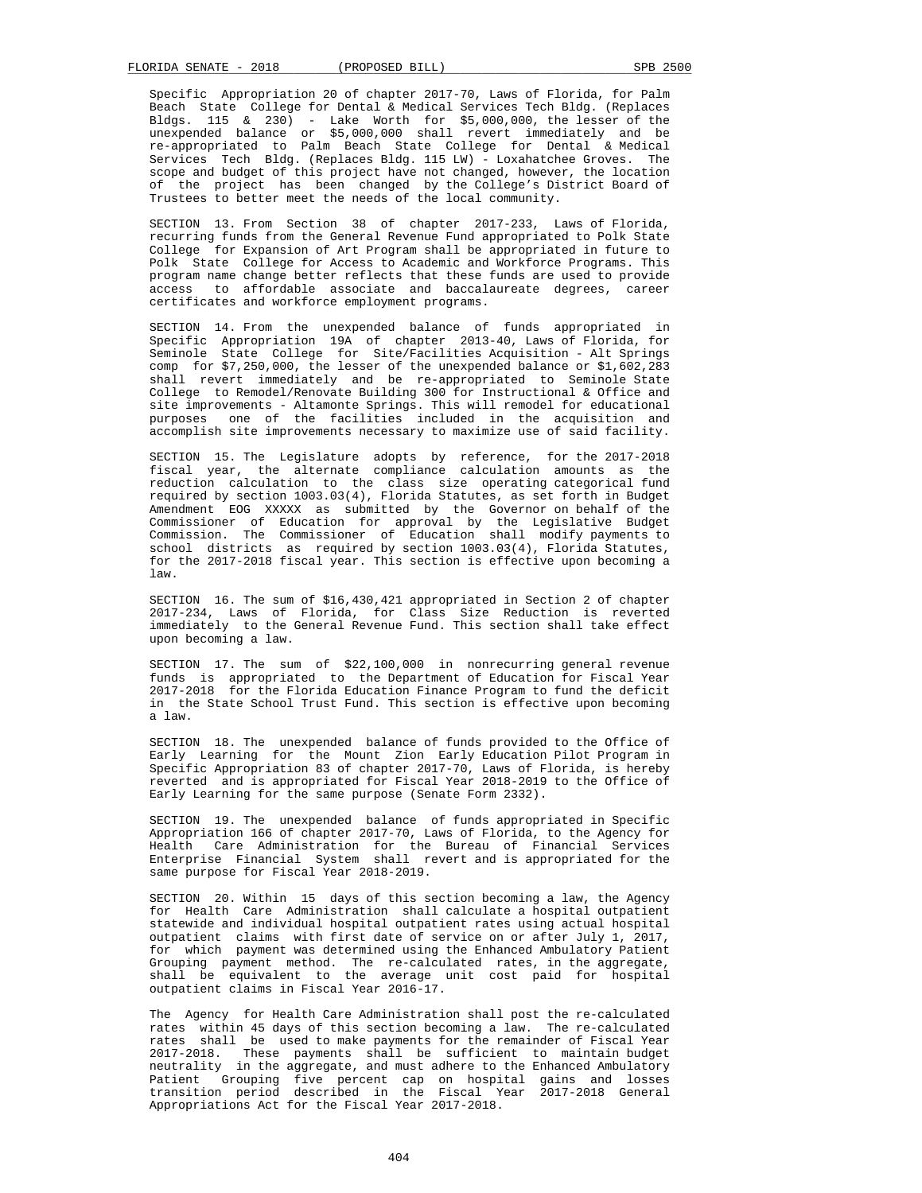Specific Appropriation 20 of chapter 2017-70, Laws of Florida, for Palm Beach State College for Dental & Medical Services Tech Bldg. (Replaces Bldgs. 115 & 230) - Lake Worth for $5,000,000, the lesser of the unexpended balance or $5,000,000 shall revert immediately and be re-appropriated to Palm Beach State College for Dental & Medical Services Tech Bldg. (Replaces Bldg. 115 LW) - Loxahatchee Groves. The scope and budget of this project have not changed, however, the location of the project has been changed by the College's District Board of Trustees to better meet the needs of the local community.

SECTION 13. From Section 38 of chapter 2017-233, Laws of Florida, recurring funds from the General Revenue Fund appropriated to Polk State College for Expansion of Art Program shall be appropriated in future to Polk State College for Access to Academic and Workforce Programs. This program name change better reflects that these funds are used to provide access to affordable associate and baccalaureate degrees, career certificates and workforce employment programs.

SECTION 14. From the unexpended balance of funds appropriated in Specific Appropriation 19A of chapter 2013-40, Laws of Florida, for Seminole State College for Site/Facilities Acquisition - Alt Springs comp for $7,250,000, the lesser of the unexpended balance or $1,602,283 shall revert immediately and be re-appropriated to Seminole State College to Remodel/Renovate Building 300 for Instructional & Office and site improvements - Altamonte Springs. This will remodel for educational purposes one of the facilities included in the acquisition and accomplish site improvements necessary to maximize use of said facility.

SECTION 15. The Legislature adopts by reference, for the 2017-2018 fiscal year, the alternate compliance calculation amounts as the reduction calculation to the class size operating categorical fund required by section 1003.03(4), Florida Statutes, as set forth in Budget Amendment EOG XXXXX as submitted by the Governor on behalf of the Commissioner of Education for approval by the Legislative Budget Commission. The Commissioner of Education shall modify payments to school districts as required by section 1003.03(4), Florida Statutes, for the 2017-2018 fiscal year. This section is effective upon becoming a law.

SECTION 16. The sum of $16,430,421 appropriated in Section 2 of chapter 2017-234, Laws of Florida, for Class Size Reduction is reverted immediately to the General Revenue Fund. This section shall take effect upon becoming a law.

SECTION 17. The sum of $22,100,000 in nonrecurring general revenue funds is appropriated to the Department of Education for Fiscal Year 2017-2018 for the Florida Education Finance Program to fund the deficit in the State School Trust Fund. This section is effective upon becoming a law.

SECTION 18. The unexpended balance of funds provided to the Office of Early Learning for the Mount Zion Early Education Pilot Program in Specific Appropriation 83 of chapter 2017-70, Laws of Florida, is hereby reverted and is appropriated for Fiscal Year 2018-2019 to the Office of Early Learning for the same purpose (Senate Form 2332).

SECTION 19. The unexpended balance of funds appropriated in Specific Appropriation 166 of chapter 2017-70, Laws of Florida, to the Agency for Health Care Administration for the Bureau of Financial Services Enterprise Financial System shall revert and is appropriated for the same purpose for Fiscal Year 2018-2019.

SECTION 20. Within 15 days of this section becoming a law, the Agency for Health Care Administration shall calculate a hospital outpatient statewide and individual hospital outpatient rates using actual hospital outpatient claims with first date of service on or after July 1, 2017, for which payment was determined using the Enhanced Ambulatory Patient Grouping payment method. The re-calculated rates, in the aggregate, shall be equivalent to the average unit cost paid for hospital outpatient claims in Fiscal Year 2016-17.

The Agency for Health Care Administration shall post the re-calculated rates within 45 days of this section becoming a law. The re-calculated rates shall be used to make payments for the remainder of Fiscal Year 2017-2018. These payments shall be sufficient to maintain budget neutrality in the aggregate, and must adhere to the Enhanced Ambulatory Patient Grouping five percent cap on hospital gains and losses transition period described in the Fiscal Year 2017-2018 General Appropriations Act for the Fiscal Year 2017-2018.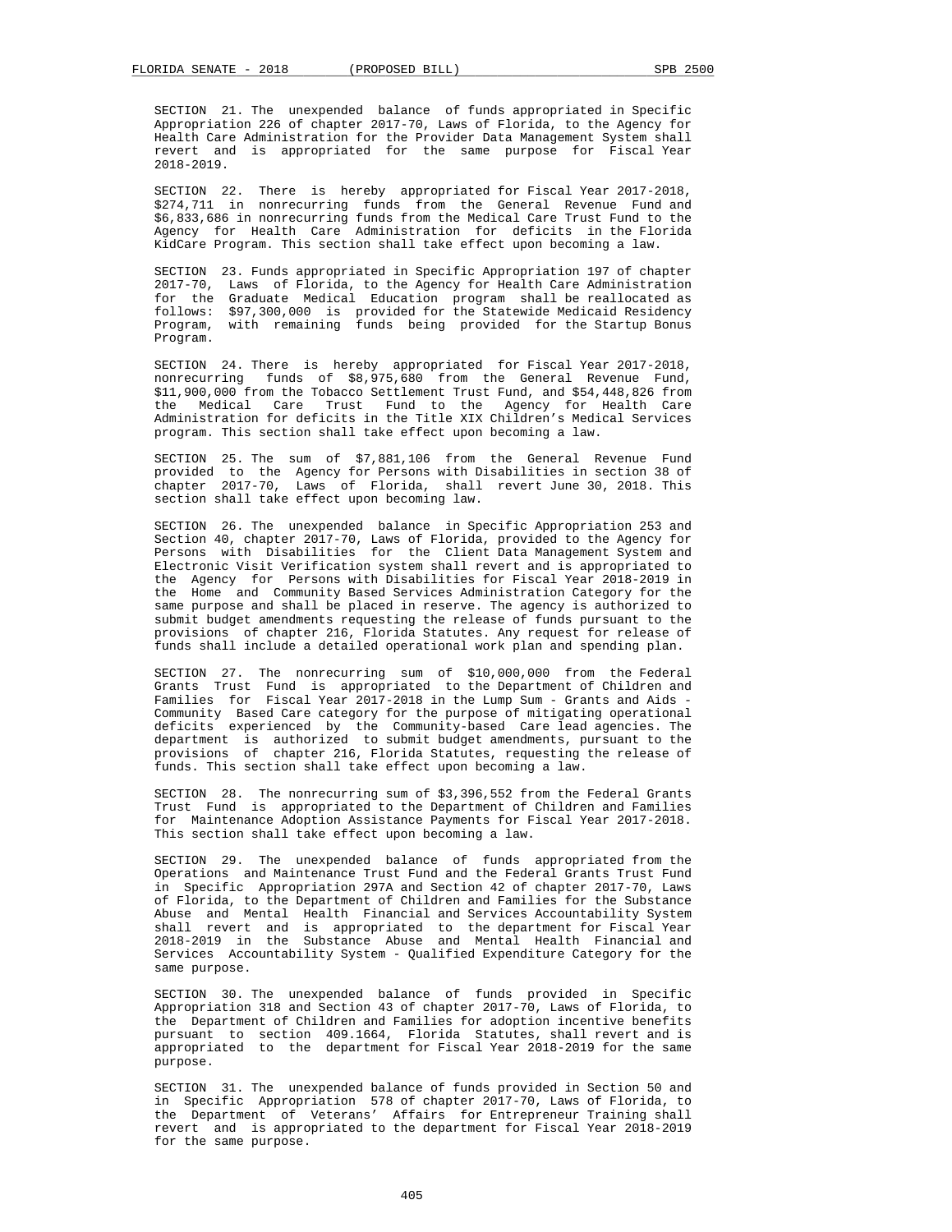SECTION 21. The unexpended balance of funds appropriated in Specific Appropriation 226 of chapter 2017-70, Laws of Florida, to the Agency for Health Care Administration for the Provider Data Management System shall revert and is appropriated for the same purpose for Fiscal Year 2018-2019.

SECTION 22. There is hereby appropriated for Fiscal Year 2017-2018, $274,711 in nonrecurring funds from the General Revenue Fund and $6,833,686 in nonrecurring funds from the Medical Care Trust Fund to the Agency for Health Care Administration for deficits in the Florida KidCare Program. This section shall take effect upon becoming a law.

SECTION 23. Funds appropriated in Specific Appropriation 197 of chapter 2017-70, Laws of Florida, to the Agency for Health Care Administration for the Graduate Medical Education program shall be reallocated as follows: $97,300,000 is provided for the Statewide Medicaid Residency Program, with remaining funds being provided for the Startup Bonus Program.

SECTION 24. There is hereby appropriated for Fiscal Year 2017-2018, nonrecurring funds of $8,975,680 from the General Revenue Fund, $11,900,000 from the Tobacco Settlement Trust Fund, and $54,448,826 from the Medical Care Trust Fund to the Agency for Health Care Administration for deficits in the Title XIX Children's Medical Services program. This section shall take effect upon becoming a law.

SECTION 25. The sum of $7,881,106 from the General Revenue Fund provided to the Agency for Persons with Disabilities in section 38 of chapter 2017-70, Laws of Florida, shall revert June 30, 2018. This section shall take effect upon becoming law.

SECTION 26. The unexpended balance in Specific Appropriation 253 and Section 40, chapter 2017-70, Laws of Florida, provided to the Agency for Persons with Disabilities for the Client Data Management System and Electronic Visit Verification system shall revert and is appropriated to the Agency for Persons with Disabilities for Fiscal Year 2018-2019 in the Home and Community Based Services Administration Category for the same purpose and shall be placed in reserve. The agency is authorized to submit budget amendments requesting the release of funds pursuant to the provisions of chapter 216, Florida Statutes. Any request for release of funds shall include a detailed operational work plan and spending plan.

SECTION 27. The nonrecurring sum of $10,000,000 from the Federal Grants Trust Fund is appropriated to the Department of Children and Families for Fiscal Year 2017-2018 in the Lump Sum - Grants and Aids - Community Based Care category for the purpose of mitigating operational deficits experienced by the Community-based Care lead agencies. The department is authorized to submit budget amendments, pursuant to the provisions of chapter 216, Florida Statutes, requesting the release of funds. This section shall take effect upon becoming a law.

SECTION 28. The nonrecurring sum of $3,396,552 from the Federal Grants Trust Fund is appropriated to the Department of Children and Families for Maintenance Adoption Assistance Payments for Fiscal Year 2017-2018. This section shall take effect upon becoming a law.

SECTION 29. The unexpended balance of funds appropriated from the Operations and Maintenance Trust Fund and the Federal Grants Trust Fund in Specific Appropriation 297A and Section 42 of chapter 2017-70, Laws of Florida, to the Department of Children and Families for the Substance Abuse and Mental Health Financial and Services Accountability System shall revert and is appropriated to the department for Fiscal Year 2018-2019 in the Substance Abuse and Mental Health Financial and Services Accountability System - Qualified Expenditure Category for the same purpose.

SECTION 30. The unexpended balance of funds provided in Specific Appropriation 318 and Section 43 of chapter 2017-70, Laws of Florida, to the Department of Children and Families for adoption incentive benefits pursuant to section 409.1664, Florida Statutes, shall revert and is appropriated to the department for Fiscal Year 2018-2019 for the same purpose.

SECTION 31. The unexpended balance of funds provided in Section 50 and in Specific Appropriation 578 of chapter 2017-70, Laws of Florida, to the Department of Veterans' Affairs for Entrepreneur Training shall revert and is appropriated to the department for Fiscal Year 2018-2019 for the same purpose.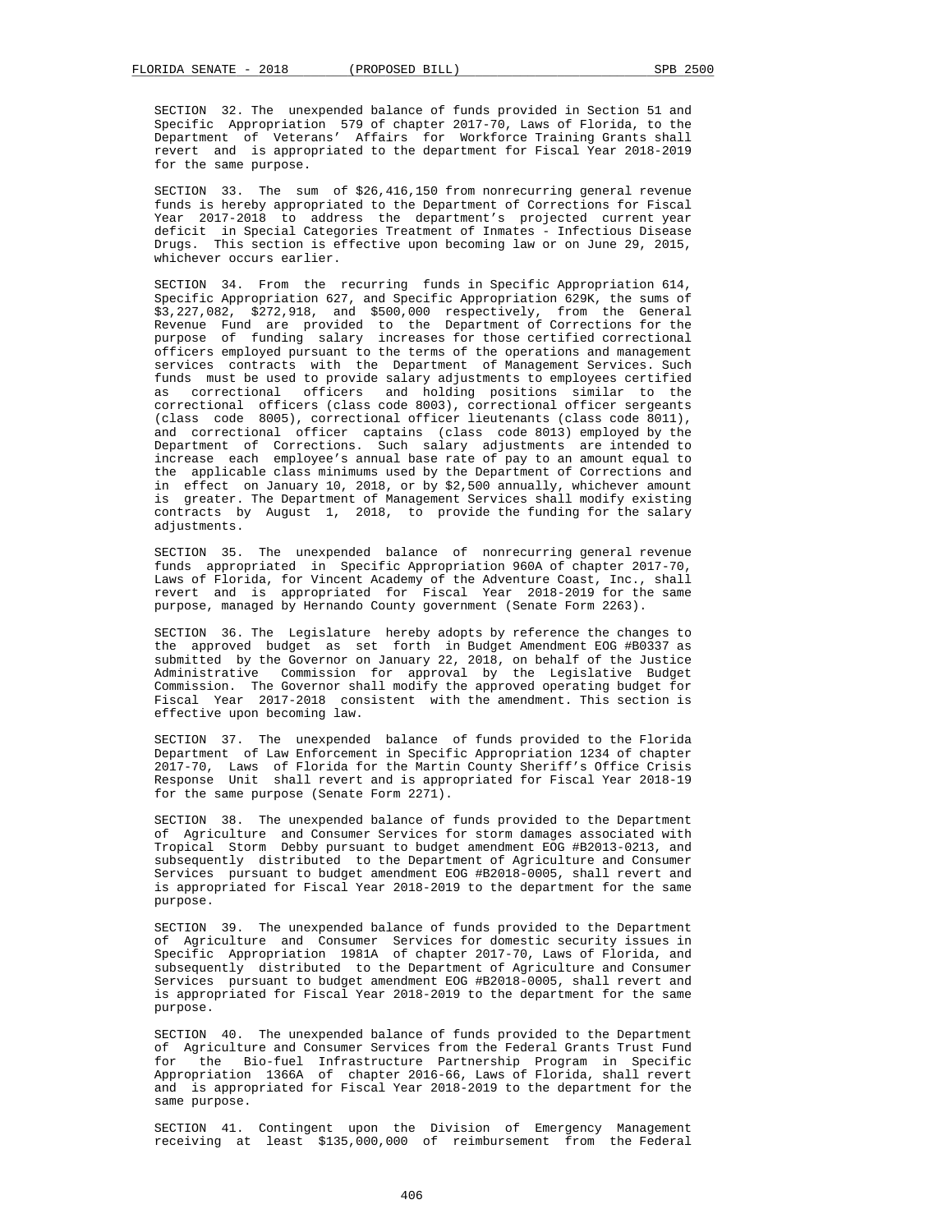SECTION 32. The unexpended balance of funds provided in Section 51 and Specific Appropriation 579 of chapter 2017-70, Laws of Florida, to the Department of Veterans' Affairs for Workforce Training Grants shall revert and is appropriated to the department for Fiscal Year 2018-2019 for the same purpose.

SECTION 33. The sum of $26,416,150 from nonrecurring general revenue funds is hereby appropriated to the Department of Corrections for Fiscal Year 2017-2018 to address the department's projected current year deficit in Special Categories Treatment of Inmates - Infectious Disease Drugs. This section is effective upon becoming law or on June 29, 2015, whichever occurs earlier.

SECTION 34. From the recurring funds in Specific Appropriation 614, Specific Appropriation 627, and Specific Appropriation 629K, the sums of $3,227,082, $272,918, and $500,000 respectively, from the General Revenue Fund are provided to the Department of Corrections for the purpose of funding salary increases for those certified correctional officers employed pursuant to the terms of the operations and management services contracts with the Department of Management Services. Such funds must be used to provide salary adjustments to employees certified as correctional officers and holding positions similar to the correctional officers (class code 8003), correctional officer sergeants (class code 8005), correctional officer lieutenants (class code 8011), and correctional officer captains (class code 8013) employed by the Department of Corrections. Such salary adjustments are intended to increase each employee's annual base rate of pay to an amount equal to the applicable class minimums used by the Department of Corrections and in effect on January 10, 2018, or by $2,500 annually, whichever amount is greater. The Department of Management Services shall modify existing contracts by August 1, 2018, to provide the funding for the salary adjustments.

SECTION 35. The unexpended balance of nonrecurring general revenue funds appropriated in Specific Appropriation 960A of chapter 2017-70, Laws of Florida, for Vincent Academy of the Adventure Coast, Inc., shall revert and is appropriated for Fiscal Year 2018-2019 for the same purpose, managed by Hernando County government (Senate Form 2263).

SECTION 36. The Legislature hereby adopts by reference the changes to the approved budget as set forth in Budget Amendment EOG #B0337 as submitted by the Governor on January 22, 2018, on behalf of the Justice Administrative Commission for approval by the Legislative Budget Commission. The Governor shall modify the approved operating budget for Fiscal Year 2017-2018 consistent with the amendment. This section is effective upon becoming law.

SECTION 37. The unexpended balance of funds provided to the Florida Department of Law Enforcement in Specific Appropriation 1234 of chapter 2017-70, Laws of Florida for the Martin County Sheriff's Office Crisis Response Unit shall revert and is appropriated for Fiscal Year 2018-19 for the same purpose (Senate Form 2271).

SECTION 38. The unexpended balance of funds provided to the Department of Agriculture and Consumer Services for storm damages associated with Tropical Storm Debby pursuant to budget amendment EOG #B2013-0213, and subsequently distributed to the Department of Agriculture and Consumer Services pursuant to budget amendment EOG #B2018-0005, shall revert and is appropriated for Fiscal Year 2018-2019 to the department for the same purpose.

SECTION 39. The unexpended balance of funds provided to the Department of Agriculture and Consumer Services for domestic security issues in Specific Appropriation 1981A of chapter 2017-70, Laws of Florida, and subsequently distributed to the Department of Agriculture and Consumer Services pursuant to budget amendment EOG #B2018-0005, shall revert and is appropriated for Fiscal Year 2018-2019 to the department for the same purpose.

SECTION 40. The unexpended balance of funds provided to the Department of Agriculture and Consumer Services from the Federal Grants Trust Fund for the Bio-fuel Infrastructure Partnership Program in Specific Appropriation 1366A of chapter 2016-66, Laws of Florida, shall revert and is appropriated for Fiscal Year 2018-2019 to the department for the same purpose.

SECTION 41. Contingent upon the Division of Emergency Management receiving at least $135,000,000 of reimbursement from the Federal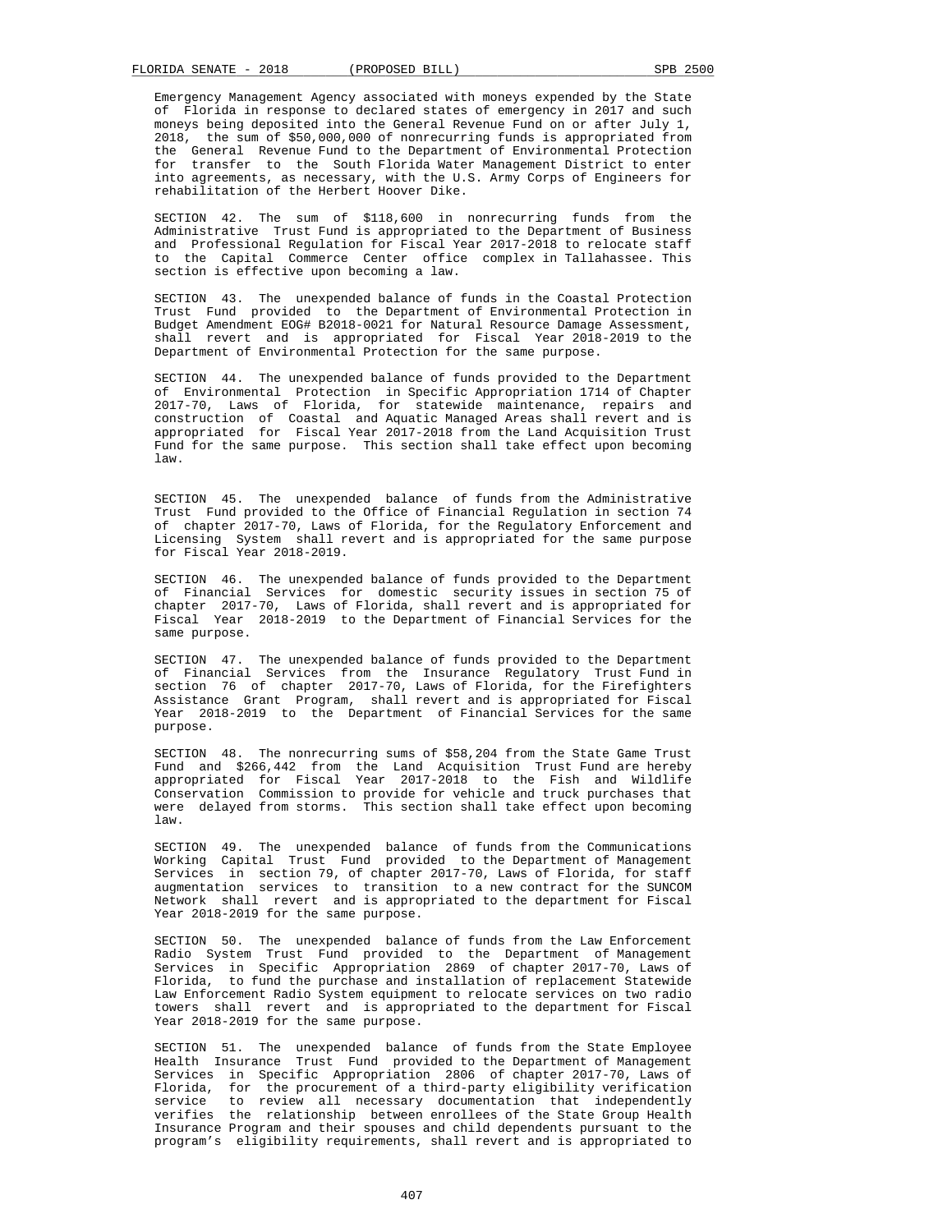Emergency Management Agency associated with moneys expended by the State of Florida in response to declared states of emergency in 2017 and such moneys being deposited into the General Revenue Fund on or after July 1, 2018, the sum of $50,000,000 of nonrecurring funds is appropriated from the General Revenue Fund to the Department of Environmental Protection for transfer to the South Florida Water Management District to enter into agreements, as necessary, with the U.S. Army Corps of Engineers for rehabilitation of the Herbert Hoover Dike.

SECTION 42. The sum of $118,600 in nonrecurring funds from the Administrative Trust Fund is appropriated to the Department of Business and Professional Regulation for Fiscal Year 2017-2018 to relocate staff to the Capital Commerce Center office complex in Tallahassee. This section is effective upon becoming a law.

SECTION 43. The unexpended balance of funds in the Coastal Protection Trust Fund provided to the Department of Environmental Protection in Budget Amendment EOG# B2018-0021 for Natural Resource Damage Assessment, shall revert and is appropriated for Fiscal Year 2018-2019 to the Department of Environmental Protection for the same purpose.

SECTION 44. The unexpended balance of funds provided to the Department of Environmental Protection in Specific Appropriation 1714 of Chapter 2017-70, Laws of Florida, for statewide maintenance, repairs and construction of Coastal and Aquatic Managed Areas shall revert and is appropriated for Fiscal Year 2017-2018 from the Land Acquisition Trust Fund for the same purpose. This section shall take effect upon becoming law.

SECTION 45. The unexpended balance of funds from the Administrative Trust Fund provided to the Office of Financial Regulation in section 74 of chapter 2017-70, Laws of Florida, for the Regulatory Enforcement and Licensing System shall revert and is appropriated for the same purpose for Fiscal Year 2018-2019.

SECTION 46. The unexpended balance of funds provided to the Department of Financial Services for domestic security issues in section 75 of chapter 2017-70, Laws of Florida, shall revert and is appropriated for Fiscal Year 2018-2019 to the Department of Financial Services for the same purpose.

SECTION 47. The unexpended balance of funds provided to the Department of Financial Services from the Insurance Regulatory Trust Fund in section 76 of chapter 2017-70, Laws of Florida, for the Firefighters Assistance Grant Program, shall revert and is appropriated for Fiscal Year 2018-2019 to the Department of Financial Services for the same purpose.

SECTION 48. The nonrecurring sums of $58,204 from the State Game Trust Fund and $266,442 from the Land Acquisition Trust Fund are hereby appropriated for Fiscal Year 2017-2018 to the Fish and Wildlife Conservation Commission to provide for vehicle and truck purchases that were delayed from storms. This section shall take effect upon becoming law.

SECTION 49. The unexpended balance of funds from the Communications Working Capital Trust Fund provided to the Department of Management Services in section 79, of chapter 2017-70, Laws of Florida, for staff augmentation services to transition to a new contract for the SUNCOM Network shall revert and is appropriated to the department for Fiscal Year 2018-2019 for the same purpose.

SECTION 50. The unexpended balance of funds from the Law Enforcement Radio System Trust Fund provided to the Department of Management Services in Specific Appropriation 2869 of chapter 2017-70, Laws of Florida, to fund the purchase and installation of replacement Statewide Law Enforcement Radio System equipment to relocate services on two radio towers shall revert and is appropriated to the department for Fiscal Year 2018-2019 for the same purpose.

SECTION 51. The unexpended balance of funds from the State Employee Health Insurance Trust Fund provided to the Department of Management Services in Specific Appropriation 2806 of chapter 2017-70, Laws of Florida, for the procurement of a third-party eligibility verification service to review all necessary documentation that independently verifies the relationship between enrollees of the State Group Health Insurance Program and their spouses and child dependents pursuant to the program's eligibility requirements, shall revert and is appropriated to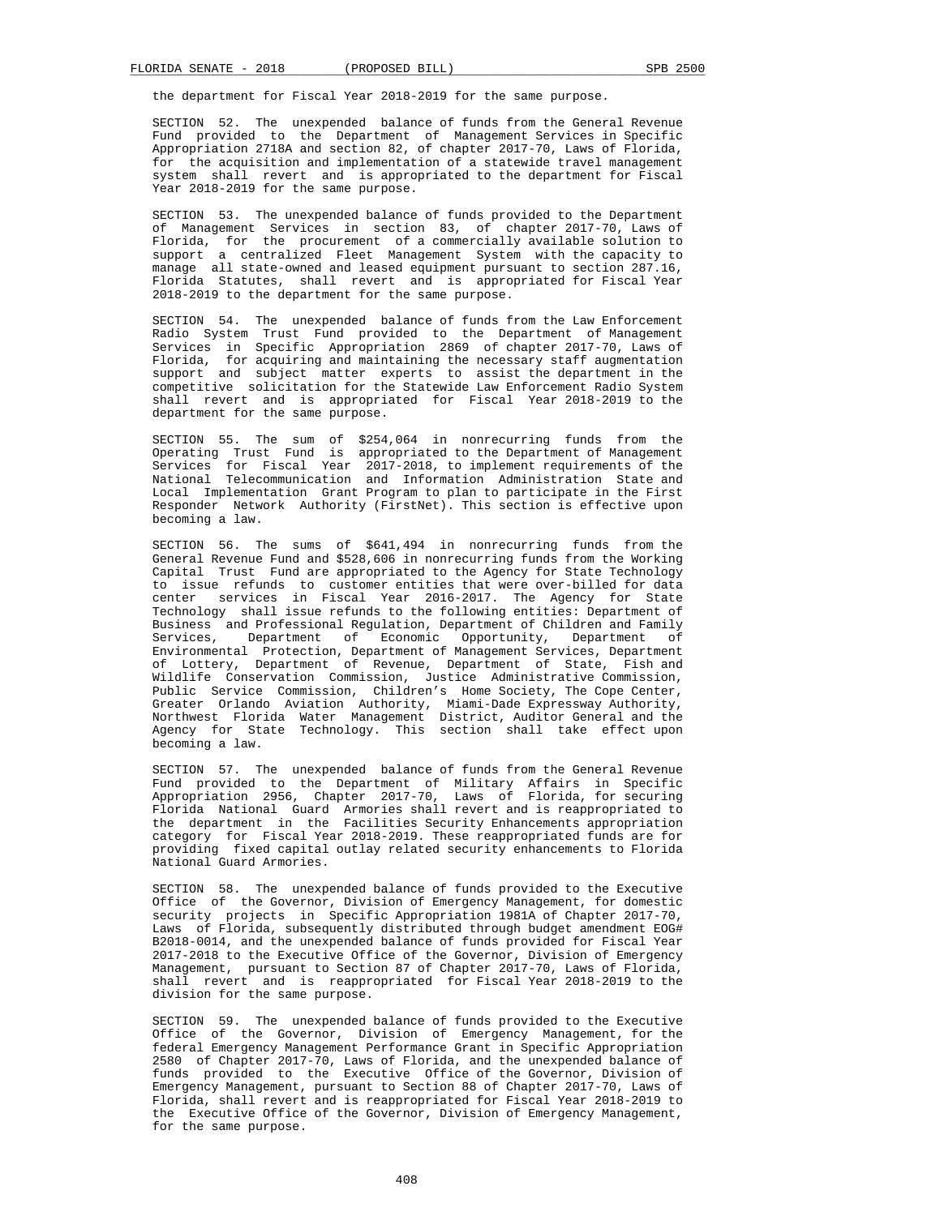the department for Fiscal Year 2018-2019 for the same purpose.

SECTION 52. The unexpended balance of funds from the General Revenue Fund provided to the Department of Management Services in Specific Appropriation 2718A and section 82, of chapter 2017-70, Laws of Florida, for the acquisition and implementation of a statewide travel management system shall revert and is appropriated to the department for Fiscal Year 2018-2019 for the same purpose.

SECTION 53. The unexpended balance of funds provided to the Department of Management Services in section 83, of chapter 2017-70, Laws of Florida, for the procurement of a commercially available solution to support a centralized Fleet Management System with the capacity to manage all state-owned and leased equipment pursuant to section 287.16, Florida Statutes, shall revert and is appropriated for Fiscal Year 2018-2019 to the department for the same purpose.

SECTION 54. The unexpended balance of funds from the Law Enforcement Radio System Trust Fund provided to the Department of Management Services in Specific Appropriation 2869 of chapter 2017-70, Laws of Florida, for acquiring and maintaining the necessary staff augmentation support and subject matter experts to assist the department in the competitive solicitation for the Statewide Law Enforcement Radio System shall revert and is appropriated for Fiscal Year 2018-2019 to the department for the same purpose.

SECTION 55. The sum of $254,064 in nonrecurring funds from the Operating Trust Fund is appropriated to the Department of Management Services for Fiscal Year 2017-2018, to implement requirements of the National Telecommunication and Information Administration State and Local Implementation Grant Program to plan to participate in the First Responder Network Authority (FirstNet). This section is effective upon becoming a law.

SECTION 56. The sums of $641,494 in nonrecurring funds from the General Revenue Fund and $528,606 in nonrecurring funds from the Working Capital Trust Fund are appropriated to the Agency for State Technology to issue refunds to customer entities that were over-billed for data center services in Fiscal Year 2016-2017. The Agency for State Technology shall issue refunds to the following entities: Department of Business and Professional Regulation, Department of Children and Family Services, Department of Economic Opportunity, Department of Environmental Protection, Department of Management Services, Department of Lottery, Department of Revenue, Department of State, Fish and Wildlife Conservation Commission, Justice Administrative Commission, Public Service Commission, Children's Home Society, The Cope Center, Greater Orlando Aviation Authority, Miami-Dade Expressway Authority, Northwest Florida Water Management District, Auditor General and the Agency for State Technology. This section shall take effect upon becoming a law.

SECTION 57. The unexpended balance of funds from the General Revenue Fund provided to the Department of Military Affairs in Specific Appropriation 2956, Chapter 2017-70, Laws of Florida, for securing Florida National Guard Armories shall revert and is reappropriated to the department in the Facilities Security Enhancements appropriation category for Fiscal Year 2018-2019. These reappropriated funds are for providing fixed capital outlay related security enhancements to Florida National Guard Armories.

SECTION 58. The unexpended balance of funds provided to the Executive Office of the Governor, Division of Emergency Management, for domestic security projects in Specific Appropriation 1981A of Chapter 2017-70, Laws of Florida, subsequently distributed through budget amendment EOG# B2018-0014, and the unexpended balance of funds provided for Fiscal Year 2017-2018 to the Executive Office of the Governor, Division of Emergency Management, pursuant to Section 87 of Chapter 2017-70, Laws of Florida, shall revert and is reappropriated for Fiscal Year 2018-2019 to the division for the same purpose.

SECTION 59. The unexpended balance of funds provided to the Executive Office of the Governor, Division of Emergency Management, for the federal Emergency Management Performance Grant in Specific Appropriation 2580 of Chapter 2017-70, Laws of Florida, and the unexpended balance of funds provided to the Executive Office of the Governor, Division of Emergency Management, pursuant to Section 88 of Chapter 2017-70, Laws of Florida, shall revert and is reappropriated for Fiscal Year 2018-2019 to the Executive Office of the Governor, Division of Emergency Management, for the same purpose.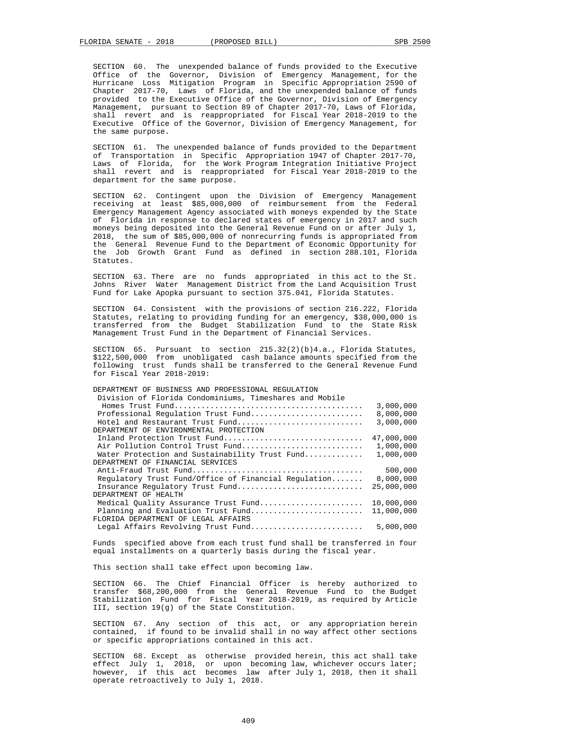SECTION 60. The unexpended balance of funds provided to the Executive Office of the Governor, Division of Emergency Management, for the Hurricane Loss Mitigation Program in Specific Appropriation 2590 of Chapter 2017-70, Laws of Florida, and the unexpended balance of funds provided to the Executive Office of the Governor, Division of Emergency Management, pursuant to Section 89 of Chapter 2017-70, Laws of Florida, shall revert and is reappropriated for Fiscal Year 2018-2019 to the Executive Office of the Governor, Division of Emergency Management, for the same purpose.

SECTION 61. The unexpended balance of funds provided to the Department of Transportation in Specific Appropriation 1947 of Chapter 2017-70, Laws of Florida, for the Work Program Integration Initiative Project shall revert and is reappropriated for Fiscal Year 2018-2019 to the department for the same purpose.

SECTION 62. Contingent upon the Division of Emergency Management receiving at least $85,000,000 of reimbursement from the Federal Emergency Management Agency associated with moneys expended by the State of Florida in response to declared states of emergency in 2017 and such moneys being deposited into the General Revenue Fund on or after July 1, 2018, the sum of $85,000,000 of nonrecurring funds is appropriated from the General Revenue Fund to the Department of Economic Opportunity for the Job Growth Grant Fund as defined in section 288.101, Florida Statutes.

SECTION 63. There are no funds appropriated in this act to the St. Johns River Water Management District from the Land Acquisition Trust Fund for Lake Apopka pursuant to section 375.041, Florida Statutes.

SECTION 64. Consistent with the provisions of section 216.222, Florida Statutes, relating to providing funding for an emergency, $38,000,000 is transferred from the Budget Stabilization Fund to the State Risk Management Trust Fund in the Department of Financial Services.

SECTION 65. Pursuant to section 215.32(2)(b)4.a., Florida Statutes, $122,500,000 from unobligated cash balance amounts specified from the following trust funds shall be transferred to the General Revenue Fund for Fiscal Year 2018-2019:

| | |
|---|---|
| DEPARTMENT OF BUSINESS AND PROFESSIONAL REGULATION | |
| Division of Florida Condominiums, Timeshares and Mobile Homes Trust Fund | 3,000,000 |
| Professional Regulation Trust Fund | 8,000,000 |
| Hotel and Restaurant Trust Fund | 3,000,000 |
| DEPARTMENT OF ENVIRONMENTAL PROTECTION | |
| Inland Protection Trust Fund | 47,000,000 |
| Air Pollution Control Trust Fund | 1,000,000 |
| Water Protection and Sustainability Trust Fund | 1,000,000 |
| DEPARTMENT OF FINANCIAL SERVICES | |
| Anti-Fraud Trust Fund | 500,000 |
| Regulatory Trust Fund/Office of Financial Regulation | 8,000,000 |
| Insurance Regulatory Trust Fund | 25,000,000 |
| DEPARTMENT OF HEALTH | |
| Medical Quality Assurance Trust Fund | 10,000,000 |
| Planning and Evaluation Trust Fund | 11,000,000 |
| FLORIDA DEPARTMENT OF LEGAL AFFAIRS | |
| Legal Affairs Revolving Trust Fund | 5,000,000 |

Funds specified above from each trust fund shall be transferred in four equal installments on a quarterly basis during the fiscal year.

This section shall take effect upon becoming law.

SECTION 66. The Chief Financial Officer is hereby authorized to transfer $68,200,000 from the General Revenue Fund to the Budget Stabilization Fund for Fiscal Year 2018-2019, as required by Article III, section 19(g) of the State Constitution.

SECTION 67. Any section of this act, or any appropriation herein contained, if found to be invalid shall in no way affect other sections or specific appropriations contained in this act.

SECTION 68. Except as otherwise provided herein, this act shall take effect July 1, 2018, or upon becoming law, whichever occurs later; however, if this act becomes law after July 1, 2018, then it shall operate retroactively to July 1, 2018.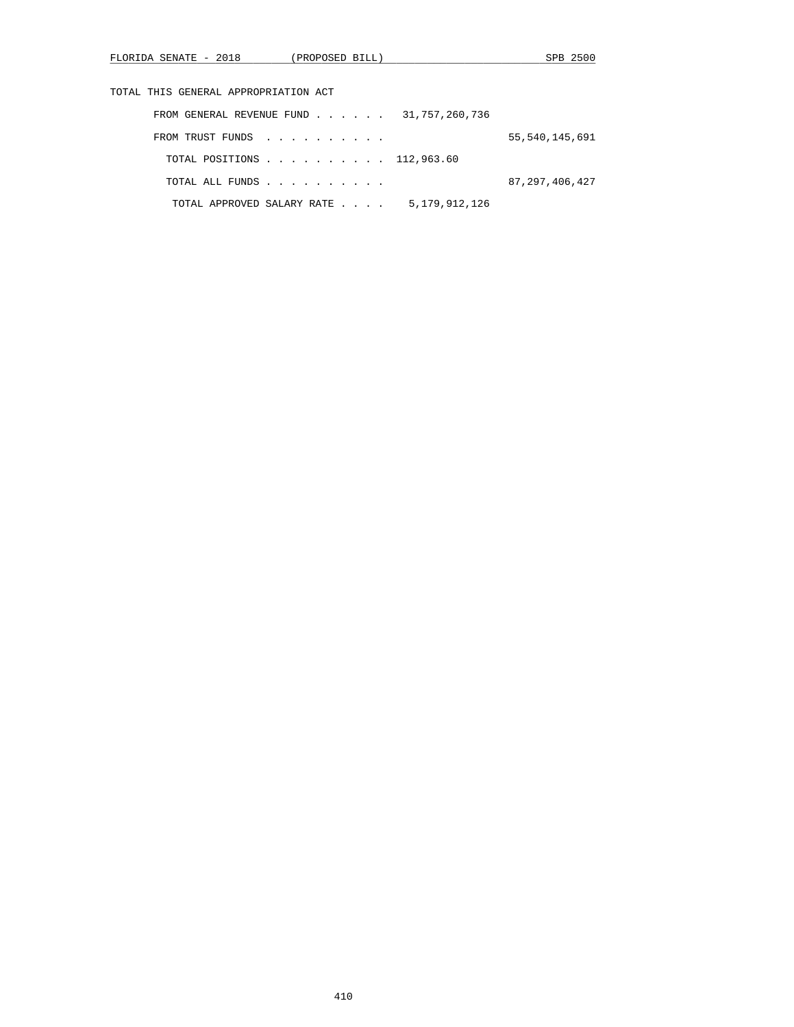TOTAL THIS GENERAL APPROPRIATION ACT

| | | |
|---|---|---|
| FROM GENERAL REVENUE FUND . . . . . . | 31,757,260,736 | |
| FROM TRUST FUNDS . . . . . . . . . . | | 55,540,145,691 |
| TOTAL POSITIONS . . . . . . . . . . | 112,963.60 | |
| TOTAL ALL FUNDS . . . . . . . . . . | | 87,297,406,427 |
| TOTAL APPROVED SALARY RATE . . . . | 5,179,912,126 | |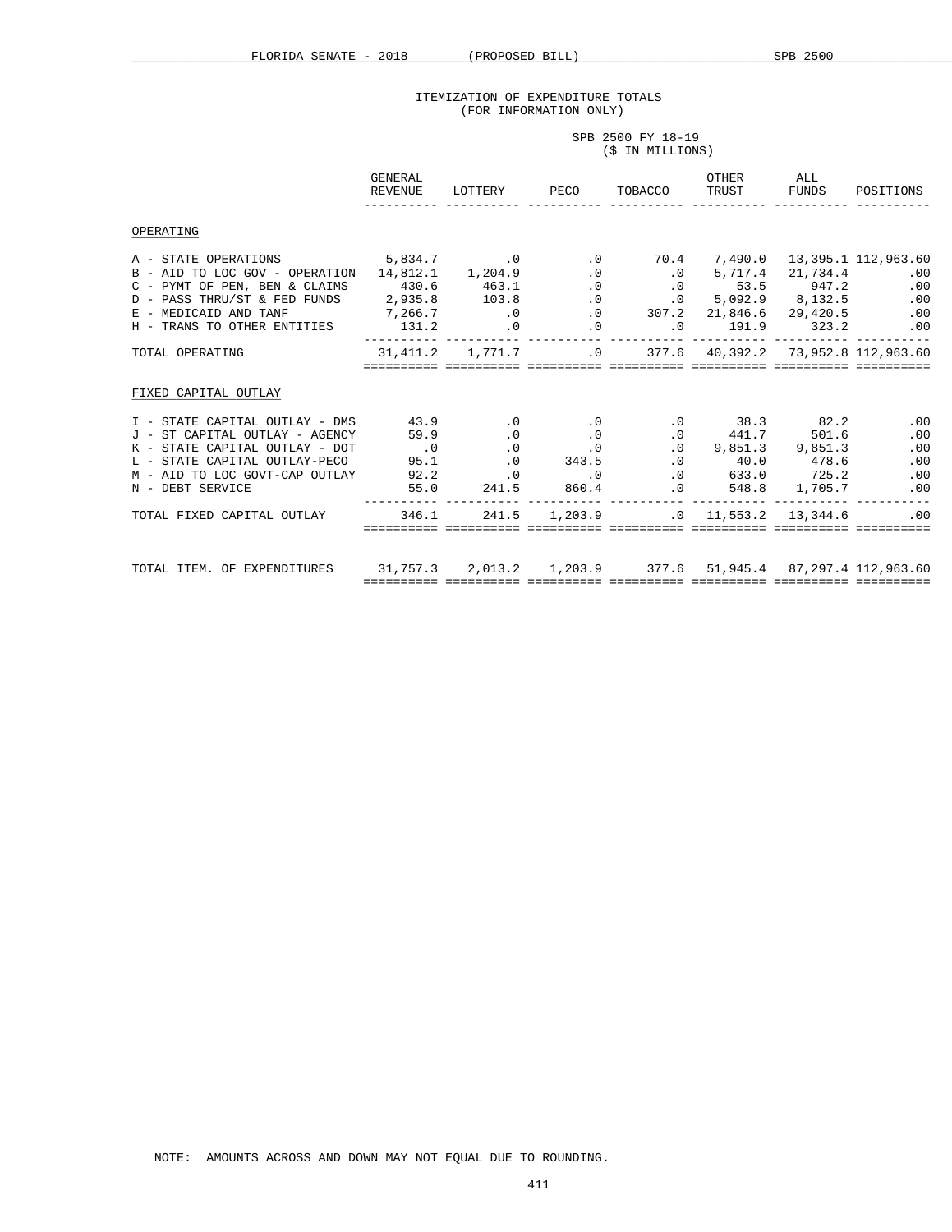# ITEMIZATION OF EXPENDITURE TOTALS
(FOR INFORMATION ONLY)

SPB 2500 FY 18-19
($ IN MILLIONS)

| | GENERAL REVENUE | LOTTERY | PECO | TOBACCO | OTHER TRUST | ALL FUNDS | POSITIONS |
|---|---|---|---|---|---|---|---|
| OPERATING | | | | | | | |
| A - STATE OPERATIONS | 5,834.7 | .0 | .0 | 70.4 | 7,490.0 | 13,395.1 | 112,963.60 |
| B - AID TO LOC GOV - OPERATION | 14,812.1 | 1,204.9 | .0 | .0 | 5,717.4 | 21,734.4 | .00 |
| C - PYMT OF PEN, BEN & CLAIMS | 430.6 | 463.1 | .0 | .0 | 53.5 | 947.2 | .00 |
| D - PASS THRU/ST & FED FUNDS | 2,935.8 | 103.8 | .0 | .0 | 5,092.9 | 8,132.5 | .00 |
| E - MEDICAID AND TANF | 7,266.7 | .0 | .0 | 307.2 | 21,846.6 | 29,420.5 | .00 |
| H - TRANS TO OTHER ENTITIES | 131.2 | .0 | .0 | .0 | 191.9 | 323.2 | .00 |
| TOTAL OPERATING | 31,411.2 | 1,771.7 | .0 | 377.6 | 40,392.2 | 73,952.8 | 112,963.60 |
| FIXED CAPITAL OUTLAY | | | | | | | |
| I - STATE CAPITAL OUTLAY - DMS | 43.9 | .0 | .0 | .0 | 38.3 | 82.2 | .00 |
| J - ST CAPITAL OUTLAY - AGENCY | 59.9 | .0 | .0 | .0 | 441.7 | 501.6 | .00 |
| K - STATE CAPITAL OUTLAY - DOT | .0 | .0 | .0 | .0 | 9,851.3 | 9,851.3 | .00 |
| L - STATE CAPITAL OUTLAY-PECO | 95.1 | .0 | 343.5 | .0 | 40.0 | 478.6 | .00 |
| M - AID TO LOC GOVT-CAP OUTLAY | 92.2 | .0 | .0 | .0 | 633.0 | 725.2 | .00 |
| N - DEBT SERVICE | 55.0 | 241.5 | 860.4 | .0 | 548.8 | 1,705.7 | .00 |
| TOTAL FIXED CAPITAL OUTLAY | 346.1 | 241.5 | 1,203.9 | .0 | 11,553.2 | 13,344.6 | .00 |
| TOTAL ITEM. OF EXPENDITURES | 31,757.3 | 2,013.2 | 1,203.9 | 377.6 | 51,945.4 | 87,297.4 | 112,963.60 |

NOTE: AMOUNTS ACROSS AND DOWN MAY NOT EQUAL DUE TO ROUNDING.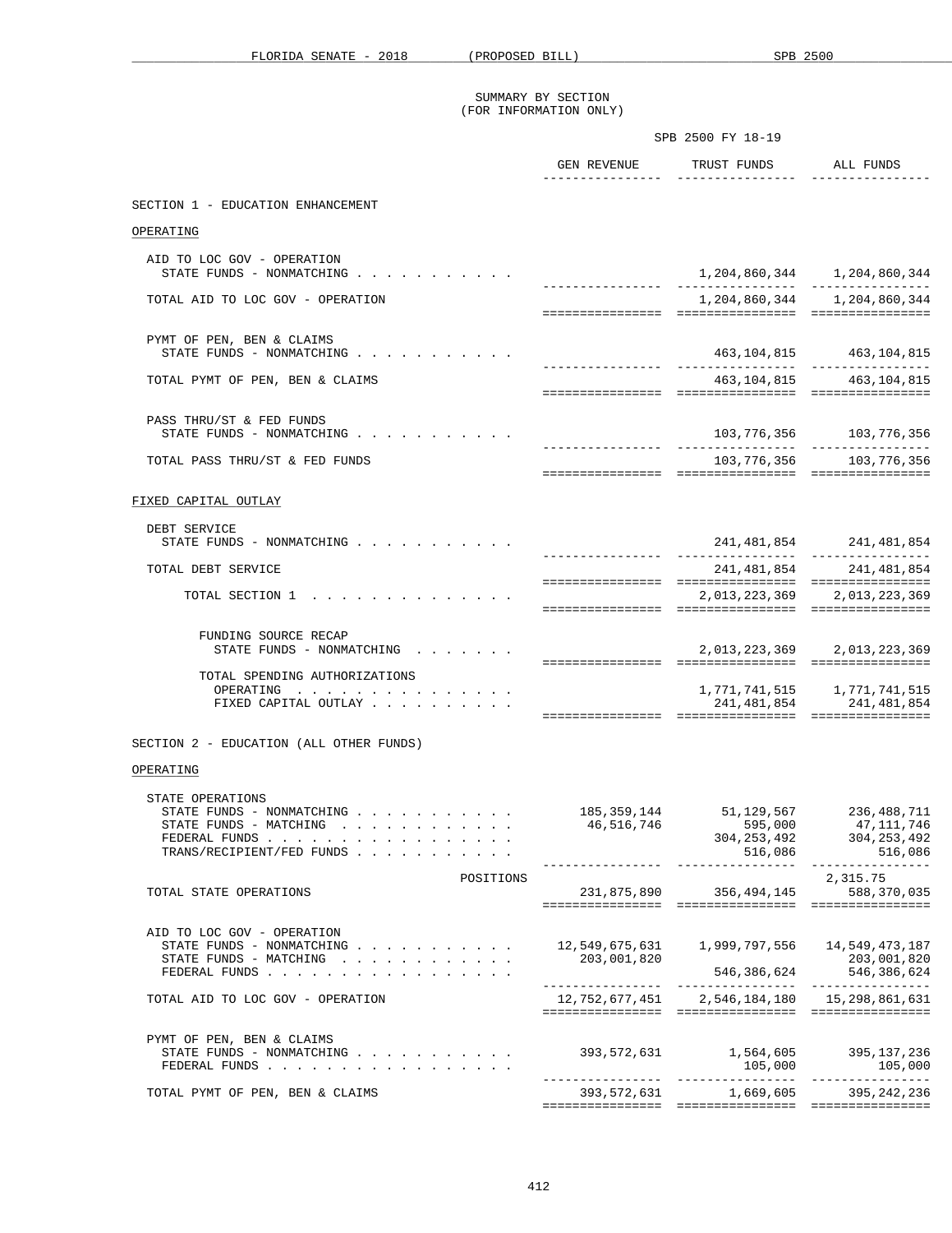SUMMARY BY SECTION
(FOR INFORMATION ONLY)

SPB 2500 FY 18-19

| | GEN REVENUE | TRUST FUNDS | ALL FUNDS |
|---|---|---|---|
| **SECTION 1 - EDUCATION ENHANCEMENT** | | | |
| OPERATING | | | |
| AID TO LOC GOV - OPERATION | | | |
| STATE FUNDS - NONMATCHING | | 1,204,860,344 | 1,204,860,344 |
| TOTAL AID TO LOC GOV - OPERATION | | 1,204,860,344 | 1,204,860,344 |
| PYMT OF PEN, BEN & CLAIMS | | | |
| STATE FUNDS - NONMATCHING | | 463,104,815 | 463,104,815 |
| TOTAL PYMT OF PEN, BEN & CLAIMS | | 463,104,815 | 463,104,815 |
| PASS THRU/ST & FED FUNDS | | | |
| STATE FUNDS - NONMATCHING | | 103,776,356 | 103,776,356 |
| TOTAL PASS THRU/ST & FED FUNDS | | 103,776,356 | 103,776,356 |
| FIXED CAPITAL OUTLAY | | | |
| DEBT SERVICE | | | |
| STATE FUNDS - NONMATCHING | | 241,481,854 | 241,481,854 |
| TOTAL DEBT SERVICE | | 241,481,854 | 241,481,854 |
| TOTAL SECTION 1 | | 2,013,223,369 | 2,013,223,369 |
| FUNDING SOURCE RECAP | | | |
| STATE FUNDS - NONMATCHING | | 2,013,223,369 | 2,013,223,369 |
| TOTAL SPENDING AUTHORIZATIONS | | | |
| OPERATING | | 1,771,741,515 | 1,771,741,515 |
| FIXED CAPITAL OUTLAY | | 241,481,854 | 241,481,854 |
| **SECTION 2 - EDUCATION (ALL OTHER FUNDS)** | | | |
| OPERATING | | | |
| STATE OPERATIONS | | | |
| STATE FUNDS - NONMATCHING | 185,359,144 | 51,129,567 | 236,488,711 |
| STATE FUNDS - MATCHING | 46,516,746 | 595,000 | 47,111,746 |
| FEDERAL FUNDS | | 304,253,492 | 304,253,492 |
| TRANS/RECIPIENT/FED FUNDS | | 516,086 | 516,086 |
| POSITIONS | | | 2,315.75 |
| TOTAL STATE OPERATIONS | 231,875,890 | 356,494,145 | 588,370,035 |
| AID TO LOC GOV - OPERATION | | | |
| STATE FUNDS - NONMATCHING | 12,549,675,631 | 1,999,797,556 | 14,549,473,187 |
| STATE FUNDS - MATCHING | 203,001,820 | | 203,001,820 |
| FEDERAL FUNDS | | 546,386,624 | 546,386,624 |
| TOTAL AID TO LOC GOV - OPERATION | 12,752,677,451 | 2,546,184,180 | 15,298,861,631 |
| PYMT OF PEN, BEN & CLAIMS | | | |
| STATE FUNDS - NONMATCHING | 393,572,631 | 1,564,605 | 395,137,236 |
| FEDERAL FUNDS | | 105,000 | 105,000 |
| TOTAL PYMT OF PEN, BEN & CLAIMS | 393,572,631 | 1,669,605 | 395,242,236 |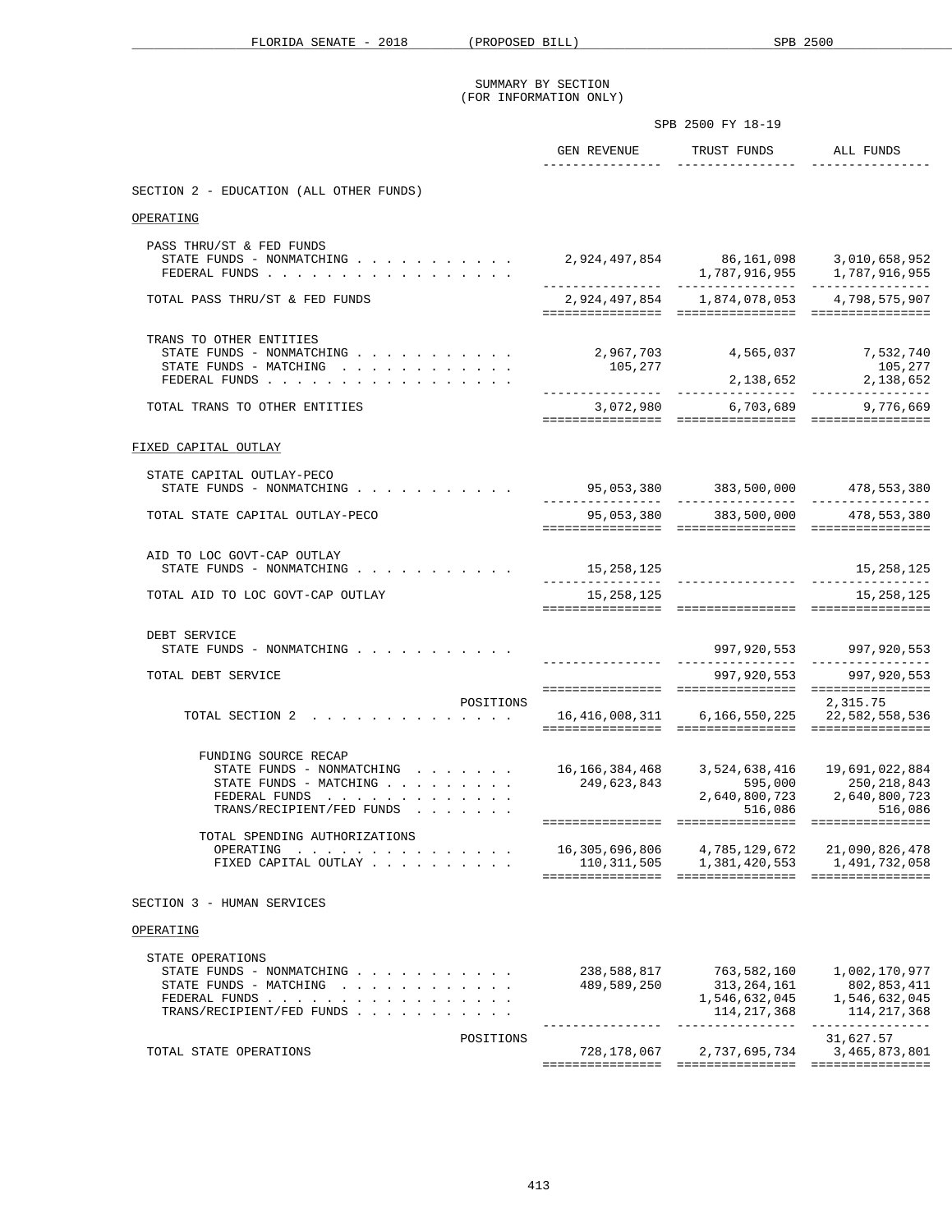SUMMARY BY SECTION
(FOR INFORMATION ONLY)

SPB 2500 FY 18-19

| | GEN REVENUE | TRUST FUNDS | ALL FUNDS |
|---|---|---|---|
| **SECTION 2 - EDUCATION (ALL OTHER FUNDS)** | | | |
| OPERATING | | | |
| PASS THRU/ST & FED FUNDS | | | |
| STATE FUNDS - NONMATCHING | 2,924,497,854 | 86,161,098 | 3,010,658,952 |
| FEDERAL FUNDS | | 1,787,916,955 | 1,787,916,955 |
| TOTAL PASS THRU/ST & FED FUNDS | 2,924,497,854 | 1,874,078,053 | 4,798,575,907 |
| TRANS TO OTHER ENTITIES | | | |
| STATE FUNDS - NONMATCHING | 2,967,703 | 4,565,037 | 7,532,740 |
| STATE FUNDS - MATCHING | 105,277 | | 105,277 |
| FEDERAL FUNDS | | 2,138,652 | 2,138,652 |
| TOTAL TRANS TO OTHER ENTITIES | 3,072,980 | 6,703,689 | 9,776,669 |
| FIXED CAPITAL OUTLAY | | | |
| STATE CAPITAL OUTLAY-PECO | | | |
| STATE FUNDS - NONMATCHING | 95,053,380 | 383,500,000 | 478,553,380 |
| TOTAL STATE CAPITAL OUTLAY-PECO | 95,053,380 | 383,500,000 | 478,553,380 |
| AID TO LOC GOVT-CAP OUTLAY | | | |
| STATE FUNDS - NONMATCHING | 15,258,125 | | 15,258,125 |
| TOTAL AID TO LOC GOVT-CAP OUTLAY | 15,258,125 | | 15,258,125 |
| DEBT SERVICE | | | |
| STATE FUNDS - NONMATCHING | | 997,920,553 | 997,920,553 |
| TOTAL DEBT SERVICE | | 997,920,553 | 997,920,553 |
| POSITIONS | | | 2,315.75 |
| TOTAL SECTION 2 | 16,416,008,311 | 6,166,550,225 | 22,582,558,536 |
| FUNDING SOURCE RECAP | | | |
| STATE FUNDS - NONMATCHING | 16,166,384,468 | 3,524,638,416 | 19,691,022,884 |
| STATE FUNDS - MATCHING | 249,623,843 | 595,000 | 250,218,843 |
| FEDERAL FUNDS | | 2,640,800,723 | 2,640,800,723 |
| TRANS/RECIPIENT/FED FUNDS | | 516,086 | 516,086 |
| TOTAL SPENDING AUTHORIZATIONS | | | |
| OPERATING | 16,305,696,806 | 4,785,129,672 | 21,090,826,478 |
| FIXED CAPITAL OUTLAY | 110,311,505 | 1,381,420,553 | 1,491,732,058 |
| **SECTION 3 - HUMAN SERVICES** | | | |
| OPERATING | | | |
| STATE OPERATIONS | | | |
| STATE FUNDS - NONMATCHING | 238,588,817 | 763,582,160 | 1,002,170,977 |
| STATE FUNDS - MATCHING | 489,589,250 | 313,264,161 | 802,853,411 |
| FEDERAL FUNDS | | 1,546,632,045 | 1,546,632,045 |
| TRANS/RECIPIENT/FED FUNDS | | 114,217,368 | 114,217,368 |
| POSITIONS | | | 31,627.57 |
| TOTAL STATE OPERATIONS | 728,178,067 | 2,737,695,734 | 3,465,873,801 |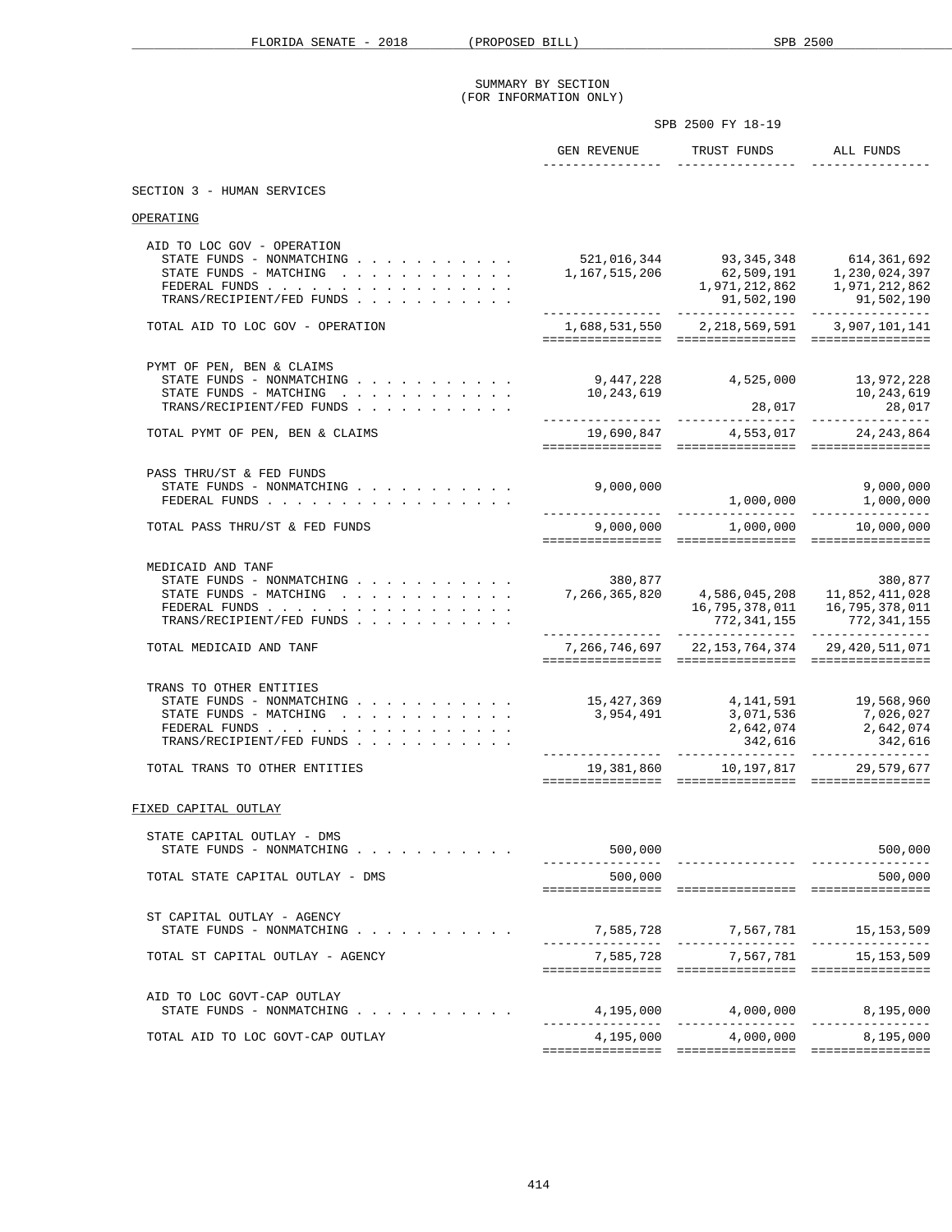SUMMARY BY SECTION
(FOR INFORMATION ONLY)

SPB 2500 FY 18-19

| | GEN REVENUE | TRUST FUNDS | ALL FUNDS |
|---|---|---|---|
| **SECTION 3 - HUMAN SERVICES** | | | |
| **OPERATING** | | | |
| AID TO LOC GOV - OPERATION | | | |
| STATE FUNDS - NONMATCHING | 521,016,344 | 93,345,348 | 614,361,692 |
| STATE FUNDS - MATCHING | 1,167,515,206 | 62,509,191 | 1,230,024,397 |
| FEDERAL FUNDS | | 1,971,212,862 | 1,971,212,862 |
| TRANS/RECIPIENT/FED FUNDS | | 91,502,190 | 91,502,190 |
| TOTAL AID TO LOC GOV - OPERATION | 1,688,531,550 | 2,218,569,591 | 3,907,101,141 |
| PYMT OF PEN, BEN & CLAIMS | | | |
| STATE FUNDS - NONMATCHING | 9,447,228 | 4,525,000 | 13,972,228 |
| STATE FUNDS - MATCHING | 10,243,619 | | 10,243,619 |
| TRANS/RECIPIENT/FED FUNDS | | 28,017 | 28,017 |
| TOTAL PYMT OF PEN, BEN & CLAIMS | 19,690,847 | 4,553,017 | 24,243,864 |
| PASS THRU/ST & FED FUNDS | | | |
| STATE FUNDS - NONMATCHING | 9,000,000 | | 9,000,000 |
| FEDERAL FUNDS | | 1,000,000 | 1,000,000 |
| TOTAL PASS THRU/ST & FED FUNDS | 9,000,000 | 1,000,000 | 10,000,000 |
| MEDICAID AND TANF | | | |
| STATE FUNDS - NONMATCHING | 380,877 | | 380,877 |
| STATE FUNDS - MATCHING | 7,266,365,820 | 4,586,045,208 | 11,852,411,028 |
| FEDERAL FUNDS | | 16,795,378,011 | 16,795,378,011 |
| TRANS/RECIPIENT/FED FUNDS | | 772,341,155 | 772,341,155 |
| TOTAL MEDICAID AND TANF | 7,266,746,697 | 22,153,764,374 | 29,420,511,071 |
| TRANS TO OTHER ENTITIES | | | |
| STATE FUNDS - NONMATCHING | 15,427,369 | 4,141,591 | 19,568,960 |
| STATE FUNDS - MATCHING | 3,954,491 | 3,071,536 | 7,026,027 |
| FEDERAL FUNDS | | 2,642,074 | 2,642,074 |
| TRANS/RECIPIENT/FED FUNDS | | 342,616 | 342,616 |
| TOTAL TRANS TO OTHER ENTITIES | 19,381,860 | 10,197,817 | 29,579,677 |
| **FIXED CAPITAL OUTLAY** | | | |
| STATE CAPITAL OUTLAY - DMS | | | |
| STATE FUNDS - NONMATCHING | 500,000 | | 500,000 |
| TOTAL STATE CAPITAL OUTLAY - DMS | 500,000 | | 500,000 |
| ST CAPITAL OUTLAY - AGENCY | | | |
| STATE FUNDS - NONMATCHING | 7,585,728 | 7,567,781 | 15,153,509 |
| TOTAL ST CAPITAL OUTLAY - AGENCY | 7,585,728 | 7,567,781 | 15,153,509 |
| AID TO LOC GOVT-CAP OUTLAY | | | |
| STATE FUNDS - NONMATCHING | 4,195,000 | 4,000,000 | 8,195,000 |
| TOTAL AID TO LOC GOVT-CAP OUTLAY | 4,195,000 | 4,000,000 | 8,195,000 |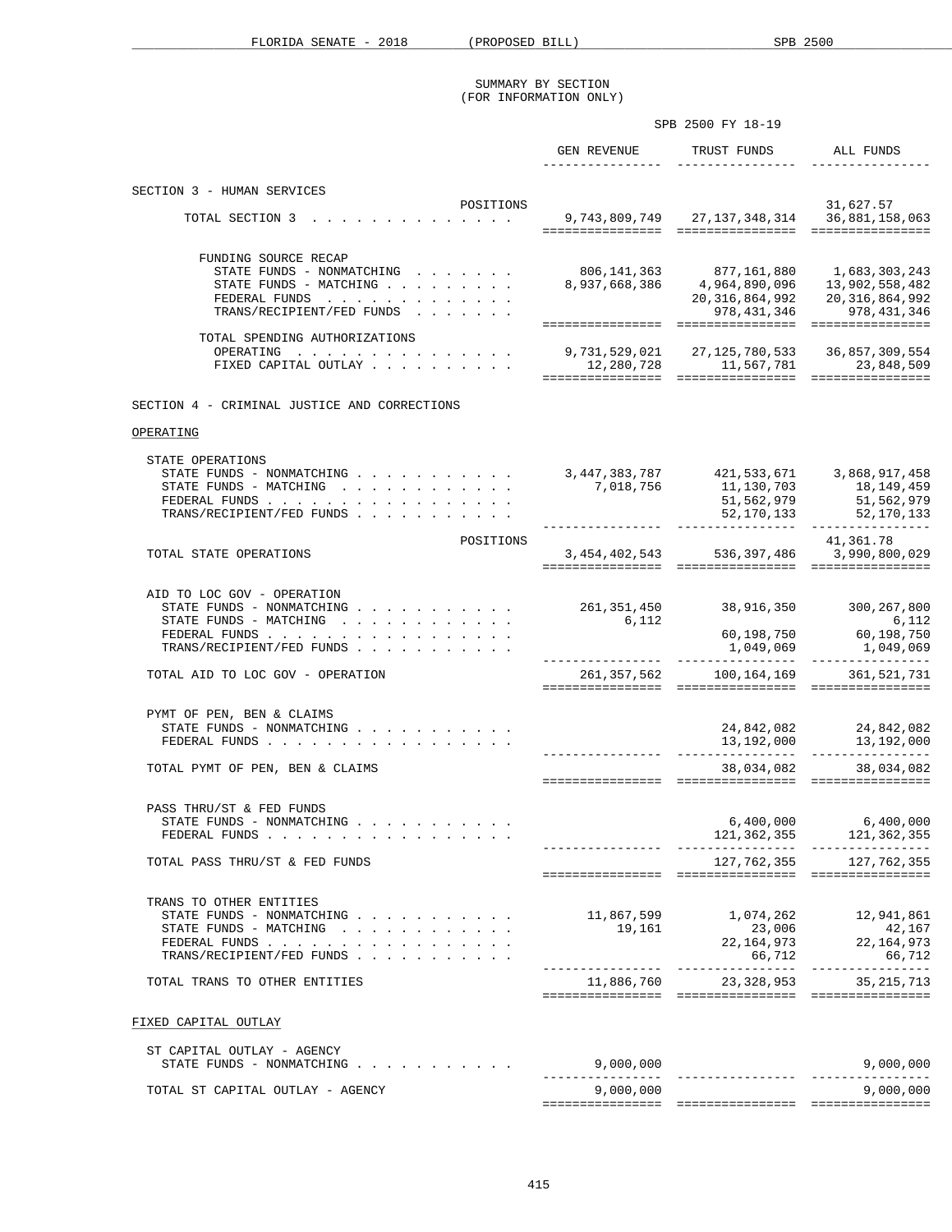SUMMARY BY SECTION
(FOR INFORMATION ONLY)

SPB 2500 FY 18-19

| | GEN REVENUE | TRUST FUNDS | ALL FUNDS |
|---|---|---|---|
| **SECTION 3 - HUMAN SERVICES** | | | |
| POSITIONS | | | 31,627.57 |
| TOTAL SECTION 3 | 9,743,809,749 | 27,137,348,314 | 36,881,158,063 |
| FUNDING SOURCE RECAP | | | |
| STATE FUNDS - NONMATCHING | 806,141,363 | 877,161,880 | 1,683,303,243 |
| STATE FUNDS - MATCHING | 8,937,668,386 | 4,964,890,096 | 13,902,558,482 |
| FEDERAL FUNDS | | 20,316,864,992 | 20,316,864,992 |
| TRANS/RECIPIENT/FED FUNDS | | 978,431,346 | 978,431,346 |
| TOTAL SPENDING AUTHORIZATIONS | | | |
| OPERATING | 9,731,529,021 | 27,125,780,533 | 36,857,309,554 |
| FIXED CAPITAL OUTLAY | 12,280,728 | 11,567,781 | 23,848,509 |
| **SECTION 4 - CRIMINAL JUSTICE AND CORRECTIONS** | | | |
| <u>OPERATING</u> | | | |
| STATE OPERATIONS | | | |
| STATE FUNDS - NONMATCHING | 3,447,383,787 | 421,533,671 | 3,868,917,458 |
| STATE FUNDS - MATCHING | 7,018,756 | 11,130,703 | 18,149,459 |
| FEDERAL FUNDS | | 51,562,979 | 51,562,979 |
| TRANS/RECIPIENT/FED FUNDS | | 52,170,133 | 52,170,133 |
| POSITIONS | | | 41,361.78 |
| TOTAL STATE OPERATIONS | 3,454,402,543 | 536,397,486 | 3,990,800,029 |
| AID TO LOC GOV - OPERATION | | | |
| STATE FUNDS - NONMATCHING | 261,351,450 | 38,916,350 | 300,267,800 |
| STATE FUNDS - MATCHING | 6,112 | | 6,112 |
| FEDERAL FUNDS | | 60,198,750 | 60,198,750 |
| TRANS/RECIPIENT/FED FUNDS | | 1,049,069 | 1,049,069 |
| TOTAL AID TO LOC GOV - OPERATION | 261,357,562 | 100,164,169 | 361,521,731 |
| PYMT OF PEN, BEN & CLAIMS | | | |
| STATE FUNDS - NONMATCHING | | 24,842,082 | 24,842,082 |
| FEDERAL FUNDS | | 13,192,000 | 13,192,000 |
| TOTAL PYMT OF PEN, BEN & CLAIMS | | 38,034,082 | 38,034,082 |
| PASS THRU/ST & FED FUNDS | | | |
| STATE FUNDS - NONMATCHING | | 6,400,000 | 6,400,000 |
| FEDERAL FUNDS | | 121,362,355 | 121,362,355 |
| TOTAL PASS THRU/ST & FED FUNDS | | 127,762,355 | 127,762,355 |
| TRANS TO OTHER ENTITIES | | | |
| STATE FUNDS - NONMATCHING | 11,867,599 | 1,074,262 | 12,941,861 |
| STATE FUNDS - MATCHING | 19,161 | 23,006 | 42,167 |
| FEDERAL FUNDS | | 22,164,973 | 22,164,973 |
| TRANS/RECIPIENT/FED FUNDS | | 66,712 | 66,712 |
| TOTAL TRANS TO OTHER ENTITIES | 11,886,760 | 23,328,953 | 35,215,713 |
| <u>FIXED CAPITAL OUTLAY</u> | | | |
| ST CAPITAL OUTLAY - AGENCY | | | |
| STATE FUNDS - NONMATCHING | 9,000,000 | | 9,000,000 |
| TOTAL ST CAPITAL OUTLAY - AGENCY | 9,000,000 | | 9,000,000 |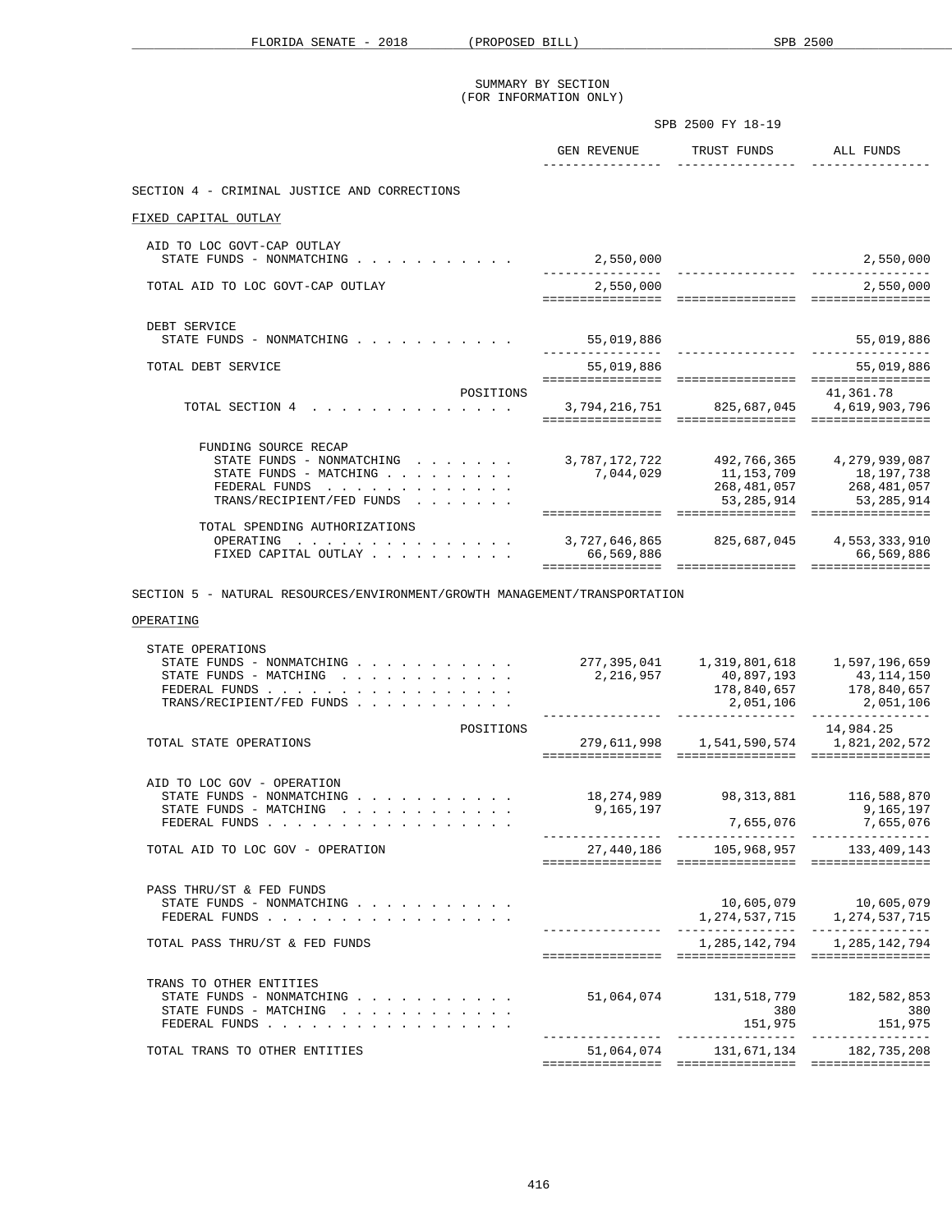SUMMARY BY SECTION
(FOR INFORMATION ONLY)

SPB 2500 FY 18-19

| | GEN REVENUE | TRUST FUNDS | ALL FUNDS |
|---|---|---|---|
| **SECTION 4 - CRIMINAL JUSTICE AND CORRECTIONS** | | | |
| FIXED CAPITAL OUTLAY | | | |
| AID TO LOC GOVT-CAP OUTLAY | | | |
| STATE FUNDS - NONMATCHING | 2,550,000 | | 2,550,000 |
| TOTAL AID TO LOC GOVT-CAP OUTLAY | 2,550,000 | | 2,550,000 |
| DEBT SERVICE | | | |
| STATE FUNDS - NONMATCHING | 55,019,886 | | 55,019,886 |
| TOTAL DEBT SERVICE | 55,019,886 | | 55,019,886 |
| POSITIONS | | | 41,361.78 |
| TOTAL SECTION 4 | 3,794,216,751 | 825,687,045 | 4,619,903,796 |
| FUNDING SOURCE RECAP | | | |
| STATE FUNDS - NONMATCHING | 3,787,172,722 | 492,766,365 | 4,279,939,087 |
| STATE FUNDS - MATCHING | 7,044,029 | 11,153,709 | 18,197,738 |
| FEDERAL FUNDS | | 268,481,057 | 268,481,057 |
| TRANS/RECIPIENT/FED FUNDS | | 53,285,914 | 53,285,914 |
| TOTAL SPENDING AUTHORIZATIONS | | | |
| OPERATING | 3,727,646,865 | 825,687,045 | 4,553,333,910 |
| FIXED CAPITAL OUTLAY | 66,569,886 | | 66,569,886 |
| **SECTION 5 - NATURAL RESOURCES/ENVIRONMENT/GROWTH MANAGEMENT/TRANSPORTATION** | | | |
| OPERATING | | | |
| STATE OPERATIONS | | | |
| STATE FUNDS - NONMATCHING | 277,395,041 | 1,319,801,618 | 1,597,196,659 |
| STATE FUNDS - MATCHING | 2,216,957 | 40,897,193 | 43,114,150 |
| FEDERAL FUNDS | | 178,840,657 | 178,840,657 |
| TRANS/RECIPIENT/FED FUNDS | | 2,051,106 | 2,051,106 |
| POSITIONS | | | 14,984.25 |
| TOTAL STATE OPERATIONS | 279,611,998 | 1,541,590,574 | 1,821,202,572 |
| AID TO LOC GOV - OPERATION | | | |
| STATE FUNDS - NONMATCHING | 18,274,989 | 98,313,881 | 116,588,870 |
| STATE FUNDS - MATCHING | 9,165,197 | | 9,165,197 |
| FEDERAL FUNDS | | 7,655,076 | 7,655,076 |
| TOTAL AID TO LOC GOV - OPERATION | 27,440,186 | 105,968,957 | 133,409,143 |
| PASS THRU/ST & FED FUNDS | | | |
| STATE FUNDS - NONMATCHING | | 10,605,079 | 10,605,079 |
| FEDERAL FUNDS | | 1,274,537,715 | 1,274,537,715 |
| TOTAL PASS THRU/ST & FED FUNDS | | 1,285,142,794 | 1,285,142,794 |
| TRANS TO OTHER ENTITIES | | | |
| STATE FUNDS - NONMATCHING | 51,064,074 | 131,518,779 | 182,582,853 |
| STATE FUNDS - MATCHING | | 380 | 380 |
| FEDERAL FUNDS | | 151,975 | 151,975 |
| TOTAL TRANS TO OTHER ENTITIES | 51,064,074 | 131,671,134 | 182,735,208 |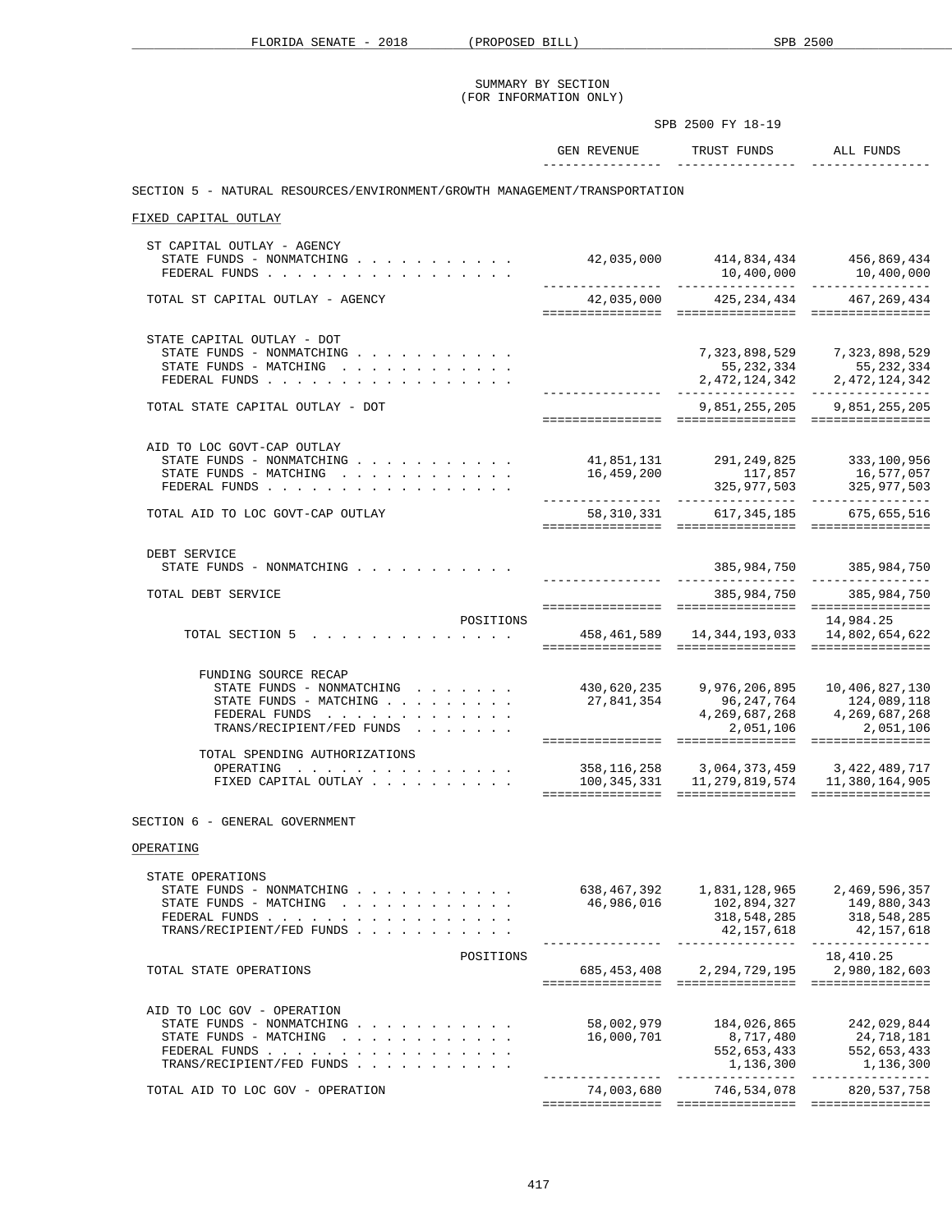SUMMARY BY SECTION
(FOR INFORMATION ONLY)

SPB 2500 FY 18-19

| | GEN REVENUE | TRUST FUNDS | ALL FUNDS |
|---|---|---|---|
| **SECTION 5 - NATURAL RESOURCES/ENVIRONMENT/GROWTH MANAGEMENT/TRANSPORTATION** | | | |
| FIXED CAPITAL OUTLAY | | | |
| ST CAPITAL OUTLAY - AGENCY | | | |
| STATE FUNDS - NONMATCHING | 42,035,000 | 414,834,434 | 456,869,434 |
| FEDERAL FUNDS | | 10,400,000 | 10,400,000 |
| TOTAL ST CAPITAL OUTLAY - AGENCY | 42,035,000 | 425,234,434 | 467,269,434 |
| STATE CAPITAL OUTLAY - DOT | | | |
| STATE FUNDS - NONMATCHING | | 7,323,898,529 | 7,323,898,529 |
| STATE FUNDS - MATCHING | | 55,232,334 | 55,232,334 |
| FEDERAL FUNDS | | 2,472,124,342 | 2,472,124,342 |
| TOTAL STATE CAPITAL OUTLAY - DOT | | 9,851,255,205 | 9,851,255,205 |
| AID TO LOC GOVT-CAP OUTLAY | | | |
| STATE FUNDS - NONMATCHING | 41,851,131 | 291,249,825 | 333,100,956 |
| STATE FUNDS - MATCHING | 16,459,200 | 117,857 | 16,577,057 |
| FEDERAL FUNDS | | 325,977,503 | 325,977,503 |
| TOTAL AID TO LOC GOVT-CAP OUTLAY | 58,310,331 | 617,345,185 | 675,655,516 |
| DEBT SERVICE | | | |
| STATE FUNDS - NONMATCHING | | 385,984,750 | 385,984,750 |
| TOTAL DEBT SERVICE | | 385,984,750 | 385,984,750 |
| POSITIONS | | | 14,984.25 |
| TOTAL SECTION 5 | 458,461,589 | 14,344,193,033 | 14,802,654,622 |
| FUNDING SOURCE RECAP | | | |
| STATE FUNDS - NONMATCHING | 430,620,235 | 9,976,206,895 | 10,406,827,130 |
| STATE FUNDS - MATCHING | 27,841,354 | 96,247,764 | 124,089,118 |
| FEDERAL FUNDS | | 4,269,687,268 | 4,269,687,268 |
| TRANS/RECIPIENT/FED FUNDS | | 2,051,106 | 2,051,106 |
| TOTAL SPENDING AUTHORIZATIONS | | | |
| OPERATING | 358,116,258 | 3,064,373,459 | 3,422,489,717 |
| FIXED CAPITAL OUTLAY | 100,345,331 | 11,279,819,574 | 11,380,164,905 |
| **SECTION 6 - GENERAL GOVERNMENT** | | | |
| OPERATING | | | |
| STATE OPERATIONS | | | |
| STATE FUNDS - NONMATCHING | 638,467,392 | 1,831,128,965 | 2,469,596,357 |
| STATE FUNDS - MATCHING | 46,986,016 | 102,894,327 | 149,880,343 |
| FEDERAL FUNDS | | 318,548,285 | 318,548,285 |
| TRANS/RECIPIENT/FED FUNDS | | 42,157,618 | 42,157,618 |
| POSITIONS | | | 18,410.25 |
| TOTAL STATE OPERATIONS | 685,453,408 | 2,294,729,195 | 2,980,182,603 |
| AID TO LOC GOV - OPERATION | | | |
| STATE FUNDS - NONMATCHING | 58,002,979 | 184,026,865 | 242,029,844 |
| STATE FUNDS - MATCHING | 16,000,701 | 8,717,480 | 24,718,181 |
| FEDERAL FUNDS | | 552,653,433 | 552,653,433 |
| TRANS/RECIPIENT/FED FUNDS | | 1,136,300 | 1,136,300 |
| TOTAL AID TO LOC GOV - OPERATION | 74,003,680 | 746,534,078 | 820,537,758 |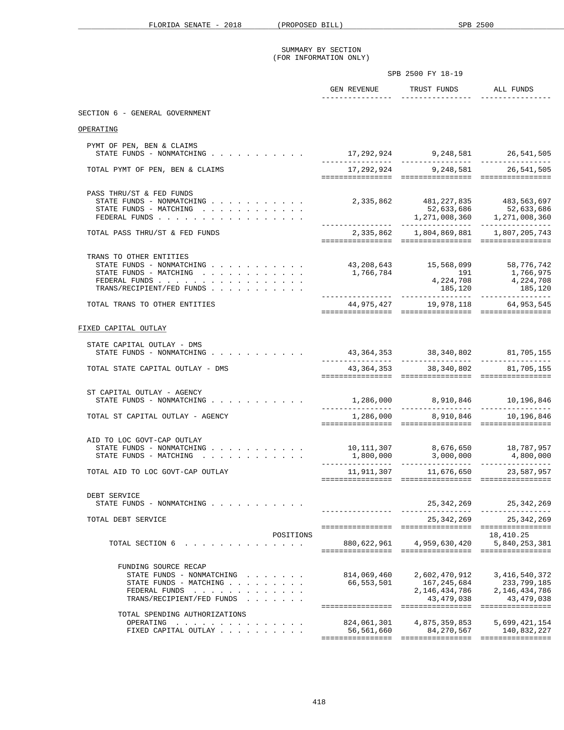SUMMARY BY SECTION
(FOR INFORMATION ONLY)

SPB 2500 FY 18-19

| | GEN REVENUE | TRUST FUNDS | ALL FUNDS |
|---|---|---|---|
| **SECTION 6 - GENERAL GOVERNMENT** | | | |
| OPERATING | | | |
| PYMT OF PEN, BEN & CLAIMS | | | |
| STATE FUNDS - NONMATCHING | 17,292,924 | 9,248,581 | 26,541,505 |
| TOTAL PYMT OF PEN, BEN & CLAIMS | 17,292,924 | 9,248,581 | 26,541,505 |
| PASS THRU/ST & FED FUNDS | | | |
| STATE FUNDS - NONMATCHING | 2,335,862 | 481,227,835 | 483,563,697 |
| STATE FUNDS - MATCHING | | 52,633,686 | 52,633,686 |
| FEDERAL FUNDS | | 1,271,008,360 | 1,271,008,360 |
| TOTAL PASS THRU/ST & FED FUNDS | 2,335,862 | 1,804,869,881 | 1,807,205,743 |
| TRANS TO OTHER ENTITIES | | | |
| STATE FUNDS - NONMATCHING | 43,208,643 | 15,568,099 | 58,776,742 |
| STATE FUNDS - MATCHING | 1,766,784 | 191 | 1,766,975 |
| FEDERAL FUNDS | | 4,224,708 | 4,224,708 |
| TRANS/RECIPIENT/FED FUNDS | | 185,120 | 185,120 |
| TOTAL TRANS TO OTHER ENTITIES | 44,975,427 | 19,978,118 | 64,953,545 |
| FIXED CAPITAL OUTLAY | | | |
| STATE CAPITAL OUTLAY - DMS | | | |
| STATE FUNDS - NONMATCHING | 43,364,353 | 38,340,802 | 81,705,155 |
| TOTAL STATE CAPITAL OUTLAY - DMS | 43,364,353 | 38,340,802 | 81,705,155 |
| ST CAPITAL OUTLAY - AGENCY | | | |
| STATE FUNDS - NONMATCHING | 1,286,000 | 8,910,846 | 10,196,846 |
| TOTAL ST CAPITAL OUTLAY - AGENCY | 1,286,000 | 8,910,846 | 10,196,846 |
| AID TO LOC GOVT-CAP OUTLAY | | | |
| STATE FUNDS - NONMATCHING | 10,111,307 | 8,676,650 | 18,787,957 |
| STATE FUNDS - MATCHING | 1,800,000 | 3,000,000 | 4,800,000 |
| TOTAL AID TO LOC GOVT-CAP OUTLAY | 11,911,307 | 11,676,650 | 23,587,957 |
| DEBT SERVICE | | | |
| STATE FUNDS - NONMATCHING | | 25,342,269 | 25,342,269 |
| TOTAL DEBT SERVICE | | 25,342,269 | 25,342,269 |
| POSITIONS | | | 18,410.25 |
| TOTAL SECTION 6 | 880,622,961 | 4,959,630,420 | 5,840,253,381 |
| FUNDING SOURCE RECAP | | | |
| STATE FUNDS - NONMATCHING | 814,069,460 | 2,602,470,912 | 3,416,540,372 |
| STATE FUNDS - MATCHING | 66,553,501 | 167,245,684 | 233,799,185 |
| FEDERAL FUNDS | | 2,146,434,786 | 2,146,434,786 |
| TRANS/RECIPIENT/FED FUNDS | | 43,479,038 | 43,479,038 |
| TOTAL SPENDING AUTHORIZATIONS | | | |
| OPERATING | 824,061,301 | 4,875,359,853 | 5,699,421,154 |
| FIXED CAPITAL OUTLAY | 56,561,660 | 84,270,567 | 140,832,227 |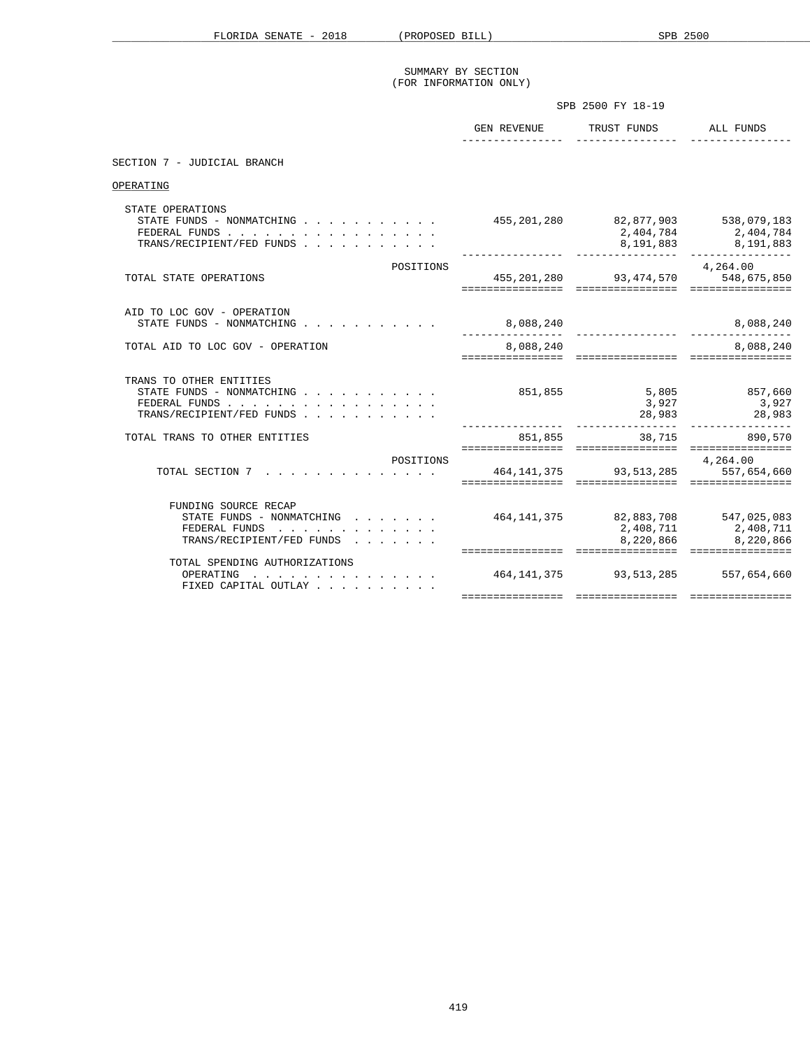SUMMARY BY SECTION
(FOR INFORMATION ONLY)

| | SPB 2500 FY 18-19 | | |
|---|---|---|---|
| | GEN REVENUE | TRUST FUNDS | ALL FUNDS |
| **SECTION 7 - JUDICIAL BRANCH** | | | |
| OPERATING | | | |
| STATE OPERATIONS | | | |
| STATE FUNDS - NONMATCHING | 455,201,280 | 82,877,903 | 538,079,183 |
| FEDERAL FUNDS | | 2,404,784 | 2,404,784 |
| TRANS/RECIPIENT/FED FUNDS | | 8,191,883 | 8,191,883 |
| POSITIONS | | | 4,264.00 |
| TOTAL STATE OPERATIONS | 455,201,280 | 93,474,570 | 548,675,850 |
| AID TO LOC GOV - OPERATION | | | |
| STATE FUNDS - NONMATCHING | 8,088,240 | | 8,088,240 |
| TOTAL AID TO LOC GOV - OPERATION | 8,088,240 | | 8,088,240 |
| TRANS TO OTHER ENTITIES | | | |
| STATE FUNDS - NONMATCHING | 851,855 | 5,805 | 857,660 |
| FEDERAL FUNDS | | 3,927 | 3,927 |
| TRANS/RECIPIENT/FED FUNDS | | 28,983 | 28,983 |
| TOTAL TRANS TO OTHER ENTITIES | 851,855 | 38,715 | 890,570 |
| POSITIONS | | | 4,264.00 |
| TOTAL SECTION 7 | 464,141,375 | 93,513,285 | 557,654,660 |
| FUNDING SOURCE RECAP | | | |
| STATE FUNDS - NONMATCHING | 464,141,375 | 82,883,708 | 547,025,083 |
| FEDERAL FUNDS | | 2,408,711 | 2,408,711 |
| TRANS/RECIPIENT/FED FUNDS | | 8,220,866 | 8,220,866 |
| TOTAL SPENDING AUTHORIZATIONS | | | |
| OPERATING | 464,141,375 | 93,513,285 | 557,654,660 |
| FIXED CAPITAL OUTLAY | | | |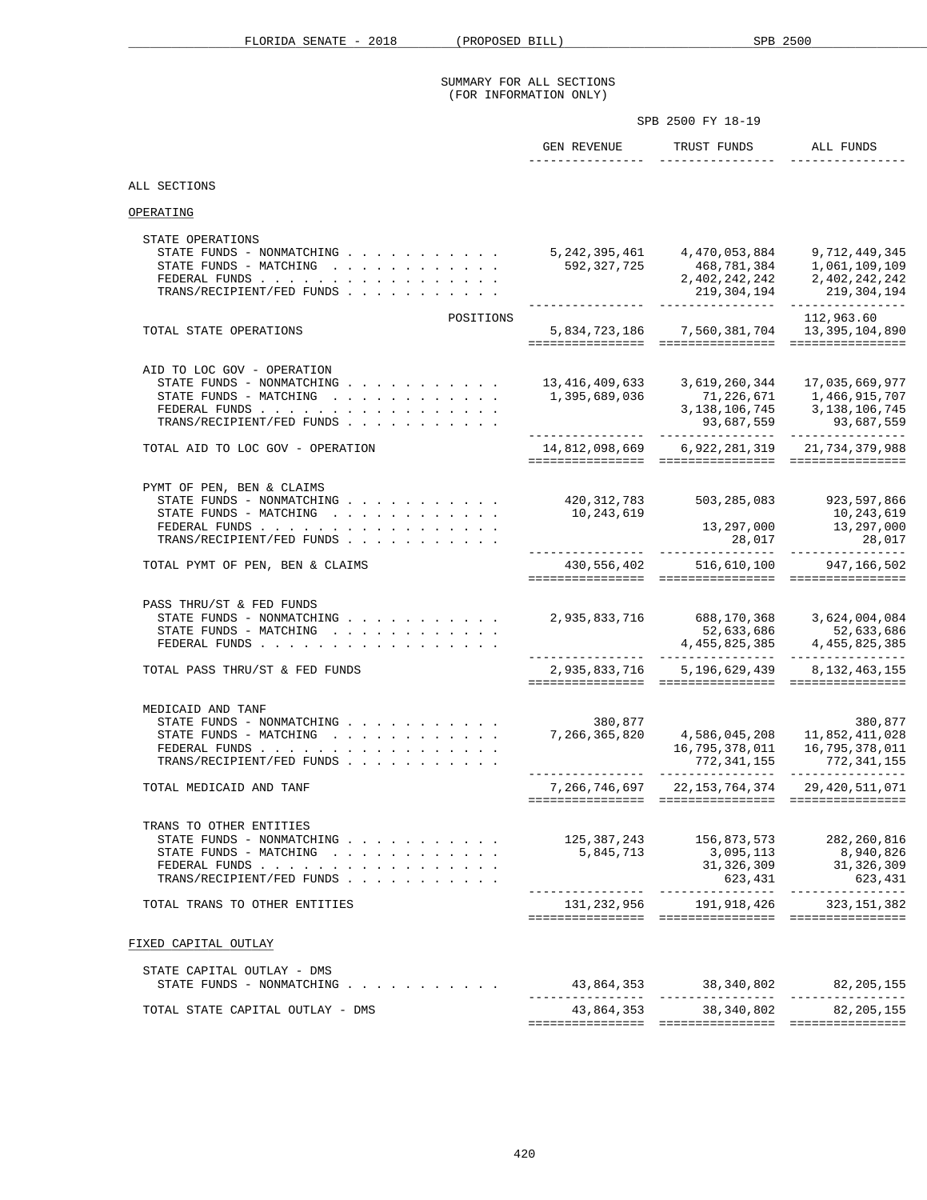SUMMARY FOR ALL SECTIONS
(FOR INFORMATION ONLY)

SPB 2500 FY 18-19

| | GEN REVENUE | TRUST FUNDS | ALL FUNDS |
|---|---|---|---|
| **ALL SECTIONS** | | | |
| **OPERATING** | | | |
| STATE OPERATIONS | | | |
| STATE FUNDS - NONMATCHING | 5,242,395,461 | 4,470,053,884 | 9,712,449,345 |
| STATE FUNDS - MATCHING | 592,327,725 | 468,781,384 | 1,061,109,109 |
| FEDERAL FUNDS | | 2,402,242,242 | 2,402,242,242 |
| TRANS/RECIPIENT/FED FUNDS | | 219,304,194 | 219,304,194 |
| POSITIONS | | | 112,963.60 |
| TOTAL STATE OPERATIONS | 5,834,723,186 | 7,560,381,704 | 13,395,104,890 |
| AID TO LOC GOV - OPERATION | | | |
| STATE FUNDS - NONMATCHING | 13,416,409,633 | 3,619,260,344 | 17,035,669,977 |
| STATE FUNDS - MATCHING | 1,395,689,036 | 71,226,671 | 1,466,915,707 |
| FEDERAL FUNDS | | 3,138,106,745 | 3,138,106,745 |
| TRANS/RECIPIENT/FED FUNDS | | 93,687,559 | 93,687,559 |
| TOTAL AID TO LOC GOV - OPERATION | 14,812,098,669 | 6,922,281,319 | 21,734,379,988 |
| PYMT OF PEN, BEN & CLAIMS | | | |
| STATE FUNDS - NONMATCHING | 420,312,783 | 503,285,083 | 923,597,866 |
| STATE FUNDS - MATCHING | 10,243,619 | | 10,243,619 |
| FEDERAL FUNDS | | 13,297,000 | 13,297,000 |
| TRANS/RECIPIENT/FED FUNDS | | 28,017 | 28,017 |
| TOTAL PYMT OF PEN, BEN & CLAIMS | 430,556,402 | 516,610,100 | 947,166,502 |
| PASS THRU/ST & FED FUNDS | | | |
| STATE FUNDS - NONMATCHING | 2,935,833,716 | 688,170,368 | 3,624,004,084 |
| STATE FUNDS - MATCHING | | 52,633,686 | 52,633,686 |
| FEDERAL FUNDS | | 4,455,825,385 | 4,455,825,385 |
| TOTAL PASS THRU/ST & FED FUNDS | 2,935,833,716 | 5,196,629,439 | 8,132,463,155 |
| MEDICAID AND TANF | | | |
| STATE FUNDS - NONMATCHING | 380,877 | | 380,877 |
| STATE FUNDS - MATCHING | 7,266,365,820 | 4,586,045,208 | 11,852,411,028 |
| FEDERAL FUNDS | | 16,795,378,011 | 16,795,378,011 |
| TRANS/RECIPIENT/FED FUNDS | | 772,341,155 | 772,341,155 |
| TOTAL MEDICAID AND TANF | 7,266,746,697 | 22,153,764,374 | 29,420,511,071 |
| TRANS TO OTHER ENTITIES | | | |
| STATE FUNDS - NONMATCHING | 125,387,243 | 156,873,573 | 282,260,816 |
| STATE FUNDS - MATCHING | 5,845,713 | 3,095,113 | 8,940,826 |
| FEDERAL FUNDS | | 31,326,309 | 31,326,309 |
| TRANS/RECIPIENT/FED FUNDS | | 623,431 | 623,431 |
| TOTAL TRANS TO OTHER ENTITIES | 131,232,956 | 191,918,426 | 323,151,382 |
| **FIXED CAPITAL OUTLAY** | | | |
| STATE CAPITAL OUTLAY - DMS | | | |
| STATE FUNDS - NONMATCHING | 43,864,353 | 38,340,802 | 82,205,155 |
| TOTAL STATE CAPITAL OUTLAY - DMS | 43,864,353 | 38,340,802 | 82,205,155 |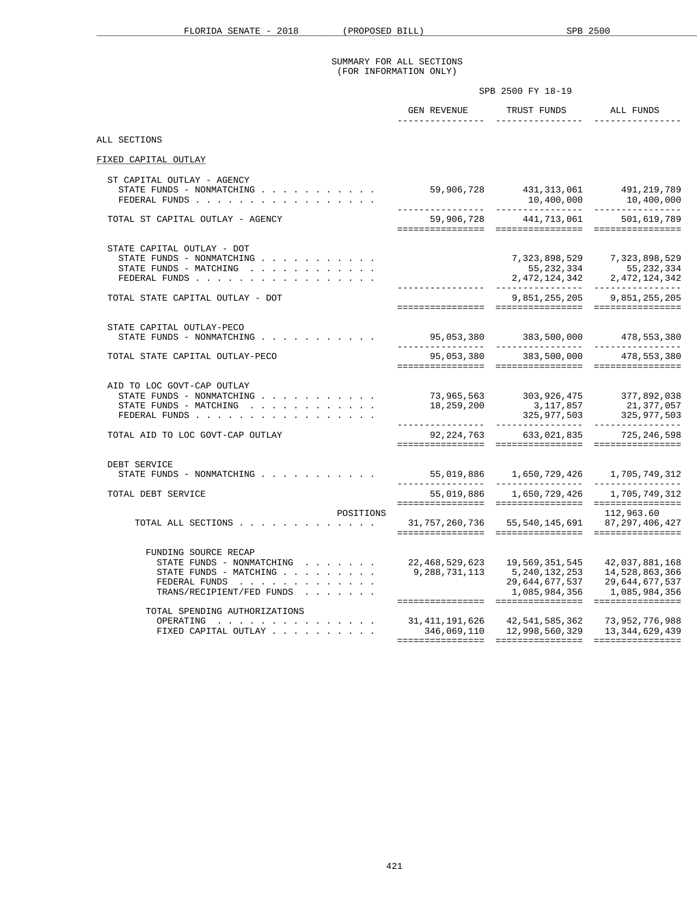# SUMMARY FOR ALL SECTIONS
(FOR INFORMATION ONLY)

SPB 2500 FY 18-19

| | GEN REVENUE | TRUST FUNDS | ALL FUNDS |
|---|---|---|---|
| ALL SECTIONS | | | |
| FIXED CAPITAL OUTLAY | | | |
| ST CAPITAL OUTLAY - AGENCY | | | |
| STATE FUNDS - NONMATCHING | 59,906,728 | 431,313,061 | 491,219,789 |
| FEDERAL FUNDS | | 10,400,000 | 10,400,000 |
| TOTAL ST CAPITAL OUTLAY - AGENCY | 59,906,728 | 441,713,061 | 501,619,789 |
| STATE CAPITAL OUTLAY - DOT | | | |
| STATE FUNDS - NONMATCHING | | 7,323,898,529 | 7,323,898,529 |
| STATE FUNDS - MATCHING | | 55,232,334 | 55,232,334 |
| FEDERAL FUNDS | | 2,472,124,342 | 2,472,124,342 |
| TOTAL STATE CAPITAL OUTLAY - DOT | | 9,851,255,205 | 9,851,255,205 |
| STATE CAPITAL OUTLAY-PECO | | | |
| STATE FUNDS - NONMATCHING | 95,053,380 | 383,500,000 | 478,553,380 |
| TOTAL STATE CAPITAL OUTLAY-PECO | 95,053,380 | 383,500,000 | 478,553,380 |
| AID TO LOC GOVT-CAP OUTLAY | | | |
| STATE FUNDS - NONMATCHING | 73,965,563 | 303,926,475 | 377,892,038 |
| STATE FUNDS - MATCHING | 18,259,200 | 3,117,857 | 21,377,057 |
| FEDERAL FUNDS | | 325,977,503 | 325,977,503 |
| TOTAL AID TO LOC GOVT-CAP OUTLAY | 92,224,763 | 633,021,835 | 725,246,598 |
| DEBT SERVICE | | | |
| STATE FUNDS - NONMATCHING | 55,019,886 | 1,650,729,426 | 1,705,749,312 |
| TOTAL DEBT SERVICE | 55,019,886 | 1,650,729,426 | 1,705,749,312 |
| POSITIONS | | | 112,963.60 |
| TOTAL ALL SECTIONS | 31,757,260,736 | 55,540,145,691 | 87,297,406,427 |
| FUNDING SOURCE RECAP | | | |
| STATE FUNDS - NONMATCHING | 22,468,529,623 | 19,569,351,545 | 42,037,881,168 |
| STATE FUNDS - MATCHING | 9,288,731,113 | 5,240,132,253 | 14,528,863,366 |
| FEDERAL FUNDS | | 29,644,677,537 | 29,644,677,537 |
| TRANS/RECIPIENT/FED FUNDS | | 1,085,984,356 | 1,085,984,356 |
| TOTAL SPENDING AUTHORIZATIONS | | | |
| OPERATING | 31,411,191,626 | 42,541,585,362 | 73,952,776,988 |
| FIXED CAPITAL OUTLAY | 346,069,110 | 12,998,560,329 | 13,344,629,439 |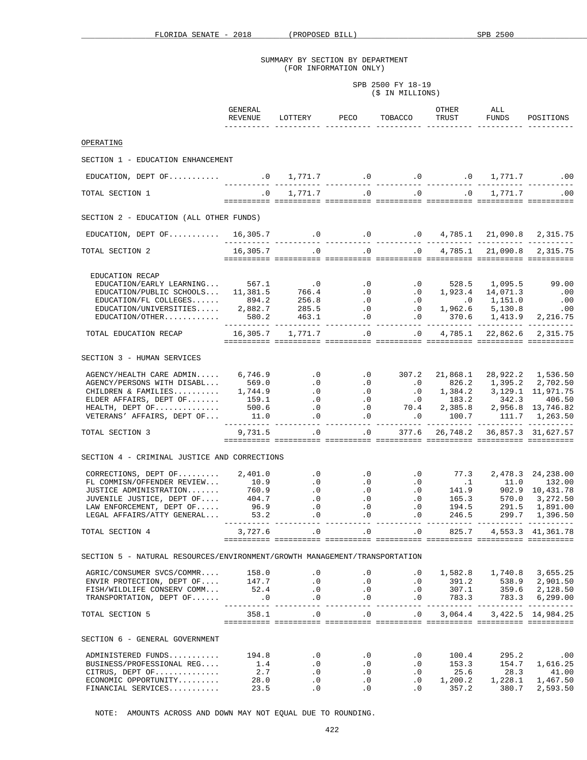SUMMARY BY SECTION BY DEPARTMENT
(FOR INFORMATION ONLY)

SPB 2500 FY 18-19
($ IN MILLIONS)

| | GENERAL REVENUE | LOTTERY | PECO | TOBACCO | OTHER TRUST | ALL FUNDS | POSITIONS |
|---|---|---|---|---|---|---|---|
| **OPERATING** | | | | | | | |
| **SECTION 1 - EDUCATION ENHANCEMENT** | | | | | | | |
| EDUCATION, DEPT OF.......... | .0 | 1,771.7 | .0 | .0 | .0 | 1,771.7 | .00 |
| TOTAL SECTION 1 | .0 | 1,771.7 | .0 | .0 | .0 | 1,771.7 | .00 |
| **SECTION 2 - EDUCATION (ALL OTHER FUNDS)** | | | | | | | |
| EDUCATION, DEPT OF.......... | 16,305.7 | .0 | .0 | .0 | 4,785.1 | 21,090.8 | 2,315.75 |
| TOTAL SECTION 2 | 16,305.7 | .0 | .0 | .0 | 4,785.1 | 21,090.8 | 2,315.75 |
| EDUCATION RECAP | | | | | | | |
| EDUCATION/EARLY LEARNING... | 567.1 | .0 | .0 | .0 | 528.5 | 1,095.5 | 99.00 |
| EDUCATION/PUBLIC SCHOOLS... | 11,381.5 | 766.4 | .0 | .0 | 1,923.4 | 14,071.3 | .00 |
| EDUCATION/FL COLLEGES...... | 894.2 | 256.8 | .0 | .0 | .0 | 1,151.0 | .00 |
| EDUCATION/UNIVERSITIES..... | 2,882.7 | 285.5 | .0 | .0 | 1,962.6 | 5,130.8 | .00 |
| EDUCATION/OTHER............ | 580.2 | 463.1 | .0 | .0 | 370.6 | 1,413.9 | 2,216.75 |
| TOTAL EDUCATION RECAP | 16,305.7 | 1,771.7 | .0 | .0 | 4,785.1 | 22,862.6 | 2,315.75 |
| **SECTION 3 - HUMAN SERVICES** | | | | | | | |
| AGENCY/HEALTH CARE ADMIN..... | 6,746.9 | .0 | .0 | 307.2 | 21,868.1 | 28,922.2 | 1,536.50 |
| AGENCY/PERSONS WITH DISABL... | 569.0 | .0 | .0 | .0 | 826.2 | 1,395.2 | 2,702.50 |
| CHILDREN & FAMILIES.......... | 1,744.9 | .0 | .0 | .0 | 1,384.2 | 3,129.1 | 11,971.75 |
| ELDER AFFAIRS, DEPT OF....... | 159.1 | .0 | .0 | .0 | 183.2 | 342.3 | 406.50 |
| HEALTH, DEPT OF.............. | 500.6 | .0 | .0 | 70.4 | 2,385.8 | 2,956.8 | 13,746.82 |
| VETERANS' AFFAIRS, DEPT OF... | 11.0 | .0 | .0 | .0 | 100.7 | 111.7 | 1,263.50 |
| TOTAL SECTION 3 | 9,731.5 | .0 | .0 | 377.6 | 26,748.2 | 36,857.3 | 31,627.57 |
| **SECTION 4 - CRIMINAL JUSTICE AND CORRECTIONS** | | | | | | | |
| CORRECTIONS, DEPT OF......... | 2,401.0 | .0 | .0 | .0 | 77.3 | 2,478.3 | 24,238.00 |
| FL COMMISN/OFFENDER REVIEW... | 10.9 | .0 | .0 | .0 | .1 | 11.0 | 132.00 |
| JUSTICE ADMINISTRATION....... | 760.9 | .0 | .0 | .0 | 141.9 | 902.9 | 10,431.78 |
| JUVENILE JUSTICE, DEPT OF.... | 404.7 | .0 | .0 | .0 | 165.3 | 570.0 | 3,272.50 |
| LAW ENFORCEMENT, DEPT OF..... | 96.9 | .0 | .0 | .0 | 194.5 | 291.5 | 1,891.00 |
| LEGAL AFFAIRS/ATTY GENERAL... | 53.2 | .0 | .0 | .0 | 246.5 | 299.7 | 1,396.50 |
| TOTAL SECTION 4 | 3,727.6 | .0 | .0 | .0 | 825.7 | 4,553.3 | 41,361.78 |
| **SECTION 5 - NATURAL RESOURCES/ENVIRONMENT/GROWTH MANAGEMENT/TRANSPORTATION** | | | | | | | |
| AGRIC/CONSUMER SVCS/COMMR.... | 158.0 | .0 | .0 | .0 | 1,582.8 | 1,740.8 | 3,655.25 |
| ENVIR PROTECTION, DEPT OF.... | 147.7 | .0 | .0 | .0 | 391.2 | 538.9 | 2,901.50 |
| FISH/WILDLIFE CONSERV COMM... | 52.4 | .0 | .0 | .0 | 307.1 | 359.6 | 2,128.50 |
| TRANSPORTATION, DEPT OF...... | .0 | .0 | .0 | .0 | 783.3 | 783.3 | 6,299.00 |
| TOTAL SECTION 5 | 358.1 | .0 | .0 | .0 | 3,064.4 | 3,422.5 | 14,984.25 |
| **SECTION 6 - GENERAL GOVERNMENT** | | | | | | | |
| ADMINISTERED FUNDS........... | 194.8 | .0 | .0 | .0 | 100.4 | 295.2 | .00 |
| BUSINESS/PROFESSIONAL REG.... | 1.4 | .0 | .0 | .0 | 153.3 | 154.7 | 1,616.25 |
| CITRUS, DEPT OF.............. | 2.7 | .0 | .0 | .0 | 25.6 | 28.3 | 41.00 |
| ECONOMIC OPPORTUNITY......... | 28.0 | .0 | .0 | .0 | 1,200.2 | 1,228.1 | 1,467.50 |
| FINANCIAL SERVICES........... | 23.5 | .0 | .0 | .0 | 357.2 | 380.7 | 2,593.50 |

NOTE: AMOUNTS ACROSS AND DOWN MAY NOT EQUAL DUE TO ROUNDING.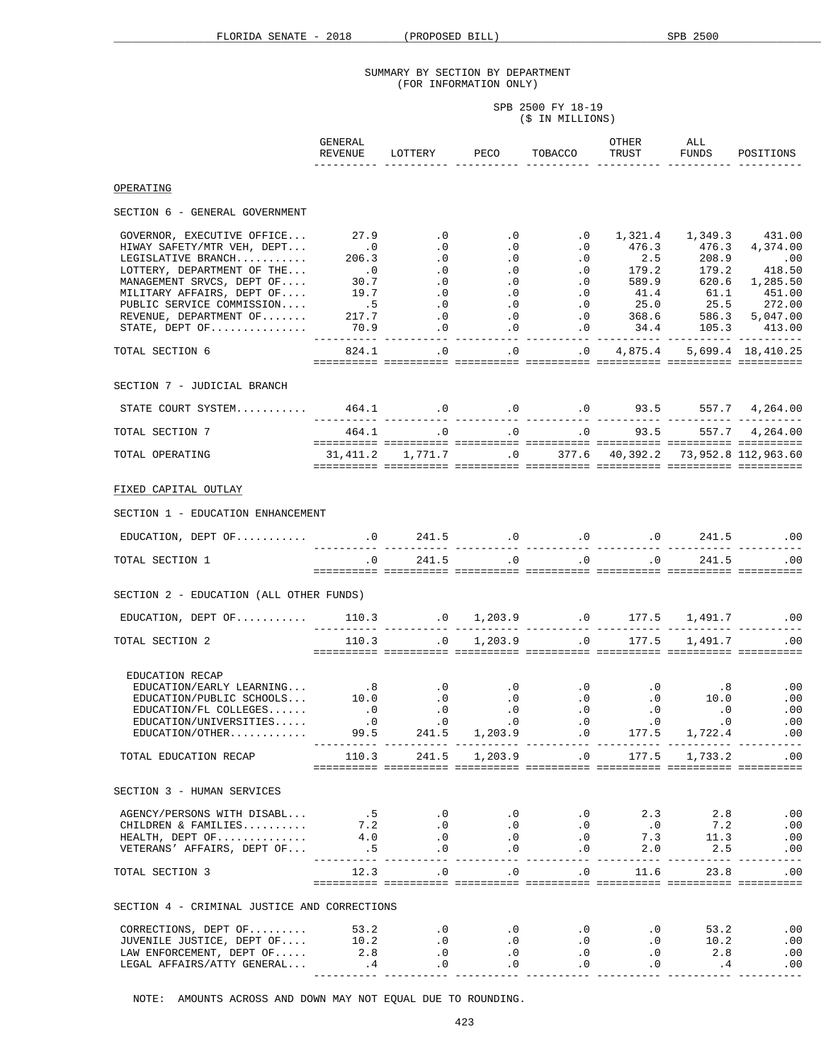SUMMARY BY SECTION BY DEPARTMENT
(FOR INFORMATION ONLY)

SPB 2500 FY 18-19
($ IN MILLIONS)

| | GENERAL REVENUE | LOTTERY | PECO | TOBACCO | OTHER TRUST | ALL FUNDS | POSITIONS |
|---|---|---|---|---|---|---|---|
| **OPERATING** | | | | | | | |
| SECTION 6 - GENERAL GOVERNMENT | | | | | | | |
| GOVERNOR, EXECUTIVE OFFICE... | 27.9 | .0 | .0 | .0 | 1,321.4 | 1,349.3 | 431.00 |
| HIWAY SAFETY/MTR VEH, DEPT... | .0 | .0 | .0 | .0 | 476.3 | 476.3 | 4,374.00 |
| LEGISLATIVE BRANCH........... | 206.3 | .0 | .0 | .0 | 2.5 | 208.9 | .00 |
| LOTTERY, DEPARTMENT OF THE... | .0 | .0 | .0 | .0 | 179.2 | 179.2 | 418.50 |
| MANAGEMENT SRVCS, DEPT OF.... | 30.7 | .0 | .0 | .0 | 589.9 | 620.6 | 1,285.50 |
| MILITARY AFFAIRS, DEPT OF.... | 19.7 | .0 | .0 | .0 | 41.4 | 61.1 | 451.00 |
| PUBLIC SERVICE COMMISSION.... | .5 | .0 | .0 | .0 | 25.0 | 25.5 | 272.00 |
| REVENUE, DEPARTMENT OF....... | 217.7 | .0 | .0 | .0 | 368.6 | 586.3 | 5,047.00 |
| STATE, DEPT OF............... | 70.9 | .0 | .0 | .0 | 34.4 | 105.3 | 413.00 |
| TOTAL SECTION 6 | 824.1 | .0 | .0 | .0 | 4,875.4 | 5,699.4 | 18,410.25 |
| SECTION 7 - JUDICIAL BRANCH | | | | | | | |
| STATE COURT SYSTEM........... | 464.1 | .0 | .0 | .0 | 93.5 | 557.7 | 4,264.00 |
| TOTAL SECTION 7 | 464.1 | .0 | .0 | .0 | 93.5 | 557.7 | 4,264.00 |
| TOTAL OPERATING | 31,411.2 | 1,771.7 | .0 | 377.6 | 40,392.2 | 73,952.8 | 112,963.60 |
| **FIXED CAPITAL OUTLAY** | | | | | | | |
| SECTION 1 - EDUCATION ENHANCEMENT | | | | | | | |
| EDUCATION, DEPT OF........... | .0 | 241.5 | .0 | .0 | .0 | 241.5 | .00 |
| TOTAL SECTION 1 | .0 | 241.5 | .0 | .0 | .0 | 241.5 | .00 |
| SECTION 2 - EDUCATION (ALL OTHER FUNDS) | | | | | | | |
| EDUCATION, DEPT OF........... | 110.3 | .0 | 1,203.9 | .0 | 177.5 | 1,491.7 | .00 |
| TOTAL SECTION 2 | 110.3 | .0 | 1,203.9 | .0 | 177.5 | 1,491.7 | .00 |
| EDUCATION RECAP | | | | | | | |
| EDUCATION/EARLY LEARNING... | .8 | .0 | .0 | .0 | .0 | .8 | .00 |
| EDUCATION/PUBLIC SCHOOLS... | 10.0 | .0 | .0 | .0 | .0 | 10.0 | .00 |
| EDUCATION/FL COLLEGES...... | .0 | .0 | .0 | .0 | .0 | .0 | .00 |
| EDUCATION/UNIVERSITIES..... | .0 | .0 | .0 | .0 | .0 | .0 | .00 |
| EDUCATION/OTHER............ | 99.5 | 241.5 | 1,203.9 | .0 | 177.5 | 1,722.4 | .00 |
| TOTAL EDUCATION RECAP | 110.3 | 241.5 | 1,203.9 | .0 | 177.5 | 1,733.2 | .00 |
| SECTION 3 - HUMAN SERVICES | | | | | | | |
| AGENCY/PERSONS WITH DISABL... | .5 | .0 | .0 | .0 | 2.3 | 2.8 | .00 |
| CHILDREN & FAMILIES.......... | 7.2 | .0 | .0 | .0 | .0 | 7.2 | .00 |
| HEALTH, DEPT OF.............. | 4.0 | .0 | .0 | .0 | 7.3 | 11.3 | .00 |
| VETERANS' AFFAIRS, DEPT OF... | .5 | .0 | .0 | .0 | 2.0 | 2.5 | .00 |
| TOTAL SECTION 3 | 12.3 | .0 | .0 | .0 | 11.6 | 23.8 | .00 |
| SECTION 4 - CRIMINAL JUSTICE AND CORRECTIONS | | | | | | | |
| CORRECTIONS, DEPT OF......... | 53.2 | .0 | .0 | .0 | .0 | 53.2 | .00 |
| JUVENILE JUSTICE, DEPT OF.... | 10.2 | .0 | .0 | .0 | .0 | 10.2 | .00 |
| LAW ENFORCEMENT, DEPT OF..... | 2.8 | .0 | .0 | .0 | .0 | 2.8 | .00 |
| LEGAL AFFAIRS/ATTY GENERAL... | .4 | .0 | .0 | .0 | .0 | .4 | .00 |

NOTE: AMOUNTS ACROSS AND DOWN MAY NOT EQUAL DUE TO ROUNDING.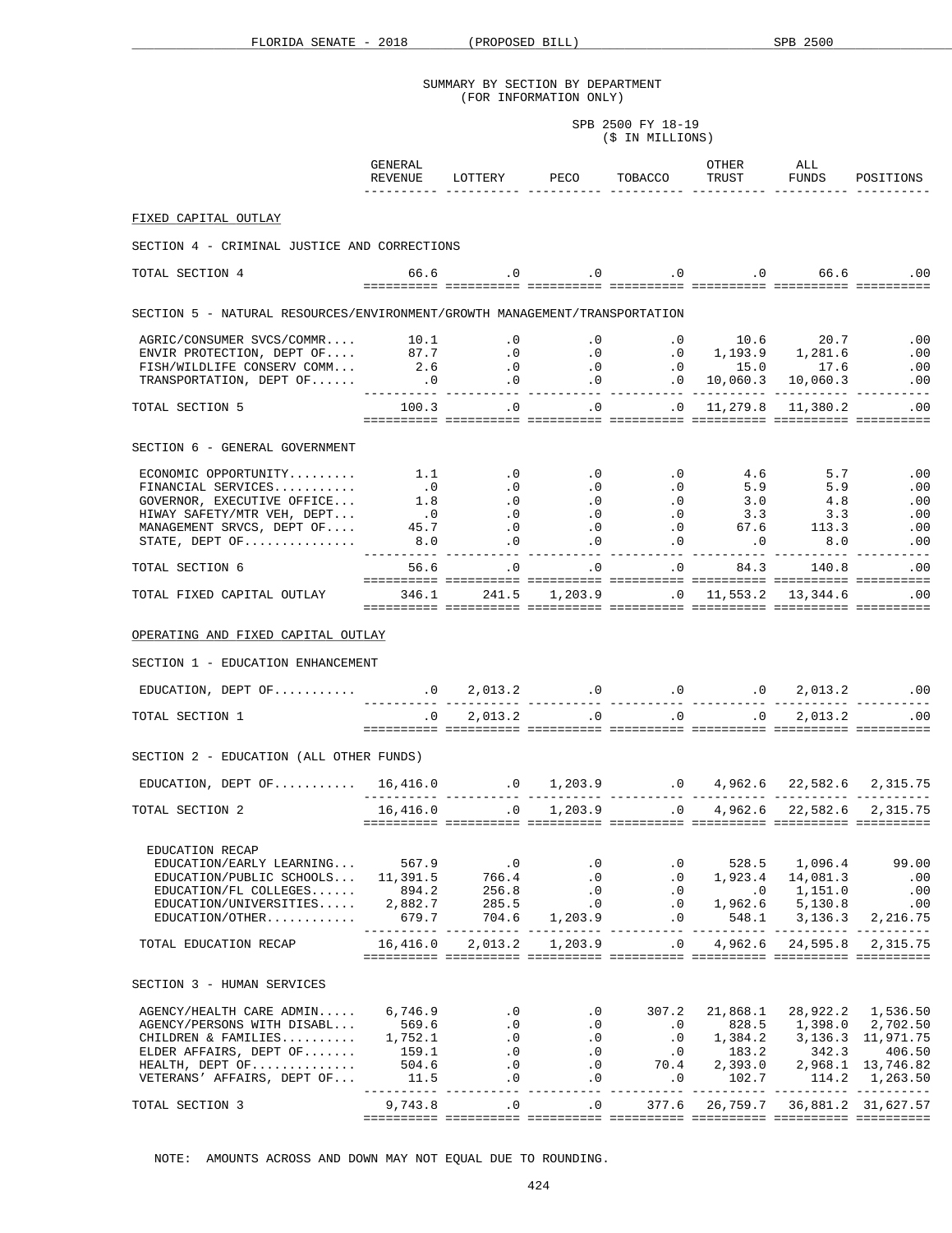SUMMARY BY SECTION BY DEPARTMENT
(FOR INFORMATION ONLY)

SPB 2500 FY 18-19
($ IN MILLIONS)

| | GENERAL REVENUE | LOTTERY | PECO | TOBACCO | OTHER TRUST | ALL FUNDS | POSITIONS |
|---|---|---|---|---|---|---|---|
| **FIXED CAPITAL OUTLAY** | | | | | | | |
| SECTION 4 - CRIMINAL JUSTICE AND CORRECTIONS | | | | | | | |
| TOTAL SECTION 4 | 66.6 | .0 | .0 | .0 | .0 | 66.6 | .00 |
| SECTION 5 - NATURAL RESOURCES/ENVIRONMENT/GROWTH MANAGEMENT/TRANSPORTATION | | | | | | | |
| AGRIC/CONSUMER SVCS/COMMR.... | 10.1 | .0 | .0 | .0 | 10.6 | 20.7 | .00 |
| ENVIR PROTECTION, DEPT OF.... | 87.7 | .0 | .0 | .0 | 1,193.9 | 1,281.6 | .00 |
| FISH/WILDLIFE CONSERV COMM... | 2.6 | .0 | .0 | .0 | 15.0 | 17.6 | .00 |
| TRANSPORTATION, DEPT OF...... | .0 | .0 | .0 | .0 | 10,060.3 | 10,060.3 | .00 |
| TOTAL SECTION 5 | 100.3 | .0 | .0 | .0 | 11,279.8 | 11,380.2 | .00 |
| SECTION 6 - GENERAL GOVERNMENT | | | | | | | |
| ECONOMIC OPPORTUNITY......... | 1.1 | .0 | .0 | .0 | 4.6 | 5.7 | .00 |
| FINANCIAL SERVICES........... | .0 | .0 | .0 | .0 | 5.9 | 5.9 | .00 |
| GOVERNOR, EXECUTIVE OFFICE... | 1.8 | .0 | .0 | .0 | 3.0 | 4.8 | .00 |
| HIWAY SAFETY/MTR VEH, DEPT... | .0 | .0 | .0 | .0 | 3.3 | 3.3 | .00 |
| MANAGEMENT SRVCS, DEPT OF.... | 45.7 | .0 | .0 | .0 | 67.6 | 113.3 | .00 |
| STATE, DEPT OF............... | 8.0 | .0 | .0 | .0 | .0 | 8.0 | .00 |
| TOTAL SECTION 6 | 56.6 | .0 | .0 | .0 | 84.3 | 140.8 | .00 |
| TOTAL FIXED CAPITAL OUTLAY | 346.1 | 241.5 | 1,203.9 | .0 | 11,553.2 | 13,344.6 | .00 |
| **OPERATING AND FIXED CAPITAL OUTLAY** | | | | | | | |
| SECTION 1 - EDUCATION ENHANCEMENT | | | | | | | |
| EDUCATION, DEPT OF........... | .0 | 2,013.2 | .0 | .0 | .0 | 2,013.2 | .00 |
| TOTAL SECTION 1 | .0 | 2,013.2 | .0 | .0 | .0 | 2,013.2 | .00 |
| SECTION 2 - EDUCATION (ALL OTHER FUNDS) | | | | | | | |
| EDUCATION, DEPT OF........... | 16,416.0 | .0 | 1,203.9 | .0 | 4,962.6 | 22,582.6 | 2,315.75 |
| TOTAL SECTION 2 | 16,416.0 | .0 | 1,203.9 | .0 | 4,962.6 | 22,582.6 | 2,315.75 |
| EDUCATION RECAP | | | | | | | |
| EDUCATION/EARLY LEARNING... | 567.9 | .0 | .0 | .0 | 528.5 | 1,096.4 | 99.00 |
| EDUCATION/PUBLIC SCHOOLS... | 11,391.5 | 766.4 | .0 | .0 | 1,923.4 | 14,081.3 | .00 |
| EDUCATION/FL COLLEGES...... | 894.2 | 256.8 | .0 | .0 | .0 | 1,151.0 | .00 |
| EDUCATION/UNIVERSITIES..... | 2,882.7 | 285.5 | .0 | .0 | 1,962.6 | 5,130.8 | .00 |
| EDUCATION/OTHER............ | 679.7 | 704.6 | 1,203.9 | .0 | 548.1 | 3,136.3 | 2,216.75 |
| TOTAL EDUCATION RECAP | 16,416.0 | 2,013.2 | 1,203.9 | .0 | 4,962.6 | 24,595.8 | 2,315.75 |
| SECTION 3 - HUMAN SERVICES | | | | | | | |
| AGENCY/HEALTH CARE ADMIN..... | 6,746.9 | .0 | .0 | 307.2 | 21,868.1 | 28,922.2 | 1,536.50 |
| AGENCY/PERSONS WITH DISABL... | 569.6 | .0 | .0 | .0 | 828.5 | 1,398.0 | 2,702.50 |
| CHILDREN & FAMILIES.......... | 1,752.1 | .0 | .0 | .0 | 1,384.2 | 3,136.3 | 11,971.75 |
| ELDER AFFAIRS, DEPT OF....... | 159.1 | .0 | .0 | .0 | 183.2 | 342.3 | 406.50 |
| HEALTH, DEPT OF.............. | 504.6 | .0 | .0 | 70.4 | 2,393.0 | 2,968.1 | 13,746.82 |
| VETERANS' AFFAIRS, DEPT OF... | 11.5 | .0 | .0 | .0 | 102.7 | 114.2 | 1,263.50 |
| TOTAL SECTION 3 | 9,743.8 | .0 | .0 | 377.6 | 26,759.7 | 36,881.2 | 31,627.57 |

NOTE: AMOUNTS ACROSS AND DOWN MAY NOT EQUAL DUE TO ROUNDING.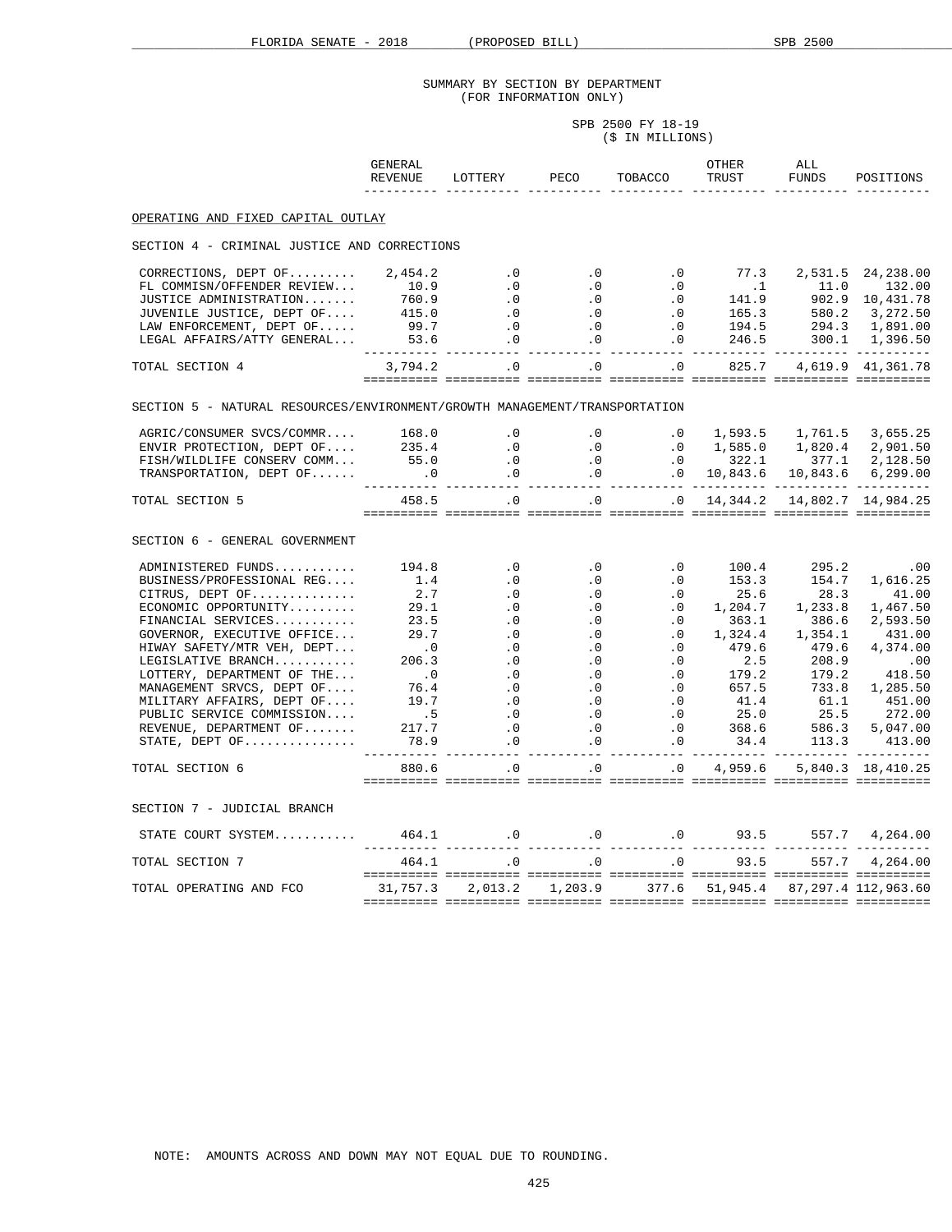SUMMARY BY SECTION BY DEPARTMENT
(FOR INFORMATION ONLY)

SPB 2500 FY 18-19
($ IN MILLIONS)

| | GENERAL REVENUE | LOTTERY | PECO | TOBACCO | OTHER TRUST | ALL FUNDS | POSITIONS |
|---|---|---|---|---|---|---|---|
| **OPERATING AND FIXED CAPITAL OUTLAY** | | | | | | | |
| SECTION 4 - CRIMINAL JUSTICE AND CORRECTIONS | | | | | | | |
| CORRECTIONS, DEPT OF......... | 2,454.2 | .0 | .0 | .0 | 77.3 | 2,531.5 | 24,238.00 |
| FL COMMISN/OFFENDER REVIEW... | 10.9 | .0 | .0 | .0 | .1 | 11.0 | 132.00 |
| JUSTICE ADMINISTRATION....... | 760.9 | .0 | .0 | .0 | 141.9 | 902.9 | 10,431.78 |
| JUVENILE JUSTICE, DEPT OF.... | 415.0 | .0 | .0 | .0 | 165.3 | 580.2 | 3,272.50 |
| LAW ENFORCEMENT, DEPT OF..... | 99.7 | .0 | .0 | .0 | 194.5 | 294.3 | 1,891.00 |
| LEGAL AFFAIRS/ATTY GENERAL... | 53.6 | .0 | .0 | .0 | 246.5 | 300.1 | 1,396.50 |
| TOTAL SECTION 4 | 3,794.2 | .0 | .0 | .0 | 825.7 | 4,619.9 | 41,361.78 |
| SECTION 5 - NATURAL RESOURCES/ENVIRONMENT/GROWTH MANAGEMENT/TRANSPORTATION | | | | | | | |
| AGRIC/CONSUMER SVCS/COMMR.... | 168.0 | .0 | .0 | .0 | 1,593.5 | 1,761.5 | 3,655.25 |
| ENVIR PROTECTION, DEPT OF.... | 235.4 | .0 | .0 | .0 | 1,585.0 | 1,820.4 | 2,901.50 |
| FISH/WILDLIFE CONSERV COMM... | 55.0 | .0 | .0 | .0 | 322.1 | 377.1 | 2,128.50 |
| TRANSPORTATION, DEPT OF...... | .0 | .0 | .0 | .0 | 10,843.6 | 10,843.6 | 6,299.00 |
| TOTAL SECTION 5 | 458.5 | .0 | .0 | .0 | 14,344.2 | 14,802.7 | 14,984.25 |
| SECTION 6 - GENERAL GOVERNMENT | | | | | | | |
| ADMINISTERED FUNDS........... | 194.8 | .0 | .0 | .0 | 100.4 | 295.2 | .00 |
| BUSINESS/PROFESSIONAL REG.... | 1.4 | .0 | .0 | .0 | 153.3 | 154.7 | 1,616.25 |
| CITRUS, DEPT OF.............. | 2.7 | .0 | .0 | .0 | 25.6 | 28.3 | 41.00 |
| ECONOMIC OPPORTUNITY......... | 29.1 | .0 | .0 | .0 | 1,204.7 | 1,233.8 | 1,467.50 |
| FINANCIAL SERVICES........... | 23.5 | .0 | .0 | .0 | 363.1 | 386.6 | 2,593.50 |
| GOVERNOR, EXECUTIVE OFFICE... | 29.7 | .0 | .0 | .0 | 1,324.4 | 1,354.1 | 431.00 |
| HIWAY SAFETY/MTR VEH, DEPT... | .0 | .0 | .0 | .0 | 479.6 | 479.6 | 4,374.00 |
| LEGISLATIVE BRANCH........... | 206.3 | .0 | .0 | .0 | 2.5 | 208.9 | .00 |
| LOTTERY, DEPARTMENT OF THE... | .0 | .0 | .0 | .0 | 179.2 | 179.2 | 418.50 |
| MANAGEMENT SRVCS, DEPT OF.... | 76.4 | .0 | .0 | .0 | 657.5 | 733.8 | 1,285.50 |
| MILITARY AFFAIRS, DEPT OF.... | 19.7 | .0 | .0 | .0 | 41.4 | 61.1 | 451.00 |
| PUBLIC SERVICE COMMISSION.... | .5 | .0 | .0 | .0 | 25.0 | 25.5 | 272.00 |
| REVENUE, DEPARTMENT OF....... | 217.7 | .0 | .0 | .0 | 368.6 | 586.3 | 5,047.00 |
| STATE, DEPT OF............... | 78.9 | .0 | .0 | .0 | 34.4 | 113.3 | 413.00 |
| TOTAL SECTION 6 | 880.6 | .0 | .0 | .0 | 4,959.6 | 5,840.3 | 18,410.25 |
| SECTION 7 - JUDICIAL BRANCH | | | | | | | |
| STATE COURT SYSTEM........... | 464.1 | .0 | .0 | .0 | 93.5 | 557.7 | 4,264.00 |
| TOTAL SECTION 7 | 464.1 | .0 | .0 | .0 | 93.5 | 557.7 | 4,264.00 |
| TOTAL OPERATING AND FCO | 31,757.3 | 2,013.2 | 1,203.9 | 377.6 | 51,945.4 | 87,297.4 | 112,963.60 |

NOTE: AMOUNTS ACROSS AND DOWN MAY NOT EQUAL DUE TO ROUNDING.